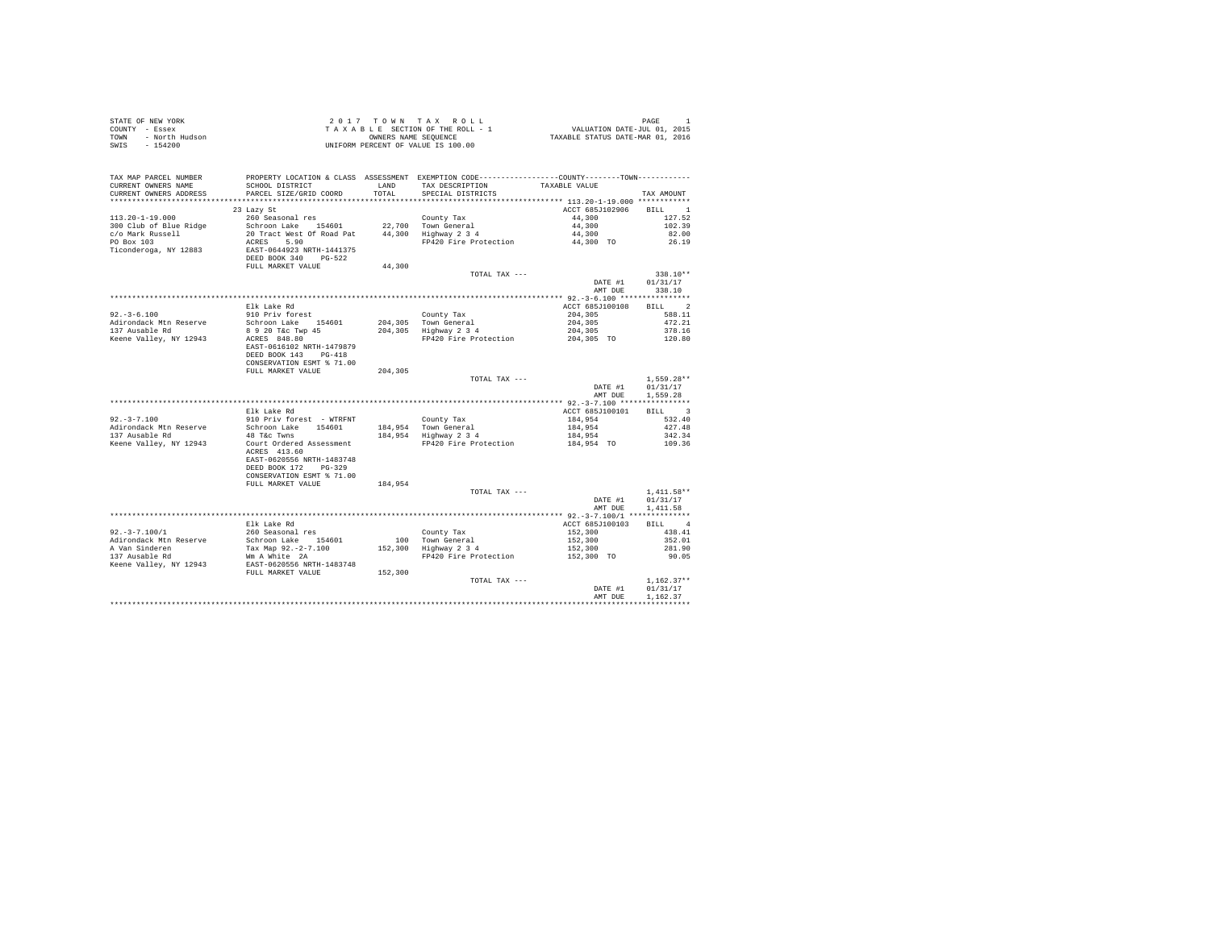STATE OF NEW YORK
COUNTY - Essex
TOWN - North Hudson
SWIS - 154200

2017 TOWN TAX ROLL
TAXABLE SECTION OF THE ROLL - 1
OWNERS NAME SEQUENCE
UNIFORM PERCENT OF VALUE IS 100.00

VALUATION DATE-JUL 01, 2015
TAXABLE STATUS DATE-MAR 01, 2016

| TAX MAP PARCEL NUMBER / CURRENT OWNERS NAME / CURRENT OWNERS ADDRESS | PROPERTY LOCATION & CLASS / SCHOOL DISTRICT / PARCEL SIZE/GRID COORD | ASSESSMENT LAND / TOTAL | EXEMPTION CODE / TAX DESCRIPTION / SPECIAL DISTRICTS | COUNTY / TOWN TAXABLE VALUE | TAX AMOUNT |
|---|---|---|---|---|---|
| **113.20-1-19.000** | 23 Lazy St | | | ACCT 685J102906 | BILL 1 |
| 113.20-1-19.000 | 260 Seasonal res | | County Tax | 44,300 | 127.52 |
| 300 Club of Blue Ridge | Schroon Lake 154601 | 22,700 | Town General | 44,300 | 102.39 |
| c/o Mark Russell | 20 Tract West Of Road Pat | 44,300 | Highway 2 3 4 | 44,300 | 82.00 |
| PO Box 103 | ACRES 5.90 | | FP420 Fire Protection | 44,300 TO | 26.19 |
| Ticonderoga, NY 12883 | EAST-0644923 NRTH-1441375 | | | | |
| | DEED BOOK 340 PG-522 | | | | |
| | FULL MARKET VALUE | 44,300 | | | |
| | | | TOTAL TAX --- | | 338.10** |
| | | | | DATE #1 | 01/31/17 |
| | | | | AMT DUE | 338.10 |
| **92.-3-6.100** | Elk Lake Rd | | | ACCT 685J100108 | BILL 2 |
| 92.-3-6.100 | 910 Priv forest | | County Tax | 204,305 | 588.11 |
| Adirondack Mtn Reserve | Schroon Lake 154601 | 204,305 | Town General | 204,305 | 472.21 |
| 137 Ausable Rd | 8 9 20 T&c Twp 45 | 204,305 | Highway 2 3 4 | 204,305 | 378.16 |
| Keene Valley, NY 12943 | ACRES 848.80 | | FP420 Fire Protection | 204,305 TO | 120.80 |
| | EAST-0616102 NRTH-1479879 | | | | |
| | DEED BOOK 143 PG-418 | | | | |
| | CONSERVATION ESMT % 71.00 | | | | |
| | FULL MARKET VALUE | 204,305 | | | |
| | | | TOTAL TAX --- | | 1,559.28** |
| | | | | DATE #1 | 01/31/17 |
| | | | | AMT DUE | 1,559.28 |
| **92.-3-7.100** | Elk Lake Rd | | | ACCT 685J100101 | BILL 3 |
| 92.-3-7.100 | 910 Priv forest - WTRFNT | | County Tax | 184,954 | 532.40 |
| Adirondack Mtn Reserve | Schroon Lake 154601 | 184,954 | Town General | 184,954 | 427.48 |
| 137 Ausable Rd | 48 T&c Twns | 184,954 | Highway 2 3 4 | 184,954 | 342.34 |
| Keene Valley, NY 12943 | Court Ordered Assessment | | FP420 Fire Protection | 184,954 TO | 109.36 |
| | ACRES 413.60 | | | | |
| | EAST-0620556 NRTH-1483748 | | | | |
| | DEED BOOK 172 PG-329 | | | | |
| | CONSERVATION ESMT % 71.00 | | | | |
| | FULL MARKET VALUE | 184,954 | | | |
| | | | TOTAL TAX --- | | 1,411.58** |
| | | | | DATE #1 | 01/31/17 |
| | | | | AMT DUE | 1,411.58 |
| **92.-3-7.100/1** | Elk Lake Rd | | | ACCT 685J100103 | BILL 4 |
| 92.-3-7.100/1 | 260 Seasonal res | | County Tax | 152,300 | 438.41 |
| Adirondack Mtn Reserve | Schroon Lake 154601 | 100 | Town General | 152,300 | 352.01 |
| A Van Sinderen | Tax Map 92.-2-7.100 | 152,300 | Highway 2 3 4 | 152,300 | 281.90 |
| 137 Ausable Rd | Wm A White 2A | | FP420 Fire Protection | 152,300 TO | 90.05 |
| Keene Valley, NY 12943 | EAST-0620556 NRTH-1483748 | | | | |
| | FULL MARKET VALUE | 152,300 | | | |
| | | | TOTAL TAX --- | | 1,162.37** |
| | | | | DATE #1 | 01/31/17 |
| | | | | AMT DUE | 1,162.37 |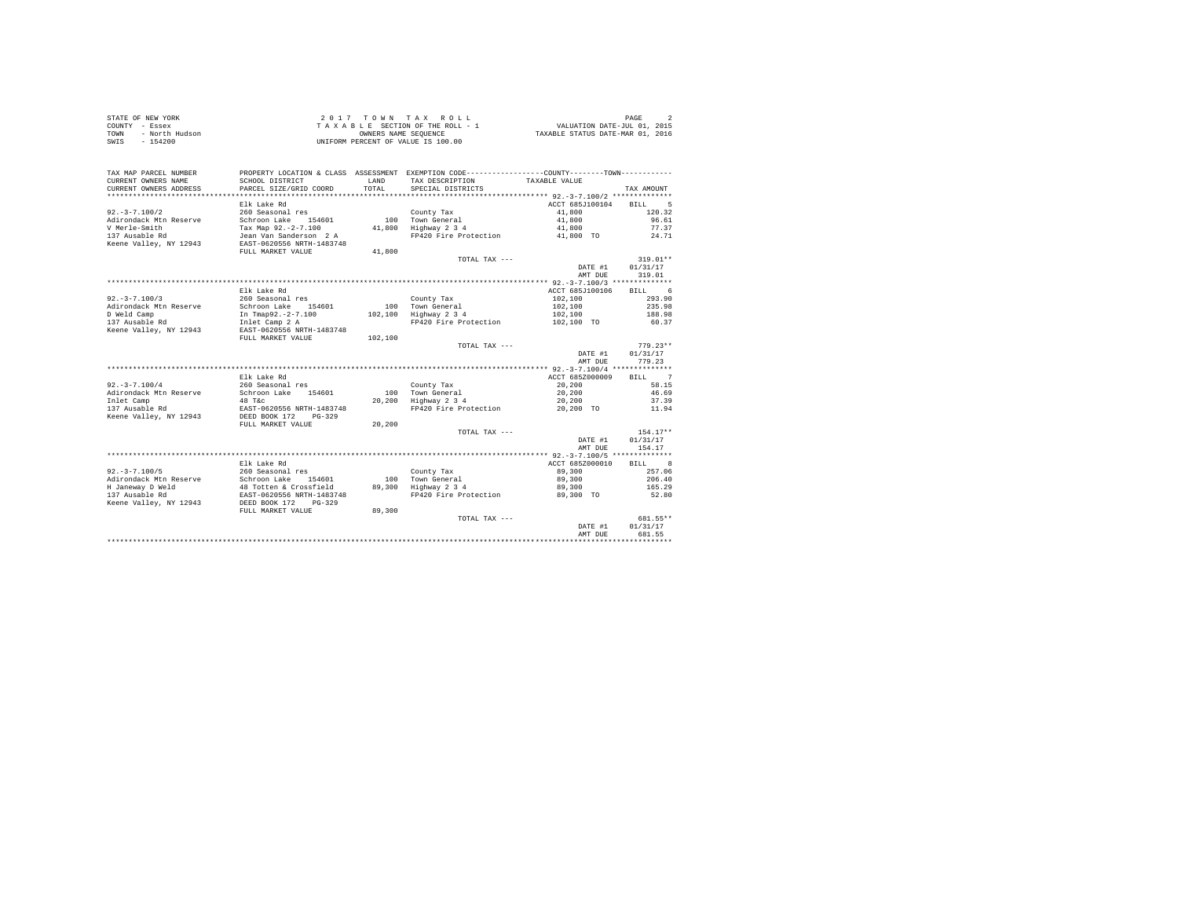STATE OF NEW YORK
COUNTY - Essex
TOWN - North Hudson
SWIS - 154200

2 0 1 7 T O W N T A X R O L L
T A X A B L E SECTION OF THE ROLL - 1
OWNERS NAME SEQUENCE
UNIFORM PERCENT OF VALUE IS 100.00

VALUATION DATE-JUL 01, 2015
TAXABLE STATUS DATE-MAR 01, 2016

| TAX MAP PARCEL NUMBER / CURRENT OWNERS NAME / CURRENT OWNERS ADDRESS | PROPERTY LOCATION & CLASS / SCHOOL DISTRICT / PARCEL SIZE/GRID COORD | ASSESSMENT LAND / TOTAL | EXEMPTION CODE / TAX DESCRIPTION / SPECIAL DISTRICTS | COUNTY--------TOWN / TAXABLE VALUE | TAX AMOUNT |
|---|---|---|---|---|---|
| **92.-3-7.100/2** | | | | | |
| | Elk Lake Rd | | | ACCT 685J100104 | BILL 5 |
| 92.-3-7.100/2 | 260 Seasonal res | | County Tax | 41,800 | 120.32 |
| Adirondack Mtn Reserve | Schroon Lake 154601 | 100 | Town General | 41,800 | 96.61 |
| V Merle-Smith | Tax Map 92.-2-7.100 | 41,800 | Highway 2 3 4 | 41,800 | 77.37 |
| 137 Ausable Rd | Jean Van Sanderson 2 A | | FP420 Fire Protection | 41,800 TO | 24.71 |
| Keene Valley, NY 12943 | EAST-0620556 NRTH-1483748 | | | | |
| | FULL MARKET VALUE | 41,800 | | | |
| | | | TOTAL TAX --- | | 319.01** |
| | | | | DATE #1 | 01/31/17 |
| | | | | AMT DUE | 319.01 |
| **92.-3-7.100/3** | | | | | |
| | Elk Lake Rd | | | ACCT 685J100106 | BILL 6 |
| 92.-3-7.100/3 | 260 Seasonal res | | County Tax | 102,100 | 293.90 |
| Adirondack Mtn Reserve | Schroon Lake 154601 | 100 | Town General | 102,100 | 235.98 |
| D Weld Camp | In Tmap92.-2-7.100 | 102,100 | Highway 2 3 4 | 102,100 | 188.98 |
| 137 Ausable Rd | Inlet Camp 2 A | | FP420 Fire Protection | 102,100 TO | 60.37 |
| Keene Valley, NY 12943 | EAST-0620556 NRTH-1483748 | | | | |
| | FULL MARKET VALUE | 102,100 | | | |
| | | | TOTAL TAX --- | | 779.23** |
| | | | | DATE #1 | 01/31/17 |
| | | | | AMT DUE | 779.23 |
| **92.-3-7.100/4** | | | | | |
| | Elk Lake Rd | | | ACCT 685Z000009 | BILL 7 |
| 92.-3-7.100/4 | 260 Seasonal res | | County Tax | 20,200 | 58.15 |
| Adirondack Mtn Reserve | Schroon Lake 154601 | 100 | Town General | 20,200 | 46.69 |
| Inlet Camp | 48 T&c | 20,200 | Highway 2 3 4 | 20,200 | 37.39 |
| 137 Ausable Rd | EAST-0620556 NRTH-1483748 | | FP420 Fire Protection | 20,200 TO | 11.94 |
| Keene Valley, NY 12943 | DEED BOOK 172 PG-329 | | | | |
| | FULL MARKET VALUE | 20,200 | | | |
| | | | TOTAL TAX --- | | 154.17** |
| | | | | DATE #1 | 01/31/17 |
| | | | | AMT DUE | 154.17 |
| **92.-3-7.100/5** | | | | | |
| | Elk Lake Rd | | | ACCT 685Z000010 | BILL 8 |
| 92.-3-7.100/5 | 260 Seasonal res | | County Tax | 89,300 | 257.06 |
| Adirondack Mtn Reserve | Schroon Lake 154601 | 100 | Town General | 89,300 | 206.40 |
| H Janeway D Weld | 48 Totten & Crossfield | 89,300 | Highway 2 3 4 | 89,300 | 165.29 |
| 137 Ausable Rd | EAST-0620556 NRTH-1483748 | | FP420 Fire Protection | 89,300 TO | 52.80 |
| Keene Valley, NY 12943 | DEED BOOK 172 PG-329 | | | | |
| | FULL MARKET VALUE | 89,300 | | | |
| | | | TOTAL TAX --- | | 681.55** |
| | | | | DATE #1 | 01/31/17 |
| | | | | AMT DUE | 681.55 |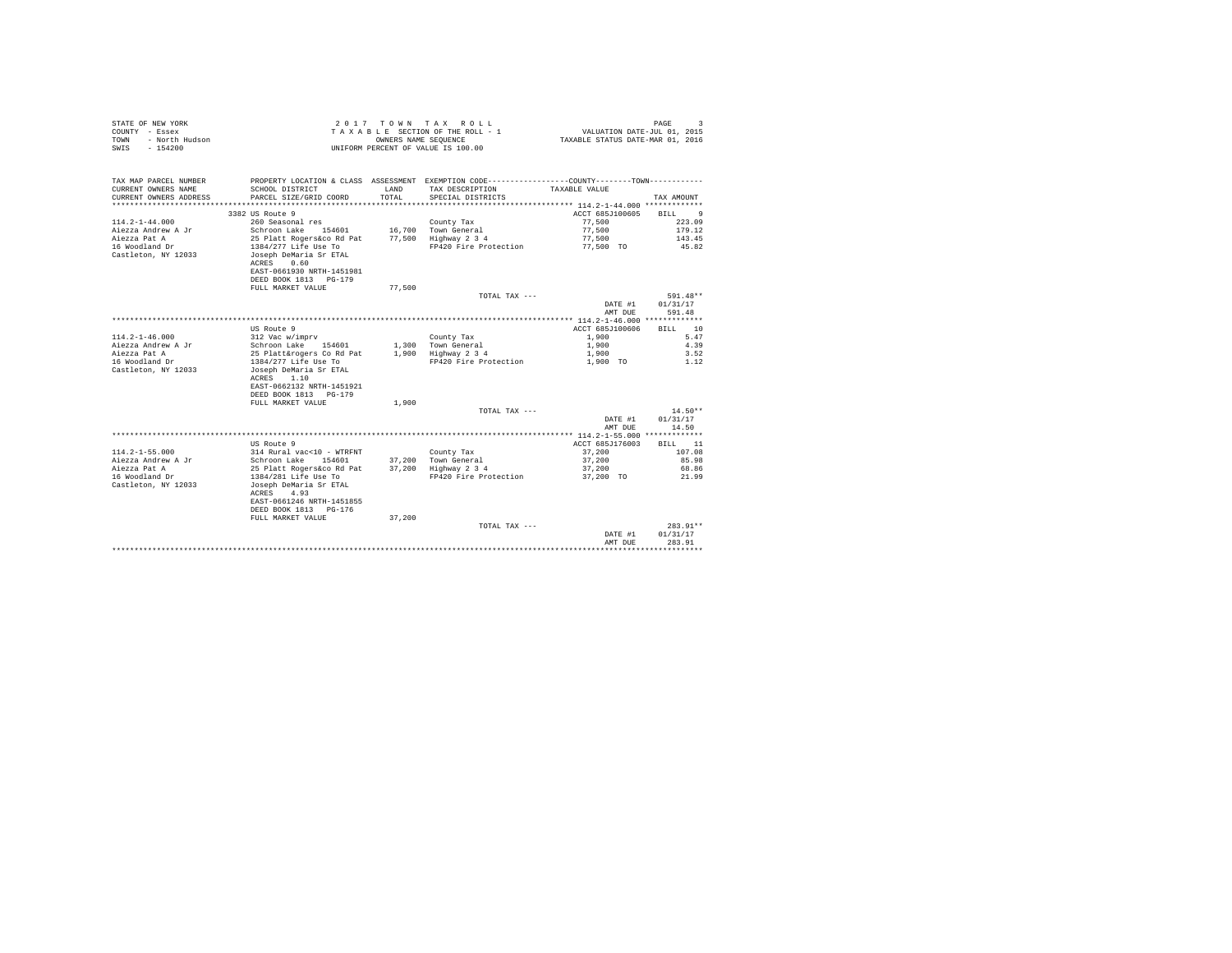STATE OF NEW YORK
COUNTY - Essex
TOWN - North Hudson
SWIS - 154200

2017 TOWN TAX ROLL
TAXABLE SECTION OF THE ROLL - 1
OWNERS NAME SEQUENCE
UNIFORM PERCENT OF VALUE IS 100.00

VALUATION DATE-JUL 01, 2015
TAXABLE STATUS DATE-MAR 01, 2016

| TAX MAP PARCEL NUMBER / CURRENT OWNERS NAME / CURRENT OWNERS ADDRESS | PROPERTY LOCATION & CLASS / SCHOOL DISTRICT / PARCEL SIZE/GRID COORD | ASSESSMENT LAND / TOTAL | EXEMPTION CODE / TAX DESCRIPTION / SPECIAL DISTRICTS | COUNTY / TOWN TAXABLE VALUE | TAX AMOUNT |
|---|---|---|---|---|---|
| 114.2-1-44.000 | 3382 US Route 9 | | | ACCT 685J100605 | BILL 9 |
| | 260 Seasonal res | | County Tax | 77,500 | 223.09 |
| Aiezza Andrew A Jr | Schroon Lake 154601 | 16,700 | Town General | 77,500 | 179.12 |
| Aiezza Pat A | 25 Platt Rogers&co Rd Pat | 77,500 | Highway 2 3 4 | 77,500 | 143.45 |
| 16 Woodland Dr | 1384/277 Life Use To | | FP420 Fire Protection | 77,500 TO | 45.82 |
| Castleton, NY 12033 | Joseph DeMaria Sr ETAL | | | | |
| | ACRES 0.60 | | | | |
| | EAST-0661930 NRTH-1451981 | | | | |
| | DEED BOOK 1813 PG-179 | | | | |
| | FULL MARKET VALUE | 77,500 | | | |
| | | | TOTAL TAX --- | | 591.48** |
| | | | | DATE #1 | 01/31/17 |
| | | | | AMT DUE | 591.48 |
| 114.2-1-46.000 | US Route 9 | | | ACCT 685J100606 | BILL 10 |
| | 312 Vac w/imprv | | County Tax | 1,900 | 5.47 |
| Aiezza Andrew A Jr | Schroon Lake 154601 | 1,300 | Town General | 1,900 | 4.39 |
| Aiezza Pat A | 25 Platt&rogers Co Rd Pat | 1,900 | Highway 2 3 4 | 1,900 | 3.52 |
| 16 Woodland Dr | 1384/277 Life Use To | | FP420 Fire Protection | 1,900 TO | 1.12 |
| Castleton, NY 12033 | Joseph DeMaria Sr ETAL | | | | |
| | ACRES 1.10 | | | | |
| | EAST-0662132 NRTH-1451921 | | | | |
| | DEED BOOK 1813 PG-179 | | | | |
| | FULL MARKET VALUE | 1,900 | | | |
| | | | TOTAL TAX --- | | 14.50** |
| | | | | DATE #1 | 01/31/17 |
| | | | | AMT DUE | 14.50 |
| 114.2-1-55.000 | US Route 9 | | | ACCT 685J176003 | BILL 11 |
| | 314 Rural vac<10 - WTRFNT | | County Tax | 37,200 | 107.08 |
| Aiezza Andrew A Jr | Schroon Lake 154601 | 37,200 | Town General | 37,200 | 85.98 |
| Aiezza Pat A | 25 Platt Rogers&co Rd Pat | 37,200 | Highway 2 3 4 | 37,200 | 68.86 |
| 16 Woodland Dr | 1384/281 Life Use To | | FP420 Fire Protection | 37,200 TO | 21.99 |
| Castleton, NY 12033 | Joseph DeMaria Sr ETAL | | | | |
| | ACRES 4.93 | | | | |
| | EAST-0661246 NRTH-1451855 | | | | |
| | DEED BOOK 1813 PG-176 | | | | |
| | FULL MARKET VALUE | 37,200 | | | |
| | | | TOTAL TAX --- | | 283.91** |
| | | | | DATE #1 | 01/31/17 |
| | | | | AMT DUE | 283.91 |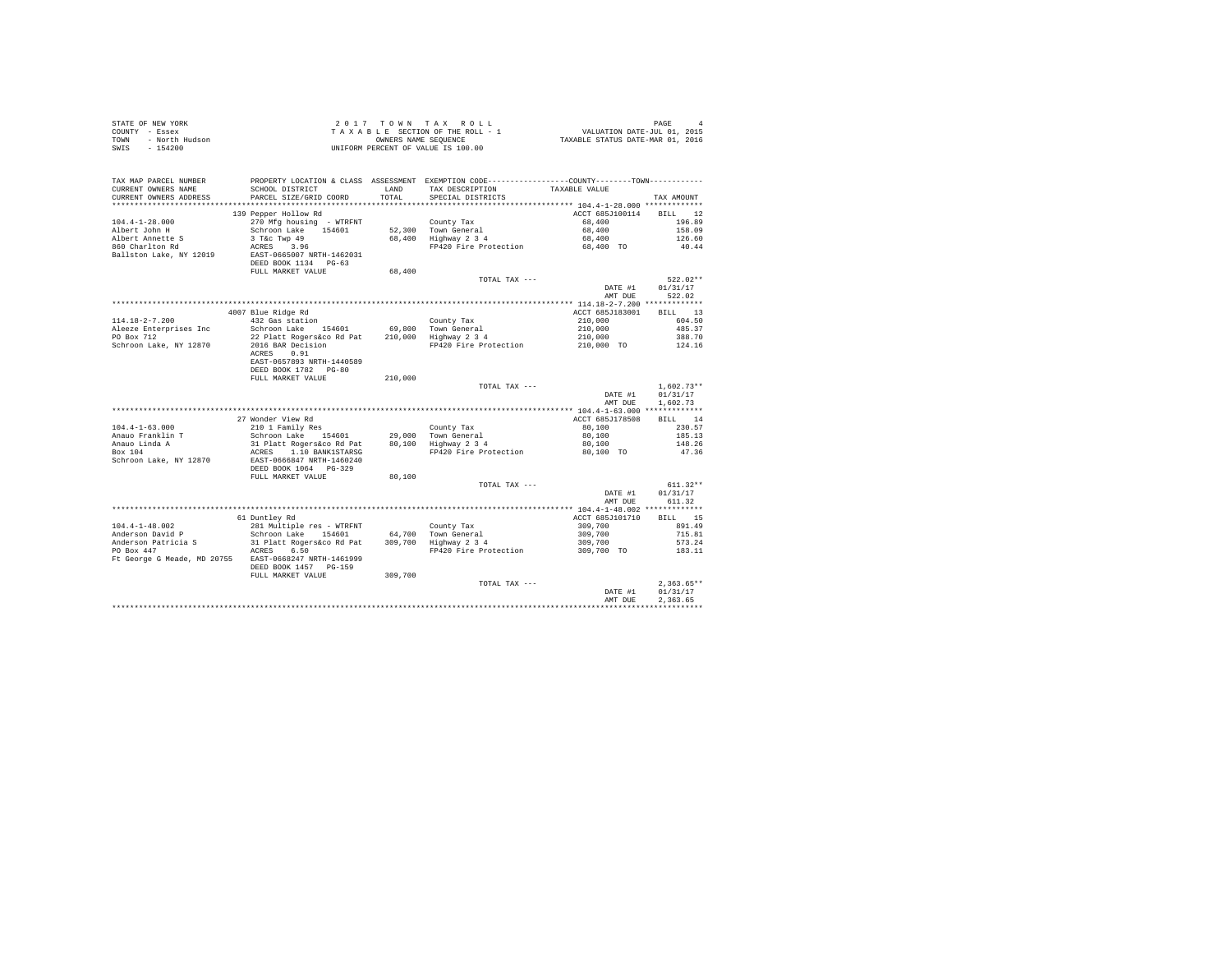STATE OF NEW YORK
COUNTY - Essex
TOWN - North Hudson
SWIS - 154200

2017 TOWN TAX ROLL
TAXABLE SECTION OF THE ROLL - 1
OWNERS NAME SEQUENCE
UNIFORM PERCENT OF VALUE IS 100.00

VALUATION DATE-JUL 01, 2015
TAXABLE STATUS DATE-MAR 01, 2016

| TAX MAP PARCEL NUMBER / CURRENT OWNERS NAME / CURRENT OWNERS ADDRESS | PROPERTY LOCATION & CLASS / SCHOOL DISTRICT / PARCEL SIZE/GRID COORD | ASSESSMENT LAND / TOTAL | EXEMPTION CODE / TAX DESCRIPTION / SPECIAL DISTRICTS | COUNTY--------TOWN / TAXABLE VALUE | TAX AMOUNT |
|---|---|---|---|---|---|
| 104.4-1-28.000 | 139 Pepper Hollow Rd | | | ACCT 685J100114 | BILL 12 |
| Albert John H | 270 Mfg housing - WTRFNT | | County Tax | 68,400 | 196.89 |
| Albert Annette S | Schroon Lake 154601 | 52,300 | Town General | 68,400 | 158.09 |
| 860 Charlton Rd | 3 T&c Twp 49 | 68,400 | Highway 2 3 4 | 68,400 | 126.60 |
| Ballston Lake, NY 12019 | ACRES 3.96 | | FP420 Fire Protection | 68,400 TO | 40.44 |
| | EAST-0665007 NRTH-1462031 | | | | |
| | DEED BOOK 1134 PG-63 | | | | |
| | FULL MARKET VALUE | 68,400 | | | |
| | | | TOTAL TAX --- | | 522.02** |
| | | | | DATE #1 | 01/31/17 |
| | | | | AMT DUE | 522.02 |
| 114.18-2-7.200 | 4007 Blue Ridge Rd | | | ACCT 685J183001 | BILL 13 |
| Aleeze Enterprises Inc | 432 Gas station | | County Tax | 210,000 | 604.50 |
| PO Box 712 | Schroon Lake 154601 | 69,800 | Town General | 210,000 | 485.37 |
| Schroon Lake, NY 12870 | 22 Platt Rogers&co Rd Pat | 210,000 | Highway 2 3 4 | 210,000 | 388.70 |
| | 2016 BAR Decision | | FP420 Fire Protection | 210,000 TO | 124.16 |
| | ACRES 0.91 | | | | |
| | EAST-0657893 NRTH-1440589 | | | | |
| | DEED BOOK 1782 PG-80 | | | | |
| | FULL MARKET VALUE | 210,000 | | | |
| | | | TOTAL TAX --- | | 1,602.73** |
| | | | | DATE #1 | 01/31/17 |
| | | | | AMT DUE | 1,602.73 |
| 104.4-1-63.000 | 27 Wonder View Rd | | | ACCT 685J178508 | BILL 14 |
| Anauo Franklin T | 210 1 Family Res | | County Tax | 80,100 | 230.57 |
| Anauo Linda A | Schroon Lake 154601 | 29,000 | Town General | 80,100 | 185.13 |
| Box 104 | 31 Platt Rogers&co Rd Pat | 80,100 | Highway 2 3 4 | 80,100 | 148.26 |
| Schroon Lake, NY 12870 | ACRES 1.10 BANK1STARSG | | FP420 Fire Protection | 80,100 TO | 47.36 |
| | EAST-0666847 NRTH-1460240 | | | | |
| | DEED BOOK 1064 PG-329 | | | | |
| | FULL MARKET VALUE | 80,100 | | | |
| | | | TOTAL TAX --- | | 611.32** |
| | | | | DATE #1 | 01/31/17 |
| | | | | AMT DUE | 611.32 |
| 104.4-1-48.002 | 61 Duntley Rd | | | ACCT 685J101710 | BILL 15 |
| Anderson David P | 281 Multiple res - WTRFNT | | County Tax | 309,700 | 891.49 |
| Anderson Patricia S | Schroon Lake 154601 | 64,700 | Town General | 309,700 | 715.81 |
| PO Box 447 | 31 Platt Rogers&co Rd Pat | 309,700 | Highway 2 3 4 | 309,700 | 573.24 |
| Ft George G Meade, MD 20755 | ACRES 6.50 | | FP420 Fire Protection | 309,700 TO | 183.11 |
| | EAST-0668247 NRTH-1461999 | | | | |
| | DEED BOOK 1457 PG-159 | | | | |
| | FULL MARKET VALUE | 309,700 | | | |
| | | | TOTAL TAX --- | | 2,363.65** |
| | | | | DATE #1 | 01/31/17 |
| | | | | AMT DUE | 2,363.65 |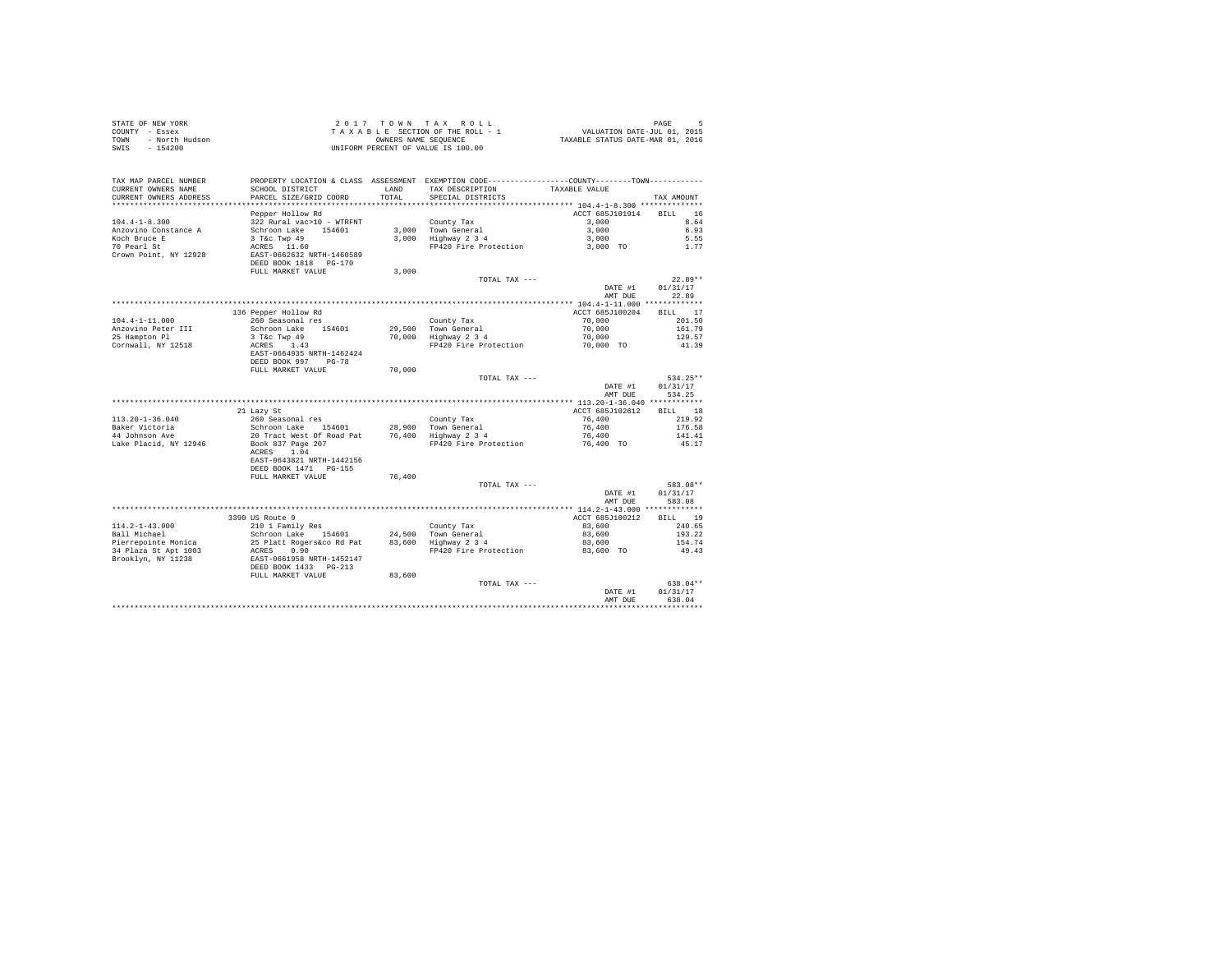STATE OF NEW YORK
COUNTY - Essex
TOWN - North Hudson
SWIS - 154200

2 0 1 7 T O W N T A X R O L L
T A X A B L E SECTION OF THE ROLL - 1
OWNERS NAME SEQUENCE
UNIFORM PERCENT OF VALUE IS 100.00

VALUATION DATE-JUL 01, 2015
TAXABLE STATUS DATE-MAR 01, 2016

| TAX MAP PARCEL NUMBER / CURRENT OWNERS NAME / CURRENT OWNERS ADDRESS | PROPERTY LOCATION & CLASS / SCHOOL DISTRICT / PARCEL SIZE/GRID COORD | ASSESSMENT LAND / TOTAL | EXEMPTION CODE / TAX DESCRIPTION / SPECIAL DISTRICTS | COUNTY--------TOWN TAXABLE VALUE | TAX AMOUNT |
|---|---|---|---|---|---|
| 104.4-1-8.300 | Pepper Hollow Rd | | | ACCT 685J101914 | BILL 16 |
| Anzovino Constance A | 322 Rural vac>10 - WTRFNT | | County Tax | 3,000 | 8.64 |
| Koch Bruce E | Schroon Lake 154601 | 3,000 | Town General | 3,000 | 6.93 |
| 70 Pearl St | 3 T&c Twp 49 | 3,000 | Highway 2 3 4 | 3,000 | 5.55 |
| Crown Point, NY 12928 | ACRES 11.60 | | FP420 Fire Protection | 3,000 TO | 1.77 |
| | EAST-0662632 NRTH-1460589 | | | | |
| | DEED BOOK 1818 PG-170 | | | | |
| | FULL MARKET VALUE | 3,000 | | | |
| | | | TOTAL TAX --- | | 22.89** |
| | | | | DATE #1 | 01/31/17 |
| | | | | AMT DUE | 22.89 |
| 104.4-1-11.000 | 136 Pepper Hollow Rd | | | ACCT 685J100204 | BILL 17 |
| Anzovino Peter III | 260 Seasonal res | | County Tax | 70,000 | 201.50 |
| 25 Hampton Pl | Schroon Lake 154601 | 29,500 | Town General | 70,000 | 161.79 |
| Cornwall, NY 12518 | 3 T&c Twp 49 | 70,000 | Highway 2 3 4 | 70,000 | 129.57 |
| | ACRES 1.43 | | FP420 Fire Protection | 70,000 TO | 41.39 |
| | EAST-0664935 NRTH-1462424 | | | | |
| | DEED BOOK 997 PG-78 | | | | |
| | FULL MARKET VALUE | 70,000 | | | |
| | | | TOTAL TAX --- | | 534.25** |
| | | | | DATE #1 | 01/31/17 |
| | | | | AMT DUE | 534.25 |
| 113.20-1-36.040 | 21 Lazy St | | | ACCT 685J102612 | BILL 18 |
| Baker Victoria | 260 Seasonal res | | County Tax | 76,400 | 219.92 |
| 44 Johnson Ave | Schroon Lake 154601 | 28,900 | Town General | 76,400 | 176.58 |
| Lake Placid, NY 12946 | 20 Tract West Of Road Pat | 76,400 | Highway 2 3 4 | 76,400 | 141.41 |
| | Book 837 Page 207 | | FP420 Fire Protection | 76,400 TO | 45.17 |
| | ACRES 1.04 | | | | |
| | EAST-0643821 NRTH-1442156 | | | | |
| | DEED BOOK 1471 PG-155 | | | | |
| | FULL MARKET VALUE | 76,400 | | | |
| | | | TOTAL TAX --- | | 583.08** |
| | | | | DATE #1 | 01/31/17 |
| | | | | AMT DUE | 583.08 |
| 114.2-1-43.000 | 3390 US Route 9 | | | ACCT 685J100212 | BILL 19 |
| Ball Michael | 210 1 Family Res | | County Tax | 83,600 | 240.65 |
| Pierrepointe Monica | Schroon Lake 154601 | 24,500 | Town General | 83,600 | 193.22 |
| 34 Plaza St Apt 1003 | 25 Platt Rogers&co Rd Pat | 83,600 | Highway 2 3 4 | 83,600 | 154.74 |
| Brooklyn, NY 11238 | ACRES 0.90 | | FP420 Fire Protection | 83,600 TO | 49.43 |
| | EAST-0661958 NRTH-1452147 | | | | |
| | DEED BOOK 1433 PG-213 | | | | |
| | FULL MARKET VALUE | 83,600 | | | |
| | | | TOTAL TAX --- | | 638.04** |
| | | | | DATE #1 | 01/31/17 |
| | | | | AMT DUE | 638.04 |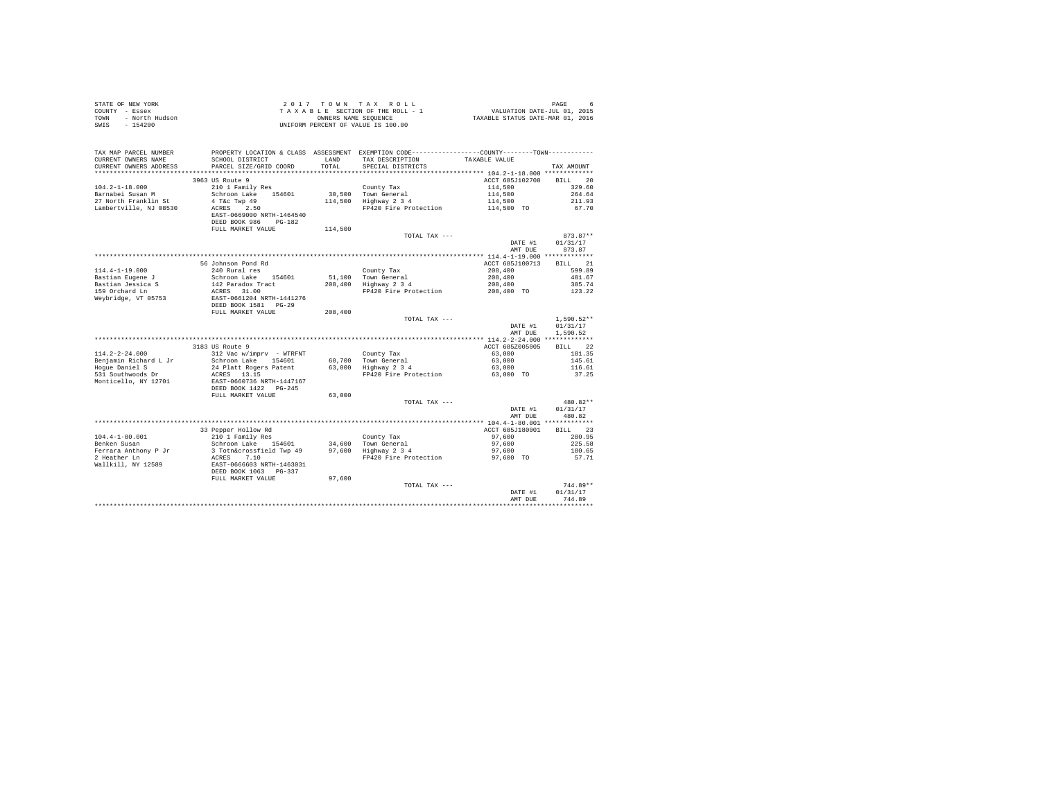STATE OF NEW YORK
COUNTY - Essex
TOWN - North Hudson
SWIS - 154200

2 0 1 7 T O W N T A X R O L L
T A X A B L E SECTION OF THE ROLL - 1
OWNERS NAME SEQUENCE
UNIFORM PERCENT OF VALUE IS 100.00

VALUATION DATE-JUL 01, 2015
TAXABLE STATUS DATE-MAR 01, 2016

| TAX MAP PARCEL NUMBER / CURRENT OWNERS NAME / CURRENT OWNERS ADDRESS | PROPERTY LOCATION & CLASS / SCHOOL DISTRICT / PARCEL SIZE/GRID COORD | ASSESSMENT LAND / TOTAL | EXEMPTION CODE / TAX DESCRIPTION / SPECIAL DISTRICTS | TAXABLE VALUE | TAX AMOUNT |
|---|---|---|---|---|---|
| 104.2-1-18.000 | 3963 US Route 9 | | | ACCT 685J102708 | BILL 20 |
| 104.2-1-18.000 | 210 1 Family Res | | County Tax | 114,500 | 329.60 |
| Barnabei Susan M | Schroon Lake 154601 | 30,500 | Town General | 114,500 | 264.64 |
| 27 North Franklin St | 4 T&c Twp 49 | 114,500 | Highway 2 3 4 | 114,500 | 211.93 |
| Lambertville, NJ 08530 | ACRES 2.50 | | FP420 Fire Protection | 114,500 TO | 67.70 |
| | EAST-0669000 NRTH-1464540 | | | | |
| | DEED BOOK 986 PG-182 | | | | |
| | FULL MARKET VALUE | 114,500 | | | |
| | | | TOTAL TAX --- | | 873.87** |
| | | | | DATE #1 | 01/31/17 |
| | | | | AMT DUE | 873.87 |
| 114.4-1-19.000 | 56 Johnson Pond Rd | | | ACCT 685J100713 | BILL 21 |
| 114.4-1-19.000 | 240 Rural res | | County Tax | 208,400 | 599.89 |
| Bastian Eugene J | Schroon Lake 154601 | 51,100 | Town General | 208,400 | 481.67 |
| Bastian Jessica S | 142 Paradox Tract | 208,400 | Highway 2 3 4 | 208,400 | 385.74 |
| 159 Orchard Ln | ACRES 31.00 | | FP420 Fire Protection | 208,400 TO | 123.22 |
| Weybridge, VT 05753 | EAST-0661204 NRTH-1441276 | | | | |
| | DEED BOOK 1581 PG-29 | | | | |
| | FULL MARKET VALUE | 208,400 | | | |
| | | | TOTAL TAX --- | | 1,590.52** |
| | | | | DATE #1 | 01/31/17 |
| | | | | AMT DUE | 1,590.52 |
| 114.2-2-24.000 | 3183 US Route 9 | | | ACCT 685Z005005 | BILL 22 |
| 114.2-2-24.000 | 312 Vac w/imprv - WTRFNT | | County Tax | 63,000 | 181.35 |
| Benjamin Richard L Jr | Schroon Lake 154601 | 60,700 | Town General | 63,000 | 145.61 |
| Hogue Daniel S | 24 Platt Rogers Patent | 63,000 | Highway 2 3 4 | 63,000 | 116.61 |
| 531 Southwoods Dr | ACRES 13.15 | | FP420 Fire Protection | 63,000 TO | 37.25 |
| Monticello, NY 12701 | EAST-0660736 NRTH-1447167 | | | | |
| | DEED BOOK 1422 PG-245 | | | | |
| | FULL MARKET VALUE | 63,000 | | | |
| | | | TOTAL TAX --- | | 480.82** |
| | | | | DATE #1 | 01/31/17 |
| | | | | AMT DUE | 480.82 |
| 104.4-1-80.001 | 33 Pepper Hollow Rd | | | ACCT 685J180001 | BILL 23 |
| 104.4-1-80.001 | 210 1 Family Res | | County Tax | 97,600 | 280.95 |
| Benken Susan | Schroon Lake 154601 | 34,600 | Town General | 97,600 | 225.58 |
| Ferrara Anthony P Jr | 3 Totn&crossfield Twp 49 | 97,600 | Highway 2 3 4 | 97,600 | 180.65 |
| 2 Heather Ln | ACRES 7.10 | | FP420 Fire Protection | 97,600 TO | 57.71 |
| Wallkill, NY 12589 | EAST-0666603 NRTH-1463031 | | | | |
| | DEED BOOK 1063 PG-337 | | | | |
| | FULL MARKET VALUE | 97,600 | | | |
| | | | TOTAL TAX --- | | 744.89** |
| | | | | DATE #1 | 01/31/17 |
| | | | | AMT DUE | 744.89 |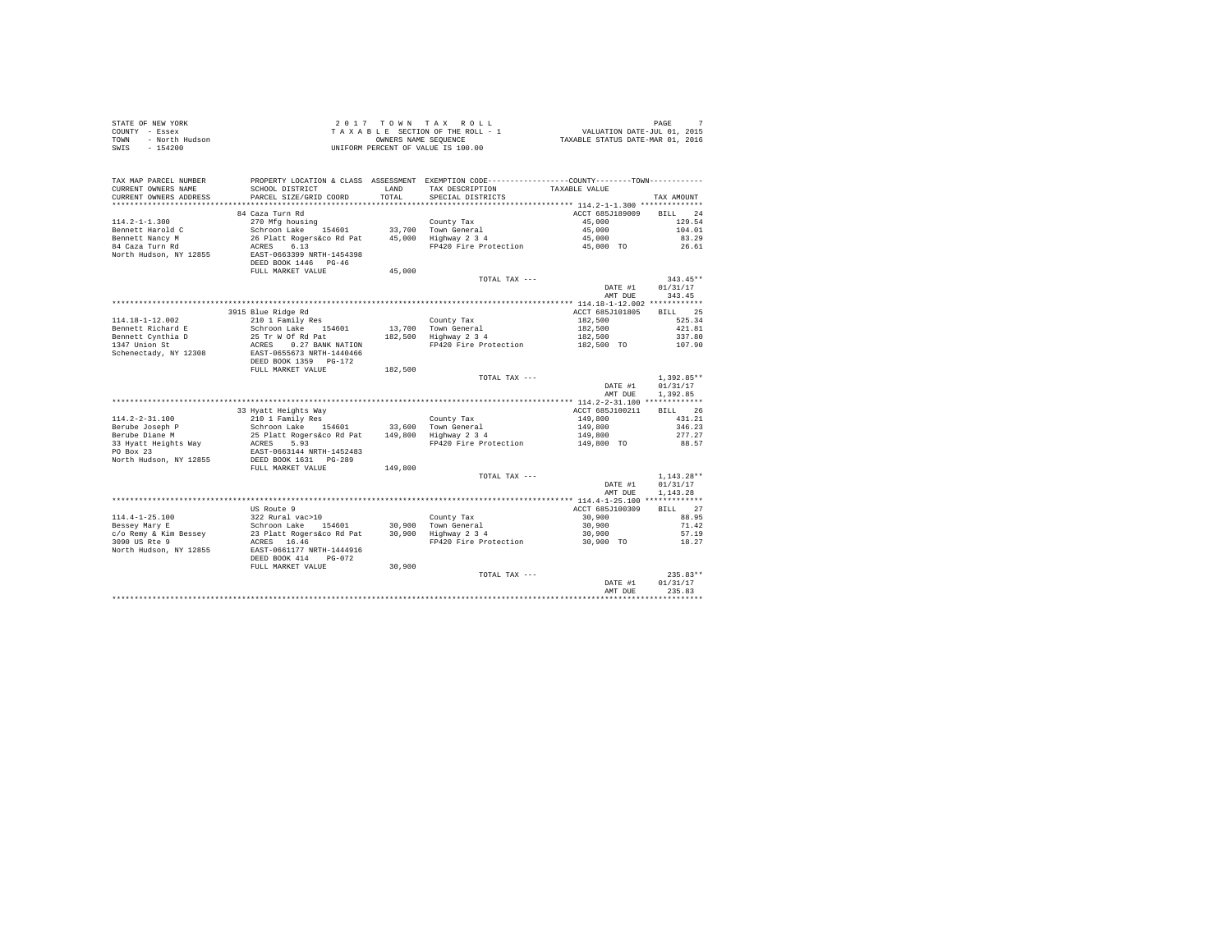STATE OF NEW YORK
COUNTY - Essex
TOWN - North Hudson
SWIS - 154200

2 0 1 7 T O W N T A X R O L L
T A X A B L E SECTION OF THE ROLL - 1
OWNERS NAME SEQUENCE
UNIFORM PERCENT OF VALUE IS 100.00

VALUATION DATE-JUL 01, 2015
TAXABLE STATUS DATE-MAR 01, 2016

| TAX MAP PARCEL NUMBER / CURRENT OWNERS NAME / CURRENT OWNERS ADDRESS | PROPERTY LOCATION & CLASS / SCHOOL DISTRICT / PARCEL SIZE/GRID COORD | ASSESSMENT LAND / TOTAL | EXEMPTION CODE / TAX DESCRIPTION / SPECIAL DISTRICTS | COUNTY--------TOWN TAXABLE VALUE | TAX AMOUNT |
|---|---|---|---|---|---|
| **114.2-1-1.300** | 84 Caza Turn Rd | | | ACCT 685J189009 | BILL 24 |
| 114.2-1-1.300 | 270 Mfg housing | | County Tax | 45,000 | 129.54 |
| Bennett Harold C | Schroon Lake 154601 | 33,700 | Town General | 45,000 | 104.01 |
| Bennett Nancy M | 26 Platt Rogers&co Rd Pat | 45,000 | Highway 2 3 4 | 45,000 | 83.29 |
| 84 Caza Turn Rd | ACRES 6.13 | | FP420 Fire Protection | 45,000 TO | 26.61 |
| North Hudson, NY 12855 | EAST-0663399 NRTH-1454398 | | | | |
| | DEED BOOK 1446 PG-46 | | | | |
| | FULL MARKET VALUE | 45,000 | | | |
| | | | TOTAL TAX --- | | 343.45** |
| | | | | DATE #1 | 01/31/17 |
| | | | | AMT DUE | 343.45 |
| **114.18-1-12.002** | 3915 Blue Ridge Rd | | | ACCT 685J101805 | BILL 25 |
| 114.18-1-12.002 | 210 1 Family Res | | County Tax | 182,500 | 525.34 |
| Bennett Richard E | Schroon Lake 154601 | 13,700 | Town General | 182,500 | 421.81 |
| Bennett Cynthia D | 25 Tr W Of Rd Pat | 182,500 | Highway 2 3 4 | 182,500 | 337.80 |
| 1347 Union St | ACRES 0.27 BANK NATION | | FP420 Fire Protection | 182,500 TO | 107.90 |
| Schenectady, NY 12308 | EAST-0655673 NRTH-1440466 | | | | |
| | DEED BOOK 1359 PG-172 | | | | |
| | FULL MARKET VALUE | 182,500 | | | |
| | | | TOTAL TAX --- | | 1,392.85** |
| | | | | DATE #1 | 01/31/17 |
| | | | | AMT DUE | 1,392.85 |
| **114.2-2-31.100** | 33 Hyatt Heights Way | | | ACCT 685J100211 | BILL 26 |
| 114.2-2-31.100 | 210 1 Family Res | | County Tax | 149,800 | 431.21 |
| Berube Joseph P | Schroon Lake 154601 | 33,600 | Town General | 149,800 | 346.23 |
| Berube Diane M | 25 Platt Rogers&co Rd Pat | 149,800 | Highway 2 3 4 | 149,800 | 277.27 |
| 33 Hyatt Heights Way | ACRES 5.93 | | FP420 Fire Protection | 149,800 TO | 88.57 |
| PO Box 23 | EAST-0663144 NRTH-1452483 | | | | |
| North Hudson, NY 12855 | DEED BOOK 1631 PG-289 | | | | |
| | FULL MARKET VALUE | 149,800 | | | |
| | | | TOTAL TAX --- | | 1,143.28** |
| | | | | DATE #1 | 01/31/17 |
| | | | | AMT DUE | 1,143.28 |
| **114.4-1-25.100** | US Route 9 | | | ACCT 685J100309 | BILL 27 |
| 114.4-1-25.100 | 322 Rural vac>10 | | County Tax | 30,900 | 88.95 |
| Bessey Mary E | Schroon Lake 154601 | 30,900 | Town General | 30,900 | 71.42 |
| c/o Remy & Kim Bessey | 23 Platt Rogers&co Rd Pat | 30,900 | Highway 2 3 4 | 30,900 | 57.19 |
| 3090 US Rte 9 | ACRES 16.46 | | FP420 Fire Protection | 30,900 TO | 18.27 |
| North Hudson, NY 12855 | EAST-0661177 NRTH-1444916 | | | | |
| | DEED BOOK 414 PG-072 | | | | |
| | FULL MARKET VALUE | 30,900 | | | |
| | | | TOTAL TAX --- | | 235.83** |
| | | | | DATE #1 | 01/31/17 |
| | | | | AMT DUE | 235.83 |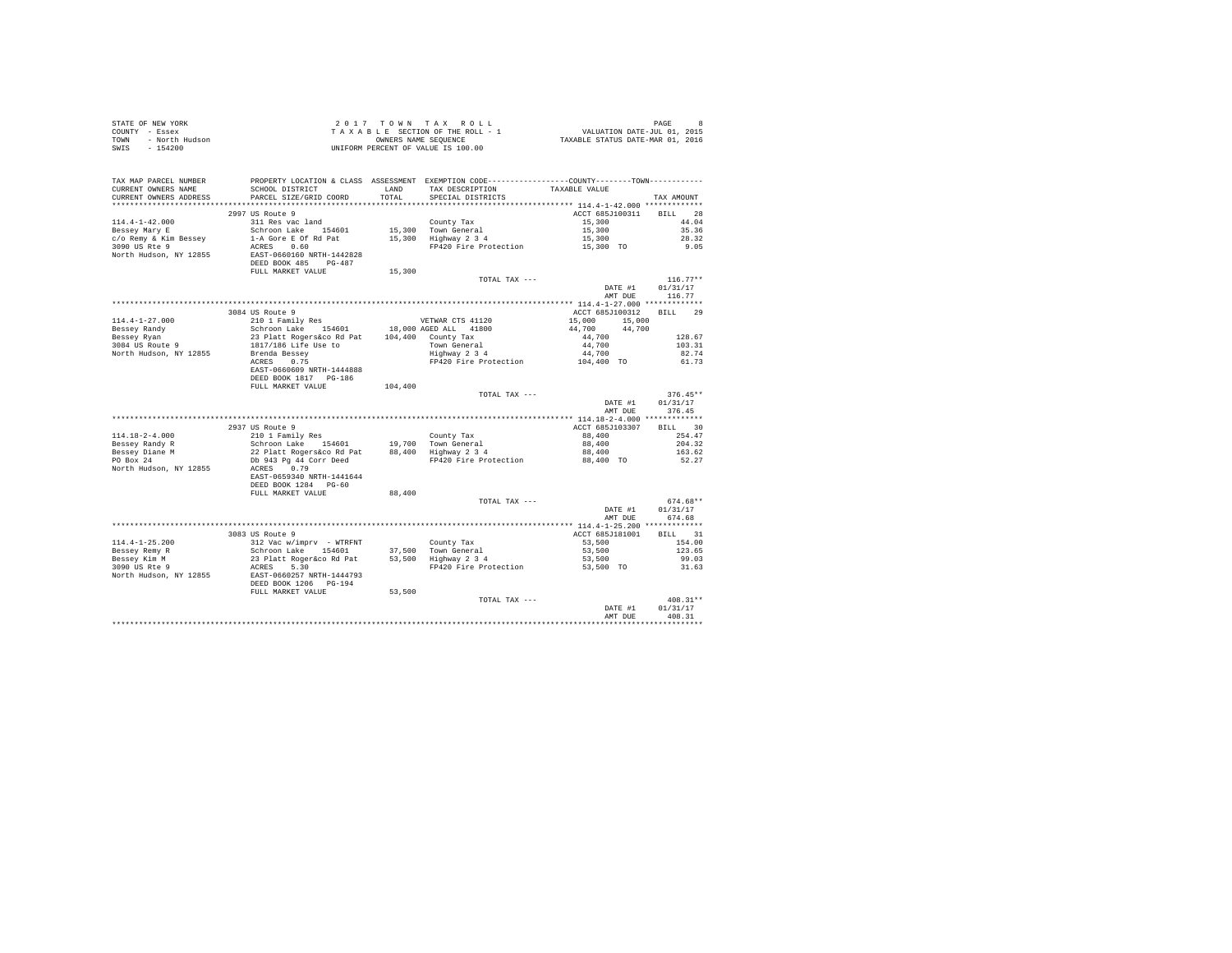STATE OF NEW YORK
COUNTY - Essex
TOWN - North Hudson
SWIS - 154200

2017 TOWN TAX ROLL
TAXABLE SECTION OF THE ROLL - 1
OWNERS NAME SEQUENCE
UNIFORM PERCENT OF VALUE IS 100.00

VALUATION DATE-JUL 01, 2015
TAXABLE STATUS DATE-MAR 01, 2016

| TAX MAP PARCEL NUMBER / CURRENT OWNERS NAME / CURRENT OWNERS ADDRESS | PROPERTY LOCATION & CLASS / SCHOOL DISTRICT / PARCEL SIZE/GRID COORD | ASSESSMENT LAND / TOTAL | EXEMPTION CODE / TAX DESCRIPTION / SPECIAL DISTRICTS | COUNTY TAXABLE VALUE | TOWN | TAX AMOUNT |
|---|---|---|---|---|---|---|
| **114.4-1-42.000** | 2997 US Route 9 | | | ACCT 685J100311 | | BILL 28 |
| 114.4-1-42.000 | 311 Res vac land | | County Tax | 15,300 | | 44.04 |
| Bessey Mary E | Schroon Lake 154601 | 15,300 | Town General | 15,300 | | 35.36 |
| c/o Remy & Kim Bessey | 1-A Gore E Of Rd Pat | 15,300 | Highway 2 3 4 | 15,300 | | 28.32 |
| 3090 US Rte 9 | ACRES 0.60 | | FP420 Fire Protection | 15,300 TO | | 9.05 |
| North Hudson, NY 12855 | EAST-0660160 NRTH-1442828 | | | | | |
| | DEED BOOK 485 PG-487 | | | | | |
| | FULL MARKET VALUE | 15,300 | | | | |
| | | | TOTAL TAX --- | | | 116.77** |
| | | | | DATE #1 | | 01/31/17 |
| | | | | AMT DUE | | 116.77 |
| **114.4-1-27.000** | 3084 US Route 9 | | | ACCT 685J100312 | | BILL 29 |
| 114.4-1-27.000 | 210 1 Family Res | | VETWAR CTS 41120 | 15,000 | 15,000 | |
| Bessey Randy | Schroon Lake 154601 | 18,000 | AGED ALL 41800 | 44,700 | 44,700 | |
| Bessey Ryan | 23 Platt Rogers&co Rd Pat | 104,400 | County Tax | 44,700 | | 128.67 |
| 3084 US Route 9 | 1817/186 Life Use to | | Town General | 44,700 | | 103.31 |
| North Hudson, NY 12855 | Brenda Bessey | | Highway 2 3 4 | 44,700 | | 82.74 |
| | ACRES 0.75 | | FP420 Fire Protection | 104,400 TO | | 61.73 |
| | EAST-0660609 NRTH-1444888 | | | | | |
| | DEED BOOK 1817 PG-186 | | | | | |
| | FULL MARKET VALUE | 104,400 | | | | |
| | | | TOTAL TAX --- | | | 376.45** |
| | | | | DATE #1 | | 01/31/17 |
| | | | | AMT DUE | | 376.45 |
| **114.18-2-4.000** | 2937 US Route 9 | | | ACCT 685J103307 | | BILL 30 |
| 114.18-2-4.000 | 210 1 Family Res | | County Tax | 88,400 | | 254.47 |
| Bessey Randy R | Schroon Lake 154601 | 19,700 | Town General | 88,400 | | 204.32 |
| Bessey Diane M | 22 Platt Rogers&co Rd Pat | 88,400 | Highway 2 3 4 | 88,400 | | 163.62 |
| PO Box 24 | Db 943 Pg 44 Corr Deed | | FP420 Fire Protection | 88,400 TO | | 52.27 |
| North Hudson, NY 12855 | ACRES 0.79 | | | | | |
| | EAST-0659340 NRTH-1441644 | | | | | |
| | DEED BOOK 1284 PG-60 | | | | | |
| | FULL MARKET VALUE | 88,400 | | | | |
| | | | TOTAL TAX --- | | | 674.68** |
| | | | | DATE #1 | | 01/31/17 |
| | | | | AMT DUE | | 674.68 |
| **114.4-1-25.200** | 3083 US Route 9 | | | ACCT 685J181001 | | BILL 31 |
| 114.4-1-25.200 | 312 Vac w/imprv - WTRFNT | | County Tax | 53,500 | | 154.00 |
| Bessey Remy R | Schroon Lake 154601 | 37,500 | Town General | 53,500 | | 123.65 |
| Bessey Kim M | 23 Platt Roger&co Rd Pat | 53,500 | Highway 2 3 4 | 53,500 | | 99.03 |
| 3090 US Rte 9 | ACRES 5.30 | | FP420 Fire Protection | 53,500 TO | | 31.63 |
| North Hudson, NY 12855 | EAST-0660257 NRTH-1444793 | | | | | |
| | DEED BOOK 1206 PG-194 | | | | | |
| | FULL MARKET VALUE | 53,500 | | | | |
| | | | TOTAL TAX --- | | | 408.31** |
| | | | | DATE #1 | | 01/31/17 |
| | | | | AMT DUE | | 408.31 |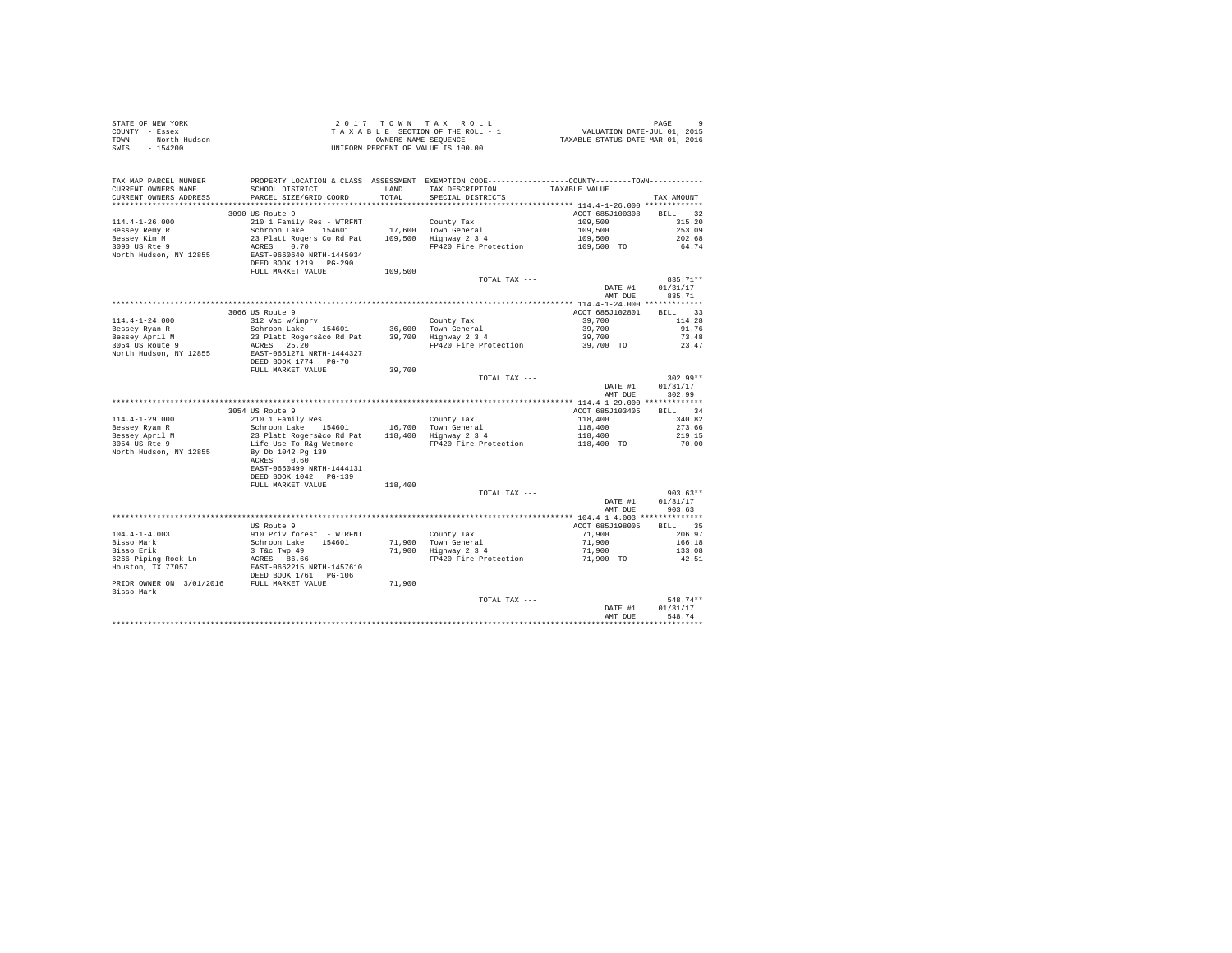STATE OF NEW YORK　　　　　　2 0 1 7　T O W N　T A X　R O L L
COUNTY - Essex　　　　　　T A X A B L E SECTION OF THE ROLL - 1　　　　VALUATION DATE-JUL 01, 2015
TOWN - North Hudson　　　　　　OWNERS NAME SEQUENCE　　　　TAXABLE STATUS DATE-MAR 01, 2016
SWIS - 154200　　　　　　UNIFORM PERCENT OF VALUE IS 100.00

| TAX MAP PARCEL NUMBER / CURRENT OWNERS NAME / CURRENT OWNERS ADDRESS | PROPERTY LOCATION & CLASS / SCHOOL DISTRICT / PARCEL SIZE/GRID COORD | ASSESSMENT LAND | TOTAL | EXEMPTION CODE / TAX DESCRIPTION / SPECIAL DISTRICTS | TAXABLE VALUE | TAX AMOUNT |
|---|---|---|---|---|---|---|
| 114.4-1-26.000 | 3090 US Route 9 | | | | ACCT 685J100308 | BILL 32 |
| Bessey Remy R | 210 1 Family Res - WTRFNT | | | County Tax | 109,500 | 315.20 |
| Bessey Kim M | Schroon Lake 154601 | 17,600 | | Town General | 109,500 | 253.09 |
| 3090 US Rte 9 | 23 Platt Rogers Co Rd Pat | | 109,500 | Highway 2 3 4 | 109,500 | 202.68 |
| North Hudson, NY 12855 | ACRES 0.70 | | | FP420 Fire Protection | 109,500 TO | 64.74 |
| | EAST-0660640 NRTH-1445034 | | | | | |
| | DEED BOOK 1219 PG-290 | | | | | |
| | FULL MARKET VALUE | | 109,500 | | | |
| | | | | TOTAL TAX --- | | 835.71** |
| | | | | | DATE #1 | 01/31/17 |
| | | | | | AMT DUE | 835.71 |
| 114.4-1-24.000 | 3066 US Route 9 | | | | ACCT 685J102801 | BILL 33 |
| Bessey Ryan R | 312 Vac w/imprv | | | County Tax | 39,700 | 114.28 |
| Bessey April M | Schroon Lake 154601 | 36,600 | | Town General | 39,700 | 91.76 |
| 3054 US Route 9 | 23 Platt Rogers&co Rd Pat | | 39,700 | Highway 2 3 4 | 39,700 | 73.48 |
| North Hudson, NY 12855 | ACRES 25.20 | | | FP420 Fire Protection | 39,700 TO | 23.47 |
| | EAST-0661271 NRTH-1444327 | | | | | |
| | DEED BOOK 1774 PG-70 | | | | | |
| | FULL MARKET VALUE | | 39,700 | | | |
| | | | | TOTAL TAX --- | | 302.99** |
| | | | | | DATE #1 | 01/31/17 |
| | | | | | AMT DUE | 302.99 |
| 114.4-1-29.000 | 3054 US Route 9 | | | | ACCT 685J103405 | BILL 34 |
| Bessey Ryan R | 210 1 Family Res | | | County Tax | 118,400 | 340.82 |
| Bessey April M | Schroon Lake 154601 | 16,700 | | Town General | 118,400 | 273.66 |
| 3054 US Rte 9 | 23 Platt Rogers&co Rd Pat | | 118,400 | Highway 2 3 4 | 118,400 | 219.15 |
| North Hudson, NY 12855 | Life Use To R&g Wetmore | | | FP420 Fire Protection | 118,400 TO | 70.00 |
| | By Db 1042 Pg 139 | | | | | |
| | ACRES 0.60 | | | | | |
| | EAST-0660499 NRTH-1444131 | | | | | |
| | DEED BOOK 1042 PG-139 | | | | | |
| | FULL MARKET VALUE | | 118,400 | | | |
| | | | | TOTAL TAX --- | | 903.63** |
| | | | | | DATE #1 | 01/31/17 |
| | | | | | AMT DUE | 903.63 |
| 104.4-1-4.003 | US Route 9 | | | | ACCT 685J198005 | BILL 35 |
| Bisso Mark | 910 Priv forest - WTRFNT | | | County Tax | 71,900 | 206.97 |
| Bisso Erik | Schroon Lake 154601 | 71,900 | | Town General | 71,900 | 166.18 |
| 6266 Piping Rock Ln | 3 T&c Twp 49 | | 71,900 | Highway 2 3 4 | 71,900 | 133.08 |
| Houston, TX 77057 | ACRES 86.66 | | | FP420 Fire Protection | 71,900 TO | 42.51 |
| | EAST-0662215 NRTH-1457610 | | | | | |
| | DEED BOOK 1761 PG-106 | | | | | |
| PRIOR OWNER ON 3/01/2016 | FULL MARKET VALUE | | 71,900 | | | |
| Bisso Mark | | | | | | |
| | | | | TOTAL TAX --- | | 548.74** |
| | | | | | DATE #1 | 01/31/17 |
| | | | | | AMT DUE | 548.74 |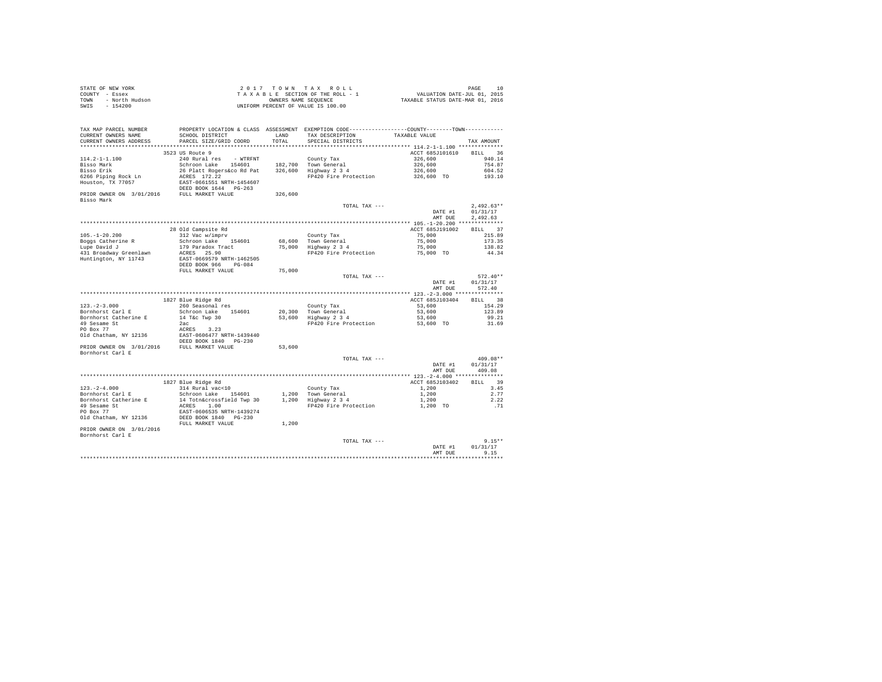STATE OF NEW YORK
COUNTY - Essex
TOWN - North Hudson
SWIS - 154200

2 0 1 7 T O W N T A X R O L L
T A X A B L E SECTION OF THE ROLL - 1
OWNERS NAME SEQUENCE
UNIFORM PERCENT OF VALUE IS 100.00

VALUATION DATE-JUL 01, 2015
TAXABLE STATUS DATE-MAR 01, 2016

| TAX MAP PARCEL NUMBER / CURRENT OWNERS NAME / CURRENT OWNERS ADDRESS | PROPERTY LOCATION & CLASS / SCHOOL DISTRICT / PARCEL SIZE/GRID COORD | ASSESSMENT LAND / TOTAL | EXEMPTION CODE / TAX DESCRIPTION / SPECIAL DISTRICTS | COUNTY--------TOWN TAXABLE VALUE | TAX AMOUNT |
|---|---|---|---|---|---|
| 114.2-1-1.100 | 3523 US Route 9 | | | ACCT 685J101610 | BILL 36 |
| 114.2-1-1.100 | 240 Rural res - WTRFNT | | County Tax | 326,600 | 940.14 |
| Bisso Mark | Schroon Lake 154601 | 182,700 | Town General | 326,600 | 754.87 |
| Bisso Erik | 26 Platt Rogers&co Rd Pat | 326,600 | Highway 2 3 4 | 326,600 | 604.52 |
| 6266 Piping Rock Ln | ACRES 172.22 | | FP420 Fire Protection | 326,600 TO | 193.10 |
| Houston, TX 77057 | EAST-0661551 NRTH-1454607 | | | | |
| | DEED BOOK 1644 PG-263 | | | | |
| PRIOR OWNER ON 3/01/2016 | FULL MARKET VALUE | 326,600 | | | |
| Bisso Mark | | | | | |
| | | | TOTAL TAX --- | | 2,492.63** |
| | | | | DATE #1 | 01/31/17 |
| | | | | AMT DUE | 2,492.63 |
| 105.-1-20.200 | 28 Old Campsite Rd | | | ACCT 685J191002 | BILL 37 |
| 105.-1-20.200 | 312 Vac w/imprv | | County Tax | 75,000 | 215.89 |
| Boggs Catherine R | Schroon Lake 154601 | 68,600 | Town General | 75,000 | 173.35 |
| Lupe David J | 179 Paradox Tract | 75,000 | Highway 2 3 4 | 75,000 | 138.82 |
| 431 Broadway Greenlawn | ACRES 25.90 | | FP420 Fire Protection | 75,000 TO | 44.34 |
| Huntington, NY 11743 | EAST-0669579 NRTH-1462505 | | | | |
| | DEED BOOK 966 PG-084 | | | | |
| | FULL MARKET VALUE | 75,000 | | | |
| | | | TOTAL TAX --- | | 572.40** |
| | | | | DATE #1 | 01/31/17 |
| | | | | AMT DUE | 572.40 |
| 123.-2-3.000 | 1827 Blue Ridge Rd | | | ACCT 685J103404 | BILL 38 |
| 123.-2-3.000 | 260 Seasonal res | | County Tax | 53,600 | 154.29 |
| Bornhorst Carl E | Schroon Lake 154601 | 20,300 | Town General | 53,600 | 123.89 |
| Bornhorst Catherine E | 14 T&c Twp 30 | 53,600 | Highway 2 3 4 | 53,600 | 99.21 |
| 49 Sesame St | 2ac | | FP420 Fire Protection | 53,600 TO | 31.69 |
| PO Box 77 | ACRES 3.23 | | | | |
| Old Chatham, NY 12136 | EAST-0606477 NRTH-1439440 | | | | |
| | DEED BOOK 1840 PG-230 | | | | |
| PRIOR OWNER ON 3/01/2016 | FULL MARKET VALUE | 53,600 | | | |
| Bornhorst Carl E | | | | | |
| | | | TOTAL TAX --- | | 409.08** |
| | | | | DATE #1 | 01/31/17 |
| | | | | AMT DUE | 409.08 |
| 123.-2-4.000 | 1827 Blue Ridge Rd | | | ACCT 685J103402 | BILL 39 |
| 123.-2-4.000 | 314 Rural vac<10 | | County Tax | 1,200 | 3.45 |
| Bornhorst Carl E | Schroon Lake 154601 | 1,200 | Town General | 1,200 | 2.77 |
| Bornhorst Catherine E | 14 Totn&crossfield Twp 30 | 1,200 | Highway 2 3 4 | 1,200 | 2.22 |
| 49 Sesame St | ACRES 1.00 | | FP420 Fire Protection | 1,200 TO | .71 |
| PO Box 77 | EAST-0606535 NRTH-1439274 | | | | |
| Old Chatham, NY 12136 | DEED BOOK 1840 PG-230 | | | | |
| | FULL MARKET VALUE | 1,200 | | | |
| PRIOR OWNER ON 3/01/2016 | | | | | |
| Bornhorst Carl E | | | | | |
| | | | TOTAL TAX --- | | 9.15** |
| | | | | DATE #1 | 01/31/17 |
| | | | | AMT DUE | 9.15 |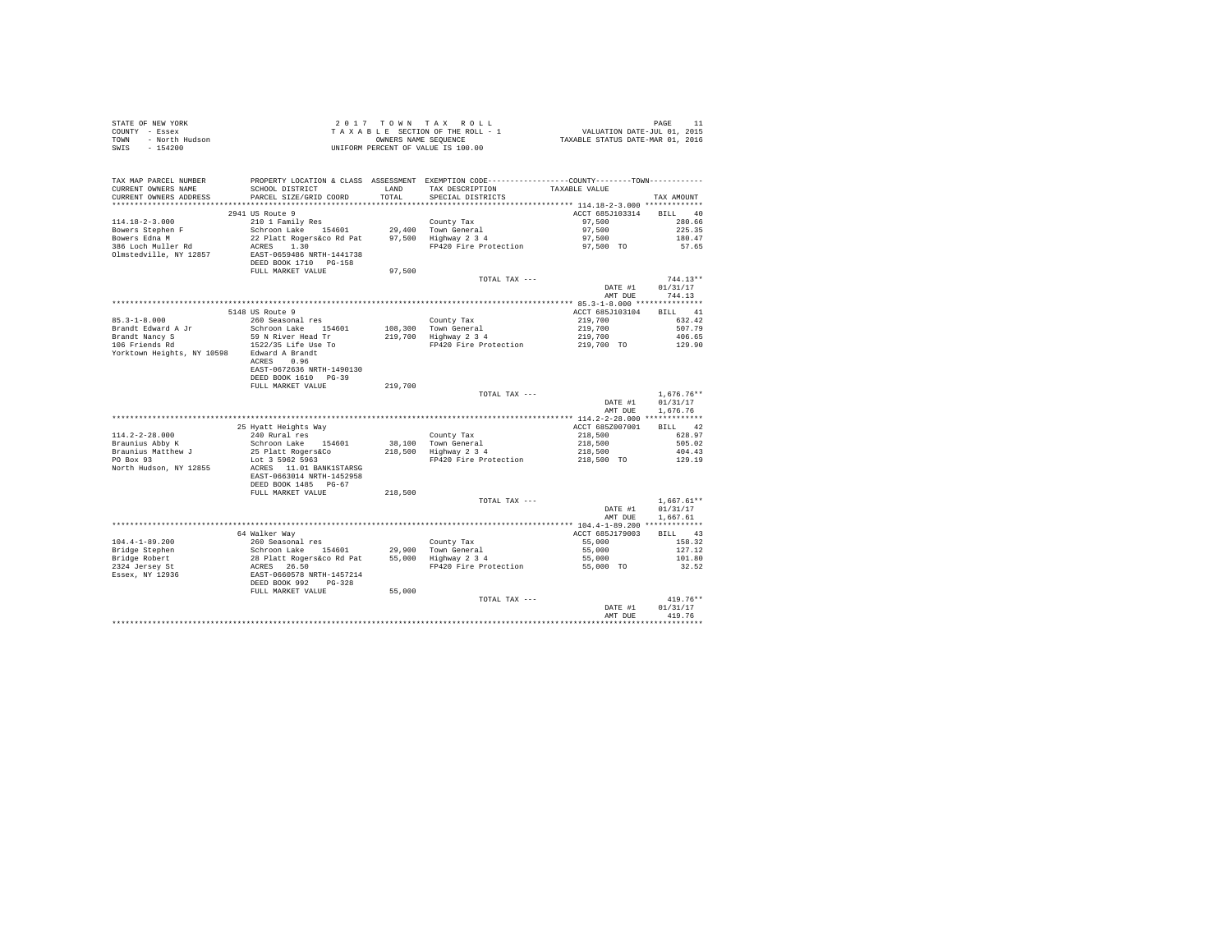STATE OF NEW YORK
COUNTY - Essex
TOWN - North Hudson
SWIS - 154200

2 0 1 7 T O W N T A X R O L L
T A X A B L E SECTION OF THE ROLL - 1
OWNERS NAME SEQUENCE
UNIFORM PERCENT OF VALUE IS 100.00

VALUATION DATE-JUL 01, 2015
TAXABLE STATUS DATE-MAR 01, 2016

| TAX MAP PARCEL NUMBER / CURRENT OWNERS NAME / CURRENT OWNERS ADDRESS | PROPERTY LOCATION & CLASS / SCHOOL DISTRICT / PARCEL SIZE/GRID COORD | ASSESSMENT LAND / TOTAL | EXEMPTION CODE / TAX DESCRIPTION / SPECIAL DISTRICTS | COUNTY / TOWN TAXABLE VALUE | TAX AMOUNT |
|---|---|---|---|---|---|
| 114.18-2-3.000 | 2941 US Route 9 | | | ACCT 685J103314 | BILL 40 |
| 114.18-2-3.000 | 210 1 Family Res | | County Tax | 97,500 | 280.66 |
| Bowers Stephen F | Schroon Lake 154601 | 29,400 | Town General | 97,500 | 225.35 |
| Bowers Edna M | 22 Platt Rogers&co Rd Pat | 97,500 | Highway 2 3 4 | 97,500 | 180.47 |
| 386 Loch Muller Rd | ACRES 1.30 | | FP420 Fire Protection | 97,500 TO | 57.65 |
| Olmstedville, NY 12857 | EAST-0659486 NRTH-1441738 | | | | |
| | DEED BOOK 1710 PG-158 | | | | |
| | FULL MARKET VALUE | 97,500 | | | |
| | | | TOTAL TAX --- | | 744.13** |
| | | | | DATE #1 | 01/31/17 |
| | | | | AMT DUE | 744.13 |
| 85.3-1-8.000 | 5148 US Route 9 | | | ACCT 685J103104 | BILL 41 |
| 85.3-1-8.000 | 260 Seasonal res | | County Tax | 219,700 | 632.42 |
| Brandt Edward A Jr | Schroon Lake 154601 | 108,300 | Town General | 219,700 | 507.79 |
| Brandt Nancy S | 59 N River Head Tr | 219,700 | Highway 2 3 4 | 219,700 | 406.65 |
| 106 Friends Rd | 1522/35 Life Use To | | FP420 Fire Protection | 219,700 TO | 129.90 |
| Yorktown Heights, NY 10598 | Edward A Brandt | | | | |
| | ACRES 0.96 | | | | |
| | EAST-0672636 NRTH-1490130 | | | | |
| | DEED BOOK 1610 PG-39 | | | | |
| | FULL MARKET VALUE | 219,700 | | | |
| | | | TOTAL TAX --- | | 1,676.76** |
| | | | | DATE #1 | 01/31/17 |
| | | | | AMT DUE | 1,676.76 |
| 114.2-2-28.000 | 25 Hyatt Heights Way | | | ACCT 685Z007001 | BILL 42 |
| 114.2-2-28.000 | 240 Rural res | | County Tax | 218,500 | 628.97 |
| Braunius Abby K | Schroon Lake 154601 | 38,100 | Town General | 218,500 | 505.02 |
| Braunius Matthew J | 25 Platt Rogers&Co | 218,500 | Highway 2 3 4 | 218,500 | 404.43 |
| PO Box 93 | Lot 3 5962 5963 | | FP420 Fire Protection | 218,500 TO | 129.19 |
| North Hudson, NY 12855 | ACRES 11.01 BANK1STARSG | | | | |
| | EAST-0663014 NRTH-1452958 | | | | |
| | DEED BOOK 1485 PG-67 | | | | |
| | FULL MARKET VALUE | 218,500 | | | |
| | | | TOTAL TAX --- | | 1,667.61** |
| | | | | DATE #1 | 01/31/17 |
| | | | | AMT DUE | 1,667.61 |
| 104.4-1-89.200 | 64 Walker Way | | | ACCT 685J179003 | BILL 43 |
| 104.4-1-89.200 | 260 Seasonal res | | County Tax | 55,000 | 158.32 |
| Bridge Stephen | Schroon Lake 154601 | 29,900 | Town General | 55,000 | 127.12 |
| Bridge Robert | 28 Platt Rogers&co Rd Pat | 55,000 | Highway 2 3 4 | 55,000 | 101.80 |
| 2324 Jersey St | ACRES 26.50 | | FP420 Fire Protection | 55,000 TO | 32.52 |
| Essex, NY 12936 | EAST-0660578 NRTH-1457214 | | | | |
| | DEED BOOK 992 PG-328 | | | | |
| | FULL MARKET VALUE | 55,000 | | | |
| | | | TOTAL TAX --- | | 419.76** |
| | | | | DATE #1 | 01/31/17 |
| | | | | AMT DUE | 419.76 |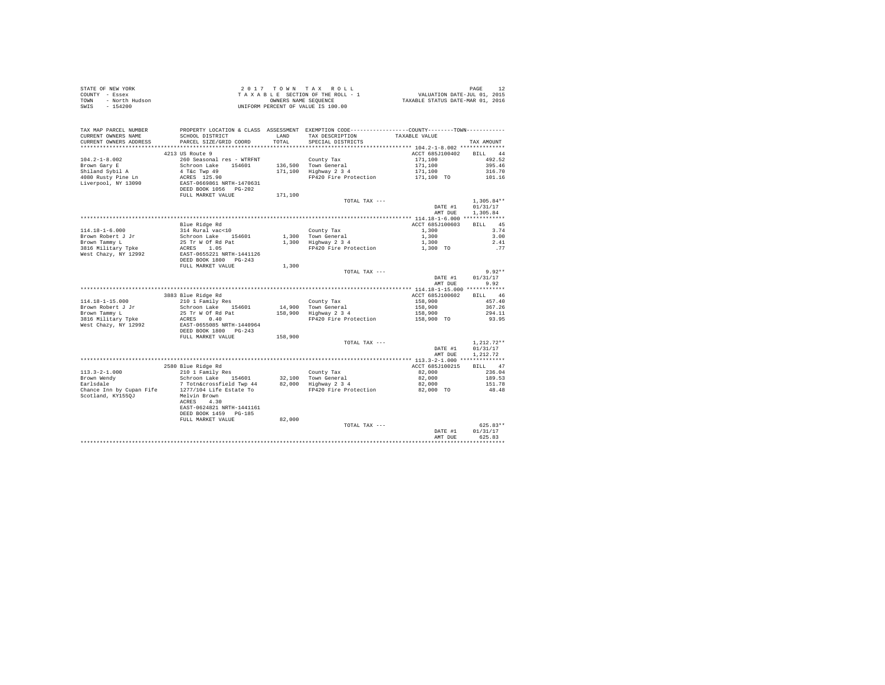STATE OF NEW YORK
COUNTY - Essex
TOWN - North Hudson
SWIS - 154200

2 0 1 7 T O W N T A X R O L L
T A X A B L E SECTION OF THE ROLL - 1
OWNERS NAME SEQUENCE
UNIFORM PERCENT OF VALUE IS 100.00

VALUATION DATE-JUL 01, 2015
TAXABLE STATUS DATE-MAR 01, 2016

| TAX MAP PARCEL NUMBER / CURRENT OWNERS NAME / CURRENT OWNERS ADDRESS | PROPERTY LOCATION & CLASS / SCHOOL DISTRICT / PARCEL SIZE/GRID COORD | ASSESSMENT LAND / TOTAL | EXEMPTION CODE / TAX DESCRIPTION / SPECIAL DISTRICTS | COUNTY / TOWN TAXABLE VALUE | TAX AMOUNT |
|---|---|---|---|---|---|
| **104.2-1-8.002** | 4213 US Route 9 | | | ACCT 685J100402 | BILL 44 |
| 104.2-1-8.002 | 260 Seasonal res - WTRFNT | | County Tax | 171,100 | 492.52 |
| Brown Gary E | Schroon Lake 154601 | 136,500 | Town General | 171,100 | 395.46 |
| Shiland Sybil A | 4 T&c Twp 49 | 171,100 | Highway 2 3 4 | 171,100 | 316.70 |
| 4080 Rusty Pine Ln | ACRES 125.90 | | FP420 Fire Protection | 171,100 TO | 101.16 |
| Liverpool, NY 13090 | EAST-0669861 NRTH-1470631 | | | | |
| | DEED BOOK 1056 PG-202 | | | | |
| | FULL MARKET VALUE | 171,100 | | | |
| | | | TOTAL TAX --- | | 1,305.84** |
| | | | | DATE #1 | 01/31/17 |
| | | | | AMT DUE | 1,305.84 |
| **114.18-1-6.000** | Blue Ridge Rd | | | ACCT 685J100603 | BILL 45 |
| 114.18-1-6.000 | 314 Rural vac<10 | | County Tax | 1,300 | 3.74 |
| Brown Robert J Jr | Schroon Lake 154601 | 1,300 | Town General | 1,300 | 3.00 |
| Brown Tammy L | 25 Tr W Of Rd Pat | 1,300 | Highway 2 3 4 | 1,300 | 2.41 |
| 3816 Military Tpke | ACRES 1.05 | | FP420 Fire Protection | 1,300 TO | .77 |
| West Chazy, NY 12992 | EAST-0655221 NRTH-1441126 | | | | |
| | DEED BOOK 1800 PG-243 | | | | |
| | FULL MARKET VALUE | 1,300 | | | |
| | | | TOTAL TAX --- | | 9.92** |
| | | | | DATE #1 | 01/31/17 |
| | | | | AMT DUE | 9.92 |
| **114.18-1-15.000** | 3883 Blue Ridge Rd | | | ACCT 685J100602 | BILL 46 |
| 114.18-1-15.000 | 210 1 Family Res | | County Tax | 158,900 | 457.40 |
| Brown Robert J Jr | Schroon Lake 154601 | 14,900 | Town General | 158,900 | 367.26 |
| Brown Tammy L | 25 Tr W Of Rd Pat | 158,900 | Highway 2 3 4 | 158,900 | 294.11 |
| 3816 Military Tpke | ACRES 0.40 | | FP420 Fire Protection | 158,900 TO | 93.95 |
| West Chazy, NY 12992 | EAST-0655085 NRTH-1440964 | | | | |
| | DEED BOOK 1800 PG-243 | | | | |
| | FULL MARKET VALUE | 158,900 | | | |
| | | | TOTAL TAX --- | | 1,212.72** |
| | | | | DATE #1 | 01/31/17 |
| | | | | AMT DUE | 1,212.72 |
| **113.3-2-1.000** | 2580 Blue Ridge Rd | | | ACCT 685J100215 | BILL 47 |
| 113.3-2-1.000 | 210 1 Family Res | | County Tax | 82,000 | 236.04 |
| Brown Wendy | Schroon Lake 154601 | 32,100 | Town General | 82,000 | 189.53 |
| Earlsdale | 7 Totn&crossfield Twp 44 | 82,000 | Highway 2 3 4 | 82,000 | 151.78 |
| Chance Inn by Cupan Fife | 1277/104 Life Estate To | | FP420 Fire Protection | 82,000 TO | 48.48 |
| Scotland, KY155QJ | Melvin Brown | | | | |
| | ACRES 4.30 | | | | |
| | EAST-0624821 NRTH-1441161 | | | | |
| | DEED BOOK 1459 PG-185 | | | | |
| | FULL MARKET VALUE | 82,000 | | | |
| | | | TOTAL TAX --- | | 625.83** |
| | | | | DATE #1 | 01/31/17 |
| | | | | AMT DUE | 625.83 |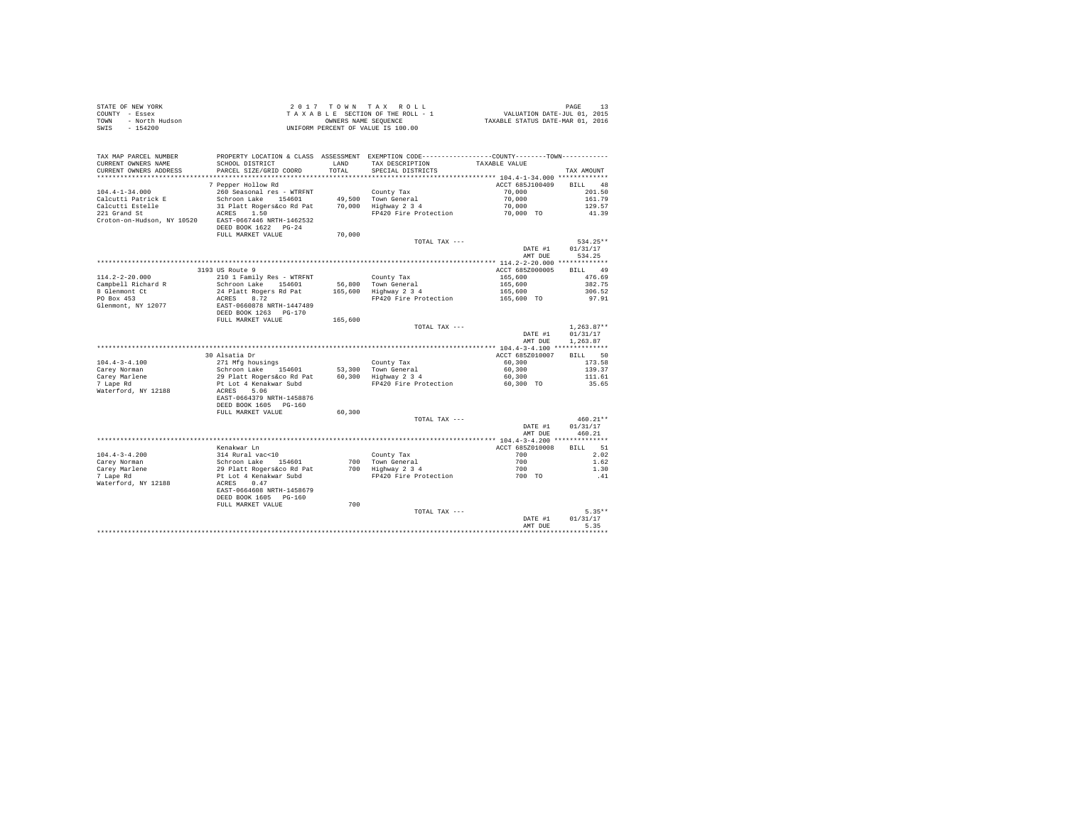STATE OF NEW YORK
COUNTY - Essex
TOWN - North Hudson
SWIS - 154200

2017 TOWN TAX ROLL
TAXABLE SECTION OF THE ROLL - 1
OWNERS NAME SEQUENCE
UNIFORM PERCENT OF VALUE IS 100.00

VALUATION DATE-JUL 01, 2015
TAXABLE STATUS DATE-MAR 01, 2016

| TAX MAP PARCEL NUMBER / CURRENT OWNERS NAME / CURRENT OWNERS ADDRESS | PROPERTY LOCATION & CLASS / SCHOOL DISTRICT / PARCEL SIZE/GRID COORD | ASSESSMENT LAND / TOTAL | EXEMPTION CODE / TAX DESCRIPTION / SPECIAL DISTRICTS | COUNTY--------TOWN / TAXABLE VALUE | TAX AMOUNT |
|---|---|---|---|---|---|
| | 7 Pepper Hollow Rd | | | ACCT 685J100409 | BILL 48 |
| 104.4-1-34.000 | 260 Seasonal res - WTRFNT | | County Tax | 70,000 | 201.50 |
| Calcutti Patrick E | Schroon Lake 154601 | 49,500 | Town General | 70,000 | 161.79 |
| Calcutti Estelle | 31 Platt Rogers&co Rd Pat | 70,000 | Highway 2 3 4 | 70,000 | 129.57 |
| 221 Grand St | ACRES 1.50 | | FP420 Fire Protection | 70,000 TO | 41.39 |
| Croton-on-Hudson, NY 10520 | EAST-0667446 NRTH-1462532 | | | | |
| | DEED BOOK 1622 PG-24 | | | | |
| | FULL MARKET VALUE | 70,000 | | | |
| | | | TOTAL TAX --- | | 534.25** |
| | | | | DATE #1 | 01/31/17 |
| | | | | AMT DUE | 534.25 |
| | 3193 US Route 9 | | | ACCT 685Z000005 | BILL 49 |
| 114.2-2-20.000 | 210 1 Family Res - WTRFNT | | County Tax | 165,600 | 476.69 |
| Campbell Richard R | Schroon Lake 154601 | 56,800 | Town General | 165,600 | 382.75 |
| 8 Glenmont Ct | 24 Platt Rogers Rd Pat | 165,600 | Highway 2 3 4 | 165,600 | 306.52 |
| PO Box 453 | ACRES 8.72 | | FP420 Fire Protection | 165,600 TO | 97.91 |
| Glenmont, NY 12077 | EAST-0660878 NRTH-1447489 | | | | |
| | DEED BOOK 1263 PG-170 | | | | |
| | FULL MARKET VALUE | 165,600 | | | |
| | | | TOTAL TAX --- | | 1,263.87** |
| | | | | DATE #1 | 01/31/17 |
| | | | | AMT DUE | 1,263.87 |
| | 30 Alsatia Dr | | | ACCT 685Z010007 | BILL 50 |
| 104.4-3-4.100 | 271 Mfg housings | | County Tax | 60,300 | 173.58 |
| Carey Norman | Schroon Lake 154601 | 53,300 | Town General | 60,300 | 139.37 |
| Carey Marlene | 29 Platt Rogers&co Rd Pat | 60,300 | Highway 2 3 4 | 60,300 | 111.61 |
| 7 Lape Rd | Pt Lot 4 Kenakwar Subd | | FP420 Fire Protection | 60,300 TO | 35.65 |
| Waterford, NY 12188 | ACRES 5.06 | | | | |
| | EAST-0664379 NRTH-1458876 | | | | |
| | DEED BOOK 1605 PG-160 | | | | |
| | FULL MARKET VALUE | 60,300 | | | |
| | | | TOTAL TAX --- | | 460.21** |
| | | | | DATE #1 | 01/31/17 |
| | | | | AMT DUE | 460.21 |
| | Kenakwar Ln | | | ACCT 685Z010008 | BILL 51 |
| 104.4-3-4.200 | 314 Rural vac<10 | | County Tax | 700 | 2.02 |
| Carey Norman | Schroon Lake 154601 | 700 | Town General | 700 | 1.62 |
| Carey Marlene | 29 Platt Rogers&co Rd Pat | 700 | Highway 2 3 4 | 700 | 1.30 |
| 7 Lape Rd | Pt Lot 4 Kenakwar Subd | | FP420 Fire Protection | 700 TO | .41 |
| Waterford, NY 12188 | ACRES 0.47 | | | | |
| | EAST-0664608 NRTH-1458679 | | | | |
| | DEED BOOK 1605 PG-160 | | | | |
| | FULL MARKET VALUE | 700 | | | |
| | | | TOTAL TAX --- | | 5.35** |
| | | | | DATE #1 | 01/31/17 |
| | | | | AMT DUE | 5.35 |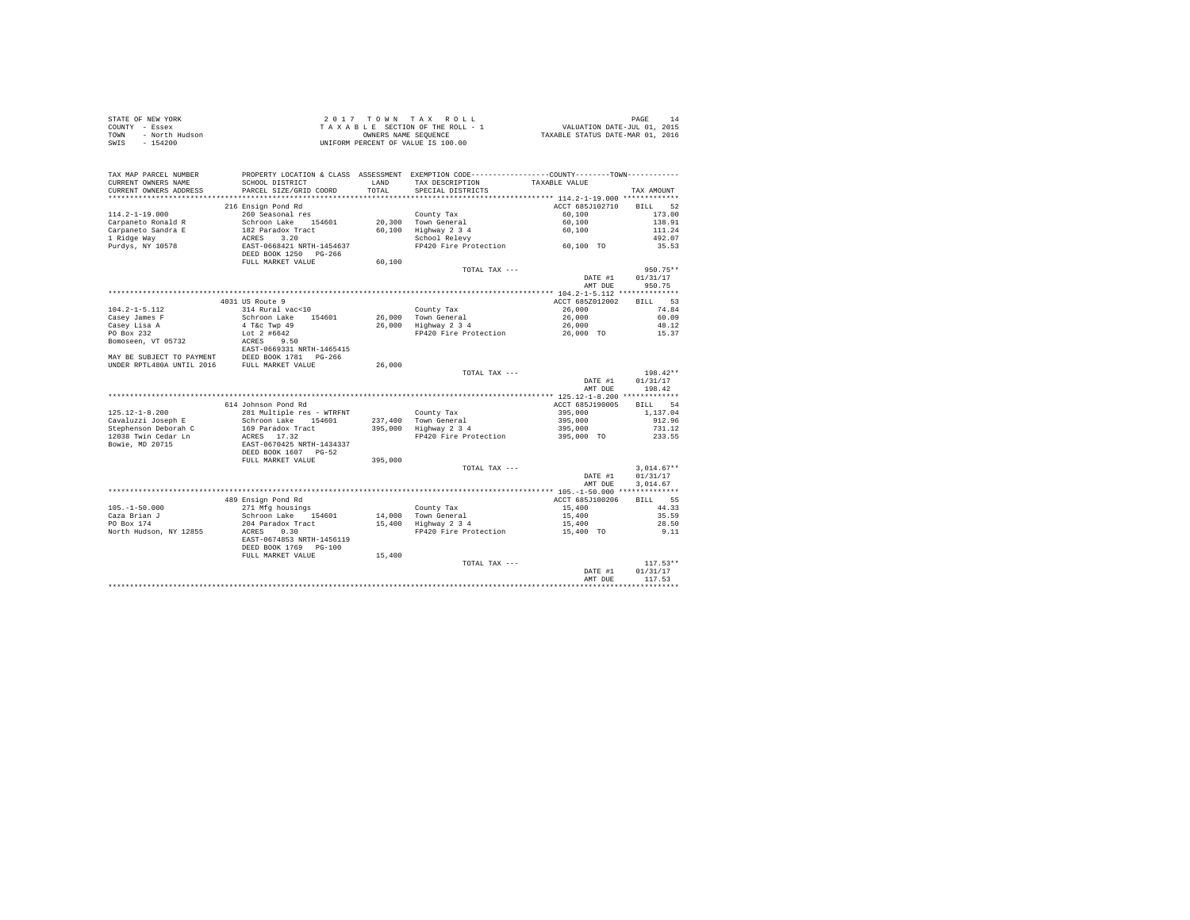STATE OF NEW YORK
COUNTY - Essex
TOWN - North Hudson
SWIS - 154200

2 0 1 7 T O W N T A X R O L L
T A X A B L E SECTION OF THE ROLL - 1
OWNERS NAME SEQUENCE
UNIFORM PERCENT OF VALUE IS 100.00

VALUATION DATE-JUL 01, 2015
TAXABLE STATUS DATE-MAR 01, 2016

| TAX MAP PARCEL NUMBER / CURRENT OWNERS NAME / CURRENT OWNERS ADDRESS | PROPERTY LOCATION & CLASS / SCHOOL DISTRICT / PARCEL SIZE/GRID COORD | ASSESSMENT LAND / TOTAL | EXEMPTION CODE / TAX DESCRIPTION / SPECIAL DISTRICTS | COUNTY--------TOWN TAXABLE VALUE | TAX AMOUNT |
|---|---|---|---|---|---|
| 114.2-1-19.000 | 216 Ensign Pond Rd | | | ACCT 685J102710 | BILL 52 |
| Carpaneto Ronald R | 260 Seasonal res | | County Tax | 60,100 | 173.00 |
| Carpaneto Sandra E | Schroon Lake 154601 | 20,300 | Town General | 60,100 | 138.91 |
| 1 Ridge Way | 182 Paradox Tract | 60,100 | Highway 2 3 4 | 60,100 | 111.24 |
| Purdys, NY 10578 | ACRES 3.20 | | School Relevy | | 492.07 |
| | EAST-0668421 NRTH-1454637 | | FP420 Fire Protection | 60,100 TO | 35.53 |
| | DEED BOOK 1250 PG-266 | | | | |
| | FULL MARKET VALUE | 60,100 | | | |
| | | | TOTAL TAX --- | | 950.75** |
| | | | | DATE #1 | 01/31/17 |
| | | | | AMT DUE | 950.75 |
| 104.2-1-5.112 | 4031 US Route 9 | | | ACCT 685Z012002 | BILL 53 |
| Casey James F | 314 Rural vac<10 | | County Tax | 26,000 | 74.84 |
| Casey Lisa A | Schroon Lake 154601 | 26,000 | Town General | 26,000 | 60.09 |
| PO Box 232 | 4 T&c Twp 49 | 26,000 | Highway 2 3 4 | 26,000 | 48.12 |
| Bomoseen, VT 05732 | Lot 2 #6642 | | FP420 Fire Protection | 26,000 TO | 15.37 |
| | ACRES 9.50 | | | | |
| | EAST-0669331 NRTH-1465415 | | | | |
| MAY BE SUBJECT TO PAYMENT | DEED BOOK 1781 PG-266 | | | | |
| UNDER RPTL480A UNTIL 2016 | FULL MARKET VALUE | 26,000 | | | |
| | | | TOTAL TAX --- | | 198.42** |
| | | | | DATE #1 | 01/31/17 |
| | | | | AMT DUE | 198.42 |
| 125.12-1-8.200 | 614 Johnson Pond Rd | | | ACCT 685J190005 | BILL 54 |
| Cavaluzzi Joseph E | 281 Multiple res - WTRFNT | | County Tax | 395,000 | 1,137.04 |
| Stephenson Deborah C | Schroon Lake 154601 | 237,400 | Town General | 395,000 | 912.96 |
| 12038 Twin Cedar Ln | 169 Paradox Tract | 395,000 | Highway 2 3 4 | 395,000 | 731.12 |
| Bowie, MD 20715 | ACRES 17.32 | | FP420 Fire Protection | 395,000 TO | 233.55 |
| | EAST-0670425 NRTH-1434337 | | | | |
| | DEED BOOK 1607 PG-52 | | | | |
| | FULL MARKET VALUE | 395,000 | | | |
| | | | TOTAL TAX --- | | 3,014.67** |
| | | | | DATE #1 | 01/31/17 |
| | | | | AMT DUE | 3,014.67 |
| 105.-1-50.000 | 489 Ensign Pond Rd | | | ACCT 685J100206 | BILL 55 |
| Caza Brian J | 271 Mfg housings | | County Tax | 15,400 | 44.33 |
| PO Box 174 | Schroon Lake 154601 | 14,000 | Town General | 15,400 | 35.59 |
| North Hudson, NY 12855 | 204 Paradox Tract | 15,400 | Highway 2 3 4 | 15,400 | 28.50 |
| | ACRES 0.30 | | FP420 Fire Protection | 15,400 TO | 9.11 |
| | EAST-0674853 NRTH-1456119 | | | | |
| | DEED BOOK 1769 PG-100 | | | | |
| | FULL MARKET VALUE | 15,400 | | | |
| | | | TOTAL TAX --- | | 117.53** |
| | | | | DATE #1 | 01/31/17 |
| | | | | AMT DUE | 117.53 |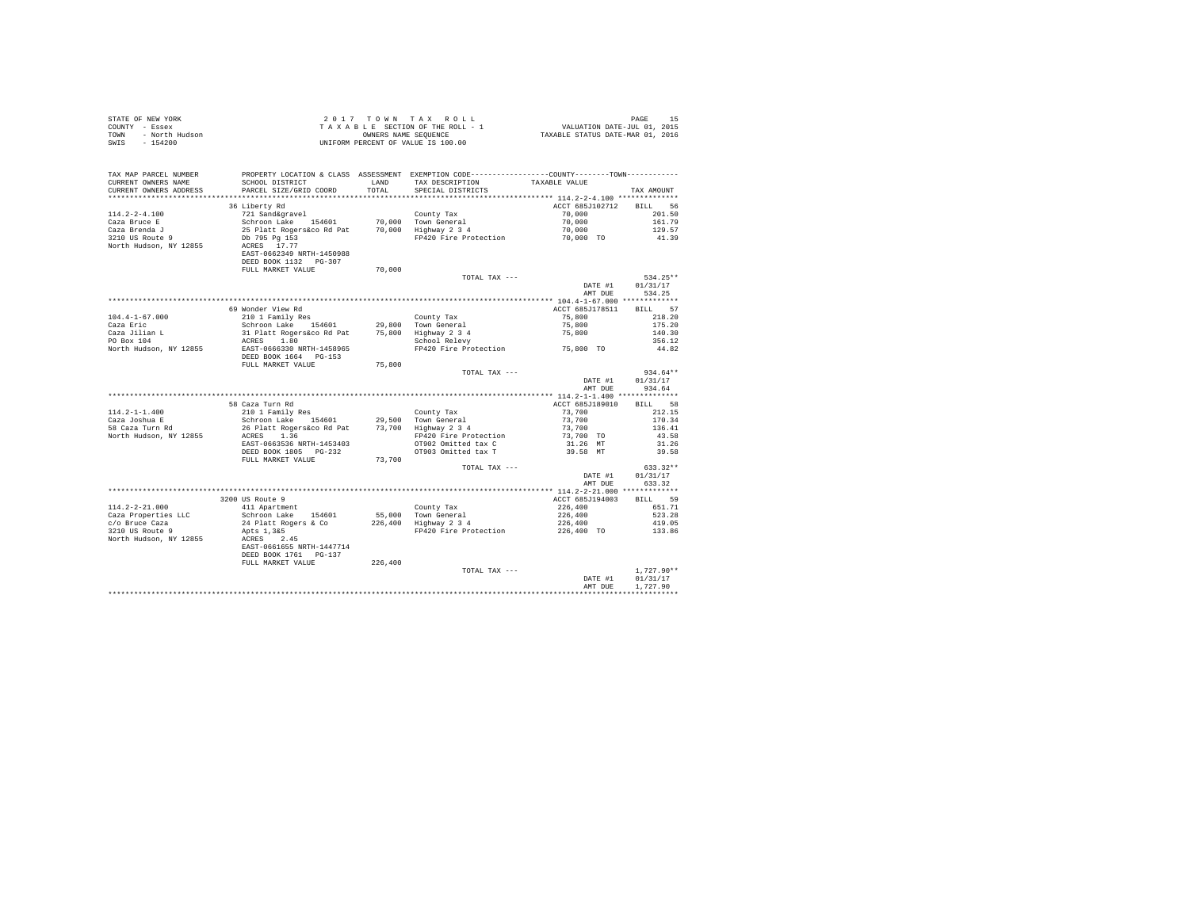STATE OF NEW YORK
COUNTY - Essex
TOWN - North Hudson
SWIS - 154200

2017 TOWN TAX ROLL
TAXABLE SECTION OF THE ROLL - 1
OWNERS NAME SEQUENCE
UNIFORM PERCENT OF VALUE IS 100.00

VALUATION DATE-JUL 01, 2015
TAXABLE STATUS DATE-MAR 01, 2016

| TAX MAP PARCEL NUMBER / CURRENT OWNERS NAME / CURRENT OWNERS ADDRESS | PROPERTY LOCATION & CLASS / SCHOOL DISTRICT / PARCEL SIZE/GRID COORD | ASSESSMENT LAND / TOTAL | EXEMPTION CODE / TAX DESCRIPTION / SPECIAL DISTRICTS | COUNTY / TOWN TAXABLE VALUE | TAX AMOUNT |
|---|---|---|---|---|---|
| **114.2-2-4.100** | 36 Liberty Rd | | | ACCT 685J102712 | BILL 56 |
| 114.2-2-4.100 | 721 Sand&gravel | | County Tax | 70,000 | 201.50 |
| Caza Bruce E | Schroon Lake 154601 | 70,000 | Town General | 70,000 | 161.79 |
| Caza Brenda J | 25 Platt Rogers&co Rd Pat | 70,000 | Highway 2 3 4 | 70,000 | 129.57 |
| 3210 US Route 9 | Db 795 Pg 153 | | FP420 Fire Protection | 70,000 TO | 41.39 |
| North Hudson, NY 12855 | ACRES 17.77 | | | | |
| | EAST-0662349 NRTH-1450988 | | | | |
| | DEED BOOK 1132 PG-307 | | | | |
| | FULL MARKET VALUE | 70,000 | | | |
| | | | TOTAL TAX --- | | 534.25** |
| | | | | DATE #1 | 01/31/17 |
| | | | | AMT DUE | 534.25 |
| **104.4-1-67.000** | 69 Wonder View Rd | | | ACCT 685J178511 | BILL 57 |
| 104.4-1-67.000 | 210 1 Family Res | | County Tax | 75,800 | 218.20 |
| Caza Eric | Schroon Lake 154601 | 29,800 | Town General | 75,800 | 175.20 |
| Caza Jilian L | 31 Platt Rogers&co Rd Pat | 75,800 | Highway 2 3 4 | 75,800 | 140.30 |
| PO Box 104 | ACRES 1.80 | | School Relevy | | 356.12 |
| North Hudson, NY 12855 | EAST-0666330 NRTH-1458965 | | FP420 Fire Protection | 75,800 TO | 44.82 |
| | DEED BOOK 1664 PG-153 | | | | |
| | FULL MARKET VALUE | 75,800 | | | |
| | | | TOTAL TAX --- | | 934.64** |
| | | | | DATE #1 | 01/31/17 |
| | | | | AMT DUE | 934.64 |
| **114.2-1-1.400** | 58 Caza Turn Rd | | | ACCT 685J189010 | BILL 58 |
| 114.2-1-1.400 | 210 1 Family Res | | County Tax | 73,700 | 212.15 |
| Caza Joshua E | Schroon Lake 154601 | 29,500 | Town General | 73,700 | 170.34 |
| 58 Caza Turn Rd | 26 Platt Rogers&co Rd Pat | 73,700 | Highway 2 3 4 | 73,700 | 136.41 |
| North Hudson, NY 12855 | ACRES 1.36 | | FP420 Fire Protection | 73,700 TO | 43.58 |
| | EAST-0663536 NRTH-1453403 | | OT902 Omitted tax C | 31.26 MT | 31.26 |
| | DEED BOOK 1805 PG-232 | | OT903 Omitted tax T | 39.58 MT | 39.58 |
| | FULL MARKET VALUE | 73,700 | | | |
| | | | TOTAL TAX --- | | 633.32** |
| | | | | DATE #1 | 01/31/17 |
| | | | | AMT DUE | 633.32 |
| **114.2-2-21.000** | 3200 US Route 9 | | | ACCT 685J194003 | BILL 59 |
| 114.2-2-21.000 | 411 Apartment | | County Tax | 226,400 | 651.71 |
| Caza Properties LLC | Schroon Lake 154601 | 55,000 | Town General | 226,400 | 523.28 |
| c/o Bruce Caza | 24 Platt Rogers & Co | 226,400 | Highway 2 3 4 | 226,400 | 419.05 |
| 3210 US Route 9 | Apts 1,3&5 | | FP420 Fire Protection | 226,400 TO | 133.86 |
| North Hudson, NY 12855 | ACRES 2.45 | | | | |
| | EAST-0661655 NRTH-1447714 | | | | |
| | DEED BOOK 1761 PG-137 | | | | |
| | FULL MARKET VALUE | 226,400 | | | |
| | | | TOTAL TAX --- | | 1,727.90** |
| | | | | DATE #1 | 01/31/17 |
| | | | | AMT DUE | 1,727.90 |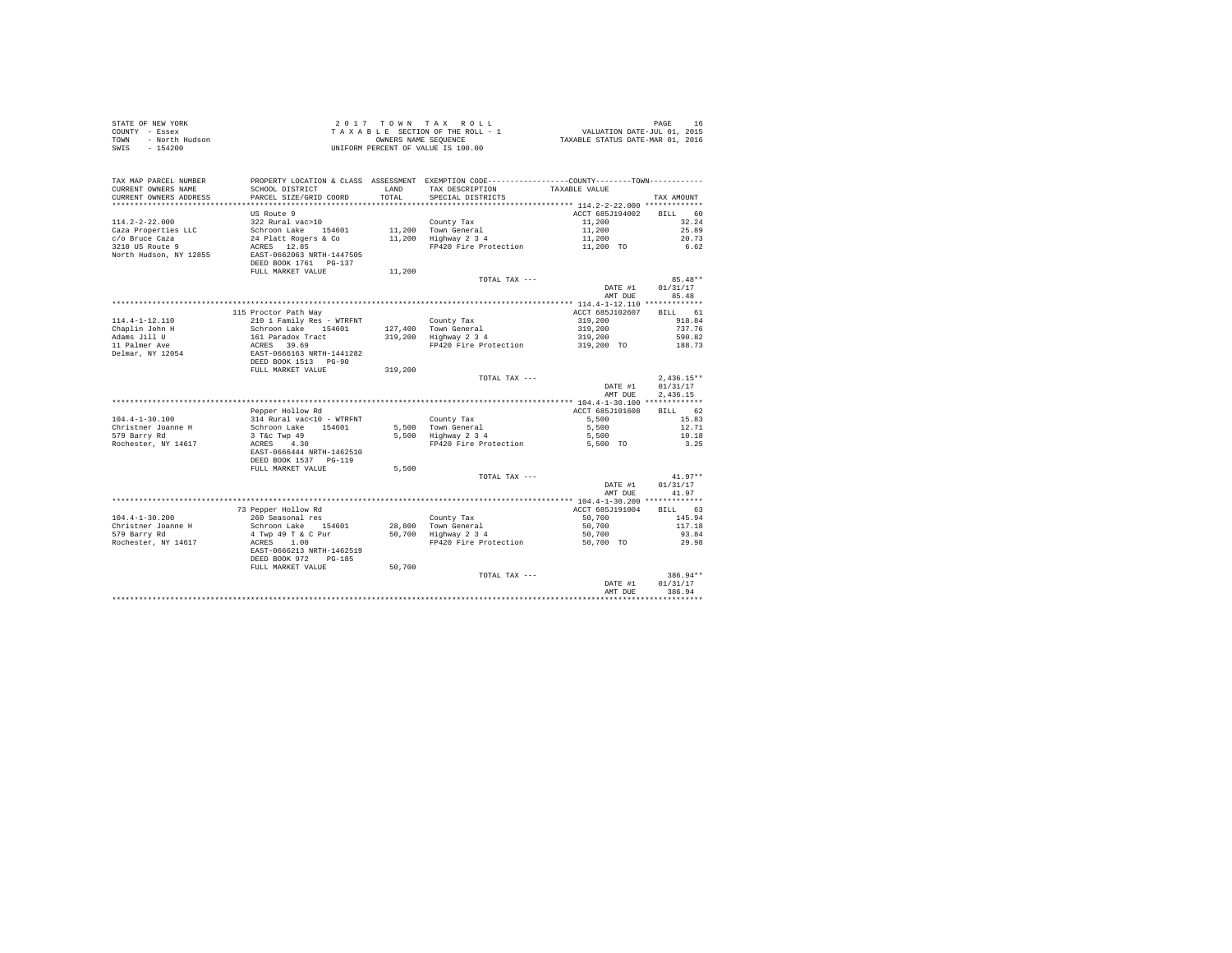STATE OF NEW YORK
COUNTY - Essex
TOWN - North Hudson
SWIS - 154200

2017 TOWN TAX ROLL
TAXABLE SECTION OF THE ROLL - 1
OWNERS NAME SEQUENCE
UNIFORM PERCENT OF VALUE IS 100.00

VALUATION DATE-JUL 01, 2015
TAXABLE STATUS DATE-MAR 01, 2016

| TAX MAP PARCEL NUMBER / CURRENT OWNERS NAME / CURRENT OWNERS ADDRESS | PROPERTY LOCATION & CLASS / SCHOOL DISTRICT / PARCEL SIZE/GRID COORD | ASSESSMENT LAND / TOTAL | EXEMPTION CODE / TAX DESCRIPTION / SPECIAL DISTRICTS | COUNTY--------TOWN / TAXABLE VALUE | TAX AMOUNT |
|---|---|---|---|---|---|
| **114.2-2-22.000** | US Route 9 | | | ACCT 685J194002 | BILL 60 |
| 114.2-2-22.000 | 322 Rural vac>10 | | County Tax | 11,200 | 32.24 |
| Caza Properties LLC | Schroon Lake 154601 | 11,200 | Town General | 11,200 | 25.89 |
| c/o Bruce Caza | 24 Platt Rogers & Co | 11,200 | Highway 2 3 4 | 11,200 | 20.73 |
| 3210 US Route 9 | ACRES 12.85 | | FP420 Fire Protection | 11,200 TO | 6.62 |
| North Hudson, NY 12855 | EAST-0662063 NRTH-1447505 | | | | |
| | DEED BOOK 1761 PG-137 | | | | |
| | FULL MARKET VALUE | 11,200 | | | |
| | | | TOTAL TAX --- | | 85.48** |
| | | | | DATE #1 | 01/31/17 |
| | | | | AMT DUE | 85.48 |
| **114.4-1-12.110** | 115 Proctor Path Way | | | ACCT 685J102607 | BILL 61 |
| 114.4-1-12.110 | 210 1 Family Res - WTRFNT | | County Tax | 319,200 | 918.84 |
| Chaplin John H | Schroon Lake 154601 | 127,400 | Town General | 319,200 | 737.76 |
| Adams Jill U | 161 Paradox Tract | 319,200 | Highway 2 3 4 | 319,200 | 590.82 |
| 11 Palmer Ave | ACRES 39.69 | | FP420 Fire Protection | 319,200 TO | 188.73 |
| Delmar, NY 12054 | EAST-0666163 NRTH-1441282 | | | | |
| | DEED BOOK 1513 PG-90 | | | | |
| | FULL MARKET VALUE | 319,200 | | | |
| | | | TOTAL TAX --- | | 2,436.15** |
| | | | | DATE #1 | 01/31/17 |
| | | | | AMT DUE | 2,436.15 |
| **104.4-1-30.100** | Pepper Hollow Rd | | | ACCT 685J101608 | BILL 62 |
| 104.4-1-30.100 | 314 Rural vac<10 - WTRFNT | | County Tax | 5,500 | 15.83 |
| Christner Joanne H | Schroon Lake 154601 | 5,500 | Town General | 5,500 | 12.71 |
| 579 Barry Rd | 3 T&c Twp 49 | 5,500 | Highway 2 3 4 | 5,500 | 10.18 |
| Rochester, NY 14617 | ACRES 4.30 | | FP420 Fire Protection | 5,500 TO | 3.25 |
| | EAST-0666444 NRTH-1462510 | | | | |
| | DEED BOOK 1537 PG-119 | | | | |
| | FULL MARKET VALUE | 5,500 | | | |
| | | | TOTAL TAX --- | | 41.97** |
| | | | | DATE #1 | 01/31/17 |
| | | | | AMT DUE | 41.97 |
| **104.4-1-30.200** | 73 Pepper Hollow Rd | | | ACCT 685J191004 | BILL 63 |
| 104.4-1-30.200 | 260 Seasonal res | | County Tax | 50,700 | 145.94 |
| Christner Joanne H | Schroon Lake 154601 | 28,800 | Town General | 50,700 | 117.18 |
| 579 Barry Rd | 4 Twp 49 T & C Pur | 50,700 | Highway 2 3 4 | 50,700 | 93.84 |
| Rochester, NY 14617 | ACRES 1.00 | | FP420 Fire Protection | 50,700 TO | 29.98 |
| | EAST-0666213 NRTH-1462519 | | | | |
| | DEED BOOK 972 PG-185 | | | | |
| | FULL MARKET VALUE | 50,700 | | | |
| | | | TOTAL TAX --- | | 386.94** |
| | | | | DATE #1 | 01/31/17 |
| | | | | AMT DUE | 386.94 |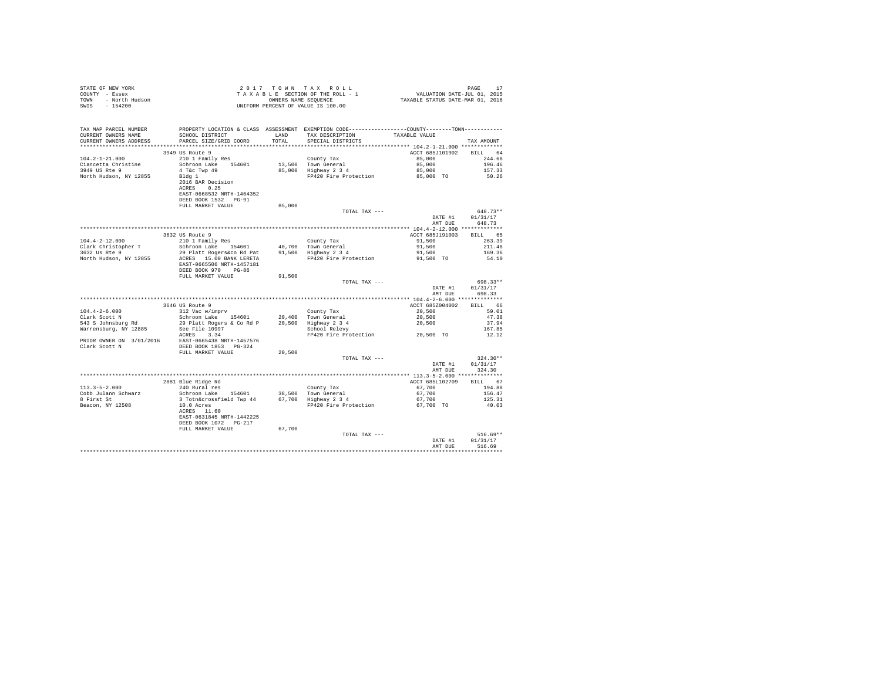STATE OF NEW YORK                          2 0 1 7   T O W N   T A X   R O L L
COUNTY - Essex                             T A X A B L E  SECTION OF THE ROLL - 1                VALUATION DATE-JUL 01, 2015
TOWN   - North Hudson                      OWNERS NAME SEQUENCE                                  TAXABLE STATUS DATE-MAR 01, 2016
SWIS   - 154200                            UNIFORM PERCENT OF VALUE IS 100.00

| TAX MAP PARCEL NUMBER / CURRENT OWNERS NAME / CURRENT OWNERS ADDRESS | PROPERTY LOCATION & CLASS / SCHOOL DISTRICT / PARCEL SIZE/GRID COORD | ASSESSMENT LAND | ASSESSMENT TOTAL | EXEMPTION CODE / TAX DESCRIPTION / SPECIAL DISTRICTS | TAXABLE VALUE (COUNTY--------TOWN) | TAX AMOUNT |
|---|---|---|---|---|---|---|
| **104.2-1-21.000** | 3949 US Route 9 | | | | ACCT 685J101902 | BILL 64 |
| Ciancetta Christine | 210 1 Family Res | | | County Tax | 85,000 | 244.68 |
| 3949 US Rte 9 | Schroon Lake 154601 | 13,500 | | Town General | 85,000 | 196.46 |
| North Hudson, NY 12855 | 4 T&c Twp 49 | | 85,000 | Highway 2 3 4 | 85,000 | 157.33 |
| | Bldg 1 | | | FP420 Fire Protection | 85,000 TO | 50.26 |
| | 2016 BAR Decision | | | | | |
| | ACRES 0.25 | | | | | |
| | EAST-0668532 NRTH-1464352 | | | | | |
| | DEED BOOK 1532 PG-91 | | | | | |
| | FULL MARKET VALUE | | 85,000 | | | |
| | | | | TOTAL TAX --- | | 648.73** |
| | | | | | DATE #1 | 01/31/17 |
| | | | | | AMT DUE | 648.73 |
| **104.4-2-12.000** | 3632 US Route 9 | | | | ACCT 685J191003 | BILL 65 |
| Clark Christopher T | 210 1 Family Res | | | County Tax | 91,500 | 263.39 |
| 3632 Us Rte 9 | Schroon Lake 154601 | 40,700 | | Town General | 91,500 | 211.48 |
| North Hudson, NY 12855 | 29 Platt Rogers&co Rd Pat | | 91,500 | Highway 2 3 4 | 91,500 | 169.36 |
| | ACRES 15.00 BANK LERETA | | | FP420 Fire Protection | 91,500 TO | 54.10 |
| | EAST-0665506 NRTH-1457181 | | | | | |
| | DEED BOOK 970 PG-86 | | | | | |
| | FULL MARKET VALUE | | 91,500 | | | |
| | | | | TOTAL TAX --- | | 698.33** |
| | | | | | DATE #1 | 01/31/17 |
| | | | | | AMT DUE | 698.33 |
| **104.4-2-6.000** | 3646 US Route 9 | | | | ACCT 685Z004002 | BILL 66 |
| Clark Scott N | 312 Vac w/imprv | | | County Tax | 20,500 | 59.01 |
| 543 S Johnsburg Rd | Schroon Lake 154601 | 20,400 | | Town General | 20,500 | 47.38 |
| Warrensburg, NY 12885 | 29 Platt Rogers & Co Rd P | | 20,500 | Highway 2 3 4 | 20,500 | 37.94 |
| | See File 10997 | | | School Relevy | | 167.85 |
| | ACRES 3.34 | | | FP420 Fire Protection | 20,500 TO | 12.12 |
| PRIOR OWNER ON 3/01/2016 | EAST-0665438 NRTH-1457576 | | | | | |
| Clark Scott N | DEED BOOK 1853 PG-324 | | | | | |
| | FULL MARKET VALUE | | 20,500 | | | |
| | | | | TOTAL TAX --- | | 324.30** |
| | | | | | DATE #1 | 01/31/17 |
| | | | | | AMT DUE | 324.30 |
| **113.3-5-2.000** | 2881 Blue Ridge Rd | | | | ACCT 685L102709 | BILL 67 |
| Cobb Julann Schwarz | 240 Rural res | | | County Tax | 67,700 | 194.88 |
| 8 First St | Schroon Lake 154601 | 38,500 | | Town General | 67,700 | 156.47 |
| Beacon, NY 12508 | 3 Totn&crossfield Twp 44 | | 67,700 | Highway 2 3 4 | 67,700 | 125.31 |
| | 10.0 Acres | | | FP420 Fire Protection | 67,700 TO | 40.03 |
| | ACRES 11.60 | | | | | |
| | EAST-0631845 NRTH-1442225 | | | | | |
| | DEED BOOK 1072 PG-217 | | | | | |
| | FULL MARKET VALUE | | 67,700 | | | |
| | | | | TOTAL TAX --- | | 516.69** |
| | | | | | DATE #1 | 01/31/17 |
| | | | | | AMT DUE | 516.69 |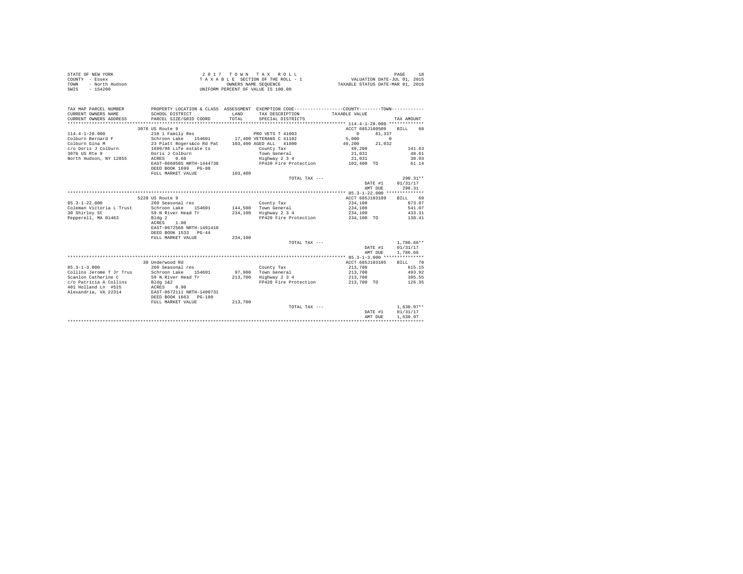STATE OF NEW YORK
COUNTY - Essex
TOWN - North Hudson
SWIS - 154200

2 0 1 7 T O W N T A X R O L L
T A X A B L E SECTION OF THE ROLL - 1
OWNERS NAME SEQUENCE
UNIFORM PERCENT OF VALUE IS 100.00

VALUATION DATE-JUL 01, 2015
TAXABLE STATUS DATE-MAR 01, 2016

```
TAX MAP PARCEL NUMBER          PROPERTY LOCATION & CLASS  ASSESSMENT  EXEMPTION CODE-----------------COUNTY--------TOWN-----------
CURRENT OWNERS NAME            SCHOOL DISTRICT            LAND        TAX DESCRIPTION            TAXABLE VALUE
CURRENT OWNERS ADDRESS         PARCEL SIZE/GRID COORD     TOTAL       SPECIAL DISTRICTS                                    TAX AMOUNT
********************************************************************************************** 114.4-1-28.000 *************
                               3076 US Route 9                                                   ACCT 685J100509    BILL   68
114.4-1-28.000                 210 1 Family Res                       PRO VETS T 41003           0        61,337
Colburn Bernard F              Schroon Lake    154601     17,400 VETERANS C 41102                5,000         0
Colburn Gina M                 23 Platt Rogers&co Rd Pat  103,400 AGED ALL   41800               49,200   21,032
c/o Doris J Colburn            1699/98 Life estate to                 County Tax                 49,200                 141.63
3076 US Rte 9                  Doris J Colburn                        Town General               21,031                  48.61
North Hudson, NY 12855         ACRES    0.68                          Highway 2 3 4              21,031                  38.93
                               EAST-0660585 NRTH-1444738              FP420 Fire Protection      103,400 TO              61.14
                               DEED BOOK 1699   PG-98
                               FULL MARKET VALUE          103,400
                                                                      TOTAL TAX ---                                     290.31**
                                                                                                 DATE #1         01/31/17
                                                                                                 AMT DUE           290.31
********************************************************************************************** 85.3-1-22.000 **************
                               5228 US Route 9                                                   ACCT 685J103109    BILL   69
85.3-1-22.000                  260 Seasonal res                       County Tax                 234,100                673.87
Coleman Victoria L Trust       Schroon Lake    154601     144,500  Town General                  234,100                541.07
30 Shirley St                  59 N River Head Tr         234,100  Highway 2 3 4                 234,100                433.31
Pepperell, MA 01463            Bldg 2                                 FP420 Fire Protection      234,100 TO             138.41
                               ACRES    1.00
                               EAST-0672568 NRTH-1491410
                               DEED BOOK 1533   PG-44
                               FULL MARKET VALUE          234,100
                                                                      TOTAL TAX ---                                   1,786.66**
                                                                                                 DATE #1         01/31/17
                                                                                                 AMT DUE         1,786.66
********************************************************************************************** 85.3-1-3.000 ***************
                               38 Underwood Rd                                                   ACCT 685J103105    BILL   70
85.3-1-3.000                   260 Seasonal res                       County Tax                 213,700                615.15
Collins Jerome T Jr Trus       Schroon Lake    154601      97,900  Town General                  213,700                493.92
Scanlon Catherine C            59 N River Head Tr         213,700  Highway 2 3 4                 213,700                395.55
c/o Patricia A Collins         Bldg 1&2                               FP420 Fire Protection      213,700 TO             126.35
401 Holland Ln  #525           ACRES    0.90
Alexandria, VA 22314           EAST-0672111 NRTH-1490731
                               DEED BOOK 1663   PG-180
                               FULL MARKET VALUE          213,700
                                                                      TOTAL TAX ---                                   1,630.97**
                                                                                                 DATE #1         01/31/17
                                                                                                 AMT DUE         1,630.97
****************************************************************************************************************************
```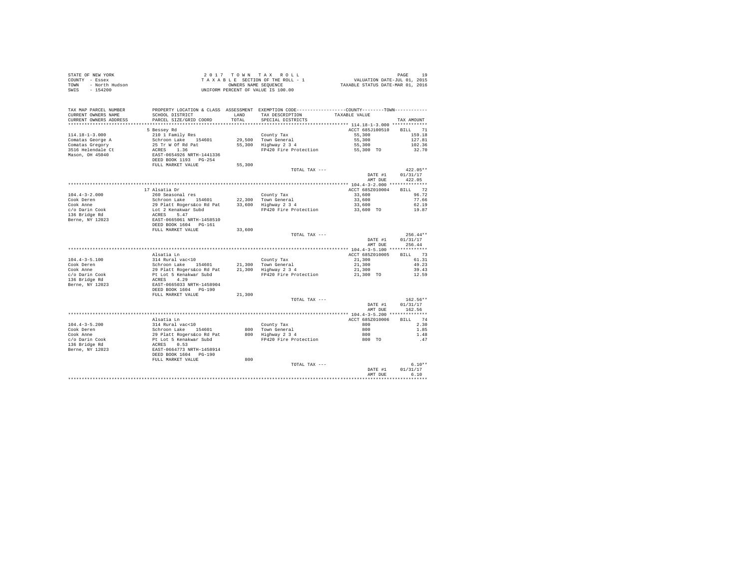STATE OF NEW YORK
COUNTY - Essex
TOWN - North Hudson
SWIS - 154200

2 0 1 7 T O W N T A X R O L L
T A X A B L E SECTION OF THE ROLL - 1
OWNERS NAME SEQUENCE
UNIFORM PERCENT OF VALUE IS 100.00

VALUATION DATE-JUL 01, 2015
TAXABLE STATUS DATE-MAR 01, 2016

| TAX MAP PARCEL NUMBER / CURRENT OWNERS NAME / CURRENT OWNERS ADDRESS | PROPERTY LOCATION & CLASS / SCHOOL DISTRICT / PARCEL SIZE/GRID COORD | ASSESSMENT LAND / TOTAL | EXEMPTION CODE / TAX DESCRIPTION / SPECIAL DISTRICTS | COUNTY / TOWN TAXABLE VALUE | TAX AMOUNT |
|---|---|---|---|---|---|
| **114.18-1-3.000** | 5 Bessey Rd | | | ACCT 685J100510 | BILL 71 |
| 114.18-1-3.000 | 210 1 Family Res | | County Tax | 55,300 | 159.18 |
| Comatas George A | Schroon Lake 154601 | 29,500 | Town General | 55,300 | 127.81 |
| Comatas Gregory | 25 Tr W Of Rd Pat | 55,300 | Highway 2 3 4 | 55,300 | 102.36 |
| 3516 Helendale Ct | ACRES 1.36 | | FP420 Fire Protection | 55,300 TO | 32.70 |
| Mason, OH 45040 | EAST-0654926 NRTH-1441336 | | | | |
| | DEED BOOK 1193 PG-254 | | | | |
| | FULL MARKET VALUE | 55,300 | | | |
| | | | TOTAL TAX --- | | 422.05** |
| | | | | DATE #1 | 01/31/17 |
| | | | | AMT DUE | 422.05 |
| **104.4-3-2.000** | 17 Alsatia Dr | | | ACCT 685Z010004 | BILL 72 |
| 104.4-3-2.000 | 260 Seasonal res | | County Tax | 33,600 | 96.72 |
| Cook Deren | Schroon Lake 154601 | 22,300 | Town General | 33,600 | 77.66 |
| Cook Anne | 29 Platt Rogers&co Rd Pat | 33,600 | Highway 2 3 4 | 33,600 | 62.19 |
| c/o Darin Cook | Lot 2 Kenakwar Subd | | FP420 Fire Protection | 33,600 TO | 19.87 |
| 136 Bridge Rd | ACRES 5.47 | | | | |
| Berne, NY 12023 | EAST-0665061 NRTH-1458510 | | | | |
| | DEED BOOK 1604 PG-161 | | | | |
| | FULL MARKET VALUE | 33,600 | | | |
| | | | TOTAL TAX --- | | 256.44** |
| | | | | DATE #1 | 01/31/17 |
| | | | | AMT DUE | 256.44 |
| **104.4-3-5.100** | Alsatia Ln | | | ACCT 685Z010005 | BILL 73 |
| 104.4-3-5.100 | 314 Rural vac<10 | | County Tax | 21,300 | 61.31 |
| Cook Deren | Schroon Lake 154601 | 21,300 | Town General | 21,300 | 49.23 |
| Cook Anne | 29 Platt Rogers&co Rd Pat | 21,300 | Highway 2 3 4 | 21,300 | 39.43 |
| c/o Darin Cook | Pt Lot 5 Kenakwar Subd | | FP420 Fire Protection | 21,300 TO | 12.59 |
| 136 Bridge Rd | ACRES 4.29 | | | | |
| Berne, NY 12023 | EAST-0665033 NRTH-1458904 | | | | |
| | DEED BOOK 1604 PG-190 | | | | |
| | FULL MARKET VALUE | 21,300 | | | |
| | | | TOTAL TAX --- | | 162.56** |
| | | | | DATE #1 | 01/31/17 |
| | | | | AMT DUE | 162.56 |
| **104.4-3-5.200** | Alsatia Ln | | | ACCT 685Z010006 | BILL 74 |
| 104.4-3-5.200 | 314 Rural vac<10 | | County Tax | 800 | 2.30 |
| Cook Deren | Schroon Lake 154601 | 800 | Town General | 800 | 1.85 |
| Cook Anne | 29 Platt Rogers&co Rd Pat | 800 | Highway 2 3 4 | 800 | 1.48 |
| c/o Darin Cook | Pt Lot 5 Kenakwar Subd | | FP420 Fire Protection | 800 TO | .47 |
| 136 Bridge Rd | ACRES 0.53 | | | | |
| Berne, NY 12023 | EAST-0664773 NRTH-1458914 | | | | |
| | DEED BOOK 1604 PG-190 | | | | |
| | FULL MARKET VALUE | 800 | | | |
| | | | TOTAL TAX --- | | 6.10** |
| | | | | DATE #1 | 01/31/17 |
| | | | | AMT DUE | 6.10 |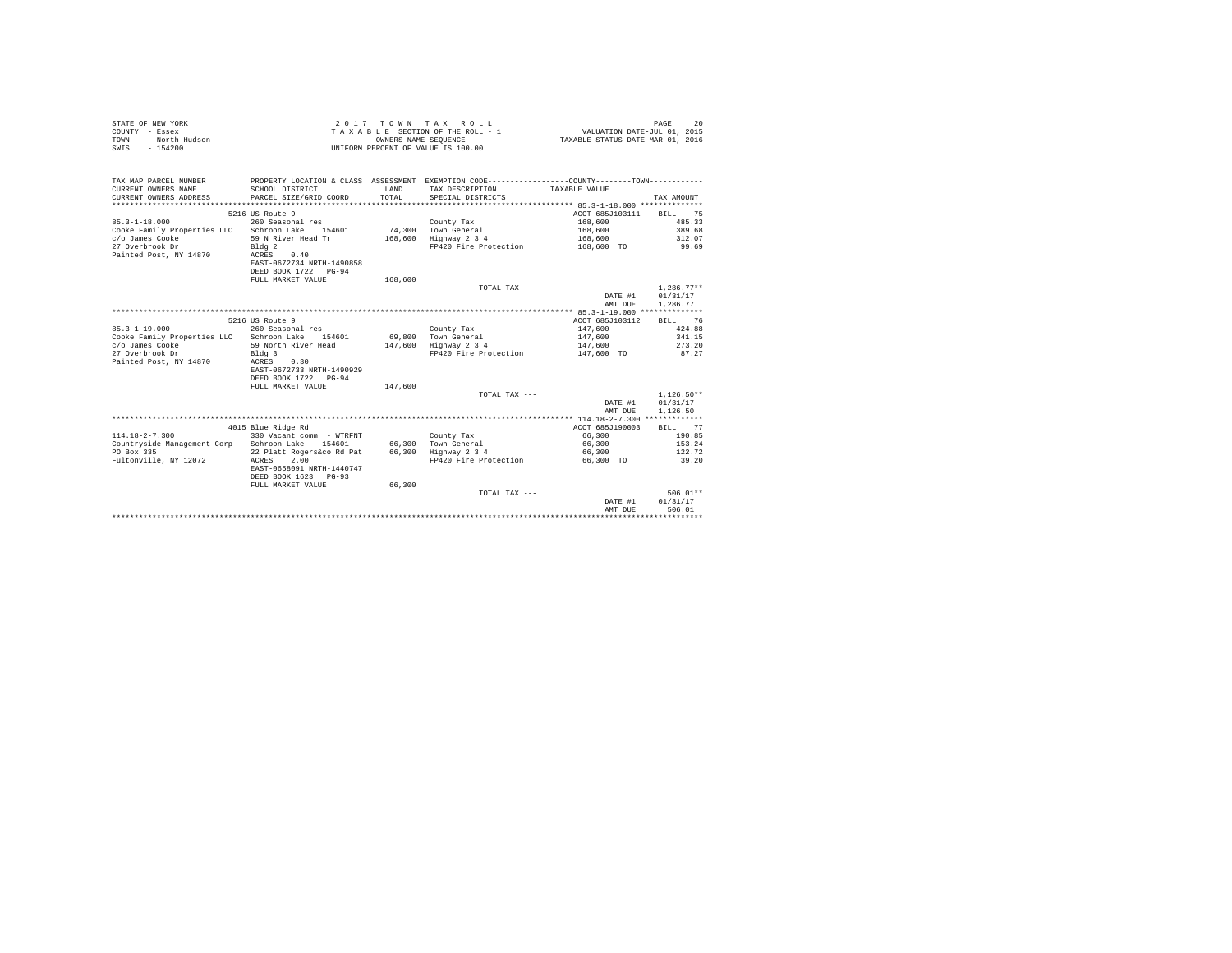STATE OF NEW YORK
COUNTY - Essex
TOWN - North Hudson
SWIS - 154200

2 0 1 7 T O W N T A X R O L L
T A X A B L E SECTION OF THE ROLL - 1
OWNERS NAME SEQUENCE
UNIFORM PERCENT OF VALUE IS 100.00

VALUATION DATE-JUL 01, 2015
TAXABLE STATUS DATE-MAR 01, 2016

| TAX MAP PARCEL NUMBER / CURRENT OWNERS NAME / CURRENT OWNERS ADDRESS | PROPERTY LOCATION & CLASS / SCHOOL DISTRICT / PARCEL SIZE/GRID COORD | ASSESSMENT LAND / TOTAL | EXEMPTION CODE / TAX DESCRIPTION / SPECIAL DISTRICTS | COUNTY--------TOWN TAXABLE VALUE | TAX AMOUNT |
|---|---|---|---|---|---|
| **85.3-1-18.000** | 5216 US Route 9 | | | ACCT 685J103111 | BILL 75 |
| 85.3-1-18.000 | 260 Seasonal res | | County Tax | 168,600 | 485.33 |
| Cooke Family Properties LLC | Schroon Lake 154601 | 74,300 | Town General | 168,600 | 389.68 |
| c/o James Cooke | 59 N River Head Tr | 168,600 | Highway 2 3 4 | 168,600 | 312.07 |
| 27 Overbrook Dr | Bldg 2 | | FP420 Fire Protection | 168,600 TO | 99.69 |
| Painted Post, NY 14870 | ACRES 0.40 | | | | |
| | EAST-0672734 NRTH-1490858 | | | | |
| | DEED BOOK 1722 PG-94 | | | | |
| | FULL MARKET VALUE | 168,600 | | | |
| | | | TOTAL TAX --- | | 1,286.77** |
| | | | | DATE #1 | 01/31/17 |
| | | | | AMT DUE | 1,286.77 |
| **85.3-1-19.000** | 5216 US Route 9 | | | ACCT 685J103112 | BILL 76 |
| 85.3-1-19.000 | 260 Seasonal res | | County Tax | 147,600 | 424.88 |
| Cooke Family Properties LLC | Schroon Lake 154601 | 69,800 | Town General | 147,600 | 341.15 |
| c/o James Cooke | 59 North River Head | 147,600 | Highway 2 3 4 | 147,600 | 273.20 |
| 27 Overbrook Dr | Bldg 3 | | FP420 Fire Protection | 147,600 TO | 87.27 |
| Painted Post, NY 14870 | ACRES 0.30 | | | | |
| | EAST-0672733 NRTH-1490929 | | | | |
| | DEED BOOK 1722 PG-94 | | | | |
| | FULL MARKET VALUE | 147,600 | | | |
| | | | TOTAL TAX --- | | 1,126.50** |
| | | | | DATE #1 | 01/31/17 |
| | | | | AMT DUE | 1,126.50 |
| **114.18-2-7.300** | 4015 Blue Ridge Rd | | | ACCT 685J190003 | BILL 77 |
| 114.18-2-7.300 | 330 Vacant comm - WTRFNT | | County Tax | 66,300 | 190.85 |
| Countryside Management Corp | Schroon Lake 154601 | 66,300 | Town General | 66,300 | 153.24 |
| PO Box 335 | 22 Platt Rogers&co Rd Pat | 66,300 | Highway 2 3 4 | 66,300 | 122.72 |
| Fultonville, NY 12072 | ACRES 2.00 | | FP420 Fire Protection | 66,300 TO | 39.20 |
| | EAST-0658091 NRTH-1440747 | | | | |
| | DEED BOOK 1623 PG-93 | | | | |
| | FULL MARKET VALUE | 66,300 | | | |
| | | | TOTAL TAX --- | | 506.01** |
| | | | | DATE #1 | 01/31/17 |
| | | | | AMT DUE | 506.01 |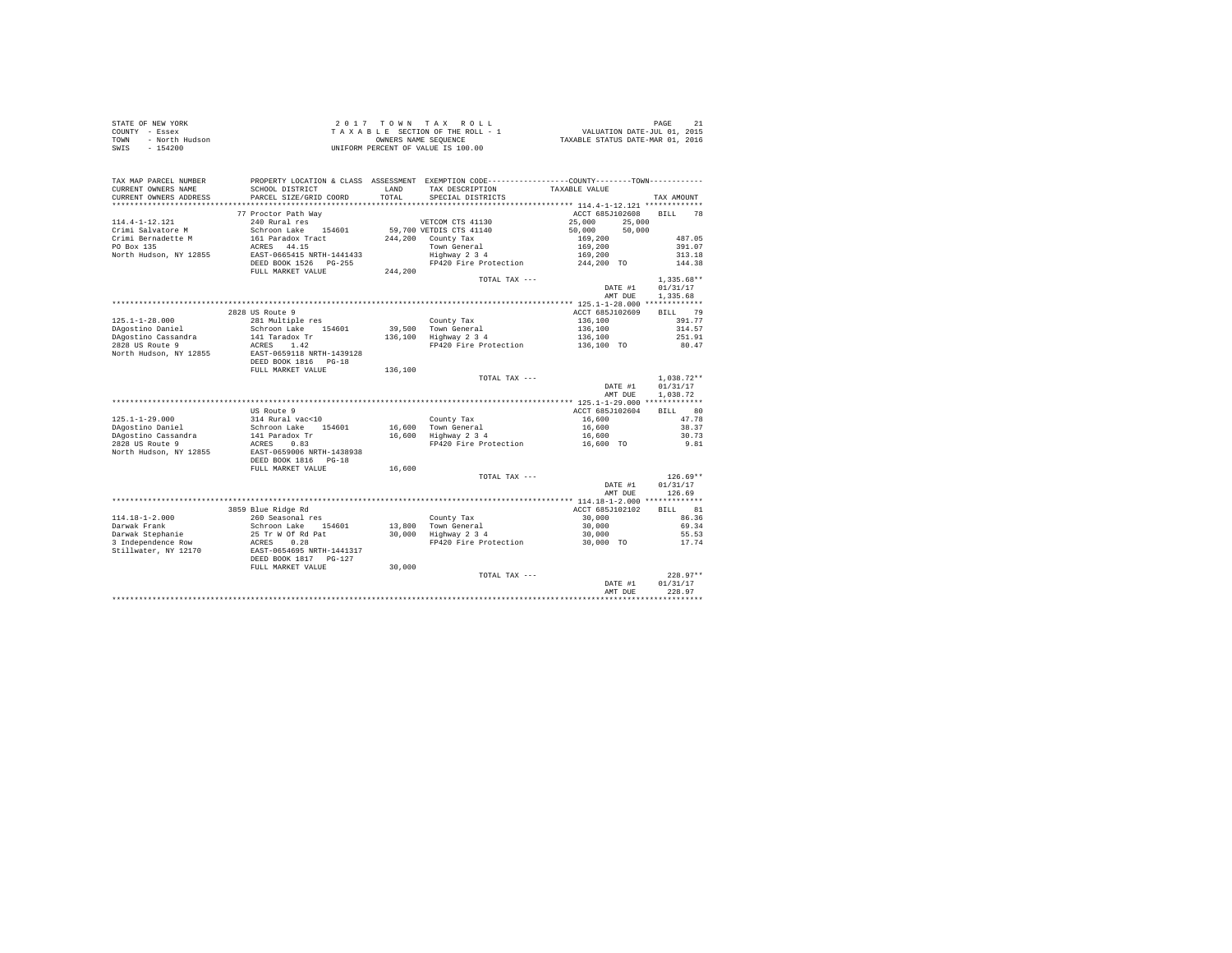STATE OF NEW YORK
COUNTY - Essex
TOWN - North Hudson
SWIS - 154200

2 0 1 7 T O W N T A X R O L L
T A X A B L E SECTION OF THE ROLL - 1
OWNERS NAME SEQUENCE
UNIFORM PERCENT OF VALUE IS 100.00

VALUATION DATE-JUL 01, 2015
TAXABLE STATUS DATE-MAR 01, 2016

| TAX MAP PARCEL NUMBER / CURRENT OWNERS NAME / CURRENT OWNERS ADDRESS | PROPERTY LOCATION & CLASS / SCHOOL DISTRICT / PARCEL SIZE/GRID COORD | ASSESSMENT LAND / TOTAL | EXEMPTION CODE / TAX DESCRIPTION / SPECIAL DISTRICTS | COUNTY TAXABLE VALUE | TOWN | TAX AMOUNT |
|---|---|---|---|---|---|---|
| 114.4-1-12.121 | 77 Proctor Path Way | | | ACCT 685J102608 | | BILL 78 |
| 114.4-1-12.121 | 240 Rural res | | VETCOM CTS 41130 | 25,000 | 25,000 | |
| Crimi Salvatore M | Schroon Lake 154601 | 59,700 | VETDIS CTS 41140 | 50,000 | 50,000 | |
| Crimi Bernadette M | 161 Paradox Tract | 244,200 | County Tax | 169,200 | | 487.05 |
| PO Box 135 | ACRES 44.15 | | Town General | 169,200 | | 391.07 |
| North Hudson, NY 12855 | EAST-0665415 NRTH-1441433 | | Highway 2 3 4 | 169,200 | | 313.18 |
| | DEED BOOK 1526 PG-255 | | FP420 Fire Protection | 244,200 TO | | 144.38 |
| | FULL MARKET VALUE | 244,200 | | | | |
| | | | TOTAL TAX --- | | | 1,335.68** |
| | | | | | DATE #1 | 01/31/17 |
| | | | | | AMT DUE | 1,335.68 |
| 125.1-1-28.000 | 2828 US Route 9 | | | ACCT 685J102609 | | BILL 79 |
| 125.1-1-28.000 | 281 Multiple res | | County Tax | 136,100 | | 391.77 |
| DAgostino Daniel | Schroon Lake 154601 | 39,500 | Town General | 136,100 | | 314.57 |
| DAgostino Cassandra | 141 Taradox Tr | 136,100 | Highway 2 3 4 | 136,100 | | 251.91 |
| 2828 US Route 9 | ACRES 1.42 | | FP420 Fire Protection | 136,100 TO | | 80.47 |
| North Hudson, NY 12855 | EAST-0659118 NRTH-1439128 | | | | | |
| | DEED BOOK 1816 PG-18 | | | | | |
| | FULL MARKET VALUE | 136,100 | | | | |
| | | | TOTAL TAX --- | | | 1,038.72** |
| | | | | | DATE #1 | 01/31/17 |
| | | | | | AMT DUE | 1,038.72 |
| 125.1-1-29.000 | US Route 9 | | | ACCT 685J102604 | | BILL 80 |
| 125.1-1-29.000 | 314 Rural vac<10 | | County Tax | 16,600 | | 47.78 |
| DAgostino Daniel | Schroon Lake 154601 | 16,600 | Town General | 16,600 | | 38.37 |
| DAgostino Cassandra | 141 Paradox Tr | 16,600 | Highway 2 3 4 | 16,600 | | 30.73 |
| 2828 US Route 9 | ACRES 0.83 | | FP420 Fire Protection | 16,600 TO | | 9.81 |
| North Hudson, NY 12855 | EAST-0659006 NRTH-1438938 | | | | | |
| | DEED BOOK 1816 PG-18 | | | | | |
| | FULL MARKET VALUE | 16,600 | | | | |
| | | | TOTAL TAX --- | | | 126.69** |
| | | | | | DATE #1 | 01/31/17 |
| | | | | | AMT DUE | 126.69 |
| 114.18-1-2.000 | 3859 Blue Ridge Rd | | | ACCT 685J102102 | | BILL 81 |
| 114.18-1-2.000 | 260 Seasonal res | | County Tax | 30,000 | | 86.36 |
| Darwak Frank | Schroon Lake 154601 | 13,800 | Town General | 30,000 | | 69.34 |
| Darwak Stephanie | 25 Tr W Of Rd Pat | 30,000 | Highway 2 3 4 | 30,000 | | 55.53 |
| 3 Independence Row | ACRES 0.28 | | FP420 Fire Protection | 30,000 TO | | 17.74 |
| Stillwater, NY 12170 | EAST-0654695 NRTH-1441317 | | | | | |
| | DEED BOOK 1817 PG-127 | | | | | |
| | FULL MARKET VALUE | 30,000 | | | | |
| | | | TOTAL TAX --- | | | 228.97** |
| | | | | | DATE #1 | 01/31/17 |
| | | | | | AMT DUE | 228.97 |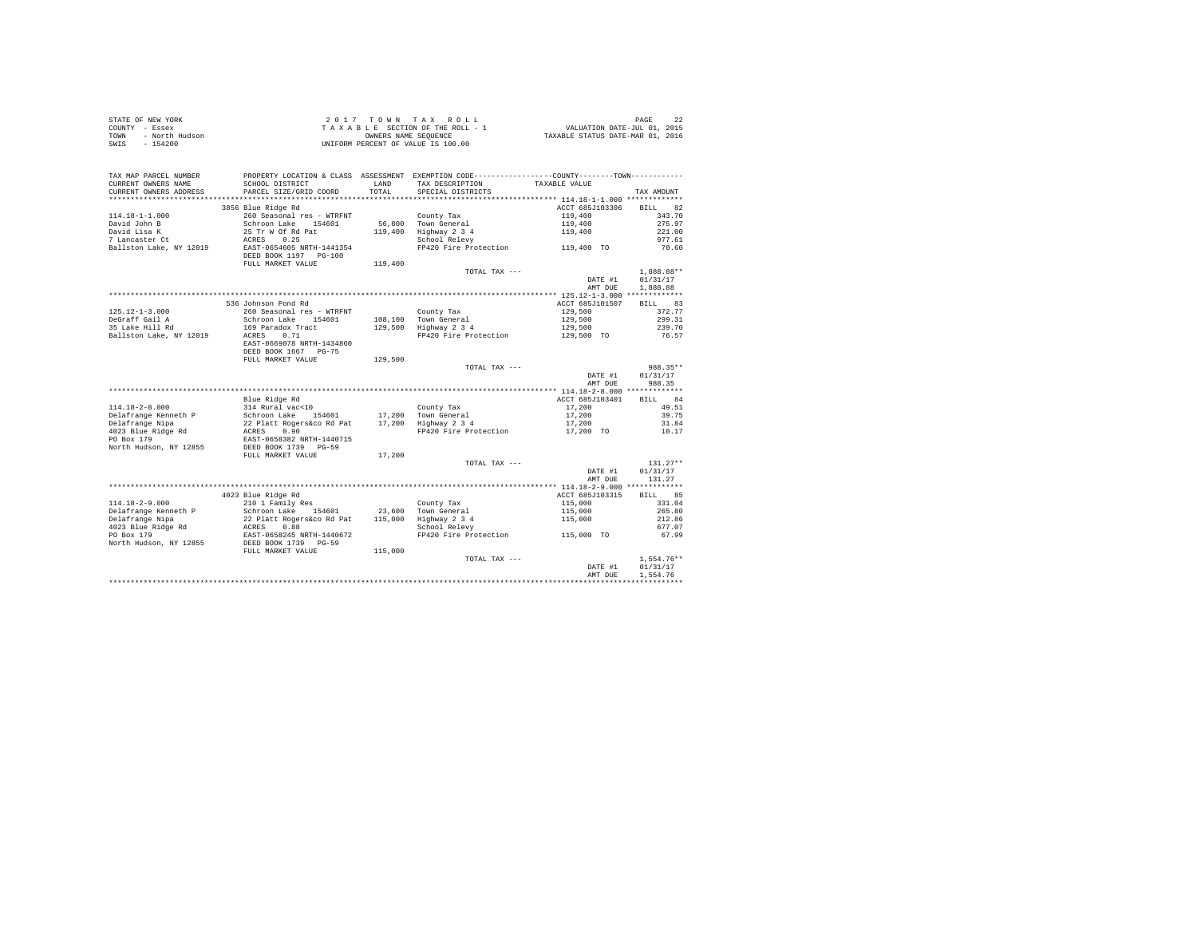STATE OF NEW YORK
COUNTY - Essex
TOWN - North Hudson
SWIS - 154200

2017 TOWN TAX ROLL
TAXABLE SECTION OF THE ROLL - 1
OWNERS NAME SEQUENCE
UNIFORM PERCENT OF VALUE IS 100.00

VALUATION DATE-JUL 01, 2015
TAXABLE STATUS DATE-MAR 01, 2016

| TAX MAP PARCEL NUMBER / CURRENT OWNERS NAME / CURRENT OWNERS ADDRESS | PROPERTY LOCATION & CLASS / SCHOOL DISTRICT / PARCEL SIZE/GRID COORD | ASSESSMENT LAND / TOTAL | EXEMPTION CODE / TAX DESCRIPTION / SPECIAL DISTRICTS | TAXABLE VALUE | TAX AMOUNT |
|---|---|---|---|---|---|
| **114.18-1-1.000** | 3856 Blue Ridge Rd | | | ACCT 685J103306 | BILL 82 |
| 114.18-1-1.000 | 260 Seasonal res - WTRFNT | | County Tax | 119,400 | 343.70 |
| David John B | Schroon Lake 154601 | 56,800 | Town General | 119,400 | 275.97 |
| David Lisa K | 25 Tr W Of Rd Pat | 119,400 | Highway 2 3 4 | 119,400 | 221.00 |
| 7 Lancaster Ct | ACRES 0.25 | | School Relevy | | 977.61 |
| Ballston Lake, NY 12019 | EAST-0654605 NRTH-1441354 | | FP420 Fire Protection | 119,400 TO | 70.60 |
| | DEED BOOK 1197 PG-100 | | | | |
| | FULL MARKET VALUE | 119,400 | | | |
| | | | TOTAL TAX --- | | 1,888.88** |
| | | | | DATE #1 | 01/31/17 |
| | | | | AMT DUE | 1,888.88 |
| **125.12-1-3.000** | 536 Johnson Pond Rd | | | ACCT 685J101507 | BILL 83 |
| 125.12-1-3.000 | 260 Seasonal res - WTRFNT | | County Tax | 129,500 | 372.77 |
| DeGraff Gail A | Schroon Lake 154601 | 108,100 | Town General | 129,500 | 299.31 |
| 35 Lake Hill Rd | 169 Paradox Tract | 129,500 | Highway 2 3 4 | 129,500 | 239.70 |
| Ballston Lake, NY 12019 | ACRES 0.71 | | FP420 Fire Protection | 129,500 TO | 76.57 |
| | EAST-0669078 NRTH-1434860 | | | | |
| | DEED BOOK 1667 PG-75 | | | | |
| | FULL MARKET VALUE | 129,500 | | | |
| | | | TOTAL TAX --- | | 988.35** |
| | | | | DATE #1 | 01/31/17 |
| | | | | AMT DUE | 988.35 |
| **114.18-2-8.000** | Blue Ridge Rd | | | ACCT 685J103401 | BILL 84 |
| 114.18-2-8.000 | 314 Rural vac<10 | | County Tax | 17,200 | 49.51 |
| Delafrange Kenneth P | Schroon Lake 154601 | 17,200 | Town General | 17,200 | 39.75 |
| Delafrange Nipa | 22 Platt Rogers&co Rd Pat | 17,200 | Highway 2 3 4 | 17,200 | 31.84 |
| 4023 Blue Ridge Rd | ACRES 0.90 | | FP420 Fire Protection | 17,200 TO | 10.17 |
| PO Box 179 | EAST-0658382 NRTH-1440715 | | | | |
| North Hudson, NY 12855 | DEED BOOK 1739 PG-59 | | | | |
| | FULL MARKET VALUE | 17,200 | | | |
| | | | TOTAL TAX --- | | 131.27** |
| | | | | DATE #1 | 01/31/17 |
| | | | | AMT DUE | 131.27 |
| **114.18-2-9.000** | 4023 Blue Ridge Rd | | | ACCT 685J103315 | BILL 85 |
| 114.18-2-9.000 | 210 1 Family Res | | County Tax | 115,000 | 331.04 |
| Delafrange Kenneth P | Schroon Lake 154601 | 23,600 | Town General | 115,000 | 265.80 |
| Delafrange Nipa | 22 Platt Rogers&co Rd Pat | 115,000 | Highway 2 3 4 | 115,000 | 212.86 |
| 4023 Blue Ridge Rd | ACRES 0.88 | | School Relevy | | 677.07 |
| PO Box 179 | EAST-0658245 NRTH-1440672 | | FP420 Fire Protection | 115,000 TO | 67.99 |
| North Hudson, NY 12855 | DEED BOOK 1739 PG-59 | | | | |
| | FULL MARKET VALUE | 115,000 | | | |
| | | | TOTAL TAX --- | | 1,554.76** |
| | | | | DATE #1 | 01/31/17 |
| | | | | AMT DUE | 1,554.76 |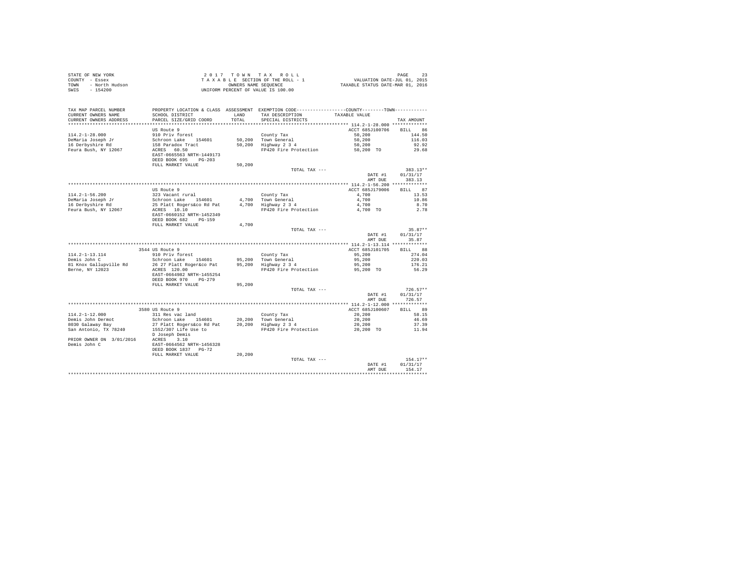STATE OF NEW YORK
COUNTY - Essex
TOWN - North Hudson
SWIS - 154200

2017 TOWN TAX ROLL
TAXABLE SECTION OF THE ROLL - 1
OWNERS NAME SEQUENCE
UNIFORM PERCENT OF VALUE IS 100.00

VALUATION DATE-JUL 01, 2015
TAXABLE STATUS DATE-MAR 01, 2016

| TAX MAP PARCEL NUMBER / CURRENT OWNERS NAME / CURRENT OWNERS ADDRESS | PROPERTY LOCATION & CLASS / SCHOOL DISTRICT / PARCEL SIZE/GRID COORD | ASSESSMENT LAND / TOTAL | EXEMPTION CODE / TAX DESCRIPTION / SPECIAL DISTRICTS | COUNTY--------TOWN / TAXABLE VALUE | TAX AMOUNT |
|---|---|---|---|---|---|
| **114.2-1-28.000** | US Route 9 | | | ACCT 685J100706 | BILL 86 |
| 114.2-1-28.000 | 910 Priv forest | | County Tax | 50,200 | 144.50 |
| DeMaria Joseph Jr | Schroon Lake 154601 | 50,200 | Town General | 50,200 | 116.03 |
| 16 Derbyshire Rd | 158 Paradox Tract | 50,200 | Highway 2 3 4 | 50,200 | 92.92 |
| Feura Bush, NY 12067 | ACRES 60.50 | | FP420 Fire Protection | 50,200 TO | 29.68 |
| | EAST-0665563 NRTH-1449173 | | | | |
| | DEED BOOK 695 PG-203 | | | | |
| | FULL MARKET VALUE | 50,200 | | | |
| | | | TOTAL TAX --- | | 383.13** |
| | | | | DATE #1 | 01/31/17 |
| | | | | AMT DUE | 383.13 |
| **114.2-1-56.200** | US Route 9 | | | ACCT 685J179006 | BILL 87 |
| 114.2-1-56.200 | 323 Vacant rural | | County Tax | 4,700 | 13.53 |
| DeMaria Joseph Jr | Schroon Lake 154601 | 4,700 | Town General | 4,700 | 10.86 |
| 16 Derbyshire Rd | 25 Platt Rogers&co Rd Pat | 4,700 | Highway 2 3 4 | 4,700 | 8.70 |
| Feura Bush, NY 12067 | ACRES 10.10 | | FP420 Fire Protection | 4,700 TO | 2.78 |
| | EAST-0660152 NRTH-1452349 | | | | |
| | DEED BOOK 682 PG-159 | | | | |
| | FULL MARKET VALUE | 4,700 | | | |
| | | | TOTAL TAX --- | | 35.87** |
| | | | | DATE #1 | 01/31/17 |
| | | | | AMT DUE | 35.87 |
| **114.2-1-13.114** | 3544 US Route 9 | | | ACCT 685J101705 | BILL 88 |
| 114.2-1-13.114 | 910 Priv forest | | County Tax | 95,200 | 274.04 |
| Demis John C | Schroon Lake 154601 | 95,200 | Town General | 95,200 | 220.03 |
| 81 Knox Gallupville Rd | 26 27 Platt Roger&co Pat | 95,200 | Highway 2 3 4 | 95,200 | 176.21 |
| Berne, NY 12023 | ACRES 120.00 | | FP420 Fire Protection | 95,200 TO | 56.29 |
| | EAST-0664982 NRTH-1455254 | | | | |
| | DEED BOOK 970 PG-279 | | | | |
| | FULL MARKET VALUE | 95,200 | | | |
| | | | TOTAL TAX --- | | 726.57** |
| | | | | DATE #1 | 01/31/17 |
| | | | | AMT DUE | 726.57 |
| **114.2-1-12.000** | 3580 US Route 9 | | | ACCT 685J100607 | BILL 89 |
| 114.2-1-12.000 | 311 Res vac land | | County Tax | 20,200 | 58.15 |
| Demis John Dermot | Schroon Lake 154601 | 20,200 | Town General | 20,200 | 46.69 |
| 8030 Galaway Bay | 27 Platt Rogers&co Rd Pat | 20,200 | Highway 2 3 4 | 20,200 | 37.39 |
| San Antonio, TX 78240 | 1552/307 Life Use to | | FP420 Fire Protection | 20,200 TO | 11.94 |
| | D Joseph Demis | | | | |
| PRIOR OWNER ON 3/01/2016 | ACRES 3.10 | | | | |
| Demis John C | EAST-0664562 NRTH-1456328 | | | | |
| | DEED BOOK 1837 PG-72 | | | | |
| | FULL MARKET VALUE | 20,200 | | | |
| | | | TOTAL TAX --- | | 154.17** |
| | | | | DATE #1 | 01/31/17 |
| | | | | AMT DUE | 154.17 |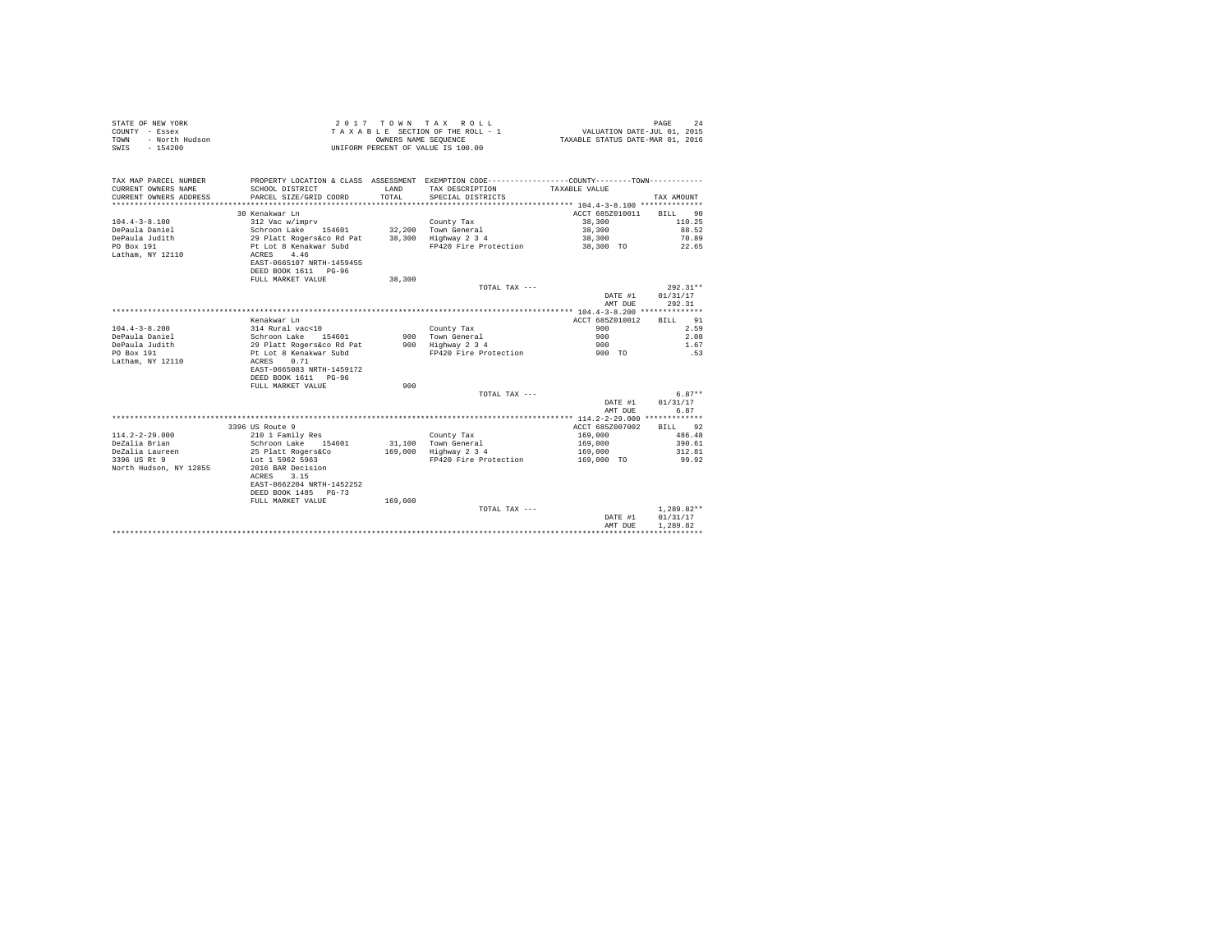STATE OF NEW YORK
COUNTY - Essex
TOWN - North Hudson
SWIS - 154200

2017 TOWN TAX ROLL
TAXABLE SECTION OF THE ROLL - 1
OWNERS NAME SEQUENCE
UNIFORM PERCENT OF VALUE IS 100.00

VALUATION DATE-JUL 01, 2015
TAXABLE STATUS DATE-MAR 01, 2016

| TAX MAP PARCEL NUMBER / CURRENT OWNERS NAME / CURRENT OWNERS ADDRESS | PROPERTY LOCATION & CLASS / SCHOOL DISTRICT / PARCEL SIZE/GRID COORD | ASSESSMENT LAND / TOTAL | EXEMPTION CODE / TAX DESCRIPTION / SPECIAL DISTRICTS | COUNTY / TOWN TAXABLE VALUE | TAX AMOUNT |
|---|---|---|---|---|---|
| **104.4-3-8.100** | 30 Kenakwar Ln | | | ACCT 685Z010011 | BILL 90 |
| 104.4-3-8.100 | 312 Vac w/imprv | | County Tax | 38,300 | 110.25 |
| DePaula Daniel | Schroon Lake 154601 | 32,200 | Town General | 38,300 | 88.52 |
| DePaula Judith | 29 Platt Rogers&co Rd Pat | 38,300 | Highway 2 3 4 | 38,300 | 70.89 |
| PO Box 191 | Pt Lot 8 Kenakwar Subd | | FP420 Fire Protection | 38,300 TO | 22.65 |
| Latham, NY 12110 | ACRES 4.46 | | | | |
| | EAST-0665107 NRTH-1459455 | | | | |
| | DEED BOOK 1611 PG-96 | | | | |
| | FULL MARKET VALUE | 38,300 | | | |
| | | | TOTAL TAX --- | | 292.31** |
| | | | | DATE #1 | 01/31/17 |
| | | | | AMT DUE | 292.31 |
| **104.4-3-8.200** | Kenakwar Ln | | | ACCT 685Z010012 | BILL 91 |
| 104.4-3-8.200 | 314 Rural vac<10 | | County Tax | 900 | 2.59 |
| DePaula Daniel | Schroon Lake 154601 | 900 | Town General | 900 | 2.08 |
| DePaula Judith | 29 Platt Rogers&co Rd Pat | 900 | Highway 2 3 4 | 900 | 1.67 |
| PO Box 191 | Pt Lot 8 Kenakwar Subd | | FP420 Fire Protection | 900 TO | .53 |
| Latham, NY 12110 | ACRES 0.71 | | | | |
| | EAST-0665083 NRTH-1459172 | | | | |
| | DEED BOOK 1611 PG-96 | | | | |
| | FULL MARKET VALUE | 900 | | | |
| | | | TOTAL TAX --- | | 6.87** |
| | | | | DATE #1 | 01/31/17 |
| | | | | AMT DUE | 6.87 |
| **114.2-2-29.000** | 3396 US Route 9 | | | ACCT 685Z007002 | BILL 92 |
| 114.2-2-29.000 | 210 1 Family Res | | County Tax | 169,000 | 486.48 |
| DeZalia Brian | Schroon Lake 154601 | 31,100 | Town General | 169,000 | 390.61 |
| DeZalia Laureen | 25 Platt Rogers&Co | 169,000 | Highway 2 3 4 | 169,000 | 312.81 |
| 3396 US Rt 9 | Lot 1 5962 5963 | | FP420 Fire Protection | 169,000 TO | 99.92 |
| North Hudson, NY 12855 | 2016 BAR Decision | | | | |
| | ACRES 3.15 | | | | |
| | EAST-0662204 NRTH-1452252 | | | | |
| | DEED BOOK 1485 PG-73 | | | | |
| | FULL MARKET VALUE | 169,000 | | | |
| | | | TOTAL TAX --- | | 1,289.82** |
| | | | | DATE #1 | 01/31/17 |
| | | | | AMT DUE | 1,289.82 |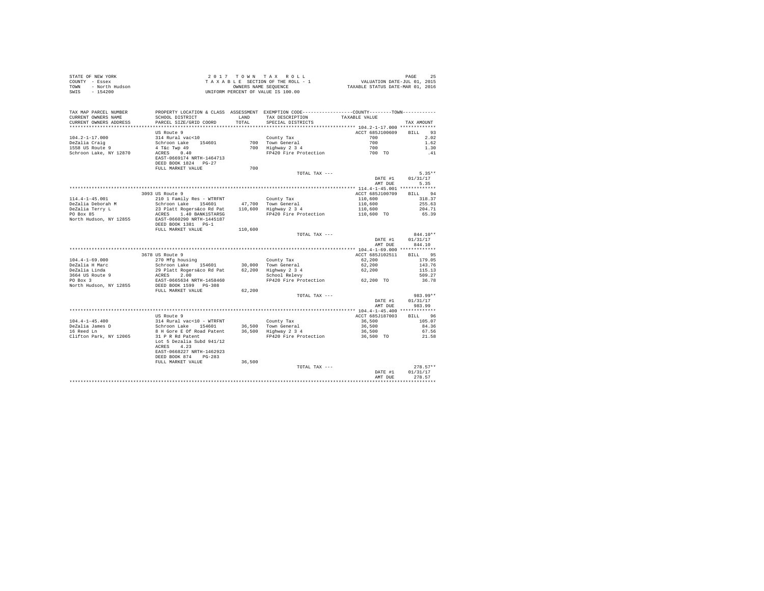STATE OF NEW YORK
COUNTY - Essex
TOWN - North Hudson
SWIS - 154200

2 0 1 7 T O W N T A X R O L L
T A X A B L E SECTION OF THE ROLL - 1
OWNERS NAME SEQUENCE
UNIFORM PERCENT OF VALUE IS 100.00

VALUATION DATE-JUL 01, 2015
TAXABLE STATUS DATE-MAR 01, 2016

| TAX MAP PARCEL NUMBER / CURRENT OWNERS NAME / CURRENT OWNERS ADDRESS | PROPERTY LOCATION & CLASS / SCHOOL DISTRICT / PARCEL SIZE/GRID COORD | ASSESSMENT LAND / TOTAL | EXEMPTION CODE / TAX DESCRIPTION / SPECIAL DISTRICTS | TAXABLE VALUE | TAX AMOUNT |
|---|---|---|---|---|---|
| 104.2-1-17.000 | US Route 9 | | | ACCT 685J100609 | BILL 93 |
| 104.2-1-17.000 | 314 Rural vac<10 | | County Tax | 700 | 2.02 |
| DeZalia Craig | Schroon Lake 154601 | 700 | Town General | 700 | 1.62 |
| 1558 US Route 9 | 4 T&c Twp 49 | 700 | Highway 2 3 4 | 700 | 1.30 |
| Schroon Lake, NY 12870 | ACRES 0.40 | | FP420 Fire Protection | 700 TO | .41 |
| | EAST-0669174 NRTH-1464713 | | | | |
| | DEED BOOK 1824 PG-27 | | | | |
| | FULL MARKET VALUE | 700 | | | |
| | | | TOTAL TAX --- | | 5.35** |
| | | | | DATE #1 | 01/31/17 |
| | | | | AMT DUE | 5.35 |
| 114.4-1-45.001 | 3093 US Route 9 | | | ACCT 685J100709 | BILL 94 |
| 114.4-1-45.001 | 210 1 Family Res - WTRFNT | | County Tax | 110,600 | 318.37 |
| DeZalia Deborah M | Schroon Lake 154601 | 47,700 | Town General | 110,600 | 255.63 |
| DeZalia Terry L | 23 Platt Rogers&co Rd Pat | 110,600 | Highway 2 3 4 | 110,600 | 204.71 |
| PO Box 85 | ACRES 1.40 BANK1STARSG | | FP420 Fire Protection | 110,600 TO | 65.39 |
| North Hudson, NY 12855 | EAST-0660290 NRTH-1445187 | | | | |
| | DEED BOOK 1381 PG-1 | | | | |
| | FULL MARKET VALUE | 110,600 | | | |
| | | | TOTAL TAX --- | | 844.10** |
| | | | | DATE #1 | 01/31/17 |
| | | | | AMT DUE | 844.10 |
| 104.4-1-69.000 | 3678 US Route 9 | | | ACCT 685J102511 | BILL 95 |
| 104.4-1-69.000 | 270 Mfg housing | | County Tax | 62,200 | 179.05 |
| DeZalia H Marc | Schroon Lake 154601 | 30,000 | Town General | 62,200 | 143.76 |
| DeZalia Linda | 29 Platt Rogers&co Rd Pat | 62,200 | Highway 2 3 4 | 62,200 | 115.13 |
| 3664 US Route 9 | ACRES 2.00 | | School Relevy | | 509.27 |
| PO Box 3 | EAST-0665634 NRTH-1458460 | | FP420 Fire Protection | 62,200 TO | 36.78 |
| North Hudson, NY 12855 | DEED BOOK 1599 PG-308 | | | | |
| | FULL MARKET VALUE | 62,200 | | | |
| | | | TOTAL TAX --- | | 983.99** |
| | | | | DATE #1 | 01/31/17 |
| | | | | AMT DUE | 983.99 |
| 104.4-1-45.400 | US Route 9 | | | ACCT 685J187003 | BILL 96 |
| 104.4-1-45.400 | 314 Rural vac<10 - WTRFNT | | County Tax | 36,500 | 105.07 |
| DeZalia James D | Schroon Lake 154601 | 36,500 | Town General | 36,500 | 84.36 |
| 16 Reed Ln | 8 H Gore E Of Road Patent | 36,500 | Highway 2 3 4 | 36,500 | 67.56 |
| Clifton Park, NY 12065 | 31 P R Rd Patent | | FP420 Fire Protection | 36,500 TO | 21.58 |
| | Lot 5 Dezalia Subd 941/12 | | | | |
| | ACRES 4.23 | | | | |
| | EAST-0668227 NRTH-1462923 | | | | |
| | DEED BOOK 874 PG-283 | | | | |
| | FULL MARKET VALUE | 36,500 | | | |
| | | | TOTAL TAX --- | | 278.57** |
| | | | | DATE #1 | 01/31/17 |
| | | | | AMT DUE | 278.57 |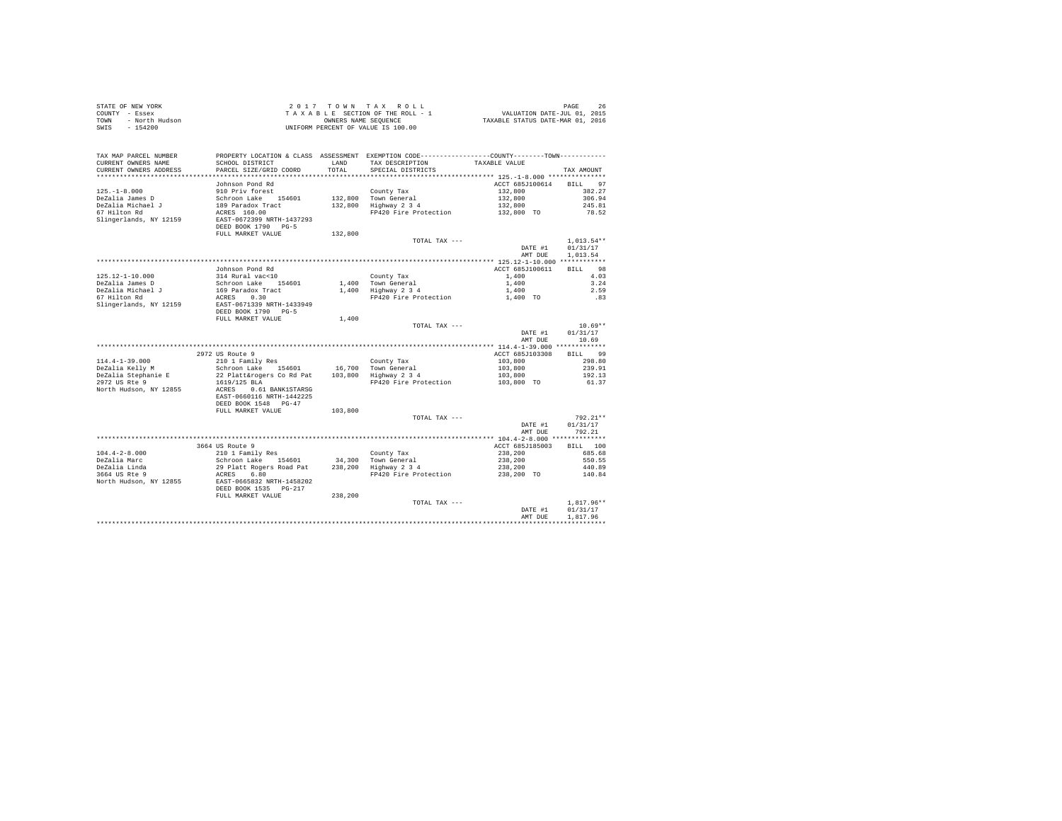STATE OF NEW YORK — COUNTY - Essex — TOWN - North Hudson — SWIS - 154200

2 0 1 7 T O W N T A X R O L L
T A X A B L E SECTION OF THE ROLL - 1
OWNERS NAME SEQUENCE
UNIFORM PERCENT OF VALUE IS 100.00

VALUATION DATE-JUL 01, 2015
TAXABLE STATUS DATE-MAR 01, 2016

| TAX MAP PARCEL NUMBER / CURRENT OWNERS NAME / CURRENT OWNERS ADDRESS | PROPERTY LOCATION & CLASS / SCHOOL DISTRICT / PARCEL SIZE/GRID COORD | ASSESSMENT LAND / TOTAL | EXEMPTION CODE / TAX DESCRIPTION / SPECIAL DISTRICTS | TAXABLE VALUE | TAX AMOUNT |
|---|---|---|---|---|---|
| 125.-1-8.000 | Johnson Pond Rd | | | ACCT 685J100614 | BILL 97 |
| DeZalia James D | 910 Priv forest | | County Tax | 132,800 | 382.27 |
| DeZalia Michael J | Schroon Lake 154601 | 132,800 | Town General | 132,800 | 306.94 |
| 67 Hilton Rd | 189 Paradox Tract | 132,800 | Highway 2 3 4 | 132,800 | 245.81 |
| Slingerlands, NY 12159 | ACRES 160.00 | | FP420 Fire Protection | 132,800 TO | 78.52 |
| | EAST-0672399 NRTH-1437293 | | | | |
| | DEED BOOK 1790 PG-5 | | | | |
| | FULL MARKET VALUE | 132,800 | | | |
| | | | TOTAL TAX --- | | 1,013.54** |
| | | | | DATE #1 | 01/31/17 |
| | | | | AMT DUE | 1,013.54 |
| 125.12-1-10.000 | Johnson Pond Rd | | | ACCT 685J100611 | BILL 98 |
| DeZalia James D | 314 Rural vac<10 | | County Tax | 1,400 | 4.03 |
| DeZalia Michael J | Schroon Lake 154601 | 1,400 | Town General | 1,400 | 3.24 |
| 67 Hilton Rd | 169 Paradox Tract | 1,400 | Highway 2 3 4 | 1,400 | 2.59 |
| Slingerlands, NY 12159 | ACRES 0.30 | | FP420 Fire Protection | 1,400 TO | .83 |
| | EAST-0671339 NRTH-1433949 | | | | |
| | DEED BOOK 1790 PG-5 | | | | |
| | FULL MARKET VALUE | 1,400 | | | |
| | | | TOTAL TAX --- | | 10.69** |
| | | | | DATE #1 | 01/31/17 |
| | | | | AMT DUE | 10.69 |
| 114.4-1-39.000 | 2972 US Route 9 | | | ACCT 685J103308 | BILL 99 |
| DeZalia Kelly M | 210 1 Family Res | | County Tax | 103,800 | 298.80 |
| DeZalia Stephanie E | Schroon Lake 154601 | 16,700 | Town General | 103,800 | 239.91 |
| 2972 US Rte 9 | 22 Platt&rogers Co Rd Pat | 103,800 | Highway 2 3 4 | 103,800 | 192.13 |
| North Hudson, NY 12855 | 1619/125 BLA | | FP420 Fire Protection | 103,800 TO | 61.37 |
| | ACRES 0.61 BANK1STARSG | | | | |
| | EAST-0660116 NRTH-1442225 | | | | |
| | DEED BOOK 1548 PG-47 | | | | |
| | FULL MARKET VALUE | 103,800 | | | |
| | | | TOTAL TAX --- | | 792.21** |
| | | | | DATE #1 | 01/31/17 |
| | | | | AMT DUE | 792.21 |
| 104.4-2-8.000 | 3664 US Route 9 | | | ACCT 685J185003 | BILL 100 |
| DeZalia Marc | 210 1 Family Res | | County Tax | 238,200 | 685.68 |
| DeZalia Linda | Schroon Lake 154601 | 34,300 | Town General | 238,200 | 550.55 |
| 3664 US Rte 9 | 29 Platt Rogers Road Pat | 238,200 | Highway 2 3 4 | 238,200 | 440.89 |
| North Hudson, NY 12855 | ACRES 6.80 | | FP420 Fire Protection | 238,200 TO | 140.84 |
| | EAST-0665832 NRTH-1458202 | | | | |
| | DEED BOOK 1535 PG-217 | | | | |
| | FULL MARKET VALUE | 238,200 | | | |
| | | | TOTAL TAX --- | | 1,817.96** |
| | | | | DATE #1 | 01/31/17 |
| | | | | AMT DUE | 1,817.96 |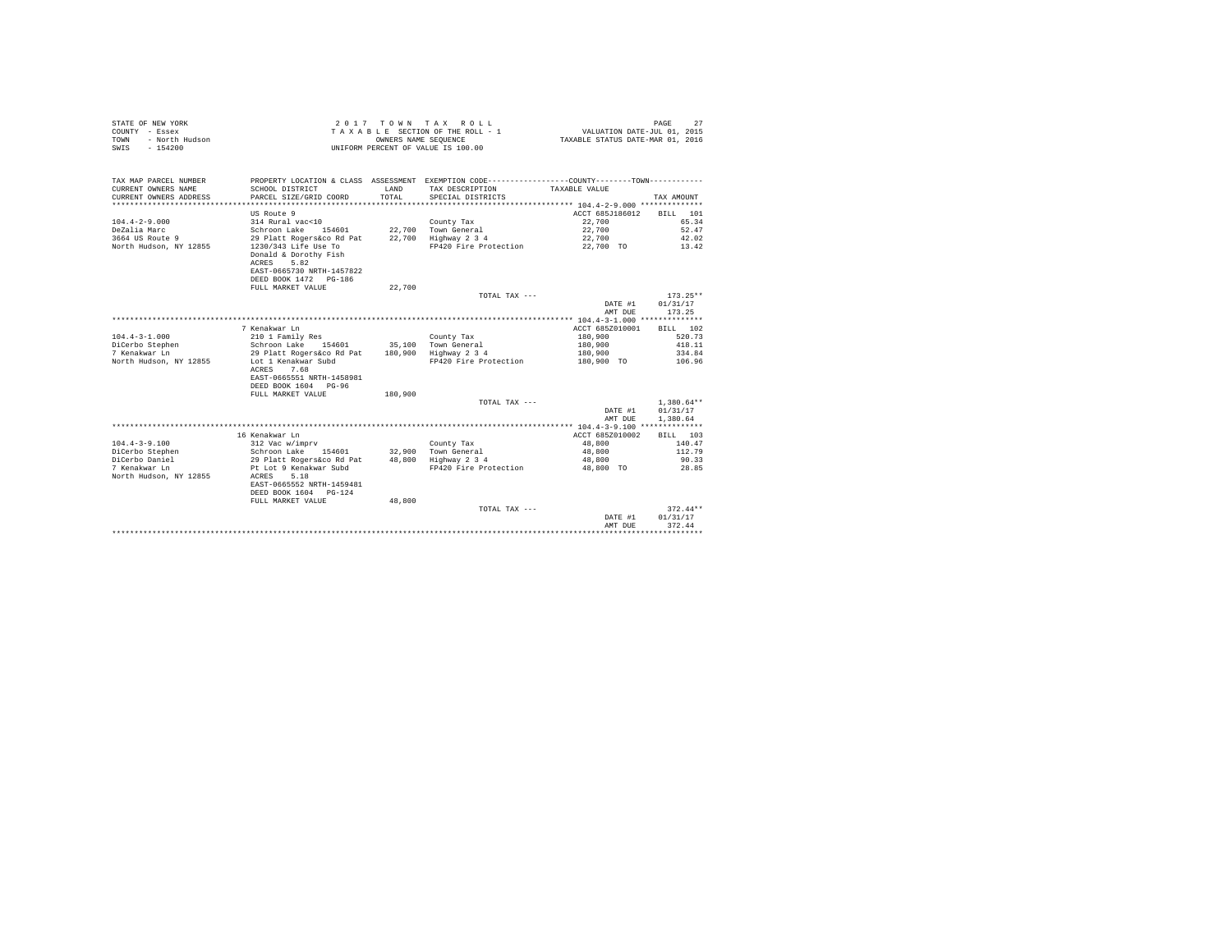STATE OF NEW YORK
COUNTY - Essex
TOWN - North Hudson
SWIS - 154200

2 0 1 7 T O W N T A X R O L L
T A X A B L E SECTION OF THE ROLL - 1
OWNERS NAME SEQUENCE
UNIFORM PERCENT OF VALUE IS 100.00

VALUATION DATE-JUL 01, 2015
TAXABLE STATUS DATE-MAR 01, 2016

| TAX MAP PARCEL NUMBER / CURRENT OWNERS NAME / CURRENT OWNERS ADDRESS | PROPERTY LOCATION & CLASS / SCHOOL DISTRICT / PARCEL SIZE/GRID COORD | ASSESSMENT LAND / TOTAL | EXEMPTION CODE / TAX DESCRIPTION / SPECIAL DISTRICTS | COUNTY--------TOWN TAXABLE VALUE | TAX AMOUNT |
|---|---|---|---|---|---|
| 104.4-2-9.000 | US Route 9 | | | ACCT 685J186012 | BILL 101 |
| DeZalia Marc | 314 Rural vac<10 | | County Tax | 22,700 | 65.34 |
| 3664 US Route 9 | Schroon Lake 154601 | 22,700 | Town General | 22,700 | 52.47 |
| North Hudson, NY 12855 | 29 Platt Rogers&co Rd Pat | 22,700 | Highway 2 3 4 | 22,700 | 42.02 |
| | 1230/343 Life Use To | | FP420 Fire Protection | 22,700 TO | 13.42 |
| | Donald & Dorothy Fish | | | | |
| | ACRES 5.82 | | | | |
| | EAST-0665730 NRTH-1457822 | | | | |
| | DEED BOOK 1472 PG-186 | | | | |
| | FULL MARKET VALUE | 22,700 | | | |
| | | | TOTAL TAX --- | | 173.25** |
| | | | | DATE #1 | 01/31/17 |
| | | | | AMT DUE | 173.25 |
| 104.4-3-1.000 | 7 Kenakwar Ln | | | ACCT 685Z010001 | BILL 102 |
| DiCerbo Stephen | 210 1 Family Res | | County Tax | 180,900 | 520.73 |
| 7 Kenakwar Ln | Schroon Lake 154601 | 35,100 | Town General | 180,900 | 418.11 |
| North Hudson, NY 12855 | 29 Platt Rogers&co Rd Pat | 180,900 | Highway 2 3 4 | 180,900 | 334.84 |
| | Lot 1 Kenakwar Subd | | FP420 Fire Protection | 180,900 TO | 106.96 |
| | ACRES 7.68 | | | | |
| | EAST-0665551 NRTH-1458981 | | | | |
| | DEED BOOK 1604 PG-96 | | | | |
| | FULL MARKET VALUE | 180,900 | | | |
| | | | TOTAL TAX --- | | 1,380.64** |
| | | | | DATE #1 | 01/31/17 |
| | | | | AMT DUE | 1,380.64 |
| 104.4-3-9.100 | 16 Kenakwar Ln | | | ACCT 685Z010002 | BILL 103 |
| DiCerbo Stephen | 312 Vac w/imprv | | County Tax | 48,800 | 140.47 |
| DiCerbo Daniel | Schroon Lake 154601 | 32,900 | Town General | 48,800 | 112.79 |
| 7 Kenakwar Ln | 29 Platt Rogers&co Rd Pat | 48,800 | Highway 2 3 4 | 48,800 | 90.33 |
| North Hudson, NY 12855 | Pt Lot 9 Kenakwar Subd | | FP420 Fire Protection | 48,800 TO | 28.85 |
| | ACRES 5.18 | | | | |
| | EAST-0665552 NRTH-1459481 | | | | |
| | DEED BOOK 1604 PG-124 | | | | |
| | FULL MARKET VALUE | 48,800 | | | |
| | | | TOTAL TAX --- | | 372.44** |
| | | | | DATE #1 | 01/31/17 |
| | | | | AMT DUE | 372.44 |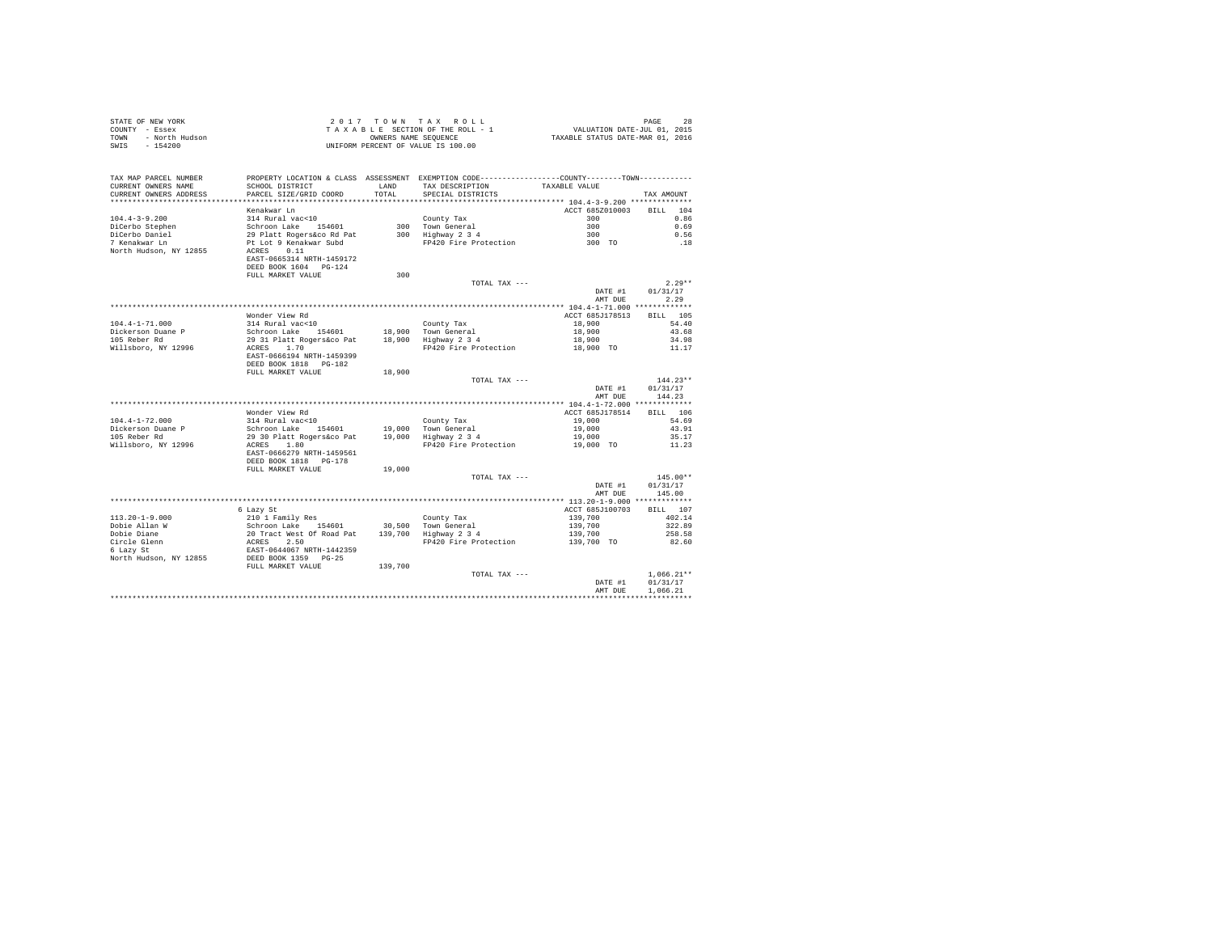STATE OF NEW YORK
COUNTY - Essex
TOWN - North Hudson
SWIS - 154200

2017 TOWN TAX ROLL
TAXABLE SECTION OF THE ROLL - 1
OWNERS NAME SEQUENCE
UNIFORM PERCENT OF VALUE IS 100.00

VALUATION DATE-JUL 01, 2015
TAXABLE STATUS DATE-MAR 01, 2016

| TAX MAP PARCEL NUMBER / CURRENT OWNERS NAME / CURRENT OWNERS ADDRESS | PROPERTY LOCATION & CLASS / SCHOOL DISTRICT / PARCEL SIZE/GRID COORD | ASSESSMENT LAND / TOTAL | EXEMPTION CODE / TAX DESCRIPTION / SPECIAL DISTRICTS | COUNTY / TOWN TAXABLE VALUE | TAX AMOUNT |
|---|---|---|---|---|---|
| **104.4-3-9.200** | Kenakwar Ln | | | ACCT 685Z010003 | BILL 104 |
| 104.4-3-9.200 | 314 Rural vac<10 | | County Tax | 300 | 0.86 |
| DiCerbo Stephen | Schroon Lake 154601 | 300 | Town General | 300 | 0.69 |
| DiCerbo Daniel | 29 Platt Rogers&co Rd Pat | 300 | Highway 2 3 4 | 300 | 0.56 |
| 7 Kenakwar Ln | Pt Lot 9 Kenakwar Subd | | FP420 Fire Protection | 300 TO | .18 |
| North Hudson, NY 12855 | ACRES 0.11 | | | | |
| | EAST-0665314 NRTH-1459172 | | | | |
| | DEED BOOK 1604 PG-124 | | | | |
| | FULL MARKET VALUE | 300 | | | |
| | | | TOTAL TAX --- | | 2.29** |
| | | | | DATE #1 | 01/31/17 |
| | | | | AMT DUE | 2.29 |
| **104.4-1-71.000** | Wonder View Rd | | | ACCT 685J178513 | BILL 105 |
| 104.4-1-71.000 | 314 Rural vac<10 | | County Tax | 18,900 | 54.40 |
| Dickerson Duane P | Schroon Lake 154601 | 18,900 | Town General | 18,900 | 43.68 |
| 105 Reber Rd | 29 31 Platt Rogers&co Pat | 18,900 | Highway 2 3 4 | 18,900 | 34.98 |
| Willsboro, NY 12996 | ACRES 1.70 | | FP420 Fire Protection | 18,900 TO | 11.17 |
| | EAST-0666194 NRTH-1459399 | | | | |
| | DEED BOOK 1818 PG-182 | | | | |
| | FULL MARKET VALUE | 18,900 | | | |
| | | | TOTAL TAX --- | | 144.23** |
| | | | | DATE #1 | 01/31/17 |
| | | | | AMT DUE | 144.23 |
| **104.4-1-72.000** | Wonder View Rd | | | ACCT 685J178514 | BILL 106 |
| 104.4-1-72.000 | 314 Rural vac<10 | | County Tax | 19,000 | 54.69 |
| Dickerson Duane P | Schroon Lake 154601 | 19,000 | Town General | 19,000 | 43.91 |
| 105 Reber Rd | 29 30 Platt Rogers&co Pat | 19,000 | Highway 2 3 4 | 19,000 | 35.17 |
| Willsboro, NY 12996 | ACRES 1.80 | | FP420 Fire Protection | 19,000 TO | 11.23 |
| | EAST-0666279 NRTH-1459561 | | | | |
| | DEED BOOK 1818 PG-178 | | | | |
| | FULL MARKET VALUE | 19,000 | | | |
| | | | TOTAL TAX --- | | 145.00** |
| | | | | DATE #1 | 01/31/17 |
| | | | | AMT DUE | 145.00 |
| **113.20-1-9.000** | 6 Lazy St | | | ACCT 685J100703 | BILL 107 |
| 113.20-1-9.000 | 210 1 Family Res | | County Tax | 139,700 | 402.14 |
| Dobie Allan W | Schroon Lake 154601 | 30,500 | Town General | 139,700 | 322.89 |
| Dobie Diane | 20 Tract West Of Road Pat | 139,700 | Highway 2 3 4 | 139,700 | 258.58 |
| Circle Glenn | ACRES 2.50 | | FP420 Fire Protection | 139,700 TO | 82.60 |
| 6 Lazy St | EAST-0644067 NRTH-1442359 | | | | |
| North Hudson, NY 12855 | DEED BOOK 1359 PG-25 | | | | |
| | FULL MARKET VALUE | 139,700 | | | |
| | | | TOTAL TAX --- | | 1,066.21** |
| | | | | DATE #1 | 01/31/17 |
| | | | | AMT DUE | 1,066.21 |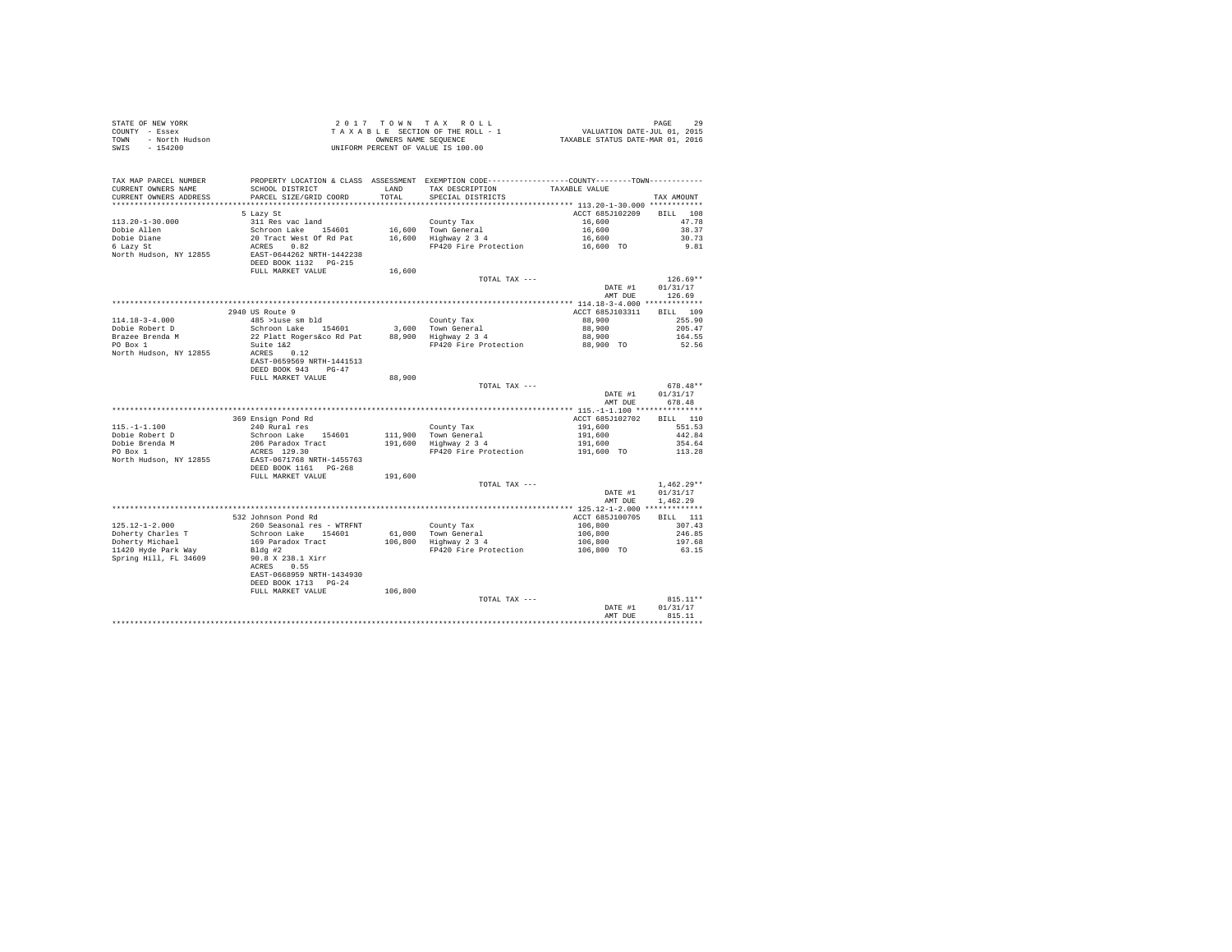STATE OF NEW YORK
COUNTY - Essex
TOWN - North Hudson
SWIS - 154200

2 0 1 7 T O W N T A X R O L L
T A X A B L E SECTION OF THE ROLL - 1
OWNERS NAME SEQUENCE
UNIFORM PERCENT OF VALUE IS 100.00

VALUATION DATE-JUL 01, 2015
TAXABLE STATUS DATE-MAR 01, 2016

| TAX MAP PARCEL NUMBER / CURRENT OWNERS NAME / CURRENT OWNERS ADDRESS | PROPERTY LOCATION & CLASS / SCHOOL DISTRICT / PARCEL SIZE/GRID COORD | ASSESSMENT LAND / TOTAL | EXEMPTION CODE / TAX DESCRIPTION / SPECIAL DISTRICTS | COUNTY--------TOWN TAXABLE VALUE | TAX AMOUNT |
|---|---|---|---|---|---|
| **113.20-1-30.000** | 5 Lazy St | | | ACCT 685J102209 | BILL 108 |
| 113.20-1-30.000 | 311 Res vac land | | County Tax | 16,600 | 47.78 |
| Dobie Allen | Schroon Lake 154601 | 16,600 | Town General | 16,600 | 38.37 |
| Dobie Diane | 20 Tract West Of Rd Pat | 16,600 | Highway 2 3 4 | 16,600 | 30.73 |
| 6 Lazy St | ACRES 0.82 | | FP420 Fire Protection | 16,600 TO | 9.81 |
| North Hudson, NY 12855 | EAST-0644262 NRTH-1442238 | | | | |
| | DEED BOOK 1132 PG-215 | | | | |
| | FULL MARKET VALUE | 16,600 | | | |
| | | | TOTAL TAX --- | | 126.69** |
| | | | | DATE #1 | 01/31/17 |
| | | | | AMT DUE | 126.69 |
| **114.18-3-4.000** | 2940 US Route 9 | | | ACCT 685J103311 | BILL 109 |
| 114.18-3-4.000 | 485 >1use sm bld | | County Tax | 88,900 | 255.90 |
| Dobie Robert D | Schroon Lake 154601 | 3,600 | Town General | 88,900 | 205.47 |
| Brazee Brenda M | 22 Platt Rogers&co Rd Pat | 88,900 | Highway 2 3 4 | 88,900 | 164.55 |
| PO Box 1 | Suite 1&2 | | FP420 Fire Protection | 88,900 TO | 52.56 |
| North Hudson, NY 12855 | ACRES 0.12 | | | | |
| | EAST-0659569 NRTH-1441513 | | | | |
| | DEED BOOK 943 PG-47 | | | | |
| | FULL MARKET VALUE | 88,900 | | | |
| | | | TOTAL TAX --- | | 678.48** |
| | | | | DATE #1 | 01/31/17 |
| | | | | AMT DUE | 678.48 |
| **115.-1-1.100** | 369 Ensign Pond Rd | | | ACCT 685J102702 | BILL 110 |
| 115.-1-1.100 | 240 Rural res | | County Tax | 191,600 | 551.53 |
| Dobie Robert D | Schroon Lake 154601 | 111,900 | Town General | 191,600 | 442.84 |
| Dobie Brenda M | 206 Paradox Tract | 191,600 | Highway 2 3 4 | 191,600 | 354.64 |
| PO Box 1 | ACRES 129.30 | | FP420 Fire Protection | 191,600 TO | 113.28 |
| North Hudson, NY 12855 | EAST-0671768 NRTH-1455763 | | | | |
| | DEED BOOK 1161 PG-268 | | | | |
| | FULL MARKET VALUE | 191,600 | | | |
| | | | TOTAL TAX --- | | 1,462.29** |
| | | | | DATE #1 | 01/31/17 |
| | | | | AMT DUE | 1,462.29 |
| **125.12-1-2.000** | 532 Johnson Pond Rd | | | ACCT 685J100705 | BILL 111 |
| 125.12-1-2.000 | 260 Seasonal res - WTRFNT | | County Tax | 106,800 | 307.43 |
| Doherty Charles T | Schroon Lake 154601 | 61,000 | Town General | 106,800 | 246.85 |
| Doherty Michael | 169 Paradox Tract | 106,800 | Highway 2 3 4 | 106,800 | 197.68 |
| 11420 Hyde Park Way | Bldg #2 | | FP420 Fire Protection | 106,800 TO | 63.15 |
| Spring Hill, FL 34609 | 90.8 X 238.1 Xirr | | | | |
| | ACRES 0.55 | | | | |
| | EAST-0668959 NRTH-1434930 | | | | |
| | DEED BOOK 1713 PG-24 | | | | |
| | FULL MARKET VALUE | 106,800 | | | |
| | | | TOTAL TAX --- | | 815.11** |
| | | | | DATE #1 | 01/31/17 |
| | | | | AMT DUE | 815.11 |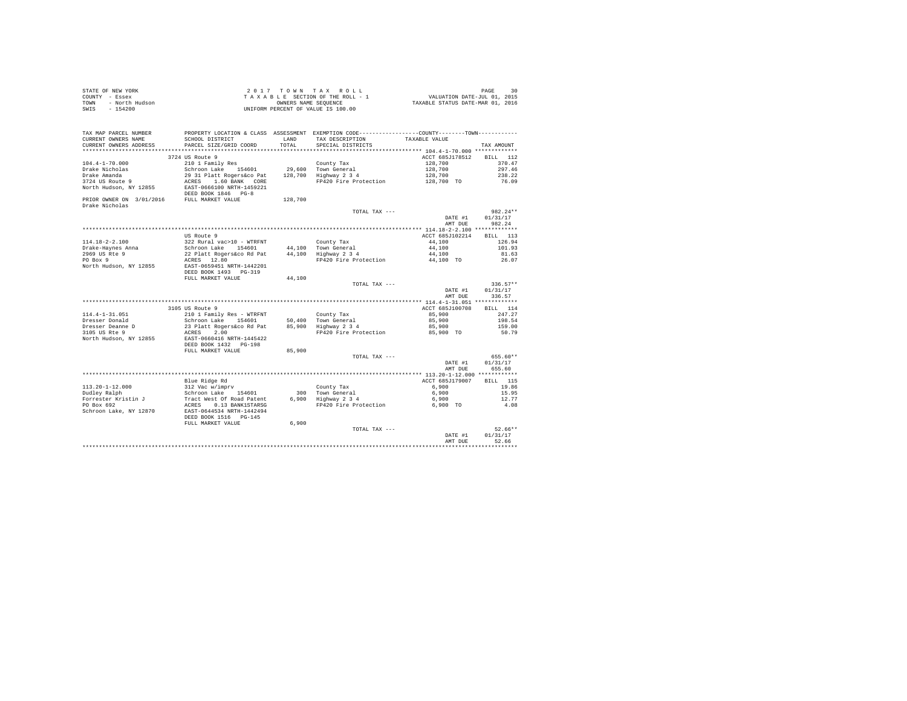STATE OF NEW YORK 2 0 1 7 T O W N T A X R O L L
COUNTY - Essex T A X A B L E SECTION OF THE ROLL - 1 VALUATION DATE-JUL 01, 2015
TOWN - North Hudson OWNERS NAME SEQUENCE TAXABLE STATUS DATE-MAR 01, 2016
SWIS - 154200 UNIFORM PERCENT OF VALUE IS 100.00

| TAX MAP PARCEL NUMBER / CURRENT OWNERS NAME / CURRENT OWNERS ADDRESS | PROPERTY LOCATION & CLASS / SCHOOL DISTRICT / PARCEL SIZE/GRID COORD | ASSESSMENT LAND / TOTAL | EXEMPTION CODE / TAX DESCRIPTION / SPECIAL DISTRICTS | COUNTY / TOWN TAXABLE VALUE | TAX AMOUNT |
|---|---|---|---|---|---|
| **104.4-1-70.000** | 3724 US Route 9 | | | ACCT 685J178512 | BILL 112 |
| Drake Nicholas | 210 1 Family Res | | County Tax | 128,700 | 370.47 |
| Drake Amanda | Schroon Lake 154601 | 29,600 | Town General | 128,700 | 297.46 |
| 3724 US Route 9 | 29 31 Platt Rogers&co Pat | 128,700 | Highway 2 3 4 | 128,700 | 238.22 |
| North Hudson, NY 12855 | ACRES 1.60 BANK CORE | | FP420 Fire Protection | 128,700 TO | 76.09 |
| | EAST-0666100 NRTH-1459221 | | | | |
| | DEED BOOK 1846 PG-8 | | | | |
| PRIOR OWNER ON 3/01/2016 Drake Nicholas | FULL MARKET VALUE | 128,700 | | | |
| | | | TOTAL TAX --- | | 982.24** |
| | | | | DATE #1 | 01/31/17 |
| | | | | AMT DUE | 982.24 |
| **114.18-2-2.100** | US Route 9 | | | ACCT 685J102214 | BILL 113 |
| Drake-Haynes Anna | 322 Rural vac>10 - WTRFNT | | County Tax | 44,100 | 126.94 |
| 2969 US Rte 9 | Schroon Lake 154601 | 44,100 | Town General | 44,100 | 101.93 |
| PO Box 9 | 22 Platt Rogers&co Rd Pat | 44,100 | Highway 2 3 4 | 44,100 | 81.63 |
| North Hudson, NY 12855 | ACRES 12.80 | | FP420 Fire Protection | 44,100 TO | 26.07 |
| | EAST-0659451 NRTH-1442201 | | | | |
| | DEED BOOK 1493 PG-319 | | | | |
| | FULL MARKET VALUE | 44,100 | | | |
| | | | TOTAL TAX --- | | 336.57** |
| | | | | DATE #1 | 01/31/17 |
| | | | | AMT DUE | 336.57 |
| **114.4-1-31.051** | 3105 US Route 9 | | | ACCT 685J100708 | BILL 114 |
| Dresser Donald | 210 1 Family Res - WTRFNT | | County Tax | 85,900 | 247.27 |
| Dresser Deanne D | Schroon Lake 154601 | 50,400 | Town General | 85,900 | 198.54 |
| 3105 US Rte 9 | 23 Platt Rogers&co Rd Pat | 85,900 | Highway 2 3 4 | 85,900 | 159.00 |
| North Hudson, NY 12855 | ACRES 2.00 | | FP420 Fire Protection | 85,900 TO | 50.79 |
| | EAST-0660416 NRTH-1445422 | | | | |
| | DEED BOOK 1432 PG-198 | | | | |
| | FULL MARKET VALUE | 85,900 | | | |
| | | | TOTAL TAX --- | | 655.60** |
| | | | | DATE #1 | 01/31/17 |
| | | | | AMT DUE | 655.60 |
| **113.20-1-12.000** | Blue Ridge Rd | | | ACCT 685J179007 | BILL 115 |
| Dudley Ralph | 312 Vac w/imprv | | County Tax | 6,900 | 19.86 |
| Forrester Kristin J | Schroon Lake 154601 | 300 | Town General | 6,900 | 15.95 |
| PO Box 692 | Tract West Of Road Patent | 6,900 | Highway 2 3 4 | 6,900 | 12.77 |
| Schroon Lake, NY 12870 | ACRES 0.13 BANK1STARSG | | FP420 Fire Protection | 6,900 TO | 4.08 |
| | EAST-0644534 NRTH-1442494 | | | | |
| | DEED BOOK 1516 PG-145 | | | | |
| | FULL MARKET VALUE | 6,900 | | | |
| | | | TOTAL TAX --- | | 52.66** |
| | | | | DATE #1 | 01/31/17 |
| | | | | AMT DUE | 52.66 |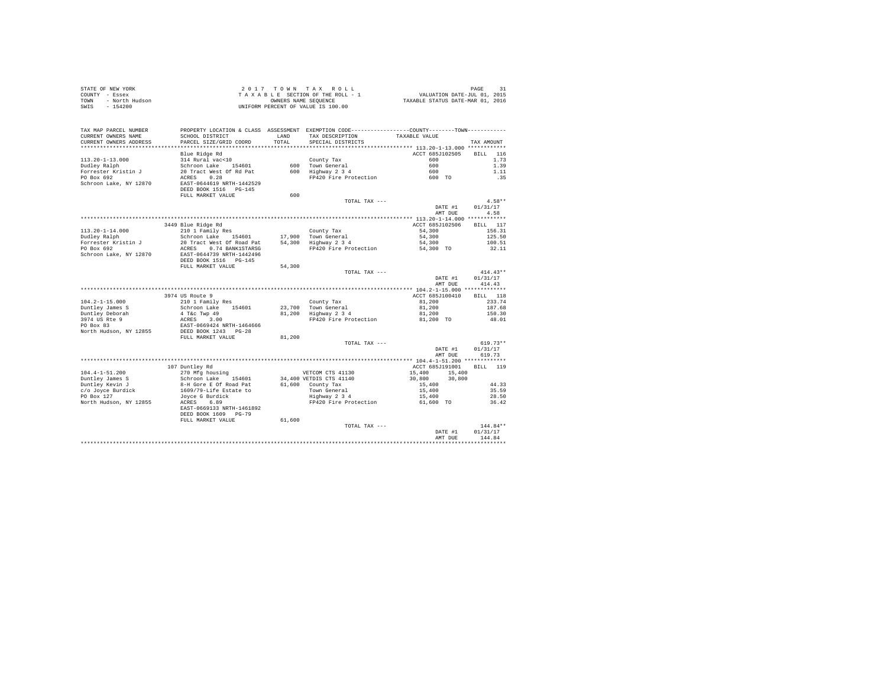STATE OF NEW YORK
COUNTY - Essex
TOWN - North Hudson
SWIS - 154200

2017 TOWN TAX ROLL
TAXABLE SECTION OF THE ROLL - 1
OWNERS NAME SEQUENCE
UNIFORM PERCENT OF VALUE IS 100.00

VALUATION DATE-JUL 01, 2015
TAXABLE STATUS DATE-MAR 01, 2016

```
TAX MAP PARCEL NUMBER     PROPERTY LOCATION & CLASS  ASSESSMENT  EXEMPTION CODE-----------------COUNTY--------TOWN-----------
CURRENT OWNERS NAME       SCHOOL DISTRICT               LAND      TAX DESCRIPTION            TAXABLE VALUE
CURRENT OWNERS ADDRESS    PARCEL SIZE/GRID COORD        TOTAL     SPECIAL DISTRICTS                                    TAX AMOUNT
*********************************************************************************************** 113.20-1-13.000 ************
                          Blue Ridge Rd                                                     ACCT 685J102505     BILL  116
113.20-1-13.000           314 Rural vac<10                          County Tax                       600                 1.73
Dudley Ralph              Schroon Lake    154601          600     Town General                     600                 1.39
Forrester Kristin J       20 Tract West Of Rd Pat         600     Highway 2 3 4                    600                 1.11
PO Box 692                ACRES    0.28                           FP420 Fire Protection            600 TO               .35
Schroon Lake, NY 12870    EAST-0644619 NRTH-1442529
                          DEED BOOK 1516   PG-145
                          FULL MARKET VALUE               600
                                                                     TOTAL TAX ---                                      4.58**
                                                                                                 DATE #1     01/31/17
                                                                                                 AMT DUE         4.58
*********************************************************************************************** 113.20-1-14.000 ************
                          3449 Blue Ridge Rd                                                ACCT 685J102506     BILL  117
113.20-1-14.000           210 1 Family Res                          County Tax                    54,300               156.31
Dudley Ralph              Schroon Lake    154601       17,900     Town General                  54,300               125.50
Forrester Kristin J       20 Tract West Of Road Pat    54,300     Highway 2 3 4                 54,300               100.51
PO Box 692                ACRES    0.74 BANK1STARSG               FP420 Fire Protection         54,300 TO             32.11
Schroon Lake, NY 12870    EAST-0644739 NRTH-1442496
                          DEED BOOK 1516   PG-145
                          FULL MARKET VALUE            54,300
                                                                     TOTAL TAX ---                                    414.43**
                                                                                                 DATE #1     01/31/17
                                                                                                 AMT DUE       414.43
*********************************************************************************************** 104.2-1-15.000 *************
                          3974 US Route 9                                                   ACCT 685J100410     BILL  118
104.2-1-15.000            210 1 Family Res                          County Tax                    81,200               233.74
Duntley James S           Schroon Lake    154601       23,700     Town General                  81,200               187.68
Duntley Deborah           4 T&c Twp 49                 81,200     Highway 2 3 4                 81,200               150.30
3974 US Rte 9             ACRES    3.00                           FP420 Fire Protection         81,200 TO             48.01
PO Box 83                 EAST-0669424 NRTH-1464666
North Hudson, NY 12855    DEED BOOK 1243   PG-28
                          FULL MARKET VALUE            81,200
                                                                     TOTAL TAX ---                                    619.73**
                                                                                                 DATE #1     01/31/17
                                                                                                 AMT DUE       619.73
*********************************************************************************************** 104.4-1-51.200 *************
                          107 Duntley Rd                                                    ACCT 685J191001     BILL  119
104.4-1-51.200            270 Mfg housing                   VETCOM CTS 41130              15,400      15,400
Duntley James S           Schroon Lake    154601       34,400 VETDIS CTS 41140            30,800      30,800
Duntley Kevin J           8-H Gore E Of Road Pat       61,600     County Tax                    15,400                44.33
c/o Joyce Burdick         1609/79-Life Estate to                  Town General                  15,400                35.59
PO Box 127                Joyce G Burdick                         Highway 2 3 4                 15,400                28.50
North Hudson, NY 12855    ACRES    6.89                           FP420 Fire Protection         61,600 TO             36.42
                          EAST-0669133 NRTH-1461892
                          DEED BOOK 1609   PG-79
                          FULL MARKET VALUE            61,600
                                                                     TOTAL TAX ---                                    144.84**
                                                                                                 DATE #1     01/31/17
                                                                                                 AMT DUE       144.84
************************************************************************************************************************************
```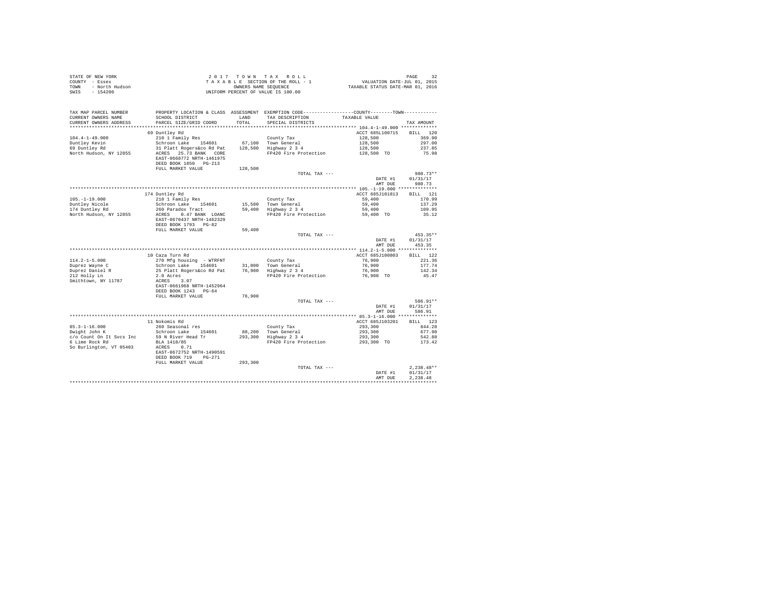STATE OF NEW YORK                    2017 TOWN TAX ROLL
COUNTY - Essex                       TAXABLE SECTION OF THE ROLL - 1          VALUATION DATE-JUL 01, 2015
TOWN - North Hudson                  OWNERS NAME SEQUENCE                     TAXABLE STATUS DATE-MAR 01, 2016
SWIS - 154200                        UNIFORM PERCENT OF VALUE IS 100.00

| TAX MAP PARCEL NUMBER / CURRENT OWNERS NAME / CURRENT OWNERS ADDRESS | PROPERTY LOCATION & CLASS / SCHOOL DISTRICT / PARCEL SIZE/GRID COORD | ASSESSMENT LAND / TOTAL | EXEMPTION CODE / TAX DESCRIPTION / SPECIAL DISTRICTS | COUNTY/TOWN TAXABLE VALUE | TAX AMOUNT |
|---|---|---|---|---|---|
| | 69 Duntley Rd | | | ACCT 685L100715 | BILL 120 |
| 104.4-1-49.000 | 210 1 Family Res | | County Tax | 128,500 | 369.90 |
| Duntley Kevin | Schroon Lake 154601 | 67,100 | Town General | 128,500 | 297.00 |
| 69 Duntley Rd | 31 Platt Rogers&co Rd Pat | 128,500 | Highway 2 3 4 | 128,500 | 237.85 |
| North Hudson, NY 12855 | ACRES 25.73 BANK CORE | | FP420 Fire Protection | 128,500 TO | 75.98 |
| | EAST-0668772 NRTH-1461975 | | | | |
| | DEED BOOK 1850 PG-213 | | | | |
| | FULL MARKET VALUE | 128,500 | | | |
| | | | TOTAL TAX --- | | 980.73** |
| | | | | DATE #1 | 01/31/17 |
| | | | | AMT DUE | 980.73 |
| | 174 Duntley Rd | | | ACCT 685J101813 | BILL 121 |
| 105.-1-19.000 | 210 1 Family Res | | County Tax | 59,400 | 170.99 |
| Duntley Nicole | Schroon Lake 154601 | 15,500 | Town General | 59,400 | 137.29 |
| 174 Duntley Rd | 260 Paradox Tract | 59,400 | Highway 2 3 4 | 59,400 | 109.95 |
| North Hudson, NY 12855 | ACRES 0.47 BANK LOANC | | FP420 Fire Protection | 59,400 TO | 35.12 |
| | EAST-0670437 NRTH-1462329 | | | | |
| | DEED BOOK 1793 PG-82 | | | | |
| | FULL MARKET VALUE | 59,400 | | | |
| | | | TOTAL TAX --- | | 453.35** |
| | | | | DATE #1 | 01/31/17 |
| | | | | AMT DUE | 453.35 |
| | 10 Caza Turn Rd | | | ACCT 685J100803 | BILL 122 |
| 114.2-1-5.000 | 270 Mfg housing - WTRFNT | | County Tax | 76,900 | 221.36 |
| Duprez Wayne C | Schroon Lake 154601 | 31,000 | Town General | 76,900 | 177.74 |
| Duprez Daniel R | 25 Platt Rogers&co Rd Pat | 76,900 | Highway 2 3 4 | 76,900 | 142.34 |
| 212 Holly Ln | 2.0 Acres | | FP420 Fire Protection | 76,900 TO | 45.47 |
| Smithtown, NY 11787 | ACRES 3.07 | | | | |
| | EAST-0661968 NRTH-1452964 | | | | |
| | DEED BOOK 1243 PG-64 | | | | |
| | FULL MARKET VALUE | 76,900 | | | |
| | | | TOTAL TAX --- | | 586.91** |
| | | | | DATE #1 | 01/31/17 |
| | | | | AMT DUE | 586.91 |
| | 11 Nokomis Rd | | | ACCT 685J103201 | BILL 123 |
| 85.3-1-16.000 | 260 Seasonal res | | County Tax | 293,300 | 844.28 |
| Dwight John K | Schroon Lake 154601 | 88,200 | Town General | 293,300 | 677.90 |
| c/o Count On It Svcs Inc | 59 N River Head Tr | 293,300 | Highway 2 3 4 | 293,300 | 542.88 |
| 6 Lime Rock Rd | BLA 1418/85 | | FP420 Fire Protection | 293,300 TO | 173.42 |
| So Burlington, VT 05403 | ACRES 0.71 | | | | |
| | EAST-0672752 NRTH-1490591 | | | | |
| | DEED BOOK 719 PG-271 | | | | |
| | FULL MARKET VALUE | 293,300 | | | |
| | | | TOTAL TAX --- | | 2,238.48** |
| | | | | DATE #1 | 01/31/17 |
| | | | | AMT DUE | 2,238.48 |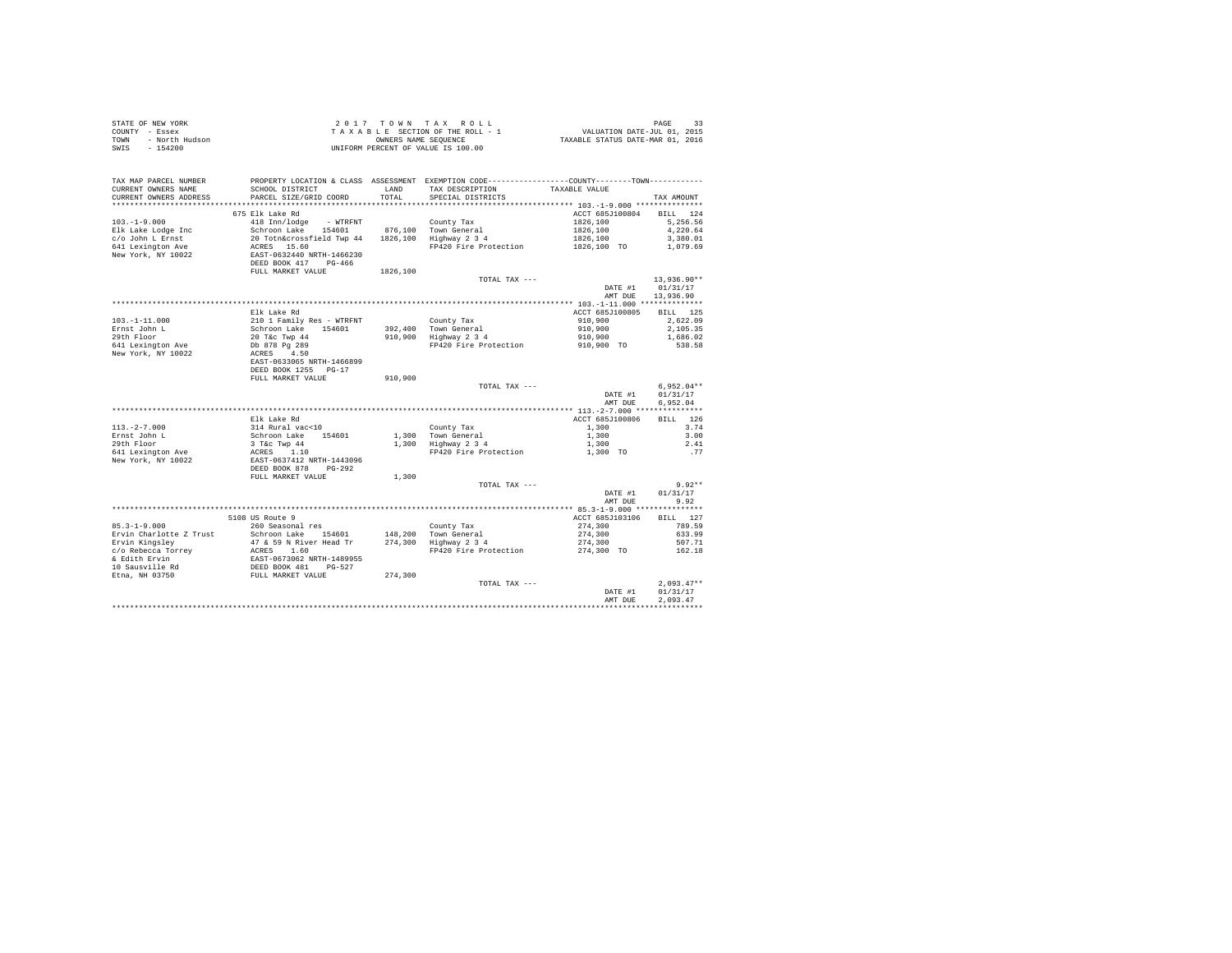STATE OF NEW YORK
COUNTY - Essex
TOWN - North Hudson
SWIS - 154200

2 0 1 7 T O W N T A X R O L L
T A X A B L E SECTION OF THE ROLL - 1
OWNERS NAME SEQUENCE
UNIFORM PERCENT OF VALUE IS 100.00

VALUATION DATE-JUL 01, 2015
TAXABLE STATUS DATE-MAR 01, 2016

| TAX MAP PARCEL NUMBER / CURRENT OWNERS NAME / CURRENT OWNERS ADDRESS | PROPERTY LOCATION & CLASS / SCHOOL DISTRICT / PARCEL SIZE/GRID COORD | ASSESSMENT LAND / TOTAL | EXEMPTION CODE / TAX DESCRIPTION / SPECIAL DISTRICTS | COUNTY--------TOWN TAXABLE VALUE | TAX AMOUNT |
|---|---|---|---|---|---|
| 103.-1-9.000 | 675 Elk Lake Rd | | | ACCT 685J100804 | BILL 124 |
| Elk Lake Lodge Inc | 418 Inn/lodge - WTRFNT | | County Tax | 1826,100 | 5,256.56 |
| c/o John L Ernst | Schroon Lake 154601 | 876,100 | Town General | 1826,100 | 4,220.64 |
| 641 Lexington Ave | 20 Totn&crossfield Twp 44 | 1826,100 | Highway 2 3 4 | 1826,100 | 3,380.01 |
| New York, NY 10022 | ACRES 15.60 | | FP420 Fire Protection | 1826,100 TO | 1,079.69 |
| | EAST-0632440 NRTH-1466230 | | | | |
| | DEED BOOK 417 PG-466 | | | | |
| | FULL MARKET VALUE | 1826,100 | | | |
| | | | TOTAL TAX --- | | 13,936.90** |
| | | | | DATE #1 | 01/31/17 |
| | | | | AMT DUE | 13,936.90 |
| 103.-1-11.000 | Elk Lake Rd | | | ACCT 685J100805 | BILL 125 |
| Ernst John L | 210 1 Family Res - WTRFNT | | County Tax | 910,900 | 2,622.09 |
| 29th Floor | Schroon Lake 154601 | 392,400 | Town General | 910,900 | 2,105.35 |
| 641 Lexington Ave | 20 T&c Twp 44 | 910,900 | Highway 2 3 4 | 910,900 | 1,686.02 |
| New York, NY 10022 | Db 878 Pg 289 | | FP420 Fire Protection | 910,900 TO | 538.58 |
| | ACRES 4.50 | | | | |
| | EAST-0633065 NRTH-1466899 | | | | |
| | DEED BOOK 1255 PG-17 | | | | |
| | FULL MARKET VALUE | 910,900 | | | |
| | | | TOTAL TAX --- | | 6,952.04** |
| | | | | DATE #1 | 01/31/17 |
| | | | | AMT DUE | 6,952.04 |
| 113.-2-7.000 | Elk Lake Rd | | | ACCT 685J100806 | BILL 126 |
| Ernst John L | 314 Rural vac<10 | | County Tax | 1,300 | 3.74 |
| 29th Floor | Schroon Lake 154601 | 1,300 | Town General | 1,300 | 3.00 |
| 641 Lexington Ave | 3 T&c Twp 44 | 1,300 | Highway 2 3 4 | 1,300 | 2.41 |
| New York, NY 10022 | ACRES 1.10 | | FP420 Fire Protection | 1,300 TO | .77 |
| | EAST-0637412 NRTH-1443096 | | | | |
| | DEED BOOK 878 PG-292 | | | | |
| | FULL MARKET VALUE | 1,300 | | | |
| | | | TOTAL TAX --- | | 9.92** |
| | | | | DATE #1 | 01/31/17 |
| | | | | AMT DUE | 9.92 |
| 85.3-1-9.000 | 5108 US Route 9 | | | ACCT 685J103106 | BILL 127 |
| Ervin Charlotte Z Trust | 260 Seasonal res | | County Tax | 274,300 | 789.59 |
| Ervin Kingsley | Schroon Lake 154601 | 148,200 | Town General | 274,300 | 633.99 |
| c/o Rebecca Torrey | 47 & 59 N River Head Tr | 274,300 | Highway 2 3 4 | 274,300 | 507.71 |
| & Edith Ervin | ACRES 1.60 | | FP420 Fire Protection | 274,300 TO | 162.18 |
| 10 Sausville Rd | EAST-0673062 NRTH-1489955 | | | | |
| Etna, NH 03750 | DEED BOOK 481 PG-527 | | | | |
| | FULL MARKET VALUE | 274,300 | | | |
| | | | TOTAL TAX --- | | 2,093.47** |
| | | | | DATE #1 | 01/31/17 |
| | | | | AMT DUE | 2,093.47 |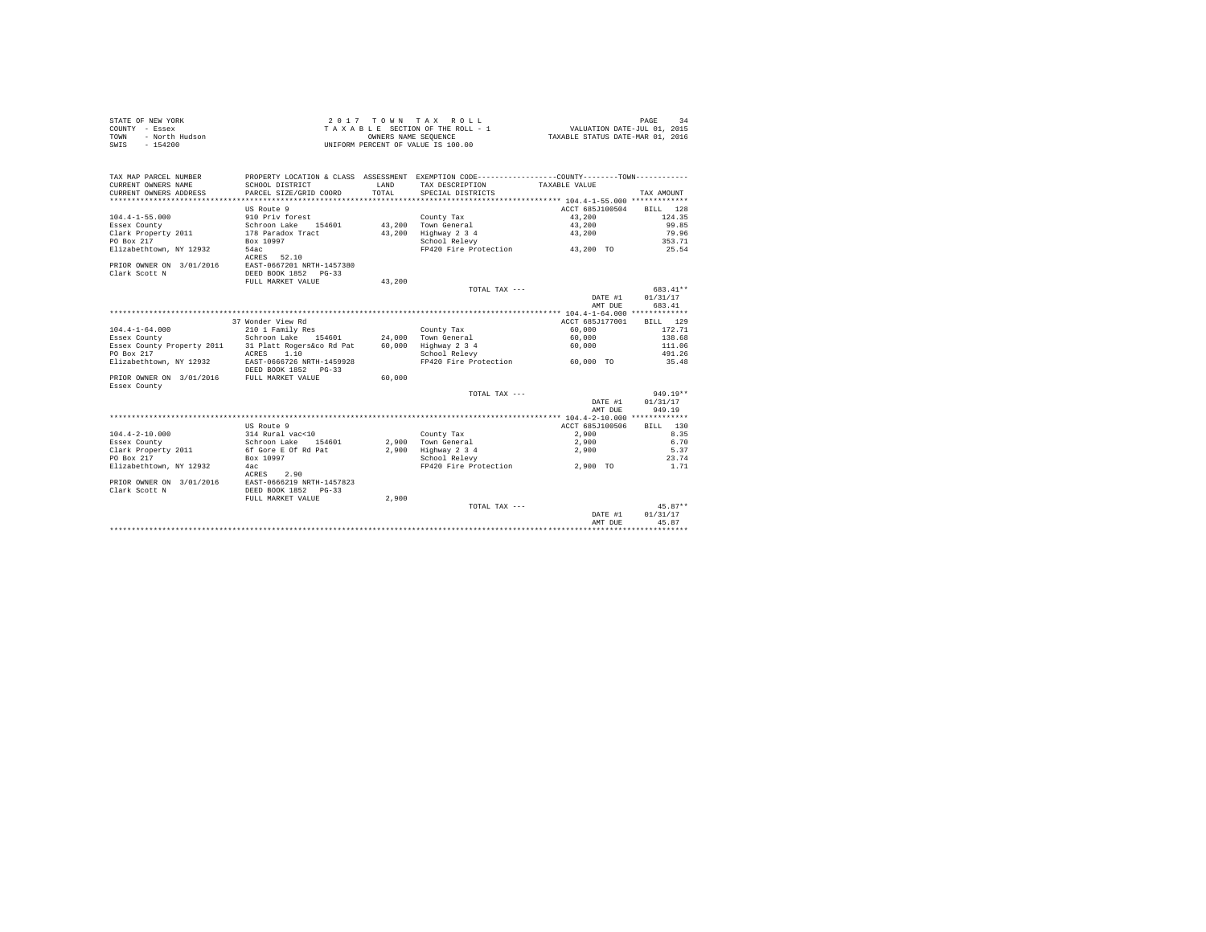STATE OF NEW YORK
COUNTY - Essex
TOWN - North Hudson
SWIS - 154200

2 0 1 7 T O W N T A X R O L L
T A X A B L E SECTION OF THE ROLL - 1
OWNERS NAME SEQUENCE
UNIFORM PERCENT OF VALUE IS 100.00

VALUATION DATE-JUL 01, 2015
TAXABLE STATUS DATE-MAR 01, 2016

```
TAX MAP PARCEL NUMBER          PROPERTY LOCATION & CLASS  ASSESSMENT  EXEMPTION CODE-----------------COUNTY--------TOWN------------
CURRENT OWNERS NAME            SCHOOL DISTRICT             LAND       TAX DESCRIPTION           TAXABLE VALUE
CURRENT OWNERS ADDRESS         PARCEL SIZE/GRID COORD      TOTAL      SPECIAL DISTRICTS                                    TAX AMOUNT
****************************************************************************************************** 104.4-1-55.000 ************
                               US Route 9                                                     ACCT 685J100504    BILL  128
104.4-1-55.000                 910 Priv forest                        County Tax                43,200                124.35
Essex County                   Schroon Lake   154601      43,200      Town General              43,200                 99.85
Clark Property 2011            178 Paradox Tract          43,200      Highway 2 3 4             43,200                 79.96
PO Box 217                     Box 10997                              School Relevy                                   353.71
Elizabethtown, NY 12932        54ac                                   FP420 Fire Protection     43,200 TO              25.54
                               ACRES   52.10
PRIOR OWNER ON  3/01/2016      EAST-0667201 NRTH-1457380
Clark Scott N                  DEED BOOK 1852   PG-33
                               FULL MARKET VALUE          43,200
                                                                      TOTAL TAX ---                                   683.41**
                                                                                                DATE #1       01/31/17
                                                                                                AMT DUE         683.41
****************************************************************************************************** 104.4-1-64.000 ************
                               37 Wonder View Rd                                              ACCT 685J177001    BILL  129
104.4-1-64.000                 210 1 Family Res                       County Tax                60,000                172.71
Essex County                   Schroon Lake   154601      24,000      Town General              60,000                138.68
Essex County Property 2011     31 Platt Rogers&co Rd Pat  60,000      Highway 2 3 4             60,000                111.06
PO Box 217                     ACRES    1.10                          School Relevy                                   491.26
Elizabethtown, NY 12932        EAST-0666726 NRTH-1459928              FP420 Fire Protection     60,000 TO              35.48
                               DEED BOOK 1852   PG-33
PRIOR OWNER ON  3/01/2016      FULL MARKET VALUE          60,000
Essex County
                                                                      TOTAL TAX ---                                   949.19**
                                                                                                DATE #1       01/31/17
                                                                                                AMT DUE         949.19
****************************************************************************************************** 104.4-2-10.000 ************
                               US Route 9                                                     ACCT 685J100506    BILL  130
104.4-2-10.000                 314 Rural vac<10                       County Tax                 2,900                  8.35
Essex County                   Schroon Lake   154601       2,900      Town General               2,900                  6.70
Clark Property 2011            6f Gore E Of Rd Pat         2,900      Highway 2 3 4              2,900                  5.37
PO Box 217                     Box 10997                              School Relevy                                    23.74
Elizabethtown, NY 12932        4ac                                    FP420 Fire Protection      2,900 TO               1.71
                               ACRES    2.90
PRIOR OWNER ON  3/01/2016      EAST-0666219 NRTH-1457823
Clark Scott N                  DEED BOOK 1852   PG-33
                               FULL MARKET VALUE           2,900
                                                                      TOTAL TAX ---                                    45.87**
                                                                                                DATE #1       01/31/17
                                                                                                AMT DUE          45.87
************************************************************************************************************************************
```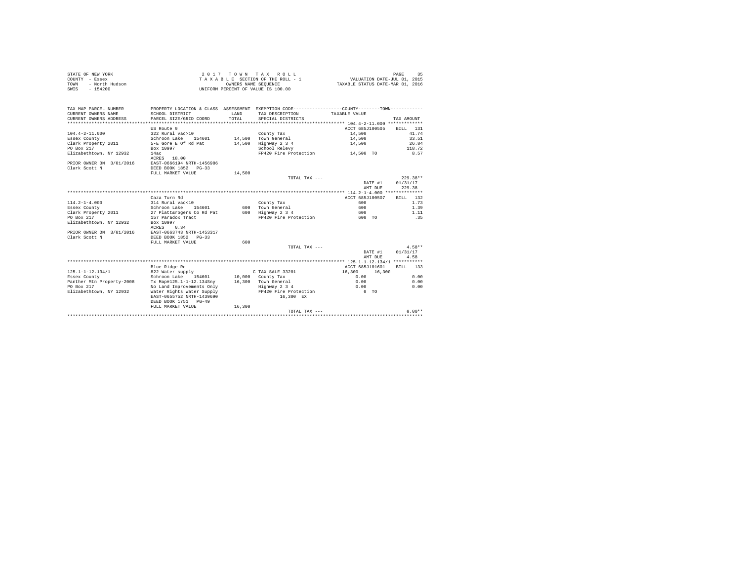STATE OF NEW YORK
COUNTY - Essex
TOWN - North Hudson
SWIS - 154200

2 0 1 7 T O W N T A X R O L L
T A X A B L E SECTION OF THE ROLL - 1
OWNERS NAME SEQUENCE
UNIFORM PERCENT OF VALUE IS 100.00

VALUATION DATE-JUL 01, 2015
TAXABLE STATUS DATE-MAR 01, 2016

| TAX MAP PARCEL NUMBER / CURRENT OWNERS NAME / CURRENT OWNERS ADDRESS | PROPERTY LOCATION & CLASS / SCHOOL DISTRICT / PARCEL SIZE/GRID COORD | ASSESSMENT LAND / TOTAL | EXEMPTION CODE / TAX DESCRIPTION / SPECIAL DISTRICTS | COUNTY--------TOWN / TAXABLE VALUE | TAX AMOUNT |
|---|---|---|---|---|---|
| **104.4-2-11.000** | US Route 9 | | | ACCT 685J100505 | BILL 131 |
| 104.4-2-11.000 | 322 Rural vac>10 | | County Tax | 14,500 | 41.74 |
| Essex County | Schroon Lake 154601 | 14,500 | Town General | 14,500 | 33.51 |
| Clark Property 2011 | 5-E Gore E Of Rd Pat | 14,500 | Highway 2 3 4 | 14,500 | 26.84 |
| PO Box 217 | Box 10997 | | School Relevy | | 118.72 |
| Elizabethtown, NY 12932 | 14ac | | FP420 Fire Protection | 14,500 TO | 8.57 |
| | ACRES 18.00 | | | | |
| PRIOR OWNER ON 3/01/2016 | EAST-0666194 NRTH-1456986 | | | | |
| Clark Scott N | DEED BOOK 1852 PG-33 | | | | |
| | FULL MARKET VALUE | 14,500 | | | |
| | | | TOTAL TAX --- | | 229.38** |
| | | | | DATE #1 | 01/31/17 |
| | | | | AMT DUE | 229.38 |
| **114.2-1-4.000** | Caza Turn Rd | | | ACCT 685J100507 | BILL 132 |
| 114.2-1-4.000 | 314 Rural vac<10 | | County Tax | 600 | 1.73 |
| Essex County | Schroon Lake 154601 | 600 | Town General | 600 | 1.39 |
| Clark Property 2011 | 27 Platt&rogers Co Rd Pat | 600 | Highway 2 3 4 | 600 | 1.11 |
| PO Box 217 | 157 Paradox Tract | | FP420 Fire Protection | 600 TO | .35 |
| Elizabethtown, NY 12932 | Box 10997 | | | | |
| | ACRES 0.34 | | | | |
| PRIOR OWNER ON 3/01/2016 | EAST-0663743 NRTH-1453317 | | | | |
| Clark Scott N | DEED BOOK 1852 PG-33 | | | | |
| | FULL MARKET VALUE | 600 | | | |
| | | | TOTAL TAX --- | | 4.58** |
| | | | | DATE #1 | 01/31/17 |
| | | | | AMT DUE | 4.58 |
| **125.1-1-12.134/1** | Blue Ridge Rd | | | ACCT 685J101601 | BILL 133 |
| 125.1-1-12.134/1 | 822 Water supply | | C TAX SALE 33201 | 16,300 16,300 | |
| Essex County | Schroon Lake 154601 | 10,000 | County Tax | 0.00 | 0.00 |
| Panther Mtn Property-2008 | Tx Map#125.1-1-12.134Sny | 16,300 | Town General | 0.00 | 0.00 |
| PO Box 217 | No Land Improvements Only | | Highway 2 3 4 | 0.00 | 0.00 |
| Elizabethtown, NY 12932 | Water Rights Water Supply | | FP420 Fire Protection | 0 TO | |
| | EAST-0655752 NRTH-1439690 | | 16,300 EX | | |
| | DEED BOOK 1751 PG-49 | | | | |
| | FULL MARKET VALUE | 16,300 | | | |
| | | | TOTAL TAX --- | | 0.00** |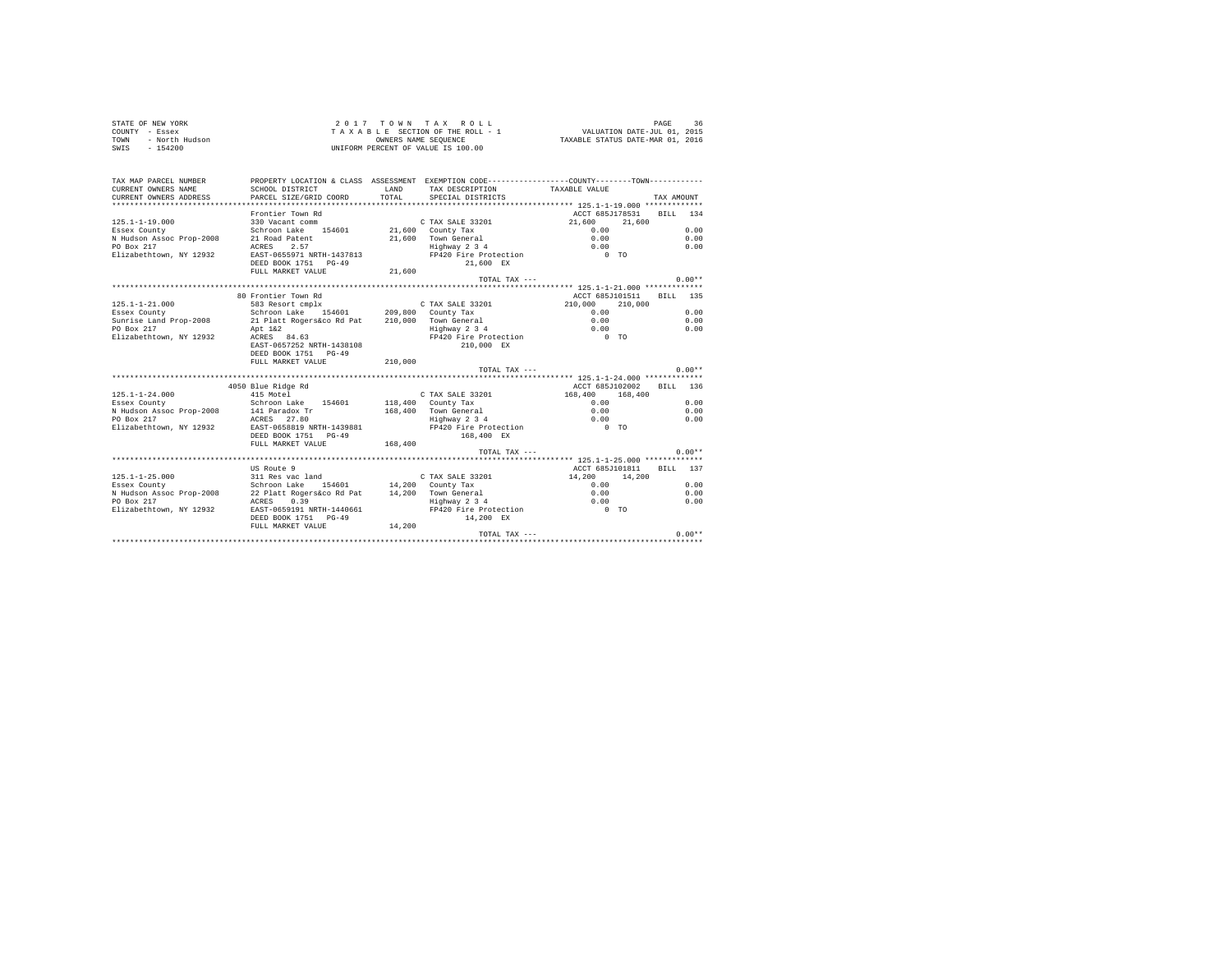STATE OF NEW YORK
COUNTY - Essex
TOWN - North Hudson
SWIS - 154200

2017 TOWN TAX ROLL
TAXABLE SECTION OF THE ROLL - 1
OWNERS NAME SEQUENCE
UNIFORM PERCENT OF VALUE IS 100.00

VALUATION DATE-JUL 01, 2015
TAXABLE STATUS DATE-MAR 01, 2016

| TAX MAP PARCEL NUMBER / CURRENT OWNERS NAME / CURRENT OWNERS ADDRESS | PROPERTY LOCATION & CLASS / SCHOOL DISTRICT / PARCEL SIZE/GRID COORD | ASSESSMENT LAND / TOTAL | EXEMPTION CODE / TAX DESCRIPTION / SPECIAL DISTRICTS | COUNTY / TAXABLE VALUE | TOWN | TAX AMOUNT |
|---|---|---|---|---|---|---|
| **125.1-1-19.000** | Frontier Town Rd | | | ACCT 685J178531 | | BILL 134 |
| 125.1-1-19.000 | 330 Vacant comm | | C TAX SALE 33201 | 21,600 | 21,600 | |
| Essex County | Schroon Lake 154601 | 21,600 | County Tax | 0.00 | | 0.00 |
| N Hudson Assoc Prop-2008 | 21 Road Patent | 21,600 | Town General | 0.00 | | 0.00 |
| PO Box 217 | ACRES 2.57 | | Highway 2 3 4 | 0.00 | | 0.00 |
| Elizabethtown, NY 12932 | EAST-0655971 NRTH-1437813 | | FP420 Fire Protection | 0 TO | | |
| | DEED BOOK 1751 PG-49 | | 21,600 EX | | | |
| | FULL MARKET VALUE | 21,600 | | | | |
| | | | TOTAL TAX --- | | | 0.00** |
| **125.1-1-21.000** | 80 Frontier Town Rd | | | ACCT 685J101511 | | BILL 135 |
| 125.1-1-21.000 | 583 Resort cmplx | | C TAX SALE 33201 | 210,000 | 210,000 | |
| Essex County | Schroon Lake 154601 | 209,800 | County Tax | 0.00 | | 0.00 |
| Sunrise Land Prop-2008 | 21 Platt Rogers&co Rd Pat | 210,000 | Town General | 0.00 | | 0.00 |
| PO Box 217 | Apt 1&2 | | Highway 2 3 4 | 0.00 | | 0.00 |
| Elizabethtown, NY 12932 | ACRES 84.63 | | FP420 Fire Protection | 0 TO | | |
| | EAST-0657252 NRTH-1438108 | | 210,000 EX | | | |
| | DEED BOOK 1751 PG-49 | | | | | |
| | FULL MARKET VALUE | 210,000 | | | | |
| | | | TOTAL TAX --- | | | 0.00** |
| **125.1-1-24.000** | 4050 Blue Ridge Rd | | | ACCT 685J102002 | | BILL 136 |
| 125.1-1-24.000 | 415 Motel | | C TAX SALE 33201 | 168,400 | 168,400 | |
| Essex County | Schroon Lake 154601 | 118,400 | County Tax | 0.00 | | 0.00 |
| N Hudson Assoc Prop-2008 | 141 Paradox Tr | 168,400 | Town General | 0.00 | | 0.00 |
| PO Box 217 | ACRES 27.80 | | Highway 2 3 4 | 0.00 | | 0.00 |
| Elizabethtown, NY 12932 | EAST-0658819 NRTH-1439881 | | FP420 Fire Protection | 0 TO | | |
| | DEED BOOK 1751 PG-49 | | 168,400 EX | | | |
| | FULL MARKET VALUE | 168,400 | | | | |
| | | | TOTAL TAX --- | | | 0.00** |
| **125.1-1-25.000** | US Route 9 | | | ACCT 685J101811 | | BILL 137 |
| 125.1-1-25.000 | 311 Res vac land | | C TAX SALE 33201 | 14,200 | 14,200 | |
| Essex County | Schroon Lake 154601 | 14,200 | County Tax | 0.00 | | 0.00 |
| N Hudson Assoc Prop-2008 | 22 Platt Rogers&co Rd Pat | 14,200 | Town General | 0.00 | | 0.00 |
| PO Box 217 | ACRES 0.39 | | Highway 2 3 4 | 0.00 | | 0.00 |
| Elizabethtown, NY 12932 | EAST-0659191 NRTH-1440661 | | FP420 Fire Protection | 0 TO | | |
| | DEED BOOK 1751 PG-49 | | 14,200 EX | | | |
| | FULL MARKET VALUE | 14,200 | | | | |
| | | | TOTAL TAX --- | | | 0.00** |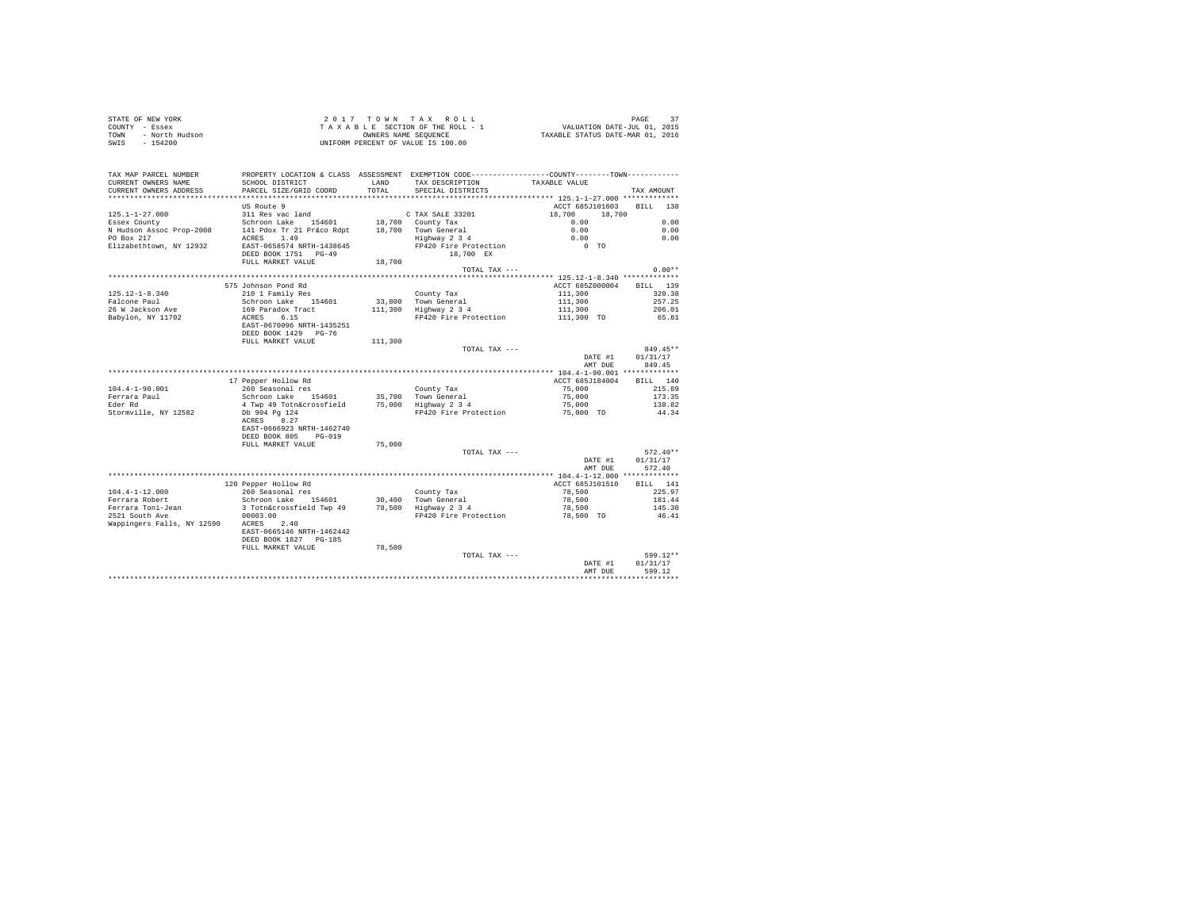STATE OF NEW YORK
COUNTY - Essex
TOWN - North Hudson
SWIS - 154200

2 0 1 7 T O W N T A X R O L L
T A X A B L E SECTION OF THE ROLL - 1
OWNERS NAME SEQUENCE
UNIFORM PERCENT OF VALUE IS 100.00

VALUATION DATE-JUL 01, 2015
TAXABLE STATUS DATE-MAR 01, 2016

| TAX MAP PARCEL NUMBER / CURRENT OWNERS NAME / CURRENT OWNERS ADDRESS | PROPERTY LOCATION & CLASS / SCHOOL DISTRICT / PARCEL SIZE/GRID COORD | ASSESSMENT LAND / TOTAL | EXEMPTION CODE / TAX DESCRIPTION / SPECIAL DISTRICTS | COUNTY / TOWN TAXABLE VALUE | TAX AMOUNT |
|---|---|---|---|---|---|
| 125.1-1-27.000 | US Route 9 | | | ACCT 685J101603 | BILL 138 |
| | 311 Res vac land | | C TAX SALE 33201 | 18,700 18,700 | |
| Essex County | Schroon Lake 154601 | 18,700 | County Tax | 0.00 | 0.00 |
| N Hudson Assoc Prop-2008 | 141 Pdox Tr 21 Pr&co Rdpt | 18,700 | Town General | 0.00 | 0.00 |
| PO Box 217 | ACRES 1.49 | | Highway 2 3 4 | 0.00 | 0.00 |
| Elizabethtown, NY 12932 | EAST-0658574 NRTH-1438645 | | FP420 Fire Protection | 0 TO | |
| | DEED BOOK 1751 PG-49 | | 18,700 EX | | |
| | FULL MARKET VALUE | 18,700 | | | |
| | | | TOTAL TAX --- | | 0.00** |
| 125.12-1-8.340 | 575 Johnson Pond Rd | | | ACCT 685Z000004 | BILL 139 |
| Falcone Paul | 210 1 Family Res | | County Tax | 111,300 | 320.38 |
| 26 W Jackson Ave | Schroon Lake 154601 | 33,800 | Town General | 111,300 | 257.25 |
| Babylon, NY 11702 | 169 Paradox Tract | 111,300 | Highway 2 3 4 | 111,300 | 206.01 |
| | ACRES 6.15 | | FP420 Fire Protection | 111,300 TO | 65.81 |
| | EAST-0670096 NRTH-1435251 | | | | |
| | DEED BOOK 1429 PG-76 | | | | |
| | FULL MARKET VALUE | 111,300 | | | |
| | | | TOTAL TAX --- | | 849.45** |
| | | | | DATE #1 | 01/31/17 |
| | | | | AMT DUE | 849.45 |
| 104.4-1-90.001 | 17 Pepper Hollow Rd | | | ACCT 685J184004 | BILL 140 |
| Ferrara Paul | 260 Seasonal res | | County Tax | 75,000 | 215.89 |
| Eder Rd | Schroon Lake 154601 | 35,700 | Town General | 75,000 | 173.35 |
| Stormville, NY 12582 | 4 Twp 49 Totn&crossfield | 75,000 | Highway 2 3 4 | 75,000 | 138.82 |
| | Db 904 Pg 124 | | FP420 Fire Protection | 75,000 TO | 44.34 |
| | ACRES 8.27 | | | | |
| | EAST-0666923 NRTH-1462740 | | | | |
| | DEED BOOK 805 PG-019 | | | | |
| | FULL MARKET VALUE | 75,000 | | | |
| | | | TOTAL TAX --- | | 572.40** |
| | | | | DATE #1 | 01/31/17 |
| | | | | AMT DUE | 572.40 |
| 104.4-1-12.000 | 120 Pepper Hollow Rd | | | ACCT 685J101510 | BILL 141 |
| Ferrara Robert | 260 Seasonal res | | County Tax | 78,500 | 225.97 |
| Ferrara Toni-Jean | Schroon Lake 154601 | 30,400 | Town General | 78,500 | 181.44 |
| 2521 South Ave | 3 Totn&crossfield Twp 49 | 78,500 | Highway 2 3 4 | 78,500 | 145.30 |
| Wappingers Falls, NY 12590 | 00003.00 | | FP420 Fire Protection | 78,500 TO | 46.41 |
| | ACRES 2.40 | | | | |
| | EAST-0665146 NRTH-1462442 | | | | |
| | DEED BOOK 1827 PG-185 | | | | |
| | FULL MARKET VALUE | 78,500 | | | |
| | | | TOTAL TAX --- | | 599.12** |
| | | | | DATE #1 | 01/31/17 |
| | | | | AMT DUE | 599.12 |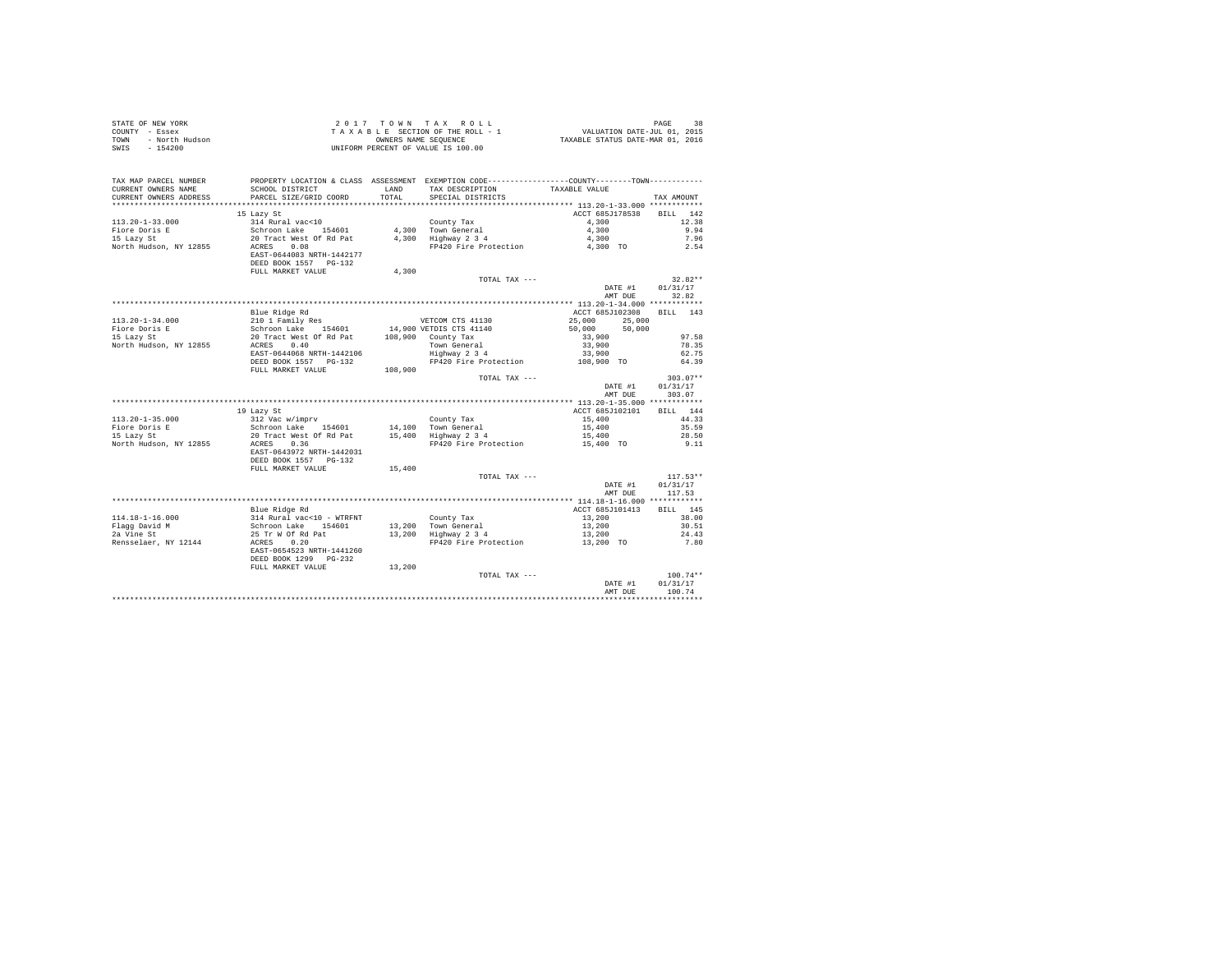STATE OF NEW YORK
COUNTY - Essex
TOWN - North Hudson
SWIS - 154200

2 0 1 7 T O W N T A X R O L L
T A X A B L E SECTION OF THE ROLL - 1
OWNERS NAME SEQUENCE
UNIFORM PERCENT OF VALUE IS 100.00

VALUATION DATE-JUL 01, 2015
TAXABLE STATUS DATE-MAR 01, 2016

| TAX MAP PARCEL NUMBER / CURRENT OWNERS NAME / CURRENT OWNERS ADDRESS | PROPERTY LOCATION & CLASS / SCHOOL DISTRICT / PARCEL SIZE/GRID COORD | ASSESSMENT LAND / TOTAL | EXEMPTION CODE / TAX DESCRIPTION / SPECIAL DISTRICTS | COUNTY / TOWN TAXABLE VALUE | TAX AMOUNT |
|---|---|---|---|---|---|
| **113.20-1-33.000** | 15 Lazy St | | | ACCT 685J178538 | BILL 142 |
| 113.20-1-33.000 | 314 Rural vac<10 | | County Tax | 4,300 | 12.38 |
| Fiore Doris E | Schroon Lake 154601 | 4,300 | Town General | 4,300 | 9.94 |
| 15 Lazy St | 20 Tract West Of Rd Pat | 4,300 | Highway 2 3 4 | 4,300 | 7.96 |
| North Hudson, NY 12855 | ACRES 0.08 | | FP420 Fire Protection | 4,300 TO | 2.54 |
| | EAST-0644083 NRTH-1442177 | | | | |
| | DEED BOOK 1557 PG-132 | | | | |
| | FULL MARKET VALUE | 4,300 | | | |
| | | | TOTAL TAX --- | | 32.82** |
| | | | | DATE #1 | 01/31/17 |
| | | | | AMT DUE | 32.82 |
| **113.20-1-34.000** | Blue Ridge Rd | | | ACCT 685J102308 | BILL 143 |
| 113.20-1-34.000 | 210 1 Family Res | | VETCOM CTS 41130 | 25,000 25,000 | |
| Fiore Doris E | Schroon Lake 154601 | 14,900 | VETDIS CTS 41140 | 50,000 50,000 | |
| 15 Lazy St | 20 Tract West Of Rd Pat | 108,900 | County Tax | 33,900 | 97.58 |
| North Hudson, NY 12855 | ACRES 0.40 | | Town General | 33,900 | 78.35 |
| | EAST-0644068 NRTH-1442106 | | Highway 2 3 4 | 33,900 | 62.75 |
| | DEED BOOK 1557 PG-132 | | FP420 Fire Protection | 108,900 TO | 64.39 |
| | FULL MARKET VALUE | 108,900 | | | |
| | | | TOTAL TAX --- | | 303.07** |
| | | | | DATE #1 | 01/31/17 |
| | | | | AMT DUE | 303.07 |
| **113.20-1-35.000** | 19 Lazy St | | | ACCT 685J102101 | BILL 144 |
| 113.20-1-35.000 | 312 Vac w/imprv | | County Tax | 15,400 | 44.33 |
| Fiore Doris E | Schroon Lake 154601 | 14,100 | Town General | 15,400 | 35.59 |
| 15 Lazy St | 20 Tract West Of Rd Pat | 15,400 | Highway 2 3 4 | 15,400 | 28.50 |
| North Hudson, NY 12855 | ACRES 0.36 | | FP420 Fire Protection | 15,400 TO | 9.11 |
| | EAST-0643972 NRTH-1442031 | | | | |
| | DEED BOOK 1557 PG-132 | | | | |
| | FULL MARKET VALUE | 15,400 | | | |
| | | | TOTAL TAX --- | | 117.53** |
| | | | | DATE #1 | 01/31/17 |
| | | | | AMT DUE | 117.53 |
| **114.18-1-16.000** | Blue Ridge Rd | | | ACCT 685J101413 | BILL 145 |
| 114.18-1-16.000 | 314 Rural vac<10 - WTRFNT | | County Tax | 13,200 | 38.00 |
| Flagg David M | Schroon Lake 154601 | 13,200 | Town General | 13,200 | 30.51 |
| 2a Vine St | 25 Tr W Of Rd Pat | 13,200 | Highway 2 3 4 | 13,200 | 24.43 |
| Rensselaer, NY 12144 | ACRES 0.20 | | FP420 Fire Protection | 13,200 TO | 7.80 |
| | EAST-0654523 NRTH-1441260 | | | | |
| | DEED BOOK 1299 PG-232 | | | | |
| | FULL MARKET VALUE | 13,200 | | | |
| | | | TOTAL TAX --- | | 100.74** |
| | | | | DATE #1 | 01/31/17 |
| | | | | AMT DUE | 100.74 |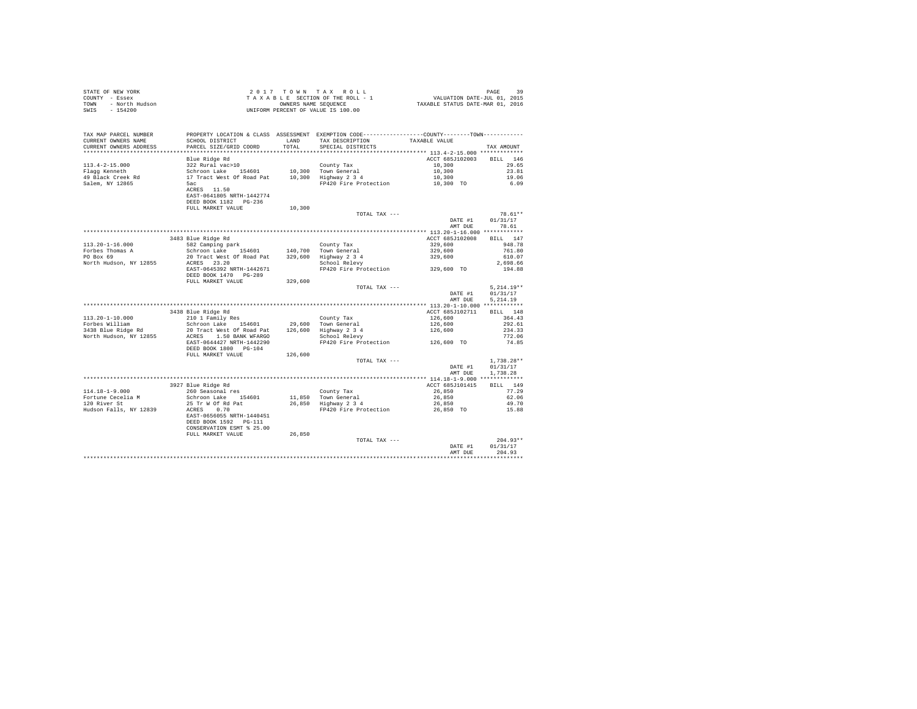STATE OF NEW YORK
COUNTY - Essex
TOWN - North Hudson
SWIS - 154200

2017 TOWN TAX ROLL
TAXABLE SECTION OF THE ROLL - 1
OWNERS NAME SEQUENCE
UNIFORM PERCENT OF VALUE IS 100.00

VALUATION DATE-JUL 01, 2015
TAXABLE STATUS DATE-MAR 01, 2016

| TAX MAP PARCEL NUMBER / CURRENT OWNERS NAME / CURRENT OWNERS ADDRESS | PROPERTY LOCATION & CLASS / SCHOOL DISTRICT / PARCEL SIZE/GRID COORD | ASSESSMENT LAND / TOTAL | EXEMPTION CODE / TAX DESCRIPTION / SPECIAL DISTRICTS | COUNTY--------TOWN TAXABLE VALUE | TAX AMOUNT |
|---|---|---|---|---|---|
| 113.4-2-15.000 | Blue Ridge Rd | | | ACCT 685J102003 | BILL 146 |
| | 322 Rural vac>10 | | County Tax | 10,300 | 29.65 |
| Flagg Kenneth | Schroon Lake 154601 | 10,300 | Town General | 10,300 | 23.81 |
| 49 Black Creek Rd | 17 Tract West Of Road Pat | 10,300 | Highway 2 3 4 | 10,300 | 19.06 |
| Salem, NY 12865 | 5ac | | FP420 Fire Protection | 10,300 TO | 6.09 |
| | ACRES 11.50 | | | | |
| | EAST-0641805 NRTH-1442774 | | | | |
| | DEED BOOK 1182 PG-236 | | | | |
| | FULL MARKET VALUE | 10,300 | | | |
| | | | TOTAL TAX --- | | 78.61** |
| | | | | DATE #1 | 01/31/17 |
| | | | | AMT DUE | 78.61 |
| 113.20-1-16.000 | 3483 Blue Ridge Rd | | | ACCT 685J102008 | BILL 147 |
| | 582 Camping park | | County Tax | 329,600 | 948.78 |
| Forbes Thomas A | Schroon Lake 154601 | 140,700 | Town General | 329,600 | 761.80 |
| PO Box 69 | 20 Tract West Of Road Pat | 329,600 | Highway 2 3 4 | 329,600 | 610.07 |
| North Hudson, NY 12855 | ACRES 23.20 | | School Relevy | | 2,698.66 |
| | EAST-0645392 NRTH-1442671 | | FP420 Fire Protection | 329,600 TO | 194.88 |
| | DEED BOOK 1470 PG-289 | | | | |
| | FULL MARKET VALUE | 329,600 | | | |
| | | | TOTAL TAX --- | | 5,214.19** |
| | | | | DATE #1 | 01/31/17 |
| | | | | AMT DUE | 5,214.19 |
| 113.20-1-10.000 | 3438 Blue Ridge Rd | | | ACCT 685J102711 | BILL 148 |
| | 210 1 Family Res | | County Tax | 126,600 | 364.43 |
| Forbes William | Schroon Lake 154601 | 29,600 | Town General | 126,600 | 292.61 |
| 3438 Blue Ridge Rd | 20 Tract West Of Road Pat | 126,600 | Highway 2 3 4 | 126,600 | 234.33 |
| North Hudson, NY 12855 | ACRES 1.50 BANK WFARGO | | School Relevy | | 772.06 |
| | EAST-0644427 NRTH-1442290 | | FP420 Fire Protection | 126,600 TO | 74.85 |
| | DEED BOOK 1800 PG-104 | | | | |
| | FULL MARKET VALUE | 126,600 | | | |
| | | | TOTAL TAX --- | | 1,738.28** |
| | | | | DATE #1 | 01/31/17 |
| | | | | AMT DUE | 1,738.28 |
| 114.18-1-9.000 | 3927 Blue Ridge Rd | | | ACCT 685J101415 | BILL 149 |
| | 260 Seasonal res | | County Tax | 26,850 | 77.29 |
| Fortune Cecelia M | Schroon Lake 154601 | 11,850 | Town General | 26,850 | 62.06 |
| 120 River St | 25 Tr W Of Rd Pat | 26,850 | Highway 2 3 4 | 26,850 | 49.70 |
| Hudson Falls, NY 12839 | ACRES 0.70 | | FP420 Fire Protection | 26,850 TO | 15.88 |
| | EAST-0656055 NRTH-1440451 | | | | |
| | DEED BOOK 1592 PG-111 | | | | |
| | CONSERVATION ESMT % 25.00 | | | | |
| | FULL MARKET VALUE | 26,850 | | | |
| | | | TOTAL TAX --- | | 204.93** |
| | | | | DATE #1 | 01/31/17 |
| | | | | AMT DUE | 204.93 |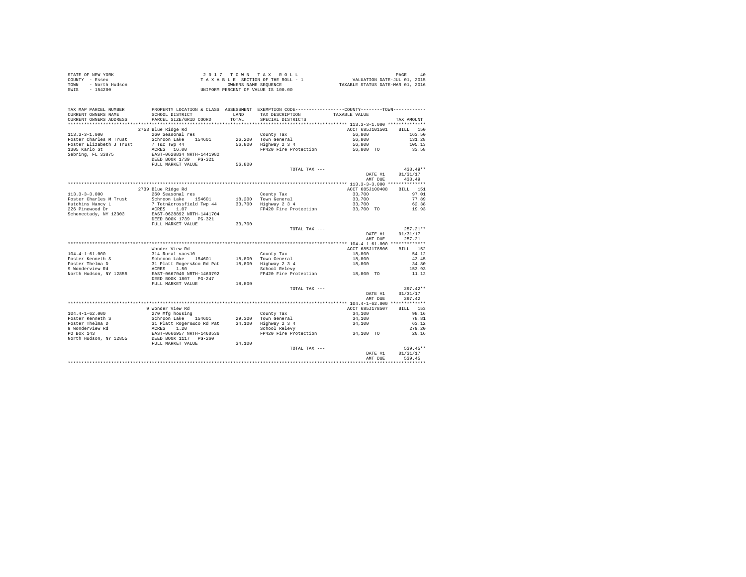STATE OF NEW YORK
COUNTY - Essex
TOWN - North Hudson
SWIS - 154200

2 0 1 7 T O W N T A X R O L L
T A X A B L E SECTION OF THE ROLL - 1
OWNERS NAME SEQUENCE
UNIFORM PERCENT OF VALUE IS 100.00

VALUATION DATE-JUL 01, 2015
TAXABLE STATUS DATE-MAR 01, 2016

| TAX MAP PARCEL NUMBER / CURRENT OWNERS NAME / CURRENT OWNERS ADDRESS | PROPERTY LOCATION & CLASS / SCHOOL DISTRICT / PARCEL SIZE/GRID COORD | ASSESSMENT LAND / TOTAL | EXEMPTION CODE / TAX DESCRIPTION / SPECIAL DISTRICTS | COUNTY--------TOWN TAXABLE VALUE | TAX AMOUNT |
|---|---|---|---|---|---|
| **113.3-3-1.000** | 2753 Blue Ridge Rd | | | ACCT 685J101501 | BILL 150 |
| 113.3-3-1.000 | 260 Seasonal res | | County Tax | 56,800 | 163.50 |
| Foster Charles M Trust | Schroon Lake 154601 | 26,200 | Town General | 56,800 | 131.28 |
| Foster Elizabeth J Trust | 7 T&c Twp 44 | 56,800 | Highway 2 3 4 | 56,800 | 105.13 |
| 1305 Karlo St | ACRES 16.00 | | FP420 Fire Protection | 56,800 TO | 33.58 |
| Sebring, FL 33875 | EAST-0628834 NRTH-1441982 | | | | |
| | DEED BOOK 1739 PG-321 | | | | |
| | FULL MARKET VALUE | 56,800 | | | |
| | | | TOTAL TAX --- | | 433.49** |
| | | | | DATE #1 | 01/31/17 |
| | | | | AMT DUE | 433.49 |
| **113.3-3-3.000** | 2739 Blue Ridge Rd | | | ACCT 685J100408 | BILL 151 |
| 113.3-3-3.000 | 260 Seasonal res | | County Tax | 33,700 | 97.01 |
| Foster Charles M Trust | Schroon Lake 154601 | 18,200 | Town General | 33,700 | 77.89 |
| Hutchins Nancy L | 7 Totn&crossfield Twp 44 | 33,700 | Highway 2 3 4 | 33,700 | 62.38 |
| 226 Pinewood Dr | ACRES 1.07 | | FP420 Fire Protection | 33,700 TO | 19.93 |
| Schenectady, NY 12303 | EAST-0628892 NRTH-1441704 | | | | |
| | DEED BOOK 1739 PG-321 | | | | |
| | FULL MARKET VALUE | 33,700 | | | |
| | | | TOTAL TAX --- | | 257.21** |
| | | | | DATE #1 | 01/31/17 |
| | | | | AMT DUE | 257.21 |
| **104.4-1-61.000** | Wonder View Rd | | | ACCT 685J178506 | BILL 152 |
| 104.4-1-61.000 | 314 Rural vac<10 | | County Tax | 18,800 | 54.12 |
| Foster Kenneth S | Schroon Lake 154601 | 18,800 | Town General | 18,800 | 43.45 |
| Foster Thelma D | 31 Platt Rogers&co Rd Pat | 18,800 | Highway 2 3 4 | 18,800 | 34.80 |
| 9 Wonderview Rd | ACRES 1.50 | | School Relevy | | 153.93 |
| North Hudson, NY 12855 | EAST-0667040 NRTH-1460792 | | FP420 Fire Protection | 18,800 TO | 11.12 |
| | DEED BOOK 1807 PG-247 | | | | |
| | FULL MARKET VALUE | 18,800 | | | |
| | | | TOTAL TAX --- | | 297.42** |
| | | | | DATE #1 | 01/31/17 |
| | | | | AMT DUE | 297.42 |
| **104.4-1-62.000** | 9 Wonder View Rd | | | ACCT 685J178507 | BILL 153 |
| 104.4-1-62.000 | 270 Mfg housing | | County Tax | 34,100 | 98.16 |
| Foster Kenneth S | Schroon Lake 154601 | 29,300 | Town General | 34,100 | 78.81 |
| Foster Thelma D | 31 Platt Rogers&co Rd Pat | 34,100 | Highway 2 3 4 | 34,100 | 63.12 |
| 9 Wonderview Rd | ACRES 1.20 | | School Relevy | | 279.20 |
| PO Box 143 | EAST-0666957 NRTH-1460536 | | FP420 Fire Protection | 34,100 TO | 20.16 |
| North Hudson, NY 12855 | DEED BOOK 1117 PG-260 | | | | |
| | FULL MARKET VALUE | 34,100 | | | |
| | | | TOTAL TAX --- | | 539.45** |
| | | | | DATE #1 | 01/31/17 |
| | | | | AMT DUE | 539.45 |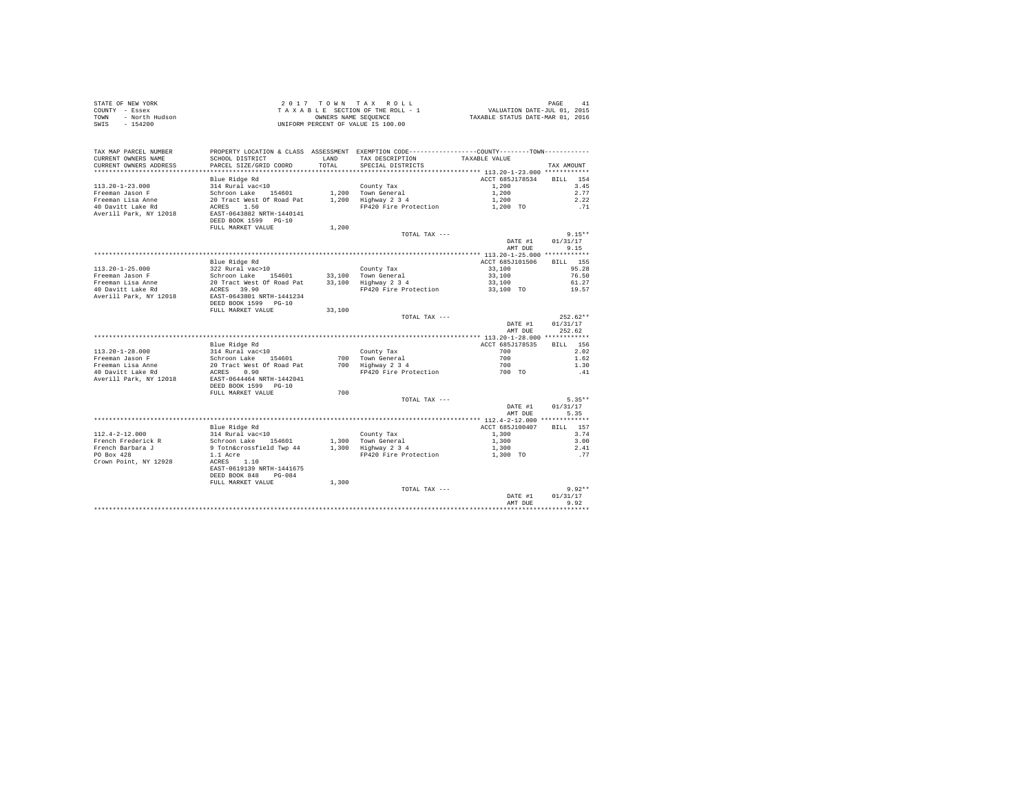STATE OF NEW YORK
COUNTY - Essex
TOWN - North Hudson
SWIS - 154200

2017 TOWN TAX ROLL
TAXABLE SECTION OF THE ROLL - 1
OWNERS NAME SEQUENCE
UNIFORM PERCENT OF VALUE IS 100.00

VALUATION DATE-JUL 01, 2015
TAXABLE STATUS DATE-MAR 01, 2016

| TAX MAP PARCEL NUMBER / CURRENT OWNERS NAME / CURRENT OWNERS ADDRESS | PROPERTY LOCATION & CLASS / SCHOOL DISTRICT / PARCEL SIZE/GRID COORD | ASSESSMENT LAND / TOTAL | EXEMPTION CODE / TAX DESCRIPTION / SPECIAL DISTRICTS | COUNTY--------TOWN TAXABLE VALUE | TAX AMOUNT |
|---|---|---|---|---|---|
| **113.20-1-23.000** | Blue Ridge Rd | | | ACCT 685J178534 | BILL 154 |
| 113.20-1-23.000 | 314 Rural vac<10 | | County Tax | 1,200 | 3.45 |
| Freeman Jason F | Schroon Lake 154601 | 1,200 | Town General | 1,200 | 2.77 |
| Freeman Lisa Anne | 20 Tract West Of Road Pat | 1,200 | Highway 2 3 4 | 1,200 | 2.22 |
| 40 Davitt Lake Rd | ACRES 1.50 | | FP420 Fire Protection | 1,200 TO | .71 |
| Averill Park, NY 12018 | EAST-0643882 NRTH-1440141 | | | | |
| | DEED BOOK 1599 PG-10 | | | | |
| | FULL MARKET VALUE | 1,200 | | | |
| | | | TOTAL TAX --- | | 9.15** |
| | | | | DATE #1 | 01/31/17 |
| | | | | AMT DUE | 9.15 |
| **113.20-1-25.000** | Blue Ridge Rd | | | ACCT 685J101506 | BILL 155 |
| 113.20-1-25.000 | 322 Rural vac>10 | | County Tax | 33,100 | 95.28 |
| Freeman Jason F | Schroon Lake 154601 | 33,100 | Town General | 33,100 | 76.50 |
| Freeman Lisa Anne | 20 Tract West Of Road Pat | 33,100 | Highway 2 3 4 | 33,100 | 61.27 |
| 40 Davitt Lake Rd | ACRES 39.90 | | FP420 Fire Protection | 33,100 TO | 19.57 |
| Averill Park, NY 12018 | EAST-0643801 NRTH-1441234 | | | | |
| | DEED BOOK 1599 PG-10 | | | | |
| | FULL MARKET VALUE | 33,100 | | | |
| | | | TOTAL TAX --- | | 252.62** |
| | | | | DATE #1 | 01/31/17 |
| | | | | AMT DUE | 252.62 |
| **113.20-1-28.000** | Blue Ridge Rd | | | ACCT 685J178535 | BILL 156 |
| 113.20-1-28.000 | 314 Rural vac<10 | | County Tax | 700 | 2.02 |
| Freeman Jason F | Schroon Lake 154601 | 700 | Town General | 700 | 1.62 |
| Freeman Lisa Anne | 20 Tract West Of Road Pat | 700 | Highway 2 3 4 | 700 | 1.30 |
| 40 Davitt Lake Rd | ACRES 0.90 | | FP420 Fire Protection | 700 TO | .41 |
| Averill Park, NY 12018 | EAST-0644464 NRTH-1442041 | | | | |
| | DEED BOOK 1599 PG-10 | | | | |
| | FULL MARKET VALUE | 700 | | | |
| | | | TOTAL TAX --- | | 5.35** |
| | | | | DATE #1 | 01/31/17 |
| | | | | AMT DUE | 5.35 |
| **112.4-2-12.000** | Blue Ridge Rd | | | ACCT 685J100407 | BILL 157 |
| 112.4-2-12.000 | 314 Rural vac<10 | | County Tax | 1,300 | 3.74 |
| French Frederick R | Schroon Lake 154601 | 1,300 | Town General | 1,300 | 3.00 |
| French Barbara J | 9 Totn&crossfield Twp 44 | 1,300 | Highway 2 3 4 | 1,300 | 2.41 |
| PO Box 428 | 1.1 Acre | | FP420 Fire Protection | 1,300 TO | .77 |
| Crown Point, NY 12928 | ACRES 1.10 | | | | |
| | EAST-0619139 NRTH-1441675 | | | | |
| | DEED BOOK 848 PG-084 | | | | |
| | FULL MARKET VALUE | 1,300 | | | |
| | | | TOTAL TAX --- | | 9.92** |
| | | | | DATE #1 | 01/31/17 |
| | | | | AMT DUE | 9.92 |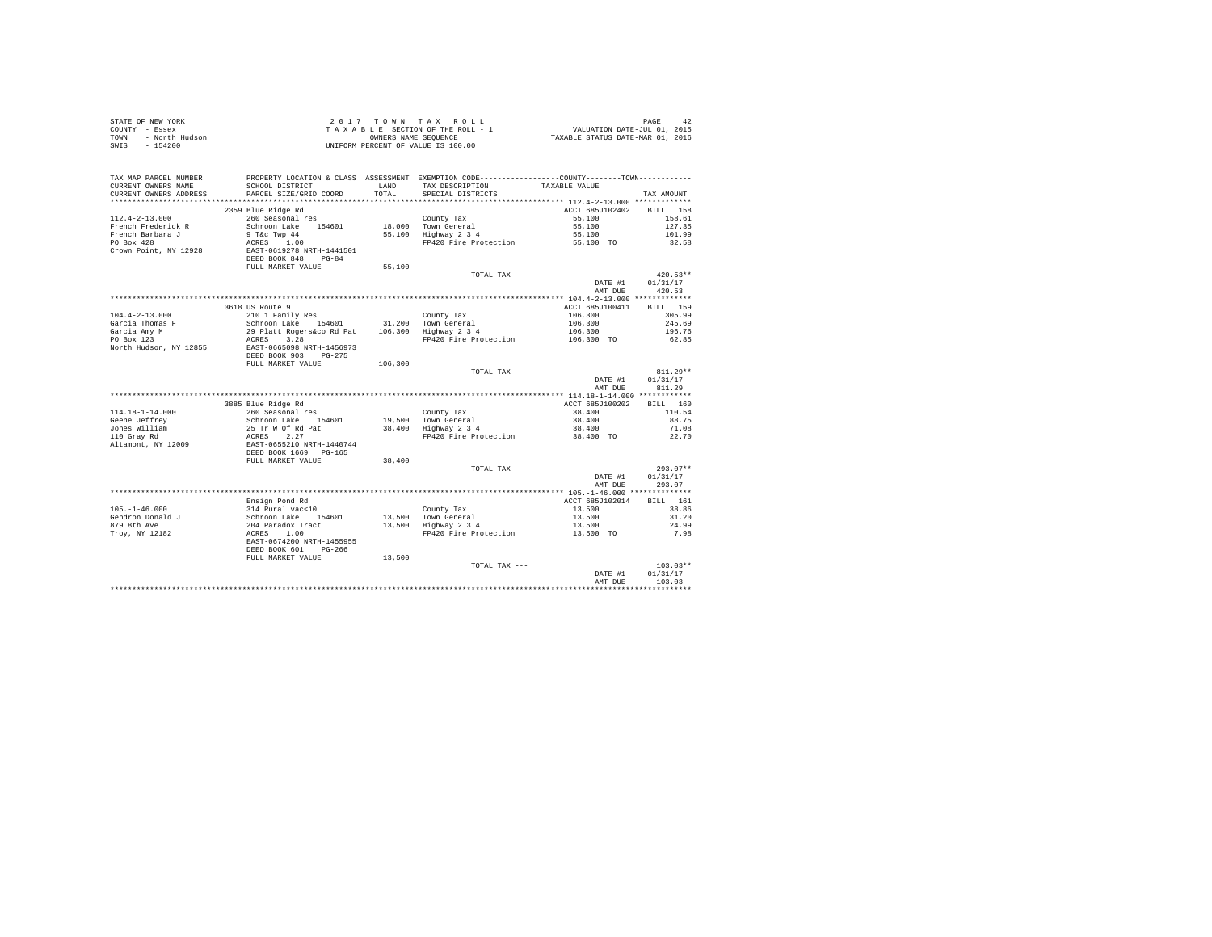STATE OF NEW YORK
COUNTY - Essex
TOWN - North Hudson
SWIS - 154200

2017 TOWN TAX ROLL
TAXABLE SECTION OF THE ROLL - 1
OWNERS NAME SEQUENCE
UNIFORM PERCENT OF VALUE IS 100.00

VALUATION DATE-JUL 01, 2015
TAXABLE STATUS DATE-MAR 01, 2016

| TAX MAP PARCEL NUMBER / CURRENT OWNERS NAME / CURRENT OWNERS ADDRESS | PROPERTY LOCATION & CLASS / SCHOOL DISTRICT / PARCEL SIZE/GRID COORD | ASSESSMENT LAND / TOTAL | EXEMPTION CODE / TAX DESCRIPTION / SPECIAL DISTRICTS | TAXABLE VALUE | TAX AMOUNT |
|---|---|---|---|---|---|
| 112.4-2-13.000 | 2359 Blue Ridge Rd | | | ACCT 685J102402 | BILL 158 |
| French Frederick R | 260 Seasonal res | | County Tax | 55,100 | 158.61 |
| French Barbara J | Schroon Lake 154601 | 18,000 | Town General | 55,100 | 127.35 |
| PO Box 428 | 9 T&c Twp 44 | 55,100 | Highway 2 3 4 | 55,100 | 101.99 |
| Crown Point, NY 12928 | ACRES 1.00 | | FP420 Fire Protection | 55,100 TO | 32.58 |
| | EAST-0619278 NRTH-1441501 | | | | |
| | DEED BOOK 848 PG-84 | | | | |
| | FULL MARKET VALUE | 55,100 | | | |
| | | | TOTAL TAX --- | | 420.53** |
| | | | | DATE #1 | 01/31/17 |
| | | | | AMT DUE | 420.53 |
| 104.4-2-13.000 | 3618 US Route 9 | | | ACCT 685J100411 | BILL 159 |
| Garcia Thomas F | 210 1 Family Res | | County Tax | 106,300 | 305.99 |
| Garcia Amy M | Schroon Lake 154601 | 31,200 | Town General | 106,300 | 245.69 |
| PO Box 123 | 29 Platt Rogers&co Rd Pat | 106,300 | Highway 2 3 4 | 106,300 | 196.76 |
| North Hudson, NY 12855 | ACRES 3.28 | | FP420 Fire Protection | 106,300 TO | 62.85 |
| | EAST-0665098 NRTH-1456973 | | | | |
| | DEED BOOK 903 PG-275 | | | | |
| | FULL MARKET VALUE | 106,300 | | | |
| | | | TOTAL TAX --- | | 811.29** |
| | | | | DATE #1 | 01/31/17 |
| | | | | AMT DUE | 811.29 |
| 114.18-1-14.000 | 3885 Blue Ridge Rd | | | ACCT 685J100202 | BILL 160 |
| Geene Jeffrey | 260 Seasonal res | | County Tax | 38,400 | 110.54 |
| Jones William | Schroon Lake 154601 | 19,500 | Town General | 38,400 | 88.75 |
| 110 Gray Rd | 25 Tr W Of Rd Pat | 38,400 | Highway 2 3 4 | 38,400 | 71.08 |
| Altamont, NY 12009 | ACRES 2.27 | | FP420 Fire Protection | 38,400 TO | 22.70 |
| | EAST-0655210 NRTH-1440744 | | | | |
| | DEED BOOK 1669 PG-165 | | | | |
| | FULL MARKET VALUE | 38,400 | | | |
| | | | TOTAL TAX --- | | 293.07** |
| | | | | DATE #1 | 01/31/17 |
| | | | | AMT DUE | 293.07 |
| 105.-1-46.000 | Ensign Pond Rd | | | ACCT 685J102014 | BILL 161 |
| Gendron Donald J | 314 Rural vac<10 | | County Tax | 13,500 | 38.86 |
| 879 8th Ave | Schroon Lake 154601 | 13,500 | Town General | 13,500 | 31.20 |
| Troy, NY 12182 | 204 Paradox Tract | 13,500 | Highway 2 3 4 | 13,500 | 24.99 |
| | ACRES 1.00 | | FP420 Fire Protection | 13,500 TO | 7.98 |
| | EAST-0674200 NRTH-1455955 | | | | |
| | DEED BOOK 601 PG-266 | | | | |
| | FULL MARKET VALUE | 13,500 | | | |
| | | | TOTAL TAX --- | | 103.03** |
| | | | | DATE #1 | 01/31/17 |
| | | | | AMT DUE | 103.03 |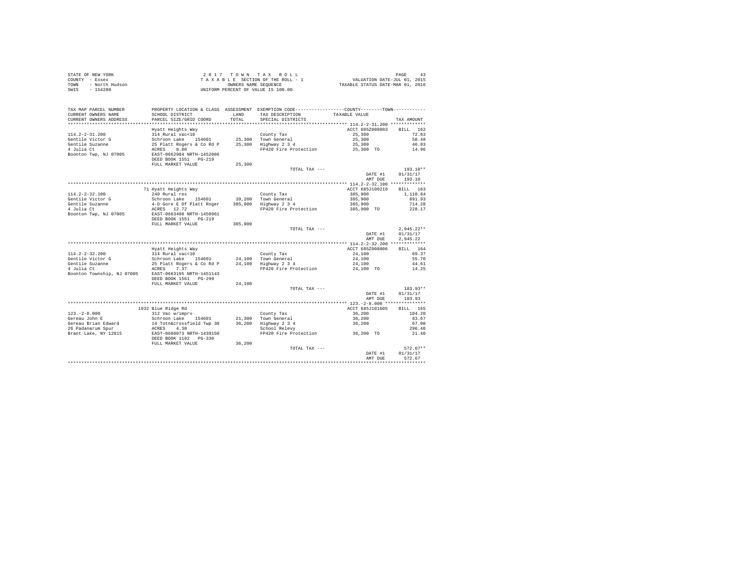STATE OF NEW YORK — COUNTY - Essex — TOWN - North Hudson — SWIS - 154200

2017 TOWN TAX ROLL
TAXABLE SECTION OF THE ROLL - 1
OWNERS NAME SEQUENCE
UNIFORM PERCENT OF VALUE IS 100.00

VALUATION DATE-JUL 01, 2015
TAXABLE STATUS DATE-MAR 01, 2016

| TAX MAP PARCEL NUMBER / CURRENT OWNERS NAME / CURRENT OWNERS ADDRESS | PROPERTY LOCATION & CLASS / SCHOOL DISTRICT / PARCEL SIZE/GRID COORD | ASSESSMENT LAND / TOTAL | EXEMPTION CODE / TAX DESCRIPTION / SPECIAL DISTRICTS | COUNTY / TOWN TAXABLE VALUE | TAX AMOUNT |
|---|---|---|---|---|---|
| **114.2-2-31.200** | Hyatt Heights Way | | | ACCT 685Z008003 | BILL 162 |
| 114.2-2-31.200 | 314 Rural vac<10 | | County Tax | 25,300 | 72.83 |
| Gentile Victor G | Schroon Lake 154601 | 25,300 | Town General | 25,300 | 58.48 |
| Gentile Suzanne | 25 Platt Rogers & Co Rd P | 25,300 | Highway 2 3 4 | 25,300 | 46.83 |
| 4 Julia Ct | ACRES 8.80 | | FP420 Fire Protection | 25,300 TO | 14.96 |
| Boonton Twp, NJ 07005 | EAST-0662984 NRTH-1452086 | | | | |
| | DEED BOOK 1551 PG-219 | | | | |
| | FULL MARKET VALUE | 25,300 | | | |
| | | | TOTAL TAX --- | | 193.10** |
| | | | | DATE #1 | 01/31/17 |
| | | | | AMT DUE | 193.10 |
| **114.2-2-32.100** | 71 Hyatt Heights Way | | | ACCT 685J100210 | BILL 163 |
| 114.2-2-32.100 | 240 Rural res | | County Tax | 385,900 | 1,110.84 |
| Gentile Victor G | Schroon Lake 154601 | 39,200 | Town General | 385,900 | 891.93 |
| Gentile Suzanne | 4-D Gore E Of Platt Roger | 385,900 | Highway 2 3 4 | 385,900 | 714.28 |
| 4 Julia Ct | ACRES 12.72 | | FP420 Fire Protection | 385,900 TO | 228.17 |
| Boonton Twp, NJ 07005 | EAST-0663498 NRTH-1450961 | | | | |
| | DEED BOOK 1551 PG-219 | | | | |
| | FULL MARKET VALUE | 385,900 | | | |
| | | | TOTAL TAX --- | | 2,945.22** |
| | | | | DATE #1 | 01/31/17 |
| | | | | AMT DUE | 2,945.22 |
| **114.2-2-32.200** | Hyatt Heights Way | | | ACCT 685Z008006 | BILL 164 |
| 114.2-2-32.200 | 314 Rural vac<10 | | County Tax | 24,100 | 69.37 |
| Gentile Victor G | Schroon Lake 154601 | 24,100 | Town General | 24,100 | 55.70 |
| Gentile Suzanne | 25 Platt Rogers & Co Rd P | 24,100 | Highway 2 3 4 | 24,100 | 44.61 |
| 4 Julia Ct | ACRES 7.37 | | FP420 Fire Protection | 24,100 TO | 14.25 |
| Boonton Township, NJ 07005 | EAST-0663195 NRTH-1451143 | | | | |
| | DEED BOOK 1561 PG-299 | | | | |
| | FULL MARKET VALUE | 24,100 | | | |
| | | | TOTAL TAX --- | | 183.93** |
| | | | | DATE #1 | 01/31/17 |
| | | | | AMT DUE | 183.93 |
| **123.-2-8.000** | 1932 Blue Ridge Rd | | | ACCT 685J101605 | BILL 165 |
| 123.-2-8.000 | 312 Vac w/imprv | | County Tax | 36,200 | 104.20 |
| Gereau John E | Schroon Lake 154601 | 21,300 | Town General | 36,200 | 83.67 |
| Gereau Brian Edward | 14 Totn&crossfield Twp 30 | 36,200 | Highway 2 3 4 | 36,200 | 67.00 |
| 26 Padanarum Spur | ACRES 4.30 | | School Relevy | | 296.40 |
| Brant Lake, NY 12815 | EAST-0608873 NRTH-1439150 | | FP420 Fire Protection | 36,200 TO | 21.40 |
| | DEED BOOK 1182 PG-330 | | | | |
| | FULL MARKET VALUE | 36,200 | | | |
| | | | TOTAL TAX --- | | 572.67** |
| | | | | DATE #1 | 01/31/17 |
| | | | | AMT DUE | 572.67 |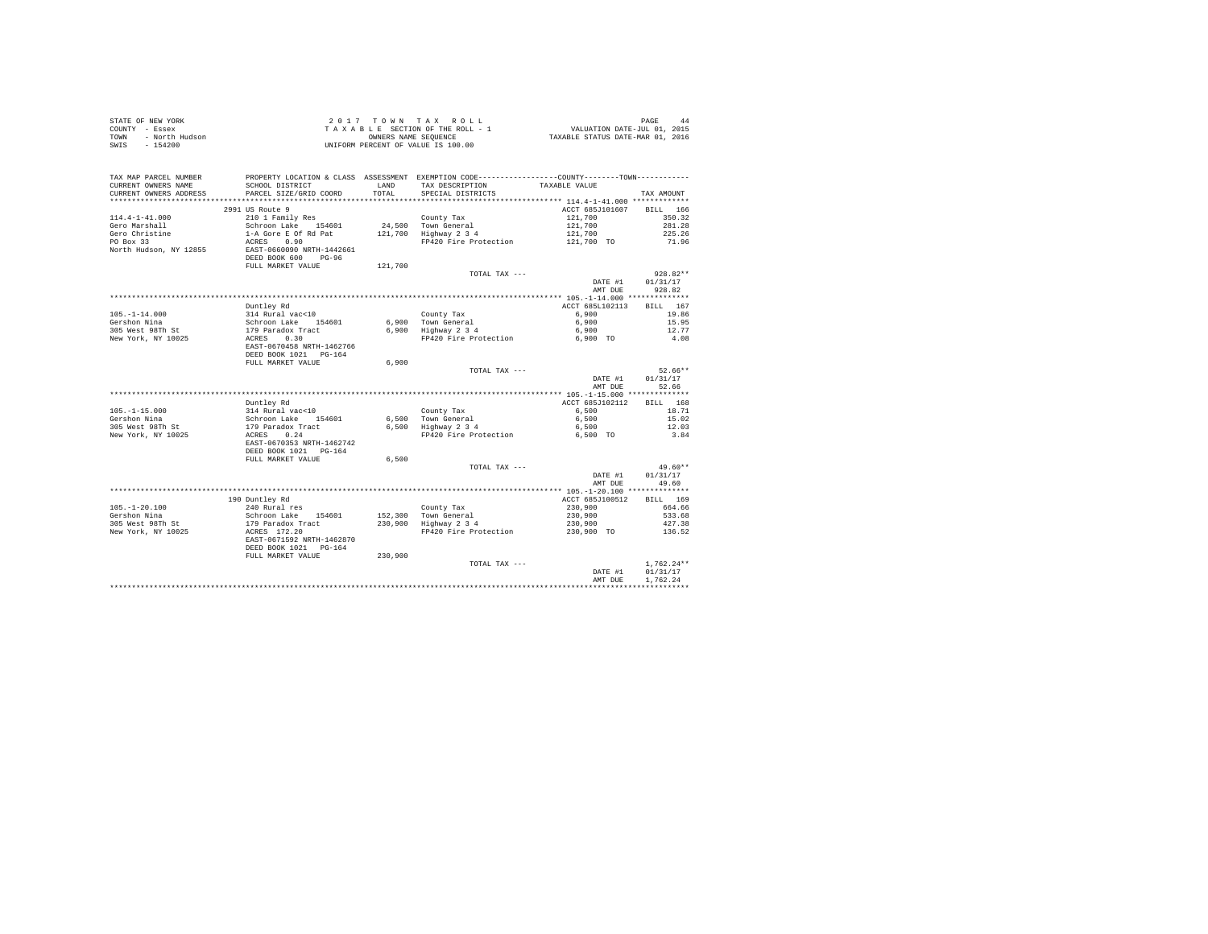STATE OF NEW YORK
COUNTY - Essex
TOWN - North Hudson
SWIS - 154200

2 0 1 7 T O W N T A X R O L L
T A X A B L E SECTION OF THE ROLL - 1
OWNERS NAME SEQUENCE
UNIFORM PERCENT OF VALUE IS 100.00

VALUATION DATE-JUL 01, 2015
TAXABLE STATUS DATE-MAR 01, 2016

| TAX MAP PARCEL NUMBER / CURRENT OWNERS NAME / CURRENT OWNERS ADDRESS | PROPERTY LOCATION & CLASS / SCHOOL DISTRICT / PARCEL SIZE/GRID COORD | ASSESSMENT LAND / TOTAL | EXEMPTION CODE / TAX DESCRIPTION / SPECIAL DISTRICTS | COUNTY / TOWN TAXABLE VALUE | TAX AMOUNT |
|---|---|---|---|---|---|
| 114.4-1-41.000 | 2991 US Route 9 | | | ACCT 685J101607 | BILL 166 |
| Gero Marshall | 210 1 Family Res | | County Tax | 121,700 | 350.32 |
| Gero Christine | Schroon Lake 154601 | 24,500 | Town General | 121,700 | 281.28 |
| PO Box 33 | 1-A Gore E Of Rd Pat | 121,700 | Highway 2 3 4 | 121,700 | 225.26 |
| North Hudson, NY 12855 | ACRES 0.90 | | FP420 Fire Protection | 121,700 TO | 71.96 |
| | EAST-0660090 NRTH-1442661 | | | | |
| | DEED BOOK 600 PG-96 | | | | |
| | FULL MARKET VALUE | 121,700 | | | |
| | | | TOTAL TAX --- | | 928.82** |
| | | | | DATE #1 | 01/31/17 |
| | | | | AMT DUE | 928.82 |
| 105.-1-14.000 | Duntley Rd | | | ACCT 685L102113 | BILL 167 |
| Gershon Nina | 314 Rural vac<10 | | County Tax | 6,900 | 19.86 |
| 305 West 98Th St | Schroon Lake 154601 | 6,900 | Town General | 6,900 | 15.95 |
| New York, NY 10025 | 179 Paradox Tract | 6,900 | Highway 2 3 4 | 6,900 | 12.77 |
| | ACRES 0.30 | | FP420 Fire Protection | 6,900 TO | 4.08 |
| | EAST-0670458 NRTH-1462766 | | | | |
| | DEED BOOK 1021 PG-164 | | | | |
| | FULL MARKET VALUE | 6,900 | | | |
| | | | TOTAL TAX --- | | 52.66** |
| | | | | DATE #1 | 01/31/17 |
| | | | | AMT DUE | 52.66 |
| 105.-1-15.000 | Duntley Rd | | | ACCT 685J102112 | BILL 168 |
| Gershon Nina | 314 Rural vac<10 | | County Tax | 6,500 | 18.71 |
| 305 West 98Th St | Schroon Lake 154601 | 6,500 | Town General | 6,500 | 15.02 |
| New York, NY 10025 | 179 Paradox Tract | 6,500 | Highway 2 3 4 | 6,500 | 12.03 |
| | ACRES 0.24 | | FP420 Fire Protection | 6,500 TO | 3.84 |
| | EAST-0670353 NRTH-1462742 | | | | |
| | DEED BOOK 1021 PG-164 | | | | |
| | FULL MARKET VALUE | 6,500 | | | |
| | | | TOTAL TAX --- | | 49.60** |
| | | | | DATE #1 | 01/31/17 |
| | | | | AMT DUE | 49.60 |
| 105.-1-20.100 | 190 Duntley Rd | | | ACCT 685J100512 | BILL 169 |
| Gershon Nina | 240 Rural res | | County Tax | 230,900 | 664.66 |
| 305 West 98Th St | Schroon Lake 154601 | 152,300 | Town General | 230,900 | 533.68 |
| New York, NY 10025 | 179 Paradox Tract | 230,900 | Highway 2 3 4 | 230,900 | 427.38 |
| | ACRES 172.20 | | FP420 Fire Protection | 230,900 TO | 136.52 |
| | EAST-0671592 NRTH-1462870 | | | | |
| | DEED BOOK 1021 PG-164 | | | | |
| | FULL MARKET VALUE | 230,900 | | | |
| | | | TOTAL TAX --- | | 1,762.24** |
| | | | | DATE #1 | 01/31/17 |
| | | | | AMT DUE | 1,762.24 |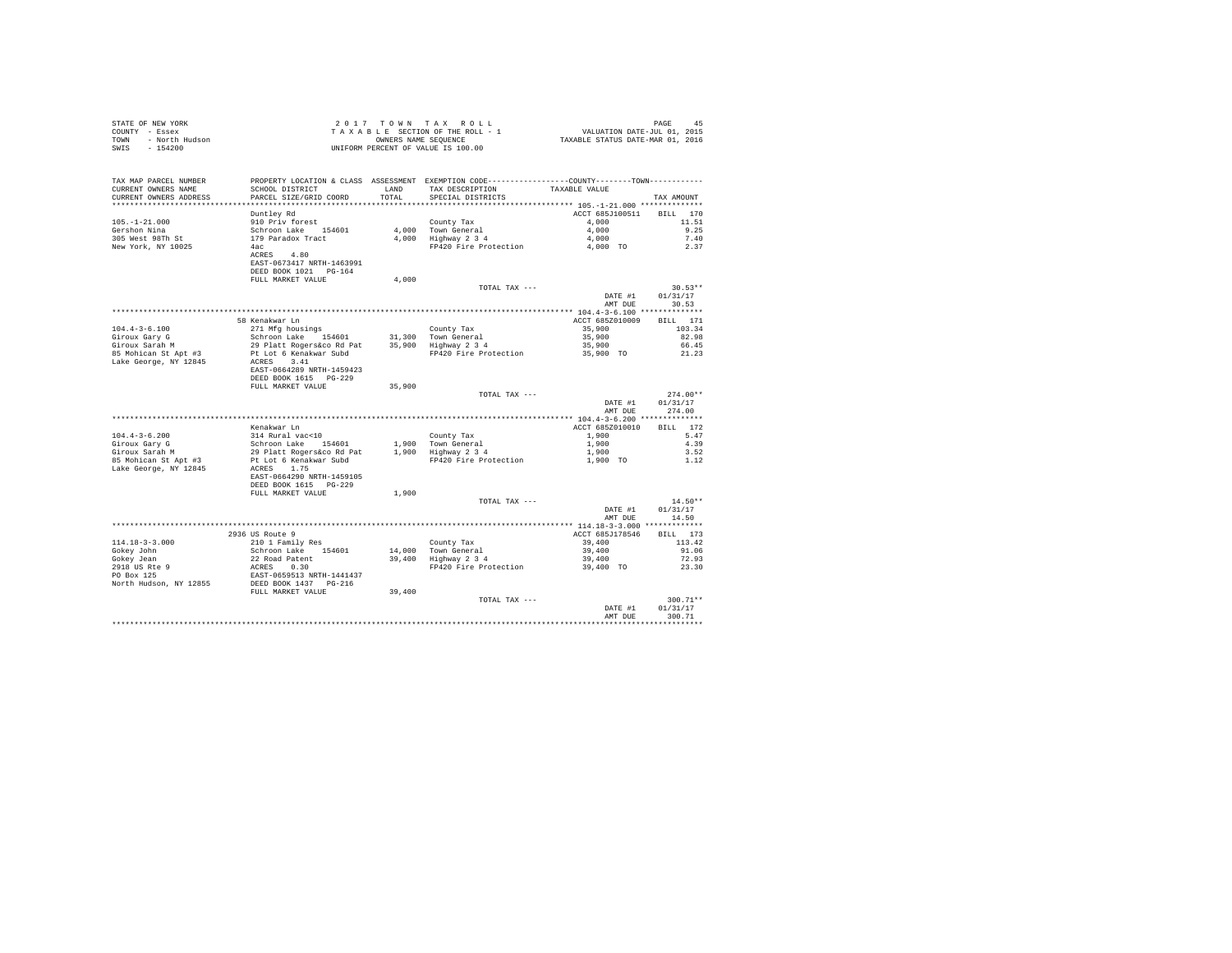STATE OF NEW YORK
COUNTY - Essex
TOWN - North Hudson
SWIS - 154200

2 0 1 7 T O W N T A X R O L L
T A X A B L E SECTION OF THE ROLL - 1
OWNERS NAME SEQUENCE
UNIFORM PERCENT OF VALUE IS 100.00

VALUATION DATE-JUL 01, 2015
TAXABLE STATUS DATE-MAR 01, 2016

```
TAX MAP PARCEL NUMBER      PROPERTY LOCATION & CLASS  ASSESSMENT  EXEMPTION CODE-----------------COUNTY--------TOWN-----------
CURRENT OWNERS NAME        SCHOOL DISTRICT            LAND        TAX DESCRIPTION          TAXABLE VALUE
CURRENT OWNERS ADDRESS     PARCEL SIZE/GRID COORD     TOTAL       SPECIAL DISTRICTS                                  TAX AMOUNT
*************************************************************************************************** 105.-1-21.000 **************
                           Duntley Rd                                                   ACCT 685J100511     BILL  170
105.-1-21.000              910 Priv forest                        County Tax               4,000                 11.51
Gershon Nina               Schroon Lake    154601       4,000     Town General             4,000                  9.25
305 West 98Th St           179 Paradox Tract            4,000     Highway 2 3 4            4,000                  7.40
New York, NY 10025         4ac                                    FP420 Fire Protection    4,000 TO               2.37
                           ACRES    4.80
                           EAST-0673417 NRTH-1463991
                           DEED BOOK 1021   PG-164
                           FULL MARKET VALUE            4,000
                                                                  TOTAL TAX ---                                  30.53**
                                                                                           DATE #1         01/31/17
                                                                                           AMT DUE            30.53
*************************************************************************************************** 104.4-3-6.100 **************
                           58 Kenakwar Ln                                               ACCT 685Z010009     BILL  171
104.4-3-6.100              271 Mfg housings                       County Tax              35,900                103.34
Giroux Gary G              Schroon Lake    154601      31,300     Town General            35,900                 82.98
Giroux Sarah M             29 Platt Rogers&co Rd Pat   35,900     Highway 2 3 4           35,900                 66.45
85 Mohican St Apt #3       Pt Lot 6 Kenakwar Subd                 FP420 Fire Protection   35,900 TO              21.23
Lake George, NY 12845      ACRES    3.41
                           EAST-0664289 NRTH-1459423
                           DEED BOOK 1615   PG-229
                           FULL MARKET VALUE           35,900
                                                                  TOTAL TAX ---                                 274.00**
                                                                                           DATE #1         01/31/17
                                                                                           AMT DUE           274.00
*************************************************************************************************** 104.4-3-6.200 **************
                           Kenakwar Ln                                                  ACCT 685Z010010     BILL  172
104.4-3-6.200              314 Rural vac<10                       County Tax               1,900                  5.47
Giroux Gary G              Schroon Lake    154601       1,900     Town General             1,900                  4.39
Giroux Sarah M             29 Platt Rogers&co Rd Pat    1,900     Highway 2 3 4            1,900                  3.52
85 Mohican St Apt #3       Pt Lot 6 Kenakwar Subd                 FP420 Fire Protection    1,900 TO               1.12
Lake George, NY 12845      ACRES    1.75
                           EAST-0664290 NRTH-1459105
                           DEED BOOK 1615   PG-229
                           FULL MARKET VALUE            1,900
                                                                  TOTAL TAX ---                                  14.50**
                                                                                           DATE #1         01/31/17
                                                                                           AMT DUE            14.50
*************************************************************************************************** 114.18-3-3.000 *************
                           2936 US Route 9                                              ACCT 685J178546     BILL  173
114.18-3-3.000             210 1 Family Res                       County Tax              39,400                113.42
Gokey John                 Schroon Lake    154601      14,000     Town General            39,400                 91.06
Gokey Jean                 22 Road Patent              39,400     Highway 2 3 4           39,400                 72.93
2918 US Rte 9              ACRES    0.30                          FP420 Fire Protection   39,400 TO              23.30
PO Box 125                 EAST-0659513 NRTH-1441437
North Hudson, NY 12855     DEED BOOK 1437   PG-216
                           FULL MARKET VALUE           39,400
                                                                  TOTAL TAX ---                                 300.71**
                                                                                           DATE #1         01/31/17
                                                                                           AMT DUE           300.71
********************************************************************************************************************************
```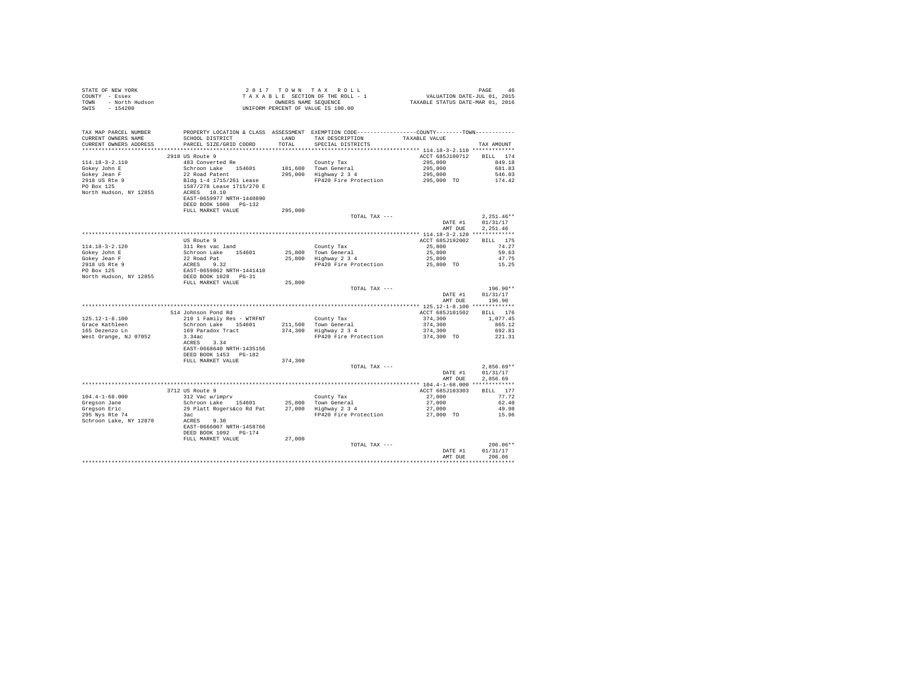STATE OF NEW YORK
COUNTY - Essex
TOWN - North Hudson
SWIS - 154200

2 0 1 7 T O W N T A X R O L L
T A X A B L E SECTION OF THE ROLL - 1
OWNERS NAME SEQUENCE
UNIFORM PERCENT OF VALUE IS 100.00

VALUATION DATE-JUL 01, 2015
TAXABLE STATUS DATE-MAR 01, 2016

| TAX MAP PARCEL NUMBER / CURRENT OWNERS NAME / CURRENT OWNERS ADDRESS | PROPERTY LOCATION & CLASS / SCHOOL DISTRICT / PARCEL SIZE/GRID COORD | ASSESSMENT LAND / TOTAL | EXEMPTION CODE / TAX DESCRIPTION / SPECIAL DISTRICTS | COUNTY--------TOWN / TAXABLE VALUE | TAX AMOUNT |
|---|---|---|---|---|---|
| **114.18-3-2.110** | 2918 US Route 9 | | | ACCT 685J100712 | BILL 174 |
| 114.18-3-2.110 | 483 Converted Re | | County Tax | 295,000 | 849.18 |
| Gokey John E | Schroon Lake 154601 | 101,600 | Town General | 295,000 | 681.83 |
| Gokey Jean F | 22 Road Patent | 295,000 | Highway 2 3 4 | 295,000 | 546.03 |
| 2918 US Rte 9 | Bldg 1-4 1715/261 Lease | | FP420 Fire Protection | 295,000 TO | 174.42 |
| PO Box 125 | 1587/278 Lease 1715/270 E | | | | |
| North Hudson, NY 12855 | ACRES 10.10 | | | | |
| | EAST-0659977 NRTH-1440890 | | | | |
| | DEED BOOK 1000 PG-132 | | | | |
| | FULL MARKET VALUE | 295,000 | | | |
| | | | TOTAL TAX --- | | 2,251.46** |
| | | | | DATE #1 | 01/31/17 |
| | | | | AMT DUE | 2,251.46 |
| **114.18-3-2.120** | US Route 9 | | | ACCT 685J192002 | BILL 175 |
| 114.18-3-2.120 | 311 Res vac land | | County Tax | 25,800 | 74.27 |
| Gokey John E | Schroon Lake 154601 | 25,800 | Town General | 25,800 | 59.63 |
| Gokey Jean F | 22 Road Pat | 25,800 | Highway 2 3 4 | 25,800 | 47.75 |
| 2918 US Rte 9 | ACRES 9.32 | | FP420 Fire Protection | 25,800 TO | 15.25 |
| PO Box 125 | EAST-0659862 NRTH-1441410 | | | | |
| North Hudson, NY 12855 | DEED BOOK 1028 PG-31 | | | | |
| | FULL MARKET VALUE | 25,800 | | | |
| | | | TOTAL TAX --- | | 196.90** |
| | | | | DATE #1 | 01/31/17 |
| | | | | AMT DUE | 196.90 |
| **125.12-1-8.100** | 514 Johnson Pond Rd | | | ACCT 685J101502 | BILL 176 |
| 125.12-1-8.100 | 210 1 Family Res - WTRFNT | | County Tax | 374,300 | 1,077.45 |
| Grace Kathleen | Schroon Lake 154601 | 211,500 | Town General | 374,300 | 865.12 |
| 165 Dezenzo Ln | 169 Paradox Tract | 374,300 | Highway 2 3 4 | 374,300 | 692.81 |
| West Orange, NJ 07052 | 3.34ac | | FP420 Fire Protection | 374,300 TO | 221.31 |
| | ACRES 3.34 | | | | |
| | EAST-0668640 NRTH-1435156 | | | | |
| | DEED BOOK 1453 PG-182 | | | | |
| | FULL MARKET VALUE | 374,300 | | | |
| | | | TOTAL TAX --- | | 2,856.69** |
| | | | | DATE #1 | 01/31/17 |
| | | | | AMT DUE | 2,856.69 |
| **104.4-1-68.000** | 3712 US Route 9 | | | ACCT 685J103303 | BILL 177 |
| 104.4-1-68.000 | 312 Vac w/imprv | | County Tax | 27,000 | 77.72 |
| Gregson Jane | Schroon Lake 154601 | 25,800 | Town General | 27,000 | 62.40 |
| Gregson Eric | 29 Platt Rogers&co Rd Pat | 27,000 | Highway 2 3 4 | 27,000 | 49.98 |
| 295 Nys Rte 74 | 3ac | | FP420 Fire Protection | 27,000 TO | 15.96 |
| Schroon Lake, NY 12870 | ACRES 9.30 | | | | |
| | EAST-0666007 NRTH-1458766 | | | | |
| | DEED BOOK 1092 PG-174 | | | | |
| | FULL MARKET VALUE | 27,000 | | | |
| | | | TOTAL TAX --- | | 206.06** |
| | | | | DATE #1 | 01/31/17 |
| | | | | AMT DUE | 206.06 |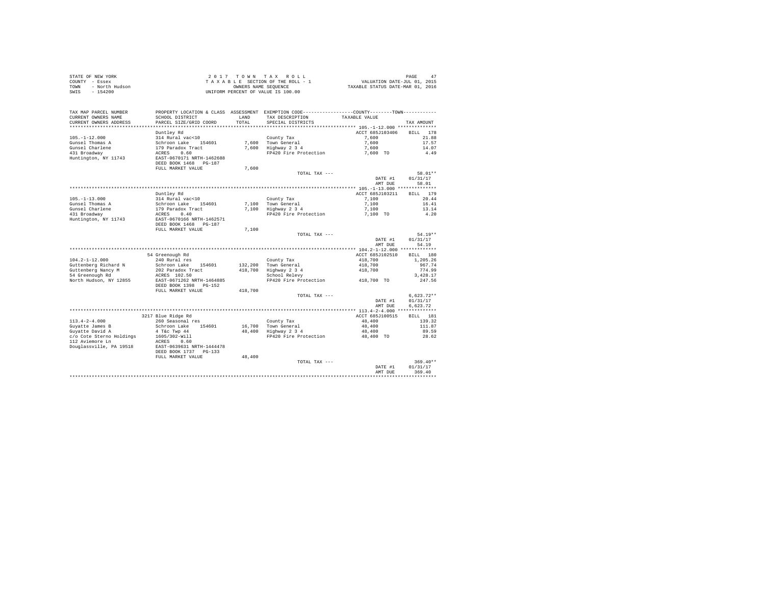STATE OF NEW YORK
COUNTY - Essex
TOWN - North Hudson
SWIS - 154200

2 0 1 7 T O W N T A X R O L L
T A X A B L E SECTION OF THE ROLL - 1
OWNERS NAME SEQUENCE
UNIFORM PERCENT OF VALUE IS 100.00

VALUATION DATE-JUL 01, 2015
TAXABLE STATUS DATE-MAR 01, 2016

| TAX MAP PARCEL NUMBER / CURRENT OWNERS NAME / CURRENT OWNERS ADDRESS | PROPERTY LOCATION & CLASS / SCHOOL DISTRICT / PARCEL SIZE/GRID COORD | ASSESSMENT LAND / TOTAL | EXEMPTION CODE / TAX DESCRIPTION / SPECIAL DISTRICTS | COUNTY--------TOWN TAXABLE VALUE | TAX AMOUNT |
|---|---|---|---|---|---|
| 105.-1-12.000 | Duntley Rd | | | ACCT 685J103406 | BILL 178 |
| | 314 Rural vac<10 | | County Tax | 7,600 | 21.88 |
| Gunsel Thomas A | Schroon Lake 154601 | 7,600 | Town General | 7,600 | 17.57 |
| Gunsel Charlene | 179 Paradox Tract | 7,600 | Highway 2 3 4 | 7,600 | 14.07 |
| 431 Broadway | ACRES 0.60 | | FP420 Fire Protection | 7,600 TO | 4.49 |
| Huntington, NY 11743 | EAST-0670171 NRTH-1462688 | | | | |
| | DEED BOOK 1468 PG-187 | | | | |
| | FULL MARKET VALUE | 7,600 | | | |
| | | | TOTAL TAX --- | | 58.01** |
| | | | | DATE #1 | 01/31/17 |
| | | | | AMT DUE | 58.01 |
| 105.-1-13.000 | Duntley Rd | | | ACCT 685J103211 | BILL 179 |
| | 314 Rural vac<10 | | County Tax | 7,100 | 20.44 |
| Gunsel Thomas A | Schroon Lake 154601 | 7,100 | Town General | 7,100 | 16.41 |
| Gunsel Charlene | 179 Paradox Tract | 7,100 | Highway 2 3 4 | 7,100 | 13.14 |
| 431 Broadway | ACRES 0.40 | | FP420 Fire Protection | 7,100 TO | 4.20 |
| Huntington, NY 11743 | EAST-0670166 NRTH-1462571 | | | | |
| | DEED BOOK 1468 PG-187 | | | | |
| | FULL MARKET VALUE | 7,100 | | | |
| | | | TOTAL TAX --- | | 54.19** |
| | | | | DATE #1 | 01/31/17 |
| | | | | AMT DUE | 54.19 |
| 104.2-1-12.000 | 54 Greenough Rd | | | ACCT 685J102510 | BILL 180 |
| | 240 Rural res | | County Tax | 418,700 | 1,205.26 |
| Guttenberg Richard N | Schroon Lake 154601 | 132,200 | Town General | 418,700 | 967.74 |
| Guttenberg Nancy M | 202 Paradox Tract | 418,700 | Highway 2 3 4 | 418,700 | 774.99 |
| 54 Greenough Rd | ACRES 102.50 | | School Relevy | | 3,428.17 |
| North Hudson, NY 12855 | EAST-0671262 NRTH-1464885 | | FP420 Fire Protection | 418,700 TO | 247.56 |
| | DEED BOOK 1398 PG-152 | | | | |
| | FULL MARKET VALUE | 418,700 | | | |
| | | | TOTAL TAX --- | | 6,623.72** |
| | | | | DATE #1 | 01/31/17 |
| | | | | AMT DUE | 6,623.72 |
| 113.4-2-4.000 | 3217 Blue Ridge Rd | | | ACCT 685J100515 | BILL 181 |
| | 260 Seasonal res | | County Tax | 48,400 | 139.32 |
| Guyatte James B | Schroon Lake 154601 | 16,700 | Town General | 48,400 | 111.87 |
| Guyatte David A | 4 T&c Twp 44 | 48,400 | Highway 2 3 4 | 48,400 | 89.59 |
| c/o Cote Sterno Holdings | 1605/302-Will | | FP420 Fire Protection | 48,400 TO | 28.62 |
| 112 Aviemore Ln | ACRES 0.60 | | | | |
| Douglassville, PA 19518 | EAST-0639631 NRTH-1444478 | | | | |
| | DEED BOOK 1737 PG-133 | | | | |
| | FULL MARKET VALUE | 48,400 | | | |
| | | | TOTAL TAX --- | | 369.40** |
| | | | | DATE #1 | 01/31/17 |
| | | | | AMT DUE | 369.40 |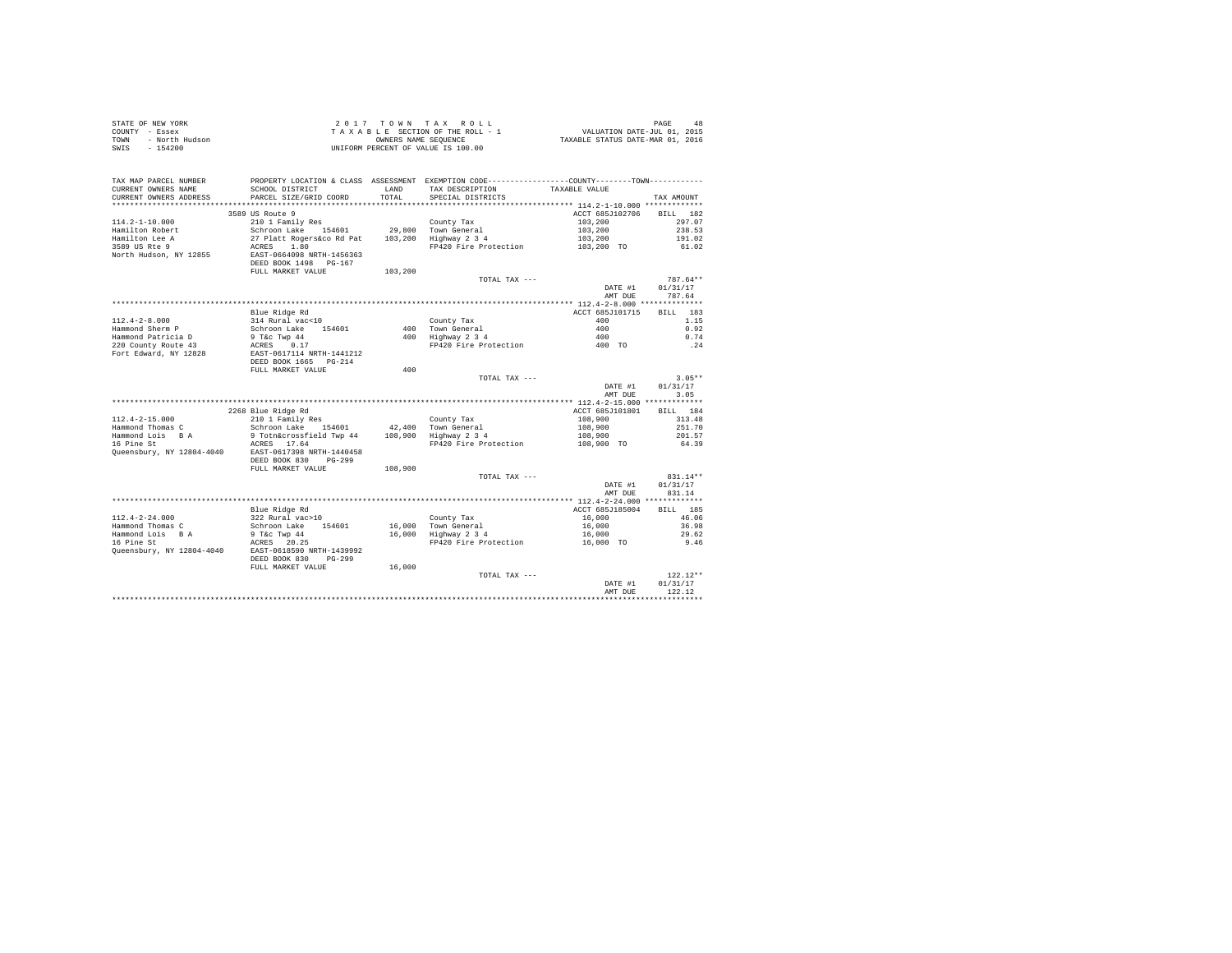STATE OF NEW YORK
COUNTY - Essex
TOWN - North Hudson
SWIS - 154200

2017 TOWN TAX ROLL
TAXABLE SECTION OF THE ROLL - 1
OWNERS NAME SEQUENCE
UNIFORM PERCENT OF VALUE IS 100.00

VALUATION DATE-JUL 01, 2015
TAXABLE STATUS DATE-MAR 01, 2016

```
TAX MAP PARCEL NUMBER     PROPERTY LOCATION & CLASS  ASSESSMENT  EXEMPTION CODE-----------------COUNTY--------TOWN-----------
CURRENT OWNERS NAME       SCHOOL DISTRICT              LAND      TAX DESCRIPTION            TAXABLE VALUE
CURRENT OWNERS ADDRESS    PARCEL SIZE/GRID COORD       TOTAL     SPECIAL DISTRICTS                                   TAX AMOUNT
******************************************************************************************** 114.2-1-10.000 *************
                          3589 US Route 9                                                   ACCT 685J102706     BILL  182
114.2-1-10.000            210 1 Family Res                       County Tax                  103,200               297.07
Hamilton Robert           Schroon Lake    154601       29,800    Town General                103,200               238.53
Hamilton Lee A            27 Platt Rogers&co Rd Pat   103,200    Highway 2 3 4               103,200               191.02
3589 US Rte 9             ACRES    1.80                          FP420 Fire Protection       103,200 TO             61.02
North Hudson, NY 12855    EAST-0664098 NRTH-1456363
                          DEED BOOK 1498   PG-167
                          FULL MARKET VALUE           103,200
                                                                 TOTAL TAX ---                                     787.64**
                                                                                            DATE #1            01/31/17
                                                                                            AMT DUE              787.64
******************************************************************************************** 112.4-2-8.000 **************
                          Blue Ridge Rd                                                     ACCT 685J101715     BILL  183
112.4-2-8.000             314 Rural vac<10                       County Tax                      400                 1.15
Hammond Sherm P           Schroon Lake    154601          400    Town General                    400                 0.92
Hammond Patricia D        9 T&c Twp 44                    400    Highway 2 3 4                   400                 0.74
220 County Route 43       ACRES    0.17                          FP420 Fire Protection           400 TO               .24
Fort Edward, NY 12828     EAST-0617114 NRTH-1441212
                          DEED BOOK 1665   PG-214
                          FULL MARKET VALUE               400
                                                                 TOTAL TAX ---                                       3.05**
                                                                                            DATE #1            01/31/17
                                                                                            AMT DUE                3.05
******************************************************************************************** 112.4-2-15.000 *************
                          2268 Blue Ridge Rd                                                ACCT 685J101801     BILL  184
112.4-2-15.000            210 1 Family Res                       County Tax                  108,900               313.48
Hammond Thomas C          Schroon Lake    154601       42,400    Town General                108,900               251.70
Hammond Lois   B A        9 Totn&crossfield Twp 44    108,900    Highway 2 3 4               108,900               201.57
16 Pine St                ACRES   17.64                          FP420 Fire Protection       108,900 TO             64.39
Queensbury, NY 12804-4040 EAST-0617398 NRTH-1440458
                          DEED BOOK 830    PG-299
                          FULL MARKET VALUE           108,900
                                                                 TOTAL TAX ---                                     831.14**
                                                                                            DATE #1            01/31/17
                                                                                            AMT DUE              831.14
******************************************************************************************** 112.4-2-24.000 *************
                          Blue Ridge Rd                                                     ACCT 685J185004     BILL  185
112.4-2-24.000            322 Rural vac>10                       County Tax                   16,000                46.06
Hammond Thomas C          Schroon Lake    154601       16,000    Town General                 16,000                36.98
Hammond Lois   B A        9 T&c Twp 44                 16,000    Highway 2 3 4                16,000                29.62
16 Pine St                ACRES   20.25                          FP420 Fire Protection        16,000 TO              9.46
Queensbury, NY 12804-4040 EAST-0618590 NRTH-1439992
                          DEED BOOK 830    PG-299
                          FULL MARKET VALUE            16,000
                                                                 TOTAL TAX ---                                     122.12**
                                                                                            DATE #1            01/31/17
                                                                                            AMT DUE              122.12
****************************************************************************************************************************
```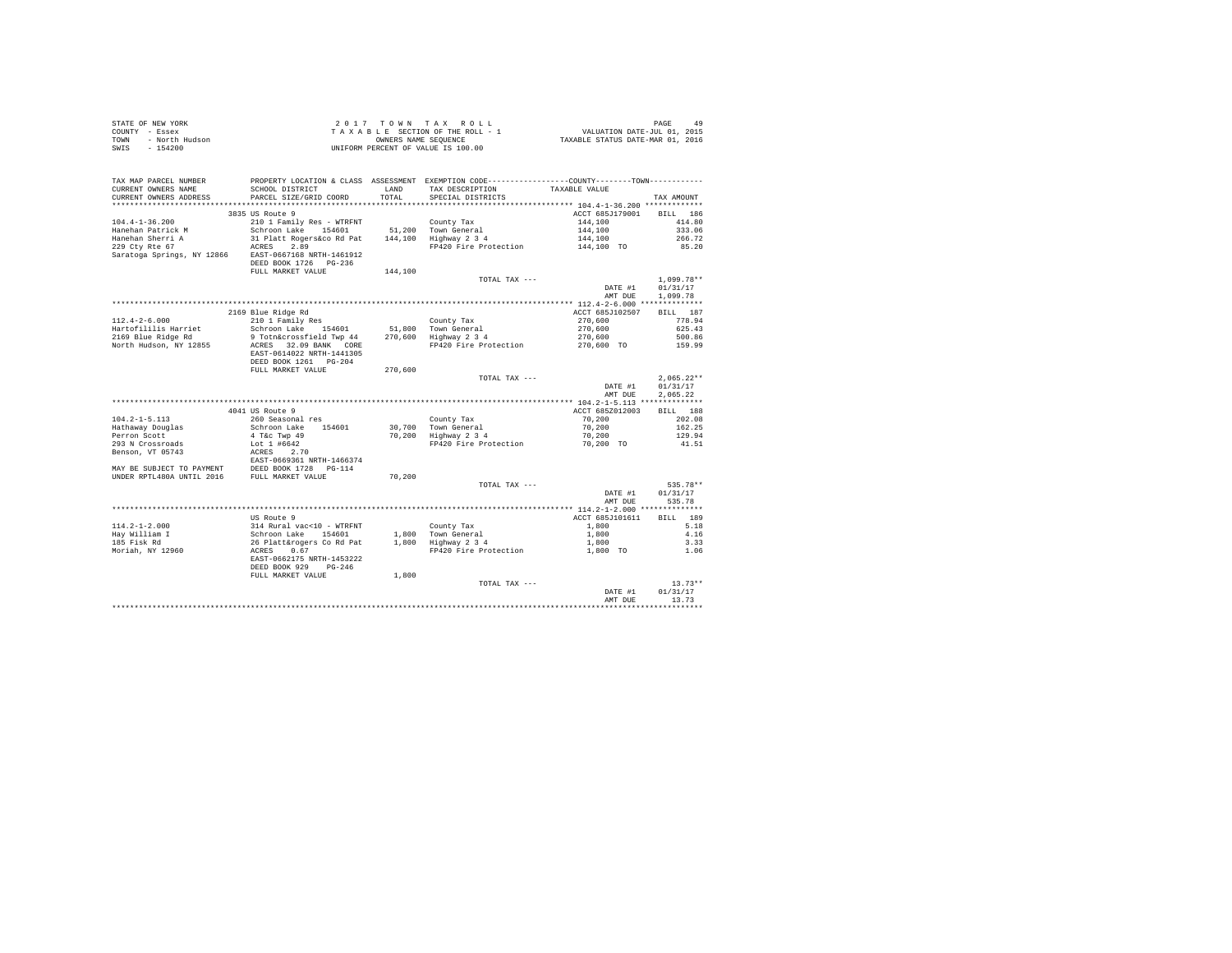STATE OF NEW YORK | COUNTY - Essex | TOWN - North Hudson | SWIS - 154200

2017 TOWN TAX ROLL
TAXABLE SECTION OF THE ROLL - 1
OWNERS NAME SEQUENCE
UNIFORM PERCENT OF VALUE IS 100.00

VALUATION DATE-JUL 01, 2015
TAXABLE STATUS DATE-MAR 01, 2016

| TAX MAP PARCEL NUMBER / CURRENT OWNERS NAME / CURRENT OWNERS ADDRESS | PROPERTY LOCATION & CLASS / SCHOOL DISTRICT / PARCEL SIZE/GRID COORD | ASSESSMENT LAND / TOTAL | EXEMPTION CODE / TAX DESCRIPTION / SPECIAL DISTRICTS | TAXABLE VALUE | TAX AMOUNT |
|---|---|---|---|---|---|
| **104.4-1-36.200** | 3835 US Route 9 | | | ACCT 685J179001 | BILL 186 |
| 104.4-1-36.200 | 210 1 Family Res - WTRFNT | | County Tax | 144,100 | 414.80 |
| Hanehan Patrick M | Schroon Lake 154601 | 51,200 | Town General | 144,100 | 333.06 |
| Hanehan Sherri A | 31 Platt Rogers&co Rd Pat | 144,100 | Highway 2 3 4 | 144,100 | 266.72 |
| 229 Cty Rte 67 | ACRES 2.89 | | FP420 Fire Protection | 144,100 TO | 85.20 |
| Saratoga Springs, NY 12866 | EAST-0667168 NRTH-1461912 | | | | |
| | DEED BOOK 1726 PG-236 | | | | |
| | FULL MARKET VALUE | 144,100 | | | |
| | | | TOTAL TAX --- | | 1,099.78** |
| | | | | DATE #1 | 01/31/17 |
| | | | | AMT DUE | 1,099.78 |
| **112.4-2-6.000** | 2169 Blue Ridge Rd | | | ACCT 685J102507 | BILL 187 |
| 112.4-2-6.000 | 210 1 Family Res | | County Tax | 270,600 | 778.94 |
| Hartofililis Harriet | Schroon Lake 154601 | 51,800 | Town General | 270,600 | 625.43 |
| 2169 Blue Ridge Rd | 9 Totn&crossfield Twp 44 | 270,600 | Highway 2 3 4 | 270,600 | 500.86 |
| North Hudson, NY 12855 | ACRES 32.09 BANK CORE | | FP420 Fire Protection | 270,600 TO | 159.99 |
| | EAST-0614022 NRTH-1441305 | | | | |
| | DEED BOOK 1261 PG-204 | | | | |
| | FULL MARKET VALUE | 270,600 | | | |
| | | | TOTAL TAX --- | | 2,065.22** |
| | | | | DATE #1 | 01/31/17 |
| | | | | AMT DUE | 2,065.22 |
| **104.2-1-5.113** | 4041 US Route 9 | | | ACCT 685Z012003 | BILL 188 |
| 104.2-1-5.113 | 260 Seasonal res | | County Tax | 70,200 | 202.08 |
| Hathaway Douglas | Schroon Lake 154601 | 30,700 | Town General | 70,200 | 162.25 |
| Perron Scott | 4 T&c Twp 49 | 70,200 | Highway 2 3 4 | 70,200 | 129.94 |
| 293 N Crossroads | Lot 1 #6642 | | FP420 Fire Protection | 70,200 TO | 41.51 |
| Benson, VT 05743 | ACRES 2.70 | | | | |
| | EAST-0669361 NRTH-1466374 | | | | |
| MAY BE SUBJECT TO PAYMENT | DEED BOOK 1728 PG-114 | | | | |
| UNDER RPTL480A UNTIL 2016 | FULL MARKET VALUE | 70,200 | | | |
| | | | TOTAL TAX --- | | 535.78** |
| | | | | DATE #1 | 01/31/17 |
| | | | | AMT DUE | 535.78 |
| **114.2-1-2.000** | US Route 9 | | | ACCT 685J101611 | BILL 189 |
| 114.2-1-2.000 | 314 Rural vac<10 - WTRFNT | | County Tax | 1,800 | 5.18 |
| Hay William I | Schroon Lake 154601 | 1,800 | Town General | 1,800 | 4.16 |
| 185 Fisk Rd | 26 Platt&rogers Co Rd Pat | 1,800 | Highway 2 3 4 | 1,800 | 3.33 |
| Moriah, NY 12960 | ACRES 0.67 | | FP420 Fire Protection | 1,800 TO | 1.06 |
| | EAST-0662175 NRTH-1453222 | | | | |
| | DEED BOOK 929 PG-246 | | | | |
| | FULL MARKET VALUE | 1,800 | | | |
| | | | TOTAL TAX --- | | 13.73** |
| | | | | DATE #1 | 01/31/17 |
| | | | | AMT DUE | 13.73 |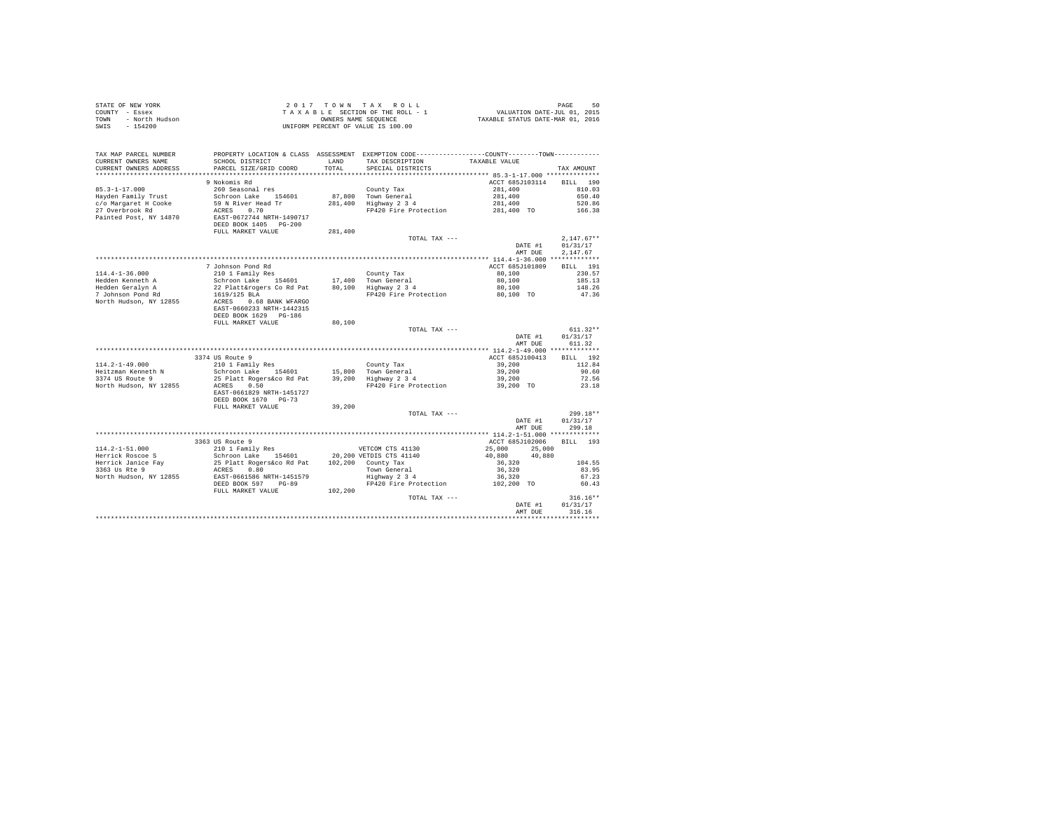STATE OF NEW YORK
COUNTY - Essex
TOWN - North Hudson
SWIS - 154200

2017 TOWN TAX ROLL
TAXABLE SECTION OF THE ROLL - 1
OWNERS NAME SEQUENCE
UNIFORM PERCENT OF VALUE IS 100.00

VALUATION DATE-JUL 01, 2015
TAXABLE STATUS DATE-MAR 01, 2016

| TAX MAP PARCEL NUMBER / CURRENT OWNERS NAME / CURRENT OWNERS ADDRESS | PROPERTY LOCATION & CLASS / SCHOOL DISTRICT / PARCEL SIZE/GRID COORD | ASSESSMENT LAND / TOTAL | EXEMPTION CODE / TAX DESCRIPTION / SPECIAL DISTRICTS | TAXABLE VALUE (COUNTY / TOWN) | TAX AMOUNT |
|---|---|---|---|---|---|
| 85.3-1-17.000 | 9 Nokomis Rd | | | ACCT 685J103114 | BILL 190 |
| 85.3-1-17.000 | 260 Seasonal res | | County Tax | 281,400 | 810.03 |
| Hayden Family Trust | Schroon Lake 154601 | 87,800 | Town General | 281,400 | 650.40 |
| c/o Margaret H Cooke | 59 N River Head Tr | 281,400 | Highway 2 3 4 | 281,400 | 520.86 |
| 27 Overbrook Rd | ACRES 0.70 | | FP420 Fire Protection | 281,400 TO | 166.38 |
| Painted Post, NY 14870 | EAST-0672744 NRTH-1490717 | | | | |
| | DEED BOOK 1405 PG-200 | | | | |
| | FULL MARKET VALUE | 281,400 | | | |
| | | | TOTAL TAX --- | | 2,147.67** |
| | | | | DATE #1 | 01/31/17 |
| | | | | AMT DUE | 2,147.67 |
| 114.4-1-36.000 | 7 Johnson Pond Rd | | | ACCT 685J101809 | BILL 191 |
| 114.4-1-36.000 | 210 1 Family Res | | County Tax | 80,100 | 230.57 |
| Hedden Kenneth A | Schroon Lake 154601 | 17,400 | Town General | 80,100 | 185.13 |
| Hedden Geralyn A | 22 Platt&rogers Co Rd Pat | 80,100 | Highway 2 3 4 | 80,100 | 148.26 |
| 7 Johnson Pond Rd | 1619/125 BLA | | FP420 Fire Protection | 80,100 TO | 47.36 |
| North Hudson, NY 12855 | ACRES 0.68 BANK WFARGO | | | | |
| | EAST-0660233 NRTH-1442315 | | | | |
| | DEED BOOK 1629 PG-186 | | | | |
| | FULL MARKET VALUE | 80,100 | | | |
| | | | TOTAL TAX --- | | 611.32** |
| | | | | DATE #1 | 01/31/17 |
| | | | | AMT DUE | 611.32 |
| 114.2-1-49.000 | 3374 US Route 9 | | | ACCT 685J100413 | BILL 192 |
| 114.2-1-49.000 | 210 1 Family Res | | County Tax | 39,200 | 112.84 |
| Heitzman Kenneth N | Schroon Lake 154601 | 15,800 | Town General | 39,200 | 90.60 |
| 3374 US Route 9 | 25 Platt Rogers&co Rd Pat | 39,200 | Highway 2 3 4 | 39,200 | 72.56 |
| North Hudson, NY 12855 | ACRES 0.50 | | FP420 Fire Protection | 39,200 TO | 23.18 |
| | EAST-0661829 NRTH-1451727 | | | | |
| | DEED BOOK 1670 PG-73 | | | | |
| | FULL MARKET VALUE | 39,200 | | | |
| | | | TOTAL TAX --- | | 299.18** |
| | | | | DATE #1 | 01/31/17 |
| | | | | AMT DUE | 299.18 |
| 114.2-1-51.000 | 3363 US Route 9 | | | ACCT 685J102006 | BILL 193 |
| 114.2-1-51.000 | 210 1 Family Res | | VETCOM CTS 41130 | 25,000 25,000 | |
| Herrick Roscoe S | Schroon Lake 154601 | 20,200 | VETDIS CTS 41140 | 40,880 40,880 | |
| Herrick Janice Fay | 25 Platt Rogers&co Rd Pat | 102,200 | County Tax | 36,320 | 104.55 |
| 3363 Us Rte 9 | ACRES 0.80 | | Town General | 36,320 | 83.95 |
| North Hudson, NY 12855 | EAST-0661586 NRTH-1451579 | | Highway 2 3 4 | 36,320 | 67.23 |
| | DEED BOOK 597 PG-89 | | FP420 Fire Protection | 102,200 TO | 60.43 |
| | FULL MARKET VALUE | 102,200 | | | |
| | | | TOTAL TAX --- | | 316.16** |
| | | | | DATE #1 | 01/31/17 |
| | | | | AMT DUE | 316.16 |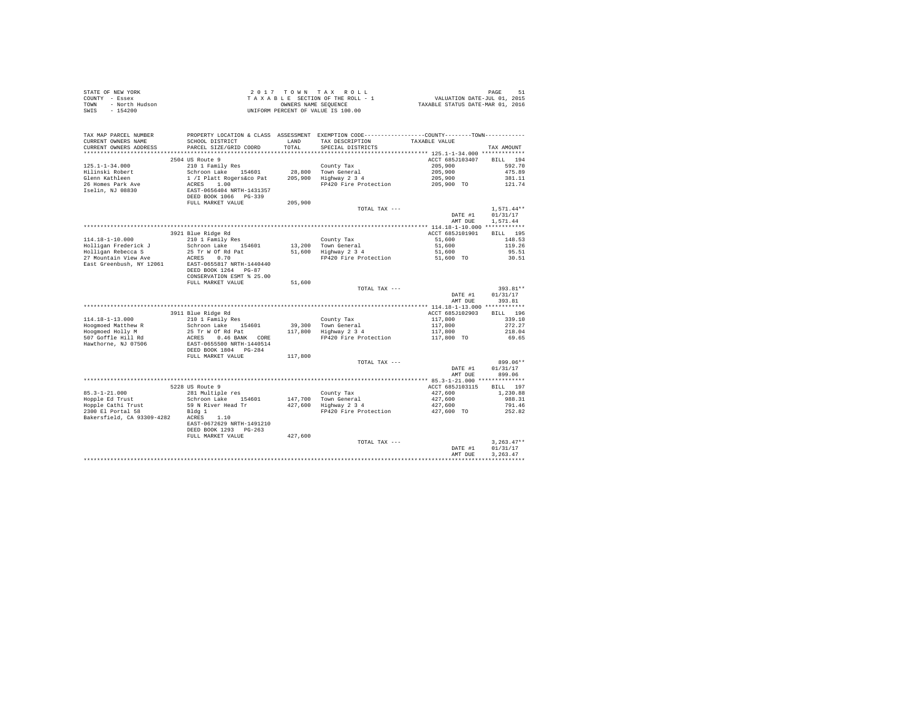STATE OF NEW YORK
COUNTY - Essex
TOWN - North Hudson
SWIS - 154200

2 0 1 7 T O W N T A X R O L L
T A X A B L E SECTION OF THE ROLL - 1
OWNERS NAME SEQUENCE
UNIFORM PERCENT OF VALUE IS 100.00

VALUATION DATE-JUL 01, 2015
TAXABLE STATUS DATE-MAR 01, 2016

| TAX MAP PARCEL NUMBER / CURRENT OWNERS NAME / CURRENT OWNERS ADDRESS | PROPERTY LOCATION & CLASS / SCHOOL DISTRICT / PARCEL SIZE/GRID COORD | ASSESSMENT LAND / TOTAL | EXEMPTION CODE / TAX DESCRIPTION / SPECIAL DISTRICTS | COUNTY--------TOWN / TAXABLE VALUE | TAX AMOUNT |
|---|---|---|---|---|---|
| 125.1-1-34.000 | 2504 US Route 9 | | | ACCT 685J103407 | BILL 194 |
| 125.1-1-34.000 | 210 1 Family Res | | County Tax | 205,900 | 592.70 |
| Hilinski Robert | Schroon Lake 154601 | 28,800 | Town General | 205,900 | 475.89 |
| Glenn Kathleen | 1 /I Platt Rogers&co Pat | 205,900 | Highway 2 3 4 | 205,900 | 381.11 |
| 26 Homes Park Ave | ACRES 1.00 | | FP420 Fire Protection | 205,900 TO | 121.74 |
| Iselin, NJ 08830 | EAST-0656404 NRTH-1431357 | | | | |
| | DEED BOOK 1066 PG-339 | | | | |
| | FULL MARKET VALUE | 205,900 | | | |
| | | | TOTAL TAX --- | | 1,571.44** |
| | | | | DATE #1 | 01/31/17 |
| | | | | AMT DUE | 1,571.44 |
| 114.18-1-10.000 | 3921 Blue Ridge Rd | | | ACCT 685J101901 | BILL 195 |
| 114.18-1-10.000 | 210 1 Family Res | | County Tax | 51,600 | 148.53 |
| Holligan Frederick J | Schroon Lake 154601 | 13,200 | Town General | 51,600 | 119.26 |
| Holligan Rebecca S | 25 Tr W Of Rd Pat | 51,600 | Highway 2 3 4 | 51,600 | 95.51 |
| 27 Mountain View Ave | ACRES 0.70 | | FP420 Fire Protection | 51,600 TO | 30.51 |
| East Greenbush, NY 12061 | EAST-0655817 NRTH-1440440 | | | | |
| | DEED BOOK 1264 PG-87 | | | | |
| | CONSERVATION ESMT % 25.00 | | | | |
| | FULL MARKET VALUE | 51,600 | | | |
| | | | TOTAL TAX --- | | 393.81** |
| | | | | DATE #1 | 01/31/17 |
| | | | | AMT DUE | 393.81 |
| 114.18-1-13.000 | 3911 Blue Ridge Rd | | | ACCT 685J102903 | BILL 196 |
| 114.18-1-13.000 | 210 1 Family Res | | County Tax | 117,800 | 339.10 |
| Hoogmoed Matthew R | Schroon Lake 154601 | 39,300 | Town General | 117,800 | 272.27 |
| Hoogmoed Holly M | 25 Tr W Of Rd Pat | 117,800 | Highway 2 3 4 | 117,800 | 218.04 |
| 507 Goffle Hill Rd | ACRES 0.46 BANK CORE | | FP420 Fire Protection | 117,800 TO | 69.65 |
| Hawthorne, NJ 07506 | EAST-0655500 NRTH-1440514 | | | | |
| | DEED BOOK 1804 PG-284 | | | | |
| | FULL MARKET VALUE | 117,800 | | | |
| | | | TOTAL TAX --- | | 899.06** |
| | | | | DATE #1 | 01/31/17 |
| | | | | AMT DUE | 899.06 |
| 85.3-1-21.000 | 5228 US Route 9 | | | ACCT 685J103115 | BILL 197 |
| 85.3-1-21.000 | 281 Multiple res | | County Tax | 427,600 | 1,230.88 |
| Hopple Ed Trust | Schroon Lake 154601 | 147,700 | Town General | 427,600 | 988.31 |
| Hopple Cathi Trust | 59 N River Head Tr | 427,600 | Highway 2 3 4 | 427,600 | 791.46 |
| 2300 El Portal 58 | Bldg 1 | | FP420 Fire Protection | 427,600 TO | 252.82 |
| Bakersfield, CA 93309-4282 | ACRES 1.10 | | | | |
| | EAST-0672629 NRTH-1491210 | | | | |
| | DEED BOOK 1293 PG-263 | | | | |
| | FULL MARKET VALUE | 427,600 | | | |
| | | | TOTAL TAX --- | | 3,263.47** |
| | | | | DATE #1 | 01/31/17 |
| | | | | AMT DUE | 3,263.47 |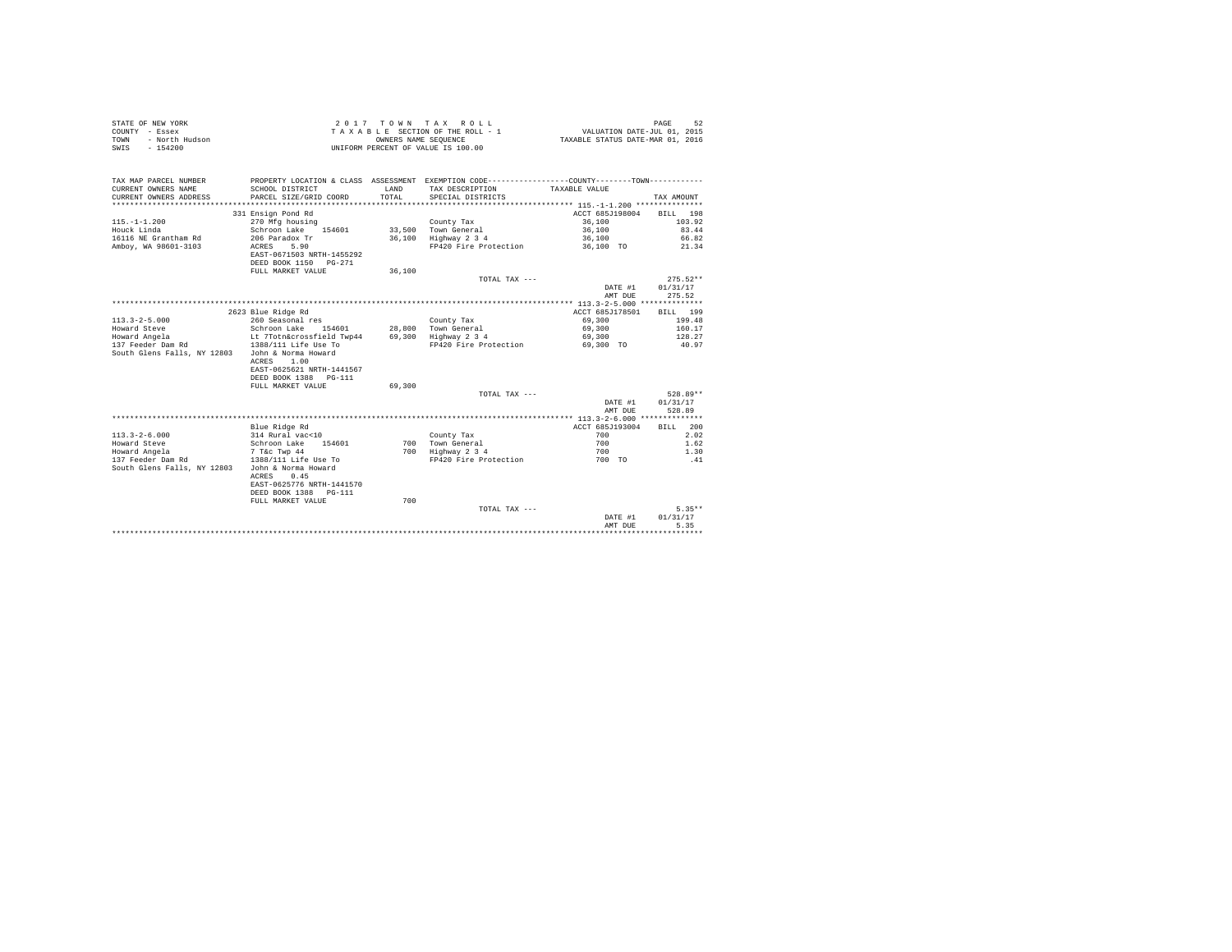STATE OF NEW YORK
COUNTY - Essex
TOWN - North Hudson
SWIS - 154200

2 0 1 7 T O W N T A X R O L L
T A X A B L E SECTION OF THE ROLL - 1
OWNERS NAME SEQUENCE
UNIFORM PERCENT OF VALUE IS 100.00

VALUATION DATE-JUL 01, 2015
TAXABLE STATUS DATE-MAR 01, 2016

| TAX MAP PARCEL NUMBER / CURRENT OWNERS NAME / CURRENT OWNERS ADDRESS | PROPERTY LOCATION & CLASS / SCHOOL DISTRICT / PARCEL SIZE/GRID COORD | ASSESSMENT LAND / TOTAL | EXEMPTION CODE / TAX DESCRIPTION / SPECIAL DISTRICTS | COUNTY--------TOWN TAXABLE VALUE | TAX AMOUNT |
|---|---|---|---|---|---|
| 115.-1-1.200 | 331 Ensign Pond Rd | | | ACCT 685J198004 | BILL 198 |
| 115.-1-1.200 | 270 Mfg housing | | County Tax | 36,100 | 103.92 |
| Houck Linda | Schroon Lake 154601 | 33,500 | Town General | 36,100 | 83.44 |
| 16116 NE Grantham Rd | 206 Paradox Tr | 36,100 | Highway 2 3 4 | 36,100 | 66.82 |
| Amboy, WA 98601-3103 | ACRES 5.90 | | FP420 Fire Protection | 36,100 TO | 21.34 |
| | EAST-0671503 NRTH-1455292 | | | | |
| | DEED BOOK 1150 PG-271 | | | | |
| | FULL MARKET VALUE | 36,100 | | | |
| | | | TOTAL TAX --- | | 275.52** |
| | | | | DATE #1 | 01/31/17 |
| | | | | AMT DUE | 275.52 |
| 113.3-2-5.000 | 2623 Blue Ridge Rd | | | ACCT 685J178501 | BILL 199 |
| 113.3-2-5.000 | 260 Seasonal res | | County Tax | 69,300 | 199.48 |
| Howard Steve | Schroon Lake 154601 | 28,800 | Town General | 69,300 | 160.17 |
| Howard Angela | Lt 7Totn&crossfield Twp44 | 69,300 | Highway 2 3 4 | 69,300 | 128.27 |
| 137 Feeder Dam Rd | 1388/111 Life Use To | | FP420 Fire Protection | 69,300 TO | 40.97 |
| South Glens Falls, NY 12803 | John & Norma Howard | | | | |
| | ACRES 1.00 | | | | |
| | EAST-0625621 NRTH-1441567 | | | | |
| | DEED BOOK 1388 PG-111 | | | | |
| | FULL MARKET VALUE | 69,300 | | | |
| | | | TOTAL TAX --- | | 528.89** |
| | | | | DATE #1 | 01/31/17 |
| | | | | AMT DUE | 528.89 |
| 113.3-2-6.000 | Blue Ridge Rd | | | ACCT 685J193004 | BILL 200 |
| 113.3-2-6.000 | 314 Rural vac<10 | | County Tax | 700 | 2.02 |
| Howard Steve | Schroon Lake 154601 | 700 | Town General | 700 | 1.62 |
| Howard Angela | 7 T&c Twp 44 | 700 | Highway 2 3 4 | 700 | 1.30 |
| 137 Feeder Dam Rd | 1388/111 Life Use To | | FP420 Fire Protection | 700 TO | .41 |
| South Glens Falls, NY 12803 | John & Norma Howard | | | | |
| | ACRES 0.45 | | | | |
| | EAST-0625776 NRTH-1441570 | | | | |
| | DEED BOOK 1388 PG-111 | | | | |
| | FULL MARKET VALUE | 700 | | | |
| | | | TOTAL TAX --- | | 5.35** |
| | | | | DATE #1 | 01/31/17 |
| | | | | AMT DUE | 5.35 |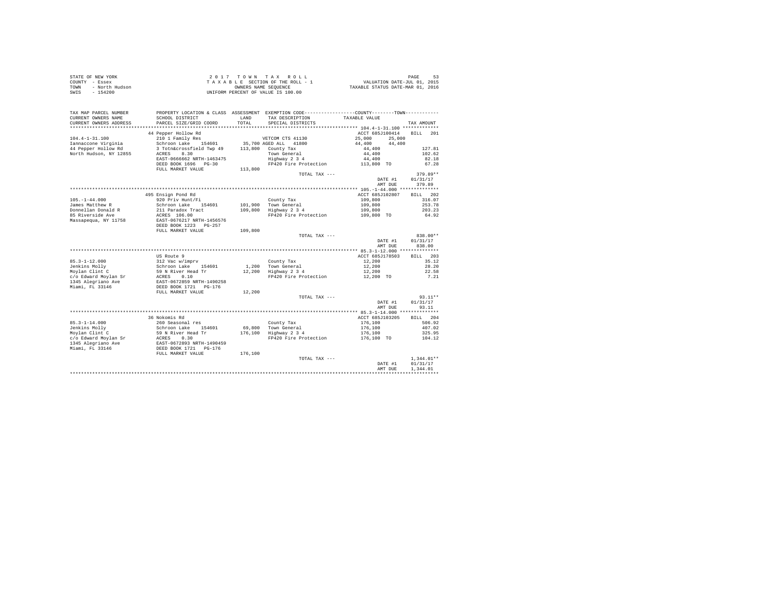STATE OF NEW YORK
COUNTY - Essex
TOWN - North Hudson
SWIS - 154200

2017 TOWN TAX ROLL
TAXABLE SECTION OF THE ROLL - 1
OWNERS NAME SEQUENCE
UNIFORM PERCENT OF VALUE IS 100.00

VALUATION DATE-JUL 01, 2015
TAXABLE STATUS DATE-MAR 01, 2016

| TAX MAP PARCEL NUMBER / CURRENT OWNERS NAME / CURRENT OWNERS ADDRESS | PROPERTY LOCATION & CLASS / SCHOOL DISTRICT / PARCEL SIZE/GRID COORD | ASSESSMENT LAND / TOTAL | EXEMPTION CODE / TAX DESCRIPTION / SPECIAL DISTRICTS | COUNTY / TAXABLE VALUE | TOWN | TAX AMOUNT |
|---|---|---|---|---|---|---|
| 104.4-1-31.100 | 44 Pepper Hollow Rd | | | ACCT 685J100414 | | BILL 201 |
| Iannaccone Virginia | 210 1 Family Res | | VETCOM CTS 41130 | 25,000 | 25,000 | |
| 44 Pepper Hollow Rd | Schroon Lake 154601 | 35,700 | AGED ALL 41800 | 44,400 | 44,400 | |
| North Hudson, NY 12855 | 3 Totn&crossfield Twp 49 | 113,800 | County Tax | 44,400 | | 127.81 |
| | ACRES 8.30 | | Town General | 44,400 | | 102.62 |
| | EAST-0666662 NRTH-1463475 | | Highway 2 3 4 | 44,400 | | 82.18 |
| | DEED BOOK 1696 PG-30 | | FP420 Fire Protection | 113,800 TO | | 67.28 |
| | FULL MARKET VALUE | 113,800 | | | | |
| | | | TOTAL TAX --- | | | 379.89** |
| | | | | DATE #1 | | 01/31/17 |
| | | | | AMT DUE | | 379.89 |
| 105.-1-44.000 | 495 Ensign Pond Rd | | | ACCT 685J102807 | | BILL 202 |
| James Matthew R | 920 Priv Hunt/Fi | | County Tax | 109,800 | | 316.07 |
| Donnellan Donald R | Schroon Lake 154601 | 101,900 | Town General | 109,800 | | 253.78 |
| 85 Riverside Ave | 211 Paradox Tract | 109,800 | Highway 2 3 4 | 109,800 | | 203.23 |
| Massapequa, NY 11758 | ACRES 106.00 | | FP420 Fire Protection | 109,800 TO | | 64.92 |
| | EAST-0676217 NRTH-1456576 | | | | | |
| | DEED BOOK 1223 PG-257 | | | | | |
| | FULL MARKET VALUE | 109,800 | | | | |
| | | | TOTAL TAX --- | | | 838.00** |
| | | | | DATE #1 | | 01/31/17 |
| | | | | AMT DUE | | 838.00 |
| 85.3-1-12.000 | US Route 9 | | | ACCT 685J178503 | | BILL 203 |
| Jenkins Molly | 312 Vac w/imprv | | County Tax | 12,200 | | 35.12 |
| Moylan Clint C | Schroon Lake 154601 | 1,200 | Town General | 12,200 | | 28.20 |
| c/o Edward Moylan Sr | 59 N River Head Tr | 12,200 | Highway 2 3 4 | 12,200 | | 22.58 |
| 1345 Alegriano Ave | ACRES 0.10 | | FP420 Fire Protection | 12,200 TO | | 7.21 |
| Miami, FL 33146 | EAST-0672859 NRTH-1490258 | | | | | |
| | DEED BOOK 1721 PG-176 | | | | | |
| | FULL MARKET VALUE | 12,200 | | | | |
| | | | TOTAL TAX --- | | | 93.11** |
| | | | | DATE #1 | | 01/31/17 |
| | | | | AMT DUE | | 93.11 |
| 85.3-1-14.000 | 36 Nokomis Rd | | | ACCT 685J103205 | | BILL 204 |
| Jenkins Molly | 260 Seasonal res | | County Tax | 176,100 | | 506.92 |
| Moylan Clint C | Schroon Lake 154601 | 69,800 | Town General | 176,100 | | 407.02 |
| c/o Edward Moylan Sr | 59 N River Head Tr | 176,100 | Highway 2 3 4 | 176,100 | | 325.95 |
| 1345 Alegriano Ave | ACRES 0.30 | | FP420 Fire Protection | 176,100 TO | | 104.12 |
| Miami, FL 33146 | EAST-0672893 NRTH-1490459 | | | | | |
| | DEED BOOK 1721 PG-176 | | | | | |
| | FULL MARKET VALUE | 176,100 | | | | |
| | | | TOTAL TAX --- | | | 1,344.01** |
| | | | | DATE #1 | | 01/31/17 |
| | | | | AMT DUE | | 1,344.01 |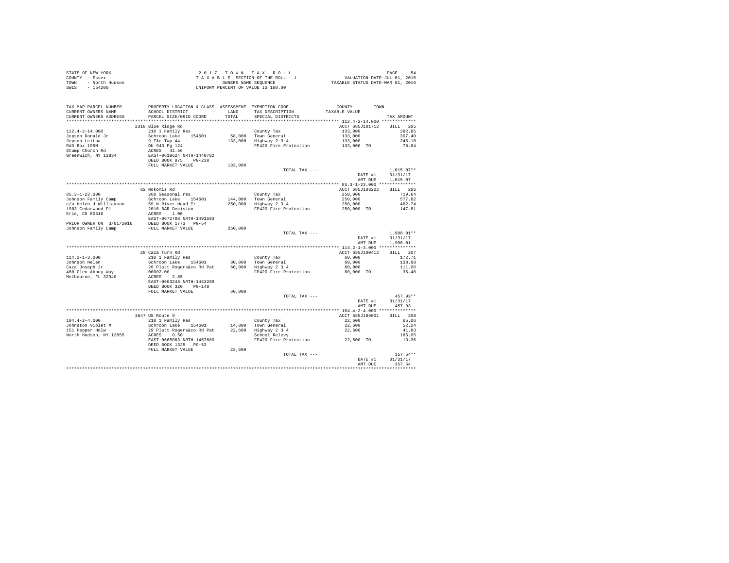STATE OF NEW YORK
COUNTY - Essex
TOWN - North Hudson
SWIS - 154200

2 0 1 7 T O W N T A X R O L L
T A X A B L E SECTION OF THE ROLL - 1
OWNERS NAME SEQUENCE
UNIFORM PERCENT OF VALUE IS 100.00

VALUATION DATE-JUL 01, 2015
TAXABLE STATUS DATE-MAR 01, 2016

| TAX MAP PARCEL NUMBER / CURRENT OWNERS NAME / CURRENT OWNERS ADDRESS | PROPERTY LOCATION & CLASS / SCHOOL DISTRICT / PARCEL SIZE/GRID COORD | ASSESSMENT LAND / TOTAL | EXEMPTION CODE / TAX DESCRIPTION / SPECIAL DISTRICTS | COUNTY--------TOWN TAXABLE VALUE | TAX AMOUNT |
|---|---|---|---|---|---|
| 112.4-2-14.000 | 2318 Blue Ridge Rd | | | ACCT 685J101712 | BILL 205 |
| | 210 1 Family Res | | County Tax | 133,000 | 382.85 |
| Jepson Donald Jr | Schroon Lake 154601 | 58,000 | Town General | 133,000 | 307.40 |
| Jepson Leitha | 9 T&c Twp 44 | 133,000 | Highway 2 3 4 | 133,000 | 246.18 |
| Rd3 Box 195M | Db 943 Pg 124 | | FP420 Fire Protection | 133,000 TO | 78.64 |
| Stump Church Rd | ACRES 41.56 | | | | |
| Greenwich, NY 12834 | EAST-0618624 NRTH-1440782 | | | | |
| | DEED BOOK 875 PG-238 | | | | |
| | FULL MARKET VALUE | 133,000 | | | |
| | | | TOTAL TAX --- | | 1,015.07** |
| | | | | DATE #1 | 01/31/17 |
| | | | | AMT DUE | 1,015.07 |
| 85.3-1-23.000 | 82 Nokomis Rd | | | ACCT 685J103202 | BILL 206 |
| | 260 Seasonal res | | County Tax | 250,000 | 719.64 |
| Johnson Family Camp | Schroon Lake 154601 | 144,000 | Town General | 250,000 | 577.82 |
| c/o Helen J Williamson | 59 N River Head Tr | 250,000 | Highway 2 3 4 | 250,000 | 462.74 |
| 1983 Cedarwood Pl | 2016 BAR Decision | | FP420 Fire Protection | 250,000 TO | 147.81 |
| Erie, CO 80516 | ACRES 1.00 | | | | |
| | EAST-0672708 NRTH-1491593 | | | | |
| PRIOR OWNER ON 3/01/2016 | DEED BOOK 1773 PG-54 | | | | |
| Johnson Family Camp | FULL MARKET VALUE | 250,000 | | | |
| | | | TOTAL TAX --- | | 1,908.01** |
| | | | | DATE #1 | 01/31/17 |
| | | | | AMT DUE | 1,908.01 |
| 114.2-1-3.000 | 28 Caza Turn Rd | | | ACCT 685J100412 | BILL 207 |
| | 210 1 Family Res | | County Tax | 60,000 | 172.71 |
| Johnson Helen | Schroon Lake 154601 | 30,800 | Town General | 60,000 | 138.68 |
| Caza Joseph Jr | 26 Platt Rogers&co Rd Pat | 60,000 | Highway 2 3 4 | 60,000 | 111.06 |
| 460 Glen Abbey Way | 00002.00 | | FP420 Fire Protection | 60,000 TO | 35.48 |
| Melbourne, FL 32940 | ACRES 2.85 | | | | |
| | EAST-0663248 NRTH-1453289 | | | | |
| | DEED BOOK 320 PG-148 | | | | |
| | FULL MARKET VALUE | 60,000 | | | |
| | | | TOTAL TAX --- | | 457.93** |
| | | | | DATE #1 | 01/31/17 |
| | | | | AMT DUE | 457.93 |
| 104.4-2-4.000 | 3647 US Route 9 | | | ACCT 685J186001 | BILL 208 |
| | 210 1 Family Res | | County Tax | 22,600 | 65.06 |
| Johnston Violet M | Schroon Lake 154601 | 14,800 | Town General | 22,600 | 52.24 |
| 151 Pepper Holw | 29 Platt Rogers&co Rd Pat | 22,600 | Highway 2 3 4 | 22,600 | 41.83 |
| North Hudson, NY 12855 | ACRES 0.50 | | School Relevy | | 185.05 |
| | EAST-0665063 NRTH-1457880 | | FP420 Fire Protection | 22,600 TO | 13.36 |
| | DEED BOOK 1325 PG-53 | | | | |
| | FULL MARKET VALUE | 22,600 | | | |
| | | | TOTAL TAX --- | | 357.54** |
| | | | | DATE #1 | 01/31/17 |
| | | | | AMT DUE | 357.54 |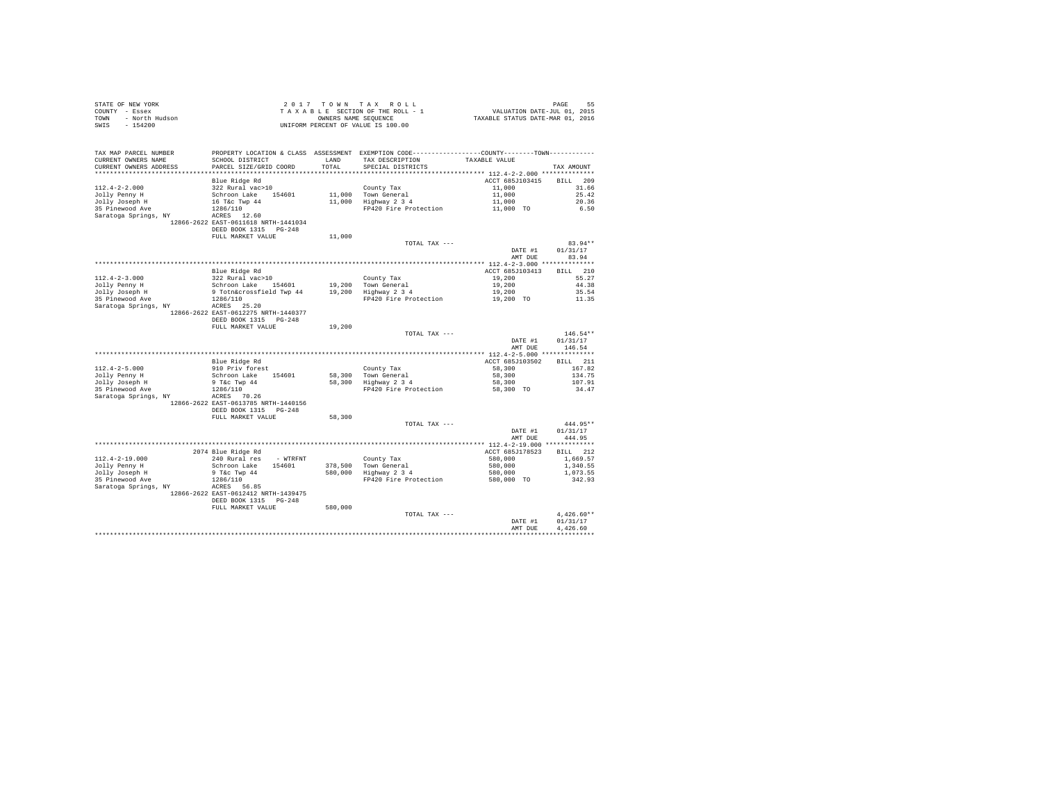STATE OF NEW YORK
COUNTY - Essex
TOWN - North Hudson
SWIS - 154200

2 0 1 7 T O W N T A X R O L L
T A X A B L E SECTION OF THE ROLL - 1
OWNERS NAME SEQUENCE
UNIFORM PERCENT OF VALUE IS 100.00

VALUATION DATE-JUL 01, 2015
TAXABLE STATUS DATE-MAR 01, 2016

| TAX MAP PARCEL NUMBER / CURRENT OWNERS NAME / CURRENT OWNERS ADDRESS | PROPERTY LOCATION & CLASS / SCHOOL DISTRICT / PARCEL SIZE/GRID COORD | ASSESSMENT LAND / TOTAL | EXEMPTION CODE / TAX DESCRIPTION / SPECIAL DISTRICTS | COUNTY / TOWN TAXABLE VALUE | TAX AMOUNT |
|---|---|---|---|---|---|
| **112.4-2-2.000** | Blue Ridge Rd | | | ACCT 685J103415 | BILL 209 |
| 112.4-2-2.000 | 322 Rural vac>10 | | County Tax | 11,000 | 31.66 |
| Jolly Penny H | Schroon Lake 154601 | 11,000 | Town General | 11,000 | 25.42 |
| Jolly Joseph H | 16 T&c Twp 44 | 11,000 | Highway 2 3 4 | 11,000 | 20.36 |
| 35 Pinewood Ave | 1286/110 | | FP420 Fire Protection | 11,000 TO | 6.50 |
| Saratoga Springs, NY | ACRES 12.60 | | | | |
| 12866-2622 | EAST-0611618 NRTH-1441034 | | | | |
| | DEED BOOK 1315 PG-248 | | | | |
| | FULL MARKET VALUE | 11,000 | | | |
| | | | TOTAL TAX --- | | 83.94** |
| | | | | DATE #1 | 01/31/17 |
| | | | | AMT DUE | 83.94 |
| **112.4-2-3.000** | Blue Ridge Rd | | | ACCT 685J103413 | BILL 210 |
| 112.4-2-3.000 | 322 Rural vac>10 | | County Tax | 19,200 | 55.27 |
| Jolly Penny H | Schroon Lake 154601 | 19,200 | Town General | 19,200 | 44.38 |
| Jolly Joseph H | 9 Totn&crossfield Twp 44 | 19,200 | Highway 2 3 4 | 19,200 | 35.54 |
| 35 Pinewood Ave | 1286/110 | | FP420 Fire Protection | 19,200 TO | 11.35 |
| Saratoga Springs, NY | ACRES 25.20 | | | | |
| 12866-2622 | EAST-0612275 NRTH-1440377 | | | | |
| | DEED BOOK 1315 PG-248 | | | | |
| | FULL MARKET VALUE | 19,200 | | | |
| | | | TOTAL TAX --- | | 146.54** |
| | | | | DATE #1 | 01/31/17 |
| | | | | AMT DUE | 146.54 |
| **112.4-2-5.000** | Blue Ridge Rd | | | ACCT 685J103502 | BILL 211 |
| 112.4-2-5.000 | 910 Priv forest | | County Tax | 58,300 | 167.82 |
| Jolly Penny H | Schroon Lake 154601 | 58,300 | Town General | 58,300 | 134.75 |
| Jolly Joseph H | 9 T&c Twp 44 | 58,300 | Highway 2 3 4 | 58,300 | 107.91 |
| 35 Pinewood Ave | 1286/110 | | FP420 Fire Protection | 58,300 TO | 34.47 |
| Saratoga Springs, NY | ACRES 70.26 | | | | |
| 12866-2622 | EAST-0613785 NRTH-1440156 | | | | |
| | DEED BOOK 1315 PG-248 | | | | |
| | FULL MARKET VALUE | 58,300 | | | |
| | | | TOTAL TAX --- | | 444.95** |
| | | | | DATE #1 | 01/31/17 |
| | | | | AMT DUE | 444.95 |
| **112.4-2-19.000** | 2074 Blue Ridge Rd | | | ACCT 685J178523 | BILL 212 |
| 112.4-2-19.000 | 240 Rural res - WTRFNT | | County Tax | 580,000 | 1,669.57 |
| Jolly Penny H | Schroon Lake 154601 | 378,500 | Town General | 580,000 | 1,340.55 |
| Jolly Joseph H | 9 T&c Twp 44 | 580,000 | Highway 2 3 4 | 580,000 | 1,073.55 |
| 35 Pinewood Ave | 1286/110 | | FP420 Fire Protection | 580,000 TO | 342.93 |
| Saratoga Springs, NY | ACRES 56.85 | | | | |
| 12866-2622 | EAST-0612412 NRTH-1439475 | | | | |
| | DEED BOOK 1315 PG-248 | | | | |
| | FULL MARKET VALUE | 580,000 | | | |
| | | | TOTAL TAX --- | | 4,426.60** |
| | | | | DATE #1 | 01/31/17 |
| | | | | AMT DUE | 4,426.60 |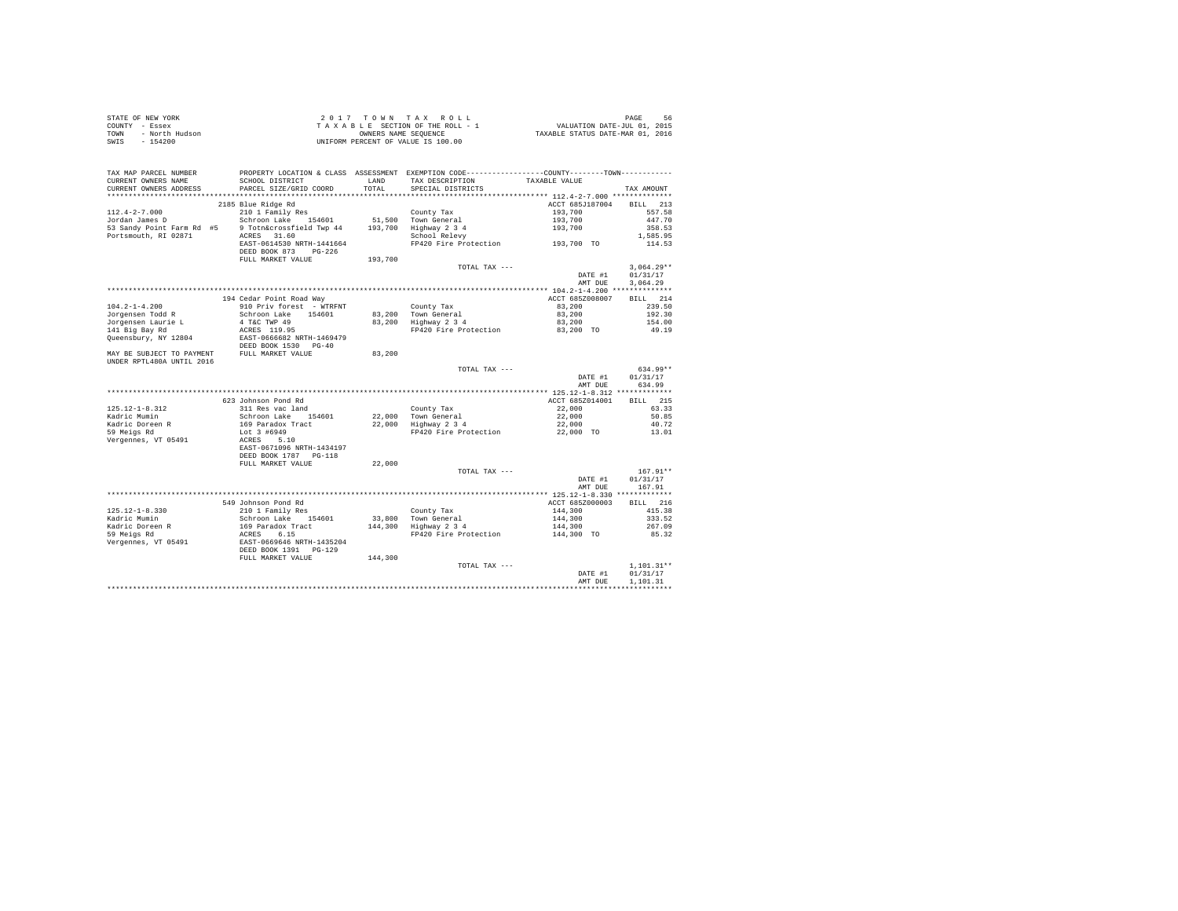STATE OF NEW YORK — COUNTY - Essex — TOWN - North Hudson — SWIS - 154200

2017 TOWN TAX ROLL
TAXABLE SECTION OF THE ROLL - 1
OWNERS NAME SEQUENCE
UNIFORM PERCENT OF VALUE IS 100.00

VALUATION DATE-JUL 01, 2015
TAXABLE STATUS DATE-MAR 01, 2016

| TAX MAP PARCEL NUMBER / CURRENT OWNERS NAME / CURRENT OWNERS ADDRESS | PROPERTY LOCATION & CLASS / SCHOOL DISTRICT / PARCEL SIZE/GRID COORD | ASSESSMENT LAND / TOTAL | EXEMPTION CODE / TAX DESCRIPTION / SPECIAL DISTRICTS | COUNTY / TOWN TAXABLE VALUE | TAX AMOUNT |
|---|---|---|---|---|---|
| **112.4-2-7.000** | 2185 Blue Ridge Rd | | | ACCT 685J187004 | BILL 213 |
| 112.4-2-7.000 | 210 1 Family Res | | County Tax | 193,700 | 557.58 |
| Jordan James D | Schroon Lake 154601 | 51,500 | Town General | 193,700 | 447.70 |
| 53 Sandy Point Farm Rd #5 | 9 Totn&crossfield Twp 44 | 193,700 | Highway 2 3 4 | 193,700 | 358.53 |
| Portsmouth, RI 02871 | ACRES 31.60 | | School Relevy | | 1,585.95 |
| | EAST-0614530 NRTH-1441664 | | FP420 Fire Protection | 193,700 TO | 114.53 |
| | DEED BOOK 873 PG-226 | | | | |
| | FULL MARKET VALUE | 193,700 | | | |
| | | | TOTAL TAX --- | | 3,064.29** |
| | | | | DATE #1 | 01/31/17 |
| | | | | AMT DUE | 3,064.29 |
| **104.2-1-4.200** | 194 Cedar Point Road Way | | | ACCT 685Z008007 | BILL 214 |
| 104.2-1-4.200 | 910 Priv forest - WTRFNT | | County Tax | 83,200 | 239.50 |
| Jorgensen Todd R | Schroon Lake 154601 | 83,200 | Town General | 83,200 | 192.30 |
| Jorgensen Laurie L | 4 T&C TWP 49 | 83,200 | Highway 2 3 4 | 83,200 | 154.00 |
| 141 Big Bay Rd | ACRES 119.95 | | FP420 Fire Protection | 83,200 TO | 49.19 |
| Queensbury, NY 12804 | EAST-0666682 NRTH-1469479 | | | | |
| | DEED BOOK 1530 PG-40 | | | | |
| MAY BE SUBJECT TO PAYMENT | FULL MARKET VALUE | 83,200 | | | |
| UNDER RPTL480A UNTIL 2016 | | | | | |
| | | | TOTAL TAX --- | | 634.99** |
| | | | | DATE #1 | 01/31/17 |
| | | | | AMT DUE | 634.99 |
| **125.12-1-8.312** | 623 Johnson Pond Rd | | | ACCT 685Z014001 | BILL 215 |
| 125.12-1-8.312 | 311 Res vac land | | County Tax | 22,000 | 63.33 |
| Kadric Mumin | Schroon Lake 154601 | 22,000 | Town General | 22,000 | 50.85 |
| Kadric Doreen R | 169 Paradox Tract | 22,000 | Highway 2 3 4 | 22,000 | 40.72 |
| 59 Meigs Rd | Lot 3 #6949 | | FP420 Fire Protection | 22,000 TO | 13.01 |
| Vergennes, VT 05491 | ACRES 5.10 | | | | |
| | EAST-0671096 NRTH-1434197 | | | | |
| | DEED BOOK 1787 PG-118 | | | | |
| | FULL MARKET VALUE | 22,000 | | | |
| | | | TOTAL TAX --- | | 167.91** |
| | | | | DATE #1 | 01/31/17 |
| | | | | AMT DUE | 167.91 |
| **125.12-1-8.330** | 549 Johnson Pond Rd | | | ACCT 685Z000003 | BILL 216 |
| 125.12-1-8.330 | 210 1 Family Res | | County Tax | 144,300 | 415.38 |
| Kadric Mumin | Schroon Lake 154601 | 33,800 | Town General | 144,300 | 333.52 |
| Kadric Doreen R | 169 Paradox Tract | 144,300 | Highway 2 3 4 | 144,300 | 267.09 |
| 59 Meigs Rd | ACRES 6.15 | | FP420 Fire Protection | 144,300 TO | 85.32 |
| Vergennes, VT 05491 | EAST-0669646 NRTH-1435204 | | | | |
| | DEED BOOK 1391 PG-129 | | | | |
| | FULL MARKET VALUE | 144,300 | | | |
| | | | TOTAL TAX --- | | 1,101.31** |
| | | | | DATE #1 | 01/31/17 |
| | | | | AMT DUE | 1,101.31 |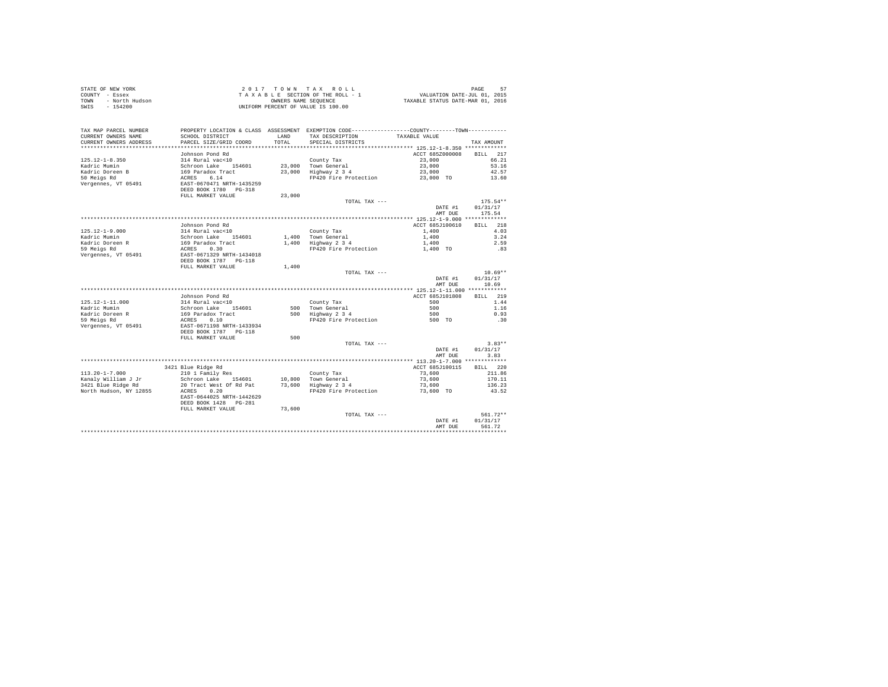STATE OF NEW YORK
COUNTY - Essex
TOWN - North Hudson
SWIS - 154200

2 0 1 7 T O W N T A X R O L L
T A X A B L E SECTION OF THE ROLL - 1
OWNERS NAME SEQUENCE
UNIFORM PERCENT OF VALUE IS 100.00

VALUATION DATE-JUL 01, 2015
TAXABLE STATUS DATE-MAR 01, 2016

| TAX MAP PARCEL NUMBER / CURRENT OWNERS NAME / CURRENT OWNERS ADDRESS | PROPERTY LOCATION & CLASS / SCHOOL DISTRICT / PARCEL SIZE/GRID COORD | ASSESSMENT LAND / TOTAL | EXEMPTION CODE / TAX DESCRIPTION / SPECIAL DISTRICTS | COUNTY / TOWN TAXABLE VALUE | TAX AMOUNT |
|---|---|---|---|---|---|
| 125.12-1-8.350 | Johnson Pond Rd | | | ACCT 685Z000008 | BILL 217 |
| Kadric Mumin | 314 Rural vac<10 | | County Tax | 23,000 | 66.21 |
| Kadric Doreen B | Schroon Lake 154601 | 23,000 | Town General | 23,000 | 53.16 |
| 50 Meigs Rd | 169 Paradox Tract | 23,000 | Highway 2 3 4 | 23,000 | 42.57 |
| Vergennes, VT 05491 | ACRES 6.14 | | FP420 Fire Protection | 23,000 TO | 13.60 |
| | EAST-0670471 NRTH-1435259 | | | | |
| | DEED BOOK 1780 PG-318 | | | | |
| | FULL MARKET VALUE | 23,000 | | | |
| | | | TOTAL TAX --- | | 175.54** |
| | | | | DATE #1 | 01/31/17 |
| | | | | AMT DUE | 175.54 |
| 125.12-1-9.000 | Johnson Pond Rd | | | ACCT 685J100610 | BILL 218 |
| Kadric Mumin | 314 Rural vac<10 | | County Tax | 1,400 | 4.03 |
| Kadric Doreen R | Schroon Lake 154601 | 1,400 | Town General | 1,400 | 3.24 |
| 59 Meigs Rd | 169 Paradox Tract | 1,400 | Highway 2 3 4 | 1,400 | 2.59 |
| Vergennes, VT 05491 | ACRES 0.30 | | FP420 Fire Protection | 1,400 TO | .83 |
| | EAST-0671329 NRTH-1434018 | | | | |
| | DEED BOOK 1787 PG-118 | | | | |
| | FULL MARKET VALUE | 1,400 | | | |
| | | | TOTAL TAX --- | | 10.69** |
| | | | | DATE #1 | 01/31/17 |
| | | | | AMT DUE | 10.69 |
| 125.12-1-11.000 | Johnson Pond Rd | | | ACCT 685J101808 | BILL 219 |
| Kadric Mumin | 314 Rural vac<10 | | County Tax | 500 | 1.44 |
| Kadric Doreen R | Schroon Lake 154601 | 500 | Town General | 500 | 1.16 |
| 59 Meigs Rd | 169 Paradox Tract | 500 | Highway 2 3 4 | 500 | 0.93 |
| Vergennes, VT 05491 | ACRES 0.10 | | FP420 Fire Protection | 500 TO | .30 |
| | EAST-0671198 NRTH-1433934 | | | | |
| | DEED BOOK 1787 PG-118 | | | | |
| | FULL MARKET VALUE | 500 | | | |
| | | | TOTAL TAX --- | | 3.83** |
| | | | | DATE #1 | 01/31/17 |
| | | | | AMT DUE | 3.83 |
| 113.20-1-7.000 | 3421 Blue Ridge Rd | | | ACCT 685J100115 | BILL 220 |
| Kanaly William J Jr | 210 1 Family Res | | County Tax | 73,600 | 211.86 |
| 3421 Blue Ridge Rd | Schroon Lake 154601 | 10,800 | Town General | 73,600 | 170.11 |
| North Hudson, NY 12855 | 20 Tract West Of Rd Pat | 73,600 | Highway 2 3 4 | 73,600 | 136.23 |
| | ACRES 0.20 | | FP420 Fire Protection | 73,600 TO | 43.52 |
| | EAST-0644025 NRTH-1442629 | | | | |
| | DEED BOOK 1428 PG-281 | | | | |
| | FULL MARKET VALUE | 73,600 | | | |
| | | | TOTAL TAX --- | | 561.72** |
| | | | | DATE #1 | 01/31/17 |
| | | | | AMT DUE | 561.72 |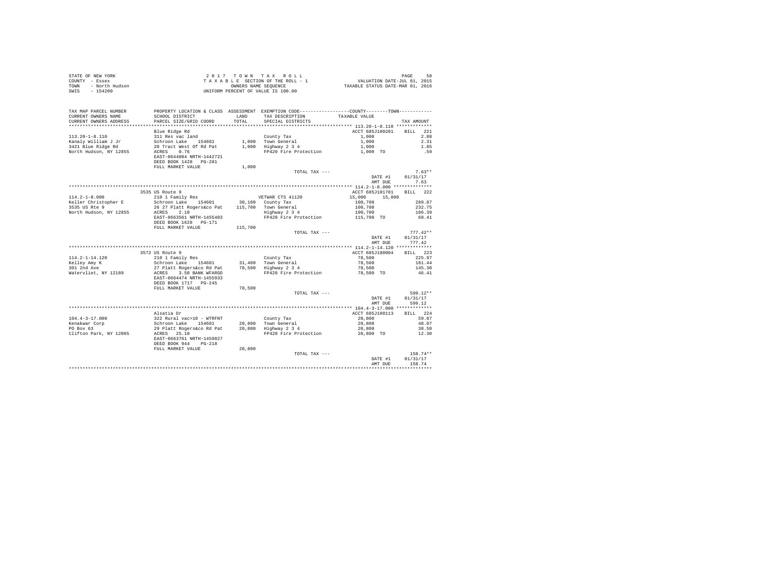STATE OF NEW YORK
COUNTY - Essex
TOWN - North Hudson
SWIS - 154200

2017 TOWN TAX ROLL
TAXABLE SECTION OF THE ROLL - 1
OWNERS NAME SEQUENCE
UNIFORM PERCENT OF VALUE IS 100.00

VALUATION DATE-JUL 01, 2015
TAXABLE STATUS DATE-MAR 01, 2016

| TAX MAP PARCEL NUMBER / CURRENT OWNERS NAME / CURRENT OWNERS ADDRESS | PROPERTY LOCATION & CLASS / SCHOOL DISTRICT / PARCEL SIZE/GRID COORD | ASSESSMENT LAND / TOTAL | EXEMPTION CODE / TAX DESCRIPTION / SPECIAL DISTRICTS | TAXABLE VALUE (COUNTY / TOWN) | TAX AMOUNT |
|---|---|---|---|---|---|
| 113.20-1-8.110 | Blue Ridge Rd | | | ACCT 685J100201 | BILL 221 |
| Kanaly William J Jr | 311 Res vac land | | County Tax | 1,000 | 2.88 |
| 3421 Blue Ridge Rd | Schroon Lake 154601 | 1,000 | Town General | 1,000 | 2.31 |
| North Hudson, NY 12855 | 20 Tract West Of Rd Pat | 1,000 | Highway 2 3 4 | 1,000 | 1.85 |
| | ACRES 0.76 | | FP420 Fire Protection | 1,000 TO | .59 |
| | EAST-0644084 NRTH-1442721 | | | | |
| | DEED BOOK 1428 PG-281 | | | | |
| | FULL MARKET VALUE | 1,000 | | | |
| | | | TOTAL TAX --- | | 7.63** |
| | | | | DATE #1 | 01/31/17 |
| | | | | AMT DUE | 7.63 |
| 114.2-1-8.000 | 3535 US Route 9 | | | ACCT 685J101701 | BILL 222 |
| Keller Christopher E | 210 1 Family Res | | VETWAR CTS 41120 | 15,000 15,000 | |
| 3535 US Rte 9 | Schroon Lake 154601 | 30,100 | County Tax | 100,700 | 289.87 |
| North Hudson, NY 12855 | 26 27 Platt Rogers&co Pat | 115,700 | Town General | 100,700 | 232.75 |
| | ACRES 2.10 | | Highway 2 3 4 | 100,700 | 186.39 |
| | EAST-0663561 NRTH-1455403 | | FP420 Fire Protection | 115,700 TO | 68.41 |
| | DEED BOOK 1628 PG-171 | | | | |
| | FULL MARKET VALUE | 115,700 | | | |
| | | | TOTAL TAX --- | | 777.42** |
| | | | | DATE #1 | 01/31/17 |
| | | | | AMT DUE | 777.42 |
| 114.2-1-14.120 | 3572 US Route 9 | | | ACCT 685J180004 | BILL 223 |
| Kelley Amy K | 210 1 Family Res | | County Tax | 78,500 | 225.97 |
| 301 2nd Ave | Schroon Lake 154601 | 31,400 | Town General | 78,500 | 181.44 |
| Watervliet, NY 12189 | 27 Platt Rogers&co Rd Pat | 78,500 | Highway 2 3 4 | 78,500 | 145.30 |
| | ACRES 3.50 BANK WFARGO | | FP420 Fire Protection | 78,500 TO | 46.41 |
| | EAST-0664474 NRTH-1455933 | | | | |
| | DEED BOOK 1717 PG-245 | | | | |
| | FULL MARKET VALUE | 78,500 | | | |
| | | | TOTAL TAX --- | | 599.12** |
| | | | | DATE #1 | 01/31/17 |
| | | | | AMT DUE | 599.12 |
| 104.4-3-17.000 | Alsatia Dr | | | ACCT 685J100113 | BILL 224 |
| Kenakwar Corp | 322 Rural vac>10 - WTRFNT | | County Tax | 20,800 | 59.87 |
| PO Box 63 | Schroon Lake 154601 | 20,800 | Town General | 20,800 | 48.07 |
| Clifton Park, NY 12065 | 29 Platt Rogers&co Rd Pat | 20,800 | Highway 2 3 4 | 20,800 | 38.50 |
| | ACRES 25.10 | | FP420 Fire Protection | 20,800 TO | 12.30 |
| | EAST-0663761 NRTH-1459027 | | | | |
| | DEED BOOK 944 PG-218 | | | | |
| | FULL MARKET VALUE | 20,800 | | | |
| | | | TOTAL TAX --- | | 158.74** |
| | | | | DATE #1 | 01/31/17 |
| | | | | AMT DUE | 158.74 |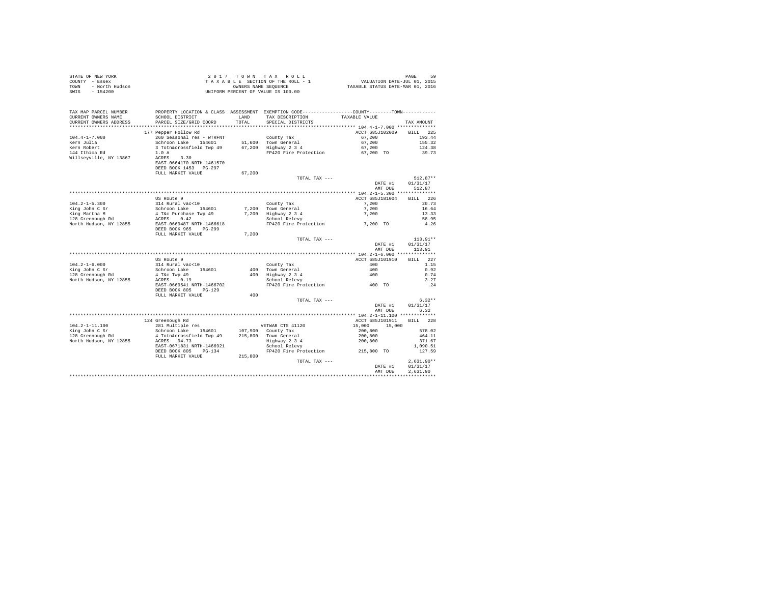STATE OF NEW YORK
COUNTY - Essex
TOWN - North Hudson
SWIS - 154200

2 0 1 7 T O W N T A X R O L L
T A X A B L E SECTION OF THE ROLL - 1
OWNERS NAME SEQUENCE
UNIFORM PERCENT OF VALUE IS 100.00

VALUATION DATE-JUL 01, 2015
TAXABLE STATUS DATE-MAR 01, 2016

| TAX MAP PARCEL NUMBER / CURRENT OWNERS NAME / CURRENT OWNERS ADDRESS | PROPERTY LOCATION & CLASS / SCHOOL DISTRICT / PARCEL SIZE/GRID COORD | ASSESSMENT LAND / TOTAL | EXEMPTION CODE / TAX DESCRIPTION / SPECIAL DISTRICTS | COUNTY / TOWN TAXABLE VALUE | TAX AMOUNT |
|---|---|---|---|---|---|
| **104.4-1-7.000** | 177 Pepper Hollow Rd | | | ACCT 685J102009 | BILL 225 |
| 104.4-1-7.000 | 260 Seasonal res - WTRFNT | | County Tax | 67,200 | 193.44 |
| Kern Julia | Schroon Lake 154601 | 51,600 | Town General | 67,200 | 155.32 |
| Kern Robert | 3 Totn&crossfield Twp 49 | 67,200 | Highway 2 3 4 | 67,200 | 124.38 |
| 144 Ithica Rd | 1.0 A | | FP420 Fire Protection | 67,200 TO | 39.73 |
| Willseyville, NY 13867 | ACRES 3.30 | | | | |
| | EAST-0664170 NRTH-1461570 | | | | |
| | DEED BOOK 1453 PG-297 | | | | |
| | FULL MARKET VALUE | 67,200 | | | |
| | | | TOTAL TAX --- | | 512.87** |
| | | | | DATE #1 | 01/31/17 |
| | | | | AMT DUE | 512.87 |
| **104.2-1-5.300** | US Route 9 | | | ACCT 685J181004 | BILL 226 |
| 104.2-1-5.300 | 314 Rural vac<10 | | County Tax | 7,200 | 20.73 |
| King John C Sr | Schroon Lake 154601 | 7,200 | Town General | 7,200 | 16.64 |
| King Martha M | 4 T&c Purchase Twp 49 | 7,200 | Highway 2 3 4 | 7,200 | 13.33 |
| 128 Greenough Rd | ACRES 0.42 | | School Relevy | | 58.95 |
| North Hudson, NY 12855 | EAST-0669487 NRTH-1466618 | | FP420 Fire Protection | 7,200 TO | 4.26 |
| | DEED BOOK 965 PG-299 | | | | |
| | FULL MARKET VALUE | 7,200 | | | |
| | | | TOTAL TAX --- | | 113.91** |
| | | | | DATE #1 | 01/31/17 |
| | | | | AMT DUE | 113.91 |
| **104.2-1-6.000** | US Route 9 | | | ACCT 685J101910 | BILL 227 |
| 104.2-1-6.000 | 314 Rural vac<10 | | County Tax | 400 | 1.15 |
| King John C Sr | Schroon Lake 154601 | 400 | Town General | 400 | 0.92 |
| 128 Greenough Rd | 4 T&c Twp 49 | 400 | Highway 2 3 4 | 400 | 0.74 |
| North Hudson, NY 12855 | ACRES 0.19 | | School Relevy | | 3.27 |
| | EAST-0669541 NRTH-1466702 | | FP420 Fire Protection | 400 TO | .24 |
| | DEED BOOK 805 PG-129 | | | | |
| | FULL MARKET VALUE | 400 | | | |
| | | | TOTAL TAX --- | | 6.32** |
| | | | | DATE #1 | 01/31/17 |
| | | | | AMT DUE | 6.32 |
| **104.2-1-11.100** | 124 Greenough Rd | | | ACCT 685J101911 | BILL 228 |
| 104.2-1-11.100 | 281 Multiple res | | VETWAR CTS 41120 | 15,000 15,000 | |
| King John C Sr | Schroon Lake 154601 | 107,900 | County Tax | 200,800 | 578.02 |
| 128 Greenough Rd | 4 Totn&crossfield Twp 49 | 215,800 | Town General | 200,800 | 464.11 |
| North Hudson, NY 12855 | ACRES 94.73 | | Highway 2 3 4 | 200,800 | 371.67 |
| | EAST-0671831 NRTH-1466921 | | School Relevy | | 1,090.51 |
| | DEED BOOK 805 PG-134 | | FP420 Fire Protection | 215,800 TO | 127.59 |
| | FULL MARKET VALUE | 215,800 | | | |
| | | | TOTAL TAX --- | | 2,631.90** |
| | | | | DATE #1 | 01/31/17 |
| | | | | AMT DUE | 2,631.90 |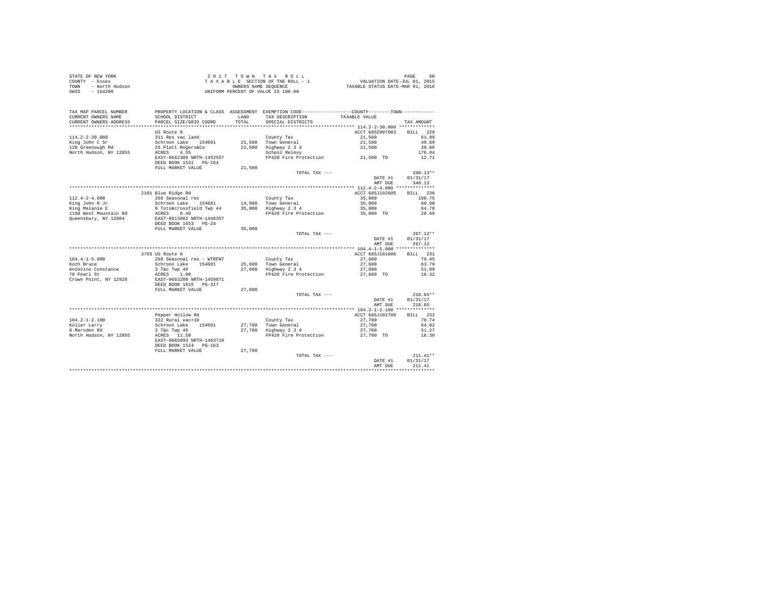STATE OF NEW YORK
COUNTY - Essex
TOWN - North Hudson
SWIS - 154200

2 0 1 7 T O W N T A X R O L L
T A X A B L E SECTION OF THE ROLL - 1
OWNERS NAME SEQUENCE
UNIFORM PERCENT OF VALUE IS 100.00

VALUATION DATE-JUL 01, 2015
TAXABLE STATUS DATE-MAR 01, 2016

| TAX MAP PARCEL NUMBER / CURRENT OWNERS NAME / CURRENT OWNERS ADDRESS | PROPERTY LOCATION & CLASS / SCHOOL DISTRICT / PARCEL SIZE/GRID COORD | ASSESSMENT LAND / TOTAL | EXEMPTION CODE / TAX DESCRIPTION / SPECIAL DISTRICTS | TAXABLE VALUE | TAX AMOUNT |
|---|---|---|---|---|---|
| **114.2-2-30.000** | US Route 9 | | | ACCT 685Z007003 | BILL 229 |
| 114.2-2-30.000 | 311 Res vac land | | County Tax | 21,500 | 61.89 |
| King John C Sr | Schroon Lake 154601 | 21,500 | Town General | 21,500 | 49.69 |
| 128 Greenough Rd | 25 Platt Rogers&Co | 21,500 | Highway 2 3 4 | 21,500 | 39.80 |
| North Hudson, NY 12855 | ACRES 4.55 | | School Relevy | | 176.04 |
| | EAST-0662309 NRTH-1452557 | | FP420 Fire Protection | 21,500 TO | 12.71 |
| | DEED BOOK 1531 PG-164 | | | | |
| | FULL MARKET VALUE | 21,500 | | | |
| | | | TOTAL TAX --- | | 340.13** |
| | | | | DATE #1 | 01/31/17 |
| | | | | AMT DUE | 340.13 |
| **112.4-2-4.000** | 2101 Blue Ridge Rd | | | ACCT 685J102605 | BILL 230 |
| 112.4-2-4.000 | 260 Seasonal res | | County Tax | 35,000 | 100.75 |
| King John R Jr | Schroon Lake 154601 | 14,900 | Town General | 35,000 | 80.90 |
| King Melanie E | 9 Totn&crossfield Twp 44 | 35,000 | Highway 2 3 4 | 35,000 | 64.78 |
| 1158 West Mountain Rd | ACRES 0.40 | | FP420 Fire Protection | 35,000 TO | 20.69 |
| Queensbury, NY 12804 | EAST-0613082 NRTH-1440357 | | | | |
| | DEED BOOK 1653 PG-24 | | | | |
| | FULL MARKET VALUE | 35,000 | | | |
| | | | TOTAL TAX --- | | 267.12** |
| | | | | DATE #1 | 01/31/17 |
| | | | | AMT DUE | 267.12 |
| **104.4-1-5.000** | 3765 US Route 9 | | | ACCT 685J101606 | BILL 231 |
| 104.4-1-5.000 | 260 Seasonal res - WTRFNT | | County Tax | 27,600 | 79.45 |
| Koch Bruce | Schroon Lake 154601 | 25,600 | Town General | 27,600 | 63.79 |
| Anzovino Constance | 3 T&c Twp 49 | 27,600 | Highway 2 3 4 | 27,600 | 51.09 |
| 70 Pearl St | ACRES 1.00 | | FP420 Fire Protection | 27,600 TO | 16.32 |
| Crown Point, NY 12928 | EAST-0663208 NRTH-1459871 | | | | |
| | DEED BOOK 1815 PG-317 | | | | |
| | FULL MARKET VALUE | 27,600 | | | |
| | | | TOTAL TAX --- | | 210.65** |
| | | | | DATE #1 | 01/31/17 |
| | | | | AMT DUE | 210.65 |
| **104.2-1-2.100** | Pepper Hollow Rd | | | ACCT 685J101709 | BILL 232 |
| 104.2-1-2.100 | 322 Rural vac>10 | | County Tax | 27,700 | 79.74 |
| Koller Larry | Schroon Lake 154601 | 27,700 | Town General | 27,700 | 64.02 |
| 8 Marsden Rd | 3 T&c Twp 49 | 27,700 | Highway 2 3 4 | 27,700 | 51.27 |
| North Hudson, NY 12855 | ACRES 11.50 | | FP420 Fire Protection | 27,700 TO | 16.38 |
| | EAST-0665893 NRTH-1463719 | | | | |
| | DEED BOOK 1524 PG-163 | | | | |
| | FULL MARKET VALUE | 27,700 | | | |
| | | | TOTAL TAX --- | | 211.41** |
| | | | | DATE #1 | 01/31/17 |
| | | | | AMT DUE | 211.41 |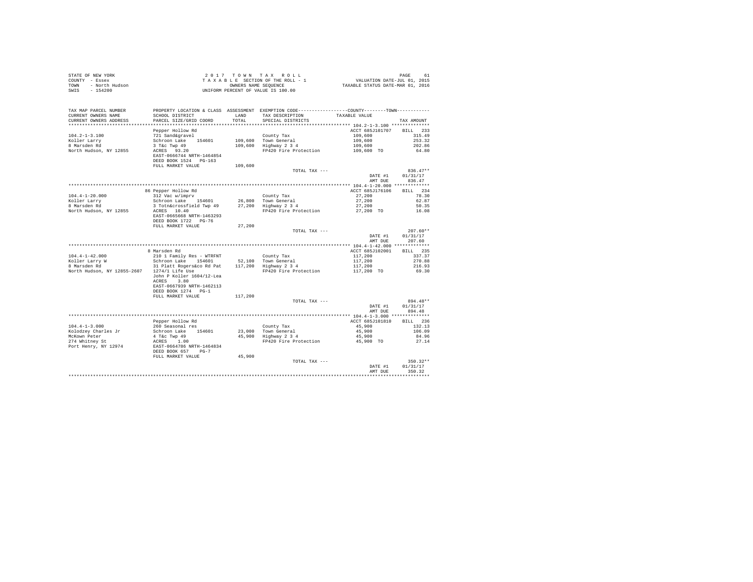STATE OF NEW YORK
COUNTY - Essex
TOWN - North Hudson
SWIS - 154200

2 0 1 7 T O W N T A X R O L L
T A X A B L E SECTION OF THE ROLL - 1
OWNERS NAME SEQUENCE
UNIFORM PERCENT OF VALUE IS 100.00

VALUATION DATE-JUL 01, 2015
TAXABLE STATUS DATE-MAR 01, 2016

| TAX MAP PARCEL NUMBER / CURRENT OWNERS NAME / CURRENT OWNERS ADDRESS | PROPERTY LOCATION & CLASS / SCHOOL DISTRICT / PARCEL SIZE/GRID COORD | ASSESSMENT LAND / TOTAL | EXEMPTION CODE / TAX DESCRIPTION / SPECIAL DISTRICTS | COUNTY / TOWN TAXABLE VALUE | TAX AMOUNT |
|---|---|---|---|---|---|
| **104.2-1-3.100** | Pepper Hollow Rd | | | ACCT 685J101707 | BILL 233 |
| 104.2-1-3.100 | 721 Sand&gravel | | County Tax | 109,600 | 315.49 |
| Koller Larry | Schroon Lake 154601 | 109,600 | Town General | 109,600 | 253.32 |
| 8 Marsden Rd | 3 T&c Twp 49 | 109,600 | Highway 2 3 4 | 109,600 | 202.86 |
| North Hudson, NY 12855 | ACRES 93.20 | | FP420 Fire Protection | 109,600 TO | 64.80 |
| | EAST-0666744 NRTH-1464854 | | | | |
| | DEED BOOK 1524 PG-163 | | | | |
| | FULL MARKET VALUE | 109,600 | | | |
| | | | TOTAL TAX --- | | 836.47** |
| | | | | DATE #1 | 01/31/17 |
| | | | | AMT DUE | 836.47 |
| **104.4-1-20.000** | 86 Pepper Hollow Rd | | | ACCT 685J176106 | BILL 234 |
| 104.4-1-20.000 | 312 Vac w/imprv | | County Tax | 27,200 | 78.30 |
| Koller Larry | Schroon Lake 154601 | 26,800 | Town General | 27,200 | 62.87 |
| 8 Marsden Rd | 3 Totn&crossfield Twp 49 | 27,200 | Highway 2 3 4 | 27,200 | 50.35 |
| North Hudson, NY 12855 | ACRES 10.40 | | FP420 Fire Protection | 27,200 TO | 16.08 |
| | EAST-0665668 NRTH-1463293 | | | | |
| | DEED BOOK 1722 PG-76 | | | | |
| | FULL MARKET VALUE | 27,200 | | | |
| | | | TOTAL TAX --- | | 207.60** |
| | | | | DATE #1 | 01/31/17 |
| | | | | AMT DUE | 207.60 |
| **104.4-1-42.000** | 8 Marsden Rd | | | ACCT 685J102001 | BILL 235 |
| 104.4-1-42.000 | 210 1 Family Res - WTRFNT | | County Tax | 117,200 | 337.37 |
| Koller Larry W | Schroon Lake 154601 | 52,100 | Town General | 117,200 | 270.88 |
| 8 Marsden Rd | 31 Platt Rogers&co Rd Pat | 117,200 | Highway 2 3 4 | 117,200 | 216.93 |
| North Hudson, NY 12855-2607 | 1274/1 Life Use | | FP420 Fire Protection | 117,200 TO | 69.30 |
| | John P Koller 1604/12-Lea | | | | |
| | ACRES 3.80 | | | | |
| | EAST-0667939 NRTH-1462113 | | | | |
| | DEED BOOK 1274 PG-1 | | | | |
| | FULL MARKET VALUE | 117,200 | | | |
| | | | TOTAL TAX --- | | 894.48** |
| | | | | DATE #1 | 01/31/17 |
| | | | | AMT DUE | 894.48 |
| **104.4-1-3.000** | Pepper Hollow Rd | | | ACCT 685J101810 | BILL 236 |
| 104.4-1-3.000 | 260 Seasonal res | | County Tax | 45,900 | 132.13 |
| Kolodzey Charles Jr | Schroon Lake 154601 | 23,000 | Town General | 45,900 | 106.09 |
| McKown Peter | 4 T&c Twp 49 | 45,900 | Highway 2 3 4 | 45,900 | 84.96 |
| 274 Whitney St | ACRES 1.00 | | FP420 Fire Protection | 45,900 TO | 27.14 |
| Port Henry, NY 12974 | EAST-0664786 NRTH-1464834 | | | | |
| | DEED BOOK 657 PG-7 | | | | |
| | FULL MARKET VALUE | 45,900 | | | |
| | | | TOTAL TAX --- | | 350.32** |
| | | | | DATE #1 | 01/31/17 |
| | | | | AMT DUE | 350.32 |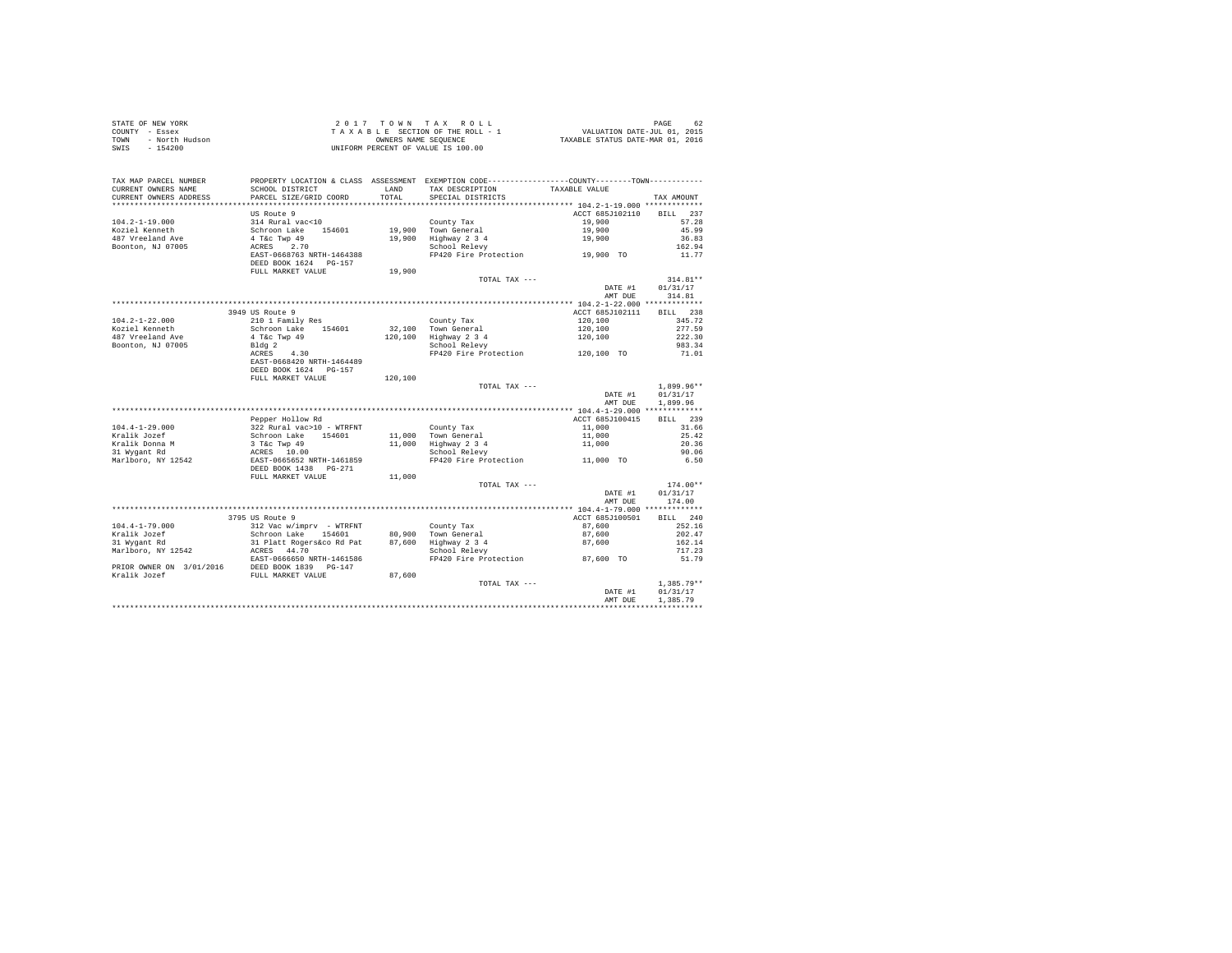STATE OF NEW YORK
COUNTY - Essex
TOWN - North Hudson
SWIS - 154200

2 0 1 7 T O W N T A X R O L L
T A X A B L E SECTION OF THE ROLL - 1
OWNERS NAME SEQUENCE
UNIFORM PERCENT OF VALUE IS 100.00

VALUATION DATE-JUL 01, 2015
TAXABLE STATUS DATE-MAR 01, 2016

| TAX MAP PARCEL NUMBER / CURRENT OWNERS NAME / CURRENT OWNERS ADDRESS | PROPERTY LOCATION & CLASS / SCHOOL DISTRICT / PARCEL SIZE/GRID COORD | ASSESSMENT LAND / TOTAL | EXEMPTION CODE / TAX DESCRIPTION / SPECIAL DISTRICTS | COUNTY / TOWN TAXABLE VALUE | TAX AMOUNT |
|---|---|---|---|---|---|
| **104.2-1-19.000** | US Route 9 | | | ACCT 685J102110 | BILL 237 |
| 104.2-1-19.000 | 314 Rural vac<10 | | County Tax | 19,900 | 57.28 |
| Koziel Kenneth | Schroon Lake 154601 | 19,900 | Town General | 19,900 | 45.99 |
| 487 Vreeland Ave | 4 T&c Twp 49 | 19,900 | Highway 2 3 4 | 19,900 | 36.83 |
| Boonton, NJ 07005 | ACRES 2.70 | | School Relevy | | 162.94 |
| | EAST-0668763 NRTH-1464388 | | FP420 Fire Protection | 19,900 TO | 11.77 |
| | DEED BOOK 1624 PG-157 | | | | |
| | FULL MARKET VALUE | 19,900 | | | |
| | | | TOTAL TAX --- | | 314.81** |
| | | | | DATE #1 | 01/31/17 |
| | | | | AMT DUE | 314.81 |
| **104.2-1-22.000** | 3949 US Route 9 | | | ACCT 685J102111 | BILL 238 |
| 104.2-1-22.000 | 210 1 Family Res | | County Tax | 120,100 | 345.72 |
| Koziel Kenneth | Schroon Lake 154601 | 32,100 | Town General | 120,100 | 277.59 |
| 487 Vreeland Ave | 4 T&c Twp 49 | 120,100 | Highway 2 3 4 | 120,100 | 222.30 |
| Boonton, NJ 07005 | Bldg 2 | | School Relevy | | 983.34 |
| | ACRES 4.30 | | FP420 Fire Protection | 120,100 TO | 71.01 |
| | EAST-0668420 NRTH-1464489 | | | | |
| | DEED BOOK 1624 PG-157 | | | | |
| | FULL MARKET VALUE | 120,100 | | | |
| | | | TOTAL TAX --- | | 1,899.96** |
| | | | | DATE #1 | 01/31/17 |
| | | | | AMT DUE | 1,899.96 |
| **104.4-1-29.000** | Pepper Hollow Rd | | | ACCT 685J100415 | BILL 239 |
| 104.4-1-29.000 | 322 Rural vac>10 - WTRFNT | | County Tax | 11,000 | 31.66 |
| Kralik Jozef | Schroon Lake 154601 | 11,000 | Town General | 11,000 | 25.42 |
| Kralik Donna M | 3 T&c Twp 49 | 11,000 | Highway 2 3 4 | 11,000 | 20.36 |
| 31 Wygant Rd | ACRES 10.00 | | School Relevy | | 90.06 |
| Marlboro, NY 12542 | EAST-0665652 NRTH-1461859 | | FP420 Fire Protection | 11,000 TO | 6.50 |
| | DEED BOOK 1438 PG-271 | | | | |
| | FULL MARKET VALUE | 11,000 | | | |
| | | | TOTAL TAX --- | | 174.00** |
| | | | | DATE #1 | 01/31/17 |
| | | | | AMT DUE | 174.00 |
| **104.4-1-79.000** | 3795 US Route 9 | | | ACCT 685J100501 | BILL 240 |
| 104.4-1-79.000 | 312 Vac w/imprv - WTRFNT | | County Tax | 87,600 | 252.16 |
| Kralik Jozef | Schroon Lake 154601 | 80,900 | Town General | 87,600 | 202.47 |
| 31 Wygant Rd | 31 Platt Rogers&co Rd Pat | 87,600 | Highway 2 3 4 | 87,600 | 162.14 |
| Marlboro, NY 12542 | ACRES 44.70 | | School Relevy | | 717.23 |
| | EAST-0666650 NRTH-1461586 | | FP420 Fire Protection | 87,600 TO | 51.79 |
| PRIOR OWNER ON 3/01/2016 | DEED BOOK 1839 PG-147 | | | | |
| Kralik Jozef | FULL MARKET VALUE | 87,600 | | | |
| | | | TOTAL TAX --- | | 1,385.79** |
| | | | | DATE #1 | 01/31/17 |
| | | | | AMT DUE | 1,385.79 |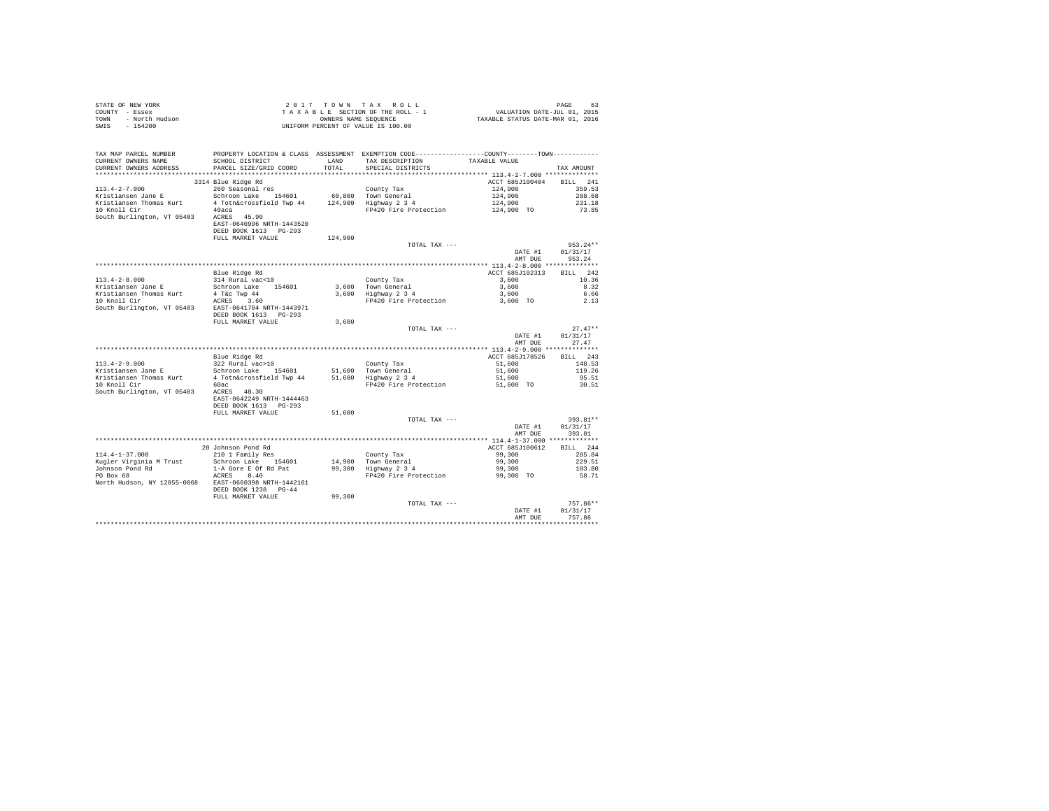STATE OF NEW YORK　　　　　　　　2 0 1 7　T O W N　T A X　R O L L
COUNTY - Essex　　　　　　　　T A X A B L E SECTION OF THE ROLL - 1　　　　VALUATION DATE-JUL 01, 2015
TOWN - North Hudson　　　　　　OWNERS NAME SEQUENCE　　　　TAXABLE STATUS DATE-MAR 01, 2016
SWIS - 154200　　　　　　　UNIFORM PERCENT OF VALUE IS 100.00

| TAX MAP PARCEL NUMBER / CURRENT OWNERS NAME / CURRENT OWNERS ADDRESS | PROPERTY LOCATION & CLASS / SCHOOL DISTRICT / PARCEL SIZE/GRID COORD | ASSESSMENT LAND / TOTAL | EXEMPTION CODE / TAX DESCRIPTION / SPECIAL DISTRICTS | COUNTY--------TOWN / TAXABLE VALUE | TAX AMOUNT |
|---|---|---|---|---|---|
| **113.4-2-7.000** | 3314 Blue Ridge Rd | | | ACCT 685J100404 | BILL 241 |
| 113.4-2-7.000 | 260 Seasonal res | | County Tax | 124,900 | 359.53 |
| Kristiansen Jane E | Schroon Lake 154601 | 60,800 | Town General | 124,900 | 288.68 |
| Kristiansen Thomas Kurt | 4 Totn&crossfield Twp 44 | 124,900 | Highway 2 3 4 | 124,900 | 231.18 |
| 10 Knoll Cir | 40aca | | FP420 Fire Protection | 124,900 TO | 73.85 |
| South Burlington, VT 05403 | ACRES 45.90 | | | | |
| | EAST-0640996 NRTH-1443520 | | | | |
| | DEED BOOK 1613 PG-293 | | | | |
| | FULL MARKET VALUE | 124,900 | | | |
| | | | TOTAL TAX --- | | 953.24** |
| | | | | DATE #1 | 01/31/17 |
| | | | | AMT DUE | 953.24 |
| **113.4-2-8.000** | Blue Ridge Rd | | | ACCT 685J102313 | BILL 242 |
| 113.4-2-8.000 | 314 Rural vac<10 | | County Tax | 3,600 | 10.36 |
| Kristiansen Jane E | Schroon Lake 154601 | 3,600 | Town General | 3,600 | 8.32 |
| Kristiansen Thomas Kurt | 4 T&c Twp 44 | 3,600 | Highway 2 3 4 | 3,600 | 6.66 |
| 10 Knoll Cir | ACRES 3.60 | | FP420 Fire Protection | 3,600 TO | 2.13 |
| South Burlington, VT 05403 | EAST-0641704 NRTH-1443971 | | | | |
| | DEED BOOK 1613 PG-293 | | | | |
| | FULL MARKET VALUE | 3,600 | | | |
| | | | TOTAL TAX --- | | 27.47** |
| | | | | DATE #1 | 01/31/17 |
| | | | | AMT DUE | 27.47 |
| **113.4-2-9.000** | Blue Ridge Rd | | | ACCT 685J178526 | BILL 243 |
| 113.4-2-9.000 | 322 Rural vac>10 | | County Tax | 51,600 | 148.53 |
| Kristiansen Jane E | Schroon Lake 154601 | 51,600 | Town General | 51,600 | 119.26 |
| Kristiansen Thomas Kurt | 4 Totn&crossfield Twp 44 | 51,600 | Highway 2 3 4 | 51,600 | 95.51 |
| 10 Knoll Cir | 60ac | | FP420 Fire Protection | 51,600 TO | 30.51 |
| South Burlington, VT 05403 | ACRES 48.30 | | | | |
| | EAST-0642249 NRTH-1444463 | | | | |
| | DEED BOOK 1613 PG-293 | | | | |
| | FULL MARKET VALUE | 51,600 | | | |
| | | | TOTAL TAX --- | | 393.81** |
| | | | | DATE #1 | 01/31/17 |
| | | | | AMT DUE | 393.81 |
| **114.4-1-37.000** | 20 Johnson Pond Rd | | | ACCT 685J100612 | BILL 244 |
| 114.4-1-37.000 | 210 1 Family Res | | County Tax | 99,300 | 285.84 |
| Kugler Virginia M Trust | Schroon Lake 154601 | 14,900 | Town General | 99,300 | 229.51 |
| Johnson Pond Rd | 1-A Gore E Of Rd Pat | 99,300 | Highway 2 3 4 | 99,300 | 183.80 |
| PO Box 68 | ACRES 0.40 | | FP420 Fire Protection | 99,300 TO | 58.71 |
| North Hudson, NY 12855-0068 | EAST-0660398 NRTH-1442161 | | | | |
| | DEED BOOK 1238 PG-44 | | | | |
| | FULL MARKET VALUE | 99,300 | | | |
| | | | TOTAL TAX --- | | 757.86** |
| | | | | DATE #1 | 01/31/17 |
| | | | | AMT DUE | 757.86 |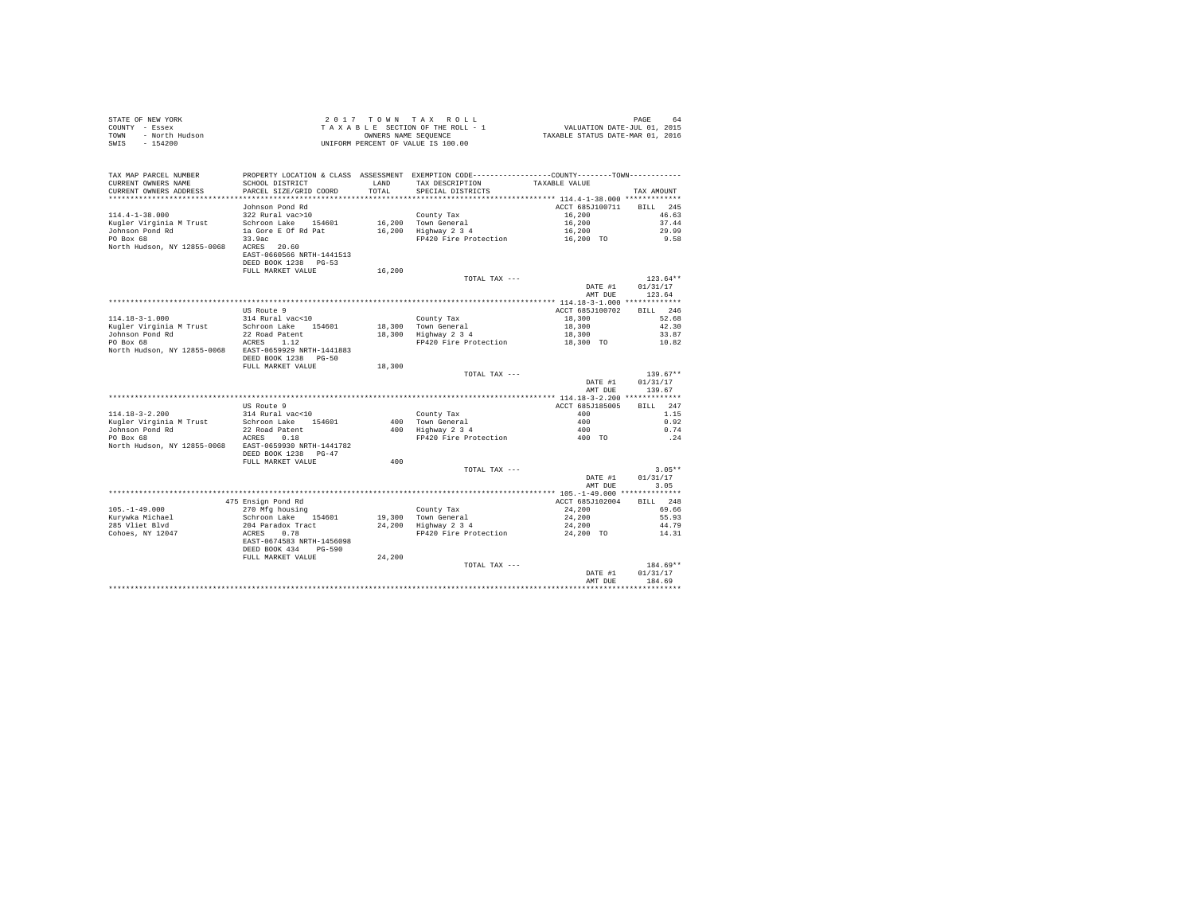STATE OF NEW YORK
COUNTY - Essex
TOWN - North Hudson
SWIS - 154200

2 0 1 7 T O W N T A X R O L L
T A X A B L E SECTION OF THE ROLL - 1
OWNERS NAME SEQUENCE
UNIFORM PERCENT OF VALUE IS 100.00

VALUATION DATE-JUL 01, 2015
TAXABLE STATUS DATE-MAR 01, 2016

| TAX MAP PARCEL NUMBER / CURRENT OWNERS NAME / CURRENT OWNERS ADDRESS | PROPERTY LOCATION & CLASS / SCHOOL DISTRICT / PARCEL SIZE/GRID COORD | ASSESSMENT LAND / TOTAL | EXEMPTION CODE / TAX DESCRIPTION / SPECIAL DISTRICTS | COUNTY--------TOWN / TAXABLE VALUE | TAX AMOUNT |
|---|---|---|---|---|---|
| **114.4-1-38.000** | Johnson Pond Rd | | | ACCT 685J100711 | BILL 245 |
| 114.4-1-38.000 | 322 Rural vac>10 | | County Tax | 16,200 | 46.63 |
| Kugler Virginia M Trust | Schroon Lake 154601 | 16,200 | Town General | 16,200 | 37.44 |
| Johnson Pond Rd | 1a Gore E Of Rd Pat | 16,200 | Highway 2 3 4 | 16,200 | 29.99 |
| PO Box 68 | 33.9ac | | FP420 Fire Protection | 16,200 TO | 9.58 |
| North Hudson, NY 12855-0068 | ACRES 20.60 | | | | |
| | EAST-0660566 NRTH-1441513 | | | | |
| | DEED BOOK 1238 PG-53 | | | | |
| | FULL MARKET VALUE | 16,200 | | | |
| | | | TOTAL TAX --- | | 123.64** |
| | | | | DATE #1 | 01/31/17 |
| | | | | AMT DUE | 123.64 |
| **114.18-3-1.000** | US Route 9 | | | ACCT 685J100702 | BILL 246 |
| 114.18-3-1.000 | 314 Rural vac<10 | | County Tax | 18,300 | 52.68 |
| Kugler Virginia M Trust | Schroon Lake 154601 | 18,300 | Town General | 18,300 | 42.30 |
| Johnson Pond Rd | 22 Road Patent | 18,300 | Highway 2 3 4 | 18,300 | 33.87 |
| PO Box 68 | ACRES 1.12 | | FP420 Fire Protection | 18,300 TO | 10.82 |
| North Hudson, NY 12855-0068 | EAST-0659929 NRTH-1441883 | | | | |
| | DEED BOOK 1238 PG-50 | | | | |
| | FULL MARKET VALUE | 18,300 | | | |
| | | | TOTAL TAX --- | | 139.67** |
| | | | | DATE #1 | 01/31/17 |
| | | | | AMT DUE | 139.67 |
| **114.18-3-2.200** | US Route 9 | | | ACCT 685J185005 | BILL 247 |
| 114.18-3-2.200 | 314 Rural vac<10 | | County Tax | 400 | 1.15 |
| Kugler Virginia M Trust | Schroon Lake 154601 | 400 | Town General | 400 | 0.92 |
| Johnson Pond Rd | 22 Road Patent | 400 | Highway 2 3 4 | 400 | 0.74 |
| PO Box 68 | ACRES 0.18 | | FP420 Fire Protection | 400 TO | .24 |
| North Hudson, NY 12855-0068 | EAST-0659930 NRTH-1441782 | | | | |
| | DEED BOOK 1238 PG-47 | | | | |
| | FULL MARKET VALUE | 400 | | | |
| | | | TOTAL TAX --- | | 3.05** |
| | | | | DATE #1 | 01/31/17 |
| | | | | AMT DUE | 3.05 |
| **105.-1-49.000** | 475 Ensign Pond Rd | | | ACCT 685J102004 | BILL 248 |
| 105.-1-49.000 | 270 Mfg housing | | County Tax | 24,200 | 69.66 |
| Kurywka Michael | Schroon Lake 154601 | 19,300 | Town General | 24,200 | 55.93 |
| 285 Vliet Blvd | 204 Paradox Tract | 24,200 | Highway 2 3 4 | 24,200 | 44.79 |
| Cohoes, NY 12047 | ACRES 0.78 | | FP420 Fire Protection | 24,200 TO | 14.31 |
| | EAST-0674583 NRTH-1456098 | | | | |
| | DEED BOOK 434 PG-590 | | | | |
| | FULL MARKET VALUE | 24,200 | | | |
| | | | TOTAL TAX --- | | 184.69** |
| | | | | DATE #1 | 01/31/17 |
| | | | | AMT DUE | 184.69 |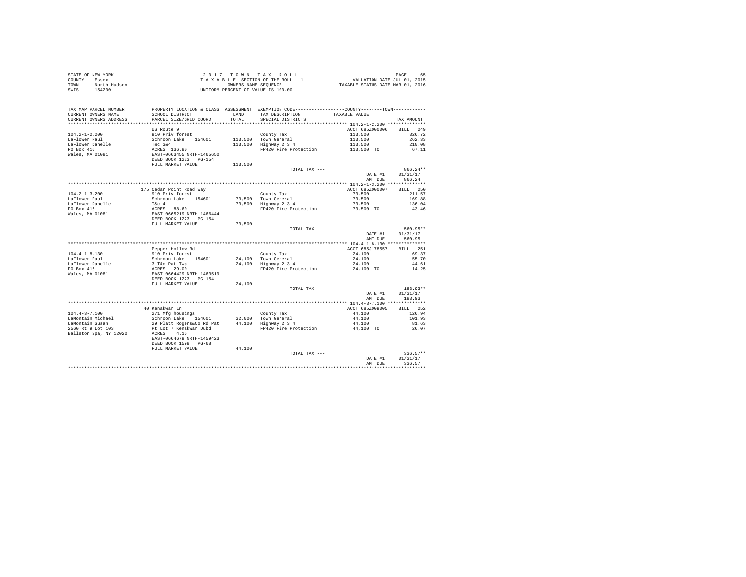STATE OF NEW YORK
COUNTY - Essex
TOWN - North Hudson
SWIS - 154200

2 0 1 7 T O W N T A X R O L L
T A X A B L E SECTION OF THE ROLL - 1
OWNERS NAME SEQUENCE
UNIFORM PERCENT OF VALUE IS 100.00

VALUATION DATE-JUL 01, 2015
TAXABLE STATUS DATE-MAR 01, 2016

| TAX MAP PARCEL NUMBER / CURRENT OWNERS NAME / CURRENT OWNERS ADDRESS | PROPERTY LOCATION & CLASS / SCHOOL DISTRICT / PARCEL SIZE/GRID COORD | ASSESSMENT LAND / TOTAL | EXEMPTION CODE / TAX DESCRIPTION / SPECIAL DISTRICTS | COUNTY--------TOWN TAXABLE VALUE | TAX AMOUNT |
|---|---|---|---|---|---|
| **104.2-1-2.200** | US Route 9 | | | ACCT 685Z000006 | BILL 249 |
| 104.2-1-2.200 | 910 Priv forest | | County Tax | 113,500 | 326.72 |
| LaFlower Paul | Schroon Lake 154601 | 113,500 | Town General | 113,500 | 262.33 |
| LaFlower Danelle | T&c 3&4 | 113,500 | Highway 2 3 4 | 113,500 | 210.08 |
| PO Box 416 | ACRES 136.80 | | FP420 Fire Protection | 113,500 TO | 67.11 |
| Wales, MA 01081 | EAST-0663455 NRTH-1465650 | | | | |
| | DEED BOOK 1223 PG-154 | | | | |
| | FULL MARKET VALUE | 113,500 | | | |
| | | | TOTAL TAX --- | | 866.24** |
| | | | | DATE #1 | 01/31/17 |
| | | | | AMT DUE | 866.24 |
| **104.2-1-3.200** | 175 Cedar Point Road Way | | | ACCT 685Z000007 | BILL 250 |
| 104.2-1-3.200 | 910 Priv forest | | County Tax | 73,500 | 211.57 |
| LaFlower Paul | Schroon Lake 154601 | 73,500 | Town General | 73,500 | 169.88 |
| LaFlower Danelle | T&c 4 | 73,500 | Highway 2 3 4 | 73,500 | 136.04 |
| PO Box 416 | ACRES 88.60 | | FP420 Fire Protection | 73,500 TO | 43.46 |
| Wales, MA 01081 | EAST-0665219 NRTH-1466444 | | | | |
| | DEED BOOK 1223 PG-154 | | | | |
| | FULL MARKET VALUE | 73,500 | | | |
| | | | TOTAL TAX --- | | 560.95** |
| | | | | DATE #1 | 01/31/17 |
| | | | | AMT DUE | 560.95 |
| **104.4-1-8.130** | Pepper Hollow Rd | | | ACCT 685J178557 | BILL 251 |
| 104.4-1-8.130 | 910 Priv forest | | County Tax | 24,100 | 69.37 |
| LaFlower Paul | Schroon Lake 154601 | 24,100 | Town General | 24,100 | 55.70 |
| LaFlower Danelle | 3 T&c Pat Twp | 24,100 | Highway 2 3 4 | 24,100 | 44.61 |
| PO Box 416 | ACRES 29.00 | | FP420 Fire Protection | 24,100 TO | 14.25 |
| Wales, MA 01081 | EAST-0664429 NRTH-1463519 | | | | |
| | DEED BOOK 1223 PG-154 | | | | |
| | FULL MARKET VALUE | 24,100 | | | |
| | | | TOTAL TAX --- | | 183.93** |
| | | | | DATE #1 | 01/31/17 |
| | | | | AMT DUE | 183.93 |
| **104.4-3-7.100** | 40 Kenakwar Ln | | | ACCT 685Z009005 | BILL 252 |
| 104.4-3-7.100 | 271 Mfg housings | | County Tax | 44,100 | 126.94 |
| LaMontain Michael | Schroon Lake 154601 | 32,000 | Town General | 44,100 | 101.93 |
| LaMontain Susan | 29 Platt Rogers&Co Rd Pat | 44,100 | Highway 2 3 4 | 44,100 | 81.63 |
| 2560 Rt 9 Lot 103 | Pt Lot 7 Kenakwar Dubd | | FP420 Fire Protection | 44,100 TO | 26.07 |
| Ballston Spa, NY 12020 | ACRES 4.15 | | | | |
| | EAST-0664679 NRTH-1459423 | | | | |
| | DEED BOOK 1598 PG-68 | | | | |
| | FULL MARKET VALUE | 44,100 | | | |
| | | | TOTAL TAX --- | | 336.57** |
| | | | | DATE #1 | 01/31/17 |
| | | | | AMT DUE | 336.57 |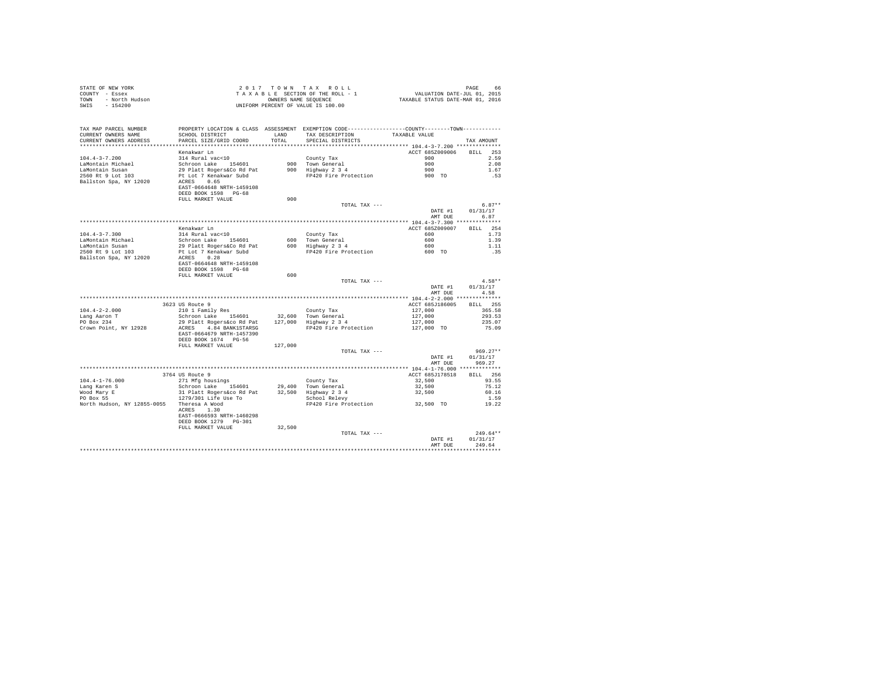STATE OF NEW YORK
COUNTY - Essex
TOWN - North Hudson
SWIS - 154200

2017 TOWN TAX ROLL
TAXABLE SECTION OF THE ROLL - 1
OWNERS NAME SEQUENCE
UNIFORM PERCENT OF VALUE IS 100.00

VALUATION DATE-JUL 01, 2015
TAXABLE STATUS DATE-MAR 01, 2016

| TAX MAP PARCEL NUMBER / CURRENT OWNERS NAME / CURRENT OWNERS ADDRESS | PROPERTY LOCATION & CLASS / SCHOOL DISTRICT / PARCEL SIZE/GRID COORD | ASSESSMENT LAND / TOTAL | EXEMPTION CODE / TAX DESCRIPTION / SPECIAL DISTRICTS | TAXABLE VALUE | TAX AMOUNT |
|---|---|---|---|---|---|
| **104.4-3-7.200** | Kenakwar Ln | | | ACCT 685Z009006 | BILL 253 |
| 104.4-3-7.200 | 314 Rural vac<10 | | County Tax | 900 | 2.59 |
| LaMontain Michael | Schroon Lake 154601 | 900 | Town General | 900 | 2.08 |
| LaMontain Susan | 29 Platt Rogers&Co Rd Pat | 900 | Highway 2 3 4 | 900 | 1.67 |
| 2560 Rt 9 Lot 103 | Pt Lot 7 Kenakwar Subd | | FP420 Fire Protection | 900 TO | .53 |
| Ballston Spa, NY 12020 | ACRES 0.65 | | | | |
| | EAST-0664648 NRTH-1459108 | | | | |
| | DEED BOOK 1598 PG-68 | | | | |
| | FULL MARKET VALUE | 900 | | | |
| | | | TOTAL TAX --- | | 6.87** |
| | | | | DATE #1 | 01/31/17 |
| | | | | AMT DUE | 6.87 |
| **104.4-3-7.300** | Kenakwar Ln | | | ACCT 685Z009007 | BILL 254 |
| 104.4-3-7.300 | 314 Rural vac<10 | | County Tax | 600 | 1.73 |
| LaMontain Michael | Schroon Lake 154601 | 600 | Town General | 600 | 1.39 |
| LaMontain Susan | 29 Platt Rogers&Co Rd Pat | 600 | Highway 2 3 4 | 600 | 1.11 |
| 2560 Rt 9 Lot 103 | Pt Lot 7 Kenakwar Subd | | FP420 Fire Protection | 600 TO | .35 |
| Ballston Spa, NY 12020 | ACRES 0.28 | | | | |
| | EAST-0664648 NRTH-1459108 | | | | |
| | DEED BOOK 1598 PG-68 | | | | |
| | FULL MARKET VALUE | 600 | | | |
| | | | TOTAL TAX --- | | 4.58** |
| | | | | DATE #1 | 01/31/17 |
| | | | | AMT DUE | 4.58 |
| **104.4-2-2.000** | 3623 US Route 9 | | | ACCT 685J186005 | BILL 255 |
| 104.4-2-2.000 | 210 1 Family Res | | County Tax | 127,000 | 365.58 |
| Lang Aaron T | Schroon Lake 154601 | 32,600 | Town General | 127,000 | 293.53 |
| PO Box 234 | 29 Platt Rogers&co Rd Pat | 127,000 | Highway 2 3 4 | 127,000 | 235.07 |
| Crown Point, NY 12928 | ACRES 4.84 BANK1STARSG | | FP420 Fire Protection | 127,000 TO | 75.09 |
| | EAST-0664679 NRTH-1457390 | | | | |
| | DEED BOOK 1674 PG-56 | | | | |
| | FULL MARKET VALUE | 127,000 | | | |
| | | | TOTAL TAX --- | | 969.27** |
| | | | | DATE #1 | 01/31/17 |
| | | | | AMT DUE | 969.27 |
| **104.4-1-76.000** | 3764 US Route 9 | | | ACCT 685J178518 | BILL 256 |
| 104.4-1-76.000 | 271 Mfg housings | | County Tax | 32,500 | 93.55 |
| Lang Karen S | Schroon Lake 154601 | 29,400 | Town General | 32,500 | 75.12 |
| Wood Mary E | 31 Platt Rogers&co Rd Pat | 32,500 | Highway 2 3 4 | 32,500 | 60.16 |
| PO Box 55 | 1279/301 Life Use To | | School Relevy | | 1.59 |
| North Hudson, NY 12855-0055 | Theresa A Wood | | FP420 Fire Protection | 32,500 TO | 19.22 |
| | ACRES 1.30 | | | | |
| | EAST-0666593 NRTH-1460298 | | | | |
| | DEED BOOK 1279 PG-301 | | | | |
| | FULL MARKET VALUE | 32,500 | | | |
| | | | TOTAL TAX --- | | 249.64** |
| | | | | DATE #1 | 01/31/17 |
| | | | | AMT DUE | 249.64 |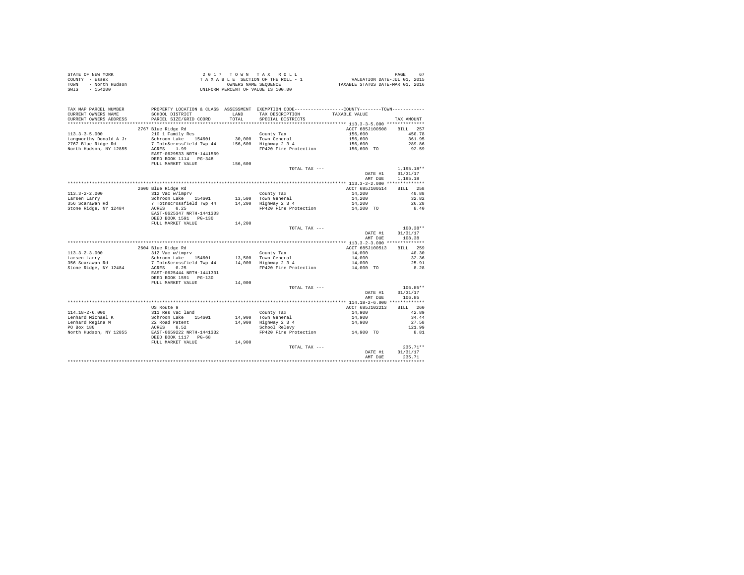STATE OF NEW YORK
COUNTY - Essex
TOWN - North Hudson
SWIS - 154200

2 0 1 7 T O W N T A X R O L L
T A X A B L E SECTION OF THE ROLL - 1
OWNERS NAME SEQUENCE
UNIFORM PERCENT OF VALUE IS 100.00

VALUATION DATE-JUL 01, 2015
TAXABLE STATUS DATE-MAR 01, 2016

| TAX MAP PARCEL NUMBER / CURRENT OWNERS NAME / CURRENT OWNERS ADDRESS | PROPERTY LOCATION & CLASS / SCHOOL DISTRICT / PARCEL SIZE/GRID COORD | ASSESSMENT LAND | TOTAL | EXEMPTION CODE / TAX DESCRIPTION / SPECIAL DISTRICTS | TAXABLE VALUE | TAX AMOUNT |
|---|---|---|---|---|---|---|
| 113.3-3-5.000 | 2767 Blue Ridge Rd | | | | ACCT 685J100508 | BILL 257 |
| 113.3-3-5.000 | 210 1 Family Res | | | County Tax | 156,600 | 450.78 |
| Langworthy Donald A Jr | Schroon Lake 154601 | 30,000 | | Town General | 156,600 | 361.95 |
| 2767 Blue Ridge Rd | 7 Totn&crossfield Twp 44 | | 156,600 | Highway 2 3 4 | 156,600 | 289.86 |
| North Hudson, NY 12855 | ACRES 1.99 | | | FP420 Fire Protection | 156,600 TO | 92.59 |
| | EAST-0629533 NRTH-1441569 | | | | | |
| | DEED BOOK 1114 PG-348 | | | | | |
| | FULL MARKET VALUE | | 156,600 | | | |
| | | | | TOTAL TAX --- | | 1,195.18** |
| | | | | | DATE #1 | 01/31/17 |
| | | | | | AMT DUE | 1,195.18 |
| 113.3-2-2.000 | 2600 Blue Ridge Rd | | | | ACCT 685J100514 | BILL 258 |
| 113.3-2-2.000 | 312 Vac w/imprv | | | County Tax | 14,200 | 40.88 |
| Larsen Larry | Schroon Lake 154601 | 13,500 | | Town General | 14,200 | 32.82 |
| 356 Scarawan Rd | 7 Totn&crossfield Twp 44 | | 14,200 | Highway 2 3 4 | 14,200 | 26.28 |
| Stone Ridge, NY 12484 | ACRES 0.25 | | | FP420 Fire Protection | 14,200 TO | 8.40 |
| | EAST-0625347 NRTH-1441303 | | | | | |
| | DEED BOOK 1591 PG-130 | | | | | |
| | FULL MARKET VALUE | | 14,200 | | | |
| | | | | TOTAL TAX --- | | 108.38** |
| | | | | | DATE #1 | 01/31/17 |
| | | | | | AMT DUE | 108.38 |
| 113.3-2-3.000 | 2604 Blue Ridge Rd | | | | ACCT 685J100513 | BILL 259 |
| 113.3-2-3.000 | 312 Vac w/imprv | | | County Tax | 14,000 | 40.30 |
| Larsen Larry | Schroon Lake 154601 | 13,500 | | Town General | 14,000 | 32.36 |
| 356 Scarawan Rd | 7 Totn&crossfield Twp 44 | | 14,000 | Highway 2 3 4 | 14,000 | 25.91 |
| Stone Ridge, NY 12484 | ACRES 0.25 | | | FP420 Fire Protection | 14,000 TO | 8.28 |
| | EAST-0625444 NRTH-1441301 | | | | | |
| | DEED BOOK 1591 PG-130 | | | | | |
| | FULL MARKET VALUE | | 14,000 | | | |
| | | | | TOTAL TAX --- | | 106.85** |
| | | | | | DATE #1 | 01/31/17 |
| | | | | | AMT DUE | 106.85 |
| 114.18-2-6.000 | US Route 9 | | | | ACCT 685J102213 | BILL 260 |
| 114.18-2-6.000 | 311 Res vac land | | | County Tax | 14,900 | 42.89 |
| Lenhard Michael K | Schroon Lake 154601 | 14,900 | | Town General | 14,900 | 34.44 |
| Lenhard Regina M | 22 Road Patent | | 14,900 | Highway 2 3 4 | 14,900 | 27.58 |
| PO Box 180 | ACRES 0.52 | | | School Relevy | | 121.99 |
| North Hudson, NY 12855 | EAST-0659222 NRTH-1441332 | | | FP420 Fire Protection | 14,900 TO | 8.81 |
| | DEED BOOK 1117 PG-68 | | | | | |
| | FULL MARKET VALUE | | 14,900 | | | |
| | | | | TOTAL TAX --- | | 235.71** |
| | | | | | DATE #1 | 01/31/17 |
| | | | | | AMT DUE | 235.71 |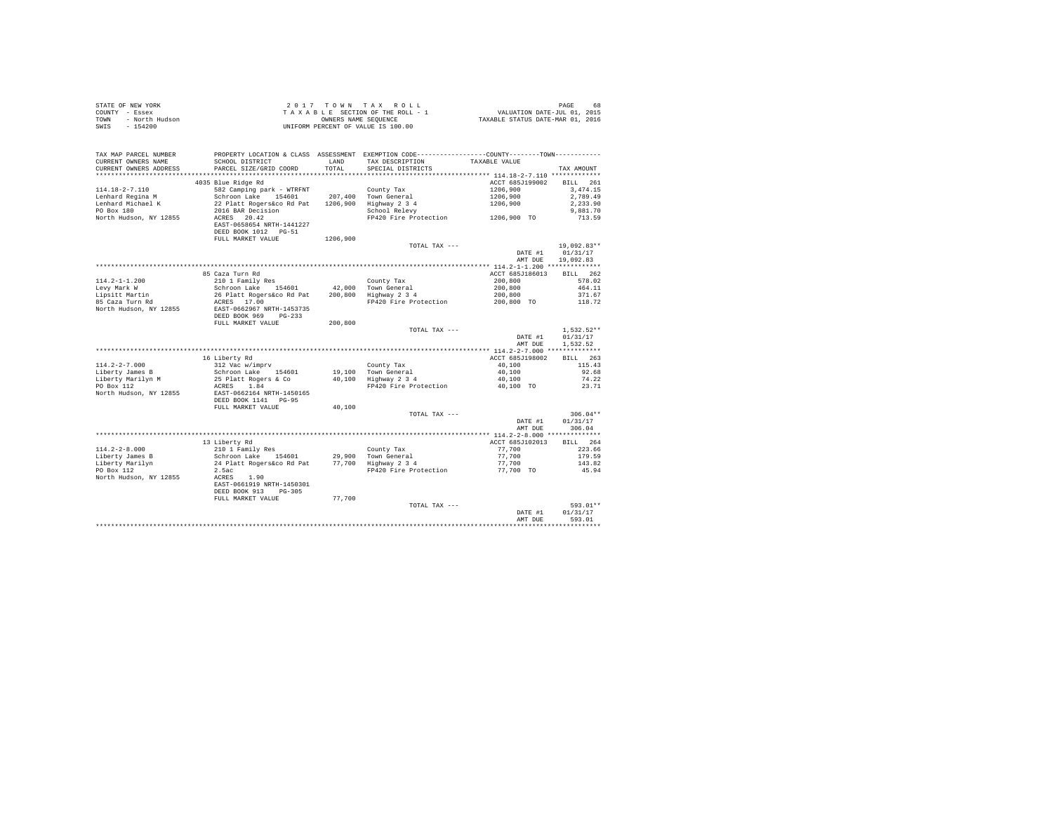STATE OF NEW YORK
COUNTY - Essex
TOWN - North Hudson
SWIS - 154200

2 0 1 7 T O W N T A X R O L L
T A X A B L E SECTION OF THE ROLL - 1
OWNERS NAME SEQUENCE
UNIFORM PERCENT OF VALUE IS 100.00

VALUATION DATE-JUL 01, 2015
TAXABLE STATUS DATE-MAR 01, 2016

| TAX MAP PARCEL NUMBER / CURRENT OWNERS NAME / CURRENT OWNERS ADDRESS | PROPERTY LOCATION & CLASS / SCHOOL DISTRICT / PARCEL SIZE/GRID COORD | ASSESSMENT LAND / TOTAL | EXEMPTION CODE / TAX DESCRIPTION / SPECIAL DISTRICTS | COUNTY--------TOWN TAXABLE VALUE | TAX AMOUNT |
|---|---|---|---|---|---|
| 114.18-2-7.110 | 4035 Blue Ridge Rd | | | ACCT 685J199002 | BILL 261 |
| Lenhard Regina M | 582 Camping park - WTRFNT | | County Tax | 1206,900 | 3,474.15 |
| Lenhard Michael K | Schroon Lake 154601 | 207,400 | Town General | 1206,900 | 2,789.49 |
| PO Box 180 | 22 Platt Rogers&co Rd Pat | 1206,900 | Highway 2 3 4 | 1206,900 | 2,233.90 |
| North Hudson, NY 12855 | 2016 BAR Decision | | School Relevy | | 9,881.70 |
| | ACRES 20.42 | | FP420 Fire Protection | 1206,900 TO | 713.59 |
| | EAST-0658654 NRTH-1441227 | | | | |
| | DEED BOOK 1012 PG-51 | | | | |
| | FULL MARKET VALUE | 1206,900 | | | |
| | | | TOTAL TAX --- | | 19,092.83** |
| | | | | DATE #1 | 01/31/17 |
| | | | | AMT DUE | 19,092.83 |
| 114.2-1-1.200 | 85 Caza Turn Rd | | | ACCT 685J186013 | BILL 262 |
| Levy Mark W | 210 1 Family Res | | County Tax | 200,800 | 578.02 |
| Lipsitt Martin | Schroon Lake 154601 | 42,000 | Town General | 200,800 | 464.11 |
| 85 Caza Turn Rd | 26 Platt Rogers&co Rd Pat | 200,800 | Highway 2 3 4 | 200,800 | 371.67 |
| North Hudson, NY 12855 | ACRES 17.00 | | FP420 Fire Protection | 200,800 TO | 118.72 |
| | EAST-0662967 NRTH-1453735 | | | | |
| | DEED BOOK 969 PG-233 | | | | |
| | FULL MARKET VALUE | 200,800 | | | |
| | | | TOTAL TAX --- | | 1,532.52** |
| | | | | DATE #1 | 01/31/17 |
| | | | | AMT DUE | 1,532.52 |
| 114.2-2-7.000 | 16 Liberty Rd | | | ACCT 685J198002 | BILL 263 |
| Liberty James B | 312 Vac w/imprv | | County Tax | 40,100 | 115.43 |
| Liberty Marilyn M | Schroon Lake 154601 | 19,100 | Town General | 40,100 | 92.68 |
| PO Box 112 | 25 Platt Rogers & Co | 40,100 | Highway 2 3 4 | 40,100 | 74.22 |
| North Hudson, NY 12855 | ACRES 1.84 | | FP420 Fire Protection | 40,100 TO | 23.71 |
| | EAST-0662164 NRTH-1450165 | | | | |
| | DEED BOOK 1141 PG-95 | | | | |
| | FULL MARKET VALUE | 40,100 | | | |
| | | | TOTAL TAX --- | | 306.04** |
| | | | | DATE #1 | 01/31/17 |
| | | | | AMT DUE | 306.04 |
| 114.2-2-8.000 | 13 Liberty Rd | | | ACCT 685J102013 | BILL 264 |
| Liberty James B | 210 1 Family Res | | County Tax | 77,700 | 223.66 |
| Liberty Marilyn | Schroon Lake 154601 | 29,900 | Town General | 77,700 | 179.59 |
| PO Box 112 | 24 Platt Rogers&co Rd Pat | 77,700 | Highway 2 3 4 | 77,700 | 143.82 |
| North Hudson, NY 12855 | 2.5ac | | FP420 Fire Protection | 77,700 TO | 45.94 |
| | ACRES 1.90 | | | | |
| | EAST-0661919 NRTH-1450301 | | | | |
| | DEED BOOK 913 PG-305 | | | | |
| | FULL MARKET VALUE | 77,700 | | | |
| | | | TOTAL TAX --- | | 593.01** |
| | | | | DATE #1 | 01/31/17 |
| | | | | AMT DUE | 593.01 |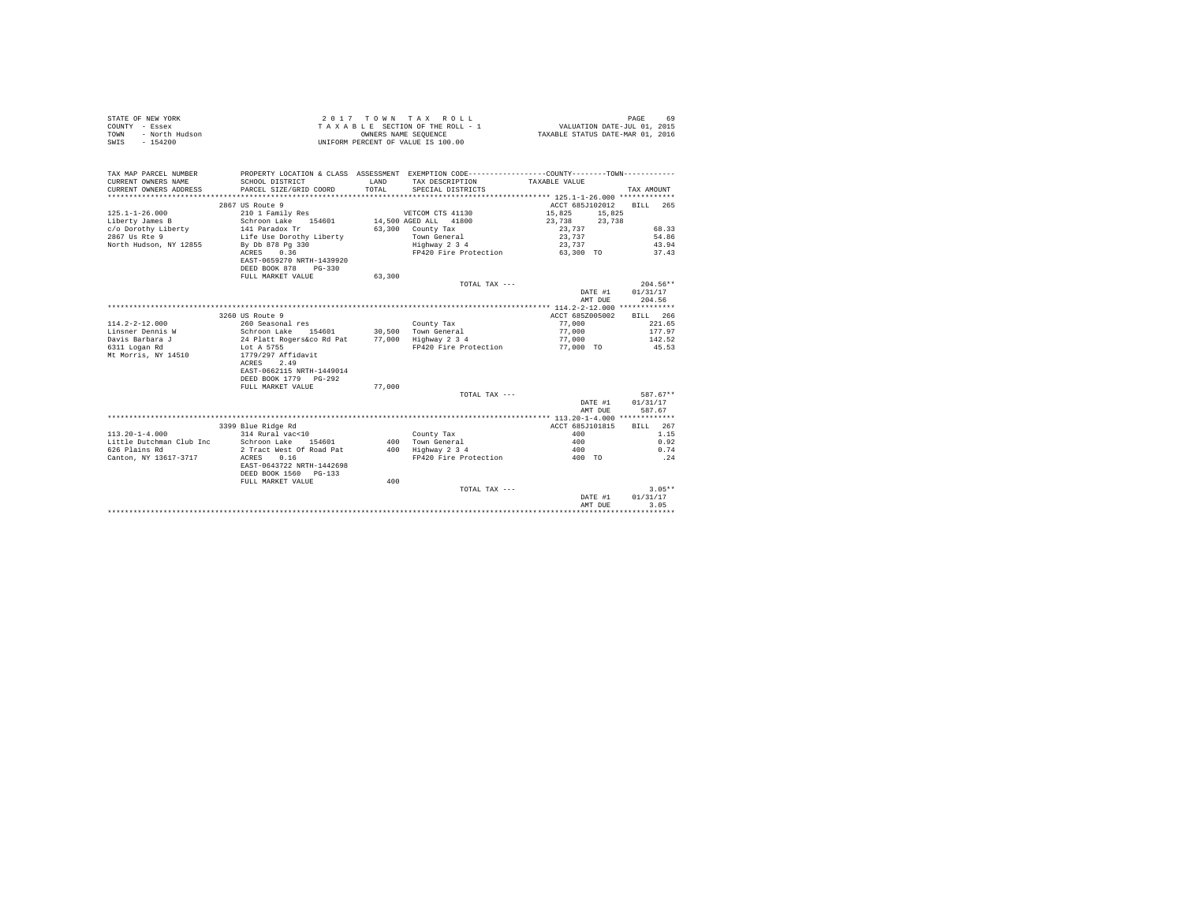STATE OF NEW YORK
COUNTY - Essex
TOWN - North Hudson
SWIS - 154200

2 0 1 7 T O W N T A X R O L L
T A X A B L E SECTION OF THE ROLL - 1
OWNERS NAME SEQUENCE
UNIFORM PERCENT OF VALUE IS 100.00

VALUATION DATE-JUL 01, 2015
TAXABLE STATUS DATE-MAR 01, 2016

| TAX MAP PARCEL NUMBER / CURRENT OWNERS NAME / CURRENT OWNERS ADDRESS | PROPERTY LOCATION & CLASS / SCHOOL DISTRICT / PARCEL SIZE/GRID COORD | ASSESSMENT LAND / TOTAL | EXEMPTION CODE / TAX DESCRIPTION / SPECIAL DISTRICTS | COUNTY / TOWN TAXABLE VALUE | TAX AMOUNT |
|---|---|---|---|---|---|
| **125.1-1-26.000** | 2867 US Route 9 | | | ACCT 685J102012 | BILL 265 |
| 125.1-1-26.000 | 210 1 Family Res | | VETCOM CTS 41130 | 15,825 15,825 | |
| Liberty James B | Schroon Lake 154601 | 14,500 | AGED ALL 41800 | 23,738 23,738 | |
| c/o Dorothy Liberty | 141 Paradox Tr | 63,300 | County Tax | 23,737 | 68.33 |
| 2867 Us Rte 9 | Life Use Dorothy Liberty | | Town General | 23,737 | 54.86 |
| North Hudson, NY 12855 | By Db 878 Pg 330 | | Highway 2 3 4 | 23,737 | 43.94 |
| | ACRES 0.36 | | FP420 Fire Protection | 63,300 TO | 37.43 |
| | EAST-0659270 NRTH-1439920 | | | | |
| | DEED BOOK 878 PG-330 | | | | |
| | FULL MARKET VALUE | 63,300 | | | |
| | | | TOTAL TAX --- | | 204.56** |
| | | | | DATE #1 | 01/31/17 |
| | | | | AMT DUE | 204.56 |
| **114.2-2-12.000** | 3260 US Route 9 | | | ACCT 685Z005002 | BILL 266 |
| 114.2-2-12.000 | 260 Seasonal res | | County Tax | 77,000 | 221.65 |
| Linsner Dennis W | Schroon Lake 154601 | 30,500 | Town General | 77,000 | 177.97 |
| Davis Barbara J | 24 Platt Rogers&co Rd Pat | 77,000 | Highway 2 3 4 | 77,000 | 142.52 |
| 6311 Logan Rd | Lot A 5755 | | FP420 Fire Protection | 77,000 TO | 45.53 |
| Mt Morris, NY 14510 | 1779/297 Affidavit | | | | |
| | ACRES 2.49 | | | | |
| | EAST-0662115 NRTH-1449014 | | | | |
| | DEED BOOK 1779 PG-292 | | | | |
| | FULL MARKET VALUE | 77,000 | | | |
| | | | TOTAL TAX --- | | 587.67** |
| | | | | DATE #1 | 01/31/17 |
| | | | | AMT DUE | 587.67 |
| **113.20-1-4.000** | 3399 Blue Ridge Rd | | | ACCT 685J101815 | BILL 267 |
| 113.20-1-4.000 | 314 Rural vac<10 | | County Tax | 400 | 1.15 |
| Little Dutchman Club Inc | Schroon Lake 154601 | 400 | Town General | 400 | 0.92 |
| 626 Plains Rd | 2 Tract West Of Road Pat | 400 | Highway 2 3 4 | 400 | 0.74 |
| Canton, NY 13617-3717 | ACRES 0.16 | | FP420 Fire Protection | 400 TO | .24 |
| | EAST-0643722 NRTH-1442698 | | | | |
| | DEED BOOK 1560 PG-133 | | | | |
| | FULL MARKET VALUE | 400 | | | |
| | | | TOTAL TAX --- | | 3.05** |
| | | | | DATE #1 | 01/31/17 |
| | | | | AMT DUE | 3.05 |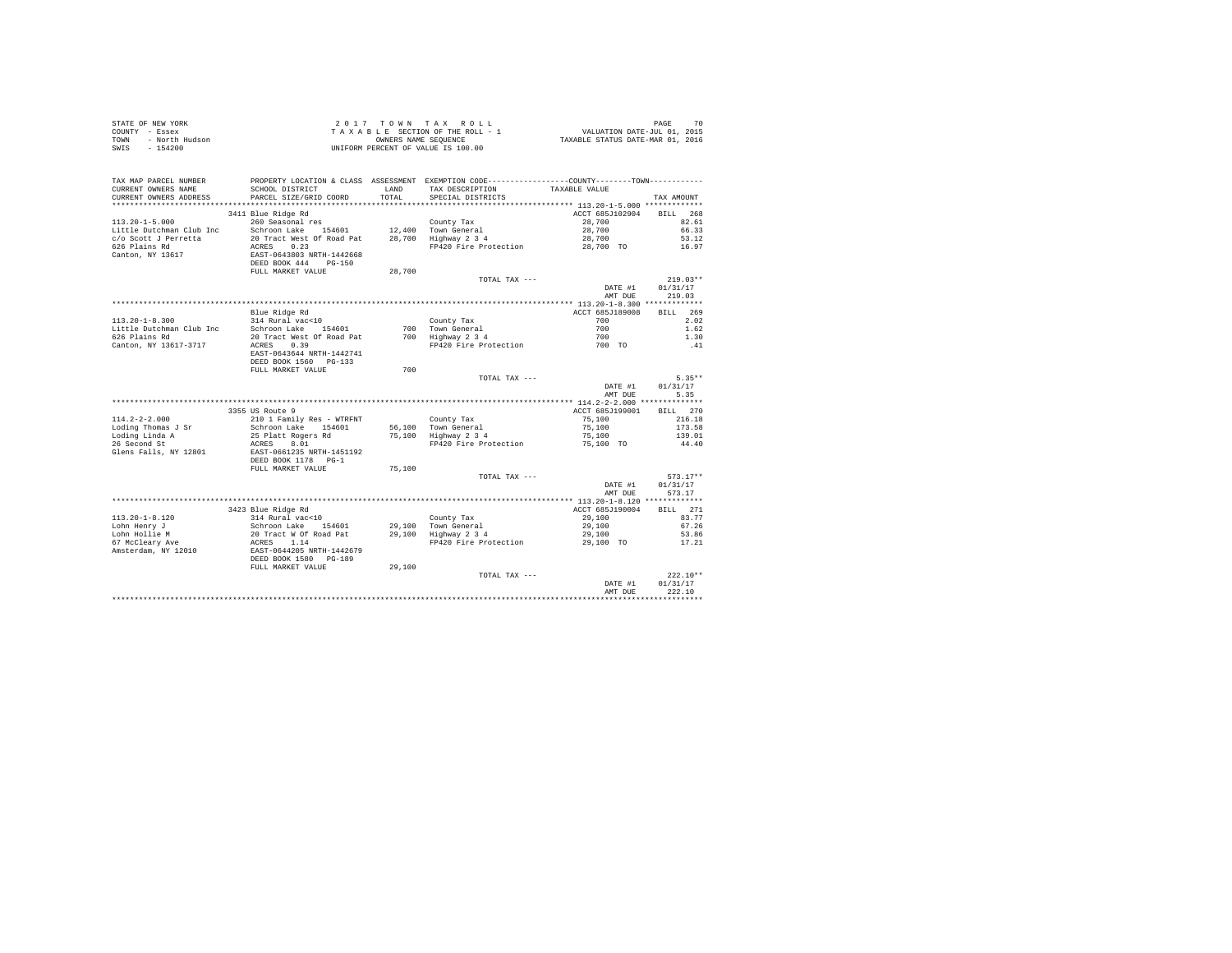STATE OF NEW YORK
COUNTY - Essex
TOWN - North Hudson
SWIS - 154200

2017 TOWN TAX ROLL
TAXABLE SECTION OF THE ROLL - 1
OWNERS NAME SEQUENCE
UNIFORM PERCENT OF VALUE IS 100.00

VALUATION DATE-JUL 01, 2015
TAXABLE STATUS DATE-MAR 01, 2016

| TAX MAP PARCEL NUMBER / CURRENT OWNERS NAME / CURRENT OWNERS ADDRESS | PROPERTY LOCATION & CLASS / SCHOOL DISTRICT / PARCEL SIZE/GRID COORD | ASSESSMENT LAND / TOTAL | EXEMPTION CODE / TAX DESCRIPTION / SPECIAL DISTRICTS | COUNTY--------TOWN TAXABLE VALUE | TAX AMOUNT |
|---|---|---|---|---|---|
| **113.20-1-5.000** | 3411 Blue Ridge Rd | | | ACCT 685J102904 | BILL 268 |
| 113.20-1-5.000 | 260 Seasonal res | | County Tax | 28,700 | 82.61 |
| Little Dutchman Club Inc | Schroon Lake 154601 | 12,400 | Town General | 28,700 | 66.33 |
| c/o Scott J Perretta | 20 Tract West Of Road Pat | 28,700 | Highway 2 3 4 | 28,700 | 53.12 |
| 626 Plains Rd | ACRES 0.23 | | FP420 Fire Protection | 28,700 TO | 16.97 |
| Canton, NY 13617 | EAST-0643803 NRTH-1442668 | | | | |
| | DEED BOOK 444 PG-150 | | | | |
| | FULL MARKET VALUE | 28,700 | | | |
| | | | TOTAL TAX --- | | 219.03** |
| | | | | DATE #1 | 01/31/17 |
| | | | | AMT DUE | 219.03 |
| **113.20-1-8.300** | Blue Ridge Rd | | | ACCT 685J189008 | BILL 269 |
| 113.20-1-8.300 | 314 Rural vac<10 | | County Tax | 700 | 2.02 |
| Little Dutchman Club Inc | Schroon Lake 154601 | 700 | Town General | 700 | 1.62 |
| 626 Plains Rd | 20 Tract West Of Road Pat | 700 | Highway 2 3 4 | 700 | 1.30 |
| Canton, NY 13617-3717 | ACRES 0.39 | | FP420 Fire Protection | 700 TO | .41 |
| | EAST-0643644 NRTH-1442741 | | | | |
| | DEED BOOK 1560 PG-133 | | | | |
| | FULL MARKET VALUE | 700 | | | |
| | | | TOTAL TAX --- | | 5.35** |
| | | | | DATE #1 | 01/31/17 |
| | | | | AMT DUE | 5.35 |
| **114.2-2-2.000** | 3355 US Route 9 | | | ACCT 685J199001 | BILL 270 |
| 114.2-2-2.000 | 210 1 Family Res - WTRFNT | | County Tax | 75,100 | 216.18 |
| Loding Thomas J Sr | Schroon Lake 154601 | 56,100 | Town General | 75,100 | 173.58 |
| Loding Linda A | 25 Platt Rogers Rd | 75,100 | Highway 2 3 4 | 75,100 | 139.01 |
| 26 Second St | ACRES 8.01 | | FP420 Fire Protection | 75,100 TO | 44.40 |
| Glens Falls, NY 12801 | EAST-0661235 NRTH-1451192 | | | | |
| | DEED BOOK 1178 PG-1 | | | | |
| | FULL MARKET VALUE | 75,100 | | | |
| | | | TOTAL TAX --- | | 573.17** |
| | | | | DATE #1 | 01/31/17 |
| | | | | AMT DUE | 573.17 |
| **113.20-1-8.120** | 3423 Blue Ridge Rd | | | ACCT 685J190004 | BILL 271 |
| 113.20-1-8.120 | 314 Rural vac<10 | | County Tax | 29,100 | 83.77 |
| Lohn Henry J | Schroon Lake 154601 | 29,100 | Town General | 29,100 | 67.26 |
| Lohn Hollie M | 20 Tract W Of Road Pat | 29,100 | Highway 2 3 4 | 29,100 | 53.86 |
| 67 McCleary Ave | ACRES 1.14 | | FP420 Fire Protection | 29,100 TO | 17.21 |
| Amsterdam, NY 12010 | EAST-0644205 NRTH-1442679 | | | | |
| | DEED BOOK 1580 PG-189 | | | | |
| | FULL MARKET VALUE | 29,100 | | | |
| | | | TOTAL TAX --- | | 222.10** |
| | | | | DATE #1 | 01/31/17 |
| | | | | AMT DUE | 222.10 |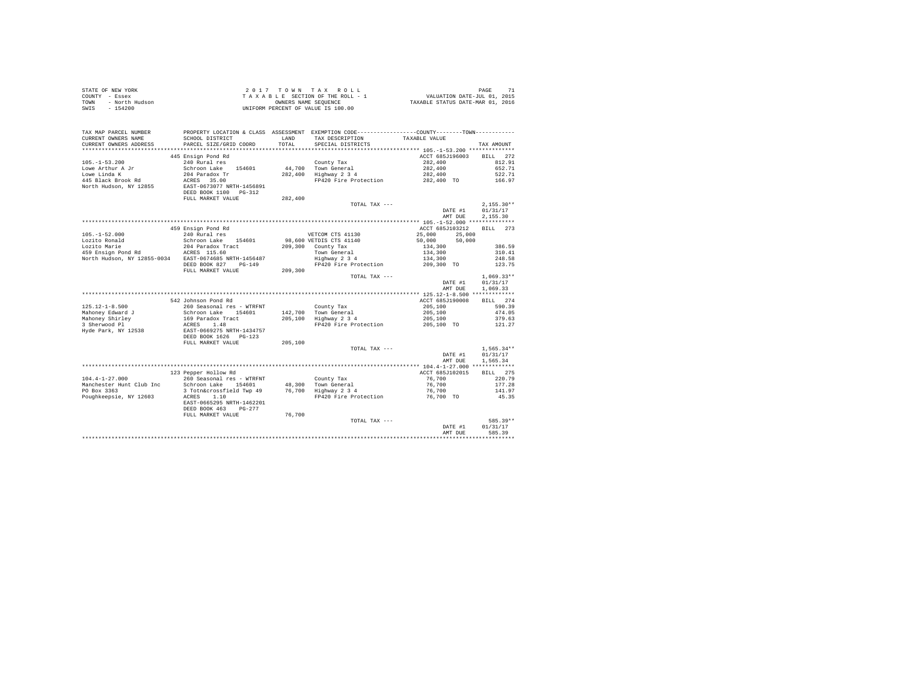STATE OF NEW YORK
COUNTY - Essex
TOWN - North Hudson
SWIS - 154200

2 0 1 7 T O W N T A X R O L L
T A X A B L E SECTION OF THE ROLL - 1
OWNERS NAME SEQUENCE
UNIFORM PERCENT OF VALUE IS 100.00

VALUATION DATE-JUL 01, 2015
TAXABLE STATUS DATE-MAR 01, 2016

| TAX MAP PARCEL NUMBER / CURRENT OWNERS NAME / CURRENT OWNERS ADDRESS | PROPERTY LOCATION & CLASS / SCHOOL DISTRICT / PARCEL SIZE/GRID COORD | ASSESSMENT LAND / TOTAL | EXEMPTION CODE / TAX DESCRIPTION / SPECIAL DISTRICTS | COUNTY / TOWN TAXABLE VALUE | TAX AMOUNT |
|---|---|---|---|---|---|
| 105.-1-53.200 | 445 Ensign Pond Rd | | | ACCT 685J196003 | BILL 272 |
| | 240 Rural res | | County Tax | 282,400 | 812.91 |
| Lowe Arthur A Jr | Schroon Lake 154601 | 44,700 | Town General | 282,400 | 652.71 |
| Lowe Linda K | 204 Paradox Tr | 282,400 | Highway 2 3 4 | 282,400 | 522.71 |
| 445 Black Brook Rd | ACRES 35.00 | | FP420 Fire Protection | 282,400 TO | 166.97 |
| North Hudson, NY 12855 | EAST-0673077 NRTH-1456891 | | | | |
| | DEED BOOK 1100 PG-312 | | | | |
| | FULL MARKET VALUE | 282,400 | | | |
| | | | TOTAL TAX --- | | 2,155.30** |
| | | | | DATE #1 | 01/31/17 |
| | | | | AMT DUE | 2,155.30 |
| 105.-1-52.000 | 459 Ensign Pond Rd | | | ACCT 685J103212 | BILL 273 |
| | 240 Rural res | | VETCOM CTS 41130 | 25,000 25,000 | |
| Lozito Ronald | Schroon Lake 154601 | 98,600 | VETDIS CTS 41140 | 50,000 50,000 | |
| Lozito Marie | 204 Paradox Tract | 209,300 | County Tax | 134,300 | 386.59 |
| 459 Ensign Pond Rd | ACRES 115.60 | | Town General | 134,300 | 310.41 |
| North Hudson, NY 12855-0034 | EAST-0674685 NRTH-1456487 | | Highway 2 3 4 | 134,300 | 248.58 |
| | DEED BOOK 827 PG-149 | | FP420 Fire Protection | 209,300 TO | 123.75 |
| | FULL MARKET VALUE | 209,300 | | | |
| | | | TOTAL TAX --- | | 1,069.33** |
| | | | | DATE #1 | 01/31/17 |
| | | | | AMT DUE | 1,069.33 |
| 125.12-1-8.500 | 542 Johnson Pond Rd | | | ACCT 685J190008 | BILL 274 |
| | 260 Seasonal res - WTRFNT | | County Tax | 205,100 | 590.39 |
| Mahoney Edward J | Schroon Lake 154601 | 142,700 | Town General | 205,100 | 474.05 |
| Mahoney Shirley | 169 Paradox Tract | 205,100 | Highway 2 3 4 | 205,100 | 379.63 |
| 3 Sherwood Pl | ACRES 1.48 | | FP420 Fire Protection | 205,100 TO | 121.27 |
| Hyde Park, NY 12538 | EAST-0669275 NRTH-1434757 | | | | |
| | DEED BOOK 1626 PG-123 | | | | |
| | FULL MARKET VALUE | 205,100 | | | |
| | | | TOTAL TAX --- | | 1,565.34** |
| | | | | DATE #1 | 01/31/17 |
| | | | | AMT DUE | 1,565.34 |
| 104.4-1-27.000 | 123 Pepper Hollow Rd | | | ACCT 685J102015 | BILL 275 |
| | 260 Seasonal res - WTRFNT | | County Tax | 76,700 | 220.79 |
| Manchester Hunt Club Inc | Schroon Lake 154601 | 48,300 | Town General | 76,700 | 177.28 |
| PO Box 3363 | 3 Totn&crossfield Twp 49 | 76,700 | Highway 2 3 4 | 76,700 | 141.97 |
| Poughkeepsie, NY 12603 | ACRES 1.10 | | FP420 Fire Protection | 76,700 TO | 45.35 |
| | EAST-0665295 NRTH-1462201 | | | | |
| | DEED BOOK 463 PG-277 | | | | |
| | FULL MARKET VALUE | 76,700 | | | |
| | | | TOTAL TAX --- | | 585.39** |
| | | | | DATE #1 | 01/31/17 |
| | | | | AMT DUE | 585.39 |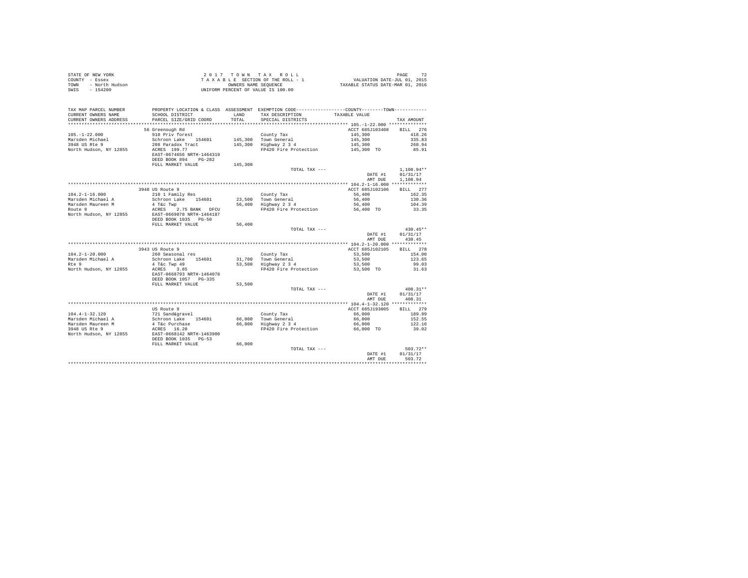STATE OF NEW YORK
COUNTY - Essex
TOWN - North Hudson
SWIS - 154200

2 0 1 7 T O W N T A X R O L L
T A X A B L E SECTION OF THE ROLL - 1
OWNERS NAME SEQUENCE
UNIFORM PERCENT OF VALUE IS 100.00

VALUATION DATE-JUL 01, 2015
TAXABLE STATUS DATE-MAR 01, 2016

| TAX MAP PARCEL NUMBER / CURRENT OWNERS NAME / CURRENT OWNERS ADDRESS | PROPERTY LOCATION & CLASS / SCHOOL DISTRICT / PARCEL SIZE/GRID COORD | ASSESSMENT LAND / TOTAL | EXEMPTION CODE / TAX DESCRIPTION / SPECIAL DISTRICTS | COUNTY--------TOWN TAXABLE VALUE | TAX AMOUNT |
|---|---|---|---|---|---|
| 105.-1-22.000 | 56 Greenough Rd | | | ACCT 685J103408 | BILL 276 |
| Marsden Michael | 910 Priv forest | | County Tax | 145,300 | 418.26 |
| 3948 US Rte 9 | Schroon Lake 154601 | 145,300 | Town General | 145,300 | 335.83 |
| North Hudson, NY 12855 | 208 Paradox Tract | 145,300 | Highway 2 3 4 | 145,300 | 268.94 |
| | ACRES 199.77 | | FP420 Fire Protection | 145,300 TO | 85.91 |
| | EAST-0674656 NRTH-1464319 | | | | |
| | DEED BOOK 894 PG-282 | | | | |
| | FULL MARKET VALUE | 145,300 | | | |
| | | | TOTAL TAX --- | | 1,108.94** |
| | | | | DATE #1 | 01/31/17 |
| | | | | AMT DUE | 1,108.94 |
| 104.2-1-16.000 | 3948 US Route 9 | | | ACCT 685J102106 | BILL 277 |
| Marsden Michael A | 210 1 Family Res | | County Tax | 56,400 | 162.35 |
| Marsden Maureen M | Schroon Lake 154601 | 23,500 | Town General | 56,400 | 130.36 |
| Route 9 | 4 T&c Twp | 56,400 | Highway 2 3 4 | 56,400 | 104.39 |
| North Hudson, NY 12855 | ACRES 2.75 BANK DFCU | | FP420 Fire Protection | 56,400 TO | 33.35 |
| | EAST-0669078 NRTH-1464187 | | | | |
| | DEED BOOK 1035 PG-50 | | | | |
| | FULL MARKET VALUE | 56,400 | | | |
| | | | TOTAL TAX --- | | 430.45** |
| | | | | DATE #1 | 01/31/17 |
| | | | | AMT DUE | 430.45 |
| 104.2-1-20.000 | 3943 US Route 9 | | | ACCT 685J102105 | BILL 278 |
| Marsden Michael A | 260 Seasonal res | | County Tax | 53,500 | 154.00 |
| Rte 9 | Schroon Lake 154601 | 31,700 | Town General | 53,500 | 123.65 |
| North Hudson, NY 12855 | 4 T&c Twp 49 | 53,500 | Highway 2 3 4 | 53,500 | 99.03 |
| | ACRES 3.85 | | FP420 Fire Protection | 53,500 TO | 31.63 |
| | EAST-0668793 NRTH-1464078 | | | | |
| | DEED BOOK 1057 PG-335 | | | | |
| | FULL MARKET VALUE | 53,500 | | | |
| | | | TOTAL TAX --- | | 408.31** |
| | | | | DATE #1 | 01/31/17 |
| | | | | AMT DUE | 408.31 |
| 104.4-1-32.120 | US Route 9 | | | ACCT 685J193005 | BILL 279 |
| Marsden Michael A | 721 Sand&gravel | | County Tax | 66,000 | 189.99 |
| Marsden Maureen M | Schroon Lake 154601 | 66,000 | Town General | 66,000 | 152.55 |
| 3948 US Rte 9 | 4 T&c Purchase | 66,000 | Highway 2 3 4 | 66,000 | 122.16 |
| North Hudson, NY 12855 | ACRES 16.20 | | FP420 Fire Protection | 66,000 TO | 39.02 |
| | EAST-0668142 NRTH-1463900 | | | | |
| | DEED BOOK 1035 PG-53 | | | | |
| | FULL MARKET VALUE | 66,000 | | | |
| | | | TOTAL TAX --- | | 503.72** |
| | | | | DATE #1 | 01/31/17 |
| | | | | AMT DUE | 503.72 |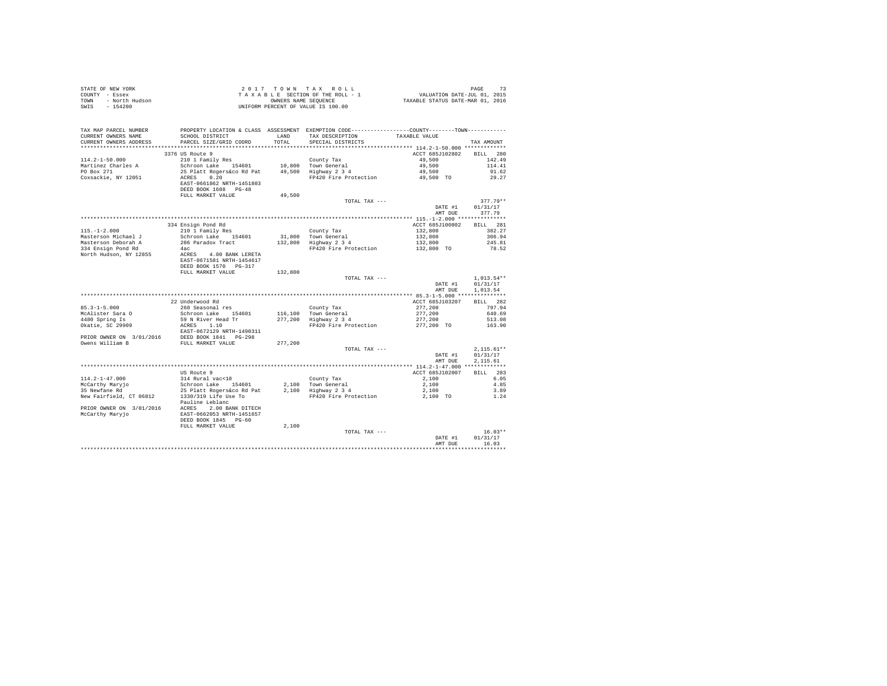STATE OF NEW YORK
COUNTY - Essex
TOWN - North Hudson
SWIS - 154200

2 0 1 7 T O W N T A X R O L L
T A X A B L E SECTION OF THE ROLL - 1
OWNERS NAME SEQUENCE
UNIFORM PERCENT OF VALUE IS 100.00

VALUATION DATE-JUL 01, 2015
TAXABLE STATUS DATE-MAR 01, 2016

| TAX MAP PARCEL NUMBER / CURRENT OWNERS NAME / CURRENT OWNERS ADDRESS | PROPERTY LOCATION & CLASS / SCHOOL DISTRICT / PARCEL SIZE/GRID COORD | ASSESSMENT LAND / TOTAL | EXEMPTION CODE / TAX DESCRIPTION / SPECIAL DISTRICTS | COUNTY / TOWN TAXABLE VALUE | TAX AMOUNT |
|---|---|---|---|---|---|
| **114.2-1-50.000** | 3376 US Route 9 | | | ACCT 685J102802 | BILL 280 |
| 114.2-1-50.000 | 210 1 Family Res | | County Tax | 49,500 | 142.49 |
| Martinez Charles A | Schroon Lake 154601 | 10,800 | Town General | 49,500 | 114.41 |
| PO Box 271 | 25 Platt Rogers&co Rd Pat | 49,500 | Highway 2 3 4 | 49,500 | 91.62 |
| Coxsackie, NY 12051 | ACRES 0.20 | | FP420 Fire Protection | 49,500 TO | 29.27 |
| | EAST-0661862 NRTH-1451803 | | | | |
| | DEED BOOK 1688 PG-48 | | | | |
| | FULL MARKET VALUE | 49,500 | | | |
| | | | TOTAL TAX --- | | 377.79** |
| | | | | DATE #1 | 01/31/17 |
| | | | | AMT DUE | 377.79 |
| **115.-1-2.000** | 334 Ensign Pond Rd | | | ACCT 685J100802 | BILL 281 |
| 115.-1-2.000 | 210 1 Family Res | | County Tax | 132,800 | 382.27 |
| Masterson Michael J | Schroon Lake 154601 | 31,800 | Town General | 132,800 | 306.94 |
| Masterson Deborah A | 206 Paradox Tract | 132,800 | Highway 2 3 4 | 132,800 | 245.81 |
| 334 Ensign Pond Rd | 4ac | | FP420 Fire Protection | 132,800 TO | 78.52 |
| North Hudson, NY 12855 | ACRES 4.00 BANK LERETA | | | | |
| | EAST-0671581 NRTH-1454617 | | | | |
| | DEED BOOK 1570 PG-317 | | | | |
| | FULL MARKET VALUE | 132,800 | | | |
| | | | TOTAL TAX --- | | 1,013.54** |
| | | | | DATE #1 | 01/31/17 |
| | | | | AMT DUE | 1,013.54 |
| **85.3-1-5.000** | 22 Underwood Rd | | | ACCT 685J103207 | BILL 282 |
| 85.3-1-5.000 | 260 Seasonal res | | County Tax | 277,200 | 797.94 |
| McAlister Sara O | Schroon Lake 154601 | 116,100 | Town General | 277,200 | 640.69 |
| 4480 Spring Is | 59 N River Head Tr | 277,200 | Highway 2 3 4 | 277,200 | 513.08 |
| Okatie, SC 29909 | ACRES 1.10 | | FP420 Fire Protection | 277,200 TO | 163.90 |
| | EAST-0672129 NRTH-1490311 | | | | |
| PRIOR OWNER ON 3/01/2016 | DEED BOOK 1841 PG-298 | | | | |
| Owens William B | FULL MARKET VALUE | 277,200 | | | |
| | | | TOTAL TAX --- | | 2,115.61** |
| | | | | DATE #1 | 01/31/17 |
| | | | | AMT DUE | 2,115.61 |
| **114.2-1-47.000** | US Route 9 | | | ACCT 685J102007 | BILL 283 |
| 114.2-1-47.000 | 314 Rural vac<10 | | County Tax | 2,100 | 6.05 |
| McCarthy Maryjo | Schroon Lake 154601 | 2,100 | Town General | 2,100 | 4.85 |
| 35 Newfane Rd | 25 Platt Rogers&co Rd Pat | 2,100 | Highway 2 3 4 | 2,100 | 3.89 |
| New Fairfield, CT 06812 | 1330/319 Life Use To | | FP420 Fire Protection | 2,100 TO | 1.24 |
| | Pauline Leblanc | | | | |
| PRIOR OWNER ON 3/01/2016 | ACRES 2.00 BANK DITECH | | | | |
| McCarthy Maryjo | EAST-0662053 NRTH-1451657 | | | | |
| | DEED BOOK 1845 PG-60 | | | | |
| | FULL MARKET VALUE | 2,100 | | | |
| | | | TOTAL TAX --- | | 16.03** |
| | | | | DATE #1 | 01/31/17 |
| | | | | AMT DUE | 16.03 |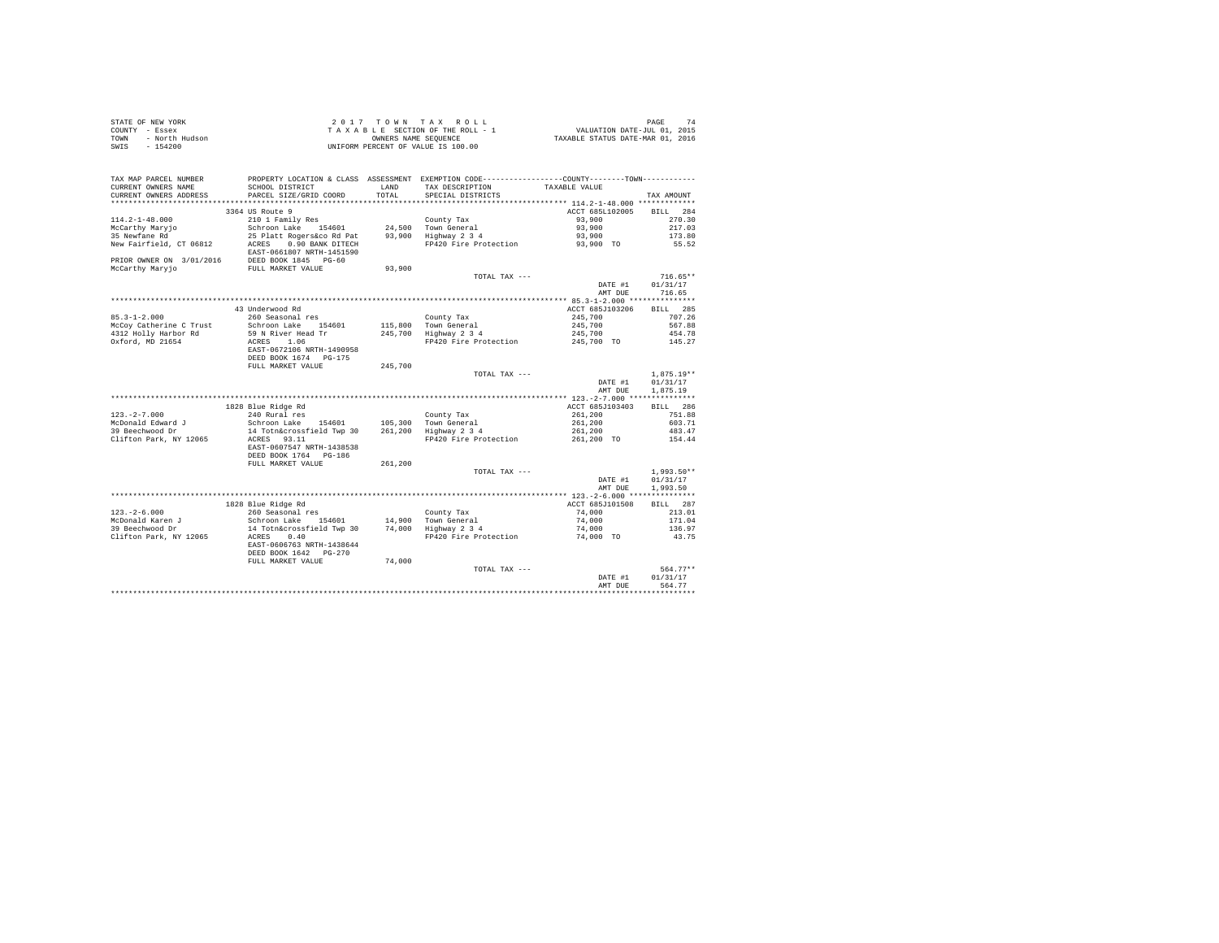STATE OF NEW YORK
COUNTY - Essex
TOWN - North Hudson
SWIS - 154200

2 0 1 7 T O W N T A X R O L L
T A X A B L E SECTION OF THE ROLL - 1
OWNERS NAME SEQUENCE
UNIFORM PERCENT OF VALUE IS 100.00

VALUATION DATE-JUL 01, 2015
TAXABLE STATUS DATE-MAR 01, 2016

| TAX MAP PARCEL NUMBER / CURRENT OWNERS NAME / CURRENT OWNERS ADDRESS | PROPERTY LOCATION & CLASS / SCHOOL DISTRICT / PARCEL SIZE/GRID COORD | ASSESSMENT LAND / TOTAL | EXEMPTION CODE / TAX DESCRIPTION / SPECIAL DISTRICTS | COUNTY / TOWN TAXABLE VALUE | TAX AMOUNT |
|---|---|---|---|---|---|
| **114.2-1-48.000** | 3364 US Route 9 | | | ACCT 685L102005 | BILL 284 |
| 114.2-1-48.000 | 210 1 Family Res | | County Tax | 93,900 | 270.30 |
| McCarthy Maryjo | Schroon Lake 154601 | 24,500 | Town General | 93,900 | 217.03 |
| 35 Newfane Rd | 25 Platt Rogers&co Rd Pat | 93,900 | Highway 2 3 4 | 93,900 | 173.80 |
| New Fairfield, CT 06812 | ACRES 0.90 BANK DITECH | | FP420 Fire Protection | 93,900 TO | 55.52 |
| | EAST-0661807 NRTH-1451590 | | | | |
| PRIOR OWNER ON 3/01/2016 | DEED BOOK 1845 PG-60 | | | | |
| McCarthy Maryjo | FULL MARKET VALUE | 93,900 | | | |
| | | | TOTAL TAX --- | | 716.65** |
| | | | | DATE #1 | 01/31/17 |
| | | | | AMT DUE | 716.65 |
| **85.3-1-2.000** | 43 Underwood Rd | | | ACCT 685J103206 | BILL 285 |
| 85.3-1-2.000 | 260 Seasonal res | | County Tax | 245,700 | 707.26 |
| McCoy Catherine C Trust | Schroon Lake 154601 | 115,800 | Town General | 245,700 | 567.88 |
| 4312 Holly Harbor Rd | 59 N River Head Tr | 245,700 | Highway 2 3 4 | 245,700 | 454.78 |
| Oxford, MD 21654 | ACRES 1.06 | | FP420 Fire Protection | 245,700 TO | 145.27 |
| | EAST-0672106 NRTH-1490958 | | | | |
| | DEED BOOK 1674 PG-175 | | | | |
| | FULL MARKET VALUE | 245,700 | | | |
| | | | TOTAL TAX --- | | 1,875.19** |
| | | | | DATE #1 | 01/31/17 |
| | | | | AMT DUE | 1,875.19 |
| **123.-2-7.000** | 1828 Blue Ridge Rd | | | ACCT 685J103403 | BILL 286 |
| 123.-2-7.000 | 240 Rural res | | County Tax | 261,200 | 751.88 |
| McDonald Edward J | Schroon Lake 154601 | 105,300 | Town General | 261,200 | 603.71 |
| 39 Beechwood Dr | 14 Totn&crossfield Twp 30 | 261,200 | Highway 2 3 4 | 261,200 | 483.47 |
| Clifton Park, NY 12065 | ACRES 93.11 | | FP420 Fire Protection | 261,200 TO | 154.44 |
| | EAST-0607547 NRTH-1438538 | | | | |
| | DEED BOOK 1764 PG-186 | | | | |
| | FULL MARKET VALUE | 261,200 | | | |
| | | | TOTAL TAX --- | | 1,993.50** |
| | | | | DATE #1 | 01/31/17 |
| | | | | AMT DUE | 1,993.50 |
| **123.-2-6.000** | 1828 Blue Ridge Rd | | | ACCT 685J101508 | BILL 287 |
| 123.-2-6.000 | 260 Seasonal res | | County Tax | 74,000 | 213.01 |
| McDonald Karen J | Schroon Lake 154601 | 14,900 | Town General | 74,000 | 171.04 |
| 39 Beechwood Dr | 14 Totn&crossfield Twp 30 | 74,000 | Highway 2 3 4 | 74,000 | 136.97 |
| Clifton Park, NY 12065 | ACRES 0.40 | | FP420 Fire Protection | 74,000 TO | 43.75 |
| | EAST-0606763 NRTH-1438644 | | | | |
| | DEED BOOK 1642 PG-270 | | | | |
| | FULL MARKET VALUE | 74,000 | | | |
| | | | TOTAL TAX --- | | 564.77** |
| | | | | DATE #1 | 01/31/17 |
| | | | | AMT DUE | 564.77 |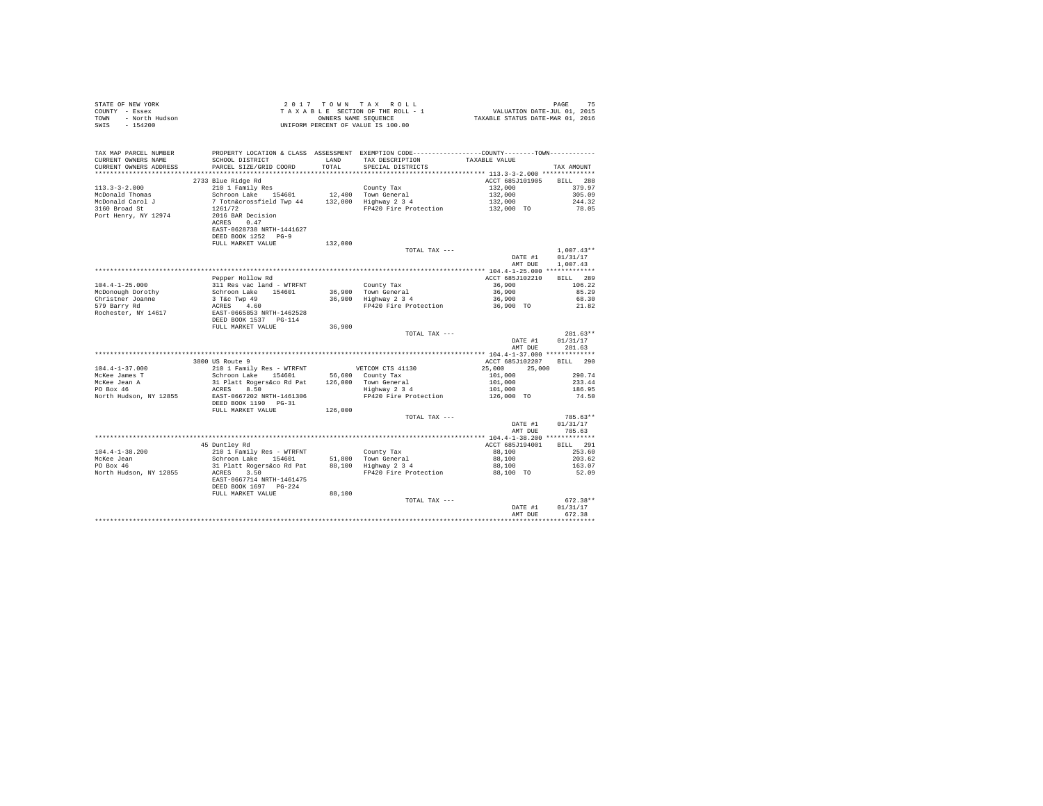STATE OF NEW YORK
COUNTY - Essex
TOWN - North Hudson
SWIS - 154200

2 0 1 7 T O W N T A X R O L L
T A X A B L E SECTION OF THE ROLL - 1
OWNERS NAME SEQUENCE
UNIFORM PERCENT OF VALUE IS 100.00

VALUATION DATE-JUL 01, 2015
TAXABLE STATUS DATE-MAR 01, 2016

| TAX MAP PARCEL NUMBER / CURRENT OWNERS NAME / CURRENT OWNERS ADDRESS | PROPERTY LOCATION & CLASS / SCHOOL DISTRICT / PARCEL SIZE/GRID COORD | ASSESSMENT LAND / TOTAL | EXEMPTION CODE / TAX DESCRIPTION / SPECIAL DISTRICTS | COUNTY / TOWN TAXABLE VALUE | TAX AMOUNT |
|---|---|---|---|---|---|
| 113.3-3-2.000 | 2733 Blue Ridge Rd | | | ACCT 685J101905 | BILL 288 |
| McDonald Thomas | 210 1 Family Res | | County Tax | 132,000 | 379.97 |
| McDonald Carol J | Schroon Lake 154601 | 12,400 | Town General | 132,000 | 305.09 |
| 3160 Broad St | 7 Totn&crossfield Twp 44 | 132,000 | Highway 2 3 4 | 132,000 | 244.32 |
| Port Henry, NY 12974 | 1261/72 | | FP420 Fire Protection | 132,000 TO | 78.05 |
| | 2016 BAR Decision | | | | |
| | ACRES 0.47 | | | | |
| | EAST-0628738 NRTH-1441627 | | | | |
| | DEED BOOK 1252 PG-9 | | | | |
| | FULL MARKET VALUE | 132,000 | | | |
| | | | TOTAL TAX --- | | 1,007.43** |
| | | | | DATE #1 | 01/31/17 |
| | | | | AMT DUE | 1,007.43 |
| 104.4-1-25.000 | Pepper Hollow Rd | | | ACCT 685J102210 | BILL 289 |
| McDonough Dorothy | 311 Res vac land - WTRFNT | | County Tax | 36,900 | 106.22 |
| Christner Joanne | Schroon Lake 154601 | 36,900 | Town General | 36,900 | 85.29 |
| 579 Barry Rd | 3 T&c Twp 49 | 36,900 | Highway 2 3 4 | 36,900 | 68.30 |
| Rochester, NY 14617 | ACRES 4.60 | | FP420 Fire Protection | 36,900 TO | 21.82 |
| | EAST-0665853 NRTH-1462528 | | | | |
| | DEED BOOK 1537 PG-114 | | | | |
| | FULL MARKET VALUE | 36,900 | | | |
| | | | TOTAL TAX --- | | 281.63** |
| | | | | DATE #1 | 01/31/17 |
| | | | | AMT DUE | 281.63 |
| 104.4-1-37.000 | 3800 US Route 9 | | | ACCT 685J102207 | BILL 290 |
| McKee James T | 210 1 Family Res - WTRFNT | | VETCOM CTS 41130 | 25,000 25,000 | |
| McKee Jean A | Schroon Lake 154601 | 56,600 | County Tax | 101,000 | 290.74 |
| PO Box 46 | 31 Platt Rogers&co Rd Pat | 126,000 | Town General | 101,000 | 233.44 |
| North Hudson, NY 12855 | ACRES 8.50 | | Highway 2 3 4 | 101,000 | 186.95 |
| | EAST-0667202 NRTH-1461306 | | FP420 Fire Protection | 126,000 TO | 74.50 |
| | DEED BOOK 1190 PG-31 | | | | |
| | FULL MARKET VALUE | 126,000 | | | |
| | | | TOTAL TAX --- | | 785.63** |
| | | | | DATE #1 | 01/31/17 |
| | | | | AMT DUE | 785.63 |
| 104.4-1-38.200 | 45 Duntley Rd | | | ACCT 685J194001 | BILL 291 |
| McKee Jean | 210 1 Family Res - WTRFNT | | County Tax | 88,100 | 253.60 |
| PO Box 46 | Schroon Lake 154601 | 51,800 | Town General | 88,100 | 203.62 |
| North Hudson, NY 12855 | 31 Platt Rogers&co Rd Pat | 88,100 | Highway 2 3 4 | 88,100 | 163.07 |
| | ACRES 3.50 | | FP420 Fire Protection | 88,100 TO | 52.09 |
| | EAST-0667714 NRTH-1461475 | | | | |
| | DEED BOOK 1697 PG-224 | | | | |
| | FULL MARKET VALUE | 88,100 | | | |
| | | | TOTAL TAX --- | | 672.38** |
| | | | | DATE #1 | 01/31/17 |
| | | | | AMT DUE | 672.38 |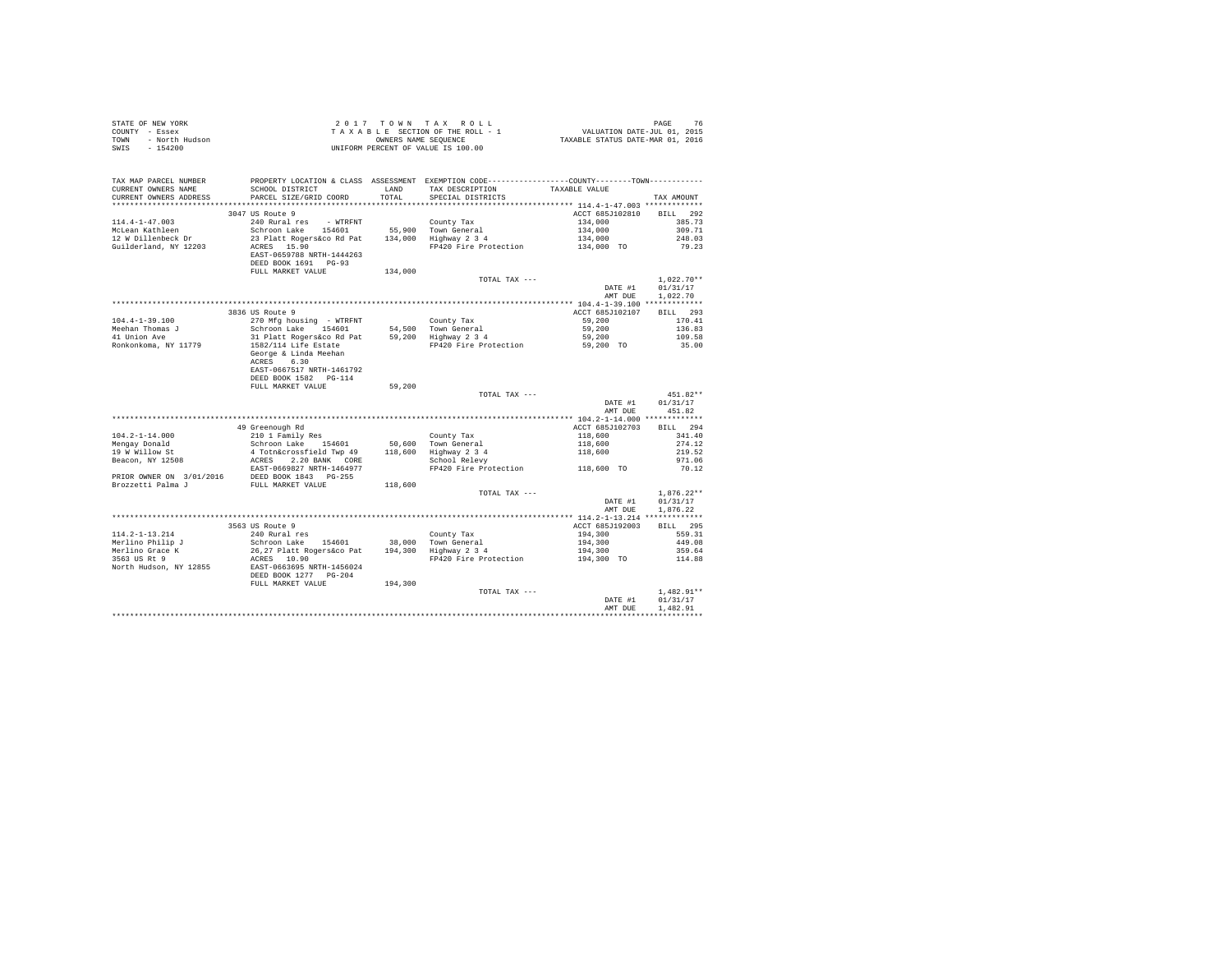STATE OF NEW YORK
COUNTY - Essex
TOWN - North Hudson
SWIS - 154200

2 0 1 7   T O W N   T A X   R O L L
T A X A B L E SECTION OF THE ROLL - 1
OWNERS NAME SEQUENCE
UNIFORM PERCENT OF VALUE IS 100.00

VALUATION DATE-JUL 01, 2015
TAXABLE STATUS DATE-MAR 01, 2016

| TAX MAP PARCEL NUMBER / CURRENT OWNERS NAME / CURRENT OWNERS ADDRESS | PROPERTY LOCATION & CLASS / SCHOOL DISTRICT / PARCEL SIZE/GRID COORD | ASSESSMENT LAND / TOTAL | EXEMPTION CODE / TAX DESCRIPTION / SPECIAL DISTRICTS | COUNTY--------TOWN TAXABLE VALUE | TAX AMOUNT |
|---|---|---|---|---|---|
| 114.4-1-47.003 | 3047 US Route 9 | | | ACCT 685J102810 | BILL 292 |
| McLean Kathleen | 240 Rural res - WTRFNT | | County Tax | 134,000 | 385.73 |
| 12 W Dillenbeck Dr | Schroon Lake 154601 | 55,900 | Town General | 134,000 | 309.71 |
| Guilderland, NY 12203 | 23 Platt Rogers&co Rd Pat | 134,000 | Highway 2 3 4 | 134,000 | 248.03 |
| | ACRES 15.90 | | FP420 Fire Protection | 134,000 TO | 79.23 |
| | EAST-0659788 NRTH-1444263 | | | | |
| | DEED BOOK 1691 PG-93 | | | | |
| | FULL MARKET VALUE | 134,000 | | | |
| | | | TOTAL TAX --- | | 1,022.70** |
| | | | | DATE #1 | 01/31/17 |
| | | | | AMT DUE | 1,022.70 |
| 104.4-1-39.100 | 3836 US Route 9 | | | ACCT 685J102107 | BILL 293 |
| Meehan Thomas J | 270 Mfg housing - WTRFNT | | County Tax | 59,200 | 170.41 |
| 41 Union Ave | Schroon Lake 154601 | 54,500 | Town General | 59,200 | 136.83 |
| Ronkonkoma, NY 11779 | 31 Platt Rogers&co Rd Pat | 59,200 | Highway 2 3 4 | 59,200 | 109.58 |
| | 1582/114 Life Estate | | FP420 Fire Protection | 59,200 TO | 35.00 |
| | George & Linda Meehan | | | | |
| | ACRES 6.30 | | | | |
| | EAST-0667517 NRTH-1461792 | | | | |
| | DEED BOOK 1582 PG-114 | | | | |
| | FULL MARKET VALUE | 59,200 | | | |
| | | | TOTAL TAX --- | | 451.82** |
| | | | | DATE #1 | 01/31/17 |
| | | | | AMT DUE | 451.82 |
| 104.2-1-14.000 | 49 Greenough Rd | | | ACCT 685J102703 | BILL 294 |
| Mengay Donald | 210 1 Family Res | | County Tax | 118,600 | 341.40 |
| 19 W Willow St | Schroon Lake 154601 | 50,600 | Town General | 118,600 | 274.12 |
| Beacon, NY 12508 | 4 Totn&crossfield Twp 49 | 118,600 | Highway 2 3 4 | 118,600 | 219.52 |
| | ACRES 2.20 BANK CORE | | School Relevy | | 971.06 |
| | EAST-0669827 NRTH-1464977 | | FP420 Fire Protection | 118,600 TO | 70.12 |
| PRIOR OWNER ON 3/01/2016 | DEED BOOK 1843 PG-255 | | | | |
| Brozzetti Palma J | FULL MARKET VALUE | 118,600 | | | |
| | | | TOTAL TAX --- | | 1,876.22** |
| | | | | DATE #1 | 01/31/17 |
| | | | | AMT DUE | 1,876.22 |
| 114.2-1-13.214 | 3563 US Route 9 | | | ACCT 685J192003 | BILL 295 |
| Merlino Philip J | 240 Rural res | | County Tax | 194,300 | 559.31 |
| Merlino Grace K | Schroon Lake 154601 | 38,000 | Town General | 194,300 | 449.08 |
| 3563 US Rt 9 | 26,27 Platt Rogers&co Pat | 194,300 | Highway 2 3 4 | 194,300 | 359.64 |
| North Hudson, NY 12855 | ACRES 10.90 | | FP420 Fire Protection | 194,300 TO | 114.88 |
| | EAST-0663695 NRTH-1456024 | | | | |
| | DEED BOOK 1277 PG-204 | | | | |
| | FULL MARKET VALUE | 194,300 | | | |
| | | | TOTAL TAX --- | | 1,482.91** |
| | | | | DATE #1 | 01/31/17 |
| | | | | AMT DUE | 1,482.91 |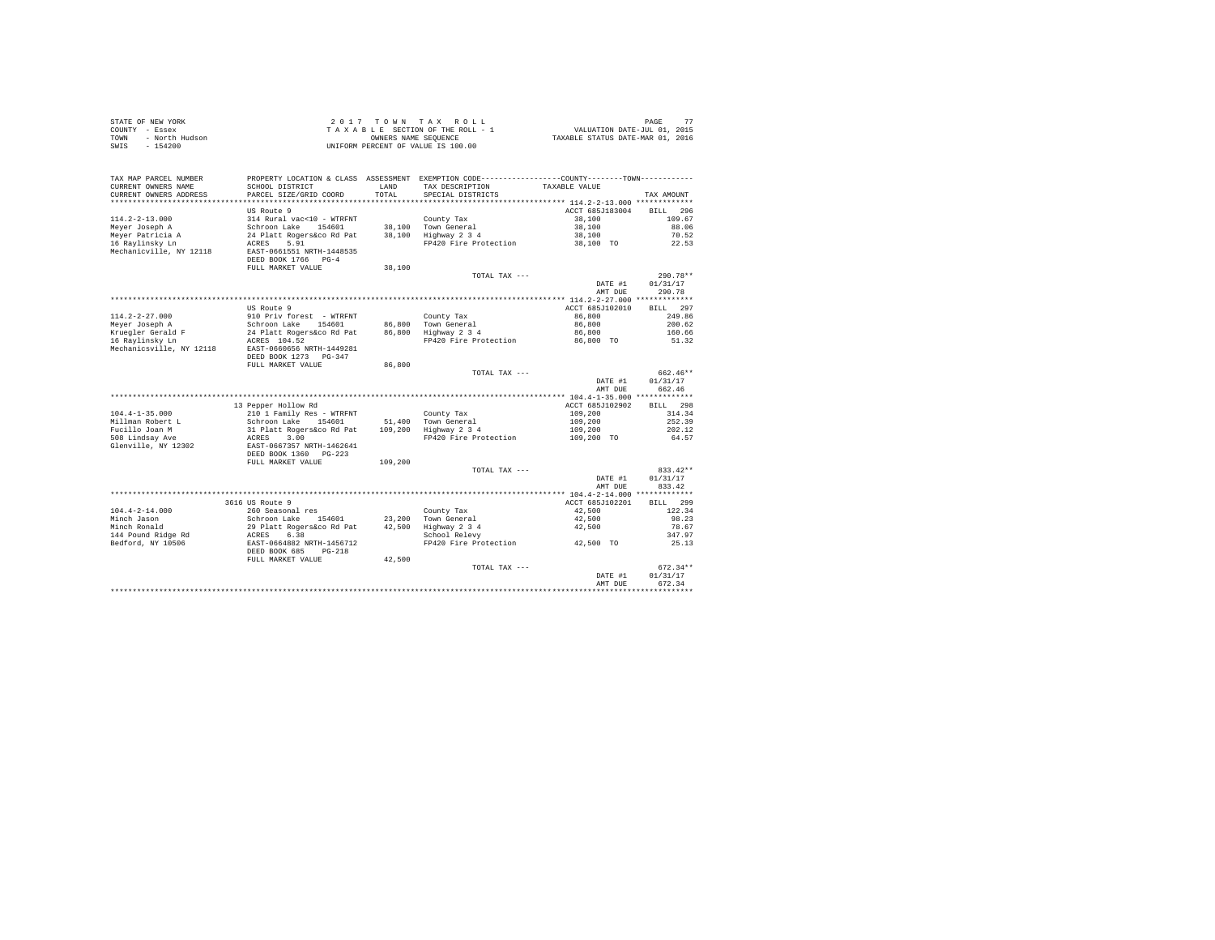STATE OF NEW YORK
COUNTY - Essex
TOWN - North Hudson
SWIS - 154200

2 0 1 7 T O W N T A X R O L L
T A X A B L E SECTION OF THE ROLL - 1
OWNERS NAME SEQUENCE
UNIFORM PERCENT OF VALUE IS 100.00

VALUATION DATE-JUL 01, 2015
TAXABLE STATUS DATE-MAR 01, 2016

| TAX MAP PARCEL NUMBER / CURRENT OWNERS NAME / CURRENT OWNERS ADDRESS | PROPERTY LOCATION & CLASS / SCHOOL DISTRICT / PARCEL SIZE/GRID COORD | ASSESSMENT LAND / TOTAL | EXEMPTION CODE / TAX DESCRIPTION / SPECIAL DISTRICTS | COUNTY / TOWN TAXABLE VALUE | TAX AMOUNT |
|---|---|---|---|---|---|
| 114.2-2-13.000 | US Route 9 | | | ACCT 685J183004 | BILL 296 |
| 114.2-2-13.000 | 314 Rural vac<10 - WTRFNT | | County Tax | 38,100 | 109.67 |
| Meyer Joseph A | Schroon Lake 154601 | 38,100 | Town General | 38,100 | 88.06 |
| Meyer Patricia A | 24 Platt Rogers&co Rd Pat | 38,100 | Highway 2 3 4 | 38,100 | 70.52 |
| 16 Raylinsky Ln | ACRES 5.91 | | FP420 Fire Protection | 38,100 TO | 22.53 |
| Mechanicville, NY 12118 | EAST-0661551 NRTH-1448535 | | | | |
| | DEED BOOK 1766 PG-4 | | | | |
| | FULL MARKET VALUE | 38,100 | | | |
| | | | TOTAL TAX --- | | 290.78** |
| | | | | DATE #1 | 01/31/17 |
| | | | | AMT DUE | 290.78 |
| 114.2-2-27.000 | US Route 9 | | | ACCT 685J102010 | BILL 297 |
| 114.2-2-27.000 | 910 Priv forest - WTRFNT | | County Tax | 86,800 | 249.86 |
| Meyer Joseph A | Schroon Lake 154601 | 86,800 | Town General | 86,800 | 200.62 |
| Kruegler Gerald F | 24 Platt Rogers&co Rd Pat | 86,800 | Highway 2 3 4 | 86,800 | 160.66 |
| 16 Raylinsky Ln | ACRES 104.52 | | FP420 Fire Protection | 86,800 TO | 51.32 |
| Mechanicsville, NY 12118 | EAST-0660656 NRTH-1449281 | | | | |
| | DEED BOOK 1273 PG-347 | | | | |
| | FULL MARKET VALUE | 86,800 | | | |
| | | | TOTAL TAX --- | | 662.46** |
| | | | | DATE #1 | 01/31/17 |
| | | | | AMT DUE | 662.46 |
| 104.4-1-35.000 | 13 Pepper Hollow Rd | | | ACCT 685J102902 | BILL 298 |
| 104.4-1-35.000 | 210 1 Family Res - WTRFNT | | County Tax | 109,200 | 314.34 |
| Millman Robert L | Schroon Lake 154601 | 51,400 | Town General | 109,200 | 252.39 |
| Fucillo Joan M | 31 Platt Rogers&co Rd Pat | 109,200 | Highway 2 3 4 | 109,200 | 202.12 |
| 508 Lindsay Ave | ACRES 3.00 | | FP420 Fire Protection | 109,200 TO | 64.57 |
| Glenville, NY 12302 | EAST-0667357 NRTH-1462641 | | | | |
| | DEED BOOK 1360 PG-223 | | | | |
| | FULL MARKET VALUE | 109,200 | | | |
| | | | TOTAL TAX --- | | 833.42** |
| | | | | DATE #1 | 01/31/17 |
| | | | | AMT DUE | 833.42 |
| 104.4-2-14.000 | 3616 US Route 9 | | | ACCT 685J102201 | BILL 299 |
| 104.4-2-14.000 | 260 Seasonal res | | County Tax | 42,500 | 122.34 |
| Minch Jason | Schroon Lake 154601 | 23,200 | Town General | 42,500 | 98.23 |
| Minch Ronald | 29 Platt Rogers&co Rd Pat | 42,500 | Highway 2 3 4 | 42,500 | 78.67 |
| 144 Pound Ridge Rd | ACRES 6.38 | | School Relevy | | 347.97 |
| Bedford, NY 10506 | EAST-0664882 NRTH-1456712 | | FP420 Fire Protection | 42,500 TO | 25.13 |
| | DEED BOOK 685 PG-218 | | | | |
| | FULL MARKET VALUE | 42,500 | | | |
| | | | TOTAL TAX --- | | 672.34** |
| | | | | DATE #1 | 01/31/17 |
| | | | | AMT DUE | 672.34 |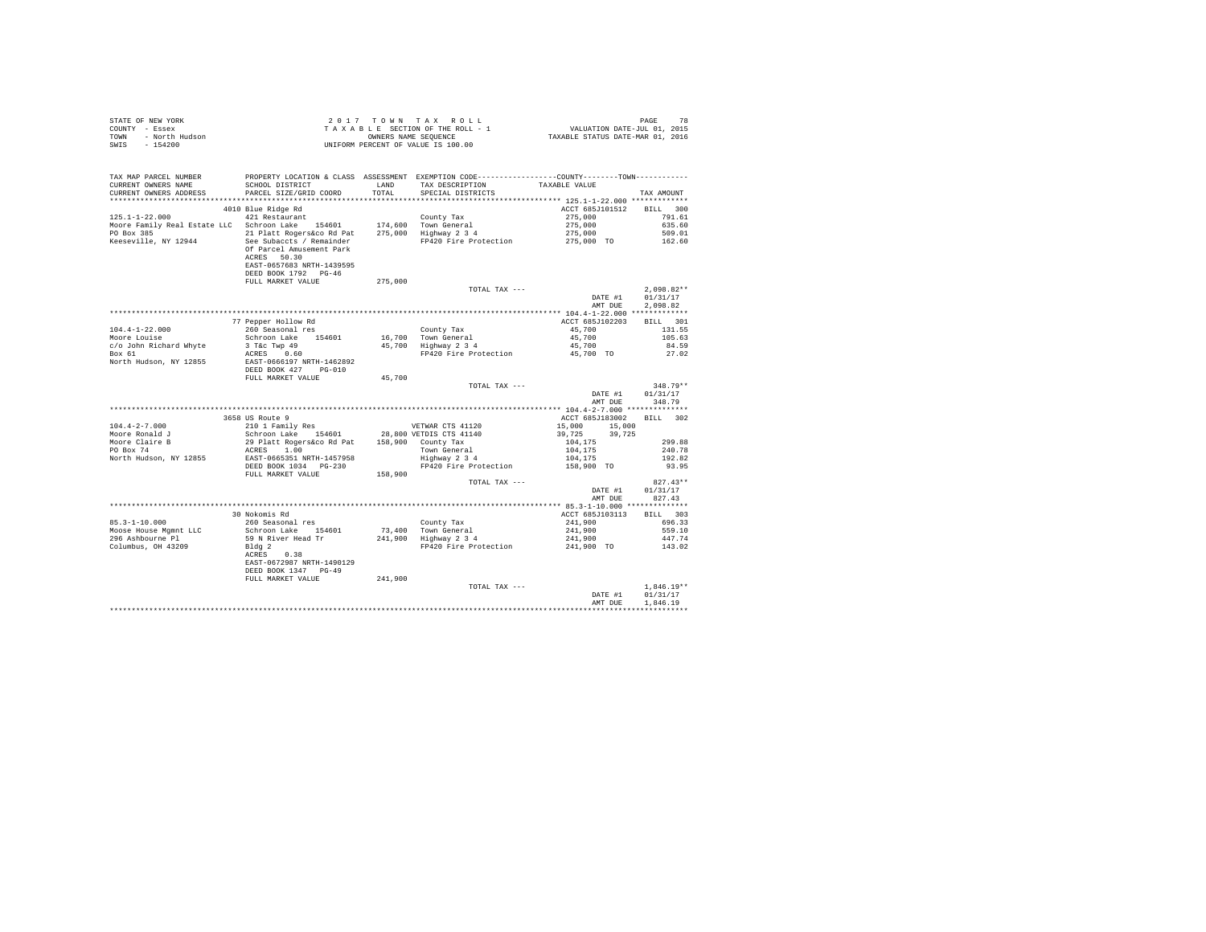STATE OF NEW YORK
COUNTY - Essex
TOWN - North Hudson
SWIS - 154200

2017 TOWN TAX ROLL
TAXABLE SECTION OF THE ROLL - 1
OWNERS NAME SEQUENCE
UNIFORM PERCENT OF VALUE IS 100.00

VALUATION DATE-JUL 01, 2015
TAXABLE STATUS DATE-MAR 01, 2016

```
TAX MAP PARCEL NUMBER          PROPERTY LOCATION & CLASS  ASSESSMENT  EXEMPTION CODE-----------------COUNTY--------TOWN-----------
CURRENT OWNERS NAME            SCHOOL DISTRICT             LAND       TAX DESCRIPTION            TAXABLE VALUE
CURRENT OWNERS ADDRESS         PARCEL SIZE/GRID COORD      TOTAL      SPECIAL DISTRICTS                                  TAX AMOUNT
************************************************************************************************ 125.1-1-22.000 *************
                               4010 Blue Ridge Rd                                                ACCT 685J101512    BILL  300
125.1-1-22.000                 421 Restaurant                          County Tax                 275,000             791.61
Moore Family Real Estate LLC   Schroon Lake    154601     174,600     Town General               275,000             635.60
PO Box 385                     21 Platt Rogers&co Rd Pat  275,000     Highway 2 3 4              275,000             509.01
Keeseville, NY 12944           See Subaccts / Remainder               FP420 Fire Protection      275,000 TO          162.60
                               Of Parcel Amusement Park
                               ACRES   50.30
                               EAST-0657683 NRTH-1439595
                               DEED BOOK 1792   PG-46
                               FULL MARKET VALUE          275,000
                                                                      TOTAL TAX ---                                2,098.82**
                                                                                                 DATE #1        01/31/17
                                                                                                 AMT DUE        2,098.82
************************************************************************************************ 104.4-1-22.000 *************
                               77 Pepper Hollow Rd                                               ACCT 685J102203    BILL  301
104.4-1-22.000                 260 Seasonal res                        County Tax                  45,700             131.55
Moore Louise                   Schroon Lake    154601      16,700     Town General                45,700             105.63
c/o John Richard Whyte         3 T&c Twp 49                45,700     Highway 2 3 4               45,700              84.59
Box 61                         ACRES    0.60                          FP420 Fire Protection       45,700 TO           27.02
North Hudson, NY 12855         EAST-0666197 NRTH-1462892
                               DEED BOOK 427    PG-010
                               FULL MARKET VALUE           45,700
                                                                      TOTAL TAX ---                                  348.79**
                                                                                                 DATE #1        01/31/17
                                                                                                 AMT DUE          348.79
************************************************************************************************ 104.4-2-7.000 **************
                               3658 US Route 9                                                   ACCT 685J183002    BILL  302
104.4-2-7.000                  210 1 Family Res                        VETWAR CTS 41120           15,000      15,000
Moore Ronald J                 Schroon Lake    154601      28,800 VETDIS CTS 41140            39,725      39,725
Moore Claire B                 29 Platt Rogers&co Rd Pat  158,900     County Tax                 104,175             299.88
PO Box 74                      ACRES    1.00                          Town General               104,175             240.78
North Hudson, NY 12855         EAST-0665351 NRTH-1457958              Highway 2 3 4              104,175             192.82
                               DEED BOOK 1034   PG-230                FP420 Fire Protection      158,900 TO           93.95
                               FULL MARKET VALUE          158,900
                                                                      TOTAL TAX ---                                  827.43**
                                                                                                 DATE #1        01/31/17
                                                                                                 AMT DUE          827.43
************************************************************************************************ 85.3-1-10.000 **************
                               30 Nokomis Rd                                                     ACCT 685J103113    BILL  303
85.3-1-10.000                  260 Seasonal res                        County Tax                 241,900             696.33
Moose House Mgmnt LLC          Schroon Lake    154601      73,400     Town General               241,900             559.10
296 Ashbourne Pl               59 N River Head Tr         241,900     Highway 2 3 4              241,900             447.74
Columbus, OH 43209             Bldg 2                                 FP420 Fire Protection      241,900 TO          143.02
                               ACRES    0.38
                               EAST-0672987 NRTH-1490129
                               DEED BOOK 1347   PG-49
                               FULL MARKET VALUE          241,900
                                                                      TOTAL TAX ---                                1,846.19**
                                                                                                 DATE #1        01/31/17
                                                                                                 AMT DUE        1,846.19
******************************************************************************************************************************
```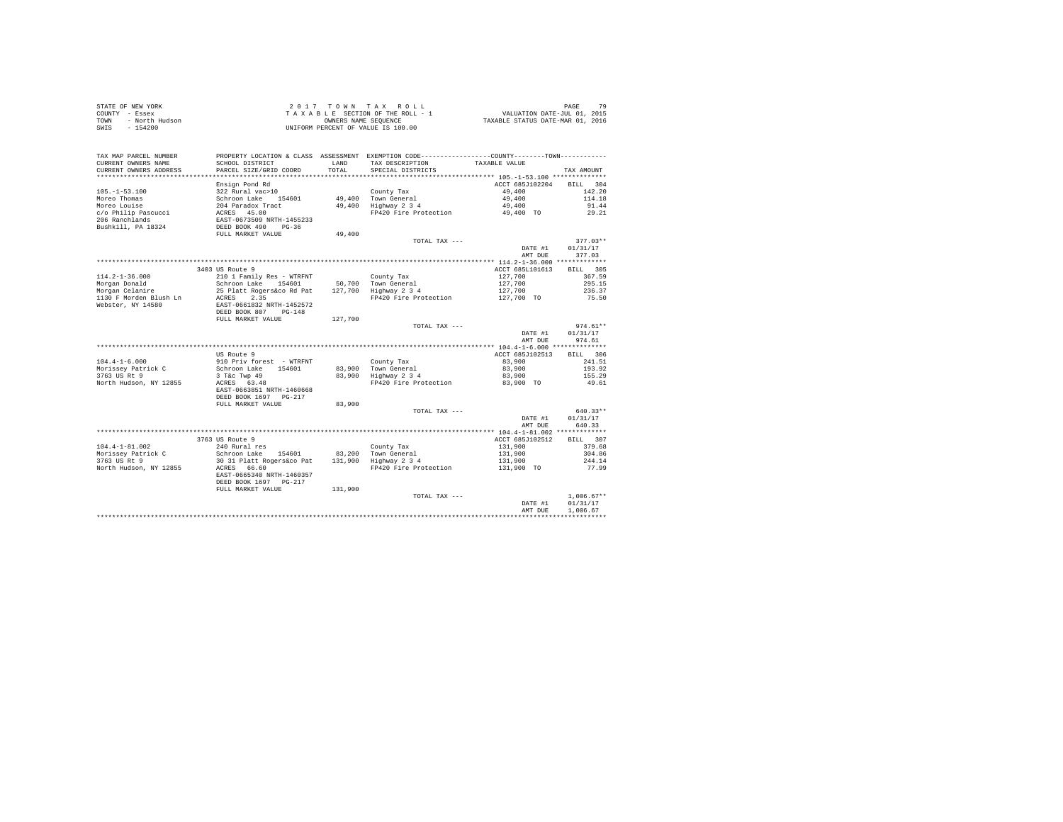STATE OF NEW YORK
COUNTY - Essex
TOWN - North Hudson
SWIS - 154200

2017 TOWN TAX ROLL
TAXABLE SECTION OF THE ROLL - 1
OWNERS NAME SEQUENCE
UNIFORM PERCENT OF VALUE IS 100.00

VALUATION DATE-JUL 01, 2015
TAXABLE STATUS DATE-MAR 01, 2016

```
TAX MAP PARCEL NUMBER         PROPERTY LOCATION & CLASS  ASSESSMENT  EXEMPTION CODE-----------------COUNTY--------TOWN-----------
CURRENT OWNERS NAME           SCHOOL DISTRICT               LAND      TAX DESCRIPTION           TAXABLE VALUE
CURRENT OWNERS ADDRESS        PARCEL SIZE/GRID COORD        TOTAL     SPECIAL DISTRICTS                                    TAX AMOUNT
****************************************************************************************************** 105.-1-53.100 **************
                              Ensign Pond Rd                                                     ACCT 685J102204     BILL  304
105.-1-53.100                 322 Rural vac>10                        County Tax                  49,400               142.20
Moreo Thomas                  Schroon Lake   154601       49,400      Town General                49,400               114.18
Moreo Louise                  204 Paradox Tract           49,400      Highway 2 3 4               49,400                91.44
c/o Philip Pascucci           ACRES  45.00                            FP420 Fire Protection       49,400 TO             29.21
206 Ranchlands                EAST-0673509 NRTH-1455233
Bushkill, PA 18324            DEED BOOK 490    PG-36
                              FULL MARKET VALUE           49,400
                                                                      TOTAL TAX ---                                    377.03**
                                                                                                  DATE #1          01/31/17
                                                                                                  AMT DUE            377.03
****************************************************************************************************** 114.2-1-36.000 *************
                              3403 US Route 9                                                    ACCT 685L101613     BILL  305
114.2-1-36.000                210 1 Family Res - WTRFNT               County Tax                 127,700               367.59
Morgan Donald                 Schroon Lake   154601       50,700      Town General               127,700               295.15
Morgan Celanire               25 Platt Rogers&co Rd Pat  127,700      Highway 2 3 4              127,700               236.37
1130 F Morden Blush Ln        ACRES   2.35                            FP420 Fire Protection      127,700 TO             75.50
Webster, NY 14580             EAST-0661832 NRTH-1452572
                              DEED BOOK 807    PG-148
                              FULL MARKET VALUE          127,700
                                                                      TOTAL TAX ---                                    974.61**
                                                                                                  DATE #1          01/31/17
                                                                                                  AMT DUE            974.61
****************************************************************************************************** 104.4-1-6.000 **************
                              US Route 9                                                         ACCT 685J102513     BILL  306
104.4-1-6.000                 910 Priv forest  - WTRFNT               County Tax                  83,900               241.51
Morissey Patrick C            Schroon Lake   154601       83,900      Town General                83,900               193.92
3763 US Rt 9                  3 T&c Twp 49                83,900      Highway 2 3 4               83,900               155.29
North Hudson, NY 12855        ACRES  63.48                            FP420 Fire Protection       83,900 TO             49.61
                              EAST-0663851 NRTH-1460668
                              DEED BOOK 1697   PG-217
                              FULL MARKET VALUE           83,900
                                                                      TOTAL TAX ---                                    640.33**
                                                                                                  DATE #1          01/31/17
                                                                                                  AMT DUE            640.33
****************************************************************************************************** 104.4-1-81.002 *************
                              3763 US Route 9                                                    ACCT 685J102512     BILL  307
104.4-1-81.002                240 Rural res                           County Tax                 131,900               379.68
Morissey Patrick C            Schroon Lake   154601       83,200      Town General               131,900               304.86
3763 US Rt 9                  30 31 Platt Rogers&co Pat  131,900      Highway 2 3 4              131,900               244.14
North Hudson, NY 12855        ACRES  66.60                            FP420 Fire Protection      131,900 TO             77.99
                              EAST-0665340 NRTH-1460357
                              DEED BOOK 1697   PG-217
                              FULL MARKET VALUE          131,900
                                                                      TOTAL TAX ---                                  1,006.67**
                                                                                                  DATE #1          01/31/17
                                                                                                  AMT DUE          1,006.67
************************************************************************************************************************************
```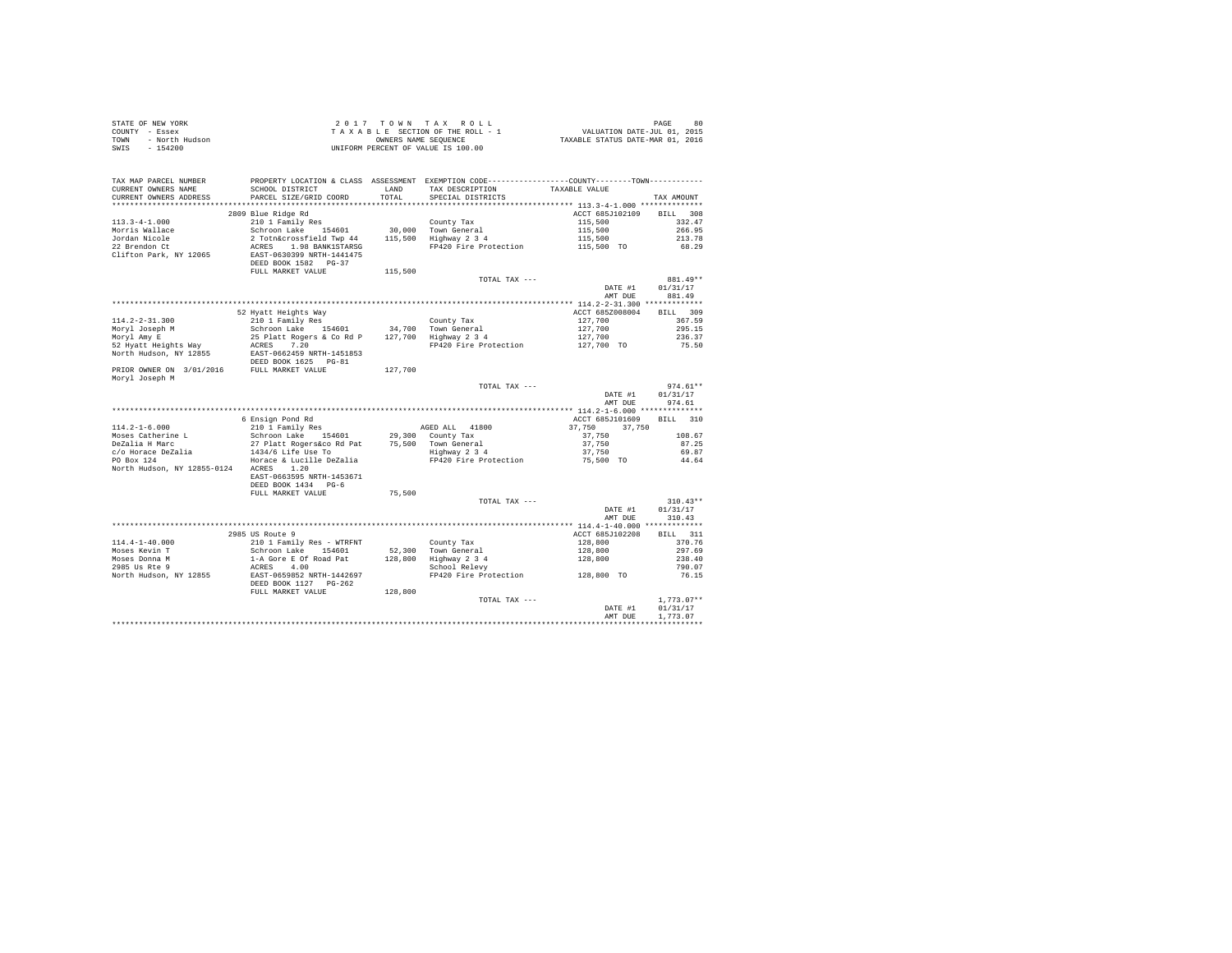STATE OF NEW YORK
COUNTY - Essex
TOWN - North Hudson
SWIS - 154200

2 0 1 7 T O W N T A X R O L L
T A X A B L E SECTION OF THE ROLL - 1
OWNERS NAME SEQUENCE
UNIFORM PERCENT OF VALUE IS 100.00

VALUATION DATE-JUL 01, 2015
TAXABLE STATUS DATE-MAR 01, 2016

| TAX MAP PARCEL NUMBER / CURRENT OWNERS NAME / CURRENT OWNERS ADDRESS | PROPERTY LOCATION & CLASS / SCHOOL DISTRICT / PARCEL SIZE/GRID COORD | ASSESSMENT LAND / TOTAL | EXEMPTION CODE / TAX DESCRIPTION / SPECIAL DISTRICTS | COUNTY / TOWN TAXABLE VALUE | TAX AMOUNT |
|---|---|---|---|---|---|
| 113.3-4-1.000 | 2809 Blue Ridge Rd | | | ACCT 685J102109 | BILL 308 |
| 113.3-4-1.000 | 210 1 Family Res | | County Tax | 115,500 | 332.47 |
| Morris Wallace | Schroon Lake 154601 | 30,000 | Town General | 115,500 | 266.95 |
| Jordan Nicole | 2 Totn&crossfield Twp 44 | 115,500 | Highway 2 3 4 | 115,500 | 213.78 |
| 22 Brendon Ct | ACRES 1.98 BANK1STARSG | | FP420 Fire Protection | 115,500 TO | 68.29 |
| Clifton Park, NY 12065 | EAST-0630399 NRTH-1441475 | | | | |
| | DEED BOOK 1582 PG-37 | | | | |
| | FULL MARKET VALUE | 115,500 | | | |
| | | | TOTAL TAX --- | | 881.49** |
| | | | | DATE #1 | 01/31/17 |
| | | | | AMT DUE | 881.49 |
| 114.2-2-31.300 | 52 Hyatt Heights Way | | | ACCT 685Z008004 | BILL 309 |
| 114.2-2-31.300 | 210 1 Family Res | | County Tax | 127,700 | 367.59 |
| Moryl Joseph M | Schroon Lake 154601 | 34,700 | Town General | 127,700 | 295.15 |
| Moryl Amy E | 25 Platt Rogers & Co Rd P | 127,700 | Highway 2 3 4 | 127,700 | 236.37 |
| 52 Hyatt Heights Way | ACRES 7.20 | | FP420 Fire Protection | 127,700 TO | 75.50 |
| North Hudson, NY 12855 | EAST-0662459 NRTH-1451853 | | | | |
| | DEED BOOK 1625 PG-81 | | | | |
| PRIOR OWNER ON 3/01/2016 | FULL MARKET VALUE | 127,700 | | | |
| Moryl Joseph M | | | | | |
| | | | TOTAL TAX --- | | 974.61** |
| | | | | DATE #1 | 01/31/17 |
| | | | | AMT DUE | 974.61 |
| 114.2-1-6.000 | 6 Ensign Pond Rd | | | ACCT 685J101609 | BILL 310 |
| 114.2-1-6.000 | 210 1 Family Res | | AGED ALL 41800 | 37,750 37,750 | |
| Moses Catherine L | Schroon Lake 154601 | 29,300 | County Tax | 37,750 | 108.67 |
| DeZalia H Marc | 27 Platt Rogers&co Rd Pat | 75,500 | Town General | 37,750 | 87.25 |
| c/o Horace DeZalia | 1434/6 Life Use To | | Highway 2 3 4 | 37,750 | 69.87 |
| PO Box 124 | Horace & Lucille DeZalia | | FP420 Fire Protection | 75,500 TO | 44.64 |
| North Hudson, NY 12855-0124 | ACRES 1.20 | | | | |
| | EAST-0663595 NRTH-1453671 | | | | |
| | DEED BOOK 1434 PG-6 | | | | |
| | FULL MARKET VALUE | 75,500 | | | |
| | | | TOTAL TAX --- | | 310.43** |
| | | | | DATE #1 | 01/31/17 |
| | | | | AMT DUE | 310.43 |
| 114.4-1-40.000 | 2985 US Route 9 | | | ACCT 685J102208 | BILL 311 |
| 114.4-1-40.000 | 210 1 Family Res - WTRFNT | | County Tax | 128,800 | 370.76 |
| Moses Kevin T | Schroon Lake 154601 | 52,300 | Town General | 128,800 | 297.69 |
| Moses Donna M | 1-A Gore E Of Road Pat | 128,800 | Highway 2 3 4 | 128,800 | 238.40 |
| 2985 Us Rte 9 | ACRES 4.00 | | School Relevy | | 790.07 |
| North Hudson, NY 12855 | EAST-0659852 NRTH-1442697 | | FP420 Fire Protection | 128,800 TO | 76.15 |
| | DEED BOOK 1127 PG-262 | | | | |
| | FULL MARKET VALUE | 128,800 | | | |
| | | | TOTAL TAX --- | | 1,773.07** |
| | | | | DATE #1 | 01/31/17 |
| | | | | AMT DUE | 1,773.07 |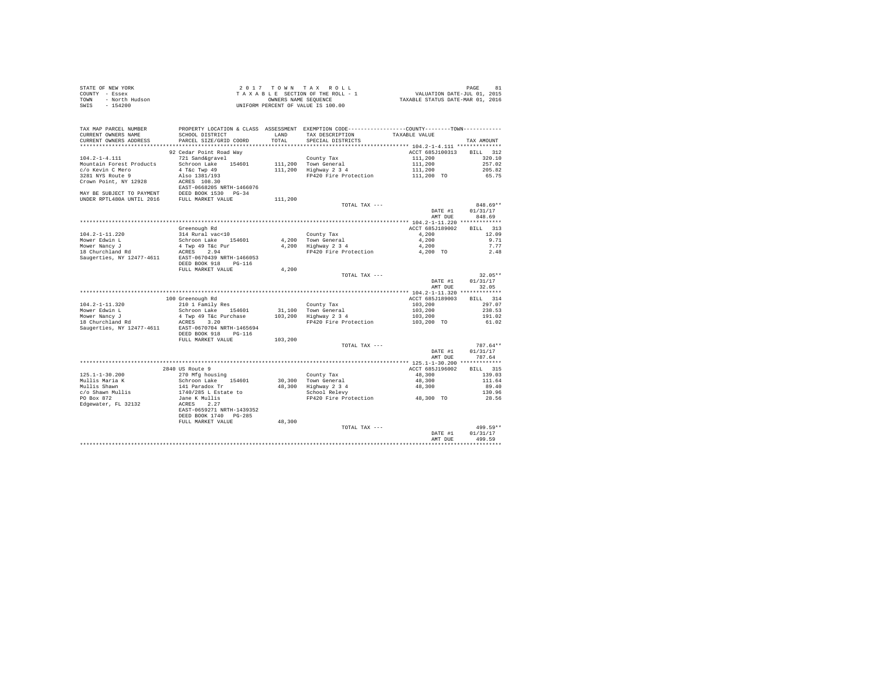STATE OF NEW YORK | COUNTY - Essex | TOWN - North Hudson | SWIS - 154200

2017 TOWN TAX ROLL
TAXABLE SECTION OF THE ROLL - 1
OWNERS NAME SEQUENCE
UNIFORM PERCENT OF VALUE IS 100.00

VALUATION DATE-JUL 01, 2015
TAXABLE STATUS DATE-MAR 01, 2016

| TAX MAP PARCEL NUMBER / CURRENT OWNERS NAME / CURRENT OWNERS ADDRESS | PROPERTY LOCATION & CLASS / SCHOOL DISTRICT / PARCEL SIZE/GRID COORD | ASSESSMENT LAND | ASSESSMENT TOTAL | EXEMPTION CODE / TAX DESCRIPTION / SPECIAL DISTRICTS | TAXABLE VALUE (COUNTY--------TOWN) | TAX AMOUNT |
|---|---|---|---|---|---|---|
| **104.2-1-4.111** | 92 Cedar Point Road Way | | | | ACCT 685J100313 | BILL 312 |
| Mountain Forest Products | 721 Sand&gravel | | | County Tax | 111,200 | 320.10 |
| c/o Kevin C Mero | Schroon Lake 154601 | 111,200 | | Town General | 111,200 | 257.02 |
| 3281 NYS Route 9 | 4 T&c Twp 49 | | 111,200 | Highway 2 3 4 | 111,200 | 205.82 |
| Crown Point, NY 12928 | Also 1381/193 | | | FP420 Fire Protection | 111,200 TO | 65.75 |
| | ACRES 108.30 | | | | | |
| MAY BE SUBJECT TO PAYMENT | EAST-0668205 NRTH-1466076 | | | | | |
| UNDER RPTL480A UNTIL 2016 | DEED BOOK 1530 PG-34 | | | | | |
| | FULL MARKET VALUE | | 111,200 | | | |
| | | | | TOTAL TAX --- | | 848.69** |
| | | | | | DATE #1 | 01/31/17 |
| | | | | | AMT DUE | 848.69 |
| **104.2-1-11.220** | Greenough Rd | | | | ACCT 685J189002 | BILL 313 |
| Mower Edwin L | 314 Rural vac<10 | | | County Tax | 4,200 | 12.09 |
| Mower Nancy J | Schroon Lake 154601 | 4,200 | | Town General | 4,200 | 9.71 |
| 18 Churchland Rd | 4 Twp 49 T&c Pur | | 4,200 | Highway 2 3 4 | 4,200 | 7.77 |
| Saugerties, NY 12477-4611 | ACRES 2.94 | | | FP420 Fire Protection | 4,200 TO | 2.48 |
| | EAST-0670439 NRTH-1466053 | | | | | |
| | DEED BOOK 918 PG-116 | | | | | |
| | FULL MARKET VALUE | | 4,200 | | | |
| | | | | TOTAL TAX --- | | 32.05** |
| | | | | | DATE #1 | 01/31/17 |
| | | | | | AMT DUE | 32.05 |
| **104.2-1-11.320** | 100 Greenough Rd | | | | ACCT 685J189003 | BILL 314 |
| Mower Edwin L | 210 1 Family Res | | | County Tax | 103,200 | 297.07 |
| Mower Nancy J | Schroon Lake 154601 | 31,100 | | Town General | 103,200 | 238.53 |
| 18 Churchland Rd | 4 Twp 49 T&c Purchase | | 103,200 | Highway 2 3 4 | 103,200 | 191.02 |
| Saugerties, NY 12477-4611 | ACRES 3.20 | | | FP420 Fire Protection | 103,200 TO | 61.02 |
| | EAST-0670704 NRTH-1465694 | | | | | |
| | DEED BOOK 918 PG-116 | | | | | |
| | FULL MARKET VALUE | | 103,200 | | | |
| | | | | TOTAL TAX --- | | 787.64** |
| | | | | | DATE #1 | 01/31/17 |
| | | | | | AMT DUE | 787.64 |
| **125.1-1-30.200** | 2840 US Route 9 | | | | ACCT 685J196002 | BILL 315 |
| Mullis Maria K | 270 Mfg housing | | | County Tax | 48,300 | 139.03 |
| Mullis Shawn | Schroon Lake 154601 | 30,300 | | Town General | 48,300 | 111.64 |
| c/o Shawn Mullis | 141 Paradox Tr | | 48,300 | Highway 2 3 4 | 48,300 | 89.40 |
| PO Box 872 | 1740/285 L Estate to | | | School Relevy | | 130.96 |
| Edgewater, FL 32132 | Jane K Mullis | | | FP420 Fire Protection | 48,300 TO | 28.56 |
| | ACRES 2.27 | | | | | |
| | EAST-0659271 NRTH-1439352 | | | | | |
| | DEED BOOK 1740 PG-285 | | | | | |
| | FULL MARKET VALUE | | 48,300 | | | |
| | | | | TOTAL TAX --- | | 499.59** |
| | | | | | DATE #1 | 01/31/17 |
| | | | | | AMT DUE | 499.59 |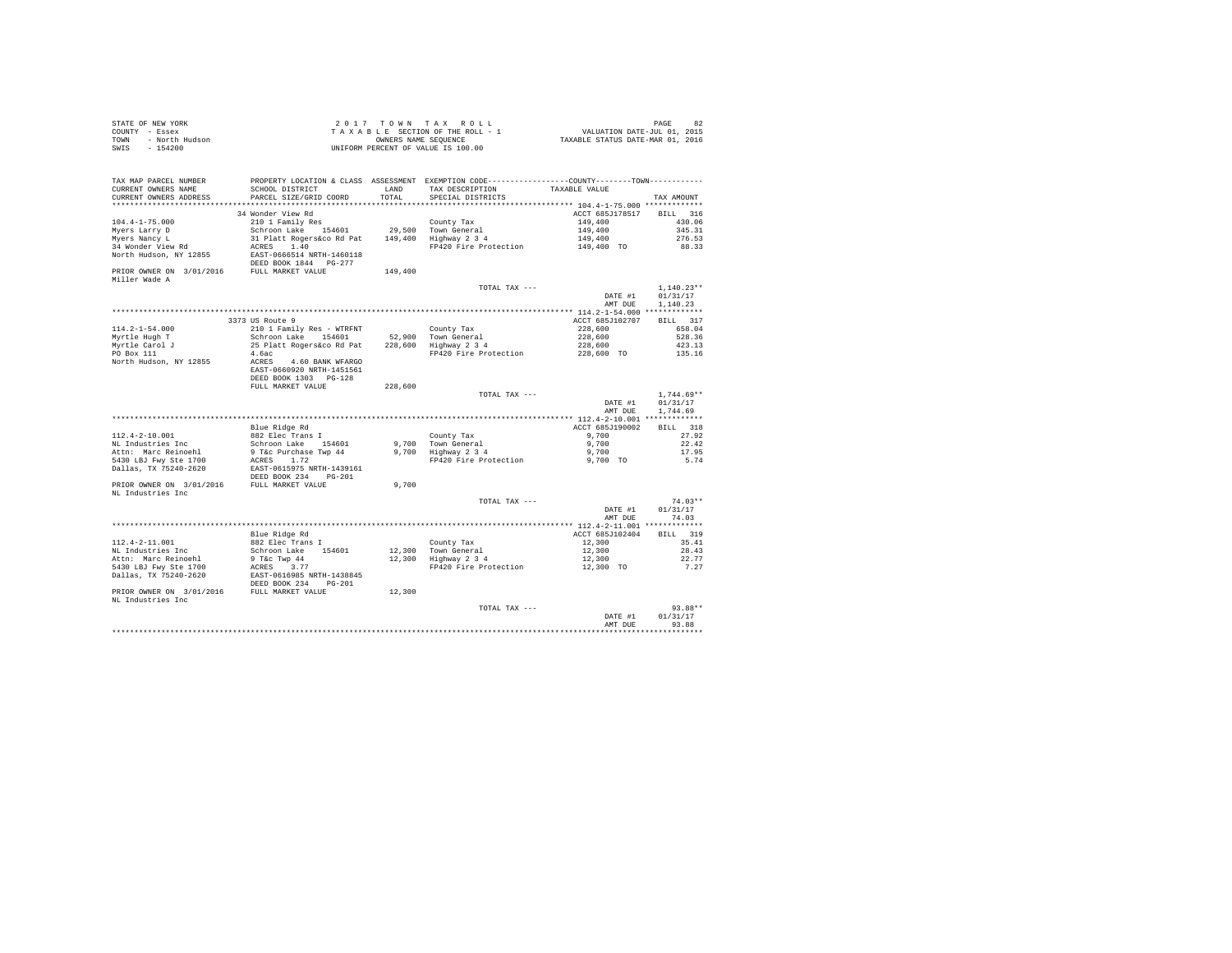STATE OF NEW YORK
COUNTY - Essex
TOWN - North Hudson
SWIS - 154200

2017 TOWN TAX ROLL
TAXABLE SECTION OF THE ROLL - 1
OWNERS NAME SEQUENCE
UNIFORM PERCENT OF VALUE IS 100.00

VALUATION DATE-JUL 01, 2015
TAXABLE STATUS DATE-MAR 01, 2016

| TAX MAP PARCEL NUMBER / CURRENT OWNERS NAME / CURRENT OWNERS ADDRESS | PROPERTY LOCATION & CLASS / SCHOOL DISTRICT / PARCEL SIZE/GRID COORD | ASSESSMENT LAND / TOTAL | EXEMPTION CODE / TAX DESCRIPTION / SPECIAL DISTRICTS | TAXABLE VALUE | TAX AMOUNT |
|---|---|---|---|---|---|
| **104.4-1-75.000** | 34 Wonder View Rd | | | ACCT 685J178517 | BILL 316 |
| 104.4-1-75.000 | 210 1 Family Res | | County Tax | 149,400 | 430.06 |
| Myers Larry D | Schroon Lake 154601 | 29,500 | Town General | 149,400 | 345.31 |
| Myers Nancy L | 31 Platt Rogers&co Rd Pat | 149,400 | Highway 2 3 4 | 149,400 | 276.53 |
| 34 Wonder View Rd | ACRES 1.40 | | FP420 Fire Protection | 149,400 TO | 88.33 |
| North Hudson, NY 12855 | EAST-0666514 NRTH-1460118 | | | | |
| | DEED BOOK 1844 PG-277 | | | | |
| PRIOR OWNER ON 3/01/2016 | FULL MARKET VALUE | 149,400 | | | |
| Miller Wade A | | | | | |
| | | | TOTAL TAX --- | | 1,140.23** |
| | | | | DATE #1 | 01/31/17 |
| | | | | AMT DUE | 1,140.23 |
| **114.2-1-54.000** | 3373 US Route 9 | | | ACCT 685J102707 | BILL 317 |
| 114.2-1-54.000 | 210 1 Family Res - WTRFNT | | County Tax | 228,600 | 658.04 |
| Myrtle Hugh T | Schroon Lake 154601 | 52,900 | Town General | 228,600 | 528.36 |
| Myrtle Carol J | 25 Platt Rogers&co Rd Pat | 228,600 | Highway 2 3 4 | 228,600 | 423.13 |
| PO Box 111 | 4.6ac | | FP420 Fire Protection | 228,600 TO | 135.16 |
| North Hudson, NY 12855 | ACRES 4.60 BANK WFARGO | | | | |
| | EAST-0660920 NRTH-1451561 | | | | |
| | DEED BOOK 1303 PG-128 | | | | |
| | FULL MARKET VALUE | 228,600 | | | |
| | | | TOTAL TAX --- | | 1,744.69** |
| | | | | DATE #1 | 01/31/17 |
| | | | | AMT DUE | 1,744.69 |
| **112.4-2-10.001** | Blue Ridge Rd | | | ACCT 685J190002 | BILL 318 |
| 112.4-2-10.001 | 882 Elec Trans I | | County Tax | 9,700 | 27.92 |
| NL Industries Inc | Schroon Lake 154601 | 9,700 | Town General | 9,700 | 22.42 |
| Attn: Marc Reinoehl | 9 T&c Purchase Twp 44 | 9,700 | Highway 2 3 4 | 9,700 | 17.95 |
| 5430 LBJ Fwy Ste 1700 | ACRES 1.72 | | FP420 Fire Protection | 9,700 TO | 5.74 |
| Dallas, TX 75240-2620 | EAST-0615975 NRTH-1439161 | | | | |
| | DEED BOOK 234 PG-201 | | | | |
| PRIOR OWNER ON 3/01/2016 | FULL MARKET VALUE | 9,700 | | | |
| NL Industries Inc | | | | | |
| | | | TOTAL TAX --- | | 74.03** |
| | | | | DATE #1 | 01/31/17 |
| | | | | AMT DUE | 74.03 |
| **112.4-2-11.001** | Blue Ridge Rd | | | ACCT 685J102404 | BILL 319 |
| 112.4-2-11.001 | 882 Elec Trans I | | County Tax | 12,300 | 35.41 |
| NL Industries Inc | Schroon Lake 154601 | 12,300 | Town General | 12,300 | 28.43 |
| Attn: Marc Reinoehl | 9 T&c Twp 44 | 12,300 | Highway 2 3 4 | 12,300 | 22.77 |
| 5430 LBJ Fwy Ste 1700 | ACRES 3.77 | | FP420 Fire Protection | 12,300 TO | 7.27 |
| Dallas, TX 75240-2620 | EAST-0616985 NRTH-1438845 | | | | |
| | DEED BOOK 234 PG-201 | | | | |
| PRIOR OWNER ON 3/01/2016 | FULL MARKET VALUE | 12,300 | | | |
| NL Industries Inc | | | | | |
| | | | TOTAL TAX --- | | 93.88** |
| | | | | DATE #1 | 01/31/17 |
| | | | | AMT DUE | 93.88 |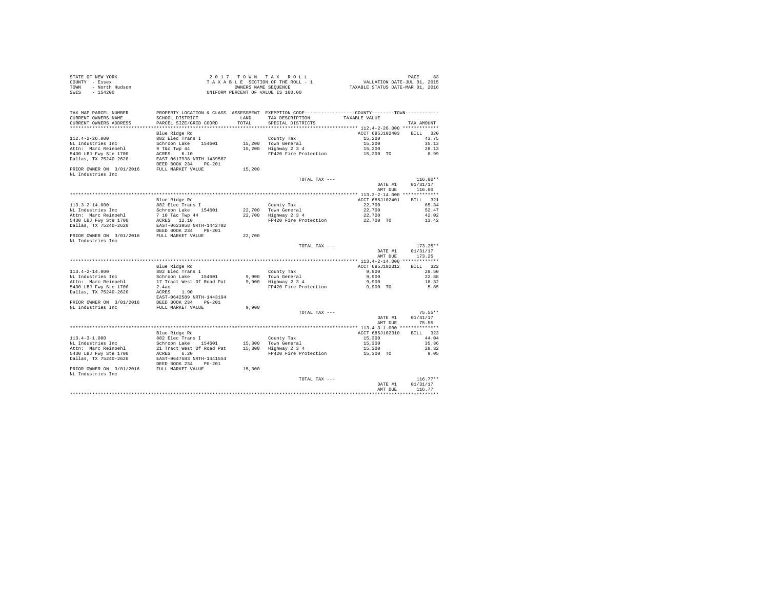STATE OF NEW YORK | 2017 TOWN TAX ROLL | VALUATION DATE-JUL 01, 2015
COUNTY - Essex | TAXABLE SECTION OF THE ROLL - 1 | TAXABLE STATUS DATE-MAR 01, 2016
TOWN - North Hudson | OWNERS NAME SEQUENCE
SWIS - 154200 | UNIFORM PERCENT OF VALUE IS 100.00

| TAX MAP PARCEL NUMBER / CURRENT OWNERS NAME / CURRENT OWNERS ADDRESS | PROPERTY LOCATION & CLASS / SCHOOL DISTRICT / PARCEL SIZE/GRID COORD | ASSESSMENT LAND / TOTAL | EXEMPTION CODE / TAX DESCRIPTION / SPECIAL DISTRICTS | COUNTY--------TOWN TAXABLE VALUE | TAX AMOUNT |
|---|---|---|---|---|---|
| **112.4-2-26.000** | Blue Ridge Rd | | | ACCT 685J102403 | BILL 320 |
| 112.4-2-26.000 | 882 Elec Trans I | | County Tax | 15,200 | 43.75 |
| NL Industries Inc | Schroon Lake 154601 | 15,200 | Town General | 15,200 | 35.13 |
| Attn: Marc Reinoehl | 9 T&c Twp 44 | 15,200 | Highway 2 3 4 | 15,200 | 28.13 |
| 5430 LBJ Fwy Ste 1700 | ACRES 6.10 | | FP420 Fire Protection | 15,200 TO | 8.99 |
| Dallas, TX 75240-2620 | EAST-0617938 NRTH-1439567 | | | | |
| | DEED BOOK 234 PG-201 | | | | |
| PRIOR OWNER ON 3/01/2016 | FULL MARKET VALUE | 15,200 | | | |
| NL Industries Inc | | | | | |
| | | | TOTAL TAX --- | | 116.00** |
| | | | | DATE #1 | 01/31/17 |
| | | | | AMT DUE | 116.00 |
| **113.3-2-14.000** | Blue Ridge Rd | | | ACCT 685J102401 | BILL 321 |
| 113.3-2-14.000 | 882 Elec Trans I | | County Tax | 22,700 | 65.34 |
| NL Industries Inc | Schroon Lake 154601 | 22,700 | Town General | 22,700 | 52.47 |
| Attn: Marc Reinoehl | 7 10 T&c Twp 44 | 22,700 | Highway 2 3 4 | 22,700 | 42.02 |
| 5430 LBJ Fwy Ste 1700 | ACRES 12.10 | | FP420 Fire Protection | 22,700 TO | 13.42 |
| Dallas, TX 75240-2620 | EAST-0623958 NRTH-1442702 | | | | |
| | DEED BOOK 234 PG-201 | | | | |
| PRIOR OWNER ON 3/01/2016 | FULL MARKET VALUE | 22,700 | | | |
| NL Industries Inc | | | | | |
| | | | TOTAL TAX --- | | 173.25** |
| | | | | DATE #1 | 01/31/17 |
| | | | | AMT DUE | 173.25 |
| **113.4-2-14.000** | Blue Ridge Rd | | | ACCT 685J102312 | BILL 322 |
| 113.4-2-14.000 | 882 Elec Trans I | | County Tax | 9,900 | 28.50 |
| NL Industries Inc | Schroon Lake 154601 | 9,900 | Town General | 9,900 | 22.88 |
| Attn: Marc Reinoehl | 17 Tract West Of Road Pat | 9,900 | Highway 2 3 4 | 9,900 | 18.32 |
| 5430 LBJ Fwy Ste 1700 | 2.4ac | | FP420 Fire Protection | 9,900 TO | 5.85 |
| Dallas, TX 75240-2620 | ACRES 1.90 | | | | |
| | EAST-0642589 NRTH-1443194 | | | | |
| PRIOR OWNER ON 3/01/2016 | DEED BOOK 234 PG-201 | | | | |
| NL Industries Inc | FULL MARKET VALUE | 9,900 | | | |
| | | | TOTAL TAX --- | | 75.55** |
| | | | | DATE #1 | 01/31/17 |
| | | | | AMT DUE | 75.55 |
| **113.4-3-1.000** | Blue Ridge Rd | | | ACCT 685J102310 | BILL 323 |
| 113.4-3-1.000 | 882 Elec Trans I | | County Tax | 15,300 | 44.04 |
| NL Industries Inc | Schroon Lake 154601 | 15,300 | Town General | 15,300 | 35.36 |
| Attn: Marc Reinoehl | 21 Tract West Of Road Pat | 15,300 | Highway 2 3 4 | 15,300 | 28.32 |
| 5430 LBJ Fwy Ste 1700 | ACRES 6.20 | | FP420 Fire Protection | 15,300 TO | 9.05 |
| Dallas, TX 75240-2620 | EAST-0647503 NRTH-1441554 | | | | |
| | DEED BOOK 234 PG-201 | | | | |
| PRIOR OWNER ON 3/01/2016 | FULL MARKET VALUE | 15,300 | | | |
| NL Industries Inc | | | | | |
| | | | TOTAL TAX --- | | 116.77** |
| | | | | DATE #1 | 01/31/17 |
| | | | | AMT DUE | 116.77 |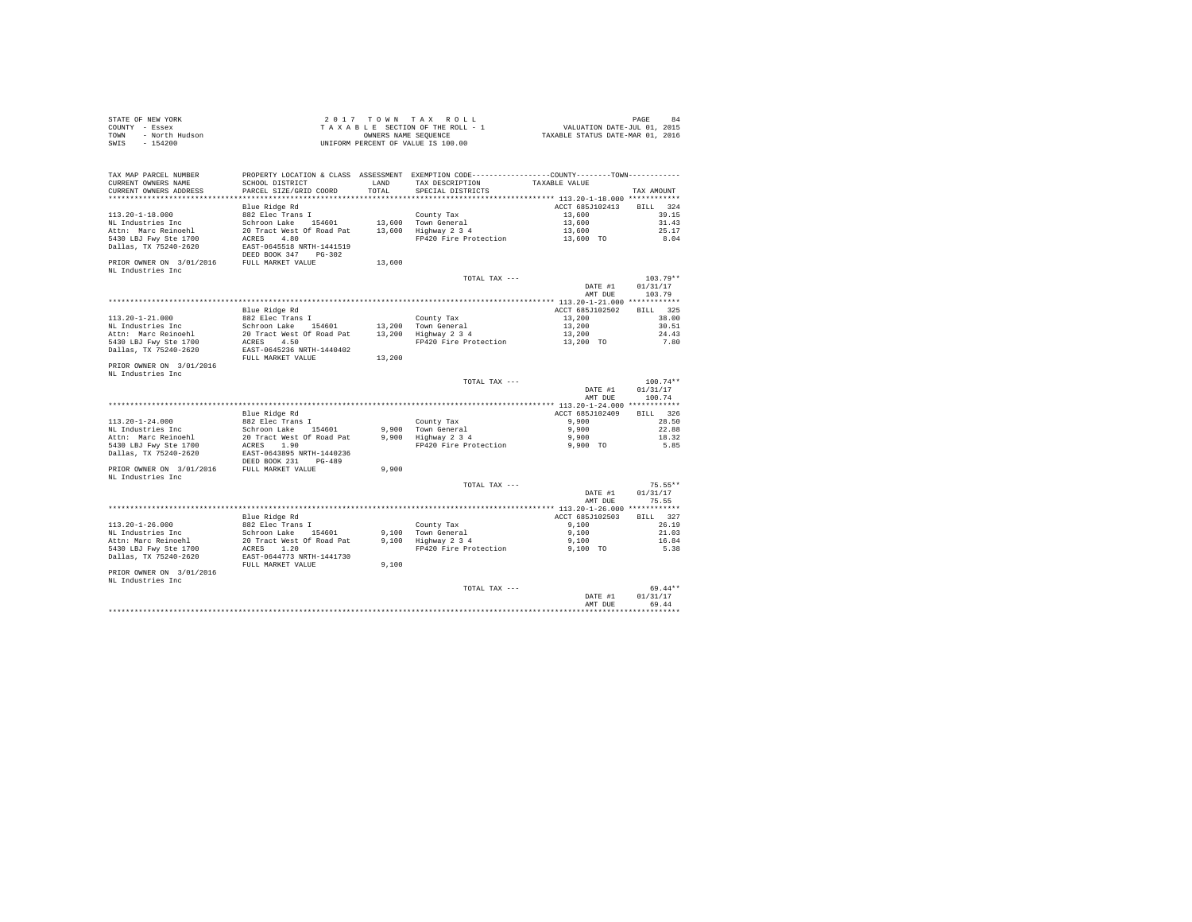STATE OF NEW YORK
COUNTY - Essex
TOWN - North Hudson
SWIS - 154200

2 0 1 7 T O W N T A X R O L L
T A X A B L E SECTION OF THE ROLL - 1
OWNERS NAME SEQUENCE
UNIFORM PERCENT OF VALUE IS 100.00

VALUATION DATE-JUL 01, 2015
TAXABLE STATUS DATE-MAR 01, 2016

| TAX MAP PARCEL NUMBER / CURRENT OWNERS NAME / CURRENT OWNERS ADDRESS | PROPERTY LOCATION & CLASS / SCHOOL DISTRICT / PARCEL SIZE/GRID COORD | ASSESSMENT LAND / TOTAL | EXEMPTION CODE / TAX DESCRIPTION / SPECIAL DISTRICTS | COUNTY--------TOWN TAXABLE VALUE | TAX AMOUNT |
|---|---|---|---|---|---|
| **113.20-1-18.000** | Blue Ridge Rd | | | ACCT 685J102413 | BILL 324 |
| 113.20-1-18.000 | 882 Elec Trans I | | County Tax | 13,600 | 39.15 |
| NL Industries Inc | Schroon Lake 154601 | 13,600 | Town General | 13,600 | 31.43 |
| Attn: Marc Reinoehl | 20 Tract West Of Road Pat | 13,600 | Highway 2 3 4 | 13,600 | 25.17 |
| 5430 LBJ Fwy Ste 1700 | ACRES 4.80 | | FP420 Fire Protection | 13,600 TO | 8.04 |
| Dallas, TX 75240-2620 | EAST-0645518 NRTH-1441519 | | | | |
| | DEED BOOK 347 PG-302 | | | | |
| PRIOR OWNER ON 3/01/2016 | FULL MARKET VALUE | 13,600 | | | |
| NL Industries Inc | | | | | |
| | | | TOTAL TAX --- | | 103.79** |
| | | | | DATE #1 | 01/31/17 |
| | | | | AMT DUE | 103.79 |
| **113.20-1-21.000** | Blue Ridge Rd | | | ACCT 685J102502 | BILL 325 |
| 113.20-1-21.000 | 882 Elec Trans I | | County Tax | 13,200 | 38.00 |
| NL Industries Inc | Schroon Lake 154601 | 13,200 | Town General | 13,200 | 30.51 |
| Attn: Marc Reinoehl | 20 Tract West Of Road Pat | 13,200 | Highway 2 3 4 | 13,200 | 24.43 |
| 5430 LBJ Fwy Ste 1700 | ACRES 4.50 | | FP420 Fire Protection | 13,200 TO | 7.80 |
| Dallas, TX 75240-2620 | EAST-0645236 NRTH-1440402 | | | | |
| | FULL MARKET VALUE | 13,200 | | | |
| PRIOR OWNER ON 3/01/2016 | | | | | |
| NL Industries Inc | | | | | |
| | | | TOTAL TAX --- | | 100.74** |
| | | | | DATE #1 | 01/31/17 |
| | | | | AMT DUE | 100.74 |
| **113.20-1-24.000** | Blue Ridge Rd | | | ACCT 685J102409 | BILL 326 |
| 113.20-1-24.000 | 882 Elec Trans I | | County Tax | 9,900 | 28.50 |
| NL Industries Inc | Schroon Lake 154601 | 9,900 | Town General | 9,900 | 22.88 |
| Attn: Marc Reinoehl | 20 Tract West Of Road Pat | 9,900 | Highway 2 3 4 | 9,900 | 18.32 |
| 5430 LBJ Fwy Ste 1700 | ACRES 1.90 | | FP420 Fire Protection | 9,900 TO | 5.85 |
| Dallas, TX 75240-2620 | EAST-0643895 NRTH-1440236 | | | | |
| | DEED BOOK 231 PG-489 | | | | |
| PRIOR OWNER ON 3/01/2016 | FULL MARKET VALUE | 9,900 | | | |
| NL Industries Inc | | | | | |
| | | | TOTAL TAX --- | | 75.55** |
| | | | | DATE #1 | 01/31/17 |
| | | | | AMT DUE | 75.55 |
| **113.20-1-26.000** | Blue Ridge Rd | | | ACCT 685J102503 | BILL 327 |
| 113.20-1-26.000 | 882 Elec Trans I | | County Tax | 9,100 | 26.19 |
| NL Industries Inc | Schroon Lake 154601 | 9,100 | Town General | 9,100 | 21.03 |
| Attn: Marc Reinoehl | 20 Tract West Of Road Pat | 9,100 | Highway 2 3 4 | 9,100 | 16.84 |
| 5430 LBJ Fwy Ste 1700 | ACRES 1.20 | | FP420 Fire Protection | 9,100 TO | 5.38 |
| Dallas, TX 75240-2620 | EAST-0644773 NRTH-1441730 | | | | |
| | FULL MARKET VALUE | 9,100 | | | |
| PRIOR OWNER ON 3/01/2016 | | | | | |
| NL Industries Inc | | | | | |
| | | | TOTAL TAX --- | | 69.44** |
| | | | | DATE #1 | 01/31/17 |
| | | | | AMT DUE | 69.44 |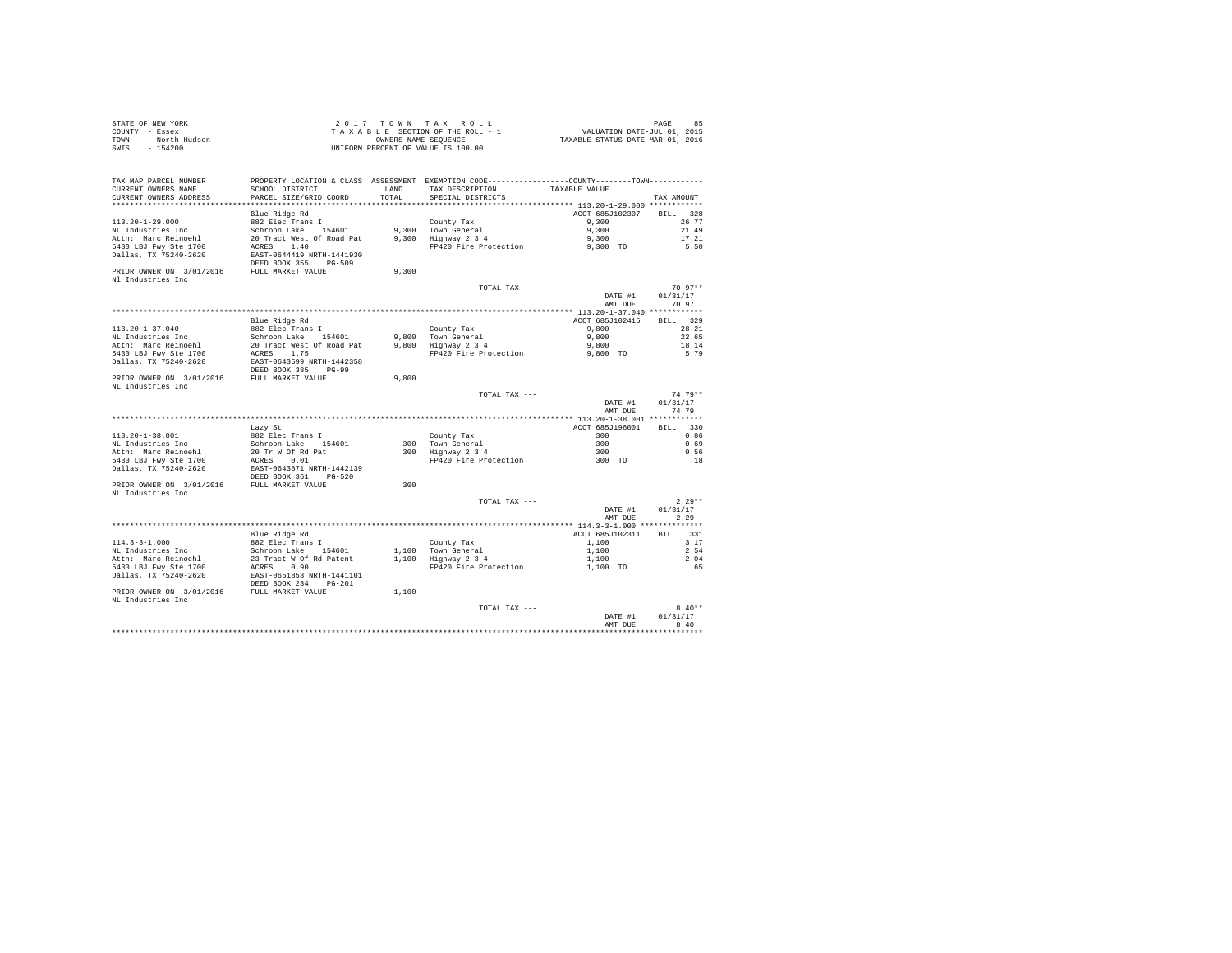STATE OF NEW YORK
COUNTY - Essex
TOWN - North Hudson
SWIS - 154200

2017 TOWN TAX ROLL
TAXABLE SECTION OF THE ROLL - 1
OWNERS NAME SEQUENCE
UNIFORM PERCENT OF VALUE IS 100.00

VALUATION DATE-JUL 01, 2015
TAXABLE STATUS DATE-MAR 01, 2016

| TAX MAP PARCEL NUMBER / CURRENT OWNERS NAME / CURRENT OWNERS ADDRESS | PROPERTY LOCATION & CLASS / SCHOOL DISTRICT / PARCEL SIZE/GRID COORD | ASSESSMENT LAND / TOTAL | EXEMPTION CODE / TAX DESCRIPTION / SPECIAL DISTRICTS | COUNTY / TOWN TAXABLE VALUE | TAX AMOUNT |
|---|---|---|---|---|---|
| **113.20-1-29.000** | Blue Ridge Rd | | | ACCT 685J102307 | BILL 328 |
| 113.20-1-29.000 | 882 Elec Trans I | | County Tax | 9,300 | 26.77 |
| NL Industries Inc | Schroon Lake 154601 | 9,300 | Town General | 9,300 | 21.49 |
| Attn: Marc Reinoehl | 20 Tract West Of Road Pat | 9,300 | Highway 2 3 4 | 9,300 | 17.21 |
| 5430 LBJ Fwy Ste 1700 | ACRES 1.40 | | FP420 Fire Protection | 9,300 TO | 5.50 |
| Dallas, TX 75240-2620 | EAST-0644419 NRTH-1441930 | | | | |
| | DEED BOOK 355 PG-509 | | | | |
| PRIOR OWNER ON 3/01/2016 | FULL MARKET VALUE | 9,300 | | | |
| Nl Industries Inc | | | | | |
| | | | TOTAL TAX --- | | 70.97** |
| | | | | DATE #1 | 01/31/17 |
| | | | | AMT DUE | 70.97 |
| **113.20-1-37.040** | Blue Ridge Rd | | | ACCT 685J102415 | BILL 329 |
| 113.20-1-37.040 | 882 Elec Trans I | | County Tax | 9,800 | 28.21 |
| NL Industries Inc | Schroon Lake 154601 | 9,800 | Town General | 9,800 | 22.65 |
| Attn: Marc Reinoehl | 20 Tract West Of Road Pat | 9,800 | Highway 2 3 4 | 9,800 | 18.14 |
| 5430 LBJ Fwy Ste 1700 | ACRES 1.75 | | FP420 Fire Protection | 9,800 TO | 5.79 |
| Dallas, TX 75240-2620 | EAST-0643599 NRTH-1442358 | | | | |
| | DEED BOOK 385 PG-99 | | | | |
| PRIOR OWNER ON 3/01/2016 | FULL MARKET VALUE | 9,800 | | | |
| NL Industries Inc | | | | | |
| | | | TOTAL TAX --- | | 74.79** |
| | | | | DATE #1 | 01/31/17 |
| | | | | AMT DUE | 74.79 |
| **113.20-1-38.001** | Lazy St | | | ACCT 685J196001 | BILL 330 |
| 113.20-1-38.001 | 882 Elec Trans I | | County Tax | 300 | 0.86 |
| NL Industries Inc | Schroon Lake 154601 | 300 | Town General | 300 | 0.69 |
| Attn: Marc Reinoehl | 20 Tr W Of Rd Pat | 300 | Highway 2 3 4 | 300 | 0.56 |
| 5430 LBJ Fwy Ste 1700 | ACRES 0.01 | | FP420 Fire Protection | 300 TO | .18 |
| Dallas, TX 75240-2620 | EAST-0643871 NRTH-1442139 | | | | |
| | DEED BOOK 361 PG-520 | | | | |
| PRIOR OWNER ON 3/01/2016 | FULL MARKET VALUE | 300 | | | |
| NL Industries Inc | | | | | |
| | | | TOTAL TAX --- | | 2.29** |
| | | | | DATE #1 | 01/31/17 |
| | | | | AMT DUE | 2.29 |
| **114.3-3-1.000** | Blue Ridge Rd | | | ACCT 685J102311 | BILL 331 |
| 114.3-3-1.000 | 882 Elec Trans I | | County Tax | 1,100 | 3.17 |
| NL Industries Inc | Schroon Lake 154601 | 1,100 | Town General | 1,100 | 2.54 |
| Attn: Marc Reinoehl | 23 Tract W Of Rd Patent | 1,100 | Highway 2 3 4 | 1,100 | 2.04 |
| 5430 LBJ Fwy Ste 1700 | ACRES 0.90 | | FP420 Fire Protection | 1,100 TO | .65 |
| Dallas, TX 75240-2620 | EAST-0651853 NRTH-1441101 | | | | |
| | DEED BOOK 234 PG-201 | | | | |
| PRIOR OWNER ON 3/01/2016 | FULL MARKET VALUE | 1,100 | | | |
| NL Industries Inc | | | | | |
| | | | TOTAL TAX --- | | 8.40** |
| | | | | DATE #1 | 01/31/17 |
| | | | | AMT DUE | 8.40 |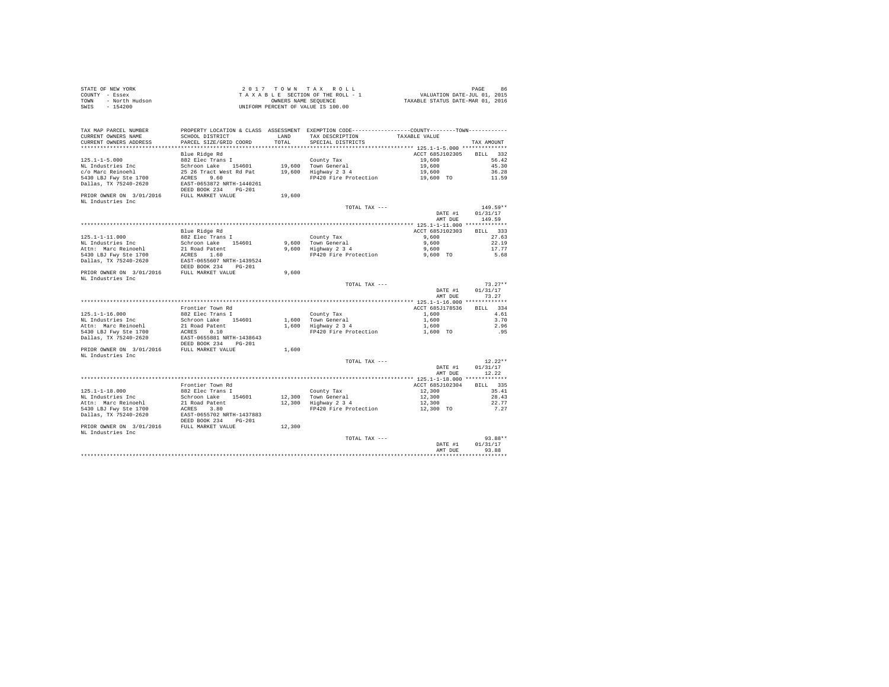STATE OF NEW YORK
COUNTY - Essex
TOWN - North Hudson
SWIS - 154200

2 0 1 7 T O W N T A X R O L L
T A X A B L E SECTION OF THE ROLL - 1
OWNERS NAME SEQUENCE
UNIFORM PERCENT OF VALUE IS 100.00

VALUATION DATE-JUL 01, 2015
TAXABLE STATUS DATE-MAR 01, 2016

| TAX MAP PARCEL NUMBER / CURRENT OWNERS NAME / CURRENT OWNERS ADDRESS | PROPERTY LOCATION & CLASS / SCHOOL DISTRICT / PARCEL SIZE/GRID COORD | ASSESSMENT LAND / TOTAL | EXEMPTION CODE / TAX DESCRIPTION / SPECIAL DISTRICTS | TAXABLE VALUE | TAX AMOUNT |
|---|---|---|---|---|---|
| **125.1-1-5.000** | Blue Ridge Rd | | | ACCT 685J102305 | BILL 332 |
| 125.1-1-5.000 | 882 Elec Trans I | | County Tax | 19,600 | 56.42 |
| NL Industries Inc | Schroon Lake 154601 | 19,600 | Town General | 19,600 | 45.30 |
| c/o Marc Reinoehl | 25 26 Tract West Rd Pat | 19,600 | Highway 2 3 4 | 19,600 | 36.28 |
| 5430 LBJ Fwy Ste 1700 | ACRES 9.60 | | FP420 Fire Protection | 19,600 TO | 11.59 |
| Dallas, TX 75240-2620 | EAST-0653872 NRTH-1440261 | | | | |
| | DEED BOOK 234 PG-201 | | | | |
| PRIOR OWNER ON 3/01/2016 | FULL MARKET VALUE | 19,600 | | | |
| NL Industries Inc | | | | | |
| | | | TOTAL TAX --- | | 149.59** |
| | | | | DATE #1 | 01/31/17 |
| | | | | AMT DUE | 149.59 |
| **125.1-1-11.000** | Blue Ridge Rd | | | ACCT 685J102303 | BILL 333 |
| 125.1-1-11.000 | 882 Elec Trans I | | County Tax | 9,600 | 27.63 |
| NL Industries Inc | Schroon Lake 154601 | 9,600 | Town General | 9,600 | 22.19 |
| Attn: Marc Reinoehl | 21 Road Patent | 9,600 | Highway 2 3 4 | 9,600 | 17.77 |
| 5430 LBJ Fwy Ste 1700 | ACRES 1.60 | | FP420 Fire Protection | 9,600 TO | 5.68 |
| Dallas, TX 75240-2620 | EAST-0655607 NRTH-1439524 | | | | |
| | DEED BOOK 234 PG-201 | | | | |
| PRIOR OWNER ON 3/01/2016 | FULL MARKET VALUE | 9,600 | | | |
| NL Industries Inc | | | | | |
| | | | TOTAL TAX --- | | 73.27** |
| | | | | DATE #1 | 01/31/17 |
| | | | | AMT DUE | 73.27 |
| **125.1-1-16.000** | Frontier Town Rd | | | ACCT 685J178536 | BILL 334 |
| 125.1-1-16.000 | 882 Elec Trans I | | County Tax | 1,600 | 4.61 |
| NL Industries Inc | Schroon Lake 154601 | 1,600 | Town General | 1,600 | 3.70 |
| Attn: Marc Reinoehl | 21 Road Patent | 1,600 | Highway 2 3 4 | 1,600 | 2.96 |
| 5430 LBJ Fwy Ste 1700 | ACRES 0.10 | | FP420 Fire Protection | 1,600 TO | .95 |
| Dallas, TX 75240-2620 | EAST-0655881 NRTH-1438643 | | | | |
| | DEED BOOK 234 PG-201 | | | | |
| PRIOR OWNER ON 3/01/2016 | FULL MARKET VALUE | 1,600 | | | |
| NL Industries Inc | | | | | |
| | | | TOTAL TAX --- | | 12.22** |
| | | | | DATE #1 | 01/31/17 |
| | | | | AMT DUE | 12.22 |
| **125.1-1-18.000** | Frontier Town Rd | | | ACCT 685J102304 | BILL 335 |
| 125.1-1-18.000 | 882 Elec Trans I | | County Tax | 12,300 | 35.41 |
| NL Industries Inc | Schroon Lake 154601 | 12,300 | Town General | 12,300 | 28.43 |
| Attn: Marc Reinoehl | 21 Road Patent | 12,300 | Highway 2 3 4 | 12,300 | 22.77 |
| 5430 LBJ Fwy Ste 1700 | ACRES 3.80 | | FP420 Fire Protection | 12,300 TO | 7.27 |
| Dallas, TX 75240-2620 | EAST-0655702 NRTH-1437883 | | | | |
| | DEED BOOK 234 PG-201 | | | | |
| PRIOR OWNER ON 3/01/2016 | FULL MARKET VALUE | 12,300 | | | |
| NL Industries Inc | | | | | |
| | | | TOTAL TAX --- | | 93.88** |
| | | | | DATE #1 | 01/31/17 |
| | | | | AMT DUE | 93.88 |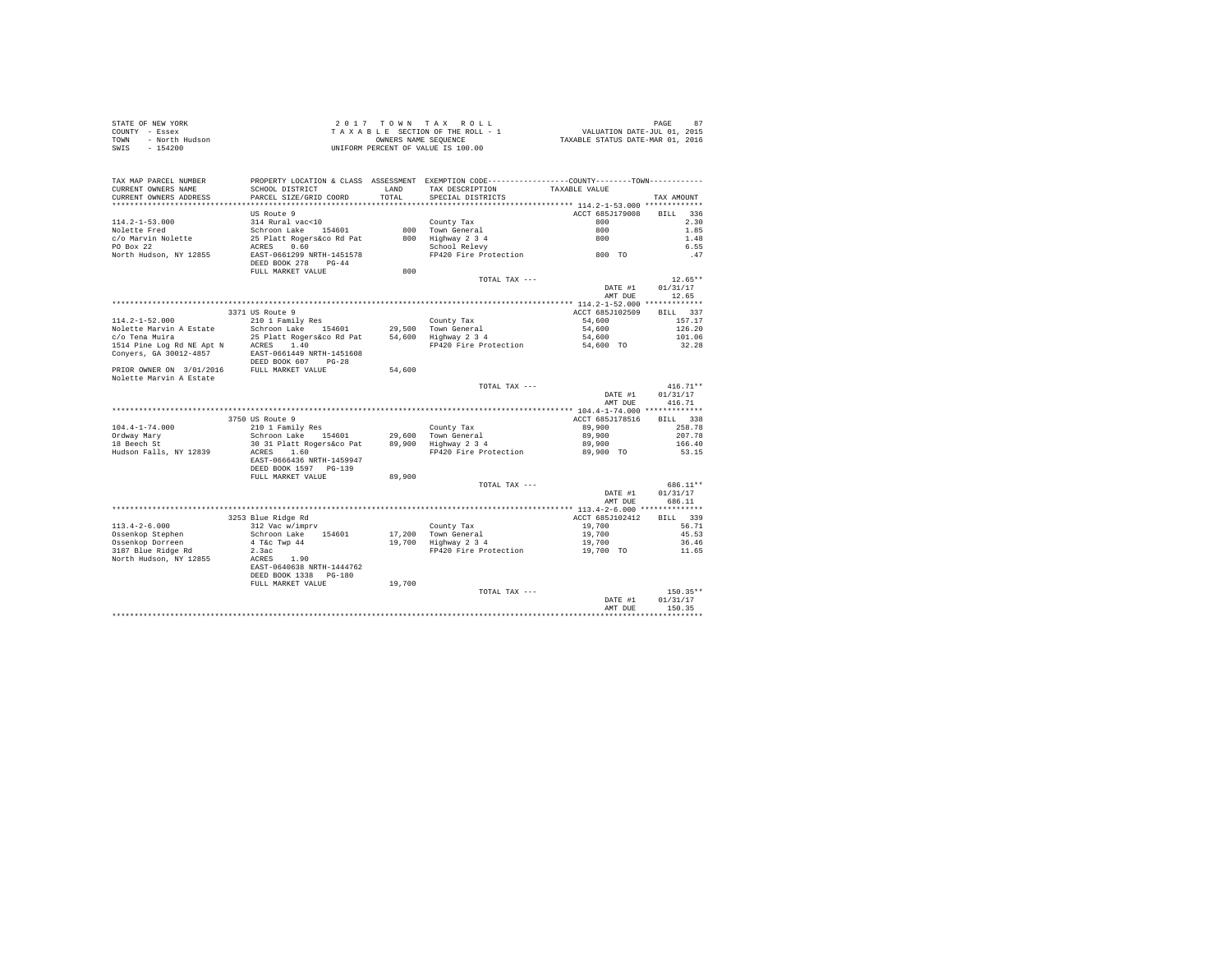STATE OF NEW YORK
COUNTY - Essex
TOWN - North Hudson
SWIS - 154200

2 0 1 7 T O W N T A X R O L L
T A X A B L E SECTION OF THE ROLL - 1
OWNERS NAME SEQUENCE
UNIFORM PERCENT OF VALUE IS 100.00

VALUATION DATE-JUL 01, 2015
TAXABLE STATUS DATE-MAR 01, 2016

| TAX MAP PARCEL NUMBER / CURRENT OWNERS NAME / CURRENT OWNERS ADDRESS | PROPERTY LOCATION & CLASS / SCHOOL DISTRICT / PARCEL SIZE/GRID COORD | ASSESSMENT LAND / TOTAL | EXEMPTION CODE / TAX DESCRIPTION / SPECIAL DISTRICTS | TAXABLE VALUE (COUNTY--------TOWN) | TAX AMOUNT |
|---|---|---|---|---|---|
| **114.2-1-53.000** | US Route 9 | | | ACCT 685J179008 | BILL 336 |
| 114.2-1-53.000 | 314 Rural vac<10 | | County Tax | 800 | 2.30 |
| Nolette Fred | Schroon Lake 154601 | 800 | Town General | 800 | 1.85 |
| c/o Marvin Nolette | 25 Platt Rogers&co Rd Pat | 800 | Highway 2 3 4 | 800 | 1.48 |
| PO Box 22 | ACRES 0.60 | | School Relevy | | 6.55 |
| North Hudson, NY 12855 | EAST-0661299 NRTH-1451578 | | FP420 Fire Protection | 800 TO | .47 |
| | DEED BOOK 278 PG-44 | | | | |
| | FULL MARKET VALUE | 800 | | | |
| | | | TOTAL TAX --- | | 12.65** |
| | | | | DATE #1 | 01/31/17 |
| | | | | AMT DUE | 12.65 |
| **114.2-1-52.000** | 3371 US Route 9 | | | ACCT 685J102509 | BILL 337 |
| 114.2-1-52.000 | 210 1 Family Res | | County Tax | 54,600 | 157.17 |
| Nolette Marvin A Estate | Schroon Lake 154601 | 29,500 | Town General | 54,600 | 126.20 |
| c/o Tena Muira | 25 Platt Rogers&co Rd Pat | 54,600 | Highway 2 3 4 | 54,600 | 101.06 |
| 1514 Pine Log Rd NE Apt N | ACRES 1.40 | | FP420 Fire Protection | 54,600 TO | 32.28 |
| Conyers, GA 30012-4857 | EAST-0661449 NRTH-1451608 | | | | |
| | DEED BOOK 607 PG-28 | | | | |
| PRIOR OWNER ON 3/01/2016 | FULL MARKET VALUE | 54,600 | | | |
| Nolette Marvin A Estate | | | | | |
| | | | TOTAL TAX --- | | 416.71** |
| | | | | DATE #1 | 01/31/17 |
| | | | | AMT DUE | 416.71 |
| **104.4-1-74.000** | 3750 US Route 9 | | | ACCT 685J178516 | BILL 338 |
| 104.4-1-74.000 | 210 1 Family Res | | County Tax | 89,900 | 258.78 |
| Ordway Mary | Schroon Lake 154601 | 29,600 | Town General | 89,900 | 207.78 |
| 18 Beech St | 30 31 Platt Rogers&co Pat | 89,900 | Highway 2 3 4 | 89,900 | 166.40 |
| Hudson Falls, NY 12839 | ACRES 1.60 | | FP420 Fire Protection | 89,900 TO | 53.15 |
| | EAST-0666436 NRTH-1459947 | | | | |
| | DEED BOOK 1597 PG-139 | | | | |
| | FULL MARKET VALUE | 89,900 | | | |
| | | | TOTAL TAX --- | | 686.11** |
| | | | | DATE #1 | 01/31/17 |
| | | | | AMT DUE | 686.11 |
| **113.4-2-6.000** | 3253 Blue Ridge Rd | | | ACCT 685J102412 | BILL 339 |
| 113.4-2-6.000 | 312 Vac w/imprv | | County Tax | 19,700 | 56.71 |
| Ossenkop Stephen | Schroon Lake 154601 | 17,200 | Town General | 19,700 | 45.53 |
| Ossenkop Dorreen | 4 T&c Twp 44 | 19,700 | Highway 2 3 4 | 19,700 | 36.46 |
| 3187 Blue Ridge Rd | 2.3ac | | FP420 Fire Protection | 19,700 TO | 11.65 |
| North Hudson, NY 12855 | ACRES 1.90 | | | | |
| | EAST-0640638 NRTH-1444762 | | | | |
| | DEED BOOK 1338 PG-180 | | | | |
| | FULL MARKET VALUE | 19,700 | | | |
| | | | TOTAL TAX --- | | 150.35** |
| | | | | DATE #1 | 01/31/17 |
| | | | | AMT DUE | 150.35 |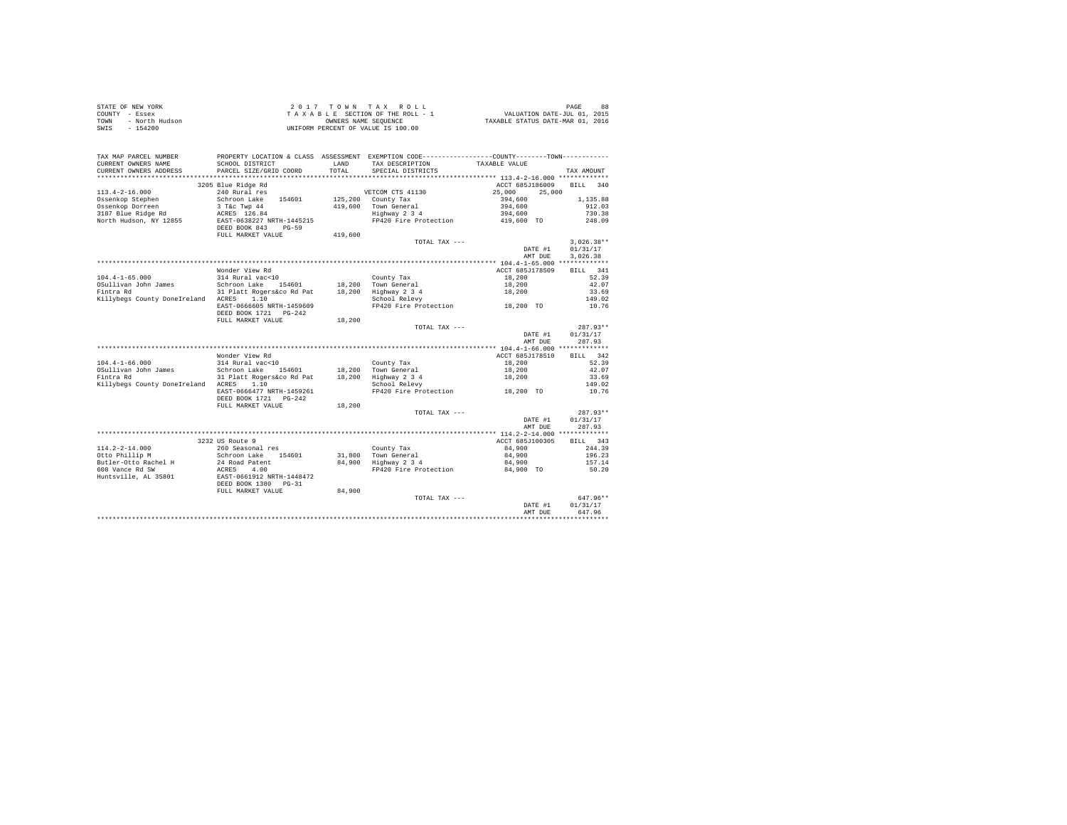STATE OF NEW YORK · COUNTY - Essex · TOWN - North Hudson · SWIS - 154200

2017 TOWN TAX ROLL
TAXABLE SECTION OF THE ROLL - 1
OWNERS NAME SEQUENCE
UNIFORM PERCENT OF VALUE IS 100.00

VALUATION DATE-JUL 01, 2015
TAXABLE STATUS DATE-MAR 01, 2016

| TAX MAP PARCEL NUMBER / CURRENT OWNERS NAME / CURRENT OWNERS ADDRESS | PROPERTY LOCATION & CLASS / SCHOOL DISTRICT / PARCEL SIZE/GRID COORD | ASSESSMENT LAND / TOTAL | EXEMPTION CODE / TAX DESCRIPTION / SPECIAL DISTRICTS | COUNTY TAXABLE VALUE | TOWN | TAX AMOUNT |
|---|---|---|---|---|---|---|
| **113.4-2-16.000** | 3205 Blue Ridge Rd | | | ACCT 685J186009 | | BILL 340 |
| 113.4-2-16.000 | 240 Rural res | | VETCOM CTS 41130 | 25,000 | 25,000 | |
| Ossenkop Stephen | Schroon Lake 154601 | 125,200 | County Tax | 394,600 | | 1,135.88 |
| Ossenkop Dorreen | 3 T&c Twp 44 | 419,600 | Town General | 394,600 | | 912.03 |
| 3187 Blue Ridge Rd | ACRES 126.84 | | Highway 2 3 4 | 394,600 | | 730.38 |
| North Hudson, NY 12855 | EAST-0638227 NRTH-1445215 | | FP420 Fire Protection | 419,600 TO | | 248.09 |
| | DEED BOOK 843 PG-59 | | | | | |
| | FULL MARKET VALUE | 419,600 | | | | |
| | | | TOTAL TAX --- | | | 3,026.38** |
| | | | | DATE #1 | | 01/31/17 |
| | | | | AMT DUE | | 3,026.38 |
| **104.4-1-65.000** | Wonder View Rd | | | ACCT 685J178509 | | BILL 341 |
| 104.4-1-65.000 | 314 Rural vac<10 | | County Tax | 18,200 | | 52.39 |
| OSullivan John James | Schroon Lake 154601 | 18,200 | Town General | 18,200 | | 42.07 |
| Fintra Rd | 31 Platt Rogers&co Rd Pat | 18,200 | Highway 2 3 4 | 18,200 | | 33.69 |
| Killybegs County DoneIreland | ACRES 1.10 | | School Relevy | | | 149.02 |
| | EAST-0666605 NRTH-1459609 | | FP420 Fire Protection | 18,200 TO | | 10.76 |
| | DEED BOOK 1721 PG-242 | | | | | |
| | FULL MARKET VALUE | 18,200 | | | | |
| | | | TOTAL TAX --- | | | 287.93** |
| | | | | DATE #1 | | 01/31/17 |
| | | | | AMT DUE | | 287.93 |
| **104.4-1-66.000** | Wonder View Rd | | | ACCT 685J178510 | | BILL 342 |
| 104.4-1-66.000 | 314 Rural vac<10 | | County Tax | 18,200 | | 52.39 |
| OSullivan John James | Schroon Lake 154601 | 18,200 | Town General | 18,200 | | 42.07 |
| Fintra Rd | 31 Platt Rogers&co Rd Pat | 18,200 | Highway 2 3 4 | 18,200 | | 33.69 |
| Killybegs County DoneIreland | ACRES 1.10 | | School Relevy | | | 149.02 |
| | EAST-0666477 NRTH-1459261 | | FP420 Fire Protection | 18,200 TO | | 10.76 |
| | DEED BOOK 1721 PG-242 | | | | | |
| | FULL MARKET VALUE | 18,200 | | | | |
| | | | TOTAL TAX --- | | | 287.93** |
| | | | | DATE #1 | | 01/31/17 |
| | | | | AMT DUE | | 287.93 |
| **114.2-2-14.000** | 3232 US Route 9 | | | ACCT 685J100305 | | BILL 343 |
| 114.2-2-14.000 | 260 Seasonal res | | County Tax | 84,900 | | 244.39 |
| Otto Phillip M | Schroon Lake 154601 | 31,800 | Town General | 84,900 | | 196.23 |
| Butler-Otto Rachel H | 24 Road Patent | 84,900 | Highway 2 3 4 | 84,900 | | 157.14 |
| 608 Vance Rd SW | ACRES 4.00 | | FP420 Fire Protection | 84,900 TO | | 50.20 |
| Huntsville, AL 35801 | EAST-0661912 NRTH-1448472 | | | | | |
| | DEED BOOK 1380 PG-31 | | | | | |
| | FULL MARKET VALUE | 84,900 | | | | |
| | | | TOTAL TAX --- | | | 647.96** |
| | | | | DATE #1 | | 01/31/17 |
| | | | | AMT DUE | | 647.96 |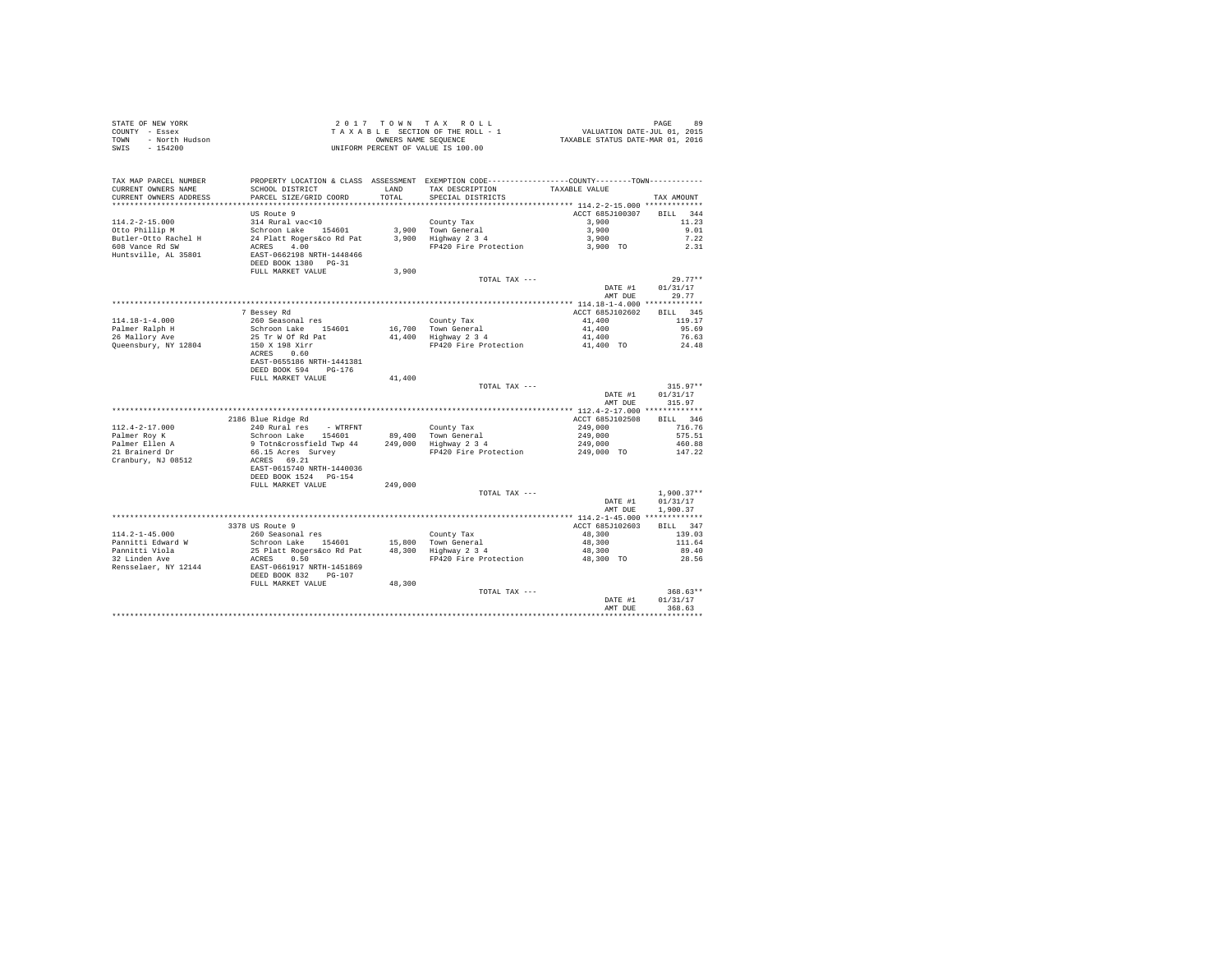STATE OF NEW YORK
COUNTY - Essex
TOWN - North Hudson
SWIS - 154200

2 0 1 7 T O W N T A X R O L L
T A X A B L E SECTION OF THE ROLL - 1
OWNERS NAME SEQUENCE
UNIFORM PERCENT OF VALUE IS 100.00

VALUATION DATE-JUL 01, 2015
TAXABLE STATUS DATE-MAR 01, 2016

| TAX MAP PARCEL NUMBER / CURRENT OWNERS NAME / CURRENT OWNERS ADDRESS | PROPERTY LOCATION & CLASS / SCHOOL DISTRICT / PARCEL SIZE/GRID COORD | ASSESSMENT LAND / TOTAL | EXEMPTION CODE / TAX DESCRIPTION / SPECIAL DISTRICTS | COUNTY--------TOWN TAXABLE VALUE | TAX AMOUNT |
|---|---|---|---|---|---|
| **114.2-2-15.000** | US Route 9 | | | ACCT 685J100307 | BILL 344 |
| 114.2-2-15.000 | 314 Rural vac<10 | | County Tax | 3,900 | 11.23 |
| Otto Phillip M | Schroon Lake 154601 | 3,900 | Town General | 3,900 | 9.01 |
| Butler-Otto Rachel H | 24 Platt Rogers&co Rd Pat | 3,900 | Highway 2 3 4 | 3,900 | 7.22 |
| 608 Vance Rd SW | ACRES 4.00 | | FP420 Fire Protection | 3,900 TO | 2.31 |
| Huntsville, AL 35801 | EAST-0662198 NRTH-1448466 | | | | |
| | DEED BOOK 1380 PG-31 | | | | |
| | FULL MARKET VALUE | 3,900 | | | |
| | | | TOTAL TAX --- | | 29.77** |
| | | | | DATE #1 | 01/31/17 |
| | | | | AMT DUE | 29.77 |
| **114.18-1-4.000** | 7 Bessey Rd | | | ACCT 685J102602 | BILL 345 |
| 114.18-1-4.000 | 260 Seasonal res | | County Tax | 41,400 | 119.17 |
| Palmer Ralph H | Schroon Lake 154601 | 16,700 | Town General | 41,400 | 95.69 |
| 26 Mallory Ave | 25 Tr W Of Rd Pat | 41,400 | Highway 2 3 4 | 41,400 | 76.63 |
| Queensbury, NY 12804 | 150 X 198 Xirr | | FP420 Fire Protection | 41,400 TO | 24.48 |
| | ACRES 0.60 | | | | |
| | EAST-0655186 NRTH-1441381 | | | | |
| | DEED BOOK 594 PG-176 | | | | |
| | FULL MARKET VALUE | 41,400 | | | |
| | | | TOTAL TAX --- | | 315.97** |
| | | | | DATE #1 | 01/31/17 |
| | | | | AMT DUE | 315.97 |
| **112.4-2-17.000** | 2186 Blue Ridge Rd | | | ACCT 685J102508 | BILL 346 |
| 112.4-2-17.000 | 240 Rural res - WTRFNT | | County Tax | 249,000 | 716.76 |
| Palmer Roy K | Schroon Lake 154601 | 89,400 | Town General | 249,000 | 575.51 |
| Palmer Ellen A | 9 Totn&crossfield Twp 44 | 249,000 | Highway 2 3 4 | 249,000 | 460.88 |
| 21 Brainerd Dr | 66.15 Acres Survey | | FP420 Fire Protection | 249,000 TO | 147.22 |
| Cranbury, NJ 08512 | ACRES 69.21 | | | | |
| | EAST-0615740 NRTH-1440036 | | | | |
| | DEED BOOK 1524 PG-154 | | | | |
| | FULL MARKET VALUE | 249,000 | | | |
| | | | TOTAL TAX --- | | 1,900.37** |
| | | | | DATE #1 | 01/31/17 |
| | | | | AMT DUE | 1,900.37 |
| **114.2-1-45.000** | 3378 US Route 9 | | | ACCT 685J102603 | BILL 347 |
| 114.2-1-45.000 | 260 Seasonal res | | County Tax | 48,300 | 139.03 |
| Pannitti Edward W | Schroon Lake 154601 | 15,800 | Town General | 48,300 | 111.64 |
| Pannitti Viola | 25 Platt Rogers&co Rd Pat | 48,300 | Highway 2 3 4 | 48,300 | 89.40 |
| 32 Linden Ave | ACRES 0.50 | | FP420 Fire Protection | 48,300 TO | 28.56 |
| Rensselaer, NY 12144 | EAST-0661917 NRTH-1451869 | | | | |
| | DEED BOOK 832 PG-107 | | | | |
| | FULL MARKET VALUE | 48,300 | | | |
| | | | TOTAL TAX --- | | 368.63** |
| | | | | DATE #1 | 01/31/17 |
| | | | | AMT DUE | 368.63 |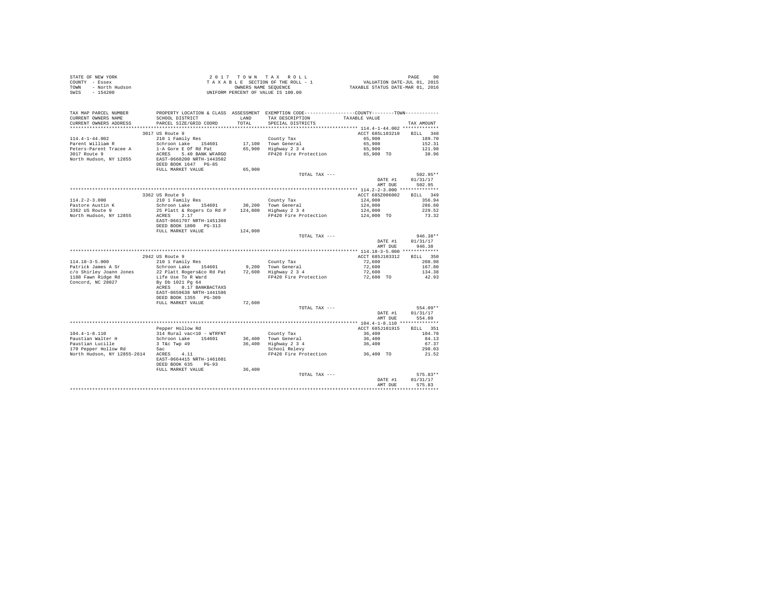STATE OF NEW YORK
COUNTY - Essex
TOWN - North Hudson
SWIS - 154200

2017 TOWN TAX ROLL
TAXABLE SECTION OF THE ROLL - 1
OWNERS NAME SEQUENCE
UNIFORM PERCENT OF VALUE IS 100.00

VALUATION DATE-JUL 01, 2015
TAXABLE STATUS DATE-MAR 01, 2016

| TAX MAP PARCEL NUMBER / CURRENT OWNERS NAME / CURRENT OWNERS ADDRESS | PROPERTY LOCATION & CLASS / SCHOOL DISTRICT / PARCEL SIZE/GRID COORD | ASSESSMENT LAND / TOTAL | EXEMPTION CODE / TAX DESCRIPTION / SPECIAL DISTRICTS | COUNTY--------TOWN TAXABLE VALUE | TAX AMOUNT |
|---|---|---|---|---|---|
| 114.4-1-44.002 | 3017 US Route 9 | | | ACCT 685L103210 | BILL 348 |
| | 210 1 Family Res | | County Tax | 65,900 | 189.70 |
| Parent William R | Schroon Lake 154601 | 17,100 | Town General | 65,900 | 152.31 |
| Peters-Parent Tracee A | 1-A Gore E Of Rd Pat | 65,900 | Highway 2 3 4 | 65,900 | 121.98 |
| 3017 Route 9 | ACRES 5.40 BANK WFARGO | | FP420 Fire Protection | 65,900 TO | 38.96 |
| North Hudson, NY 12855 | EAST-0660200 NRTH-1443502 | | | | |
| | DEED BOOK 1647 PG-85 | | | | |
| | FULL MARKET VALUE | 65,900 | | | |
| | | | TOTAL TAX --- | | 502.95** |
| | | | | DATE #1 | 01/31/17 |
| | | | | AMT DUE | 502.95 |
| 114.2-2-3.000 | 3362 US Route 9 | | | ACCT 685Z006002 | BILL 349 |
| | 210 1 Family Res | | County Tax | 124,000 | 356.94 |
| Pastore Austin K | Schroon Lake 154601 | 30,200 | Town General | 124,000 | 286.60 |
| 3362 US Route 9 | 25 Platt & Rogers Co Rd P | 124,000 | Highway 2 3 4 | 124,000 | 229.52 |
| North Hudson, NY 12855 | ACRES 2.17 | | FP420 Fire Protection | 124,000 TO | 73.32 |
| | EAST-0661797 NRTH-1451369 | | | | |
| | DEED BOOK 1800 PG-313 | | | | |
| | FULL MARKET VALUE | 124,000 | | | |
| | | | TOTAL TAX --- | | 946.38** |
| | | | | DATE #1 | 01/31/17 |
| | | | | AMT DUE | 946.38 |
| 114.18-3-5.000 | 2942 US Route 9 | | | ACCT 685J103312 | BILL 350 |
| | 210 1 Family Res | | County Tax | 72,600 | 208.98 |
| Patrick James A Sr | Schroon Lake 154601 | 9,200 | Town General | 72,600 | 167.80 |
| c/o Shirley Joann Jones | 22 Platt Rogers&co Rd Pat | 72,600 | Highway 2 3 4 | 72,600 | 134.38 |
| 1188 Fawn Ridge Rd | Life Use To R Ward | | FP420 Fire Protection | 72,600 TO | 42.93 |
| Concord, NC 28027 | By Db 1021 Pg 64 | | | | |
| | ACRES 0.17 BANKBACTAXS | | | | |
| | EAST-0659638 NRTH-1441586 | | | | |
| | DEED BOOK 1355 PG-309 | | | | |
| | FULL MARKET VALUE | 72,600 | | | |
| | | | TOTAL TAX --- | | 554.09** |
| | | | | DATE #1 | 01/31/17 |
| | | | | AMT DUE | 554.09 |
| 104.4-1-8.110 | Pepper Hollow Rd | | | ACCT 685J101915 | BILL 351 |
| | 314 Rural vac<10 - WTRFNT | | County Tax | 36,400 | 104.78 |
| Paustian Walter H | Schroon Lake 154601 | 36,400 | Town General | 36,400 | 84.13 |
| Paustian Lucille | 3 T&c Twp 49 | 36,400 | Highway 2 3 4 | 36,400 | 67.37 |
| 170 Pepper Hollow Rd | 5ac | | School Relevy | | 298.03 |
| North Hudson, NY 12855-2614 | ACRES 4.11 | | FP420 Fire Protection | 36,400 TO | 21.52 |
| | EAST-0664415 NRTH-1461601 | | | | |
| | DEED BOOK 635 PG-93 | | | | |
| | FULL MARKET VALUE | 36,400 | | | |
| | | | TOTAL TAX --- | | 575.83** |
| | | | | DATE #1 | 01/31/17 |
| | | | | AMT DUE | 575.83 |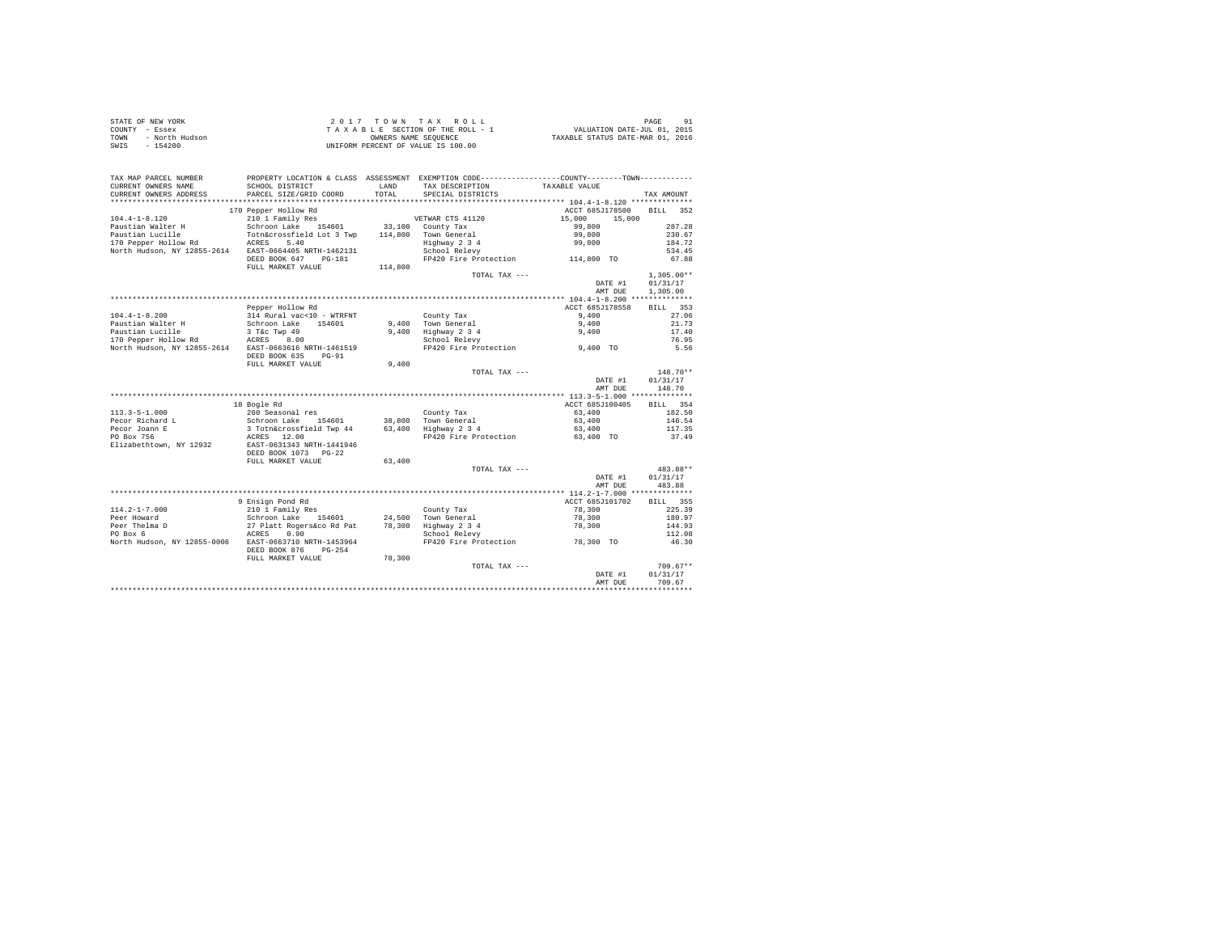STATE OF NEW YORK
COUNTY - Essex
TOWN - North Hudson
SWIS - 154200

2017 TOWN TAX ROLL
TAXABLE SECTION OF THE ROLL - 1
OWNERS NAME SEQUENCE
UNIFORM PERCENT OF VALUE IS 100.00

VALUATION DATE-JUL 01, 2015
TAXABLE STATUS DATE-MAR 01, 2016

```
TAX MAP PARCEL NUMBER          PROPERTY LOCATION & CLASS  ASSESSMENT  EXEMPTION CODE-----------------COUNTY--------TOWN-----------
CURRENT OWNERS NAME            SCHOOL DISTRICT              LAND      TAX DESCRIPTION             TAXABLE VALUE
CURRENT OWNERS ADDRESS         PARCEL SIZE/GRID COORD       TOTAL     SPECIAL DISTRICTS                                    TAX AMOUNT
********************************************************************************************* 104.4-1-8.120 **************
                               170 Pepper Hollow Rd                                               ACCT 685J178500    BILL  352
104.4-1-8.120                  210 1 Family Res                       VETWAR CTS 41120          15,000     15,000
Paustian Walter H              Schroon Lake   154601        33,100    County Tax                 99,800                 287.28
Paustian Lucille               Totn&crossfield Lot 3 Twp   114,800    Town General               99,800                 230.67
170 Pepper Hollow Rd           ACRES    5.40                          Highway 2 3 4              99,800                 184.72
North Hudson, NY 12855-2614    EAST-0664405 NRTH-1462131              School Relevy                                     534.45
                               DEED BOOK 647    PG-181                FP420 Fire Protection      114,800 TO              67.88
                               FULL MARKET VALUE           114,800
                                                                      TOTAL TAX ---                                   1,305.00**
                                                                                                 DATE #1           01/31/17
                                                                                                 AMT DUE           1,305.00
********************************************************************************************* 104.4-1-8.200 **************
                               Pepper Hollow Rd                                                   ACCT 685J178558    BILL  353
104.4-1-8.200                  314 Rural vac<10 - WTRFNT              County Tax                  9,400                  27.06
Paustian Walter H              Schroon Lake   154601         9,400    Town General                9,400                  21.73
Paustian Lucille               3 T&c Twp 49                  9,400    Highway 2 3 4               9,400                  17.40
170 Pepper Hollow Rd           ACRES    8.00                          School Relevy                                      76.95
North Hudson, NY 12855-2614    EAST-0663616 NRTH-1461519              FP420 Fire Protection        9,400 TO               5.56
                               DEED BOOK 635    PG-91
                               FULL MARKET VALUE             9,400
                                                                      TOTAL TAX ---                                     148.70**
                                                                                                 DATE #1           01/31/17
                                                                                                 AMT DUE             148.70
********************************************************************************************* 113.3-5-1.000 **************
                               18 Bogle Rd                                                        ACCT 685J100405    BILL  354
113.3-5-1.000                  260 Seasonal res                       County Tax                 63,400                 182.50
Pecor Richard L                Schroon Lake   154601        38,800    Town General               63,400                 146.54
Pecor Joann E                  3 Totn&crossfield Twp 44     63,400    Highway 2 3 4              63,400                 117.35
PO Box 756                     ACRES   12.00                          FP420 Fire Protection       63,400 TO              37.49
Elizabethtown, NY 12932        EAST-0631343 NRTH-1441946
                               DEED BOOK 1073   PG-22
                               FULL MARKET VALUE            63,400
                                                                      TOTAL TAX ---                                     483.88**
                                                                                                 DATE #1           01/31/17
                                                                                                 AMT DUE             483.88
********************************************************************************************* 114.2-1-7.000 **************
                               9 Ensign Pond Rd                                                   ACCT 685J101702    BILL  355
114.2-1-7.000                  210 1 Family Res                       County Tax                 78,300                 225.39
Peer Howard                    Schroon Lake   154601        24,500    Town General               78,300                 180.97
Peer Thelma D                  27 Platt Rogers&co Rd Pat    78,300    Highway 2 3 4              78,300                 144.93
PO Box 6                       ACRES    0.90                          School Relevy                                     112.08
North Hudson, NY 12855-0006    EAST-0663710 NRTH-1453964              FP420 Fire Protection       78,300 TO              46.30
                               DEED BOOK 876    PG-254
                               FULL MARKET VALUE            78,300
                                                                      TOTAL TAX ---                                     709.67**
                                                                                                 DATE #1           01/31/17
                                                                                                 AMT DUE             709.67
****************************************************************************************************************************
```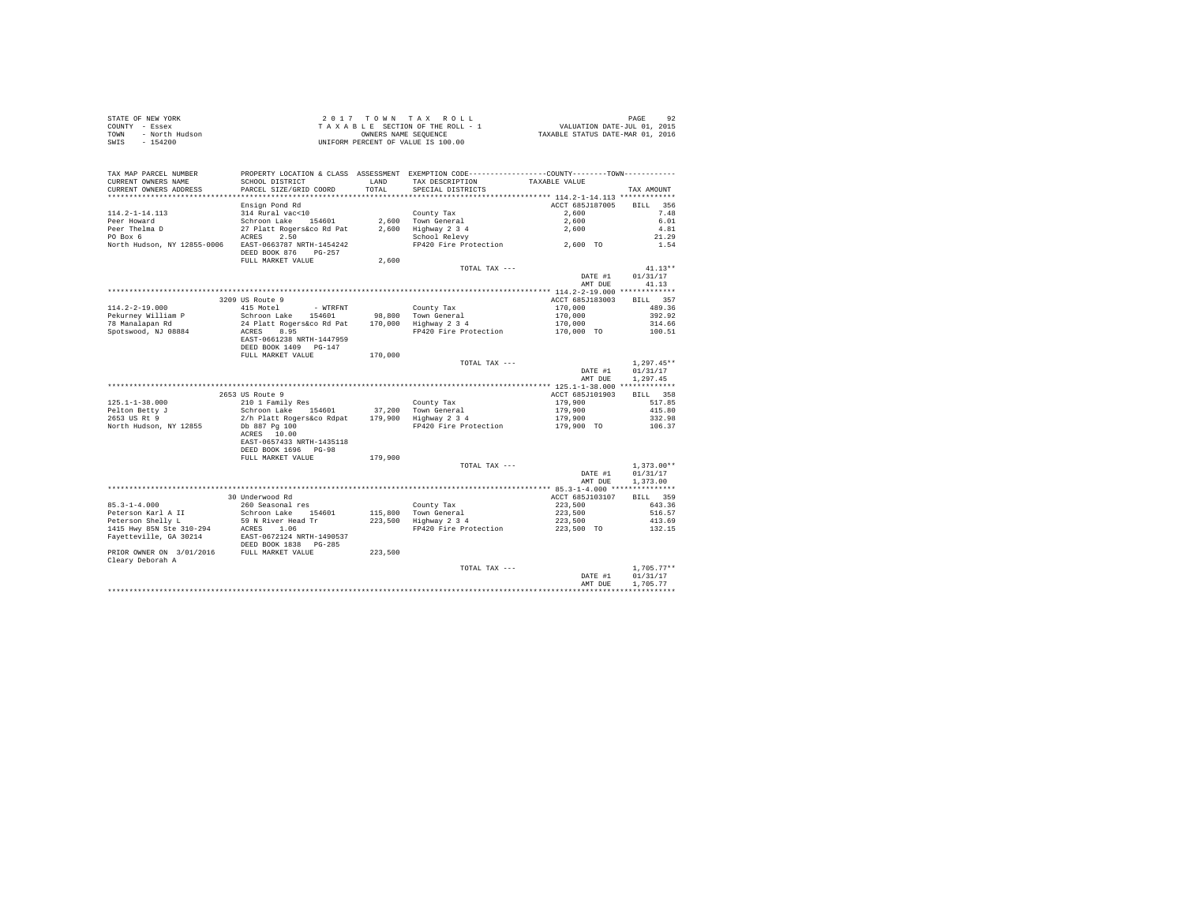STATE OF NEW YORK
COUNTY - Essex
TOWN - North Hudson
SWIS - 154200

2017 TOWN TAX ROLL
TAXABLE SECTION OF THE ROLL - 1
OWNERS NAME SEQUENCE
UNIFORM PERCENT OF VALUE IS 100.00

VALUATION DATE-JUL 01, 2015
TAXABLE STATUS DATE-MAR 01, 2016

| TAX MAP PARCEL NUMBER / CURRENT OWNERS NAME / CURRENT OWNERS ADDRESS | PROPERTY LOCATION & CLASS / SCHOOL DISTRICT / PARCEL SIZE/GRID COORD | LAND / TOTAL | TAX DESCRIPTION / SPECIAL DISTRICTS | TAXABLE VALUE | TAX AMOUNT |
|---|---|---|---|---|---|
| **114.2-1-14.113** | Ensign Pond Rd | | | ACCT 685J187005 | BILL 356 |
| 114.2-1-14.113 | 314 Rural vac<10 | | County Tax | 2,600 | 7.48 |
| Peer Howard | Schroon Lake 154601 | 2,600 | Town General | 2,600 | 6.01 |
| Peer Thelma D | 27 Platt Rogers&co Rd Pat | 2,600 | Highway 2 3 4 | 2,600 | 4.81 |
| PO Box 6 | ACRES 2.50 | | School Relevy | | 21.29 |
| North Hudson, NY 12855-0006 | EAST-0663787 NRTH-1454242 | | FP420 Fire Protection | 2,600 TO | 1.54 |
| | DEED BOOK 876 PG-257 | | | | |
| | FULL MARKET VALUE | 2,600 | | | |
| | | | TOTAL TAX --- | | 41.13** |
| | | | | DATE #1 | 01/31/17 |
| | | | | AMT DUE | 41.13 |
| **114.2-2-19.000** | 3209 US Route 9 | | | ACCT 685J183003 | BILL 357 |
| 114.2-2-19.000 | 415 Motel - WTRFNT | | County Tax | 170,000 | 489.36 |
| Pekurney William P | Schroon Lake 154601 | 98,800 | Town General | 170,000 | 392.92 |
| 78 Manalapan Rd | 24 Platt Rogers&co Rd Pat | 170,000 | Highway 2 3 4 | 170,000 | 314.66 |
| Spotswood, NJ 08884 | ACRES 8.95 | | FP420 Fire Protection | 170,000 TO | 100.51 |
| | EAST-0661238 NRTH-1447959 | | | | |
| | DEED BOOK 1409 PG-147 | | | | |
| | FULL MARKET VALUE | 170,000 | | | |
| | | | TOTAL TAX --- | | 1,297.45** |
| | | | | DATE #1 | 01/31/17 |
| | | | | AMT DUE | 1,297.45 |
| **125.1-1-38.000** | 2653 US Route 9 | | | ACCT 685J101903 | BILL 358 |
| 125.1-1-38.000 | 210 1 Family Res | | County Tax | 179,900 | 517.85 |
| Pelton Betty J | Schroon Lake 154601 | 37,200 | Town General | 179,900 | 415.80 |
| 2653 US Rt 9 | 2/h Platt Rogers&co Rdpat | 179,900 | Highway 2 3 4 | 179,900 | 332.98 |
| North Hudson, NY 12855 | Db 887 Pg 100 | | FP420 Fire Protection | 179,900 TO | 106.37 |
| | ACRES 10.00 | | | | |
| | EAST-0657433 NRTH-1435118 | | | | |
| | DEED BOOK 1696 PG-98 | | | | |
| | FULL MARKET VALUE | 179,900 | | | |
| | | | TOTAL TAX --- | | 1,373.00** |
| | | | | DATE #1 | 01/31/17 |
| | | | | AMT DUE | 1,373.00 |
| **85.3-1-4.000** | 30 Underwood Rd | | | ACCT 685J103107 | BILL 359 |
| 85.3-1-4.000 | 260 Seasonal res | | County Tax | 223,500 | 643.36 |
| Peterson Karl A II | Schroon Lake 154601 | 115,800 | Town General | 223,500 | 516.57 |
| Peterson Shelly L | 59 N River Head Tr | 223,500 | Highway 2 3 4 | 223,500 | 413.69 |
| 1415 Hwy 85N Ste 310-294 | ACRES 1.06 | | FP420 Fire Protection | 223,500 TO | 132.15 |
| Fayetteville, GA 30214 | EAST-0672124 NRTH-1490537 | | | | |
| | DEED BOOK 1838 PG-285 | | | | |
| PRIOR OWNER ON 3/01/2016 | FULL MARKET VALUE | 223,500 | | | |
| Cleary Deborah A | | | | | |
| | | | TOTAL TAX --- | | 1,705.77** |
| | | | | DATE #1 | 01/31/17 |
| | | | | AMT DUE | 1,705.77 |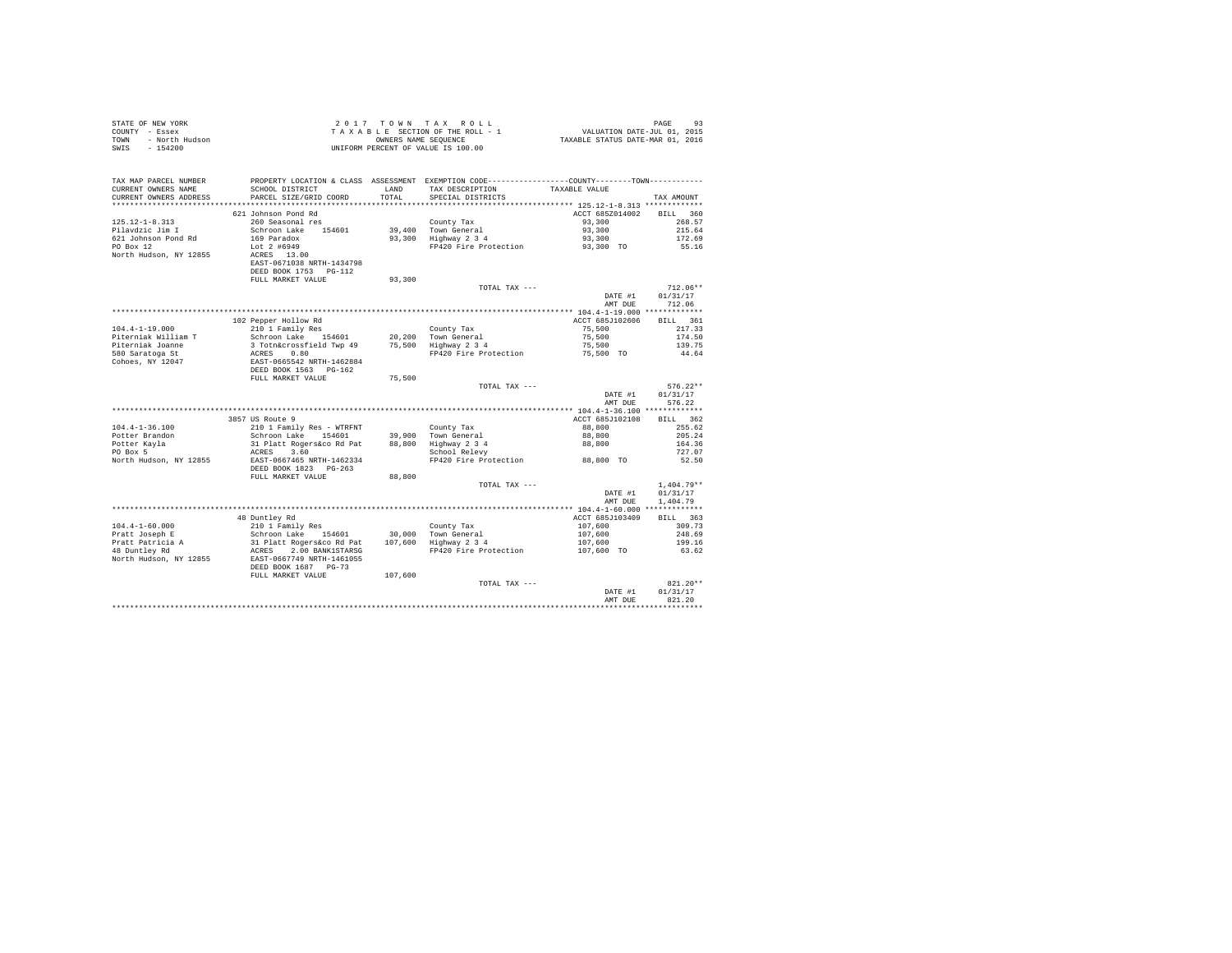STATE OF NEW YORK
COUNTY - Essex
TOWN - North Hudson
SWIS - 154200

2 0 1 7 T O W N T A X R O L L
T A X A B L E SECTION OF THE ROLL - 1
OWNERS NAME SEQUENCE
UNIFORM PERCENT OF VALUE IS 100.00

VALUATION DATE-JUL 01, 2015
TAXABLE STATUS DATE-MAR 01, 2016

| TAX MAP PARCEL NUMBER / CURRENT OWNERS NAME / CURRENT OWNERS ADDRESS | PROPERTY LOCATION & CLASS / SCHOOL DISTRICT / PARCEL SIZE/GRID COORD | ASSESSMENT LAND / TOTAL | EXEMPTION CODE / TAX DESCRIPTION / SPECIAL DISTRICTS | COUNTY--------TOWN TAXABLE VALUE | TAX AMOUNT |
|---|---|---|---|---|---|
| **125.12-1-8.313** | 621 Johnson Pond Rd | | | ACCT 685Z014002 | BILL 360 |
| Pilavdzic Jim I | 260 Seasonal res | | County Tax | 93,300 | 268.57 |
| 621 Johnson Pond Rd | Schroon Lake 154601 | 39,400 | Town General | 93,300 | 215.64 |
| PO Box 12 | 169 Paradox | 93,300 | Highway 2 3 4 | 93,300 | 172.69 |
| North Hudson, NY 12855 | Lot 2 #6949 | | FP420 Fire Protection | 93,300 TO | 55.16 |
| | ACRES 13.00 | | | | |
| | EAST-0671038 NRTH-1434798 | | | | |
| | DEED BOOK 1753 PG-112 | | | | |
| | FULL MARKET VALUE | 93,300 | | | |
| | | | TOTAL TAX --- | | 712.06** |
| | | | | DATE #1 | 01/31/17 |
| | | | | AMT DUE | 712.06 |
| **104.4-1-19.000** | 102 Pepper Hollow Rd | | | ACCT 685J102606 | BILL 361 |
| Piterniak William T | 210 1 Family Res | | County Tax | 75,500 | 217.33 |
| Piterniak Joanne | Schroon Lake 154601 | 20,200 | Town General | 75,500 | 174.50 |
| 580 Saratoga St | 3 Totn&crossfield Twp 49 | 75,500 | Highway 2 3 4 | 75,500 | 139.75 |
| Cohoes, NY 12047 | ACRES 0.80 | | FP420 Fire Protection | 75,500 TO | 44.64 |
| | EAST-0665542 NRTH-1462884 | | | | |
| | DEED BOOK 1563 PG-162 | | | | |
| | FULL MARKET VALUE | 75,500 | | | |
| | | | TOTAL TAX --- | | 576.22** |
| | | | | DATE #1 | 01/31/17 |
| | | | | AMT DUE | 576.22 |
| **104.4-1-36.100** | 3857 US Route 9 | | | ACCT 685J102108 | BILL 362 |
| Potter Brandon | 210 1 Family Res - WTRFNT | | County Tax | 88,800 | 255.62 |
| Potter Kayla | Schroon Lake 154601 | 39,900 | Town General | 88,800 | 205.24 |
| PO Box 5 | 31 Platt Rogers&co Rd Pat | 88,800 | Highway 2 3 4 | 88,800 | 164.36 |
| North Hudson, NY 12855 | ACRES 3.60 | | School Relevy | | 727.07 |
| | EAST-0667465 NRTH-1462334 | | FP420 Fire Protection | 88,800 TO | 52.50 |
| | DEED BOOK 1823 PG-263 | | | | |
| | FULL MARKET VALUE | 88,800 | | | |
| | | | TOTAL TAX --- | | 1,404.79** |
| | | | | DATE #1 | 01/31/17 |
| | | | | AMT DUE | 1,404.79 |
| **104.4-1-60.000** | 48 Duntley Rd | | | ACCT 685J103409 | BILL 363 |
| Pratt Joseph E | 210 1 Family Res | | County Tax | 107,600 | 309.73 |
| Pratt Patricia A | Schroon Lake 154601 | 30,000 | Town General | 107,600 | 248.69 |
| 48 Duntley Rd | 31 Platt Rogers&co Rd Pat | 107,600 | Highway 2 3 4 | 107,600 | 199.16 |
| North Hudson, NY 12855 | ACRES 2.00 BANK1STARSG | | FP420 Fire Protection | 107,600 TO | 63.62 |
| | EAST-0667749 NRTH-1461055 | | | | |
| | DEED BOOK 1687 PG-73 | | | | |
| | FULL MARKET VALUE | 107,600 | | | |
| | | | TOTAL TAX --- | | 821.20** |
| | | | | DATE #1 | 01/31/17 |
| | | | | AMT DUE | 821.20 |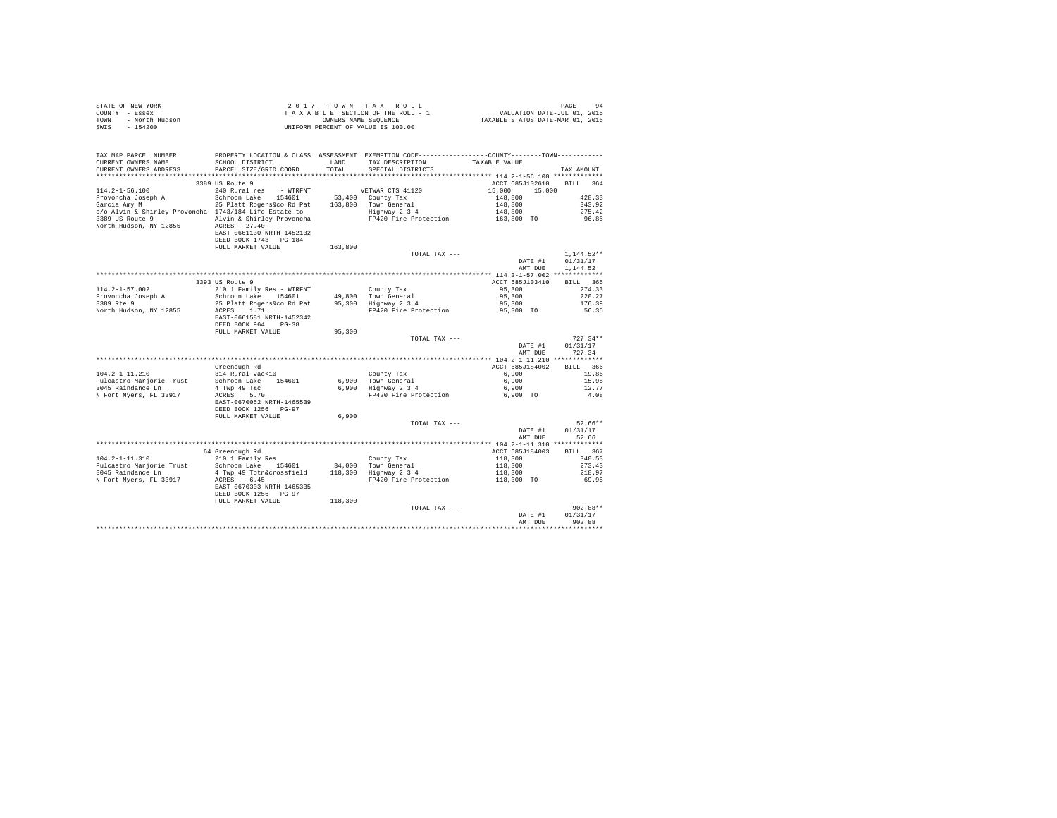STATE OF NEW YORK
COUNTY - Essex
TOWN - North Hudson
SWIS - 154200

2 0 1 7 T O W N T A X R O L L
T A X A B L E SECTION OF THE ROLL - 1
OWNERS NAME SEQUENCE
UNIFORM PERCENT OF VALUE IS 100.00

VALUATION DATE-JUL 01, 2015
TAXABLE STATUS DATE-MAR 01, 2016

```
TAX MAP PARCEL NUMBER          PROPERTY LOCATION & CLASS  ASSESSMENT  EXEMPTION CODE------------------COUNTY--------TOWN-----------
CURRENT OWNERS NAME            SCHOOL DISTRICT              LAND      TAX DESCRIPTION            TAXABLE VALUE
CURRENT OWNERS ADDRESS         PARCEL SIZE/GRID COORD       TOTAL     SPECIAL DISTRICTS                                    TAX AMOUNT
****************************************************************************************************** 114.2-1-56.100 *************
                              3389 US Route 9                                                      ACCT 685J102610     BILL  364
114.2-1-56.100                240 Rural res    - WTRFNT           VETWAR CTS 41120                 15,000      15,000
Provoncha Joseph A            Schroon Lake    154601        53,400  County Tax                     148,800                428.33
Garcia Amy M                  25 Platt Rogers&co Rd Pat    163,800  Town General                   148,800                343.92
c/o Alvin & Shirley Provoncha 1743/184 Life Estate to               Highway 2 3 4                  148,800                275.42
3389 US Route 9               Alvin & Shirley Provoncha             FP420 Fire Protection          163,800 TO              96.85
North Hudson, NY 12855        ACRES   27.40
                              EAST-0661130 NRTH-1452132
                              DEED BOOK 1743   PG-184
                              FULL MARKET VALUE            163,800
                                                                    TOTAL TAX ---                                      1,144.52**
                                                                                                   DATE #1          01/31/17
                                                                                                   AMT DUE          1,144.52
****************************************************************************************************** 114.2-1-57.002 *************
                              3393 US Route 9                                                      ACCT 685J103410     BILL  365
114.2-1-57.002                210 1 Family Res - WTRFNT             County Tax                     95,300                 274.33
Provoncha Joseph A            Schroon Lake    154601        49,800  Town General                   95,300                 220.27
3389 Rte 9                    25 Platt Rogers&co Rd Pat     95,300  Highway 2 3 4                  95,300                 176.39
North Hudson, NY 12855        ACRES    1.71                         FP420 Fire Protection          95,300 TO               56.35
                              EAST-0661581 NRTH-1452342
                              DEED BOOK 964    PG-38
                              FULL MARKET VALUE             95,300
                                                                    TOTAL TAX ---                                        727.34**
                                                                                                   DATE #1          01/31/17
                                                                                                   AMT DUE            727.34
****************************************************************************************************** 104.2-1-11.210 *************
                              Greenough Rd                                                         ACCT 685J184002     BILL  366
104.2-1-11.210                314 Rural vac<10                      County Tax                     6,900                   19.86
Pulcastro Marjorie Trust      Schroon Lake    154601         6,900  Town General                   6,900                   15.95
3045 Raindance Ln             4 Twp 49 T&c                   6,900  Highway 2 3 4                  6,900                   12.77
N Fort Myers, FL 33917        ACRES    5.70                         FP420 Fire Protection          6,900 TO                 4.08
                              EAST-0670052 NRTH-1465539
                              DEED BOOK 1256   PG-97
                              FULL MARKET VALUE              6,900
                                                                    TOTAL TAX ---                                         52.66**
                                                                                                   DATE #1          01/31/17
                                                                                                   AMT DUE             52.66
****************************************************************************************************** 104.2-1-11.310 *************
                              64 Greenough Rd                                                      ACCT 685J184003     BILL  367
104.2-1-11.310                210 1 Family Res                      County Tax                     118,300                340.53
Pulcastro Marjorie Trust      Schroon Lake    154601        34,000  Town General                   118,300                273.43
3045 Raindance Ln             4 Twp 49 Totn&crossfield     118,300  Highway 2 3 4                  118,300                218.97
N Fort Myers, FL 33917        ACRES    6.45                         FP420 Fire Protection          118,300 TO              69.95
                              EAST-0670303 NRTH-1465335
                              DEED BOOK 1256   PG-97
                              FULL MARKET VALUE            118,300
                                                                    TOTAL TAX ---                                        902.88**
                                                                                                   DATE #1          01/31/17
                                                                                                   AMT DUE            902.88
************************************************************************************************************************************
```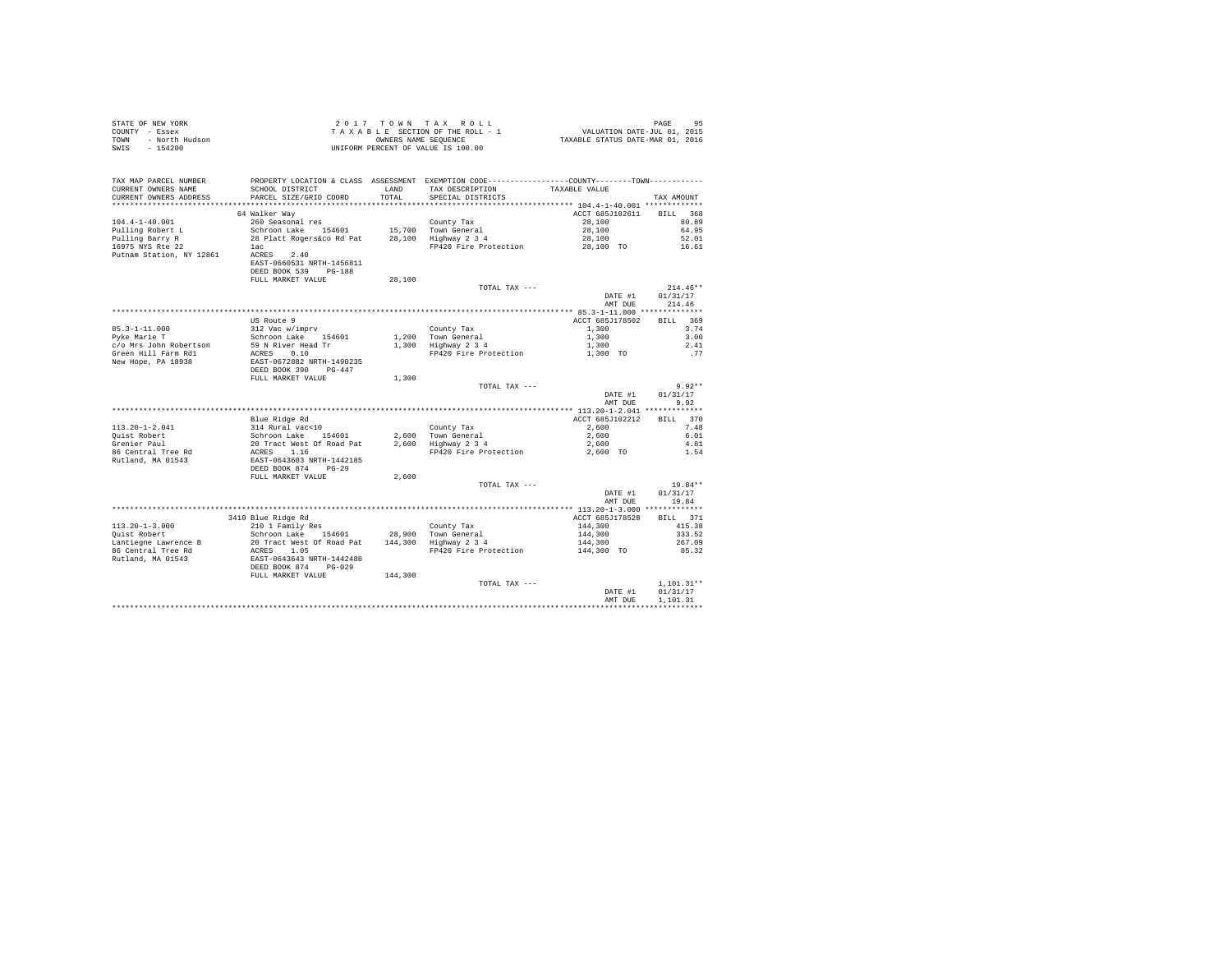STATE OF NEW YORK
COUNTY - Essex
TOWN - North Hudson
SWIS - 154200

2 0 1 7 T O W N T A X R O L L
T A X A B L E SECTION OF THE ROLL - 1
OWNERS NAME SEQUENCE
UNIFORM PERCENT OF VALUE IS 100.00

VALUATION DATE-JUL 01, 2015
TAXABLE STATUS DATE-MAR 01, 2016

```
TAX MAP PARCEL NUMBER          PROPERTY LOCATION & CLASS  ASSESSMENT  EXEMPTION CODE-----------------COUNTY--------TOWN-----------
CURRENT OWNERS NAME            SCHOOL DISTRICT               LAND      TAX DESCRIPTION            TAXABLE VALUE
CURRENT OWNERS ADDRESS         PARCEL SIZE/GRID COORD        TOTAL     SPECIAL DISTRICTS                                   TAX AMOUNT
*********************************************************************************************** 104.4-1-40.001 *************
                               64 Walker Way                                                     ACCT 685J102611     BILL  368
104.4-1-40.001                 260 Seasonal res                        County Tax                  28,100                 80.89
Pulling Robert L               Schroon Lake   154601        15,700     Town General                28,100                 64.95
Pulling Barry R                28 Platt Rogers&co Rd Pat    28,100     Highway 2 3 4               28,100                 52.01
16975 NYS Rte 22               1ac                                     FP420 Fire Protection       28,100 TO              16.61
Putnam Station, NY 12861       ACRES     2.40
                               EAST-0660531 NRTH-1456811
                               DEED BOOK 539    PG-188
                               FULL MARKET VALUE            28,100
                                                                         TOTAL TAX ---                                   214.46**
                                                                                                   DATE #1          01/31/17
                                                                                                   AMT DUE            214.46
*********************************************************************************************** 85.3-1-11.000 **************
                               US Route 9                                                        ACCT 685J178502     BILL  369
85.3-1-11.000                  312 Vac w/imprv                         County Tax                   1,300                  3.74
Pyke Marie T                   Schroon Lake   154601         1,200     Town General                 1,300                  3.00
c/o Mrs John Robertson         59 N River Head Tr            1,300     Highway 2 3 4                1,300                  2.41
Green Hill Farm Rd1            ACRES     0.10                          FP420 Fire Protection        1,300 TO                .77
New Hope, PA 18938             EAST-0672882 NRTH-1490235
                               DEED BOOK 390    PG-447
                               FULL MARKET VALUE             1,300
                                                                         TOTAL TAX ---                                     9.92**
                                                                                                   DATE #1          01/31/17
                                                                                                   AMT DUE              9.92
*********************************************************************************************** 113.20-1-2.041 *************
                               Blue Ridge Rd                                                     ACCT 685J102212     BILL  370
113.20-1-2.041                 314 Rural vac<10                        County Tax                   2,600                  7.48
Quist Robert                   Schroon Lake   154601         2,600     Town General                 2,600                  6.01
Grenier Paul                   20 Tract West Of Road Pat     2,600     Highway 2 3 4                2,600                  4.81
86 Central Tree Rd             ACRES     1.16                          FP420 Fire Protection        2,600 TO               1.54
Rutland, MA 01543              EAST-0643603 NRTH-1442185
                               DEED BOOK 874    PG-29
                               FULL MARKET VALUE             2,600
                                                                         TOTAL TAX ---                                    19.84**
                                                                                                   DATE #1          01/31/17
                                                                                                   AMT DUE             19.84
*********************************************************************************************** 113.20-1-3.000 *************
                               3410 Blue Ridge Rd                                                ACCT 685J178528     BILL  371
113.20-1-3.000                 210 1 Family Res                        County Tax                 144,300                415.38
Quist Robert                   Schroon Lake   154601        28,900     Town General               144,300                333.52
Lantiegne Lawrence B           20 Tract West Of Road Pat   144,300     Highway 2 3 4              144,300                267.09
86 Central Tree Rd             ACRES     1.05                          FP420 Fire Protection      144,300 TO              85.32
Rutland, MA 01543              EAST-0643643 NRTH-1442488
                               DEED BOOK 874    PG-029
                               FULL MARKET VALUE           144,300
                                                                         TOTAL TAX ---                                 1,101.31**
                                                                                                   DATE #1          01/31/17
                                                                                                   AMT DUE          1,101.31
****************************************************************************************************************************
```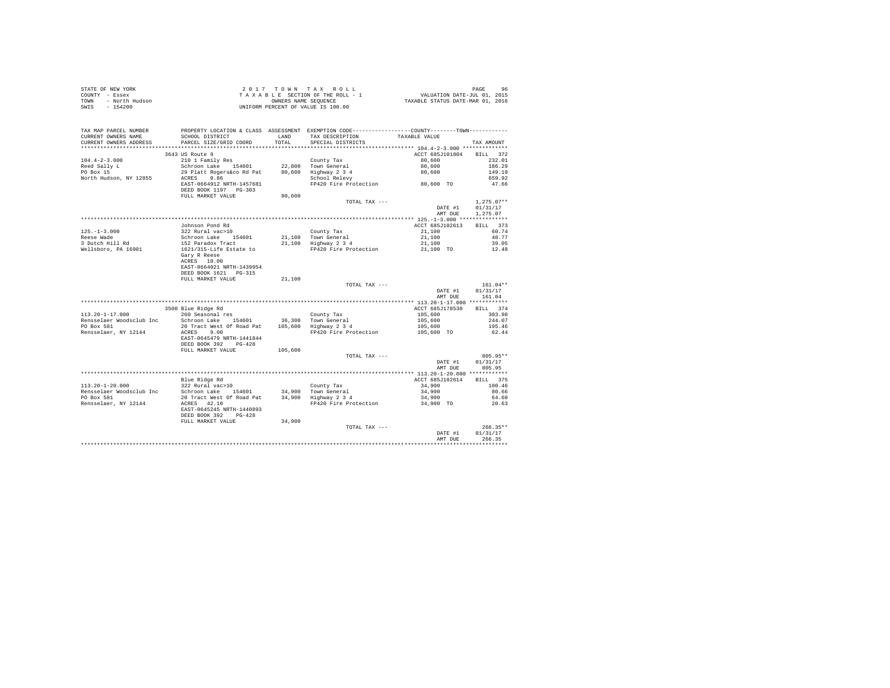STATE OF NEW YORK
COUNTY - Essex
TOWN - North Hudson
SWIS - 154200

2 0 1 7 T O W N T A X R O L L
T A X A B L E SECTION OF THE ROLL - 1
OWNERS NAME SEQUENCE
UNIFORM PERCENT OF VALUE IS 100.00

VALUATION DATE-JUL 01, 2015
TAXABLE STATUS DATE-MAR 01, 2016

| TAX MAP PARCEL NUMBER / CURRENT OWNERS NAME / CURRENT OWNERS ADDRESS | PROPERTY LOCATION & CLASS / SCHOOL DISTRICT / PARCEL SIZE/GRID COORD | ASSESSMENT LAND / TOTAL | EXEMPTION CODE / TAX DESCRIPTION / SPECIAL DISTRICTS | COUNTY / TOWN TAXABLE VALUE | TAX AMOUNT |
|---|---|---|---|---|---|
| **104.4-2-3.000** | 3643 US Route 9 | | | ACCT 685J101804 | BILL 372 |
| Reed Sally L | 210 1 Family Res | | County Tax | 80,600 | 232.01 |
| PO Box 15 | Schroon Lake 154601 | 22,800 | Town General | 80,600 | 186.29 |
| North Hudson, NY 12855 | 29 Platt Rogers&co Rd Pat | 80,600 | Highway 2 3 4 | 80,600 | 149.19 |
| | ACRES 0.86 | | School Relevy | | 659.92 |
| | EAST-0664912 NRTH-1457681 | | FP420 Fire Protection | 80,600 TO | 47.66 |
| | DEED BOOK 1197 PG-303 | | | | |
| | FULL MARKET VALUE | 80,600 | | | |
| | | | TOTAL TAX --- | | 1,275.07** |
| | | | | DATE #1 | 01/31/17 |
| | | | | AMT DUE | 1,275.07 |
| **125.-1-3.000** | Johnson Pond Rd | | | ACCT 685J102613 | BILL 373 |
| Reese Wade | 322 Rural vac>10 | | County Tax | 21,100 | 60.74 |
| 3 Dutch Hill Rd | Schroon Lake 154601 | 21,100 | Town General | 21,100 | 48.77 |
| Wellsboro, PA 16901 | 152 Paradox Tract | 21,100 | Highway 2 3 4 | 21,100 | 39.05 |
| | 1621/315-Life Estate to | | FP420 Fire Protection | 21,100 TO | 12.48 |
| | Gary R Reese | | | | |
| | ACRES 10.00 | | | | |
| | EAST-0664021 NRTH-1439954 | | | | |
| | DEED BOOK 1621 PG-315 | | | | |
| | FULL MARKET VALUE | 21,100 | | | |
| | | | TOTAL TAX --- | | 161.04** |
| | | | | DATE #1 | 01/31/17 |
| | | | | AMT DUE | 161.04 |
| **113.20-1-17.000** | 3500 Blue Ridge Rd | | | ACCT 685J178530 | BILL 374 |
| Rensselaer Woodsclub Inc | 260 Seasonal res | | County Tax | 105,600 | 303.98 |
| PO Box 581 | Schroon Lake 154601 | 36,300 | Town General | 105,600 | 244.07 |
| Rensselaer, NY 12144 | 20 Tract West Of Road Pat | 105,600 | Highway 2 3 4 | 105,600 | 195.46 |
| | ACRES 9.00 | | FP420 Fire Protection | 105,600 TO | 62.44 |
| | EAST-0645479 NRTH-1441844 | | | | |
| | DEED BOOK 392 PG-428 | | | | |
| | FULL MARKET VALUE | 105,600 | | | |
| | | | TOTAL TAX --- | | 805.95** |
| | | | | DATE #1 | 01/31/17 |
| | | | | AMT DUE | 805.95 |
| **113.20-1-20.000** | Blue Ridge Rd | | | ACCT 685J102614 | BILL 375 |
| Rensselaer Woodsclub Inc | 322 Rural vac>10 | | County Tax | 34,900 | 100.46 |
| PO Box 581 | Schroon Lake 154601 | 34,900 | Town General | 34,900 | 80.66 |
| Rensselaer, NY 12144 | 20 Tract West Of Road Pat | 34,900 | Highway 2 3 4 | 34,900 | 64.60 |
| | ACRES 42.10 | | FP420 Fire Protection | 34,900 TO | 20.63 |
| | EAST-0645245 NRTH-1440893 | | | | |
| | DEED BOOK 392 PG-428 | | | | |
| | FULL MARKET VALUE | 34,900 | | | |
| | | | TOTAL TAX --- | | 266.35** |
| | | | | DATE #1 | 01/31/17 |
| | | | | AMT DUE | 266.35 |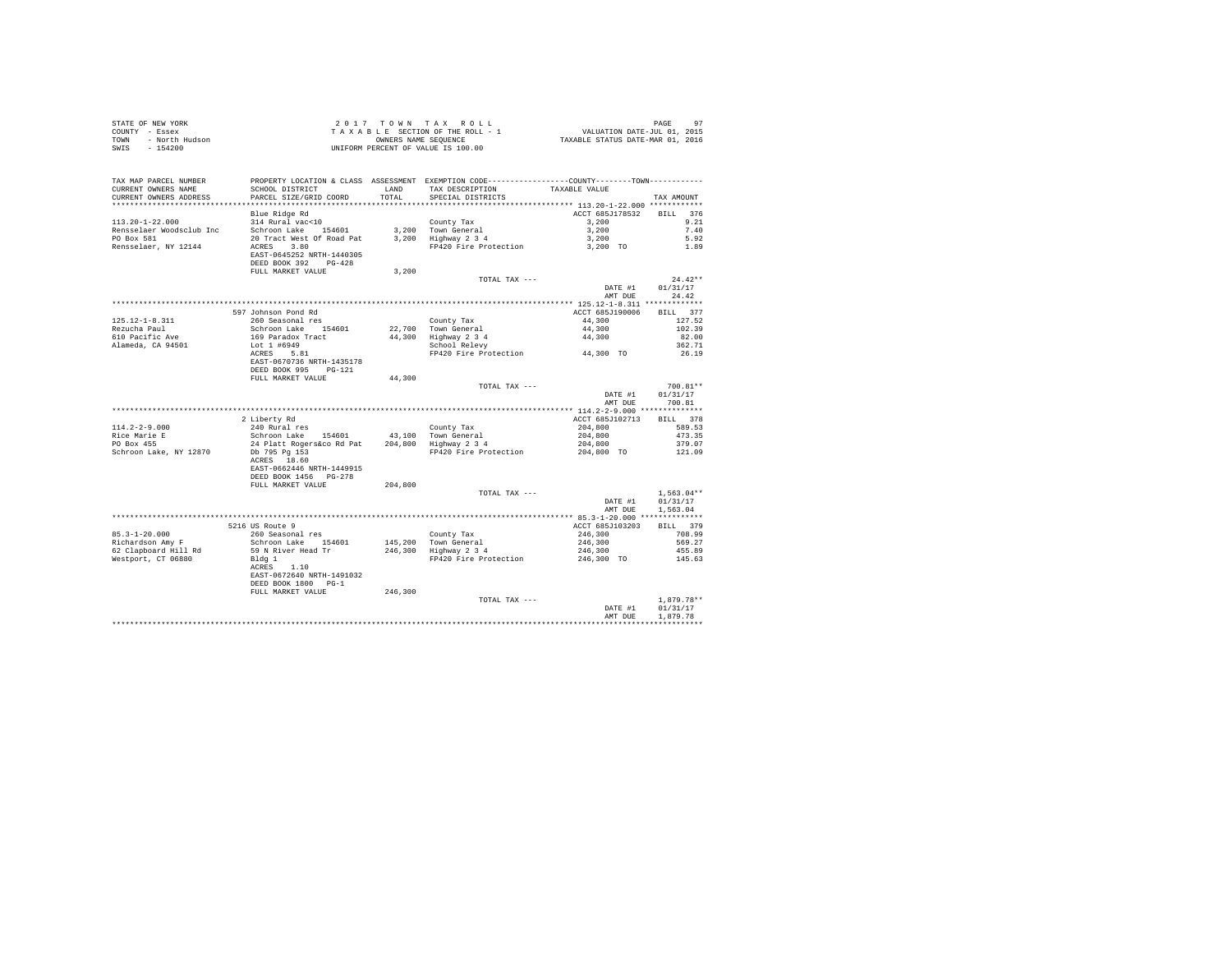STATE OF NEW YORK
COUNTY - Essex
TOWN - North Hudson
SWIS - 154200

2017 TOWN TAX ROLL
TAXABLE SECTION OF THE ROLL - 1
OWNERS NAME SEQUENCE
UNIFORM PERCENT OF VALUE IS 100.00

VALUATION DATE-JUL 01, 2015
TAXABLE STATUS DATE-MAR 01, 2016

| TAX MAP PARCEL NUMBER / CURRENT OWNERS NAME / CURRENT OWNERS ADDRESS | PROPERTY LOCATION & CLASS / SCHOOL DISTRICT / PARCEL SIZE/GRID COORD | ASSESSMENT LAND / TOTAL | EXEMPTION CODE / TAX DESCRIPTION / SPECIAL DISTRICTS | COUNTY / TOWN TAXABLE VALUE | TAX AMOUNT |
|---|---|---|---|---|---|
| **113.20-1-22.000** | Blue Ridge Rd | | | ACCT 685J178532 | BILL 376 |
| 113.20-1-22.000 | 314 Rural vac<10 | | County Tax | 3,200 | 9.21 |
| Rensselaer Woodsclub Inc | Schroon Lake 154601 | 3,200 | Town General | 3,200 | 7.40 |
| PO Box 581 | 20 Tract West Of Road Pat | 3,200 | Highway 2 3 4 | 3,200 | 5.92 |
| Rensselaer, NY 12144 | ACRES 3.80 | | FP420 Fire Protection | 3,200 TO | 1.89 |
| | EAST-0645252 NRTH-1440305 | | | | |
| | DEED BOOK 392 PG-428 | | | | |
| | FULL MARKET VALUE | 3,200 | | | |
| | | | TOTAL TAX --- | | 24.42** |
| | | | | DATE #1 | 01/31/17 |
| | | | | AMT DUE | 24.42 |
| **125.12-1-8.311** | 597 Johnson Pond Rd | | | ACCT 685J190006 | BILL 377 |
| 125.12-1-8.311 | 260 Seasonal res | | County Tax | 44,300 | 127.52 |
| Rezucha Paul | Schroon Lake 154601 | 22,700 | Town General | 44,300 | 102.39 |
| 610 Pacific Ave | 169 Paradox Tract | 44,300 | Highway 2 3 4 | 44,300 | 82.00 |
| Alameda, CA 94501 | Lot 1 #6949 | | School Relevy | | 362.71 |
| | ACRES 5.81 | | FP420 Fire Protection | 44,300 TO | 26.19 |
| | EAST-0670736 NRTH-1435178 | | | | |
| | DEED BOOK 995 PG-121 | | | | |
| | FULL MARKET VALUE | 44,300 | | | |
| | | | TOTAL TAX --- | | 700.81** |
| | | | | DATE #1 | 01/31/17 |
| | | | | AMT DUE | 700.81 |
| **114.2-2-9.000** | 2 Liberty Rd | | | ACCT 685J102713 | BILL 378 |
| 114.2-2-9.000 | 240 Rural res | | County Tax | 204,800 | 589.53 |
| Rice Marie E | Schroon Lake 154601 | 43,100 | Town General | 204,800 | 473.35 |
| PO Box 455 | 24 Platt Rogers&co Rd Pat | 204,800 | Highway 2 3 4 | 204,800 | 379.07 |
| Schroon Lake, NY 12870 | Db 795 Pg 153 | | FP420 Fire Protection | 204,800 TO | 121.09 |
| | ACRES 18.60 | | | | |
| | EAST-0662446 NRTH-1449915 | | | | |
| | DEED BOOK 1456 PG-278 | | | | |
| | FULL MARKET VALUE | 204,800 | | | |
| | | | TOTAL TAX --- | | 1,563.04** |
| | | | | DATE #1 | 01/31/17 |
| | | | | AMT DUE | 1,563.04 |
| **85.3-1-20.000** | 5216 US Route 9 | | | ACCT 685J103203 | BILL 379 |
| 85.3-1-20.000 | 260 Seasonal res | | County Tax | 246,300 | 708.99 |
| Richardson Amy F | Schroon Lake 154601 | 145,200 | Town General | 246,300 | 569.27 |
| 62 Clapboard Hill Rd | 59 N River Head Tr | 246,300 | Highway 2 3 4 | 246,300 | 455.89 |
| Westport, CT 06880 | Bldg 1 | | FP420 Fire Protection | 246,300 TO | 145.63 |
| | ACRES 1.10 | | | | |
| | EAST-0672640 NRTH-1491032 | | | | |
| | DEED BOOK 1800 PG-1 | | | | |
| | FULL MARKET VALUE | 246,300 | | | |
| | | | TOTAL TAX --- | | 1,879.78** |
| | | | | DATE #1 | 01/31/17 |
| | | | | AMT DUE | 1,879.78 |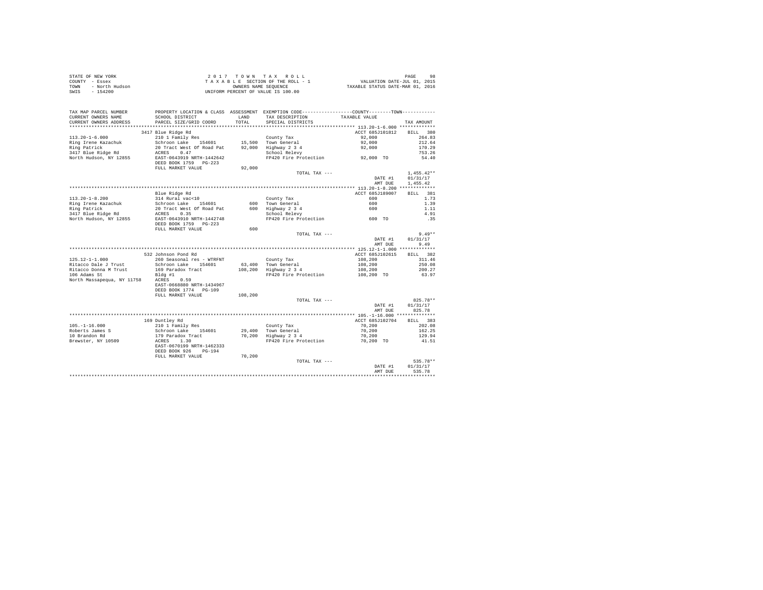STATE OF NEW YORK &nbsp;&nbsp;&nbsp;&nbsp; 2 0 1 7 &nbsp; T O W N &nbsp; T A X &nbsp; R O L L
COUNTY - Essex &nbsp;&nbsp;&nbsp;&nbsp; T A X A B L E SECTION OF THE ROLL - 1 &nbsp;&nbsp;&nbsp;&nbsp; VALUATION DATE-JUL 01, 2015
TOWN - North Hudson &nbsp;&nbsp;&nbsp;&nbsp; OWNERS NAME SEQUENCE &nbsp;&nbsp;&nbsp;&nbsp; TAXABLE STATUS DATE-MAR 01, 2016
SWIS - 154200 &nbsp;&nbsp;&nbsp;&nbsp; UNIFORM PERCENT OF VALUE IS 100.00

```
TAX MAP PARCEL NUMBER         PROPERTY LOCATION & CLASS  ASSESSMENT  EXEMPTION CODE-----------------COUNTY--------TOWN-----------
CURRENT OWNERS NAME           SCHOOL DISTRICT              LAND      TAX DESCRIPTION            TAXABLE VALUE
CURRENT OWNERS ADDRESS        PARCEL SIZE/GRID COORD       TOTAL     SPECIAL DISTRICTS                                    TAX AMOUNT
****************************************************************************************************** 113.20-1-6.000 *************
                              3417 Blue Ridge Rd                                                   ACCT 685J101812     BILL  380
113.20-1-6.000                210 1 Family Res                       County Tax                       92,000              264.83
Ring Irene Kazachuk           Schroon Lake   154601      15,500      Town General                     92,000              212.64
Ring Patrick                  20 Tract West Of Road Pat  92,000      Highway 2 3 4                    92,000              170.29
3417 Blue Ridge Rd            ACRES    0.47                          School Relevy                                        753.26
North Hudson, NY 12855        EAST-0643919 NRTH-1442642              FP420 Fire Protection            92,000 TO            54.40
                              DEED BOOK 1759   PG-223
                              FULL MARKET VALUE          92,000
                                                                     TOTAL TAX ---                                     1,455.42**
                                                                                                   DATE #1          01/31/17
                                                                                                   AMT DUE          1,455.42
****************************************************************************************************** 113.20-1-8.200 *************
                              Blue Ridge Rd                                                        ACCT 685J189007     BILL  381
113.20-1-8.200                314 Rural vac<10                       County Tax                          600                1.73
Ring Irene Kazachuk           Schroon Lake   154601         600      Town General                        600                1.39
Ring Patrick                  20 Tract West Of Road Pat     600      Highway 2 3 4                       600                1.11
3417 Blue Ridge Rd            ACRES    0.35                          School Relevy                                          4.91
North Hudson, NY 12855        EAST-0643910 NRTH-1442748              FP420 Fire Protection               600 TO              .35
                              DEED BOOK 1759   PG-223
                              FULL MARKET VALUE             600
                                                                     TOTAL TAX ---                                         9.49**
                                                                                                   DATE #1          01/31/17
                                                                                                   AMT DUE              9.49
****************************************************************************************************** 125.12-1-1.000 *************
                              532 Johnson Pond Rd                                                  ACCT 685J102615     BILL  382
125.12-1-1.000                260 Seasonal res - WTRFNT              County Tax                      108,200              311.46
Ritacco Dale J Trust          Schroon Lake   154601      63,400      Town General                    108,200              250.08
Ritacco Donna M Trust         169 Paradox Tract         108,200      Highway 2 3 4                   108,200              200.27
106 Adams St                  Bldg #1                                FP420 Fire Protection           108,200 TO            63.97
North Massapequa, NY 11758    ACRES    0.59
                              EAST-0668880 NRTH-1434967
                              DEED BOOK 1774   PG-109
                              FULL MARKET VALUE         108,200
                                                                     TOTAL TAX ---                                       825.78**
                                                                                                   DATE #1          01/31/17
                                                                                                   AMT DUE            825.78
****************************************************************************************************** 105.-1-16.000 **************
                              169 Duntley Rd                                                       ACCT 685J102704     BILL  383
105.-1-16.000                 210 1 Family Res                       County Tax                       70,200              202.08
Roberts James S               Schroon Lake   154601      29,400      Town General                     70,200              162.25
10 Brandon Rd                 179 Paradox Tract          70,200      Highway 2 3 4                    70,200              129.94
Brewster, NY 10509            ACRES    1.30                          FP420 Fire Protection            70,200 TO            41.51
                              EAST-0670199 NRTH-1462333
                              DEED BOOK 926    PG-194
                              FULL MARKET VALUE          70,200
                                                                     TOTAL TAX ---                                       535.78**
                                                                                                   DATE #1          01/31/17
                                                                                                   AMT DUE            535.78
********************************************************************************************************************************
```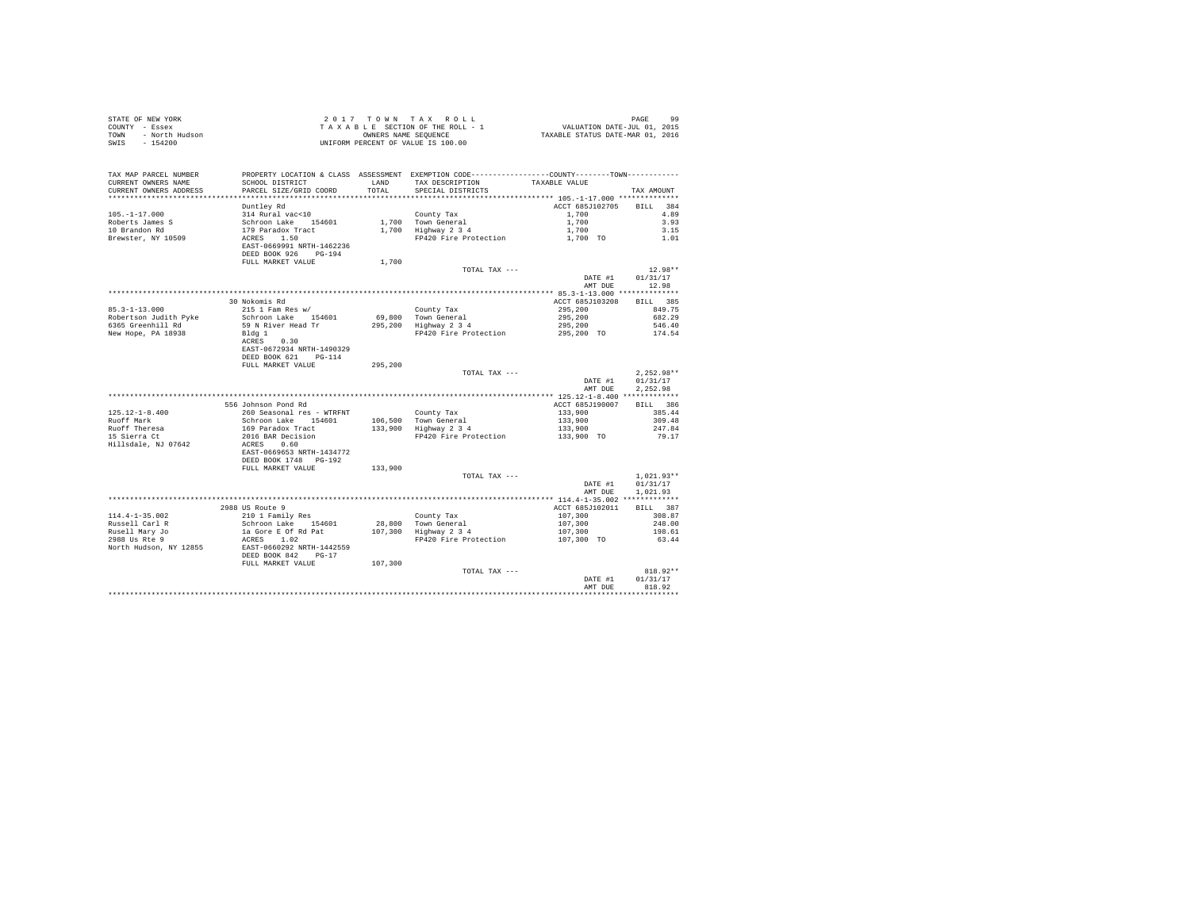STATE OF NEW YORK
COUNTY - Essex
TOWN - North Hudson
SWIS - 154200

2 0 1 7 T O W N T A X R O L L
T A X A B L E SECTION OF THE ROLL - 1
OWNERS NAME SEQUENCE
UNIFORM PERCENT OF VALUE IS 100.00

VALUATION DATE-JUL 01, 2015
TAXABLE STATUS DATE-MAR 01, 2016

| TAX MAP PARCEL NUMBER / CURRENT OWNERS NAME / CURRENT OWNERS ADDRESS | PROPERTY LOCATION & CLASS / SCHOOL DISTRICT / PARCEL SIZE/GRID COORD | ASSESSMENT LAND / TOTAL | EXEMPTION CODE / TAX DESCRIPTION / SPECIAL DISTRICTS | TAXABLE VALUE | TAX AMOUNT |
|---|---|---|---|---|---|
| **105.-1-17.000** | Duntley Rd | | | ACCT 685J102705 | BILL 384 |
| 105.-1-17.000 | 314 Rural vac<10 | | County Tax | 1,700 | 4.89 |
| Roberts James S | Schroon Lake 154601 | 1,700 | Town General | 1,700 | 3.93 |
| 10 Brandon Rd | 179 Paradox Tract | 1,700 | Highway 2 3 4 | 1,700 | 3.15 |
| Brewster, NY 10509 | ACRES 1.50 | | FP420 Fire Protection | 1,700 TO | 1.01 |
| | EAST-0669991 NRTH-1462236 | | | | |
| | DEED BOOK 926 PG-194 | | | | |
| | FULL MARKET VALUE | 1,700 | | | |
| | | | TOTAL TAX --- | | 12.98** |
| | | | | DATE #1 | 01/31/17 |
| | | | | AMT DUE | 12.98 |
| **85.3-1-13.000** | 30 Nokomis Rd | | | ACCT 685J103208 | BILL 385 |
| 85.3-1-13.000 | 215 1 Fam Res w/ | | County Tax | 295,200 | 849.75 |
| Robertson Judith Pyke | Schroon Lake 154601 | 69,800 | Town General | 295,200 | 682.29 |
| 6365 Greenhill Rd | 59 N River Head Tr | 295,200 | Highway 2 3 4 | 295,200 | 546.40 |
| New Hope, PA 18938 | Bldg 1 | | FP420 Fire Protection | 295,200 TO | 174.54 |
| | ACRES 0.30 | | | | |
| | EAST-0672934 NRTH-1490329 | | | | |
| | DEED BOOK 621 PG-114 | | | | |
| | FULL MARKET VALUE | 295,200 | | | |
| | | | TOTAL TAX --- | | 2,252.98** |
| | | | | DATE #1 | 01/31/17 |
| | | | | AMT DUE | 2,252.98 |
| **125.12-1-8.400** | 556 Johnson Pond Rd | | | ACCT 685J190007 | BILL 386 |
| 125.12-1-8.400 | 260 Seasonal res - WTRFNT | | County Tax | 133,900 | 385.44 |
| Ruoff Mark | Schroon Lake 154601 | 106,500 | Town General | 133,900 | 309.48 |
| Ruoff Theresa | 169 Paradox Tract | 133,900 | Highway 2 3 4 | 133,900 | 247.84 |
| 15 Sierra Ct | 2016 BAR Decision | | FP420 Fire Protection | 133,900 TO | 79.17 |
| Hillsdale, NJ 07642 | ACRES 0.60 | | | | |
| | EAST-0669653 NRTH-1434772 | | | | |
| | DEED BOOK 1748 PG-192 | | | | |
| | FULL MARKET VALUE | 133,900 | | | |
| | | | TOTAL TAX --- | | 1,021.93** |
| | | | | DATE #1 | 01/31/17 |
| | | | | AMT DUE | 1,021.93 |
| **114.4-1-35.002** | 2988 US Route 9 | | | ACCT 685J102011 | BILL 387 |
| 114.4-1-35.002 | 210 1 Family Res | | County Tax | 107,300 | 308.87 |
| Russell Carl R | Schroon Lake 154601 | 28,800 | Town General | 107,300 | 248.00 |
| Rusell Mary Jo | 1a Gore E Of Rd Pat | 107,300 | Highway 2 3 4 | 107,300 | 198.61 |
| 2988 Us Rte 9 | ACRES 1.02 | | FP420 Fire Protection | 107,300 TO | 63.44 |
| North Hudson, NY 12855 | EAST-0660292 NRTH-1442559 | | | | |
| | DEED BOOK 842 PG-17 | | | | |
| | FULL MARKET VALUE | 107,300 | | | |
| | | | TOTAL TAX --- | | 818.92** |
| | | | | DATE #1 | 01/31/17 |
| | | | | AMT DUE | 818.92 |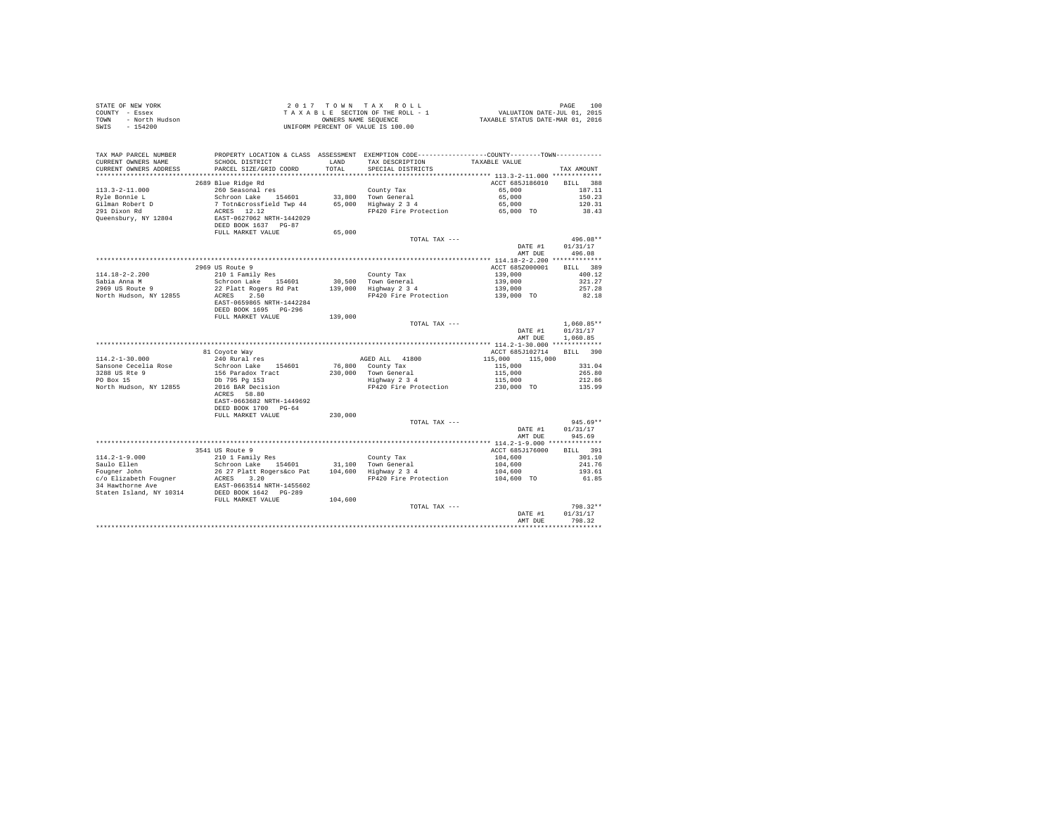STATE OF NEW YORK
COUNTY - Essex
TOWN - North Hudson
SWIS - 154200

2 0 1 7  T O W N  T A X  R O L L
T A X A B L E  SECTION OF THE ROLL - 1
OWNERS NAME SEQUENCE
UNIFORM PERCENT OF VALUE IS 100.00

VALUATION DATE-JUL 01, 2015
TAXABLE STATUS DATE-MAR 01, 2016

| TAX MAP PARCEL NUMBER / CURRENT OWNERS NAME / CURRENT OWNERS ADDRESS | PROPERTY LOCATION & CLASS / SCHOOL DISTRICT / PARCEL SIZE/GRID COORD | ASSESSMENT LAND / TOTAL | EXEMPTION CODE / TAX DESCRIPTION / SPECIAL DISTRICTS | COUNTY / TOWN TAXABLE VALUE | TAX AMOUNT |
|---|---|---|---|---|---|
| 113.3-2-11.000 | 2689 Blue Ridge Rd | | | ACCT 685J186010 | BILL 388 |
| Ryle Bonnie L | 260 Seasonal res | | County Tax | 65,000 | 187.11 |
| Gilman Robert D | Schroon Lake 154601 | 33,800 | Town General | 65,000 | 150.23 |
| 291 Dixon Rd | 7 Totn&crossfield Twp 44 | 65,000 | Highway 2 3 4 | 65,000 | 120.31 |
| Queensbury, NY 12804 | ACRES 12.12 | | FP420 Fire Protection | 65,000 TO | 38.43 |
| | EAST-0627062 NRTH-1442029 | | | | |
| | DEED BOOK 1637 PG-87 | | | | |
| | FULL MARKET VALUE | 65,000 | | | |
| | | | TOTAL TAX --- | | 496.08** |
| | | | | DATE #1 | 01/31/17 |
| | | | | AMT DUE | 496.08 |
| 114.18-2-2.200 | 2969 US Route 9 | | | ACCT 685Z000001 | BILL 389 |
| Sabia Anna M | 210 1 Family Res | | County Tax | 139,000 | 400.12 |
| 2969 US Route 9 | Schroon Lake 154601 | 30,500 | Town General | 139,000 | 321.27 |
| North Hudson, NY 12855 | 22 Platt Rogers Rd Pat | 139,000 | Highway 2 3 4 | 139,000 | 257.28 |
| | ACRES 2.50 | | FP420 Fire Protection | 139,000 TO | 82.18 |
| | EAST-0659865 NRTH-1442284 | | | | |
| | DEED BOOK 1695 PG-296 | | | | |
| | FULL MARKET VALUE | 139,000 | | | |
| | | | TOTAL TAX --- | | 1,060.85** |
| | | | | DATE #1 | 01/31/17 |
| | | | | AMT DUE | 1,060.85 |
| 114.2-1-30.000 | 81 Coyote Way | | | ACCT 685J102714 | BILL 390 |
| Sansone Cecelia Rose | 240 Rural res | | AGED ALL 41800 | 115,000 115,000 | |
| 3288 US Rte 9 | Schroon Lake 154601 | 76,800 | County Tax | 115,000 | 331.04 |
| PO Box 15 | 156 Paradox Tract | 230,000 | Town General | 115,000 | 265.80 |
| North Hudson, NY 12855 | Db 795 Pg 153 | | Highway 2 3 4 | 115,000 | 212.86 |
| | 2016 BAR Decision | | FP420 Fire Protection | 230,000 TO | 135.99 |
| | ACRES 58.80 | | | | |
| | EAST-0663682 NRTH-1449692 | | | | |
| | DEED BOOK 1700 PG-64 | | | | |
| | FULL MARKET VALUE | 230,000 | | | |
| | | | TOTAL TAX --- | | 945.69** |
| | | | | DATE #1 | 01/31/17 |
| | | | | AMT DUE | 945.69 |
| 114.2-1-9.000 | 3541 US Route 9 | | | ACCT 685J176000 | BILL 391 |
| Saulo Ellen | 210 1 Family Res | | County Tax | 104,600 | 301.10 |
| Fougner John | Schroon Lake 154601 | 31,100 | Town General | 104,600 | 241.76 |
| c/o Elizabeth Fougner | 26 27 Platt Rogers&co Pat | 104,600 | Highway 2 3 4 | 104,600 | 193.61 |
| 34 Hawthorne Ave | ACRES 3.20 | | FP420 Fire Protection | 104,600 TO | 61.85 |
| Staten Island, NY 10314 | EAST-0663514 NRTH-1455602 | | | | |
| | DEED BOOK 1642 PG-289 | | | | |
| | FULL MARKET VALUE | 104,600 | | | |
| | | | TOTAL TAX --- | | 798.32** |
| | | | | DATE #1 | 01/31/17 |
| | | | | AMT DUE | 798.32 |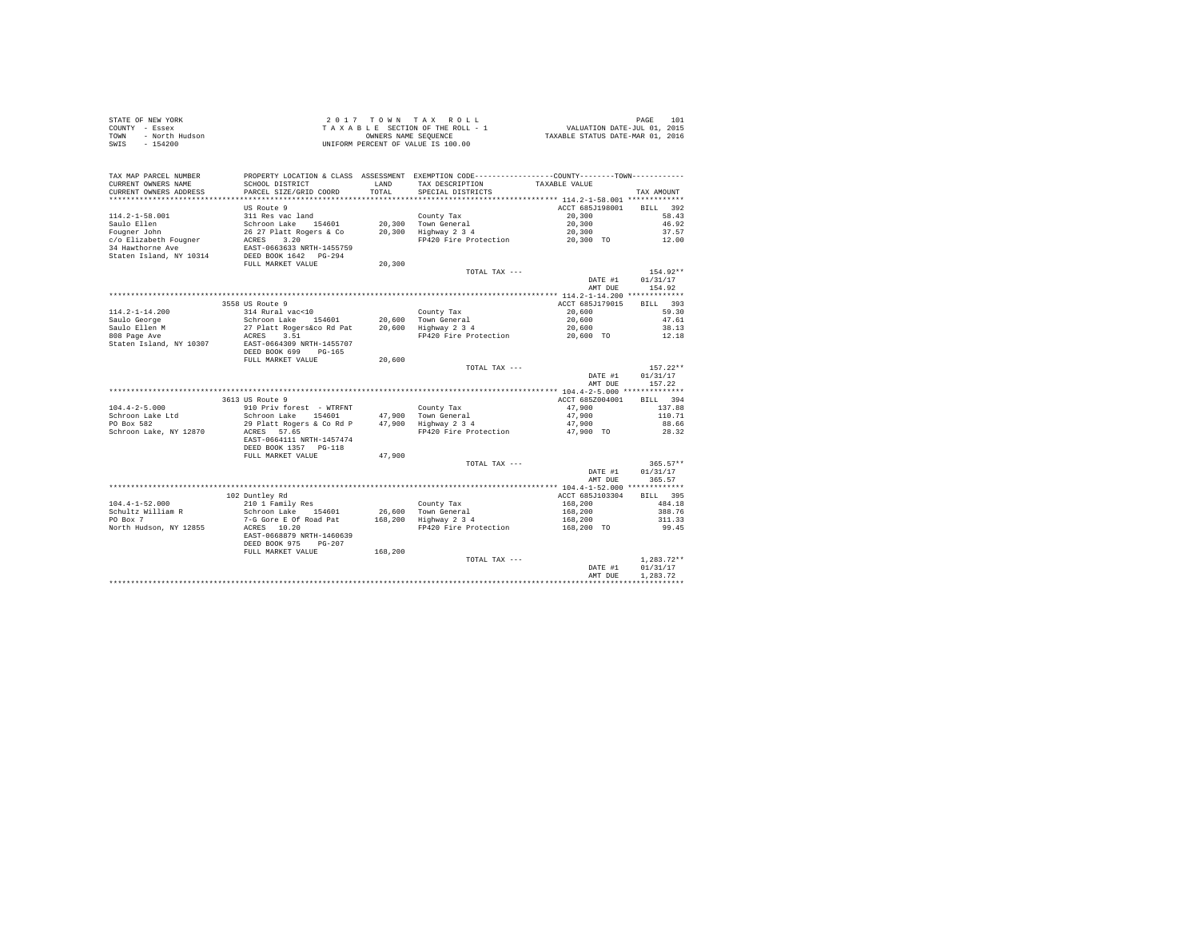STATE OF NEW YORK
COUNTY - Essex
TOWN - North Hudson
SWIS - 154200

2 0 1 7 T O W N T A X R O L L
T A X A B L E SECTION OF THE ROLL - 1
OWNERS NAME SEQUENCE
UNIFORM PERCENT OF VALUE IS 100.00

VALUATION DATE-JUL 01, 2015
TAXABLE STATUS DATE-MAR 01, 2016

| TAX MAP PARCEL NUMBER / CURRENT OWNERS NAME / CURRENT OWNERS ADDRESS | PROPERTY LOCATION & CLASS / SCHOOL DISTRICT / PARCEL SIZE/GRID COORD | ASSESSMENT LAND / TOTAL | EXEMPTION CODE / TAX DESCRIPTION / SPECIAL DISTRICTS | COUNTY / TOWN TAXABLE VALUE | TAX AMOUNT |
|---|---|---|---|---|---|
| **114.2-1-58.001** | US Route 9 | | | ACCT 685J198001 | BILL 392 |
| 114.2-1-58.001 | 311 Res vac land | | County Tax | 20,300 | 58.43 |
| Saulo Ellen | Schroon Lake 154601 | 20,300 | Town General | 20,300 | 46.92 |
| Fougner John | 26 27 Platt Rogers & Co | 20,300 | Highway 2 3 4 | 20,300 | 37.57 |
| c/o Elizabeth Fougner | ACRES 3.20 | | FP420 Fire Protection | 20,300 TO | 12.00 |
| 34 Hawthorne Ave | EAST-0663633 NRTH-1455759 | | | | |
| Staten Island, NY 10314 | DEED BOOK 1642 PG-294 | | | | |
| | FULL MARKET VALUE | 20,300 | | | |
| | | | TOTAL TAX --- | | 154.92** |
| | | | | DATE #1 | 01/31/17 |
| | | | | AMT DUE | 154.92 |
| **114.2-1-14.200** | 3558 US Route 9 | | | ACCT 685J179015 | BILL 393 |
| 114.2-1-14.200 | 314 Rural vac<10 | | County Tax | 20,600 | 59.30 |
| Saulo George | Schroon Lake 154601 | 20,600 | Town General | 20,600 | 47.61 |
| Saulo Ellen M | 27 Platt Rogers&co Rd Pat | 20,600 | Highway 2 3 4 | 20,600 | 38.13 |
| 808 Page Ave | ACRES 3.51 | | FP420 Fire Protection | 20,600 TO | 12.18 |
| Staten Island, NY 10307 | EAST-0664309 NRTH-1455707 | | | | |
| | DEED BOOK 699 PG-165 | | | | |
| | FULL MARKET VALUE | 20,600 | | | |
| | | | TOTAL TAX --- | | 157.22** |
| | | | | DATE #1 | 01/31/17 |
| | | | | AMT DUE | 157.22 |
| **104.4-2-5.000** | 3613 US Route 9 | | | ACCT 685Z004001 | BILL 394 |
| 104.4-2-5.000 | 910 Priv forest - WTRFNT | | County Tax | 47,900 | 137.88 |
| Schroon Lake Ltd | Schroon Lake 154601 | 47,900 | Town General | 47,900 | 110.71 |
| PO Box 582 | 29 Platt Rogers & Co Rd P | 47,900 | Highway 2 3 4 | 47,900 | 88.66 |
| Schroon Lake, NY 12870 | ACRES 57.65 | | FP420 Fire Protection | 47,900 TO | 28.32 |
| | EAST-0664111 NRTH-1457474 | | | | |
| | DEED BOOK 1357 PG-118 | | | | |
| | FULL MARKET VALUE | 47,900 | | | |
| | | | TOTAL TAX --- | | 365.57** |
| | | | | DATE #1 | 01/31/17 |
| | | | | AMT DUE | 365.57 |
| **104.4-1-52.000** | 102 Duntley Rd | | | ACCT 685J103304 | BILL 395 |
| 104.4-1-52.000 | 210 1 Family Res | | County Tax | 168,200 | 484.18 |
| Schultz William R | Schroon Lake 154601 | 26,600 | Town General | 168,200 | 388.76 |
| PO Box 7 | 7-G Gore E Of Road Pat | 168,200 | Highway 2 3 4 | 168,200 | 311.33 |
| North Hudson, NY 12855 | ACRES 10.20 | | FP420 Fire Protection | 168,200 TO | 99.45 |
| | EAST-0668879 NRTH-1460639 | | | | |
| | DEED BOOK 975 PG-207 | | | | |
| | FULL MARKET VALUE | 168,200 | | | |
| | | | TOTAL TAX --- | | 1,283.72** |
| | | | | DATE #1 | 01/31/17 |
| | | | | AMT DUE | 1,283.72 |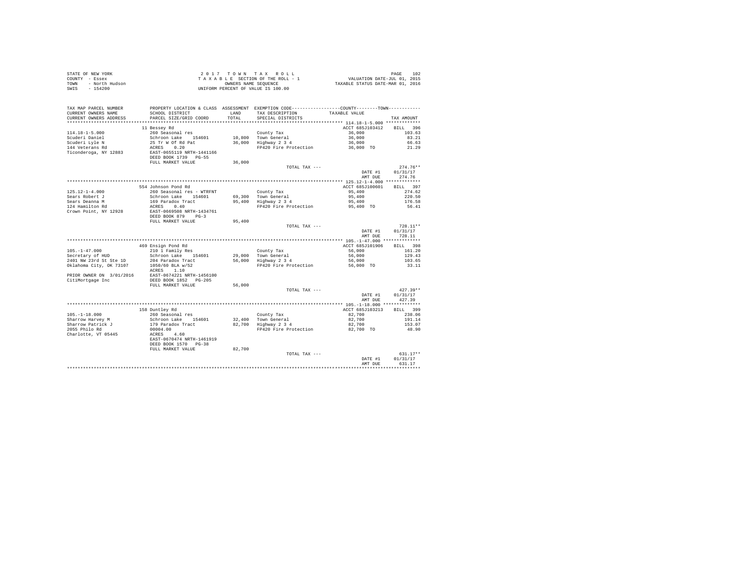STATE OF NEW YORK
COUNTY - Essex
TOWN - North Hudson
SWIS - 154200

2 0 1 7 T O W N T A X R O L L
T A X A B L E SECTION OF THE ROLL - 1
OWNERS NAME SEQUENCE
UNIFORM PERCENT OF VALUE IS 100.00

VALUATION DATE-JUL 01, 2015
TAXABLE STATUS DATE-MAR 01, 2016

| TAX MAP PARCEL NUMBER / CURRENT OWNERS NAME / CURRENT OWNERS ADDRESS | PROPERTY LOCATION & CLASS / SCHOOL DISTRICT / PARCEL SIZE/GRID COORD | ASSESSMENT LAND / TOTAL | EXEMPTION CODE / TAX DESCRIPTION / SPECIAL DISTRICTS | COUNTY / TOWN TAXABLE VALUE | TAX AMOUNT |
|---|---|---|---|---|---|
| 114.18-1-5.000 | 11 Bessey Rd | | | ACCT 685J103412 | BILL 396 |
| Scuderi Daniel | 260 Seasonal res | | County Tax | 36,000 | 103.63 |
| Scuderi Lyle N | Schroon Lake 154601 | 10,800 | Town General | 36,000 | 83.21 |
| 144 Veterans Rd | 25 Tr W Of Rd Pat | 36,000 | Highway 2 3 4 | 36,000 | 66.63 |
| Ticonderoga, NY 12883 | ACRES 0.20 | | FP420 Fire Protection | 36,000 TO | 21.29 |
| | EAST-0655119 NRTH-1441166 | | | | |
| | DEED BOOK 1739 PG-55 | | | | |
| | FULL MARKET VALUE | 36,000 | | | |
| | | | TOTAL TAX --- | | 274.76** |
| | | | | DATE #1 | 01/31/17 |
| | | | | AMT DUE | 274.76 |
| 125.12-1-4.000 | 554 Johnson Pond Rd | | | ACCT 685J100601 | BILL 397 |
| Sears Robert J | 260 Seasonal res - WTRFNT | | County Tax | 95,400 | 274.62 |
| Sears Deanna M | Schroon Lake 154601 | 69,300 | Town General | 95,400 | 220.50 |
| 124 Hamilton Rd | 169 Paradox Tract | 95,400 | Highway 2 3 4 | 95,400 | 176.58 |
| Crown Point, NY 12928 | ACRES 0.40 | | FP420 Fire Protection | 95,400 TO | 56.41 |
| | EAST-0669508 NRTH-1434761 | | | | |
| | DEED BOOK 879 PG-3 | | | | |
| | FULL MARKET VALUE | 95,400 | | | |
| | | | TOTAL TAX --- | | 728.11** |
| | | | | DATE #1 | 01/31/17 |
| | | | | AMT DUE | 728.11 |
| 105.-1-47.000 | 469 Ensign Pond Rd | | | ACCT 685J101906 | BILL 398 |
| Secretary of HUD | 210 1 Family Res | | County Tax | 56,000 | 161.20 |
| 2401 NW 23rd St Ste 1D | Schroon Lake 154601 | 29,000 | Town General | 56,000 | 129.43 |
| Oklahoma City, OK 73107 | 204 Paradox Tract | 56,000 | Highway 2 3 4 | 56,000 | 103.65 |
| | 1050/60 BLA w/52 | | FP420 Fire Protection | 56,000 TO | 33.11 |
| | ACRES 1.10 | | | | |
| PRIOR OWNER ON 3/01/2016 | EAST-0674221 NRTH-1456100 | | | | |
| CitiMortgage Inc | DEED BOOK 1852 PG-205 | | | | |
| | FULL MARKET VALUE | 56,000 | | | |
| | | | TOTAL TAX --- | | 427.39** |
| | | | | DATE #1 | 01/31/17 |
| | | | | AMT DUE | 427.39 |
| 105.-1-18.000 | 158 Duntley Rd | | | ACCT 685J103213 | BILL 399 |
| Sharrow Harvey M | 260 Seasonal res | | County Tax | 82,700 | 238.06 |
| Sharrow Patrick J | Schroon Lake 154601 | 32,400 | Town General | 82,700 | 191.14 |
| 2055 Philo Rd | 179 Paradox Tract | 82,700 | Highway 2 3 4 | 82,700 | 153.07 |
| Charlotte, VT 05445 | 00004.00 | | FP420 Fire Protection | 82,700 TO | 48.90 |
| | ACRES 4.60 | | | | |
| | EAST-0670474 NRTH-1461919 | | | | |
| | DEED BOOK 1570 PG-38 | | | | |
| | FULL MARKET VALUE | 82,700 | | | |
| | | | TOTAL TAX --- | | 631.17** |
| | | | | DATE #1 | 01/31/17 |
| | | | | AMT DUE | 631.17 |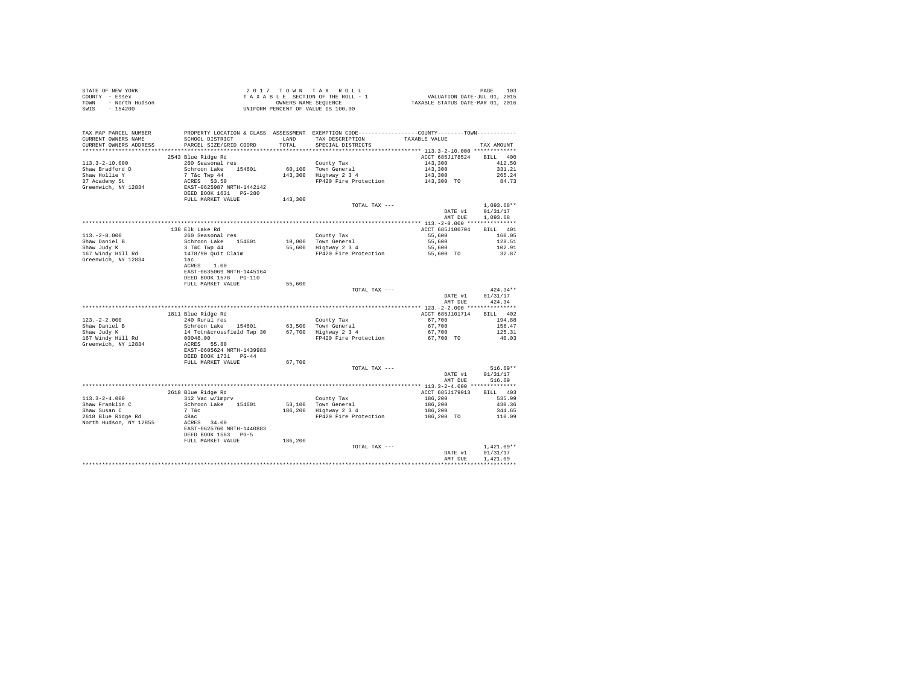STATE OF NEW YORK
COUNTY - Essex
TOWN - North Hudson
SWIS - 154200

2017 TOWN TAX ROLL
TAXABLE SECTION OF THE ROLL - 1
OWNERS NAME SEQUENCE
UNIFORM PERCENT OF VALUE IS 100.00

VALUATION DATE-JUL 01, 2015
TAXABLE STATUS DATE-MAR 01, 2016

| TAX MAP PARCEL NUMBER / CURRENT OWNERS NAME / CURRENT OWNERS ADDRESS | PROPERTY LOCATION & CLASS / SCHOOL DISTRICT / PARCEL SIZE/GRID COORD | ASSESSMENT LAND / TOTAL | EXEMPTION CODE / TAX DESCRIPTION / SPECIAL DISTRICTS | COUNTY--------TOWN / TAXABLE VALUE | TAX AMOUNT |
|---|---|---|---|---|---|
| **113.3-2-10.000** | 2543 Blue Ridge Rd | | | ACCT 685J178524 | BILL 400 |
| 113.3-2-10.000 | 260 Seasonal res | | County Tax | 143,300 | 412.50 |
| Shaw Bradford D | Schroon Lake 154601 | 60,100 | Town General | 143,300 | 331.21 |
| Shaw Hollie Y | 7 T&c Twp 44 | 143,300 | Highway 2 3 4 | 143,300 | 265.24 |
| 37 Academy St | ACRES 53.50 | | FP420 Fire Protection | 143,300 TO | 84.73 |
| Greenwich, NY 12834 | EAST-0625987 NRTH-1442142 | | | | |
| | DEED BOOK 1631 PG-280 | | | | |
| | FULL MARKET VALUE | 143,300 | | | |
| | | | TOTAL TAX --- | | 1,093.68** |
| | | | | DATE #1 | 01/31/17 |
| | | | | AMT DUE | 1,093.68 |
| **113.-2-8.000** | 138 Elk Lake Rd | | | ACCT 685J100704 | BILL 401 |
| 113.-2-8.000 | 260 Seasonal res | | County Tax | 55,600 | 160.05 |
| Shaw Daniel B | Schroon Lake 154601 | 18,000 | Town General | 55,600 | 128.51 |
| Shaw Judy K | 3 T&C Twp 44 | 55,600 | Highway 2 3 4 | 55,600 | 102.91 |
| 167 Windy Hill Rd | 1478/90 Quit Claim | | FP420 Fire Protection | 55,600 TO | 32.87 |
| Greenwich, NY 12834 | 1ac | | | | |
| | ACRES 1.00 | | | | |
| | EAST-0635069 NRTH-1445164 | | | | |
| | DEED BOOK 1578 PG-110 | | | | |
| | FULL MARKET VALUE | 55,600 | | | |
| | | | TOTAL TAX --- | | 424.34** |
| | | | | DATE #1 | 01/31/17 |
| | | | | AMT DUE | 424.34 |
| **123.-2-2.000** | 1811 Blue Ridge Rd | | | ACCT 685J101714 | BILL 402 |
| 123.-2-2.000 | 240 Rural res | | County Tax | 67,700 | 194.88 |
| Shaw Daniel B | Schroon Lake 154601 | 63,500 | Town General | 67,700 | 156.47 |
| Shaw Judy K | 14 Totn&crossfield Twp 30 | 67,700 | Highway 2 3 4 | 67,700 | 125.31 |
| 167 Windy Hill Rd | 00046.00 | | FP420 Fire Protection | 67,700 TO | 40.03 |
| Greenwich, NY 12834 | ACRES 55.80 | | | | |
| | EAST-0605624 NRTH-1439983 | | | | |
| | DEED BOOK 1731 PG-44 | | | | |
| | FULL MARKET VALUE | 67,700 | | | |
| | | | TOTAL TAX --- | | 516.69** |
| | | | | DATE #1 | 01/31/17 |
| | | | | AMT DUE | 516.69 |
| **113.3-2-4.000** | 2618 Blue Ridge Rd | | | ACCT 685J179013 | BILL 403 |
| 113.3-2-4.000 | 312 Vac w/imprv | | County Tax | 186,200 | 535.99 |
| Shaw Franklin C | Schroon Lake 154601 | 53,100 | Town General | 186,200 | 430.36 |
| Shaw Susan C | 7 T&c | 186,200 | Highway 2 3 4 | 186,200 | 344.65 |
| 2618 Blue Ridge Rd | 48ac | | FP420 Fire Protection | 186,200 TO | 110.09 |
| North Hudson, NY 12855 | ACRES 34.00 | | | | |
| | EAST-0625760 NRTH-1440883 | | | | |
| | DEED BOOK 1563 PG-5 | | | | |
| | FULL MARKET VALUE | 186,200 | | | |
| | | | TOTAL TAX --- | | 1,421.09** |
| | | | | DATE #1 | 01/31/17 |
| | | | | AMT DUE | 1,421.09 |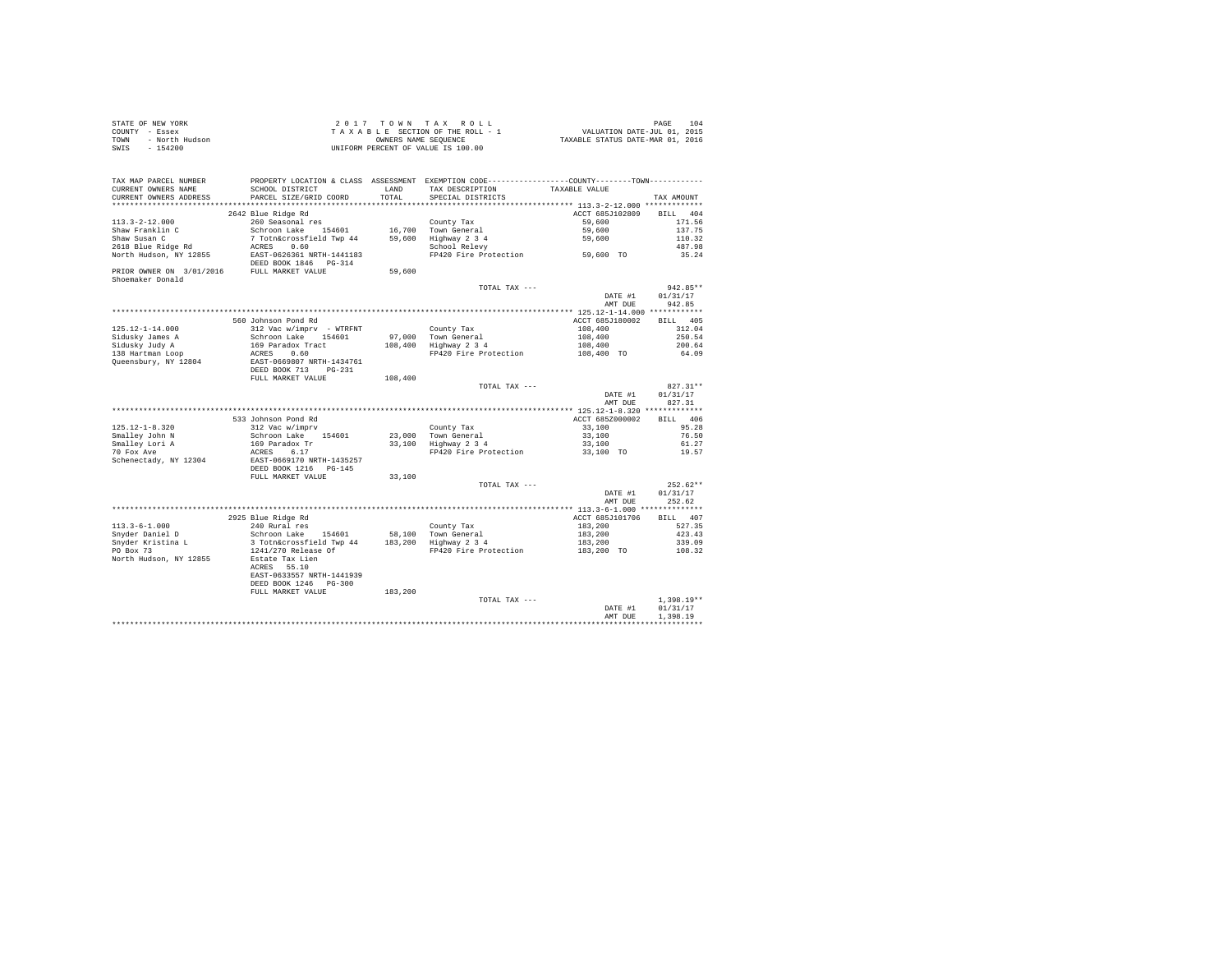STATE OF NEW YORK
COUNTY - Essex
TOWN - North Hudson
SWIS - 154200

2 0 1 7 T O W N T A X R O L L
T A X A B L E SECTION OF THE ROLL - 1
OWNERS NAME SEQUENCE
UNIFORM PERCENT OF VALUE IS 100.00

VALUATION DATE-JUL 01, 2015
TAXABLE STATUS DATE-MAR 01, 2016

```
TAX MAP PARCEL NUMBER          PROPERTY LOCATION & CLASS  ASSESSMENT  EXEMPTION CODE-----------------COUNTY--------TOWN-----------
CURRENT OWNERS NAME            SCHOOL DISTRICT              LAND      TAX DESCRIPTION           TAXABLE VALUE
CURRENT OWNERS ADDRESS         PARCEL SIZE/GRID COORD       TOTAL     SPECIAL DISTRICTS                                    TAX AMOUNT
************************************************************************************************ 113.3-2-12.000 *************
                               2642 Blue Ridge Rd                                                  ACCT 685J102809    BILL  404
113.3-2-12.000                 260 Seasonal res                       County Tax                   59,600                171.56
Shaw Franklin C                Schroon Lake   154601      16,700      Town General                 59,600                137.75
Shaw Susan C                   7 Totn&crossfield Twp 44   59,600      Highway 2 3 4                59,600                110.32
2618 Blue Ridge Rd             ACRES    0.60                          School Relevy                                      487.98
North Hudson, NY 12855         EAST-0626361 NRTH-1441183              FP420 Fire Protection        59,600 TO              35.24
                               DEED BOOK 1846   PG-314
PRIOR OWNER ON 3/01/2016       FULL MARKET VALUE           59,600
Shoemaker Donald
                                                                      TOTAL TAX ---                                      942.85**
                                                                                                   DATE #1            01/31/17
                                                                                                   AMT DUE              942.85
************************************************************************************************ 125.12-1-14.000 ************
                               560 Johnson Pond Rd                                                 ACCT 685J180002    BILL  405
125.12-1-14.000                312 Vac w/imprv  - WTRFNT              County Tax                   108,400               312.04
Sidusky James A                Schroon Lake   154601      97,000      Town General                 108,400               250.54
Sidusky Judy A                 169 Paradox Tract          108,400     Highway 2 3 4                108,400               200.64
138 Hartman Loop               ACRES    0.60                          FP420 Fire Protection        108,400 TO             64.09
Queensbury, NY 12804           EAST-0669807 NRTH-1434761
                               DEED BOOK 713    PG-231
                               FULL MARKET VALUE          108,400
                                                                      TOTAL TAX ---                                      827.31**
                                                                                                   DATE #1            01/31/17
                                                                                                   AMT DUE              827.31
************************************************************************************************ 125.12-1-8.320 *************
                               533 Johnson Pond Rd                                                 ACCT 685Z000002    BILL  406
125.12-1-8.320                 312 Vac w/imprv                        County Tax                   33,100                 95.28
Smalley John N                 Schroon Lake   154601      23,000      Town General                 33,100                 76.50
Smalley Lori A                 169 Paradox Tr             33,100      Highway 2 3 4                33,100                 61.27
70 Fox Ave                     ACRES    6.17                          FP420 Fire Protection        33,100 TO              19.57
Schenectady, NY 12304          EAST-0669170 NRTH-1435257
                               DEED BOOK 1216   PG-145
                               FULL MARKET VALUE           33,100
                                                                      TOTAL TAX ---                                      252.62**
                                                                                                   DATE #1            01/31/17
                                                                                                   AMT DUE              252.62
************************************************************************************************ 113.3-6-1.000 **************
                               2925 Blue Ridge Rd                                                  ACCT 685J101706    BILL  407
113.3-6-1.000                  240 Rural res                          County Tax                   183,200               527.35
Snyder Daniel D                Schroon Lake   154601      58,100      Town General                 183,200               423.43
Snyder Kristina L              3 Totn&crossfield Twp 44   183,200     Highway 2 3 4                183,200               339.09
PO Box 73                      1241/270 Release Of                    FP420 Fire Protection        183,200 TO            108.32
North Hudson, NY 12855         Estate Tax Lien
                               ACRES   55.10
                               EAST-0633557 NRTH-1441939
                               DEED BOOK 1246   PG-300
                               FULL MARKET VALUE          183,200
                                                                      TOTAL TAX ---                                    1,398.19**
                                                                                                   DATE #1            01/31/17
                                                                                                   AMT DUE            1,398.19
********************************************************************************************************************************
```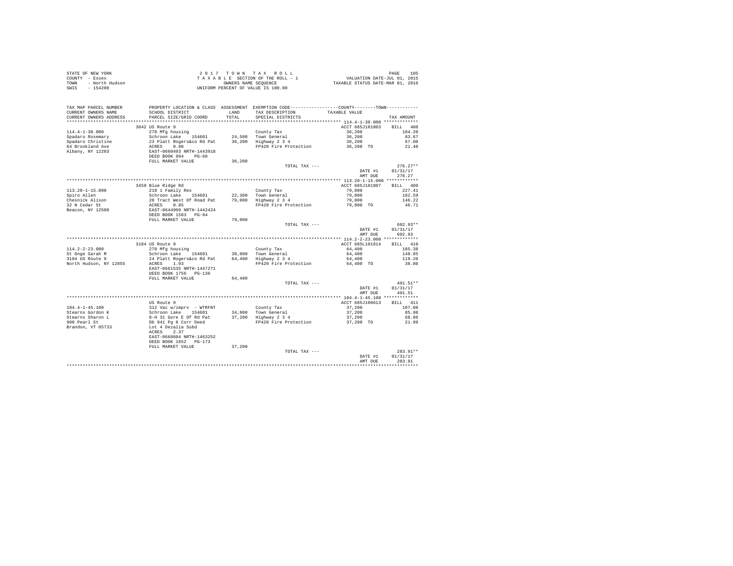STATE OF NEW YORK
COUNTY - Essex
TOWN - North Hudson
SWIS - 154200

2017 TOWN TAX ROLL
TAXABLE SECTION OF THE ROLL - 1
OWNERS NAME SEQUENCE
UNIFORM PERCENT OF VALUE IS 100.00

VALUATION DATE-JUL 01, 2015
TAXABLE STATUS DATE-MAR 01, 2016

| TAX MAP PARCEL NUMBER / CURRENT OWNERS NAME / CURRENT OWNERS ADDRESS | PROPERTY LOCATION & CLASS / SCHOOL DISTRICT / PARCEL SIZE/GRID COORD | ASSESSMENT LAND | TOTAL | EXEMPTION CODE / TAX DESCRIPTION / SPECIAL DISTRICTS | TAXABLE VALUE (COUNTY--------TOWN) | TAX AMOUNT |
|---|---|---|---|---|---|---|
| **114.4-1-30.000** | 3042 US Route 9 | | | | ACCT 685J101803 | BILL 408 |
| 114.4-1-30.000 | 270 Mfg housing | | | County Tax | 36,200 | 104.20 |
| Spadaro Rosemary | Schroon Lake 154601 | 24,500 | | Town General | 36,200 | 83.67 |
| Spadaro Christine | 23 Platt Rogers&co Rd Pat | | 36,200 | Highway 2 3 4 | 36,200 | 67.00 |
| 64 Brookland Ave | ACRES 0.90 | | | FP420 Fire Protection | 36,200 TO | 21.40 |
| Albany, NY 12203 | EAST-0660493 NRTH-1443918 | | | | | |
| | DEED BOOK 994 PG-60 | | | | | |
| | FULL MARKET VALUE | | 36,200 | | | |
| | | | | TOTAL TAX --- | | 276.27** |
| | | | | | DATE #1 | 01/31/17 |
| | | | | | AMT DUE | 276.27 |
| **113.20-1-15.000** | 3459 Blue Ridge Rd | | | | ACCT 685J101807 | BILL 409 |
| 113.20-1-15.000 | 210 1 Family Res | | | County Tax | 79,000 | 227.41 |
| Spiro Allen | Schroon Lake 154601 | 22,300 | | Town General | 79,000 | 182.59 |
| Chesnick Alison | 20 Tract West Of Road Pat | | 79,000 | Highway 2 3 4 | 79,000 | 146.22 |
| 32 N Cedar St | ACRES 0.85 | | | FP420 Fire Protection | 79,000 TO | 46.71 |
| Beacon, NY 12508 | EAST-0644960 NRTH-1442424 | | | | | |
| | DEED BOOK 1583 PG-94 | | | | | |
| | FULL MARKET VALUE | | 79,000 | | | |
| | | | | TOTAL TAX --- | | 602.93** |
| | | | | | DATE #1 | 01/31/17 |
| | | | | | AMT DUE | 602.93 |
| **114.2-2-23.000** | 3184 US Route 9 | | | | ACCT 685L101814 | BILL 410 |
| 114.2-2-23.000 | 270 Mfg housing | | | County Tax | 64,400 | 185.38 |
| St Onge Sarah M | Schroon Lake 154601 | 30,000 | | Town General | 64,400 | 148.85 |
| 3184 US Route 9 | 24 Platt Rogers&co Rd Pat | | 64,400 | Highway 2 3 4 | 64,400 | 119.20 |
| North Hudson, NY 12855 | ACRES 1.93 | | | FP420 Fire Protection | 64,400 TO | 38.08 |
| | EAST-0661535 NRTH-1447271 | | | | | |
| | DEED BOOK 1756 PG-136 | | | | | |
| | FULL MARKET VALUE | | 64,400 | | | |
| | | | | TOTAL TAX --- | | 491.51** |
| | | | | | DATE #1 | 01/31/17 |
| | | | | | AMT DUE | 491.51 |
| **104.4-1-45.100** | US Route 9 | | | | ACCT 685J100613 | BILL 411 |
| 104.4-1-45.100 | 312 Vac w/imprv - WTRFNT | | | County Tax | 37,200 | 107.08 |
| Stearns Gordon K | Schroon Lake 154601 | 34,800 | | Town General | 37,200 | 85.98 |
| Stearns Sharon L | 8-H 31 Gore E Of Rd Pat | | 37,200 | Highway 2 3 4 | 37,200 | 68.86 |
| 900 Pearl St | Db 941 Pg 8 Corr Deed | | | FP420 Fire Protection | 37,200 TO | 21.99 |
| Brandon, VT 05733 | Lot 4 Dezalia Subd | | | | | |
| | ACRES 2.37 | | | | | |
| | EAST-0668604 NRTH-1463252 | | | | | |
| | DEED BOOK 1652 PG-173 | | | | | |
| | FULL MARKET VALUE | | 37,200 | | | |
| | | | | TOTAL TAX --- | | 283.91** |
| | | | | | DATE #1 | 01/31/17 |
| | | | | | AMT DUE | 283.91 |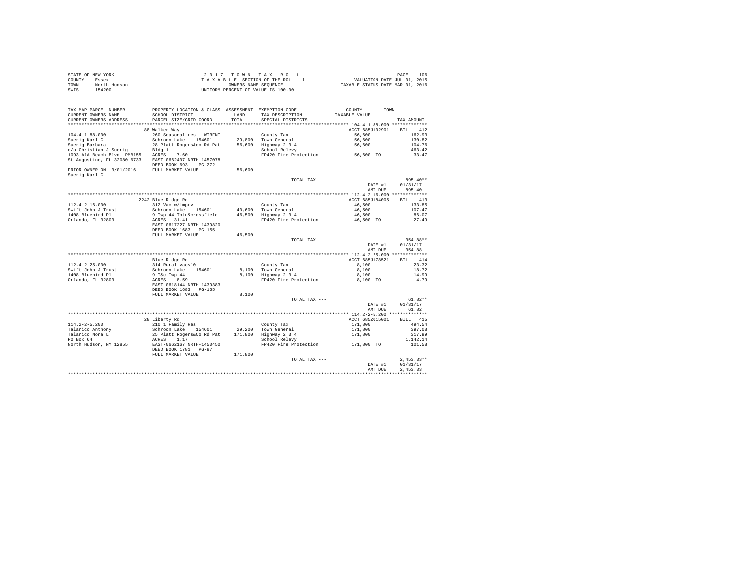STATE OF NEW YORK
COUNTY - Essex
TOWN - North Hudson
SWIS - 154200

2 0 1 7 T O W N T A X R O L L
T A X A B L E SECTION OF THE ROLL - 1
OWNERS NAME SEQUENCE
UNIFORM PERCENT OF VALUE IS 100.00

VALUATION DATE-JUL 01, 2015
TAXABLE STATUS DATE-MAR 01, 2016

| TAX MAP PARCEL NUMBER<br>CURRENT OWNERS NAME<br>CURRENT OWNERS ADDRESS | PROPERTY LOCATION & CLASS<br>SCHOOL DISTRICT<br>PARCEL SIZE/GRID COORD | ASSESSMENT<br>LAND<br>TOTAL | EXEMPTION CODE<br>TAX DESCRIPTION<br>SPECIAL DISTRICTS | COUNTY--------TOWN<br>TAXABLE VALUE | TAX AMOUNT |
|---|---|---|---|---|---|
| | 88 Walker Way | | | ACCT 685J102901 | BILL 412 |
| 104.4-1-88.000 | 260 Seasonal res - WTRFNT | | County Tax | 56,600 | 162.93 |
| Suerig Karl C | Schroon Lake 154601 | 29,800 | Town General | 56,600 | 130.82 |
| Suerig Barbara | 28 Platt Rogers&co Rd Pat | 56,600 | Highway 2 3 4 | 56,600 | 104.76 |
| c/o Christian J Suerig | Bldg 1 | | School Relevy | | 463.42 |
| 1093 A1A Beach Blvd PMB155 | ACRES 7.60 | | FP420 Fire Protection | 56,600 TO | 33.47 |
| St Augustine, FL 32080-6733 | EAST-0662407 NRTH-1457078 | | | | |
| | DEED BOOK 693 PG-272 | | | | |
| PRIOR OWNER ON 3/01/2016 | FULL MARKET VALUE | 56,600 | | | |
| Suerig Karl C | | | | | |
| | | | TOTAL TAX --- | | 895.40** |
| | | | | DATE #1 | 01/31/17 |
| | | | | AMT DUE | 895.40 |
| | 2242 Blue Ridge Rd | | | ACCT 685J184005 | BILL 413 |
| 112.4-2-16.000 | 312 Vac w/imprv | | County Tax | 46,500 | 133.85 |
| Swift John J Trust | Schroon Lake 154601 | 40,600 | Town General | 46,500 | 107.47 |
| 1408 Bluebird Pl | 9 Twp 44 Totn&crossfield | 46,500 | Highway 2 3 4 | 46,500 | 86.07 |
| Orlando, FL 32803 | ACRES 31.41 | | FP420 Fire Protection | 46,500 TO | 27.49 |
| | EAST-0617227 NRTH-1439820 | | | | |
| | DEED BOOK 1683 PG-155 | | | | |
| | FULL MARKET VALUE | 46,500 | | | |
| | | | TOTAL TAX --- | | 354.88** |
| | | | | DATE #1 | 01/31/17 |
| | | | | AMT DUE | 354.88 |
| | Blue Ridge Rd | | | ACCT 685J178521 | BILL 414 |
| 112.4-2-25.000 | 314 Rural vac<10 | | County Tax | 8,100 | 23.32 |
| Swift John J Trust | Schroon Lake 154601 | 8,100 | Town General | 8,100 | 18.72 |
| 1408 Bluebird Pl | 9 T&c Twp 44 | 8,100 | Highway 2 3 4 | 8,100 | 14.99 |
| Orlando, FL 32803 | ACRES 8.59 | | FP420 Fire Protection | 8,100 TO | 4.79 |
| | EAST-0618144 NRTH-1439383 | | | | |
| | DEED BOOK 1683 PG-155 | | | | |
| | FULL MARKET VALUE | 8,100 | | | |
| | | | TOTAL TAX --- | | 61.82** |
| | | | | DATE #1 | 01/31/17 |
| | | | | AMT DUE | 61.82 |
| | 28 Liberty Rd | | | ACCT 685Z015001 | BILL 415 |
| 114.2-2-5.200 | 210 1 Family Res | | County Tax | 171,800 | 494.54 |
| Talarico Anthony | Schroon Lake 154601 | 29,200 | Town General | 171,800 | 397.08 |
| Talarico Nona L | 25 Platt Rogers&Co Rd Pat | 171,800 | Highway 2 3 4 | 171,800 | 317.99 |
| PO Box 64 | ACRES 1.17 | | School Relevy | | 1,142.14 |
| North Hudson, NY 12855 | EAST-0662167 NRTH-1450450 | | FP420 Fire Protection | 171,800 TO | 101.58 |
| | DEED BOOK 1781 PG-87 | | | | |
| | FULL MARKET VALUE | 171,800 | | | |
| | | | TOTAL TAX --- | | 2,453.33** |
| | | | | DATE #1 | 01/31/17 |
| | | | | AMT DUE | 2,453.33 |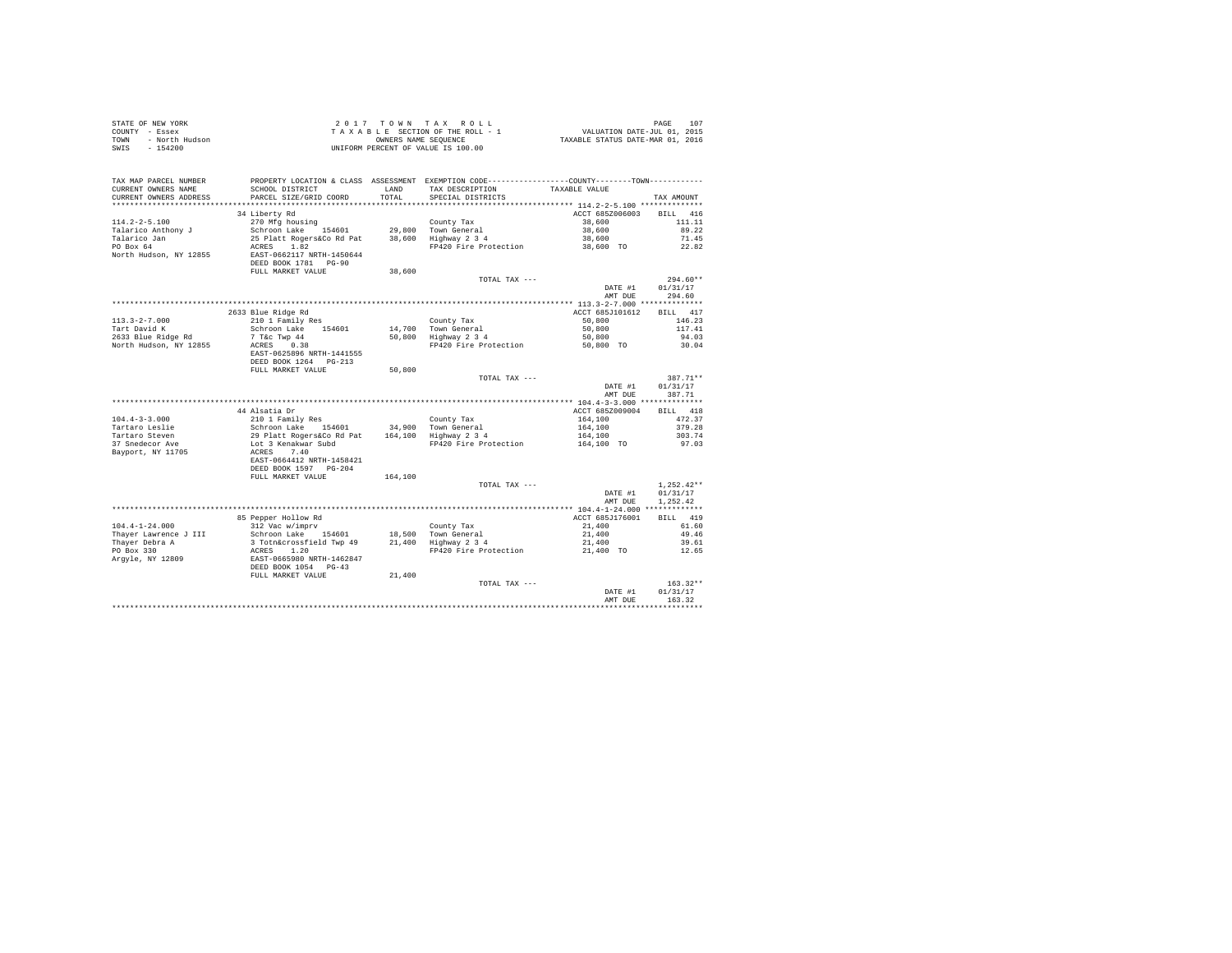STATE OF NEW YORK
COUNTY - Essex
TOWN - North Hudson
SWIS - 154200

2 0 1 7 T O W N T A X R O L L
T A X A B L E SECTION OF THE ROLL - 1
OWNERS NAME SEQUENCE
UNIFORM PERCENT OF VALUE IS 100.00

VALUATION DATE-JUL 01, 2015
TAXABLE STATUS DATE-MAR 01, 2016

| TAX MAP PARCEL NUMBER / CURRENT OWNERS NAME / CURRENT OWNERS ADDRESS | PROPERTY LOCATION & CLASS / SCHOOL DISTRICT / PARCEL SIZE/GRID COORD | ASSESSMENT LAND / TOTAL | EXEMPTION CODE / TAX DESCRIPTION / SPECIAL DISTRICTS | COUNTY / TOWN TAXABLE VALUE | TAX AMOUNT |
|---|---|---|---|---|---|
| 114.2-2-5.100 | 34 Liberty Rd | | | ACCT 685Z006003 | BILL 416 |
| Talarico Anthony J | 270 Mfg housing | | County Tax | 38,600 | 111.11 |
| Talarico Jan | Schroon Lake 154601 | 29,800 | Town General | 38,600 | 89.22 |
| PO Box 64 | 25 Platt Rogers&Co Rd Pat | 38,600 | Highway 2 3 4 | 38,600 | 71.45 |
| North Hudson, NY 12855 | ACRES 1.82 | | FP420 Fire Protection | 38,600 TO | 22.82 |
| | EAST-0662117 NRTH-1450644 | | | | |
| | DEED BOOK 1781 PG-90 | | | | |
| | FULL MARKET VALUE | 38,600 | | | |
| | | | TOTAL TAX --- | | 294.60** |
| | | | | DATE #1 | 01/31/17 |
| | | | | AMT DUE | 294.60 |
| 113.3-2-7.000 | 2633 Blue Ridge Rd | | | ACCT 685J101612 | BILL 417 |
| Tart David K | 210 1 Family Res | | County Tax | 50,800 | 146.23 |
| 2633 Blue Ridge Rd | Schroon Lake 154601 | 14,700 | Town General | 50,800 | 117.41 |
| North Hudson, NY 12855 | 7 T&c Twp 44 | 50,800 | Highway 2 3 4 | 50,800 | 94.03 |
| | ACRES 0.38 | | FP420 Fire Protection | 50,800 TO | 30.04 |
| | EAST-0625896 NRTH-1441555 | | | | |
| | DEED BOOK 1264 PG-213 | | | | |
| | FULL MARKET VALUE | 50,800 | | | |
| | | | TOTAL TAX --- | | 387.71** |
| | | | | DATE #1 | 01/31/17 |
| | | | | AMT DUE | 387.71 |
| 104.4-3-3.000 | 44 Alsatia Dr | | | ACCT 685Z009004 | BILL 418 |
| Tartaro Leslie | 210 1 Family Res | | County Tax | 164,100 | 472.37 |
| Tartaro Steven | Schroon Lake 154601 | 34,900 | Town General | 164,100 | 379.28 |
| 37 Snedecor Ave | 29 Platt Rogers&Co Rd Pat | 164,100 | Highway 2 3 4 | 164,100 | 303.74 |
| Bayport, NY 11705 | Lot 3 Kenakwar Subd | | FP420 Fire Protection | 164,100 TO | 97.03 |
| | ACRES 7.40 | | | | |
| | EAST-0664412 NRTH-1458421 | | | | |
| | DEED BOOK 1597 PG-204 | | | | |
| | FULL MARKET VALUE | 164,100 | | | |
| | | | TOTAL TAX --- | | 1,252.42** |
| | | | | DATE #1 | 01/31/17 |
| | | | | AMT DUE | 1,252.42 |
| 104.4-1-24.000 | 85 Pepper Hollow Rd | | | ACCT 685J176001 | BILL 419 |
| Thayer Lawrence J III | 312 Vac w/imprv | | County Tax | 21,400 | 61.60 |
| Thayer Debra A | Schroon Lake 154601 | 18,500 | Town General | 21,400 | 49.46 |
| PO Box 330 | 3 Totn&crossfield Twp 49 | 21,400 | Highway 2 3 4 | 21,400 | 39.61 |
| Argyle, NY 12809 | ACRES 1.20 | | FP420 Fire Protection | 21,400 TO | 12.65 |
| | EAST-0665980 NRTH-1462847 | | | | |
| | DEED BOOK 1054 PG-43 | | | | |
| | FULL MARKET VALUE | 21,400 | | | |
| | | | TOTAL TAX --- | | 163.32** |
| | | | | DATE #1 | 01/31/17 |
| | | | | AMT DUE | 163.32 |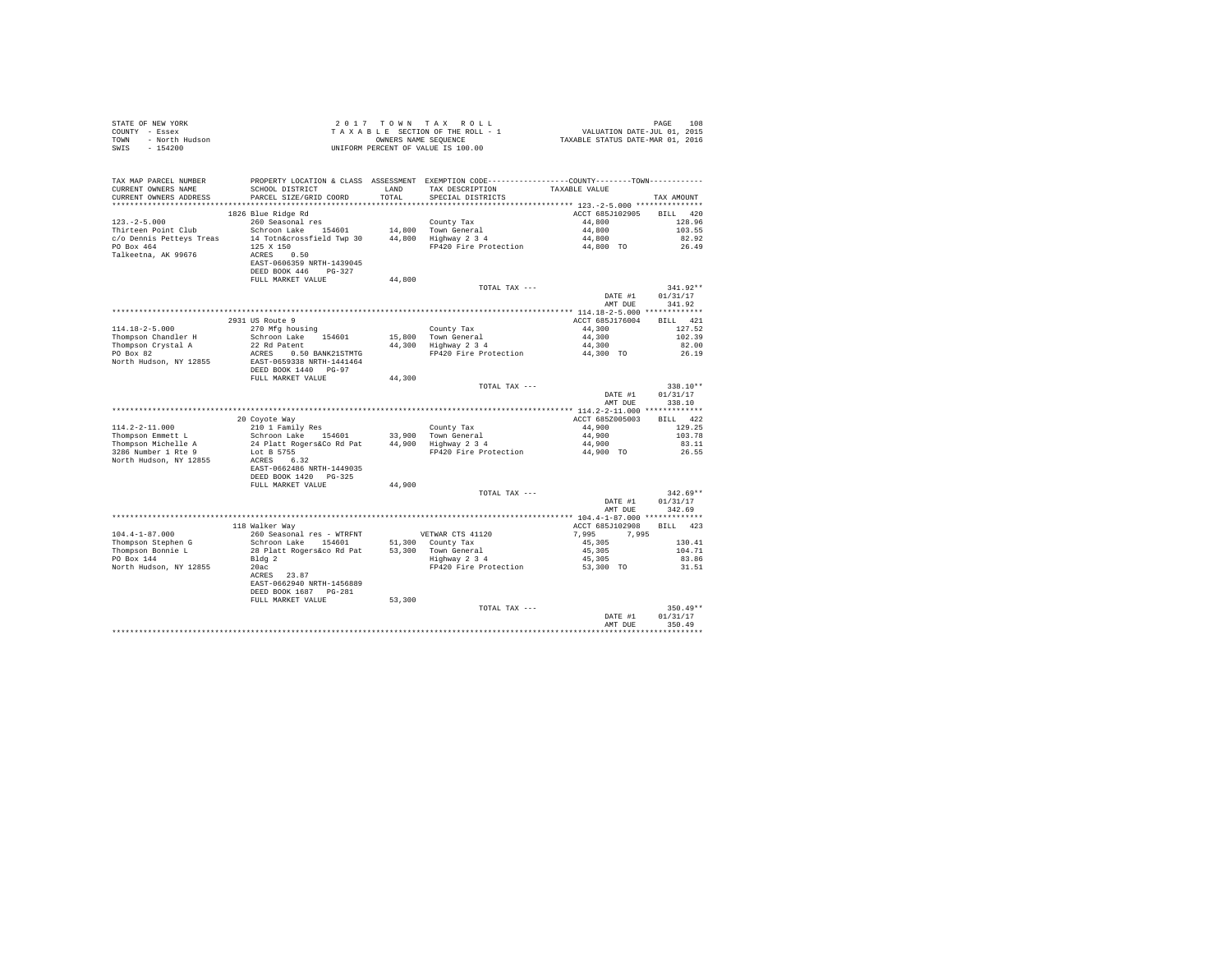STATE OF NEW YORK
COUNTY - Essex
TOWN - North Hudson
SWIS - 154200

2017 TOWN TAX ROLL
TAXABLE SECTION OF THE ROLL - 1
OWNERS NAME SEQUENCE
UNIFORM PERCENT OF VALUE IS 100.00

VALUATION DATE-JUL 01, 2015
TAXABLE STATUS DATE-MAR 01, 2016

| TAX MAP PARCEL NUMBER / CURRENT OWNERS NAME / CURRENT OWNERS ADDRESS | PROPERTY LOCATION & CLASS / SCHOOL DISTRICT / PARCEL SIZE/GRID COORD | ASSESSMENT LAND / TOTAL | EXEMPTION CODE / TAX DESCRIPTION / SPECIAL DISTRICTS | COUNTY / TOWN TAXABLE VALUE | TAX AMOUNT |
|---|---|---|---|---|---|
| **123.-2-5.000** | 1826 Blue Ridge Rd | | | ACCT 685J102905 | BILL 420 |
| 123.-2-5.000 | 260 Seasonal res | | County Tax | 44,800 | 128.96 |
| Thirteen Point Club | Schroon Lake 154601 | 14,800 | Town General | 44,800 | 103.55 |
| c/o Dennis Petteys Treas | 14 Totn&crossfield Twp 30 | 44,800 | Highway 2 3 4 | 44,800 | 82.92 |
| PO Box 464 | 125 X 150 | | FP420 Fire Protection | 44,800 TO | 26.49 |
| Talkeetna, AK 99676 | ACRES 0.50 | | | | |
| | EAST-0606359 NRTH-1439045 | | | | |
| | DEED BOOK 446 PG-327 | | | | |
| | FULL MARKET VALUE | 44,800 | | | |
| | | | TOTAL TAX --- | | 341.92** |
| | | | | DATE #1 | 01/31/17 |
| | | | | AMT DUE | 341.92 |
| **114.18-2-5.000** | 2931 US Route 9 | | | ACCT 685J176004 | BILL 421 |
| 114.18-2-5.000 | 270 Mfg housing | | County Tax | 44,300 | 127.52 |
| Thompson Chandler H | Schroon Lake 154601 | 15,800 | Town General | 44,300 | 102.39 |
| Thompson Crystal A | 22 Rd Patent | 44,300 | Highway 2 3 4 | 44,300 | 82.00 |
| PO Box 82 | ACRES 0.50 BANK21STMTG | | FP420 Fire Protection | 44,300 TO | 26.19 |
| North Hudson, NY 12855 | EAST-0659338 NRTH-1441464 | | | | |
| | DEED BOOK 1440 PG-97 | | | | |
| | FULL MARKET VALUE | 44,300 | | | |
| | | | TOTAL TAX --- | | 338.10** |
| | | | | DATE #1 | 01/31/17 |
| | | | | AMT DUE | 338.10 |
| **114.2-2-11.000** | 20 Coyote Way | | | ACCT 685Z005003 | BILL 422 |
| 114.2-2-11.000 | 210 1 Family Res | | County Tax | 44,900 | 129.25 |
| Thompson Emmett L | Schroon Lake 154601 | 33,900 | Town General | 44,900 | 103.78 |
| Thompson Michelle A | 24 Platt Rogers&Co Rd Pat | 44,900 | Highway 2 3 4 | 44,900 | 83.11 |
| 3286 Number 1 Rte 9 | Lot B 5755 | | FP420 Fire Protection | 44,900 TO | 26.55 |
| North Hudson, NY 12855 | ACRES 6.32 | | | | |
| | EAST-0662486 NRTH-1449035 | | | | |
| | DEED BOOK 1420 PG-325 | | | | |
| | FULL MARKET VALUE | 44,900 | | | |
| | | | TOTAL TAX --- | | 342.69** |
| | | | | DATE #1 | 01/31/17 |
| | | | | AMT DUE | 342.69 |
| **104.4-1-87.000** | 118 Walker Way | | | ACCT 685J102908 | BILL 423 |
| 104.4-1-87.000 | 260 Seasonal res - WTRFNT | | VETWAR CTS 41120 | 7,995 7,995 | |
| Thompson Stephen G | Schroon Lake 154601 | 51,300 | County Tax | 45,305 | 130.41 |
| Thompson Bonnie L | 28 Platt Rogers&co Rd Pat | 53,300 | Town General | 45,305 | 104.71 |
| PO Box 144 | Bldg 2 | | Highway 2 3 4 | 45,305 | 83.86 |
| North Hudson, NY 12855 | 20ac | | FP420 Fire Protection | 53,300 TO | 31.51 |
| | ACRES 23.87 | | | | |
| | EAST-0662940 NRTH-1456889 | | | | |
| | DEED BOOK 1687 PG-281 | | | | |
| | FULL MARKET VALUE | 53,300 | | | |
| | | | TOTAL TAX --- | | 350.49** |
| | | | | DATE #1 | 01/31/17 |
| | | | | AMT DUE | 350.49 |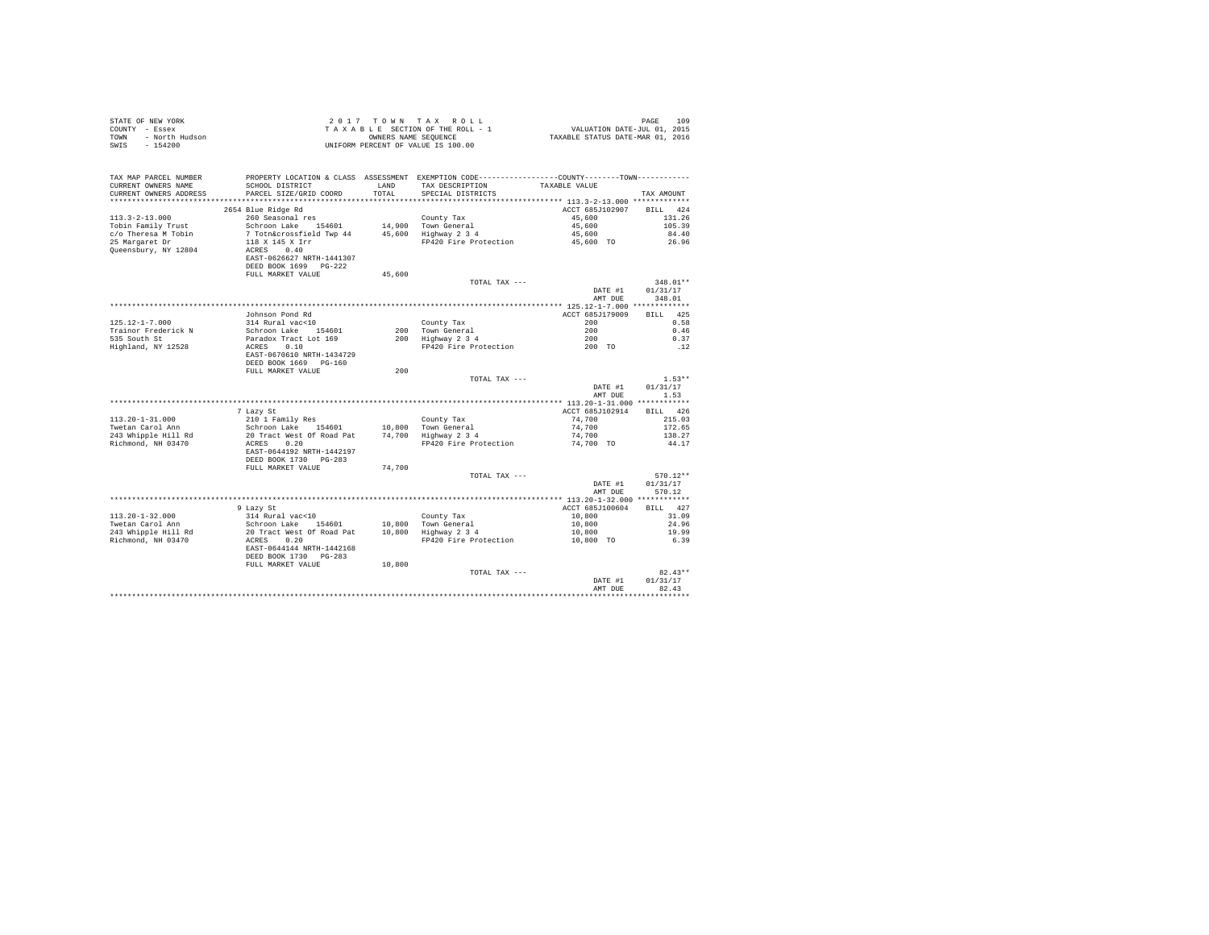STATE OF NEW YORK
COUNTY - Essex
TOWN - North Hudson
SWIS - 154200

2 0 1 7 T O W N T A X R O L L
T A X A B L E SECTION OF THE ROLL - 1
OWNERS NAME SEQUENCE
UNIFORM PERCENT OF VALUE IS 100.00

VALUATION DATE-JUL 01, 2015
TAXABLE STATUS DATE-MAR 01, 2016

| TAX MAP PARCEL NUMBER<br>CURRENT OWNERS NAME<br>CURRENT OWNERS ADDRESS | PROPERTY LOCATION & CLASS<br>SCHOOL DISTRICT<br>PARCEL SIZE/GRID COORD | ASSESSMENT<br>LAND<br>TOTAL | EXEMPTION CODE<br>TAX DESCRIPTION<br>SPECIAL DISTRICTS | COUNTY--------TOWN<br>TAXABLE VALUE | TAX AMOUNT |
|---|---|---|---|---|---|
| ******** 113.3-2-13.000 ******** | | | | | |
| | 2654 Blue Ridge Rd | | | ACCT 685J102907 | BILL 424 |
| 113.3-2-13.000 | 260 Seasonal res | | County Tax | 45,600 | 131.26 |
| Tobin Family Trust | Schroon Lake 154601 | 14,900 | Town General | 45,600 | 105.39 |
| c/o Theresa M Tobin | 7 Totn&crossfield Twp 44 | 45,600 | Highway 2 3 4 | 45,600 | 84.40 |
| 25 Margaret Dr | 118 X 145 X Irr | | FP420 Fire Protection | 45,600 TO | 26.96 |
| Queensbury, NY 12804 | ACRES 0.40 | | | | |
| | EAST-0626627 NRTH-1441307 | | | | |
| | DEED BOOK 1699 PG-222 | | | | |
| | FULL MARKET VALUE | 45,600 | | | |
| | | | TOTAL TAX --- | | 348.01** |
| | | | | DATE #1 | 01/31/17 |
| | | | | AMT DUE | 348.01 |
| ******** 125.12-1-7.000 ******** | | | | | |
| | Johnson Pond Rd | | | ACCT 685J179009 | BILL 425 |
| 125.12-1-7.000 | 314 Rural vac<10 | | County Tax | 200 | 0.58 |
| Trainor Frederick N | Schroon Lake 154601 | 200 | Town General | 200 | 0.46 |
| 535 South St | Paradox Tract Lot 169 | 200 | Highway 2 3 4 | 200 | 0.37 |
| Highland, NY 12528 | ACRES 0.10 | | FP420 Fire Protection | 200 TO | .12 |
| | EAST-0670610 NRTH-1434729 | | | | |
| | DEED BOOK 1669 PG-160 | | | | |
| | FULL MARKET VALUE | 200 | | | |
| | | | TOTAL TAX --- | | 1.53** |
| | | | | DATE #1 | 01/31/17 |
| | | | | AMT DUE | 1.53 |
| ******** 113.20-1-31.000 ******** | | | | | |
| | 7 Lazy St | | | ACCT 685J102914 | BILL 426 |
| 113.20-1-31.000 | 210 1 Family Res | | County Tax | 74,700 | 215.03 |
| Twetan Carol Ann | Schroon Lake 154601 | 10,800 | Town General | 74,700 | 172.65 |
| 243 Whipple Hill Rd | 20 Tract West Of Road Pat | 74,700 | Highway 2 3 4 | 74,700 | 138.27 |
| Richmond, NH 03470 | ACRES 0.20 | | FP420 Fire Protection | 74,700 TO | 44.17 |
| | EAST-0644192 NRTH-1442197 | | | | |
| | DEED BOOK 1730 PG-283 | | | | |
| | FULL MARKET VALUE | 74,700 | | | |
| | | | TOTAL TAX --- | | 570.12** |
| | | | | DATE #1 | 01/31/17 |
| | | | | AMT DUE | 570.12 |
| ******** 113.20-1-32.000 ******** | | | | | |
| | 9 Lazy St | | | ACCT 685J100604 | BILL 427 |
| 113.20-1-32.000 | 314 Rural vac<10 | | County Tax | 10,800 | 31.09 |
| Twetan Carol Ann | Schroon Lake 154601 | 10,800 | Town General | 10,800 | 24.96 |
| 243 Whipple Hill Rd | 20 Tract West Of Road Pat | 10,800 | Highway 2 3 4 | 10,800 | 19.99 |
| Richmond, NH 03470 | ACRES 0.20 | | FP420 Fire Protection | 10,800 TO | 6.39 |
| | EAST-0644144 NRTH-1442168 | | | | |
| | DEED BOOK 1730 PG-283 | | | | |
| | FULL MARKET VALUE | 10,800 | | | |
| | | | TOTAL TAX --- | | 82.43** |
| | | | | DATE #1 | 01/31/17 |
| | | | | AMT DUE | 82.43 |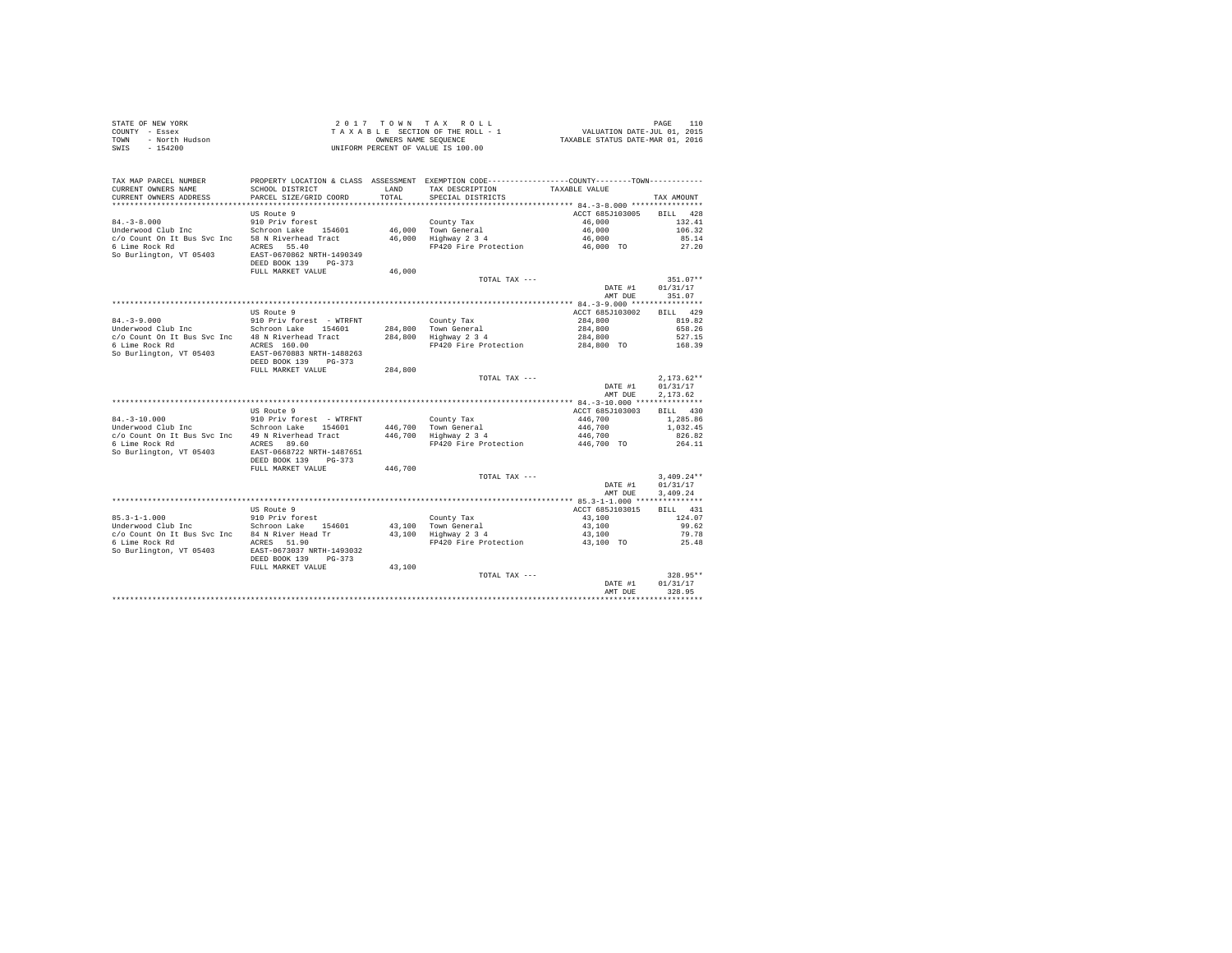STATE OF NEW YORK
COUNTY - Essex
TOWN - North Hudson
SWIS - 154200

2 0 1 7 T O W N T A X R O L L
T A X A B L E SECTION OF THE ROLL - 1
OWNERS NAME SEQUENCE
UNIFORM PERCENT OF VALUE IS 100.00

VALUATION DATE-JUL 01, 2015
TAXABLE STATUS DATE-MAR 01, 2016

| TAX MAP PARCEL NUMBER / CURRENT OWNERS NAME / CURRENT OWNERS ADDRESS | PROPERTY LOCATION & CLASS / SCHOOL DISTRICT / PARCEL SIZE/GRID COORD | ASSESSMENT LAND / TOTAL | EXEMPTION CODE / TAX DESCRIPTION / SPECIAL DISTRICTS | TAXABLE VALUE | TAX AMOUNT |
|---|---|---|---|---|---|
| 84.-3-8.000 | US Route 9 | | | ACCT 685J103005 | BILL 428 |
| | 910 Priv forest | | County Tax | 46,000 | 132.41 |
| Underwood Club Inc | Schroon Lake 154601 | 46,000 | Town General | 46,000 | 106.32 |
| c/o Count On It Bus Svc Inc | 58 N Riverhead Tract | 46,000 | Highway 2 3 4 | 46,000 | 85.14 |
| 6 Lime Rock Rd | ACRES 55.40 | | FP420 Fire Protection | 46,000 TO | 27.20 |
| So Burlington, VT 05403 | EAST-0670862 NRTH-1490349 | | | | |
| | DEED BOOK 139 PG-373 | | | | |
| | FULL MARKET VALUE | 46,000 | | | |
| | | | TOTAL TAX --- | | 351.07** |
| | | | | DATE #1 | 01/31/17 |
| | | | | AMT DUE | 351.07 |
| 84.-3-9.000 | US Route 9 | | | ACCT 685J103002 | BILL 429 |
| | 910 Priv forest - WTRFNT | | County Tax | 284,800 | 819.82 |
| Underwood Club Inc | Schroon Lake 154601 | 284,800 | Town General | 284,800 | 658.26 |
| c/o Count On It Bus Svc Inc | 48 N Riverhead Tract | 284,800 | Highway 2 3 4 | 284,800 | 527.15 |
| 6 Lime Rock Rd | ACRES 160.00 | | FP420 Fire Protection | 284,800 TO | 168.39 |
| So Burlington, VT 05403 | EAST-0670883 NRTH-1488263 | | | | |
| | DEED BOOK 139 PG-373 | | | | |
| | FULL MARKET VALUE | 284,800 | | | |
| | | | TOTAL TAX --- | | 2,173.62** |
| | | | | DATE #1 | 01/31/17 |
| | | | | AMT DUE | 2,173.62 |
| 84.-3-10.000 | US Route 9 | | | ACCT 685J103003 | BILL 430 |
| | 910 Priv forest - WTRFNT | | County Tax | 446,700 | 1,285.86 |
| Underwood Club Inc | Schroon Lake 154601 | 446,700 | Town General | 446,700 | 1,032.45 |
| c/o Count On It Bus Svc Inc | 49 N Riverhead Tract | 446,700 | Highway 2 3 4 | 446,700 | 826.82 |
| 6 Lime Rock Rd | ACRES 89.60 | | FP420 Fire Protection | 446,700 TO | 264.11 |
| So Burlington, VT 05403 | EAST-0668722 NRTH-1487651 | | | | |
| | DEED BOOK 139 PG-373 | | | | |
| | FULL MARKET VALUE | 446,700 | | | |
| | | | TOTAL TAX --- | | 3,409.24** |
| | | | | DATE #1 | 01/31/17 |
| | | | | AMT DUE | 3,409.24 |
| 85.3-1-1.000 | US Route 9 | | | ACCT 685J103015 | BILL 431 |
| | 910 Priv forest | | County Tax | 43,100 | 124.07 |
| Underwood Club Inc | Schroon Lake 154601 | 43,100 | Town General | 43,100 | 99.62 |
| c/o Count On It Bus Svc Inc | 84 N River Head Tr | 43,100 | Highway 2 3 4 | 43,100 | 79.78 |
| 6 Lime Rock Rd | ACRES 51.90 | | FP420 Fire Protection | 43,100 TO | 25.48 |
| So Burlington, VT 05403 | EAST-0673037 NRTH-1493032 | | | | |
| | DEED BOOK 139 PG-373 | | | | |
| | FULL MARKET VALUE | 43,100 | | | |
| | | | TOTAL TAX --- | | 328.95** |
| | | | | DATE #1 | 01/31/17 |
| | | | | AMT DUE | 328.95 |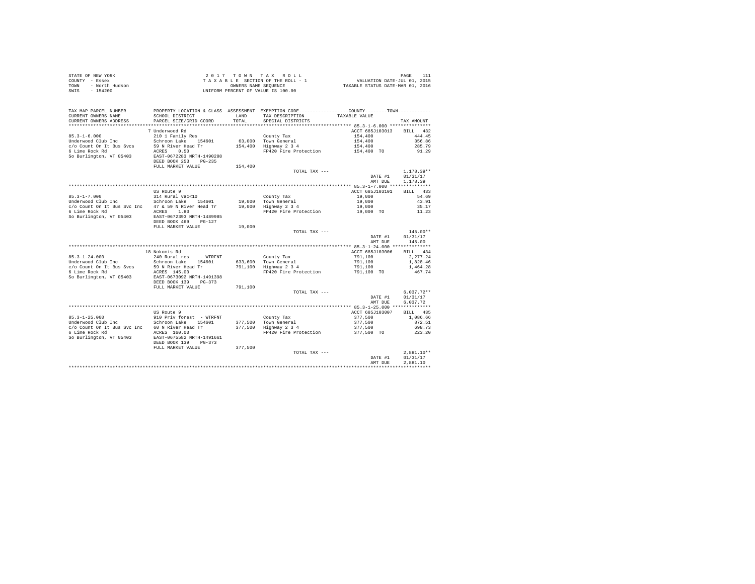STATE OF NEW YORK
COUNTY - Essex
TOWN - North Hudson
SWIS - 154200

2 0 1 7 T O W N T A X R O L L
T A X A B L E SECTION OF THE ROLL - 1
OWNERS NAME SEQUENCE
UNIFORM PERCENT OF VALUE IS 100.00

VALUATION DATE-JUL 01, 2015
TAXABLE STATUS DATE-MAR 01, 2016

| TAX MAP PARCEL NUMBER / CURRENT OWNERS NAME / CURRENT OWNERS ADDRESS | PROPERTY LOCATION & CLASS / SCHOOL DISTRICT / PARCEL SIZE/GRID COORD | ASSESSMENT LAND / TOTAL | EXEMPTION CODE / TAX DESCRIPTION / SPECIAL DISTRICTS | COUNTY / TOWN TAXABLE VALUE | TAX AMOUNT |
|---|---|---|---|---|---|
| **85.3-1-6.000** | 7 Underwood Rd | | | ACCT 685J103013 | BILL 432 |
| 85.3-1-6.000 | 210 1 Family Res | | County Tax | 154,400 | 444.45 |
| Underwood Club Inc | Schroon Lake 154601 | 63,000 | Town General | 154,400 | 356.86 |
| c/o Count On It Bus Svcs | 59 N River Head Tr | 154,400 | Highway 2 3 4 | 154,400 | 285.79 |
| 6 Lime Rock Rd | ACRES 0.50 | | FP420 Fire Protection | 154,400 TO | 91.29 |
| So Burlington, VT 05403 | EAST-0672283 NRTH-1490208 | | | | |
| | DEED BOOK 253 PG-235 | | | | |
| | FULL MARKET VALUE | 154,400 | | | |
| | | | TOTAL TAX --- | | 1,178.39** |
| | | | | DATE #1 | 01/31/17 |
| | | | | AMT DUE | 1,178.39 |
| **85.3-1-7.000** | US Route 9 | | | ACCT 685J103101 | BILL 433 |
| 85.3-1-7.000 | 314 Rural vac<10 | | County Tax | 19,000 | 54.69 |
| Underwood Club Inc | Schroon Lake 154601 | 19,000 | Town General | 19,000 | 43.91 |
| c/o Count On It Bus Svc Inc | 47 & 59 N River Head Tr | 19,000 | Highway 2 3 4 | 19,000 | 35.17 |
| 6 Lime Rock Rd | ACRES 1.80 | | FP420 Fire Protection | 19,000 TO | 11.23 |
| So Burlington, VT 05403 | EAST-0672393 NRTH-1489985 | | | | |
| | DEED BOOK 469 PG-127 | | | | |
| | FULL MARKET VALUE | 19,000 | | | |
| | | | TOTAL TAX --- | | 145.00** |
| | | | | DATE #1 | 01/31/17 |
| | | | | AMT DUE | 145.00 |
| **85.3-1-24.000** | 18 Nokomis Rd | | | ACCT 685J103006 | BILL 434 |
| 85.3-1-24.000 | 240 Rural res - WTRFNT | | County Tax | 791,100 | 2,277.24 |
| Underwood Club Inc | Schroon Lake 154601 | 633,600 | Town General | 791,100 | 1,828.46 |
| c/o Count On It Bus Svcs | 59 N River Head Tr | 791,100 | Highway 2 3 4 | 791,100 | 1,464.28 |
| 6 Lime Rock Rd | ACRES 145.00 | | FP420 Fire Protection | 791,100 TO | 467.74 |
| So Burlington, VT 05403 | EAST-0673092 NRTH-1491398 | | | | |
| | DEED BOOK 139 PG-373 | | | | |
| | FULL MARKET VALUE | 791,100 | | | |
| | | | TOTAL TAX --- | | 6,037.72** |
| | | | | DATE #1 | 01/31/17 |
| | | | | AMT DUE | 6,037.72 |
| **85.3-1-25.000** | US Route 9 | | | ACCT 685J103007 | BILL 435 |
| 85.3-1-25.000 | 910 Priv forest - WTRFNT | | County Tax | 377,500 | 1,086.66 |
| Underwood Club Inc | Schroon Lake 154601 | 377,500 | Town General | 377,500 | 872.51 |
| c/o Count On It Bus Svc Inc | 60 N River Head Tr | 377,500 | Highway 2 3 4 | 377,500 | 698.73 |
| 6 Lime Rock Rd | ACRES 160.00 | | FP420 Fire Protection | 377,500 TO | 223.20 |
| So Burlington, VT 05403 | EAST-0675582 NRTH-1491661 | | | | |
| | DEED BOOK 139 PG-373 | | | | |
| | FULL MARKET VALUE | 377,500 | | | |
| | | | TOTAL TAX --- | | 2,881.10** |
| | | | | DATE #1 | 01/31/17 |
| | | | | AMT DUE | 2,881.10 |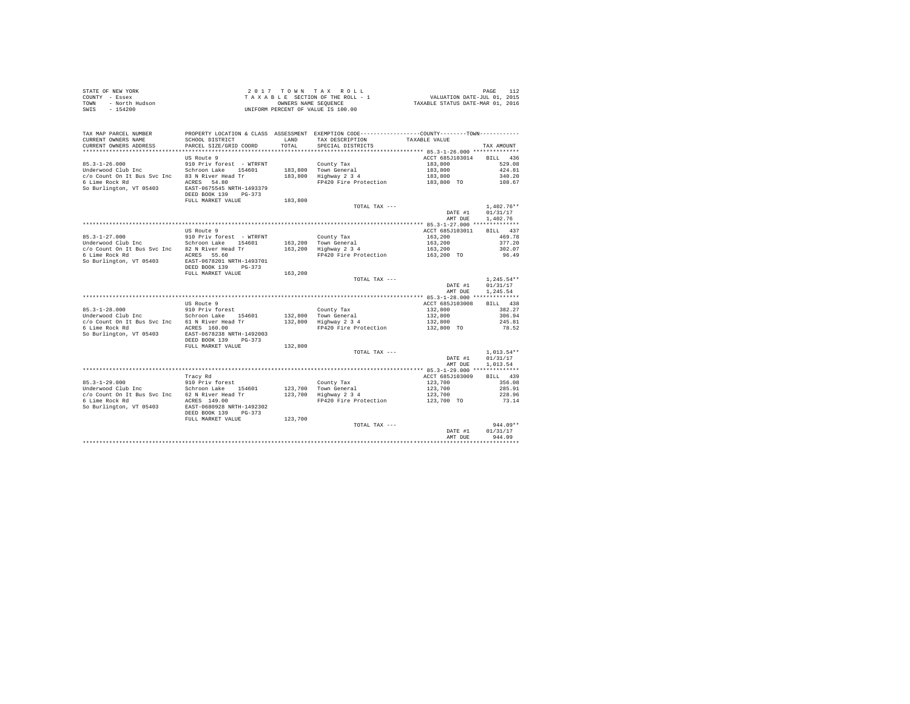STATE OF NEW YORK
COUNTY - Essex
TOWN - North Hudson
SWIS - 154200

2017 TOWN TAX ROLL
TAXABLE SECTION OF THE ROLL - 1
OWNERS NAME SEQUENCE
UNIFORM PERCENT OF VALUE IS 100.00

VALUATION DATE-JUL 01, 2015
TAXABLE STATUS DATE-MAR 01, 2016

| TAX MAP PARCEL NUMBER / CURRENT OWNERS NAME / CURRENT OWNERS ADDRESS | PROPERTY LOCATION & CLASS / SCHOOL DISTRICT / PARCEL SIZE/GRID COORD | ASSESSMENT LAND / TOTAL | EXEMPTION CODE / TAX DESCRIPTION / SPECIAL DISTRICTS | COUNTY/TOWN TAXABLE VALUE | TAX AMOUNT |
|---|---|---|---|---|---|
| 85.3-1-26.000 | US Route 9 | | | ACCT 685J103014 | BILL 436 |
| 85.3-1-26.000 | 910 Priv forest - WTRFNT | | County Tax | 183,800 | 529.08 |
| Underwood Club Inc | Schroon Lake 154601 | 183,800 | Town General | 183,800 | 424.81 |
| c/o Count On It Bus Svc Inc | 83 N River Head Tr | 183,800 | Highway 2 3 4 | 183,800 | 340.20 |
| 6 Lime Rock Rd | ACRES 54.80 | | FP420 Fire Protection | 183,800 TO | 108.67 |
| So Burlington, VT 05403 | EAST-0675545 NRTH-1493379 | | | | |
| | DEED BOOK 139 PG-373 | | | | |
| | FULL MARKET VALUE | 183,800 | | | |
| | | | TOTAL TAX --- | | 1,402.76** |
| | | | | DATE #1 | 01/31/17 |
| | | | | AMT DUE | 1,402.76 |
| 85.3-1-27.000 | US Route 9 | | | ACCT 685J103011 | BILL 437 |
| 85.3-1-27.000 | 910 Priv forest - WTRFNT | | County Tax | 163,200 | 469.78 |
| Underwood Club Inc | Schroon Lake 154601 | 163,200 | Town General | 163,200 | 377.20 |
| c/o Count On It Bus Svc Inc | 82 N River Head Tr | 163,200 | Highway 2 3 4 | 163,200 | 302.07 |
| 6 Lime Rock Rd | ACRES 55.60 | | FP420 Fire Protection | 163,200 TO | 96.49 |
| So Burlington, VT 05403 | EAST-0678201 NRTH-1493701 | | | | |
| | DEED BOOK 139 PG-373 | | | | |
| | FULL MARKET VALUE | 163,200 | | | |
| | | | TOTAL TAX --- | | 1,245.54** |
| | | | | DATE #1 | 01/31/17 |
| | | | | AMT DUE | 1,245.54 |
| 85.3-1-28.000 | US Route 9 | | | ACCT 685J103008 | BILL 438 |
| 85.3-1-28.000 | 910 Priv forest | | County Tax | 132,800 | 382.27 |
| Underwood Club Inc | Schroon Lake 154601 | 132,800 | Town General | 132,800 | 306.94 |
| c/o Count On It Bus Svc Inc | 61 N River Head Tr | 132,800 | Highway 2 3 4 | 132,800 | 245.81 |
| 6 Lime Rock Rd | ACRES 160.00 | | FP420 Fire Protection | 132,800 TO | 78.52 |
| So Burlington, VT 05403 | EAST-0678238 NRTH-1492003 | | | | |
| | DEED BOOK 139 PG-373 | | | | |
| | FULL MARKET VALUE | 132,800 | | | |
| | | | TOTAL TAX --- | | 1,013.54** |
| | | | | DATE #1 | 01/31/17 |
| | | | | AMT DUE | 1,013.54 |
| 85.3-1-29.000 | Tracy Rd | | | ACCT 685J103009 | BILL 439 |
| 85.3-1-29.000 | 910 Priv forest | | County Tax | 123,700 | 356.08 |
| Underwood Club Inc | Schroon Lake 154601 | 123,700 | Town General | 123,700 | 285.91 |
| c/o Count On It Bus Svc Inc | 62 N River Head Tr | 123,700 | Highway 2 3 4 | 123,700 | 228.96 |
| 6 Lime Rock Rd | ACRES 149.00 | | FP420 Fire Protection | 123,700 TO | 73.14 |
| So Burlington, VT 05403 | EAST-0680928 NRTH-1492302 | | | | |
| | DEED BOOK 139 PG-373 | | | | |
| | FULL MARKET VALUE | 123,700 | | | |
| | | | TOTAL TAX --- | | 944.09** |
| | | | | DATE #1 | 01/31/17 |
| | | | | AMT DUE | 944.09 |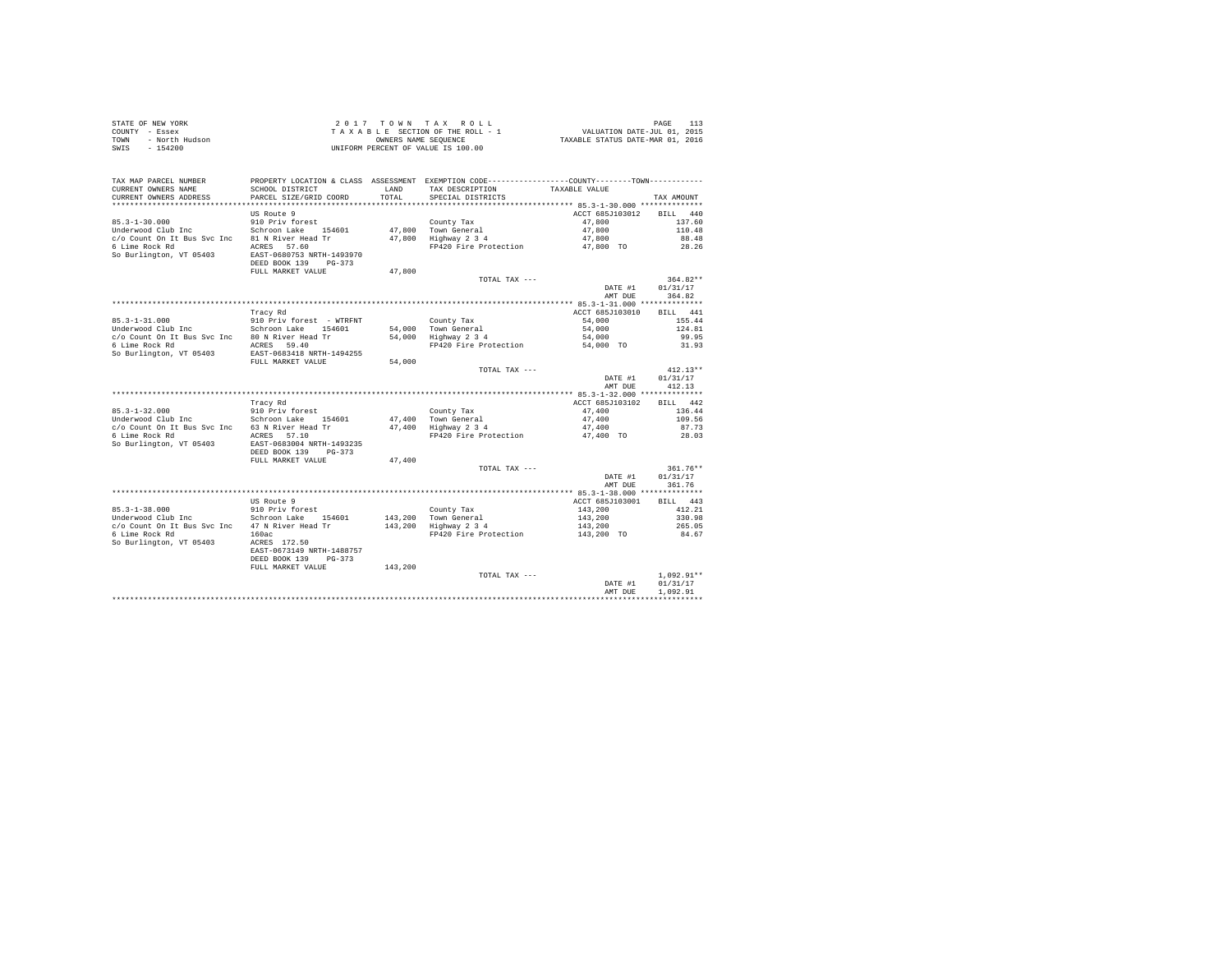STATE OF NEW YORK
COUNTY - Essex
TOWN - North Hudson
SWIS - 154200

2 0 1 7 T O W N T A X R O L L
T A X A B L E SECTION OF THE ROLL - 1
OWNERS NAME SEQUENCE
UNIFORM PERCENT OF VALUE IS 100.00

VALUATION DATE-JUL 01, 2015
TAXABLE STATUS DATE-MAR 01, 2016

| TAX MAP PARCEL NUMBER / CURRENT OWNERS NAME / CURRENT OWNERS ADDRESS | PROPERTY LOCATION & CLASS / SCHOOL DISTRICT / PARCEL SIZE/GRID COORD | ASSESSMENT LAND / TOTAL | EXEMPTION CODE / TAX DESCRIPTION / SPECIAL DISTRICTS | COUNTY/TOWN TAXABLE VALUE | TAX AMOUNT |
|---|---|---|---|---|---|
| **85.3-1-30.000** | US Route 9 | | | ACCT 685J103012 | BILL 440 |
| 85.3-1-30.000 | 910 Priv forest | | County Tax | 47,800 | 137.60 |
| Underwood Club Inc | Schroon Lake 154601 | 47,800 | Town General | 47,800 | 110.48 |
| c/o Count On It Bus Svc Inc | 81 N River Head Tr | 47,800 | Highway 2 3 4 | 47,800 | 88.48 |
| 6 Lime Rock Rd | ACRES 57.60 | | FP420 Fire Protection | 47,800 TO | 28.26 |
| So Burlington, VT 05403 | EAST-0680753 NRTH-1493970 | | | | |
| | DEED BOOK 139 PG-373 | | | | |
| | FULL MARKET VALUE | 47,800 | | | |
| | | | TOTAL TAX --- | | 364.82** |
| | | | | DATE #1 | 01/31/17 |
| | | | | AMT DUE | 364.82 |
| **85.3-1-31.000** | Tracy Rd | | | ACCT 685J103010 | BILL 441 |
| 85.3-1-31.000 | 910 Priv forest - WTRFNT | | County Tax | 54,000 | 155.44 |
| Underwood Club Inc | Schroon Lake 154601 | 54,000 | Town General | 54,000 | 124.81 |
| c/o Count On It Bus Svc Inc | 80 N River Head Tr | 54,000 | Highway 2 3 4 | 54,000 | 99.95 |
| 6 Lime Rock Rd | ACRES 59.40 | | FP420 Fire Protection | 54,000 TO | 31.93 |
| So Burlington, VT 05403 | EAST-0683418 NRTH-1494255 | | | | |
| | FULL MARKET VALUE | 54,000 | | | |
| | | | TOTAL TAX --- | | 412.13** |
| | | | | DATE #1 | 01/31/17 |
| | | | | AMT DUE | 412.13 |
| **85.3-1-32.000** | Tracy Rd | | | ACCT 685J103102 | BILL 442 |
| 85.3-1-32.000 | 910 Priv forest | | County Tax | 47,400 | 136.44 |
| Underwood Club Inc | Schroon Lake 154601 | 47,400 | Town General | 47,400 | 109.56 |
| c/o Count On It Bus Svc Inc | 63 N River Head Tr | 47,400 | Highway 2 3 4 | 47,400 | 87.73 |
| 6 Lime Rock Rd | ACRES 57.10 | | FP420 Fire Protection | 47,400 TO | 28.03 |
| So Burlington, VT 05403 | EAST-0683004 NRTH-1493235 | | | | |
| | DEED BOOK 139 PG-373 | | | | |
| | FULL MARKET VALUE | 47,400 | | | |
| | | | TOTAL TAX --- | | 361.76** |
| | | | | DATE #1 | 01/31/17 |
| | | | | AMT DUE | 361.76 |
| **85.3-1-38.000** | US Route 9 | | | ACCT 685J103001 | BILL 443 |
| 85.3-1-38.000 | 910 Priv forest | | County Tax | 143,200 | 412.21 |
| Underwood Club Inc | Schroon Lake 154601 | 143,200 | Town General | 143,200 | 330.98 |
| c/o Count On It Bus Svc Inc | 47 N River Head Tr | 143,200 | Highway 2 3 4 | 143,200 | 265.05 |
| 6 Lime Rock Rd | 160ac | | FP420 Fire Protection | 143,200 TO | 84.67 |
| So Burlington, VT 05403 | ACRES 172.50 | | | | |
| | EAST-0673149 NRTH-1488757 | | | | |
| | DEED BOOK 139 PG-373 | | | | |
| | FULL MARKET VALUE | 143,200 | | | |
| | | | TOTAL TAX --- | | 1,092.91** |
| | | | | DATE #1 | 01/31/17 |
| | | | | AMT DUE | 1,092.91 |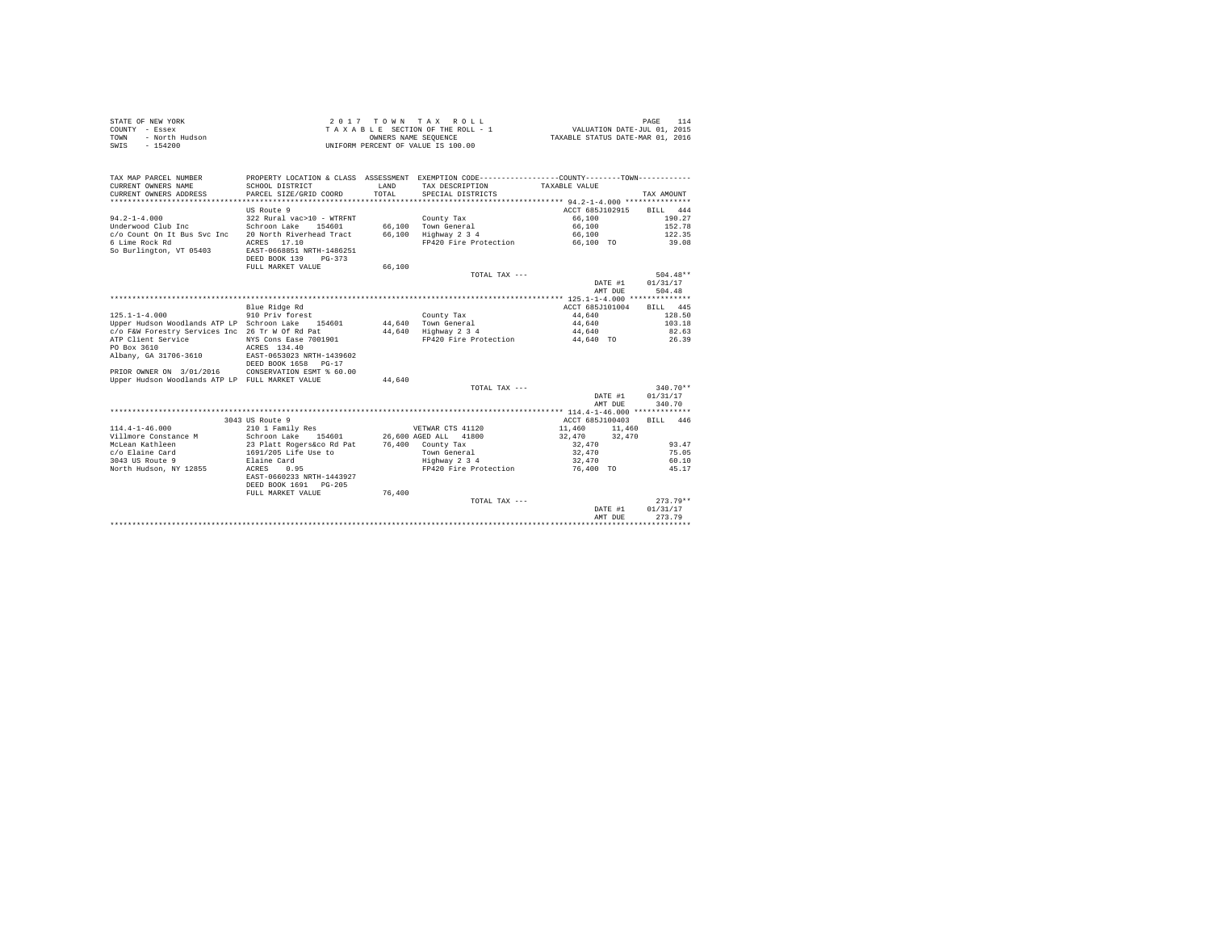STATE OF NEW YORK
COUNTY - Essex
TOWN - North Hudson
SWIS - 154200

2017 TOWN TAX ROLL
TAXABLE SECTION OF THE ROLL - 1
OWNERS NAME SEQUENCE
UNIFORM PERCENT OF VALUE IS 100.00

VALUATION DATE-JUL 01, 2015
TAXABLE STATUS DATE-MAR 01, 2016

| TAX MAP PARCEL NUMBER / CURRENT OWNERS NAME / CURRENT OWNERS ADDRESS | PROPERTY LOCATION & CLASS / SCHOOL DISTRICT / PARCEL SIZE/GRID COORD | ASSESSMENT LAND / TOTAL | EXEMPTION CODE / TAX DESCRIPTION / SPECIAL DISTRICTS | COUNTY / TOWN TAXABLE VALUE | TAX AMOUNT |
|---|---|---|---|---|---|
| **94.2-1-4.000** | US Route 9 | | | ACCT 685J102915 | BILL 444 |
| 94.2-1-4.000 | 322 Rural vac>10 - WTRFNT | | County Tax | 66,100 | 190.27 |
| Underwood Club Inc | Schroon Lake 154601 | 66,100 | Town General | 66,100 | 152.78 |
| c/o Count On It Bus Svc Inc | 20 North Riverhead Tract | 66,100 | Highway 2 3 4 | 66,100 | 122.35 |
| 6 Lime Rock Rd | ACRES 17.10 | | FP420 Fire Protection | 66,100 TO | 39.08 |
| So Burlington, VT 05403 | EAST-0668851 NRTH-1486251 | | | | |
| | DEED BOOK 139 PG-373 | | | | |
| | FULL MARKET VALUE | 66,100 | | | |
| | | | TOTAL TAX --- | | 504.48** |
| | | | | DATE #1 | 01/31/17 |
| | | | | AMT DUE | 504.48 |
| **125.1-1-4.000** | Blue Ridge Rd | | | ACCT 685J101004 | BILL 445 |
| 125.1-1-4.000 | 910 Priv forest | | County Tax | 44,640 | 128.50 |
| Upper Hudson Woodlands ATP LP | Schroon Lake 154601 | 44,640 | Town General | 44,640 | 103.18 |
| c/o F&W Forestry Services Inc | 26 Tr W Of Rd Pat | 44,640 | Highway 2 3 4 | 44,640 | 82.63 |
| ATP Client Service | NYS Cons Ease 7001901 | | FP420 Fire Protection | 44,640 TO | 26.39 |
| PO Box 3610 | ACRES 134.40 | | | | |
| Albany, GA 31706-3610 | EAST-0653023 NRTH-1439602 | | | | |
| | DEED BOOK 1658 PG-17 | | | | |
| PRIOR OWNER ON 3/01/2016 | CONSERVATION ESMT % 60.00 | | | | |
| Upper Hudson Woodlands ATP LP | FULL MARKET VALUE | 44,640 | | | |
| | | | TOTAL TAX --- | | 340.70** |
| | | | | DATE #1 | 01/31/17 |
| | | | | AMT DUE | 340.70 |
| **114.4-1-46.000** | 3043 US Route 9 | | | ACCT 685J100403 | BILL 446 |
| 114.4-1-46.000 | 210 1 Family Res | | VETWAR CTS 41120 | 11,460 11,460 | |
| Villmore Constance M | Schroon Lake 154601 | 26,600 | AGED ALL 41800 | 32,470 32,470 | |
| McLean Kathleen | 23 Platt Rogers&co Rd Pat | 76,400 | County Tax | 32,470 | 93.47 |
| c/o Elaine Card | 1691/205 Life Use to | | Town General | 32,470 | 75.05 |
| 3043 US Route 9 | Elaine Card | | Highway 2 3 4 | 32,470 | 60.10 |
| North Hudson, NY 12855 | ACRES 0.95 | | FP420 Fire Protection | 76,400 TO | 45.17 |
| | EAST-0660233 NRTH-1443927 | | | | |
| | DEED BOOK 1691 PG-205 | | | | |
| | FULL MARKET VALUE | 76,400 | | | |
| | | | TOTAL TAX --- | | 273.79** |
| | | | | DATE #1 | 01/31/17 |
| | | | | AMT DUE | 273.79 |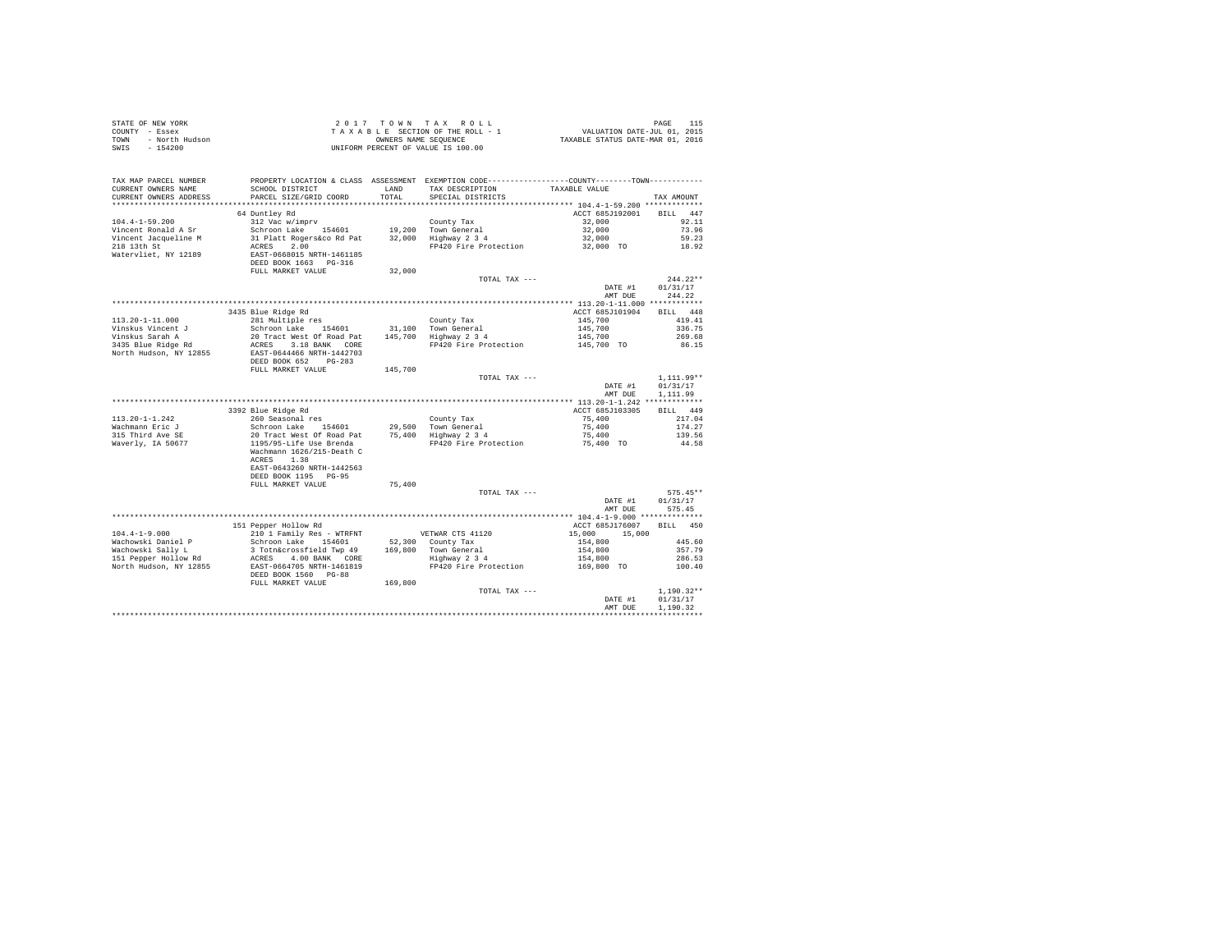STATE OF NEW YORK — 2017 TOWN TAX ROLL — PAGE 115
COUNTY - Essex — TAXABLE SECTION OF THE ROLL - 1 — VALUATION DATE-JUL 01, 2015
TOWN - North Hudson — OWNERS NAME SEQUENCE — TAXABLE STATUS DATE-MAR 01, 2016
SWIS - 154200 — UNIFORM PERCENT OF VALUE IS 100.00

| TAX MAP PARCEL NUMBER / CURRENT OWNERS NAME / CURRENT OWNERS ADDRESS | PROPERTY LOCATION & CLASS / SCHOOL DISTRICT / PARCEL SIZE/GRID COORD | ASSESSMENT LAND / TOTAL | EXEMPTION CODE / TAX DESCRIPTION / SPECIAL DISTRICTS | COUNTY / TOWN TAXABLE VALUE | TAX AMOUNT |
|---|---|---|---|---|---|
| **104.4-1-59.200** | 64 Duntley Rd | | | ACCT 685J192001 | BILL 447 |
| 104.4-1-59.200 | 312 Vac w/imprv | | County Tax | 32,000 | 92.11 |
| Vincent Ronald A Sr | Schroon Lake 154601 | 19,200 | Town General | 32,000 | 73.96 |
| Vincent Jacqueline M | 31 Platt Rogers&co Rd Pat | 32,000 | Highway 2 3 4 | 32,000 | 59.23 |
| 218 13th St | ACRES 2.00 | | FP420 Fire Protection | 32,000 TO | 18.92 |
| Watervliet, NY 12189 | EAST-0668015 NRTH-1461185 | | | | |
| | DEED BOOK 1663 PG-316 | | | | |
| | FULL MARKET VALUE | 32,000 | | | |
| | | | TOTAL TAX --- | | 244.22** |
| | | | | DATE #1 | 01/31/17 |
| | | | | AMT DUE | 244.22 |
| **113.20-1-11.000** | 3435 Blue Ridge Rd | | | ACCT 685J101904 | BILL 448 |
| 113.20-1-11.000 | 281 Multiple res | | County Tax | 145,700 | 419.41 |
| Vinskus Vincent J | Schroon Lake 154601 | 31,100 | Town General | 145,700 | 336.75 |
| Vinskus Sarah A | 20 Tract West Of Road Pat | 145,700 | Highway 2 3 4 | 145,700 | 269.68 |
| 3435 Blue Ridge Rd | ACRES 3.18 BANK CORE | | FP420 Fire Protection | 145,700 TO | 86.15 |
| North Hudson, NY 12855 | EAST-0644466 NRTH-1442703 | | | | |
| | DEED BOOK 652 PG-283 | | | | |
| | FULL MARKET VALUE | 145,700 | | | |
| | | | TOTAL TAX --- | | 1,111.99** |
| | | | | DATE #1 | 01/31/17 |
| | | | | AMT DUE | 1,111.99 |
| **113.20-1-1.242** | 3392 Blue Ridge Rd | | | ACCT 685J103305 | BILL 449 |
| 113.20-1-1.242 | 260 Seasonal res | | County Tax | 75,400 | 217.04 |
| Wachmann Eric J | Schroon Lake 154601 | 29,500 | Town General | 75,400 | 174.27 |
| 315 Third Ave SE | 20 Tract West Of Road Pat | 75,400 | Highway 2 3 4 | 75,400 | 139.56 |
| Waverly, IA 50677 | 1195/95-Life Use Brenda | | FP420 Fire Protection | 75,400 TO | 44.58 |
| | Wachmann 1626/215-Death C | | | | |
| | ACRES 1.38 | | | | |
| | EAST-0643260 NRTH-1442563 | | | | |
| | DEED BOOK 1195 PG-95 | | | | |
| | FULL MARKET VALUE | 75,400 | | | |
| | | | TOTAL TAX --- | | 575.45** |
| | | | | DATE #1 | 01/31/17 |
| | | | | AMT DUE | 575.45 |
| **104.4-1-9.000** | 151 Pepper Hollow Rd | | | ACCT 685J176007 | BILL 450 |
| 104.4-1-9.000 | 210 1 Family Res - WTRFNT | | VETWAR CTS 41120 | 15,000 15,000 | |
| Wachowski Daniel P | Schroon Lake 154601 | 52,300 | County Tax | 154,800 | 445.60 |
| Wachowski Sally L | 3 Totn&crossfield Twp 49 | 169,800 | Town General | 154,800 | 357.79 |
| 151 Pepper Hollow Rd | ACRES 4.00 BANK CORE | | Highway 2 3 4 | 154,800 | 286.53 |
| North Hudson, NY 12855 | EAST-0664705 NRTH-1461819 | | FP420 Fire Protection | 169,800 TO | 100.40 |
| | DEED BOOK 1560 PG-88 | | | | |
| | FULL MARKET VALUE | 169,800 | | | |
| | | | TOTAL TAX --- | | 1,190.32** |
| | | | | DATE #1 | 01/31/17 |
| | | | | AMT DUE | 1,190.32 |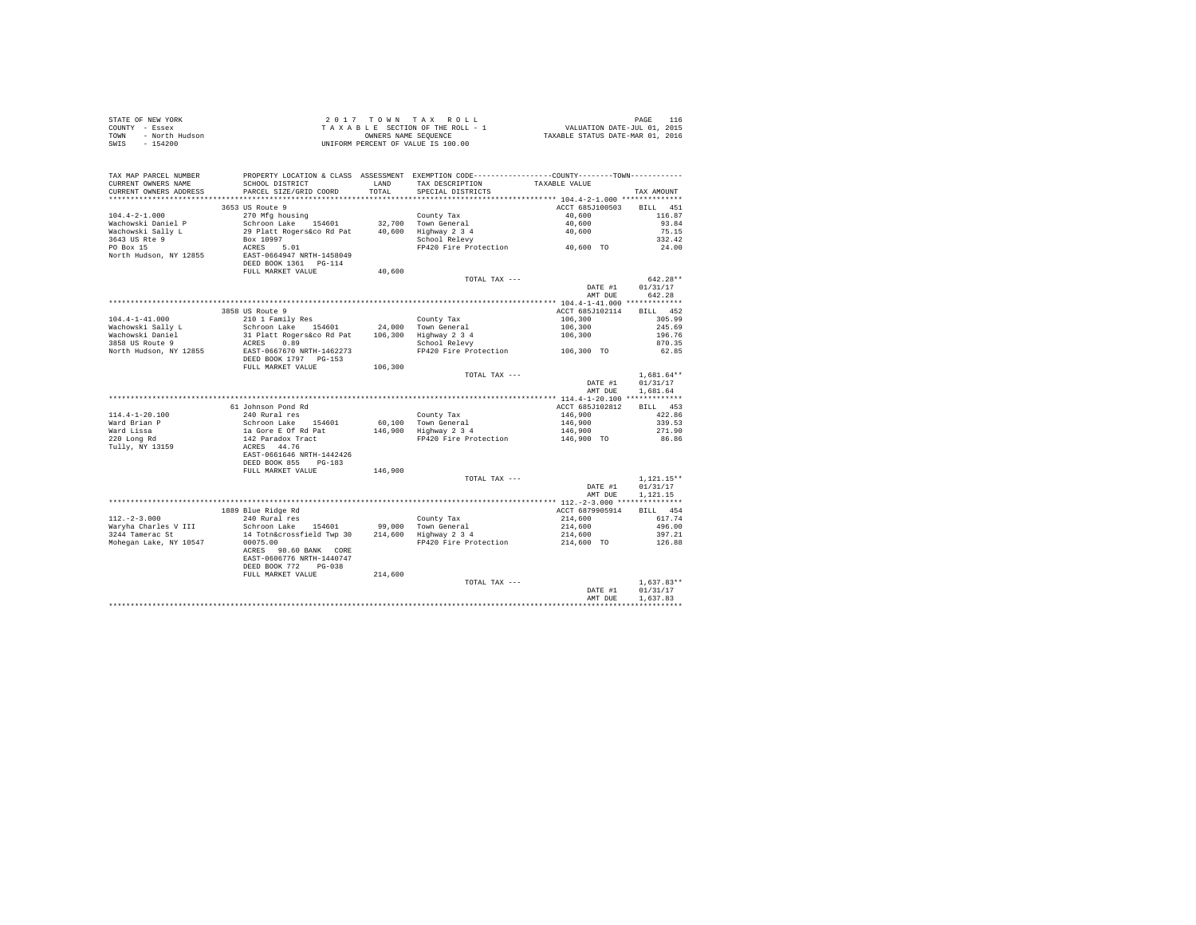STATE OF NEW YORK
COUNTY - Essex
TOWN - North Hudson
SWIS - 154200

2 0 1 7 T O W N T A X R O L L
T A X A B L E SECTION OF THE ROLL - 1
OWNERS NAME SEQUENCE
UNIFORM PERCENT OF VALUE IS 100.00

VALUATION DATE-JUL 01, 2015
TAXABLE STATUS DATE-MAR 01, 2016

| TAX MAP PARCEL NUMBER / CURRENT OWNERS NAME / CURRENT OWNERS ADDRESS | PROPERTY LOCATION & CLASS / SCHOOL DISTRICT / PARCEL SIZE/GRID COORD | ASSESSMENT LAND / TOTAL | EXEMPTION CODE / TAX DESCRIPTION / SPECIAL DISTRICTS | COUNTY / TOWN TAXABLE VALUE | TAX AMOUNT |
|---|---|---|---|---|---|
| **104.4-2-1.000** | 3653 US Route 9 | | | ACCT 685J100503 | BILL 451 |
| 104.4-2-1.000 | 270 Mfg housing | | County Tax | 40,600 | 116.87 |
| Wachowski Daniel P | Schroon Lake 154601 | 32,700 | Town General | 40,600 | 93.84 |
| Wachowski Sally L | 29 Platt Rogers&co Rd Pat | 40,600 | Highway 2 3 4 | 40,600 | 75.15 |
| 3643 US Rte 9 | Box 10997 | | School Relevy | | 332.42 |
| PO Box 15 | ACRES 5.01 | | FP420 Fire Protection | 40,600 TO | 24.00 |
| North Hudson, NY 12855 | EAST-0664947 NRTH-1458049 | | | | |
| | DEED BOOK 1361 PG-114 | | | | |
| | FULL MARKET VALUE | 40,600 | | | |
| | | | TOTAL TAX --- | | 642.28** |
| | | | | DATE #1 | 01/31/17 |
| | | | | AMT DUE | 642.28 |
| **104.4-1-41.000** | 3858 US Route 9 | | | ACCT 685J102114 | BILL 452 |
| 104.4-1-41.000 | 210 1 Family Res | | County Tax | 106,300 | 305.99 |
| Wachowski Sally L | Schroon Lake 154601 | 24,000 | Town General | 106,300 | 245.69 |
| Wachowski Daniel | 31 Platt Rogers&co Rd Pat | 106,300 | Highway 2 3 4 | 106,300 | 196.76 |
| 3858 US Route 9 | ACRES 0.89 | | School Relevy | | 870.35 |
| North Hudson, NY 12855 | EAST-0667670 NRTH-1462273 | | FP420 Fire Protection | 106,300 TO | 62.85 |
| | DEED BOOK 1797 PG-153 | | | | |
| | FULL MARKET VALUE | 106,300 | | | |
| | | | TOTAL TAX --- | | 1,681.64** |
| | | | | DATE #1 | 01/31/17 |
| | | | | AMT DUE | 1,681.64 |
| **114.4-1-20.100** | 61 Johnson Pond Rd | | | ACCT 685J102812 | BILL 453 |
| 114.4-1-20.100 | 240 Rural res | | County Tax | 146,900 | 422.86 |
| Ward Brian P | Schroon Lake 154601 | 60,100 | Town General | 146,900 | 339.53 |
| Ward Lissa | 1a Gore E Of Rd Pat | 146,900 | Highway 2 3 4 | 146,900 | 271.90 |
| 220 Long Rd | 142 Paradox Tract | | FP420 Fire Protection | 146,900 TO | 86.86 |
| Tully, NY 13159 | ACRES 44.76 | | | | |
| | EAST-0661646 NRTH-1442426 | | | | |
| | DEED BOOK 855 PG-183 | | | | |
| | FULL MARKET VALUE | 146,900 | | | |
| | | | TOTAL TAX --- | | 1,121.15** |
| | | | | DATE #1 | 01/31/17 |
| | | | | AMT DUE | 1,121.15 |
| **112.-2-3.000** | 1889 Blue Ridge Rd | | | ACCT 6879905914 | BILL 454 |
| 112.-2-3.000 | 240 Rural res | | County Tax | 214,600 | 617.74 |
| Waryha Charles V III | Schroon Lake 154601 | 99,000 | Town General | 214,600 | 496.00 |
| 3244 Tamerac St | 14 Totn&crossfield Twp 30 | 214,600 | Highway 2 3 4 | 214,600 | 397.21 |
| Mohegan Lake, NY 10547 | 00075.00 | | FP420 Fire Protection | 214,600 TO | 126.88 |
| | ACRES 98.60 BANK CORE | | | | |
| | EAST-0606776 NRTH-1440747 | | | | |
| | DEED BOOK 772 PG-038 | | | | |
| | FULL MARKET VALUE | 214,600 | | | |
| | | | TOTAL TAX --- | | 1,637.83** |
| | | | | DATE #1 | 01/31/17 |
| | | | | AMT DUE | 1,637.83 |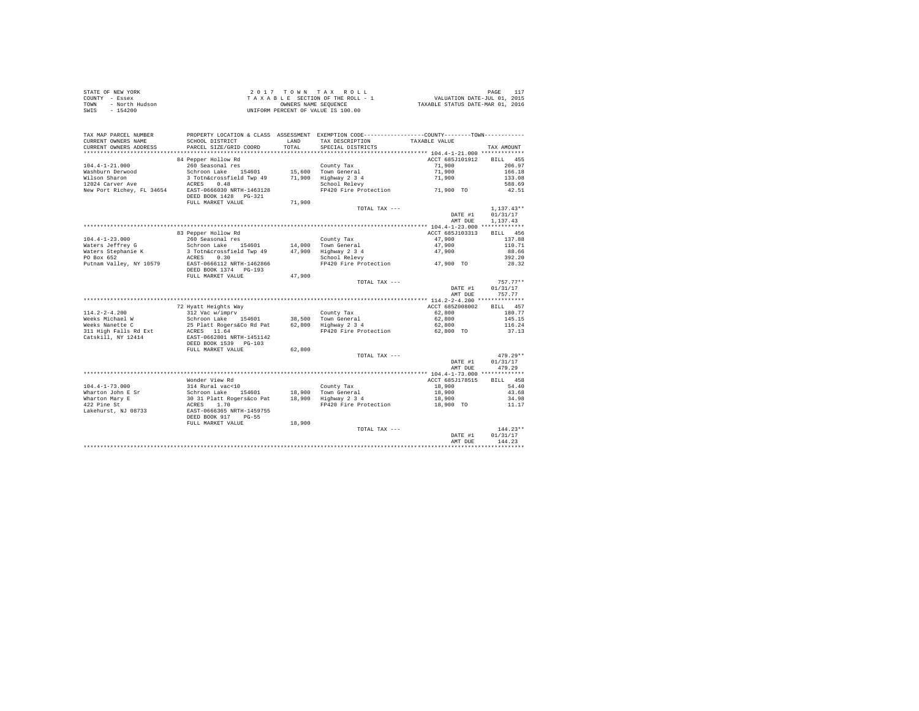STATE OF NEW YORK
COUNTY - Essex
TOWN - North Hudson
SWIS - 154200

2 0 1 7 T O W N T A X R O L L
T A X A B L E SECTION OF THE ROLL - 1
OWNERS NAME SEQUENCE
UNIFORM PERCENT OF VALUE IS 100.00

VALUATION DATE-JUL 01, 2015
TAXABLE STATUS DATE-MAR 01, 2016

| TAX MAP PARCEL NUMBER / CURRENT OWNERS NAME / CURRENT OWNERS ADDRESS | PROPERTY LOCATION & CLASS / SCHOOL DISTRICT / PARCEL SIZE/GRID COORD | ASSESSMENT LAND / TOTAL | EXEMPTION CODE / TAX DESCRIPTION / SPECIAL DISTRICTS | COUNTY / TOWN TAXABLE VALUE | TAX AMOUNT |
|---|---|---|---|---|---|
| 104.4-1-21.000 | 84 Pepper Hollow Rd | | | ACCT 685J101912 | BILL 455 |
| | 260 Seasonal res | | County Tax | 71,900 | 206.97 |
| Washburn Derwood | Schroon Lake 154601 | 15,600 | Town General | 71,900 | 166.18 |
| Wilson Sharon | 3 Totn&crossfield Twp 49 | 71,900 | Highway 2 3 4 | 71,900 | 133.08 |
| 12024 Carver Ave | ACRES 0.48 | | School Relevy | | 588.69 |
| New Port Richey, FL 34654 | EAST-0666030 NRTH-1463128 | | FP420 Fire Protection | 71,900 TO | 42.51 |
| | DEED BOOK 1428 PG-321 | | | | |
| | FULL MARKET VALUE | 71,900 | | | |
| | | | TOTAL TAX --- | | 1,137.43** |
| | | | | DATE #1 | 01/31/17 |
| | | | | AMT DUE | 1,137.43 |
| 104.4-1-23.000 | 83 Pepper Hollow Rd | | | ACCT 685J103313 | BILL 456 |
| | 260 Seasonal res | | County Tax | 47,900 | 137.88 |
| Waters Jeffrey G | Schroon Lake 154601 | 14,000 | Town General | 47,900 | 110.71 |
| Waters Stephanie K | 3 Totn&crossfield Twp 49 | 47,900 | Highway 2 3 4 | 47,900 | 88.66 |
| PO Box 652 | ACRES 0.30 | | School Relevy | | 392.20 |
| Putnam Valley, NY 10579 | EAST-0666112 NRTH-1462866 | | FP420 Fire Protection | 47,900 TO | 28.32 |
| | DEED BOOK 1374 PG-193 | | | | |
| | FULL MARKET VALUE | 47,900 | | | |
| | | | TOTAL TAX --- | | 757.77** |
| | | | | DATE #1 | 01/31/17 |
| | | | | AMT DUE | 757.77 |
| 114.2-2-4.200 | 72 Hyatt Heights Way | | | ACCT 685Z008002 | BILL 457 |
| | 312 Vac w/imprv | | County Tax | 62,800 | 180.77 |
| Weeks Michael W | Schroon Lake 154601 | 38,500 | Town General | 62,800 | 145.15 |
| Weeks Nanette C | 25 Platt Rogers&Co Rd Pat | 62,800 | Highway 2 3 4 | 62,800 | 116.24 |
| 311 High Falls Rd Ext | ACRES 11.64 | | FP420 Fire Protection | 62,800 TO | 37.13 |
| Catskill, NY 12414 | EAST-0662801 NRTH-1451142 | | | | |
| | DEED BOOK 1539 PG-103 | | | | |
| | FULL MARKET VALUE | 62,800 | | | |
| | | | TOTAL TAX --- | | 479.29** |
| | | | | DATE #1 | 01/31/17 |
| | | | | AMT DUE | 479.29 |
| 104.4-1-73.000 | Wonder View Rd | | | ACCT 685J178515 | BILL 458 |
| | 314 Rural vac<10 | | County Tax | 18,900 | 54.40 |
| Wharton John E Sr | Schroon Lake 154601 | 18,900 | Town General | 18,900 | 43.68 |
| Wharton Mary E | 30 31 Platt Rogers&co Pat | 18,900 | Highway 2 3 4 | 18,900 | 34.98 |
| 422 Pine St | ACRES 1.70 | | FP420 Fire Protection | 18,900 TO | 11.17 |
| Lakehurst, NJ 08733 | EAST-0666365 NRTH-1459755 | | | | |
| | DEED BOOK 917 PG-55 | | | | |
| | FULL MARKET VALUE | 18,900 | | | |
| | | | TOTAL TAX --- | | 144.23** |
| | | | | DATE #1 | 01/31/17 |
| | | | | AMT DUE | 144.23 |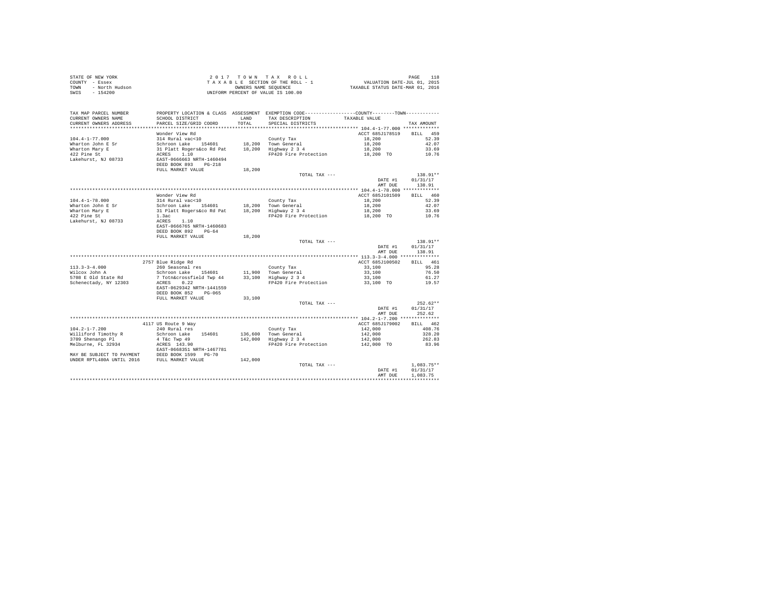STATE OF NEW YORK
COUNTY - Essex
TOWN - North Hudson
SWIS - 154200

2 0 1 7 T O W N T A X R O L L
T A X A B L E SECTION OF THE ROLL - 1
OWNERS NAME SEQUENCE
UNIFORM PERCENT OF VALUE IS 100.00

VALUATION DATE-JUL 01, 2015
TAXABLE STATUS DATE-MAR 01, 2016

| TAX MAP PARCEL NUMBER / CURRENT OWNERS NAME / CURRENT OWNERS ADDRESS | PROPERTY LOCATION & CLASS / SCHOOL DISTRICT / PARCEL SIZE/GRID COORD | ASSESSMENT LAND / TOTAL | EXEMPTION CODE / TAX DESCRIPTION / SPECIAL DISTRICTS | COUNTY / TOWN TAXABLE VALUE | TAX AMOUNT |
|---|---|---|---|---|---|
| **104.4-1-77.000** | Wonder View Rd | | | ACCT 685J178519 | BILL 459 |
| 104.4-1-77.000 | 314 Rural vac<10 | | County Tax | 18,200 | 52.39 |
| Wharton John E Sr | Schroon Lake 154601 | 18,200 | Town General | 18,200 | 42.07 |
| Wharton Mary E | 31 Platt Rogers&co Rd Pat | 18,200 | Highway 2 3 4 | 18,200 | 33.69 |
| 422 Pine St | ACRES 1.10 | | FP420 Fire Protection | 18,200 TO | 10.76 |
| Lakehurst, NJ 08733 | EAST-0666663 NRTH-1460494 | | | | |
| | DEED BOOK 893 PG-218 | | | | |
| | FULL MARKET VALUE | 18,200 | | | |
| | | | TOTAL TAX --- | | 138.91** |
| | | | | DATE #1 | 01/31/17 |
| | | | | AMT DUE | 138.91 |
| **104.4-1-78.000** | Wonder View Rd | | | ACCT 685J101509 | BILL 460 |
| 104.4-1-78.000 | 314 Rural vac<10 | | County Tax | 18,200 | 52.39 |
| Wharton John E Sr | Schroon Lake 154601 | 18,200 | Town General | 18,200 | 42.07 |
| Wharton Mary E | 31 Platt Rogers&co Rd Pat | 18,200 | Highway 2 3 4 | 18,200 | 33.69 |
| 422 Pine St | 1.3ac | | FP420 Fire Protection | 18,200 TO | 10.76 |
| Lakehurst, NJ 08733 | ACRES 1.10 | | | | |
| | EAST-0666765 NRTH-1460683 | | | | |
| | DEED BOOK 892 PG-64 | | | | |
| | FULL MARKET VALUE | 18,200 | | | |
| | | | TOTAL TAX --- | | 138.91** |
| | | | | DATE #1 | 01/31/17 |
| | | | | AMT DUE | 138.91 |
| **113.3-3-4.000** | 2757 Blue Ridge Rd | | | ACCT 685J100502 | BILL 461 |
| 113.3-3-4.000 | 260 Seasonal res | | County Tax | 33,100 | 95.28 |
| Wilcox John A | Schroon Lake 154601 | 11,900 | Town General | 33,100 | 76.50 |
| 5708 E Old State Rd | 7 Totn&crossfield Twp 44 | 33,100 | Highway 2 3 4 | 33,100 | 61.27 |
| Schenectady, NY 12303 | ACRES 0.22 | | FP420 Fire Protection | 33,100 TO | 19.57 |
| | EAST-0629342 NRTH-1441559 | | | | |
| | DEED BOOK 852 PG-065 | | | | |
| | FULL MARKET VALUE | 33,100 | | | |
| | | | TOTAL TAX --- | | 252.62** |
| | | | | DATE #1 | 01/31/17 |
| | | | | AMT DUE | 252.62 |
| **104.2-1-7.200** | 4117 US Route 9 Way | | | ACCT 685J179002 | BILL 462 |
| 104.2-1-7.200 | 240 Rural res | | County Tax | 142,000 | 408.76 |
| Williford Timothy R | Schroon Lake 154601 | 136,600 | Town General | 142,000 | 328.20 |
| 3709 Shenango Pl | 4 T&c Twp 49 | 142,000 | Highway 2 3 4 | 142,000 | 262.83 |
| Melburne, FL 32934 | ACRES 143.90 | | FP420 Fire Protection | 142,000 TO | 83.96 |
| | EAST-0668351 NRTH-1467781 | | | | |
| MAY BE SUBJECT TO PAYMENT | DEED BOOK 1599 PG-70 | | | | |
| UNDER RPTL480A UNTIL 2016 | FULL MARKET VALUE | 142,000 | | | |
| | | | TOTAL TAX --- | | 1,083.75** |
| | | | | DATE #1 | 01/31/17 |
| | | | | AMT DUE | 1,083.75 |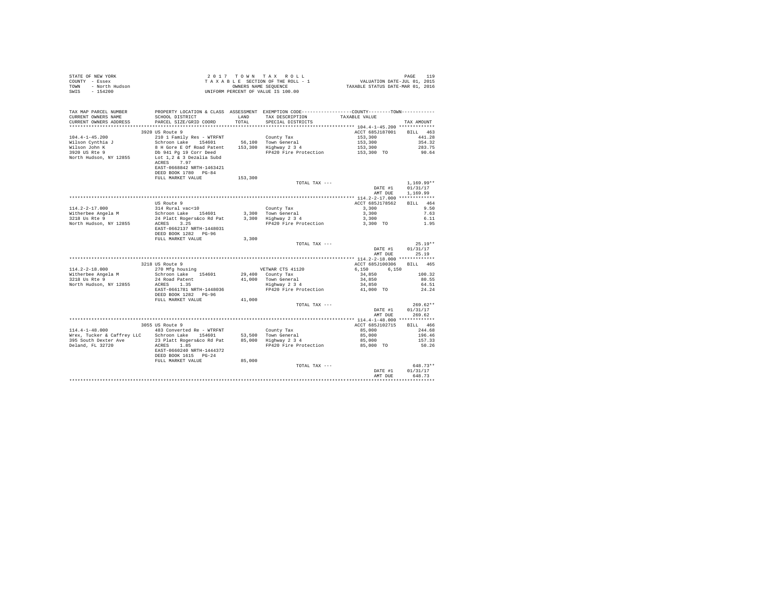STATE OF NEW YORK
COUNTY - Essex
TOWN - North Hudson
SWIS - 154200

2 0 1 7 T O W N T A X R O L L
T A X A B L E SECTION OF THE ROLL - 1
OWNERS NAME SEQUENCE
UNIFORM PERCENT OF VALUE IS 100.00

VALUATION DATE-JUL 01, 2015
TAXABLE STATUS DATE-MAR 01, 2016

| TAX MAP PARCEL NUMBER / CURRENT OWNERS NAME / CURRENT OWNERS ADDRESS | PROPERTY LOCATION & CLASS / SCHOOL DISTRICT / PARCEL SIZE/GRID COORD | ASSESSMENT LAND / TOTAL | EXEMPTION CODE / TAX DESCRIPTION / SPECIAL DISTRICTS | COUNTY / TOWN TAXABLE VALUE | TAX AMOUNT |
|---|---|---|---|---|---|
| **104.4-1-45.200** | 3920 US Route 9 | | | ACCT 685J187001 | BILL 463 |
| 104.4-1-45.200 | 210 1 Family Res - WTRFNT | | County Tax | 153,300 | 441.28 |
| Wilson Cynthia J | Schroon Lake 154601 | 56,100 | Town General | 153,300 | 354.32 |
| Wilson John K | 8 H Gore E Of Road Patent | 153,300 | Highway 2 3 4 | 153,300 | 283.75 |
| 3920 US Rte 9 | Db 941 Pg 19 Corr Deed | | FP420 Fire Protection | 153,300 TO | 90.64 |
| North Hudson, NY 12855 | Lot 1,2 & 3 Dezalia Subd | | | | |
| | ACRES 7.97 | | | | |
| | EAST-0668842 NRTH-1463421 | | | | |
| | DEED BOOK 1780 PG-84 | | | | |
| | FULL MARKET VALUE | 153,300 | | | |
| | | | TOTAL TAX --- | | 1,169.99** |
| | | | | DATE #1 | 01/31/17 |
| | | | | AMT DUE | 1,169.99 |
| **114.2-2-17.000** | US Route 9 | | | ACCT 685J178562 | BILL 464 |
| 114.2-2-17.000 | 314 Rural vac<10 | | County Tax | 3,300 | 9.50 |
| Witherbee Angela M | Schroon Lake 154601 | 3,300 | Town General | 3,300 | 7.63 |
| 3218 Us Rte 9 | 24 Platt Rogers&co Rd Pat | 3,300 | Highway 2 3 4 | 3,300 | 6.11 |
| North Hudson, NY 12855 | ACRES 3.25 | | FP420 Fire Protection | 3,300 TO | 1.95 |
| | EAST-0662137 NRTH-1448031 | | | | |
| | DEED BOOK 1282 PG-96 | | | | |
| | FULL MARKET VALUE | 3,300 | | | |
| | | | TOTAL TAX --- | | 25.19** |
| | | | | DATE #1 | 01/31/17 |
| | | | | AMT DUE | 25.19 |
| **114.2-2-18.000** | 3218 US Route 9 | | | ACCT 685J100306 | BILL 465 |
| 114.2-2-18.000 | 270 Mfg housing | | VETWAR CTS 41120 | 6,150 6,150 | |
| Witherbee Angela M | Schroon Lake 154601 | 29,400 | County Tax | 34,850 | 100.32 |
| 3218 Us Rte 9 | 24 Road Patent | 41,000 | Town General | 34,850 | 80.55 |
| North Hudson, NY 12855 | ACRES 1.35 | | Highway 2 3 4 | 34,850 | 64.51 |
| | EAST-0661781 NRTH-1448036 | | FP420 Fire Protection | 41,000 TO | 24.24 |
| | DEED BOOK 1282 PG-96 | | | | |
| | FULL MARKET VALUE | 41,000 | | | |
| | | | TOTAL TAX --- | | 269.62** |
| | | | | DATE #1 | 01/31/17 |
| | | | | AMT DUE | 269.62 |
| **114.4-1-48.000** | 3055 US Route 9 | | | ACCT 685J102715 | BILL 466 |
| 114.4-1-48.000 | 483 Converted Re - WTRFNT | | County Tax | 85,000 | 244.68 |
| Wrex, Tucker & Caffrey LLC | Schroon Lake 154601 | 53,500 | Town General | 85,000 | 196.46 |
| 395 South Dexter Ave | 23 Platt Rogers&co Rd Pat | 85,000 | Highway 2 3 4 | 85,000 | 157.33 |
| Deland, FL 32720 | ACRES 1.85 | | FP420 Fire Protection | 85,000 TO | 50.26 |
| | EAST-0660240 NRTH-1444372 | | | | |
| | DEED BOOK 1615 PG-24 | | | | |
| | FULL MARKET VALUE | 85,000 | | | |
| | | | TOTAL TAX --- | | 648.73** |
| | | | | DATE #1 | 01/31/17 |
| | | | | AMT DUE | 648.73 |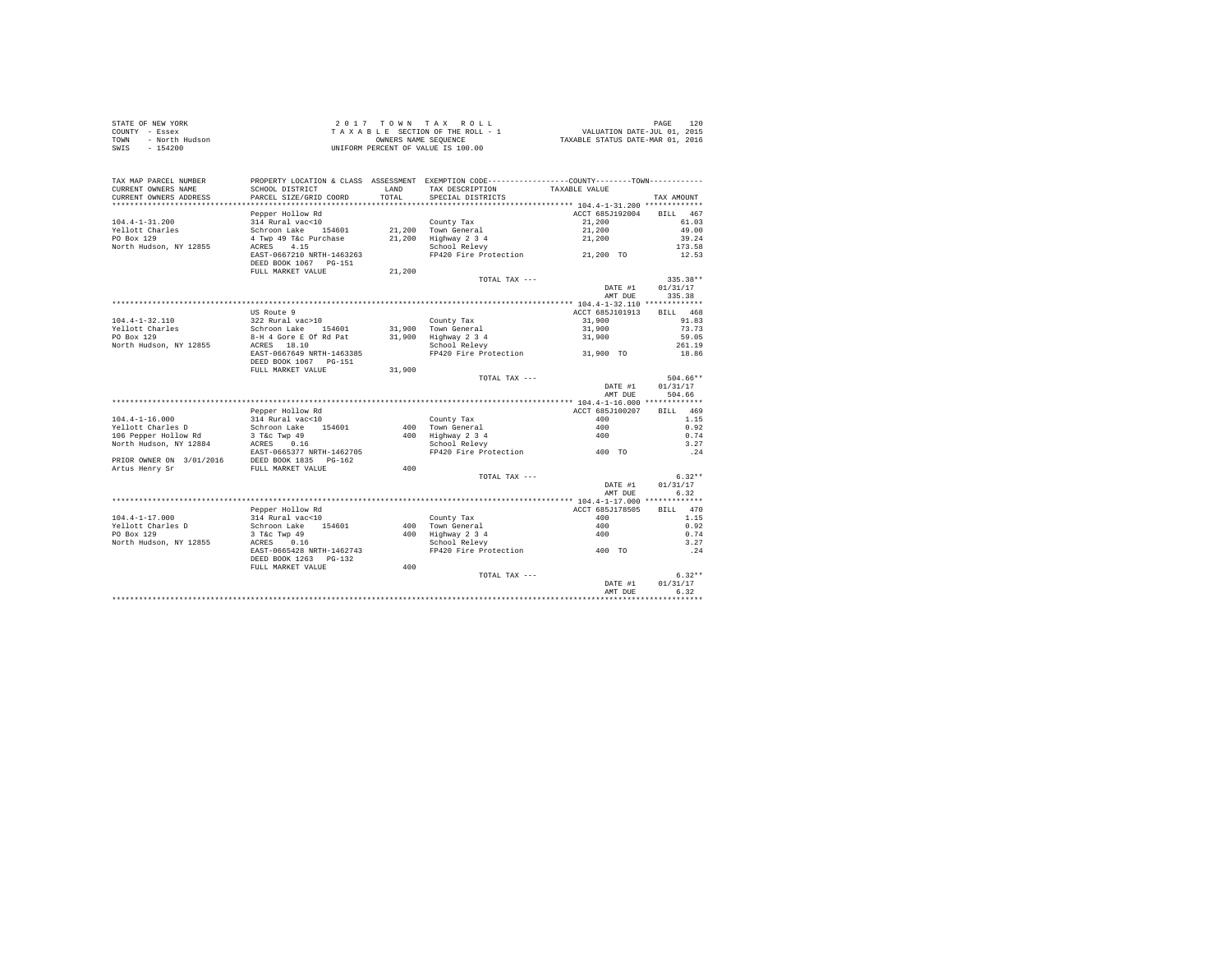STATE OF NEW YORK
COUNTY - Essex
TOWN - North Hudson
SWIS - 154200

2 0 1 7 T O W N T A X R O L L
T A X A B L E SECTION OF THE ROLL - 1
OWNERS NAME SEQUENCE
UNIFORM PERCENT OF VALUE IS 100.00

VALUATION DATE-JUL 01, 2015
TAXABLE STATUS DATE-MAR 01, 2016

| TAX MAP PARCEL NUMBER / CURRENT OWNERS NAME / CURRENT OWNERS ADDRESS | PROPERTY LOCATION & CLASS / SCHOOL DISTRICT / PARCEL SIZE/GRID COORD | ASSESSMENT LAND / TOTAL | EXEMPTION CODE / TAX DESCRIPTION / SPECIAL DISTRICTS | COUNTY / TOWN TAXABLE VALUE | TAX AMOUNT |
|---|---|---|---|---|---|
| **104.4-1-31.200** | Pepper Hollow Rd | | | ACCT 685J192004 | BILL 467 |
| 104.4-1-31.200 | 314 Rural vac<10 | | County Tax | 21,200 | 61.03 |
| Yellott Charles | Schroon Lake 154601 | 21,200 | Town General | 21,200 | 49.00 |
| PO Box 129 | 4 Twp 49 T&c Purchase | 21,200 | Highway 2 3 4 | 21,200 | 39.24 |
| North Hudson, NY 12855 | ACRES 4.15 | | School Relevy | | 173.58 |
| | EAST-0667210 NRTH-1463263 | | FP420 Fire Protection | 21,200 TO | 12.53 |
| | DEED BOOK 1067 PG-151 | | | | |
| | FULL MARKET VALUE | 21,200 | | | |
| | | | TOTAL TAX --- | | 335.38** |
| | | | | DATE #1 | 01/31/17 |
| | | | | AMT DUE | 335.38 |
| **104.4-1-32.110** | US Route 9 | | | ACCT 685J101913 | BILL 468 |
| 104.4-1-32.110 | 322 Rural vac>10 | | County Tax | 31,900 | 91.83 |
| Yellott Charles | Schroon Lake 154601 | 31,900 | Town General | 31,900 | 73.73 |
| PO Box 129 | 8-H 4 Gore E Of Rd Pat | 31,900 | Highway 2 3 4 | 31,900 | 59.05 |
| North Hudson, NY 12855 | ACRES 18.10 | | School Relevy | | 261.19 |
| | EAST-0667649 NRTH-1463385 | | FP420 Fire Protection | 31,900 TO | 18.86 |
| | DEED BOOK 1067 PG-151 | | | | |
| | FULL MARKET VALUE | 31,900 | | | |
| | | | TOTAL TAX --- | | 504.66** |
| | | | | DATE #1 | 01/31/17 |
| | | | | AMT DUE | 504.66 |
| **104.4-1-16.000** | Pepper Hollow Rd | | | ACCT 685J100207 | BILL 469 |
| 104.4-1-16.000 | 314 Rural vac<10 | | County Tax | 400 | 1.15 |
| Yellott Charles D | Schroon Lake 154601 | 400 | Town General | 400 | 0.92 |
| 106 Pepper Hollow Rd | 3 T&c Twp 49 | 400 | Highway 2 3 4 | 400 | 0.74 |
| North Hudson, NY 12884 | ACRES 0.16 | | School Relevy | | 3.27 |
| | EAST-0665377 NRTH-1462705 | | FP420 Fire Protection | 400 TO | .24 |
| PRIOR OWNER ON 3/01/2016 | DEED BOOK 1835 PG-162 | | | | |
| Artus Henry Sr | FULL MARKET VALUE | 400 | | | |
| | | | TOTAL TAX --- | | 6.32** |
| | | | | DATE #1 | 01/31/17 |
| | | | | AMT DUE | 6.32 |
| **104.4-1-17.000** | Pepper Hollow Rd | | | ACCT 685J178505 | BILL 470 |
| 104.4-1-17.000 | 314 Rural vac<10 | | County Tax | 400 | 1.15 |
| Yellott Charles D | Schroon Lake 154601 | 400 | Town General | 400 | 0.92 |
| PO Box 129 | 3 T&c Twp 49 | 400 | Highway 2 3 4 | 400 | 0.74 |
| North Hudson, NY 12855 | ACRES 0.16 | | School Relevy | | 3.27 |
| | EAST-0665428 NRTH-1462743 | | FP420 Fire Protection | 400 TO | .24 |
| | DEED BOOK 1263 PG-132 | | | | |
| | FULL MARKET VALUE | 400 | | | |
| | | | TOTAL TAX --- | | 6.32** |
| | | | | DATE #1 | 01/31/17 |
| | | | | AMT DUE | 6.32 |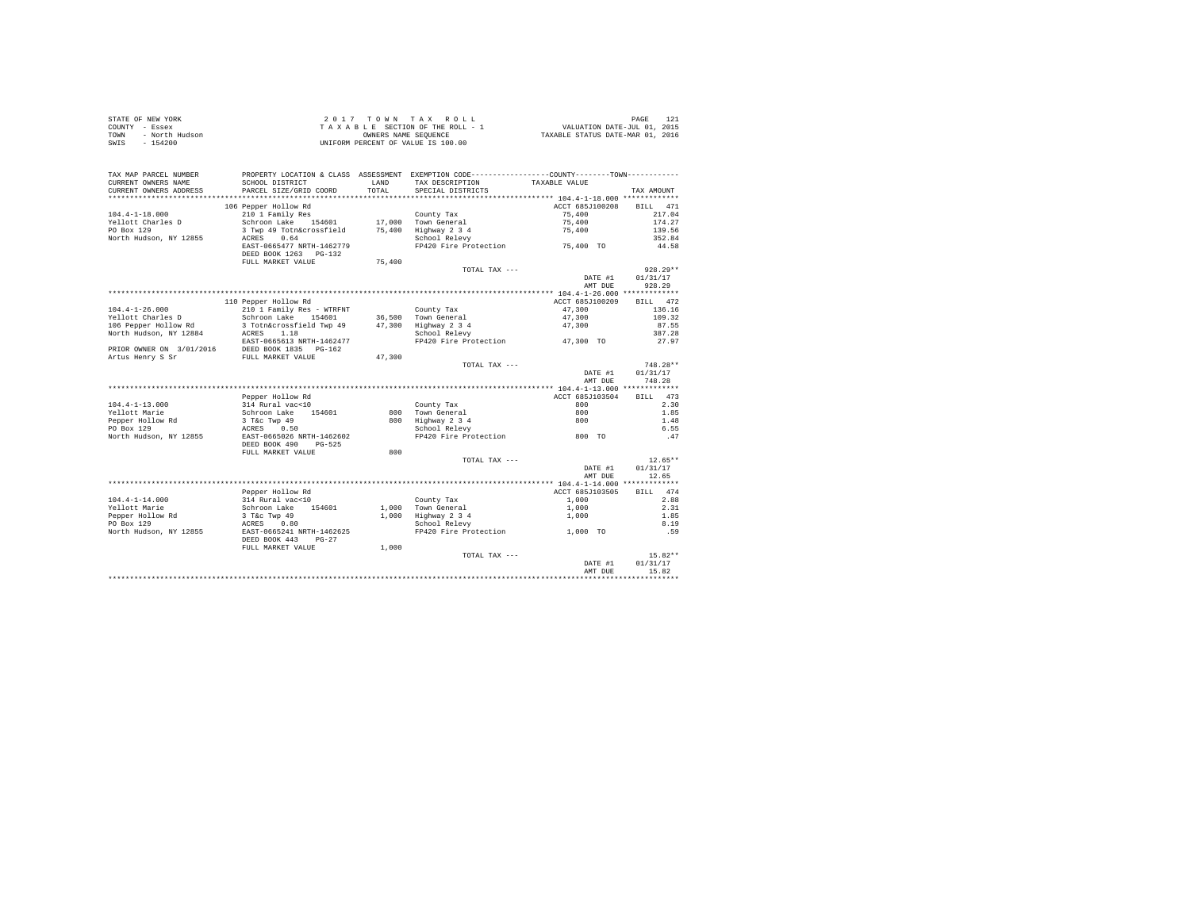STATE OF NEW YORK
COUNTY - Essex
TOWN - North Hudson
SWIS - 154200

2 0 1 7 T O W N T A X R O L L
T A X A B L E SECTION OF THE ROLL - 1
OWNERS NAME SEQUENCE
UNIFORM PERCENT OF VALUE IS 100.00

VALUATION DATE-JUL 01, 2015
TAXABLE STATUS DATE-MAR 01, 2016

| TAX MAP PARCEL NUMBER / CURRENT OWNERS NAME / CURRENT OWNERS ADDRESS | PROPERTY LOCATION & CLASS / SCHOOL DISTRICT / PARCEL SIZE/GRID COORD | ASSESSMENT LAND / TOTAL | EXEMPTION CODE / TAX DESCRIPTION / SPECIAL DISTRICTS | COUNTY--------TOWN TAXABLE VALUE | TAX AMOUNT |
|---|---|---|---|---|---|
| 104.4-1-18.000 | 106 Pepper Hollow Rd | | | ACCT 685J100208 | BILL 471 |
| Yellott Charles D | 210 1 Family Res | | County Tax | 75,400 | 217.04 |
| PO Box 129 | Schroon Lake 154601 | 17,000 | Town General | 75,400 | 174.27 |
| North Hudson, NY 12855 | 3 Twp 49 Totn&crossfield | 75,400 | Highway 2 3 4 | 75,400 | 139.56 |
| | ACRES 0.64 | | School Relevy | | 352.84 |
| | EAST-0665477 NRTH-1462779 | | FP420 Fire Protection | 75,400 TO | 44.58 |
| | DEED BOOK 1263 PG-132 | | | | |
| | FULL MARKET VALUE | 75,400 | | | |
| | | | TOTAL TAX --- | | 928.29** |
| | | | | DATE #1 | 01/31/17 |
| | | | | AMT DUE | 928.29 |
| 104.4-1-26.000 | 110 Pepper Hollow Rd | | | ACCT 685J100209 | BILL 472 |
| Yellott Charles D | 210 1 Family Res - WTRFNT | | County Tax | 47,300 | 136.16 |
| 106 Pepper Hollow Rd | Schroon Lake 154601 | 36,500 | Town General | 47,300 | 109.32 |
| North Hudson, NY 12884 | 3 Totn&crossfield Twp 49 | 47,300 | Highway 2 3 4 | 47,300 | 87.55 |
| | ACRES 1.18 | | School Relevy | | 387.28 |
| | EAST-0665613 NRTH-1462477 | | FP420 Fire Protection | 47,300 TO | 27.97 |
| PRIOR OWNER ON 3/01/2016 | DEED BOOK 1835 PG-162 | | | | |
| Artus Henry S Sr | FULL MARKET VALUE | 47,300 | | | |
| | | | TOTAL TAX --- | | 748.28** |
| | | | | DATE #1 | 01/31/17 |
| | | | | AMT DUE | 748.28 |
| 104.4-1-13.000 | Pepper Hollow Rd | | | ACCT 685J103504 | BILL 473 |
| Yellott Marie | 314 Rural vac<10 | | County Tax | 800 | 2.30 |
| Pepper Hollow Rd | Schroon Lake 154601 | 800 | Town General | 800 | 1.85 |
| PO Box 129 | 3 T&c Twp 49 | 800 | Highway 2 3 4 | 800 | 1.48 |
| North Hudson, NY 12855 | ACRES 0.50 | | School Relevy | | 6.55 |
| | EAST-0665026 NRTH-1462602 | | FP420 Fire Protection | 800 TO | .47 |
| | DEED BOOK 490 PG-525 | | | | |
| | FULL MARKET VALUE | 800 | | | |
| | | | TOTAL TAX --- | | 12.65** |
| | | | | DATE #1 | 01/31/17 |
| | | | | AMT DUE | 12.65 |
| 104.4-1-14.000 | Pepper Hollow Rd | | | ACCT 685J103505 | BILL 474 |
| Yellott Marie | 314 Rural vac<10 | | County Tax | 1,000 | 2.88 |
| Pepper Hollow Rd | Schroon Lake 154601 | 1,000 | Town General | 1,000 | 2.31 |
| PO Box 129 | 3 T&c Twp 49 | 1,000 | Highway 2 3 4 | 1,000 | 1.85 |
| North Hudson, NY 12855 | ACRES 0.80 | | School Relevy | | 8.19 |
| | EAST-0665241 NRTH-1462625 | | FP420 Fire Protection | 1,000 TO | .59 |
| | DEED BOOK 443 PG-27 | | | | |
| | FULL MARKET VALUE | 1,000 | | | |
| | | | TOTAL TAX --- | | 15.82** |
| | | | | DATE #1 | 01/31/17 |
| | | | | AMT DUE | 15.82 |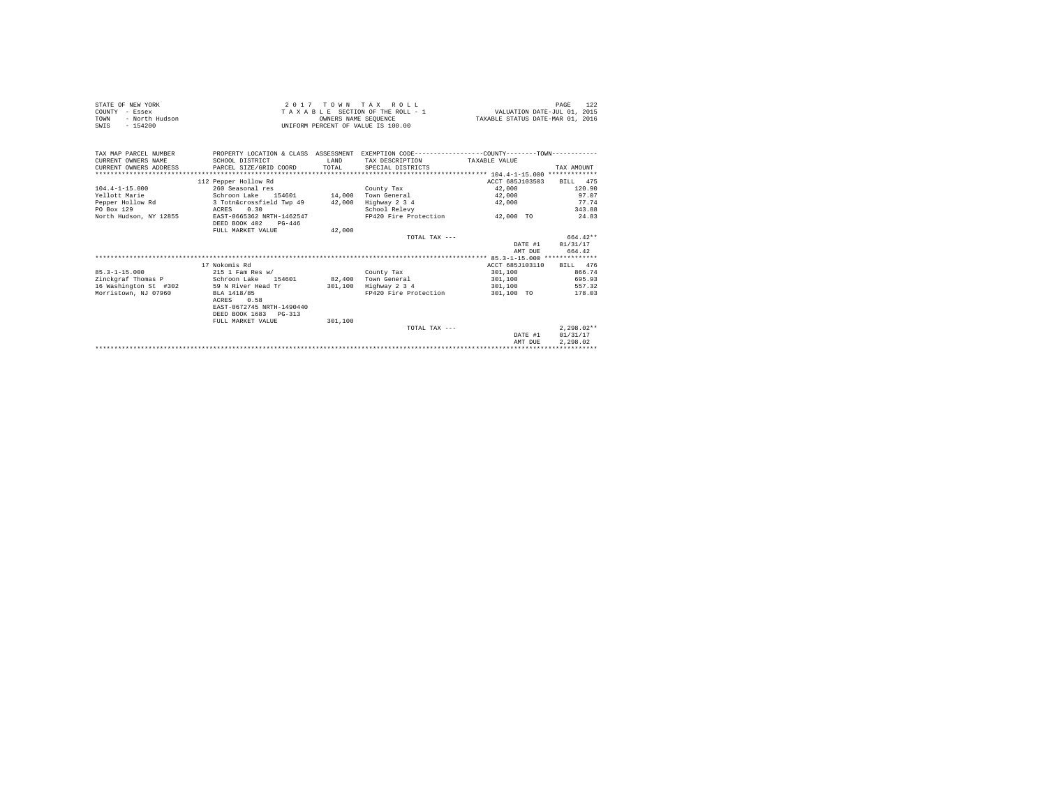STATE OF NEW YORK
COUNTY - Essex
TOWN - North Hudson
SWIS - 154200

2 0 1 7 T O W N T A X R O L L
T A X A B L E SECTION OF THE ROLL - 1
OWNERS NAME SEQUENCE
UNIFORM PERCENT OF VALUE IS 100.00

VALUATION DATE-JUL 01, 2015
TAXABLE STATUS DATE-MAR 01, 2016

```
TAX MAP PARCEL NUMBER          PROPERTY LOCATION & CLASS  ASSESSMENT  EXEMPTION CODE-----------------COUNTY--------TOWN-----------
CURRENT OWNERS NAME            SCHOOL DISTRICT             LAND       TAX DESCRIPTION           TAXABLE VALUE
CURRENT OWNERS ADDRESS         PARCEL SIZE/GRID COORD      TOTAL      SPECIAL DISTRICTS                                  TAX AMOUNT
************************************************************************************************ 104.4-1-15.000 *************
                               112 Pepper Hollow Rd                                            ACCT 685J103503    BILL  475
104.4-1-15.000                 260 Seasonal res                       County Tax                42,000               120.90
Yellott Marie                  Schroon Lake    154601      14,000     Town General              42,000                97.07
Pepper Hollow Rd               3 Totn&crossfield Twp 49    42,000     Highway 2 3 4             42,000                77.74
PO Box 129                     ACRES    0.30                          School Relevy                                  343.88
North Hudson, NY 12855         EAST-0665362 NRTH-1462547              FP420 Fire Protection     42,000 TO             24.83
                               DEED BOOK 402    PG-446
                               FULL MARKET VALUE           42,000
                                                                      TOTAL TAX ---                                  664.42**
                                                                                               DATE #1    01/31/17
                                                                                               AMT DUE      664.42
************************************************************************************************ 85.3-1-15.000 **************
                               17 Nokomis Rd                                                   ACCT 685J103110    BILL  476
85.3-1-15.000                  215 1 Fam Res w/                       County Tax               301,100               866.74
Zinckgraf Thomas P             Schroon Lake    154601      82,400     Town General             301,100               695.93
16 Washington St  #302         59 N River Head Tr         301,100     Highway 2 3 4            301,100               557.32
Morristown, NJ 07960           BLA 1418/85                            FP420 Fire Protection    301,100 TO            178.03
                               ACRES    0.58
                               EAST-0672745 NRTH-1490440
                               DEED BOOK 1683   PG-313
                               FULL MARKET VALUE          301,100
                                                                      TOTAL TAX ---                                2,298.02**
                                                                                               DATE #1    01/31/17
                                                                                               AMT DUE    2,298.02
*****************************************************************************************************************************
```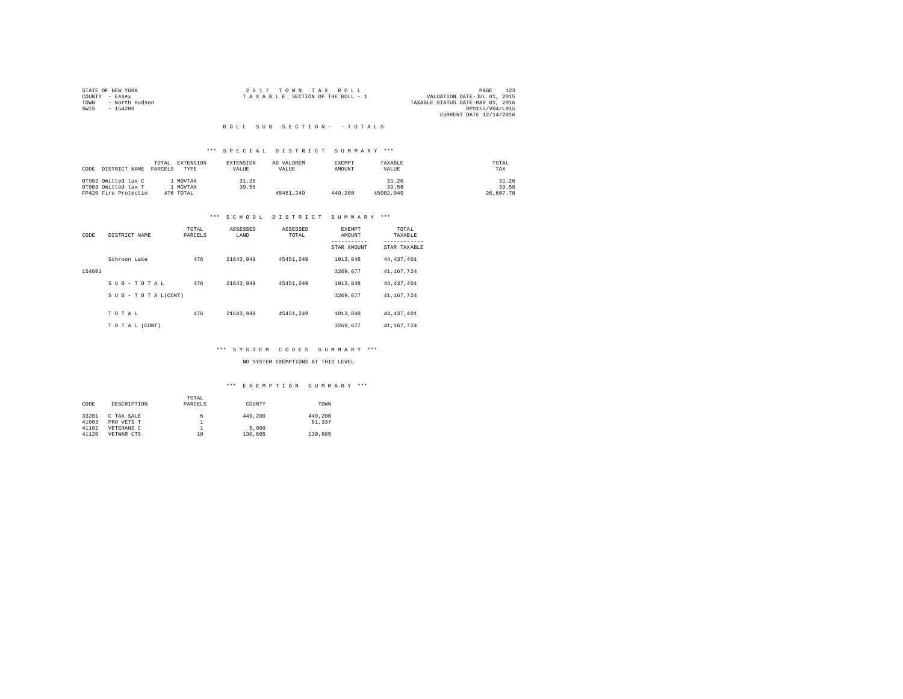STATE OF NEW YORK
COUNTY - Essex
TOWN - North Hudson
SWIS - 154200

2 0 1 7 T O W N T A X R O L L
T A X A B L E SECTION OF THE ROLL - 1

VALUATION DATE-JUL 01, 2015
TAXABLE STATUS DATE-MAR 01, 2016
RPS155/V04/L015
CURRENT DATE 12/14/2016

## R O L L S U B S E C T I O N - - T O T A L S

### *** S P E C I A L D I S T R I C T S U M M A R Y ***

| CODE | DISTRICT NAME | TOTAL PARCELS | EXTENSION TYPE | EXTENSION VALUE | AD VALOREM VALUE | EXEMPT AMOUNT | TAXABLE VALUE | TOTAL TAX |
|---|---|---|---|---|---|---|---|---|
| OT902 | Omitted tax C | 1 | MOVTAX | 31.26 | | | 31.26 | 31.26 |
| OT903 | Omitted tax T | 1 | MOVTAX | 39.58 | | | 39.58 | 39.58 |
| FP420 | Fire Protectio | 476 | TOTAL | | 45451,249 | 449,200 | 45002,049 | 26,607.78 |

### *** S C H O O L D I S T R I C T S U M M A R Y ***

| CODE | DISTRICT NAME | TOTAL PARCELS | ASSESSED LAND | ASSESSED TOTAL | EXEMPT AMOUNT<br>-----------<br>STAR AMOUNT | TOTAL TAXABLE<br>------------<br>STAR TAXABLE |
|---|---|---|---|---|---|---|
| | Schroon Lake | 476 | 21643,949 | 45451,249 | 1013,848 | 44,437,401 |
| 154601 | | | | | 3269,677 | 41,167,724 |
| | S U B - T O T A L | 476 | 21643,949 | 45451,249 | 1013,848 | 44,437,401 |
| | S U B - T O T A L(CONT) | | | | 3269,677 | 41,167,724 |
| | T O T A L | 476 | 21643,949 | 45451,249 | 1013,848 | 44,437,401 |
| | T O T A L (CONT) | | | | 3269,677 | 41,167,724 |

### *** S Y S T E M C O D E S S U M M A R Y ***

NO SYSTEM EXEMPTIONS AT THIS LEVEL

### *** E X E M P T I O N S U M M A R Y ***

| CODE | DESCRIPTION | TOTAL PARCELS | COUNTY | TOWN |
|---|---|---|---|---|
| 33201 | C TAX SALE | 6 | 449,200 | 449,200 |
| 41003 | PRO VETS T | 1 | | 61,337 |
| 41102 | VETERANS C | 1 | 5,000 | |
| 41120 | VETWAR CTS | 10 | 130,605 | 130,605 |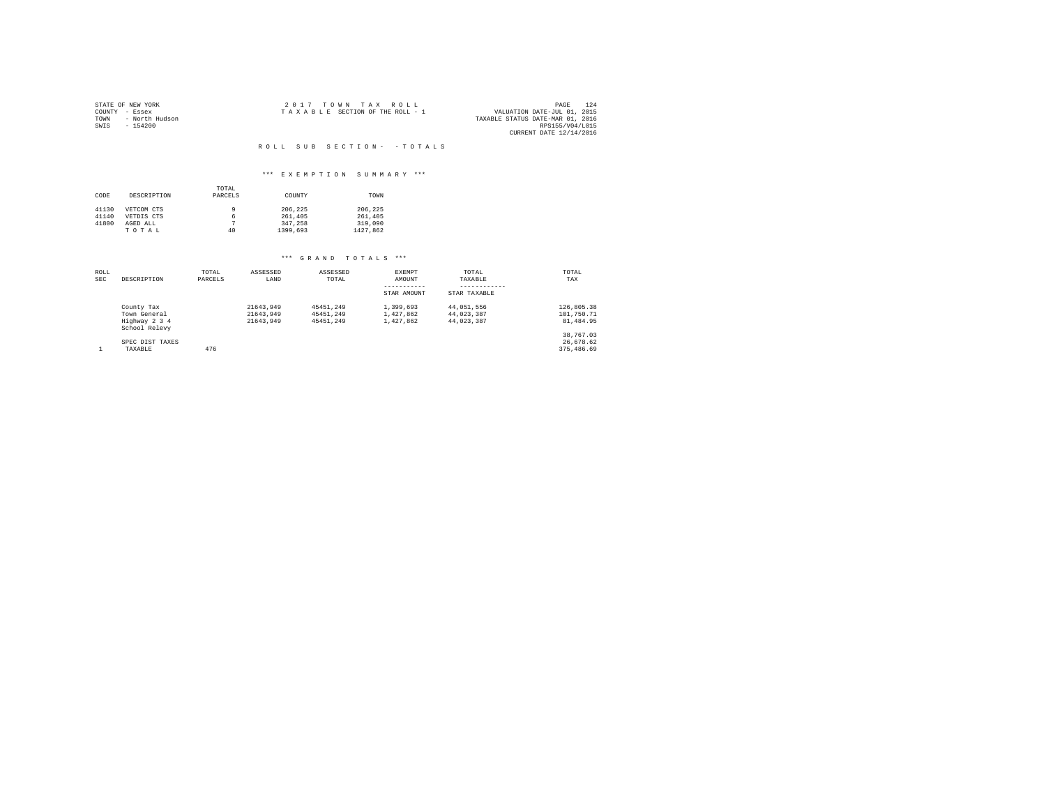STATE OF NEW YORK
COUNTY - Essex
TOWN - North Hudson
SWIS - 154200

2 0 1 7 T O W N T A X R O L L
T A X A B L E SECTION OF THE ROLL - 1

VALUATION DATE-JUL 01, 2015
TAXABLE STATUS DATE-MAR 01, 2016
RPS155/V04/L015
CURRENT DATE 12/14/2016

R O L L S U B S E C T I O N - - T O T A L S

*** E X E M P T I O N S U M M A R Y ***

| CODE | DESCRIPTION | TOTAL PARCELS | COUNTY | TOWN |
|---|---|---|---|---|
| 41130 | VETCOM CTS | 9 | 206,225 | 206,225 |
| 41140 | VETDIS CTS | 6 | 261,405 | 261,405 |
| 41800 | AGED ALL | 7 | 347,258 | 319,090 |
| | T O T A L | 40 | 1399,693 | 1427,862 |

*** G R A N D T O T A L S ***

| ROLL SEC | DESCRIPTION | TOTAL PARCELS | ASSESSED LAND | ASSESSED TOTAL | EXEMPT AMOUNT / STAR AMOUNT | TOTAL TAXABLE / STAR TAXABLE | TOTAL TAX |
|---|---|---|---|---|---|---|---|
| | County Tax | | 21643,949 | 45451,249 | 1,399,693 | 44,051,556 | 126,805.38 |
| | Town General | | 21643,949 | 45451,249 | 1,427,862 | 44,023,387 | 101,750.71 |
| | Highway 2 3 4 | | 21643,949 | 45451,249 | 1,427,862 | 44,023,387 | 81,484.95 |
| | School Relevy | | | | | | 38,767.03 |
| | SPEC DIST TAXES | | | | | | 26,678.62 |
| 1 | TAXABLE | 476 | | | | | 375,486.69 |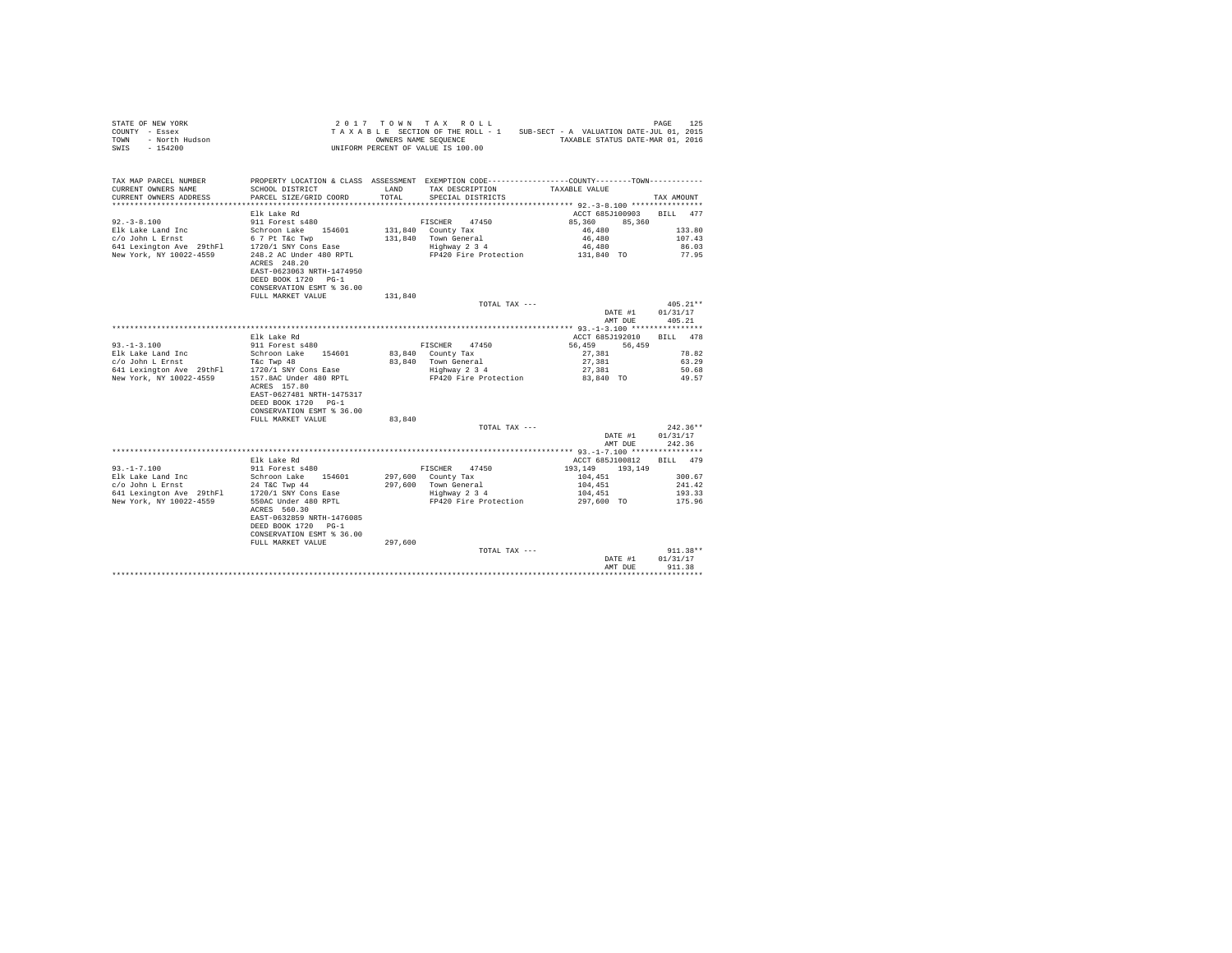STATE OF NEW YORK
COUNTY - Essex
TOWN - North Hudson
SWIS - 154200

2017 TOWN TAX ROLL
TAXABLE SECTION OF THE ROLL - 1
OWNERS NAME SEQUENCE
UNIFORM PERCENT OF VALUE IS 100.00

SUB-SECT - A VALUATION DATE-JUL 01, 2015
TAXABLE STATUS DATE-MAR 01, 2016

| TAX MAP PARCEL NUMBER / CURRENT OWNERS NAME / CURRENT OWNERS ADDRESS | PROPERTY LOCATION & CLASS / SCHOOL DISTRICT / PARCEL SIZE/GRID COORD | ASSESSMENT LAND / TOTAL | EXEMPTION CODE / TAX DESCRIPTION / SPECIAL DISTRICTS | COUNTY / TOWN TAXABLE VALUE | TAX AMOUNT |
|---|---|---|---|---|---|
| **92.-3-8.100** | Elk Lake Rd | | | ACCT 685J100903 BILL 477 | |
| 92.-3-8.100 | 911 Forest s480 | | FISCHER 47450 | 85,360 85,360 | |
| Elk Lake Land Inc | Schroon Lake 154601 | 131,840 | County Tax | 46,480 | 133.80 |
| c/o John L Ernst | 6 7 Pt T&c Twp | 131,840 | Town General | 46,480 | 107.43 |
| 641 Lexington Ave 29thFl | 1720/1 SNY Cons Ease | | Highway 2 3 4 | 46,480 | 86.03 |
| New York, NY 10022-4559 | 248.2 AC Under 480 RPTL | | FP420 Fire Protection | 131,840 TO | 77.95 |
| | ACRES 248.20 | | | | |
| | EAST-0623063 NRTH-1474950 | | | | |
| | DEED BOOK 1720 PG-1 | | | | |
| | CONSERVATION ESMT % 36.00 | | | | |
| | FULL MARKET VALUE | 131,840 | | | |
| | | | TOTAL TAX --- | | 405.21** |
| | | | | DATE #1 | 01/31/17 |
| | | | | AMT DUE | 405.21 |
| **93.-1-3.100** | Elk Lake Rd | | | ACCT 685J192010 BILL 478 | |
| 93.-1-3.100 | 911 Forest s480 | | FISCHER 47450 | 56,459 56,459 | |
| Elk Lake Land Inc | Schroon Lake 154601 | 83,840 | County Tax | 27,381 | 78.82 |
| c/o John L Ernst | T&c Twp 48 | 83,840 | Town General | 27,381 | 63.29 |
| 641 Lexington Ave 29thFl | 1720/1 SNY Cons Ease | | Highway 2 3 4 | 27,381 | 50.68 |
| New York, NY 10022-4559 | 157.8AC Under 480 RPTL | | FP420 Fire Protection | 83,840 TO | 49.57 |
| | ACRES 157.80 | | | | |
| | EAST-0627481 NRTH-1475317 | | | | |
| | DEED BOOK 1720 PG-1 | | | | |
| | CONSERVATION ESMT % 36.00 | | | | |
| | FULL MARKET VALUE | 83,840 | | | |
| | | | TOTAL TAX --- | | 242.36** |
| | | | | DATE #1 | 01/31/17 |
| | | | | AMT DUE | 242.36 |
| **93.-1-7.100** | Elk Lake Rd | | | ACCT 685J100812 BILL 479 | |
| 93.-1-7.100 | 911 Forest s480 | | FISCHER 47450 | 193,149 193,149 | |
| Elk Lake Land Inc | Schroon Lake 154601 | 297,600 | County Tax | 104,451 | 300.67 |
| c/o John L Ernst | 24 T&C Twp 44 | 297,600 | Town General | 104,451 | 241.42 |
| 641 Lexington Ave 29thFl | 1720/1 SNY Cons Ease | | Highway 2 3 4 | 104,451 | 193.33 |
| New York, NY 10022-4559 | 550AC Under 480 RPTL | | FP420 Fire Protection | 297,600 TO | 175.96 |
| | ACRES 560.30 | | | | |
| | EAST-0632859 NRTH-1476085 | | | | |
| | DEED BOOK 1720 PG-1 | | | | |
| | CONSERVATION ESMT % 36.00 | | | | |
| | FULL MARKET VALUE | 297,600 | | | |
| | | | TOTAL TAX --- | | 911.38** |
| | | | | DATE #1 | 01/31/17 |
| | | | | AMT DUE | 911.38 |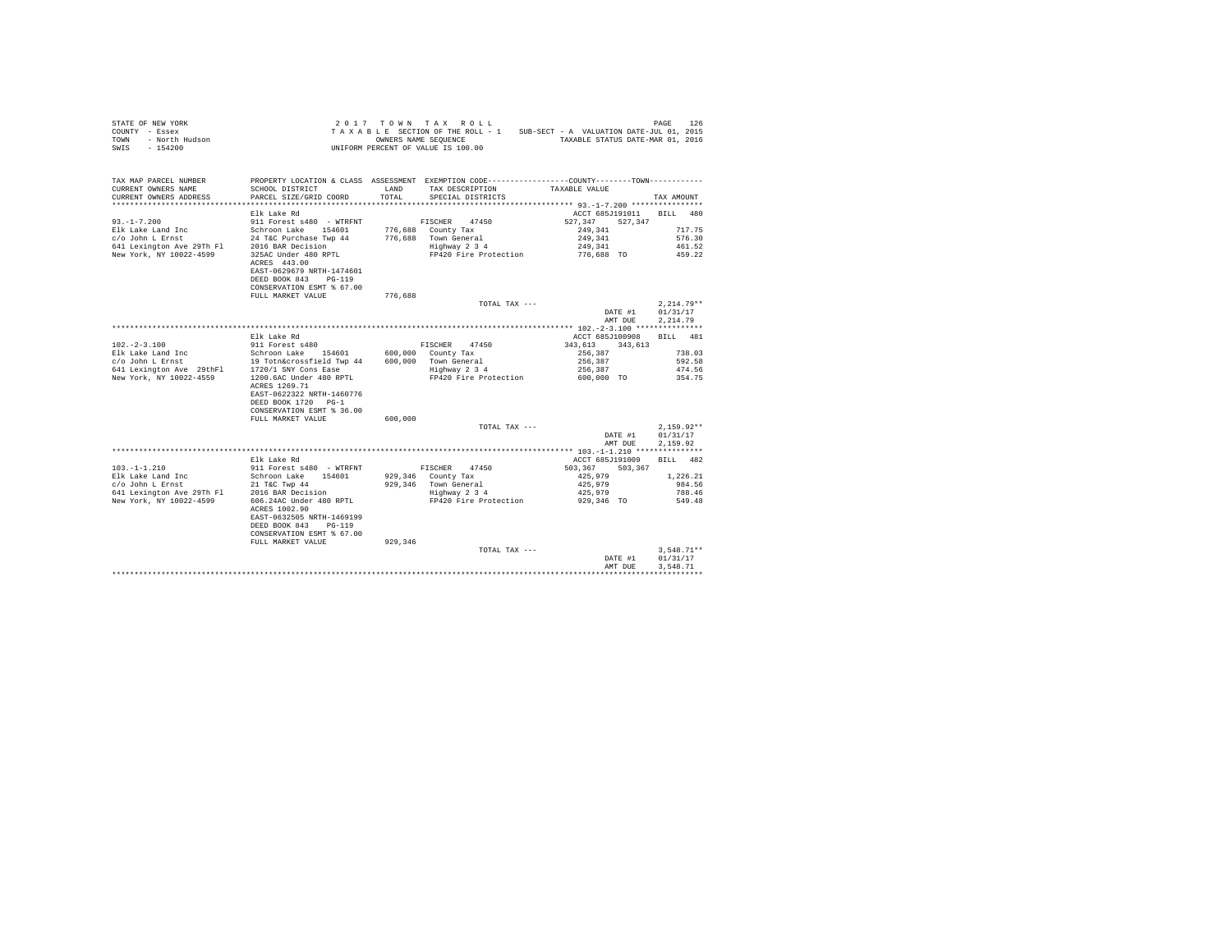STATE OF NEW YORK
COUNTY - Essex
TOWN - North Hudson
SWIS - 154200

2 0 1 7 T O W N T A X R O L L
T A X A B L E SECTION OF THE ROLL - 1 SUB-SECT - A VALUATION DATE-JUL 01, 2015
OWNERS NAME SEQUENCE TAXABLE STATUS DATE-MAR 01, 2016
UNIFORM PERCENT OF VALUE IS 100.00

```
TAX MAP PARCEL NUMBER     PROPERTY LOCATION & CLASS  ASSESSMENT  EXEMPTION CODE-----------------COUNTY--------TOWN-----------
CURRENT OWNERS NAME       SCHOOL DISTRICT            LAND        TAX DESCRIPTION             TAXABLE VALUE
CURRENT OWNERS ADDRESS    PARCEL SIZE/GRID COORD     TOTAL       SPECIAL DISTRICTS                                    TAX AMOUNT
************************************************************************************************ 93.-1-7.200 ****************
                          Elk Lake Rd                                                     ACCT 685J191011    BILL  480
93.-1-7.200               911 Forest s480 - WTRFNT          FISCHER    47450              527,347    527,347
Elk Lake Land Inc         Schroon Lake   154601     776,688  County Tax                    249,341                 717.75
c/o John L Ernst          24 T&C Purchase Twp 44    776,688  Town General                  249,341                 576.30
641 Lexington Ave 29Th Fl 2016 BAR Decision                  Highway 2 3 4                 249,341                 461.52
New York, NY 10022-4599   325AC Under 480 RPTL               FP420 Fire Protection         776,688 TO              459.22
                          ACRES  443.00
                          EAST-0629679 NRTH-1474601
                          DEED BOOK 843    PG-119
                          CONSERVATION ESMT % 67.00
                          FULL MARKET VALUE         776,688
                                                             TOTAL TAX ---                                       2,214.79**
                                                                                          DATE #1             01/31/17
                                                                                          AMT DUE             2,214.79
************************************************************************************************ 102.-2-3.100 ***************
                          Elk Lake Rd                                                     ACCT 685J100908    BILL  481
102.-2-3.100              911 Forest s480                   FISCHER    47450              343,613    343,613
Elk Lake Land Inc         Schroon Lake   154601     600,000  County Tax                    256,387                 738.03
c/o John L Ernst          19 Totn&crossfield Twp 44 600,000  Town General                  256,387                 592.58
641 Lexington Ave  29thFl 1720/1 SNY Cons Ease               Highway 2 3 4                 256,387                 474.56
New York, NY 10022-4559   1200.6AC Under 480 RPTL            FP420 Fire Protection         600,000 TO              354.75
                          ACRES 1269.71
                          EAST-0622322 NRTH-1460776
                          DEED BOOK 1720   PG-1
                          CONSERVATION ESMT % 36.00
                          FULL MARKET VALUE         600,000
                                                             TOTAL TAX ---                                       2,159.92**
                                                                                          DATE #1             01/31/17
                                                                                          AMT DUE             2,159.92
************************************************************************************************ 103.-1-1.210 ***************
                          Elk Lake Rd                                                     ACCT 685J191009    BILL  482
103.-1-1.210              911 Forest s480 - WTRFNT          FISCHER    47450              503,367    503,367
Elk Lake Land Inc         Schroon Lake   154601     929,346  County Tax                    425,979               1,226.21
c/o John L Ernst          21 T&C Twp 44             929,346  Town General                  425,979                 984.56
641 Lexington Ave 29Th Fl 2016 BAR Decision                  Highway 2 3 4                 425,979                 788.46
New York, NY 10022-4599   606.24AC Under 480 RPTL            FP420 Fire Protection         929,346 TO              549.48
                          ACRES 1002.90
                          EAST-0632505 NRTH-1469199
                          DEED BOOK 843    PG-119
                          CONSERVATION ESMT % 67.00
                          FULL MARKET VALUE         929,346
                                                             TOTAL TAX ---                                       3,548.71**
                                                                                          DATE #1             01/31/17
                                                                                          AMT DUE             3,548.71
****************************************************************************************************************************
```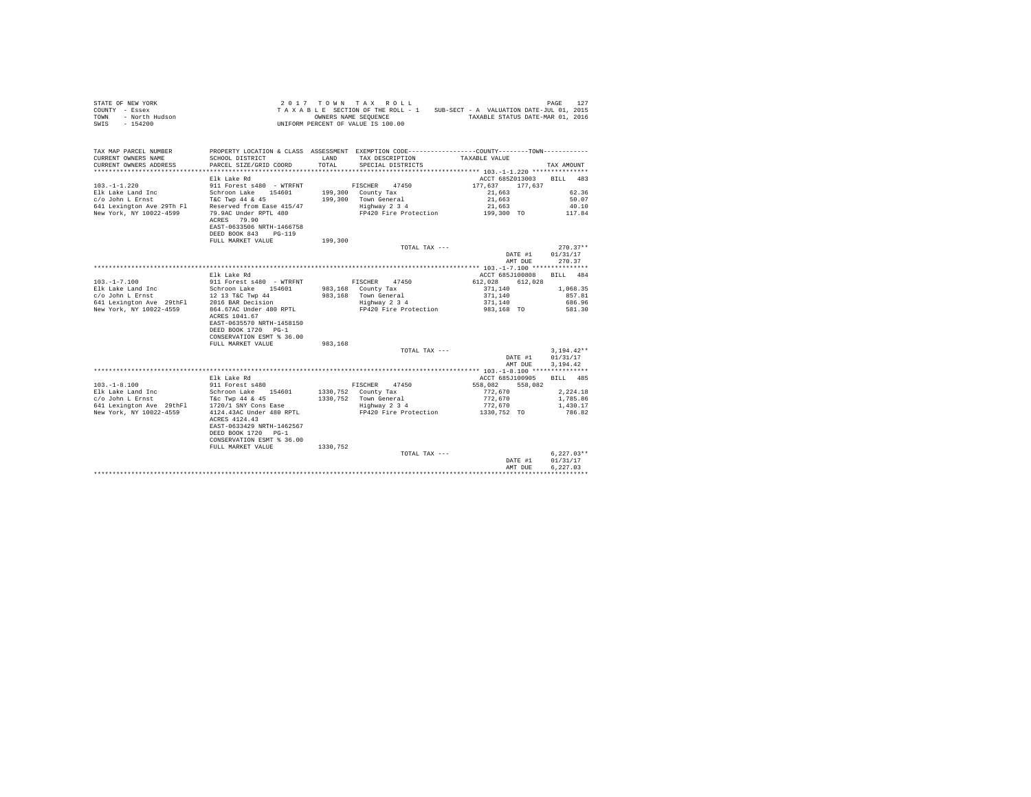STATE OF NEW YORK
COUNTY - Essex
TOWN - North Hudson
SWIS - 154200

2 0 1 7 T O W N T A X R O L L
T A X A B L E SECTION OF THE ROLL - 1 SUB-SECT - A VALUATION DATE-JUL 01, 2015
OWNERS NAME SEQUENCE TAXABLE STATUS DATE-MAR 01, 2016
UNIFORM PERCENT OF VALUE IS 100.00

| TAX MAP PARCEL NUMBER / CURRENT OWNERS NAME / CURRENT OWNERS ADDRESS | PROPERTY LOCATION & CLASS / SCHOOL DISTRICT / PARCEL SIZE/GRID COORD | ASSESSMENT LAND / TOTAL | EXEMPTION CODE / TAX DESCRIPTION / SPECIAL DISTRICTS | COUNTY / TOWN TAXABLE VALUE | TAX AMOUNT |
|---|---|---|---|---|---|
| **103.-1-1.220** | Elk Lake Rd | | | ACCT 685Z013003 | BILL 483 |
| 103.-1-1.220 | 911 Forest s480 - WTRFNT | | FISCHER 47450 | 177,637 177,637 | |
| Elk Lake Land Inc | Schroon Lake 154601 | 199,300 | County Tax | 21,663 | 62.36 |
| c/o John L Ernst | T&C Twp 44 & 45 | 199,300 | Town General | 21,663 | 50.07 |
| 641 Lexington Ave 29Th Fl | Reserved from Ease 415/47 | | Highway 2 3 4 | 21,663 | 40.10 |
| New York, NY 10022-4599 | 79.9AC Under RPTL 480 | | FP420 Fire Protection | 199,300 TO | 117.84 |
| | ACRES 79.90 | | | | |
| | EAST-0633506 NRTH-1466758 | | | | |
| | DEED BOOK 843 PG-119 | | | | |
| | FULL MARKET VALUE | 199,300 | | | |
| | | | TOTAL TAX --- | | 270.37** |
| | | | | DATE #1 | 01/31/17 |
| | | | | AMT DUE | 270.37 |
| **103.-1-7.100** | Elk Lake Rd | | | ACCT 685J100808 | BILL 484 |
| 103.-1-7.100 | 911 Forest s480 - WTRFNT | | FISCHER 47450 | 612,028 612,028 | |
| Elk Lake Land Inc | Schroon Lake 154601 | 983,168 | County Tax | 371,140 | 1,068.35 |
| c/o John L Ernst | 12 13 T&C Twp 44 | 983,168 | Town General | 371,140 | 857.81 |
| 641 Lexington Ave 29thFl | 2016 BAR Decision | | Highway 2 3 4 | 371,140 | 686.96 |
| New York, NY 10022-4559 | 864.67AC Under 480 RPTL | | FP420 Fire Protection | 983,168 TO | 581.30 |
| | ACRES 1041.67 | | | | |
| | EAST-0635570 NRTH-1458150 | | | | |
| | DEED BOOK 1720 PG-1 | | | | |
| | CONSERVATION ESMT % 36.00 | | | | |
| | FULL MARKET VALUE | 983,168 | | | |
| | | | TOTAL TAX --- | | 3,194.42** |
| | | | | DATE #1 | 01/31/17 |
| | | | | AMT DUE | 3,194.42 |
| **103.-1-8.100** | Elk Lake Rd | | | ACCT 685J100905 | BILL 485 |
| 103.-1-8.100 | 911 Forest s480 | | FISCHER 47450 | 558,082 558,082 | |
| Elk Lake Land Inc | Schroon Lake 154601 | 1330,752 | County Tax | 772,670 | 2,224.18 |
| c/o John L Ernst | T&C Twp 44 & 45 | 1330,752 | Town General | 772,670 | 1,785.86 |
| 641 Lexington Ave 29thFl | 1720/1 SNY Cons Ease | | Highway 2 3 4 | 772,670 | 1,430.17 |
| New York, NY 10022-4559 | 4124.43AC Under 480 RPTL | | FP420 Fire Protection | 1330,752 TO | 786.82 |
| | ACRES 4124.43 | | | | |
| | EAST-0633429 NRTH-1462567 | | | | |
| | DEED BOOK 1720 PG-1 | | | | |
| | CONSERVATION ESMT % 36.00 | | | | |
| | FULL MARKET VALUE | 1330,752 | | | |
| | | | TOTAL TAX --- | | 6,227.03** |
| | | | | DATE #1 | 01/31/17 |
| | | | | AMT DUE | 6,227.03 |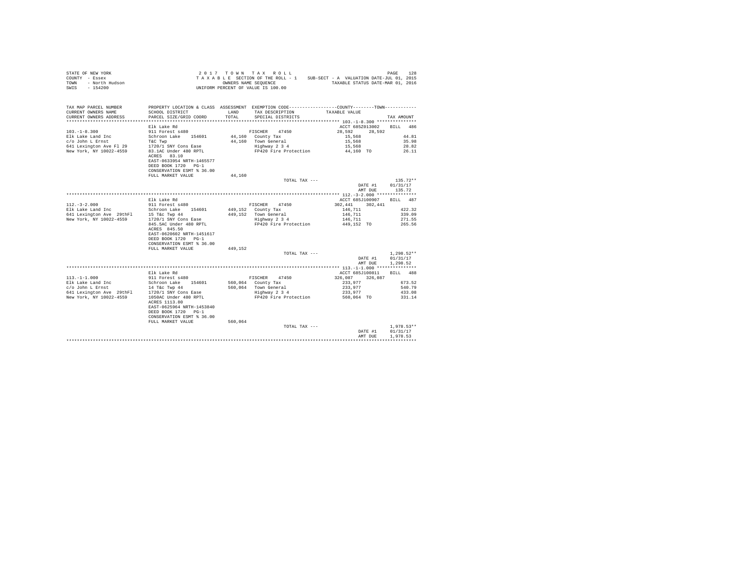STATE OF NEW YORK
COUNTY - Essex
TOWN - North Hudson
SWIS - 154200

2017 TOWN TAX ROLL
TAXABLE SECTION OF THE ROLL - 1 SUB-SECT - A VALUATION DATE-JUL 01, 2015
OWNERS NAME SEQUENCE TAXABLE STATUS DATE-MAR 01, 2016
UNIFORM PERCENT OF VALUE IS 100.00

| TAX MAP PARCEL NUMBER / CURRENT OWNERS NAME / CURRENT OWNERS ADDRESS | PROPERTY LOCATION & CLASS / SCHOOL DISTRICT / PARCEL SIZE/GRID COORD | ASSESSMENT LAND / TOTAL | EXEMPTION CODE / TAX DESCRIPTION / SPECIAL DISTRICTS | COUNTY / TOWN TAXABLE VALUE | TAX AMOUNT |
|---|---|---|---|---|---|
| **103.-1-8.300** | Elk Lake Rd | | | ACCT 685Z013002 | BILL 486 |
| 103.-1-8.300 | 911 Forest s480 | | FISCHER 47450 | 28,592 28,592 | |
| Elk Lake Land Inc | Schroon Lake 154601 | 44,160 | County Tax | 15,568 | 44.81 |
| c/o John L Ernst | T&C Twp | 44,160 | Town General | 15,568 | 35.98 |
| 641 Lexington Ave Fl 29 | 1720/1 SNY Cons Ease | | Highway 2 3 4 | 15,568 | 28.82 |
| New York, NY 10022-4559 | 83.1AC Under 480 RPTL | | FP420 Fire Protection | 44,160 TO | 26.11 |
| | ACRES 83.10 | | | | |
| | EAST-0633954 NRTH-1465577 | | | | |
| | DEED BOOK 1720 PG-1 | | | | |
| | CONSERVATION ESMT % 36.00 | | | | |
| | FULL MARKET VALUE | 44,160 | | | |
| | | | TOTAL TAX --- | | 135.72** |
| | | | | DATE #1 | 01/31/17 |
| | | | | AMT DUE | 135.72 |
| **112.-3-2.000** | Elk Lake Rd | | | ACCT 685J100907 | BILL 487 |
| 112.-3-2.000 | 911 Forest s480 | | FISCHER 47450 | 302,441 302,441 | |
| Elk Lake Land Inc | Schroon Lake 154601 | 449,152 | County Tax | 146,711 | 422.32 |
| 641 Lexington Ave 29thFl | 15 T&c Twp 44 | 449,152 | Town General | 146,711 | 339.09 |
| New York, NY 10022-4559 | 1720/1 SNY Cons Ease | | Highway 2 3 4 | 146,711 | 271.55 |
| | 845.5AC Under 480 RPTL | | FP420 Fire Protection | 449,152 TO | 265.56 |
| | ACRES 845.50 | | | | |
| | EAST-0620602 NRTH-1451617 | | | | |
| | DEED BOOK 1720 PG-1 | | | | |
| | CONSERVATION ESMT % 36.00 | | | | |
| | FULL MARKET VALUE | 449,152 | | | |
| | | | TOTAL TAX --- | | 1,298.52** |
| | | | | DATE #1 | 01/31/17 |
| | | | | AMT DUE | 1,298.52 |
| **113.-1-1.000** | Elk Lake Rd | | | ACCT 685J100811 | BILL 488 |
| 113.-1-1.000 | 911 Forest s480 | | FISCHER 47450 | 326,087 326,087 | |
| Elk Lake Land Inc | Schroon Lake 154601 | 560,064 | County Tax | 233,977 | 673.52 |
| c/o John L Ernst | 14 T&c Twp 44 | 560,064 | Town General | 233,977 | 540.79 |
| 641 Lexington Ave 29thFl | 1720/1 SNY Cons Ease | | Highway 2 3 4 | 233,977 | 433.08 |
| New York, NY 10022-4559 | 1050AC Under 480 RPTL | | FP420 Fire Protection | 560,064 TO | 331.14 |
| | ACRES 1113.80 | | | | |
| | EAST-0625964 NRTH-1453840 | | | | |
| | DEED BOOK 1720 PG-1 | | | | |
| | CONSERVATION ESMT % 36.00 | | | | |
| | FULL MARKET VALUE | 560,064 | | | |
| | | | TOTAL TAX --- | | 1,978.53** |
| | | | | DATE #1 | 01/31/17 |
| | | | | AMT DUE | 1,978.53 |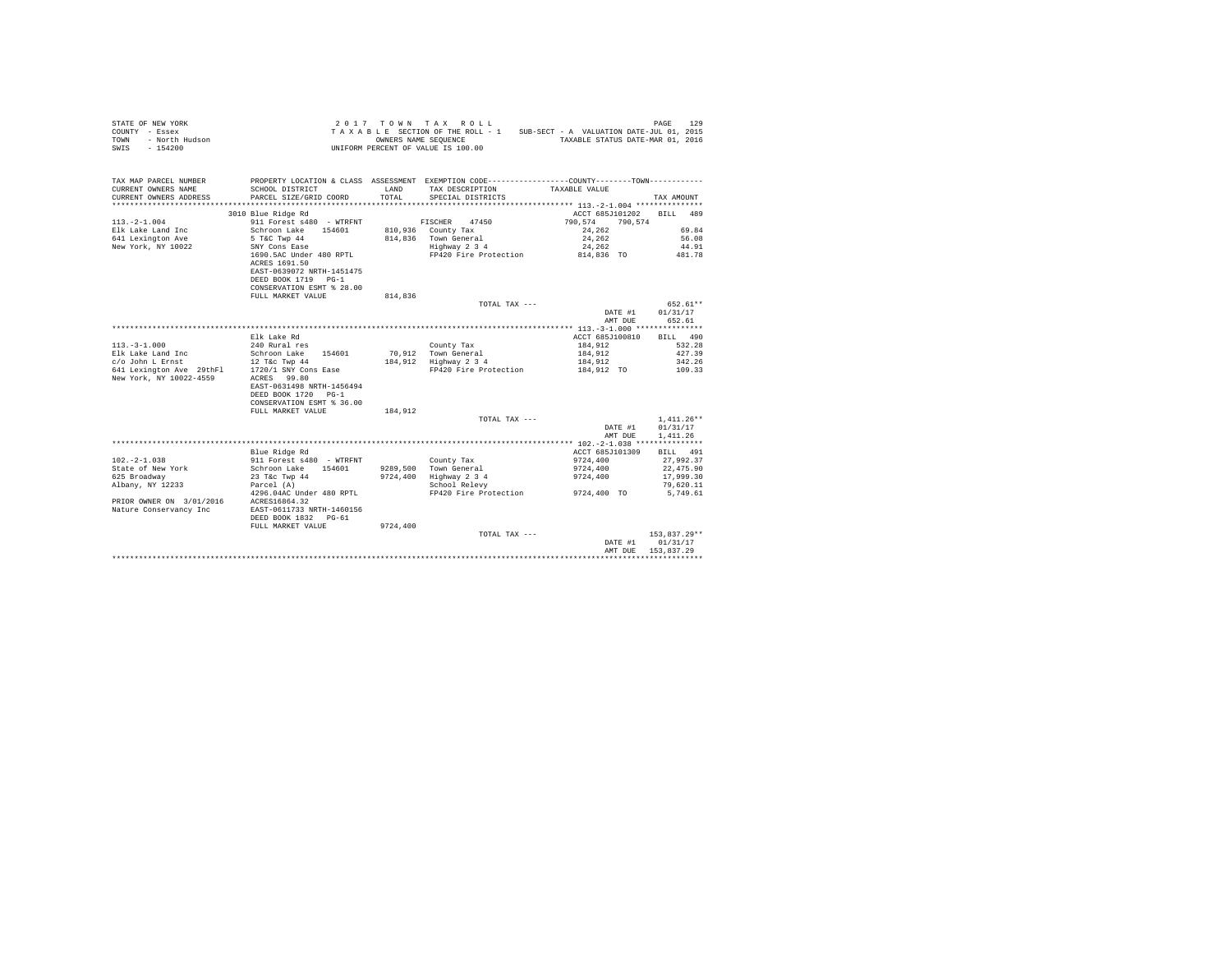STATE OF NEW YORK
COUNTY - Essex
TOWN - North Hudson
SWIS - 154200

2 0 1 7 T O W N T A X R O L L
T A X A B L E SECTION OF THE ROLL - 1 SUB-SECT - A VALUATION DATE-JUL 01, 2015
OWNERS NAME SEQUENCE TAXABLE STATUS DATE-MAR 01, 2016
UNIFORM PERCENT OF VALUE IS 100.00

| TAX MAP PARCEL NUMBER / CURRENT OWNERS NAME / CURRENT OWNERS ADDRESS | PROPERTY LOCATION & CLASS / SCHOOL DISTRICT / PARCEL SIZE/GRID COORD | ASSESSMENT LAND / TOTAL | EXEMPTION CODE / TAX DESCRIPTION / SPECIAL DISTRICTS | COUNTY / TOWN TAXABLE VALUE | TAX AMOUNT |
|---|---|---|---|---|---|
| **113.-2-1.004** | 3010 Blue Ridge Rd | | | ACCT 685J101202 | BILL 489 |
| 113.-2-1.004 | 911 Forest s480 - WTRFNT | | FISCHER 47450 | 790,574 790,574 | |
| Elk Lake Land Inc | Schroon Lake 154601 | 810,936 | County Tax | 24,262 | 69.84 |
| 641 Lexington Ave | 5 T&C Twp 44 | 814,836 | Town General | 24,262 | 56.08 |
| New York, NY 10022 | SNY Cons Ease | | Highway 2 3 4 | 24,262 | 44.91 |
| | 1690.5AC Under 480 RPTL | | FP420 Fire Protection | 814,836 TO | 481.78 |
| | ACRES 1691.50 | | | | |
| | EAST-0639072 NRTH-1451475 | | | | |
| | DEED BOOK 1719 PG-1 | | | | |
| | CONSERVATION ESMT % 28.00 | | | | |
| | FULL MARKET VALUE | 814,836 | | | |
| | | | TOTAL TAX --- | | 652.61** |
| | | | | DATE #1 | 01/31/17 |
| | | | | AMT DUE | 652.61 |
| **113.-3-1.000** | Elk Lake Rd | | | ACCT 685J100810 | BILL 490 |
| 113.-3-1.000 | 240 Rural res | | County Tax | 184,912 | 532.28 |
| Elk Lake Land Inc | Schroon Lake 154601 | 70,912 | Town General | 184,912 | 427.39 |
| c/o John L Ernst | 12 T&c Twp 44 | 184,912 | Highway 2 3 4 | 184,912 | 342.26 |
| 641 Lexington Ave 29thFl | 1720/1 SNY Cons Ease | | FP420 Fire Protection | 184,912 TO | 109.33 |
| New York, NY 10022-4559 | ACRES 99.80 | | | | |
| | EAST-0631498 NRTH-1456494 | | | | |
| | DEED BOOK 1720 PG-1 | | | | |
| | CONSERVATION ESMT % 36.00 | | | | |
| | FULL MARKET VALUE | 184,912 | | | |
| | | | TOTAL TAX --- | | 1,411.26** |
| | | | | DATE #1 | 01/31/17 |
| | | | | AMT DUE | 1,411.26 |
| **102.-2-1.038** | Blue Ridge Rd | | | ACCT 685J101309 | BILL 491 |
| 102.-2-1.038 | 911 Forest s480 - WTRFNT | | County Tax | 9724,400 | 27,992.37 |
| State of New York | Schroon Lake 154601 | 9289,500 | Town General | 9724,400 | 22,475.90 |
| 625 Broadway | 23 T&c Twp 44 | 9724,400 | Highway 2 3 4 | 9724,400 | 17,999.30 |
| Albany, NY 12233 | Parcel (A) | | School Relevy | | 79,620.11 |
| | 4296.04AC Under 480 RPTL | | FP420 Fire Protection | 9724,400 TO | 5,749.61 |
| PRIOR OWNER ON 3/01/2016 | ACRES16864.32 | | | | |
| Nature Conservancy Inc | EAST-0611733 NRTH-1460156 | | | | |
| | DEED BOOK 1832 PG-61 | | | | |
| | FULL MARKET VALUE | 9724,400 | | | |
| | | | TOTAL TAX --- | | 153,837.29** |
| | | | | DATE #1 | 01/31/17 |
| | | | | AMT DUE | 153,837.29 |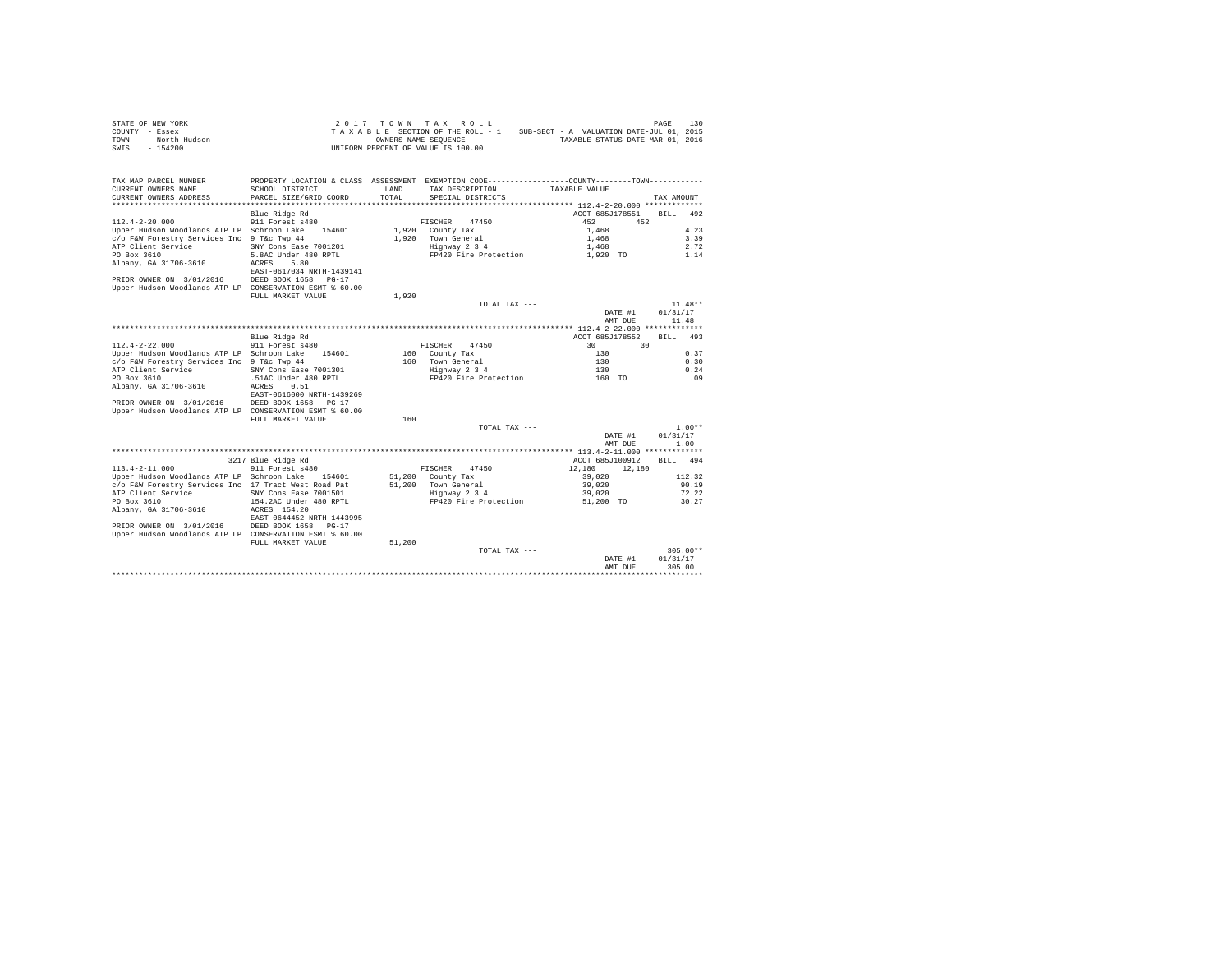STATE OF NEW YORK  
COUNTY - Essex  
TOWN - North Hudson  
SWIS - 154200

2 0 1 7  T O W N  T A X  R O L L  
T A X A B L E  SECTION OF THE ROLL - 1  
OWNERS NAME SEQUENCE  
UNIFORM PERCENT OF VALUE IS 100.00

SUB-SECT - A  VALUATION DATE-JUL 01, 2015  
TAXABLE STATUS DATE-MAR 01, 2016

| TAX MAP PARCEL NUMBER / CURRENT OWNERS NAME / CURRENT OWNERS ADDRESS | PROPERTY LOCATION & CLASS / SCHOOL DISTRICT / PARCEL SIZE/GRID COORD | ASSESSMENT LAND / TOTAL | EXEMPTION CODE / TAX DESCRIPTION / SPECIAL DISTRICTS | COUNTY / TOWN TAXABLE VALUE | TAX AMOUNT |
|---|---|---|---|---|---|
| **112.4-2-20.000** | Blue Ridge Rd | | | ACCT 685J178551 | BILL 492 |
| 112.4-2-20.000 | 911 Forest s480 | | FISCHER 47450 | 452 / 452 | |
| Upper Hudson Woodlands ATP LP | Schroon Lake 154601 | 1,920 | County Tax | 1,468 | 4.23 |
| c/o F&W Forestry Services Inc | 9 T&c Twp 44 | 1,920 | Town General | 1,468 | 3.39 |
| ATP Client Service | SNY Cons Ease 7001201 | | Highway 2 3 4 | 1,468 | 2.72 |
| PO Box 3610 | 5.8AC Under 480 RPTL | | FP420 Fire Protection | 1,920 TO | 1.14 |
| Albany, GA 31706-3610 | ACRES 5.80 | | | | |
| | EAST-0617034 NRTH-1439141 | | | | |
| PRIOR OWNER ON 3/01/2016 | DEED BOOK 1658 PG-17 | | | | |
| Upper Hudson Woodlands ATP LP | CONSERVATION ESMT % 60.00 | | | | |
| | FULL MARKET VALUE | 1,920 | | | |
| | | | TOTAL TAX --- | | 11.48** |
| | | | | DATE #1 | 01/31/17 |
| | | | | AMT DUE | 11.48 |
| **112.4-2-22.000** | Blue Ridge Rd | | | ACCT 685J178552 | BILL 493 |
| 112.4-2-22.000 | 911 Forest s480 | | FISCHER 47450 | 30 / 30 | |
| Upper Hudson Woodlands ATP LP | Schroon Lake 154601 | 160 | County Tax | 130 | 0.37 |
| c/o F&W Forestry Services Inc | 9 T&c Twp 44 | 160 | Town General | 130 | 0.30 |
| ATP Client Service | SNY Cons Ease 7001301 | | Highway 2 3 4 | 130 | 0.24 |
| PO Box 3610 | .51AC Under 480 RPTL | | FP420 Fire Protection | 160 TO | .09 |
| Albany, GA 31706-3610 | ACRES 0.51 | | | | |
| | EAST-0616000 NRTH-1439269 | | | | |
| PRIOR OWNER ON 3/01/2016 | DEED BOOK 1658 PG-17 | | | | |
| Upper Hudson Woodlands ATP LP | CONSERVATION ESMT % 60.00 | | | | |
| | FULL MARKET VALUE | 160 | | | |
| | | | TOTAL TAX --- | | 1.00** |
| | | | | DATE #1 | 01/31/17 |
| | | | | AMT DUE | 1.00 |
| **113.4-2-11.000** | 3217 Blue Ridge Rd | | | ACCT 685J100912 | BILL 494 |
| 113.4-2-11.000 | 911 Forest s480 | | FISCHER 47450 | 12,180 / 12,180 | |
| Upper Hudson Woodlands ATP LP | Schroon Lake 154601 | 51,200 | County Tax | 39,020 | 112.32 |
| c/o F&W Forestry Services Inc | 17 Tract West Road Pat | 51,200 | Town General | 39,020 | 90.19 |
| ATP Client Service | SNY Cons Ease 7001501 | | Highway 2 3 4 | 39,020 | 72.22 |
| PO Box 3610 | 154.2AC Under 480 RPTL | | FP420 Fire Protection | 51,200 TO | 30.27 |
| Albany, GA 31706-3610 | ACRES 154.20 | | | | |
| | EAST-0644452 NRTH-1443995 | | | | |
| PRIOR OWNER ON 3/01/2016 | DEED BOOK 1658 PG-17 | | | | |
| Upper Hudson Woodlands ATP LP | CONSERVATION ESMT % 60.00 | | | | |
| | FULL MARKET VALUE | 51,200 | | | |
| | | | TOTAL TAX --- | | 305.00** |
| | | | | DATE #1 | 01/31/17 |
| | | | | AMT DUE | 305.00 |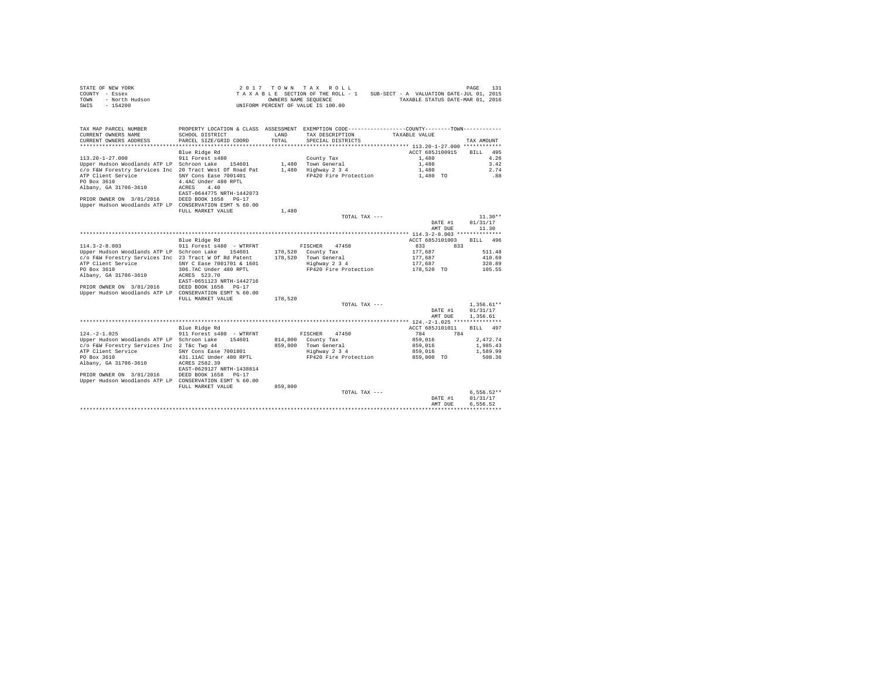STATE OF NEW YORK
COUNTY - Essex
TOWN - North Hudson
SWIS - 154200

2 0 1 7 T O W N T A X R O L L
T A X A B L E SECTION OF THE ROLL - 1 SUB-SECT - A VALUATION DATE-JUL 01, 2015
OWNERS NAME SEQUENCE TAXABLE STATUS DATE-MAR 01, 2016
UNIFORM PERCENT OF VALUE IS 100.00

| TAX MAP PARCEL NUMBER / CURRENT OWNERS NAME / CURRENT OWNERS ADDRESS | PROPERTY LOCATION & CLASS / SCHOOL DISTRICT / PARCEL SIZE/GRID COORD | ASSESSMENT LAND / TOTAL | EXEMPTION CODE / TAX DESCRIPTION / SPECIAL DISTRICTS | COUNTY / TOWN TAXABLE VALUE | TAX AMOUNT |
|---|---|---|---|---|---|
| **113.20-1-27.000** | Blue Ridge Rd | | | ACCT 685J100915 | BILL 495 |
| 113.20-1-27.000 | 911 Forest s480 | | County Tax | 1,480 | 4.26 |
| Upper Hudson Woodlands ATP LP | Schroon Lake 154601 | 1,480 | Town General | 1,480 | 3.42 |
| c/o F&W Forestry Services Inc | 20 Tract West Of Road Pat | 1,480 | Highway 2 3 4 | 1,480 | 2.74 |
| ATP Client Service | SNY Cons Ease 7001401 | | FP420 Fire Protection | 1,480 TO | .88 |
| PO Box 3610 | 4.4AC Under 480 RPTL | | | | |
| Albany, GA 31706-3610 | ACRES 4.40 | | | | |
| | EAST-0644775 NRTH-1442073 | | | | |
| PRIOR OWNER ON 3/01/2016 | DEED BOOK 1658 PG-17 | | | | |
| Upper Hudson Woodlands ATP LP | CONSERVATION ESMT % 60.00 | | | | |
| | FULL MARKET VALUE | 1,480 | | | |
| | | | TOTAL TAX --- | | 11.30** |
| | | | | DATE #1 | 01/31/17 |
| | | | | AMT DUE | 11.30 |
| **114.3-2-8.003** | Blue Ridge Rd | | | ACCT 685J101003 | BILL 496 |
| 114.3-2-8.003 | 911 Forest s480 - WTRFNT | | FISCHER 47450 | 833 833 | |
| Upper Hudson Woodlands ATP LP | Schroon Lake 154601 | 178,520 | County Tax | 177,687 | 511.48 |
| c/o F&W Forestry Services Inc | 23 Tract W Of Rd Patent | 178,520 | Town General | 177,687 | 410.69 |
| ATP Client Service | SNY C Ease 7001701 & 1601 | | Highway 2 3 4 | 177,687 | 328.89 |
| PO Box 3610 | 306.7AC Under 480 RPTL | | FP420 Fire Protection | 178,520 TO | 105.55 |
| Albany, GA 31706-3610 | ACRES 523.70 | | | | |
| | EAST-0651123 NRTH-1442716 | | | | |
| PRIOR OWNER ON 3/01/2016 | DEED BOOK 1658 PG-17 | | | | |
| Upper Hudson Woodlands ATP LP | CONSERVATION ESMT % 60.00 | | | | |
| | FULL MARKET VALUE | 178,520 | | | |
| | | | TOTAL TAX --- | | 1,356.61** |
| | | | | DATE #1 | 01/31/17 |
| | | | | AMT DUE | 1,356.61 |
| **124.-2-1.025** | Blue Ridge Rd | | | ACCT 685J101011 | BILL 497 |
| 124.-2-1.025 | 911 Forest s480 - WTRFNT | | FISCHER 47450 | 784 784 | |
| Upper Hudson Woodlands ATP LP | Schroon Lake 154601 | 814,800 | County Tax | 859,016 | 2,472.74 |
| c/o F&W Forestry Services Inc | 2 T&c Twp 44 | 859,800 | Town General | 859,016 | 1,985.43 |
| ATP Client Service | SNY Cons Ease 7001801 | | Highway 2 3 4 | 859,016 | 1,589.99 |
| PO Box 3610 | 431.11AC Under 480 RPTL | | FP420 Fire Protection | 859,800 TO | 508.36 |
| Albany, GA 31706-3610 | ACRES 2582.39 | | | | |
| | EAST-0629127 NRTH-1438814 | | | | |
| PRIOR OWNER ON 3/01/2016 | DEED BOOK 1658 PG-17 | | | | |
| Upper Hudson Woodlands ATP LP | CONSERVATION ESMT % 60.00 | | | | |
| | FULL MARKET VALUE | 859,800 | | | |
| | | | TOTAL TAX --- | | 6,556.52** |
| | | | | DATE #1 | 01/31/17 |
| | | | | AMT DUE | 6,556.52 |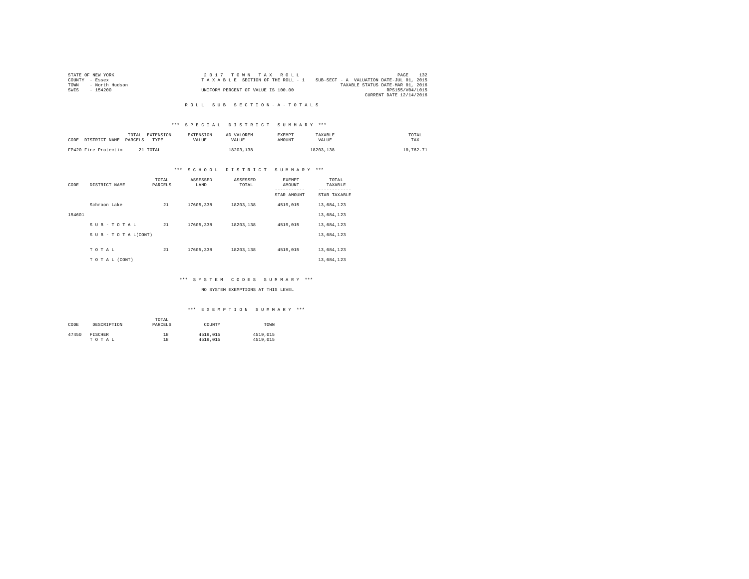STATE OF NEW YORK
COUNTY - Essex
TOWN - North Hudson
SWIS - 154200

2 0 1 7 T O W N T A X R O L L
T A X A B L E SECTION OF THE ROLL - 1
UNIFORM PERCENT OF VALUE IS 100.00

SUB-SECT - A VALUATION DATE-JUL 01, 2015
TAXABLE STATUS DATE-MAR 01, 2016
RPS155/V04/L015
CURRENT DATE 12/14/2016

# R O L L S U B S E C T I O N - A - T O T A L S

## *** S P E C I A L D I S T R I C T S U M M A R Y ***

| CODE DISTRICT NAME | TOTAL PARCELS | EXTENSION TYPE | EXTENSION VALUE | AD VALOREM VALUE | EXEMPT AMOUNT | TAXABLE VALUE | TOTAL TAX |
|---|---|---|---|---|---|---|---|
| FP420 Fire Protectio | 21 | TOTAL | | 18203,138 | | 18203,138 | 10,762.71 |

## *** S C H O O L D I S T R I C T S U M M A R Y ***

| CODE | DISTRICT NAME | TOTAL PARCELS | ASSESSED LAND | ASSESSED TOTAL | EXEMPT AMOUNT / STAR AMOUNT | TOTAL TAXABLE / STAR TAXABLE |
|---|---|---|---|---|---|---|
| | Schroon Lake | 21 | 17605,338 | 18203,138 | 4519,015 | 13,684,123 |
| 154601 | | | | | | 13,684,123 |
| | S U B - T O T A L | 21 | 17605,338 | 18203,138 | 4519,015 | 13,684,123 |
| | S U B - T O T A L(CONT) | | | | | 13,684,123 |
| | T O T A L | 21 | 17605,338 | 18203,138 | 4519,015 | 13,684,123 |
| | T O T A L (CONT) | | | | | 13,684,123 |

## *** S Y S T E M C O D E S S U M M A R Y ***

NO SYSTEM EXEMPTIONS AT THIS LEVEL

## *** E X E M P T I O N S U M M A R Y ***

| CODE | DESCRIPTION | TOTAL PARCELS | COUNTY | TOWN |
|---|---|---|---|---|
| 47450 | FISCHER | 18 | 4519,015 | 4519,015 |
| | T O T A L | 18 | 4519,015 | 4519,015 |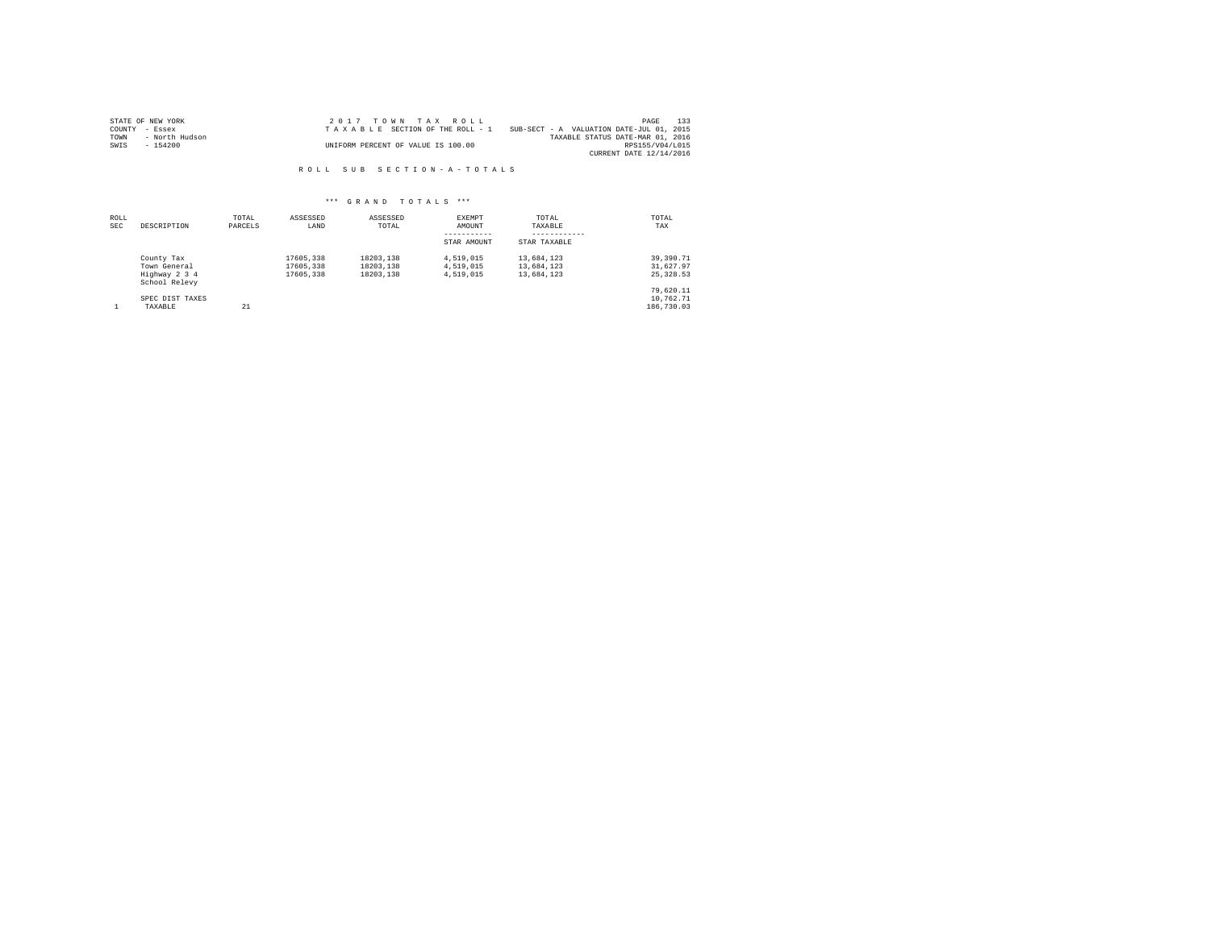STATE OF NEW YORK
COUNTY - Essex
TOWN - North Hudson
SWIS - 154200

2 0 1 7 T O W N T A X R O L L
T A X A B L E SECTION OF THE ROLL - 1
UNIFORM PERCENT OF VALUE IS 100.00

SUB-SECT - A VALUATION DATE-JUL 01, 2015
TAXABLE STATUS DATE-MAR 01, 2016
RPS155/V04/L015
CURRENT DATE 12/14/2016

R O L L S U B S E C T I O N - A - T O T A L S

*** G R A N D T O T A L S ***

| ROLL SEC | DESCRIPTION | TOTAL PARCELS | ASSESSED LAND | ASSESSED TOTAL | EXEMPT AMOUNT / STAR AMOUNT | TOTAL TAXABLE / STAR TAXABLE | TOTAL TAX |
|---|---|---|---|---|---|---|---|
| | County Tax | | 17605,338 | 18203,138 | 4,519,015 | 13,684,123 | 39,390.71 |
| | Town General | | 17605,338 | 18203,138 | 4,519,015 | 13,684,123 | 31,627.97 |
| | Highway 2 3 4 | | 17605,338 | 18203,138 | 4,519,015 | 13,684,123 | 25,328.53 |
| | School Relevy | | | | | | 79,620.11 |
| | SPEC DIST TAXES | | | | | | 10,762.71 |
| 1 | TAXABLE | 21 | | | | | 186,730.03 |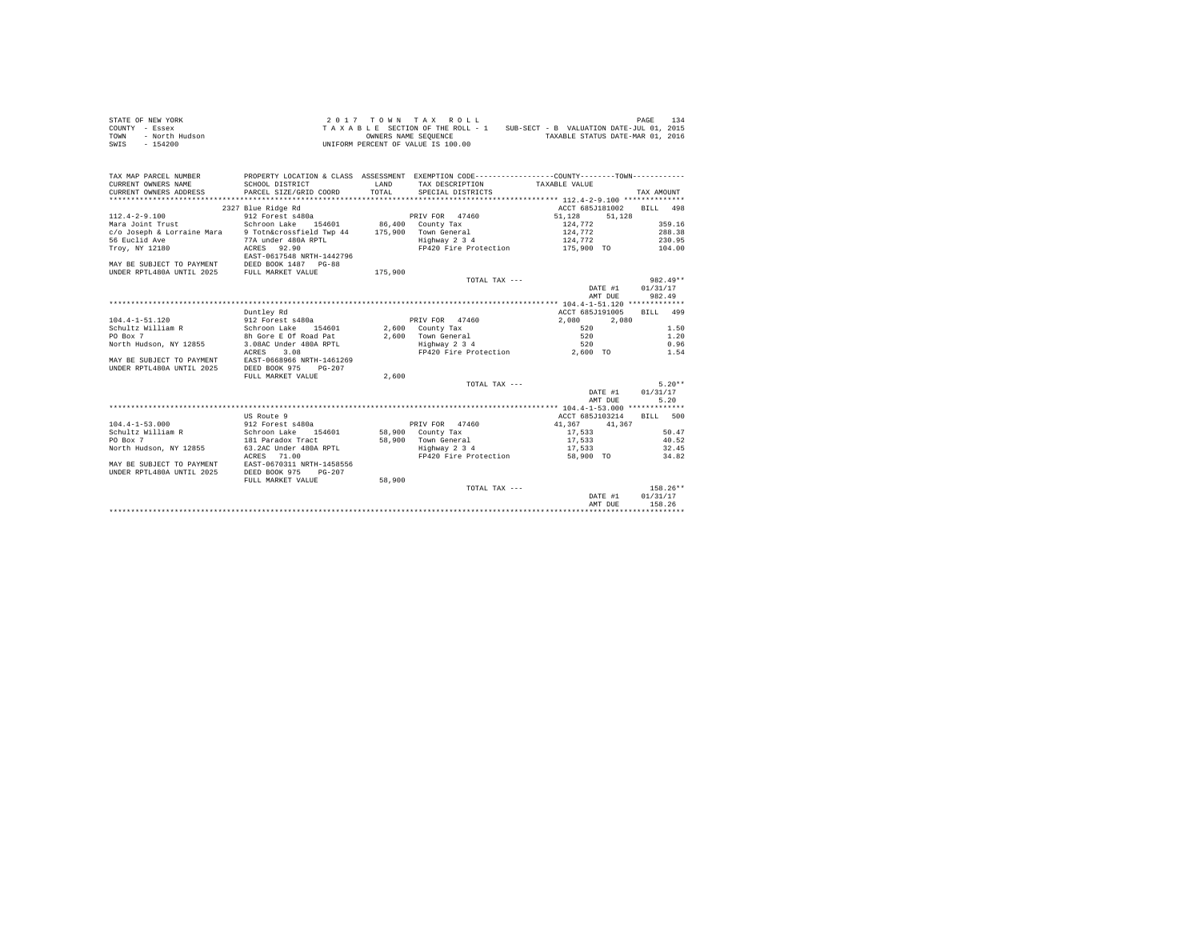STATE OF NEW YORK
COUNTY - Essex
TOWN - North Hudson
SWIS - 154200

2 0 1 7 T O W N T A X R O L L
T A X A B L E SECTION OF THE ROLL - 1 SUB-SECT - B VALUATION DATE-JUL 01, 2015
OWNERS NAME SEQUENCE TAXABLE STATUS DATE-MAR 01, 2016
UNIFORM PERCENT OF VALUE IS 100.00

| TAX MAP PARCEL NUMBER<br>CURRENT OWNERS NAME<br>CURRENT OWNERS ADDRESS | PROPERTY LOCATION & CLASS<br>SCHOOL DISTRICT<br>PARCEL SIZE/GRID COORD | ASSESSMENT<br>LAND<br>TOTAL | EXEMPTION CODE-----COUNTY-----TOWN<br>TAX DESCRIPTION<br>SPECIAL DISTRICTS | TAXABLE VALUE | TAX AMOUNT |
|---|---|---|---|---|---|
| ******** 112.4-2-9.100 ******** | | | | | |
| | 2327 Blue Ridge Rd | | | ACCT 685J181002 | BILL 498 |
| 112.4-2-9.100 | 912 Forest s480a | | PRIV FOR 47460 | 51,128 51,128 | |
| Mara Joint Trust | Schroon Lake 154601 | 86,400 | County Tax | 124,772 | 359.16 |
| c/o Joseph & Lorraine Mara | 9 Totn&crossfield Twp 44 | 175,900 | Town General | 124,772 | 288.38 |
| 56 Euclid Ave | 77A under 480A RPTL | | Highway 2 3 4 | 124,772 | 230.95 |
| Troy, NY 12180 | ACRES 92.90 | | FP420 Fire Protection | 175,900 TO | 104.00 |
| | EAST-0617548 NRTH-1442796 | | | | |
| MAY BE SUBJECT TO PAYMENT | DEED BOOK 1487 PG-88 | | | | |
| UNDER RPTL480A UNTIL 2025 | FULL MARKET VALUE | 175,900 | | | |
| | | | TOTAL TAX --- | | 982.49** |
| | | | | DATE #1 | 01/31/17 |
| | | | | AMT DUE | 982.49 |
| ******** 104.4-1-51.120 ******** | | | | | |
| | Duntley Rd | | | ACCT 685J191005 | BILL 499 |
| 104.4-1-51.120 | 912 Forest s480a | | PRIV FOR 47460 | 2,080 2,080 | |
| Schultz William R | Schroon Lake 154601 | 2,600 | County Tax | 520 | 1.50 |
| PO Box 7 | 8h Gore E Of Road Pat | 2,600 | Town General | 520 | 1.20 |
| North Hudson, NY 12855 | 3.08AC Under 480A RPTL | | Highway 2 3 4 | 520 | 0.96 |
| | ACRES 3.08 | | FP420 Fire Protection | 2,600 TO | 1.54 |
| MAY BE SUBJECT TO PAYMENT | EAST-0668966 NRTH-1461269 | | | | |
| UNDER RPTL480A UNTIL 2025 | DEED BOOK 975 PG-207 | | | | |
| | FULL MARKET VALUE | 2,600 | | | |
| | | | TOTAL TAX --- | | 5.20** |
| | | | | DATE #1 | 01/31/17 |
| | | | | AMT DUE | 5.20 |
| ******** 104.4-1-53.000 ******** | | | | | |
| | US Route 9 | | | ACCT 685J103214 | BILL 500 |
| 104.4-1-53.000 | 912 Forest s480a | | PRIV FOR 47460 | 41,367 41,367 | |
| Schultz William R | Schroon Lake 154601 | 58,900 | County Tax | 17,533 | 50.47 |
| PO Box 7 | 181 Paradox Tract | 58,900 | Town General | 17,533 | 40.52 |
| North Hudson, NY 12855 | 63.2AC Under 480A RPTL | | Highway 2 3 4 | 17,533 | 32.45 |
| | ACRES 71.00 | | FP420 Fire Protection | 58,900 TO | 34.82 |
| MAY BE SUBJECT TO PAYMENT | EAST-0670311 NRTH-1458556 | | | | |
| UNDER RPTL480A UNTIL 2025 | DEED BOOK 975 PG-207 | | | | |
| | FULL MARKET VALUE | 58,900 | | | |
| | | | TOTAL TAX --- | | 158.26** |
| | | | | DATE #1 | 01/31/17 |
| | | | | AMT DUE | 158.26 |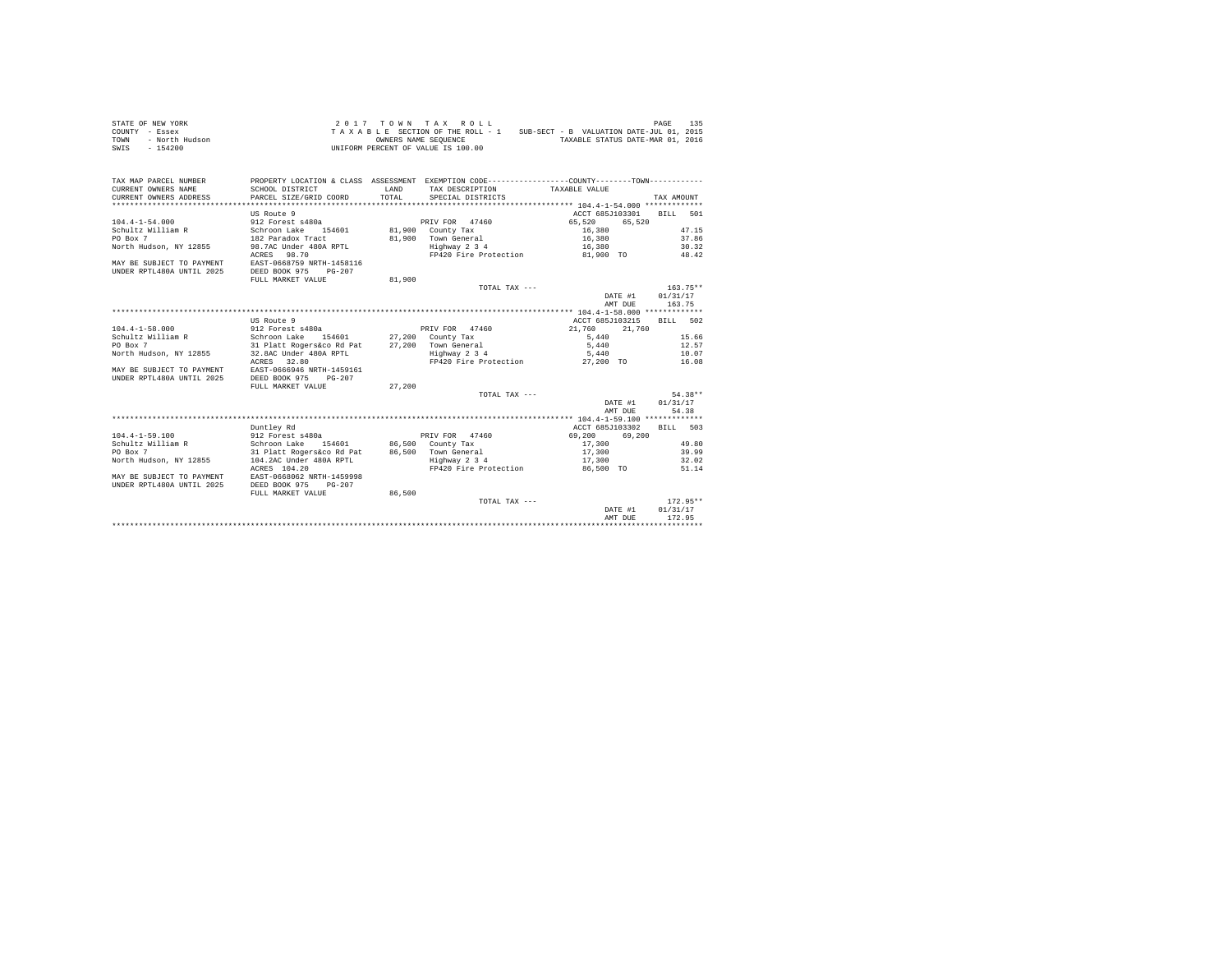STATE OF NEW YORK
COUNTY - Essex
TOWN - North Hudson
SWIS - 154200

2 0 1 7 T O W N T A X R O L L
T A X A B L E SECTION OF THE ROLL - 1 SUB-SECT - B VALUATION DATE-JUL 01, 2015
OWNERS NAME SEQUENCE TAXABLE STATUS DATE-MAR 01, 2016
UNIFORM PERCENT OF VALUE IS 100.00

| TAX MAP PARCEL NUMBER / CURRENT OWNERS NAME / CURRENT OWNERS ADDRESS | PROPERTY LOCATION & CLASS / SCHOOL DISTRICT / PARCEL SIZE/GRID COORD | ASSESSMENT LAND / TOTAL | EXEMPTION CODE / TAX DESCRIPTION / SPECIAL DISTRICTS | COUNTY / TAXABLE VALUE | TOWN | TAX AMOUNT |
|---|---|---|---|---|---|---|
| **104.4-1-54.000** | US Route 9 | | | ACCT 685J103301 | | BILL 501 |
| 104.4-1-54.000 | 912 Forest s480a | | PRIV FOR 47460 | 65,520 | 65,520 | |
| Schultz William R | Schroon Lake 154601 | 81,900 | County Tax | 16,380 | | 47.15 |
| PO Box 7 | 182 Paradox Tract | 81,900 | Town General | 16,380 | | 37.86 |
| North Hudson, NY 12855 | 98.7AC Under 480A RPTL | | Highway 2 3 4 | 16,380 | | 30.32 |
| | ACRES 98.70 | | FP420 Fire Protection | 81,900 TO | | 48.42 |
| MAY BE SUBJECT TO PAYMENT | EAST-0668759 NRTH-1458116 | | | | | |
| UNDER RPTL480A UNTIL 2025 | DEED BOOK 975 PG-207 | | | | | |
| | FULL MARKET VALUE | 81,900 | | | | |
| | | | TOTAL TAX --- | | | 163.75** |
| | | | | | DATE #1 | 01/31/17 |
| | | | | | AMT DUE | 163.75 |
| **104.4-1-58.000** | US Route 9 | | | ACCT 685J103215 | | BILL 502 |
| 104.4-1-58.000 | 912 Forest s480a | | PRIV FOR 47460 | 21,760 | 21,760 | |
| Schultz William R | Schroon Lake 154601 | 27,200 | County Tax | 5,440 | | 15.66 |
| PO Box 7 | 31 Platt Rogers&co Rd Pat | 27,200 | Town General | 5,440 | | 12.57 |
| North Hudson, NY 12855 | 32.8AC Under 480A RPTL | | Highway 2 3 4 | 5,440 | | 10.07 |
| | ACRES 32.80 | | FP420 Fire Protection | 27,200 TO | | 16.08 |
| MAY BE SUBJECT TO PAYMENT | EAST-0666946 NRTH-1459161 | | | | | |
| UNDER RPTL480A UNTIL 2025 | DEED BOOK 975 PG-207 | | | | | |
| | FULL MARKET VALUE | 27,200 | | | | |
| | | | TOTAL TAX --- | | | 54.38** |
| | | | | | DATE #1 | 01/31/17 |
| | | | | | AMT DUE | 54.38 |
| **104.4-1-59.100** | Duntley Rd | | | ACCT 685J103302 | | BILL 503 |
| 104.4-1-59.100 | 912 Forest s480a | | PRIV FOR 47460 | 69,200 | 69,200 | |
| Schultz William R | Schroon Lake 154601 | 86,500 | County Tax | 17,300 | | 49.80 |
| PO Box 7 | 31 Platt Rogers&co Rd Pat | 86,500 | Town General | 17,300 | | 39.99 |
| North Hudson, NY 12855 | 104.2AC Under 480A RPTL | | Highway 2 3 4 | 17,300 | | 32.02 |
| | ACRES 104.20 | | FP420 Fire Protection | 86,500 TO | | 51.14 |
| MAY BE SUBJECT TO PAYMENT | EAST-0668062 NRTH-1459998 | | | | | |
| UNDER RPTL480A UNTIL 2025 | DEED BOOK 975 PG-207 | | | | | |
| | FULL MARKET VALUE | 86,500 | | | | |
| | | | TOTAL TAX --- | | | 172.95** |
| | | | | | DATE #1 | 01/31/17 |
| | | | | | AMT DUE | 172.95 |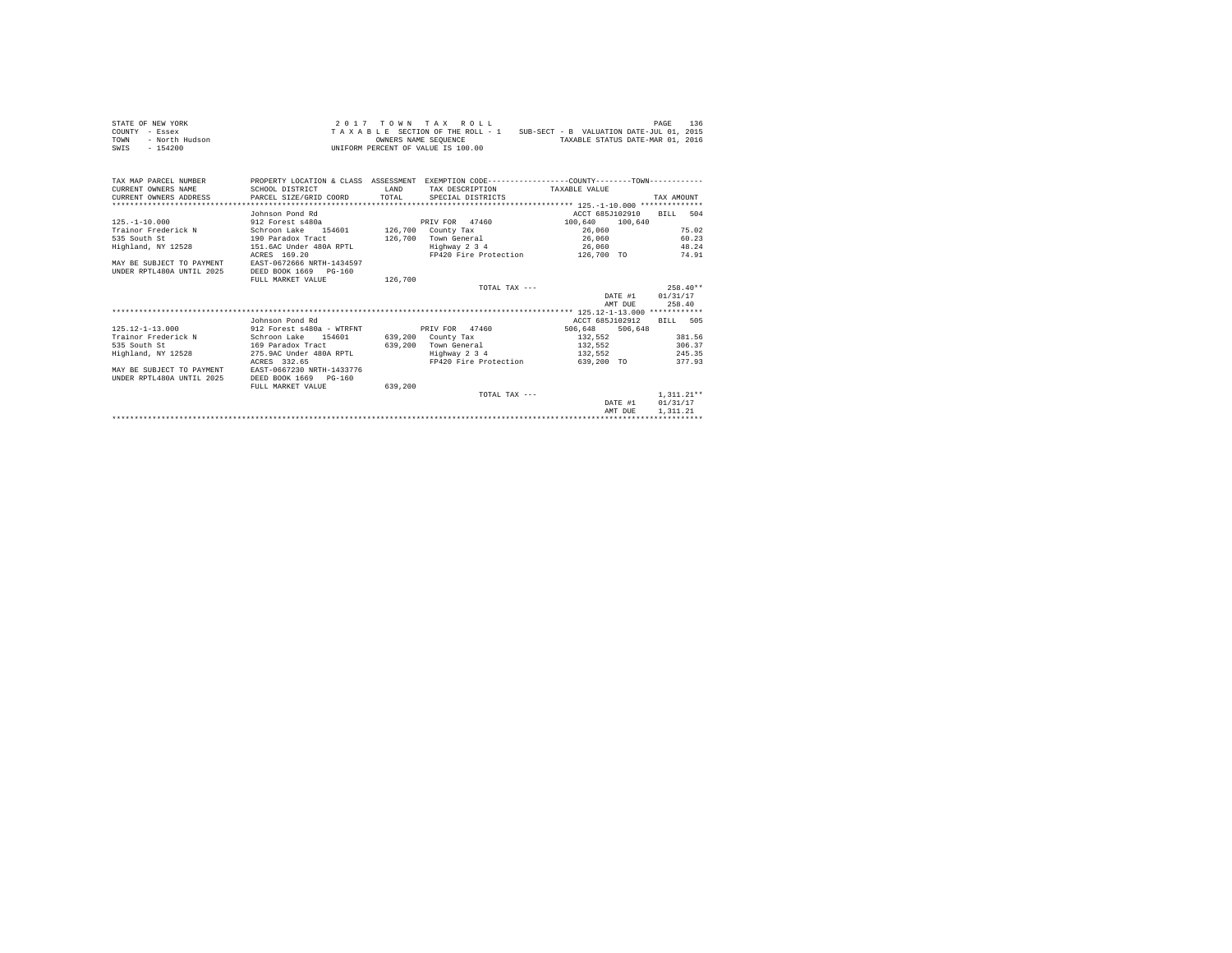STATE OF NEW YORK
COUNTY - Essex
TOWN - North Hudson
SWIS - 154200

2 0 1 7 T O W N T A X R O L L
T A X A B L E SECTION OF THE ROLL - 1 SUB-SECT - B VALUATION DATE-JUL 01, 2015
OWNERS NAME SEQUENCE TAXABLE STATUS DATE-MAR 01, 2016
UNIFORM PERCENT OF VALUE IS 100.00

| TAX MAP PARCEL NUMBER / CURRENT OWNERS NAME / CURRENT OWNERS ADDRESS | PROPERTY LOCATION & CLASS / SCHOOL DISTRICT / PARCEL SIZE/GRID COORD | ASSESSMENT LAND / TOTAL | EXEMPTION CODE / TAX DESCRIPTION / SPECIAL DISTRICTS | COUNTY / TOWN TAXABLE VALUE | TAX AMOUNT |
|---|---|---|---|---|---|
| **125.-1-10.000** | Johnson Pond Rd | | | ACCT 685J102910 | BILL 504 |
| 125.-1-10.000 | 912 Forest s480a | | PRIV FOR 47460 | 100,640 100,640 | |
| Trainor Frederick N | Schroon Lake 154601 | 126,700 | County Tax | 26,060 | 75.02 |
| 535 South St | 190 Paradox Tract | 126,700 | Town General | 26,060 | 60.23 |
| Highland, NY 12528 | 151.6AC Under 480A RPTL | | Highway 2 3 4 | 26,060 | 48.24 |
| | ACRES 169.20 | | FP420 Fire Protection | 126,700 TO | 74.91 |
| MAY BE SUBJECT TO PAYMENT | EAST-0672666 NRTH-1434597 | | | | |
| UNDER RPTL480A UNTIL 2025 | DEED BOOK 1669 PG-160 | | | | |
| | FULL MARKET VALUE | 126,700 | | | |
| | | | TOTAL TAX --- | | 258.40** |
| | | | | DATE #1 | 01/31/17 |
| | | | | AMT DUE | 258.40 |
| **125.12-1-13.000** | Johnson Pond Rd | | | ACCT 685J102912 | BILL 505 |
| 125.12-1-13.000 | 912 Forest s480a - WTRFNT | | PRIV FOR 47460 | 506,648 506,648 | |
| Trainor Frederick N | Schroon Lake 154601 | 639,200 | County Tax | 132,552 | 381.56 |
| 535 South St | 169 Paradox Tract | 639,200 | Town General | 132,552 | 306.37 |
| Highland, NY 12528 | 275.9AC Under 480A RPTL | | Highway 2 3 4 | 132,552 | 245.35 |
| | ACRES 332.65 | | FP420 Fire Protection | 639,200 TO | 377.93 |
| MAY BE SUBJECT TO PAYMENT | EAST-0667230 NRTH-1433776 | | | | |
| UNDER RPTL480A UNTIL 2025 | DEED BOOK 1669 PG-160 | | | | |
| | FULL MARKET VALUE | 639,200 | | | |
| | | | TOTAL TAX --- | | 1,311.21** |
| | | | | DATE #1 | 01/31/17 |
| | | | | AMT DUE | 1,311.21 |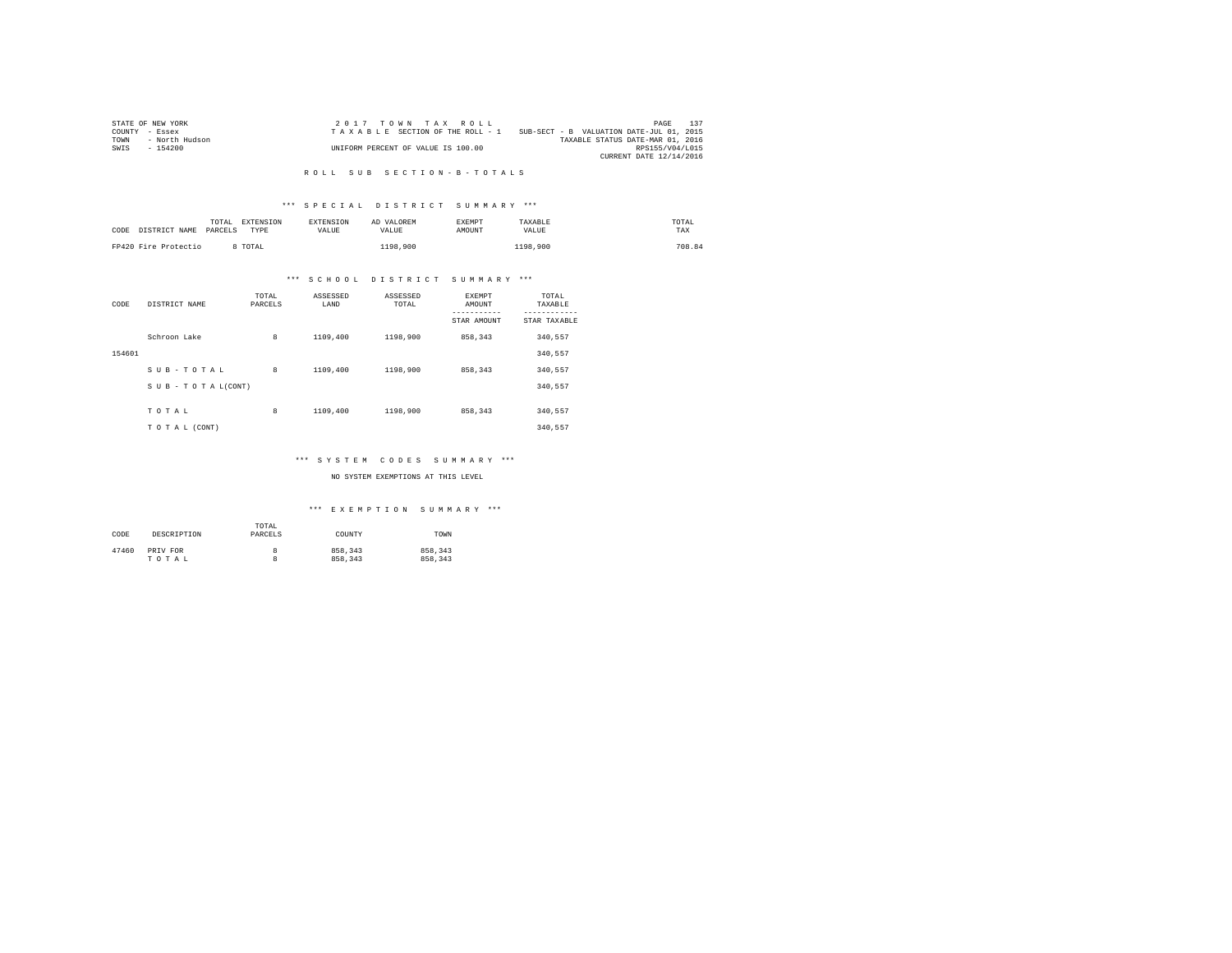STATE OF NEW YORK
COUNTY - Essex
TOWN - North Hudson
SWIS - 154200

2 0 1 7 T O W N T A X R O L L
T A X A B L E SECTION OF THE ROLL - 1
UNIFORM PERCENT OF VALUE IS 100.00

SUB-SECT - B VALUATION DATE-JUL 01, 2015
TAXABLE STATUS DATE-MAR 01, 2016
RPS155/V04/L015
CURRENT DATE 12/14/2016

## R O L L S U B S E C T I O N - B - T O T A L S

### *** S P E C I A L D I S T R I C T S U M M A R Y ***

| CODE | DISTRICT NAME | TOTAL PARCELS | EXTENSION TYPE | EXTENSION VALUE | AD VALOREM VALUE | EXEMPT AMOUNT | TAXABLE VALUE | TOTAL TAX |
|---|---|---|---|---|---|---|---|---|
| FP420 | Fire Protectio | 8 | TOTAL | | 1198,900 | | 1198,900 | 708.84 |

### *** S C H O O L D I S T R I C T S U M M A R Y ***

| CODE | DISTRICT NAME | TOTAL PARCELS | ASSESSED LAND | ASSESSED TOTAL | EXEMPT AMOUNT / STAR AMOUNT | TOTAL TAXABLE / STAR TAXABLE |
|---|---|---|---|---|---|---|
| | Schroon Lake | 8 | 1109,400 | 1198,900 | 858,343 | 340,557 |
| 154601 | | | | | | 340,557 |
| | S U B - T O T A L | 8 | 1109,400 | 1198,900 | 858,343 | 340,557 |
| | S U B - T O T A L(CONT) | | | | | 340,557 |
| | T O T A L | 8 | 1109,400 | 1198,900 | 858,343 | 340,557 |
| | T O T A L (CONT) | | | | | 340,557 |

### *** S Y S T E M C O D E S S U M M A R Y ***

NO SYSTEM EXEMPTIONS AT THIS LEVEL

### *** E X E M P T I O N S U M M A R Y ***

| CODE | DESCRIPTION | TOTAL PARCELS | COUNTY | TOWN |
|---|---|---|---|---|
| 47460 | PRIV FOR | 8 | 858,343 | 858,343 |
| | T O T A L | 8 | 858,343 | 858,343 |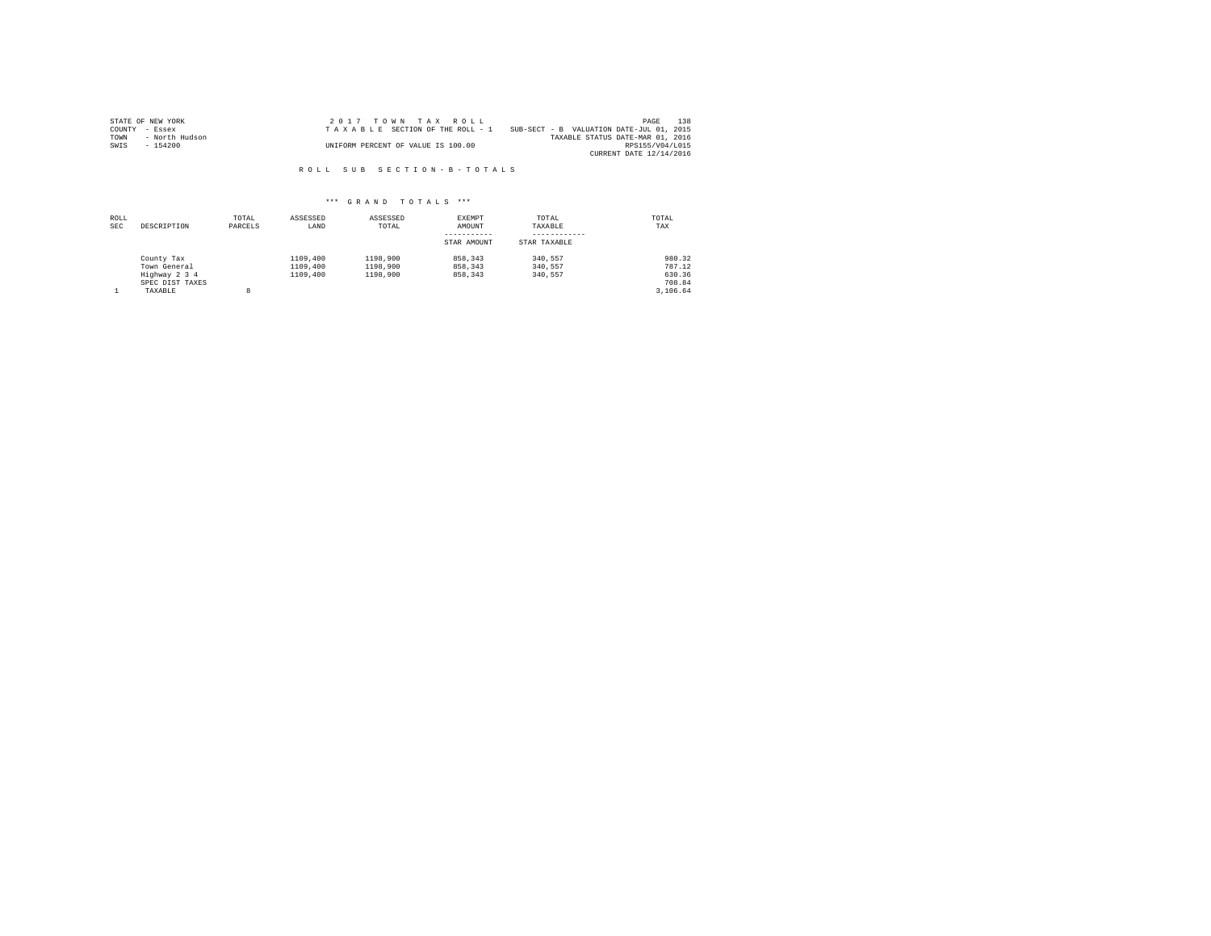STATE OF NEW YORK
COUNTY - Essex
TOWN - North Hudson
SWIS - 154200

2017 TOWN TAX ROLL
TAXABLE SECTION OF THE ROLL - 1
UNIFORM PERCENT OF VALUE IS 100.00

SUB-SECT - B VALUATION DATE-JUL 01, 2015
TAXABLE STATUS DATE-MAR 01, 2016
RPS155/V04/L015
CURRENT DATE 12/14/2016

ROLL SUB SECTION-B-TOTALS

*** GRAND TOTALS ***

| ROLL SEC | DESCRIPTION | TOTAL PARCELS | ASSESSED LAND | ASSESSED TOTAL | EXEMPT AMOUNT / STAR AMOUNT | TOTAL TAXABLE / STAR TAXABLE | TOTAL TAX |
|---|---|---|---|---|---|---|---|
| | County Tax | | 1109,400 | 1198,900 | 858,343 | 340,557 | 980.32 |
| | Town General | | 1109,400 | 1198,900 | 858,343 | 340,557 | 787.12 |
| | Highway 2 3 4 | | 1109,400 | 1198,900 | 858,343 | 340,557 | 630.36 |
| | SPEC DIST TAXES | | | | | | 708.84 |
| 1 | TAXABLE | 8 | | | | | 3,106.64 |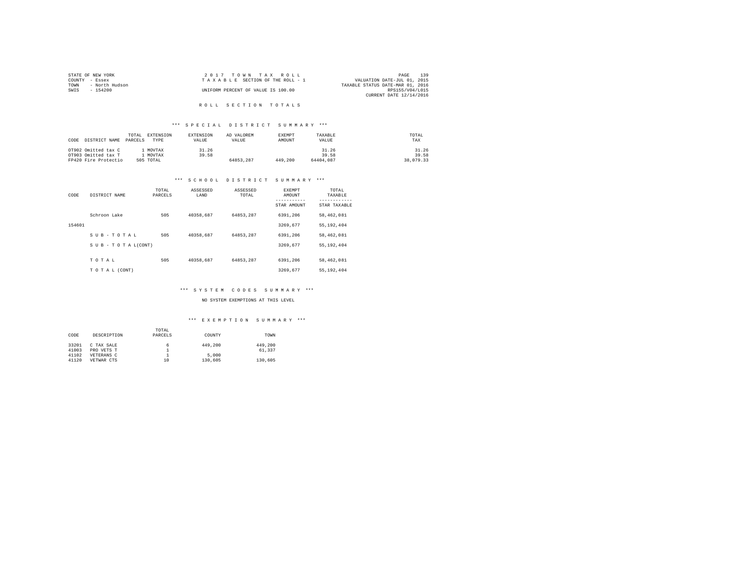STATE OF NEW YORK
COUNTY - Essex
TOWN - North Hudson
SWIS - 154200

2 0 1 7 T O W N T A X R O L L
T A X A B L E SECTION OF THE ROLL - 1
UNIFORM PERCENT OF VALUE IS 100.00

VALUATION DATE-JUL 01, 2015
TAXABLE STATUS DATE-MAR 01, 2016
RPS155/V04/L015
CURRENT DATE 12/14/2016

## R O L L S E C T I O N T O T A L S

### *** S P E C I A L D I S T R I C T S U M M A R Y ***

| CODE | DISTRICT NAME | TOTAL PARCELS | EXTENSION TYPE | EXTENSION VALUE | AD VALOREM VALUE | EXEMPT AMOUNT | TAXABLE VALUE | TOTAL TAX |
|---|---|---|---|---|---|---|---|---|
| OT902 | Omitted tax C | 1 | MOVTAX | 31.26 | | | 31.26 | 31.26 |
| OT903 | Omitted tax T | 1 | MOVTAX | 39.58 | | | 39.58 | 39.58 |
| FP420 | Fire Protectio | 505 | TOTAL | | 64853,287 | 449,200 | 64404,087 | 38,079.33 |

### *** S C H O O L D I S T R I C T S U M M A R Y ***

| CODE | DISTRICT NAME | TOTAL PARCELS | ASSESSED LAND | ASSESSED TOTAL | EXEMPT AMOUNT / STAR AMOUNT | TOTAL TAXABLE / STAR TAXABLE |
|---|---|---|---|---|---|---|
| | Schroon Lake | 505 | 40358,687 | 64853,287 | 6391,206 | 58,462,081 |
| 154601 | | | | | 3269,677 | 55,192,404 |
| | S U B - T O T A L | 505 | 40358,687 | 64853,287 | 6391,206 | 58,462,081 |
| | S U B - T O T A L(CONT) | | | | 3269,677 | 55,192,404 |
| | T O T A L | 505 | 40358,687 | 64853,287 | 6391,206 | 58,462,081 |
| | T O T A L (CONT) | | | | 3269,677 | 55,192,404 |

### *** S Y S T E M C O D E S S U M M A R Y ***

NO SYSTEM EXEMPTIONS AT THIS LEVEL

### *** E X E M P T I O N S U M M A R Y ***

| CODE | DESCRIPTION | TOTAL PARCELS | COUNTY | TOWN |
|---|---|---|---|---|
| 33201 | C TAX SALE | 6 | 449,200 | 449,200 |
| 41003 | PRO VETS T | 1 | | 61,337 |
| 41102 | VETERANS C | 1 | 5,000 | |
| 41120 | VETWAR CTS | 10 | 130,605 | 130,605 |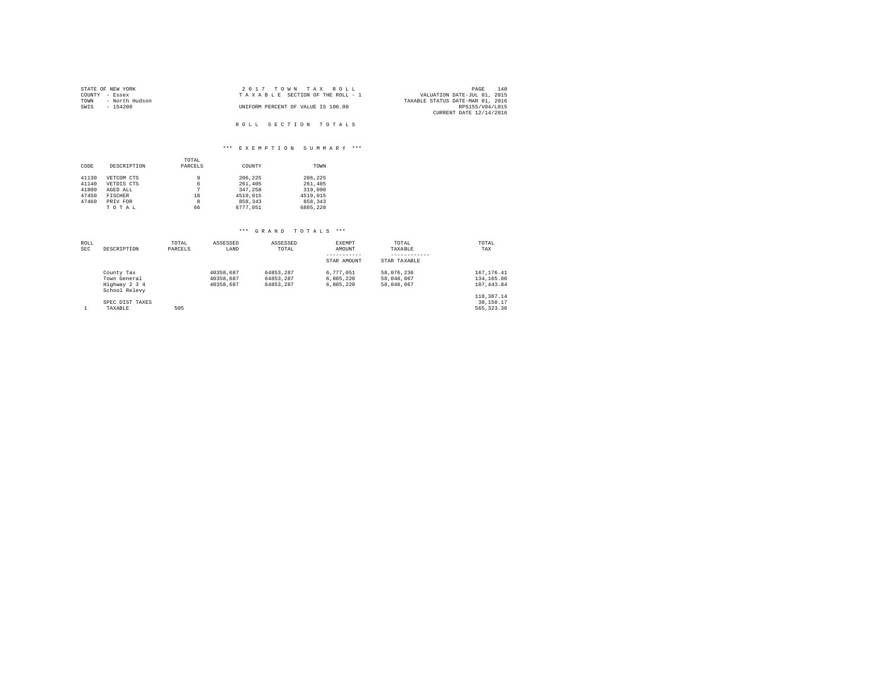STATE OF NEW YORK
COUNTY - Essex
TOWN - North Hudson
SWIS - 154200

2 0 1 7 T O W N T A X R O L L
T A X A B L E SECTION OF THE ROLL - 1
UNIFORM PERCENT OF VALUE IS 100.00

VALUATION DATE-JUL 01, 2015
TAXABLE STATUS DATE-MAR 01, 2016
RPS155/V04/L015
CURRENT DATE 12/14/2016

R O L L S E C T I O N T O T A L S

*** E X E M P T I O N S U M M A R Y ***

| CODE | DESCRIPTION | TOTAL PARCELS | COUNTY | TOWN |
|---|---|---|---|---|
| 41130 | VETCOM CTS | 9 | 206,225 | 206,225 |
| 41140 | VETDIS CTS | 6 | 261,405 | 261,405 |
| 41800 | AGED ALL | 7 | 347,258 | 319,090 |
| 47450 | FISCHER | 18 | 4519,015 | 4519,015 |
| 47460 | PRIV FOR | 8 | 858,343 | 858,343 |
| | T O T A L | 66 | 6777,051 | 6805,220 |

*** G R A N D T O T A L S ***

| ROLL SEC | DESCRIPTION | TOTAL PARCELS | ASSESSED LAND | ASSESSED TOTAL | EXEMPT AMOUNT<br>-----------<br>STAR AMOUNT | TOTAL TAXABLE<br>------------<br>STAR TAXABLE | TOTAL TAX |
|---|---|---|---|---|---|---|---|
| | County Tax | | 40358,687 | 64853,287 | 6,777,051 | 58,076,236 | 167,176.41 |
| | Town General | | 40358,687 | 64853,287 | 6,805,220 | 58,048,067 | 134,165.80 |
| | Highway 2 3 4 | | 40358,687 | 64853,287 | 6,805,220 | 58,048,067 | 107,443.84 |
| | School Relevy | | | | | | 118,387.14 |
| | SPEC DIST TAXES | | | | | | 38,150.17 |
| 1 | TAXABLE | 505 | | | | | 565,323.36 |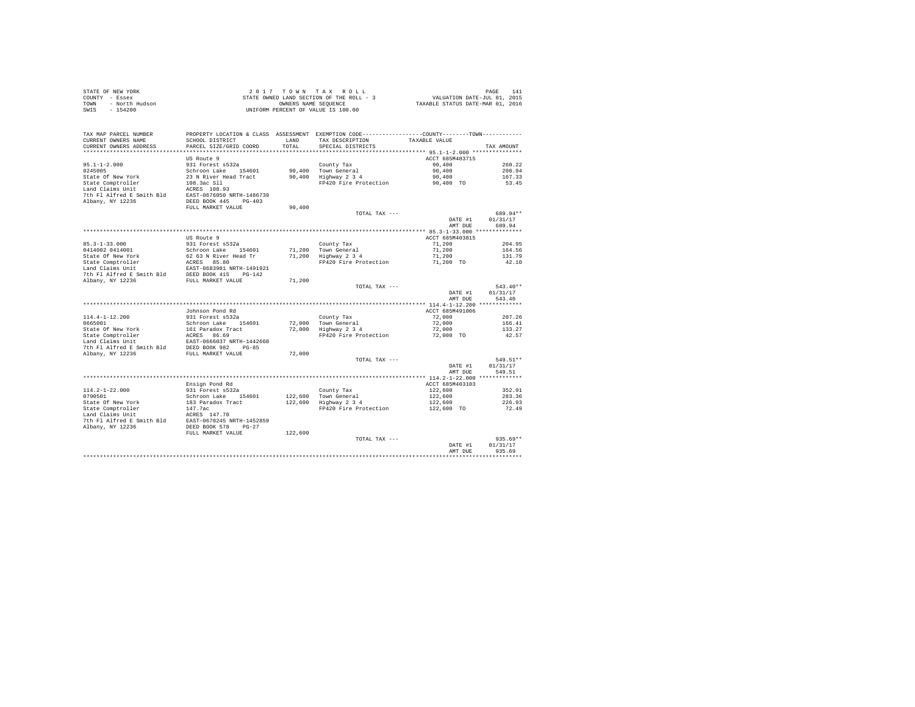STATE OF NEW YORK — COUNTY - Essex — TOWN - North Hudson — SWIS - 154200

2 0 1 7 T O W N T A X R O L L
STATE OWNED LAND SECTION OF THE ROLL - 3
OWNERS NAME SEQUENCE
UNIFORM PERCENT OF VALUE IS 100.00

VALUATION DATE-JUL 01, 2015
TAXABLE STATUS DATE-MAR 01, 2016

| TAX MAP PARCEL NUMBER / CURRENT OWNERS NAME / CURRENT OWNERS ADDRESS | PROPERTY LOCATION & CLASS / SCHOOL DISTRICT / PARCEL SIZE/GRID COORD | ASSESSMENT LAND / TOTAL | EXEMPTION CODE / TAX DESCRIPTION / SPECIAL DISTRICTS | COUNTY--------TOWN / TAXABLE VALUE | TAX AMOUNT |
|---|---|---|---|---|---|
| **95.1-1-2.000** | US Route 9 | | | ACCT 685M403715 | |
| 95.1-1-2.000 | 931 Forest s532a | | County Tax | 90,400 | 260.22 |
| 0245005 | Schroon Lake 154601 | 90,400 | Town General | 90,400 | 208.94 |
| State Of New York | 23 N River Head Tract | 90,400 | Highway 2 3 4 | 90,400 | 167.33 |
| State Comptroller | 108.3ac Sll | | FP420 Fire Protection | 90,400 TO | 53.45 |
| Land Claims Unit | ACRES 108.93 | | | | |
| 7th Fl Alfred E Smith Bld | EAST-0676050 NRTH-1486739 | | | | |
| Albany, NY 12236 | DEED BOOK 445 PG-403 | | | | |
| | FULL MARKET VALUE | 90,400 | | | |
| | | | TOTAL TAX --- | | 689.94** |
| | | | | DATE #1 | 01/31/17 |
| | | | | AMT DUE | 689.94 |
| **85.3-1-33.000** | US Route 9 | | | ACCT 685M403815 | |
| 85.3-1-33.000 | 931 Forest s532a | | County Tax | 71,200 | 204.95 |
| 0414002 0414001 | Schroon Lake 154601 | 71,200 | Town General | 71,200 | 164.56 |
| State Of New York | 62 63 N River Head Tr | 71,200 | Highway 2 3 4 | 71,200 | 131.79 |
| State Comptroller | ACRES 85.80 | | FP420 Fire Protection | 71,200 TO | 42.10 |
| Land Claims Unit | EAST-0683981 NRTH-1491921 | | | | |
| 7th Fl Alfred E Smith Bld | DEED BOOK 415 PG-142 | | | | |
| Albany, NY 12236 | FULL MARKET VALUE | 71,200 | | | |
| | | | TOTAL TAX --- | | 543.40** |
| | | | | DATE #1 | 01/31/17 |
| | | | | AMT DUE | 543.40 |
| **114.4-1-12.200** | Johnson Pond Rd | | | ACCT 685M491006 | |
| 114.4-1-12.200 | 931 Forest s532a | | County Tax | 72,000 | 207.26 |
| 0665001 | Schroon Lake 154601 | 72,000 | Town General | 72,000 | 166.41 |
| State Of New York | 161 Paradox Tract | 72,000 | Highway 2 3 4 | 72,000 | 133.27 |
| State Comptroller | ACRES 86.69 | | FP420 Fire Protection | 72,000 TO | 42.57 |
| Land Claims Unit | EAST-0666037 NRTH-1442660 | | | | |
| 7th Fl Alfred E Smith Bld | DEED BOOK 982 PG-85 | | | | |
| Albany, NY 12236 | FULL MARKET VALUE | 72,000 | | | |
| | | | TOTAL TAX --- | | 549.51** |
| | | | | DATE #1 | 01/31/17 |
| | | | | AMT DUE | 549.51 |
| **114.2-1-22.000** | Ensign Pond Rd | | | ACCT 685M403103 | |
| 114.2-1-22.000 | 931 Forest s532a | | County Tax | 122,600 | 352.91 |
| 0790501 | Schroon Lake 154601 | 122,600 | Town General | 122,600 | 283.36 |
| State Of New York | 183 Paradox Tract | 122,600 | Highway 2 3 4 | 122,600 | 226.93 |
| State Comptroller | 147.7ac | | FP420 Fire Protection | 122,600 TO | 72.49 |
| Land Claims Unit | ACRES 147.70 | | | | |
| 7th Fl Alfred E Smith Bld | EAST-0670245 NRTH-1452859 | | | | |
| Albany, NY 12236 | DEED BOOK 578 PG-27 | | | | |
| | FULL MARKET VALUE | 122,600 | | | |
| | | | TOTAL TAX --- | | 935.69** |
| | | | | DATE #1 | 01/31/17 |
| | | | | AMT DUE | 935.69 |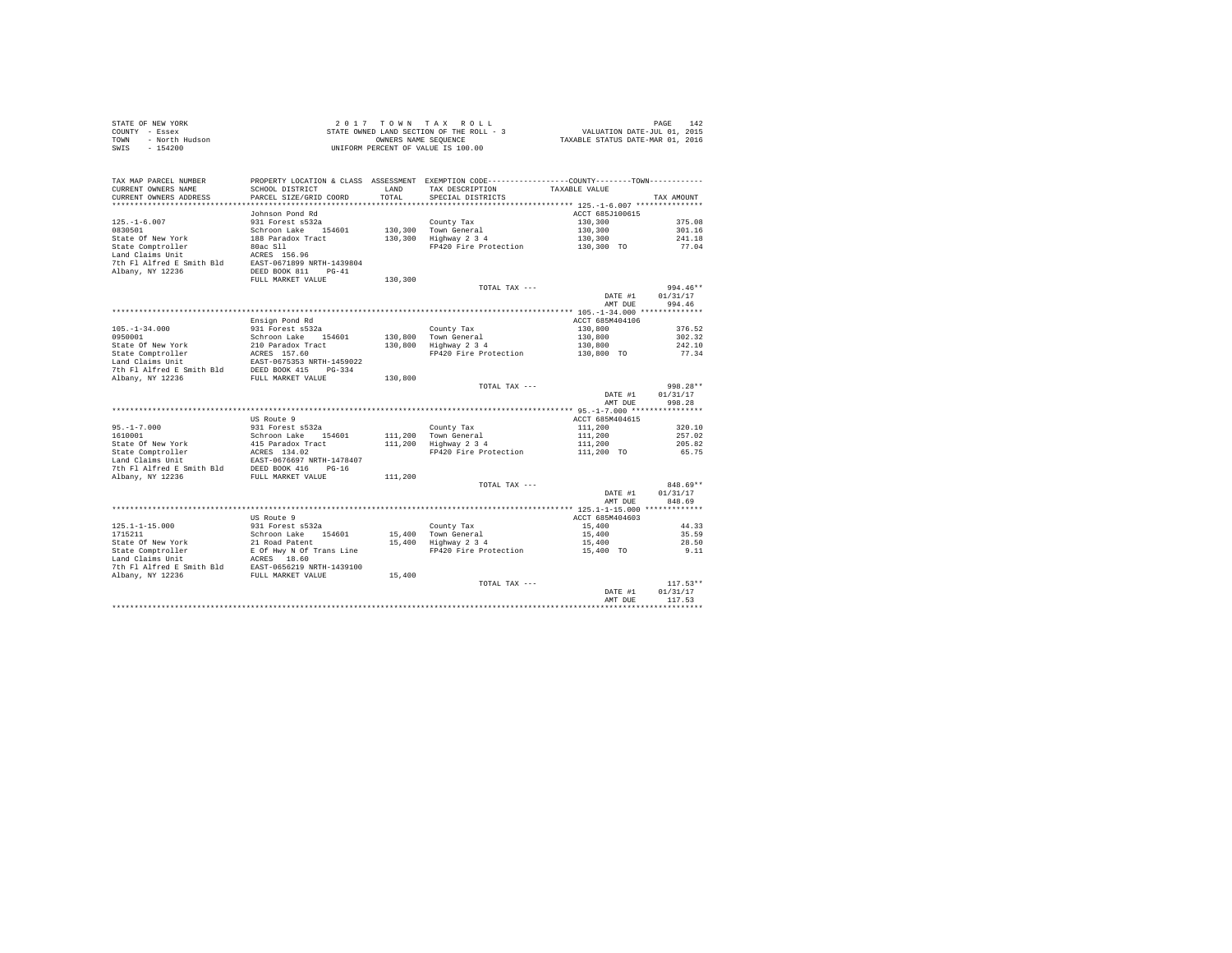STATE OF NEW YORK
COUNTY - Essex
TOWN - North Hudson
SWIS - 154200

2 0 1 7 T O W N T A X R O L L
STATE OWNED LAND SECTION OF THE ROLL - 3
OWNERS NAME SEQUENCE
UNIFORM PERCENT OF VALUE IS 100.00

VALUATION DATE-JUL 01, 2015
TAXABLE STATUS DATE-MAR 01, 2016

| TAX MAP PARCEL NUMBER / CURRENT OWNERS NAME / CURRENT OWNERS ADDRESS | PROPERTY LOCATION & CLASS / SCHOOL DISTRICT / PARCEL SIZE/GRID COORD | ASSESSMENT LAND / TOTAL | EXEMPTION CODE / TAX DESCRIPTION / SPECIAL DISTRICTS | COUNTY--------TOWN / TAXABLE VALUE | TAX AMOUNT |
|---|---|---|---|---|---|
| **125.-1-6.007** | Johnson Pond Rd | | | ACCT 685J100615 | |
| 125.-1-6.007 | 931 Forest s532a | | County Tax | 130,300 | 375.08 |
| 0830501 | Schroon Lake 154601 | 130,300 | Town General | 130,300 | 301.16 |
| State Of New York | 188 Paradox Tract | 130,300 | Highway 2 3 4 | 130,300 | 241.18 |
| State Comptroller | 80ac Sll | | FP420 Fire Protection | 130,300 TO | 77.04 |
| Land Claims Unit | ACRES 156.96 | | | | |
| 7th Fl Alfred E Smith Bld | EAST-0671899 NRTH-1439804 | | | | |
| Albany, NY 12236 | DEED BOOK 811 PG-41 | | | | |
| | FULL MARKET VALUE | 130,300 | | | |
| | | | TOTAL TAX --- | | 994.46** |
| | | | | DATE #1 | 01/31/17 |
| | | | | AMT DUE | 994.46 |
| **105.-1-34.000** | Ensign Pond Rd | | | ACCT 685M404106 | |
| 105.-1-34.000 | 931 Forest s532a | | County Tax | 130,800 | 376.52 |
| 0950001 | Schroon Lake 154601 | 130,800 | Town General | 130,800 | 302.32 |
| State Of New York | 210 Paradox Tract | 130,800 | Highway 2 3 4 | 130,800 | 242.10 |
| State Comptroller | ACRES 157.60 | | FP420 Fire Protection | 130,800 TO | 77.34 |
| Land Claims Unit | EAST-0675353 NRTH-1459022 | | | | |
| 7th Fl Alfred E Smith Bld | DEED BOOK 415 PG-334 | | | | |
| Albany, NY 12236 | FULL MARKET VALUE | 130,800 | | | |
| | | | TOTAL TAX --- | | 998.28** |
| | | | | DATE #1 | 01/31/17 |
| | | | | AMT DUE | 998.28 |
| **95.-1-7.000** | US Route 9 | | | ACCT 685M404615 | |
| 95.-1-7.000 | 931 Forest s532a | | County Tax | 111,200 | 320.10 |
| 1610001 | Schroon Lake 154601 | 111,200 | Town General | 111,200 | 257.02 |
| State Of New York | 415 Paradox Tract | 111,200 | Highway 2 3 4 | 111,200 | 205.82 |
| State Comptroller | ACRES 134.02 | | FP420 Fire Protection | 111,200 TO | 65.75 |
| Land Claims Unit | EAST-0676697 NRTH-1478407 | | | | |
| 7th Fl Alfred E Smith Bld | DEED BOOK 416 PG-16 | | | | |
| Albany, NY 12236 | FULL MARKET VALUE | 111,200 | | | |
| | | | TOTAL TAX --- | | 848.69** |
| | | | | DATE #1 | 01/31/17 |
| | | | | AMT DUE | 848.69 |
| **125.1-1-15.000** | US Route 9 | | | ACCT 685M404603 | |
| 125.1-1-15.000 | 931 Forest s532a | | County Tax | 15,400 | 44.33 |
| 1715211 | Schroon Lake 154601 | 15,400 | Town General | 15,400 | 35.59 |
| State Of New York | 21 Road Patent | 15,400 | Highway 2 3 4 | 15,400 | 28.50 |
| State Comptroller | E Of Hwy N Of Trans Line | | FP420 Fire Protection | 15,400 TO | 9.11 |
| Land Claims Unit | ACRES 18.60 | | | | |
| 7th Fl Alfred E Smith Bld | EAST-0656219 NRTH-1439100 | | | | |
| Albany, NY 12236 | FULL MARKET VALUE | 15,400 | | | |
| | | | TOTAL TAX --- | | 117.53** |
| | | | | DATE #1 | 01/31/17 |
| | | | | AMT DUE | 117.53 |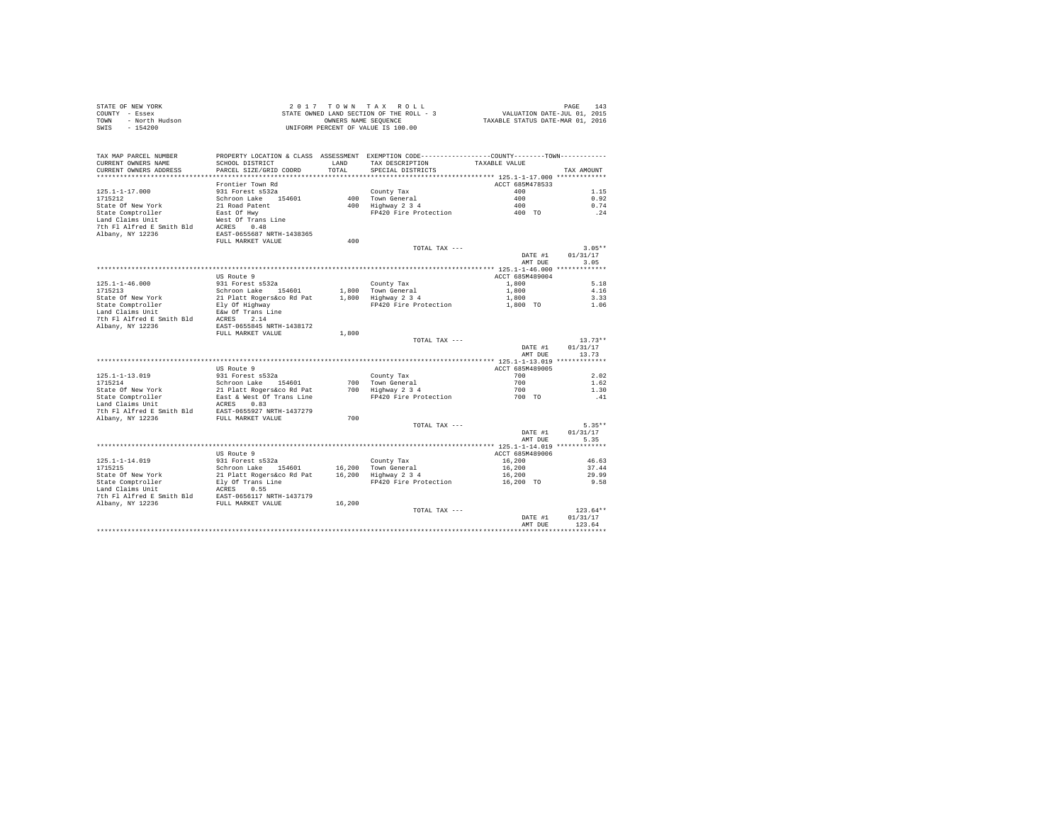STATE OF NEW YORK
COUNTY - Essex
TOWN - North Hudson
SWIS - 154200

2 0 1 7 T O W N T A X R O L L
STATE OWNED LAND SECTION OF THE ROLL - 3
OWNERS NAME SEQUENCE
UNIFORM PERCENT OF VALUE IS 100.00

VALUATION DATE-JUL 01, 2015
TAXABLE STATUS DATE-MAR 01, 2016

| TAX MAP PARCEL NUMBER / CURRENT OWNERS NAME / CURRENT OWNERS ADDRESS | PROPERTY LOCATION & CLASS / SCHOOL DISTRICT / PARCEL SIZE/GRID COORD | ASSESSMENT LAND / TOTAL | EXEMPTION CODE / TAX DESCRIPTION / SPECIAL DISTRICTS | COUNTY--------TOWN / TAXABLE VALUE | TAX AMOUNT |
|---|---|---|---|---|---|
| **125.1-1-17.000** | Frontier Town Rd | | | ACCT 685M478533 | |
| 125.1-1-17.000 | 931 Forest s532a | | County Tax | 400 | 1.15 |
| 1715212 | Schroon Lake 154601 | 400 | Town General | 400 | 0.92 |
| State Of New York | 21 Road Patent | 400 | Highway 2 3 4 | 400 | 0.74 |
| State Comptroller | East Of Hwy | | FP420 Fire Protection | 400 TO | .24 |
| Land Claims Unit | West Of Trans Line | | | | |
| 7th Fl Alfred E Smith Bld | ACRES 0.48 | | | | |
| Albany, NY 12236 | EAST-0655687 NRTH-1438365 | | | | |
| | FULL MARKET VALUE | 400 | | | |
| | | | TOTAL TAX --- | | 3.05** |
| | | | | DATE #1 | 01/31/17 |
| | | | | AMT DUE | 3.05 |
| **125.1-1-46.000** | US Route 9 | | | ACCT 685M489004 | |
| 125.1-1-46.000 | 931 Forest s532a | | County Tax | 1,800 | 5.18 |
| 1715213 | Schroon Lake 154601 | 1,800 | Town General | 1,800 | 4.16 |
| State Of New York | 21 Platt Rogers&co Rd Pat | 1,800 | Highway 2 3 4 | 1,800 | 3.33 |
| State Comptroller | Ely Of Highway | | FP420 Fire Protection | 1,800 TO | 1.06 |
| Land Claims Unit | E&w Of Trans Line | | | | |
| 7th Fl Alfred E Smith Bld | ACRES 2.14 | | | | |
| Albany, NY 12236 | EAST-0655845 NRTH-1438172 | | | | |
| | FULL MARKET VALUE | 1,800 | | | |
| | | | TOTAL TAX --- | | 13.73** |
| | | | | DATE #1 | 01/31/17 |
| | | | | AMT DUE | 13.73 |
| **125.1-1-13.019** | US Route 9 | | | ACCT 685M489005 | |
| 125.1-1-13.019 | 931 Forest s532a | | County Tax | 700 | 2.02 |
| 1715214 | Schroon Lake 154601 | 700 | Town General | 700 | 1.62 |
| State Of New York | 21 Platt Rogers&co Rd Pat | 700 | Highway 2 3 4 | 700 | 1.30 |
| State Comptroller | East & West Of Trans Line | | FP420 Fire Protection | 700 TO | .41 |
| Land Claims Unit | ACRES 0.83 | | | | |
| 7th Fl Alfred E Smith Bld | EAST-0655927 NRTH-1437279 | | | | |
| Albany, NY 12236 | FULL MARKET VALUE | 700 | | | |
| | | | TOTAL TAX --- | | 5.35** |
| | | | | DATE #1 | 01/31/17 |
| | | | | AMT DUE | 5.35 |
| **125.1-1-14.019** | US Route 9 | | | ACCT 685M489006 | |
| 125.1-1-14.019 | 931 Forest s532a | | County Tax | 16,200 | 46.63 |
| 1715215 | Schroon Lake 154601 | 16,200 | Town General | 16,200 | 37.44 |
| State Of New York | 21 Platt Rogers&co Rd Pat | 16,200 | Highway 2 3 4 | 16,200 | 29.99 |
| State Comptroller | Ely Of Trans Line | | FP420 Fire Protection | 16,200 TO | 9.58 |
| Land Claims Unit | ACRES 0.55 | | | | |
| 7th Fl Alfred E Smith Bld | EAST-0656117 NRTH-1437179 | | | | |
| Albany, NY 12236 | FULL MARKET VALUE | 16,200 | | | |
| | | | TOTAL TAX --- | | 123.64** |
| | | | | DATE #1 | 01/31/17 |
| | | | | AMT DUE | 123.64 |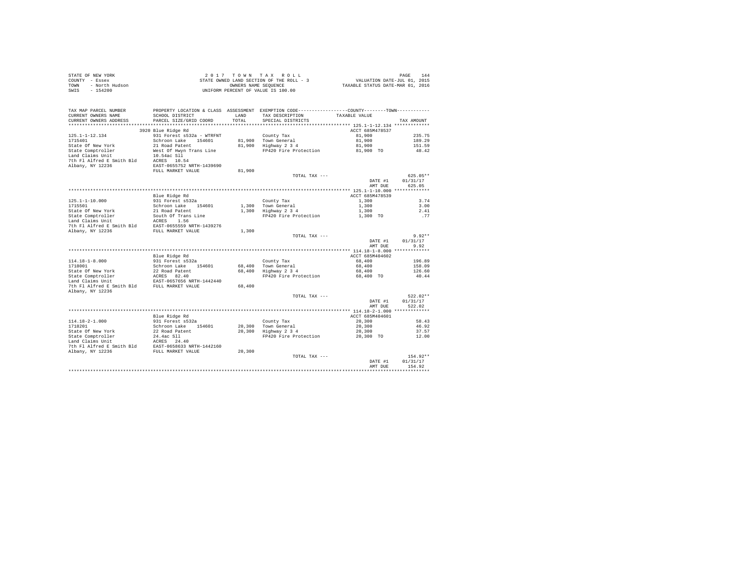STATE OF NEW YORK
COUNTY - Essex
TOWN - North Hudson
SWIS - 154200

2 0 1 7 T O W N T A X R O L L
STATE OWNED LAND SECTION OF THE ROLL - 3
OWNERS NAME SEQUENCE
UNIFORM PERCENT OF VALUE IS 100.00

VALUATION DATE-JUL 01, 2015
TAXABLE STATUS DATE-MAR 01, 2016

| TAX MAP PARCEL NUMBER / CURRENT OWNERS NAME / CURRENT OWNERS ADDRESS | PROPERTY LOCATION & CLASS / SCHOOL DISTRICT / PARCEL SIZE/GRID COORD | ASSESSMENT LAND | TOTAL | EXEMPTION CODE / TAX DESCRIPTION / SPECIAL DISTRICTS | COUNTY--------TOWN TAXABLE VALUE | TAX AMOUNT |
|---|---|---|---|---|---|---|
| 125.1-1-12.134 | 3920 Blue Ridge Rd | | | | ACCT 685M478537 | |
| 1715401 | 931 Forest s532a - WTRFNT | | | County Tax | 81,900 | 235.75 |
| State Of New York | Schroon Lake 154601 | 81,900 | | Town General | 81,900 | 189.29 |
| State Comptroller | 21 Road Patent | | 81,900 | Highway 2 3 4 | 81,900 | 151.59 |
| Land Claims Unit | West Of Hwyn Trans Line | | | FP420 Fire Protection | 81,900 TO | 48.42 |
| 7th Fl Alfred E Smith Bld | 10.54ac Sll | | | | | |
| Albany, NY 12236 | ACRES 10.54 | | | | | |
| | EAST-0655752 NRTH-1439690 | | | | | |
| | FULL MARKET VALUE | | 81,900 | | | |
| | | | | TOTAL TAX --- | | 625.05** |
| | | | | | DATE #1 | 01/31/17 |
| | | | | | AMT DUE | 625.05 |
| 125.1-1-10.000 | Blue Ridge Rd | | | | ACCT 685M478539 | |
| 1715501 | 931 Forest s532a | | | County Tax | 1,300 | 3.74 |
| State Of New York | Schroon Lake 154601 | 1,300 | | Town General | 1,300 | 3.00 |
| State Comptroller | 21 Road Patent | | 1,300 | Highway 2 3 4 | 1,300 | 2.41 |
| Land Claims Unit | South Of Trans Line | | | FP420 Fire Protection | 1,300 TO | .77 |
| 7th Fl Alfred E Smith Bld | ACRES 1.56 | | | | | |
| Albany, NY 12236 | EAST-0655559 NRTH-1439276 | | | | | |
| | FULL MARKET VALUE | | 1,300 | | | |
| | | | | TOTAL TAX --- | | 9.92** |
| | | | | | DATE #1 | 01/31/17 |
| | | | | | AMT DUE | 9.92 |
| 114.18-1-8.000 | Blue Ridge Rd | | | | ACCT 685M404602 | |
| 1718001 | 931 Forest s532a | | | County Tax | 68,400 | 196.89 |
| State Of New York | Schroon Lake 154601 | 68,400 | | Town General | 68,400 | 158.09 |
| State Comptroller | 22 Road Patent | | 68,400 | Highway 2 3 4 | 68,400 | 126.60 |
| Land Claims Unit | ACRES 82.40 | | | FP420 Fire Protection | 68,400 TO | 40.44 |
| 7th Fl Alfred E Smith Bld | EAST-0657656 NRTH-1442440 | | | | | |
| Albany, NY 12236 | FULL MARKET VALUE | | 68,400 | | | |
| | | | | TOTAL TAX --- | | 522.02** |
| | | | | | DATE #1 | 01/31/17 |
| | | | | | AMT DUE | 522.02 |
| 114.18-2-1.000 | Blue Ridge Rd | | | | ACCT 685M404601 | |
| 1718201 | 931 Forest s532a | | | County Tax | 20,300 | 58.43 |
| State Of New York | Schroon Lake 154601 | 20,300 | | Town General | 20,300 | 46.92 |
| State Comptroller | 22 Road Patent | | 20,300 | Highway 2 3 4 | 20,300 | 37.57 |
| Land Claims Unit | 24.4ac Sll | | | FP420 Fire Protection | 20,300 TO | 12.00 |
| 7th Fl Alfred E Smith Bld | ACRES 24.40 | | | | | |
| Albany, NY 12236 | EAST-0658633 NRTH-1442160 | | | | | |
| | FULL MARKET VALUE | | 20,300 | | | |
| | | | | TOTAL TAX --- | | 154.92** |
| | | | | | DATE #1 | 01/31/17 |
| | | | | | AMT DUE | 154.92 |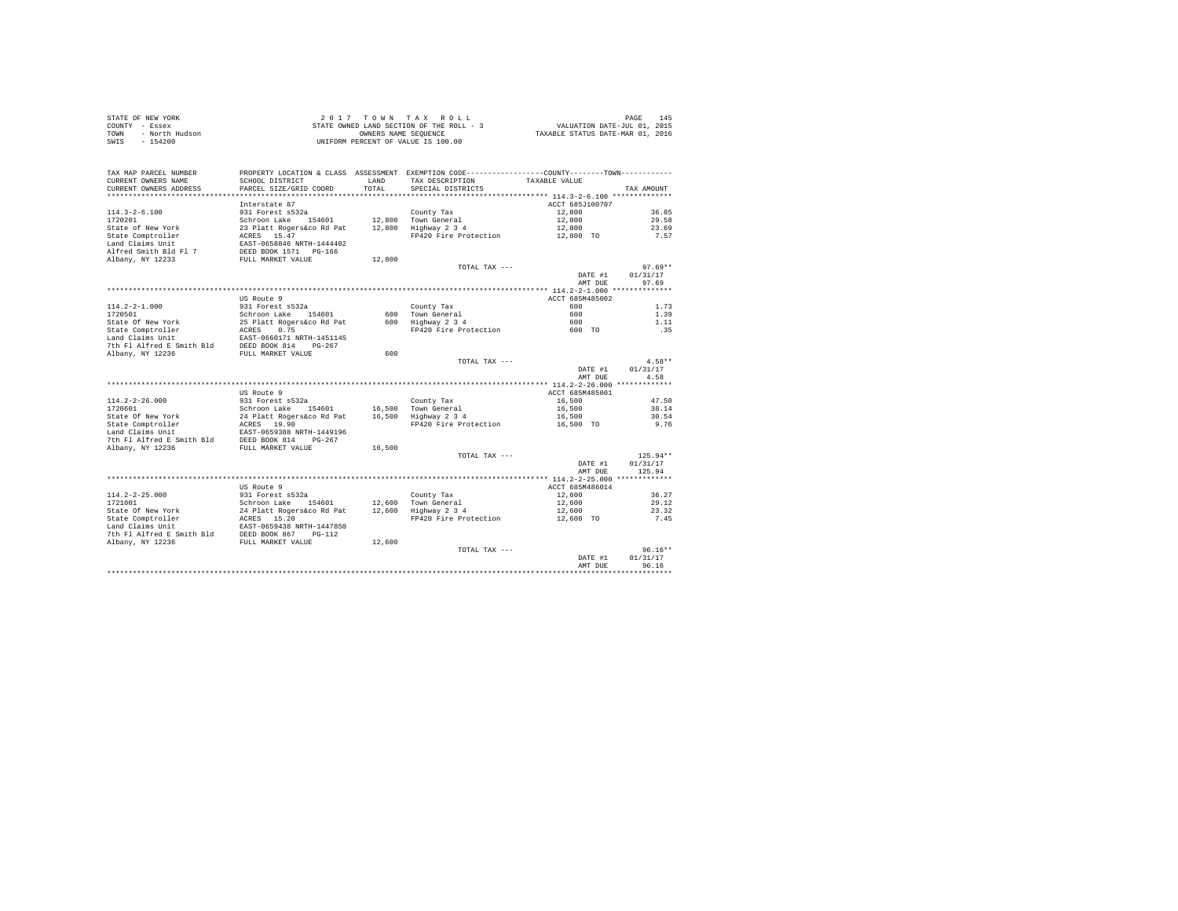STATE OF NEW YORK
COUNTY - Essex
TOWN - North Hudson
SWIS - 154200

2 0 1 7 T O W N T A X R O L L
STATE OWNED LAND SECTION OF THE ROLL - 3
OWNERS NAME SEQUENCE
UNIFORM PERCENT OF VALUE IS 100.00

VALUATION DATE-JUL 01, 2015
TAXABLE STATUS DATE-MAR 01, 2016

| TAX MAP PARCEL NUMBER / CURRENT OWNERS NAME / CURRENT OWNERS ADDRESS | PROPERTY LOCATION & CLASS / SCHOOL DISTRICT / PARCEL SIZE/GRID COORD | ASSESSMENT LAND / TOTAL | EXEMPTION CODE / TAX DESCRIPTION / SPECIAL DISTRICTS | COUNTY / TOWN TAXABLE VALUE | TAX AMOUNT |
|---|---|---|---|---|---|
| **114.3-2-6.100** | Interstate 87 | | | ACCT 685J100707 | |
| 114.3-2-6.100 | 931 Forest s532a | | County Tax | 12,800 | 36.85 |
| 1720201 | Schroon Lake 154601 | 12,800 | Town General | 12,800 | 29.58 |
| State of New York | 23 Platt Rogers&co Rd Pat | 12,800 | Highway 2 3 4 | 12,800 | 23.69 |
| State Comptroller | ACRES 15.47 | | FP420 Fire Protection | 12,800 TO | 7.57 |
| Land Claims Unit | EAST-0658846 NRTH-1444402 | | | | |
| Alfred Smith Bld Fl 7 | DEED BOOK 1571 PG-166 | | | | |
| Albany, NY 12233 | FULL MARKET VALUE | 12,800 | | | |
| | | | TOTAL TAX --- | | 97.69** |
| | | | | DATE #1 | 01/31/17 |
| | | | | AMT DUE | 97.69 |
| **114.2-2-1.000** | US Route 9 | | | ACCT 685M485002 | |
| 114.2-2-1.000 | 931 Forest s532a | | County Tax | 600 | 1.73 |
| 1720501 | Schroon Lake 154601 | 600 | Town General | 600 | 1.39 |
| State Of New York | 25 Platt Rogers&co Rd Pat | 600 | Highway 2 3 4 | 600 | 1.11 |
| State Comptroller | ACRES 0.75 | | FP420 Fire Protection | 600 TO | .35 |
| Land Claims Unit | EAST-0660171 NRTH-1451145 | | | | |
| 7th Fl Alfred E Smith Bld | DEED BOOK 814 PG-267 | | | | |
| Albany, NY 12236 | FULL MARKET VALUE | 600 | | | |
| | | | TOTAL TAX --- | | 4.58** |
| | | | | DATE #1 | 01/31/17 |
| | | | | AMT DUE | 4.58 |
| **114.2-2-26.000** | US Route 9 | | | ACCT 685M485001 | |
| 114.2-2-26.000 | 931 Forest s532a | | County Tax | 16,500 | 47.50 |
| 1720601 | Schroon Lake 154601 | 16,500 | Town General | 16,500 | 38.14 |
| State Of New York | 24 Platt Rogers&co Rd Pat | 16,500 | Highway 2 3 4 | 16,500 | 30.54 |
| State Comptroller | ACRES 19.90 | | FP420 Fire Protection | 16,500 TO | 9.76 |
| Land Claims Unit | EAST-0659388 NRTH-1449196 | | | | |
| 7th Fl Alfred E Smith Bld | DEED BOOK 814 PG-267 | | | | |
| Albany, NY 12236 | FULL MARKET VALUE | 16,500 | | | |
| | | | TOTAL TAX --- | | 125.94** |
| | | | | DATE #1 | 01/31/17 |
| | | | | AMT DUE | 125.94 |
| **114.2-2-25.000** | US Route 9 | | | ACCT 685M486014 | |
| 114.2-2-25.000 | 931 Forest s532a | | County Tax | 12,600 | 36.27 |
| 1721001 | Schroon Lake 154601 | 12,600 | Town General | 12,600 | 29.12 |
| State Of New York | 24 Platt Rogers&co Rd Pat | 12,600 | Highway 2 3 4 | 12,600 | 23.32 |
| State Comptroller | ACRES 15.20 | | FP420 Fire Protection | 12,600 TO | 7.45 |
| Land Claims Unit | EAST-0659438 NRTH-1447850 | | | | |
| 7th Fl Alfred E Smith Bld | DEED BOOK 867 PG-112 | | | | |
| Albany, NY 12236 | FULL MARKET VALUE | 12,600 | | | |
| | | | TOTAL TAX --- | | 96.16** |
| | | | | DATE #1 | 01/31/17 |
| | | | | AMT DUE | 96.16 |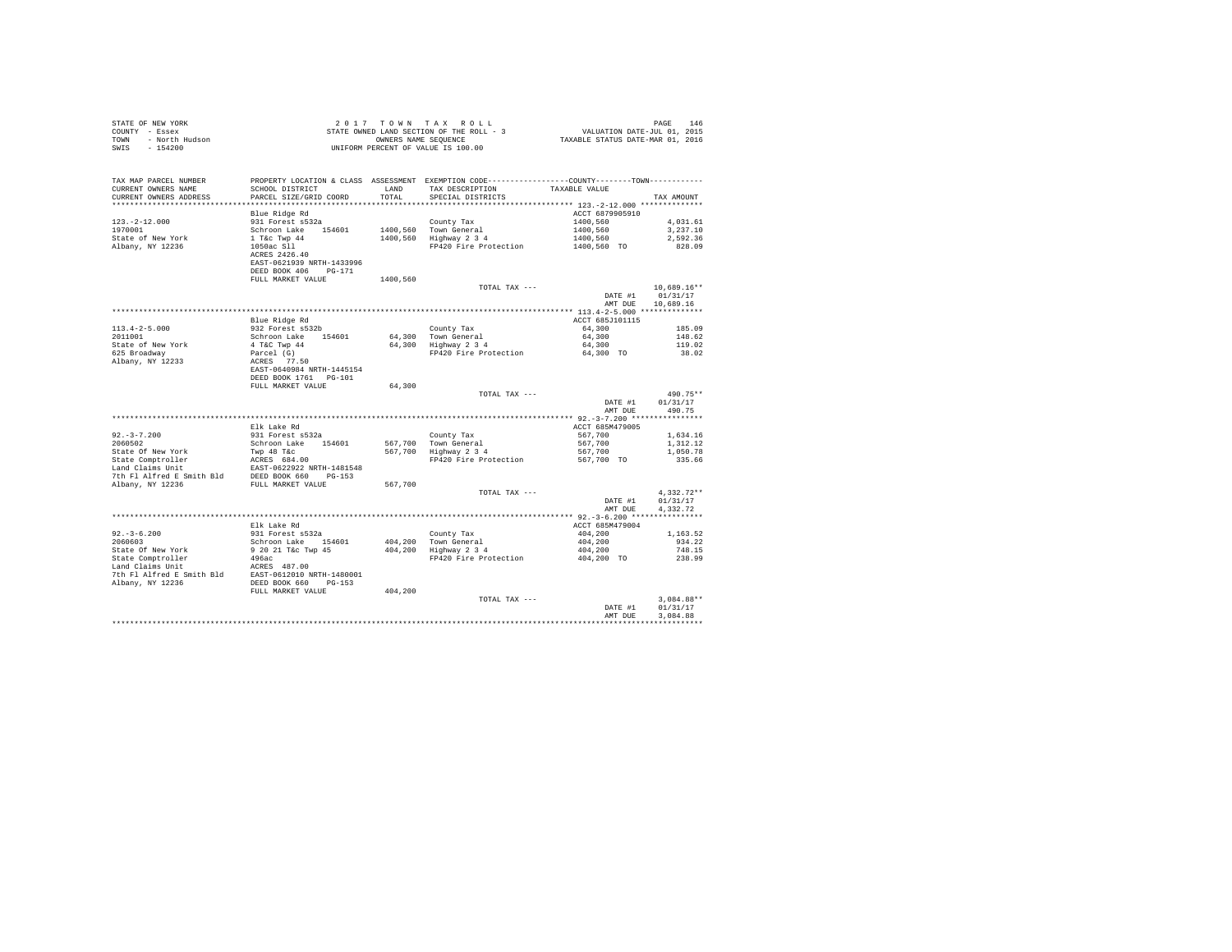STATE OF NEW YORK
COUNTY - Essex
TOWN - North Hudson
SWIS - 154200

2 0 1 7 T O W N T A X R O L L
STATE OWNED LAND SECTION OF THE ROLL - 3
OWNERS NAME SEQUENCE
UNIFORM PERCENT OF VALUE IS 100.00

VALUATION DATE-JUL 01, 2015
TAXABLE STATUS DATE-MAR 01, 2016

| TAX MAP PARCEL NUMBER / CURRENT OWNERS NAME / CURRENT OWNERS ADDRESS | PROPERTY LOCATION & CLASS / SCHOOL DISTRICT / PARCEL SIZE/GRID COORD | ASSESSMENT LAND / TOTAL | EXEMPTION CODE / TAX DESCRIPTION / SPECIAL DISTRICTS | COUNTY--------TOWN / TAXABLE VALUE | TAX AMOUNT |
|---|---|---|---|---|---|
| **123.-2-12.000** | Blue Ridge Rd | | | ACCT 6879905910 | |
| 1970001 | 931 Forest s532a | | County Tax | 1400,560 | 4,031.61 |
| State of New York | Schroon Lake 154601 | 1400,560 | Town General | 1400,560 | 3,237.10 |
| Albany, NY 12236 | 1 T&c Twp 44 | 1400,560 | Highway 2 3 4 | 1400,560 | 2,592.36 |
| | 1050ac Sll | | FP420 Fire Protection | 1400,560 TO | 828.09 |
| | ACRES 2426.40 | | | | |
| | EAST-0621939 NRTH-1433996 | | | | |
| | DEED BOOK 406 PG-171 | | | | |
| | FULL MARKET VALUE | 1400,560 | | | |
| | | | TOTAL TAX --- | | 10,689.16** |
| | | | | DATE #1 | 01/31/17 |
| | | | | AMT DUE | 10,689.16 |
| **113.4-2-5.000** | Blue Ridge Rd | | | ACCT 685J101115 | |
| 2011001 | 932 Forest s532b | | County Tax | 64,300 | 185.09 |
| State of New York | Schroon Lake 154601 | 64,300 | Town General | 64,300 | 148.62 |
| 625 Broadway | 4 T&C Twp 44 | 64,300 | Highway 2 3 4 | 64,300 | 119.02 |
| Albany, NY 12233 | Parcel (G) | | FP420 Fire Protection | 64,300 TO | 38.02 |
| | ACRES 77.50 | | | | |
| | EAST-0640984 NRTH-1445154 | | | | |
| | DEED BOOK 1761 PG-101 | | | | |
| | FULL MARKET VALUE | 64,300 | | | |
| | | | TOTAL TAX --- | | 490.75** |
| | | | | DATE #1 | 01/31/17 |
| | | | | AMT DUE | 490.75 |
| **92.-3-7.200** | Elk Lake Rd | | | ACCT 685M479005 | |
| 2060502 | 931 Forest s532a | | County Tax | 567,700 | 1,634.16 |
| State Of New York | Schroon Lake 154601 | 567,700 | Town General | 567,700 | 1,312.12 |
| State Comptroller | Twp 48 T&c | 567,700 | Highway 2 3 4 | 567,700 | 1,050.78 |
| Land Claims Unit | ACRES 684.00 | | FP420 Fire Protection | 567,700 TO | 335.66 |
| 7th Fl Alfred E Smith Bld | EAST-0622922 NRTH-1481548 | | | | |
| Albany, NY 12236 | DEED BOOK 660 PG-153 | | | | |
| | FULL MARKET VALUE | 567,700 | | | |
| | | | TOTAL TAX --- | | 4,332.72** |
| | | | | DATE #1 | 01/31/17 |
| | | | | AMT DUE | 4,332.72 |
| **92.-3-6.200** | Elk Lake Rd | | | ACCT 685M479004 | |
| 2060603 | 931 Forest s532a | | County Tax | 404,200 | 1,163.52 |
| State Of New York | Schroon Lake 154601 | 404,200 | Town General | 404,200 | 934.22 |
| State Comptroller | 9 20 21 T&c Twp 45 | 404,200 | Highway 2 3 4 | 404,200 | 748.15 |
| Land Claims Unit | 496ac | | FP420 Fire Protection | 404,200 TO | 238.99 |
| 7th Fl Alfred E Smith Bld | ACRES 487.00 | | | | |
| Albany, NY 12236 | EAST-0612010 NRTH-1480001 | | | | |
| | DEED BOOK 660 PG-153 | | | | |
| | FULL MARKET VALUE | 404,200 | | | |
| | | | TOTAL TAX --- | | 3,084.88** |
| | | | | DATE #1 | 01/31/17 |
| | | | | AMT DUE | 3,084.88 |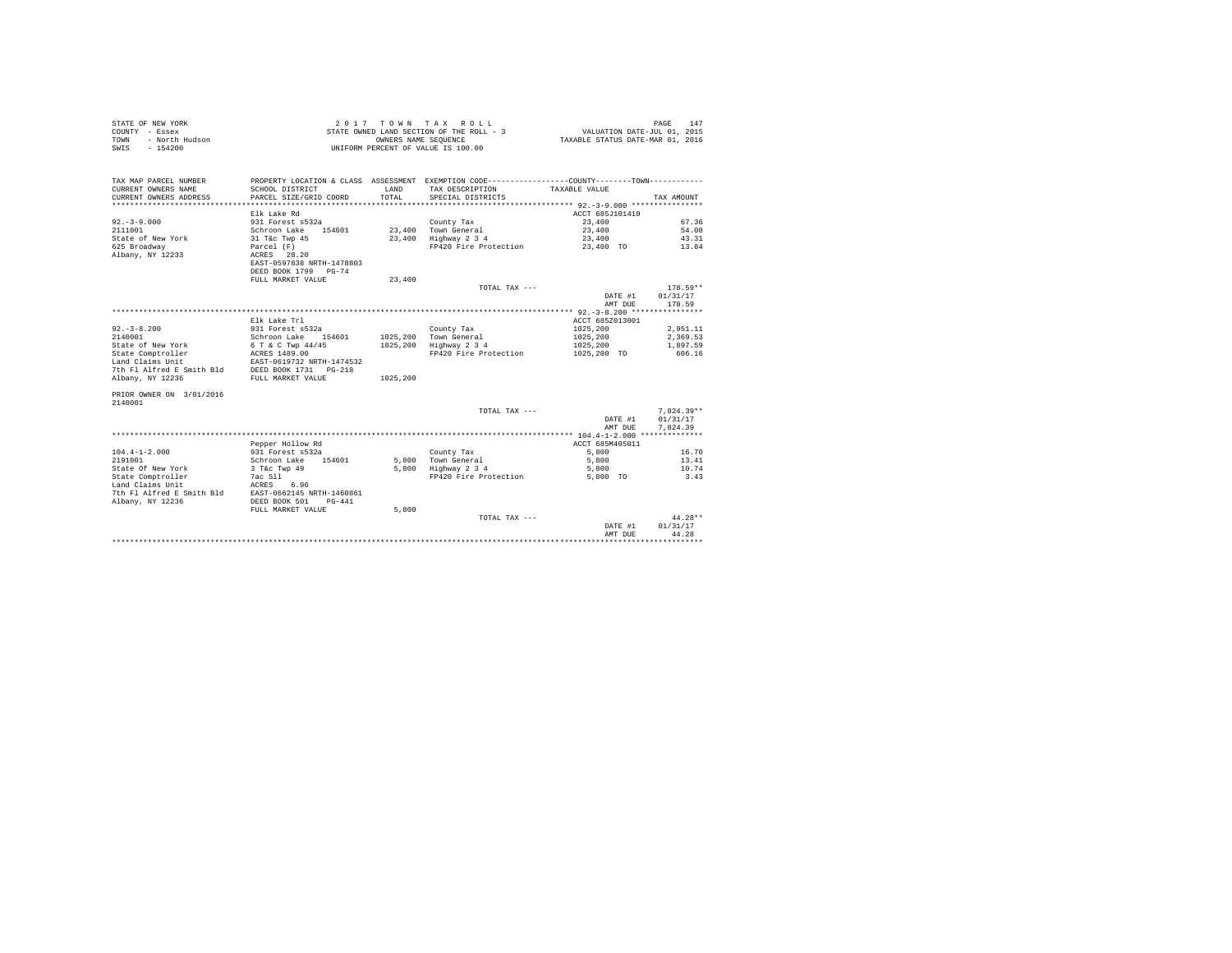STATE OF NEW YORK
COUNTY - Essex
TOWN - North Hudson
SWIS - 154200

2 0 1 7 T O W N T A X R O L L
STATE OWNED LAND SECTION OF THE ROLL - 3
OWNERS NAME SEQUENCE
UNIFORM PERCENT OF VALUE IS 100.00

VALUATION DATE-JUL 01, 2015
TAXABLE STATUS DATE-MAR 01, 2016

```
TAX MAP PARCEL NUMBER     PROPERTY LOCATION & CLASS  ASSESSMENT  EXEMPTION CODE-----------------COUNTY--------TOWN-----------
CURRENT OWNERS NAME       SCHOOL DISTRICT             LAND       TAX DESCRIPTION           TAXABLE VALUE
CURRENT OWNERS ADDRESS    PARCEL SIZE/GRID COORD      TOTAL      SPECIAL DISTRICTS                                    TAX AMOUNT
********************************************************************************************* 92.-3-9.000 ****************
                          Elk Lake Rd                                                     ACCT 685J101410
92.-3-9.000               931 Forest s532a                       County Tax                 23,400                     67.36
2111001                   Schroon Lake   154601       23,400     Town General               23,400                     54.08
State of New York         31 T&c Twp 45               23,400     Highway 2 3 4              23,400                     43.31
625 Broadway              Parcel (F)                             FP420 Fire Protection      23,400 TO                  13.84
Albany, NY 12233          ACRES  28.20
                          EAST-0597838 NRTH-1478803
                          DEED BOOK 1799   PG-74
                          FULL MARKET VALUE           23,400
                                                                 TOTAL TAX ---                                         178.59**
                                                                                            DATE #1               01/31/17
                                                                                            AMT DUE                 178.59
********************************************************************************************* 92.-3-8.200 ****************
                          Elk Lake Trl                                                    ACCT 685Z013001
92.-3-8.200               931 Forest s532a                       County Tax                 1025,200                2,951.11
2140001                   Schroon Lake   154601     1025,200     Town General               1025,200                2,369.53
State of New York         6 T & C Twp 44/45         1025,200     Highway 2 3 4              1025,200                1,897.59
State Comptroller         ACRES 1489.00                          FP420 Fire Protection      1025,200 TO               606.16
Land Claims Unit          EAST-0619732 NRTH-1474532
7th Fl Alfred E Smith Bld DEED BOOK 1731   PG-218
Albany, NY 12236          FULL MARKET VALUE         1025,200

PRIOR OWNER ON 3/01/2016
2140001
                                                                 TOTAL TAX ---                                       7,824.39**
                                                                                            DATE #1               01/31/17
                                                                                            AMT DUE               7,824.39
********************************************************************************************* 104.4-1-2.000 **************
                          Pepper Hollow Rd                                                ACCT 685M405011
104.4-1-2.000             931 Forest s532a                       County Tax                 5,800                      16.70
2191001                   Schroon Lake   154601        5,800     Town General               5,800                      13.41
State Of New York         3 T&c Twp 49                 5,800     Highway 2 3 4              5,800                      10.74
State Comptroller         7ac Sll                                FP420 Fire Protection      5,800 TO                    3.43
Land Claims Unit          ACRES   6.96
7th Fl Alfred E Smith Bld EAST-0662145 NRTH-1460861
Albany, NY 12236          DEED BOOK 501    PG-441
                          FULL MARKET VALUE            5,800
                                                                 TOTAL TAX ---                                          44.28**
                                                                                            DATE #1               01/31/17
                                                                                            AMT DUE                  44.28
****************************************************************************************************************************
```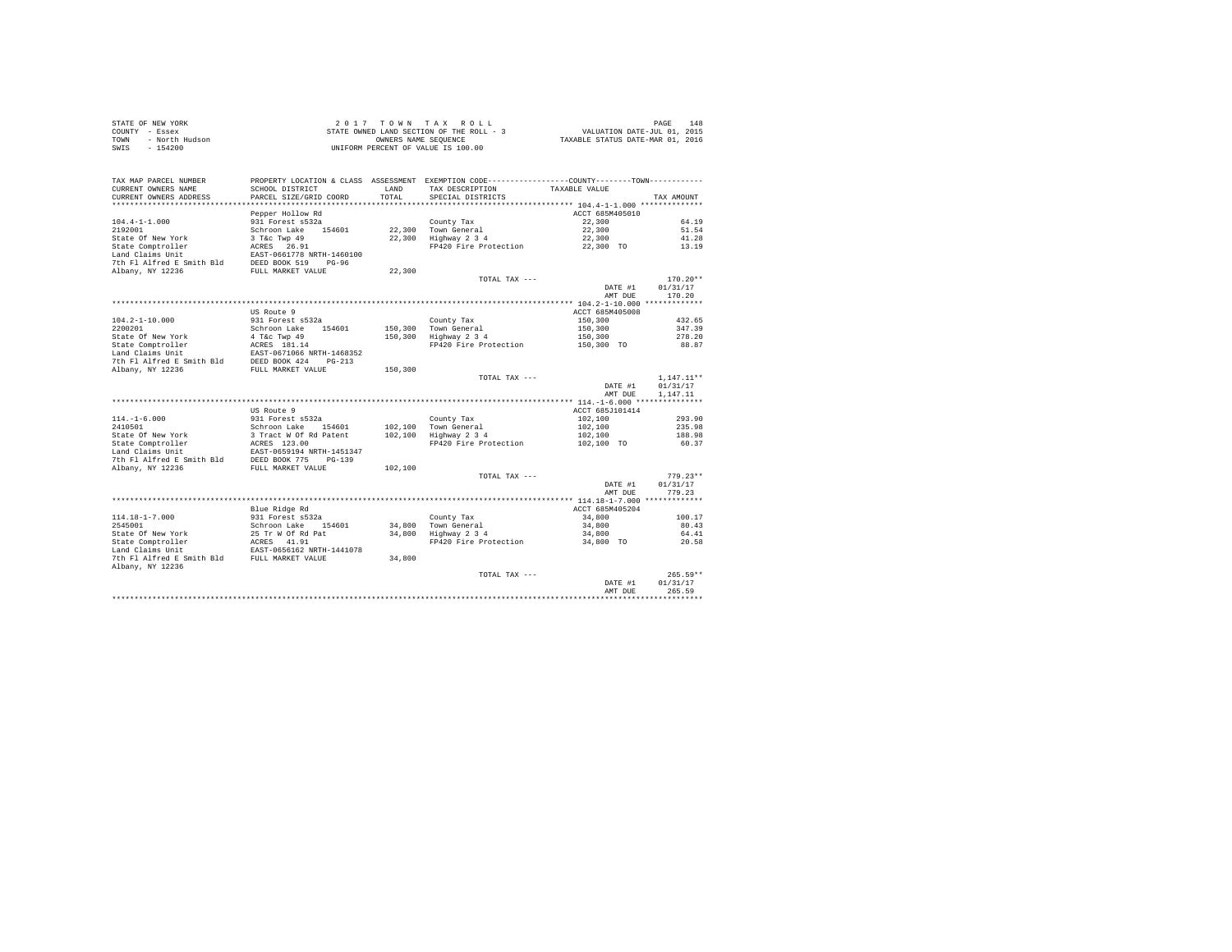STATE OF NEW YORK
COUNTY - Essex
TOWN - North Hudson
SWIS - 154200

2 0 1 7 T O W N T A X R O L L
STATE OWNED LAND SECTION OF THE ROLL - 3
OWNERS NAME SEQUENCE
UNIFORM PERCENT OF VALUE IS 100.00

VALUATION DATE-JUL 01, 2015
TAXABLE STATUS DATE-MAR 01, 2016

| TAX MAP PARCEL NUMBER / CURRENT OWNERS NAME / CURRENT OWNERS ADDRESS | PROPERTY LOCATION & CLASS / SCHOOL DISTRICT / PARCEL SIZE/GRID COORD | ASSESSMENT LAND / TOTAL | EXEMPTION CODE / TAX DESCRIPTION / SPECIAL DISTRICTS | COUNTY--------TOWN TAXABLE VALUE | TAX AMOUNT |
|---|---|---|---|---|---|
| **104.4-1-1.000** | Pepper Hollow Rd | | | ACCT 685M405010 | |
| 104.4-1-1.000 | 931 Forest s532a | | County Tax | 22,300 | 64.19 |
| 2192001 | Schroon Lake 154601 | 22,300 | Town General | 22,300 | 51.54 |
| State Of New York | 3 T&c Twp 49 | 22,300 | Highway 2 3 4 | 22,300 | 41.28 |
| State Comptroller | ACRES 26.91 | | FP420 Fire Protection | 22,300 TO | 13.19 |
| Land Claims Unit | EAST-0661778 NRTH-1460100 | | | | |
| 7th Fl Alfred E Smith Bld | DEED BOOK 519 PG-96 | | | | |
| Albany, NY 12236 | FULL MARKET VALUE | 22,300 | | | |
| | | | TOTAL TAX --- | | 170.20** |
| | | | | DATE #1 | 01/31/17 |
| | | | | AMT DUE | 170.20 |
| **104.2-1-10.000** | US Route 9 | | | ACCT 685M405008 | |
| 104.2-1-10.000 | 931 Forest s532a | | County Tax | 150,300 | 432.65 |
| 2200201 | Schroon Lake 154601 | 150,300 | Town General | 150,300 | 347.39 |
| State Of New York | 4 T&c Twp 49 | 150,300 | Highway 2 3 4 | 150,300 | 278.20 |
| State Comptroller | ACRES 181.14 | | FP420 Fire Protection | 150,300 TO | 88.87 |
| Land Claims Unit | EAST-0671066 NRTH-1468352 | | | | |
| 7th Fl Alfred E Smith Bld | DEED BOOK 424 PG-213 | | | | |
| Albany, NY 12236 | FULL MARKET VALUE | 150,300 | | | |
| | | | TOTAL TAX --- | | 1,147.11** |
| | | | | DATE #1 | 01/31/17 |
| | | | | AMT DUE | 1,147.11 |
| **114.-1-6.000** | US Route 9 | | | ACCT 685J101414 | |
| 114.-1-6.000 | 931 Forest s532a | | County Tax | 102,100 | 293.90 |
| 2410501 | Schroon Lake 154601 | 102,100 | Town General | 102,100 | 235.98 |
| State Of New York | 3 Tract W Of Rd Patent | 102,100 | Highway 2 3 4 | 102,100 | 188.98 |
| State Comptroller | ACRES 123.00 | | FP420 Fire Protection | 102,100 TO | 60.37 |
| Land Claims Unit | EAST-0659194 NRTH-1451347 | | | | |
| 7th Fl Alfred E Smith Bld | DEED BOOK 775 PG-139 | | | | |
| Albany, NY 12236 | FULL MARKET VALUE | 102,100 | | | |
| | | | TOTAL TAX --- | | 779.23** |
| | | | | DATE #1 | 01/31/17 |
| | | | | AMT DUE | 779.23 |
| **114.18-1-7.000** | Blue Ridge Rd | | | ACCT 685M405204 | |
| 114.18-1-7.000 | 931 Forest s532a | | County Tax | 34,800 | 100.17 |
| 2545001 | Schroon Lake 154601 | 34,800 | Town General | 34,800 | 80.43 |
| State Of New York | 25 Tr W Of Rd Pat | 34,800 | Highway 2 3 4 | 34,800 | 64.41 |
| State Comptroller | ACRES 41.91 | | FP420 Fire Protection | 34,800 TO | 20.58 |
| Land Claims Unit | EAST-0656162 NRTH-1441078 | | | | |
| 7th Fl Alfred E Smith Bld | FULL MARKET VALUE | 34,800 | | | |
| Albany, NY 12236 | | | | | |
| | | | TOTAL TAX --- | | 265.59** |
| | | | | DATE #1 | 01/31/17 |
| | | | | AMT DUE | 265.59 |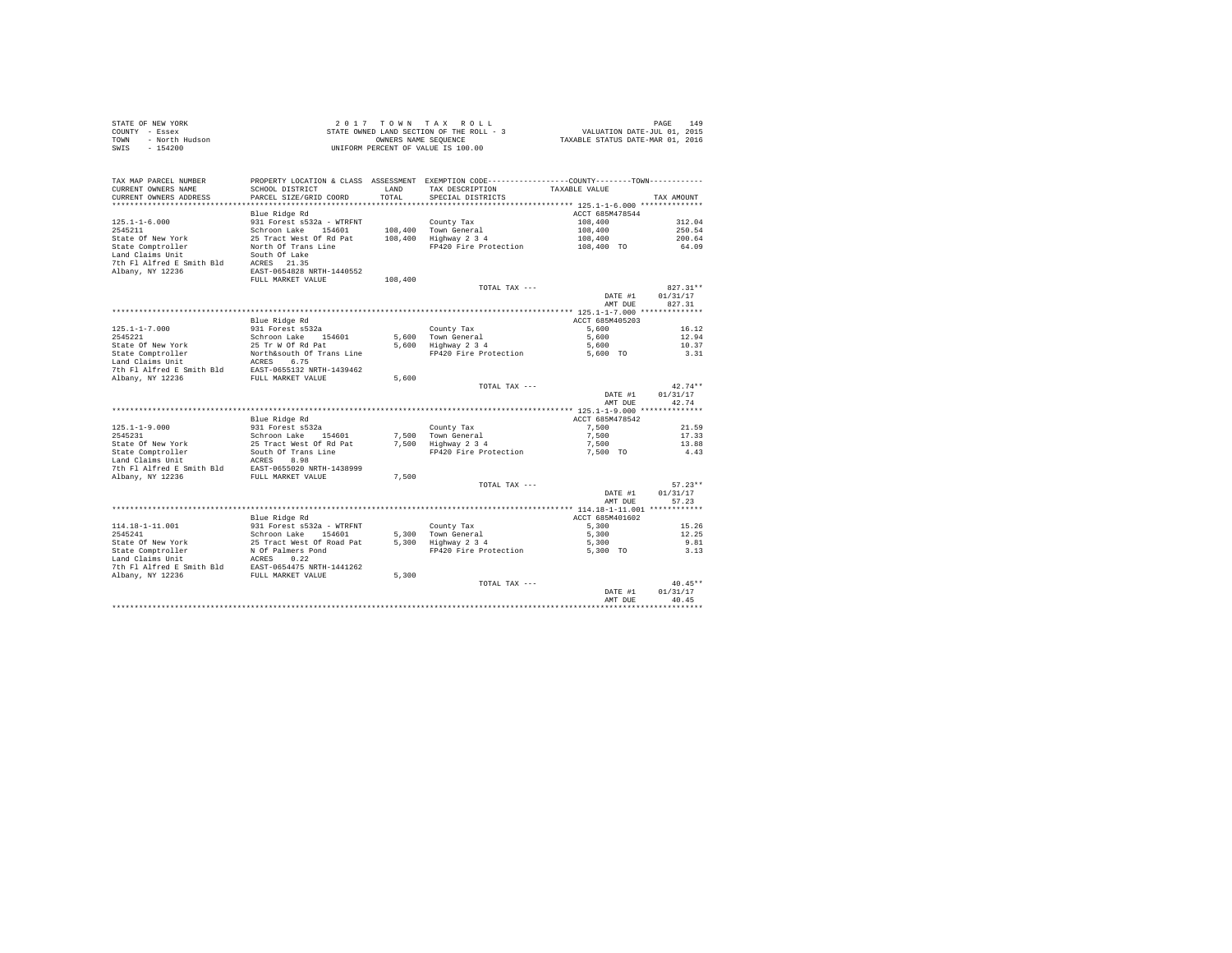STATE OF NEW YORK
COUNTY - Essex
TOWN - North Hudson
SWIS - 154200

2 0 1 7 T O W N T A X R O L L
STATE OWNED LAND SECTION OF THE ROLL - 3
OWNERS NAME SEQUENCE
UNIFORM PERCENT OF VALUE IS 100.00

VALUATION DATE-JUL 01, 2015
TAXABLE STATUS DATE-MAR 01, 2016

| TAX MAP PARCEL NUMBER / CURRENT OWNERS NAME / CURRENT OWNERS ADDRESS | PROPERTY LOCATION & CLASS / SCHOOL DISTRICT / PARCEL SIZE/GRID COORD | ASSESSMENT LAND / TOTAL | EXEMPTION CODE / TAX DESCRIPTION / SPECIAL DISTRICTS | COUNTY--------TOWN TAXABLE VALUE | TAX AMOUNT |
|---|---|---|---|---|---|
| **125.1-1-6.000** | Blue Ridge Rd | | | ACCT 685M478544 | |
| 2545211 | 931 Forest s532a - WTRFNT | | County Tax | 108,400 | 312.04 |
| State Of New York | Schroon Lake 154601 | 108,400 | Town General | 108,400 | 250.54 |
| State Comptroller | 25 Tract West Of Rd Pat | 108,400 | Highway 2 3 4 | 108,400 | 200.64 |
| Land Claims Unit | North Of Trans Line | | FP420 Fire Protection | 108,400 TO | 64.09 |
| 7th Fl Alfred E Smith Bld | South Of Lake | | | | |
| Albany, NY 12236 | ACRES 21.35 | | | | |
| | EAST-0654828 NRTH-1440552 | | | | |
| | FULL MARKET VALUE | 108,400 | | | |
| | | | TOTAL TAX --- | | 827.31** |
| | | | | DATE #1 | 01/31/17 |
| | | | | AMT DUE | 827.31 |
| **125.1-1-7.000** | Blue Ridge Rd | | | ACCT 685M405203 | |
| 2545221 | 931 Forest s532a | | County Tax | 5,600 | 16.12 |
| State Of New York | Schroon Lake 154601 | 5,600 | Town General | 5,600 | 12.94 |
| State Comptroller | 25 Tr W Of Rd Pat | 5,600 | Highway 2 3 4 | 5,600 | 10.37 |
| Land Claims Unit | North&south Of Trans Line | | FP420 Fire Protection | 5,600 TO | 3.31 |
| 7th Fl Alfred E Smith Bld | ACRES 6.75 | | | | |
| Albany, NY 12236 | EAST-0655132 NRTH-1439462 | | | | |
| | FULL MARKET VALUE | 5,600 | | | |
| | | | TOTAL TAX --- | | 42.74** |
| | | | | DATE #1 | 01/31/17 |
| | | | | AMT DUE | 42.74 |
| **125.1-1-9.000** | Blue Ridge Rd | | | ACCT 685M478542 | |
| 2545231 | 931 Forest s532a | | County Tax | 7,500 | 21.59 |
| State Of New York | Schroon Lake 154601 | 7,500 | Town General | 7,500 | 17.33 |
| State Comptroller | 25 Tract West Of Rd Pat | 7,500 | Highway 2 3 4 | 7,500 | 13.88 |
| Land Claims Unit | South Of Trans Line | | FP420 Fire Protection | 7,500 TO | 4.43 |
| 7th Fl Alfred E Smith Bld | ACRES 8.98 | | | | |
| Albany, NY 12236 | EAST-0655020 NRTH-1438999 | | | | |
| | FULL MARKET VALUE | 7,500 | | | |
| | | | TOTAL TAX --- | | 57.23** |
| | | | | DATE #1 | 01/31/17 |
| | | | | AMT DUE | 57.23 |
| **114.18-1-11.001** | Blue Ridge Rd | | | ACCT 685M401602 | |
| 2545241 | 931 Forest s532a - WTRFNT | | County Tax | 5,300 | 15.26 |
| State Of New York | Schroon Lake 154601 | 5,300 | Town General | 5,300 | 12.25 |
| State Comptroller | 25 Tract West Of Road Pat | 5,300 | Highway 2 3 4 | 5,300 | 9.81 |
| Land Claims Unit | N Of Palmers Pond | | FP420 Fire Protection | 5,300 TO | 3.13 |
| 7th Fl Alfred E Smith Bld | ACRES 0.22 | | | | |
| Albany, NY 12236 | EAST-0654475 NRTH-1441262 | | | | |
| | FULL MARKET VALUE | 5,300 | | | |
| | | | TOTAL TAX --- | | 40.45** |
| | | | | DATE #1 | 01/31/17 |
| | | | | AMT DUE | 40.45 |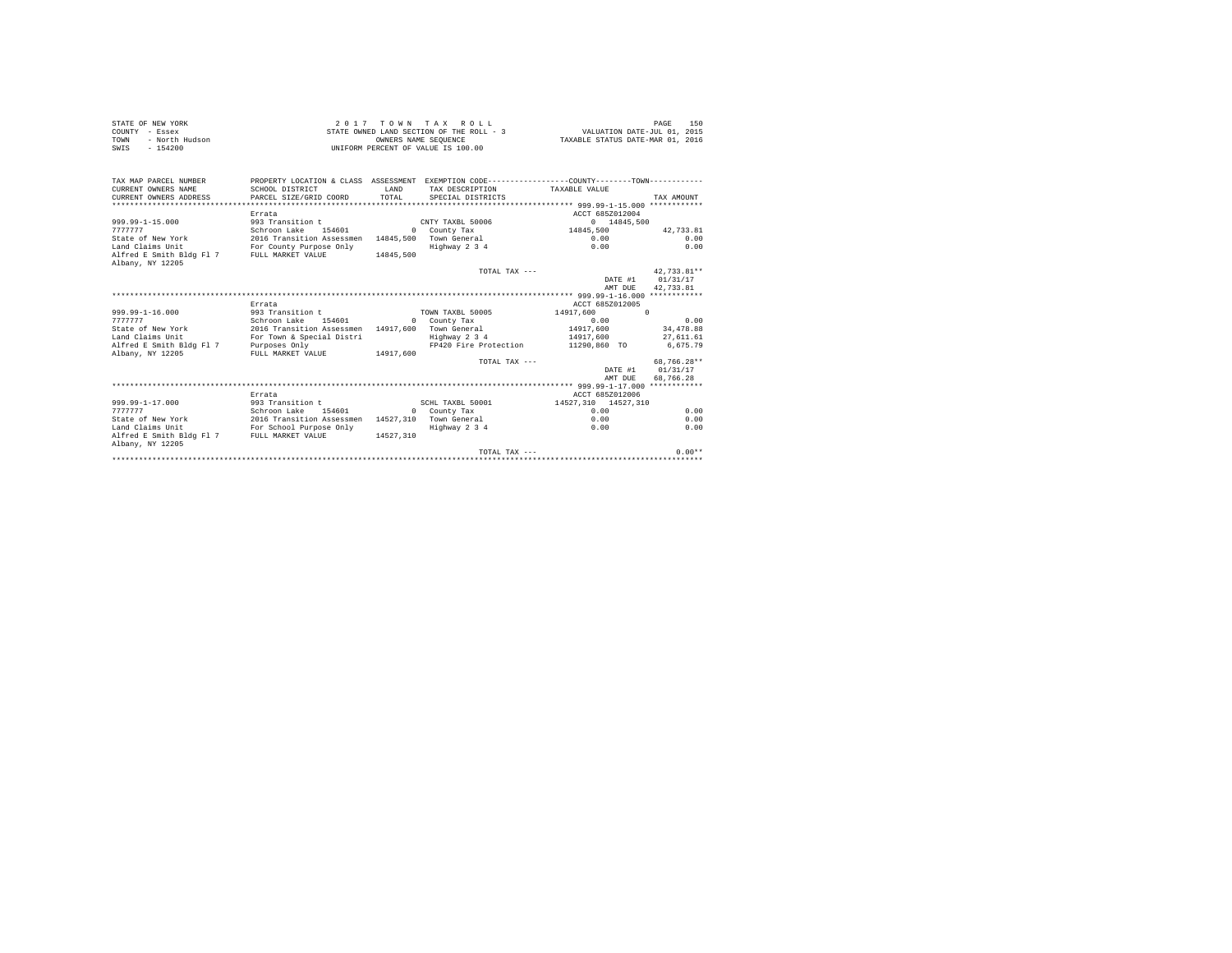STATE OF NEW YORK
COUNTY - Essex
TOWN - North Hudson
SWIS - 154200

2 0 1 7 T O W N T A X R O L L
STATE OWNED LAND SECTION OF THE ROLL - 3
OWNERS NAME SEQUENCE
UNIFORM PERCENT OF VALUE IS 100.00

VALUATION DATE-JUL 01, 2015
TAXABLE STATUS DATE-MAR 01, 2016

| TAX MAP PARCEL NUMBER / CURRENT OWNERS NAME / CURRENT OWNERS ADDRESS | PROPERTY LOCATION & CLASS / SCHOOL DISTRICT / PARCEL SIZE/GRID COORD | ASSESSMENT LAND / TOTAL | EXEMPTION CODE / TAX DESCRIPTION / SPECIAL DISTRICTS | COUNTY TAXABLE VALUE | TOWN | TAX AMOUNT |
|---|---|---|---|---|---|---|
| **999.99-1-15.000** | Errata | | | ACCT 685Z012004 | | |
| 999.99-1-15.000 | 993 Transition t | | CNTY TAXBL 50006 | 0 | 14845,500 | |
| 7777777 | Schroon Lake 154601 | 0 | County Tax | 14845,500 | | 42,733.81 |
| State of New York | 2016 Transition Assessmen | 14845,500 | Town General | 0.00 | | 0.00 |
| Land Claims Unit | For County Purpose Only | | Highway 2 3 4 | 0.00 | | 0.00 |
| Alfred E Smith Bldg Fl 7 | FULL MARKET VALUE | 14845,500 | | | | |
| Albany, NY 12205 | | | | | | |
| | | | TOTAL TAX --- | | | 42,733.81** |
| | | | | | DATE #1 | 01/31/17 |
| | | | | | AMT DUE | 42,733.81 |
| **999.99-1-16.000** | Errata | | | ACCT 685Z012005 | | |
| 999.99-1-16.000 | 993 Transition t | | TOWN TAXBL 50005 | 14917,600 | 0 | |
| 7777777 | Schroon Lake 154601 | 0 | County Tax | 0.00 | | 0.00 |
| State of New York | 2016 Transition Assessmen | 14917,600 | Town General | 14917,600 | | 34,478.88 |
| Land Claims Unit | For Town & Special Distri | | Highway 2 3 4 | 14917,600 | | 27,611.61 |
| Alfred E Smith Bldg Fl 7 | Purposes Only | | FP420 Fire Protection | 11290,860 TO | | 6,675.79 |
| Albany, NY 12205 | FULL MARKET VALUE | 14917,600 | | | | |
| | | | TOTAL TAX --- | | | 68,766.28** |
| | | | | | DATE #1 | 01/31/17 |
| | | | | | AMT DUE | 68,766.28 |
| **999.99-1-17.000** | Errata | | | ACCT 685Z012006 | | |
| 999.99-1-17.000 | 993 Transition t | | SCHL TAXBL 50001 | 14527,310 | 14527,310 | |
| 7777777 | Schroon Lake 154601 | 0 | County Tax | 0.00 | | 0.00 |
| State of New York | 2016 Transition Assessmen | 14527,310 | Town General | 0.00 | | 0.00 |
| Land Claims Unit | For School Purpose Only | | Highway 2 3 4 | 0.00 | | 0.00 |
| Alfred E Smith Bldg Fl 7 | FULL MARKET VALUE | 14527,310 | | | | |
| Albany, NY 12205 | | | | | | |
| | | | TOTAL TAX --- | | | 0.00** |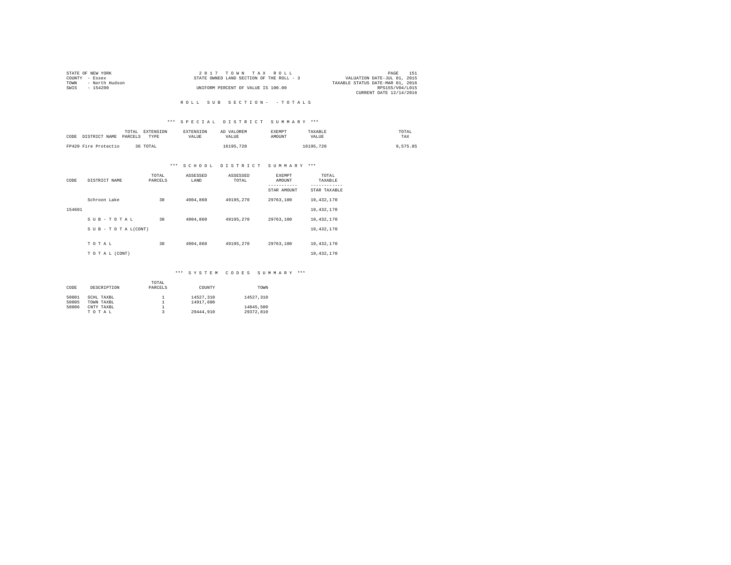STATE OF NEW YORK
COUNTY - Essex
TOWN - North Hudson
SWIS - 154200

2 0 1 7 T O W N T A X R O L L
STATE OWNED LAND SECTION OF THE ROLL - 3
UNIFORM PERCENT OF VALUE IS 100.00

PAGE 151
VALUATION DATE-JUL 01, 2015
TAXABLE STATUS DATE-MAR 01, 2016
RPS155/V04/L015
CURRENT DATE 12/14/2016

R O L L S U B S E C T I O N - - T O T A L S

*** S P E C I A L D I S T R I C T S U M M A R Y ***

| CODE | DISTRICT NAME | TOTAL PARCELS | EXTENSION TYPE | EXTENSION VALUE | AD VALOREM VALUE | EXEMPT AMOUNT | TAXABLE VALUE | TOTAL TAX |
|---|---|---|---|---|---|---|---|---|
| FP420 | Fire Protectio | 36 | TOTAL | | 16195,720 | | 16195,720 | 9,575.85 |

*** S C H O O L D I S T R I C T S U M M A R Y ***

| CODE | DISTRICT NAME | TOTAL PARCELS | ASSESSED LAND | ASSESSED TOTAL | EXEMPT AMOUNT / STAR AMOUNT | TOTAL TAXABLE / STAR TAXABLE |
|---|---|---|---|---|---|---|
| | Schroon Lake | 38 | 4904,860 | 49195,270 | 29763,100 | 19,432,170 |
| 154601 | | | | | | 19,432,170 |
| | S U B - T O T A L | 38 | 4904,860 | 49195,270 | 29763,100 | 19,432,170 |
| | S U B - T O T A L(CONT) | | | | | 19,432,170 |
| | T O T A L | 38 | 4904,860 | 49195,270 | 29763,100 | 19,432,170 |
| | T O T A L (CONT) | | | | | 19,432,170 |

*** S Y S T E M C O D E S S U M M A R Y ***

| CODE | DESCRIPTION | TOTAL PARCELS | COUNTY | TOWN |
|---|---|---|---|---|
| 50001 | SCHL TAXBL | 1 | 14527,310 | 14527,310 |
| 50005 | TOWN TAXBL | 1 | 14917,600 | |
| 50006 | CNTY TAXBL | 1 | | 14845,500 |
| | T O T A L | 3 | 29444,910 | 29372,810 |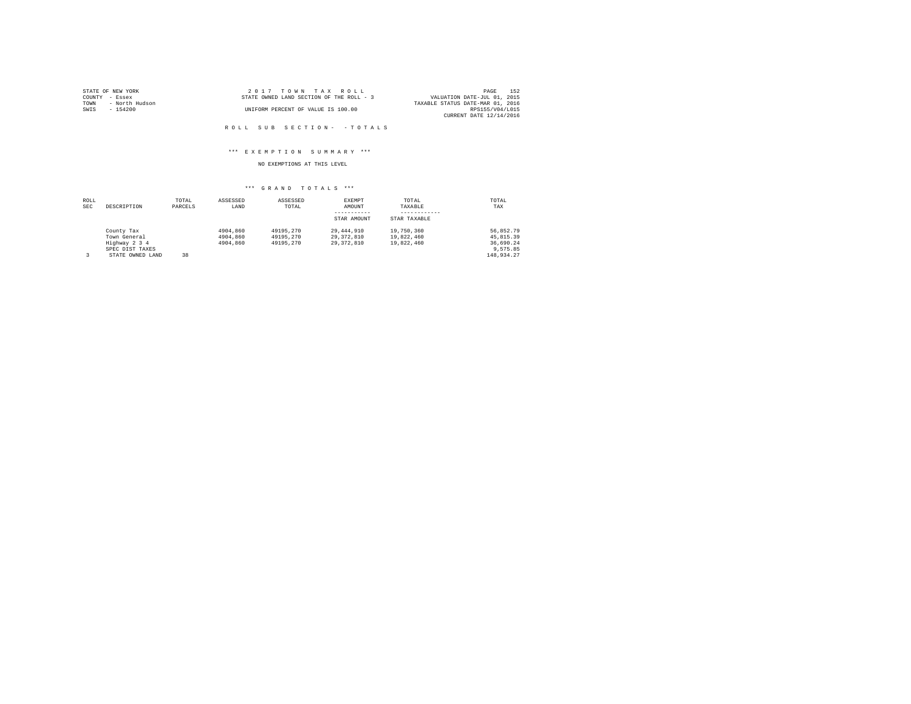STATE OF NEW YORK
COUNTY - Essex
TOWN - North Hudson
SWIS - 154200

2017 TOWN TAX ROLL
STATE OWNED LAND SECTION OF THE ROLL - 3
UNIFORM PERCENT OF VALUE IS 100.00

PAGE 152
VALUATION DATE-JUL 01, 2015
TAXABLE STATUS DATE-MAR 01, 2016
RPS155/V04/L015
CURRENT DATE 12/14/2016

ROLL SUB SECTION- - TOTALS

*** EXEMPTION SUMMARY ***

NO EXEMPTIONS AT THIS LEVEL

*** GRAND TOTALS ***

| ROLL SEC | DESCRIPTION | TOTAL PARCELS | ASSESSED LAND | ASSESSED TOTAL | EXEMPT AMOUNT / STAR AMOUNT | TOTAL TAXABLE / STAR TAXABLE | TOTAL TAX |
|---|---|---|---|---|---|---|---|
| | County Tax | | 4904,860 | 49195,270 | 29,444,910 | 19,750,360 | 56,852.79 |
| | Town General | | 4904,860 | 49195,270 | 29,372,810 | 19,822,460 | 45,815.39 |
| | Highway 2 3 4 | | 4904,860 | 49195,270 | 29,372,810 | 19,822,460 | 36,690.24 |
| | SPEC DIST TAXES | | | | | | 9,575.85 |
| 3 | STATE OWNED LAND | 38 | | | | | 148,934.27 |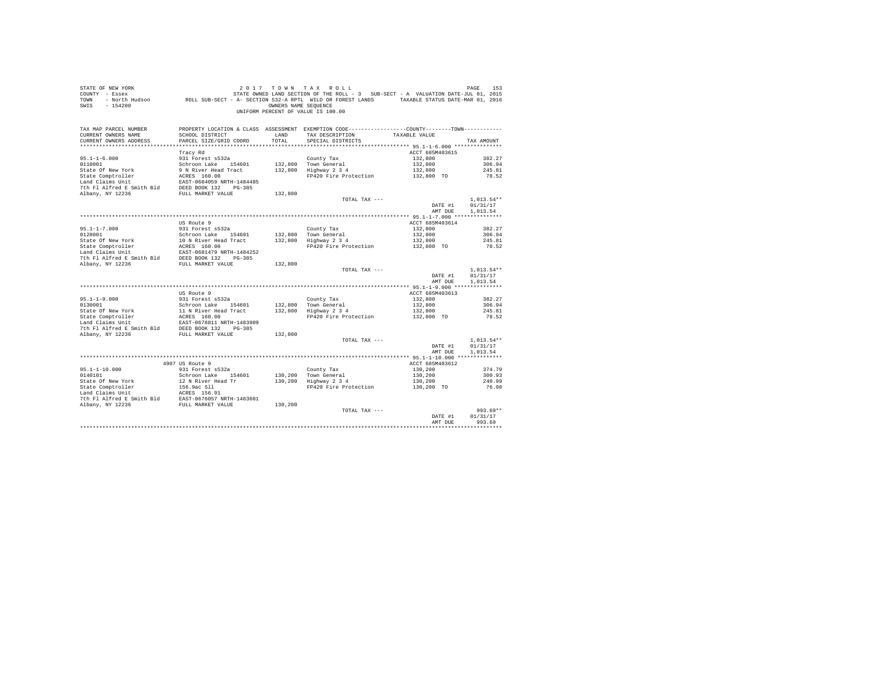STATE OF NEW YORK
COUNTY - Essex
TOWN - North Hudson
SWIS - 154200

2017 TOWN TAX ROLL
STATE OWNED LAND SECTION OF THE ROLL - 3 SUB-SECT - A VALUATION DATE-JUL 01, 2015
ROLL SUB-SECT - A- SECTION 532-A RPTL WILD OR FOREST LANDS TAXABLE STATUS DATE-MAR 01, 2016
OWNERS NAME SEQUENCE
UNIFORM PERCENT OF VALUE IS 100.00

| TAX MAP PARCEL NUMBER / CURRENT OWNERS NAME / CURRENT OWNERS ADDRESS | PROPERTY LOCATION & CLASS / SCHOOL DISTRICT / PARCEL SIZE/GRID COORD | ASSESSMENT LAND / TOTAL | EXEMPTION CODE / TAX DESCRIPTION / SPECIAL DISTRICTS | TAXABLE VALUE | TAX AMOUNT |
|---|---|---|---|---|---|
| **95.1-1-6.000** | Tracy Rd | | | ACCT 685M403615 | |
| 95.1-1-6.000 | 931 Forest s532a | | County Tax | 132,800 | 382.27 |
| 0110001 | Schroon Lake 154601 | 132,800 | Town General | 132,800 | 306.94 |
| State Of New York | 9 N River Head Tract | 132,800 | Highway 2 3 4 | 132,800 | 245.81 |
| State Comptroller | ACRES 160.00 | | FP420 Fire Protection | 132,800 TO | 78.52 |
| Land Claims Unit | EAST-0684059 NRTH-1484485 | | | | |
| 7th Fl Alfred E Smith Bld | DEED BOOK 132 PG-385 | | | | |
| Albany, NY 12236 | FULL MARKET VALUE | 132,800 | | | |
| | | | TOTAL TAX --- | | 1,013.54** |
| | | | | DATE #1 | 01/31/17 |
| | | | | AMT DUE | 1,013.54 |
| **95.1-1-7.000** | US Route 9 | | | ACCT 685M403614 | |
| 95.1-1-7.000 | 931 Forest s532a | | County Tax | 132,800 | 382.27 |
| 0120001 | Schroon Lake 154601 | 132,800 | Town General | 132,800 | 306.94 |
| State Of New York | 10 N River Head Tract | 132,800 | Highway 2 3 4 | 132,800 | 245.81 |
| State Comptroller | ACRES 160.00 | | FP420 Fire Protection | 132,800 TO | 78.52 |
| Land Claims Unit | EAST-0681479 NRTH-1484252 | | | | |
| 7th Fl Alfred E Smith Bld | DEED BOOK 132 PG-385 | | | | |
| Albany, NY 12236 | FULL MARKET VALUE | 132,800 | | | |
| | | | TOTAL TAX --- | | 1,013.54** |
| | | | | DATE #1 | 01/31/17 |
| | | | | AMT DUE | 1,013.54 |
| **95.1-1-9.000** | US Route 9 | | | ACCT 685M403613 | |
| 95.1-1-9.000 | 931 Forest s532a | | County Tax | 132,800 | 382.27 |
| 0130001 | Schroon Lake 154601 | 132,800 | Town General | 132,800 | 306.94 |
| State Of New York | 11 N River Head Tract | 132,800 | Highway 2 3 4 | 132,800 | 245.81 |
| State Comptroller | ACRES 160.00 | | FP420 Fire Protection | 132,800 TO | 78.52 |
| Land Claims Unit | EAST-0678811 NRTH-1483909 | | | | |
| 7th Fl Alfred E Smith Bld | DEED BOOK 132 PG-385 | | | | |
| Albany, NY 12236 | FULL MARKET VALUE | 132,800 | | | |
| | | | TOTAL TAX --- | | 1,013.54** |
| | | | | DATE #1 | 01/31/17 |
| | | | | AMT DUE | 1,013.54 |
| **95.1-1-10.000** | 4907 US Route 9 | | | ACCT 685M403612 | |
| 95.1-1-10.000 | 931 Forest s532a | | County Tax | 130,200 | 374.79 |
| 0140101 | Schroon Lake 154601 | 130,200 | Town General | 130,200 | 300.93 |
| State Of New York | 12 N River Head Tr | 130,200 | Highway 2 3 4 | 130,200 | 240.99 |
| State Comptroller | 156.9ac Sll | | FP420 Fire Protection | 130,200 TO | 76.98 |
| Land Claims Unit | ACRES 156.91 | | | | |
| 7th Fl Alfred E Smith Bld | EAST-0676057 NRTH-1483601 | | | | |
| Albany, NY 12236 | FULL MARKET VALUE | 130,200 | | | |
| | | | TOTAL TAX --- | | 993.69** |
| | | | | DATE #1 | 01/31/17 |
| | | | | AMT DUE | 993.69 |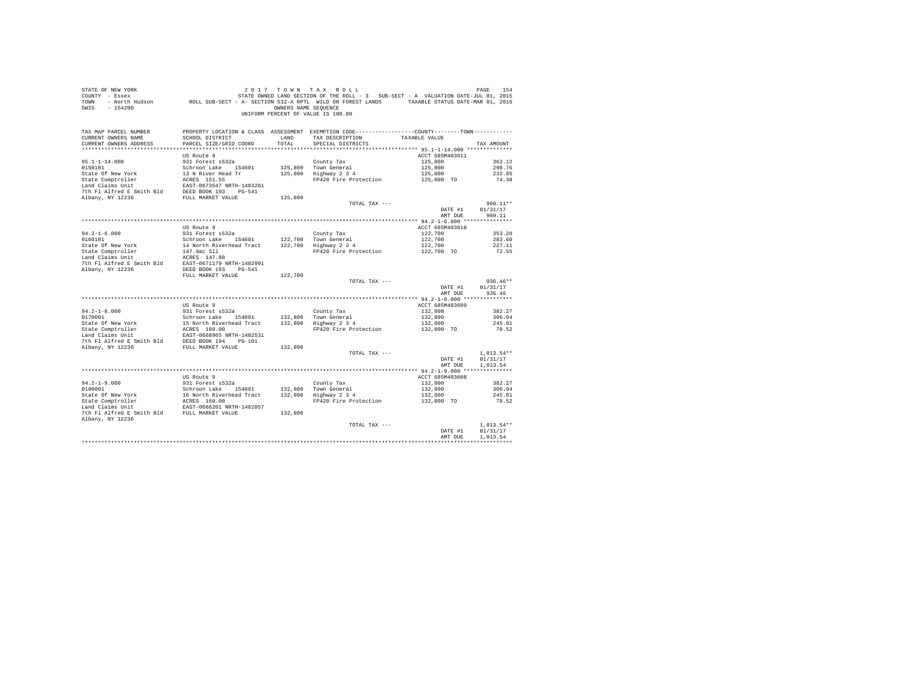STATE OF NEW YORK  
COUNTY - Essex  
TOWN - North Hudson  
SWIS - 154200

2017 TOWN TAX ROLL  
STATE OWNED LAND SECTION OF THE ROLL - 3 SUB-SECT - A VALUATION DATE-JUL 01, 2015  
ROLL SUB-SECT - A- SECTION 532-A RPTL WILD OR FOREST LANDS TAXABLE STATUS DATE-MAR 01, 2016  
OWNERS NAME SEQUENCE  
UNIFORM PERCENT OF VALUE IS 100.00

| TAX MAP PARCEL NUMBER / CURRENT OWNERS NAME / CURRENT OWNERS ADDRESS | PROPERTY LOCATION & CLASS / SCHOOL DISTRICT / PARCEL SIZE/GRID COORD | ASSESSMENT LAND / TOTAL | EXEMPTION CODE / TAX DESCRIPTION / SPECIAL DISTRICTS | COUNTY--------TOWN / TAXABLE VALUE | TAX AMOUNT |
|---|---|---|---|---|---|
| **95.1-1-14.000** | US Route 9 | | | ACCT 685M403611 | |
| 95.1-1-14.000 | 931 Forest s532a | | County Tax | 125,800 | 362.12 |
| 0150101 | Schroon Lake 154601 | 125,800 | Town General | 125,800 | 290.76 |
| State Of New York | 13 N River Head Tr | 125,800 | Highway 2 3 4 | 125,800 | 232.85 |
| State Comptroller | ACRES 151.55 | | FP420 Fire Protection | 125,800 TO | 74.38 |
| Land Claims Unit | EAST-0673547 NRTH-1483261 | | | | |
| 7th Fl Alfred E Smith Bld | DEED BOOK 193 PG-541 | | | | |
| Albany, NY 12236 | FULL MARKET VALUE | 125,800 | | | |
| | | | TOTAL TAX --- | | 960.11** |
| | | | | DATE #1 | 01/31/17 |
| | | | | AMT DUE | 960.11 |
| **94.2-1-6.000** | US Route 9 | | | ACCT 685M403610 | |
| 94.2-1-6.000 | 931 Forest s532a | | County Tax | 122,700 | 353.20 |
| 0160101 | Schroon Lake 154601 | 122,700 | Town General | 122,700 | 283.60 |
| State Of New York | 14 North Riverhead Tract | 122,700 | Highway 2 3 4 | 122,700 | 227.11 |
| State Comptroller | 147.9ac Sll | | FP420 Fire Protection | 122,700 TO | 72.55 |
| Land Claims Unit | ACRES 147.88 | | | | |
| 7th Fl Alfred E Smith Bld | EAST-0671179 NRTH-1482991 | | | | |
| Albany, NY 12236 | DEED BOOK 193 PG-541 | | | | |
| | FULL MARKET VALUE | 122,700 | | | |
| | | | TOTAL TAX --- | | 936.46** |
| | | | | DATE #1 | 01/31/17 |
| | | | | AMT DUE | 936.46 |
| **94.2-1-8.000** | US Route 9 | | | ACCT 685M403609 | |
| 94.2-1-8.000 | 931 Forest s532a | | County Tax | 132,800 | 382.27 |
| 0170001 | Schroon Lake 154601 | 132,800 | Town General | 132,800 | 306.94 |
| State Of New York | 15 North Riverhead Tract | 132,800 | Highway 2 3 4 | 132,800 | 245.81 |
| State Comptroller | ACRES 160.00 | | FP420 Fire Protection | 132,800 TO | 78.52 |
| Land Claims Unit | EAST-0668965 NRTH-1482531 | | | | |
| 7th Fl Alfred E Smith Bld | DEED BOOK 194 PG-101 | | | | |
| Albany, NY 12236 | FULL MARKET VALUE | 132,800 | | | |
| | | | TOTAL TAX --- | | 1,013.54** |
| | | | | DATE #1 | 01/31/17 |
| | | | | AMT DUE | 1,013.54 |
| **94.2-1-9.000** | US Route 9 | | | ACCT 685M403608 | |
| 94.2-1-9.000 | 931 Forest s532a | | County Tax | 132,800 | 382.27 |
| 0180001 | Schroon Lake 154601 | 132,800 | Town General | 132,800 | 306.94 |
| State Of New York | 16 North Riverhead Tract | 132,800 | Highway 2 3 4 | 132,800 | 245.81 |
| State Comptroller | ACRES 160.00 | | FP420 Fire Protection | 132,800 TO | 78.52 |
| Land Claims Unit | EAST-0666201 NRTH-1482057 | | | | |
| 7th Fl Alfred E Smith Bld | FULL MARKET VALUE | 132,800 | | | |
| Albany, NY 12236 | | | | | |
| | | | TOTAL TAX --- | | 1,013.54** |
| | | | | DATE #1 | 01/31/17 |
| | | | | AMT DUE | 1,013.54 |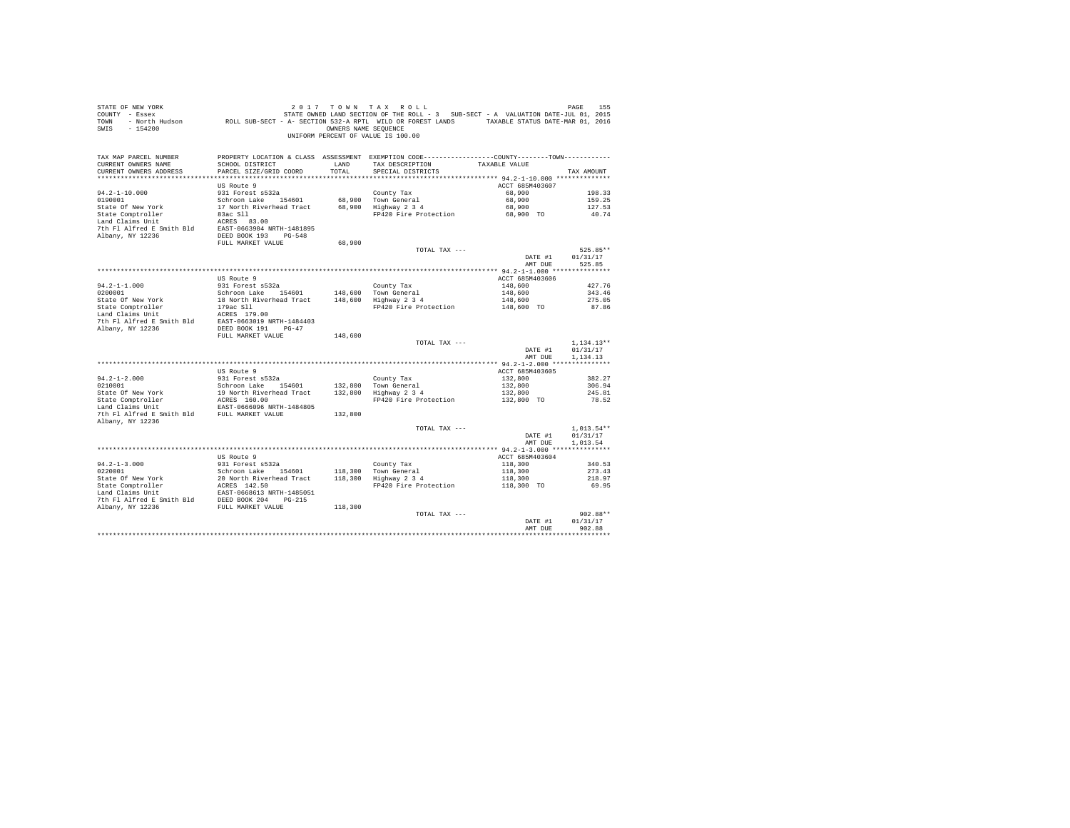STATE OF NEW YORK
COUNTY - Essex
TOWN - North Hudson
SWIS - 154200

2 0 1 7 T O W N T A X R O L L
STATE OWNED LAND SECTION OF THE ROLL - 3 SUB-SECT - A VALUATION DATE-JUL 01, 2015
ROLL SUB-SECT - A- SECTION 532-A RPTL WILD OR FOREST LANDS TAXABLE STATUS DATE-MAR 01, 2016
OWNERS NAME SEQUENCE
UNIFORM PERCENT OF VALUE IS 100.00

| TAX MAP PARCEL NUMBER / CURRENT OWNERS NAME / CURRENT OWNERS ADDRESS | PROPERTY LOCATION & CLASS / SCHOOL DISTRICT / PARCEL SIZE/GRID COORD | ASSESSMENT LAND / TOTAL | EXEMPTION CODE / TAX DESCRIPTION / SPECIAL DISTRICTS | COUNTY / TOWN TAXABLE VALUE | TAX AMOUNT |
|---|---|---|---|---|---|
| **94.2-1-10.000** | US Route 9 | | | ACCT 685M403607 | |
| 94.2-1-10.000 | 931 Forest s532a | | County Tax | 68,900 | 198.33 |
| 0190001 | Schroon Lake 154601 | 68,900 | Town General | 68,900 | 159.25 |
| State Of New York | 17 North Riverhead Tract | 68,900 | Highway 2 3 4 | 68,900 | 127.53 |
| State Comptroller | 83ac Sll | | FP420 Fire Protection | 68,900 TO | 40.74 |
| Land Claims Unit | ACRES 83.00 | | | | |
| 7th Fl Alfred E Smith Bld | EAST-0663904 NRTH-1481895 | | | | |
| Albany, NY 12236 | DEED BOOK 193 PG-548 | | | | |
| | FULL MARKET VALUE | 68,900 | | | |
| | | | TOTAL TAX --- | | 525.85** |
| | | | | DATE #1 | 01/31/17 |
| | | | | AMT DUE | 525.85 |
| **94.2-1-1.000** | US Route 9 | | | ACCT 685M403606 | |
| 94.2-1-1.000 | 931 Forest s532a | | County Tax | 148,600 | 427.76 |
| 0200001 | Schroon Lake 154601 | 148,600 | Town General | 148,600 | 343.46 |
| State Of New York | 18 North Riverhead Tract | 148,600 | Highway 2 3 4 | 148,600 | 275.05 |
| State Comptroller | 179ac Sll | | FP420 Fire Protection | 148,600 TO | 87.86 |
| Land Claims Unit | ACRES 179.00 | | | | |
| 7th Fl Alfred E Smith Bld | EAST-0663019 NRTH-1484403 | | | | |
| Albany, NY 12236 | DEED BOOK 191 PG-47 | | | | |
| | FULL MARKET VALUE | 148,600 | | | |
| | | | TOTAL TAX --- | | 1,134.13** |
| | | | | DATE #1 | 01/31/17 |
| | | | | AMT DUE | 1,134.13 |
| **94.2-1-2.000** | US Route 9 | | | ACCT 685M403605 | |
| 94.2-1-2.000 | 931 Forest s532a | | County Tax | 132,800 | 382.27 |
| 0210001 | Schroon Lake 154601 | 132,800 | Town General | 132,800 | 306.94 |
| State Of New York | 19 North Riverhead Tract | 132,800 | Highway 2 3 4 | 132,800 | 245.81 |
| State Comptroller | ACRES 160.00 | | FP420 Fire Protection | 132,800 TO | 78.52 |
| Land Claims Unit | EAST-0666096 NRTH-1484805 | | | | |
| 7th Fl Alfred E Smith Bld | FULL MARKET VALUE | 132,800 | | | |
| Albany, NY 12236 | | | | | |
| | | | TOTAL TAX --- | | 1,013.54** |
| | | | | DATE #1 | 01/31/17 |
| | | | | AMT DUE | 1,013.54 |
| **94.2-1-3.000** | US Route 9 | | | ACCT 685M403604 | |
| 94.2-1-3.000 | 931 Forest s532a | | County Tax | 118,300 | 340.53 |
| 0220001 | Schroon Lake 154601 | 118,300 | Town General | 118,300 | 273.43 |
| State Of New York | 20 North Riverhead Tract | 118,300 | Highway 2 3 4 | 118,300 | 218.97 |
| State Comptroller | ACRES 142.50 | | FP420 Fire Protection | 118,300 TO | 69.95 |
| Land Claims Unit | EAST-0668613 NRTH-1485051 | | | | |
| 7th Fl Alfred E Smith Bld | DEED BOOK 204 PG-215 | | | | |
| Albany, NY 12236 | FULL MARKET VALUE | 118,300 | | | |
| | | | TOTAL TAX --- | | 902.88** |
| | | | | DATE #1 | 01/31/17 |
| | | | | AMT DUE | 902.88 |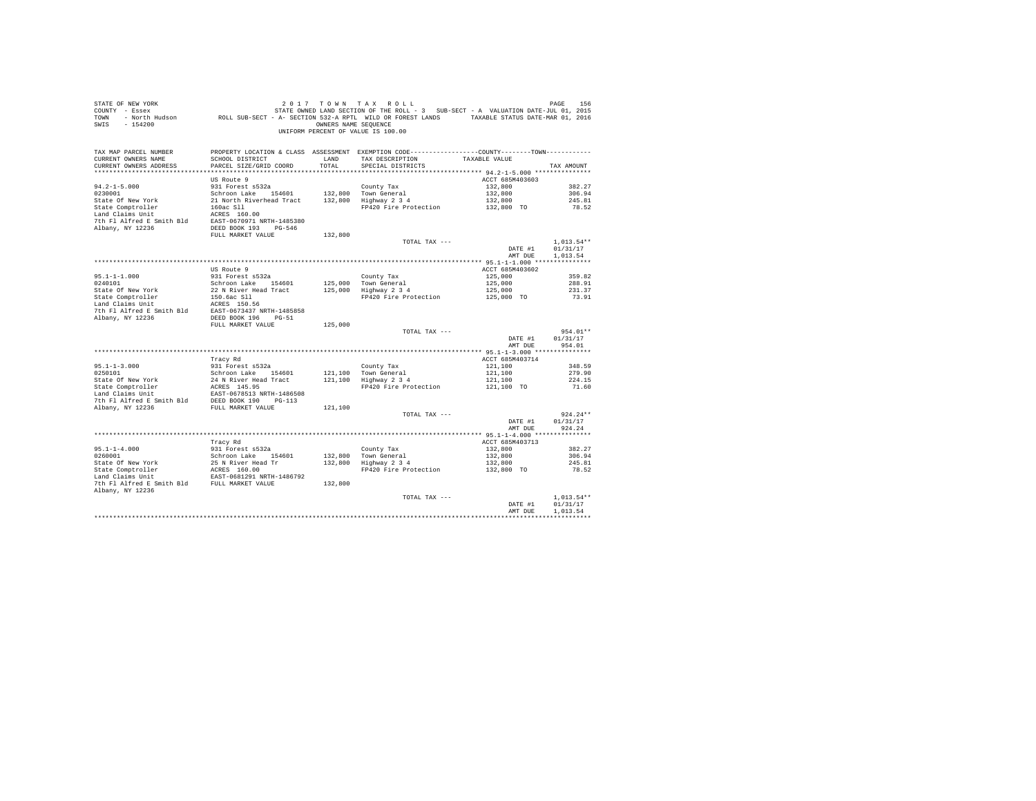STATE OF NEW YORK
COUNTY - Essex
TOWN - North Hudson
SWIS - 154200

2 0 1 7 T O W N T A X R O L L
STATE OWNED LAND SECTION OF THE ROLL - 3 SUB-SECT - A VALUATION DATE-JUL 01, 2015
ROLL SUB-SECT - A- SECTION 532-A RPTL WILD OR FOREST LANDS TAXABLE STATUS DATE-MAR 01, 2016
OWNERS NAME SEQUENCE
UNIFORM PERCENT OF VALUE IS 100.00

| TAX MAP PARCEL NUMBER / CURRENT OWNERS NAME / CURRENT OWNERS ADDRESS | PROPERTY LOCATION & CLASS / SCHOOL DISTRICT / PARCEL SIZE/GRID COORD | ASSESSMENT LAND / TOTAL | EXEMPTION CODE / TAX DESCRIPTION / SPECIAL DISTRICTS | COUNTY--------TOWN / TAXABLE VALUE | TAX AMOUNT |
|---|---|---|---|---|---|
| **94.2-1-5.000** | US Route 9 | | | ACCT 685M403603 | |
| 94.2-1-5.000 | 931 Forest s532a | | County Tax | 132,800 | 382.27 |
| 0230001 | Schroon Lake 154601 | 132,800 | Town General | 132,800 | 306.94 |
| State Of New York | 21 North Riverhead Tract | 132,800 | Highway 2 3 4 | 132,800 | 245.81 |
| State Comptroller | 160ac Sll | | FP420 Fire Protection | 132,800 TO | 78.52 |
| Land Claims Unit | ACRES 160.00 | | | | |
| 7th Fl Alfred E Smith Bld | EAST-0670971 NRTH-1485380 | | | | |
| Albany, NY 12236 | DEED BOOK 193 PG-546 | | | | |
| | FULL MARKET VALUE | 132,800 | | | |
| | | | TOTAL TAX --- | | 1,013.54** |
| | | | | DATE #1 | 01/31/17 |
| | | | | AMT DUE | 1,013.54 |
| **95.1-1-1.000** | US Route 9 | | | ACCT 685M403602 | |
| 95.1-1-1.000 | 931 Forest s532a | | County Tax | 125,000 | 359.82 |
| 0240101 | Schroon Lake 154601 | 125,000 | Town General | 125,000 | 288.91 |
| State Of New York | 22 N River Head Tract | 125,000 | Highway 2 3 4 | 125,000 | 231.37 |
| State Comptroller | 150.6ac Sll | | FP420 Fire Protection | 125,000 TO | 73.91 |
| Land Claims Unit | ACRES 150.56 | | | | |
| 7th Fl Alfred E Smith Bld | EAST-0673437 NRTH-1485858 | | | | |
| Albany, NY 12236 | DEED BOOK 196 PG-51 | | | | |
| | FULL MARKET VALUE | 125,000 | | | |
| | | | TOTAL TAX --- | | 954.01** |
| | | | | DATE #1 | 01/31/17 |
| | | | | AMT DUE | 954.01 |
| **95.1-1-3.000** | Tracy Rd | | | ACCT 685M403714 | |
| 95.1-1-3.000 | 931 Forest s532a | | County Tax | 121,100 | 348.59 |
| 0250101 | Schroon Lake 154601 | 121,100 | Town General | 121,100 | 279.90 |
| State Of New York | 24 N River Head Tract | 121,100 | Highway 2 3 4 | 121,100 | 224.15 |
| State Comptroller | ACRES 145.95 | | FP420 Fire Protection | 121,100 TO | 71.60 |
| Land Claims Unit | EAST-0678513 NRTH-1486508 | | | | |
| 7th Fl Alfred E Smith Bld | DEED BOOK 190 PG-113 | | | | |
| Albany, NY 12236 | FULL MARKET VALUE | 121,100 | | | |
| | | | TOTAL TAX --- | | 924.24** |
| | | | | DATE #1 | 01/31/17 |
| | | | | AMT DUE | 924.24 |
| **95.1-1-4.000** | Tracy Rd | | | ACCT 685M403713 | |
| 95.1-1-4.000 | 931 Forest s532a | | County Tax | 132,800 | 382.27 |
| 0260001 | Schroon Lake 154601 | 132,800 | Town General | 132,800 | 306.94 |
| State Of New York | 25 N River Head Tr | 132,800 | Highway 2 3 4 | 132,800 | 245.81 |
| State Comptroller | ACRES 160.00 | | FP420 Fire Protection | 132,800 TO | 78.52 |
| Land Claims Unit | EAST-0681291 NRTH-1486792 | | | | |
| 7th Fl Alfred E Smith Bld | FULL MARKET VALUE | 132,800 | | | |
| Albany, NY 12236 | | | | | |
| | | | TOTAL TAX --- | | 1,013.54** |
| | | | | DATE #1 | 01/31/17 |
| | | | | AMT DUE | 1,013.54 |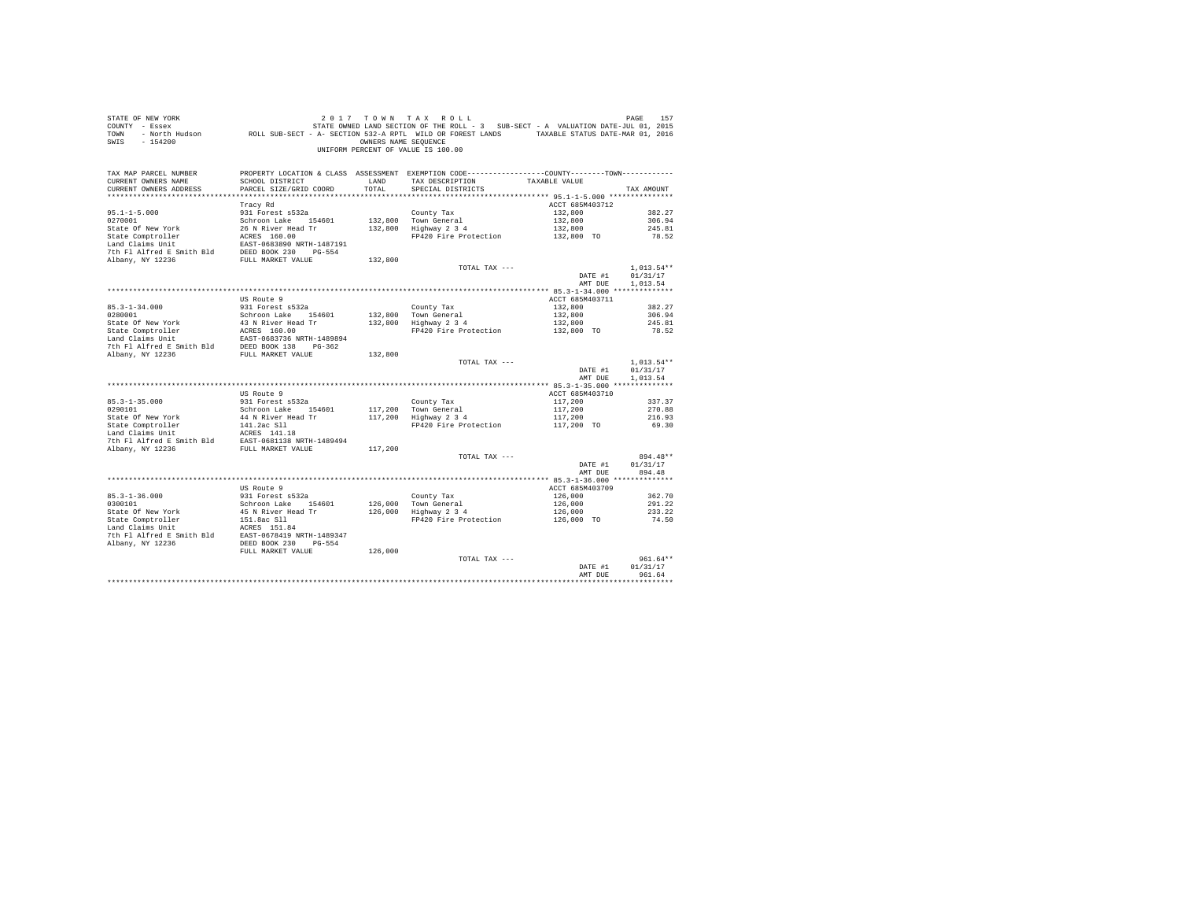STATE OF NEW YORK 2 0 1 7 T O W N T A X R O L L
COUNTY - Essex STATE OWNED LAND SECTION OF THE ROLL - 3 SUB-SECT - A VALUATION DATE-JUL 01, 2015
TOWN - North Hudson ROLL SUB-SECT - A- SECTION 532-A RPTL WILD OR FOREST LANDS TAXABLE STATUS DATE-MAR 01, 2016
SWIS - 154200 OWNERS NAME SEQUENCE
UNIFORM PERCENT OF VALUE IS 100.00

| TAX MAP PARCEL NUMBER / CURRENT OWNERS NAME / CURRENT OWNERS ADDRESS | PROPERTY LOCATION & CLASS / SCHOOL DISTRICT / PARCEL SIZE/GRID COORD | ASSESSMENT LAND | TOTAL | EXEMPTION CODE / TAX DESCRIPTION / SPECIAL DISTRICTS | COUNTY / TOWN TAXABLE VALUE | TAX AMOUNT |
|---|---|---|---|---|---|---|
| **95.1-1-5.000** | Tracy Rd | | | | ACCT 685M403712 | |
| 95.1-1-5.000 | 931 Forest s532a | | | County Tax | 132,800 | 382.27 |
| 0270001 | Schroon Lake 154601 | 132,800 | | Town General | 132,800 | 306.94 |
| State Of New York | 26 N River Head Tr | | 132,800 | Highway 2 3 4 | 132,800 | 245.81 |
| State Comptroller | ACRES 160.00 | | | FP420 Fire Protection | 132,800 TO | 78.52 |
| Land Claims Unit | EAST-0683890 NRTH-1487191 | | | | | |
| 7th Fl Alfred E Smith Bld | DEED BOOK 230 PG-554 | | | | | |
| Albany, NY 12236 | FULL MARKET VALUE | | 132,800 | | | |
| | | | | TOTAL TAX --- | | 1,013.54** |
| | | | | | DATE #1 | 01/31/17 |
| | | | | | AMT DUE | 1,013.54 |
| **85.3-1-34.000** | US Route 9 | | | | ACCT 685M403711 | |
| 85.3-1-34.000 | 931 Forest s532a | | | County Tax | 132,800 | 382.27 |
| 0280001 | Schroon Lake 154601 | 132,800 | | Town General | 132,800 | 306.94 |
| State Of New York | 43 N River Head Tr | | 132,800 | Highway 2 3 4 | 132,800 | 245.81 |
| State Comptroller | ACRES 160.00 | | | FP420 Fire Protection | 132,800 TO | 78.52 |
| Land Claims Unit | EAST-0683736 NRTH-1489894 | | | | | |
| 7th Fl Alfred E Smith Bld | DEED BOOK 138 PG-362 | | | | | |
| Albany, NY 12236 | FULL MARKET VALUE | | 132,800 | | | |
| | | | | TOTAL TAX --- | | 1,013.54** |
| | | | | | DATE #1 | 01/31/17 |
| | | | | | AMT DUE | 1,013.54 |
| **85.3-1-35.000** | US Route 9 | | | | ACCT 685M403710 | |
| 85.3-1-35.000 | 931 Forest s532a | | | County Tax | 117,200 | 337.37 |
| 0290101 | Schroon Lake 154601 | 117,200 | | Town General | 117,200 | 270.88 |
| State Of New York | 44 N River Head Tr | | 117,200 | Highway 2 3 4 | 117,200 | 216.93 |
| State Comptroller | 141.2ac Sll | | | FP420 Fire Protection | 117,200 TO | 69.30 |
| Land Claims Unit | ACRES 141.18 | | | | | |
| 7th Fl Alfred E Smith Bld | EAST-0681138 NRTH-1489494 | | | | | |
| Albany, NY 12236 | FULL MARKET VALUE | | 117,200 | | | |
| | | | | TOTAL TAX --- | | 894.48** |
| | | | | | DATE #1 | 01/31/17 |
| | | | | | AMT DUE | 894.48 |
| **85.3-1-36.000** | US Route 9 | | | | ACCT 685M403709 | |
| 85.3-1-36.000 | 931 Forest s532a | | | County Tax | 126,000 | 362.70 |
| 0300101 | Schroon Lake 154601 | 126,000 | | Town General | 126,000 | 291.22 |
| State Of New York | 45 N River Head Tr | | 126,000 | Highway 2 3 4 | 126,000 | 233.22 |
| State Comptroller | 151.8ac Sll | | | FP420 Fire Protection | 126,000 TO | 74.50 |
| Land Claims Unit | ACRES 151.84 | | | | | |
| 7th Fl Alfred E Smith Bld | EAST-0678419 NRTH-1489347 | | | | | |
| Albany, NY 12236 | DEED BOOK 230 PG-554 | | | | | |
| | FULL MARKET VALUE | | 126,000 | | | |
| | | | | TOTAL TAX --- | | 961.64** |
| | | | | | DATE #1 | 01/31/17 |
| | | | | | AMT DUE | 961.64 |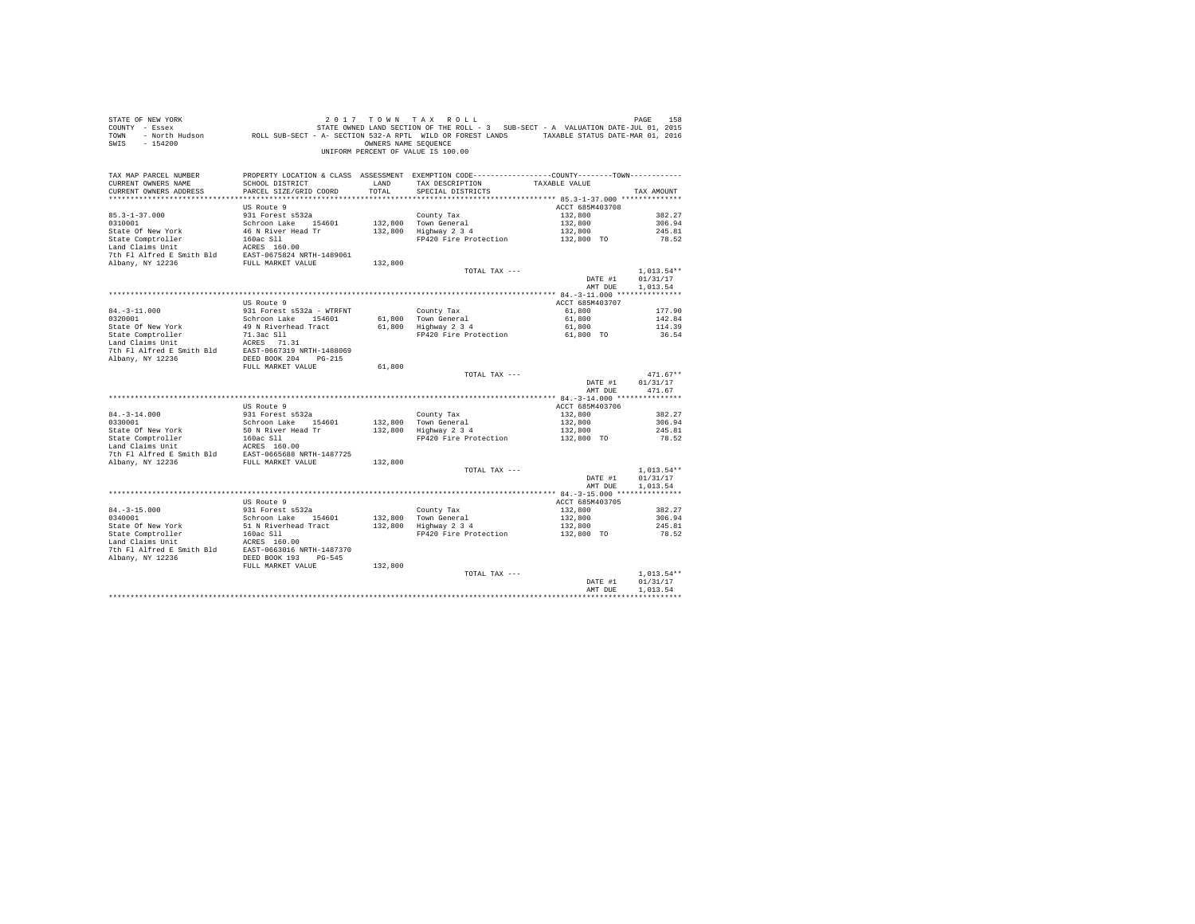STATE OF NEW YORK
COUNTY - Essex
TOWN - North Hudson
SWIS - 154200

2017 TOWN TAX ROLL
STATE OWNED LAND SECTION OF THE ROLL - 3 SUB-SECT - A VALUATION DATE-JUL 01, 2015
ROLL SUB-SECT - A- SECTION 532-A RPTL WILD OR FOREST LANDS TAXABLE STATUS DATE-MAR 01, 2016
OWNERS NAME SEQUENCE
UNIFORM PERCENT OF VALUE IS 100.00

| TAX MAP PARCEL NUMBER / CURRENT OWNERS NAME / CURRENT OWNERS ADDRESS | PROPERTY LOCATION & CLASS / SCHOOL DISTRICT / PARCEL SIZE/GRID COORD | ASSESSMENT LAND | TOTAL | EXEMPTION CODE / TAX DESCRIPTION / SPECIAL DISTRICTS | TAXABLE VALUE (COUNTY / TOWN) | TAX AMOUNT |
|---|---|---|---|---|---|---|
| **85.3-1-37.000** | US Route 9 | | | | ACCT 685M403708 | |
| 85.3-1-37.000 | 931 Forest s532a | | | County Tax | 132,800 | 382.27 |
| 0310001 | Schroon Lake 154601 | 132,800 | | Town General | 132,800 | 306.94 |
| State Of New York | 46 N River Head Tr | | 132,800 | Highway 2 3 4 | 132,800 | 245.81 |
| State Comptroller | 160ac Sll | | | FP420 Fire Protection | 132,800 TO | 78.52 |
| Land Claims Unit | ACRES 160.00 | | | | | |
| 7th Fl Alfred E Smith Bld | EAST-0675824 NRTH-1489061 | | | | | |
| Albany, NY 12236 | FULL MARKET VALUE | | 132,800 | | | |
| | | | | TOTAL TAX --- | | 1,013.54** |
| | | | | | DATE #1 | 01/31/17 |
| | | | | | AMT DUE | 1,013.54 |
| **84.-3-11.000** | US Route 9 | | | | ACCT 685M403707 | |
| 84.-3-11.000 | 931 Forest s532a - WTRFNT | | | County Tax | 61,800 | 177.90 |
| 0320001 | Schroon Lake 154601 | 61,800 | | Town General | 61,800 | 142.84 |
| State Of New York | 49 N Riverhead Tract | | 61,800 | Highway 2 3 4 | 61,800 | 114.39 |
| State Comptroller | 71.3ac Sll | | | FP420 Fire Protection | 61,800 TO | 36.54 |
| Land Claims Unit | ACRES 71.31 | | | | | |
| 7th Fl Alfred E Smith Bld | EAST-0667319 NRTH-1488069 | | | | | |
| Albany, NY 12236 | DEED BOOK 204 PG-215 | | | | | |
| | FULL MARKET VALUE | | 61,800 | | | |
| | | | | TOTAL TAX --- | | 471.67** |
| | | | | | DATE #1 | 01/31/17 |
| | | | | | AMT DUE | 471.67 |
| **84.-3-14.000** | US Route 9 | | | | ACCT 685M403706 | |
| 84.-3-14.000 | 931 Forest s532a | | | County Tax | 132,800 | 382.27 |
| 0330001 | Schroon Lake 154601 | 132,800 | | Town General | 132,800 | 306.94 |
| State Of New York | 50 N River Head Tr | | 132,800 | Highway 2 3 4 | 132,800 | 245.81 |
| State Comptroller | 160ac Sll | | | FP420 Fire Protection | 132,800 TO | 78.52 |
| Land Claims Unit | ACRES 160.00 | | | | | |
| 7th Fl Alfred E Smith Bld | EAST-0665688 NRTH-1487725 | | | | | |
| Albany, NY 12236 | FULL MARKET VALUE | | 132,800 | | | |
| | | | | TOTAL TAX --- | | 1,013.54** |
| | | | | | DATE #1 | 01/31/17 |
| | | | | | AMT DUE | 1,013.54 |
| **84.-3-15.000** | US Route 9 | | | | ACCT 685M403705 | |
| 84.-3-15.000 | 931 Forest s532a | | | County Tax | 132,800 | 382.27 |
| 0340001 | Schroon Lake 154601 | 132,800 | | Town General | 132,800 | 306.94 |
| State Of New York | 51 N Riverhead Tract | | 132,800 | Highway 2 3 4 | 132,800 | 245.81 |
| State Comptroller | 160ac Sll | | | FP420 Fire Protection | 132,800 TO | 78.52 |
| Land Claims Unit | ACRES 160.00 | | | | | |
| 7th Fl Alfred E Smith Bld | EAST-0663016 NRTH-1487370 | | | | | |
| Albany, NY 12236 | DEED BOOK 193 PG-545 | | | | | |
| | FULL MARKET VALUE | | 132,800 | | | |
| | | | | TOTAL TAX --- | | 1,013.54** |
| | | | | | DATE #1 | 01/31/17 |
| | | | | | AMT DUE | 1,013.54 |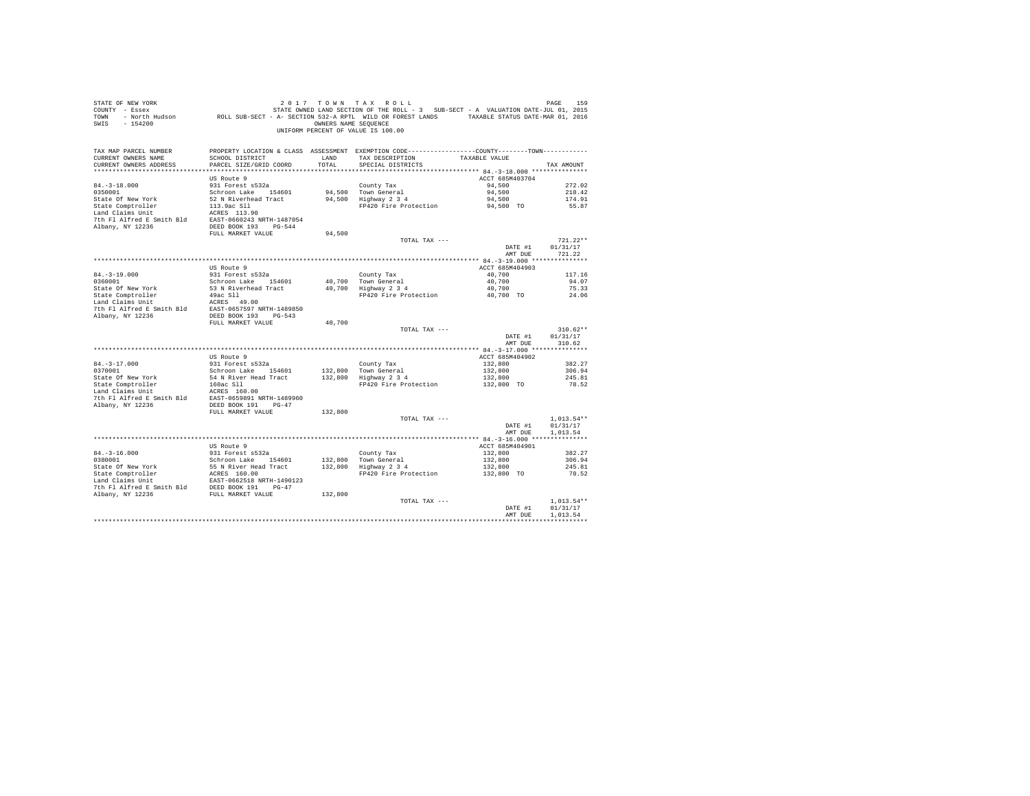STATE OF NEW YORK
COUNTY - Essex
TOWN - North Hudson
SWIS - 154200

2 0 1 7 T O W N T A X R O L L
STATE OWNED LAND SECTION OF THE ROLL - 3 SUB-SECT - A VALUATION DATE-JUL 01, 2015
ROLL SUB-SECT - A- SECTION 532-A RPTL WILD OR FOREST LANDS TAXABLE STATUS DATE-MAR 01, 2016
OWNERS NAME SEQUENCE
UNIFORM PERCENT OF VALUE IS 100.00

| TAX MAP PARCEL NUMBER / CURRENT OWNERS NAME / CURRENT OWNERS ADDRESS | PROPERTY LOCATION & CLASS / SCHOOL DISTRICT / PARCEL SIZE/GRID COORD | ASSESSMENT LAND / TOTAL | EXEMPTION CODE / TAX DESCRIPTION / SPECIAL DISTRICTS | COUNTY / TOWN TAXABLE VALUE | TAX AMOUNT |
|---|---|---|---|---|---|
| **84.-3-18.000** | US Route 9 | | | ACCT 685M403704 | |
| 84.-3-18.000 | 931 Forest s532a | | County Tax | 94,500 | 272.02 |
| 0350001 | Schroon Lake 154601 | 94,500 | Town General | 94,500 | 218.42 |
| State Of New York | 52 N Riverhead Tract | 94,500 | Highway 2 3 4 | 94,500 | 174.91 |
| State Comptroller | 113.9ac Sll | | FP420 Fire Protection | 94,500 TO | 55.87 |
| Land Claims Unit | ACRES 113.90 | | | | |
| 7th Fl Alfred E Smith Bld | EAST-0660243 NRTH-1487054 | | | | |
| Albany, NY 12236 | DEED BOOK 193 PG-544 | | | | |
| | FULL MARKET VALUE | 94,500 | | | |
| | | | TOTAL TAX --- | | 721.22** |
| | | | | DATE #1 | 01/31/17 |
| | | | | AMT DUE | 721.22 |
| **84.-3-19.000** | US Route 9 | | | ACCT 685M404903 | |
| 84.-3-19.000 | 931 Forest s532a | | County Tax | 40,700 | 117.16 |
| 0360001 | Schroon Lake 154601 | 40,700 | Town General | 40,700 | 94.07 |
| State Of New York | 53 N Riverhead Tract | 40,700 | Highway 2 3 4 | 40,700 | 75.33 |
| State Comptroller | 49ac Sll | | FP420 Fire Protection | 40,700 TO | 24.06 |
| Land Claims Unit | ACRES 49.00 | | | | |
| 7th Fl Alfred E Smith Bld | EAST-0657597 NRTH-1489850 | | | | |
| Albany, NY 12236 | DEED BOOK 193 PG-543 | | | | |
| | FULL MARKET VALUE | 40,700 | | | |
| | | | TOTAL TAX --- | | 310.62** |
| | | | | DATE #1 | 01/31/17 |
| | | | | AMT DUE | 310.62 |
| **84.-3-17.000** | US Route 9 | | | ACCT 685M404902 | |
| 84.-3-17.000 | 931 Forest s532a | | County Tax | 132,800 | 382.27 |
| 0370001 | Schroon Lake 154601 | 132,800 | Town General | 132,800 | 306.94 |
| State Of New York | 54 N River Head Tract | 132,800 | Highway 2 3 4 | 132,800 | 245.81 |
| State Comptroller | 160ac Sll | | FP420 Fire Protection | 132,800 TO | 78.52 |
| Land Claims Unit | ACRES 160.00 | | | | |
| 7th Fl Alfred E Smith Bld | EAST-0659891 NRTH-1489960 | | | | |
| Albany, NY 12236 | DEED BOOK 191 PG-47 | | | | |
| | FULL MARKET VALUE | 132,800 | | | |
| | | | TOTAL TAX --- | | 1,013.54** |
| | | | | DATE #1 | 01/31/17 |
| | | | | AMT DUE | 1,013.54 |
| **84.-3-16.000** | US Route 9 | | | ACCT 685M404901 | |
| 84.-3-16.000 | 931 Forest s532a | | County Tax | 132,800 | 382.27 |
| 0380001 | Schroon Lake 154601 | 132,800 | Town General | 132,800 | 306.94 |
| State Of New York | 55 N River Head Tract | 132,800 | Highway 2 3 4 | 132,800 | 245.81 |
| State Comptroller | ACRES 160.00 | | FP420 Fire Protection | 132,800 TO | 78.52 |
| Land Claims Unit | EAST-0662518 NRTH-1490123 | | | | |
| 7th Fl Alfred E Smith Bld | DEED BOOK 191 PG-47 | | | | |
| Albany, NY 12236 | FULL MARKET VALUE | 132,800 | | | |
| | | | TOTAL TAX --- | | 1,013.54** |
| | | | | DATE #1 | 01/31/17 |
| | | | | AMT DUE | 1,013.54 |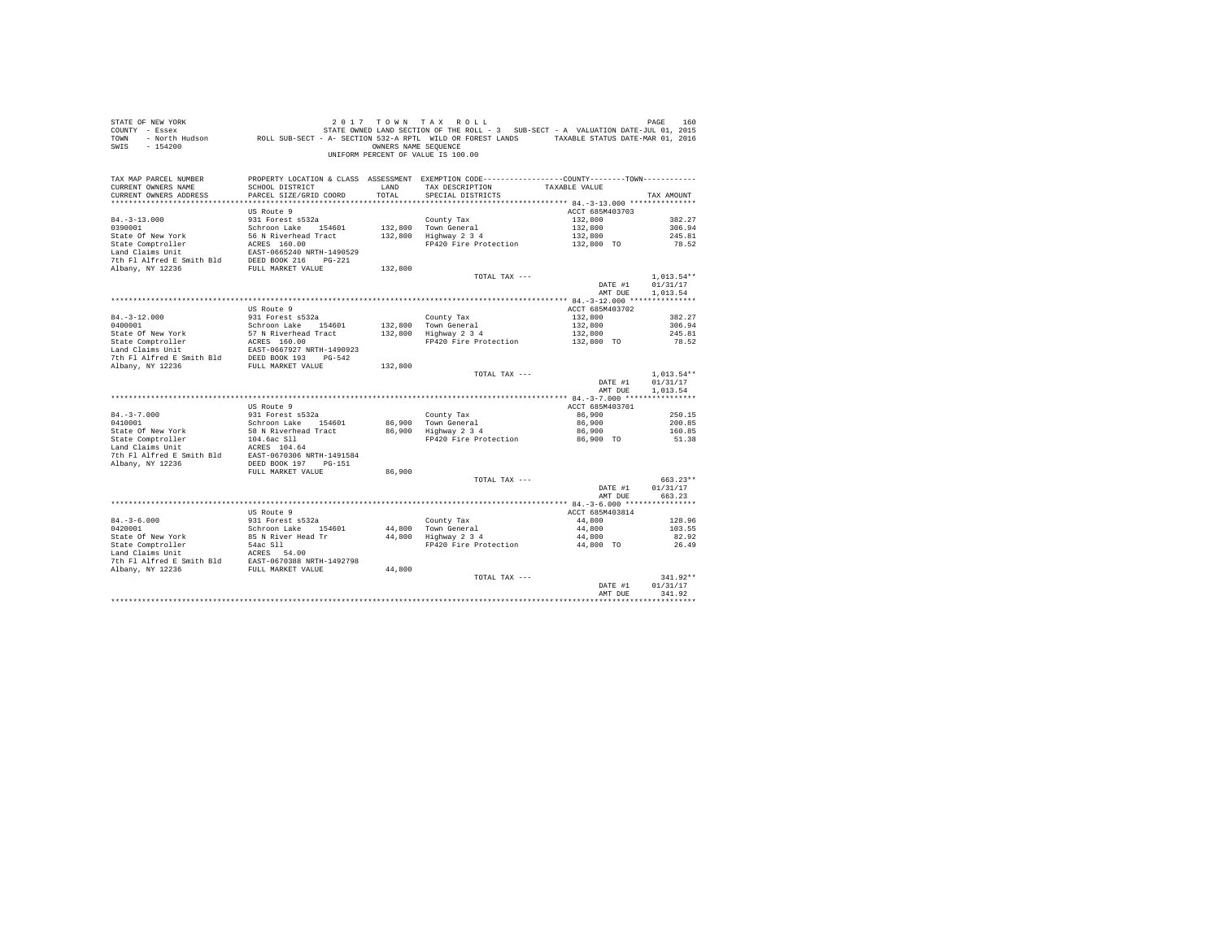STATE OF NEW YORK
COUNTY - Essex
TOWN - North Hudson
SWIS - 154200

2 0 1 7  T O W N  T A X  R O L L
STATE OWNED LAND SECTION OF THE ROLL - 3  SUB-SECT - A  VALUATION DATE-JUL 01, 2015
ROLL SUB-SECT - A- SECTION 532-A RPTL WILD OR FOREST LANDS  TAXABLE STATUS DATE-MAR 01, 2016
OWNERS NAME SEQUENCE
UNIFORM PERCENT OF VALUE IS 100.00

| TAX MAP PARCEL NUMBER / CURRENT OWNERS NAME / CURRENT OWNERS ADDRESS | PROPERTY LOCATION & CLASS / SCHOOL DISTRICT / PARCEL SIZE/GRID COORD | ASSESSMENT LAND | TOTAL | EXEMPTION CODE / TAX DESCRIPTION / SPECIAL DISTRICTS | COUNTY--------TOWN TAXABLE VALUE | TAX AMOUNT |
|---|---|---|---|---|---|---|
| 84.-3-13.000 | US Route 9 | | | | ACCT 685M403703 | |
| 0390001 | 931 Forest s532a | | | County Tax | 132,800 | 382.27 |
| State Of New York | Schroon Lake 154601 | 132,800 | | Town General | 132,800 | 306.94 |
| State Comptroller | 56 N Riverhead Tract | | 132,800 | Highway 2 3 4 | 132,800 | 245.81 |
| Land Claims Unit | ACRES 160.00 | | | FP420 Fire Protection | 132,800 TO | 78.52 |
| 7th Fl Alfred E Smith Bld | EAST-0665240 NRTH-1490529 | | | | | |
| Albany, NY 12236 | DEED BOOK 216 PG-221 | | | | | |
| | FULL MARKET VALUE | | 132,800 | | | |
| | | | | TOTAL TAX --- | | 1,013.54** |
| | | | | | DATE #1 | 01/31/17 |
| | | | | | AMT DUE | 1,013.54 |
| 84.-3-12.000 | US Route 9 | | | | ACCT 685M403702 | |
| 0400001 | 931 Forest s532a | | | County Tax | 132,800 | 382.27 |
| State Of New York | Schroon Lake 154601 | 132,800 | | Town General | 132,800 | 306.94 |
| State Comptroller | 57 N Riverhead Tract | | 132,800 | Highway 2 3 4 | 132,800 | 245.81 |
| Land Claims Unit | ACRES 160.00 | | | FP420 Fire Protection | 132,800 TO | 78.52 |
| 7th Fl Alfred E Smith Bld | EAST-0667927 NRTH-1490923 | | | | | |
| Albany, NY 12236 | DEED BOOK 193 PG-542 | | | | | |
| | FULL MARKET VALUE | | 132,800 | | | |
| | | | | TOTAL TAX --- | | 1,013.54** |
| | | | | | DATE #1 | 01/31/17 |
| | | | | | AMT DUE | 1,013.54 |
| 84.-3-7.000 | US Route 9 | | | | ACCT 685M403701 | |
| 0410001 | 931 Forest s532a | | | County Tax | 86,900 | 250.15 |
| State Of New York | Schroon Lake 154601 | 86,900 | | Town General | 86,900 | 200.85 |
| State Comptroller | 58 N Riverhead Tract | | 86,900 | Highway 2 3 4 | 86,900 | 160.85 |
| Land Claims Unit | 104.6ac Sll | | | FP420 Fire Protection | 86,900 TO | 51.38 |
| 7th Fl Alfred E Smith Bld | ACRES 104.64 | | | | | |
| Albany, NY 12236 | EAST-0670306 NRTH-1491584 | | | | | |
| | DEED BOOK 197 PG-151 | | | | | |
| | FULL MARKET VALUE | | 86,900 | | | |
| | | | | TOTAL TAX --- | | 663.23** |
| | | | | | DATE #1 | 01/31/17 |
| | | | | | AMT DUE | 663.23 |
| 84.-3-6.000 | US Route 9 | | | | ACCT 685M403814 | |
| 0420001 | 931 Forest s532a | | | County Tax | 44,800 | 128.96 |
| State Of New York | Schroon Lake 154601 | 44,800 | | Town General | 44,800 | 103.55 |
| State Comptroller | 85 N River Head Tr | | 44,800 | Highway 2 3 4 | 44,800 | 82.92 |
| Land Claims Unit | 54ac Sll | | | FP420 Fire Protection | 44,800 TO | 26.49 |
| 7th Fl Alfred E Smith Bld | ACRES 54.00 | | | | | |
| Albany, NY 12236 | EAST-0670388 NRTH-1492798 | | | | | |
| | FULL MARKET VALUE | | 44,800 | | | |
| | | | | TOTAL TAX --- | | 341.92** |
| | | | | | DATE #1 | 01/31/17 |
| | | | | | AMT DUE | 341.92 |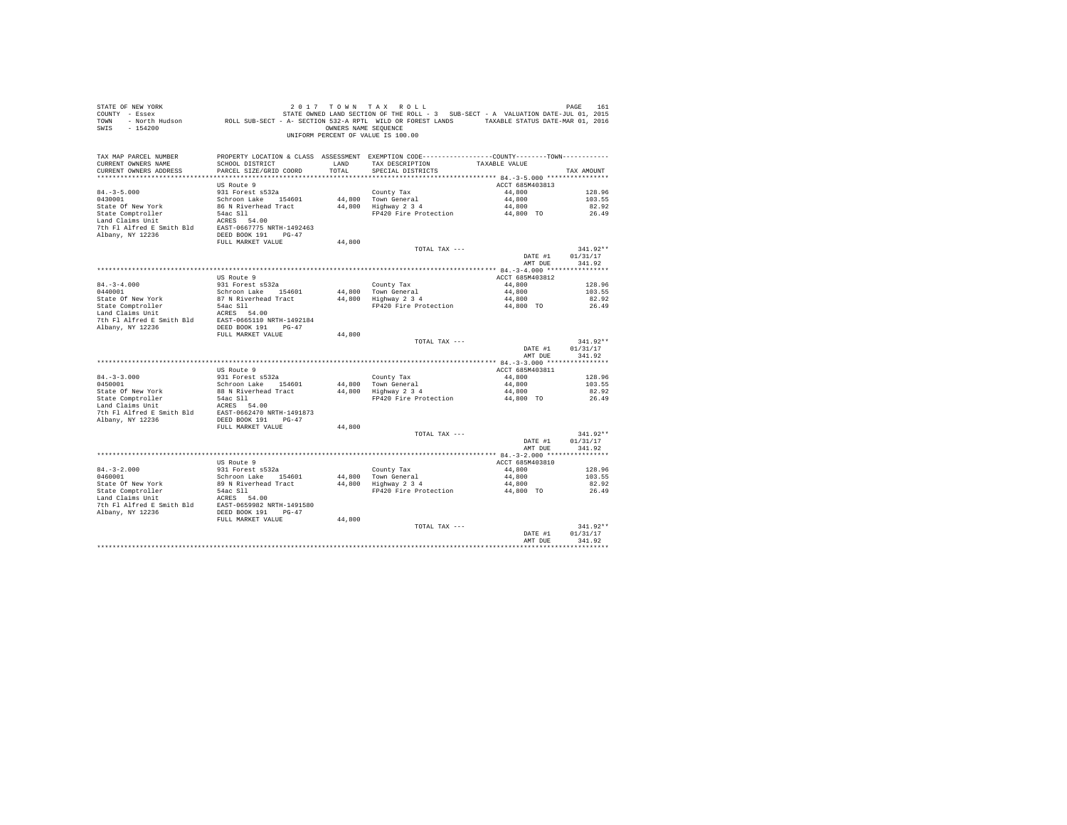STATE OF NEW YORK
COUNTY - Essex
TOWN - North Hudson
SWIS - 154200

2017 TOWN TAX ROLL
STATE OWNED LAND SECTION OF THE ROLL - 3 SUB-SECT - A VALUATION DATE-JUL 01, 2015
ROLL SUB-SECT - A- SECTION 532-A RPTL WILD OR FOREST LANDS TAXABLE STATUS DATE-MAR 01, 2016
OWNERS NAME SEQUENCE
UNIFORM PERCENT OF VALUE IS 100.00

| TAX MAP PARCEL NUMBER / CURRENT OWNERS NAME / CURRENT OWNERS ADDRESS | PROPERTY LOCATION & CLASS / SCHOOL DISTRICT / PARCEL SIZE/GRID COORD | ASSESSMENT LAND | TOTAL | EXEMPTION CODE / TAX DESCRIPTION / SPECIAL DISTRICTS | COUNTY / TOWN TAXABLE VALUE | TAX AMOUNT |
|---|---|---|---|---|---|---|
| 84.-3-5.000 | US Route 9 | | | | ACCT 685M403813 | |
| 0430001 | 931 Forest s532a | | | County Tax | 44,800 | 128.96 |
| State Of New York | Schroon Lake 154601 | 44,800 | | Town General | 44,800 | 103.55 |
| State Comptroller | 86 N Riverhead Tract | | 44,800 | Highway 2 3 4 | 44,800 | 82.92 |
| Land Claims Unit | 54ac Sll | | | FP420 Fire Protection | 44,800 TO | 26.49 |
| 7th Fl Alfred E Smith Bld | ACRES 54.00 | | | | | |
| Albany, NY 12236 | EAST-0667775 NRTH-1492463 | | | | | |
| | DEED BOOK 191 PG-47 | | | | | |
| | FULL MARKET VALUE | | 44,800 | | | |
| | | | | TOTAL TAX --- | | 341.92** |
| | | | | | DATE #1 | 01/31/17 |
| | | | | | AMT DUE | 341.92 |
| 84.-3-4.000 | US Route 9 | | | | ACCT 685M403812 | |
| 0440001 | 931 Forest s532a | | | County Tax | 44,800 | 128.96 |
| State Of New York | Schroon Lake 154601 | 44,800 | | Town General | 44,800 | 103.55 |
| State Comptroller | 87 N Riverhead Tract | | 44,800 | Highway 2 3 4 | 44,800 | 82.92 |
| Land Claims Unit | 54ac Sll | | | FP420 Fire Protection | 44,800 TO | 26.49 |
| 7th Fl Alfred E Smith Bld | ACRES 54.00 | | | | | |
| Albany, NY 12236 | EAST-0665110 NRTH-1492184 | | | | | |
| | DEED BOOK 191 PG-47 | | | | | |
| | FULL MARKET VALUE | | 44,800 | | | |
| | | | | TOTAL TAX --- | | 341.92** |
| | | | | | DATE #1 | 01/31/17 |
| | | | | | AMT DUE | 341.92 |
| 84.-3-3.000 | US Route 9 | | | | ACCT 685M403811 | |
| 0450001 | 931 Forest s532a | | | County Tax | 44,800 | 128.96 |
| State Of New York | Schroon Lake 154601 | 44,800 | | Town General | 44,800 | 103.55 |
| State Comptroller | 88 N Riverhead Tract | | 44,800 | Highway 2 3 4 | 44,800 | 82.92 |
| Land Claims Unit | 54ac Sll | | | FP420 Fire Protection | 44,800 TO | 26.49 |
| 7th Fl Alfred E Smith Bld | ACRES 54.00 | | | | | |
| Albany, NY 12236 | EAST-0662470 NRTH-1491873 | | | | | |
| | DEED BOOK 191 PG-47 | | | | | |
| | FULL MARKET VALUE | | 44,800 | | | |
| | | | | TOTAL TAX --- | | 341.92** |
| | | | | | DATE #1 | 01/31/17 |
| | | | | | AMT DUE | 341.92 |
| 84.-3-2.000 | US Route 9 | | | | ACCT 685M403810 | |
| 0460001 | 931 Forest s532a | | | County Tax | 44,800 | 128.96 |
| State Of New York | Schroon Lake 154601 | 44,800 | | Town General | 44,800 | 103.55 |
| State Comptroller | 89 N Riverhead Tract | | 44,800 | Highway 2 3 4 | 44,800 | 82.92 |
| Land Claims Unit | 54ac Sll | | | FP420 Fire Protection | 44,800 TO | 26.49 |
| 7th Fl Alfred E Smith Bld | ACRES 54.00 | | | | | |
| Albany, NY 12236 | EAST-0659982 NRTH-1491580 | | | | | |
| | DEED BOOK 191 PG-47 | | | | | |
| | FULL MARKET VALUE | | 44,800 | | | |
| | | | | TOTAL TAX --- | | 341.92** |
| | | | | | DATE #1 | 01/31/17 |
| | | | | | AMT DUE | 341.92 |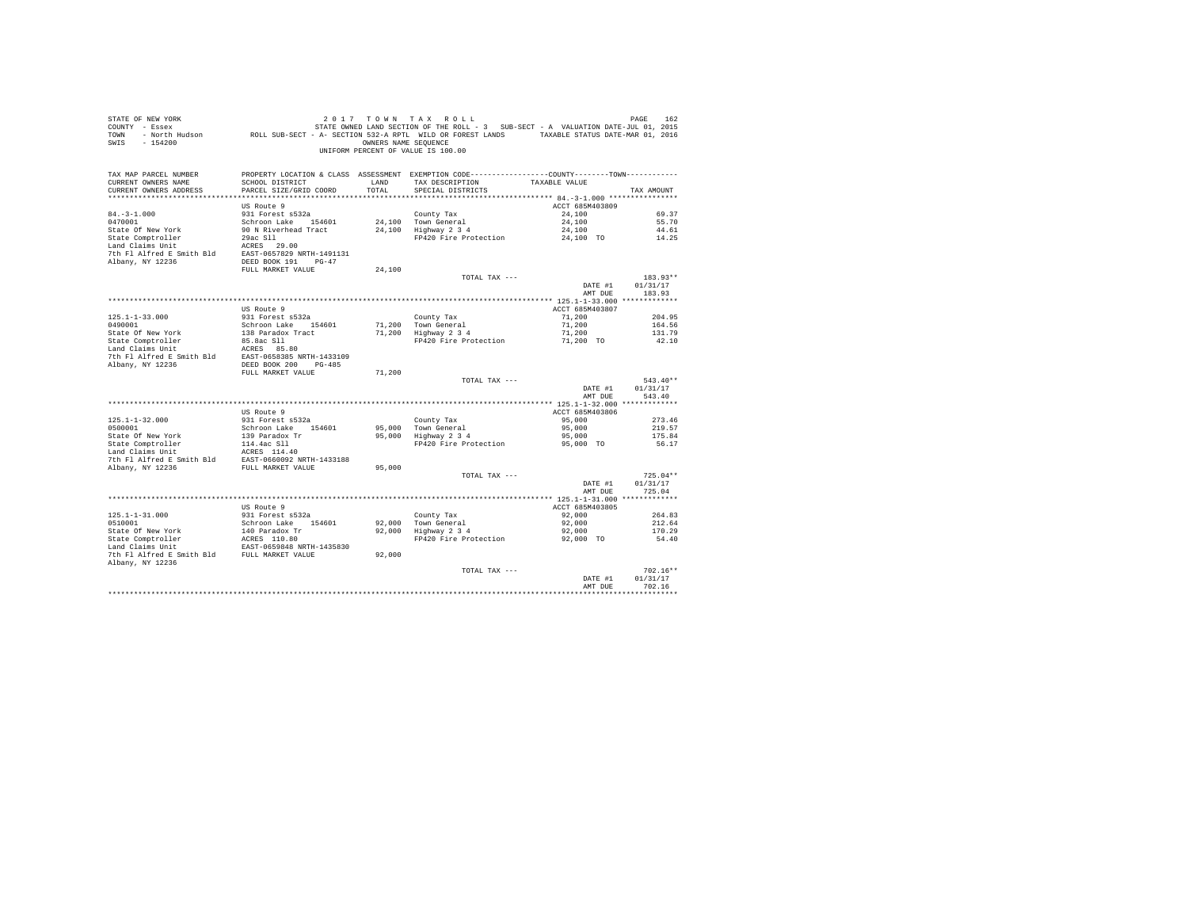STATE OF NEW YORK
COUNTY - Essex
TOWN - North Hudson
SWIS - 154200

2017 TOWN TAX ROLL
STATE OWNED LAND SECTION OF THE ROLL - 3 SUB-SECT - A VALUATION DATE-JUL 01, 2015
ROLL SUB-SECT - A- SECTION 532-A RPTL WILD OR FOREST LANDS TAXABLE STATUS DATE-MAR 01, 2016
OWNERS NAME SEQUENCE
UNIFORM PERCENT OF VALUE IS 100.00

| TAX MAP PARCEL NUMBER / CURRENT OWNERS NAME / CURRENT OWNERS ADDRESS | PROPERTY LOCATION & CLASS / SCHOOL DISTRICT / PARCEL SIZE/GRID COORD | ASSESSMENT LAND / TOTAL | EXEMPTION CODE / TAX DESCRIPTION / SPECIAL DISTRICTS | COUNTY--------TOWN TAXABLE VALUE | TAX AMOUNT |
|---|---|---|---|---|---|
| **84.-3-1.000** | US Route 9 | | | ACCT 685M403809 | |
| 84.-3-1.000 | 931 Forest s532a | | County Tax | 24,100 | 69.37 |
| 0470001 | Schroon Lake 154601 | 24,100 | Town General | 24,100 | 55.70 |
| State Of New York | 90 N Riverhead Tract | 24,100 | Highway 2 3 4 | 24,100 | 44.61 |
| State Comptroller | 29ac Sll | | FP420 Fire Protection | 24,100 TO | 14.25 |
| Land Claims Unit | ACRES 29.00 | | | | |
| 7th Fl Alfred E Smith Bld | EAST-0657829 NRTH-1491131 | | | | |
| Albany, NY 12236 | DEED BOOK 191 PG-47 | | | | |
| | FULL MARKET VALUE | 24,100 | | | |
| | | | TOTAL TAX --- | | 183.93** |
| | | | | DATE #1 | 01/31/17 |
| | | | | AMT DUE | 183.93 |
| **125.1-1-33.000** | US Route 9 | | | ACCT 685M403807 | |
| 125.1-1-33.000 | 931 Forest s532a | | County Tax | 71,200 | 204.95 |
| 0490001 | Schroon Lake 154601 | 71,200 | Town General | 71,200 | 164.56 |
| State Of New York | 138 Paradox Tract | 71,200 | Highway 2 3 4 | 71,200 | 131.79 |
| State Comptroller | 85.8ac Sll | | FP420 Fire Protection | 71,200 TO | 42.10 |
| Land Claims Unit | ACRES 85.80 | | | | |
| 7th Fl Alfred E Smith Bld | EAST-0658385 NRTH-1433109 | | | | |
| Albany, NY 12236 | DEED BOOK 200 PG-485 | | | | |
| | FULL MARKET VALUE | 71,200 | | | |
| | | | TOTAL TAX --- | | 543.40** |
| | | | | DATE #1 | 01/31/17 |
| | | | | AMT DUE | 543.40 |
| **125.1-1-32.000** | US Route 9 | | | ACCT 685M403806 | |
| 125.1-1-32.000 | 931 Forest s532a | | County Tax | 95,000 | 273.46 |
| 0500001 | Schroon Lake 154601 | 95,000 | Town General | 95,000 | 219.57 |
| State Of New York | 139 Paradox Tr | 95,000 | Highway 2 3 4 | 95,000 | 175.84 |
| State Comptroller | 114.4ac Sll | | FP420 Fire Protection | 95,000 TO | 56.17 |
| Land Claims Unit | ACRES 114.40 | | | | |
| 7th Fl Alfred E Smith Bld | EAST-0660092 NRTH-1433188 | | | | |
| Albany, NY 12236 | FULL MARKET VALUE | 95,000 | | | |
| | | | TOTAL TAX --- | | 725.04** |
| | | | | DATE #1 | 01/31/17 |
| | | | | AMT DUE | 725.04 |
| **125.1-1-31.000** | US Route 9 | | | ACCT 685M403805 | |
| 125.1-1-31.000 | 931 Forest s532a | | County Tax | 92,000 | 264.83 |
| 0510001 | Schroon Lake 154601 | 92,000 | Town General | 92,000 | 212.64 |
| State Of New York | 140 Paradox Tr | 92,000 | Highway 2 3 4 | 92,000 | 170.29 |
| State Comptroller | ACRES 110.80 | | FP420 Fire Protection | 92,000 TO | 54.40 |
| Land Claims Unit | EAST-0659848 NRTH-1435830 | | | | |
| 7th Fl Alfred E Smith Bld | FULL MARKET VALUE | 92,000 | | | |
| Albany, NY 12236 | | | | | |
| | | | TOTAL TAX --- | | 702.16** |
| | | | | DATE #1 | 01/31/17 |
| | | | | AMT DUE | 702.16 |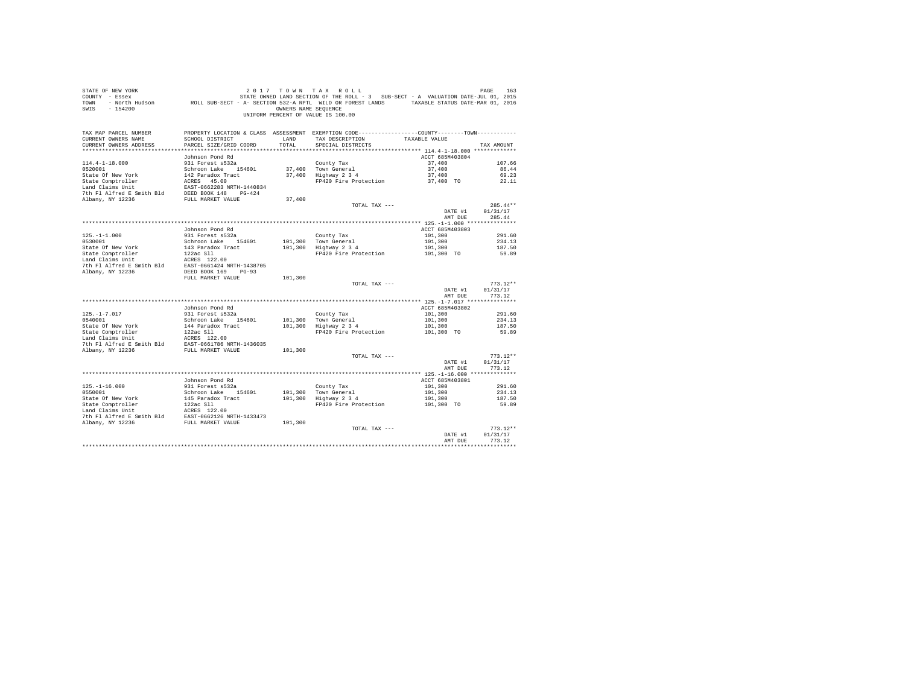STATE OF NEW YORK
COUNTY - Essex
TOWN - North Hudson
SWIS - 154200

2017 TOWN TAX ROLL
STATE OWNED LAND SECTION OF THE ROLL - 3 SUB-SECT - A VALUATION DATE-JUL 01, 2015
ROLL SUB-SECT - A- SECTION 532-A RPTL WILD OR FOREST LANDS TAXABLE STATUS DATE-MAR 01, 2016
OWNERS NAME SEQUENCE
UNIFORM PERCENT OF VALUE IS 100.00

| TAX MAP PARCEL NUMBER / CURRENT OWNERS NAME / CURRENT OWNERS ADDRESS | PROPERTY LOCATION & CLASS / SCHOOL DISTRICT / PARCEL SIZE/GRID COORD | ASSESSMENT LAND / TOTAL | EXEMPTION CODE / TAX DESCRIPTION / SPECIAL DISTRICTS | COUNTY / TOWN TAXABLE VALUE | TAX AMOUNT |
|---|---|---|---|---|---|
| **114.4-1-18.000** | Johnson Pond Rd | | | ACCT 685M403804 | |
| 114.4-1-18.000 | 931 Forest s532a | | County Tax | 37,400 | 107.66 |
| 0520001 | Schroon Lake 154601 | 37,400 | Town General | 37,400 | 86.44 |
| State Of New York | 142 Paradox Tract | 37,400 | Highway 2 3 4 | 37,400 | 69.23 |
| State Comptroller | ACRES 45.00 | | FP420 Fire Protection | 37,400 TO | 22.11 |
| Land Claims Unit | EAST-0662283 NRTH-1440834 | | | | |
| 7th Fl Alfred E Smith Bld | DEED BOOK 148 PG-424 | | | | |
| Albany, NY 12236 | FULL MARKET VALUE | 37,400 | | | |
| | | | TOTAL TAX --- | | 285.44** |
| | | | | DATE #1 | 01/31/17 |
| | | | | AMT DUE | 285.44 |
| **125.-1-1.000** | Johnson Pond Rd | | | ACCT 685M403803 | |
| 125.-1-1.000 | 931 Forest s532a | | County Tax | 101,300 | 291.60 |
| 0530001 | Schroon Lake 154601 | 101,300 | Town General | 101,300 | 234.13 |
| State Of New York | 143 Paradox Tract | 101,300 | Highway 2 3 4 | 101,300 | 187.50 |
| State Comptroller | 122ac Sll | | FP420 Fire Protection | 101,300 TO | 59.89 |
| Land Claims Unit | ACRES 122.00 | | | | |
| 7th Fl Alfred E Smith Bld | EAST-0661424 NRTH-1438705 | | | | |
| Albany, NY 12236 | DEED BOOK 169 PG-93 | | | | |
| | FULL MARKET VALUE | 101,300 | | | |
| | | | TOTAL TAX --- | | 773.12** |
| | | | | DATE #1 | 01/31/17 |
| | | | | AMT DUE | 773.12 |
| **125.-1-7.017** | Johnson Pond Rd | | | ACCT 685M403802 | |
| 125.-1-7.017 | 931 Forest s532a | | County Tax | 101,300 | 291.60 |
| 0540001 | Schroon Lake 154601 | 101,300 | Town General | 101,300 | 234.13 |
| State Of New York | 144 Paradox Tract | 101,300 | Highway 2 3 4 | 101,300 | 187.50 |
| State Comptroller | 122ac Sll | | FP420 Fire Protection | 101,300 TO | 59.89 |
| Land Claims Unit | ACRES 122.00 | | | | |
| 7th Fl Alfred E Smith Bld | EAST-0661786 NRTH-1436035 | | | | |
| Albany, NY 12236 | FULL MARKET VALUE | 101,300 | | | |
| | | | TOTAL TAX --- | | 773.12** |
| | | | | DATE #1 | 01/31/17 |
| | | | | AMT DUE | 773.12 |
| **125.-1-16.000** | Johnson Pond Rd | | | ACCT 685M403801 | |
| 125.-1-16.000 | 931 Forest s532a | | County Tax | 101,300 | 291.60 |
| 0550001 | Schroon Lake 154601 | 101,300 | Town General | 101,300 | 234.13 |
| State Of New York | 145 Paradox Tract | 101,300 | Highway 2 3 4 | 101,300 | 187.50 |
| State Comptroller | 122ac Sll | | FP420 Fire Protection | 101,300 TO | 59.89 |
| Land Claims Unit | ACRES 122.00 | | | | |
| 7th Fl Alfred E Smith Bld | EAST-0662126 NRTH-1433473 | | | | |
| Albany, NY 12236 | FULL MARKET VALUE | 101,300 | | | |
| | | | TOTAL TAX --- | | 773.12** |
| | | | | DATE #1 | 01/31/17 |
| | | | | AMT DUE | 773.12 |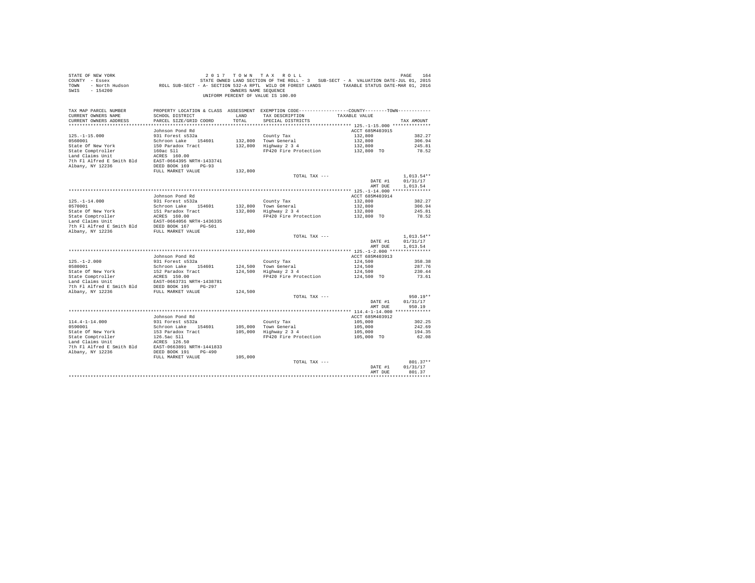STATE OF NEW YORK  
COUNTY - Essex  
TOWN - North Hudson  
SWIS - 154200

**2 0 1 7 T O W N T A X R O L L**  
STATE OWNED LAND SECTION OF THE ROLL - 3 SUB-SECT - A VALUATION DATE-JUL 01, 2015  
ROLL SUB-SECT - A- SECTION 532-A RPTL WILD OR FOREST LANDS TAXABLE STATUS DATE-MAR 01, 2016  
OWNERS NAME SEQUENCE  
UNIFORM PERCENT OF VALUE IS 100.00

| TAX MAP PARCEL NUMBER / CURRENT OWNERS NAME / CURRENT OWNERS ADDRESS | PROPERTY LOCATION & CLASS / SCHOOL DISTRICT / PARCEL SIZE/GRID COORD | ASSESSMENT LAND / TOTAL | EXEMPTION CODE / TAX DESCRIPTION / SPECIAL DISTRICTS | COUNTY--------TOWN TAXABLE VALUE | TAX AMOUNT |
|---|---|---|---|---|---|
| **125.-1-15.000** | Johnson Pond Rd | | | ACCT 685M403915 | |
| 125.-1-15.000 | 931 Forest s532a | | County Tax | 132,800 | 382.27 |
| 0560001 | Schroon Lake 154601 | 132,800 | Town General | 132,800 | 306.94 |
| State Of New York | 150 Paradox Tract | 132,800 | Highway 2 3 4 | 132,800 | 245.81 |
| State Comptroller | 160ac Sll | | FP420 Fire Protection | 132,800 TO | 78.52 |
| Land Claims Unit | ACRES 160.00 | | | | |
| 7th Fl Alfred E Smith Bld | EAST-0664395 NRTH-1433741 | | | | |
| Albany, NY 12236 | DEED BOOK 169 PG-93 | | | | |
| | FULL MARKET VALUE | 132,800 | | | |
| | | | TOTAL TAX --- | | 1,013.54** |
| | | | | DATE #1 | 01/31/17 |
| | | | | AMT DUE | 1,013.54 |
| **125.-1-14.000** | Johnson Pond Rd | | | ACCT 685M403914 | |
| 125.-1-14.000 | 931 Forest s532a | | County Tax | 132,800 | 382.27 |
| 0570001 | Schroon Lake 154601 | 132,800 | Town General | 132,800 | 306.94 |
| State Of New York | 151 Paradox Tract | 132,800 | Highway 2 3 4 | 132,800 | 245.81 |
| State Comptroller | ACRES 160.00 | | FP420 Fire Protection | 132,800 TO | 78.52 |
| Land Claims Unit | EAST-0664056 NRTH-1436335 | | | | |
| 7th Fl Alfred E Smith Bld | DEED BOOK 167 PG-501 | | | | |
| Albany, NY 12236 | FULL MARKET VALUE | 132,800 | | | |
| | | | TOTAL TAX --- | | 1,013.54** |
| | | | | DATE #1 | 01/31/17 |
| | | | | AMT DUE | 1,013.54 |
| **125.-1-2.000** | Johnson Pond Rd | | | ACCT 685M403913 | |
| 125.-1-2.000 | 931 Forest s532a | | County Tax | 124,500 | 358.38 |
| 0580001 | Schroon Lake 154601 | 124,500 | Town General | 124,500 | 287.76 |
| State Of New York | 152 Paradox Tract | 124,500 | Highway 2 3 4 | 124,500 | 230.44 |
| State Comptroller | ACRES 150.00 | | FP420 Fire Protection | 124,500 TO | 73.61 |
| Land Claims Unit | EAST-0663731 NRTH-1438781 | | | | |
| 7th Fl Alfred E Smith Bld | DEED BOOK 195 PG-297 | | | | |
| Albany, NY 12236 | FULL MARKET VALUE | 124,500 | | | |
| | | | TOTAL TAX --- | | 950.19** |
| | | | | DATE #1 | 01/31/17 |
| | | | | AMT DUE | 950.19 |
| **114.4-1-14.000** | Johnson Pond Rd | | | ACCT 685M403912 | |
| 114.4-1-14.000 | 931 Forest s532a | | County Tax | 105,000 | 302.25 |
| 0590001 | Schroon Lake 154601 | 105,000 | Town General | 105,000 | 242.69 |
| State Of New York | 153 Paradox Tract | 105,000 | Highway 2 3 4 | 105,000 | 194.35 |
| State Comptroller | 126.5ac Sll | | FP420 Fire Protection | 105,000 TO | 62.08 |
| Land Claims Unit | ACRES 126.50 | | | | |
| 7th Fl Alfred E Smith Bld | EAST-0663891 NRTH-1441833 | | | | |
| Albany, NY 12236 | DEED BOOK 191 PG-490 | | | | |
| | FULL MARKET VALUE | 105,000 | | | |
| | | | TOTAL TAX --- | | 801.37** |
| | | | | DATE #1 | 01/31/17 |
| | | | | AMT DUE | 801.37 |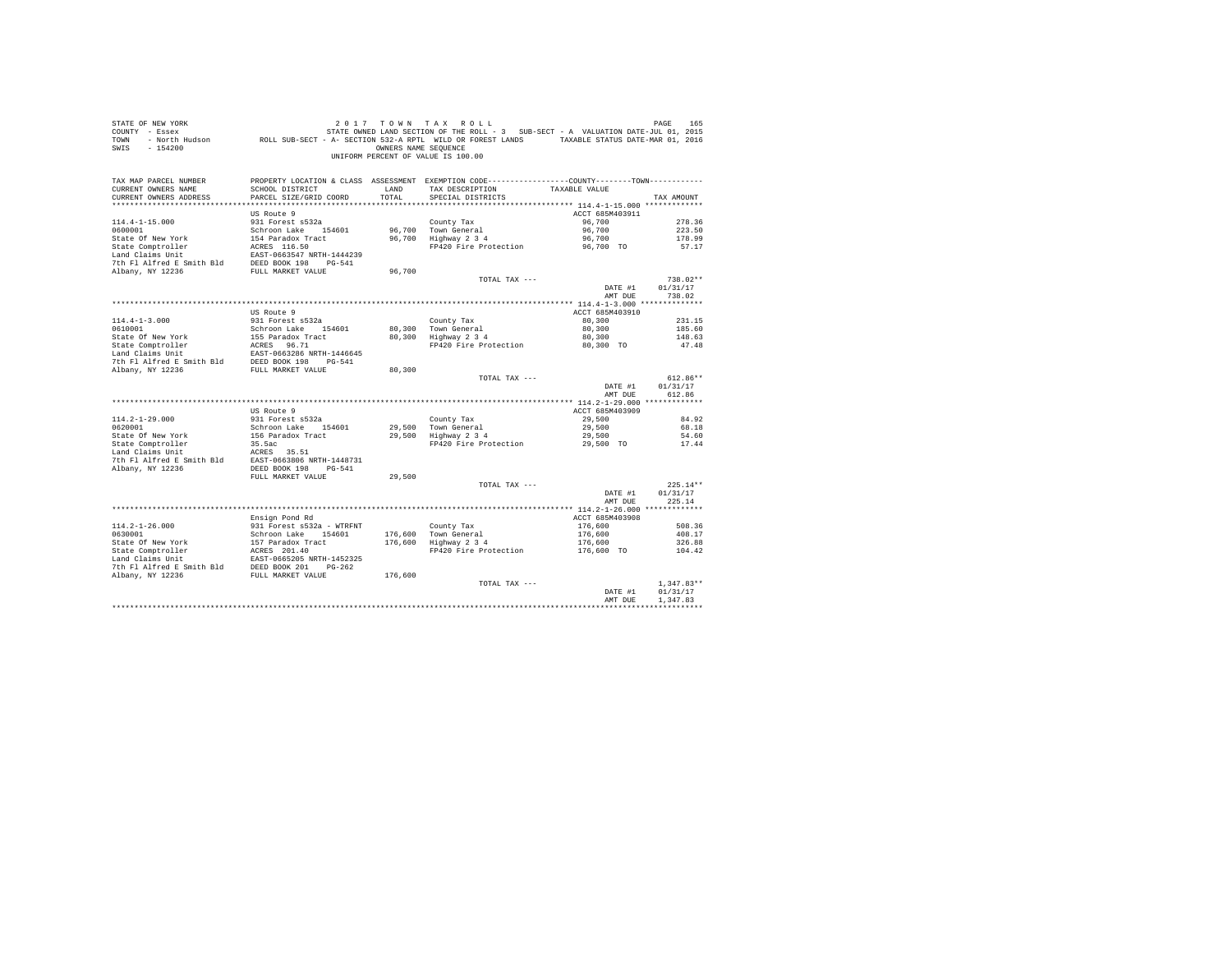STATE OF NEW YORK
COUNTY - Essex
TOWN - North Hudson
SWIS - 154200

2 0 1 7 T O W N T A X R O L L
STATE OWNED LAND SECTION OF THE ROLL - 3 SUB-SECT - A VALUATION DATE-JUL 01, 2015
ROLL SUB-SECT - A- SECTION 532-A RPTL WILD OR FOREST LANDS TAXABLE STATUS DATE-MAR 01, 2016
OWNERS NAME SEQUENCE
UNIFORM PERCENT OF VALUE IS 100.00

| TAX MAP PARCEL NUMBER / CURRENT OWNERS NAME / CURRENT OWNERS ADDRESS | PROPERTY LOCATION & CLASS / SCHOOL DISTRICT / PARCEL SIZE/GRID COORD | ASSESSMENT LAND | TOTAL | EXEMPTION CODE / TAX DESCRIPTION / SPECIAL DISTRICTS | COUNTY/TOWN TAXABLE VALUE | TAX AMOUNT |
|---|---|---|---|---|---|---|
| **114.4-1-15.000** | US Route 9 | | | | ACCT 685M403911 | |
| 114.4-1-15.000 | 931 Forest s532a | | | County Tax | 96,700 | 278.36 |
| 0600001 | Schroon Lake 154601 | 96,700 | | Town General | 96,700 | 223.50 |
| State Of New York | 154 Paradox Tract | | 96,700 | Highway 2 3 4 | 96,700 | 178.99 |
| State Comptroller | ACRES 116.50 | | | FP420 Fire Protection | 96,700 TO | 57.17 |
| Land Claims Unit | EAST-0663547 NRTH-1444239 | | | | | |
| 7th Fl Alfred E Smith Bld | DEED BOOK 198 PG-541 | | | | | |
| Albany, NY 12236 | FULL MARKET VALUE | | 96,700 | | | |
| | | | | TOTAL TAX --- | | 738.02** |
| | | | | | DATE #1 | 01/31/17 |
| | | | | | AMT DUE | 738.02 |
| **114.4-1-3.000** | US Route 9 | | | | ACCT 685M403910 | |
| 114.4-1-3.000 | 931 Forest s532a | | | County Tax | 80,300 | 231.15 |
| 0610001 | Schroon Lake 154601 | 80,300 | | Town General | 80,300 | 185.60 |
| State Of New York | 155 Paradox Tract | | 80,300 | Highway 2 3 4 | 80,300 | 148.63 |
| State Comptroller | ACRES 96.71 | | | FP420 Fire Protection | 80,300 TO | 47.48 |
| Land Claims Unit | EAST-0663286 NRTH-1446645 | | | | | |
| 7th Fl Alfred E Smith Bld | DEED BOOK 198 PG-541 | | | | | |
| Albany, NY 12236 | FULL MARKET VALUE | | 80,300 | | | |
| | | | | TOTAL TAX --- | | 612.86** |
| | | | | | DATE #1 | 01/31/17 |
| | | | | | AMT DUE | 612.86 |
| **114.2-1-29.000** | US Route 9 | | | | ACCT 685M403909 | |
| 114.2-1-29.000 | 931 Forest s532a | | | County Tax | 29,500 | 84.92 |
| 0620001 | Schroon Lake 154601 | 29,500 | | Town General | 29,500 | 68.18 |
| State Of New York | 156 Paradox Tract | | 29,500 | Highway 2 3 4 | 29,500 | 54.60 |
| State Comptroller | 35.5ac | | | FP420 Fire Protection | 29,500 TO | 17.44 |
| Land Claims Unit | ACRES 35.51 | | | | | |
| 7th Fl Alfred E Smith Bld | EAST-0663806 NRTH-1448731 | | | | | |
| Albany, NY 12236 | DEED BOOK 198 PG-541 | | | | | |
| | FULL MARKET VALUE | | 29,500 | | | |
| | | | | TOTAL TAX --- | | 225.14** |
| | | | | | DATE #1 | 01/31/17 |
| | | | | | AMT DUE | 225.14 |
| **114.2-1-26.000** | Ensign Pond Rd | | | | ACCT 685M403908 | |
| 114.2-1-26.000 | 931 Forest s532a - WTRFNT | | | County Tax | 176,600 | 508.36 |
| 0630001 | Schroon Lake 154601 | 176,600 | | Town General | 176,600 | 408.17 |
| State Of New York | 157 Paradox Tract | | 176,600 | Highway 2 3 4 | 176,600 | 326.88 |
| State Comptroller | ACRES 201.40 | | | FP420 Fire Protection | 176,600 TO | 104.42 |
| Land Claims Unit | EAST-0665205 NRTH-1452325 | | | | | |
| 7th Fl Alfred E Smith Bld | DEED BOOK 201 PG-262 | | | | | |
| Albany, NY 12236 | FULL MARKET VALUE | | 176,600 | | | |
| | | | | TOTAL TAX --- | | 1,347.83** |
| | | | | | DATE #1 | 01/31/17 |
| | | | | | AMT DUE | 1,347.83 |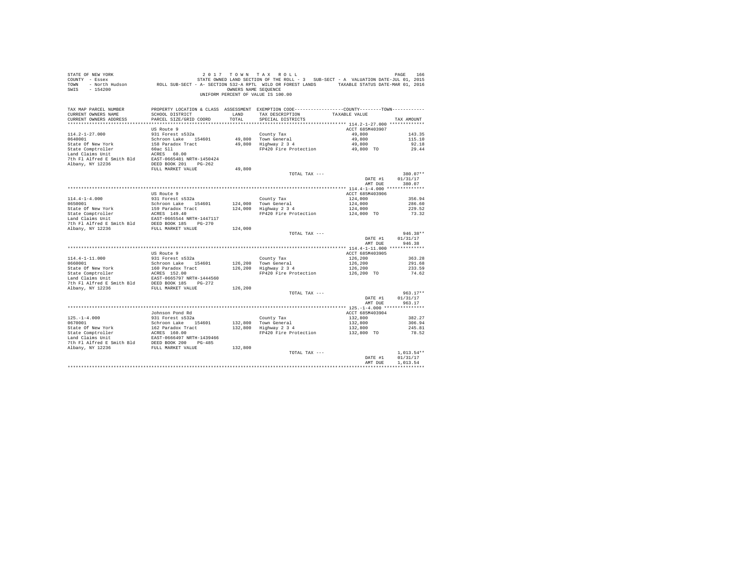STATE OF NEW YORK — 2 0 1 7 T O W N T A X R O L L
COUNTY - Essex — STATE OWNED LAND SECTION OF THE ROLL - 3 SUB-SECT - A VALUATION DATE-JUL 01, 2015
TOWN - North Hudson — ROLL SUB-SECT - A- SECTION 532-A RPTL WILD OR FOREST LANDS — TAXABLE STATUS DATE-MAR 01, 2016
SWIS - 154200 — OWNERS NAME SEQUENCE
UNIFORM PERCENT OF VALUE IS 100.00

| TAX MAP PARCEL NUMBER / CURRENT OWNERS NAME / CURRENT OWNERS ADDRESS | PROPERTY LOCATION & CLASS / SCHOOL DISTRICT / PARCEL SIZE/GRID COORD | ASSESSMENT LAND | TOTAL | EXEMPTION CODE / TAX DESCRIPTION / SPECIAL DISTRICTS | COUNTY--------TOWN / TAXABLE VALUE | TAX AMOUNT |
|---|---|---|---|---|---|---|
| **114.2-1-27.000** | US Route 9 | | | | ACCT 685M403907 | |
| 0640001 | 931 Forest s532a | | | County Tax | 49,800 | 143.35 |
| State Of New York | Schroon Lake 154601 | 49,800 | | Town General | 49,800 | 115.10 |
| State Comptroller | 158 Paradox Tract | | 49,800 | Highway 2 3 4 | 49,800 | 92.18 |
| Land Claims Unit | 60ac Sll | | | FP420 Fire Protection | 49,800 TO | 29.44 |
| 7th Fl Alfred E Smith Bld | ACRES 60.00 | | | | | |
| Albany, NY 12236 | EAST-0665481 NRTH-1450424 | | | | | |
| | DEED BOOK 201 PG-262 | | | | | |
| | FULL MARKET VALUE | | 49,800 | | | |
| | | | | TOTAL TAX --- | | 380.07** |
| | | | | | DATE #1 | 01/31/17 |
| | | | | | AMT DUE | 380.07 |
| **114.4-1-4.000** | US Route 9 | | | | ACCT 685M403906 | |
| 0650001 | 931 Forest s532a | | | County Tax | 124,000 | 356.94 |
| State Of New York | Schroon Lake 154601 | 124,000 | | Town General | 124,000 | 286.60 |
| State Comptroller | 159 Paradox Tract | | 124,000 | Highway 2 3 4 | 124,000 | 229.52 |
| Land Claims Unit | ACRES 149.40 | | | FP420 Fire Protection | 124,000 TO | 73.32 |
| 7th Fl Alfred E Smith Bld | EAST-0665544 NRTH-1447117 | | | | | |
| Albany, NY 12236 | DEED BOOK 185 PG-270 | | | | | |
| | FULL MARKET VALUE | | 124,000 | | | |
| | | | | TOTAL TAX --- | | 946.38** |
| | | | | | DATE #1 | 01/31/17 |
| | | | | | AMT DUE | 946.38 |
| **114.4-1-11.000** | US Route 9 | | | | ACCT 685M403905 | |
| 0660001 | 931 Forest s532a | | | County Tax | 126,200 | 363.28 |
| State Of New York | Schroon Lake 154601 | 126,200 | | Town General | 126,200 | 291.68 |
| State Comptroller | 160 Paradox Tract | | 126,200 | Highway 2 3 4 | 126,200 | 233.59 |
| Land Claims Unit | ACRES 152.00 | | | FP420 Fire Protection | 126,200 TO | 74.62 |
| 7th Fl Alfred E Smith Bld | EAST-0665797 NRTH-1444560 | | | | | |
| Albany, NY 12236 | DEED BOOK 185 PG-272 | | | | | |
| | FULL MARKET VALUE | | 126,200 | | | |
| | | | | TOTAL TAX --- | | 963.17** |
| | | | | | DATE #1 | 01/31/17 |
| | | | | | AMT DUE | 963.17 |
| **125.-1-4.000** | Johnson Pond Rd | | | | ACCT 685M403904 | |
| 0670001 | 931 Forest s532a | | | County Tax | 132,800 | 382.27 |
| State Of New York | Schroon Lake 154601 | 132,800 | | Town General | 132,800 | 306.94 |
| State Comptroller | 162 Paradox Tract | | 132,800 | Highway 2 3 4 | 132,800 | 245.81 |
| Land Claims Unit | ACRES 160.00 | | | FP420 Fire Protection | 132,800 TO | 78.52 |
| 7th Fl Alfred E Smith Bld | EAST-0666497 NRTH-1439466 | | | | | |
| Albany, NY 12236 | DEED BOOK 200 PG-485 | | | | | |
| | FULL MARKET VALUE | | 132,800 | | | |
| | | | | TOTAL TAX --- | | 1,013.54** |
| | | | | | DATE #1 | 01/31/17 |
| | | | | | AMT DUE | 1,013.54 |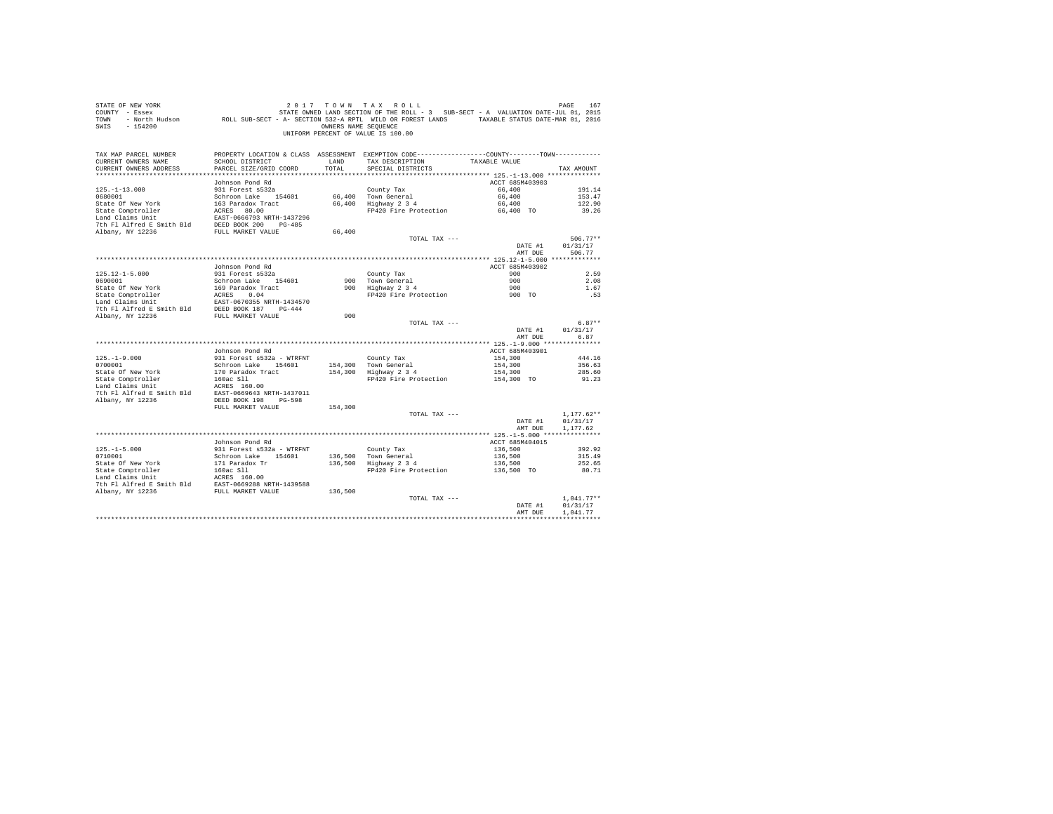STATE OF NEW YORK 2017 TOWN TAX ROLL
COUNTY - Essex STATE OWNED LAND SECTION OF THE ROLL - 3 SUB-SECT - A VALUATION DATE-JUL 01, 2015
TOWN - North Hudson ROLL SUB-SECT - A- SECTION 532-A RPTL WILD OR FOREST LANDS TAXABLE STATUS DATE-MAR 01, 2016
SWIS - 154200 OWNERS NAME SEQUENCE
UNIFORM PERCENT OF VALUE IS 100.00

| TAX MAP PARCEL NUMBER / CURRENT OWNERS NAME / CURRENT OWNERS ADDRESS | PROPERTY LOCATION & CLASS / SCHOOL DISTRICT / PARCEL SIZE/GRID COORD | ASSESSMENT LAND / TOTAL | EXEMPTION CODE / TAX DESCRIPTION / SPECIAL DISTRICTS | COUNTY-TOWN TAXABLE VALUE | TAX AMOUNT |
|---|---|---|---|---|---|
| **125.-1-13.000** | Johnson Pond Rd | | | ACCT 685M403903 | |
| 0680001 | 931 Forest s532a | | County Tax | 66,400 | 191.14 |
| State Of New York | Schroon Lake 154601 | 66,400 | Town General | 66,400 | 153.47 |
| State Comptroller | 163 Paradox Tract | 66,400 | Highway 2 3 4 | 66,400 | 122.90 |
| Land Claims Unit | ACRES 80.00 | | FP420 Fire Protection | 66,400 TO | 39.26 |
| 7th Fl Alfred E Smith Bld | EAST-0666793 NRTH-1437296 | | | | |
| Albany, NY 12236 | DEED BOOK 200 PG-485 | | | | |
| | FULL MARKET VALUE | 66,400 | | | |
| | | | TOTAL TAX --- | | 506.77** |
| | | | | DATE #1 | 01/31/17 |
| | | | | AMT DUE | 506.77 |
| **125.12-1-5.000** | Johnson Pond Rd | | | ACCT 685M403902 | |
| 0690001 | 931 Forest s532a | | County Tax | 900 | 2.59 |
| State Of New York | Schroon Lake 154601 | 900 | Town General | 900 | 2.08 |
| State Comptroller | 169 Paradox Tract | 900 | Highway 2 3 4 | 900 | 1.67 |
| Land Claims Unit | ACRES 0.04 | | FP420 Fire Protection | 900 TO | .53 |
| 7th Fl Alfred E Smith Bld | EAST-0670355 NRTH-1434570 | | | | |
| Albany, NY 12236 | DEED BOOK 187 PG-444 | | | | |
| | FULL MARKET VALUE | 900 | | | |
| | | | TOTAL TAX --- | | 6.87** |
| | | | | DATE #1 | 01/31/17 |
| | | | | AMT DUE | 6.87 |
| **125.-1-9.000** | Johnson Pond Rd | | | ACCT 685M403901 | |
| 0700001 | 931 Forest s532a - WTRFNT | | County Tax | 154,300 | 444.16 |
| State Of New York | Schroon Lake 154601 | 154,300 | Town General | 154,300 | 356.63 |
| State Comptroller | 170 Paradox Tract | 154,300 | Highway 2 3 4 | 154,300 | 285.60 |
| Land Claims Unit | 160ac Sll | | FP420 Fire Protection | 154,300 TO | 91.23 |
| 7th Fl Alfred E Smith Bld | ACRES 160.00 | | | | |
| Albany, NY 12236 | EAST-0669643 NRTH-1437011 | | | | |
| | DEED BOOK 198 PG-598 | | | | |
| | FULL MARKET VALUE | 154,300 | | | |
| | | | TOTAL TAX --- | | 1,177.62** |
| | | | | DATE #1 | 01/31/17 |
| | | | | AMT DUE | 1,177.62 |
| **125.-1-5.000** | Johnson Pond Rd | | | ACCT 685M404015 | |
| 0710001 | 931 Forest s532a - WTRFNT | | County Tax | 136,500 | 392.92 |
| State Of New York | Schroon Lake 154601 | 136,500 | Town General | 136,500 | 315.49 |
| State Comptroller | 171 Paradox Tr | 136,500 | Highway 2 3 4 | 136,500 | 252.65 |
| Land Claims Unit | 160ac Sll | | FP420 Fire Protection | 136,500 TO | 80.71 |
| 7th Fl Alfred E Smith Bld | ACRES 160.00 | | | | |
| Albany, NY 12236 | EAST-0669288 NRTH-1439588 | | | | |
| | FULL MARKET VALUE | 136,500 | | | |
| | | | TOTAL TAX --- | | 1,041.77** |
| | | | | DATE #1 | 01/31/17 |
| | | | | AMT DUE | 1,041.77 |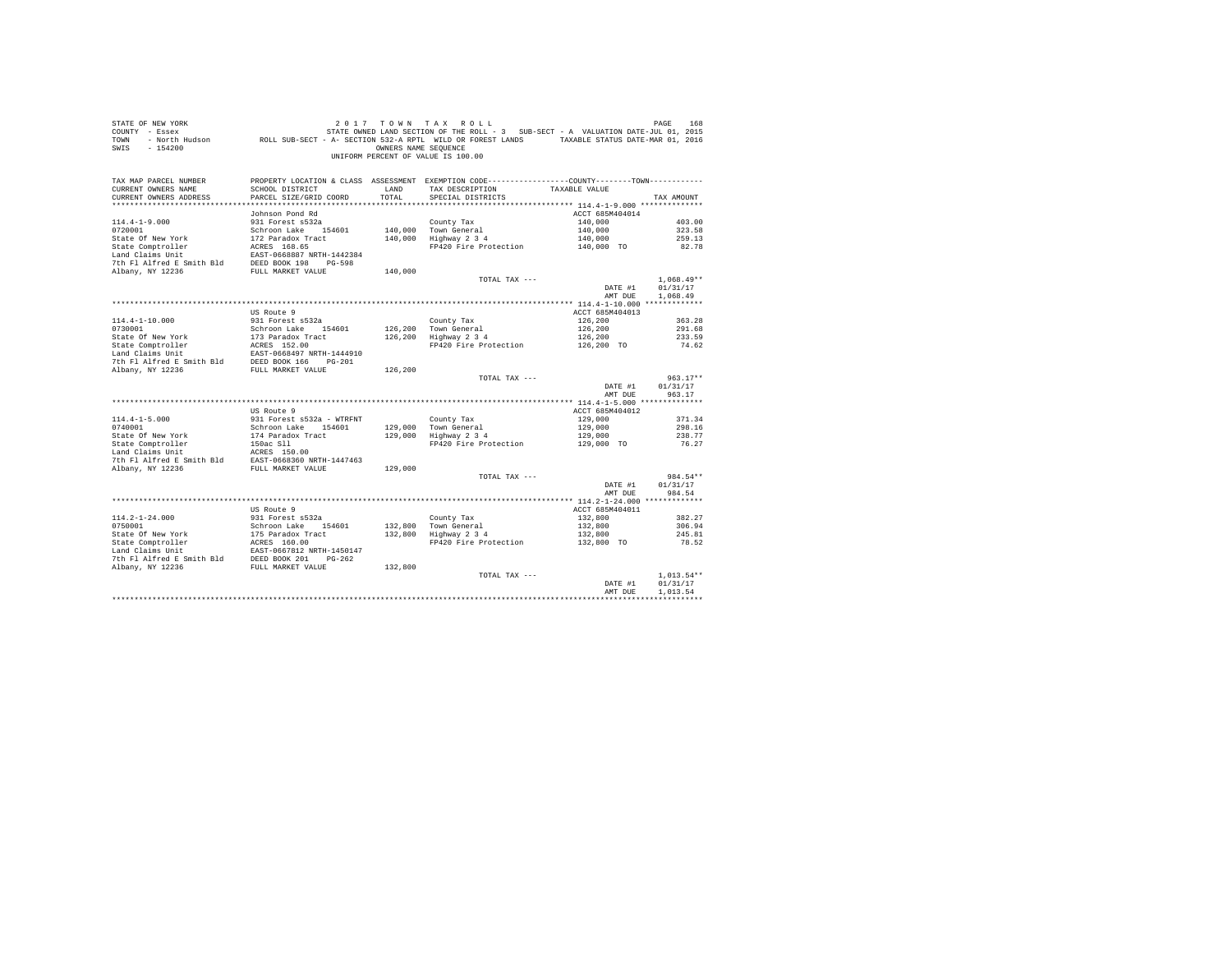STATE OF NEW YORK
COUNTY - Essex
TOWN - North Hudson
SWIS - 154200

2 0 1 7 T O W N T A X R O L L
STATE OWNED LAND SECTION OF THE ROLL - 3 SUB-SECT - A VALUATION DATE-JUL 01, 2015
ROLL SUB-SECT - A- SECTION 532-A RPTL WILD OR FOREST LANDS TAXABLE STATUS DATE-MAR 01, 2016
OWNERS NAME SEQUENCE
UNIFORM PERCENT OF VALUE IS 100.00

| TAX MAP PARCEL NUMBER / CURRENT OWNERS NAME / CURRENT OWNERS ADDRESS | PROPERTY LOCATION & CLASS / SCHOOL DISTRICT / PARCEL SIZE/GRID COORD | ASSESSMENT LAND / TOTAL | EXEMPTION CODE / TAX DESCRIPTION / SPECIAL DISTRICTS | COUNTY / TOWN TAXABLE VALUE | TAX AMOUNT |
|---|---|---|---|---|---|
| **114.4-1-9.000** | Johnson Pond Rd | | | ACCT 685M404014 | |
| 114.4-1-9.000 | 931 Forest s532a | | County Tax | 140,000 | 403.00 |
| 0720001 | Schroon Lake 154601 | 140,000 | Town General | 140,000 | 323.58 |
| State Of New York | 172 Paradox Tract | 140,000 | Highway 2 3 4 | 140,000 | 259.13 |
| State Comptroller | ACRES 168.65 | | FP420 Fire Protection | 140,000 TO | 82.78 |
| Land Claims Unit | EAST-0668887 NRTH-1442384 | | | | |
| 7th Fl Alfred E Smith Bld | DEED BOOK 198 PG-598 | | | | |
| Albany, NY 12236 | FULL MARKET VALUE | 140,000 | | | |
| | | | TOTAL TAX --- | | 1,068.49** |
| | | | | DATE #1 | 01/31/17 |
| | | | | AMT DUE | 1,068.49 |
| **114.4-1-10.000** | US Route 9 | | | ACCT 685M404013 | |
| 114.4-1-10.000 | 931 Forest s532a | | County Tax | 126,200 | 363.28 |
| 0730001 | Schroon Lake 154601 | 126,200 | Town General | 126,200 | 291.68 |
| State Of New York | 173 Paradox Tract | 126,200 | Highway 2 3 4 | 126,200 | 233.59 |
| State Comptroller | ACRES 152.00 | | FP420 Fire Protection | 126,200 TO | 74.62 |
| Land Claims Unit | EAST-0668497 NRTH-1444910 | | | | |
| 7th Fl Alfred E Smith Bld | DEED BOOK 166 PG-201 | | | | |
| Albany, NY 12236 | FULL MARKET VALUE | 126,200 | | | |
| | | | TOTAL TAX --- | | 963.17** |
| | | | | DATE #1 | 01/31/17 |
| | | | | AMT DUE | 963.17 |
| **114.4-1-5.000** | US Route 9 | | | ACCT 685M404012 | |
| 114.4-1-5.000 | 931 Forest s532a - WTRFNT | | County Tax | 129,000 | 371.34 |
| 0740001 | Schroon Lake 154601 | 129,000 | Town General | 129,000 | 298.16 |
| State Of New York | 174 Paradox Tract | 129,000 | Highway 2 3 4 | 129,000 | 238.77 |
| State Comptroller | 150ac Sll | | FP420 Fire Protection | 129,000 TO | 76.27 |
| Land Claims Unit | ACRES 150.00 | | | | |
| 7th Fl Alfred E Smith Bld | EAST-0668360 NRTH-1447463 | | | | |
| Albany, NY 12236 | FULL MARKET VALUE | 129,000 | | | |
| | | | TOTAL TAX --- | | 984.54** |
| | | | | DATE #1 | 01/31/17 |
| | | | | AMT DUE | 984.54 |
| **114.2-1-24.000** | US Route 9 | | | ACCT 685M404011 | |
| 114.2-1-24.000 | 931 Forest s532a | | County Tax | 132,800 | 382.27 |
| 0750001 | Schroon Lake 154601 | 132,800 | Town General | 132,800 | 306.94 |
| State Of New York | 175 Paradox Tract | 132,800 | Highway 2 3 4 | 132,800 | 245.81 |
| State Comptroller | ACRES 160.00 | | FP420 Fire Protection | 132,800 TO | 78.52 |
| Land Claims Unit | EAST-0667812 NRTH-1450147 | | | | |
| 7th Fl Alfred E Smith Bld | DEED BOOK 201 PG-262 | | | | |
| Albany, NY 12236 | FULL MARKET VALUE | 132,800 | | | |
| | | | TOTAL TAX --- | | 1,013.54** |
| | | | | DATE #1 | 01/31/17 |
| | | | | AMT DUE | 1,013.54 |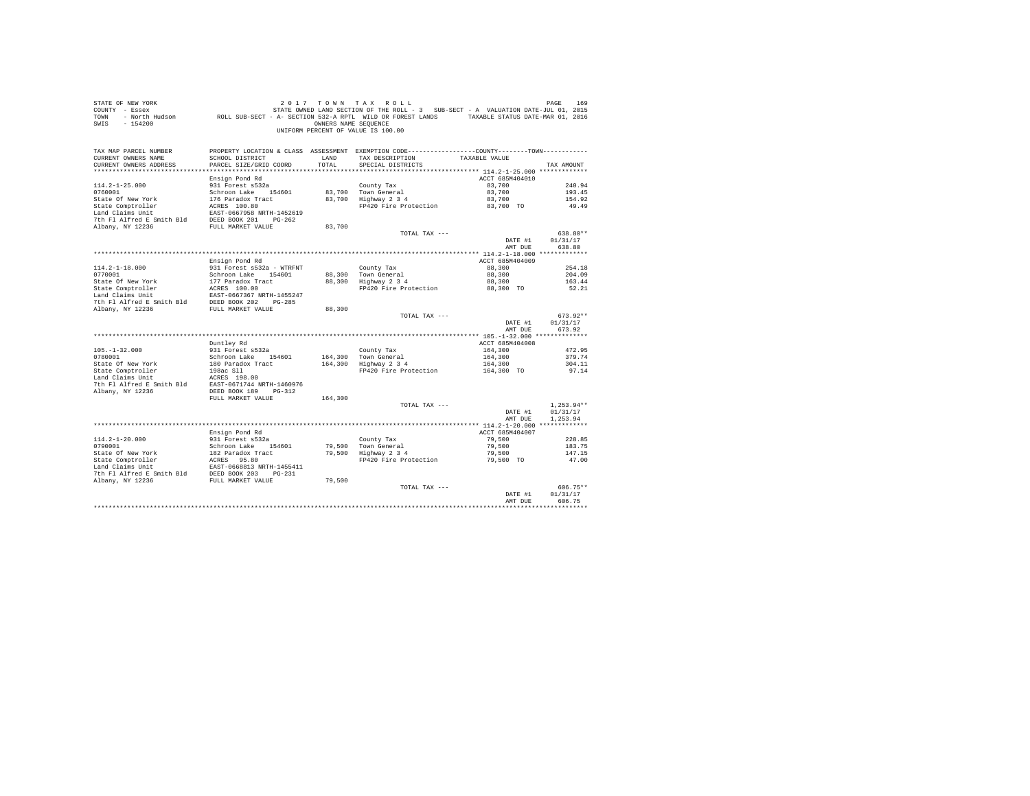STATE OF NEW YORK
COUNTY - Essex
TOWN - North Hudson
SWIS - 154200

2017 TOWN TAX ROLL
STATE OWNED LAND SECTION OF THE ROLL - 3 SUB-SECT - A VALUATION DATE-JUL 01, 2015
ROLL SUB-SECT - A- SECTION 532-A RPTL WILD OR FOREST LANDS TAXABLE STATUS DATE-MAR 01, 2016
OWNERS NAME SEQUENCE
UNIFORM PERCENT OF VALUE IS 100.00

| TAX MAP PARCEL NUMBER / CURRENT OWNERS NAME / CURRENT OWNERS ADDRESS | PROPERTY LOCATION & CLASS / SCHOOL DISTRICT / PARCEL SIZE/GRID COORD | ASSESSMENT LAND | TOTAL | EXEMPTION CODE / TAX DESCRIPTION / SPECIAL DISTRICTS | COUNTY--------TOWN TAXABLE VALUE | TAX AMOUNT |
|---|---|---|---|---|---|---|
| 114.2-1-25.000 | Ensign Pond Rd | | | | ACCT 685M404010 | |
| 0760001 | 931 Forest s532a | | | County Tax | 83,700 | 240.94 |
| State Of New York | Schroon Lake 154601 | 83,700 | | Town General | 83,700 | 193.45 |
| State Comptroller | 176 Paradox Tract | 83,700 | | Highway 2 3 4 | 83,700 | 154.92 |
| Land Claims Unit | ACRES 100.80 | | | FP420 Fire Protection | 83,700 TO | 49.49 |
| 7th Fl Alfred E Smith Bld | EAST-0667958 NRTH-1452619 | | | | | |
| Albany, NY 12236 | DEED BOOK 201 PG-262 | | | | | |
| | FULL MARKET VALUE | 83,700 | | | | |
| | | | | TOTAL TAX --- | | 638.80** |
| | | | | | DATE #1 | 01/31/17 |
| | | | | | AMT DUE | 638.80 |
| 114.2-1-18.000 | Ensign Pond Rd | | | | ACCT 685M404009 | |
| 0770001 | 931 Forest s532a - WTRFNT | | | County Tax | 88,300 | 254.18 |
| State Of New York | Schroon Lake 154601 | 88,300 | | Town General | 88,300 | 204.09 |
| State Comptroller | 177 Paradox Tract | 88,300 | | Highway 2 3 4 | 88,300 | 163.44 |
| Land Claims Unit | ACRES 100.00 | | | FP420 Fire Protection | 88,300 TO | 52.21 |
| 7th Fl Alfred E Smith Bld | EAST-0667367 NRTH-1455247 | | | | | |
| Albany, NY 12236 | DEED BOOK 202 PG-285 | | | | | |
| | FULL MARKET VALUE | 88,300 | | | | |
| | | | | TOTAL TAX --- | | 673.92** |
| | | | | | DATE #1 | 01/31/17 |
| | | | | | AMT DUE | 673.92 |
| 105.-1-32.000 | Duntley Rd | | | | ACCT 685M404008 | |
| 0780001 | 931 Forest s532a | | | County Tax | 164,300 | 472.95 |
| State Of New York | Schroon Lake 154601 | 164,300 | | Town General | 164,300 | 379.74 |
| State Comptroller | 180 Paradox Tract | 164,300 | | Highway 2 3 4 | 164,300 | 304.11 |
| Land Claims Unit | 198ac Sll | | | FP420 Fire Protection | 164,300 TO | 97.14 |
| 7th Fl Alfred E Smith Bld | ACRES 198.00 | | | | | |
| Albany, NY 12236 | EAST-0671744 NRTH-1460976 | | | | | |
| | DEED BOOK 189 PG-312 | | | | | |
| | FULL MARKET VALUE | 164,300 | | | | |
| | | | | TOTAL TAX --- | | 1,253.94** |
| | | | | | DATE #1 | 01/31/17 |
| | | | | | AMT DUE | 1,253.94 |
| 114.2-1-20.000 | Ensign Pond Rd | | | | ACCT 685M404007 | |
| 0790001 | 931 Forest s532a | | | County Tax | 79,500 | 228.85 |
| State Of New York | Schroon Lake 154601 | 79,500 | | Town General | 79,500 | 183.75 |
| State Comptroller | 182 Paradox Tract | 79,500 | | Highway 2 3 4 | 79,500 | 147.15 |
| Land Claims Unit | ACRES 95.80 | | | FP420 Fire Protection | 79,500 TO | 47.00 |
| 7th Fl Alfred E Smith Bld | EAST-0668813 NRTH-1455411 | | | | | |
| Albany, NY 12236 | DEED BOOK 203 PG-231 | | | | | |
| | FULL MARKET VALUE | 79,500 | | | | |
| | | | | TOTAL TAX --- | | 606.75** |
| | | | | | DATE #1 | 01/31/17 |
| | | | | | AMT DUE | 606.75 |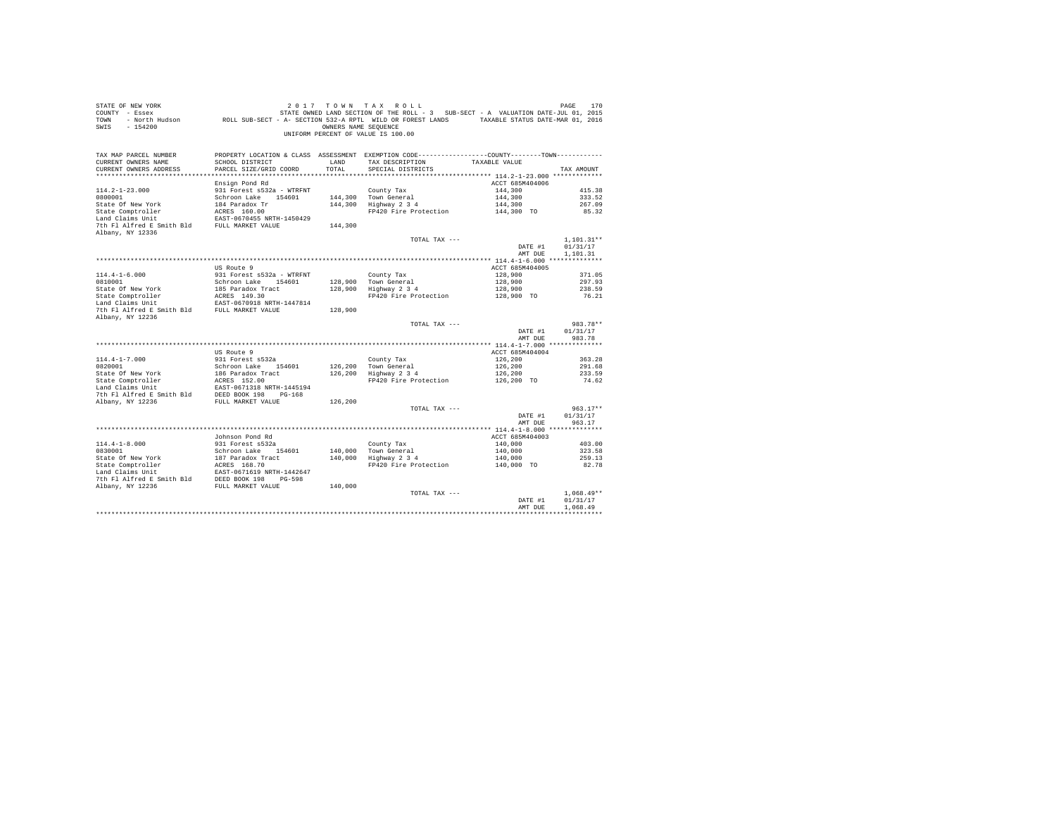STATE OF NEW YORK
COUNTY - Essex
TOWN - North Hudson
SWIS - 154200

2 0 1 7 T O W N T A X R O L L
STATE OWNED LAND SECTION OF THE ROLL - 3 SUB-SECT - A VALUATION DATE-JUL 01, 2015
ROLL SUB-SECT - A- SECTION 532-A RPTL WILD OR FOREST LANDS TAXABLE STATUS DATE-MAR 01, 2016
OWNERS NAME SEQUENCE
UNIFORM PERCENT OF VALUE IS 100.00

| TAX MAP PARCEL NUMBER / CURRENT OWNERS NAME / CURRENT OWNERS ADDRESS | PROPERTY LOCATION & CLASS / SCHOOL DISTRICT / PARCEL SIZE/GRID COORD | ASSESSMENT LAND / TOTAL | EXEMPTION CODE / TAX DESCRIPTION / SPECIAL DISTRICTS | COUNTY / TOWN TAXABLE VALUE | TAX AMOUNT |
|---|---|---|---|---|---|
| 114.2-1-23.000 | Ensign Pond Rd | | | ACCT 685M404006 | |
| | 931 Forest s532a - WTRFNT | | County Tax | 144,300 | 415.38 |
| 0800001 | Schroon Lake 154601 | 144,300 | Town General | 144,300 | 333.52 |
| State Of New York | 184 Paradox Tr | 144,300 | Highway 2 3 4 | 144,300 | 267.09 |
| State Comptroller | ACRES 160.00 | | FP420 Fire Protection | 144,300 TO | 85.32 |
| Land Claims Unit | EAST-0670455 NRTH-1450429 | | | | |
| 7th Fl Alfred E Smith Bld | FULL MARKET VALUE | 144,300 | | | |
| Albany, NY 12336 | | | | | |
| | | | TOTAL TAX --- | | 1,101.31** |
| | | | | DATE #1 | 01/31/17 |
| | | | | AMT DUE | 1,101.31 |
| 114.4-1-6.000 | US Route 9 | | | ACCT 685M404005 | |
| | 931 Forest s532a - WTRFNT | | County Tax | 128,900 | 371.05 |
| 0810001 | Schroon Lake 154601 | 128,900 | Town General | 128,900 | 297.93 |
| State Of New York | 185 Paradox Tract | 128,900 | Highway 2 3 4 | 128,900 | 238.59 |
| State Comptroller | ACRES 149.30 | | FP420 Fire Protection | 128,900 TO | 76.21 |
| Land Claims Unit | EAST-0670918 NRTH-1447814 | | | | |
| 7th Fl Alfred E Smith Bld | FULL MARKET VALUE | 128,900 | | | |
| Albany, NY 12236 | | | | | |
| | | | TOTAL TAX --- | | 983.78** |
| | | | | DATE #1 | 01/31/17 |
| | | | | AMT DUE | 983.78 |
| 114.4-1-7.000 | US Route 9 | | | ACCT 685M404004 | |
| | 931 Forest s532a | | County Tax | 126,200 | 363.28 |
| 0820001 | Schroon Lake 154601 | 126,200 | Town General | 126,200 | 291.68 |
| State Of New York | 186 Paradox Tract | 126,200 | Highway 2 3 4 | 126,200 | 233.59 |
| State Comptroller | ACRES 152.00 | | FP420 Fire Protection | 126,200 TO | 74.62 |
| Land Claims Unit | EAST-0671318 NRTH-1445194 | | | | |
| 7th Fl Alfred E Smith Bld | DEED BOOK 198 PG-168 | | | | |
| Albany, NY 12236 | FULL MARKET VALUE | 126,200 | | | |
| | | | TOTAL TAX --- | | 963.17** |
| | | | | DATE #1 | 01/31/17 |
| | | | | AMT DUE | 963.17 |
| 114.4-1-8.000 | Johnson Pond Rd | | | ACCT 685M404003 | |
| | 931 Forest s532a | | County Tax | 140,000 | 403.00 |
| 0830001 | Schroon Lake 154601 | 140,000 | Town General | 140,000 | 323.58 |
| State Of New York | 187 Paradox Tract | 140,000 | Highway 2 3 4 | 140,000 | 259.13 |
| State Comptroller | ACRES 168.70 | | FP420 Fire Protection | 140,000 TO | 82.78 |
| Land Claims Unit | EAST-0671619 NRTH-1442647 | | | | |
| 7th Fl Alfred E Smith Bld | DEED BOOK 198 PG-598 | | | | |
| Albany, NY 12236 | FULL MARKET VALUE | 140,000 | | | |
| | | | TOTAL TAX --- | | 1,068.49** |
| | | | | DATE #1 | 01/31/17 |
| | | | | AMT DUE | 1,068.49 |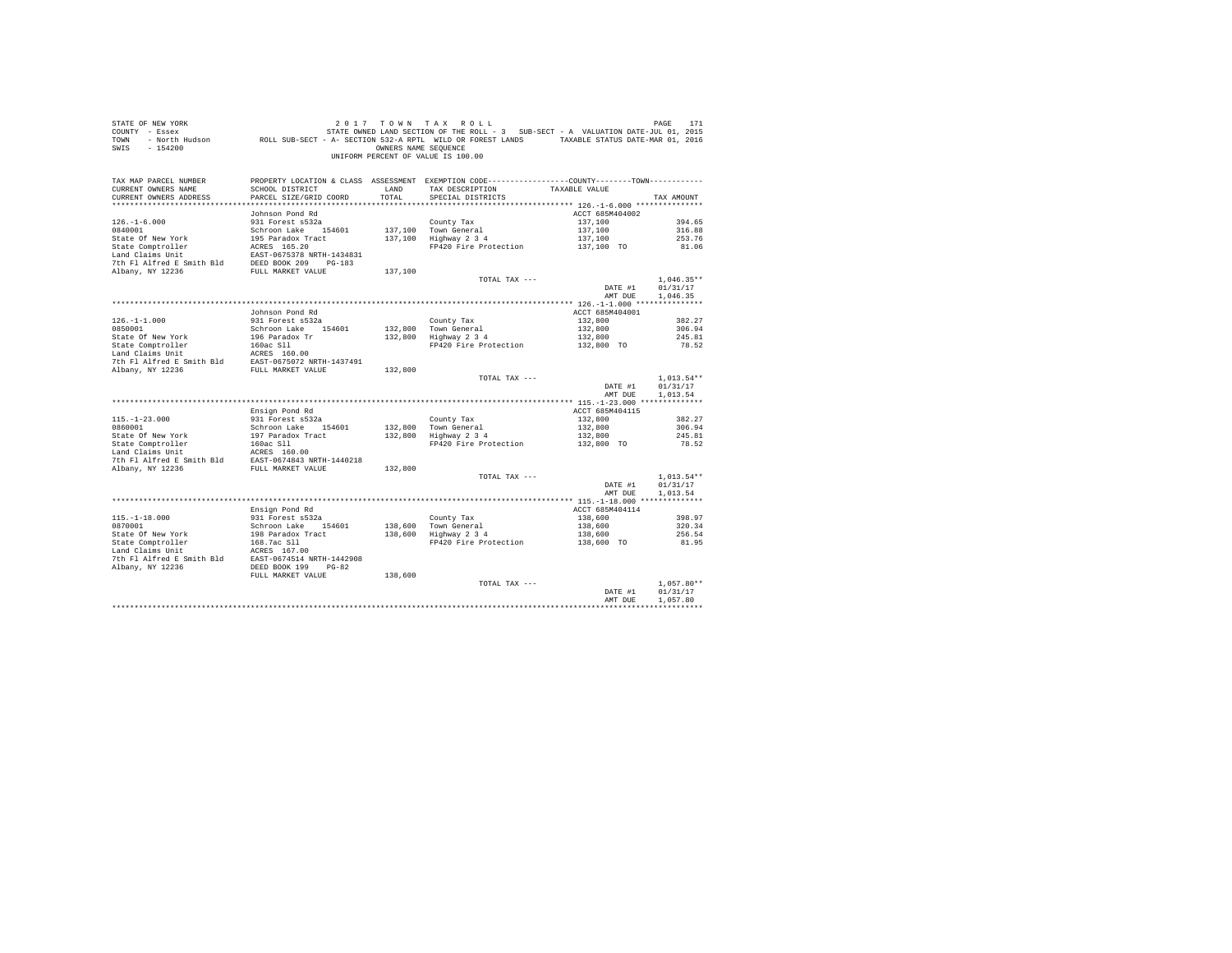STATE OF NEW YORK　　　　　　　　2 0 1 7　T O W N　T A X　R O L L
COUNTY - Essex　　　　　　　　STATE OWNED LAND SECTION OF THE ROLL - 3　SUB-SECT - A　VALUATION DATE-JUL 01, 2015
TOWN - North Hudson　　ROLL SUB-SECT - A- SECTION 532-A RPTL WILD OR FOREST LANDS　　TAXABLE STATUS DATE-MAR 01, 2016
SWIS - 154200　　　　　　　　OWNERS NAME SEQUENCE
UNIFORM PERCENT OF VALUE IS 100.00

| TAX MAP PARCEL NUMBER / CURRENT OWNERS NAME / CURRENT OWNERS ADDRESS | PROPERTY LOCATION & CLASS / SCHOOL DISTRICT / PARCEL SIZE/GRID COORD | ASSESSMENT LAND / TOTAL | EXEMPTION CODE / TAX DESCRIPTION / SPECIAL DISTRICTS | COUNTY--------TOWN / TAXABLE VALUE | TAX AMOUNT |
|---|---|---|---|---|---|
| **126.-1-6.000** | Johnson Pond Rd | | | ACCT 685M404002 | |
| 126.-1-6.000 | 931 Forest s532a | | County Tax | 137,100 | 394.65 |
| 0840001 | Schroon Lake 154601 | 137,100 | Town General | 137,100 | 316.88 |
| State Of New York | 195 Paradox Tract | 137,100 | Highway 2 3 4 | 137,100 | 253.76 |
| State Comptroller | ACRES 165.20 | | FP420 Fire Protection | 137,100 TO | 81.06 |
| Land Claims Unit | EAST-0675378 NRTH-1434831 | | | | |
| 7th Fl Alfred E Smith Bld | DEED BOOK 209 PG-183 | | | | |
| Albany, NY 12236 | FULL MARKET VALUE | 137,100 | | | |
| | | | TOTAL TAX --- | | 1,046.35** |
| | | | | DATE #1 | 01/31/17 |
| | | | | AMT DUE | 1,046.35 |
| **126.-1-1.000** | Johnson Pond Rd | | | ACCT 685M404001 | |
| 126.-1-1.000 | 931 Forest s532a | | County Tax | 132,800 | 382.27 |
| 0850001 | Schroon Lake 154601 | 132,800 | Town General | 132,800 | 306.94 |
| State Of New York | 196 Paradox Tr | 132,800 | Highway 2 3 4 | 132,800 | 245.81 |
| State Comptroller | 160ac Sll | | FP420 Fire Protection | 132,800 TO | 78.52 |
| Land Claims Unit | ACRES 160.00 | | | | |
| 7th Fl Alfred E Smith Bld | EAST-0675072 NRTH-1437491 | | | | |
| Albany, NY 12236 | FULL MARKET VALUE | 132,800 | | | |
| | | | TOTAL TAX --- | | 1,013.54** |
| | | | | DATE #1 | 01/31/17 |
| | | | | AMT DUE | 1,013.54 |
| **115.-1-23.000** | Ensign Pond Rd | | | ACCT 685M404115 | |
| 115.-1-23.000 | 931 Forest s532a | | County Tax | 132,800 | 382.27 |
| 0860001 | Schroon Lake 154601 | 132,800 | Town General | 132,800 | 306.94 |
| State Of New York | 197 Paradox Tract | 132,800 | Highway 2 3 4 | 132,800 | 245.81 |
| State Comptroller | 160ac Sll | | FP420 Fire Protection | 132,800 TO | 78.52 |
| Land Claims Unit | ACRES 160.00 | | | | |
| 7th Fl Alfred E Smith Bld | EAST-0674843 NRTH-1440218 | | | | |
| Albany, NY 12236 | FULL MARKET VALUE | 132,800 | | | |
| | | | TOTAL TAX --- | | 1,013.54** |
| | | | | DATE #1 | 01/31/17 |
| | | | | AMT DUE | 1,013.54 |
| **115.-1-18.000** | Ensign Pond Rd | | | ACCT 685M404114 | |
| 115.-1-18.000 | 931 Forest s532a | | County Tax | 138,600 | 398.97 |
| 0870001 | Schroon Lake 154601 | 138,600 | Town General | 138,600 | 320.34 |
| State Of New York | 198 Paradox Tract | 138,600 | Highway 2 3 4 | 138,600 | 256.54 |
| State Comptroller | 168.7ac Sll | | FP420 Fire Protection | 138,600 TO | 81.95 |
| Land Claims Unit | ACRES 167.00 | | | | |
| 7th Fl Alfred E Smith Bld | EAST-0674514 NRTH-1442908 | | | | |
| Albany, NY 12236 | DEED BOOK 199 PG-82 | | | | |
| | FULL MARKET VALUE | 138,600 | | | |
| | | | TOTAL TAX --- | | 1,057.80** |
| | | | | DATE #1 | 01/31/17 |
| | | | | AMT DUE | 1,057.80 |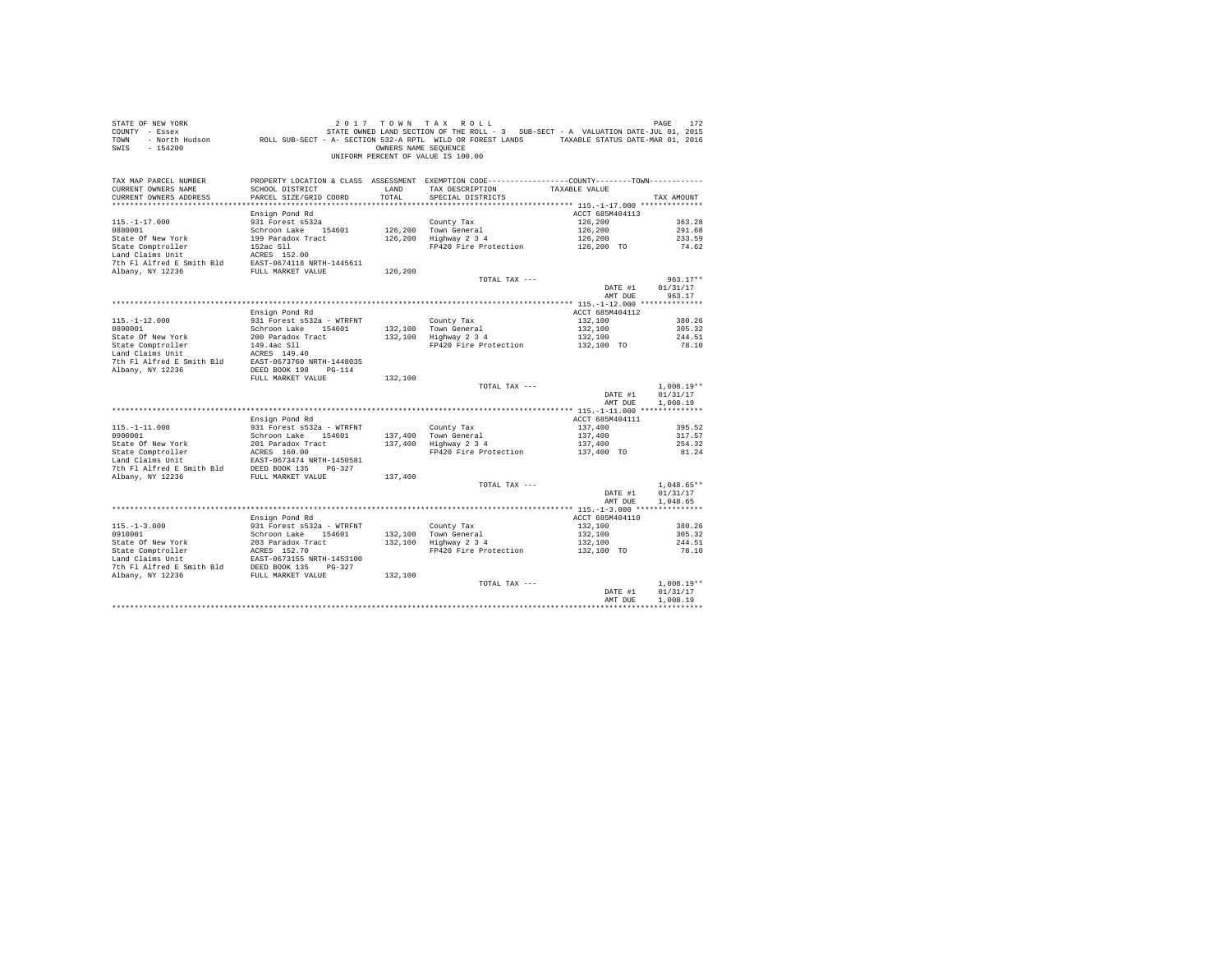STATE OF NEW YORK
COUNTY - Essex
TOWN - North Hudson
SWIS - 154200

2017 TOWN TAX ROLL
STATE OWNED LAND SECTION OF THE ROLL - 3 SUB-SECT - A VALUATION DATE-JUL 01, 2015
ROLL SUB-SECT - A- SECTION 532-A RPTL WILD OR FOREST LANDS TAXABLE STATUS DATE-MAR 01, 2016
OWNERS NAME SEQUENCE
UNIFORM PERCENT OF VALUE IS 100.00

| TAX MAP PARCEL NUMBER / CURRENT OWNERS NAME / CURRENT OWNERS ADDRESS | PROPERTY LOCATION & CLASS / SCHOOL DISTRICT / PARCEL SIZE/GRID COORD | ASSESSMENT LAND / TOTAL | EXEMPTION CODE / TAX DESCRIPTION / SPECIAL DISTRICTS | TAXABLE VALUE | TAX AMOUNT |
|---|---|---|---|---|---|
| 115.-1-17.000 | Ensign Pond Rd | | | ACCT 685M404113 | |
| 0880001 | 931 Forest s532a | | County Tax | 126,200 | 363.28 |
| State Of New York | Schroon Lake 154601 | 126,200 | Town General | 126,200 | 291.68 |
| State Comptroller | 199 Paradox Tract | 126,200 | Highway 2 3 4 | 126,200 | 233.59 |
| Land Claims Unit | 152ac Sll | | FP420 Fire Protection | 126,200 TO | 74.62 |
| 7th Fl Alfred E Smith Bld | ACRES 152.00 | | | | |
| Albany, NY 12236 | EAST-0674118 NRTH-1445611 | | | | |
| | FULL MARKET VALUE | 126,200 | | | |
| | | | TOTAL TAX --- | | 963.17** |
| | | | | DATE #1 | 01/31/17 |
| | | | | AMT DUE | 963.17 |
| 115.-1-12.000 | Ensign Pond Rd | | | ACCT 685M404112 | |
| 0890001 | 931 Forest s532a - WTRFNT | | County Tax | 132,100 | 380.26 |
| State Of New York | Schroon Lake 154601 | 132,100 | Town General | 132,100 | 305.32 |
| State Comptroller | 200 Paradox Tract | 132,100 | Highway 2 3 4 | 132,100 | 244.51 |
| Land Claims Unit | 149.4ac Sll | | FP420 Fire Protection | 132,100 TO | 78.10 |
| 7th Fl Alfred E Smith Bld | ACRES 149.40 | | | | |
| Albany, NY 12236 | EAST-0673760 NRTH-1448035 | | | | |
| | DEED BOOK 198 PG-114 | | | | |
| | FULL MARKET VALUE | 132,100 | | | |
| | | | TOTAL TAX --- | | 1,008.19** |
| | | | | DATE #1 | 01/31/17 |
| | | | | AMT DUE | 1,008.19 |
| 115.-1-11.000 | Ensign Pond Rd | | | ACCT 685M404111 | |
| 0900001 | 931 Forest s532a - WTRFNT | | County Tax | 137,400 | 395.52 |
| State Of New York | Schroon Lake 154601 | 137,400 | Town General | 137,400 | 317.57 |
| State Comptroller | 201 Paradox Tract | 137,400 | Highway 2 3 4 | 137,400 | 254.32 |
| Land Claims Unit | ACRES 160.00 | | FP420 Fire Protection | 137,400 TO | 81.24 |
| 7th Fl Alfred E Smith Bld | EAST-0673474 NRTH-1450581 | | | | |
| Albany, NY 12236 | DEED BOOK 135 PG-327 | | | | |
| | FULL MARKET VALUE | 137,400 | | | |
| | | | TOTAL TAX --- | | 1,048.65** |
| | | | | DATE #1 | 01/31/17 |
| | | | | AMT DUE | 1,048.65 |
| 115.-1-3.000 | Ensign Pond Rd | | | ACCT 685M404110 | |
| 0910001 | 931 Forest s532a - WTRFNT | | County Tax | 132,100 | 380.26 |
| State Of New York | Schroon Lake 154601 | 132,100 | Town General | 132,100 | 305.32 |
| State Comptroller | 203 Paradox Tract | 132,100 | Highway 2 3 4 | 132,100 | 244.51 |
| Land Claims Unit | ACRES 152.70 | | FP420 Fire Protection | 132,100 TO | 78.10 |
| 7th Fl Alfred E Smith Bld | EAST-0673155 NRTH-1453100 | | | | |
| Albany, NY 12236 | DEED BOOK 135 PG-327 | | | | |
| | FULL MARKET VALUE | 132,100 | | | |
| | | | TOTAL TAX --- | | 1,008.19** |
| | | | | DATE #1 | 01/31/17 |
| | | | | AMT DUE | 1,008.19 |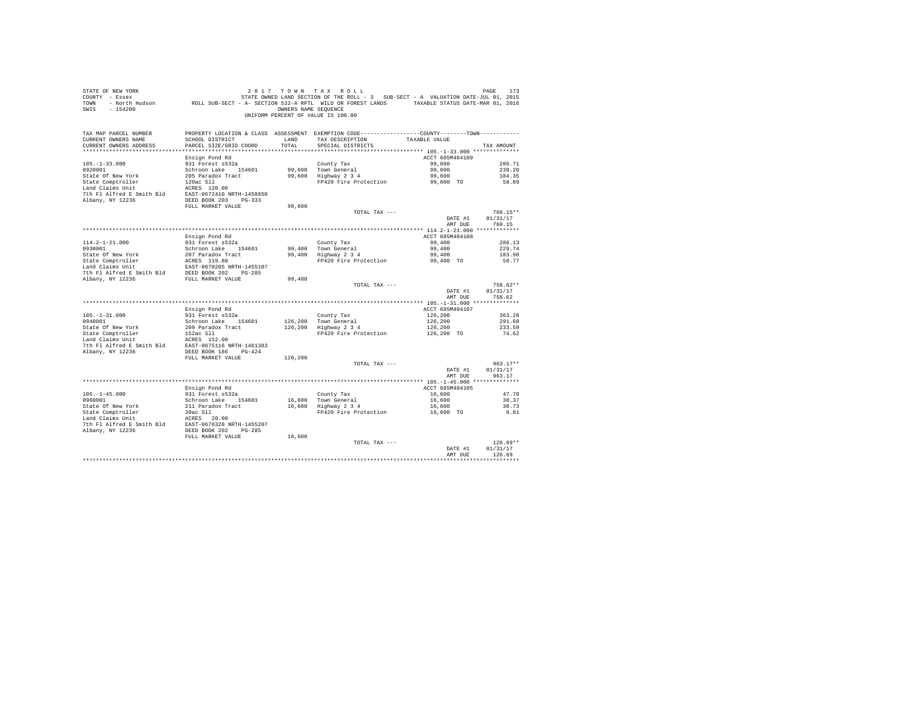STATE OF NEW YORK　　　　　　　　2 0 1 7　T O W N　T A X　R O L L
COUNTY - Essex　　　　　　STATE OWNED LAND SECTION OF THE ROLL - 3　SUB-SECT - A　VALUATION DATE-JUL 01, 2015
TOWN - North Hudson　　ROLL SUB-SECT - A- SECTION 532-A RPTL WILD OR FOREST LANDS　　TAXABLE STATUS DATE-MAR 01, 2016
SWIS - 154200　　　　　　　　OWNERS NAME SEQUENCE
UNIFORM PERCENT OF VALUE IS 100.00

| TAX MAP PARCEL NUMBER / CURRENT OWNERS NAME / CURRENT OWNERS ADDRESS | PROPERTY LOCATION & CLASS / SCHOOL DISTRICT / PARCEL SIZE/GRID COORD | ASSESSMENT LAND / TOTAL | EXEMPTION CODE / TAX DESCRIPTION / SPECIAL DISTRICTS | COUNTY / TOWN TAXABLE VALUE | TAX AMOUNT |
|---|---|---|---|---|---|
| 105.-1-33.000 | Ensign Pond Rd | | | ACCT 685M404109 | |
| 0920001 | 931 Forest s532a | | County Tax | 99,600 | 286.71 |
| State Of New York | Schroon Lake 154601 | 99,600 | Town General | 99,600 | 230.20 |
| State Comptroller | 205 Paradox Tract | 99,600 | Highway 2 3 4 | 99,600 | 184.35 |
| Land Claims Unit | 120ac Sll | | FP420 Fire Protection | 99,600 TO | 58.89 |
| 7th Fl Alfred E Smith Bld | ACRES 120.00 | | | | |
| Albany, NY 12236 | EAST-0672410 NRTH-1458858 | | | | |
| | DEED BOOK 203 PG-333 | | | | |
| | FULL MARKET VALUE | 99,600 | | | |
| | | | TOTAL TAX --- | | 760.15** |
| | | | | DATE #1 | 01/31/17 |
| | | | | AMT DUE | 760.15 |
| 114.2-1-21.000 | Ensign Pond Rd | | | ACCT 685M404108 | |
| 0930001 | 931 Forest s532a | | County Tax | 99,400 | 286.13 |
| State Of New York | Schroon Lake 154601 | 99,400 | Town General | 99,400 | 229.74 |
| State Comptroller | 207 Paradox Tract | 99,400 | Highway 2 3 4 | 99,400 | 183.98 |
| Land Claims Unit | ACRES 119.80 | | FP420 Fire Protection | 99,400 TO | 58.77 |
| 7th Fl Alfred E Smith Bld | EAST-0670285 NRTH-1455107 | | | | |
| Albany, NY 12236 | DEED BOOK 202 PG-285 | | | | |
| | FULL MARKET VALUE | 99,400 | | | |
| | | | TOTAL TAX --- | | 758.62** |
| | | | | DATE #1 | 01/31/17 |
| | | | | AMT DUE | 758.62 |
| 105.-1-31.000 | Ensign Pond Rd | | | ACCT 685M404107 | |
| 0940001 | 931 Forest s532a | | County Tax | 126,200 | 363.28 |
| State Of New York | Schroon Lake 154601 | 126,200 | Town General | 126,200 | 291.68 |
| State Comptroller | 209 Paradox Tract | 126,200 | Highway 2 3 4 | 126,200 | 233.59 |
| Land Claims Unit | 152ac Sll | | FP420 Fire Protection | 126,200 TO | 74.62 |
| 7th Fl Alfred E Smith Bld | ACRES 152.00 | | | | |
| Albany, NY 12236 | EAST-0675116 NRTH-1461383 | | | | |
| | DEED BOOK 186 PG-424 | | | | |
| | FULL MARKET VALUE | 126,200 | | | |
| | | | TOTAL TAX --- | | 963.17** |
| | | | | DATE #1 | 01/31/17 |
| | | | | AMT DUE | 963.17 |
| 105.-1-45.000 | Ensign Pond Rd | | | ACCT 685M404105 | |
| 0960001 | 931 Forest s532a | | County Tax | 16,600 | 47.78 |
| State Of New York | Schroon Lake 154601 | 16,600 | Town General | 16,600 | 38.37 |
| State Comptroller | 211 Paradox Tract | 16,600 | Highway 2 3 4 | 16,600 | 30.73 |
| Land Claims Unit | 20ac Sll | | FP420 Fire Protection | 16,600 TO | 9.81 |
| 7th Fl Alfred E Smith Bld | ACRES 20.00 | | | | |
| Albany, NY 12236 | EAST-0676328 NRTH-1455207 | | | | |
| | DEED BOOK 202 PG-285 | | | | |
| | FULL MARKET VALUE | 16,600 | | | |
| | | | TOTAL TAX --- | | 126.69** |
| | | | | DATE #1 | 01/31/17 |
| | | | | AMT DUE | 126.69 |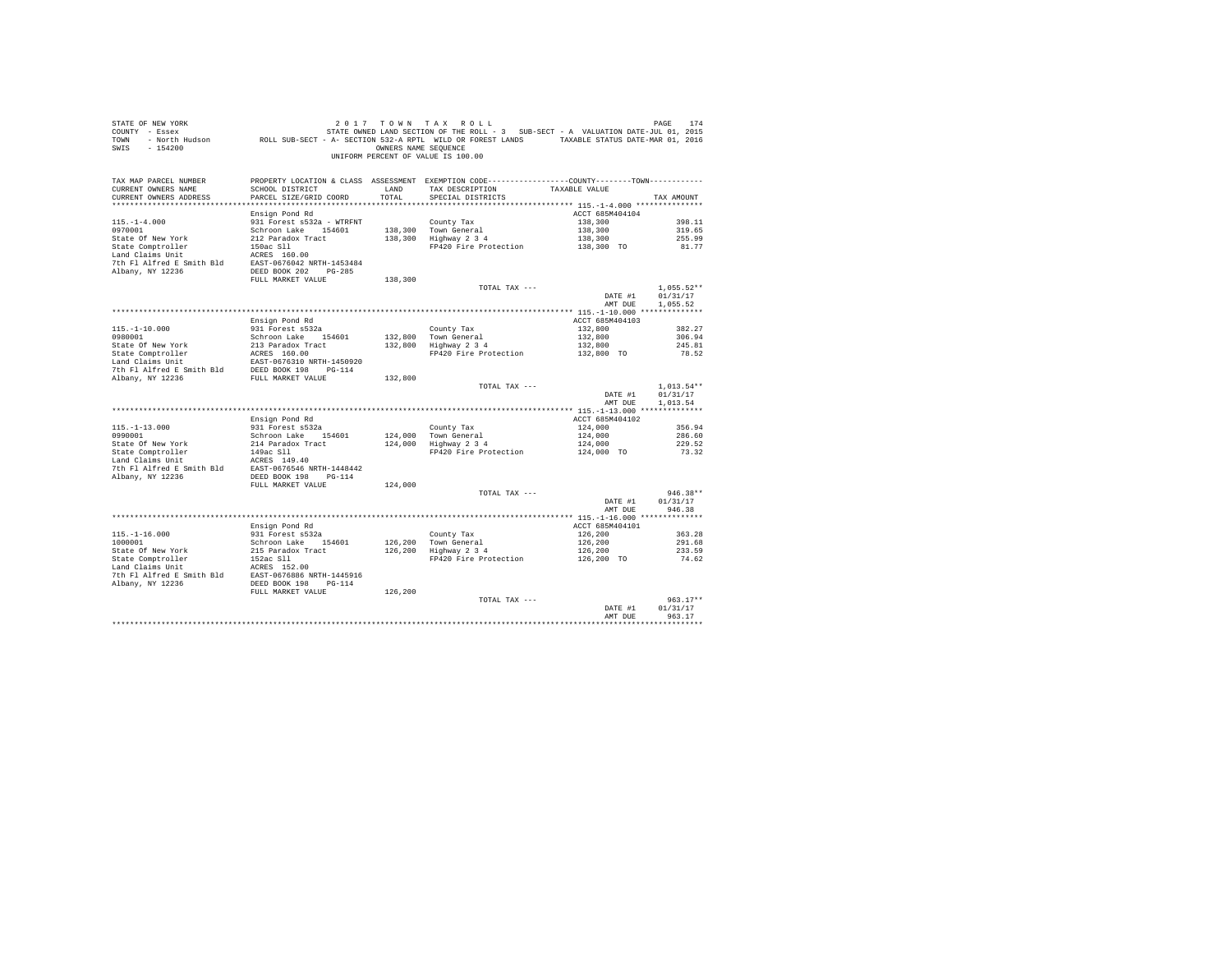STATE OF NEW YORK — 2017 TOWN TAX ROLL
COUNTY - Essex — STATE OWNED LAND SECTION OF THE ROLL - 3 SUB-SECT - A VALUATION DATE-JUL 01, 2015
TOWN - North Hudson — ROLL SUB-SECT - A- SECTION 532-A RPTL WILD OR FOREST LANDS — TAXABLE STATUS DATE-MAR 01, 2016
SWIS - 154200 — OWNERS NAME SEQUENCE
UNIFORM PERCENT OF VALUE IS 100.00

| TAX MAP PARCEL NUMBER / CURRENT OWNERS NAME / CURRENT OWNERS ADDRESS | PROPERTY LOCATION & CLASS / SCHOOL DISTRICT / PARCEL SIZE/GRID COORD | ASSESSMENT LAND | TOTAL | EXEMPTION CODE / TAX DESCRIPTION / SPECIAL DISTRICTS | COUNTY--------TOWN TAXABLE VALUE | TAX AMOUNT |
|---|---|---|---|---|---|---|
| **115.-1-4.000** | Ensign Pond Rd | | | | ACCT 685M404104 | |
| 115.-1-4.000 | 931 Forest s532a - WTRFNT | | | County Tax | 138,300 | 398.11 |
| 0970001 | Schroon Lake 154601 | 138,300 | | Town General | 138,300 | 319.65 |
| State Of New York | 212 Paradox Tract | | 138,300 | Highway 2 3 4 | 138,300 | 255.99 |
| State Comptroller | 150ac Sll | | | FP420 Fire Protection | 138,300 TO | 81.77 |
| Land Claims Unit | ACRES 160.00 | | | | | |
| 7th Fl Alfred E Smith Bld | EAST-0676042 NRTH-1453484 | | | | | |
| Albany, NY 12236 | DEED BOOK 202 PG-285 | | | | | |
| | FULL MARKET VALUE | | 138,300 | | | |
| | | | | TOTAL TAX --- | | 1,055.52** |
| | | | | | DATE #1 | 01/31/17 |
| | | | | | AMT DUE | 1,055.52 |
| **115.-1-10.000** | Ensign Pond Rd | | | | ACCT 685M404103 | |
| 115.-1-10.000 | 931 Forest s532a | | | County Tax | 132,800 | 382.27 |
| 0980001 | Schroon Lake 154601 | 132,800 | | Town General | 132,800 | 306.94 |
| State Of New York | 213 Paradox Tract | | 132,800 | Highway 2 3 4 | 132,800 | 245.81 |
| State Comptroller | ACRES 160.00 | | | FP420 Fire Protection | 132,800 TO | 78.52 |
| Land Claims Unit | EAST-0676310 NRTH-1450920 | | | | | |
| 7th Fl Alfred E Smith Bld | DEED BOOK 198 PG-114 | | | | | |
| Albany, NY 12236 | FULL MARKET VALUE | | 132,800 | | | |
| | | | | TOTAL TAX --- | | 1,013.54** |
| | | | | | DATE #1 | 01/31/17 |
| | | | | | AMT DUE | 1,013.54 |
| **115.-1-13.000** | Ensign Pond Rd | | | | ACCT 685M404102 | |
| 115.-1-13.000 | 931 Forest s532a | | | County Tax | 124,000 | 356.94 |
| 0990001 | Schroon Lake 154601 | 124,000 | | Town General | 124,000 | 286.60 |
| State Of New York | 214 Paradox Tract | | 124,000 | Highway 2 3 4 | 124,000 | 229.52 |
| State Comptroller | 149ac Sll | | | FP420 Fire Protection | 124,000 TO | 73.32 |
| Land Claims Unit | ACRES 149.40 | | | | | |
| 7th Fl Alfred E Smith Bld | EAST-0676546 NRTH-1448442 | | | | | |
| Albany, NY 12236 | DEED BOOK 198 PG-114 | | | | | |
| | FULL MARKET VALUE | | 124,000 | | | |
| | | | | TOTAL TAX --- | | 946.38** |
| | | | | | DATE #1 | 01/31/17 |
| | | | | | AMT DUE | 946.38 |
| **115.-1-16.000** | Ensign Pond Rd | | | | ACCT 685M404101 | |
| 115.-1-16.000 | 931 Forest s532a | | | County Tax | 126,200 | 363.28 |
| 1000001 | Schroon Lake 154601 | 126,200 | | Town General | 126,200 | 291.68 |
| State Of New York | 215 Paradox Tract | | 126,200 | Highway 2 3 4 | 126,200 | 233.59 |
| State Comptroller | 152ac Sll | | | FP420 Fire Protection | 126,200 TO | 74.62 |
| Land Claims Unit | ACRES 152.00 | | | | | |
| 7th Fl Alfred E Smith Bld | EAST-0676806 NRTH-1445916 | | | | | |
| Albany, NY 12236 | DEED BOOK 198 PG-114 | | | | | |
| | FULL MARKET VALUE | | 126,200 | | | |
| | | | | TOTAL TAX --- | | 963.17** |
| | | | | | DATE #1 | 01/31/17 |
| | | | | | AMT DUE | 963.17 |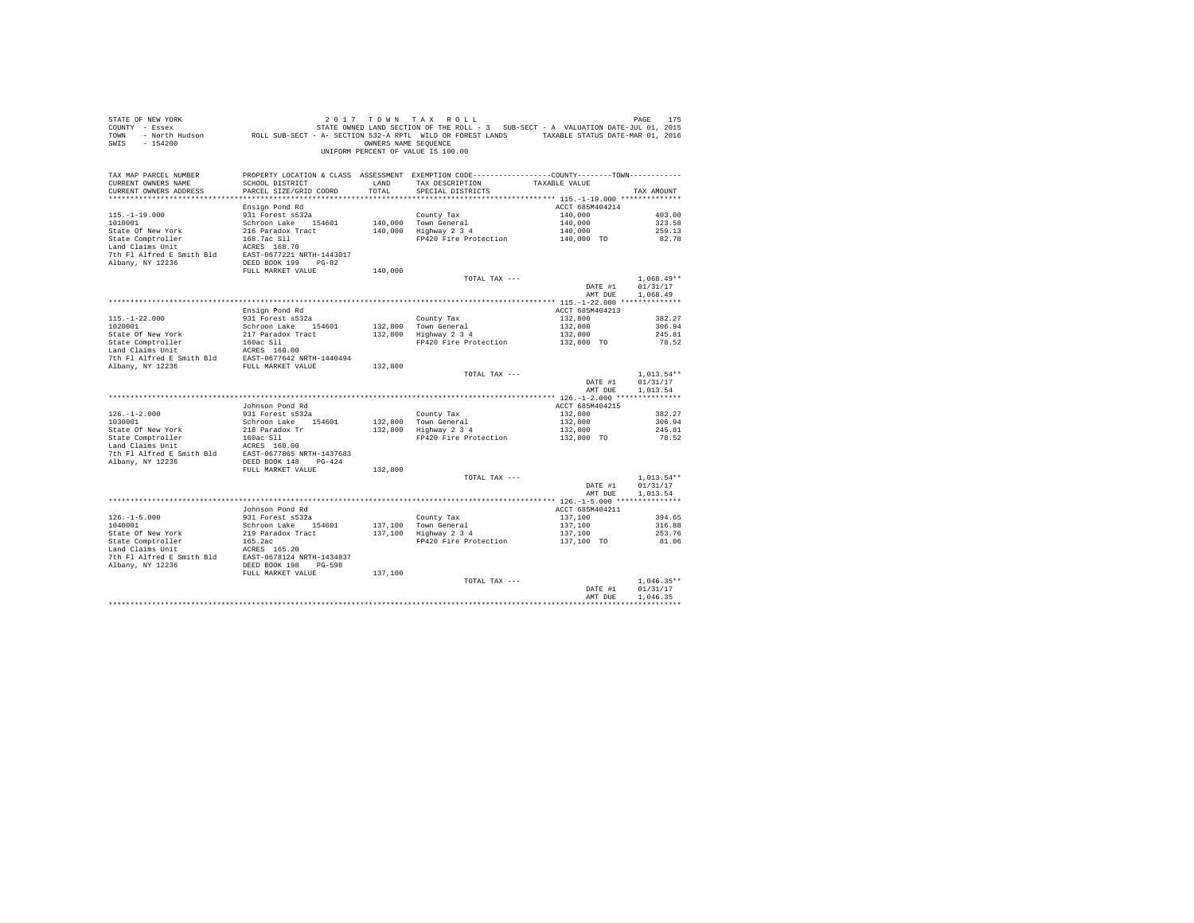STATE OF NEW YORK
COUNTY - Essex
TOWN - North Hudson
SWIS - 154200

2 0 1 7 T O W N T A X R O L L
STATE OWNED LAND SECTION OF THE ROLL - 3 SUB-SECT - A VALUATION DATE-JUL 01, 2015
ROLL SUB-SECT - A- SECTION 532-A RPTL WILD OR FOREST LANDS TAXABLE STATUS DATE-MAR 01, 2016
OWNERS NAME SEQUENCE
UNIFORM PERCENT OF VALUE IS 100.00

| TAX MAP PARCEL NUMBER / CURRENT OWNERS NAME / CURRENT OWNERS ADDRESS | PROPERTY LOCATION & CLASS / SCHOOL DISTRICT / PARCEL SIZE/GRID COORD | ASSESSMENT LAND / TOTAL | EXEMPTION CODE / TAX DESCRIPTION / SPECIAL DISTRICTS | COUNTY--------TOWN / TAXABLE VALUE | TAX AMOUNT |
|---|---|---|---|---|---|
| **115.-1-19.000** | Ensign Pond Rd | | | ACCT 685M404214 | |
| 115.-1-19.000 | 931 Forest s532a | | County Tax | 140,000 | 403.00 |
| 1010001 | Schroon Lake 154601 | 140,000 | Town General | 140,000 | 323.58 |
| State Of New York | 216 Paradox Tract | 140,000 | Highway 2 3 4 | 140,000 | 259.13 |
| State Comptroller | 168.7ac Sll | | FP420 Fire Protection | 140,000 TO | 82.78 |
| Land Claims Unit | ACRES 168.70 | | | | |
| 7th Fl Alfred E Smith Bld | EAST-0677221 NRTH-1443017 | | | | |
| Albany, NY 12236 | DEED BOOK 199 PG-82 | | | | |
| | FULL MARKET VALUE | 140,000 | | | |
| | | | TOTAL TAX --- | | 1,068.49** |
| | | | | DATE #1 | 01/31/17 |
| | | | | AMT DUE | 1,068.49 |
| **115.-1-22.000** | Ensign Pond Rd | | | ACCT 685M404213 | |
| 115.-1-22.000 | 931 Forest s532a | | County Tax | 132,800 | 382.27 |
| 1020001 | Schroon Lake 154601 | 132,800 | Town General | 132,800 | 306.94 |
| State Of New York | 217 Paradox Tract | 132,800 | Highway 2 3 4 | 132,800 | 245.81 |
| State Comptroller | 160ac Sll | | FP420 Fire Protection | 132,800 TO | 78.52 |
| Land Claims Unit | ACRES 160.00 | | | | |
| 7th Fl Alfred E Smith Bld | EAST-0677642 NRTH-1440494 | | | | |
| Albany, NY 12236 | FULL MARKET VALUE | 132,800 | | | |
| | | | TOTAL TAX --- | | 1,013.54** |
| | | | | DATE #1 | 01/31/17 |
| | | | | AMT DUE | 1,013.54 |
| **126.-1-2.000** | Johnson Pond Rd | | | ACCT 685M404215 | |
| 126.-1-2.000 | 931 Forest s532a | | County Tax | 132,800 | 382.27 |
| 1030001 | Schroon Lake 154601 | 132,800 | Town General | 132,800 | 306.94 |
| State Of New York | 218 Paradox Tr | 132,800 | Highway 2 3 4 | 132,800 | 245.81 |
| State Comptroller | 160ac Sll | | FP420 Fire Protection | 132,800 TO | 78.52 |
| Land Claims Unit | ACRES 160.00 | | | | |
| 7th Fl Alfred E Smith Bld | EAST-0677865 NRTH-1437683 | | | | |
| Albany, NY 12236 | DEED BOOK 148 PG-424 | | | | |
| | FULL MARKET VALUE | 132,800 | | | |
| | | | TOTAL TAX --- | | 1,013.54** |
| | | | | DATE #1 | 01/31/17 |
| | | | | AMT DUE | 1,013.54 |
| **126.-1-5.000** | Johnson Pond Rd | | | ACCT 685M404211 | |
| 126.-1-5.000 | 931 Forest s532a | | County Tax | 137,100 | 394.65 |
| 1040001 | Schroon Lake 154601 | 137,100 | Town General | 137,100 | 316.88 |
| State Of New York | 219 Paradox Tract | 137,100 | Highway 2 3 4 | 137,100 | 253.76 |
| State Comptroller | 165.2ac | | FP420 Fire Protection | 137,100 TO | 81.06 |
| Land Claims Unit | ACRES 165.20 | | | | |
| 7th Fl Alfred E Smith Bld | EAST-0678124 NRTH-1434837 | | | | |
| Albany, NY 12236 | DEED BOOK 198 PG-598 | | | | |
| | FULL MARKET VALUE | 137,100 | | | |
| | | | TOTAL TAX --- | | 1,046.35** |
| | | | | DATE #1 | 01/31/17 |
| | | | | AMT DUE | 1,046.35 |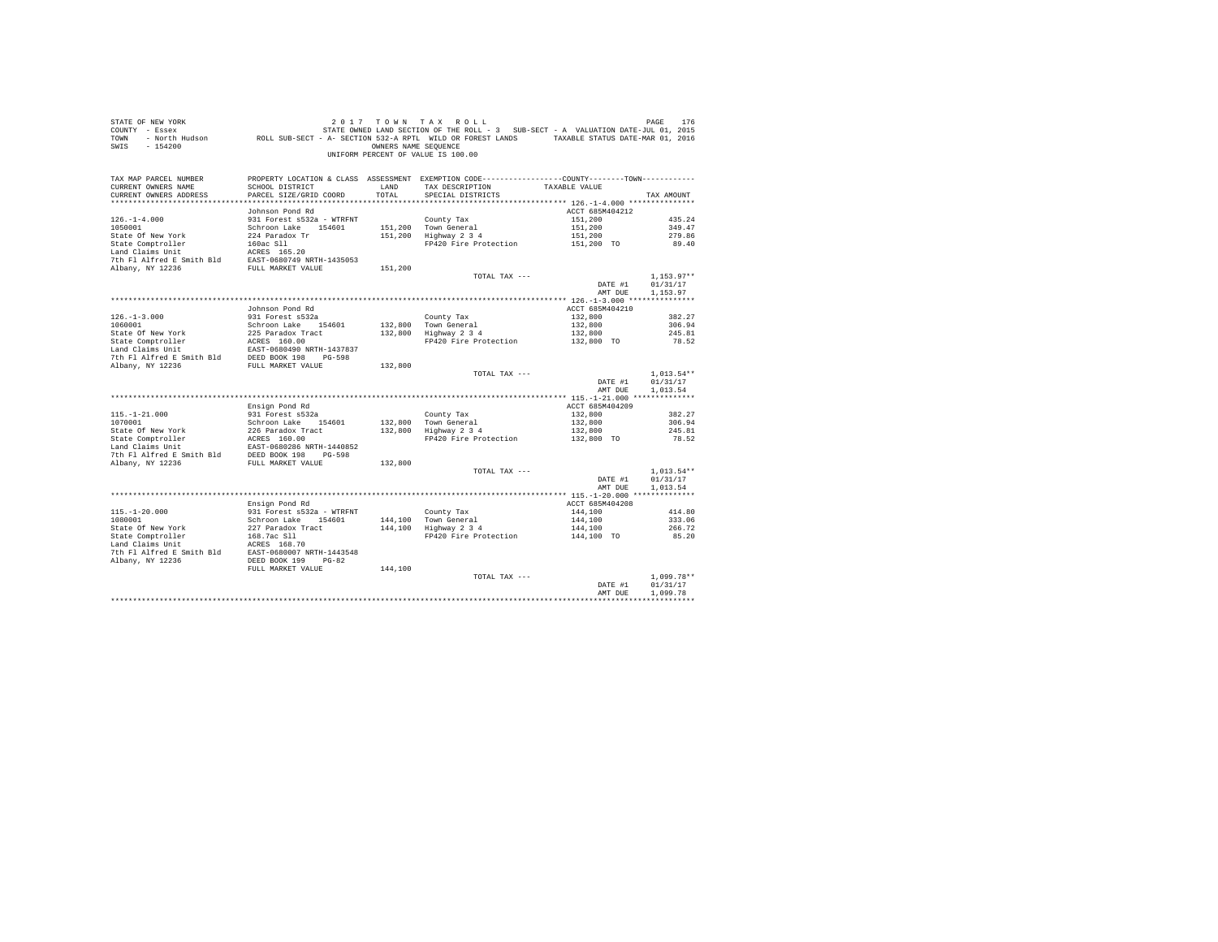STATE OF NEW YORK 2 0 1 7 T O W N T A X R O L L
COUNTY - Essex STATE OWNED LAND SECTION OF THE ROLL - 3 SUB-SECT - A VALUATION DATE-JUL 01, 2015
TOWN - North Hudson ROLL SUB-SECT - A- SECTION 532-A RPTL WILD OR FOREST LANDS TAXABLE STATUS DATE-MAR 01, 2016
SWIS - 154200 OWNERS NAME SEQUENCE
UNIFORM PERCENT OF VALUE IS 100.00

| TAX MAP PARCEL NUMBER / CURRENT OWNERS NAME / CURRENT OWNERS ADDRESS | PROPERTY LOCATION & CLASS / SCHOOL DISTRICT / PARCEL SIZE/GRID COORD | ASSESSMENT LAND / TOTAL | EXEMPTION CODE / TAX DESCRIPTION / SPECIAL DISTRICTS | COUNTY--------TOWN TAXABLE VALUE | TAX AMOUNT |
|---|---|---|---|---|---|
| **126.-1-4.000** | Johnson Pond Rd | | | ACCT 685M404212 | |
| 126.-1-4.000 | 931 Forest s532a - WTRFNT | | County Tax | 151,200 | 435.24 |
| 1050001 | Schroon Lake 154601 | 151,200 | Town General | 151,200 | 349.47 |
| State Of New York | 224 Paradox Tr | 151,200 | Highway 2 3 4 | 151,200 | 279.86 |
| State Comptroller | 160ac Sll | | FP420 Fire Protection | 151,200 TO | 89.40 |
| Land Claims Unit | ACRES 165.20 | | | | |
| 7th Fl Alfred E Smith Bld | EAST-0680749 NRTH-1435053 | | | | |
| Albany, NY 12236 | FULL MARKET VALUE | 151,200 | | | |
| | | | TOTAL TAX --- | | 1,153.97** |
| | | | | DATE #1 | 01/31/17 |
| | | | | AMT DUE | 1,153.97 |
| **126.-1-3.000** | Johnson Pond Rd | | | ACCT 685M404210 | |
| 126.-1-3.000 | 931 Forest s532a | | County Tax | 132,800 | 382.27 |
| 1060001 | Schroon Lake 154601 | 132,800 | Town General | 132,800 | 306.94 |
| State Of New York | 225 Paradox Tract | 132,800 | Highway 2 3 4 | 132,800 | 245.81 |
| State Comptroller | ACRES 160.00 | | FP420 Fire Protection | 132,800 TO | 78.52 |
| Land Claims Unit | EAST-0680490 NRTH-1437837 | | | | |
| 7th Fl Alfred E Smith Bld | DEED BOOK 198 PG-598 | | | | |
| Albany, NY 12236 | FULL MARKET VALUE | 132,800 | | | |
| | | | TOTAL TAX --- | | 1,013.54** |
| | | | | DATE #1 | 01/31/17 |
| | | | | AMT DUE | 1,013.54 |
| **115.-1-21.000** | Ensign Pond Rd | | | ACCT 685M404209 | |
| 115.-1-21.000 | 931 Forest s532a | | County Tax | 132,800 | 382.27 |
| 1070001 | Schroon Lake 154601 | 132,800 | Town General | 132,800 | 306.94 |
| State Of New York | 226 Paradox Tract | 132,800 | Highway 2 3 4 | 132,800 | 245.81 |
| State Comptroller | ACRES 160.00 | | FP420 Fire Protection | 132,800 TO | 78.52 |
| Land Claims Unit | EAST-0680286 NRTH-1440852 | | | | |
| 7th Fl Alfred E Smith Bld | DEED BOOK 198 PG-598 | | | | |
| Albany, NY 12236 | FULL MARKET VALUE | 132,800 | | | |
| | | | TOTAL TAX --- | | 1,013.54** |
| | | | | DATE #1 | 01/31/17 |
| | | | | AMT DUE | 1,013.54 |
| **115.-1-20.000** | Ensign Pond Rd | | | ACCT 685M404208 | |
| 115.-1-20.000 | 931 Forest s532a - WTRFNT | | County Tax | 144,100 | 414.80 |
| 1080001 | Schroon Lake 154601 | 144,100 | Town General | 144,100 | 333.06 |
| State Of New York | 227 Paradox Tract | 144,100 | Highway 2 3 4 | 144,100 | 266.72 |
| State Comptroller | 168.7ac Sll | | FP420 Fire Protection | 144,100 TO | 85.20 |
| Land Claims Unit | ACRES 168.70 | | | | |
| 7th Fl Alfred E Smith Bld | EAST-0680007 NRTH-1443548 | | | | |
| Albany, NY 12236 | DEED BOOK 199 PG-82 | | | | |
| | FULL MARKET VALUE | 144,100 | | | |
| | | | TOTAL TAX --- | | 1,099.78** |
| | | | | DATE #1 | 01/31/17 |
| | | | | AMT DUE | 1,099.78 |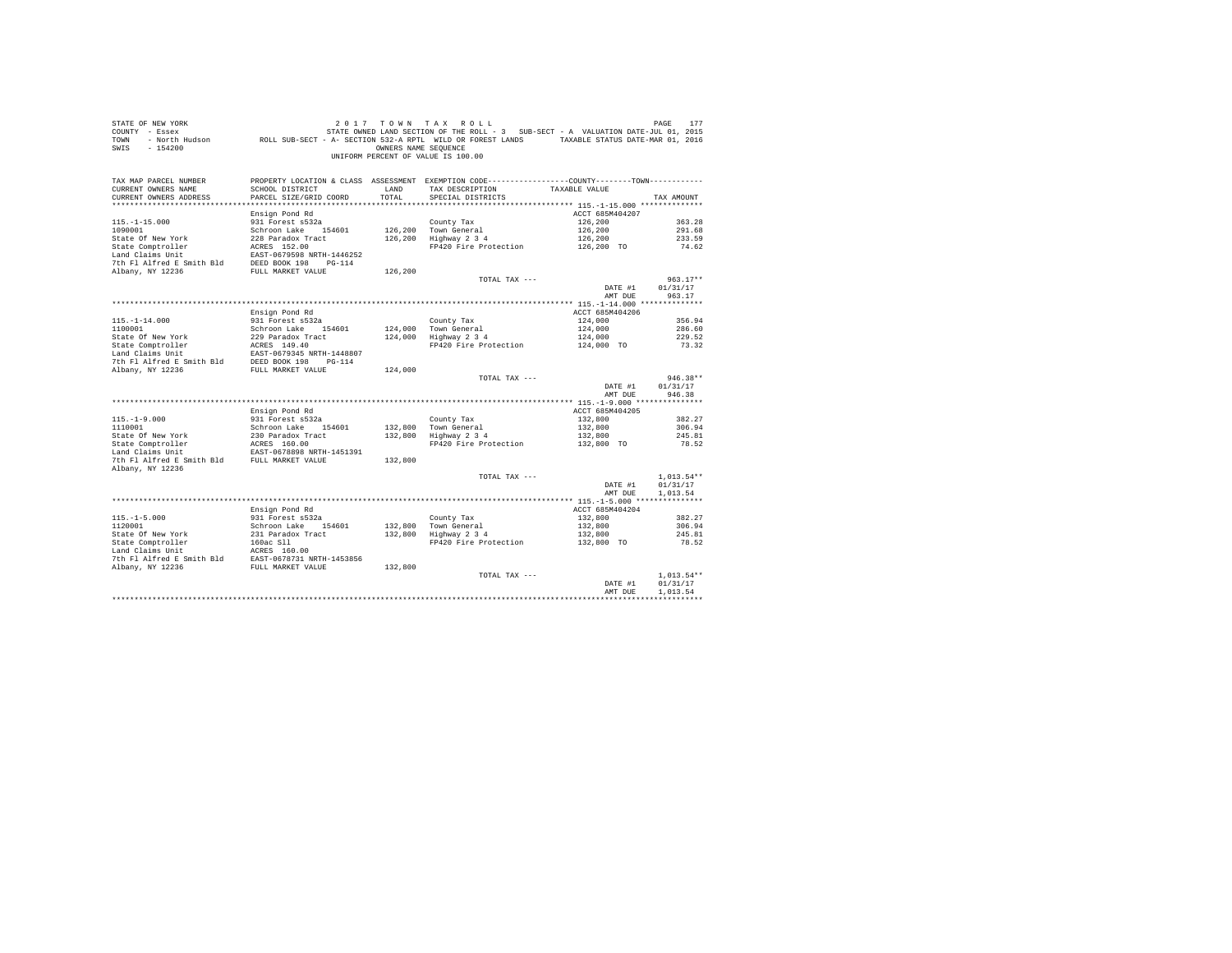STATE OF NEW YORK
COUNTY - Essex
TOWN - North Hudson
SWIS - 154200

2017 TOWN TAX ROLL
STATE OWNED LAND SECTION OF THE ROLL - 3 SUB-SECT - A VALUATION DATE-JUL 01, 2015
ROLL SUB-SECT - A- SECTION 532-A RPTL WILD OR FOREST LANDS TAXABLE STATUS DATE-MAR 01, 2016
OWNERS NAME SEQUENCE
UNIFORM PERCENT OF VALUE IS 100.00

| TAX MAP PARCEL NUMBER / CURRENT OWNERS NAME / CURRENT OWNERS ADDRESS | PROPERTY LOCATION & CLASS / SCHOOL DISTRICT / PARCEL SIZE/GRID COORD | ASSESSMENT LAND / TOTAL | EXEMPTION CODE / TAX DESCRIPTION / SPECIAL DISTRICTS | COUNTY--------TOWN TAXABLE VALUE | TAX AMOUNT |
|---|---|---|---|---|---|
| | Ensign Pond Rd | | | ACCT 685M404207 | |
| 115.-1-15.000 | 931 Forest s532a | | County Tax | 126,200 | 363.28 |
| 1090001 | Schroon Lake 154601 | 126,200 | Town General | 126,200 | 291.68 |
| State Of New York | 228 Paradox Tract | 126,200 | Highway 2 3 4 | 126,200 | 233.59 |
| State Comptroller | ACRES 152.00 | | FP420 Fire Protection | 126,200 TO | 74.62 |
| Land Claims Unit | EAST-0679598 NRTH-1446252 | | | | |
| 7th Fl Alfred E Smith Bld | DEED BOOK 198 PG-114 | | | | |
| Albany, NY 12236 | FULL MARKET VALUE | 126,200 | | | |
| | | | TOTAL TAX --- | | 963.17** |
| | | | | DATE #1 | 01/31/17 |
| | | | | AMT DUE | 963.17 |
| | Ensign Pond Rd | | | ACCT 685M404206 | |
| 115.-1-14.000 | 931 Forest s532a | | County Tax | 124,000 | 356.94 |
| 1100001 | Schroon Lake 154601 | 124,000 | Town General | 124,000 | 286.60 |
| State Of New York | 229 Paradox Tract | 124,000 | Highway 2 3 4 | 124,000 | 229.52 |
| State Comptroller | ACRES 149.40 | | FP420 Fire Protection | 124,000 TO | 73.32 |
| Land Claims Unit | EAST-0679345 NRTH-1448807 | | | | |
| 7th Fl Alfred E Smith Bld | DEED BOOK 198 PG-114 | | | | |
| Albany, NY 12236 | FULL MARKET VALUE | 124,000 | | | |
| | | | TOTAL TAX --- | | 946.38** |
| | | | | DATE #1 | 01/31/17 |
| | | | | AMT DUE | 946.38 |
| | Ensign Pond Rd | | | ACCT 685M404205 | |
| 115.-1-9.000 | 931 Forest s532a | | County Tax | 132,800 | 382.27 |
| 1110001 | Schroon Lake 154601 | 132,800 | Town General | 132,800 | 306.94 |
| State Of New York | 230 Paradox Tract | 132,800 | Highway 2 3 4 | 132,800 | 245.81 |
| State Comptroller | ACRES 160.00 | | FP420 Fire Protection | 132,800 TO | 78.52 |
| Land Claims Unit | EAST-0678898 NRTH-1451391 | | | | |
| 7th Fl Alfred E Smith Bld | FULL MARKET VALUE | 132,800 | | | |
| Albany, NY 12236 | | | | | |
| | | | TOTAL TAX --- | | 1,013.54** |
| | | | | DATE #1 | 01/31/17 |
| | | | | AMT DUE | 1,013.54 |
| | Ensign Pond Rd | | | ACCT 685M404204 | |
| 115.-1-5.000 | 931 Forest s532a | | County Tax | 132,800 | 382.27 |
| 1120001 | Schroon Lake 154601 | 132,800 | Town General | 132,800 | 306.94 |
| State Of New York | 231 Paradox Tract | 132,800 | Highway 2 3 4 | 132,800 | 245.81 |
| State Comptroller | 160ac Sll | | FP420 Fire Protection | 132,800 TO | 78.52 |
| Land Claims Unit | ACRES 160.00 | | | | |
| 7th Fl Alfred E Smith Bld | EAST-0678731 NRTH-1453856 | | | | |
| Albany, NY 12236 | FULL MARKET VALUE | 132,800 | | | |
| | | | TOTAL TAX --- | | 1,013.54** |
| | | | | DATE #1 | 01/31/17 |
| | | | | AMT DUE | 1,013.54 |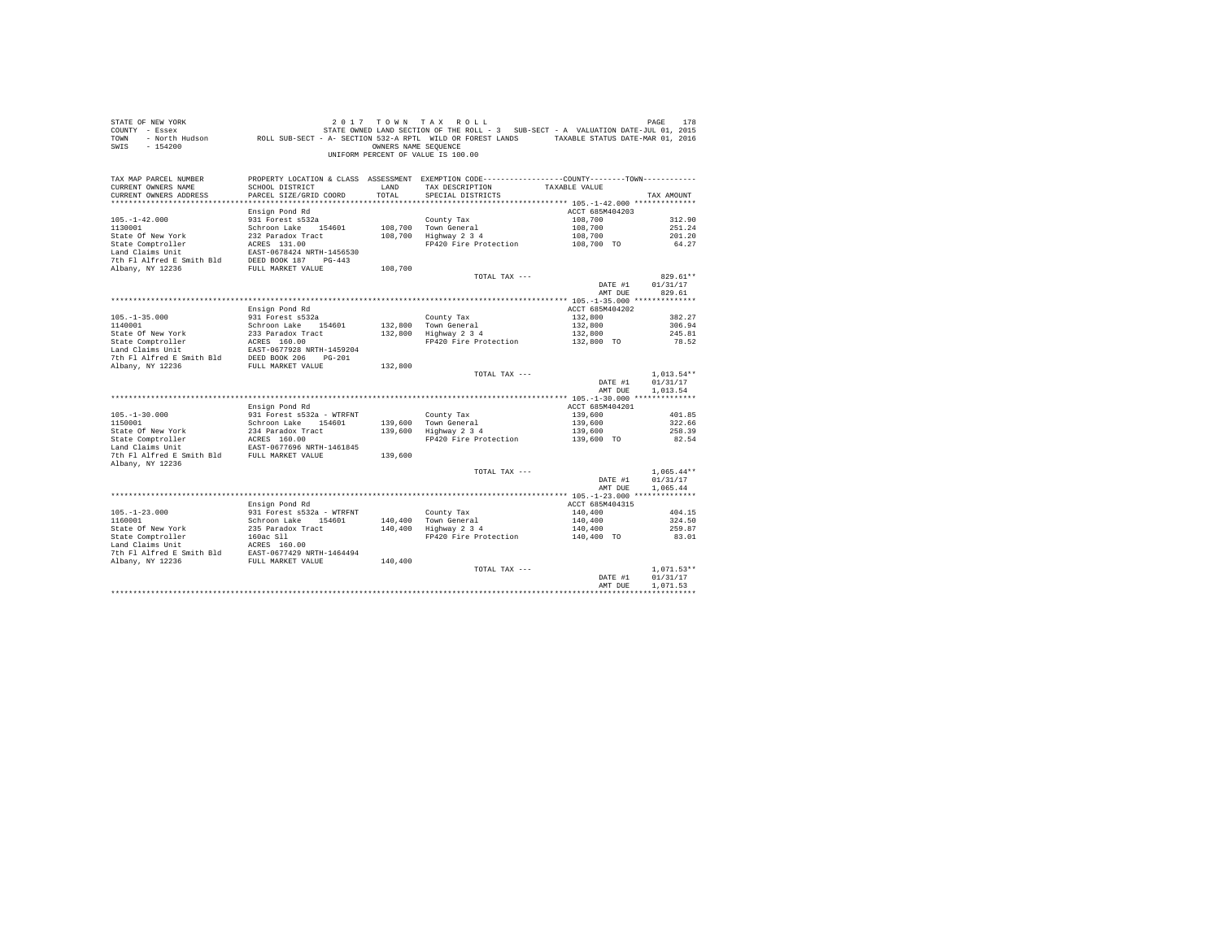STATE OF NEW YORK
COUNTY - Essex
TOWN - North Hudson
SWIS - 154200

2 0 1 7 T O W N T A X R O L L
STATE OWNED LAND SECTION OF THE ROLL - 3 SUB-SECT - A VALUATION DATE-JUL 01, 2015
ROLL SUB-SECT - A- SECTION 532-A RPTL WILD OR FOREST LANDS TAXABLE STATUS DATE-MAR 01, 2016
OWNERS NAME SEQUENCE
UNIFORM PERCENT OF VALUE IS 100.00

| TAX MAP PARCEL NUMBER / CURRENT OWNERS NAME / CURRENT OWNERS ADDRESS | PROPERTY LOCATION & CLASS / SCHOOL DISTRICT / PARCEL SIZE/GRID COORD | ASSESSMENT LAND / TOTAL | EXEMPTION CODE / TAX DESCRIPTION / SPECIAL DISTRICTS | COUNTY--------TOWN TAXABLE VALUE | TAX AMOUNT |
|---|---|---|---|---|---|
| **105.-1-42.000** | Ensign Pond Rd | | | ACCT 685M404203 | |
| 105.-1-42.000 | 931 Forest s532a | | County Tax | 108,700 | 312.90 |
| 1130001 | Schroon Lake 154601 | 108,700 | Town General | 108,700 | 251.24 |
| State Of New York | 232 Paradox Tract | 108,700 | Highway 2 3 4 | 108,700 | 201.20 |
| State Comptroller | ACRES 131.00 | | FP420 Fire Protection | 108,700 TO | 64.27 |
| Land Claims Unit | EAST-0678424 NRTH-1456530 | | | | |
| 7th Fl Alfred E Smith Bld | DEED BOOK 187 PG-443 | | | | |
| Albany, NY 12236 | FULL MARKET VALUE | 108,700 | | | |
| | | | TOTAL TAX --- | | 829.61** |
| | | | | DATE #1 | 01/31/17 |
| | | | | AMT DUE | 829.61 |
| **105.-1-35.000** | Ensign Pond Rd | | | ACCT 685M404202 | |
| 105.-1-35.000 | 931 Forest s532a | | County Tax | 132,800 | 382.27 |
| 1140001 | Schroon Lake 154601 | 132,800 | Town General | 132,800 | 306.94 |
| State Of New York | 233 Paradox Tract | 132,800 | Highway 2 3 4 | 132,800 | 245.81 |
| State Comptroller | ACRES 160.00 | | FP420 Fire Protection | 132,800 TO | 78.52 |
| Land Claims Unit | EAST-0677928 NRTH-1459204 | | | | |
| 7th Fl Alfred E Smith Bld | DEED BOOK 206 PG-201 | | | | |
| Albany, NY 12236 | FULL MARKET VALUE | 132,800 | | | |
| | | | TOTAL TAX --- | | 1,013.54** |
| | | | | DATE #1 | 01/31/17 |
| | | | | AMT DUE | 1,013.54 |
| **105.-1-30.000** | Ensign Pond Rd | | | ACCT 685M404201 | |
| 105.-1-30.000 | 931 Forest s532a - WTRFNT | | County Tax | 139,600 | 401.85 |
| 1150001 | Schroon Lake 154601 | 139,600 | Town General | 139,600 | 322.66 |
| State Of New York | 234 Paradox Tract | 139,600 | Highway 2 3 4 | 139,600 | 258.39 |
| State Comptroller | ACRES 160.00 | | FP420 Fire Protection | 139,600 TO | 82.54 |
| Land Claims Unit | EAST-0677696 NRTH-1461845 | | | | |
| 7th Fl Alfred E Smith Bld | FULL MARKET VALUE | 139,600 | | | |
| Albany, NY 12236 | | | | | |
| | | | TOTAL TAX --- | | 1,065.44** |
| | | | | DATE #1 | 01/31/17 |
| | | | | AMT DUE | 1,065.44 |
| **105.-1-23.000** | Ensign Pond Rd | | | ACCT 685M404315 | |
| 105.-1-23.000 | 931 Forest s532a - WTRFNT | | County Tax | 140,400 | 404.15 |
| 1160001 | Schroon Lake 154601 | 140,400 | Town General | 140,400 | 324.50 |
| State Of New York | 235 Paradox Tract | 140,400 | Highway 2 3 4 | 140,400 | 259.87 |
| State Comptroller | 160ac Sll | | FP420 Fire Protection | 140,400 TO | 83.01 |
| Land Claims Unit | ACRES 160.00 | | | | |
| 7th Fl Alfred E Smith Bld | EAST-0677429 NRTH-1464494 | | | | |
| Albany, NY 12236 | FULL MARKET VALUE | 140,400 | | | |
| | | | TOTAL TAX --- | | 1,071.53** |
| | | | | DATE #1 | 01/31/17 |
| | | | | AMT DUE | 1,071.53 |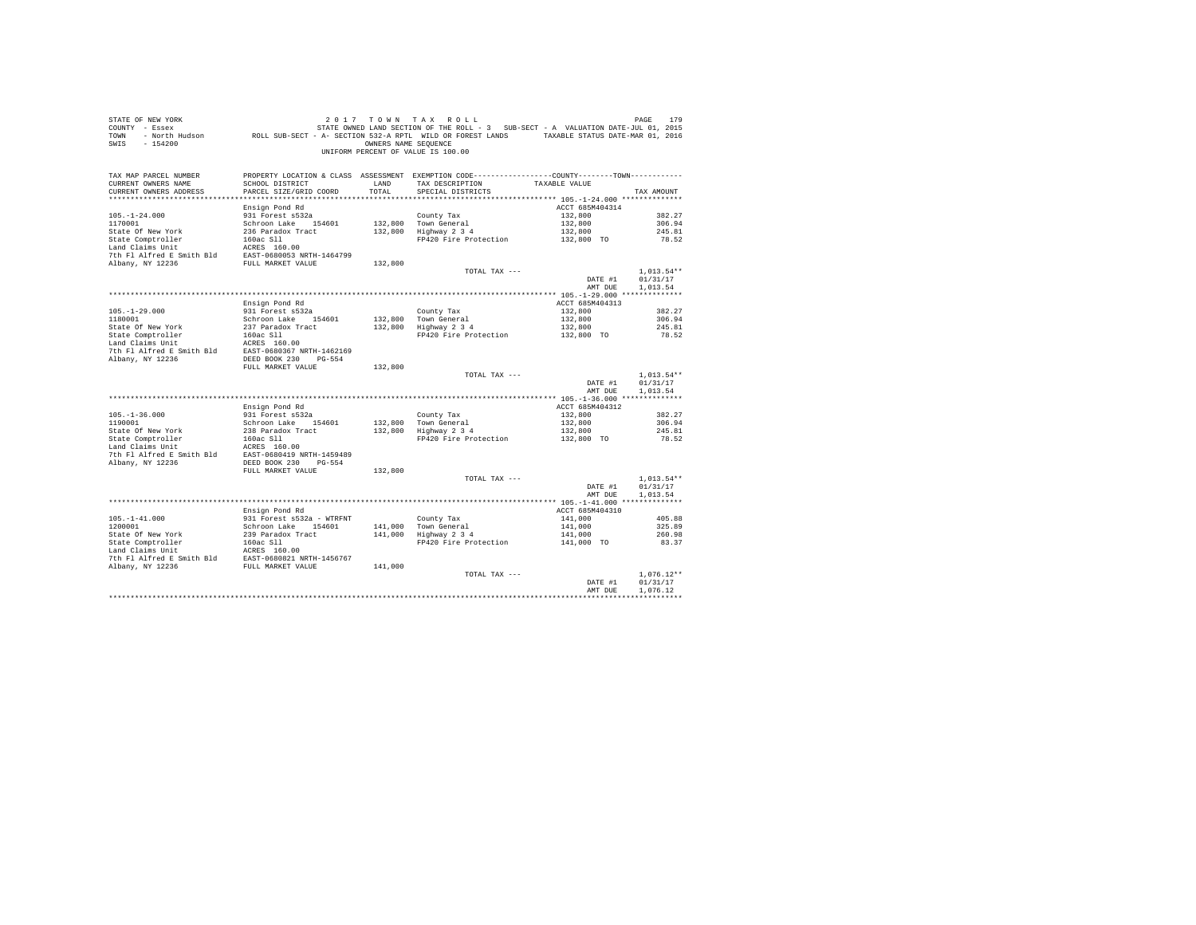STATE OF NEW YORK
COUNTY - Essex
TOWN - North Hudson
SWIS - 154200

2017 TOWN TAX ROLL
STATE OWNED LAND SECTION OF THE ROLL - 3 SUB-SECT - A VALUATION DATE-JUL 01, 2015
ROLL SUB-SECT - A- SECTION 532-A RPTL WILD OR FOREST LANDS TAXABLE STATUS DATE-MAR 01, 2016
OWNERS NAME SEQUENCE
UNIFORM PERCENT OF VALUE IS 100.00

| TAX MAP PARCEL NUMBER / CURRENT OWNERS NAME / CURRENT OWNERS ADDRESS | PROPERTY LOCATION & CLASS / SCHOOL DISTRICT / PARCEL SIZE/GRID COORD | ASSESSMENT LAND / TOTAL | EXEMPTION CODE / TAX DESCRIPTION / SPECIAL DISTRICTS | COUNTY / TOWN TAXABLE VALUE | TAX AMOUNT |
|---|---|---|---|---|---|
| **105.-1-24.000** | Ensign Pond Rd | | | ACCT 685M404314 | |
| 105.-1-24.000 | 931 Forest s532a | | County Tax | 132,800 | 382.27 |
| 1170001 | Schroon Lake 154601 | 132,800 | Town General | 132,800 | 306.94 |
| State Of New York | 236 Paradox Tract | 132,800 | Highway 2 3 4 | 132,800 | 245.81 |
| State Comptroller | 160ac Sll | | FP420 Fire Protection | 132,800 TO | 78.52 |
| Land Claims Unit | ACRES 160.00 | | | | |
| 7th Fl Alfred E Smith Bld | EAST-0680053 NRTH-1464799 | | | | |
| Albany, NY 12236 | FULL MARKET VALUE | 132,800 | | | |
| | | | TOTAL TAX --- | | 1,013.54** |
| | | | | DATE #1 | 01/31/17 |
| | | | | AMT DUE | 1,013.54 |
| **105.-1-29.000** | Ensign Pond Rd | | | ACCT 685M404313 | |
| 105.-1-29.000 | 931 Forest s532a | | County Tax | 132,800 | 382.27 |
| 1180001 | Schroon Lake 154601 | 132,800 | Town General | 132,800 | 306.94 |
| State Of New York | 237 Paradox Tract | 132,800 | Highway 2 3 4 | 132,800 | 245.81 |
| State Comptroller | 160ac Sll | | FP420 Fire Protection | 132,800 TO | 78.52 |
| Land Claims Unit | ACRES 160.00 | | | | |
| 7th Fl Alfred E Smith Bld | EAST-0680367 NRTH-1462169 | | | | |
| Albany, NY 12236 | DEED BOOK 230 PG-554 | | | | |
| | FULL MARKET VALUE | 132,800 | | | |
| | | | TOTAL TAX --- | | 1,013.54** |
| | | | | DATE #1 | 01/31/17 |
| | | | | AMT DUE | 1,013.54 |
| **105.-1-36.000** | Ensign Pond Rd | | | ACCT 685M404312 | |
| 105.-1-36.000 | 931 Forest s532a | | County Tax | 132,800 | 382.27 |
| 1190001 | Schroon Lake 154601 | 132,800 | Town General | 132,800 | 306.94 |
| State Of New York | 238 Paradox Tract | 132,800 | Highway 2 3 4 | 132,800 | 245.81 |
| State Comptroller | 160ac Sll | | FP420 Fire Protection | 132,800 TO | 78.52 |
| Land Claims Unit | ACRES 160.00 | | | | |
| 7th Fl Alfred E Smith Bld | EAST-0680419 NRTH-1459489 | | | | |
| Albany, NY 12236 | DEED BOOK 230 PG-554 | | | | |
| | FULL MARKET VALUE | 132,800 | | | |
| | | | TOTAL TAX --- | | 1,013.54** |
| | | | | DATE #1 | 01/31/17 |
| | | | | AMT DUE | 1,013.54 |
| **105.-1-41.000** | Ensign Pond Rd | | | ACCT 685M404310 | |
| 105.-1-41.000 | 931 Forest s532a - WTRFNT | | County Tax | 141,000 | 405.88 |
| 1200001 | Schroon Lake 154601 | 141,000 | Town General | 141,000 | 325.89 |
| State Of New York | 239 Paradox Tract | 141,000 | Highway 2 3 4 | 141,000 | 260.98 |
| State Comptroller | 160ac Sll | | FP420 Fire Protection | 141,000 TO | 83.37 |
| Land Claims Unit | ACRES 160.00 | | | | |
| 7th Fl Alfred E Smith Bld | EAST-0680821 NRTH-1456767 | | | | |
| Albany, NY 12236 | FULL MARKET VALUE | 141,000 | | | |
| | | | TOTAL TAX --- | | 1,076.12** |
| | | | | DATE #1 | 01/31/17 |
| | | | | AMT DUE | 1,076.12 |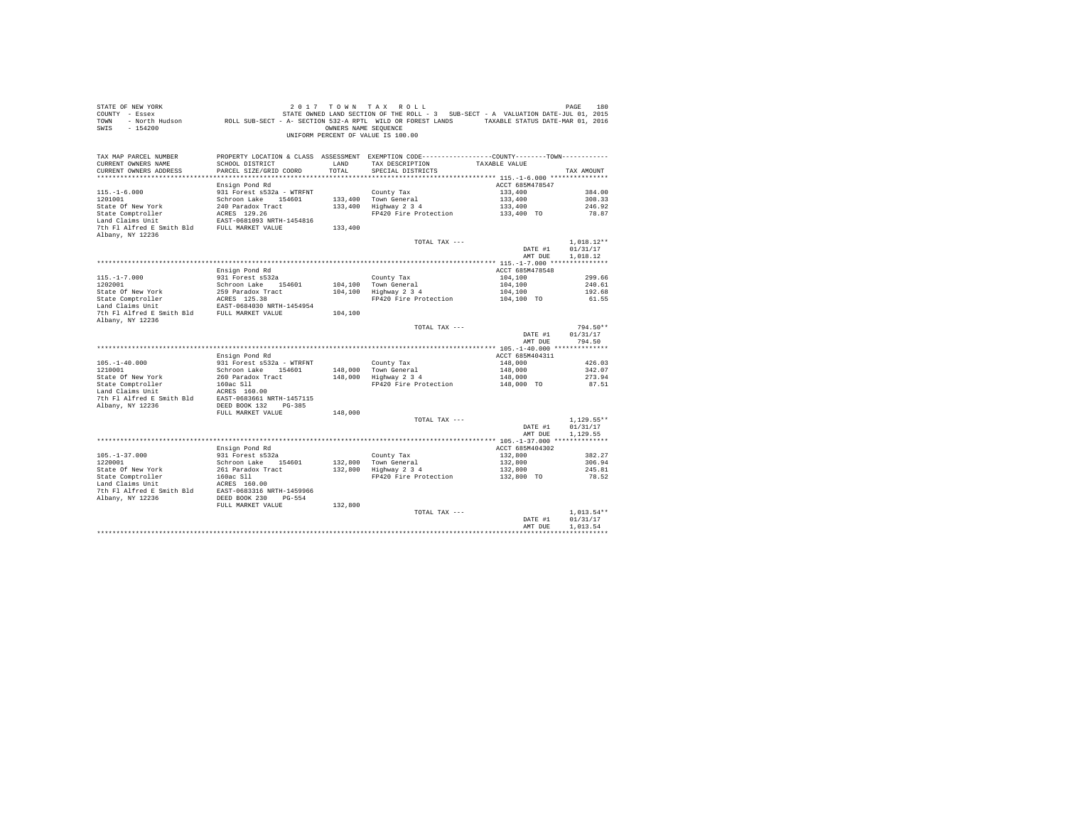STATE OF NEW YORK — 2017 TOWN TAX ROLL
COUNTY - Essex — STATE OWNED LAND SECTION OF THE ROLL - 3 SUB-SECT - A VALUATION DATE-JUL 01, 2015
TOWN - North Hudson — ROLL SUB-SECT - A- SECTION 532-A RPTL WILD OR FOREST LANDS — TAXABLE STATUS DATE-MAR 01, 2016
SWIS - 154200 — OWNERS NAME SEQUENCE
UNIFORM PERCENT OF VALUE IS 100.00

| TAX MAP PARCEL NUMBER / CURRENT OWNERS NAME / CURRENT OWNERS ADDRESS | PROPERTY LOCATION & CLASS / SCHOOL DISTRICT / PARCEL SIZE/GRID COORD | ASSESSMENT LAND / TOTAL | EXEMPTION CODE / TAX DESCRIPTION / SPECIAL DISTRICTS | COUNTY--------TOWN / TAXABLE VALUE | TAX AMOUNT |
|---|---|---|---|---|---|
| **115.-1-6.000** | Ensign Pond Rd | | | ACCT 685M478547 | |
| 115.-1-6.000 | 931 Forest s532a - WTRFNT | | County Tax | 133,400 | 384.00 |
| 1201001 | Schroon Lake 154601 | 133,400 | Town General | 133,400 | 308.33 |
| State Of New York | 240 Paradox Tract | 133,400 | Highway 2 3 4 | 133,400 | 246.92 |
| State Comptroller | ACRES 129.26 | | FP420 Fire Protection | 133,400 TO | 78.87 |
| Land Claims Unit | EAST-0681093 NRTH-1454816 | | | | |
| 7th Fl Alfred E Smith Bld | FULL MARKET VALUE | 133,400 | | | |
| Albany, NY 12236 | | | | | |
| | | | TOTAL TAX --- | | 1,018.12** |
| | | | | DATE #1 | 01/31/17 |
| | | | | AMT DUE | 1,018.12 |
| **115.-1-7.000** | Ensign Pond Rd | | | ACCT 685M478548 | |
| 115.-1-7.000 | 931 Forest s532a | | County Tax | 104,100 | 299.66 |
| 1202001 | Schroon Lake 154601 | 104,100 | Town General | 104,100 | 240.61 |
| State Of New York | 259 Paradox Tract | 104,100 | Highway 2 3 4 | 104,100 | 192.68 |
| State Comptroller | ACRES 125.38 | | FP420 Fire Protection | 104,100 TO | 61.55 |
| Land Claims Unit | EAST-0684030 NRTH-1454954 | | | | |
| 7th Fl Alfred E Smith Bld | FULL MARKET VALUE | 104,100 | | | |
| Albany, NY 12236 | | | | | |
| | | | TOTAL TAX --- | | 794.50** |
| | | | | DATE #1 | 01/31/17 |
| | | | | AMT DUE | 794.50 |
| **105.-1-40.000** | Ensign Pond Rd | | | ACCT 685M404311 | |
| 105.-1-40.000 | 931 Forest s532a - WTRFNT | | County Tax | 148,000 | 426.03 |
| 1210001 | Schroon Lake 154601 | 148,000 | Town General | 148,000 | 342.07 |
| State Of New York | 260 Paradox Tract | 148,000 | Highway 2 3 4 | 148,000 | 273.94 |
| State Comptroller | 160ac Sll | | FP420 Fire Protection | 148,000 TO | 87.51 |
| Land Claims Unit | ACRES 160.00 | | | | |
| 7th Fl Alfred E Smith Bld | EAST-0683661 NRTH-1457115 | | | | |
| Albany, NY 12236 | DEED BOOK 132 PG-385 | | | | |
| | FULL MARKET VALUE | 148,000 | | | |
| | | | TOTAL TAX --- | | 1,129.55** |
| | | | | DATE #1 | 01/31/17 |
| | | | | AMT DUE | 1,129.55 |
| **105.-1-37.000** | Ensign Pond Rd | | | ACCT 685M404302 | |
| 105.-1-37.000 | 931 Forest s532a | | County Tax | 132,800 | 382.27 |
| 1220001 | Schroon Lake 154601 | 132,800 | Town General | 132,800 | 306.94 |
| State Of New York | 261 Paradox Tract | 132,800 | Highway 2 3 4 | 132,800 | 245.81 |
| State Comptroller | 160ac Sll | | FP420 Fire Protection | 132,800 TO | 78.52 |
| Land Claims Unit | ACRES 160.00 | | | | |
| 7th Fl Alfred E Smith Bld | EAST-0683316 NRTH-1459966 | | | | |
| Albany, NY 12236 | DEED BOOK 230 PG-554 | | | | |
| | FULL MARKET VALUE | 132,800 | | | |
| | | | TOTAL TAX --- | | 1,013.54** |
| | | | | DATE #1 | 01/31/17 |
| | | | | AMT DUE | 1,013.54 |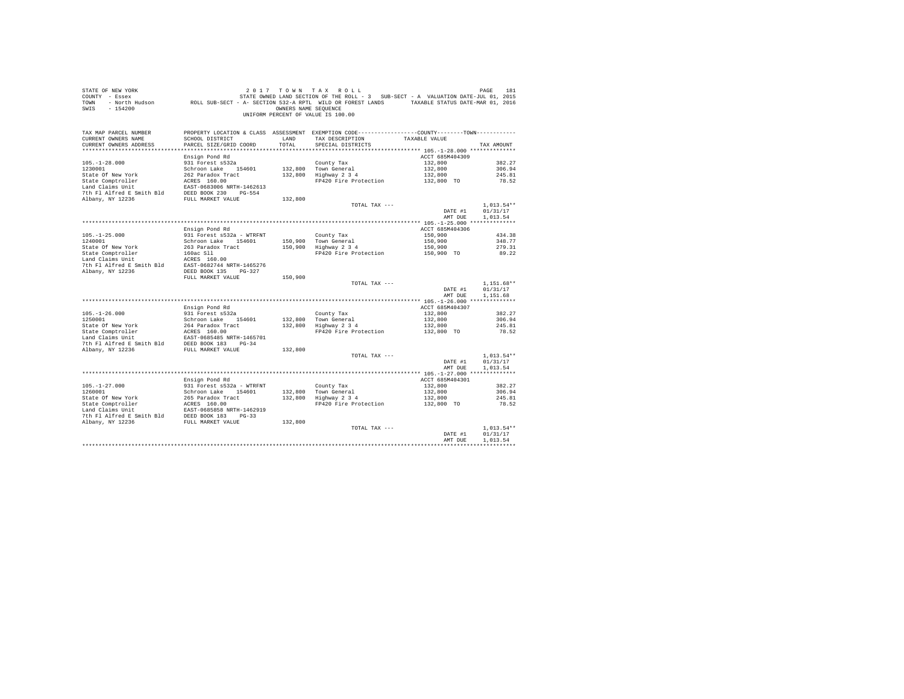STATE OF NEW YORK  
COUNTY - Essex  
TOWN - North Hudson  
SWIS - 154200

2 0 1 7 T O W N T A X R O L L  
STATE OWNED LAND SECTION OF THE ROLL - 3 SUB-SECT - A VALUATION DATE-JUL 01, 2015  
ROLL SUB-SECT - A- SECTION 532-A RPTL WILD OR FOREST LANDS TAXABLE STATUS DATE-MAR 01, 2016  
OWNERS NAME SEQUENCE  
UNIFORM PERCENT OF VALUE IS 100.00

| TAX MAP PARCEL NUMBER / CURRENT OWNERS NAME / CURRENT OWNERS ADDRESS | PROPERTY LOCATION & CLASS / SCHOOL DISTRICT / PARCEL SIZE/GRID COORD | ASSESSMENT LAND / TOTAL | EXEMPTION CODE / TAX DESCRIPTION / SPECIAL DISTRICTS | COUNTY--------TOWN / TAXABLE VALUE | TAX AMOUNT |
|---|---|---|---|---|---|
| **105.-1-28.000** | Ensign Pond Rd | | | ACCT 685M404309 | |
| 105.-1-28.000 | 931 Forest s532a | | County Tax | 132,800 | 382.27 |
| 1230001 | Schroon Lake 154601 | 132,800 | Town General | 132,800 | 306.94 |
| State Of New York | 262 Paradox Tract | 132,800 | Highway 2 3 4 | 132,800 | 245.81 |
| State Comptroller | ACRES 160.00 | | FP420 Fire Protection | 132,800 TO | 78.52 |
| Land Claims Unit | EAST-0683006 NRTH-1462613 | | | | |
| 7th Fl Alfred E Smith Bld | DEED BOOK 230 PG-554 | | | | |
| Albany, NY 12236 | FULL MARKET VALUE | 132,800 | | | |
| | | | TOTAL TAX --- | | 1,013.54** |
| | | | | DATE #1 | 01/31/17 |
| | | | | AMT DUE | 1,013.54 |
| **105.-1-25.000** | Ensign Pond Rd | | | ACCT 685M404306 | |
| 105.-1-25.000 | 931 Forest s532a - WTRFNT | | County Tax | 150,900 | 434.38 |
| 1240001 | Schroon Lake 154601 | 150,900 | Town General | 150,900 | 348.77 |
| State Of New York | 263 Paradox Tract | 150,900 | Highway 2 3 4 | 150,900 | 279.31 |
| State Comptroller | 160ac Sll | | FP420 Fire Protection | 150,900 TO | 89.22 |
| Land Claims Unit | ACRES 160.00 | | | | |
| 7th Fl Alfred E Smith Bld | EAST-0682744 NRTH-1465276 | | | | |
| Albany, NY 12236 | DEED BOOK 135 PG-327 | | | | |
| | FULL MARKET VALUE | 150,900 | | | |
| | | | TOTAL TAX --- | | 1,151.68** |
| | | | | DATE #1 | 01/31/17 |
| | | | | AMT DUE | 1,151.68 |
| **105.-1-26.000** | Ensign Pond Rd | | | ACCT 685M404307 | |
| 105.-1-26.000 | 931 Forest s532a | | County Tax | 132,800 | 382.27 |
| 1250001 | Schroon Lake 154601 | 132,800 | Town General | 132,800 | 306.94 |
| State Of New York | 264 Paradox Tract | 132,800 | Highway 2 3 4 | 132,800 | 245.81 |
| State Comptroller | ACRES 160.00 | | FP420 Fire Protection | 132,800 TO | 78.52 |
| Land Claims Unit | EAST-0685485 NRTH-1465701 | | | | |
| 7th Fl Alfred E Smith Bld | DEED BOOK 183 PG-34 | | | | |
| Albany, NY 12236 | FULL MARKET VALUE | 132,800 | | | |
| | | | TOTAL TAX --- | | 1,013.54** |
| | | | | DATE #1 | 01/31/17 |
| | | | | AMT DUE | 1,013.54 |
| **105.-1-27.000** | Ensign Pond Rd | | | ACCT 685M404301 | |
| 105.-1-27.000 | 931 Forest s532a - WTRFNT | | County Tax | 132,800 | 382.27 |
| 1260001 | Schroon Lake 154601 | 132,800 | Town General | 132,800 | 306.94 |
| State Of New York | 265 Paradox Tract | 132,800 | Highway 2 3 4 | 132,800 | 245.81 |
| State Comptroller | ACRES 160.00 | | FP420 Fire Protection | 132,800 TO | 78.52 |
| Land Claims Unit | EAST-0685858 NRTH-1462919 | | | | |
| 7th Fl Alfred E Smith Bld | DEED BOOK 183 PG-33 | | | | |
| Albany, NY 12236 | FULL MARKET VALUE | 132,800 | | | |
| | | | TOTAL TAX --- | | 1,013.54** |
| | | | | DATE #1 | 01/31/17 |
| | | | | AMT DUE | 1,013.54 |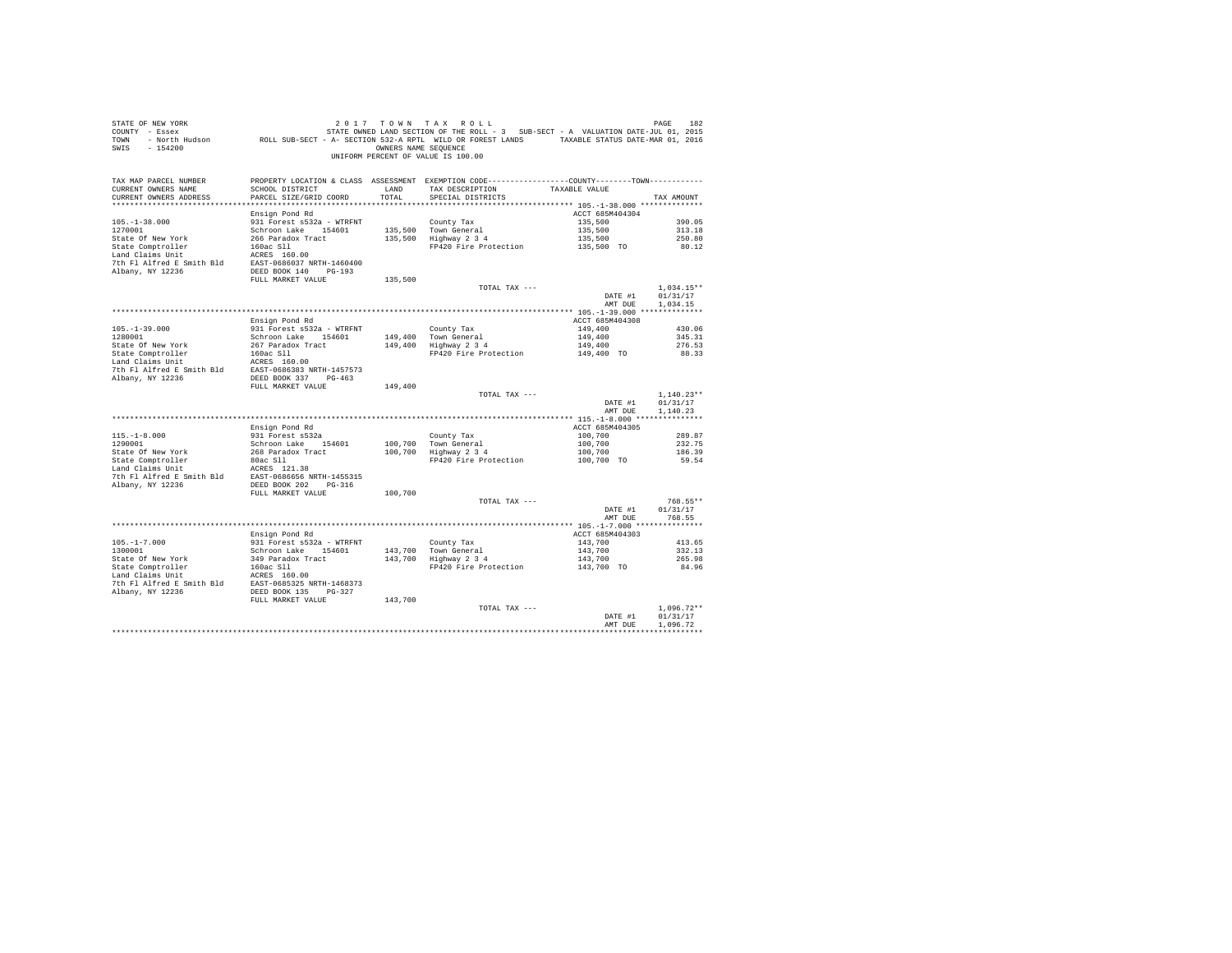STATE OF NEW YORK 2017 TOWN TAX ROLL
COUNTY - Essex STATE OWNED LAND SECTION OF THE ROLL - 3 SUB-SECT - A VALUATION DATE-JUL 01, 2015
TOWN - North Hudson ROLL SUB-SECT - A- SECTION 532-A RPTL WILD OR FOREST LANDS TAXABLE STATUS DATE-MAR 01, 2016
SWIS - 154200 OWNERS NAME SEQUENCE
UNIFORM PERCENT OF VALUE IS 100.00

| TAX MAP PARCEL NUMBER / CURRENT OWNERS NAME / CURRENT OWNERS ADDRESS | PROPERTY LOCATION & CLASS / SCHOOL DISTRICT / PARCEL SIZE/GRID COORD | ASSESSMENT LAND | TOTAL | EXEMPTION CODE / TAX DESCRIPTION / SPECIAL DISTRICTS | TAXABLE VALUE (COUNTY / TOWN) | TAX AMOUNT |
|---|---|---|---|---|---|---|
| 105.-1-38.000 | Ensign Pond Rd | | | | ACCT 685M404304 | |
| 1270001 | 931 Forest s532a - WTRFNT | | | County Tax | 135,500 | 390.05 |
| State Of New York | Schroon Lake 154601 | 135,500 | | Town General | 135,500 | 313.18 |
| State Comptroller | 266 Paradox Tract | | 135,500 | Highway 2 3 4 | 135,500 | 250.80 |
| Land Claims Unit | 160ac Sll | | | FP420 Fire Protection | 135,500 TO | 80.12 |
| 7th Fl Alfred E Smith Bld | ACRES 160.00 | | | | | |
| Albany, NY 12236 | EAST-0686037 NRTH-1460400 | | | | | |
| | DEED BOOK 140 PG-193 | | | | | |
| | FULL MARKET VALUE | | 135,500 | | | |
| | | | | TOTAL TAX --- | | 1,034.15** |
| | | | | | DATE #1 | 01/31/17 |
| | | | | | AMT DUE | 1,034.15 |
| 105.-1-39.000 | Ensign Pond Rd | | | | ACCT 685M404308 | |
| 1280001 | 931 Forest s532a - WTRFNT | | | County Tax | 149,400 | 430.06 |
| State Of New York | Schroon Lake 154601 | 149,400 | | Town General | 149,400 | 345.31 |
| State Comptroller | 267 Paradox Tract | | 149,400 | Highway 2 3 4 | 149,400 | 276.53 |
| Land Claims Unit | 160ac Sll | | | FP420 Fire Protection | 149,400 TO | 88.33 |
| 7th Fl Alfred E Smith Bld | ACRES 160.00 | | | | | |
| Albany, NY 12236 | EAST-0686383 NRTH-1457573 | | | | | |
| | DEED BOOK 337 PG-463 | | | | | |
| | FULL MARKET VALUE | | 149,400 | | | |
| | | | | TOTAL TAX --- | | 1,140.23** |
| | | | | | DATE #1 | 01/31/17 |
| | | | | | AMT DUE | 1,140.23 |
| 115.-1-8.000 | Ensign Pond Rd | | | | ACCT 685M404305 | |
| 1290001 | 931 Forest s532a | | | County Tax | 100,700 | 289.87 |
| State Of New York | Schroon Lake 154601 | 100,700 | | Town General | 100,700 | 232.75 |
| State Comptroller | 268 Paradox Tract | | 100,700 | Highway 2 3 4 | 100,700 | 186.39 |
| Land Claims Unit | 80ac Sll | | | FP420 Fire Protection | 100,700 TO | 59.54 |
| 7th Fl Alfred E Smith Bld | ACRES 121.38 | | | | | |
| Albany, NY 12236 | EAST-0686656 NRTH-1455315 | | | | | |
| | DEED BOOK 202 PG-316 | | | | | |
| | FULL MARKET VALUE | | 100,700 | | | |
| | | | | TOTAL TAX --- | | 768.55** |
| | | | | | DATE #1 | 01/31/17 |
| | | | | | AMT DUE | 768.55 |
| 105.-1-7.000 | Ensign Pond Rd | | | | ACCT 685M404303 | |
| 1300001 | 931 Forest s532a - WTRFNT | | | County Tax | 143,700 | 413.65 |
| State Of New York | Schroon Lake 154601 | 143,700 | | Town General | 143,700 | 332.13 |
| State Comptroller | 349 Paradox Tract | | 143,700 | Highway 2 3 4 | 143,700 | 265.98 |
| Land Claims Unit | 160ac Sll | | | FP420 Fire Protection | 143,700 TO | 84.96 |
| 7th Fl Alfred E Smith Bld | ACRES 160.00 | | | | | |
| Albany, NY 12236 | EAST-0685325 NRTH-1468373 | | | | | |
| | DEED BOOK 135 PG-327 | | | | | |
| | FULL MARKET VALUE | | 143,700 | | | |
| | | | | TOTAL TAX --- | | 1,096.72** |
| | | | | | DATE #1 | 01/31/17 |
| | | | | | AMT DUE | 1,096.72 |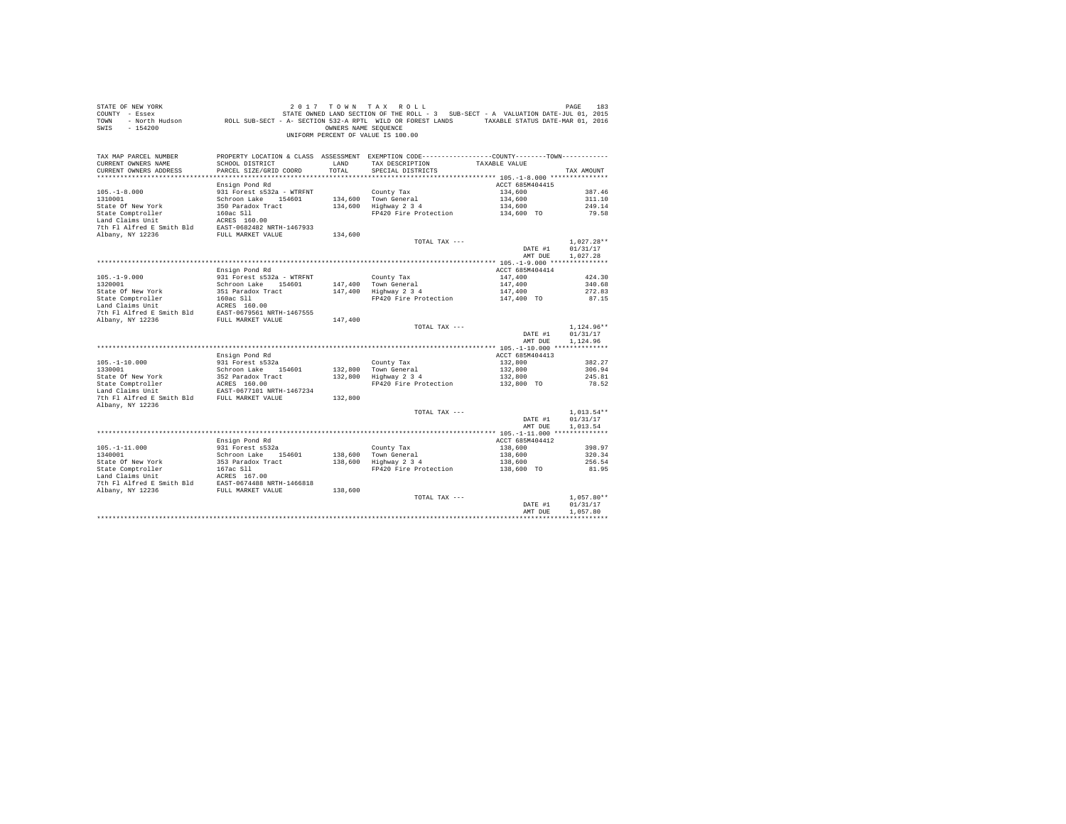STATE OF NEW YORK
COUNTY - Essex
TOWN - North Hudson
SWIS - 154200

2017 TOWN TAX ROLL
STATE OWNED LAND SECTION OF THE ROLL - 3 SUB-SECT - A VALUATION DATE-JUL 01, 2015
ROLL SUB-SECT - A- SECTION 532-A RPTL WILD OR FOREST LANDS TAXABLE STATUS DATE-MAR 01, 2016
OWNERS NAME SEQUENCE
UNIFORM PERCENT OF VALUE IS 100.00

| TAX MAP PARCEL NUMBER / CURRENT OWNERS NAME / CURRENT OWNERS ADDRESS | PROPERTY LOCATION & CLASS / SCHOOL DISTRICT / PARCEL SIZE/GRID COORD | ASSESSMENT LAND / TOTAL | EXEMPTION CODE / TAX DESCRIPTION / SPECIAL DISTRICTS | COUNTY--------TOWN TAXABLE VALUE | TAX AMOUNT |
|---|---|---|---|---|---|
| **105.-1-8.000** | Ensign Pond Rd | | | ACCT 685M404415 | |
| 105.-1-8.000 | 931 Forest s532a - WTRFNT | | County Tax | 134,600 | 387.46 |
| 1310001 | Schroon Lake 154601 | 134,600 | Town General | 134,600 | 311.10 |
| State Of New York | 350 Paradox Tract | 134,600 | Highway 2 3 4 | 134,600 | 249.14 |
| State Comptroller | 160ac Sll | | FP420 Fire Protection | 134,600 TO | 79.58 |
| Land Claims Unit | ACRES 160.00 | | | | |
| 7th Fl Alfred E Smith Bld | EAST-0682482 NRTH-1467933 | | | | |
| Albany, NY 12236 | FULL MARKET VALUE | 134,600 | | | |
| | | | TOTAL TAX --- | | 1,027.28** |
| | | | | DATE #1 | 01/31/17 |
| | | | | AMT DUE | 1,027.28 |
| **105.-1-9.000** | Ensign Pond Rd | | | ACCT 685M404414 | |
| 105.-1-9.000 | 931 Forest s532a - WTRFNT | | County Tax | 147,400 | 424.30 |
| 1320001 | Schroon Lake 154601 | 147,400 | Town General | 147,400 | 340.68 |
| State Of New York | 351 Paradox Tract | 147,400 | Highway 2 3 4 | 147,400 | 272.83 |
| State Comptroller | 160ac Sll | | FP420 Fire Protection | 147,400 TO | 87.15 |
| Land Claims Unit | ACRES 160.00 | | | | |
| 7th Fl Alfred E Smith Bld | EAST-0679561 NRTH-1467555 | | | | |
| Albany, NY 12236 | FULL MARKET VALUE | 147,400 | | | |
| | | | TOTAL TAX --- | | 1,124.96** |
| | | | | DATE #1 | 01/31/17 |
| | | | | AMT DUE | 1,124.96 |
| **105.-1-10.000** | Ensign Pond Rd | | | ACCT 685M404413 | |
| 105.-1-10.000 | 931 Forest s532a | | County Tax | 132,800 | 382.27 |
| 1330001 | Schroon Lake 154601 | 132,800 | Town General | 132,800 | 306.94 |
| State Of New York | 352 Paradox Tract | 132,800 | Highway 2 3 4 | 132,800 | 245.81 |
| State Comptroller | ACRES 160.00 | | FP420 Fire Protection | 132,800 TO | 78.52 |
| Land Claims Unit | EAST-0677101 NRTH-1467234 | | | | |
| 7th Fl Alfred E Smith Bld | FULL MARKET VALUE | 132,800 | | | |
| Albany, NY 12236 | | | | | |
| | | | TOTAL TAX --- | | 1,013.54** |
| | | | | DATE #1 | 01/31/17 |
| | | | | AMT DUE | 1,013.54 |
| **105.-1-11.000** | Ensign Pond Rd | | | ACCT 685M404412 | |
| 105.-1-11.000 | 931 Forest s532a | | County Tax | 138,600 | 398.97 |
| 1340001 | Schroon Lake 154601 | 138,600 | Town General | 138,600 | 320.34 |
| State Of New York | 353 Paradox Tract | 138,600 | Highway 2 3 4 | 138,600 | 256.54 |
| State Comptroller | 167ac Sll | | FP420 Fire Protection | 138,600 TO | 81.95 |
| Land Claims Unit | ACRES 167.00 | | | | |
| 7th Fl Alfred E Smith Bld | EAST-0674488 NRTH-1466818 | | | | |
| Albany, NY 12236 | FULL MARKET VALUE | 138,600 | | | |
| | | | TOTAL TAX --- | | 1,057.80** |
| | | | | DATE #1 | 01/31/17 |
| | | | | AMT DUE | 1,057.80 |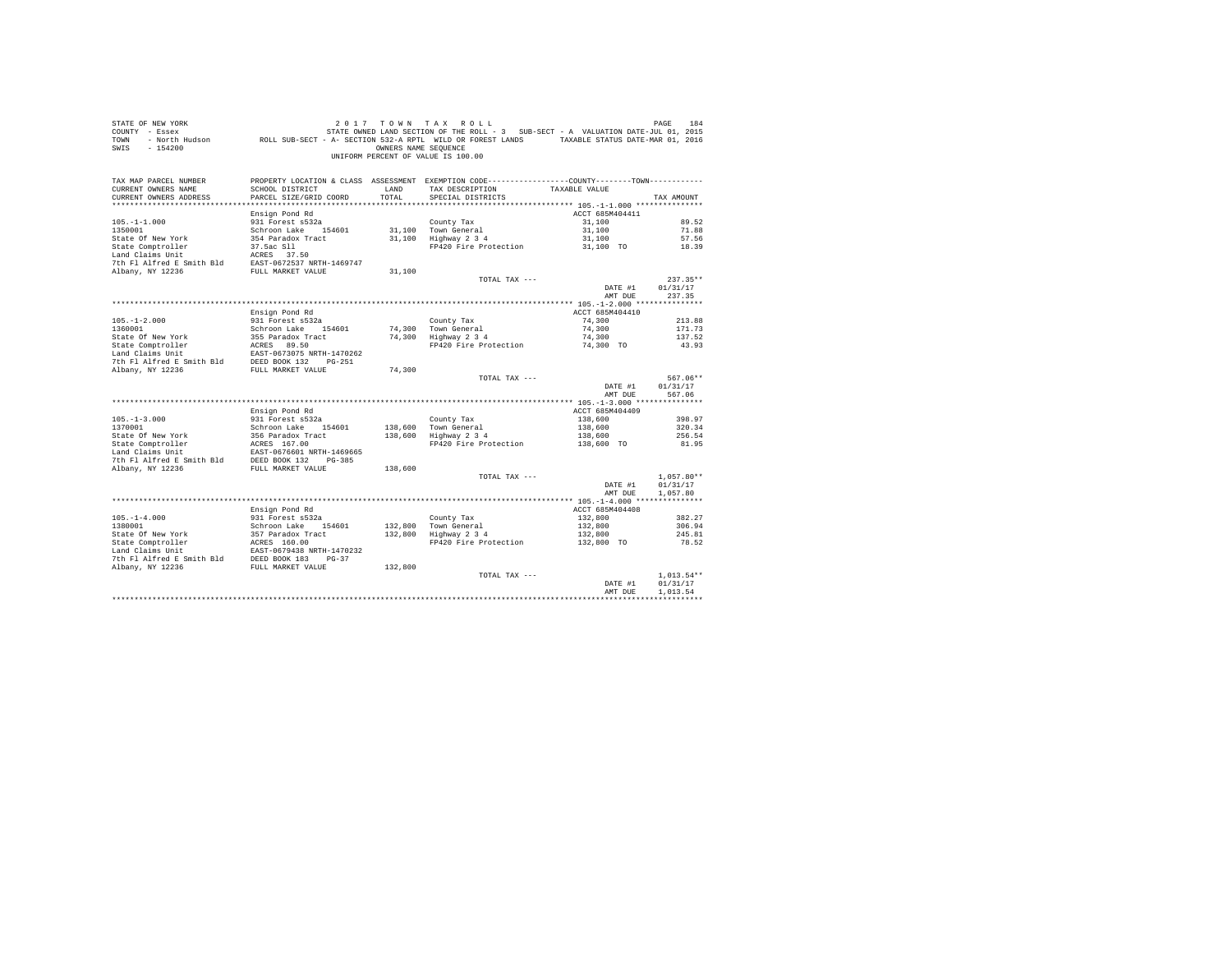STATE OF NEW YORK
COUNTY - Essex
TOWN - North Hudson
SWIS - 154200

2017 TOWN TAX ROLL
STATE OWNED LAND SECTION OF THE ROLL - 3 SUB-SECT - A VALUATION DATE-JUL 01, 2015
ROLL SUB-SECT - A- SECTION 532-A RPTL WILD OR FOREST LANDS TAXABLE STATUS DATE-MAR 01, 2016
OWNERS NAME SEQUENCE
UNIFORM PERCENT OF VALUE IS 100.00

| TAX MAP PARCEL NUMBER / CURRENT OWNERS NAME / CURRENT OWNERS ADDRESS | PROPERTY LOCATION & CLASS / SCHOOL DISTRICT / PARCEL SIZE/GRID COORD | ASSESSMENT LAND | TOTAL | EXEMPTION CODE / TAX DESCRIPTION / SPECIAL DISTRICTS | COUNTY--------TOWN TAXABLE VALUE | TAX AMOUNT |
|---|---|---|---|---|---|---|
| **105.-1-1.000** | Ensign Pond Rd | | | | ACCT 685M404411 | |
| 105.-1-1.000 | 931 Forest s532a | | | County Tax | 31,100 | 89.52 |
| 1350001 | Schroon Lake 154601 | 31,100 | | Town General | 31,100 | 71.88 |
| State Of New York | 354 Paradox Tract | | 31,100 | Highway 2 3 4 | 31,100 | 57.56 |
| State Comptroller | 37.5ac Sll | | | FP420 Fire Protection | 31,100 TO | 18.39 |
| Land Claims Unit | ACRES 37.50 | | | | | |
| 7th Fl Alfred E Smith Bld | EAST-0672537 NRTH-1469747 | | | | | |
| Albany, NY 12236 | FULL MARKET VALUE | | 31,100 | | | |
| | | | | TOTAL TAX --- | | 237.35** |
| | | | | | DATE #1 | 01/31/17 |
| | | | | | AMT DUE | 237.35 |
| **105.-1-2.000** | Ensign Pond Rd | | | | ACCT 685M404410 | |
| 105.-1-2.000 | 931 Forest s532a | | | County Tax | 74,300 | 213.88 |
| 1360001 | Schroon Lake 154601 | 74,300 | | Town General | 74,300 | 171.73 |
| State Of New York | 355 Paradox Tract | | 74,300 | Highway 2 3 4 | 74,300 | 137.52 |
| State Comptroller | ACRES 89.50 | | | FP420 Fire Protection | 74,300 TO | 43.93 |
| Land Claims Unit | EAST-0673075 NRTH-1470262 | | | | | |
| 7th Fl Alfred E Smith Bld | DEED BOOK 132 PG-251 | | | | | |
| Albany, NY 12236 | FULL MARKET VALUE | | 74,300 | | | |
| | | | | TOTAL TAX --- | | 567.06** |
| | | | | | DATE #1 | 01/31/17 |
| | | | | | AMT DUE | 567.06 |
| **105.-1-3.000** | Ensign Pond Rd | | | | ACCT 685M404409 | |
| 105.-1-3.000 | 931 Forest s532a | | | County Tax | 138,600 | 398.97 |
| 1370001 | Schroon Lake 154601 | 138,600 | | Town General | 138,600 | 320.34 |
| State Of New York | 356 Paradox Tract | | 138,600 | Highway 2 3 4 | 138,600 | 256.54 |
| State Comptroller | ACRES 167.00 | | | FP420 Fire Protection | 138,600 TO | 81.95 |
| Land Claims Unit | EAST-0676601 NRTH-1469665 | | | | | |
| 7th Fl Alfred E Smith Bld | DEED BOOK 132 PG-385 | | | | | |
| Albany, NY 12236 | FULL MARKET VALUE | | 138,600 | | | |
| | | | | TOTAL TAX --- | | 1,057.80** |
| | | | | | DATE #1 | 01/31/17 |
| | | | | | AMT DUE | 1,057.80 |
| **105.-1-4.000** | Ensign Pond Rd | | | | ACCT 685M404408 | |
| 105.-1-4.000 | 931 Forest s532a | | | County Tax | 132,800 | 382.27 |
| 1380001 | Schroon Lake 154601 | 132,800 | | Town General | 132,800 | 306.94 |
| State Of New York | 357 Paradox Tract | | 132,800 | Highway 2 3 4 | 132,800 | 245.81 |
| State Comptroller | ACRES 160.00 | | | FP420 Fire Protection | 132,800 TO | 78.52 |
| Land Claims Unit | EAST-0679438 NRTH-1470232 | | | | | |
| 7th Fl Alfred E Smith Bld | DEED BOOK 183 PG-37 | | | | | |
| Albany, NY 12236 | FULL MARKET VALUE | | 132,800 | | | |
| | | | | TOTAL TAX --- | | 1,013.54** |
| | | | | | DATE #1 | 01/31/17 |
| | | | | | AMT DUE | 1,013.54 |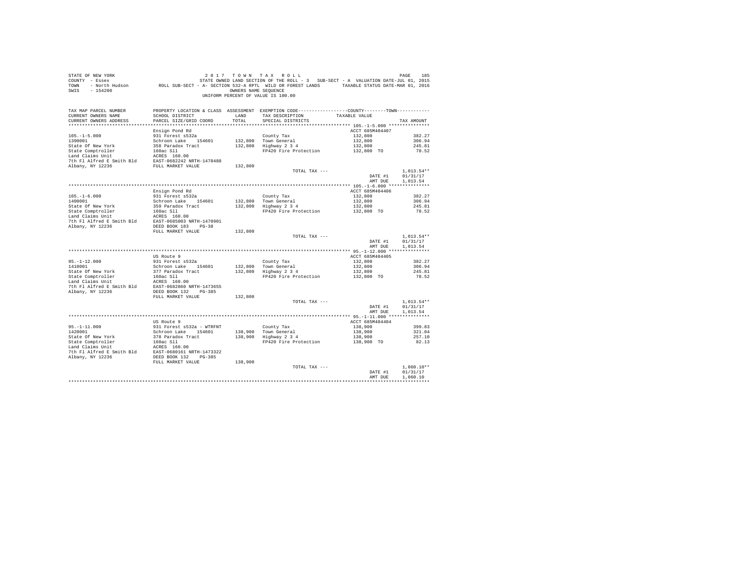STATE OF NEW YORK                    2 0 1 7   T O W N   T A X   R O L L
COUNTY - Essex                       STATE OWNED LAND SECTION OF THE ROLL - 3   SUB-SECT - A  VALUATION DATE-JUL 01, 2015
TOWN   - North Hudson       ROLL SUB-SECT - A- SECTION 532-A RPTL  WILD OR FOREST LANDS      TAXABLE STATUS DATE-MAR 01, 2016
SWIS   - 154200                              OWNERS NAME SEQUENCE
                                    UNIFORM PERCENT OF VALUE IS 100.00

| TAX MAP PARCEL NUMBER / CURRENT OWNERS NAME / CURRENT OWNERS ADDRESS | PROPERTY LOCATION & CLASS / SCHOOL DISTRICT / PARCEL SIZE/GRID COORD | ASSESSMENT LAND / TOTAL | EXEMPTION CODE / TAX DESCRIPTION / SPECIAL DISTRICTS | COUNTY--------TOWN / TAXABLE VALUE | TAX AMOUNT |
|---|---|---|---|---|---|
| 105.-1-5.000 | Ensign Pond Rd | | | ACCT 685M404407 | |
| | 931 Forest s532a | | County Tax | 132,800 | 382.27 |
| 1390001 | Schroon Lake 154601 | 132,800 | Town General | 132,800 | 306.94 |
| State Of New York | 358 Paradox Tract | 132,800 | Highway 2 3 4 | 132,800 | 245.81 |
| State Comptroller | 160ac Sll | | FP420 Fire Protection | 132,800 TO | 78.52 |
| Land Claims Unit | ACRES 160.00 | | | | |
| 7th Fl Alfred E Smith Bld | EAST-0682242 NRTH-1470488 | | | | |
| Albany, NY 12236 | FULL MARKET VALUE | 132,800 | | | |
| | | | TOTAL TAX --- | | 1,013.54** |
| | | | | DATE #1 | 01/31/17 |
| | | | | AMT DUE | 1,013.54 |
| 105.-1-6.000 | Ensign Pond Rd | | | ACCT 685M404406 | |
| | 931 Forest s532a | | County Tax | 132,800 | 382.27 |
| 1400001 | Schroon Lake 154601 | 132,800 | Town General | 132,800 | 306.94 |
| State Of New York | 359 Paradox Tract | 132,800 | Highway 2 3 4 | 132,800 | 245.81 |
| State Comptroller | 160ac Sll | | FP420 Fire Protection | 132,800 TO | 78.52 |
| Land Claims Unit | ACRES 160.00 | | | | |
| 7th Fl Alfred E Smith Bld | EAST-0685003 NRTH-1470901 | | | | |
| Albany, NY 12236 | DEED BOOK 183 PG-38 | | | | |
| | FULL MARKET VALUE | 132,800 | | | |
| | | | TOTAL TAX --- | | 1,013.54** |
| | | | | DATE #1 | 01/31/17 |
| | | | | AMT DUE | 1,013.54 |
| 95.-1-12.000 | US Route 9 | | | ACCT 685M404405 | |
| | 931 Forest s532a | | County Tax | 132,800 | 382.27 |
| 1410001 | Schroon Lake 154601 | 132,800 | Town General | 132,800 | 306.94 |
| State Of New York | 377 Paradox Tract | 132,800 | Highway 2 3 4 | 132,800 | 245.81 |
| State Comptroller | 160ac Sll | | FP420 Fire Protection | 132,800 TO | 78.52 |
| Land Claims Unit | ACRES 160.00 | | | | |
| 7th Fl Alfred E Smith Bld | EAST-0682860 NRTH-1473655 | | | | |
| Albany, NY 12236 | DEED BOOK 132 PG-385 | | | | |
| | FULL MARKET VALUE | 132,800 | | | |
| | | | TOTAL TAX --- | | 1,013.54** |
| | | | | DATE #1 | 01/31/17 |
| | | | | AMT DUE | 1,013.54 |
| 95.-1-11.000 | US Route 9 | | | ACCT 685M404404 | |
| | 931 Forest s532a - WTRFNT | | County Tax | 138,900 | 399.83 |
| 1420001 | Schroon Lake 154601 | 138,900 | Town General | 138,900 | 321.04 |
| State Of New York | 378 Paradox Tract | 138,900 | Highway 2 3 4 | 138,900 | 257.10 |
| State Comptroller | 160ac Sll | | FP420 Fire Protection | 138,900 TO | 82.13 |
| Land Claims Unit | ACRES 160.00 | | | | |
| 7th Fl Alfred E Smith Bld | EAST-0680161 NRTH-1473322 | | | | |
| Albany, NY 12236 | DEED BOOK 132 PG-385 | | | | |
| | FULL MARKET VALUE | 138,900 | | | |
| | | | TOTAL TAX --- | | 1,060.10** |
| | | | | DATE #1 | 01/31/17 |
| | | | | AMT DUE | 1,060.10 |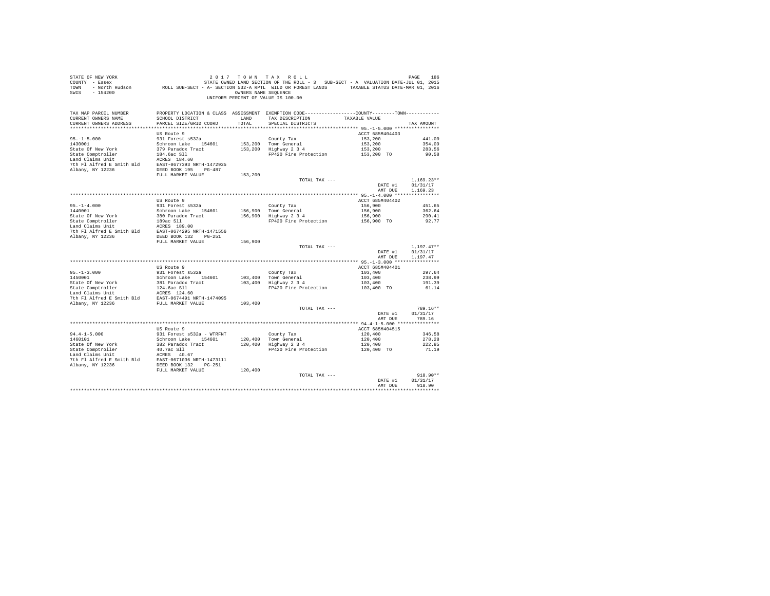STATE OF NEW YORK                                    2 0 1 7   T O W N   T A X   R O L L
COUNTY - Essex                    STATE OWNED LAND SECTION OF THE ROLL - 3   SUB-SECT - A  VALUATION DATE-JUL 01, 2015
TOWN   - North Hudson    ROLL SUB-SECT - A- SECTION 532-A RPTL  WILD OR FOREST LANDS       TAXABLE STATUS DATE-MAR 01, 2016
SWIS   - 154200                                         OWNERS NAME SEQUENCE
                                                  UNIFORM PERCENT OF VALUE IS 100.00

| TAX MAP PARCEL NUMBER / CURRENT OWNERS NAME / CURRENT OWNERS ADDRESS | PROPERTY LOCATION & CLASS / SCHOOL DISTRICT / PARCEL SIZE/GRID COORD | ASSESSMENT LAND | ASSESSMENT TOTAL | EXEMPTION CODE / TAX DESCRIPTION / SPECIAL DISTRICTS | COUNTY--------TOWN TAXABLE VALUE | TAX AMOUNT |
|---|---|---|---|---|---|---|
| **95.-1-5.000** | US Route 9 | | | | ACCT 685M404403 | |
| 95.-1-5.000 | 931 Forest s532a | | | County Tax | 153,200 | 441.00 |
| 1430001 | Schroon Lake 154601 | 153,200 | | Town General | 153,200 | 354.09 |
| State Of New York | 379 Paradox Tract | | 153,200 | Highway 2 3 4 | 153,200 | 283.56 |
| State Comptroller | 184.6ac Sll | | | FP420 Fire Protection | 153,200 TO | 90.58 |
| Land Claims Unit | ACRES 184.60 | | | | | |
| 7th Fl Alfred E Smith Bld | EAST-0677393 NRTH-1472925 | | | | | |
| Albany, NY 12236 | DEED BOOK 195 PG-487 | | | | | |
| | FULL MARKET VALUE | | 153,200 | | | |
| | | | | TOTAL TAX --- | | 1,169.23** |
| | | | | | DATE #1 | 01/31/17 |
| | | | | | AMT DUE | 1,169.23 |
| **95.-1-4.000** | US Route 9 | | | | ACCT 685M404402 | |
| 95.-1-4.000 | 931 Forest s532a | | | County Tax | 156,900 | 451.65 |
| 1440001 | Schroon Lake 154601 | 156,900 | | Town General | 156,900 | 362.64 |
| State Of New York | 380 Paradox Tract | | 156,900 | Highway 2 3 4 | 156,900 | 290.41 |
| State Comptroller | 189ac Sll | | | FP420 Fire Protection | 156,900 TO | 92.77 |
| Land Claims Unit | ACRES 189.00 | | | | | |
| 7th Fl Alfred E Smith Bld | EAST-0674295 NRTH-1471556 | | | | | |
| Albany, NY 12236 | DEED BOOK 132 PG-251 | | | | | |
| | FULL MARKET VALUE | | 156,900 | | | |
| | | | | TOTAL TAX --- | | 1,197.47** |
| | | | | | DATE #1 | 01/31/17 |
| | | | | | AMT DUE | 1,197.47 |
| **95.-1-3.000** | US Route 9 | | | | ACCT 685M404401 | |
| 95.-1-3.000 | 931 Forest s532a | | | County Tax | 103,400 | 297.64 |
| 1450001 | Schroon Lake 154601 | 103,400 | | Town General | 103,400 | 238.99 |
| State Of New York | 381 Paradox Tract | | 103,400 | Highway 2 3 4 | 103,400 | 191.39 |
| State Comptroller | 124.6ac Sll | | | FP420 Fire Protection | 103,400 TO | 61.14 |
| Land Claims Unit | ACRES 124.60 | | | | | |
| 7th Fl Alfred E Smith Bld | EAST-0674491 NRTH-1474095 | | | | | |
| Albany, NY 12236 | FULL MARKET VALUE | | 103,400 | | | |
| | | | | TOTAL TAX --- | | 789.16** |
| | | | | | DATE #1 | 01/31/17 |
| | | | | | AMT DUE | 789.16 |
| **94.4-1-5.000** | US Route 9 | | | | ACCT 685M404515 | |
| 94.4-1-5.000 | 931 Forest s532a - WTRFNT | | | County Tax | 120,400 | 346.58 |
| 1460101 | Schroon Lake 154601 | 120,400 | | Town General | 120,400 | 278.28 |
| State Of New York | 382 Paradox Tract | | 120,400 | Highway 2 3 4 | 120,400 | 222.85 |
| State Comptroller | 40.7ac Sll | | | FP420 Fire Protection | 120,400 TO | 71.19 |
| Land Claims Unit | ACRES 40.67 | | | | | |
| 7th Fl Alfred E Smith Bld | EAST-0671036 NRTH-1473111 | | | | | |
| Albany, NY 12236 | DEED BOOK 132 PG-251 | | | | | |
| | FULL MARKET VALUE | | 120,400 | | | |
| | | | | TOTAL TAX --- | | 918.90** |
| | | | | | DATE #1 | 01/31/17 |
| | | | | | AMT DUE | 918.90 |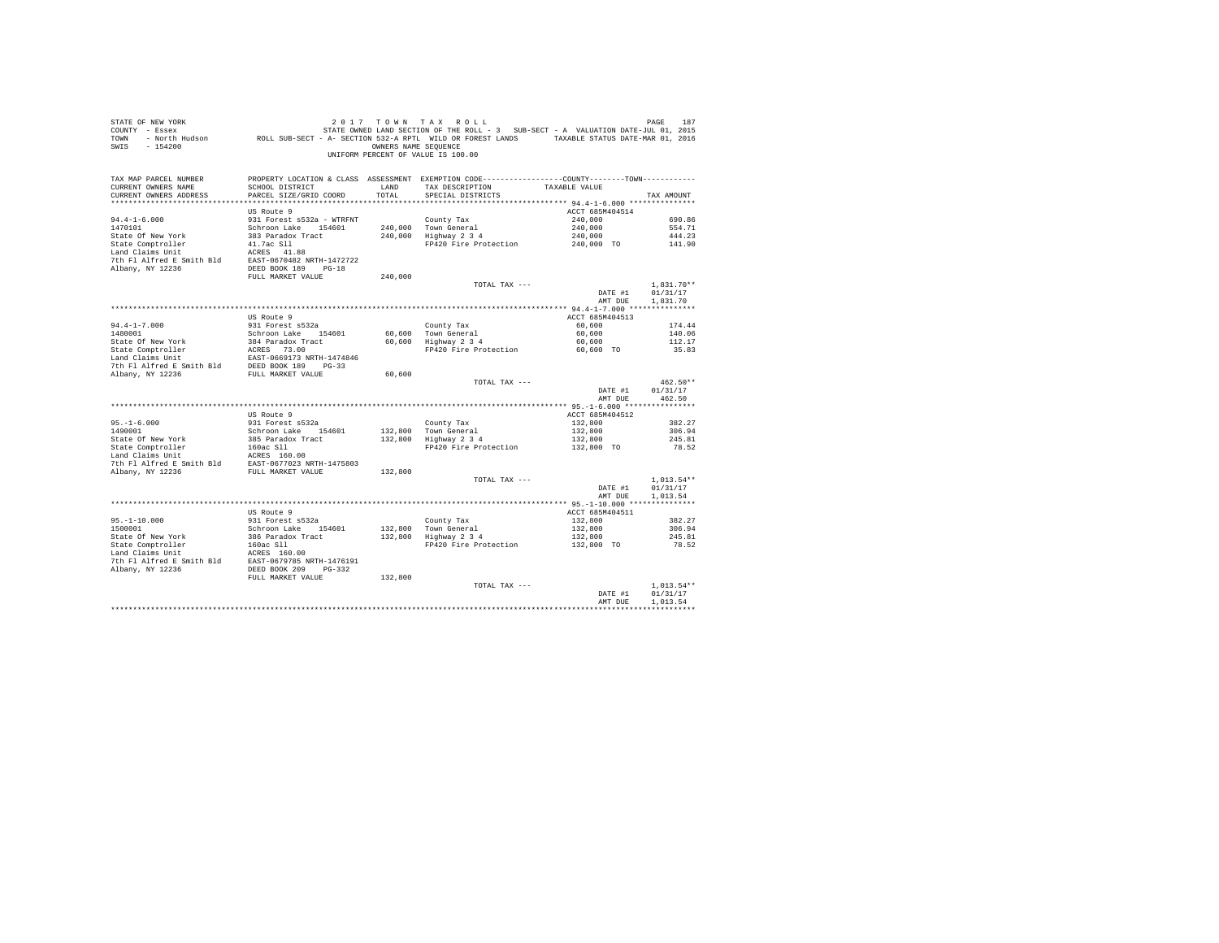STATE OF NEW YORK — 2017 TOWN TAX ROLL
COUNTY - Essex — STATE OWNED LAND SECTION OF THE ROLL - 3 SUB-SECT - A VALUATION DATE-JUL 01, 2015
TOWN - North Hudson — ROLL SUB-SECT - A- SECTION 532-A RPTL WILD OR FOREST LANDS — TAXABLE STATUS DATE-MAR 01, 2016
SWIS - 154200 — OWNERS NAME SEQUENCE
UNIFORM PERCENT OF VALUE IS 100.00

| TAX MAP PARCEL NUMBER / CURRENT OWNERS NAME / CURRENT OWNERS ADDRESS | PROPERTY LOCATION & CLASS / SCHOOL DISTRICT / PARCEL SIZE/GRID COORD | ASSESSMENT LAND / TOTAL | EXEMPTION CODE / TAX DESCRIPTION / SPECIAL DISTRICTS | COUNTY / TOWN TAXABLE VALUE | TAX AMOUNT |
|---|---|---|---|---|---|
| **94.4-1-6.000** | US Route 9 | | | ACCT 685M404514 | |
| 94.4-1-6.000 | 931 Forest s532a - WTRFNT | | County Tax | 240,000 | 690.86 |
| 1470101 | Schroon Lake 154601 | 240,000 | Town General | 240,000 | 554.71 |
| State Of New York | 383 Paradox Tract | 240,000 | Highway 2 3 4 | 240,000 | 444.23 |
| State Comptroller | 41.7ac Sll | | FP420 Fire Protection | 240,000 TO | 141.90 |
| Land Claims Unit | ACRES 41.88 | | | | |
| 7th Fl Alfred E Smith Bld | EAST-0670482 NRTH-1472722 | | | | |
| Albany, NY 12236 | DEED BOOK 189 PG-18 | | | | |
| | FULL MARKET VALUE | 240,000 | | | |
| | | | TOTAL TAX --- | | 1,831.70** |
| | | | | DATE #1 | 01/31/17 |
| | | | | AMT DUE | 1,831.70 |
| **94.4-1-7.000** | US Route 9 | | | ACCT 685M404513 | |
| 94.4-1-7.000 | 931 Forest s532a | | County Tax | 60,600 | 174.44 |
| 1480001 | Schroon Lake 154601 | 60,600 | Town General | 60,600 | 140.06 |
| State Of New York | 384 Paradox Tract | 60,600 | Highway 2 3 4 | 60,600 | 112.17 |
| State Comptroller | ACRES 73.00 | | FP420 Fire Protection | 60,600 TO | 35.83 |
| Land Claims Unit | EAST-0669173 NRTH-1474846 | | | | |
| 7th Fl Alfred E Smith Bld | DEED BOOK 189 PG-33 | | | | |
| Albany, NY 12236 | FULL MARKET VALUE | 60,600 | | | |
| | | | TOTAL TAX --- | | 462.50** |
| | | | | DATE #1 | 01/31/17 |
| | | | | AMT DUE | 462.50 |
| **95.-1-6.000** | US Route 9 | | | ACCT 685M404512 | |
| 95.-1-6.000 | 931 Forest s532a | | County Tax | 132,800 | 382.27 |
| 1490001 | Schroon Lake 154601 | 132,800 | Town General | 132,800 | 306.94 |
| State Of New York | 385 Paradox Tract | 132,800 | Highway 2 3 4 | 132,800 | 245.81 |
| State Comptroller | 160ac Sll | | FP420 Fire Protection | 132,800 TO | 78.52 |
| Land Claims Unit | ACRES 160.00 | | | | |
| 7th Fl Alfred E Smith Bld | EAST-0677023 NRTH-1475803 | | | | |
| Albany, NY 12236 | FULL MARKET VALUE | 132,800 | | | |
| | | | TOTAL TAX --- | | 1,013.54** |
| | | | | DATE #1 | 01/31/17 |
| | | | | AMT DUE | 1,013.54 |
| **95.-1-10.000** | US Route 9 | | | ACCT 685M404511 | |
| 95.-1-10.000 | 931 Forest s532a | | County Tax | 132,800 | 382.27 |
| 1500001 | Schroon Lake 154601 | 132,800 | Town General | 132,800 | 306.94 |
| State Of New York | 386 Paradox Tract | 132,800 | Highway 2 3 4 | 132,800 | 245.81 |
| State Comptroller | 160ac Sll | | FP420 Fire Protection | 132,800 TO | 78.52 |
| Land Claims Unit | ACRES 160.00 | | | | |
| 7th Fl Alfred E Smith Bld | EAST-0679785 NRTH-1476191 | | | | |
| Albany, NY 12236 | DEED BOOK 209 PG-332 | | | | |
| | FULL MARKET VALUE | 132,800 | | | |
| | | | TOTAL TAX --- | | 1,013.54** |
| | | | | DATE #1 | 01/31/17 |
| | | | | AMT DUE | 1,013.54 |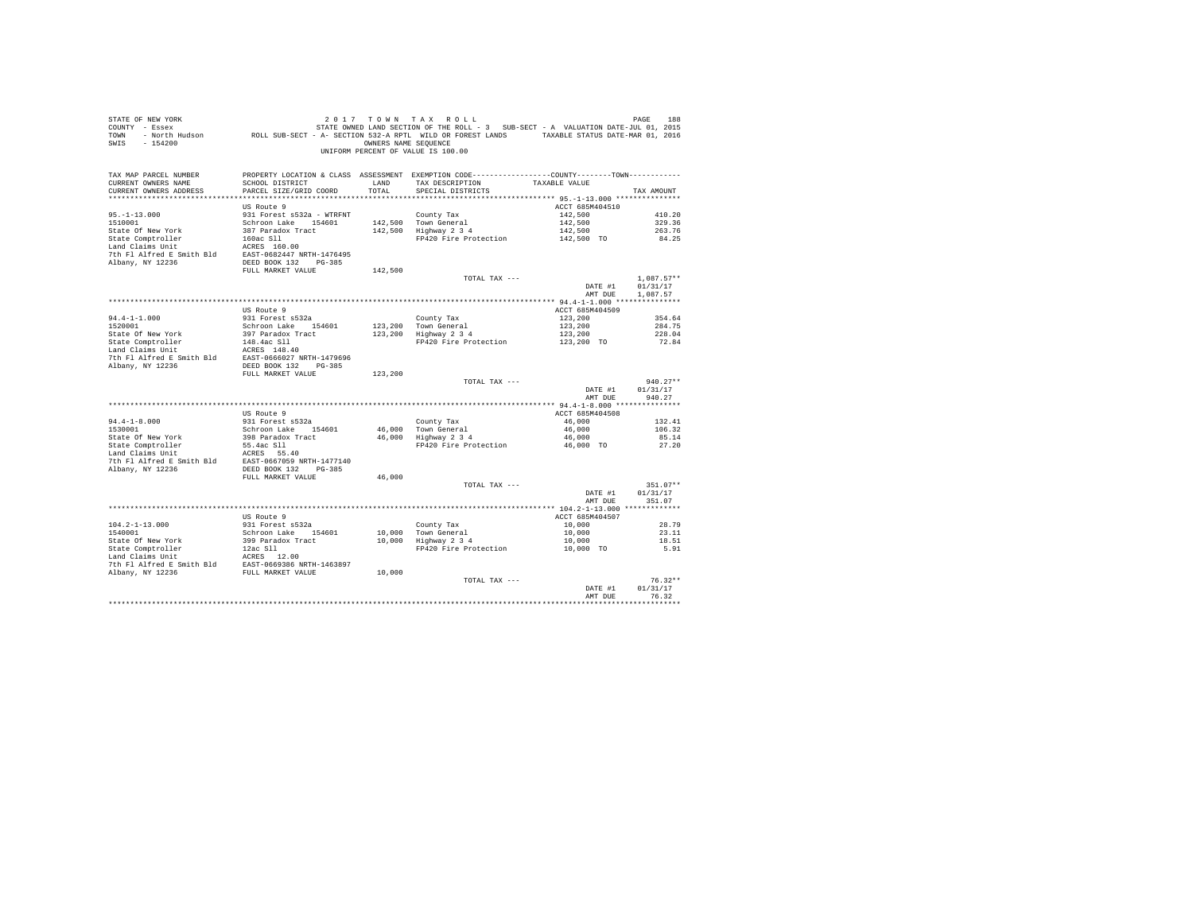STATE OF NEW YORK
COUNTY - Essex
TOWN - North Hudson
SWIS - 154200

2 0 1 7 T O W N T A X R O L L
STATE OWNED LAND SECTION OF THE ROLL - 3 SUB-SECT - A VALUATION DATE-JUL 01, 2015
ROLL SUB-SECT - A- SECTION 532-A RPTL WILD OR FOREST LANDS TAXABLE STATUS DATE-MAR 01, 2016
OWNERS NAME SEQUENCE
UNIFORM PERCENT OF VALUE IS 100.00

| TAX MAP PARCEL NUMBER / CURRENT OWNERS NAME / CURRENT OWNERS ADDRESS | PROPERTY LOCATION & CLASS / SCHOOL DISTRICT / PARCEL SIZE/GRID COORD | ASSESSMENT LAND / TOTAL | EXEMPTION CODE / TAX DESCRIPTION / SPECIAL DISTRICTS | COUNTY / TOWN TAXABLE VALUE | TAX AMOUNT |
|---|---|---|---|---|---|
| **95.-1-13.000** | US Route 9 | | | ACCT 685M404510 | |
| 95.-1-13.000 | 931 Forest s532a - WTRFNT | | County Tax | 142,500 | 410.20 |
| 1510001 | Schroon Lake 154601 | 142,500 | Town General | 142,500 | 329.36 |
| State Of New York | 387 Paradox Tract | 142,500 | Highway 2 3 4 | 142,500 | 263.76 |
| State Comptroller | 160ac Sll | | FP420 Fire Protection | 142,500 TO | 84.25 |
| Land Claims Unit | ACRES 160.00 | | | | |
| 7th Fl Alfred E Smith Bld | EAST-0682447 NRTH-1476495 | | | | |
| Albany, NY 12236 | DEED BOOK 132 PG-385 | | | | |
| | FULL MARKET VALUE | 142,500 | | | |
| | | | TOTAL TAX --- | | 1,087.57** |
| | | | | DATE #1 | 01/31/17 |
| | | | | AMT DUE | 1,087.57 |
| **94.4-1-1.000** | US Route 9 | | | ACCT 685M404509 | |
| 94.4-1-1.000 | 931 Forest s532a | | County Tax | 123,200 | 354.64 |
| 1520001 | Schroon Lake 154601 | 123,200 | Town General | 123,200 | 284.75 |
| State Of New York | 397 Paradox Tract | 123,200 | Highway 2 3 4 | 123,200 | 228.04 |
| State Comptroller | 148.4ac Sll | | FP420 Fire Protection | 123,200 TO | 72.84 |
| Land Claims Unit | ACRES 148.40 | | | | |
| 7th Fl Alfred E Smith Bld | EAST-0666027 NRTH-1479696 | | | | |
| Albany, NY 12236 | DEED BOOK 132 PG-385 | | | | |
| | FULL MARKET VALUE | 123,200 | | | |
| | | | TOTAL TAX --- | | 940.27** |
| | | | | DATE #1 | 01/31/17 |
| | | | | AMT DUE | 940.27 |
| **94.4-1-8.000** | US Route 9 | | | ACCT 685M404508 | |
| 94.4-1-8.000 | 931 Forest s532a | | County Tax | 46,000 | 132.41 |
| 1530001 | Schroon Lake 154601 | 46,000 | Town General | 46,000 | 106.32 |
| State Of New York | 398 Paradox Tract | 46,000 | Highway 2 3 4 | 46,000 | 85.14 |
| State Comptroller | 55.4ac Sll | | FP420 Fire Protection | 46,000 TO | 27.20 |
| Land Claims Unit | ACRES 55.40 | | | | |
| 7th Fl Alfred E Smith Bld | EAST-0667059 NRTH-1477140 | | | | |
| Albany, NY 12236 | DEED BOOK 132 PG-385 | | | | |
| | FULL MARKET VALUE | 46,000 | | | |
| | | | TOTAL TAX --- | | 351.07** |
| | | | | DATE #1 | 01/31/17 |
| | | | | AMT DUE | 351.07 |
| **104.2-1-13.000** | US Route 9 | | | ACCT 685M404507 | |
| 104.2-1-13.000 | 931 Forest s532a | | County Tax | 10,000 | 28.79 |
| 1540001 | Schroon Lake 154601 | 10,000 | Town General | 10,000 | 23.11 |
| State Of New York | 399 Paradox Tract | 10,000 | Highway 2 3 4 | 10,000 | 18.51 |
| State Comptroller | 12ac Sll | | FP420 Fire Protection | 10,000 TO | 5.91 |
| Land Claims Unit | ACRES 12.00 | | | | |
| 7th Fl Alfred E Smith Bld | EAST-0669386 NRTH-1463897 | | | | |
| Albany, NY 12236 | FULL MARKET VALUE | 10,000 | | | |
| | | | TOTAL TAX --- | | 76.32** |
| | | | | DATE #1 | 01/31/17 |
| | | | | AMT DUE | 76.32 |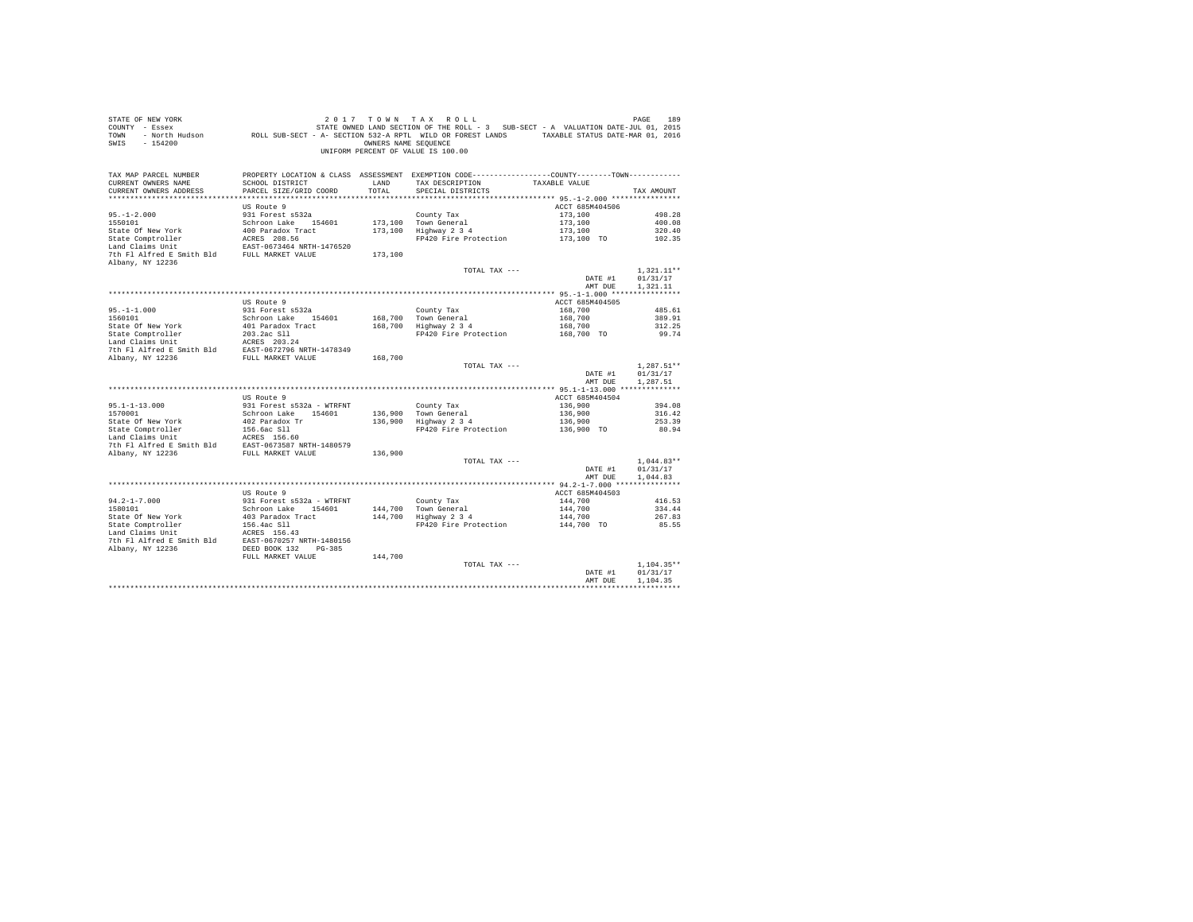STATE OF NEW YORK
COUNTY - Essex
TOWN - North Hudson
SWIS - 154200

2 0 1 7 T O W N T A X R O L L
STATE OWNED LAND SECTION OF THE ROLL - 3 SUB-SECT - A VALUATION DATE-JUL 01, 2015
ROLL SUB-SECT - A- SECTION 532-A RPTL WILD OR FOREST LANDS TAXABLE STATUS DATE-MAR 01, 2016
OWNERS NAME SEQUENCE
UNIFORM PERCENT OF VALUE IS 100.00

| TAX MAP PARCEL NUMBER / CURRENT OWNERS NAME / CURRENT OWNERS ADDRESS | PROPERTY LOCATION & CLASS / SCHOOL DISTRICT / PARCEL SIZE/GRID COORD | ASSESSMENT LAND | TOTAL | EXEMPTION CODE / TAX DESCRIPTION / SPECIAL DISTRICTS | COUNTY--------TOWN TAXABLE VALUE | TAX AMOUNT |
|---|---|---|---|---|---|---|
| 95.-1-2.000 | US Route 9 | | | | ACCT 685M404506 | |
| 1550101 | 931 Forest s532a | | | County Tax | 173,100 | 498.28 |
| State Of New York | Schroon Lake 154601 | 173,100 | | Town General | 173,100 | 400.08 |
| State Comptroller | 400 Paradox Tract | | 173,100 | Highway 2 3 4 | 173,100 | 320.40 |
| Land Claims Unit | ACRES 208.56 | | | FP420 Fire Protection | 173,100 TO | 102.35 |
| 7th Fl Alfred E Smith Bld | EAST-0673464 NRTH-1476520 | | | | | |
| Albany, NY 12236 | FULL MARKET VALUE | | 173,100 | | | |
| | | | | TOTAL TAX --- | | 1,321.11** |
| | | | | | DATE #1 | 01/31/17 |
| | | | | | AMT DUE | 1,321.11 |
| 95.-1-1.000 | US Route 9 | | | | ACCT 685M404505 | |
| 1560101 | 931 Forest s532a | | | County Tax | 168,700 | 485.61 |
| State Of New York | Schroon Lake 154601 | 168,700 | | Town General | 168,700 | 389.91 |
| State Comptroller | 401 Paradox Tract | | 168,700 | Highway 2 3 4 | 168,700 | 312.25 |
| Land Claims Unit | 203.2ac Sll | | | FP420 Fire Protection | 168,700 TO | 99.74 |
| 7th Fl Alfred E Smith Bld | ACRES 203.24 | | | | | |
| Albany, NY 12236 | EAST-0672796 NRTH-1478349 | | | | | |
| | FULL MARKET VALUE | | 168,700 | | | |
| | | | | TOTAL TAX --- | | 1,287.51** |
| | | | | | DATE #1 | 01/31/17 |
| | | | | | AMT DUE | 1,287.51 |
| 95.1-1-13.000 | US Route 9 | | | | ACCT 685M404504 | |
| 1570001 | 931 Forest s532a - WTRFNT | | | County Tax | 136,900 | 394.08 |
| State Of New York | Schroon Lake 154601 | 136,900 | | Town General | 136,900 | 316.42 |
| State Comptroller | 402 Paradox Tr | | 136,900 | Highway 2 3 4 | 136,900 | 253.39 |
| Land Claims Unit | 156.6ac Sll | | | FP420 Fire Protection | 136,900 TO | 80.94 |
| 7th Fl Alfred E Smith Bld | ACRES 156.60 | | | | | |
| Albany, NY 12236 | EAST-0673587 NRTH-1480579 | | | | | |
| | FULL MARKET VALUE | | 136,900 | | | |
| | | | | TOTAL TAX --- | | 1,044.83** |
| | | | | | DATE #1 | 01/31/17 |
| | | | | | AMT DUE | 1,044.83 |
| 94.2-1-7.000 | US Route 9 | | | | ACCT 685M404503 | |
| 1580101 | 931 Forest s532a - WTRFNT | | | County Tax | 144,700 | 416.53 |
| State Of New York | Schroon Lake 154601 | 144,700 | | Town General | 144,700 | 334.44 |
| State Comptroller | 403 Paradox Tract | | 144,700 | Highway 2 3 4 | 144,700 | 267.83 |
| Land Claims Unit | 156.4ac Sll | | | FP420 Fire Protection | 144,700 TO | 85.55 |
| 7th Fl Alfred E Smith Bld | ACRES 156.43 | | | | | |
| Albany, NY 12236 | EAST-0670257 NRTH-1480156 | | | | | |
| | DEED BOOK 132 PG-385 | | | | | |
| | FULL MARKET VALUE | | 144,700 | | | |
| | | | | TOTAL TAX --- | | 1,104.35** |
| | | | | | DATE #1 | 01/31/17 |
| | | | | | AMT DUE | 1,104.35 |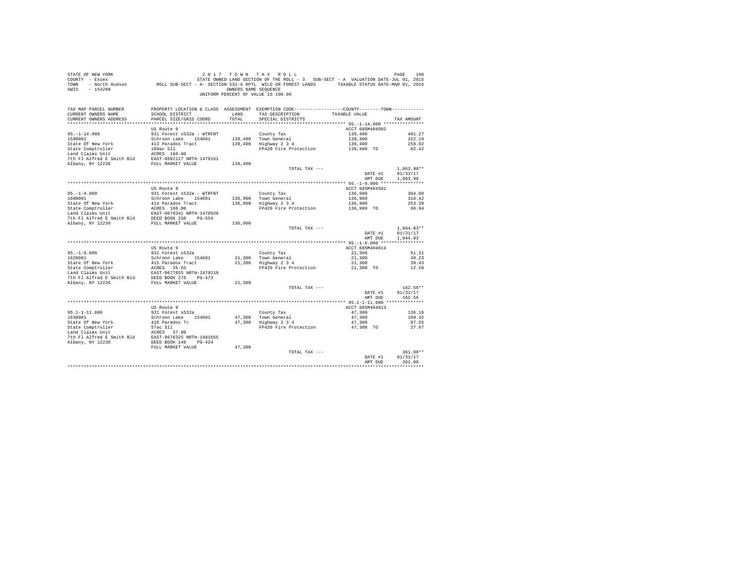STATE OF NEW YORK
COUNTY - Essex
TOWN - North Hudson
SWIS - 154200

2017 TOWN TAX ROLL
STATE OWNED LAND SECTION OF THE ROLL - 3 SUB-SECT - A VALUATION DATE-JUL 01, 2015
ROLL SUB-SECT - A- SECTION 532-A RPTL WILD OR FOREST LANDS TAXABLE STATUS DATE-MAR 01, 2016
OWNERS NAME SEQUENCE
UNIFORM PERCENT OF VALUE IS 100.00

| TAX MAP PARCEL NUMBER / CURRENT OWNERS NAME / CURRENT OWNERS ADDRESS | PROPERTY LOCATION & CLASS / SCHOOL DISTRICT / PARCEL SIZE/GRID COORD | ASSESSMENT LAND / TOTAL | EXEMPTION CODE / TAX DESCRIPTION / SPECIAL DISTRICTS | COUNTY--------TOWN TAXABLE VALUE | TAX AMOUNT |
|---|---|---|---|---|---|
| **95.-1-14.000** | US Route 9 | | | ACCT 685M404502 | |
| 95.-1-14.000 | 931 Forest s532a - WTRFNT | | County Tax | 139,400 | 401.27 |
| 1590001 | Schroon Lake 154601 | 139,400 | Town General | 139,400 | 322.19 |
| State Of New York | 413 Paradox Tract | 139,400 | Highway 2 3 4 | 139,400 | 258.02 |
| State Comptroller | 160ac Sll | | FP420 Fire Protection | 139,400 TO | 82.42 |
| Land Claims Unit | ACRES 160.00 | | | | |
| 7th Fl Alfred E Smith Bld | EAST-0682127 NRTH-1479161 | | | | |
| Albany, NY 12236 | FULL MARKET VALUE | 139,400 | | | |
| | | | TOTAL TAX --- | | 1,063.90** |
| | | | | DATE #1 | 01/31/17 |
| | | | | AMT DUE | 1,063.90 |
| **95.-1-9.000** | US Route 9 | | | ACCT 685M404501 | |
| 95.-1-9.000 | 931 Forest s532a - WTRFNT | | County Tax | 136,900 | 394.08 |
| 1600001 | Schroon Lake 154601 | 136,900 | Town General | 136,900 | 316.42 |
| State Of New York | 414 Paradox Tract | 136,900 | Highway 2 3 4 | 136,900 | 253.39 |
| State Comptroller | ACRES 160.00 | | FP420 Fire Protection | 136,900 TO | 80.94 |
| Land Claims Unit | EAST-0679341 NRTH-1478928 | | | | |
| 7th Fl Alfred E Smith Bld | DEED BOOK 230 PG-554 | | | | |
| Albany, NY 12236 | FULL MARKET VALUE | 136,900 | | | |
| | | | TOTAL TAX --- | | 1,044.83** |
| | | | | DATE #1 | 01/31/17 |
| | | | | AMT DUE | 1,044.83 |
| **95.-1-8.000** | US Route 9 | | | ACCT 685M404614 | |
| 95.-1-8.000 | 931 Forest s532a | | County Tax | 21,300 | 61.31 |
| 1620001 | Schroon Lake 154601 | 21,300 | Town General | 21,300 | 49.23 |
| State Of New York | 415 Paradox Tract | 21,300 | Highway 2 3 4 | 21,300 | 39.43 |
| State Comptroller | ACRES 25.65 | | FP420 Fire Protection | 21,300 TO | 12.59 |
| Land Claims Unit | EAST-0677655 NRTH-1479219 | | | | |
| 7th Fl Alfred E Smith Bld | DEED BOOK 276 PG-473 | | | | |
| Albany, NY 12236 | FULL MARKET VALUE | 21,300 | | | |
| | | | TOTAL TAX --- | | 162.56** |
| | | | | DATE #1 | 01/31/17 |
| | | | | AMT DUE | 162.56 |
| **95.1-1-11.000** | US Route 9 | | | ACCT 685M404613 | |
| 95.1-1-11.000 | 931 Forest s532a | | County Tax | 47,300 | 136.16 |
| 1630001 | Schroon Lake 154601 | 47,300 | Town General | 47,300 | 109.32 |
| State Of New York | 416 Paradox Tr | 47,300 | Highway 2 3 4 | 47,300 | 87.55 |
| State Comptroller | 57ac Sll | | FP420 Fire Protection | 47,300 TO | 27.97 |
| Land Claims Unit | ACRES 57.00 | | | | |
| 7th Fl Alfred E Smith Bld | EAST-0676325 NRTH-1481655 | | | | |
| Albany, NY 12236 | DEED BOOK 148 PG-424 | | | | |
| | FULL MARKET VALUE | 47,300 | | | |
| | | | TOTAL TAX --- | | 361.00** |
| | | | | DATE #1 | 01/31/17 |
| | | | | AMT DUE | 361.00 |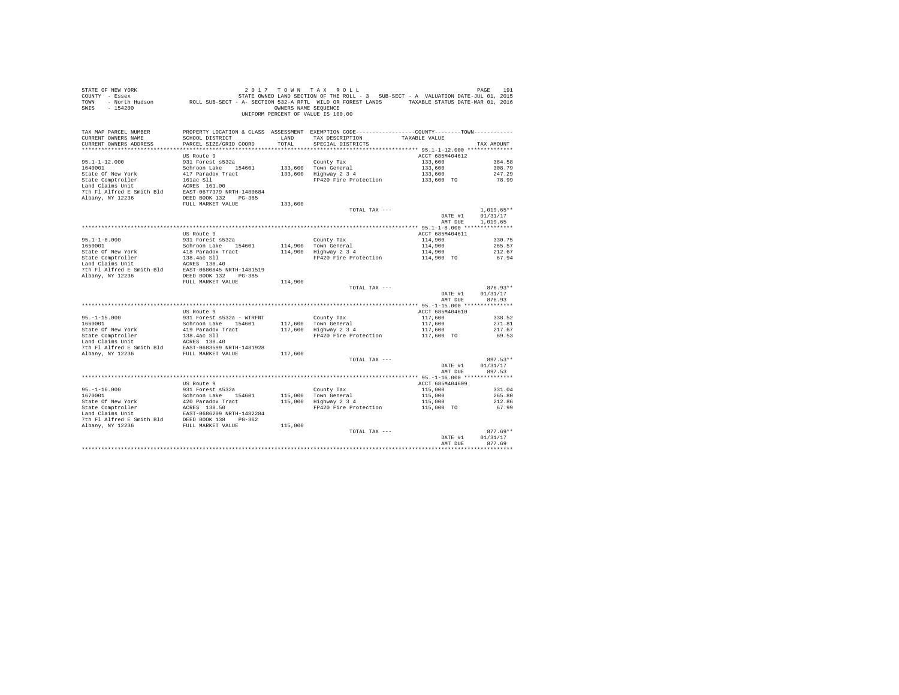STATE OF NEW YORK
COUNTY - Essex
TOWN - North Hudson
SWIS - 154200

2 0 1 7 T O W N T A X R O L L
STATE OWNED LAND SECTION OF THE ROLL - 3 SUB-SECT - A VALUATION DATE-JUL 01, 2015
ROLL SUB-SECT - A- SECTION 532-A RPTL WILD OR FOREST LANDS TAXABLE STATUS DATE-MAR 01, 2016
OWNERS NAME SEQUENCE
UNIFORM PERCENT OF VALUE IS 100.00

| TAX MAP PARCEL NUMBER / CURRENT OWNERS NAME / CURRENT OWNERS ADDRESS | PROPERTY LOCATION & CLASS / SCHOOL DISTRICT / PARCEL SIZE/GRID COORD | ASSESSMENT LAND | ASSESSMENT TOTAL | EXEMPTION CODE / TAX DESCRIPTION / SPECIAL DISTRICTS | COUNTY--------TOWN TAXABLE VALUE | TAX AMOUNT |
|---|---|---|---|---|---|---|
| **95.1-1-12.000** | US Route 9 | | | | ACCT 685M404612 | |
| 95.1-1-12.000 | 931 Forest s532a | | | County Tax | 133,600 | 384.58 |
| 1640001 | Schroon Lake 154601 | 133,600 | | Town General | 133,600 | 308.79 |
| State Of New York | 417 Paradox Tract | | 133,600 | Highway 2 3 4 | 133,600 | 247.29 |
| State Comptroller | 161ac Sll | | | FP420 Fire Protection | 133,600 TO | 78.99 |
| Land Claims Unit | ACRES 161.00 | | | | | |
| 7th Fl Alfred E Smith Bld | EAST-0677379 NRTH-1480684 | | | | | |
| Albany, NY 12236 | DEED BOOK 132 PG-385 | | | | | |
| | FULL MARKET VALUE | | 133,600 | | | |
| | | | | TOTAL TAX --- | | 1,019.65** |
| | | | | | DATE #1 | 01/31/17 |
| | | | | | AMT DUE | 1,019.65 |
| **95.1-1-8.000** | US Route 9 | | | | ACCT 685M404611 | |
| 95.1-1-8.000 | 931 Forest s532a | | | County Tax | 114,900 | 330.75 |
| 1650001 | Schroon Lake 154601 | 114,900 | | Town General | 114,900 | 265.57 |
| State Of New York | 418 Paradox Tract | | 114,900 | Highway 2 3 4 | 114,900 | 212.67 |
| State Comptroller | 138.4ac Sll | | | FP420 Fire Protection | 114,900 TO | 67.94 |
| Land Claims Unit | ACRES 138.40 | | | | | |
| 7th Fl Alfred E Smith Bld | EAST-0680845 NRTH-1481519 | | | | | |
| Albany, NY 12236 | DEED BOOK 132 PG-385 | | | | | |
| | FULL MARKET VALUE | | 114,900 | | | |
| | | | | TOTAL TAX --- | | 876.93** |
| | | | | | DATE #1 | 01/31/17 |
| | | | | | AMT DUE | 876.93 |
| **95.-1-15.000** | US Route 9 | | | | ACCT 685M404610 | |
| 95.-1-15.000 | 931 Forest s532a - WTRFNT | | | County Tax | 117,600 | 338.52 |
| 1660001 | Schroon Lake 154601 | 117,600 | | Town General | 117,600 | 271.81 |
| State Of New York | 419 Paradox Tract | | 117,600 | Highway 2 3 4 | 117,600 | 217.67 |
| State Comptroller | 138.4ac Sll | | | FP420 Fire Protection | 117,600 TO | 69.53 |
| Land Claims Unit | ACRES 138.40 | | | | | |
| 7th Fl Alfred E Smith Bld | EAST-0683599 NRTH-1481928 | | | | | |
| Albany, NY 12236 | FULL MARKET VALUE | | 117,600 | | | |
| | | | | TOTAL TAX --- | | 897.53** |
| | | | | | DATE #1 | 01/31/17 |
| | | | | | AMT DUE | 897.53 |
| **95.-1-16.000** | US Route 9 | | | | ACCT 685M404609 | |
| 95.-1-16.000 | 931 Forest s532a | | | County Tax | 115,000 | 331.04 |
| 1670001 | Schroon Lake 154601 | 115,000 | | Town General | 115,000 | 265.80 |
| State Of New York | 420 Paradox Tract | | 115,000 | Highway 2 3 4 | 115,000 | 212.86 |
| State Comptroller | ACRES 138.50 | | | FP420 Fire Protection | 115,000 TO | 67.99 |
| Land Claims Unit | EAST-0686209 NRTH-1482284 | | | | | |
| 7th Fl Alfred E Smith Bld | DEED BOOK 138 PG-362 | | | | | |
| Albany, NY 12236 | FULL MARKET VALUE | | 115,000 | | | |
| | | | | TOTAL TAX --- | | 877.69** |
| | | | | | DATE #1 | 01/31/17 |
| | | | | | AMT DUE | 877.69 |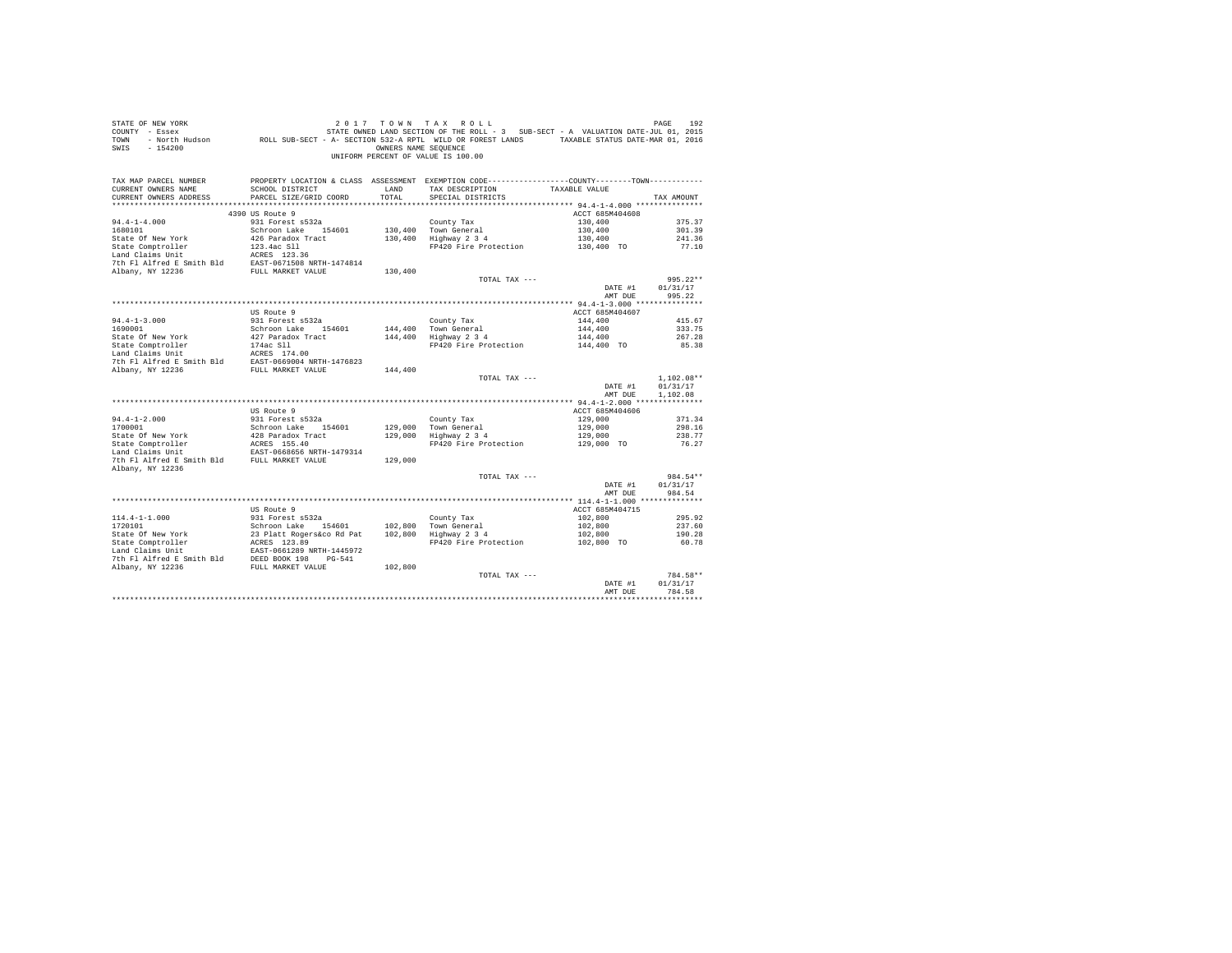STATE OF NEW YORK
COUNTY - Essex
TOWN - North Hudson
SWIS - 154200

2 0 1 7 T O W N T A X R O L L
STATE OWNED LAND SECTION OF THE ROLL - 3 SUB-SECT - A VALUATION DATE-JUL 01, 2015
ROLL SUB-SECT - A- SECTION 532-A RPTL WILD OR FOREST LANDS TAXABLE STATUS DATE-MAR 01, 2016
OWNERS NAME SEQUENCE
UNIFORM PERCENT OF VALUE IS 100.00

| TAX MAP PARCEL NUMBER / CURRENT OWNERS NAME / CURRENT OWNERS ADDRESS | PROPERTY LOCATION & CLASS / SCHOOL DISTRICT / PARCEL SIZE/GRID COORD | ASSESSMENT LAND / TOTAL | EXEMPTION CODE / TAX DESCRIPTION / SPECIAL DISTRICTS | COUNTY--------TOWN / TAXABLE VALUE | TAX AMOUNT |
|---|---|---|---|---|---|
| **94.4-1-4.000** | 4390 US Route 9 | | | ACCT 685M404608 | |
| 94.4-1-4.000 | 931 Forest s532a | | County Tax | 130,400 | 375.37 |
| 1680101 | Schroon Lake 154601 | 130,400 | Town General | 130,400 | 301.39 |
| State Of New York | 426 Paradox Tract | 130,400 | Highway 2 3 4 | 130,400 | 241.36 |
| State Comptroller | 123.4ac Sll | | FP420 Fire Protection | 130,400 TO | 77.10 |
| Land Claims Unit | ACRES 123.36 | | | | |
| 7th Fl Alfred E Smith Bld | EAST-0671508 NRTH-1474814 | | | | |
| Albany, NY 12236 | FULL MARKET VALUE | 130,400 | | | |
| | | | TOTAL TAX --- | | 995.22** |
| | | | | DATE #1 | 01/31/17 |
| | | | | AMT DUE | 995.22 |
| **94.4-1-3.000** | US Route 9 | | | ACCT 685M404607 | |
| 94.4-1-3.000 | 931 Forest s532a | | County Tax | 144,400 | 415.67 |
| 1690001 | Schroon Lake 154601 | 144,400 | Town General | 144,400 | 333.75 |
| State Of New York | 427 Paradox Tract | 144,400 | Highway 2 3 4 | 144,400 | 267.28 |
| State Comptroller | 174ac Sll | | FP420 Fire Protection | 144,400 TO | 85.38 |
| Land Claims Unit | ACRES 174.00 | | | | |
| 7th Fl Alfred E Smith Bld | EAST-0669004 NRTH-1476823 | | | | |
| Albany, NY 12236 | FULL MARKET VALUE | 144,400 | | | |
| | | | TOTAL TAX --- | | 1,102.08** |
| | | | | DATE #1 | 01/31/17 |
| | | | | AMT DUE | 1,102.08 |
| **94.4-1-2.000** | US Route 9 | | | ACCT 685M404606 | |
| 94.4-1-2.000 | 931 Forest s532a | | County Tax | 129,000 | 371.34 |
| 1700001 | Schroon Lake 154601 | 129,000 | Town General | 129,000 | 298.16 |
| State Of New York | 428 Paradox Tract | 129,000 | Highway 2 3 4 | 129,000 | 238.77 |
| State Comptroller | ACRES 155.40 | | FP420 Fire Protection | 129,000 TO | 76.27 |
| Land Claims Unit | EAST-0668656 NRTH-1479314 | | | | |
| 7th Fl Alfred E Smith Bld | FULL MARKET VALUE | 129,000 | | | |
| Albany, NY 12236 | | | | | |
| | | | TOTAL TAX --- | | 984.54** |
| | | | | DATE #1 | 01/31/17 |
| | | | | AMT DUE | 984.54 |
| **114.4-1-1.000** | US Route 9 | | | ACCT 685M404715 | |
| 114.4-1-1.000 | 931 Forest s532a | | County Tax | 102,800 | 295.92 |
| 1720101 | Schroon Lake 154601 | 102,800 | Town General | 102,800 | 237.60 |
| State Of New York | 23 Platt Rogers&co Rd Pat | 102,800 | Highway 2 3 4 | 102,800 | 190.28 |
| State Comptroller | ACRES 123.89 | | FP420 Fire Protection | 102,800 TO | 60.78 |
| Land Claims Unit | EAST-0661289 NRTH-1445972 | | | | |
| 7th Fl Alfred E Smith Bld | DEED BOOK 198 PG-541 | | | | |
| Albany, NY 12236 | FULL MARKET VALUE | 102,800 | | | |
| | | | TOTAL TAX --- | | 784.58** |
| | | | | DATE #1 | 01/31/17 |
| | | | | AMT DUE | 784.58 |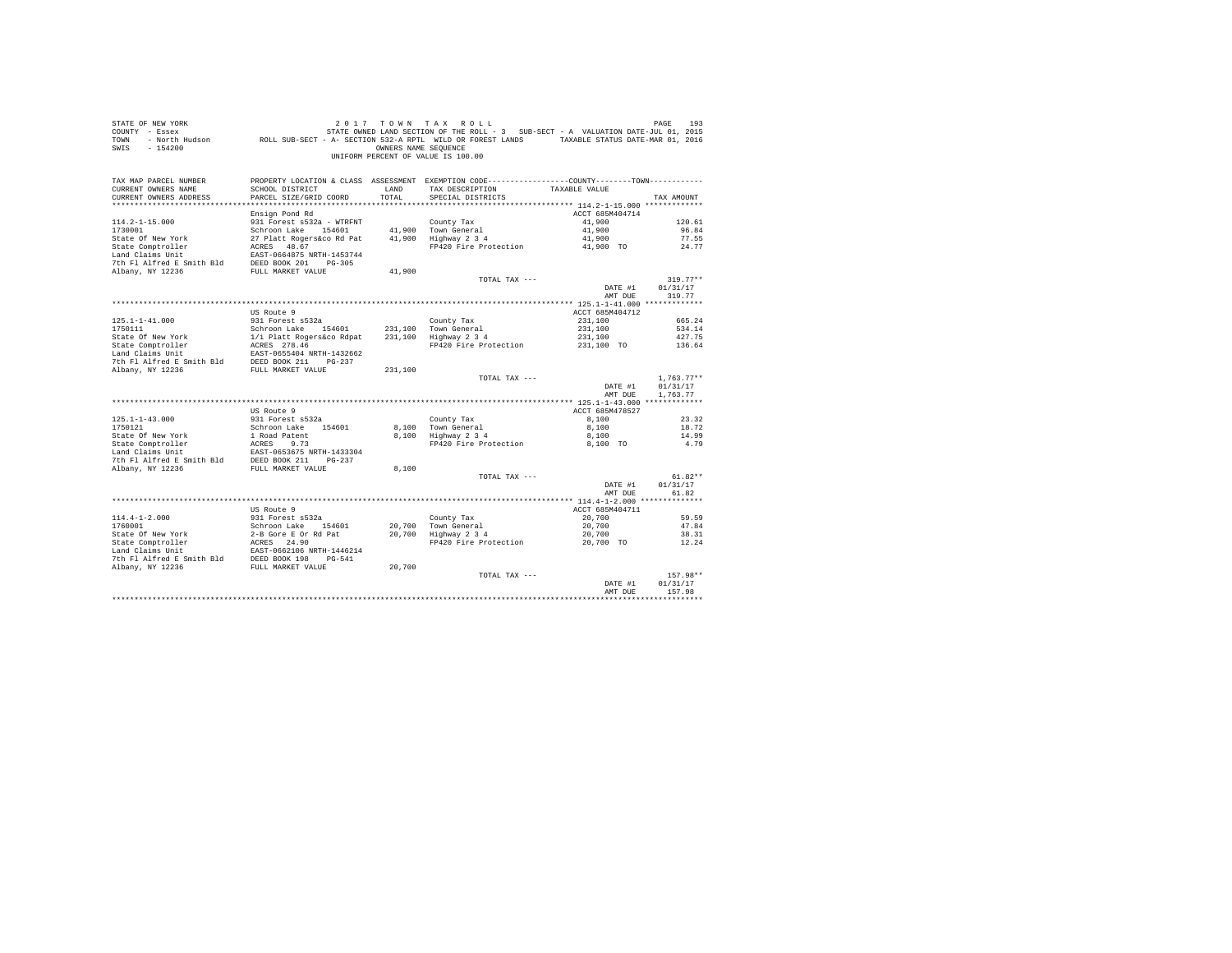STATE OF NEW YORK
COUNTY - Essex
TOWN - North Hudson
SWIS - 154200

2 0 1 7 T O W N T A X R O L L
STATE OWNED LAND SECTION OF THE ROLL - 3 SUB-SECT - A VALUATION DATE-JUL 01, 2015
ROLL SUB-SECT - A- SECTION 532-A RPTL WILD OR FOREST LANDS TAXABLE STATUS DATE-MAR 01, 2016
OWNERS NAME SEQUENCE
UNIFORM PERCENT OF VALUE IS 100.00

| TAX MAP PARCEL NUMBER / CURRENT OWNERS NAME / CURRENT OWNERS ADDRESS | PROPERTY LOCATION & CLASS / SCHOOL DISTRICT / PARCEL SIZE/GRID COORD | ASSESSMENT LAND | TOTAL | TAX DESCRIPTION / SPECIAL DISTRICTS | TAXABLE VALUE | TAX AMOUNT |
|---|---|---|---|---|---|---|
| 114.2-1-15.000 | Ensign Pond Rd | | | | ACCT 685M404714 | |
| 1730001 | 931 Forest s532a - WTRFNT | | | County Tax | 41,900 | 120.61 |
| State Of New York | Schroon Lake 154601 | 41,900 | | Town General | 41,900 | 96.84 |
| State Comptroller | 27 Platt Rogers&co Rd Pat | | 41,900 | Highway 2 3 4 | 41,900 | 77.55 |
| Land Claims Unit | ACRES 48.67 | | | FP420 Fire Protection | 41,900 TO | 24.77 |
| 7th Fl Alfred E Smith Bld | EAST-0664875 NRTH-1453744 | | | | | |
| Albany, NY 12236 | DEED BOOK 201 PG-305 | | | | | |
| | FULL MARKET VALUE | | 41,900 | | | |
| | | | | TOTAL TAX --- | | 319.77** |
| | | | | | DATE #1 | 01/31/17 |
| | | | | | AMT DUE | 319.77 |
| 125.1-1-41.000 | US Route 9 | | | | ACCT 685M404712 | |
| 1750111 | 931 Forest s532a | | | County Tax | 231,100 | 665.24 |
| State Of New York | Schroon Lake 154601 | 231,100 | | Town General | 231,100 | 534.14 |
| State Comptroller | 1/i Platt Rogers&co Rdpat | | 231,100 | Highway 2 3 4 | 231,100 | 427.75 |
| Land Claims Unit | ACRES 278.46 | | | FP420 Fire Protection | 231,100 TO | 136.64 |
| 7th Fl Alfred E Smith Bld | EAST-0655404 NRTH-1432662 | | | | | |
| Albany, NY 12236 | DEED BOOK 211 PG-237 | | | | | |
| | FULL MARKET VALUE | | 231,100 | | | |
| | | | | TOTAL TAX --- | | 1,763.77** |
| | | | | | DATE #1 | 01/31/17 |
| | | | | | AMT DUE | 1,763.77 |
| 125.1-1-43.000 | US Route 9 | | | | ACCT 685M478527 | |
| 1750121 | 931 Forest s532a | | | County Tax | 8,100 | 23.32 |
| State Of New York | Schroon Lake 154601 | 8,100 | | Town General | 8,100 | 18.72 |
| State Comptroller | 1 Road Patent | | 8,100 | Highway 2 3 4 | 8,100 | 14.99 |
| Land Claims Unit | ACRES 9.73 | | | FP420 Fire Protection | 8,100 TO | 4.79 |
| 7th Fl Alfred E Smith Bld | EAST-0653675 NRTH-1433304 | | | | | |
| Albany, NY 12236 | DEED BOOK 211 PG-237 | | | | | |
| | FULL MARKET VALUE | | 8,100 | | | |
| | | | | TOTAL TAX --- | | 61.82** |
| | | | | | DATE #1 | 01/31/17 |
| | | | | | AMT DUE | 61.82 |
| 114.4-1-2.000 | US Route 9 | | | | ACCT 685M404711 | |
| 1760001 | 931 Forest s532a | | | County Tax | 20,700 | 59.59 |
| State Of New York | Schroon Lake 154601 | 20,700 | | Town General | 20,700 | 47.84 |
| State Comptroller | 2-B Gore E Or Rd Pat | | 20,700 | Highway 2 3 4 | 20,700 | 38.31 |
| Land Claims Unit | ACRES 24.90 | | | FP420 Fire Protection | 20,700 TO | 12.24 |
| 7th Fl Alfred E Smith Bld | EAST-0662106 NRTH-1446214 | | | | | |
| Albany, NY 12236 | DEED BOOK 198 PG-541 | | | | | |
| | FULL MARKET VALUE | | 20,700 | | | |
| | | | | TOTAL TAX --- | | 157.98** |
| | | | | | DATE #1 | 01/31/17 |
| | | | | | AMT DUE | 157.98 |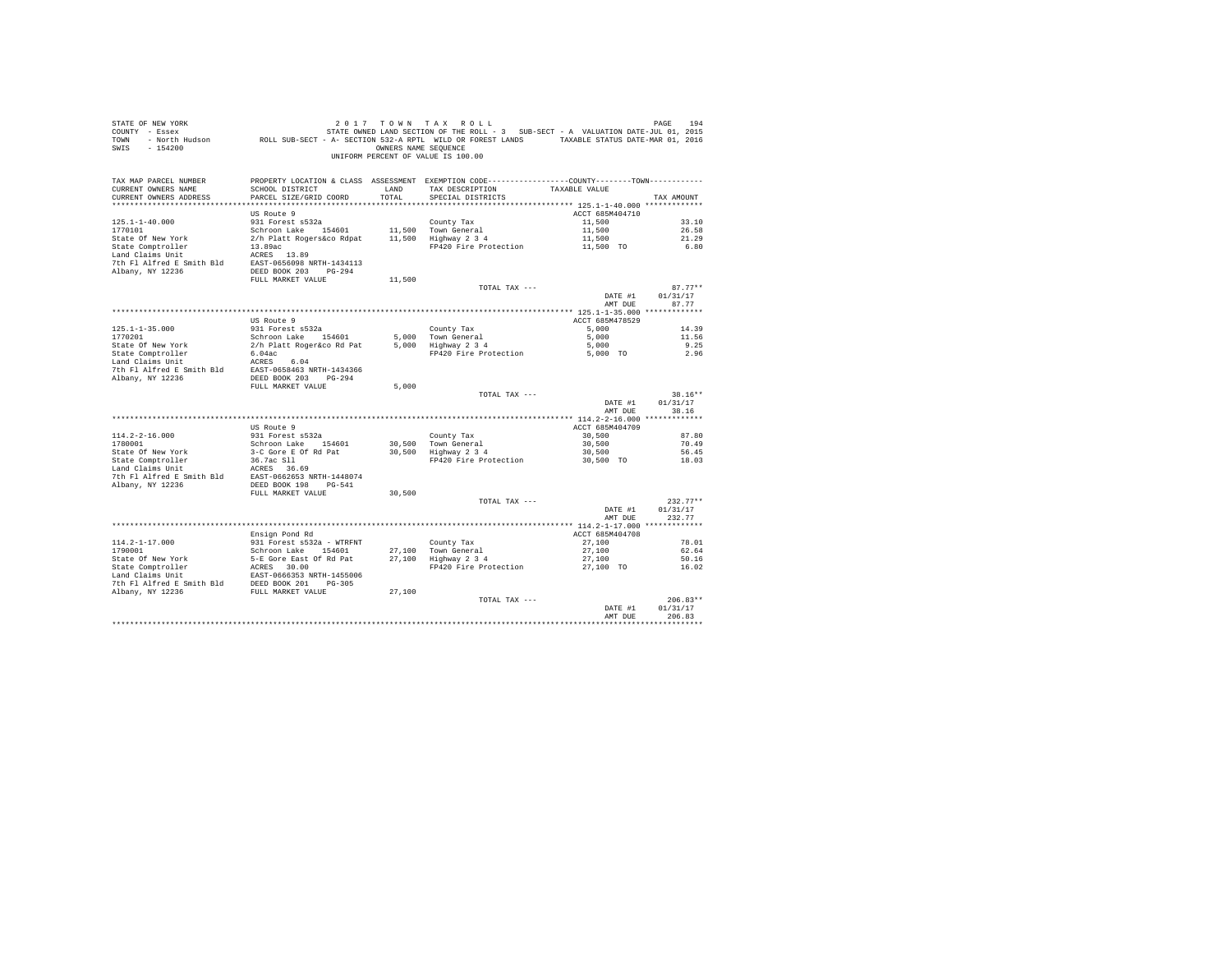STATE OF NEW YORK
COUNTY - Essex
TOWN - North Hudson
SWIS - 154200

2 0 1 7 T O W N T A X R O L L
STATE OWNED LAND SECTION OF THE ROLL - 3 SUB-SECT - A VALUATION DATE-JUL 01, 2015
ROLL SUB-SECT - A- SECTION 532-A RPTL WILD OR FOREST LANDS TAXABLE STATUS DATE-MAR 01, 2016
OWNERS NAME SEQUENCE
UNIFORM PERCENT OF VALUE IS 100.00

| TAX MAP PARCEL NUMBER / CURRENT OWNERS NAME / CURRENT OWNERS ADDRESS | PROPERTY LOCATION & CLASS / SCHOOL DISTRICT / PARCEL SIZE/GRID COORD | ASSESSMENT LAND / TOTAL | EXEMPTION CODE / TAX DESCRIPTION / SPECIAL DISTRICTS | COUNTY--------TOWN / TAXABLE VALUE | TAX AMOUNT |
|---|---|---|---|---|---|
| **125.1-1-40.000** | US Route 9 | | | ACCT 685M404710 | |
| 125.1-1-40.000 | 931 Forest s532a | | County Tax | 11,500 | 33.10 |
| 1770101 | Schroon Lake 154601 | 11,500 | Town General | 11,500 | 26.58 |
| State Of New York | 2/h Platt Rogers&co Rdpat | 11,500 | Highway 2 3 4 | 11,500 | 21.29 |
| State Comptroller | 13.89ac | | FP420 Fire Protection | 11,500 TO | 6.80 |
| Land Claims Unit | ACRES 13.89 | | | | |
| 7th Fl Alfred E Smith Bld | EAST-0656098 NRTH-1434113 | | | | |
| Albany, NY 12236 | DEED BOOK 203 PG-294 | | | | |
| | FULL MARKET VALUE | 11,500 | | | |
| | | | TOTAL TAX --- | | 87.77** |
| | | | | DATE #1 | 01/31/17 |
| | | | | AMT DUE | 87.77 |
| **125.1-1-35.000** | US Route 9 | | | ACCT 685M478529 | |
| 125.1-1-35.000 | 931 Forest s532a | | County Tax | 5,000 | 14.39 |
| 1770201 | Schroon Lake 154601 | 5,000 | Town General | 5,000 | 11.56 |
| State Of New York | 2/h Platt Roger&co Rd Pat | 5,000 | Highway 2 3 4 | 5,000 | 9.25 |
| State Comptroller | 6.04ac | | FP420 Fire Protection | 5,000 TO | 2.96 |
| Land Claims Unit | ACRES 6.04 | | | | |
| 7th Fl Alfred E Smith Bld | EAST-0658463 NRTH-1434366 | | | | |
| Albany, NY 12236 | DEED BOOK 203 PG-294 | | | | |
| | FULL MARKET VALUE | 5,000 | | | |
| | | | TOTAL TAX --- | | 38.16** |
| | | | | DATE #1 | 01/31/17 |
| | | | | AMT DUE | 38.16 |
| **114.2-2-16.000** | US Route 9 | | | ACCT 685M404709 | |
| 114.2-2-16.000 | 931 Forest s532a | | County Tax | 30,500 | 87.80 |
| 1780001 | Schroon Lake 154601 | 30,500 | Town General | 30,500 | 70.49 |
| State Of New York | 3-C Gore E Of Rd Pat | 30,500 | Highway 2 3 4 | 30,500 | 56.45 |
| State Comptroller | 36.7ac Sll | | FP420 Fire Protection | 30,500 TO | 18.03 |
| Land Claims Unit | ACRES 36.69 | | | | |
| 7th Fl Alfred E Smith Bld | EAST-0662653 NRTH-1448074 | | | | |
| Albany, NY 12236 | DEED BOOK 198 PG-541 | | | | |
| | FULL MARKET VALUE | 30,500 | | | |
| | | | TOTAL TAX --- | | 232.77** |
| | | | | DATE #1 | 01/31/17 |
| | | | | AMT DUE | 232.77 |
| **114.2-1-17.000** | Ensign Pond Rd | | | ACCT 685M404708 | |
| 114.2-1-17.000 | 931 Forest s532a - WTRFNT | | County Tax | 27,100 | 78.01 |
| 1790001 | Schroon Lake 154601 | 27,100 | Town General | 27,100 | 62.64 |
| State Of New York | 5-E Gore East Of Rd Pat | 27,100 | Highway 2 3 4 | 27,100 | 50.16 |
| State Comptroller | ACRES 30.00 | | FP420 Fire Protection | 27,100 TO | 16.02 |
| Land Claims Unit | EAST-0666353 NRTH-1455006 | | | | |
| 7th Fl Alfred E Smith Bld | DEED BOOK 201 PG-305 | | | | |
| Albany, NY 12236 | FULL MARKET VALUE | 27,100 | | | |
| | | | TOTAL TAX --- | | 206.83** |
| | | | | DATE #1 | 01/31/17 |
| | | | | AMT DUE | 206.83 |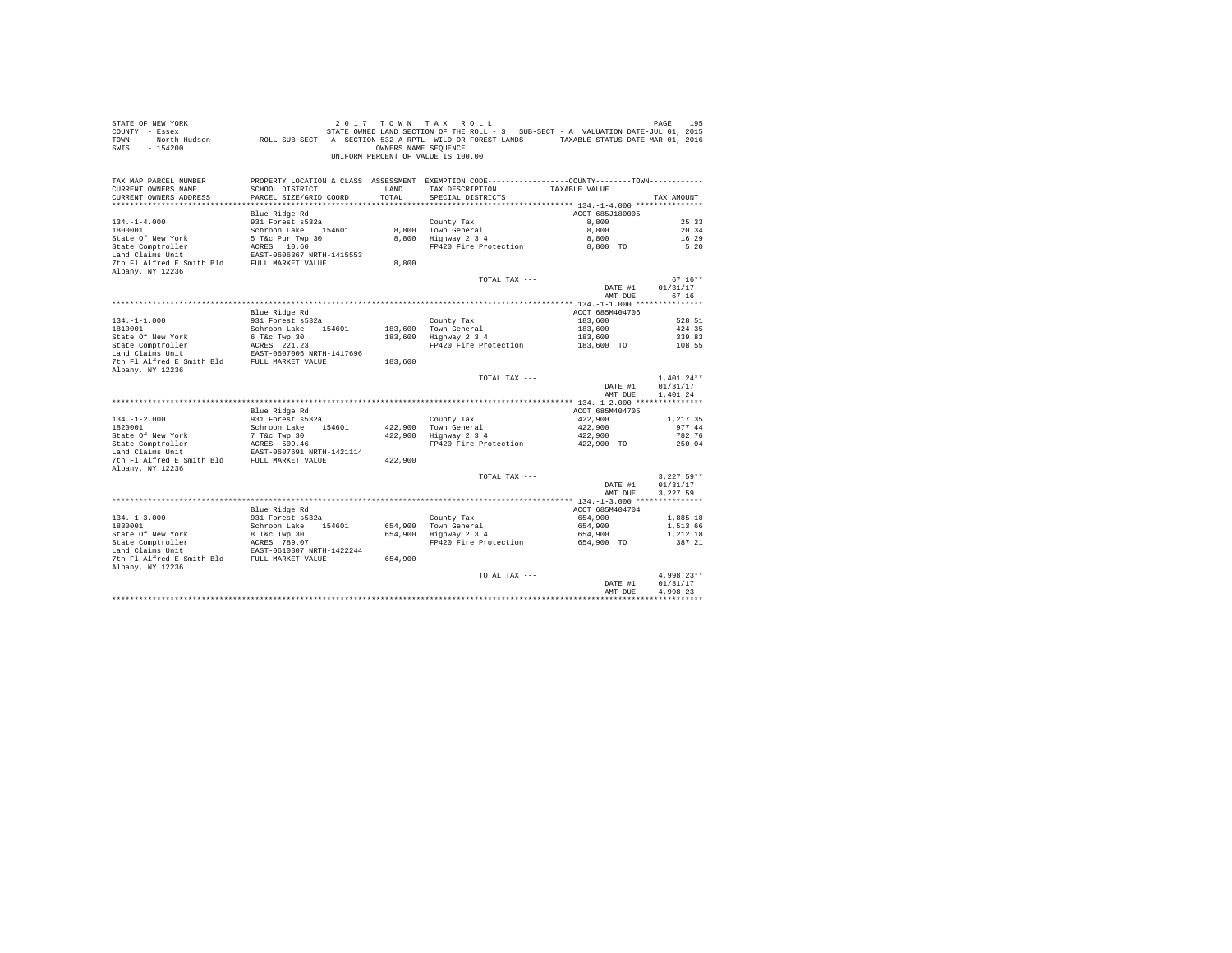STATE OF NEW YORK
COUNTY - Essex
TOWN - North Hudson
SWIS - 154200

2017 TOWN TAX ROLL
STATE OWNED LAND SECTION OF THE ROLL - 3 SUB-SECT - A VALUATION DATE-JUL 01, 2015
ROLL SUB-SECT - A- SECTION 532-A RPTL WILD OR FOREST LANDS TAXABLE STATUS DATE-MAR 01, 2016
OWNERS NAME SEQUENCE
UNIFORM PERCENT OF VALUE IS 100.00

| TAX MAP PARCEL NUMBER / CURRENT OWNERS NAME / CURRENT OWNERS ADDRESS | PROPERTY LOCATION & CLASS / SCHOOL DISTRICT / PARCEL SIZE/GRID COORD | ASSESSMENT LAND | TOTAL | EXEMPTION CODE / TAX DESCRIPTION / SPECIAL DISTRICTS | COUNTY--------TOWN TAXABLE VALUE | TAX AMOUNT |
|---|---|---|---|---|---|---|
| 134.-1-4.000 | Blue Ridge Rd | | | | ACCT 685J180005 | |
| 134.-1-4.000 | 931 Forest s532a | | | County Tax | 8,800 | 25.33 |
| 1800001 | Schroon Lake 154601 | 8,800 | | Town General | 8,800 | 20.34 |
| State Of New York | 5 T&c Pur Twp 30 | | 8,800 | Highway 2 3 4 | 8,800 | 16.29 |
| State Comptroller | ACRES 10.60 | | | FP420 Fire Protection | 8,800 TO | 5.20 |
| Land Claims Unit | EAST-0606367 NRTH-1415553 | | | | | |
| 7th Fl Alfred E Smith Bld | FULL MARKET VALUE | | 8,800 | | | |
| Albany, NY 12236 | | | | | | |
| | | | | TOTAL TAX --- | | 67.16** |
| | | | | | DATE #1 | 01/31/17 |
| | | | | | AMT DUE | 67.16 |
| 134.-1-1.000 | Blue Ridge Rd | | | | ACCT 685M404706 | |
| 134.-1-1.000 | 931 Forest s532a | | | County Tax | 183,600 | 528.51 |
| 1810001 | Schroon Lake 154601 | 183,600 | | Town General | 183,600 | 424.35 |
| State Of New York | 6 T&c Twp 30 | | 183,600 | Highway 2 3 4 | 183,600 | 339.83 |
| State Comptroller | ACRES 221.23 | | | FP420 Fire Protection | 183,600 TO | 108.55 |
| Land Claims Unit | EAST-0607006 NRTH-1417696 | | | | | |
| 7th Fl Alfred E Smith Bld | FULL MARKET VALUE | | 183,600 | | | |
| Albany, NY 12236 | | | | | | |
| | | | | TOTAL TAX --- | | 1,401.24** |
| | | | | | DATE #1 | 01/31/17 |
| | | | | | AMT DUE | 1,401.24 |
| 134.-1-2.000 | Blue Ridge Rd | | | | ACCT 685M404705 | |
| 134.-1-2.000 | 931 Forest s532a | | | County Tax | 422,900 | 1,217.35 |
| 1820001 | Schroon Lake 154601 | 422,900 | | Town General | 422,900 | 977.44 |
| State Of New York | 7 T&c Twp 30 | | 422,900 | Highway 2 3 4 | 422,900 | 782.76 |
| State Comptroller | ACRES 509.46 | | | FP420 Fire Protection | 422,900 TO | 250.04 |
| Land Claims Unit | EAST-0607691 NRTH-1421114 | | | | | |
| 7th Fl Alfred E Smith Bld | FULL MARKET VALUE | | 422,900 | | | |
| Albany, NY 12236 | | | | | | |
| | | | | TOTAL TAX --- | | 3,227.59** |
| | | | | | DATE #1 | 01/31/17 |
| | | | | | AMT DUE | 3,227.59 |
| 134.-1-3.000 | Blue Ridge Rd | | | | ACCT 685M404704 | |
| 134.-1-3.000 | 931 Forest s532a | | | County Tax | 654,900 | 1,885.18 |
| 1830001 | Schroon Lake 154601 | 654,900 | | Town General | 654,900 | 1,513.66 |
| State Of New York | 8 T&c Twp 30 | | 654,900 | Highway 2 3 4 | 654,900 | 1,212.18 |
| State Comptroller | ACRES 789.07 | | | FP420 Fire Protection | 654,900 TO | 387.21 |
| Land Claims Unit | EAST-0610307 NRTH-1422244 | | | | | |
| 7th Fl Alfred E Smith Bld | FULL MARKET VALUE | | 654,900 | | | |
| Albany, NY 12236 | | | | | | |
| | | | | TOTAL TAX --- | | 4,998.23** |
| | | | | | DATE #1 | 01/31/17 |
| | | | | | AMT DUE | 4,998.23 |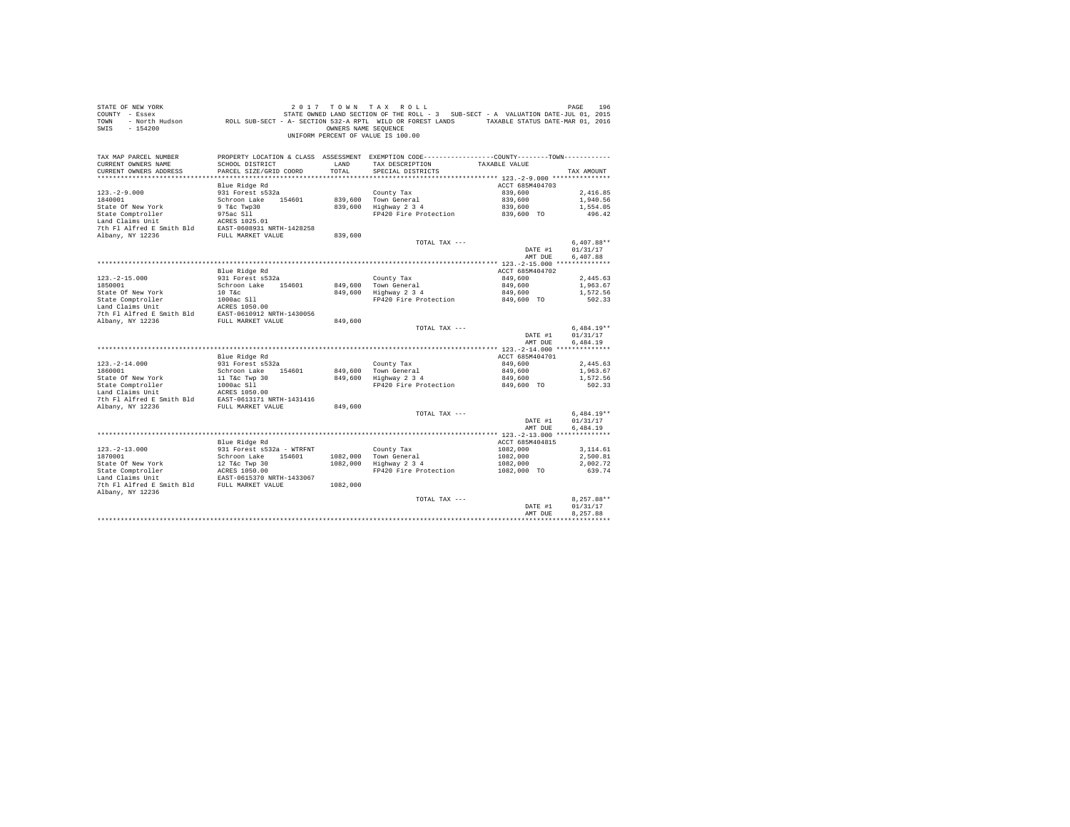STATE OF NEW YORK
COUNTY - Essex
TOWN - North Hudson
SWIS - 154200

2 0 1 7 T O W N T A X R O L L
STATE OWNED LAND SECTION OF THE ROLL - 3 SUB-SECT - A VALUATION DATE-JUL 01, 2015
ROLL SUB-SECT - A- SECTION 532-A RPTL WILD OR FOREST LANDS TAXABLE STATUS DATE-MAR 01, 2016
OWNERS NAME SEQUENCE
UNIFORM PERCENT OF VALUE IS 100.00

| TAX MAP PARCEL NUMBER / CURRENT OWNERS NAME / CURRENT OWNERS ADDRESS | PROPERTY LOCATION & CLASS / SCHOOL DISTRICT / PARCEL SIZE/GRID COORD | ASSESSMENT LAND / TOTAL | EXEMPTION CODE / TAX DESCRIPTION / SPECIAL DISTRICTS | COUNTY--------TOWN TAXABLE VALUE | TAX AMOUNT |
|---|---|---|---|---|---|
| **123.-2-9.000** | Blue Ridge Rd | | | ACCT 685M404703 | |
| 123.-2-9.000 | 931 Forest s532a | | County Tax | 839,600 | 2,416.85 |
| 1840001 | Schroon Lake 154601 | 839,600 | Town General | 839,600 | 1,940.56 |
| State Of New York | 9 T&c Twp30 | 839,600 | Highway 2 3 4 | 839,600 | 1,554.05 |
| State Comptroller | 975ac Sll | | FP420 Fire Protection | 839,600 TO | 496.42 |
| Land Claims Unit | ACRES 1025.01 | | | | |
| 7th Fl Alfred E Smith Bld | EAST-0608931 NRTH-1428258 | | | | |
| Albany, NY 12236 | FULL MARKET VALUE | 839,600 | | | |
| | | | TOTAL TAX --- | | 6,407.88** |
| | | | | DATE #1 | 01/31/17 |
| | | | | AMT DUE | 6,407.88 |
| **123.-2-15.000** | Blue Ridge Rd | | | ACCT 685M404702 | |
| 123.-2-15.000 | 931 Forest s532a | | County Tax | 849,600 | 2,445.63 |
| 1850001 | Schroon Lake 154601 | 849,600 | Town General | 849,600 | 1,963.67 |
| State Of New York | 10 T&c | 849,600 | Highway 2 3 4 | 849,600 | 1,572.56 |
| State Comptroller | 1000ac Sll | | FP420 Fire Protection | 849,600 TO | 502.33 |
| Land Claims Unit | ACRES 1050.00 | | | | |
| 7th Fl Alfred E Smith Bld | EAST-0610912 NRTH-1430056 | | | | |
| Albany, NY 12236 | FULL MARKET VALUE | 849,600 | | | |
| | | | TOTAL TAX --- | | 6,484.19** |
| | | | | DATE #1 | 01/31/17 |
| | | | | AMT DUE | 6,484.19 |
| **123.-2-14.000** | Blue Ridge Rd | | | ACCT 685M404701 | |
| 123.-2-14.000 | 931 Forest s532a | | County Tax | 849,600 | 2,445.63 |
| 1860001 | Schroon Lake 154601 | 849,600 | Town General | 849,600 | 1,963.67 |
| State Of New York | 11 T&c Twp 30 | 849,600 | Highway 2 3 4 | 849,600 | 1,572.56 |
| State Comptroller | 1000ac Sll | | FP420 Fire Protection | 849,600 TO | 502.33 |
| Land Claims Unit | ACRES 1050.00 | | | | |
| 7th Fl Alfred E Smith Bld | EAST-0613171 NRTH-1431416 | | | | |
| Albany, NY 12236 | FULL MARKET VALUE | 849,600 | | | |
| | | | TOTAL TAX --- | | 6,484.19** |
| | | | | DATE #1 | 01/31/17 |
| | | | | AMT DUE | 6,484.19 |
| **123.-2-13.000** | Blue Ridge Rd | | | ACCT 685M404815 | |
| 123.-2-13.000 | 931 Forest s532a - WTRFNT | | County Tax | 1082,000 | 3,114.61 |
| 1870001 | Schroon Lake 154601 | 1082,000 | Town General | 1082,000 | 2,500.81 |
| State Of New York | 12 T&c Twp 30 | 1082,000 | Highway 2 3 4 | 1082,000 | 2,002.72 |
| State Comptroller | ACRES 1050.00 | | FP420 Fire Protection | 1082,000 TO | 639.74 |
| Land Claims Unit | EAST-0615370 NRTH-1433067 | | | | |
| 7th Fl Alfred E Smith Bld | FULL MARKET VALUE | 1082,000 | | | |
| Albany, NY 12236 | | | | | |
| | | | TOTAL TAX --- | | 8,257.88** |
| | | | | DATE #1 | 01/31/17 |
| | | | | AMT DUE | 8,257.88 |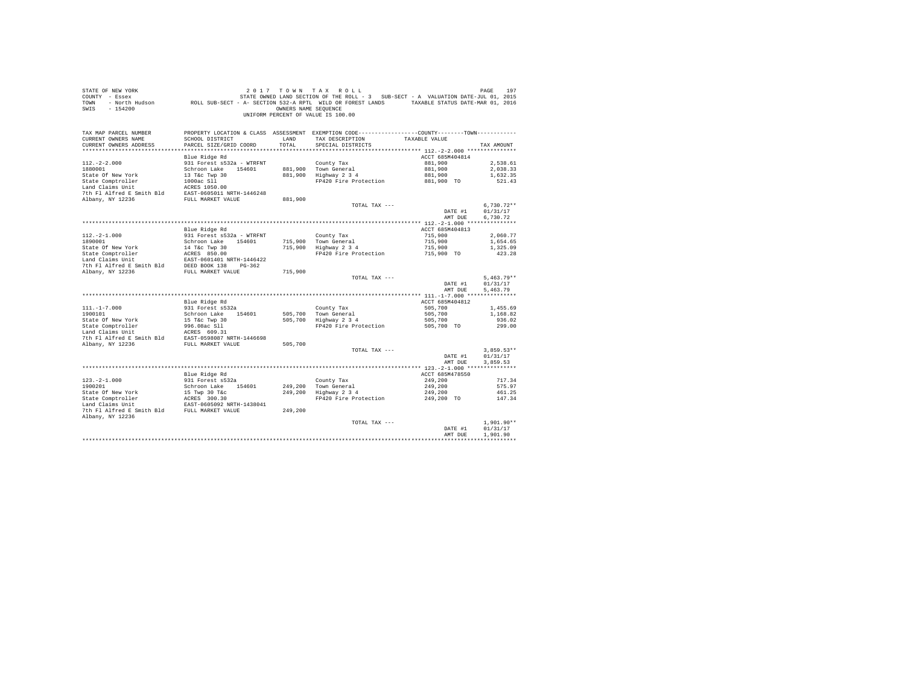STATE OF NEW YORK — 2017 TOWN TAX ROLL
COUNTY - Essex — STATE OWNED LAND SECTION OF THE ROLL - 3 SUB-SECT - A VALUATION DATE-JUL 01, 2015
TOWN - North Hudson — ROLL SUB-SECT - A- SECTION 532-A RPTL WILD OR FOREST LANDS — TAXABLE STATUS DATE-MAR 01, 2016
SWIS - 154200 — OWNERS NAME SEQUENCE
UNIFORM PERCENT OF VALUE IS 100.00

| TAX MAP PARCEL NUMBER / CURRENT OWNERS NAME / CURRENT OWNERS ADDRESS | PROPERTY LOCATION & CLASS / SCHOOL DISTRICT / PARCEL SIZE/GRID COORD | ASSESSMENT LAND / TOTAL | EXEMPTION CODE / TAX DESCRIPTION / SPECIAL DISTRICTS | COUNTY--------TOWN TAXABLE VALUE | TAX AMOUNT |
|---|---|---|---|---|---|
| **112.-2-2.000** | Blue Ridge Rd | | | ACCT 685M404814 | |
| 112.-2-2.000 | 931 Forest s532a - WTRFNT | | County Tax | 881,900 | 2,538.61 |
| 1880001 | Schroon Lake 154601 | 881,900 | Town General | 881,900 | 2,038.33 |
| State Of New York | 13 T&c Twp 30 | 881,900 | Highway 2 3 4 | 881,900 | 1,632.35 |
| State Comptroller | 1000ac Sll | | FP420 Fire Protection | 881,900 TO | 521.43 |
| Land Claims Unit | ACRES 1050.00 | | | | |
| 7th Fl Alfred E Smith Bld | EAST-0605011 NRTH-1446248 | | | | |
| Albany, NY 12236 | FULL MARKET VALUE | 881,900 | | | |
| | | | TOTAL TAX --- | | 6,730.72** |
| | | | | DATE #1 | 01/31/17 |
| | | | | AMT DUE | 6,730.72 |
| **112.-2-1.000** | Blue Ridge Rd | | | ACCT 685M404813 | |
| 112.-2-1.000 | 931 Forest s532a - WTRFNT | | County Tax | 715,900 | 2,060.77 |
| 1890001 | Schroon Lake 154601 | 715,900 | Town General | 715,900 | 1,654.65 |
| State Of New York | 14 T&c Twp 30 | 715,900 | Highway 2 3 4 | 715,900 | 1,325.09 |
| State Comptroller | ACRES 850.00 | | FP420 Fire Protection | 715,900 TO | 423.28 |
| Land Claims Unit | EAST-0601401 NRTH-1446422 | | | | |
| 7th Fl Alfred E Smith Bld | DEED BOOK 138 PG-362 | | | | |
| Albany, NY 12236 | FULL MARKET VALUE | 715,900 | | | |
| | | | TOTAL TAX --- | | 5,463.79** |
| | | | | DATE #1 | 01/31/17 |
| | | | | AMT DUE | 5,463.79 |
| **111.-1-7.000** | Blue Ridge Rd | | | ACCT 685M404812 | |
| 111.-1-7.000 | 931 Forest s532a | | County Tax | 505,700 | 1,455.69 |
| 1900101 | Schroon Lake 154601 | 505,700 | Town General | 505,700 | 1,168.82 |
| State Of New York | 15 T&c Twp 30 | 505,700 | Highway 2 3 4 | 505,700 | 936.02 |
| State Comptroller | 996.08ac Sll | | FP420 Fire Protection | 505,700 TO | 299.00 |
| Land Claims Unit | ACRES 609.31 | | | | |
| 7th Fl Alfred E Smith Bld | EAST-0598087 NRTH-1446698 | | | | |
| Albany, NY 12236 | FULL MARKET VALUE | 505,700 | | | |
| | | | TOTAL TAX --- | | 3,859.53** |
| | | | | DATE #1 | 01/31/17 |
| | | | | AMT DUE | 3,859.53 |
| **123.-2-1.000** | Blue Ridge Rd | | | ACCT 685M478550 | |
| 123.-2-1.000 | 931 Forest s532a | | County Tax | 249,200 | 717.34 |
| 1900201 | Schroon Lake 154601 | 249,200 | Town General | 249,200 | 575.97 |
| State Of New York | 15 Twp 30 T&c | 249,200 | Highway 2 3 4 | 249,200 | 461.25 |
| State Comptroller | ACRES 300.30 | | FP420 Fire Protection | 249,200 TO | 147.34 |
| Land Claims Unit | EAST-0605092 NRTH-1438041 | | | | |
| 7th Fl Alfred E Smith Bld | FULL MARKET VALUE | 249,200 | | | |
| Albany, NY 12236 | | | | | |
| | | | TOTAL TAX --- | | 1,901.90** |
| | | | | DATE #1 | 01/31/17 |
| | | | | AMT DUE | 1,901.90 |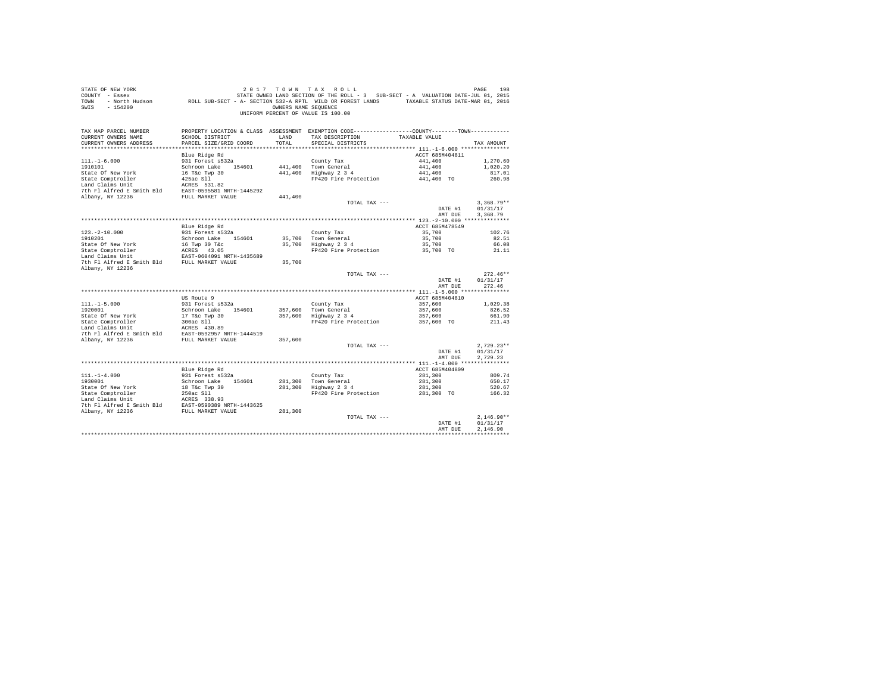STATE OF NEW YORK
COUNTY - Essex
TOWN - North Hudson
SWIS - 154200

2 0 1 7 T O W N T A X R O L L
STATE OWNED LAND SECTION OF THE ROLL - 3 SUB-SECT - A VALUATION DATE-JUL 01, 2015
ROLL SUB-SECT - A- SECTION 532-A RPTL WILD OR FOREST LANDS TAXABLE STATUS DATE-MAR 01, 2016
OWNERS NAME SEQUENCE
UNIFORM PERCENT OF VALUE IS 100.00

| TAX MAP PARCEL NUMBER / CURRENT OWNERS NAME / CURRENT OWNERS ADDRESS | PROPERTY LOCATION & CLASS / SCHOOL DISTRICT / PARCEL SIZE/GRID COORD | ASSESSMENT LAND / TOTAL | EXEMPTION CODE / TAX DESCRIPTION / SPECIAL DISTRICTS | TAXABLE VALUE | TAX AMOUNT |
|---|---|---|---|---|---|
| 111.-1-6.000 | Blue Ridge Rd | | | ACCT 685M404811 | |
| 1910101 | 931 Forest s532a | | County Tax | 441,400 | 1,270.60 |
| State Of New York | Schroon Lake 154601 | 441,400 | Town General | 441,400 | 1,020.20 |
| State Comptroller | 16 T&c Twp 30 | 441,400 | Highway 2 3 4 | 441,400 | 817.01 |
| Land Claims Unit | 425ac Sll | | FP420 Fire Protection | 441,400 TO | 260.98 |
| 7th Fl Alfred E Smith Bld | ACRES 531.82 | | | | |
| Albany, NY 12236 | EAST-0595581 NRTH-1445292 | | | | |
| | FULL MARKET VALUE | 441,400 | | | |
| | | | TOTAL TAX --- | | 3,368.79** |
| | | | | DATE #1 | 01/31/17 |
| | | | | AMT DUE | 3,368.79 |
| 123.-2-10.000 | Blue Ridge Rd | | | ACCT 685M478549 | |
| 1910201 | 931 Forest s532a | | County Tax | 35,700 | 102.76 |
| State Of New York | Schroon Lake 154601 | 35,700 | Town General | 35,700 | 82.51 |
| State Comptroller | 16 Twp 30 T&c | 35,700 | Highway 2 3 4 | 35,700 | 66.08 |
| Land Claims Unit | ACRES 43.05 | | FP420 Fire Protection | 35,700 TO | 21.11 |
| 7th Fl Alfred E Smith Bld | EAST-0604091 NRTH-1435689 | | | | |
| Albany, NY 12236 | FULL MARKET VALUE | 35,700 | | | |
| | | | TOTAL TAX --- | | 272.46** |
| | | | | DATE #1 | 01/31/17 |
| | | | | AMT DUE | 272.46 |
| 111.-1-5.000 | US Route 9 | | | ACCT 685M404810 | |
| 1920001 | 931 Forest s532a | | County Tax | 357,600 | 1,029.38 |
| State Of New York | Schroon Lake 154601 | 357,600 | Town General | 357,600 | 826.52 |
| State Comptroller | 17 T&c Twp 30 | 357,600 | Highway 2 3 4 | 357,600 | 661.90 |
| Land Claims Unit | 300ac Sll | | FP420 Fire Protection | 357,600 TO | 211.43 |
| 7th Fl Alfred E Smith Bld | ACRES 430.89 | | | | |
| Albany, NY 12236 | EAST-0592957 NRTH-1444519 | | | | |
| | FULL MARKET VALUE | 357,600 | | | |
| | | | TOTAL TAX --- | | 2,729.23** |
| | | | | DATE #1 | 01/31/17 |
| | | | | AMT DUE | 2,729.23 |
| 111.-1-4.000 | Blue Ridge Rd | | | ACCT 685M404809 | |
| 1930001 | 931 Forest s532a | | County Tax | 281,300 | 809.74 |
| State Of New York | Schroon Lake 154601 | 281,300 | Town General | 281,300 | 650.17 |
| State Comptroller | 18 T&c Twp 30 | 281,300 | Highway 2 3 4 | 281,300 | 520.67 |
| Land Claims Unit | 250ac Sll | | FP420 Fire Protection | 281,300 TO | 166.32 |
| 7th Fl Alfred E Smith Bld | ACRES 338.93 | | | | |
| Albany, NY 12236 | EAST-0590389 NRTH-1443625 | | | | |
| | FULL MARKET VALUE | 281,300 | | | |
| | | | TOTAL TAX --- | | 2,146.90** |
| | | | | DATE #1 | 01/31/17 |
| | | | | AMT DUE | 2,146.90 |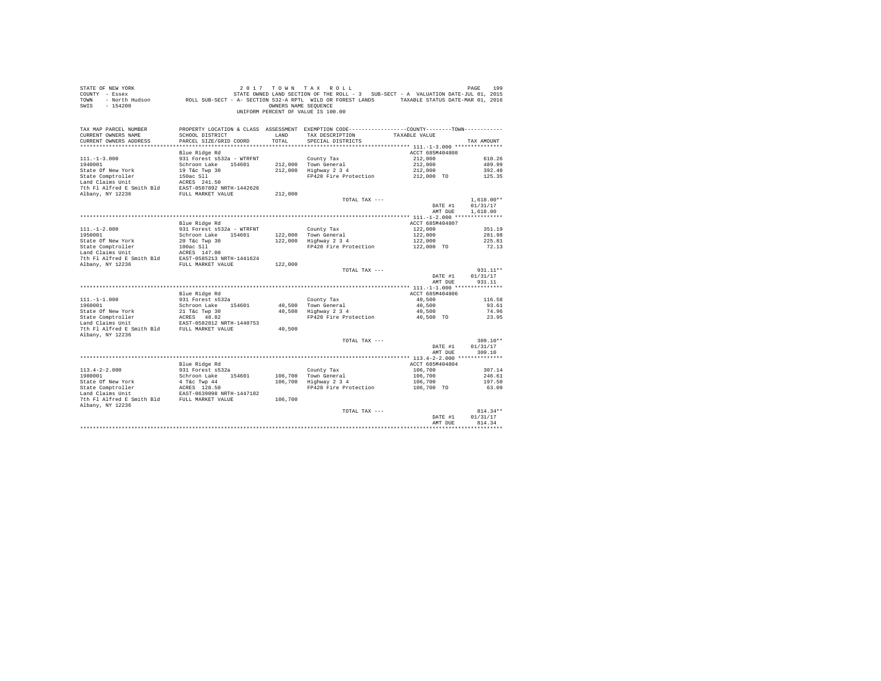STATE OF NEW YORK — COUNTY - Essex — TOWN - North Hudson — SWIS - 154200

2017 TOWN TAX ROLL
STATE OWNED LAND SECTION OF THE ROLL - 3 SUB-SECT - A VALUATION DATE-JUL 01, 2015
ROLL SUB-SECT - A- SECTION 532-A RPTL WILD OR FOREST LANDS TAXABLE STATUS DATE-MAR 01, 2016
OWNERS NAME SEQUENCE
UNIFORM PERCENT OF VALUE IS 100.00

| TAX MAP PARCEL NUMBER / CURRENT OWNERS NAME / CURRENT OWNERS ADDRESS | PROPERTY LOCATION & CLASS / SCHOOL DISTRICT / PARCEL SIZE/GRID COORD | ASSESSMENT LAND / TOTAL | EXEMPTION CODE / TAX DESCRIPTION / SPECIAL DISTRICTS | COUNTY--------TOWN TAXABLE VALUE | TAX AMOUNT |
|---|---|---|---|---|---|
| **111.-1-3.000** | Blue Ridge Rd | | | ACCT 685M404808 | |
| 111.-1-3.000 | 931 Forest s532a - WTRFNT | | County Tax | 212,000 | 610.26 |
| 1940001 | Schroon Lake 154601 | 212,000 | Town General | 212,000 | 489.99 |
| State Of New York | 19 T&c Twp 30 | 212,000 | Highway 2 3 4 | 212,000 | 392.40 |
| State Comptroller | 150ac Sll | | FP420 Fire Protection | 212,000 TO | 125.35 |
| Land Claims Unit | ACRES 241.50 | | | | |
| 7th Fl Alfred E Smith Bld | EAST-0587892 NRTH-1442626 | | | | |
| Albany, NY 12236 | FULL MARKET VALUE | 212,000 | | | |
| | | | TOTAL TAX --- | | 1,618.00** |
| | | | | DATE #1 | 01/31/17 |
| | | | | AMT DUE | 1,618.00 |
| **111.-1-2.000** | Blue Ridge Rd | | | ACCT 685M404807 | |
| 111.-1-2.000 | 931 Forest s532a - WTRFNT | | County Tax | 122,000 | 351.19 |
| 1950001 | Schroon Lake 154601 | 122,000 | Town General | 122,000 | 281.98 |
| State Of New York | 20 T&c Twp 30 | 122,000 | Highway 2 3 4 | 122,000 | 225.81 |
| State Comptroller | 100ac Sll | | FP420 Fire Protection | 122,000 TO | 72.13 |
| Land Claims Unit | ACRES 147.00 | | | | |
| 7th Fl Alfred E Smith Bld | EAST-0585213 NRTH-1441624 | | | | |
| Albany, NY 12236 | FULL MARKET VALUE | 122,000 | | | |
| | | | TOTAL TAX --- | | 931.11** |
| | | | | DATE #1 | 01/31/17 |
| | | | | AMT DUE | 931.11 |
| **111.-1-1.000** | Blue Ridge Rd | | | ACCT 685M404806 | |
| 111.-1-1.000 | 931 Forest s532a | | County Tax | 40,500 | 116.58 |
| 1960001 | Schroon Lake 154601 | 40,500 | Town General | 40,500 | 93.61 |
| State Of New York | 21 T&c Twp 30 | 40,500 | Highway 2 3 4 | 40,500 | 74.96 |
| State Comptroller | ACRES 48.82 | | FP420 Fire Protection | 40,500 TO | 23.95 |
| Land Claims Unit | EAST-0582812 NRTH-1440753 | | | | |
| 7th Fl Alfred E Smith Bld | FULL MARKET VALUE | 40,500 | | | |
| Albany, NY 12236 | | | | | |
| | | | TOTAL TAX --- | | 309.10** |
| | | | | DATE #1 | 01/31/17 |
| | | | | AMT DUE | 309.10 |
| **113.4-2-2.000** | Blue Ridge Rd | | | ACCT 685M404804 | |
| 113.4-2-2.000 | 931 Forest s532a | | County Tax | 106,700 | 307.14 |
| 1980001 | Schroon Lake 154601 | 106,700 | Town General | 106,700 | 246.61 |
| State Of New York | 4 T&c Twp 44 | 106,700 | Highway 2 3 4 | 106,700 | 197.50 |
| State Comptroller | ACRES 128.50 | | FP420 Fire Protection | 106,700 TO | 63.09 |
| Land Claims Unit | EAST-0639098 NRTH-1447182 | | | | |
| 7th Fl Alfred E Smith Bld | FULL MARKET VALUE | 106,700 | | | |
| Albany, NY 12236 | | | | | |
| | | | TOTAL TAX --- | | 814.34** |
| | | | | DATE #1 | 01/31/17 |
| | | | | AMT DUE | 814.34 |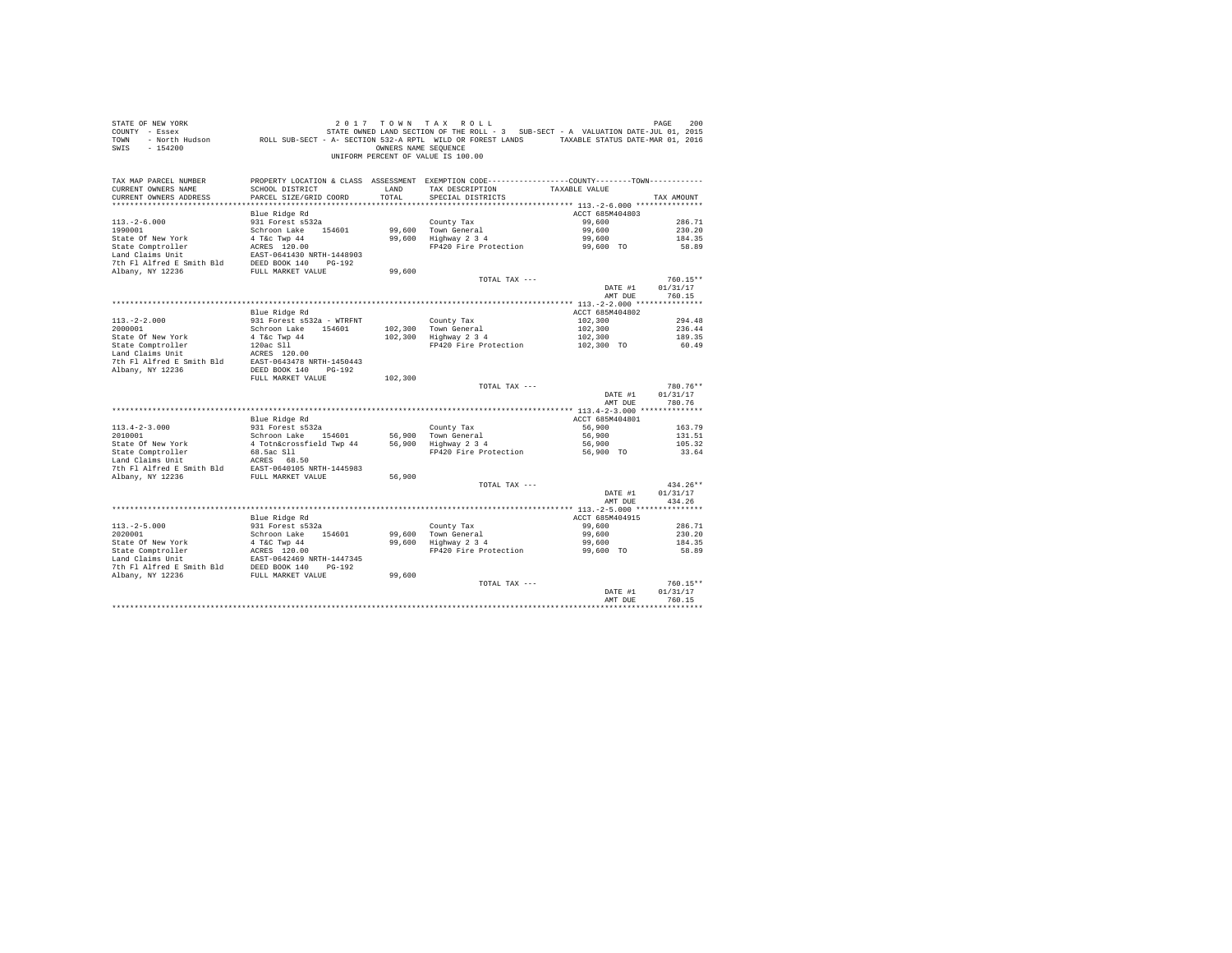STATE OF NEW YORK
COUNTY - Essex
TOWN - North Hudson
SWIS - 154200

2 0 1 7 T O W N T A X R O L L
STATE OWNED LAND SECTION OF THE ROLL - 3 SUB-SECT - A VALUATION DATE-JUL 01, 2015
ROLL SUB-SECT - A- SECTION 532-A RPTL WILD OR FOREST LANDS TAXABLE STATUS DATE-MAR 01, 2016
OWNERS NAME SEQUENCE
UNIFORM PERCENT OF VALUE IS 100.00

| TAX MAP PARCEL NUMBER / CURRENT OWNERS NAME / CURRENT OWNERS ADDRESS | PROPERTY LOCATION & CLASS / SCHOOL DISTRICT / PARCEL SIZE/GRID COORD | ASSESSMENT LAND / TOTAL | EXEMPTION CODE / TAX DESCRIPTION / SPECIAL DISTRICTS | COUNTY--------TOWN / TAXABLE VALUE | TAX AMOUNT |
|---|---|---|---|---|---|
| **113.-2-6.000** | Blue Ridge Rd | | | ACCT 685M404803 | |
| 113.-2-6.000 | 931 Forest s532a | | County Tax | 99,600 | 286.71 |
| 1990001 | Schroon Lake 154601 | 99,600 | Town General | 99,600 | 230.20 |
| State Of New York | 4 T&c Twp 44 | 99,600 | Highway 2 3 4 | 99,600 | 184.35 |
| State Comptroller | ACRES 120.00 | | FP420 Fire Protection | 99,600 TO | 58.89 |
| Land Claims Unit | EAST-0641430 NRTH-1448903 | | | | |
| 7th Fl Alfred E Smith Bld | DEED BOOK 140 PG-192 | | | | |
| Albany, NY 12236 | FULL MARKET VALUE | 99,600 | | | |
| | | | TOTAL TAX --- | | 760.15** |
| | | | | DATE #1 | 01/31/17 |
| | | | | AMT DUE | 760.15 |
| **113.-2-2.000** | Blue Ridge Rd | | | ACCT 685M404802 | |
| 113.-2-2.000 | 931 Forest s532a - WTRFNT | | County Tax | 102,300 | 294.48 |
| 2000001 | Schroon Lake 154601 | 102,300 | Town General | 102,300 | 236.44 |
| State Of New York | 4 T&c Twp 44 | 102,300 | Highway 2 3 4 | 102,300 | 189.35 |
| State Comptroller | 120ac Sll | | FP420 Fire Protection | 102,300 TO | 60.49 |
| Land Claims Unit | ACRES 120.00 | | | | |
| 7th Fl Alfred E Smith Bld | EAST-0643478 NRTH-1450443 | | | | |
| Albany, NY 12236 | DEED BOOK 140 PG-192 | | | | |
| | FULL MARKET VALUE | 102,300 | | | |
| | | | TOTAL TAX --- | | 780.76** |
| | | | | DATE #1 | 01/31/17 |
| | | | | AMT DUE | 780.76 |
| **113.4-2-3.000** | Blue Ridge Rd | | | ACCT 685M404801 | |
| 113.4-2-3.000 | 931 Forest s532a | | County Tax | 56,900 | 163.79 |
| 2010001 | Schroon Lake 154601 | 56,900 | Town General | 56,900 | 131.51 |
| State Of New York | 4 Totn&crossfield Twp 44 | 56,900 | Highway 2 3 4 | 56,900 | 105.32 |
| State Comptroller | 68.5ac Sll | | FP420 Fire Protection | 56,900 TO | 33.64 |
| Land Claims Unit | ACRES 68.50 | | | | |
| 7th Fl Alfred E Smith Bld | EAST-0640105 NRTH-1445983 | | | | |
| Albany, NY 12236 | FULL MARKET VALUE | 56,900 | | | |
| | | | TOTAL TAX --- | | 434.26** |
| | | | | DATE #1 | 01/31/17 |
| | | | | AMT DUE | 434.26 |
| **113.-2-5.000** | Blue Ridge Rd | | | ACCT 685M404915 | |
| 113.-2-5.000 | 931 Forest s532a | | County Tax | 99,600 | 286.71 |
| 2020001 | Schroon Lake 154601 | 99,600 | Town General | 99,600 | 230.20 |
| State Of New York | 4 T&C Twp 44 | 99,600 | Highway 2 3 4 | 99,600 | 184.35 |
| State Comptroller | ACRES 120.00 | | FP420 Fire Protection | 99,600 TO | 58.89 |
| Land Claims Unit | EAST-0642469 NRTH-1447345 | | | | |
| 7th Fl Alfred E Smith Bld | DEED BOOK 140 PG-192 | | | | |
| Albany, NY 12236 | FULL MARKET VALUE | 99,600 | | | |
| | | | TOTAL TAX --- | | 760.15** |
| | | | | DATE #1 | 01/31/17 |
| | | | | AMT DUE | 760.15 |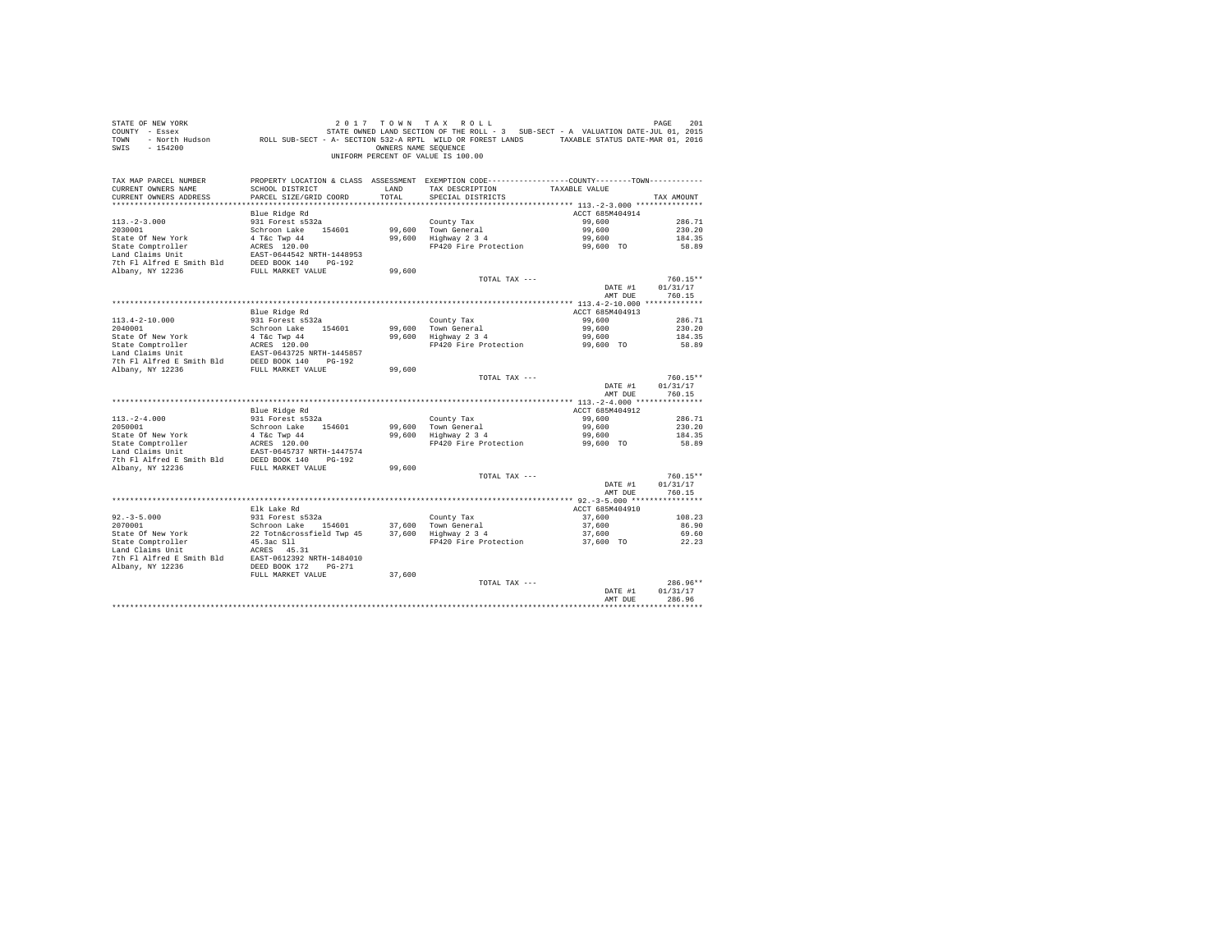STATE OF NEW YORK
COUNTY - Essex
TOWN - North Hudson
SWIS - 154200

2 0 1 7 T O W N T A X R O L L
STATE OWNED LAND SECTION OF THE ROLL - 3 SUB-SECT - A VALUATION DATE-JUL 01, 2015
ROLL SUB-SECT - A- SECTION 532-A RPTL WILD OR FOREST LANDS TAXABLE STATUS DATE-MAR 01, 2016
OWNERS NAME SEQUENCE
UNIFORM PERCENT OF VALUE IS 100.00

| TAX MAP PARCEL NUMBER / CURRENT OWNERS NAME / CURRENT OWNERS ADDRESS | PROPERTY LOCATION & CLASS / SCHOOL DISTRICT / PARCEL SIZE/GRID COORD | ASSESSMENT LAND | TOTAL | EXEMPTION CODE / TAX DESCRIPTION / SPECIAL DISTRICTS | COUNTY / TOWN TAXABLE VALUE | TAX AMOUNT |
|---|---|---|---|---|---|---|
| 113.-2-3.000 | Blue Ridge Rd | | | | ACCT 685M404914 | |
| 2030001 | 931 Forest s532a | | | County Tax | 99,600 | 286.71 |
| State Of New York | Schroon Lake 154601 | 99,600 | | Town General | 99,600 | 230.20 |
| State Comptroller | 4 T&c Twp 44 | | 99,600 | Highway 2 3 4 | 99,600 | 184.35 |
| Land Claims Unit | ACRES 120.00 | | | FP420 Fire Protection | 99,600 TO | 58.89 |
| 7th Fl Alfred E Smith Bld | EAST-0644542 NRTH-1448953 | | | | | |
| Albany, NY 12236 | DEED BOOK 140 PG-192 | | | | | |
| | FULL MARKET VALUE | | 99,600 | | | |
| | | | | TOTAL TAX --- | | 760.15** |
| | | | | | DATE #1 | 01/31/17 |
| | | | | | AMT DUE | 760.15 |
| 113.4-2-10.000 | Blue Ridge Rd | | | | ACCT 685M404913 | |
| 2040001 | 931 Forest s532a | | | County Tax | 99,600 | 286.71 |
| State Of New York | Schroon Lake 154601 | 99,600 | | Town General | 99,600 | 230.20 |
| State Comptroller | 4 T&c Twp 44 | | 99,600 | Highway 2 3 4 | 99,600 | 184.35 |
| Land Claims Unit | ACRES 120.00 | | | FP420 Fire Protection | 99,600 TO | 58.89 |
| 7th Fl Alfred E Smith Bld | EAST-0643725 NRTH-1445857 | | | | | |
| Albany, NY 12236 | DEED BOOK 140 PG-192 | | | | | |
| | FULL MARKET VALUE | | 99,600 | | | |
| | | | | TOTAL TAX --- | | 760.15** |
| | | | | | DATE #1 | 01/31/17 |
| | | | | | AMT DUE | 760.15 |
| 113.-2-4.000 | Blue Ridge Rd | | | | ACCT 685M404912 | |
| 2050001 | 931 Forest s532a | | | County Tax | 99,600 | 286.71 |
| State Of New York | Schroon Lake 154601 | 99,600 | | Town General | 99,600 | 230.20 |
| State Comptroller | 4 T&c Twp 44 | | 99,600 | Highway 2 3 4 | 99,600 | 184.35 |
| Land Claims Unit | ACRES 120.00 | | | FP420 Fire Protection | 99,600 TO | 58.89 |
| 7th Fl Alfred E Smith Bld | EAST-0645737 NRTH-1447574 | | | | | |
| Albany, NY 12236 | DEED BOOK 140 PG-192 | | | | | |
| | FULL MARKET VALUE | | 99,600 | | | |
| | | | | TOTAL TAX --- | | 760.15** |
| | | | | | DATE #1 | 01/31/17 |
| | | | | | AMT DUE | 760.15 |
| 92.-3-5.000 | Elk Lake Rd | | | | ACCT 685M404910 | |
| 2070001 | 931 Forest s532a | | | County Tax | 37,600 | 108.23 |
| State Of New York | Schroon Lake 154601 | 37,600 | | Town General | 37,600 | 86.90 |
| State Comptroller | 22 Totn&crossfield Twp 45 | | 37,600 | Highway 2 3 4 | 37,600 | 69.60 |
| Land Claims Unit | 45.3ac Sll | | | FP420 Fire Protection | 37,600 TO | 22.23 |
| 7th Fl Alfred E Smith Bld | ACRES 45.31 | | | | | |
| Albany, NY 12236 | EAST-0612392 NRTH-1484010 | | | | | |
| | DEED BOOK 172 PG-271 | | | | | |
| | FULL MARKET VALUE | | 37,600 | | | |
| | | | | TOTAL TAX --- | | 286.96** |
| | | | | | DATE #1 | 01/31/17 |
| | | | | | AMT DUE | 286.96 |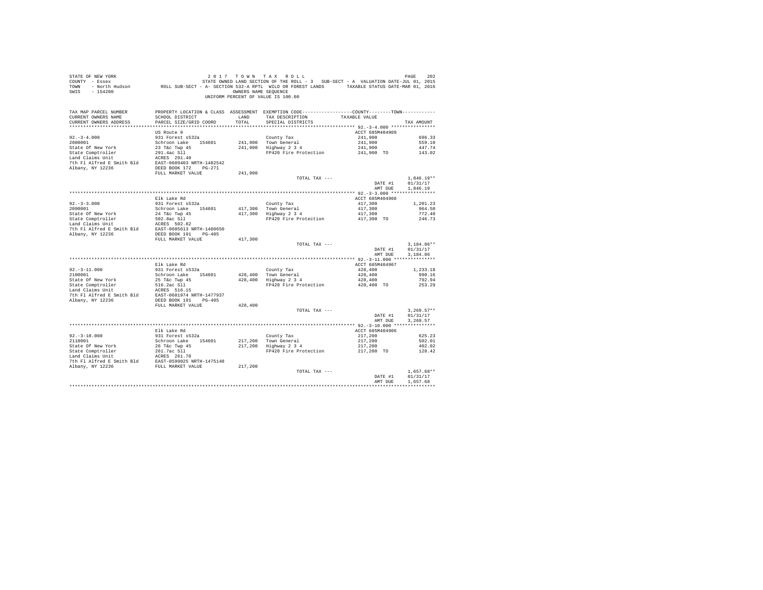STATE OF NEW YORK
COUNTY - Essex
TOWN - North Hudson
SWIS - 154200

2 0 1 7 T O W N T A X R O L L
STATE OWNED LAND SECTION OF THE ROLL - 3 SUB-SECT - A VALUATION DATE-JUL 01, 2015
ROLL SUB-SECT - A- SECTION 532-A RPTL WILD OR FOREST LANDS TAXABLE STATUS DATE-MAR 01, 2016
OWNERS NAME SEQUENCE
UNIFORM PERCENT OF VALUE IS 100.00

| TAX MAP PARCEL NUMBER / CURRENT OWNERS NAME / CURRENT OWNERS ADDRESS | PROPERTY LOCATION & CLASS / SCHOOL DISTRICT / PARCEL SIZE/GRID COORD | ASSESSMENT LAND / TOTAL | EXEMPTION CODE / TAX DESCRIPTION / SPECIAL DISTRICTS | COUNTY--------TOWN TAXABLE VALUE | TAX AMOUNT |
|---|---|---|---|---|---|
| **92.-3-4.000** | US Route 9 | | | ACCT 685M404909 | |
| 92.-3-4.000 | 931 Forest s532a | | County Tax | 241,900 | 696.33 |
| 2080001 | Schroon Lake 154601 | 241,900 | Town General | 241,900 | 559.10 |
| State Of New York | 23 T&c Twp 45 | 241,900 | Highway 2 3 4 | 241,900 | 447.74 |
| State Comptroller | 291.4ac Sll | | FP420 Fire Protection | 241,900 TO | 143.02 |
| Land Claims Unit | ACRES 291.40 | | | | |
| 7th Fl Alfred E Smith Bld | EAST-0609403 NRTH-1482542 | | | | |
| Albany, NY 12236 | DEED BOOK 172 PG-271 | | | | |
| | FULL MARKET VALUE | 241,900 | | | |
| | | | TOTAL TAX --- | | 1,846.19** |
| | | | | DATE #1 | 01/31/17 |
| | | | | AMT DUE | 1,846.19 |
| **92.-3-3.000** | Elk Lake Rd | | | ACCT 685M404908 | |
| 92.-3-3.000 | 931 Forest s532a | | County Tax | 417,300 | 1,201.23 |
| 2090001 | Schroon Lake 154601 | 417,300 | Town General | 417,300 | 964.50 |
| State Of New York | 24 T&c Twp 45 | 417,300 | Highway 2 3 4 | 417,300 | 772.40 |
| State Comptroller | 502.8ac Sll | | FP420 Fire Protection | 417,300 TO | 246.73 |
| Land Claims Unit | ACRES 502.82 | | | | |
| 7th Fl Alfred E Smith Bld | EAST-0605613 NRTH-1480650 | | | | |
| Albany, NY 12236 | DEED BOOK 191 PG-405 | | | | |
| | FULL MARKET VALUE | 417,300 | | | |
| | | | TOTAL TAX --- | | 3,184.86** |
| | | | | DATE #1 | 01/31/17 |
| | | | | AMT DUE | 3,184.86 |
| **92.-3-11.000** | Elk Lake Rd | | | ACCT 685M404907 | |
| 92.-3-11.000 | 931 Forest s532a | | County Tax | 428,400 | 1,233.18 |
| 2100001 | Schroon Lake 154601 | 428,400 | Town General | 428,400 | 990.16 |
| State Of New York | 25 T&c Twp 45 | 428,400 | Highway 2 3 4 | 428,400 | 792.94 |
| State Comptroller | 516.2ac Sll | | FP420 Fire Protection | 428,400 TO | 253.29 |
| Land Claims Unit | ACRES 516.15 | | | | |
| 7th Fl Alfred E Smith Bld | EAST-0601974 NRTH-1477937 | | | | |
| Albany, NY 12236 | DEED BOOK 191 PG-405 | | | | |
| | FULL MARKET VALUE | 428,400 | | | |
| | | | TOTAL TAX --- | | 3,269.57** |
| | | | | DATE #1 | 01/31/17 |
| | | | | AMT DUE | 3,269.57 |
| **92.-3-10.000** | Elk Lake Rd | | | ACCT 685M404906 | |
| 92.-3-10.000 | 931 Forest s532a | | County Tax | 217,200 | 625.23 |
| 2110001 | Schroon Lake 154601 | 217,200 | Town General | 217,200 | 502.01 |
| State Of New York | 26 T&c Twp 45 | 217,200 | Highway 2 3 4 | 217,200 | 402.02 |
| State Comptroller | 261.7ac Sll | | FP420 Fire Protection | 217,200 TO | 128.42 |
| Land Claims Unit | ACRES 261.70 | | | | |
| 7th Fl Alfred E Smith Bld | EAST-0599025 NRTH-1475148 | | | | |
| Albany, NY 12236 | FULL MARKET VALUE | 217,200 | | | |
| | | | TOTAL TAX --- | | 1,657.68** |
| | | | | DATE #1 | 01/31/17 |
| | | | | AMT DUE | 1,657.68 |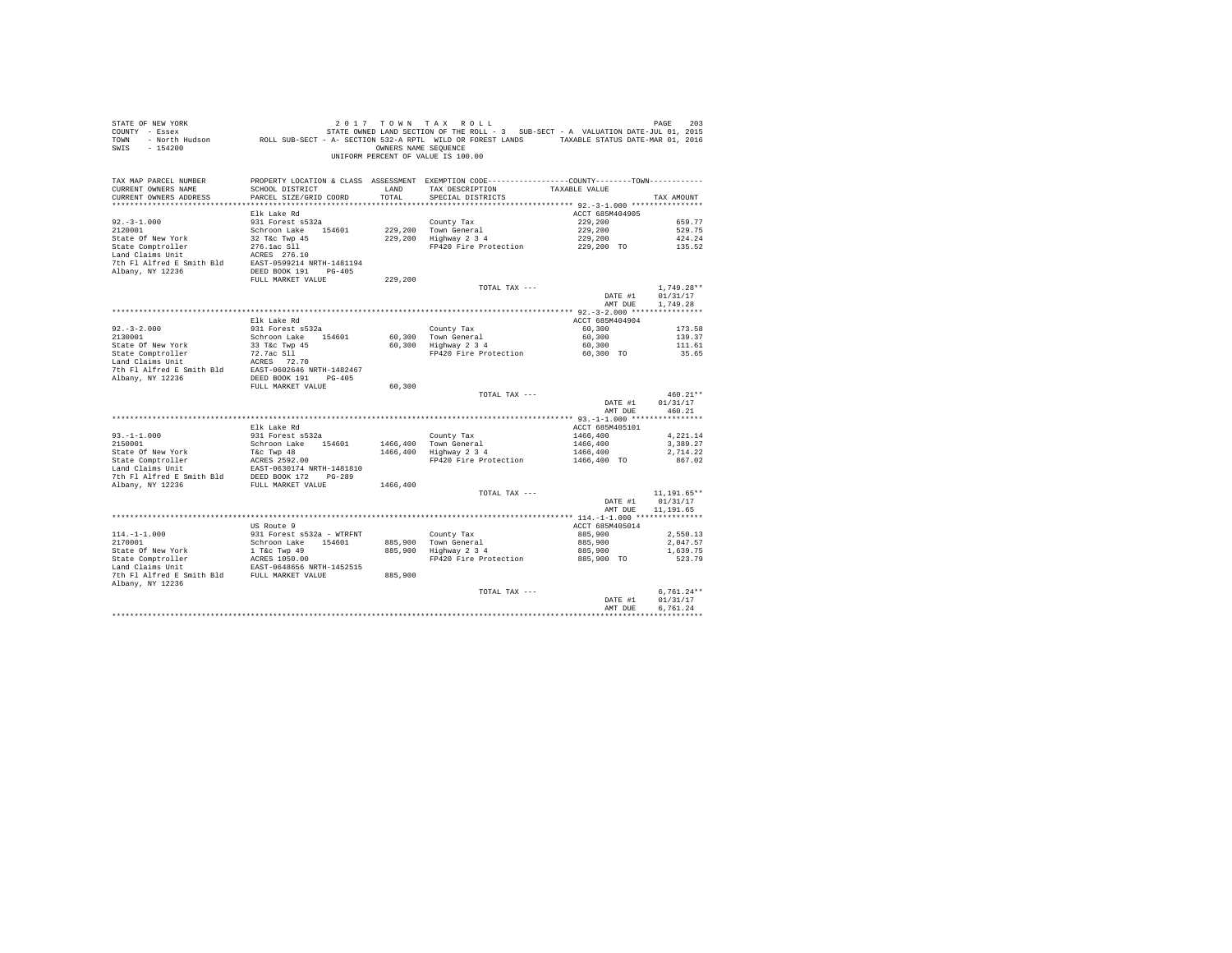STATE OF NEW YORK | 2 0 1 7 T O W N T A X R O L L
COUNTY - Essex | STATE OWNED LAND SECTION OF THE ROLL - 3 SUB-SECT - A VALUATION DATE-JUL 01, 2015
TOWN - North Hudson | ROLL SUB-SECT - A- SECTION 532-A RPTL WILD OR FOREST LANDS TAXABLE STATUS DATE-MAR 01, 2016
SWIS - 154200 | OWNERS NAME SEQUENCE
UNIFORM PERCENT OF VALUE IS 100.00

| TAX MAP PARCEL NUMBER / CURRENT OWNERS NAME / CURRENT OWNERS ADDRESS | PROPERTY LOCATION & CLASS / SCHOOL DISTRICT / PARCEL SIZE/GRID COORD | ASSESSMENT LAND / TOTAL | EXEMPTION CODE / TAX DESCRIPTION / SPECIAL DISTRICTS | COUNTY / TOWN TAXABLE VALUE | TAX AMOUNT |
|---|---|---|---|---|---|
| **92.-3-1.000** | Elk Lake Rd | | | ACCT 685M404905 | |
| 92.-3-1.000 | 931 Forest s532a | | County Tax | 229,200 | 659.77 |
| 2120001 | Schroon Lake 154601 | 229,200 | Town General | 229,200 | 529.75 |
| State Of New York | 32 T&c Twp 45 | 229,200 | Highway 2 3 4 | 229,200 | 424.24 |
| State Comptroller | 276.1ac Sll | | FP420 Fire Protection | 229,200 TO | 135.52 |
| Land Claims Unit | ACRES 276.10 | | | | |
| 7th Fl Alfred E Smith Bld | EAST-0599214 NRTH-1481194 | | | | |
| Albany, NY 12236 | DEED BOOK 191 PG-405 | | | | |
| | FULL MARKET VALUE | 229,200 | | | |
| | | | TOTAL TAX --- | | 1,749.28** |
| | | | | DATE #1 | 01/31/17 |
| | | | | AMT DUE | 1,749.28 |
| **92.-3-2.000** | Elk Lake Rd | | | ACCT 685M404904 | |
| 92.-3-2.000 | 931 Forest s532a | | County Tax | 60,300 | 173.58 |
| 2130001 | Schroon Lake 154601 | 60,300 | Town General | 60,300 | 139.37 |
| State Of New York | 33 T&c Twp 45 | 60,300 | Highway 2 3 4 | 60,300 | 111.61 |
| State Comptroller | 72.7ac Sll | | FP420 Fire Protection | 60,300 TO | 35.65 |
| Land Claims Unit | ACRES 72.70 | | | | |
| 7th Fl Alfred E Smith Bld | EAST-0602646 NRTH-1482467 | | | | |
| Albany, NY 12236 | DEED BOOK 191 PG-405 | | | | |
| | FULL MARKET VALUE | 60,300 | | | |
| | | | TOTAL TAX --- | | 460.21** |
| | | | | DATE #1 | 01/31/17 |
| | | | | AMT DUE | 460.21 |
| **93.-1-1.000** | Elk Lake Rd | | | ACCT 685M405101 | |
| 93.-1-1.000 | 931 Forest s532a | | County Tax | 1466,400 | 4,221.14 |
| 2150001 | Schroon Lake 154601 | 1466,400 | Town General | 1466,400 | 3,389.27 |
| State Of New York | T&c Twp 48 | 1466,400 | Highway 2 3 4 | 1466,400 | 2,714.22 |
| State Comptroller | ACRES 2592.00 | | FP420 Fire Protection | 1466,400 TO | 867.02 |
| Land Claims Unit | EAST-0630174 NRTH-1481810 | | | | |
| 7th Fl Alfred E Smith Bld | DEED BOOK 172 PG-289 | | | | |
| Albany, NY 12236 | FULL MARKET VALUE | 1466,400 | | | |
| | | | TOTAL TAX --- | | 11,191.65** |
| | | | | DATE #1 | 01/31/17 |
| | | | | AMT DUE | 11,191.65 |
| **114.-1-1.000** | US Route 9 | | | ACCT 685M405014 | |
| 114.-1-1.000 | 931 Forest s532a - WTRFNT | | County Tax | 885,900 | 2,550.13 |
| 2170001 | Schroon Lake 154601 | 885,900 | Town General | 885,900 | 2,047.57 |
| State Of New York | 1 T&c Twp 49 | 885,900 | Highway 2 3 4 | 885,900 | 1,639.75 |
| State Comptroller | ACRES 1050.00 | | FP420 Fire Protection | 885,900 TO | 523.79 |
| Land Claims Unit | EAST-0648656 NRTH-1452515 | | | | |
| 7th Fl Alfred E Smith Bld | FULL MARKET VALUE | 885,900 | | | |
| Albany, NY 12236 | | | | | |
| | | | TOTAL TAX --- | | 6,761.24** |
| | | | | DATE #1 | 01/31/17 |
| | | | | AMT DUE | 6,761.24 |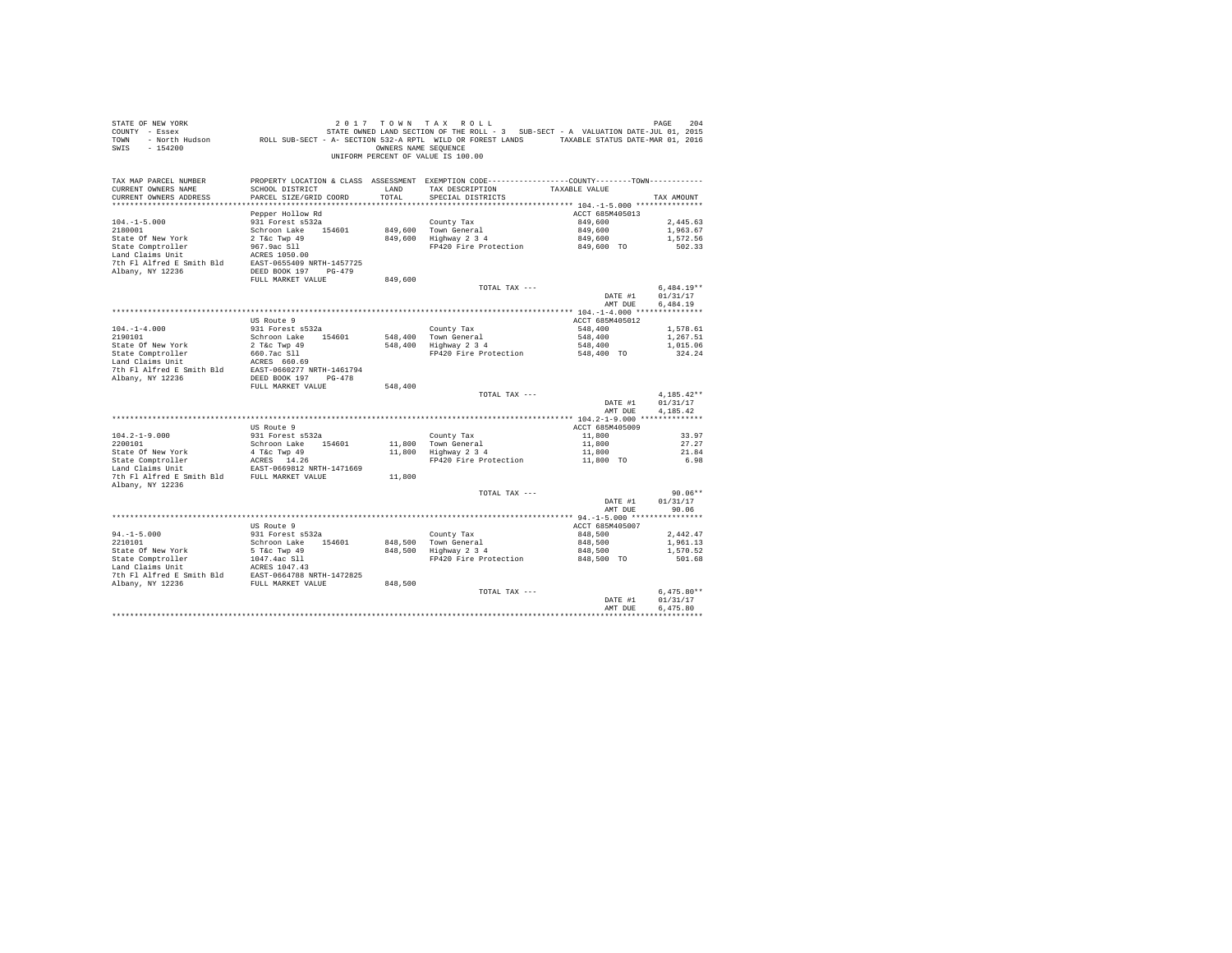STATE OF NEW YORK 2 0 1 7 T O W N T A X R O L L
COUNTY - Essex STATE OWNED LAND SECTION OF THE ROLL - 3 SUB-SECT - A VALUATION DATE-JUL 01, 2015
TOWN - North Hudson ROLL SUB-SECT - A- SECTION 532-A RPTL WILD OR FOREST LANDS TAXABLE STATUS DATE-MAR 01, 2016
SWIS - 154200 OWNERS NAME SEQUENCE
UNIFORM PERCENT OF VALUE IS 100.00

| TAX MAP PARCEL NUMBER / CURRENT OWNERS NAME / CURRENT OWNERS ADDRESS | PROPERTY LOCATION & CLASS / SCHOOL DISTRICT / PARCEL SIZE/GRID COORD | ASSESSMENT LAND / TOTAL | EXEMPTION CODE / TAX DESCRIPTION / SPECIAL DISTRICTS | COUNTY / TOWN TAXABLE VALUE | TAX AMOUNT |
|---|---|---|---|---|---|
| **104.-1-5.000** | Pepper Hollow Rd | | | ACCT 685M405013 | |
| 104.-1-5.000 | 931 Forest s532a | | County Tax | 849,600 | 2,445.63 |
| 2180001 | Schroon Lake 154601 | 849,600 | Town General | 849,600 | 1,963.67 |
| State Of New York | 2 T&c Twp 49 | 849,600 | Highway 2 3 4 | 849,600 | 1,572.56 |
| State Comptroller | 967.9ac Sll | | FP420 Fire Protection | 849,600 TO | 502.33 |
| Land Claims Unit | ACRES 1050.00 | | | | |
| 7th Fl Alfred E Smith Bld | EAST-0655409 NRTH-1457725 | | | | |
| Albany, NY 12236 | DEED BOOK 197 PG-479 | | | | |
| | FULL MARKET VALUE | 849,600 | | | |
| | | | TOTAL TAX --- | | 6,484.19** |
| | | | | DATE #1 | 01/31/17 |
| | | | | AMT DUE | 6,484.19 |
| **104.-1-4.000** | US Route 9 | | | ACCT 685M405012 | |
| 104.-1-4.000 | 931 Forest s532a | | County Tax | 548,400 | 1,578.61 |
| 2190101 | Schroon Lake 154601 | 548,400 | Town General | 548,400 | 1,267.51 |
| State Of New York | 2 T&c Twp 49 | 548,400 | Highway 2 3 4 | 548,400 | 1,015.06 |
| State Comptroller | 660.7ac Sll | | FP420 Fire Protection | 548,400 TO | 324.24 |
| Land Claims Unit | ACRES 660.69 | | | | |
| 7th Fl Alfred E Smith Bld | EAST-0660277 NRTH-1461794 | | | | |
| Albany, NY 12236 | DEED BOOK 197 PG-478 | | | | |
| | FULL MARKET VALUE | 548,400 | | | |
| | | | TOTAL TAX --- | | 4,185.42** |
| | | | | DATE #1 | 01/31/17 |
| | | | | AMT DUE | 4,185.42 |
| **104.2-1-9.000** | US Route 9 | | | ACCT 685M405009 | |
| 104.2-1-9.000 | 931 Forest s532a | | County Tax | 11,800 | 33.97 |
| 2200101 | Schroon Lake 154601 | 11,800 | Town General | 11,800 | 27.27 |
| State Of New York | 4 T&c Twp 49 | 11,800 | Highway 2 3 4 | 11,800 | 21.84 |
| State Comptroller | ACRES 14.26 | | FP420 Fire Protection | 11,800 TO | 6.98 |
| Land Claims Unit | EAST-0669812 NRTH-1471669 | | | | |
| 7th Fl Alfred E Smith Bld | FULL MARKET VALUE | 11,800 | | | |
| Albany, NY 12236 | | | | | |
| | | | TOTAL TAX --- | | 90.06** |
| | | | | DATE #1 | 01/31/17 |
| | | | | AMT DUE | 90.06 |
| **94.-1-5.000** | US Route 9 | | | ACCT 685M405007 | |
| 94.-1-5.000 | 931 Forest s532a | | County Tax | 848,500 | 2,442.47 |
| 2210101 | Schroon Lake 154601 | 848,500 | Town General | 848,500 | 1,961.13 |
| State Of New York | 5 T&c Twp 49 | 848,500 | Highway 2 3 4 | 848,500 | 1,570.52 |
| State Comptroller | 1047.4ac Sll | | FP420 Fire Protection | 848,500 TO | 501.68 |
| Land Claims Unit | ACRES 1047.43 | | | | |
| 7th Fl Alfred E Smith Bld | EAST-0664788 NRTH-1472825 | | | | |
| Albany, NY 12236 | FULL MARKET VALUE | 848,500 | | | |
| | | | TOTAL TAX --- | | 6,475.80** |
| | | | | DATE #1 | 01/31/17 |
| | | | | AMT DUE | 6,475.80 |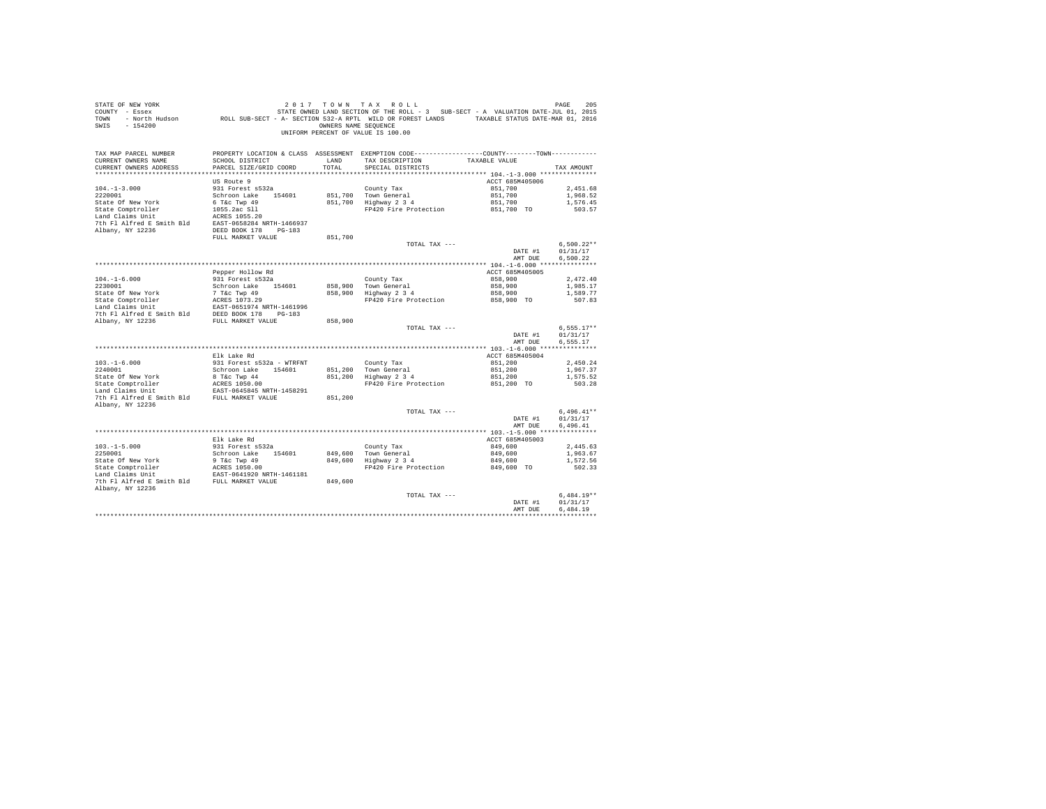STATE OF NEW YORK — 2 0 1 7 T O W N T A X R O L L
COUNTY - Essex — STATE OWNED LAND SECTION OF THE ROLL - 3 SUB-SECT - A VALUATION DATE-JUL 01, 2015
TOWN - North Hudson — ROLL SUB-SECT - A- SECTION 532-A RPTL WILD OR FOREST LANDS — TAXABLE STATUS DATE-MAR 01, 2016
SWIS - 154200 — OWNERS NAME SEQUENCE
UNIFORM PERCENT OF VALUE IS 100.00

| TAX MAP PARCEL NUMBER / CURRENT OWNERS NAME / CURRENT OWNERS ADDRESS | PROPERTY LOCATION & CLASS / SCHOOL DISTRICT / PARCEL SIZE/GRID COORD | ASSESSMENT LAND / TOTAL | EXEMPTION CODE / TAX DESCRIPTION / SPECIAL DISTRICTS | COUNTY--------TOWN / TAXABLE VALUE | TAX AMOUNT |
|---|---|---|---|---|---|
| **104.-1-3.000** | US Route 9 | | | ACCT 685M405006 | |
| 104.-1-3.000 | 931 Forest s532a | | County Tax | 851,700 | 2,451.68 |
| 2220001 | Schroon Lake 154601 | 851,700 | Town General | 851,700 | 1,968.52 |
| State Of New York | 6 T&c Twp 49 | 851,700 | Highway 2 3 4 | 851,700 | 1,576.45 |
| State Comptroller | 1055.2ac Sll | | FP420 Fire Protection | 851,700 TO | 503.57 |
| Land Claims Unit | ACRES 1055.20 | | | | |
| 7th Fl Alfred E Smith Bld | EAST-0658284 NRTH-1466937 | | | | |
| Albany, NY 12236 | DEED BOOK 178 PG-183 | | | | |
| | FULL MARKET VALUE | 851,700 | | | |
| | | | TOTAL TAX --- | | 6,500.22** |
| | | | | DATE #1 | 01/31/17 |
| | | | | AMT DUE | 6,500.22 |
| **104.-1-6.000** | Pepper Hollow Rd | | | ACCT 685M405005 | |
| 104.-1-6.000 | 931 Forest s532a | | County Tax | 858,900 | 2,472.40 |
| 2230001 | Schroon Lake 154601 | 858,900 | Town General | 858,900 | 1,985.17 |
| State Of New York | 7 T&c Twp 49 | 858,900 | Highway 2 3 4 | 858,900 | 1,589.77 |
| State Comptroller | ACRES 1073.29 | | FP420 Fire Protection | 858,900 TO | 507.83 |
| Land Claims Unit | EAST-0651974 NRTH-1461996 | | | | |
| 7th Fl Alfred E Smith Bld | DEED BOOK 178 PG-183 | | | | |
| Albany, NY 12236 | FULL MARKET VALUE | 858,900 | | | |
| | | | TOTAL TAX --- | | 6,555.17** |
| | | | | DATE #1 | 01/31/17 |
| | | | | AMT DUE | 6,555.17 |
| **103.-1-6.000** | Elk Lake Rd | | | ACCT 685M405004 | |
| 103.-1-6.000 | 931 Forest s532a - WTRFNT | | County Tax | 851,200 | 2,450.24 |
| 2240001 | Schroon Lake 154601 | 851,200 | Town General | 851,200 | 1,967.37 |
| State Of New York | 8 T&c Twp 44 | 851,200 | Highway 2 3 4 | 851,200 | 1,575.52 |
| State Comptroller | ACRES 1050.00 | | FP420 Fire Protection | 851,200 TO | 503.28 |
| Land Claims Unit | EAST-0645845 NRTH-1458291 | | | | |
| 7th Fl Alfred E Smith Bld | FULL MARKET VALUE | 851,200 | | | |
| Albany, NY 12236 | | | | | |
| | | | TOTAL TAX --- | | 6,496.41** |
| | | | | DATE #1 | 01/31/17 |
| | | | | AMT DUE | 6,496.41 |
| **103.-1-5.000** | Elk Lake Rd | | | ACCT 685M405003 | |
| 103.-1-5.000 | 931 Forest s532a | | County Tax | 849,600 | 2,445.63 |
| 2250001 | Schroon Lake 154601 | 849,600 | Town General | 849,600 | 1,963.67 |
| State Of New York | 9 T&c Twp 49 | 849,600 | Highway 2 3 4 | 849,600 | 1,572.56 |
| State Comptroller | ACRES 1050.00 | | FP420 Fire Protection | 849,600 TO | 502.33 |
| Land Claims Unit | EAST-0641920 NRTH-1461181 | | | | |
| 7th Fl Alfred E Smith Bld | FULL MARKET VALUE | 849,600 | | | |
| Albany, NY 12236 | | | | | |
| | | | TOTAL TAX --- | | 6,484.19** |
| | | | | DATE #1 | 01/31/17 |
| | | | | AMT DUE | 6,484.19 |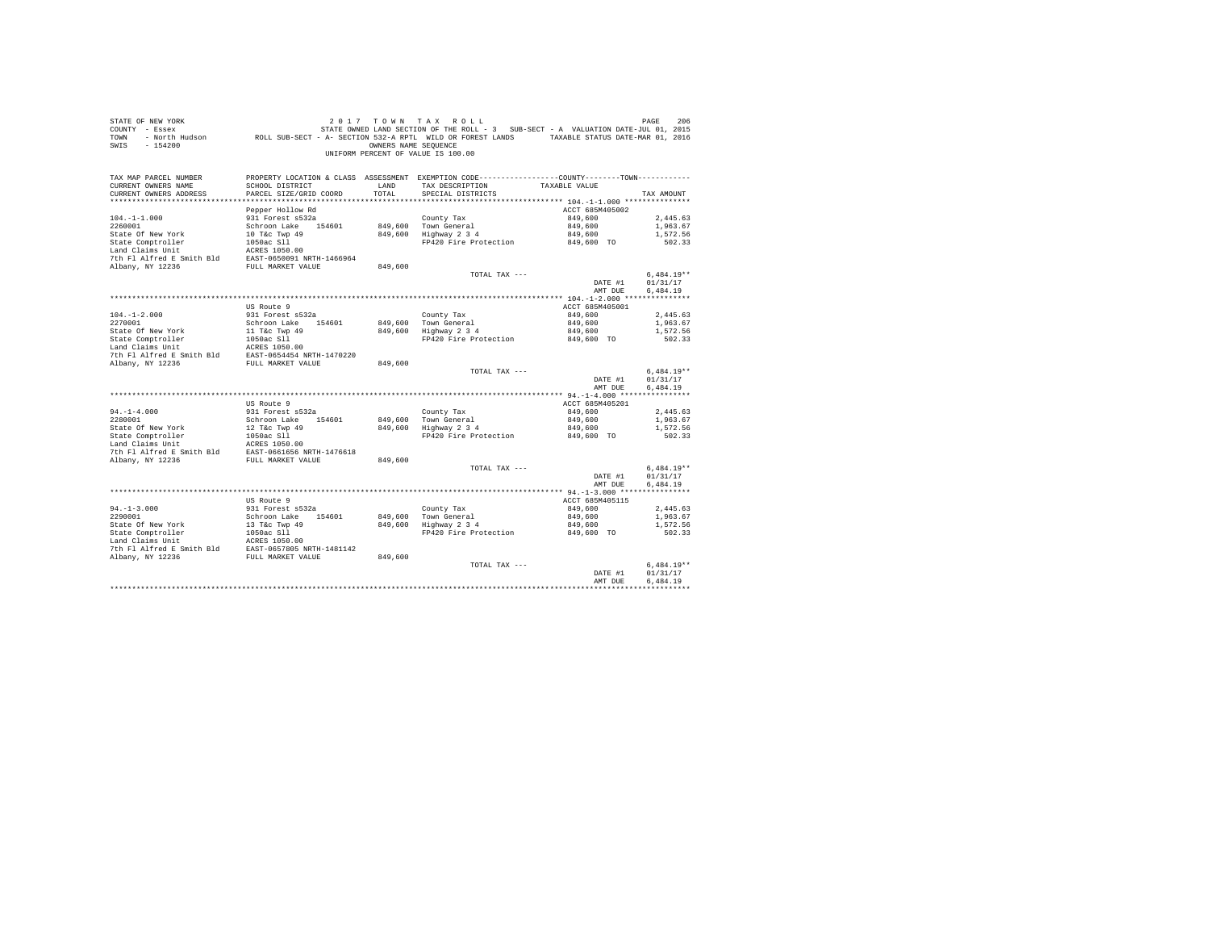STATE OF NEW YORK
COUNTY - Essex
TOWN - North Hudson
SWIS - 154200

2 0 1 7 T O W N T A X R O L L
STATE OWNED LAND SECTION OF THE ROLL - 3 SUB-SECT - A VALUATION DATE-JUL 01, 2015
ROLL SUB-SECT - A- SECTION 532-A RPTL WILD OR FOREST LANDS TAXABLE STATUS DATE-MAR 01, 2016
OWNERS NAME SEQUENCE
UNIFORM PERCENT OF VALUE IS 100.00

| TAX MAP PARCEL NUMBER / CURRENT OWNERS NAME / CURRENT OWNERS ADDRESS | PROPERTY LOCATION & CLASS / SCHOOL DISTRICT / PARCEL SIZE/GRID COORD | ASSESSMENT LAND / TOTAL | EXEMPTION CODE / TAX DESCRIPTION / SPECIAL DISTRICTS | COUNTY--------TOWN TAXABLE VALUE | TAX AMOUNT |
|---|---|---|---|---|---|
| **104.-1-1.000** | Pepper Hollow Rd | | | ACCT 685M405002 | |
| 104.-1-1.000 | 931 Forest s532a | | County Tax | 849,600 | 2,445.63 |
| 2260001 | Schroon Lake 154601 | 849,600 | Town General | 849,600 | 1,963.67 |
| State Of New York | 10 T&c Twp 49 | 849,600 | Highway 2 3 4 | 849,600 | 1,572.56 |
| State Comptroller | 1050ac Sll | | FP420 Fire Protection | 849,600 TO | 502.33 |
| Land Claims Unit | ACRES 1050.00 | | | | |
| 7th Fl Alfred E Smith Bld | EAST-0650091 NRTH-1466964 | | | | |
| Albany, NY 12236 | FULL MARKET VALUE | 849,600 | | | |
| | | | TOTAL TAX --- | | 6,484.19** |
| | | | | DATE #1 | 01/31/17 |
| | | | | AMT DUE | 6,484.19 |
| **104.-1-2.000** | US Route 9 | | | ACCT 685M405001 | |
| 104.-1-2.000 | 931 Forest s532a | | County Tax | 849,600 | 2,445.63 |
| 2270001 | Schroon Lake 154601 | 849,600 | Town General | 849,600 | 1,963.67 |
| State Of New York | 11 T&c Twp 49 | 849,600 | Highway 2 3 4 | 849,600 | 1,572.56 |
| State Comptroller | 1050ac Sll | | FP420 Fire Protection | 849,600 TO | 502.33 |
| Land Claims Unit | ACRES 1050.00 | | | | |
| 7th Fl Alfred E Smith Bld | EAST-0654454 NRTH-1470220 | | | | |
| Albany, NY 12236 | FULL MARKET VALUE | 849,600 | | | |
| | | | TOTAL TAX --- | | 6,484.19** |
| | | | | DATE #1 | 01/31/17 |
| | | | | AMT DUE | 6,484.19 |
| **94.-1-4.000** | US Route 9 | | | ACCT 685M405201 | |
| 94.-1-4.000 | 931 Forest s532a | | County Tax | 849,600 | 2,445.63 |
| 2280001 | Schroon Lake 154601 | 849,600 | Town General | 849,600 | 1,963.67 |
| State Of New York | 12 T&c Twp 49 | 849,600 | Highway 2 3 4 | 849,600 | 1,572.56 |
| State Comptroller | 1050ac Sll | | FP420 Fire Protection | 849,600 TO | 502.33 |
| Land Claims Unit | ACRES 1050.00 | | | | |
| 7th Fl Alfred E Smith Bld | EAST-0661656 NRTH-1476618 | | | | |
| Albany, NY 12236 | FULL MARKET VALUE | 849,600 | | | |
| | | | TOTAL TAX --- | | 6,484.19** |
| | | | | DATE #1 | 01/31/17 |
| | | | | AMT DUE | 6,484.19 |
| **94.-1-3.000** | US Route 9 | | | ACCT 685M405115 | |
| 94.-1-3.000 | 931 Forest s532a | | County Tax | 849,600 | 2,445.63 |
| 2290001 | Schroon Lake 154601 | 849,600 | Town General | 849,600 | 1,963.67 |
| State Of New York | 13 T&c Twp 49 | 849,600 | Highway 2 3 4 | 849,600 | 1,572.56 |
| State Comptroller | 1050ac Sll | | FP420 Fire Protection | 849,600 TO | 502.33 |
| Land Claims Unit | ACRES 1050.00 | | | | |
| 7th Fl Alfred E Smith Bld | EAST-0657805 NRTH-1481142 | | | | |
| Albany, NY 12236 | FULL MARKET VALUE | 849,600 | | | |
| | | | TOTAL TAX --- | | 6,484.19** |
| | | | | DATE #1 | 01/31/17 |
| | | | | AMT DUE | 6,484.19 |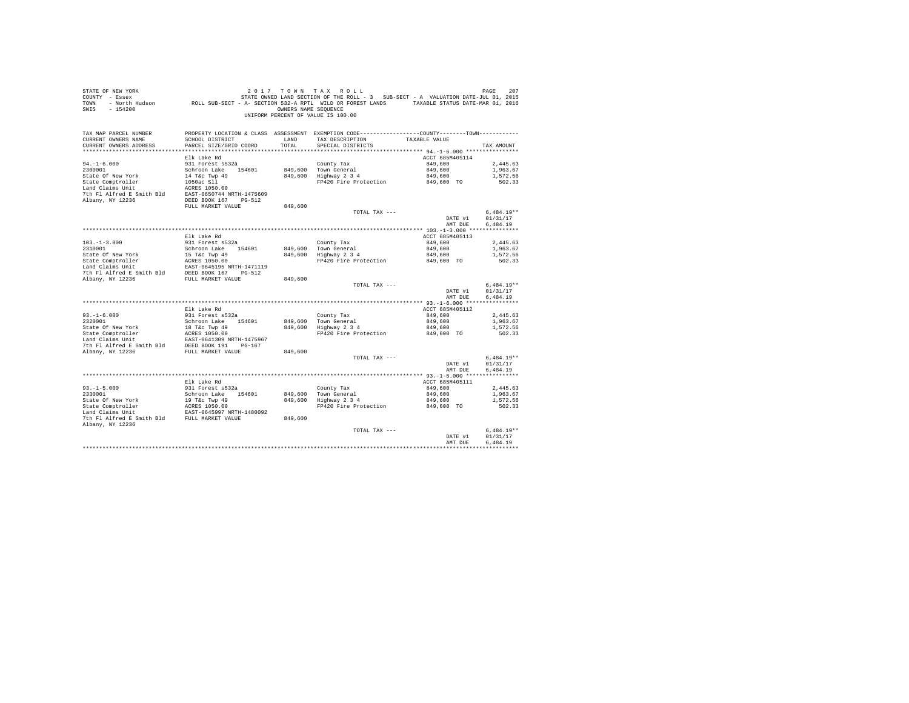STATE OF NEW YORK
COUNTY - Essex
TOWN - North Hudson
SWIS - 154200

2 0 1 7   T O W N   T A X   R O L L
STATE OWNED LAND SECTION OF THE ROLL - 3   SUB-SECT - A  VALUATION DATE-JUL 01, 2015
ROLL SUB-SECT - A- SECTION 532-A RPTL WILD OR FOREST LANDS   TAXABLE STATUS DATE-MAR 01, 2016
OWNERS NAME SEQUENCE
UNIFORM PERCENT OF VALUE IS 100.00

| TAX MAP PARCEL NUMBER / CURRENT OWNERS NAME / CURRENT OWNERS ADDRESS | PROPERTY LOCATION & CLASS / SCHOOL DISTRICT / PARCEL SIZE/GRID COORD | ASSESSMENT LAND | TOTAL | EXEMPTION CODE / TAX DESCRIPTION / SPECIAL DISTRICTS | COUNTY--------TOWN TAXABLE VALUE | TAX AMOUNT |
|---|---|---|---|---|---|---|
| **94.-1-6.000** | Elk Lake Rd | | | | ACCT 685M405114 | |
| 2300001 | 931 Forest s532a | | | County Tax | 849,600 | 2,445.63 |
| State Of New York | Schroon Lake 154601 | 849,600 | | Town General | 849,600 | 1,963.67 |
| State Comptroller | 14 T&c Twp 49 | | 849,600 | Highway 2 3 4 | 849,600 | 1,572.56 |
| Land Claims Unit | 1050ac Sll | | | FP420 Fire Protection | 849,600 TO | 502.33 |
| 7th Fl Alfred E Smith Bld | ACRES 1050.00 | | | | | |
| Albany, NY 12236 | EAST-0650744 NRTH-1475609 | | | | | |
| | DEED BOOK 167 PG-512 | | | | | |
| | FULL MARKET VALUE | | 849,600 | | | |
| | | | | TOTAL TAX --- | | 6,484.19** |
| | | | | | DATE #1 | 01/31/17 |
| | | | | | AMT DUE | 6,484.19 |
| **103.-1-3.000** | Elk Lake Rd | | | | ACCT 685M405113 | |
| 2310001 | 931 Forest s532a | | | County Tax | 849,600 | 2,445.63 |
| State Of New York | Schroon Lake 154601 | 849,600 | | Town General | 849,600 | 1,963.67 |
| State Comptroller | 15 T&c Twp 49 | | 849,600 | Highway 2 3 4 | 849,600 | 1,572.56 |
| Land Claims Unit | ACRES 1050.00 | | | FP420 Fire Protection | 849,600 TO | 502.33 |
| 7th Fl Alfred E Smith Bld | EAST-0645195 NRTH-1471119 | | | | | |
| Albany, NY 12236 | DEED BOOK 167 PG-512 | | | | | |
| | FULL MARKET VALUE | | 849,600 | | | |
| | | | | TOTAL TAX --- | | 6,484.19** |
| | | | | | DATE #1 | 01/31/17 |
| | | | | | AMT DUE | 6,484.19 |
| **93.-1-6.000** | Elk Lake Rd | | | | ACCT 685M405112 | |
| 2320001 | 931 Forest s532a | | | County Tax | 849,600 | 2,445.63 |
| State Of New York | Schroon Lake 154601 | 849,600 | | Town General | 849,600 | 1,963.67 |
| State Comptroller | 18 T&c Twp 49 | | 849,600 | Highway 2 3 4 | 849,600 | 1,572.56 |
| Land Claims Unit | ACRES 1050.00 | | | FP420 Fire Protection | 849,600 TO | 502.33 |
| 7th Fl Alfred E Smith Bld | EAST-0641309 NRTH-1475967 | | | | | |
| Albany, NY 12236 | DEED BOOK 191 PG-167 | | | | | |
| | FULL MARKET VALUE | | 849,600 | | | |
| | | | | TOTAL TAX --- | | 6,484.19** |
| | | | | | DATE #1 | 01/31/17 |
| | | | | | AMT DUE | 6,484.19 |
| **93.-1-5.000** | Elk Lake Rd | | | | ACCT 685M405111 | |
| 2330001 | 931 Forest s532a | | | County Tax | 849,600 | 2,445.63 |
| State Of New York | Schroon Lake 154601 | 849,600 | | Town General | 849,600 | 1,963.67 |
| State Comptroller | 19 T&c Twp 49 | | 849,600 | Highway 2 3 4 | 849,600 | 1,572.56 |
| Land Claims Unit | ACRES 1050.00 | | | FP420 Fire Protection | 849,600 TO | 502.33 |
| 7th Fl Alfred E Smith Bld | EAST-0645997 NRTH-1480092 | | | | | |
| Albany, NY 12236 | FULL MARKET VALUE | | 849,600 | | | |
| | | | | TOTAL TAX --- | | 6,484.19** |
| | | | | | DATE #1 | 01/31/17 |
| | | | | | AMT DUE | 6,484.19 |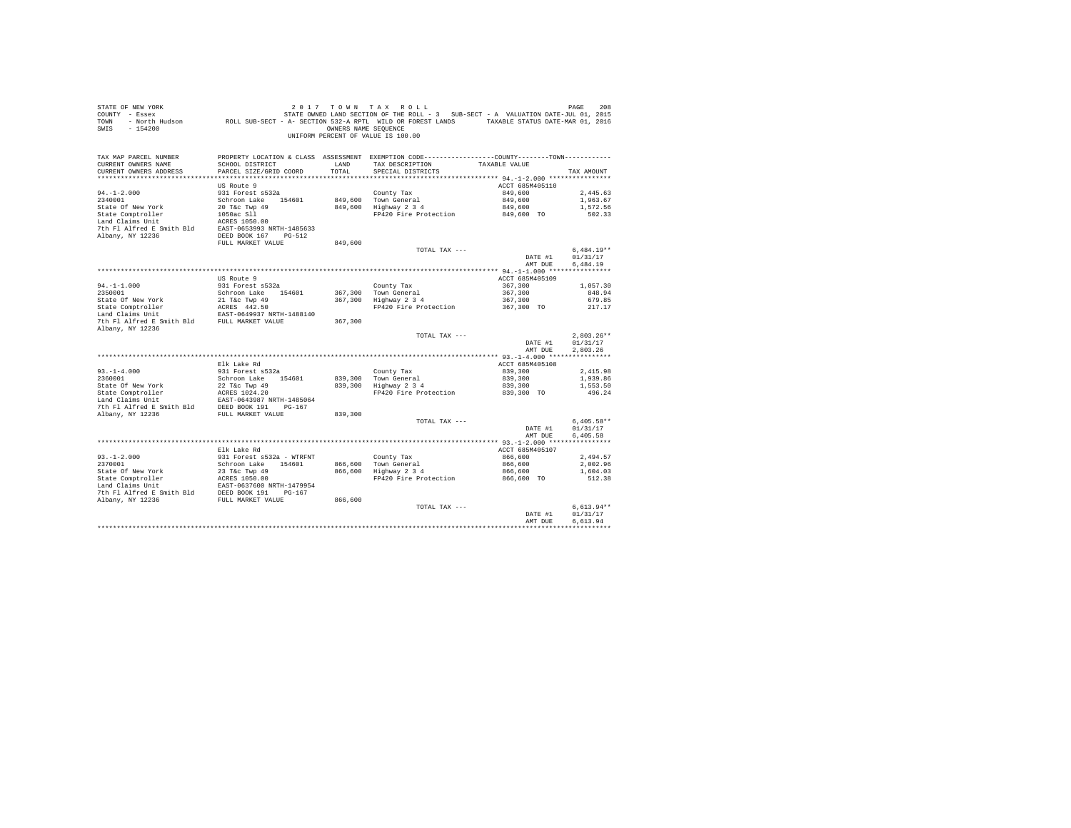STATE OF NEW YORK 2017 TOWN TAX ROLL
COUNTY - Essex STATE OWNED LAND SECTION OF THE ROLL - 3 SUB-SECT - A VALUATION DATE-JUL 01, 2015
TOWN - North Hudson ROLL SUB-SECT - A- SECTION 532-A RPTL WILD OR FOREST LANDS TAXABLE STATUS DATE-MAR 01, 2016
SWIS - 154200 OWNERS NAME SEQUENCE
UNIFORM PERCENT OF VALUE IS 100.00

| TAX MAP PARCEL NUMBER / CURRENT OWNERS NAME / CURRENT OWNERS ADDRESS | PROPERTY LOCATION & CLASS / SCHOOL DISTRICT / PARCEL SIZE/GRID COORD | ASSESSMENT LAND / TOTAL | EXEMPTION CODE / TAX DESCRIPTION / SPECIAL DISTRICTS | COUNTY / TOWN TAXABLE VALUE | TAX AMOUNT |
|---|---|---|---|---|---|
| 94.-1-2.000 | US Route 9 | | | ACCT 685M405110 | |
| | 931 Forest s532a | | County Tax | 849,600 | 2,445.63 |
| 2340001 | Schroon Lake 154601 | 849,600 | Town General | 849,600 | 1,963.67 |
| State Of New York | 20 T&c Twp 49 | 849,600 | Highway 2 3 4 | 849,600 | 1,572.56 |
| State Comptroller | 1050ac Sll | | FP420 Fire Protection | 849,600 TO | 502.33 |
| Land Claims Unit | ACRES 1050.00 | | | | |
| 7th Fl Alfred E Smith Bld | EAST-0653993 NRTH-1485633 | | | | |
| Albany, NY 12236 | DEED BOOK 167 PG-512 | | | | |
| | FULL MARKET VALUE | 849,600 | | | |
| | | | TOTAL TAX --- | | 6,484.19** |
| | | | | DATE #1 | 01/31/17 |
| | | | | AMT DUE | 6,484.19 |
| 94.-1-1.000 | US Route 9 | | | ACCT 685M405109 | |
| | 931 Forest s532a | | County Tax | 367,300 | 1,057.30 |
| 2350001 | Schroon Lake 154601 | 367,300 | Town General | 367,300 | 848.94 |
| State Of New York | 21 T&c Twp 49 | 367,300 | Highway 2 3 4 | 367,300 | 679.85 |
| State Comptroller | ACRES 442.50 | | FP420 Fire Protection | 367,300 TO | 217.17 |
| Land Claims Unit | EAST-0649937 NRTH-1488140 | | | | |
| 7th Fl Alfred E Smith Bld | FULL MARKET VALUE | 367,300 | | | |
| Albany, NY 12236 | | | | | |
| | | | TOTAL TAX --- | | 2,803.26** |
| | | | | DATE #1 | 01/31/17 |
| | | | | AMT DUE | 2,803.26 |
| 93.-1-4.000 | Elk Lake Rd | | | ACCT 685M405108 | |
| | 931 Forest s532a | | County Tax | 839,300 | 2,415.98 |
| 2360001 | Schroon Lake 154601 | 839,300 | Town General | 839,300 | 1,939.86 |
| State Of New York | 22 T&c Twp 49 | 839,300 | Highway 2 3 4 | 839,300 | 1,553.50 |
| State Comptroller | ACRES 1024.20 | | FP420 Fire Protection | 839,300 TO | 496.24 |
| Land Claims Unit | EAST-0643987 NRTH-1485064 | | | | |
| 7th Fl Alfred E Smith Bld | DEED BOOK 191 PG-167 | | | | |
| Albany, NY 12236 | FULL MARKET VALUE | 839,300 | | | |
| | | | TOTAL TAX --- | | 6,405.58** |
| | | | | DATE #1 | 01/31/17 |
| | | | | AMT DUE | 6,405.58 |
| 93.-1-2.000 | Elk Lake Rd | | | ACCT 685M405107 | |
| | 931 Forest s532a - WTRFNT | | County Tax | 866,600 | 2,494.57 |
| 2370001 | Schroon Lake 154601 | 866,600 | Town General | 866,600 | 2,002.96 |
| State Of New York | 23 T&c Twp 49 | 866,600 | Highway 2 3 4 | 866,600 | 1,604.03 |
| State Comptroller | ACRES 1050.00 | | FP420 Fire Protection | 866,600 TO | 512.38 |
| Land Claims Unit | EAST-0637600 NRTH-1479954 | | | | |
| 7th Fl Alfred E Smith Bld | DEED BOOK 191 PG-167 | | | | |
| Albany, NY 12236 | FULL MARKET VALUE | 866,600 | | | |
| | | | TOTAL TAX --- | | 6,613.94** |
| | | | | DATE #1 | 01/31/17 |
| | | | | AMT DUE | 6,613.94 |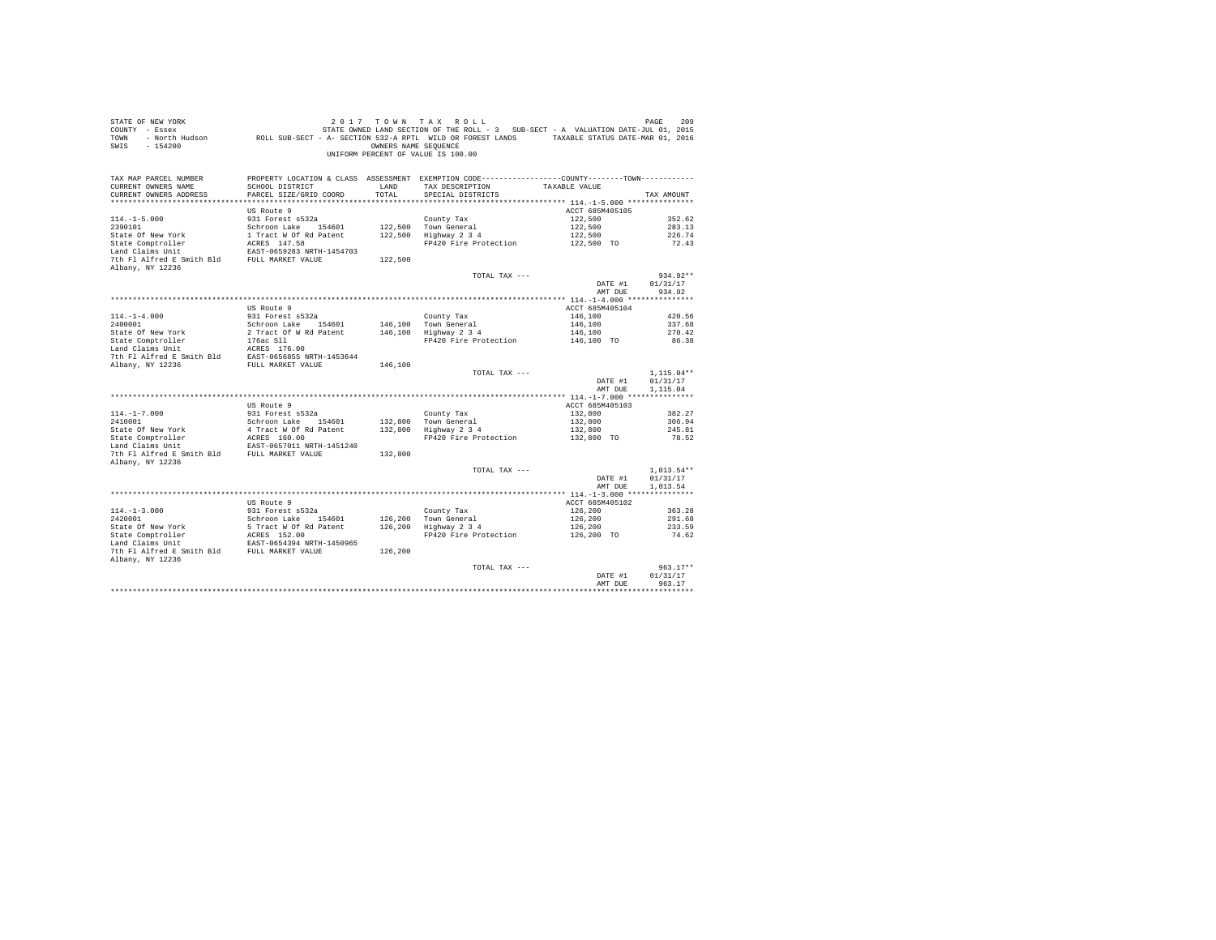STATE OF NEW YORK  
COUNTY - Essex  
TOWN - North Hudson  
SWIS - 154200

2 0 1 7 T O W N T A X R O L L  
STATE OWNED LAND SECTION OF THE ROLL - 3 SUB-SECT - A VALUATION DATE-JUL 01, 2015  
ROLL SUB-SECT - A- SECTION 532-A RPTL WILD OR FOREST LANDS TAXABLE STATUS DATE-MAR 01, 2016  
OWNERS NAME SEQUENCE  
UNIFORM PERCENT OF VALUE IS 100.00

| TAX MAP PARCEL NUMBER / CURRENT OWNERS NAME / CURRENT OWNERS ADDRESS | PROPERTY LOCATION & CLASS / SCHOOL DISTRICT / PARCEL SIZE/GRID COORD | ASSESSMENT LAND / TOTAL | EXEMPTION CODE / TAX DESCRIPTION / SPECIAL DISTRICTS | COUNTY--------TOWN / TAXABLE VALUE | TAX AMOUNT |
|---|---|---|---|---|---|
| **114.-1-5.000** | US Route 9 | | | ACCT 685M405105 | |
| 114.-1-5.000 | 931 Forest s532a | | County Tax | 122,500 | 352.62 |
| 2390101 | Schroon Lake 154601 | 122,500 | Town General | 122,500 | 283.13 |
| State Of New York | 1 Tract W Of Rd Patent | 122,500 | Highway 2 3 4 | 122,500 | 226.74 |
| State Comptroller | ACRES 147.58 | | FP420 Fire Protection | 122,500 TO | 72.43 |
| Land Claims Unit | EAST-0659283 NRTH-1454703 | | | | |
| 7th Fl Alfred E Smith Bld | FULL MARKET VALUE | 122,500 | | | |
| Albany, NY 12236 | | | | | |
| | | | TOTAL TAX --- | | 934.92** |
| | | | | DATE #1 | 01/31/17 |
| | | | | AMT DUE | 934.92 |
| **114.-1-4.000** | US Route 9 | | | ACCT 685M405104 | |
| 114.-1-4.000 | 931 Forest s532a | | County Tax | 146,100 | 420.56 |
| 2400001 | Schroon Lake 154601 | 146,100 | Town General | 146,100 | 337.68 |
| State Of New York | 2 Tract Of W Rd Patent | 146,100 | Highway 2 3 4 | 146,100 | 270.42 |
| State Comptroller | 176ac Sll | | FP420 Fire Protection | 146,100 TO | 86.38 |
| Land Claims Unit | ACRES 176.00 | | | | |
| 7th Fl Alfred E Smith Bld | EAST-0656855 NRTH-1453644 | | | | |
| Albany, NY 12236 | FULL MARKET VALUE | 146,100 | | | |
| | | | TOTAL TAX --- | | 1,115.04** |
| | | | | DATE #1 | 01/31/17 |
| | | | | AMT DUE | 1,115.04 |
| **114.-1-7.000** | US Route 9 | | | ACCT 685M405103 | |
| 114.-1-7.000 | 931 Forest s532a | | County Tax | 132,800 | 382.27 |
| 2410001 | Schroon Lake 154601 | 132,800 | Town General | 132,800 | 306.94 |
| State Of New York | 4 Tract W Of Rd Patent | 132,800 | Highway 2 3 4 | 132,800 | 245.81 |
| State Comptroller | ACRES 160.00 | | FP420 Fire Protection | 132,800 TO | 78.52 |
| Land Claims Unit | EAST-0657011 NRTH-1451240 | | | | |
| 7th Fl Alfred E Smith Bld | FULL MARKET VALUE | 132,800 | | | |
| Albany, NY 12236 | | | | | |
| | | | TOTAL TAX --- | | 1,013.54** |
| | | | | DATE #1 | 01/31/17 |
| | | | | AMT DUE | 1,013.54 |
| **114.-1-3.000** | US Route 9 | | | ACCT 685M405102 | |
| 114.-1-3.000 | 931 Forest s532a | | County Tax | 126,200 | 363.28 |
| 2420001 | Schroon Lake 154601 | 126,200 | Town General | 126,200 | 291.68 |
| State Of New York | 5 Tract W Of Rd Patent | 126,200 | Highway 2 3 4 | 126,200 | 233.59 |
| State Comptroller | ACRES 152.00 | | FP420 Fire Protection | 126,200 TO | 74.62 |
| Land Claims Unit | EAST-0654394 NRTH-1450965 | | | | |
| 7th Fl Alfred E Smith Bld | FULL MARKET VALUE | 126,200 | | | |
| Albany, NY 12236 | | | | | |
| | | | TOTAL TAX --- | | 963.17** |
| | | | | DATE #1 | 01/31/17 |
| | | | | AMT DUE | 963.17 |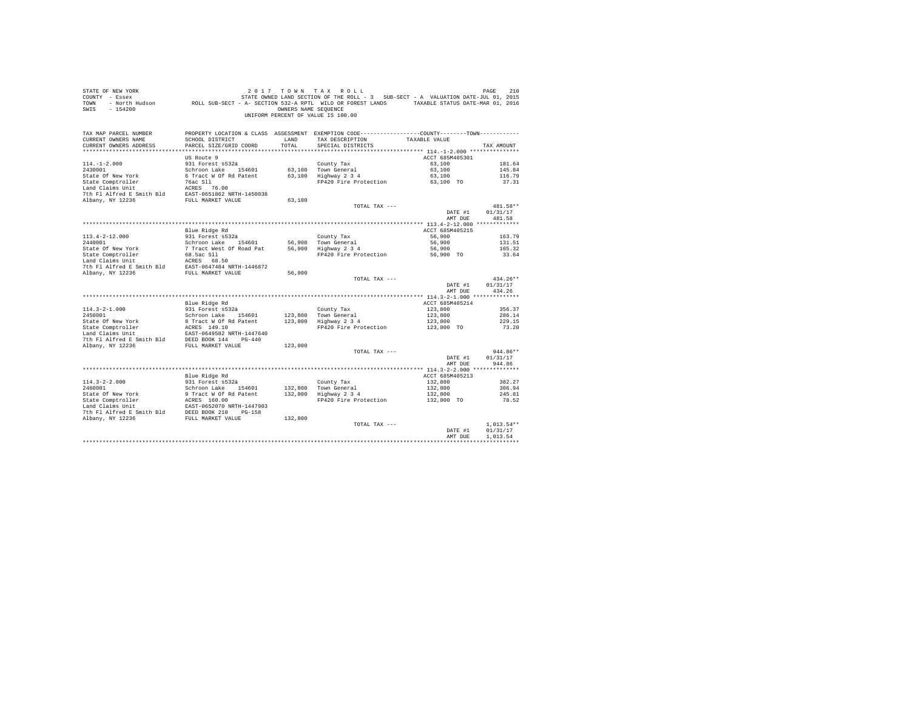STATE OF NEW YORK
COUNTY - Essex
TOWN - North Hudson
SWIS - 154200

2 0 1 7 T O W N T A X R O L L
STATE OWNED LAND SECTION OF THE ROLL - 3 SUB-SECT - A VALUATION DATE-JUL 01, 2015
ROLL SUB-SECT - A- SECTION 532-A RPTL WILD OR FOREST LANDS TAXABLE STATUS DATE-MAR 01, 2016
OWNERS NAME SEQUENCE
UNIFORM PERCENT OF VALUE IS 100.00

| TAX MAP PARCEL NUMBER / CURRENT OWNERS NAME / CURRENT OWNERS ADDRESS | PROPERTY LOCATION & CLASS / SCHOOL DISTRICT / PARCEL SIZE/GRID COORD | ASSESSMENT LAND / TOTAL | EXEMPTION CODE / TAX DESCRIPTION / SPECIAL DISTRICTS | TAXABLE VALUE | TAX AMOUNT |
|---|---|---|---|---|---|
| **114.-1-2.000** | US Route 9 | | | ACCT 685M405301 | |
| 114.-1-2.000 | 931 Forest s532a | | County Tax | 63,100 | 181.64 |
| 2430001 | Schroon Lake 154601 | 63,100 | Town General | 63,100 | 145.84 |
| State Of New York | 6 Tract W Of Rd Patent | 63,100 | Highway 2 3 4 | 63,100 | 116.79 |
| State Comptroller | 76ac Sll | | FP420 Fire Protection | 63,100 TO | 37.31 |
| Land Claims Unit | ACRES 76.00 | | | | |
| 7th Fl Alfred E Smith Bld | EAST-0651862 NRTH-1450038 | | | | |
| Albany, NY 12236 | FULL MARKET VALUE | 63,100 | | | |
| | | | TOTAL TAX --- | | 481.58** |
| | | | | DATE #1 | 01/31/17 |
| | | | | AMT DUE | 481.58 |
| **113.4-2-12.000** | Blue Ridge Rd | | | ACCT 685M405215 | |
| 113.4-2-12.000 | 931 Forest s532a | | County Tax | 56,900 | 163.79 |
| 2440001 | Schroon Lake 154601 | 56,900 | Town General | 56,900 | 131.51 |
| State Of New York | 7 Tract West Of Road Pat | 56,900 | Highway 2 3 4 | 56,900 | 105.32 |
| State Comptroller | 68.5ac Sll | | FP420 Fire Protection | 56,900 TO | 33.64 |
| Land Claims Unit | ACRES 68.50 | | | | |
| 7th Fl Alfred E Smith Bld | EAST-0647484 NRTH-1446872 | | | | |
| Albany, NY 12236 | FULL MARKET VALUE | 56,900 | | | |
| | | | TOTAL TAX --- | | 434.26** |
| | | | | DATE #1 | 01/31/17 |
| | | | | AMT DUE | 434.26 |
| **114.3-2-1.000** | Blue Ridge Rd | | | ACCT 685M405214 | |
| 114.3-2-1.000 | 931 Forest s532a | | County Tax | 123,800 | 356.37 |
| 2450001 | Schroon Lake 154601 | 123,800 | Town General | 123,800 | 286.14 |
| State Of New York | 8 Tract W Of Rd Patent | 123,800 | Highway 2 3 4 | 123,800 | 229.15 |
| State Comptroller | ACRES 149.10 | | FP420 Fire Protection | 123,800 TO | 73.20 |
| Land Claims Unit | EAST-0649582 NRTH-1447640 | | | | |
| 7th Fl Alfred E Smith Bld | DEED BOOK 144 PG-440 | | | | |
| Albany, NY 12236 | FULL MARKET VALUE | 123,800 | | | |
| | | | TOTAL TAX --- | | 944.86** |
| | | | | DATE #1 | 01/31/17 |
| | | | | AMT DUE | 944.86 |
| **114.3-2-2.000** | Blue Ridge Rd | | | ACCT 685M405213 | |
| 114.3-2-2.000 | 931 Forest s532a | | County Tax | 132,800 | 382.27 |
| 2460001 | Schroon Lake 154601 | 132,800 | Town General | 132,800 | 306.94 |
| State Of New York | 9 Tract W Of Rd Patent | 132,800 | Highway 2 3 4 | 132,800 | 245.81 |
| State Comptroller | ACRES 160.00 | | FP420 Fire Protection | 132,800 TO | 78.52 |
| Land Claims Unit | EAST-0652070 NRTH-1447903 | | | | |
| 7th Fl Alfred E Smith Bld | DEED BOOK 210 PG-158 | | | | |
| Albany, NY 12236 | FULL MARKET VALUE | 132,800 | | | |
| | | | TOTAL TAX --- | | 1,013.54** |
| | | | | DATE #1 | 01/31/17 |
| | | | | AMT DUE | 1,013.54 |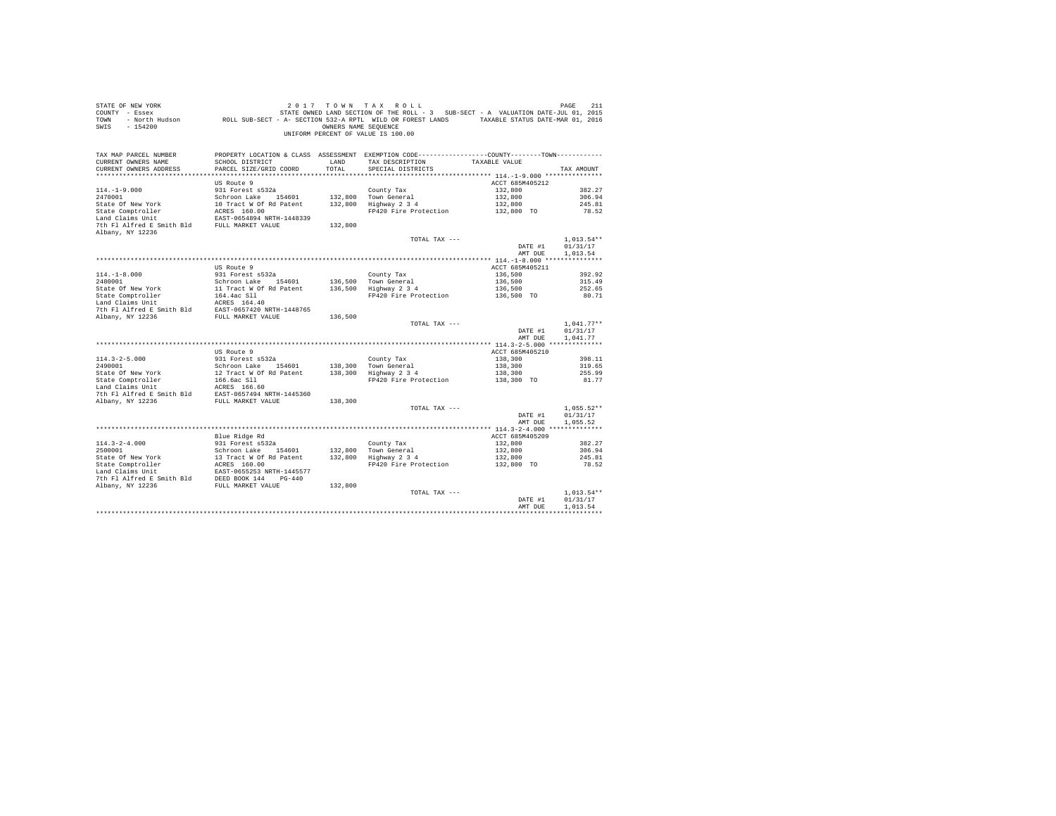```
STATE OF NEW YORK                    2 0 1 7   T O W N   T A X   R O L L                                  PAGE    211
COUNTY  - Essex                       STATE OWNED LAND SECTION OF THE ROLL - 3  SUB-SECT - A  VALUATION DATE-JUL 01, 2015
TOWN    - North Hudson       ROLL SUB-SECT - A- SECTION 532-A RPTL  WILD OR FOREST LANDS      TAXABLE STATUS DATE-MAR 01, 2016
SWIS    - 154200                                     OWNERS NAME SEQUENCE
                                               UNIFORM PERCENT OF VALUE IS 100.00

TAX MAP PARCEL NUMBER         PROPERTY LOCATION & CLASS  ASSESSMENT  EXEMPTION CODE-----------------COUNTY--------TOWN-----------
CURRENT OWNERS NAME           SCHOOL DISTRICT             LAND       TAX DESCRIPTION            TAXABLE VALUE
CURRENT OWNERS ADDRESS        PARCEL SIZE/GRID COORD      TOTAL      SPECIAL DISTRICTS                                    TAX AMOUNT
********************************************************************************************* 114.-1-9.000 ***************
                              US Route 9                                                      ACCT 685M405212
114.-1-9.000                  931 Forest s532a                       County Tax                 132,800                  382.27
2470001                       Schroon Lake    154601      132,800    Town General               132,800                  306.94
State Of New York             10 Tract W Of Rd Patent     132,800    Highway 2 3 4              132,800                  245.81
State Comptroller             ACRES  160.00                          FP420 Fire Protection      132,800 TO               78.52
Land Claims Unit              EAST-0654894 NRTH-1448339
7th Fl Alfred E Smith Bld     FULL MARKET VALUE           132,800
Albany, NY 12236
                                                                     TOTAL TAX ---                                     1,013.54**
                                                                                                DATE #1              01/31/17
                                                                                                AMT DUE              1,013.54
********************************************************************************************* 114.-1-8.000 ***************
                              US Route 9                                                      ACCT 685M405211
114.-1-8.000                  931 Forest s532a                       County Tax                 136,500                  392.92
2480001                       Schroon Lake    154601      136,500    Town General               136,500                  315.49
State Of New York             11 Tract W Of Rd Patent     136,500    Highway 2 3 4              136,500                  252.65
State Comptroller             164.4ac Sll                            FP420 Fire Protection      136,500 TO               80.71
Land Claims Unit              ACRES  164.40
7th Fl Alfred E Smith Bld     EAST-0657420 NRTH-1448765
Albany, NY 12236              FULL MARKET VALUE           136,500
                                                                     TOTAL TAX ---                                     1,041.77**
                                                                                                DATE #1              01/31/17
                                                                                                AMT DUE              1,041.77
********************************************************************************************* 114.3-2-5.000 **************
                              US Route 9                                                      ACCT 685M405210
114.3-2-5.000                 931 Forest s532a                       County Tax                 138,300                  398.11
2490001                       Schroon Lake    154601      138,300    Town General               138,300                  319.65
State Of New York             12 Tract W Of Rd Patent     138,300    Highway 2 3 4              138,300                  255.99
State Comptroller             166.6ac Sll                            FP420 Fire Protection      138,300 TO               81.77
Land Claims Unit              ACRES  166.60
7th Fl Alfred E Smith Bld     EAST-0657494 NRTH-1445360
Albany, NY 12236              FULL MARKET VALUE           138,300
                                                                     TOTAL TAX ---                                     1,055.52**
                                                                                                DATE #1              01/31/17
                                                                                                AMT DUE              1,055.52
********************************************************************************************* 114.3-2-4.000 **************
                              Blue Ridge Rd                                                   ACCT 685M405209
114.3-2-4.000                 931 Forest s532a                       County Tax                 132,800                  382.27
2500001                       Schroon Lake    154601      132,800    Town General               132,800                  306.94
State Of New York             13 Tract W Of Rd Patent     132,800    Highway 2 3 4              132,800                  245.81
State Comptroller             ACRES  160.00                          FP420 Fire Protection      132,800 TO               78.52
Land Claims Unit              EAST-0655253 NRTH-1445577
7th Fl Alfred E Smith Bld     DEED BOOK 144    PG-440
Albany, NY 12236              FULL MARKET VALUE           132,800
                                                                     TOTAL TAX ---                                     1,013.54**
                                                                                                DATE #1              01/31/17
                                                                                                AMT DUE              1,013.54
****************************************************************************************************************************
```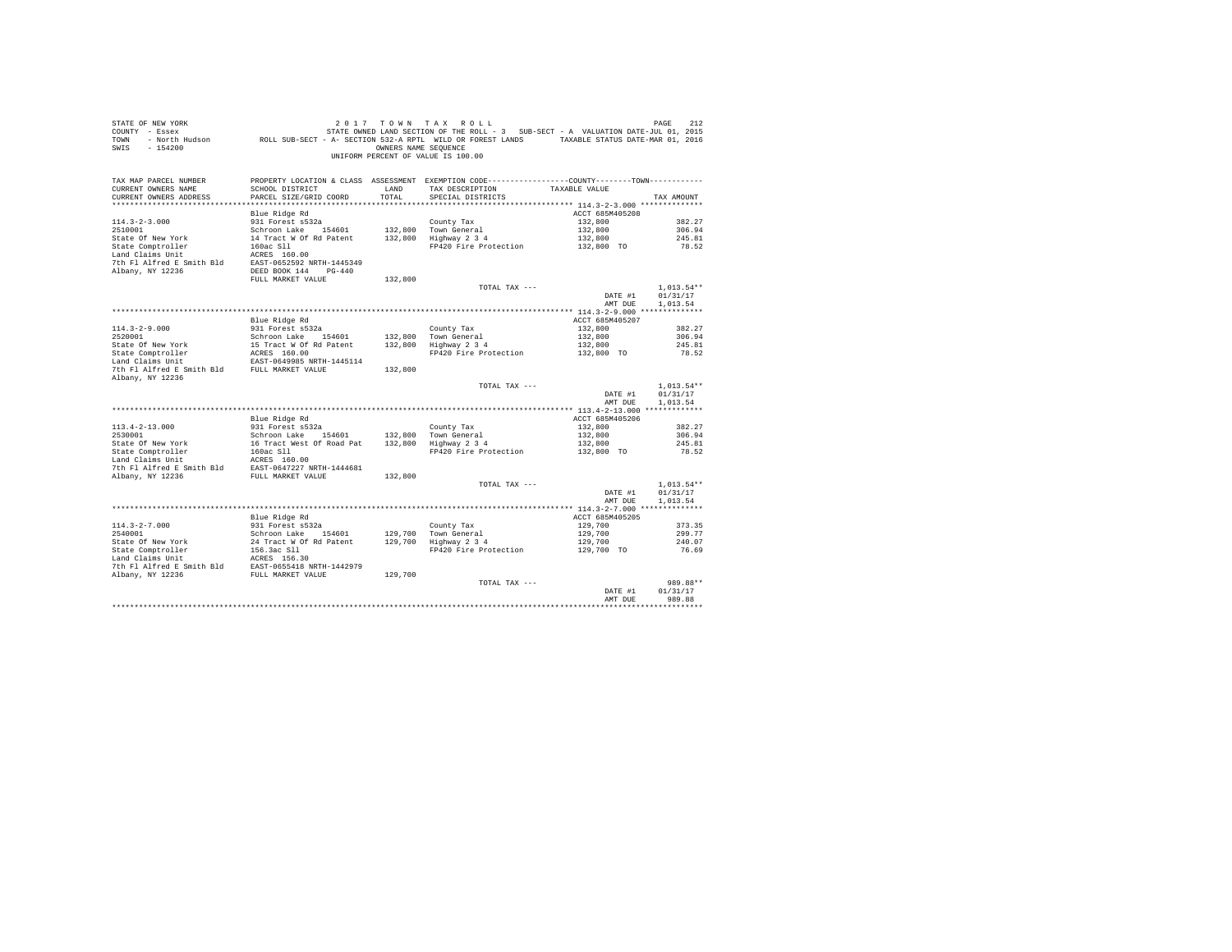STATE OF NEW YORK
COUNTY - Essex
TOWN - North Hudson
SWIS - 154200

2 0 1 7 T O W N T A X R O L L
STATE OWNED LAND SECTION OF THE ROLL - 3 SUB-SECT - A VALUATION DATE-JUL 01, 2015
ROLL SUB-SECT - A- SECTION 532-A RPTL WILD OR FOREST LANDS TAXABLE STATUS DATE-MAR 01, 2016
OWNERS NAME SEQUENCE
UNIFORM PERCENT OF VALUE IS 100.00

| TAX MAP PARCEL NUMBER / CURRENT OWNERS NAME / CURRENT OWNERS ADDRESS | PROPERTY LOCATION & CLASS / SCHOOL DISTRICT / PARCEL SIZE/GRID COORD | ASSESSMENT LAND | TOTAL | EXEMPTION CODE / TAX DESCRIPTION / SPECIAL DISTRICTS | COUNTY TOWN TAXABLE VALUE | TAX AMOUNT |
|---|---|---|---|---|---|---|
| **114.3-2-3.000** | Blue Ridge Rd | | | | ACCT 685M405208 | |
| 2510001 | 931 Forest s532a | | | County Tax | 132,800 | 382.27 |
| State Of New York | Schroon Lake 154601 | 132,800 | | Town General | 132,800 | 306.94 |
| State Comptroller | 14 Tract W Of Rd Patent | | 132,800 | Highway 2 3 4 | 132,800 | 245.81 |
| Land Claims Unit | 160ac Sll | | | FP420 Fire Protection | 132,800 TO | 78.52 |
| 7th Fl Alfred E Smith Bld | ACRES 160.00 | | | | | |
| Albany, NY 12236 | EAST-0652592 NRTH-1445349 | | | | | |
| | DEED BOOK 144 PG-440 | | | | | |
| | FULL MARKET VALUE | | 132,800 | | | |
| | | | | TOTAL TAX --- | | 1,013.54** |
| | | | | | DATE #1 | 01/31/17 |
| | | | | | AMT DUE | 1,013.54 |
| **114.3-2-9.000** | Blue Ridge Rd | | | | ACCT 685M405207 | |
| 2520001 | 931 Forest s532a | | | County Tax | 132,800 | 382.27 |
| State Of New York | Schroon Lake 154601 | 132,800 | | Town General | 132,800 | 306.94 |
| State Comptroller | 15 Tract W Of Rd Patent | | 132,800 | Highway 2 3 4 | 132,800 | 245.81 |
| Land Claims Unit | ACRES 160.00 | | | FP420 Fire Protection | 132,800 TO | 78.52 |
| 7th Fl Alfred E Smith Bld | EAST-0649985 NRTH-1445114 | | | | | |
| Albany, NY 12236 | FULL MARKET VALUE | | 132,800 | | | |
| | | | | TOTAL TAX --- | | 1,013.54** |
| | | | | | DATE #1 | 01/31/17 |
| | | | | | AMT DUE | 1,013.54 |
| **113.4-2-13.000** | Blue Ridge Rd | | | | ACCT 685M405206 | |
| 2530001 | 931 Forest s532a | | | County Tax | 132,800 | 382.27 |
| State Of New York | Schroon Lake 154601 | 132,800 | | Town General | 132,800 | 306.94 |
| State Comptroller | 16 Tract West Of Road Pat | | 132,800 | Highway 2 3 4 | 132,800 | 245.81 |
| Land Claims Unit | 160ac Sll | | | FP420 Fire Protection | 132,800 TO | 78.52 |
| 7th Fl Alfred E Smith Bld | ACRES 160.00 | | | | | |
| Albany, NY 12236 | EAST-0647227 NRTH-1444681 | | | | | |
| | FULL MARKET VALUE | | 132,800 | | | |
| | | | | TOTAL TAX --- | | 1,013.54** |
| | | | | | DATE #1 | 01/31/17 |
| | | | | | AMT DUE | 1,013.54 |
| **114.3-2-7.000** | Blue Ridge Rd | | | | ACCT 685M405205 | |
| 2540001 | 931 Forest s532a | | | County Tax | 129,700 | 373.35 |
| State Of New York | Schroon Lake 154601 | 129,700 | | Town General | 129,700 | 299.77 |
| State Comptroller | 24 Tract W Of Rd Patent | | 129,700 | Highway 2 3 4 | 129,700 | 240.07 |
| Land Claims Unit | 156.3ac Sll | | | FP420 Fire Protection | 129,700 TO | 76.69 |
| 7th Fl Alfred E Smith Bld | ACRES 156.30 | | | | | |
| Albany, NY 12236 | EAST-0655418 NRTH-1442979 | | | | | |
| | FULL MARKET VALUE | | 129,700 | | | |
| | | | | TOTAL TAX --- | | 989.88** |
| | | | | | DATE #1 | 01/31/17 |
| | | | | | AMT DUE | 989.88 |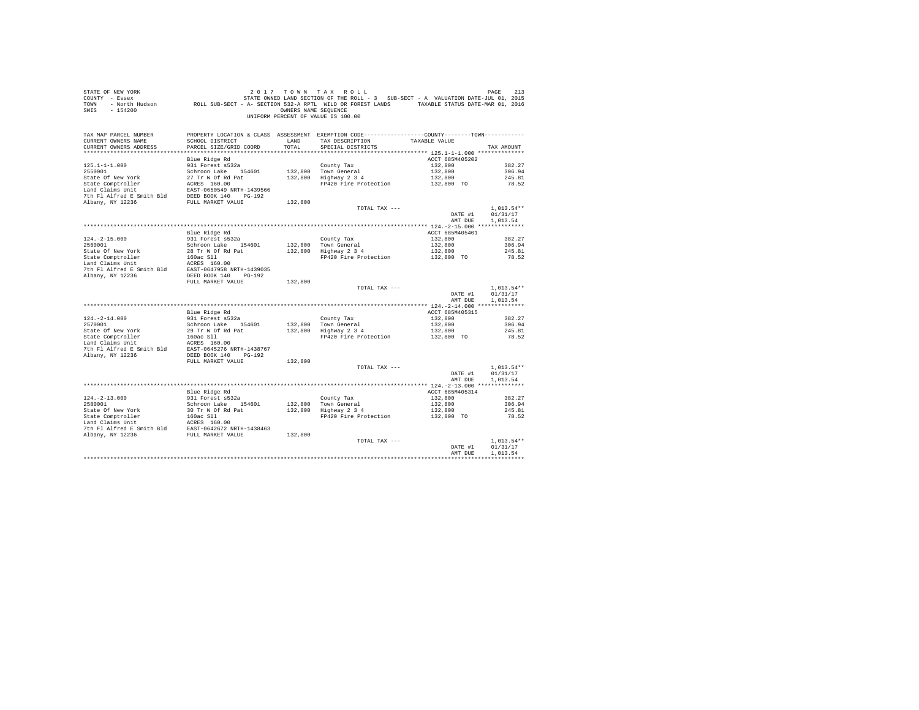STATE OF NEW YORK
COUNTY - Essex
TOWN - North Hudson
SWIS - 154200

2 0 1 7 T O W N T A X R O L L
STATE OWNED LAND SECTION OF THE ROLL - 3 SUB-SECT - A VALUATION DATE-JUL 01, 2015
ROLL SUB-SECT - A- SECTION 532-A RPTL WILD OR FOREST LANDS TAXABLE STATUS DATE-MAR 01, 2016
OWNERS NAME SEQUENCE
UNIFORM PERCENT OF VALUE IS 100.00

| TAX MAP PARCEL NUMBER / CURRENT OWNERS NAME / CURRENT OWNERS ADDRESS | PROPERTY LOCATION & CLASS / SCHOOL DISTRICT / PARCEL SIZE/GRID COORD | ASSESSMENT LAND / TOTAL | EXEMPTION CODE / TAX DESCRIPTION / SPECIAL DISTRICTS | COUNTY--------TOWN TAXABLE VALUE | TAX AMOUNT |
|---|---|---|---|---|---|
| 125.1-1-1.000 | Blue Ridge Rd | | | ACCT 685M405202 | |
| 2550001 | 931 Forest s532a | | County Tax | 132,800 | 382.27 |
| State Of New York | Schroon Lake 154601 | 132,800 | Town General | 132,800 | 306.94 |
| State Comptroller | 27 Tr W Of Rd Pat | 132,800 | Highway 2 3 4 | 132,800 | 245.81 |
| Land Claims Unit | ACRES 160.00 | | FP420 Fire Protection | 132,800 TO | 78.52 |
| 7th Fl Alfred E Smith Bld | EAST-0650549 NRTH-1439566 | | | | |
| Albany, NY 12236 | DEED BOOK 140 PG-192 | | | | |
| | FULL MARKET VALUE | 132,800 | | | |
| | | | TOTAL TAX --- | | 1,013.54** |
| | | | | DATE #1 | 01/31/17 |
| | | | | AMT DUE | 1,013.54 |
| 124.-2-15.000 | Blue Ridge Rd | | | ACCT 685M405401 | |
| 2560001 | 931 Forest s532a | | County Tax | 132,800 | 382.27 |
| State Of New York | Schroon Lake 154601 | 132,800 | Town General | 132,800 | 306.94 |
| State Comptroller | 28 Tr W Of Rd Pat | 132,800 | Highway 2 3 4 | 132,800 | 245.81 |
| Land Claims Unit | 160ac Sll | | FP420 Fire Protection | 132,800 TO | 78.52 |
| 7th Fl Alfred E Smith Bld | ACRES 160.00 | | | | |
| Albany, NY 12236 | EAST-0647958 NRTH-1439035 | | | | |
| | DEED BOOK 140 PG-192 | | | | |
| | FULL MARKET VALUE | 132,800 | | | |
| | | | TOTAL TAX --- | | 1,013.54** |
| | | | | DATE #1 | 01/31/17 |
| | | | | AMT DUE | 1,013.54 |
| 124.-2-14.000 | Blue Ridge Rd | | | ACCT 685M405315 | |
| 2570001 | 931 Forest s532a | | County Tax | 132,800 | 382.27 |
| State Of New York | Schroon Lake 154601 | 132,800 | Town General | 132,800 | 306.94 |
| State Comptroller | 29 Tr W Of Rd Pat | 132,800 | Highway 2 3 4 | 132,800 | 245.81 |
| Land Claims Unit | 160ac Sll | | FP420 Fire Protection | 132,800 TO | 78.52 |
| 7th Fl Alfred E Smith Bld | ACRES 160.00 | | | | |
| Albany, NY 12236 | EAST-0645276 NRTH-1438767 | | | | |
| | DEED BOOK 140 PG-192 | | | | |
| | FULL MARKET VALUE | 132,800 | | | |
| | | | TOTAL TAX --- | | 1,013.54** |
| | | | | DATE #1 | 01/31/17 |
| | | | | AMT DUE | 1,013.54 |
| 124.-2-13.000 | Blue Ridge Rd | | | ACCT 685M405314 | |
| 2580001 | 931 Forest s532a | | County Tax | 132,800 | 382.27 |
| State Of New York | Schroon Lake 154601 | 132,800 | Town General | 132,800 | 306.94 |
| State Comptroller | 30 Tr W Of Rd Pat | 132,800 | Highway 2 3 4 | 132,800 | 245.81 |
| Land Claims Unit | 160ac Sll | | FP420 Fire Protection | 132,800 TO | 78.52 |
| 7th Fl Alfred E Smith Bld | ACRES 160.00 | | | | |
| Albany, NY 12236 | EAST-0642672 NRTH-1438463 | | | | |
| | FULL MARKET VALUE | 132,800 | | | |
| | | | TOTAL TAX --- | | 1,013.54** |
| | | | | DATE #1 | 01/31/17 |
| | | | | AMT DUE | 1,013.54 |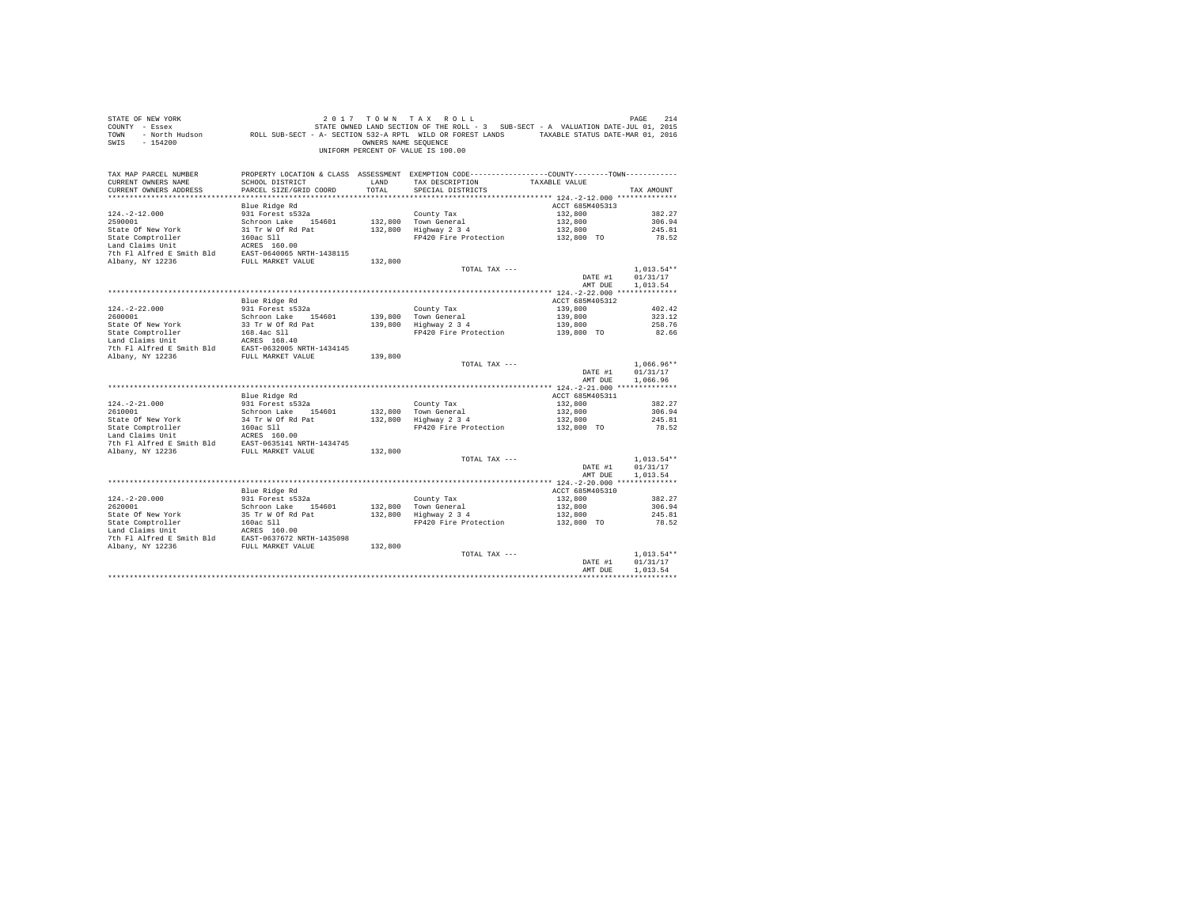STATE OF NEW YORK — 2017 TOWN TAX ROLL
COUNTY - Essex — STATE OWNED LAND SECTION OF THE ROLL - 3 SUB-SECT - A VALUATION DATE-JUL 01, 2015
TOWN - North Hudson — ROLL SUB-SECT - A- SECTION 532-A RPTL WILD OR FOREST LANDS — TAXABLE STATUS DATE-MAR 01, 2016
SWIS - 154200 — OWNERS NAME SEQUENCE
UNIFORM PERCENT OF VALUE IS 100.00

| TAX MAP PARCEL NUMBER / CURRENT OWNERS NAME / CURRENT OWNERS ADDRESS | PROPERTY LOCATION & CLASS / SCHOOL DISTRICT / PARCEL SIZE/GRID COORD | ASSESSMENT LAND / TOTAL | EXEMPTION CODE / TAX DESCRIPTION / SPECIAL DISTRICTS | COUNTY--------TOWN TAXABLE VALUE | TAX AMOUNT |
|---|---|---|---|---|---|
| **124.-2-12.000** | Blue Ridge Rd | | | ACCT 685M405313 | |
| 124.-2-12.000 | 931 Forest s532a | | County Tax | 132,800 | 382.27 |
| 2590001 | Schroon Lake 154601 | 132,800 | Town General | 132,800 | 306.94 |
| State Of New York | 31 Tr W Of Rd Pat | 132,800 | Highway 2 3 4 | 132,800 | 245.81 |
| State Comptroller | 160ac Sll | | FP420 Fire Protection | 132,800 TO | 78.52 |
| Land Claims Unit | ACRES 160.00 | | | | |
| 7th Fl Alfred E Smith Bld | EAST-0640065 NRTH-1438115 | | | | |
| Albany, NY 12236 | FULL MARKET VALUE | 132,800 | | | |
| | | | TOTAL TAX --- | | 1,013.54** |
| | | | | DATE #1 | 01/31/17 |
| | | | | AMT DUE | 1,013.54 |
| **124.-2-22.000** | Blue Ridge Rd | | | ACCT 685M405312 | |
| 124.-2-22.000 | 931 Forest s532a | | County Tax | 139,800 | 402.42 |
| 2600001 | Schroon Lake 154601 | 139,800 | Town General | 139,800 | 323.12 |
| State Of New York | 33 Tr W Of Rd Pat | 139,800 | Highway 2 3 4 | 139,800 | 258.76 |
| State Comptroller | 168.4ac Sll | | FP420 Fire Protection | 139,800 TO | 82.66 |
| Land Claims Unit | ACRES 168.40 | | | | |
| 7th Fl Alfred E Smith Bld | EAST-0632005 NRTH-1434145 | | | | |
| Albany, NY 12236 | FULL MARKET VALUE | 139,800 | | | |
| | | | TOTAL TAX --- | | 1,066.96** |
| | | | | DATE #1 | 01/31/17 |
| | | | | AMT DUE | 1,066.96 |
| **124.-2-21.000** | Blue Ridge Rd | | | ACCT 685M405311 | |
| 124.-2-21.000 | 931 Forest s532a | | County Tax | 132,800 | 382.27 |
| 2610001 | Schroon Lake 154601 | 132,800 | Town General | 132,800 | 306.94 |
| State Of New York | 34 Tr W Of Rd Pat | 132,800 | Highway 2 3 4 | 132,800 | 245.81 |
| State Comptroller | 160ac Sll | | FP420 Fire Protection | 132,800 TO | 78.52 |
| Land Claims Unit | ACRES 160.00 | | | | |
| 7th Fl Alfred E Smith Bld | EAST-0635141 NRTH-1434745 | | | | |
| Albany, NY 12236 | FULL MARKET VALUE | 132,800 | | | |
| | | | TOTAL TAX --- | | 1,013.54** |
| | | | | DATE #1 | 01/31/17 |
| | | | | AMT DUE | 1,013.54 |
| **124.-2-20.000** | Blue Ridge Rd | | | ACCT 685M405310 | |
| 124.-2-20.000 | 931 Forest s532a | | County Tax | 132,800 | 382.27 |
| 2620001 | Schroon Lake 154601 | 132,800 | Town General | 132,800 | 306.94 |
| State Of New York | 35 Tr W Of Rd Pat | 132,800 | Highway 2 3 4 | 132,800 | 245.81 |
| State Comptroller | 160ac Sll | | FP420 Fire Protection | 132,800 TO | 78.52 |
| Land Claims Unit | ACRES 160.00 | | | | |
| 7th Fl Alfred E Smith Bld | EAST-0637672 NRTH-1435098 | | | | |
| Albany, NY 12236 | FULL MARKET VALUE | 132,800 | | | |
| | | | TOTAL TAX --- | | 1,013.54** |
| | | | | DATE #1 | 01/31/17 |
| | | | | AMT DUE | 1,013.54 |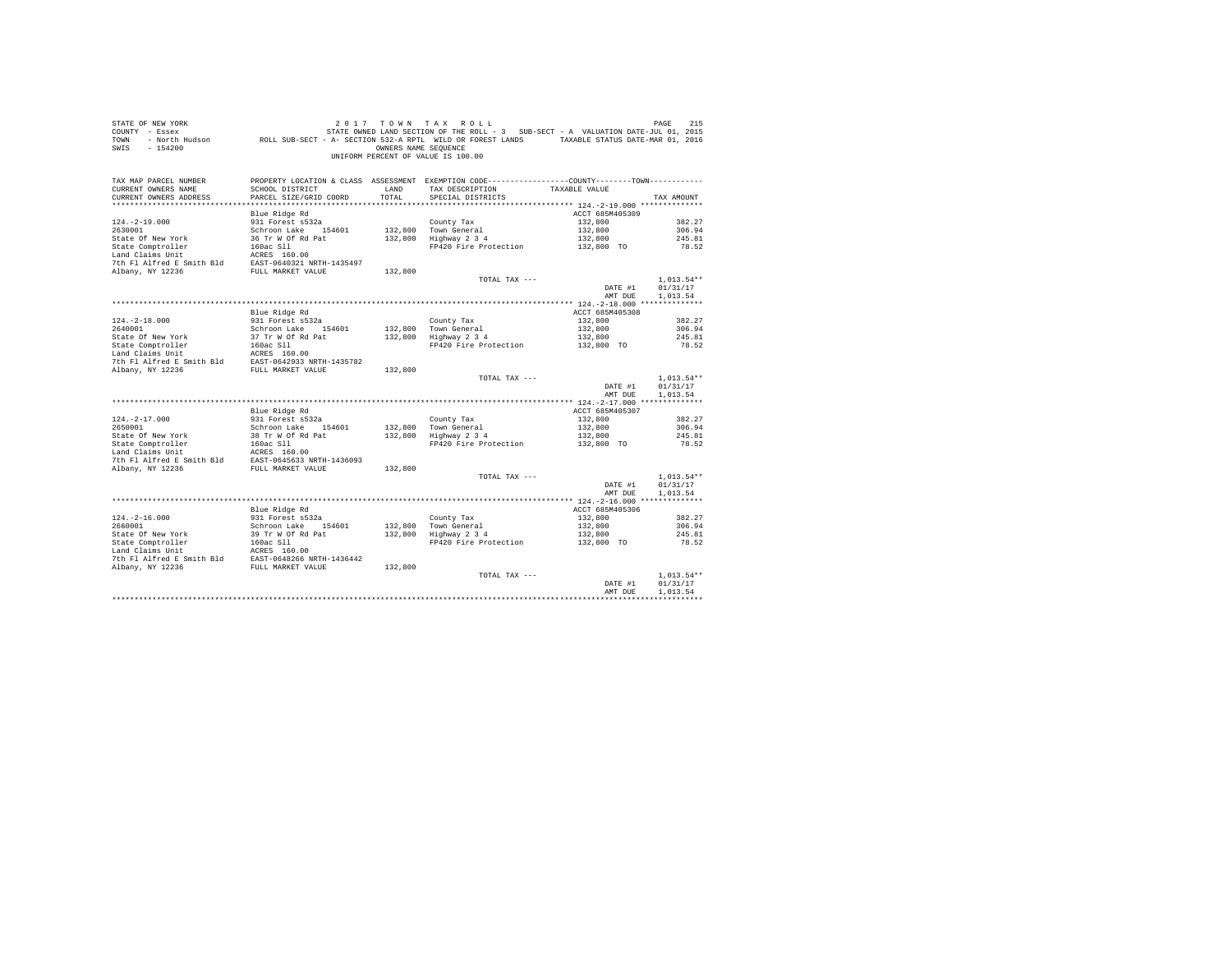STATE OF NEW YORK 2 0 1 7 T O W N T A X R O L L
COUNTY - Essex STATE OWNED LAND SECTION OF THE ROLL - 3 SUB-SECT - A VALUATION DATE-JUL 01, 2015
TOWN - North Hudson ROLL SUB-SECT - A- SECTION 532-A RPTL WILD OR FOREST LANDS TAXABLE STATUS DATE-MAR 01, 2016
SWIS - 154200 OWNERS NAME SEQUENCE
UNIFORM PERCENT OF VALUE IS 100.00

| TAX MAP PARCEL NUMBER / CURRENT OWNERS NAME / CURRENT OWNERS ADDRESS | PROPERTY LOCATION & CLASS / SCHOOL DISTRICT / PARCEL SIZE/GRID COORD | ASSESSMENT LAND / TOTAL | EXEMPTION CODE / TAX DESCRIPTION / SPECIAL DISTRICTS | COUNTY--------TOWN / TAXABLE VALUE | TAX AMOUNT |
|---|---|---|---|---|---|
| 124.-2-19.000 | Blue Ridge Rd | | | ACCT 685M405309 | |
| 124.-2-19.000 | 931 Forest s532a | | County Tax | 132,800 | 382.27 |
| 2630001 | Schroon Lake 154601 | 132,800 | Town General | 132,800 | 306.94 |
| State Of New York | 36 Tr W Of Rd Pat | 132,800 | Highway 2 3 4 | 132,800 | 245.81 |
| State Comptroller | 160ac Sll | | FP420 Fire Protection | 132,800 TO | 78.52 |
| Land Claims Unit | ACRES 160.00 | | | | |
| 7th Fl Alfred E Smith Bld | EAST-0640321 NRTH-1435497 | | | | |
| Albany, NY 12236 | FULL MARKET VALUE | 132,800 | | | |
| | | | TOTAL TAX --- | | 1,013.54** |
| | | | | DATE #1 | 01/31/17 |
| | | | | AMT DUE | 1,013.54 |
| 124.-2-18.000 | Blue Ridge Rd | | | ACCT 685M405308 | |
| 124.-2-18.000 | 931 Forest s532a | | County Tax | 132,800 | 382.27 |
| 2640001 | Schroon Lake 154601 | 132,800 | Town General | 132,800 | 306.94 |
| State Of New York | 37 Tr W Of Rd Pat | 132,800 | Highway 2 3 4 | 132,800 | 245.81 |
| State Comptroller | 160ac Sll | | FP420 Fire Protection | 132,800 TO | 78.52 |
| Land Claims Unit | ACRES 160.00 | | | | |
| 7th Fl Alfred E Smith Bld | EAST-0642933 NRTH-1435782 | | | | |
| Albany, NY 12236 | FULL MARKET VALUE | 132,800 | | | |
| | | | TOTAL TAX --- | | 1,013.54** |
| | | | | DATE #1 | 01/31/17 |
| | | | | AMT DUE | 1,013.54 |
| 124.-2-17.000 | Blue Ridge Rd | | | ACCT 685M405307 | |
| 124.-2-17.000 | 931 Forest s532a | | County Tax | 132,800 | 382.27 |
| 2650001 | Schroon Lake 154601 | 132,800 | Town General | 132,800 | 306.94 |
| State Of New York | 38 Tr W Of Rd Pat | 132,800 | Highway 2 3 4 | 132,800 | 245.81 |
| State Comptroller | 160ac Sll | | FP420 Fire Protection | 132,800 TO | 78.52 |
| Land Claims Unit | ACRES 160.00 | | | | |
| 7th Fl Alfred E Smith Bld | EAST-0645633 NRTH-1436093 | | | | |
| Albany, NY 12236 | FULL MARKET VALUE | 132,800 | | | |
| | | | TOTAL TAX --- | | 1,013.54** |
| | | | | DATE #1 | 01/31/17 |
| | | | | AMT DUE | 1,013.54 |
| 124.-2-16.000 | Blue Ridge Rd | | | ACCT 685M405306 | |
| 124.-2-16.000 | 931 Forest s532a | | County Tax | 132,800 | 382.27 |
| 2660001 | Schroon Lake 154601 | 132,800 | Town General | 132,800 | 306.94 |
| State Of New York | 39 Tr W Of Rd Pat | 132,800 | Highway 2 3 4 | 132,800 | 245.81 |
| State Comptroller | 160ac Sll | | FP420 Fire Protection | 132,800 TO | 78.52 |
| Land Claims Unit | ACRES 160.00 | | | | |
| 7th Fl Alfred E Smith Bld | EAST-0648266 NRTH-1436442 | | | | |
| Albany, NY 12236 | FULL MARKET VALUE | 132,800 | | | |
| | | | TOTAL TAX --- | | 1,013.54** |
| | | | | DATE #1 | 01/31/17 |
| | | | | AMT DUE | 1,013.54 |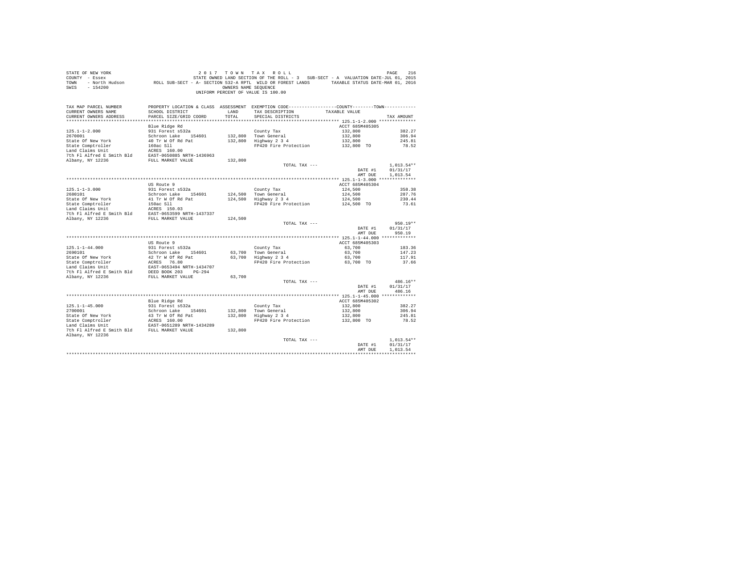STATE OF NEW YORK                                    2 0 1 7   T O W N   T A X   R O L L
COUNTY - Essex                  STATE OWNED LAND SECTION OF THE ROLL - 3   SUB-SECT - A  VALUATION DATE-JUL 01, 2015
TOWN - North Hudson      ROLL SUB-SECT - A- SECTION 532-A RPTL  WILD OR FOREST LANDS      TAXABLE STATUS DATE-MAR 01, 2016
SWIS - 154200                                            OWNERS NAME SEQUENCE
                                                   UNIFORM PERCENT OF VALUE IS 100.00

| TAX MAP PARCEL NUMBER / CURRENT OWNERS NAME / CURRENT OWNERS ADDRESS | PROPERTY LOCATION & CLASS / SCHOOL DISTRICT / PARCEL SIZE/GRID COORD | ASSESSMENT LAND / TOTAL | EXEMPTION CODE / TAX DESCRIPTION / SPECIAL DISTRICTS | COUNTY--------TOWN / TAXABLE VALUE | TAX AMOUNT |
|---|---|---|---|---|---|
| ******** 125.1-1-2.000 ******** | | | | | |
| | Blue Ridge Rd | | | ACCT 685M405305 | |
| 125.1-1-2.000 | 931 Forest s532a | | County Tax | 132,800 | 382.27 |
| 2670001 | Schroon Lake 154601 | 132,800 | Town General | 132,800 | 306.94 |
| State Of New York | 40 Tr W Of Rd Pat | 132,800 | Highway 2 3 4 | 132,800 | 245.81 |
| State Comptroller | 160ac Sll | | FP420 Fire Protection | 132,800 TO | 78.52 |
| Land Claims Unit | ACRES 160.00 | | | | |
| 7th Fl Alfred E Smith Bld | EAST-0650885 NRTH-1436963 | | | | |
| Albany, NY 12236 | FULL MARKET VALUE | 132,800 | | | |
| | | | TOTAL TAX --- | | 1,013.54** |
| | | | | DATE #1 | 01/31/17 |
| | | | | AMT DUE | 1,013.54 |
| ******** 125.1-1-3.000 ******** | | | | | |
| | US Route 9 | | | ACCT 685M405304 | |
| 125.1-1-3.000 | 931 Forest s532a | | County Tax | 124,500 | 358.38 |
| 2680101 | Schroon Lake 154601 | 124,500 | Town General | 124,500 | 287.76 |
| State Of New York | 41 Tr W Of Rd Pat | 124,500 | Highway 2 3 4 | 124,500 | 230.44 |
| State Comptroller | 150ac Sll | | FP420 Fire Protection | 124,500 TO | 73.61 |
| Land Claims Unit | ACRES 150.03 | | | | |
| 7th Fl Alfred E Smith Bld | EAST-0653599 NRTH-1437337 | | | | |
| Albany, NY 12236 | FULL MARKET VALUE | 124,500 | | | |
| | | | TOTAL TAX --- | | 950.19** |
| | | | | DATE #1 | 01/31/17 |
| | | | | AMT DUE | 950.19 |
| ******** 125.1-1-44.000 ******** | | | | | |
| | US Route 9 | | | ACCT 685M405303 | |
| 125.1-1-44.000 | 931 Forest s532a | | County Tax | 63,700 | 183.36 |
| 2690101 | Schroon Lake 154601 | 63,700 | Town General | 63,700 | 147.23 |
| State Of New York | 42 Tr W Of Rd Pat | 63,700 | Highway 2 3 4 | 63,700 | 117.91 |
| State Comptroller | ACRES 76.80 | | FP420 Fire Protection | 63,700 TO | 37.66 |
| Land Claims Unit | EAST-0653494 NRTH-1434707 | | | | |
| 7th Fl Alfred E Smith Bld | DEED BOOK 203 PG-294 | | | | |
| Albany, NY 12236 | FULL MARKET VALUE | 63,700 | | | |
| | | | TOTAL TAX --- | | 486.16** |
| | | | | DATE #1 | 01/31/17 |
| | | | | AMT DUE | 486.16 |
| ******** 125.1-1-45.000 ******** | | | | | |
| | Blue Ridge Rd | | | ACCT 685M405302 | |
| 125.1-1-45.000 | 931 Forest s532a | | County Tax | 132,800 | 382.27 |
| 2700001 | Schroon Lake 154601 | 132,800 | Town General | 132,800 | 306.94 |
| State Of New York | 43 Tr W Of Rd Pat | 132,800 | Highway 2 3 4 | 132,800 | 245.81 |
| State Comptroller | ACRES 160.00 | | FP420 Fire Protection | 132,800 TO | 78.52 |
| Land Claims Unit | EAST-0651289 NRTH-1434289 | | | | |
| 7th Fl Alfred E Smith Bld | FULL MARKET VALUE | 132,800 | | | |
| Albany, NY 12236 | | | | | |
| | | | TOTAL TAX --- | | 1,013.54** |
| | | | | DATE #1 | 01/31/17 |
| | | | | AMT DUE | 1,013.54 |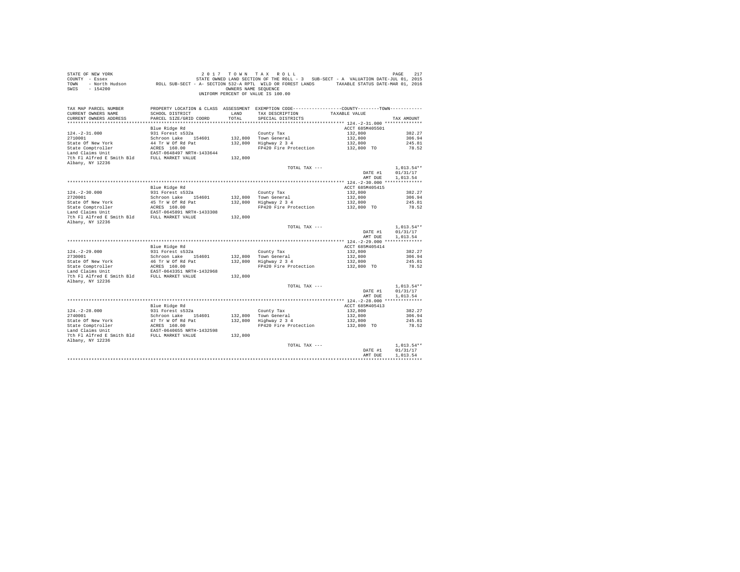STATE OF NEW YORK 2 0 1 7 T O W N T A X R O L L
COUNTY - Essex STATE OWNED LAND SECTION OF THE ROLL - 3 SUB-SECT - A VALUATION DATE-JUL 01, 2015
TOWN - North Hudson ROLL SUB-SECT - A- SECTION 532-A RPTL WILD OR FOREST LANDS TAXABLE STATUS DATE-MAR 01, 2016
SWIS - 154200 OWNERS NAME SEQUENCE
UNIFORM PERCENT OF VALUE IS 100.00

| TAX MAP PARCEL NUMBER / CURRENT OWNERS NAME / CURRENT OWNERS ADDRESS | PROPERTY LOCATION & CLASS / SCHOOL DISTRICT / PARCEL SIZE/GRID COORD | ASSESSMENT LAND / TOTAL | EXEMPTION CODE / TAX DESCRIPTION / SPECIAL DISTRICTS | COUNTY--------TOWN / TAXABLE VALUE | TAX AMOUNT |
|---|---|---|---|---|---|
| **124.-2-31.000** | Blue Ridge Rd | | | ACCT 685M405501 | |
| 124.-2-31.000 | 931 Forest s532a | | County Tax | 132,800 | 382.27 |
| 2710001 | Schroon Lake 154601 | 132,800 | Town General | 132,800 | 306.94 |
| State Of New York | 44 Tr W Of Rd Pat | 132,800 | Highway 2 3 4 | 132,800 | 245.81 |
| State Comptroller | ACRES 160.00 | | FP420 Fire Protection | 132,800 TO | 78.52 |
| Land Claims Unit | EAST-0648497 NRTH-1433644 | | | | |
| 7th Fl Alfred E Smith Bld | FULL MARKET VALUE | 132,800 | | | |
| Albany, NY 12236 | | | | | |
| | | | TOTAL TAX --- | | 1,013.54** |
| | | | | DATE #1 | 01/31/17 |
| | | | | AMT DUE | 1,013.54 |
| **124.-2-30.000** | Blue Ridge Rd | | | ACCT 685M405415 | |
| 124.-2-30.000 | 931 Forest s532a | | County Tax | 132,800 | 382.27 |
| 2720001 | Schroon Lake 154601 | 132,800 | Town General | 132,800 | 306.94 |
| State Of New York | 45 Tr W Of Rd Pat | 132,800 | Highway 2 3 4 | 132,800 | 245.81 |
| State Comptroller | ACRES 160.00 | | FP420 Fire Protection | 132,800 TO | 78.52 |
| Land Claims Unit | EAST-0645891 NRTH-1433308 | | | | |
| 7th Fl Alfred E Smith Bld | FULL MARKET VALUE | 132,800 | | | |
| Albany, NY 12236 | | | | | |
| | | | TOTAL TAX --- | | 1,013.54** |
| | | | | DATE #1 | 01/31/17 |
| | | | | AMT DUE | 1,013.54 |
| **124.-2-29.000** | Blue Ridge Rd | | | ACCT 685M405414 | |
| 124.-2-29.000 | 931 Forest s532a | | County Tax | 132,800 | 382.27 |
| 2730001 | Schroon Lake 154601 | 132,800 | Town General | 132,800 | 306.94 |
| State Of New York | 46 Tr W Of Rd Pat | 132,800 | Highway 2 3 4 | 132,800 | 245.81 |
| State Comptroller | ACRES 160.00 | | FP420 Fire Protection | 132,800 TO | 78.52 |
| Land Claims Unit | EAST-0643351 NRTH-1432968 | | | | |
| 7th Fl Alfred E Smith Bld | FULL MARKET VALUE | 132,800 | | | |
| Albany, NY 12236 | | | | | |
| | | | TOTAL TAX --- | | 1,013.54** |
| | | | | DATE #1 | 01/31/17 |
| | | | | AMT DUE | 1,013.54 |
| **124.-2-28.000** | Blue Ridge Rd | | | ACCT 685M405413 | |
| 124.-2-28.000 | 931 Forest s532a | | County Tax | 132,800 | 382.27 |
| 2740001 | Schroon Lake 154601 | 132,800 | Town General | 132,800 | 306.94 |
| State Of New York | 47 Tr W Of Rd Pat | 132,800 | Highway 2 3 4 | 132,800 | 245.81 |
| State Comptroller | ACRES 160.00 | | FP420 Fire Protection | 132,800 TO | 78.52 |
| Land Claims Unit | EAST-0640655 NRTH-1432598 | | | | |
| 7th Fl Alfred E Smith Bld | FULL MARKET VALUE | 132,800 | | | |
| Albany, NY 12236 | | | | | |
| | | | TOTAL TAX --- | | 1,013.54** |
| | | | | DATE #1 | 01/31/17 |
| | | | | AMT DUE | 1,013.54 |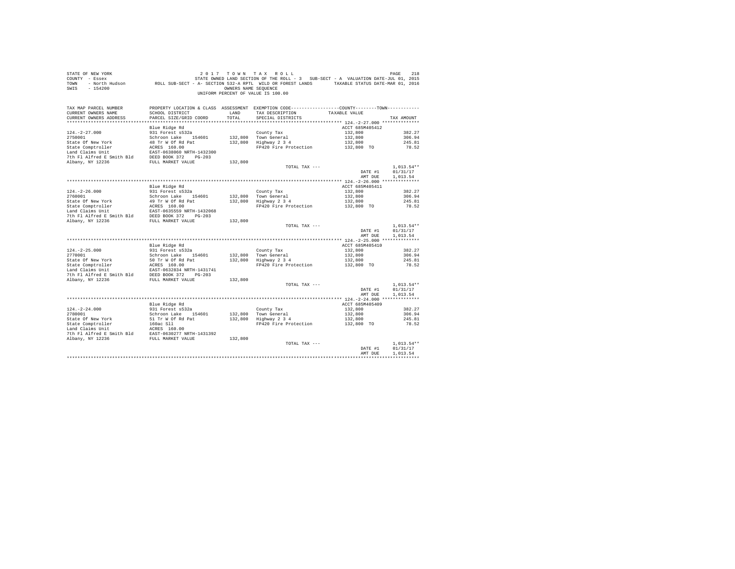STATE OF NEW YORK
COUNTY - Essex
TOWN - North Hudson
SWIS - 154200

2 0 1 7 T O W N T A X R O L L
STATE OWNED LAND SECTION OF THE ROLL - 3 SUB-SECT - A VALUATION DATE-JUL 01, 2015
ROLL SUB-SECT - A- SECTION 532-A RPTL WILD OR FOREST LANDS TAXABLE STATUS DATE-MAR 01, 2016
OWNERS NAME SEQUENCE
UNIFORM PERCENT OF VALUE IS 100.00

| TAX MAP PARCEL NUMBER / CURRENT OWNERS NAME / CURRENT OWNERS ADDRESS | PROPERTY LOCATION & CLASS / SCHOOL DISTRICT / PARCEL SIZE/GRID COORD | ASSESSMENT LAND / TOTAL | EXEMPTION CODE / TAX DESCRIPTION / SPECIAL DISTRICTS | COUNTY/TOWN TAXABLE VALUE | TAX AMOUNT |
|---|---|---|---|---|---|
| **124.-2-27.000** | Blue Ridge Rd | | | ACCT 685M405412 | |
| 124.-2-27.000 | 931 Forest s532a | | County Tax | 132,800 | 382.27 |
| 2750001 | Schroon Lake 154601 | 132,800 | Town General | 132,800 | 306.94 |
| State Of New York | 48 Tr W Of Rd Pat | 132,800 | Highway 2 3 4 | 132,800 | 245.81 |
| State Comptroller | ACRES 160.00 | | FP420 Fire Protection | 132,800 TO | 78.52 |
| Land Claims Unit | EAST-0638060 NRTH-1432300 | | | | |
| 7th Fl Alfred E Smith Bld | DEED BOOK 372 PG-203 | | | | |
| Albany, NY 12236 | FULL MARKET VALUE | 132,800 | | | |
| | | | TOTAL TAX --- | | 1,013.54** |
| | | | | DATE #1 | 01/31/17 |
| | | | | AMT DUE | 1,013.54 |
| **124.-2-26.000** | Blue Ridge Rd | | | ACCT 685M405411 | |
| 124.-2-26.000 | 931 Forest s532a | | County Tax | 132,800 | 382.27 |
| 2760001 | Schroon Lake 154601 | 132,800 | Town General | 132,800 | 306.94 |
| State Of New York | 49 Tr W Of Rd Pat | 132,800 | Highway 2 3 4 | 132,800 | 245.81 |
| State Comptroller | ACRES 160.00 | | FP420 Fire Protection | 132,800 TO | 78.52 |
| Land Claims Unit | EAST-0635559 NRTH-1432068 | | | | |
| 7th Fl Alfred E Smith Bld | DEED BOOK 372 PG-203 | | | | |
| Albany, NY 12236 | FULL MARKET VALUE | 132,800 | | | |
| | | | TOTAL TAX --- | | 1,013.54** |
| | | | | DATE #1 | 01/31/17 |
| | | | | AMT DUE | 1,013.54 |
| **124.-2-25.000** | Blue Ridge Rd | | | ACCT 685M405410 | |
| 124.-2-25.000 | 931 Forest s532a | | County Tax | 132,800 | 382.27 |
| 2770001 | Schroon Lake 154601 | 132,800 | Town General | 132,800 | 306.94 |
| State Of New York | 50 Tr W Of Rd Pat | 132,800 | Highway 2 3 4 | 132,800 | 245.81 |
| State Comptroller | ACRES 160.00 | | FP420 Fire Protection | 132,800 TO | 78.52 |
| Land Claims Unit | EAST-0632834 NRTH-1431741 | | | | |
| 7th Fl Alfred E Smith Bld | DEED BOOK 372 PG-203 | | | | |
| Albany, NY 12236 | FULL MARKET VALUE | 132,800 | | | |
| | | | TOTAL TAX --- | | 1,013.54** |
| | | | | DATE #1 | 01/31/17 |
| | | | | AMT DUE | 1,013.54 |
| **124.-2-24.000** | Blue Ridge Rd | | | ACCT 685M405409 | |
| 124.-2-24.000 | 931 Forest s532a | | County Tax | 132,800 | 382.27 |
| 2780001 | Schroon Lake 154601 | 132,800 | Town General | 132,800 | 306.94 |
| State Of New York | 51 Tr W Of Rd Pat | 132,800 | Highway 2 3 4 | 132,800 | 245.81 |
| State Comptroller | 160ac Sll | | FP420 Fire Protection | 132,800 TO | 78.52 |
| Land Claims Unit | ACRES 160.00 | | | | |
| 7th Fl Alfred E Smith Bld | EAST-0630277 NRTH-1431392 | | | | |
| Albany, NY 12236 | FULL MARKET VALUE | 132,800 | | | |
| | | | TOTAL TAX --- | | 1,013.54** |
| | | | | DATE #1 | 01/31/17 |
| | | | | AMT DUE | 1,013.54 |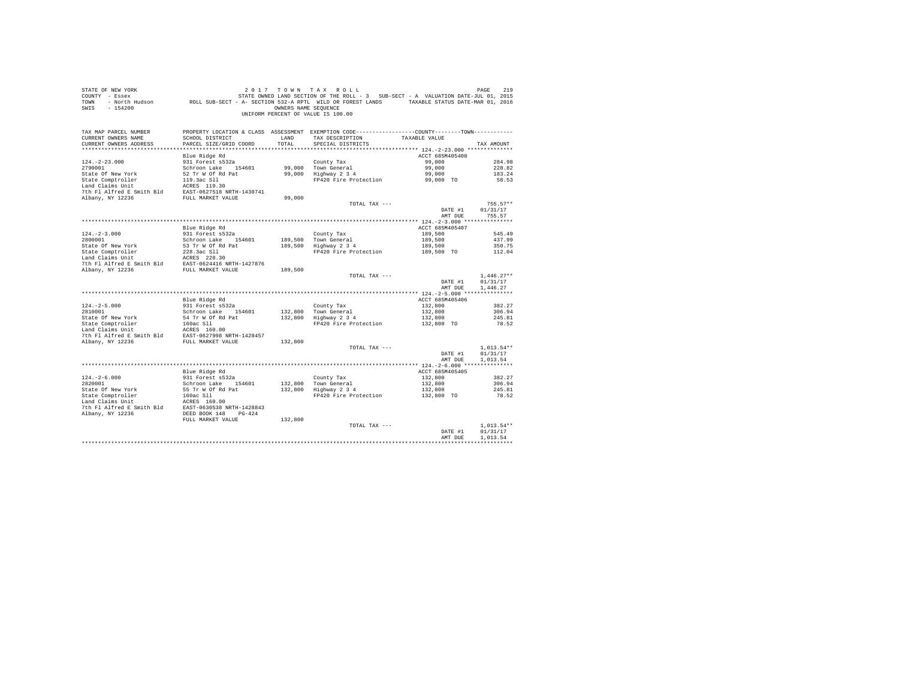STATE OF NEW YORK 2 0 1 7 T O W N T A X R O L L
COUNTY - Essex STATE OWNED LAND SECTION OF THE ROLL - 3 SUB-SECT - A VALUATION DATE-JUL 01, 2015
TOWN - North Hudson ROLL SUB-SECT - A- SECTION 532-A RPTL WILD OR FOREST LANDS TAXABLE STATUS DATE-MAR 01, 2016
SWIS - 154200 OWNERS NAME SEQUENCE
UNIFORM PERCENT OF VALUE IS 100.00

| TAX MAP PARCEL NUMBER / CURRENT OWNERS NAME / CURRENT OWNERS ADDRESS | PROPERTY LOCATION & CLASS / SCHOOL DISTRICT / PARCEL SIZE/GRID COORD | ASSESSMENT LAND / TOTAL | EXEMPTION CODE / TAX DESCRIPTION / SPECIAL DISTRICTS | COUNTY--------TOWN / TAXABLE VALUE | TAX AMOUNT |
|---|---|---|---|---|---|
| **124.-2-23.000** | Blue Ridge Rd | | | ACCT 685M405408 | |
| 124.-2-23.000 | 931 Forest s532a | | County Tax | 99,000 | 284.98 |
| 2790001 | Schroon Lake 154601 | 99,000 | Town General | 99,000 | 228.82 |
| State Of New York | 52 Tr W Of Rd Pat | 99,000 | Highway 2 3 4 | 99,000 | 183.24 |
| State Comptroller | 119.3ac Sll | | FP420 Fire Protection | 99,000 TO | 58.53 |
| Land Claims Unit | ACRES 119.30 | | | | |
| 7th Fl Alfred E Smith Bld | EAST-0627518 NRTH-1430741 | | | | |
| Albany, NY 12236 | FULL MARKET VALUE | 99,000 | | | |
| | | | TOTAL TAX --- | | 755.57** |
| | | | | DATE #1 | 01/31/17 |
| | | | | AMT DUE | 755.57 |
| **124.-2-3.000** | Blue Ridge Rd | | | ACCT 685M405407 | |
| 124.-2-3.000 | 931 Forest s532a | | County Tax | 189,500 | 545.49 |
| 2800001 | Schroon Lake 154601 | 189,500 | Town General | 189,500 | 437.99 |
| State Of New York | 53 Tr W Of Rd Pat | 189,500 | Highway 2 3 4 | 189,500 | 350.75 |
| State Comptroller | 228.3ac Sll | | FP420 Fire Protection | 189,500 TO | 112.04 |
| Land Claims Unit | ACRES 228.30 | | | | |
| 7th Fl Alfred E Smith Bld | EAST-0624416 NRTH-1427876 | | | | |
| Albany, NY 12236 | FULL MARKET VALUE | 189,500 | | | |
| | | | TOTAL TAX --- | | 1,446.27** |
| | | | | DATE #1 | 01/31/17 |
| | | | | AMT DUE | 1,446.27 |
| **124.-2-5.000** | Blue Ridge Rd | | | ACCT 685M405406 | |
| 124.-2-5.000 | 931 Forest s532a | | County Tax | 132,800 | 382.27 |
| 2810001 | Schroon Lake 154601 | 132,800 | Town General | 132,800 | 306.94 |
| State Of New York | 54 Tr W Of Rd Pat | 132,800 | Highway 2 3 4 | 132,800 | 245.81 |
| State Comptroller | 160ac Sll | | FP420 Fire Protection | 132,800 TO | 78.52 |
| Land Claims Unit | ACRES 160.00 | | | | |
| 7th Fl Alfred E Smith Bld | EAST-0627998 NRTH-1428457 | | | | |
| Albany, NY 12236 | FULL MARKET VALUE | 132,800 | | | |
| | | | TOTAL TAX --- | | 1,013.54** |
| | | | | DATE #1 | 01/31/17 |
| | | | | AMT DUE | 1,013.54 |
| **124.-2-6.000** | Blue Ridge Rd | | | ACCT 685M405405 | |
| 124.-2-6.000 | 931 Forest s532a | | County Tax | 132,800 | 382.27 |
| 2820001 | Schroon Lake 154601 | 132,800 | Town General | 132,800 | 306.94 |
| State Of New York | 55 Tr W Of Rd Pat | 132,800 | Highway 2 3 4 | 132,800 | 245.81 |
| State Comptroller | 160ac Sll | | FP420 Fire Protection | 132,800 TO | 78.52 |
| Land Claims Unit | ACRES 160.00 | | | | |
| 7th Fl Alfred E Smith Bld | EAST-0630538 NRTH-1428843 | | | | |
| Albany, NY 12236 | DEED BOOK 148 PG-424 | | | | |
| | FULL MARKET VALUE | 132,800 | | | |
| | | | TOTAL TAX --- | | 1,013.54** |
| | | | | DATE #1 | 01/31/17 |
| | | | | AMT DUE | 1,013.54 |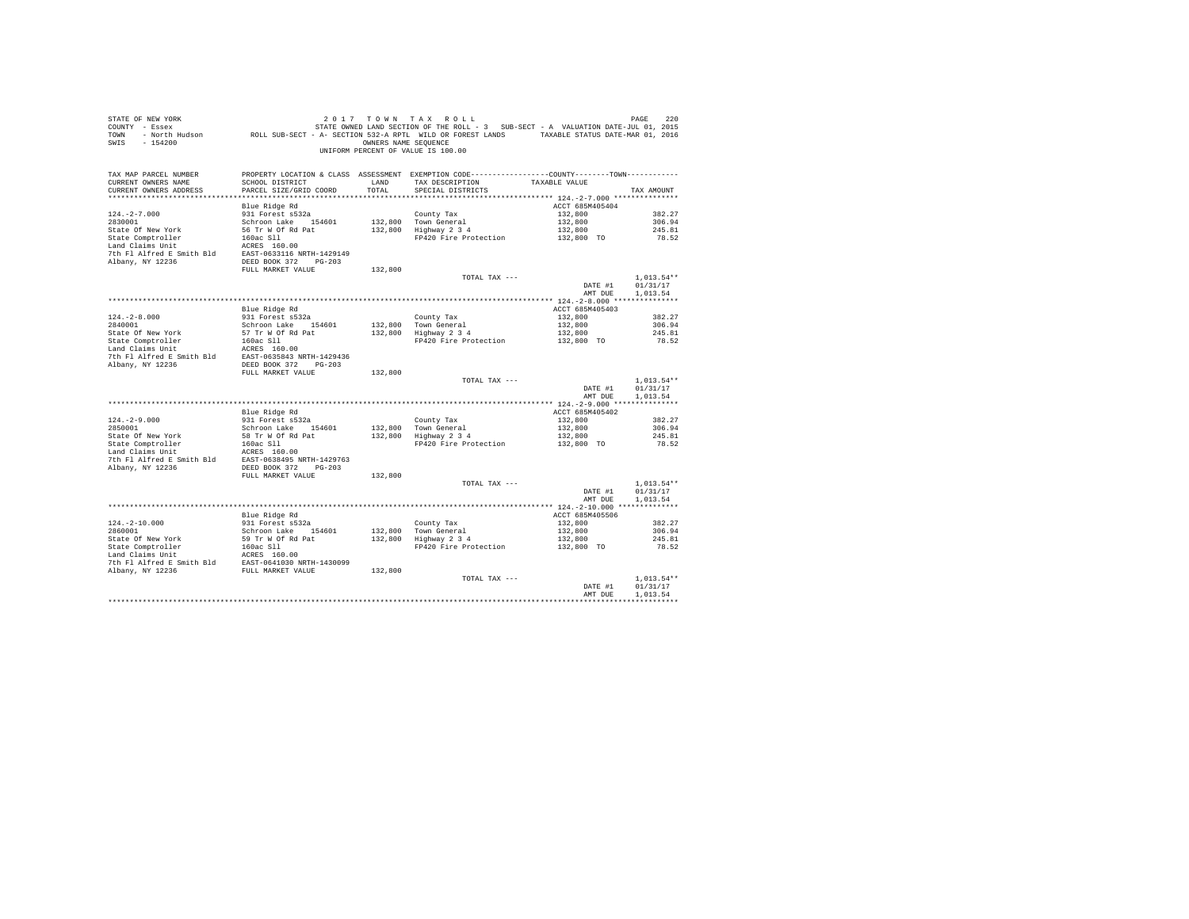STATE OF NEW YORK
COUNTY - Essex
TOWN - North Hudson
SWIS - 154200

2017 TOWN TAX ROLL
STATE OWNED LAND SECTION OF THE ROLL - 3 SUB-SECT - A VALUATION DATE-JUL 01, 2015
ROLL SUB-SECT - A- SECTION 532-A RPTL WILD OR FOREST LANDS TAXABLE STATUS DATE-MAR 01, 2016
OWNERS NAME SEQUENCE
UNIFORM PERCENT OF VALUE IS 100.00

| TAX MAP PARCEL NUMBER / CURRENT OWNERS NAME / CURRENT OWNERS ADDRESS | PROPERTY LOCATION & CLASS / SCHOOL DISTRICT / PARCEL SIZE/GRID COORD | ASSESSMENT LAND / TOTAL | EXEMPTION CODE / TAX DESCRIPTION / SPECIAL DISTRICTS | COUNTY / TOWN TAXABLE VALUE | TAX AMOUNT |
|---|---|---|---|---|---|
| **124.-2-7.000** | Blue Ridge Rd | | | ACCT 685M405404 | |
| 124.-2-7.000 | 931 Forest s532a | | County Tax | 132,800 | 382.27 |
| 2830001 | Schroon Lake 154601 | 132,800 | Town General | 132,800 | 306.94 |
| State Of New York | 56 Tr W Of Rd Pat | 132,800 | Highway 2 3 4 | 132,800 | 245.81 |
| State Comptroller | 160ac Sll | | FP420 Fire Protection | 132,800 TO | 78.52 |
| Land Claims Unit | ACRES 160.00 | | | | |
| 7th Fl Alfred E Smith Bld | EAST-0633116 NRTH-1429149 | | | | |
| Albany, NY 12236 | DEED BOOK 372 PG-203 | | | | |
| | FULL MARKET VALUE | 132,800 | | | |
| | | | TOTAL TAX --- | | 1,013.54** |
| | | | | DATE #1 | 01/31/17 |
| | | | | AMT DUE | 1,013.54 |
| **124.-2-8.000** | Blue Ridge Rd | | | ACCT 685M405403 | |
| 124.-2-8.000 | 931 Forest s532a | | County Tax | 132,800 | 382.27 |
| 2840001 | Schroon Lake 154601 | 132,800 | Town General | 132,800 | 306.94 |
| State Of New York | 57 Tr W Of Rd Pat | 132,800 | Highway 2 3 4 | 132,800 | 245.81 |
| State Comptroller | 160ac Sll | | FP420 Fire Protection | 132,800 TO | 78.52 |
| Land Claims Unit | ACRES 160.00 | | | | |
| 7th Fl Alfred E Smith Bld | EAST-0635843 NRTH-1429436 | | | | |
| Albany, NY 12236 | DEED BOOK 372 PG-203 | | | | |
| | FULL MARKET VALUE | 132,800 | | | |
| | | | TOTAL TAX --- | | 1,013.54** |
| | | | | DATE #1 | 01/31/17 |
| | | | | AMT DUE | 1,013.54 |
| **124.-2-9.000** | Blue Ridge Rd | | | ACCT 685M405402 | |
| 124.-2-9.000 | 931 Forest s532a | | County Tax | 132,800 | 382.27 |
| 2850001 | Schroon Lake 154601 | 132,800 | Town General | 132,800 | 306.94 |
| State Of New York | 58 Tr W Of Rd Pat | 132,800 | Highway 2 3 4 | 132,800 | 245.81 |
| State Comptroller | 160ac Sll | | FP420 Fire Protection | 132,800 TO | 78.52 |
| Land Claims Unit | ACRES 160.00 | | | | |
| 7th Fl Alfred E Smith Bld | EAST-0638495 NRTH-1429763 | | | | |
| Albany, NY 12236 | DEED BOOK 372 PG-203 | | | | |
| | FULL MARKET VALUE | 132,800 | | | |
| | | | TOTAL TAX --- | | 1,013.54** |
| | | | | DATE #1 | 01/31/17 |
| | | | | AMT DUE | 1,013.54 |
| **124.-2-10.000** | Blue Ridge Rd | | | ACCT 685M405506 | |
| 124.-2-10.000 | 931 Forest s532a | | County Tax | 132,800 | 382.27 |
| 2860001 | Schroon Lake 154601 | 132,800 | Town General | 132,800 | 306.94 |
| State Of New York | 59 Tr W Of Rd Pat | 132,800 | Highway 2 3 4 | 132,800 | 245.81 |
| State Comptroller | 160ac Sll | | FP420 Fire Protection | 132,800 TO | 78.52 |
| Land Claims Unit | ACRES 160.00 | | | | |
| 7th Fl Alfred E Smith Bld | EAST-0641030 NRTH-1430099 | | | | |
| Albany, NY 12236 | FULL MARKET VALUE | 132,800 | | | |
| | | | TOTAL TAX --- | | 1,013.54** |
| | | | | DATE #1 | 01/31/17 |
| | | | | AMT DUE | 1,013.54 |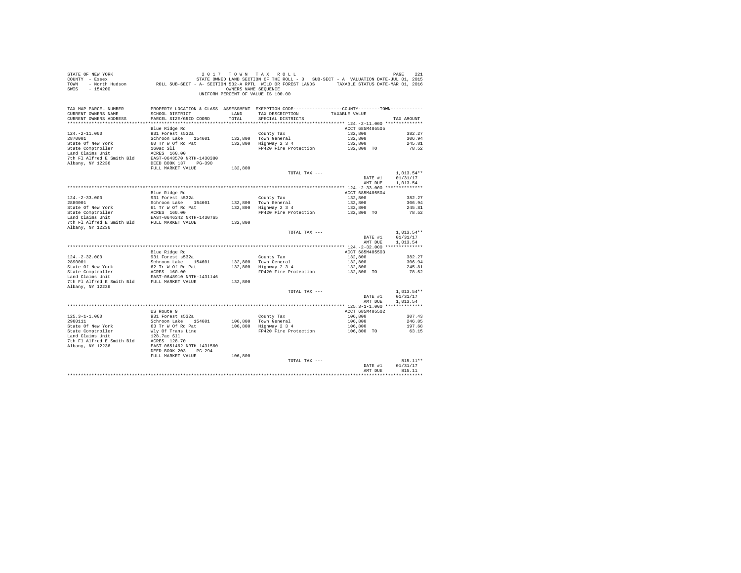STATE OF NEW YORK                    2 0 1 7   T O W N   T A X   R O L L                    
COUNTY - Essex          STATE OWNED LAND SECTION OF THE ROLL - 3   SUB-SECT - A  VALUATION DATE-JUL 01, 2015
TOWN - North Hudson     ROLL SUB-SECT - A- SECTION 532-A RPTL  WILD OR FOREST LANDS     TAXABLE STATUS DATE-MAR 01, 2016
SWIS - 154200                         OWNERS NAME SEQUENCE
                              UNIFORM PERCENT OF VALUE IS 100.00

| TAX MAP PARCEL NUMBER / CURRENT OWNERS NAME / CURRENT OWNERS ADDRESS | PROPERTY LOCATION & CLASS / SCHOOL DISTRICT / PARCEL SIZE/GRID COORD | ASSESSMENT LAND / TOTAL | EXEMPTION CODE / TAX DESCRIPTION / SPECIAL DISTRICTS | COUNTY--------TOWN / TAXABLE VALUE | TAX AMOUNT |
|---|---|---|---|---|---|
| **124.-2-11.000** | Blue Ridge Rd | | | ACCT 685M405505 | |
| 124.-2-11.000 | 931 Forest s532a | | County Tax | 132,800 | 382.27 |
| 2870001 | Schroon Lake 154601 | 132,800 | Town General | 132,800 | 306.94 |
| State Of New York | 60 Tr W Of Rd Pat | 132,800 | Highway 2 3 4 | 132,800 | 245.81 |
| State Comptroller | 160ac Sll | | FP420 Fire Protection | 132,800 TO | 78.52 |
| Land Claims Unit | ACRES 160.00 | | | | |
| 7th Fl Alfred E Smith Bld | EAST-0643570 NRTH-1430380 | | | | |
| Albany, NY 12236 | DEED BOOK 137 PG-390 | | | | |
| | FULL MARKET VALUE | 132,800 | | | |
| | | | TOTAL TAX --- | | 1,013.54** |
| | | | | DATE #1 | 01/31/17 |
| | | | | AMT DUE | 1,013.54 |
| **124.-2-33.000** | Blue Ridge Rd | | | ACCT 685M405504 | |
| 124.-2-33.000 | 931 Forest s532a | | County Tax | 132,800 | 382.27 |
| 2880001 | Schroon Lake 154601 | 132,800 | Town General | 132,800 | 306.94 |
| State Of New York | 61 Tr W Of Rd Pat | 132,800 | Highway 2 3 4 | 132,800 | 245.81 |
| State Comptroller | ACRES 160.00 | | FP420 Fire Protection | 132,800 TO | 78.52 |
| Land Claims Unit | EAST-0646342 NRTH-1430765 | | | | |
| 7th Fl Alfred E Smith Bld | FULL MARKET VALUE | 132,800 | | | |
| Albany, NY 12236 | | | | | |
| | | | TOTAL TAX --- | | 1,013.54** |
| | | | | DATE #1 | 01/31/17 |
| | | | | AMT DUE | 1,013.54 |
| **124.-2-32.000** | Blue Ridge Rd | | | ACCT 685M405503 | |
| 124.-2-32.000 | 931 Forest s532a | | County Tax | 132,800 | 382.27 |
| 2890001 | Schroon Lake 154601 | 132,800 | Town General | 132,800 | 306.94 |
| State Of New York | 62 Tr W Of Rd Pat | 132,800 | Highway 2 3 4 | 132,800 | 245.81 |
| State Comptroller | ACRES 160.00 | | FP420 Fire Protection | 132,800 TO | 78.52 |
| Land Claims Unit | EAST-0648910 NRTH-1431146 | | | | |
| 7th Fl Alfred E Smith Bld | FULL MARKET VALUE | 132,800 | | | |
| Albany, NY 12236 | | | | | |
| | | | TOTAL TAX --- | | 1,013.54** |
| | | | | DATE #1 | 01/31/17 |
| | | | | AMT DUE | 1,013.54 |
| **125.3-1-1.000** | US Route 9 | | | ACCT 685M405502 | |
| 125.3-1-1.000 | 931 Forest s532a | | County Tax | 106,800 | 307.43 |
| 2900111 | Schroon Lake 154601 | 106,800 | Town General | 106,800 | 246.85 |
| State Of New York | 63 Tr W Of Rd Pat | 106,800 | Highway 2 3 4 | 106,800 | 197.68 |
| State Comptroller | Wly Of Trans Line | | FP420 Fire Protection | 106,800 TO | 63.15 |
| Land Claims Unit | 128.7ac Sll | | | | |
| 7th Fl Alfred E Smith Bld | ACRES 128.70 | | | | |
| Albany, NY 12236 | EAST-0651462 NRTH-1431560 | | | | |
| | DEED BOOK 203 PG-294 | | | | |
| | FULL MARKET VALUE | 106,800 | | | |
| | | | TOTAL TAX --- | | 815.11** |
| | | | | DATE #1 | 01/31/17 |
| | | | | AMT DUE | 815.11 |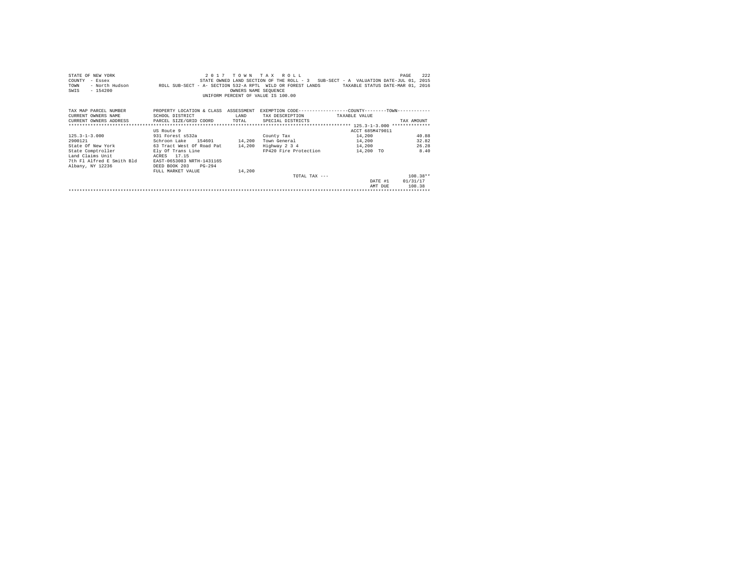STATE OF NEW YORK
COUNTY - Essex
TOWN - North Hudson
SWIS - 154200

2 0 1 7 T O W N T A X R O L L
STATE OWNED LAND SECTION OF THE ROLL - 3 SUB-SECT - A VALUATION DATE-JUL 01, 2015
ROLL SUB-SECT - A- SECTION 532-A RPTL WILD OR FOREST LANDS TAXABLE STATUS DATE-MAR 01, 2016
OWNERS NAME SEQUENCE
UNIFORM PERCENT OF VALUE IS 100.00

| TAX MAP PARCEL NUMBER / CURRENT OWNERS NAME / CURRENT OWNERS ADDRESS | PROPERTY LOCATION & CLASS / SCHOOL DISTRICT / PARCEL SIZE/GRID COORD | ASSESSMENT LAND / TOTAL | EXEMPTION CODE / TAX DESCRIPTION / SPECIAL DISTRICTS | COUNTY / TOWN TAXABLE VALUE | TAX AMOUNT |
|---|---|---|---|---|---|
| | US Route 9 | | | ACCT 685M479011 | |
| 125.3-1-3.000 | 931 Forest s532a | | County Tax | 14,200 | 40.88 |
| 2900121 | Schroon Lake 154601 | 14,200 | Town General | 14,200 | 32.82 |
| State Of New York | 63 Tract West Of Road Pat | 14,200 | Highway 2 3 4 | 14,200 | 26.28 |
| State Comptroller | Ely Of Trans Line | | FP420 Fire Protection | 14,200 TO | 8.40 |
| Land Claims Unit | ACRES 17.15 | | | | |
| 7th Fl Alfred E Smith Bld | EAST-0653083 NRTH-1431165 | | | | |
| Albany, NY 12236 | DEED BOOK 203 PG-294 | | | | |
| | FULL MARKET VALUE | 14,200 | | | |
| | | | TOTAL TAX --- | | 108.38** |
| | | | | DATE #1 | 01/31/17 |
| | | | | AMT DUE | 108.38 |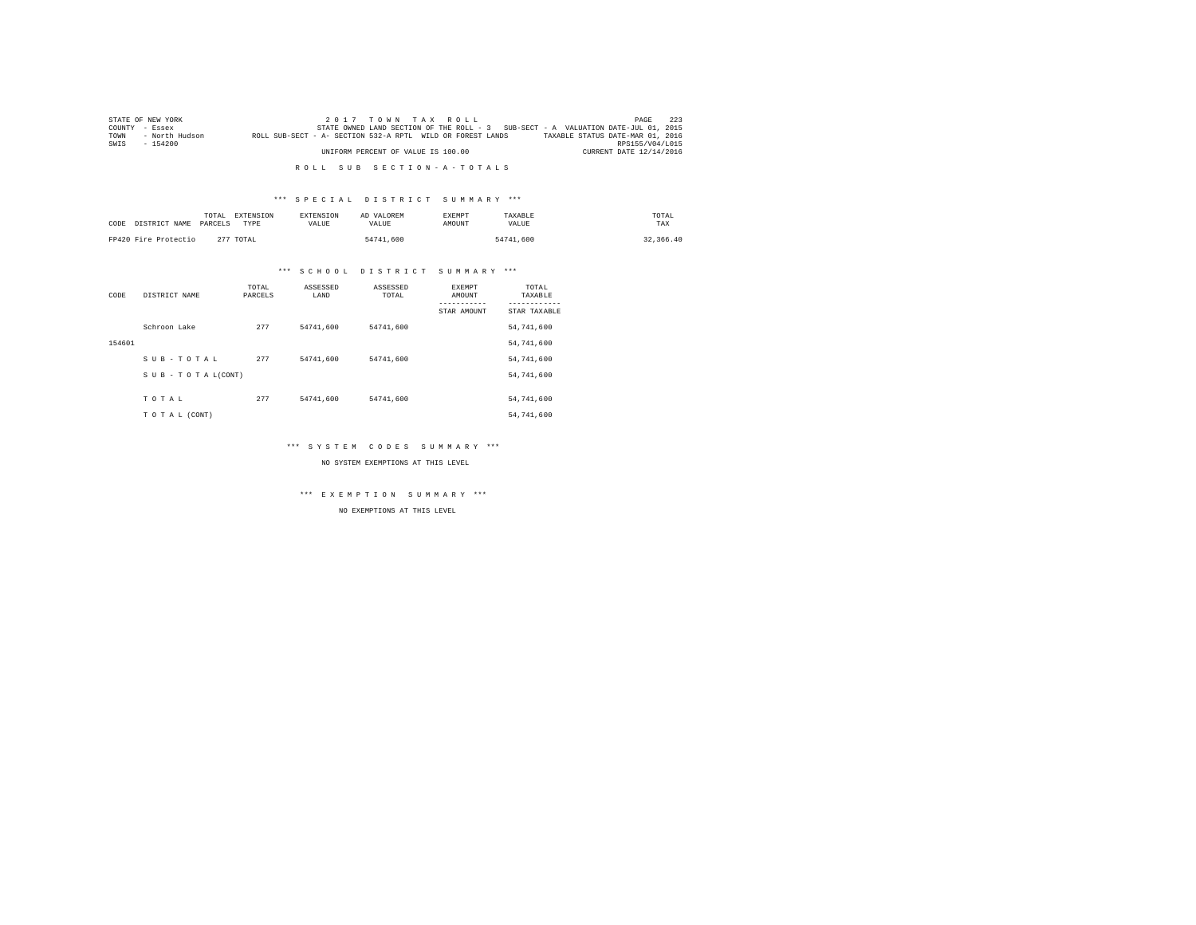STATE OF NEW YORK
COUNTY - Essex
TOWN - North Hudson
SWIS - 154200

2 0 1 7 T O W N T A X R O L L
STATE OWNED LAND SECTION OF THE ROLL - 3 SUB-SECT - A VALUATION DATE-JUL 01, 2015
ROLL SUB-SECT - A- SECTION 532-A RPTL WILD OR FOREST LANDS TAXABLE STATUS DATE-MAR 01, 2016
RPS155/V04/L015
UNIFORM PERCENT OF VALUE IS 100.00 CURRENT DATE 12/14/2016

R O L L S U B S E C T I O N - A - T O T A L S

*** S P E C I A L D I S T R I C T S U M M A R Y ***

| CODE DISTRICT NAME | TOTAL PARCELS | EXTENSION TYPE | EXTENSION VALUE | AD VALOREM VALUE | EXEMPT AMOUNT | TAXABLE VALUE | TOTAL TAX |
|---|---|---|---|---|---|---|---|
| FP420 Fire Protectio | 277 | TOTAL | | 54741,600 | | 54741,600 | 32,366.40 |

*** S C H O O L D I S T R I C T S U M M A R Y ***

| CODE | DISTRICT NAME | TOTAL PARCELS | ASSESSED LAND | ASSESSED TOTAL | EXEMPT AMOUNT / STAR AMOUNT | TOTAL TAXABLE / STAR TAXABLE |
|---|---|---|---|---|---|---|
| | Schroon Lake | 277 | 54741,600 | 54741,600 | | 54,741,600 |
| 154601 | | | | | | 54,741,600 |
| | S U B - T O T A L | 277 | 54741,600 | 54741,600 | | 54,741,600 |
| | S U B - T O T A L(CONT) | | | | | 54,741,600 |
| | T O T A L | 277 | 54741,600 | 54741,600 | | 54,741,600 |
| | T O T A L (CONT) | | | | | 54,741,600 |

*** S Y S T E M C O D E S S U M M A R Y ***

NO SYSTEM EXEMPTIONS AT THIS LEVEL

*** E X E M P T I O N S U M M A R Y ***

NO EXEMPTIONS AT THIS LEVEL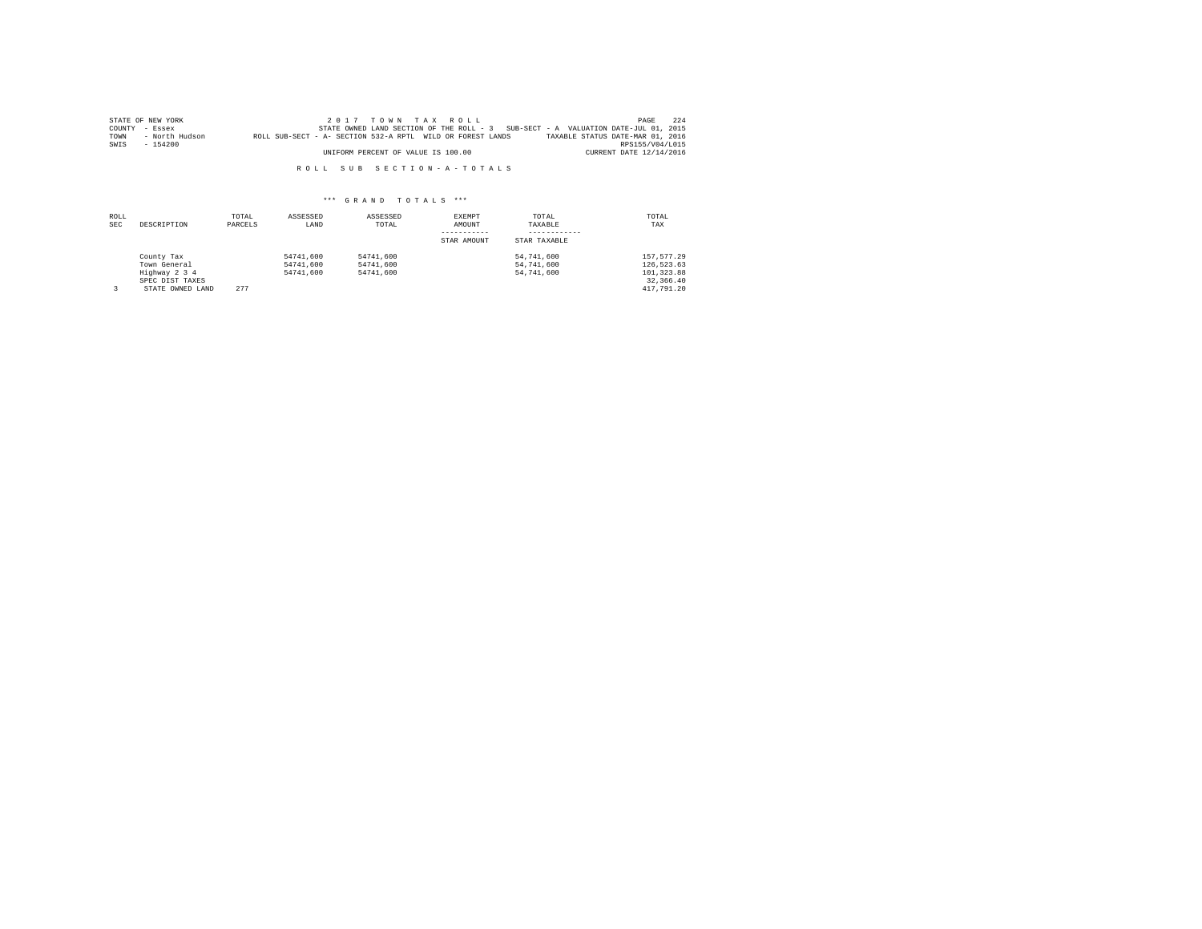STATE OF NEW YORK — 2 0 1 7 T O W N T A X R O L L
COUNTY - Essex — STATE OWNED LAND SECTION OF THE ROLL - 3 SUB-SECT - A VALUATION DATE-JUL 01, 2015
TOWN - North Hudson — ROLL SUB-SECT - A- SECTION 532-A RPTL WILD OR FOREST LANDS — TAXABLE STATUS DATE-MAR 01, 2016
SWIS - 154200 — RPS155/V04/L015
UNIFORM PERCENT OF VALUE IS 100.00 — CURRENT DATE 12/14/2016

R O L L S U B S E C T I O N - A - T O T A L S

\*\*\* G R A N D T O T A L S \*\*\*

| ROLL SEC | DESCRIPTION | TOTAL PARCELS | ASSESSED LAND | ASSESSED TOTAL | EXEMPT AMOUNT / STAR AMOUNT | TOTAL TAXABLE / STAR TAXABLE | TOTAL TAX |
|---|---|---|---|---|---|---|---|
| | County Tax | | 54741,600 | 54741,600 | | 54,741,600 | 157,577.29 |
| | Town General | | 54741,600 | 54741,600 | | 54,741,600 | 126,523.63 |
| | Highway 2 3 4 | | 54741,600 | 54741,600 | | 54,741,600 | 101,323.88 |
| | SPEC DIST TAXES | | | | | | 32,366.40 |
| 3 | STATE OWNED LAND | 277 | | | | | 417,791.20 |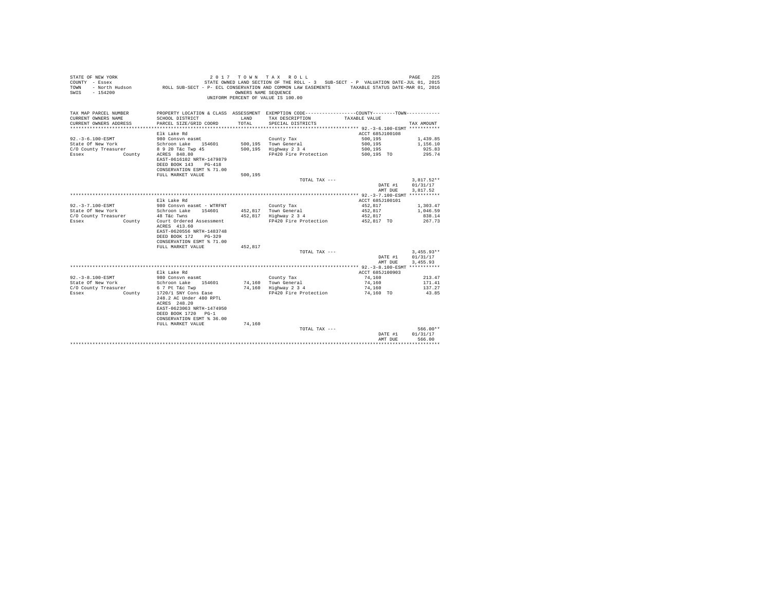STATE OF NEW YORK 2 0 1 7 T O W N T A X R O L L
COUNTY - Essex STATE OWNED LAND SECTION OF THE ROLL - 3 SUB-SECT - P VALUATION DATE-JUL 01, 2015
TOWN - North Hudson ROLL SUB-SECT - P- ECL CONSERVATION AND COMMON LAW EASEMENTS TAXABLE STATUS DATE-MAR 01, 2016
SWIS - 154200 OWNERS NAME SEQUENCE
UNIFORM PERCENT OF VALUE IS 100.00

| TAX MAP PARCEL NUMBER / CURRENT OWNERS NAME / CURRENT OWNERS ADDRESS | PROPERTY LOCATION & CLASS / SCHOOL DISTRICT / PARCEL SIZE/GRID COORD | ASSESSMENT LAND / TOTAL | EXEMPTION CODE / TAX DESCRIPTION / SPECIAL DISTRICTS | COUNTY--------TOWN TAXABLE VALUE | TAX AMOUNT |
|---|---|---|---|---|---|
| ********* 92.-3-6.100-ESMT ********* | | | | | |
| | Elk Lake Rd | | | ACCT 685J100108 | |
| 92.-3-6.100-ESMT | 980 Consvn easmt | | County Tax | 500,195 | 1,439.85 |
| State Of New York | Schroon Lake 154601 | 500,195 | Town General | 500,195 | 1,156.10 |
| C/O County Treasurer | 8 9 20 T&c Twp 45 | 500,195 | Highway 2 3 4 | 500,195 | 925.83 |
| Essex County | ACRES 848.80 | | FP420 Fire Protection | 500,195 TO | 295.74 |
| | EAST-0616102 NRTH-1479879 | | | | |
| | DEED BOOK 143 PG-418 | | | | |
| | CONSERVATION ESMT % 71.00 | | | | |
| | FULL MARKET VALUE | 500,195 | | | |
| | | | TOTAL TAX --- | | 3,817.52** |
| | | | | DATE #1 | 01/31/17 |
| | | | | AMT DUE | 3,817.52 |
| ********* 92.-3-7.100-ESMT ********* | | | | | |
| | Elk Lake Rd | | | ACCT 685J100101 | |
| 92.-3-7.100-ESMT | 980 Consvn easmt - WTRFNT | | County Tax | 452,817 | 1,303.47 |
| State Of New York | Schroon Lake 154601 | 452,817 | Town General | 452,817 | 1,046.59 |
| C/O County Treasurer | 48 T&c Twns | 452,817 | Highway 2 3 4 | 452,817 | 838.14 |
| Essex County | Court Ordered Assessment | | FP420 Fire Protection | 452,817 TO | 267.73 |
| | ACRES 413.60 | | | | |
| | EAST-0620556 NRTH-1483748 | | | | |
| | DEED BOOK 172 PG-329 | | | | |
| | CONSERVATION ESMT % 71.00 | | | | |
| | FULL MARKET VALUE | 452,817 | | | |
| | | | TOTAL TAX --- | | 3,455.93** |
| | | | | DATE #1 | 01/31/17 |
| | | | | AMT DUE | 3,455.93 |
| ********* 92.-3-8.100-ESMT ********* | | | | | |
| | Elk Lake Rd | | | ACCT 685J100903 | |
| 92.-3-8.100-ESMT | 980 Consvn easmt | | County Tax | 74,160 | 213.47 |
| State Of New York | Schroon Lake 154601 | 74,160 | Town General | 74,160 | 171.41 |
| C/O County Treasurer | 6 7 Pt T&c Twp | 74,160 | Highway 2 3 4 | 74,160 | 137.27 |
| Essex County | 1720/1 SNY Cons Ease | | FP420 Fire Protection | 74,160 TO | 43.85 |
| | 248.2 AC Under 480 RPTL | | | | |
| | ACRES 248.20 | | | | |
| | EAST-0623063 NRTH-1474950 | | | | |
| | DEED BOOK 1720 PG-1 | | | | |
| | CONSERVATION ESMT % 36.00 | | | | |
| | FULL MARKET VALUE | 74,160 | | | |
| | | | TOTAL TAX --- | | 566.00** |
| | | | | DATE #1 | 01/31/17 |
| | | | | AMT DUE | 566.00 |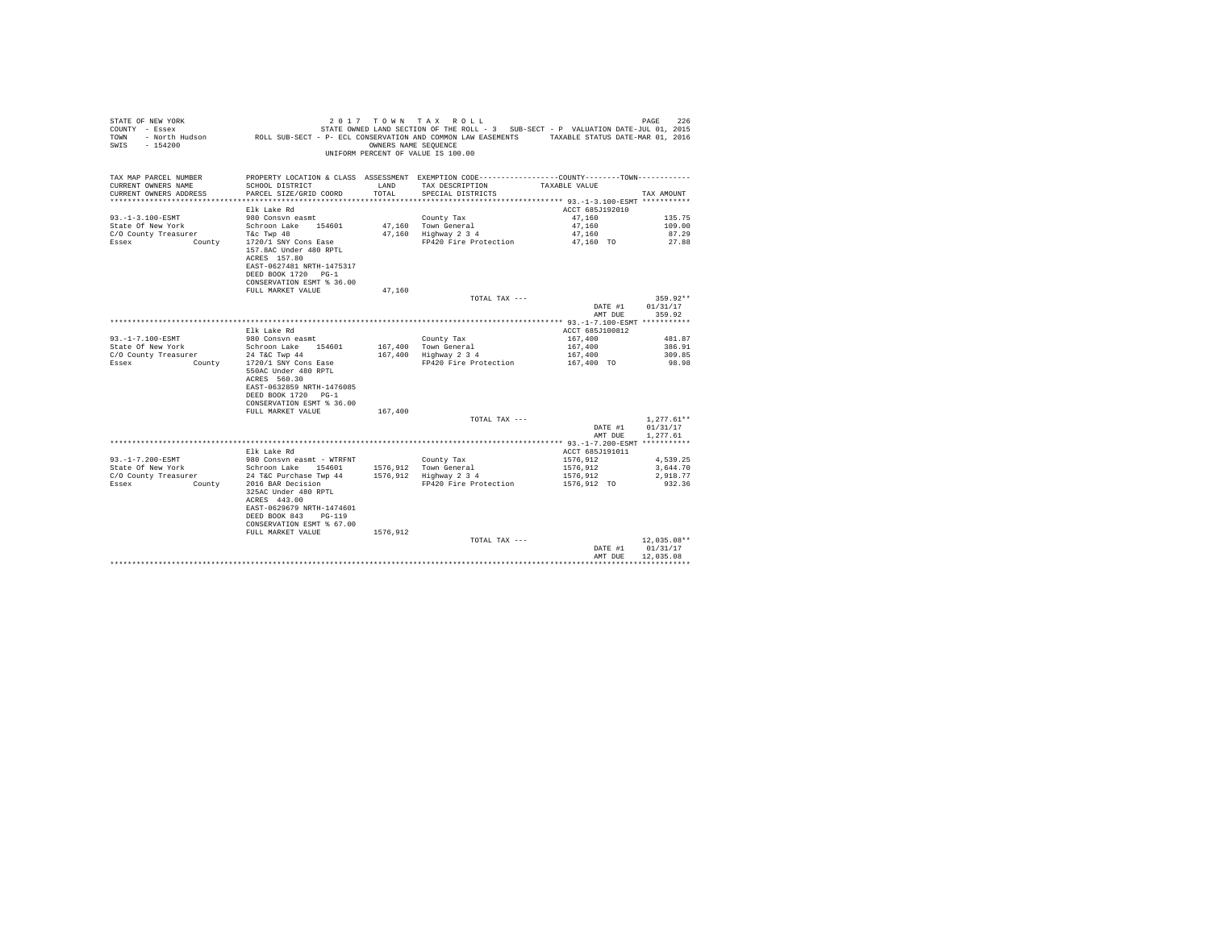STATE OF NEW YORK 2 0 1 7 T O W N T A X R O L L
COUNTY - Essex STATE OWNED LAND SECTION OF THE ROLL - 3 SUB-SECT - P VALUATION DATE-JUL 01, 2015
TOWN - North Hudson ROLL SUB-SECT - P- ECL CONSERVATION AND COMMON LAW EASEMENTS TAXABLE STATUS DATE-MAR 01, 2016
SWIS - 154200 OWNERS NAME SEQUENCE
UNIFORM PERCENT OF VALUE IS 100.00

| TAX MAP PARCEL NUMBER / CURRENT OWNERS NAME / CURRENT OWNERS ADDRESS | PROPERTY LOCATION & CLASS / SCHOOL DISTRICT / PARCEL SIZE/GRID COORD | ASSESSMENT LAND / TOTAL | EXEMPTION CODE / TAX DESCRIPTION / SPECIAL DISTRICTS | COUNTY--------TOWN / TAXABLE VALUE | TAX AMOUNT |
|---|---|---|---|---|---|
| **93.-1-3.100-ESMT** | Elk Lake Rd | | | ACCT 685J192010 | |
| 93.-1-3.100-ESMT | 980 Consvn easmt | | County Tax | 47,160 | 135.75 |
| State Of New York | Schroon Lake 154601 | 47,160 | Town General | 47,160 | 109.00 |
| C/O County Treasurer | T&c Twp 48 | 47,160 | Highway 2 3 4 | 47,160 | 87.29 |
| Essex County | 1720/1 SNY Cons Ease | | FP420 Fire Protection | 47,160 TO | 27.88 |
| | 157.8AC Under 480 RPTL | | | | |
| | ACRES 157.80 | | | | |
| | EAST-0627481 NRTH-1475317 | | | | |
| | DEED BOOK 1720 PG-1 | | | | |
| | CONSERVATION ESMT % 36.00 | | | | |
| | FULL MARKET VALUE | 47,160 | | | |
| | | | TOTAL TAX --- | | 359.92** |
| | | | | DATE #1 | 01/31/17 |
| | | | | AMT DUE | 359.92 |
| **93.-1-7.100-ESMT** | Elk Lake Rd | | | ACCT 685J100812 | |
| 93.-1-7.100-ESMT | 980 Consvn easmt | | County Tax | 167,400 | 481.87 |
| State Of New York | Schroon Lake 154601 | 167,400 | Town General | 167,400 | 386.91 |
| C/O County Treasurer | 24 T&C Twp 44 | 167,400 | Highway 2 3 4 | 167,400 | 309.85 |
| Essex County | 1720/1 SNY Cons Ease | | FP420 Fire Protection | 167,400 TO | 98.98 |
| | 550AC Under 480 RPTL | | | | |
| | ACRES 560.30 | | | | |
| | EAST-0632859 NRTH-1476085 | | | | |
| | DEED BOOK 1720 PG-1 | | | | |
| | CONSERVATION ESMT % 36.00 | | | | |
| | FULL MARKET VALUE | 167,400 | | | |
| | | | TOTAL TAX --- | | 1,277.61** |
| | | | | DATE #1 | 01/31/17 |
| | | | | AMT DUE | 1,277.61 |
| **93.-1-7.200-ESMT** | Elk Lake Rd | | | ACCT 685J191011 | |
| 93.-1-7.200-ESMT | 980 Consvn easmt - WTRFNT | | County Tax | 1576,912 | 4,539.25 |
| State Of New York | Schroon Lake 154601 | 1576,912 | Town General | 1576,912 | 3,644.70 |
| C/O County Treasurer | 24 T&C Purchase Twp 44 | 1576,912 | Highway 2 3 4 | 1576,912 | 2,918.77 |
| Essex County | 2016 BAR Decision | | FP420 Fire Protection | 1576,912 TO | 932.36 |
| | 325AC Under 480 RPTL | | | | |
| | ACRES 443.00 | | | | |
| | EAST-0629679 NRTH-1474601 | | | | |
| | DEED BOOK 843 PG-119 | | | | |
| | CONSERVATION ESMT % 67.00 | | | | |
| | FULL MARKET VALUE | 1576,912 | | | |
| | | | TOTAL TAX --- | | 12,035.08** |
| | | | | DATE #1 | 01/31/17 |
| | | | | AMT DUE | 12,035.08 |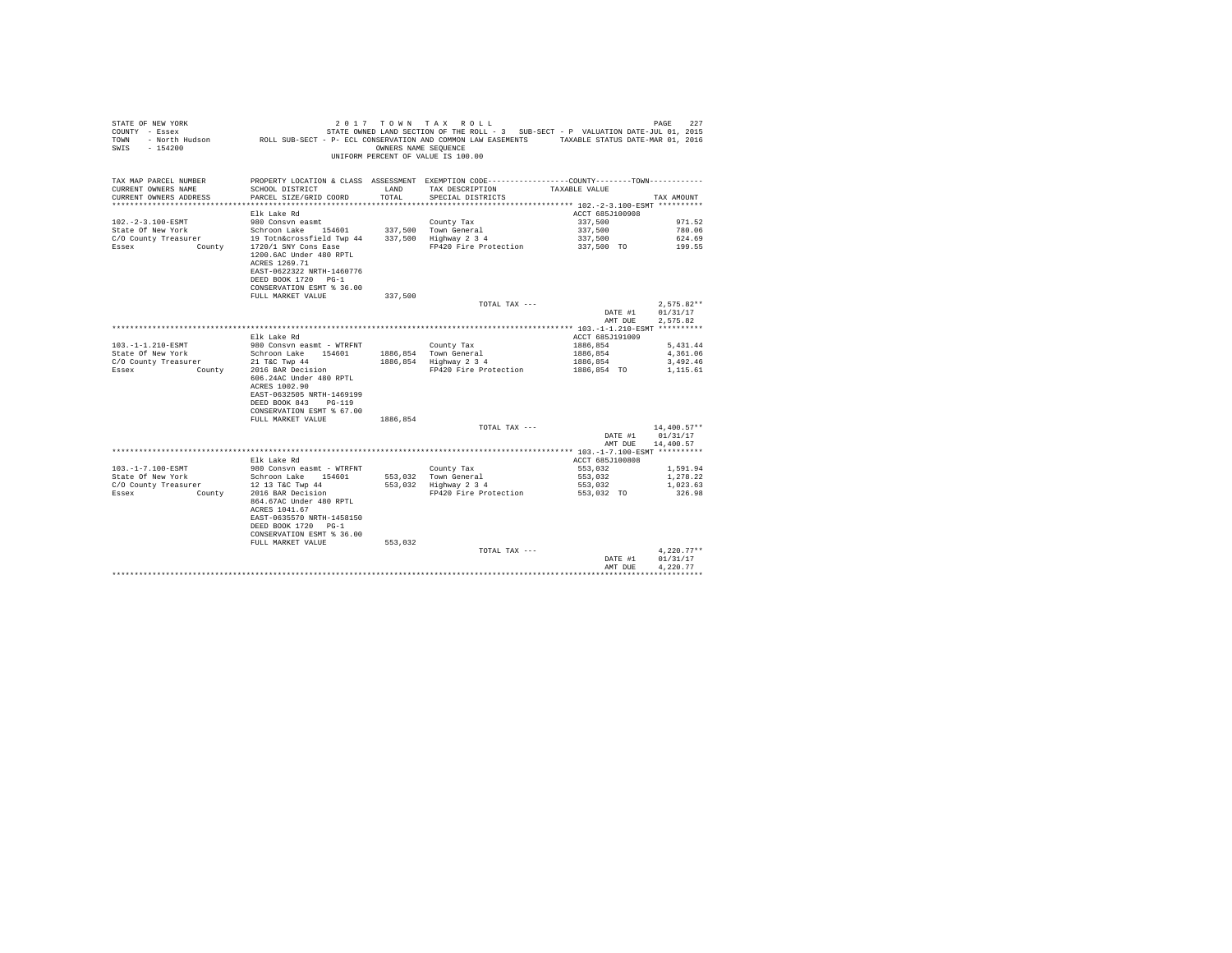STATE OF NEW YORK
COUNTY - Essex
TOWN - North Hudson
SWIS - 154200

2 0 1 7 T O W N T A X R O L L
STATE OWNED LAND SECTION OF THE ROLL - 3 SUB-SECT - P VALUATION DATE-JUL 01, 2015
ROLL SUB-SECT - P- ECL CONSERVATION AND COMMON LAW EASEMENTS TAXABLE STATUS DATE-MAR 01, 2016
OWNERS NAME SEQUENCE
UNIFORM PERCENT OF VALUE IS 100.00

| TAX MAP PARCEL NUMBER / CURRENT OWNERS NAME / CURRENT OWNERS ADDRESS | PROPERTY LOCATION & CLASS / SCHOOL DISTRICT / PARCEL SIZE/GRID COORD | ASSESSMENT LAND / TOTAL | EXEMPTION CODE / TAX DESCRIPTION / SPECIAL DISTRICTS | COUNTY--------TOWN TAXABLE VALUE | TAX AMOUNT |
|---|---|---|---|---|---|
| **102.-2-3.100-ESMT** | | | | | |
| | Elk Lake Rd | | | ACCT 685J100908 | |
| 102.-2-3.100-ESMT | 980 Consvn easmt | | County Tax | 337,500 | 971.52 |
| State Of New York | Schroon Lake 154601 | 337,500 | Town General | 337,500 | 780.06 |
| C/O County Treasurer | 19 Totn&crossfield Twp 44 | 337,500 | Highway 2 3 4 | 337,500 | 624.69 |
| Essex County | 1720/1 SNY Cons Ease | | FP420 Fire Protection | 337,500 TO | 199.55 |
| | 1200.6AC Under 480 RPTL | | | | |
| | ACRES 1269.71 | | | | |
| | EAST-0622322 NRTH-1460776 | | | | |
| | DEED BOOK 1720 PG-1 | | | | |
| | CONSERVATION ESMT % 36.00 | | | | |
| | FULL MARKET VALUE | 337,500 | | | |
| | | | TOTAL TAX --- | | 2,575.82** |
| | | | | DATE #1 | 01/31/17 |
| | | | | AMT DUE | 2,575.82 |
| **103.-1-1.210-ESMT** | | | | | |
| | Elk Lake Rd | | | ACCT 685J191009 | |
| 103.-1-1.210-ESMT | 980 Consvn easmt - WTRFNT | | County Tax | 1886,854 | 5,431.44 |
| State Of New York | Schroon Lake 154601 | 1886,854 | Town General | 1886,854 | 4,361.06 |
| C/O County Treasurer | 21 T&C Twp 44 | 1886,854 | Highway 2 3 4 | 1886,854 | 3,492.46 |
| Essex County | 2016 BAR Decision | | FP420 Fire Protection | 1886,854 TO | 1,115.61 |
| | 606.24AC Under 480 RPTL | | | | |
| | ACRES 1002.90 | | | | |
| | EAST-0632505 NRTH-1469199 | | | | |
| | DEED BOOK 843 PG-119 | | | | |
| | CONSERVATION ESMT % 67.00 | | | | |
| | FULL MARKET VALUE | 1886,854 | | | |
| | | | TOTAL TAX --- | | 14,400.57** |
| | | | | DATE #1 | 01/31/17 |
| | | | | AMT DUE | 14,400.57 |
| **103.-1-7.100-ESMT** | | | | | |
| | Elk Lake Rd | | | ACCT 685J100808 | |
| 103.-1-7.100-ESMT | 980 Consvn easmt - WTRFNT | | County Tax | 553,032 | 1,591.94 |
| State Of New York | Schroon Lake 154601 | 553,032 | Town General | 553,032 | 1,278.22 |
| C/O County Treasurer | 12 13 T&C Twp 44 | 553,032 | Highway 2 3 4 | 553,032 | 1,023.63 |
| Essex County | 2016 BAR Decision | | FP420 Fire Protection | 553,032 TO | 326.98 |
| | 864.67AC Under 480 RPTL | | | | |
| | ACRES 1041.67 | | | | |
| | EAST-0635570 NRTH-1458150 | | | | |
| | DEED BOOK 1720 PG-1 | | | | |
| | CONSERVATION ESMT % 36.00 | | | | |
| | FULL MARKET VALUE | 553,032 | | | |
| | | | TOTAL TAX --- | | 4,220.77** |
| | | | | DATE #1 | 01/31/17 |
| | | | | AMT DUE | 4,220.77 |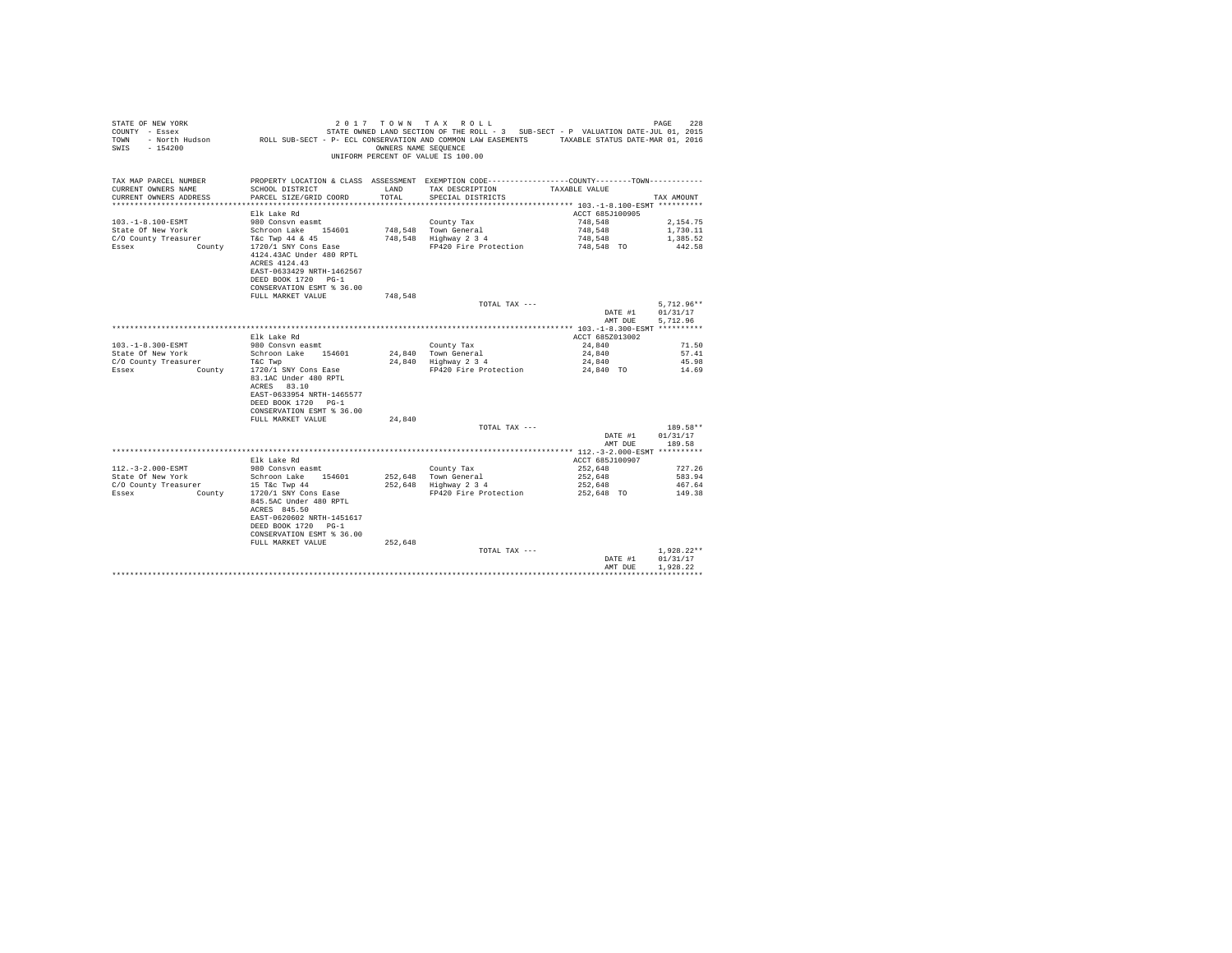STATE OF NEW YORK                                    2 0 1 7   T O W N   T A X   R O L L
COUNTY - Essex                    STATE OWNED LAND SECTION OF THE ROLL - 3   SUB-SECT - P  VALUATION DATE-JUL 01, 2015
TOWN   - North Hudson       ROLL SUB-SECT - P- ECL CONSERVATION AND COMMON LAW EASEMENTS      TAXABLE STATUS DATE-MAR 01, 2016
SWIS   - 154200                                           OWNERS NAME SEQUENCE
                                                   UNIFORM PERCENT OF VALUE IS 100.00

| TAX MAP PARCEL NUMBER / CURRENT OWNERS NAME / CURRENT OWNERS ADDRESS | PROPERTY LOCATION & CLASS / SCHOOL DISTRICT / PARCEL SIZE/GRID COORD | ASSESSMENT LAND / TOTAL | EXEMPTION CODE / TAX DESCRIPTION / SPECIAL DISTRICTS | COUNTY / TOWN TAXABLE VALUE | TAX AMOUNT |
|---|---|---|---|---|---|
| **103.-1-8.100-ESMT** | Elk Lake Rd | | | ACCT 685J100905 | |
| 103.-1-8.100-ESMT | 980 Consvn easmt | | County Tax | 748,548 | 2,154.75 |
| State Of New York | Schroon Lake 154601 | 748,548 | Town General | 748,548 | 1,730.11 |
| C/O County Treasurer | T&c Twp 44 & 45 | 748,548 | Highway 2 3 4 | 748,548 | 1,385.52 |
| Essex County | 1720/1 SNY Cons Ease | | FP420 Fire Protection | 748,548 TO | 442.58 |
| | 4124.43AC Under 480 RPTL | | | | |
| | ACRES 4124.43 | | | | |
| | EAST-0633429 NRTH-1462567 | | | | |
| | DEED BOOK 1720 PG-1 | | | | |
| | CONSERVATION ESMT % 36.00 | | | | |
| | FULL MARKET VALUE | 748,548 | | | |
| | | | TOTAL TAX --- | | 5,712.96** |
| | | | | DATE #1 | 01/31/17 |
| | | | | AMT DUE | 5,712.96 |
| **103.-1-8.300-ESMT** | Elk Lake Rd | | | ACCT 685Z013002 | |
| 103.-1-8.300-ESMT | 980 Consvn easmt | | County Tax | 24,840 | 71.50 |
| State Of New York | Schroon Lake 154601 | 24,840 | Town General | 24,840 | 57.41 |
| C/O County Treasurer | T&C Twp | 24,840 | Highway 2 3 4 | 24,840 | 45.98 |
| Essex County | 1720/1 SNY Cons Ease | | FP420 Fire Protection | 24,840 TO | 14.69 |
| | 83.1AC Under 480 RPTL | | | | |
| | ACRES 83.10 | | | | |
| | EAST-0633954 NRTH-1465577 | | | | |
| | DEED BOOK 1720 PG-1 | | | | |
| | CONSERVATION ESMT % 36.00 | | | | |
| | FULL MARKET VALUE | 24,840 | | | |
| | | | TOTAL TAX --- | | 189.58** |
| | | | | DATE #1 | 01/31/17 |
| | | | | AMT DUE | 189.58 |
| **112.-3-2.000-ESMT** | Elk Lake Rd | | | ACCT 685J100907 | |
| 112.-3-2.000-ESMT | 980 Consvn easmt | | County Tax | 252,648 | 727.26 |
| State Of New York | Schroon Lake 154601 | 252,648 | Town General | 252,648 | 583.94 |
| C/O County Treasurer | 15 T&c Twp 44 | 252,648 | Highway 2 3 4 | 252,648 | 467.64 |
| Essex County | 1720/1 SNY Cons Ease | | FP420 Fire Protection | 252,648 TO | 149.38 |
| | 845.5AC Under 480 RPTL | | | | |
| | ACRES 845.50 | | | | |
| | EAST-0620602 NRTH-1451617 | | | | |
| | DEED BOOK 1720 PG-1 | | | | |
| | CONSERVATION ESMT % 36.00 | | | | |
| | FULL MARKET VALUE | 252,648 | | | |
| | | | TOTAL TAX --- | | 1,928.22** |
| | | | | DATE #1 | 01/31/17 |
| | | | | AMT DUE | 1,928.22 |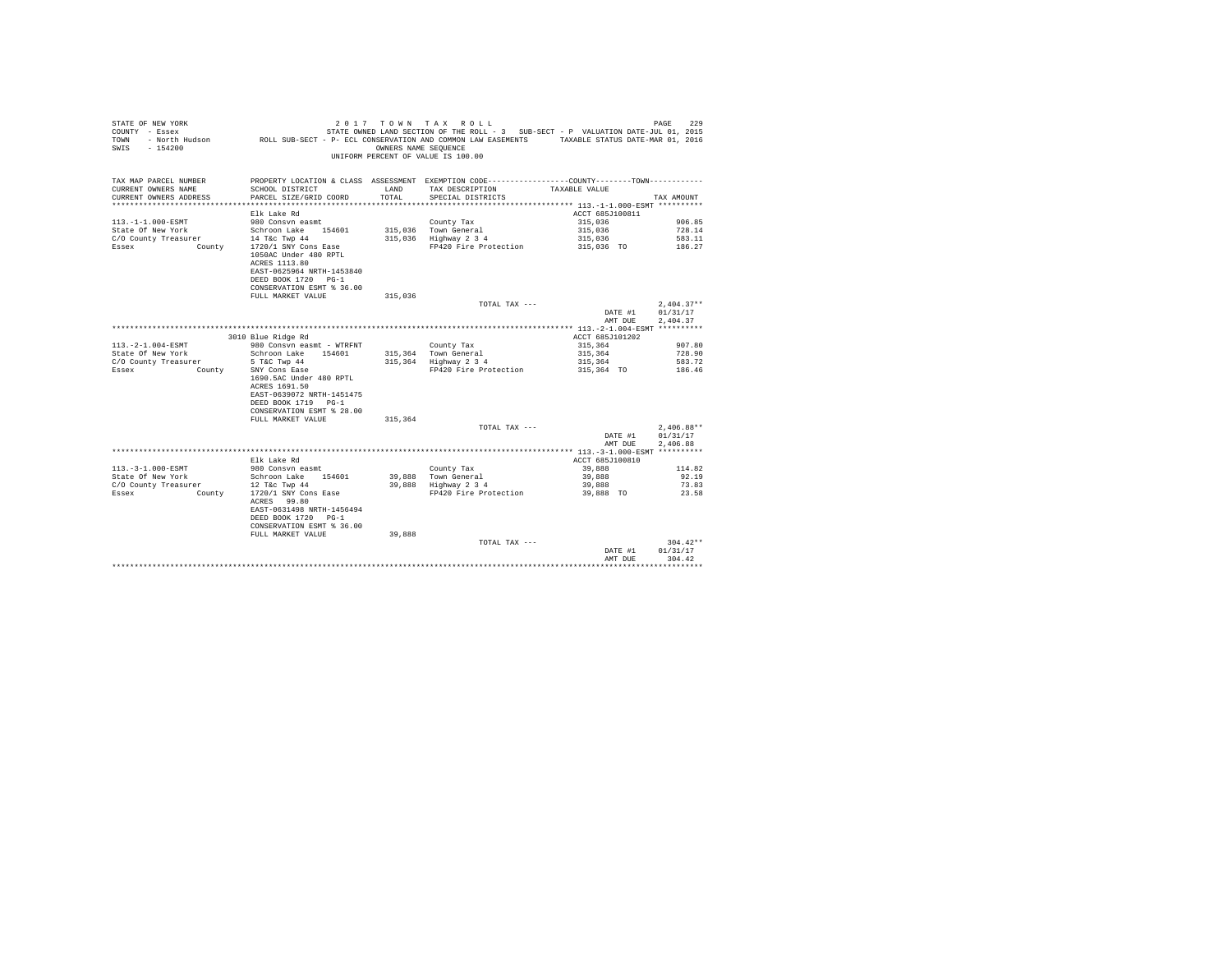STATE OF NEW YORK
COUNTY - Essex
TOWN - North Hudson
SWIS - 154200

2017 TOWN TAX ROLL
STATE OWNED LAND SECTION OF THE ROLL - 3 SUB-SECT - P VALUATION DATE-JUL 01, 2015
ROLL SUB-SECT - P- ECL CONSERVATION AND COMMON LAW EASEMENTS TAXABLE STATUS DATE-MAR 01, 2016
OWNERS NAME SEQUENCE
UNIFORM PERCENT OF VALUE IS 100.00

| TAX MAP PARCEL NUMBER / CURRENT OWNERS NAME / CURRENT OWNERS ADDRESS | PROPERTY LOCATION & CLASS / SCHOOL DISTRICT / PARCEL SIZE/GRID COORD | ASSESSMENT LAND / TOTAL | EXEMPTION CODE / TAX DESCRIPTION / SPECIAL DISTRICTS | COUNTY--TOWN TAXABLE VALUE | TAX AMOUNT |
|---|---|---|---|---|---|
| **113.-1-1.000-ESMT** | Elk Lake Rd | | | ACCT 685J100811 | |
| 113.-1-1.000-ESMT | 980 Consvn easmt | | County Tax | 315,036 | 906.85 |
| State Of New York | Schroon Lake 154601 | 315,036 | Town General | 315,036 | 728.14 |
| C/O County Treasurer | 14 T&c Twp 44 | 315,036 | Highway 2 3 4 | 315,036 | 583.11 |
| Essex County | 1720/1 SNY Cons Ease | | FP420 Fire Protection | 315,036 TO | 186.27 |
| | 1050AC Under 480 RPTL | | | | |
| | ACRES 1113.80 | | | | |
| | EAST-0625964 NRTH-1453840 | | | | |
| | DEED BOOK 1720 PG-1 | | | | |
| | CONSERVATION ESMT % 36.00 | | | | |
| | FULL MARKET VALUE | 315,036 | | | |
| | | | TOTAL TAX --- | | 2,404.37** |
| | | | | DATE #1 | 01/31/17 |
| | | | | AMT DUE | 2,404.37 |
| **113.-2-1.004-ESMT** | 3010 Blue Ridge Rd | | | ACCT 685J101202 | |
| 113.-2-1.004-ESMT | 980 Consvn easmt - WTRFNT | | County Tax | 315,364 | 907.80 |
| State Of New York | Schroon Lake 154601 | 315,364 | Town General | 315,364 | 728.90 |
| C/O County Treasurer | 5 T&C Twp 44 | 315,364 | Highway 2 3 4 | 315,364 | 583.72 |
| Essex County | SNY Cons Ease | | FP420 Fire Protection | 315,364 TO | 186.46 |
| | 1690.5AC Under 480 RPTL | | | | |
| | ACRES 1691.50 | | | | |
| | EAST-0639072 NRTH-1451475 | | | | |
| | DEED BOOK 1719 PG-1 | | | | |
| | CONSERVATION ESMT % 28.00 | | | | |
| | FULL MARKET VALUE | 315,364 | | | |
| | | | TOTAL TAX --- | | 2,406.88** |
| | | | | DATE #1 | 01/31/17 |
| | | | | AMT DUE | 2,406.88 |
| **113.-3-1.000-ESMT** | Elk Lake Rd | | | ACCT 685J100810 | |
| 113.-3-1.000-ESMT | 980 Consvn easmt | | County Tax | 39,888 | 114.82 |
| State Of New York | Schroon Lake 154601 | 39,888 | Town General | 39,888 | 92.19 |
| C/O County Treasurer | 12 T&c Twp 44 | 39,888 | Highway 2 3 4 | 39,888 | 73.83 |
| Essex County | 1720/1 SNY Cons Ease | | FP420 Fire Protection | 39,888 TO | 23.58 |
| | ACRES 99.80 | | | | |
| | EAST-0631498 NRTH-1456494 | | | | |
| | DEED BOOK 1720 PG-1 | | | | |
| | CONSERVATION ESMT % 36.00 | | | | |
| | FULL MARKET VALUE | 39,888 | | | |
| | | | TOTAL TAX --- | | 304.42** |
| | | | | DATE #1 | 01/31/17 |
| | | | | AMT DUE | 304.42 |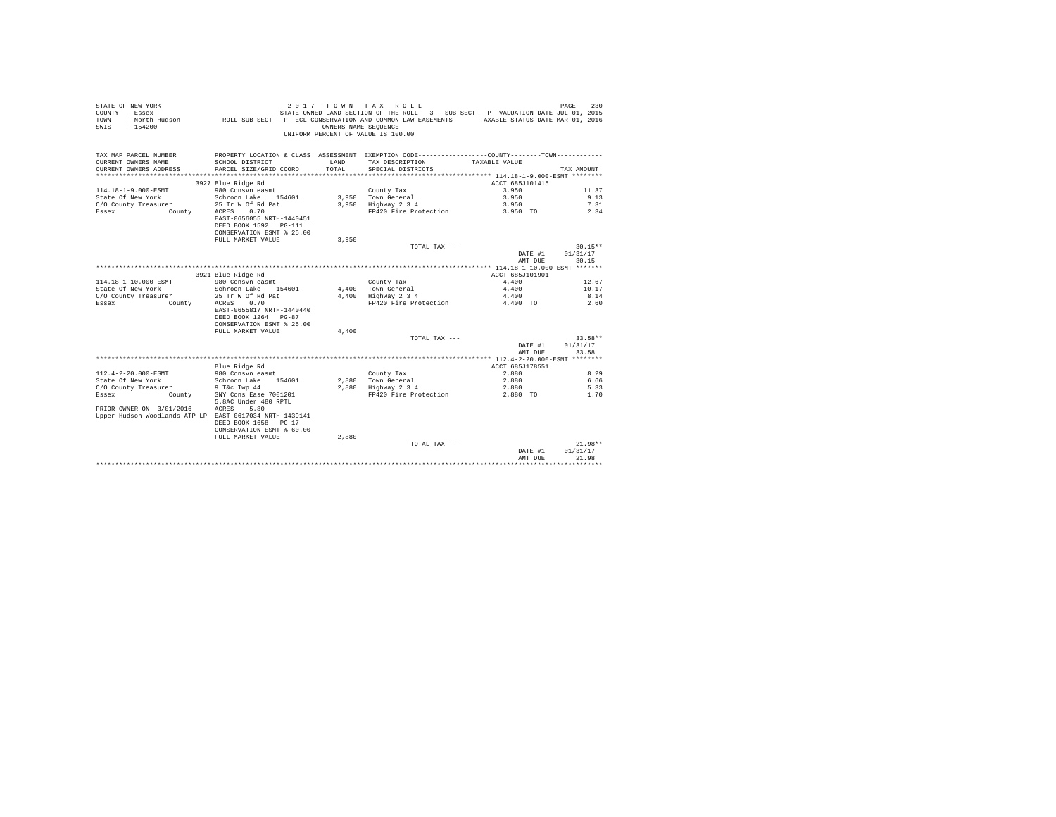STATE OF NEW YORK
COUNTY - Essex
TOWN - North Hudson
SWIS - 154200

**2 0 1 7 T O W N T A X R O L L**
STATE OWNED LAND SECTION OF THE ROLL - 3 SUB-SECT - P VALUATION DATE-JUL 01, 2015
ROLL SUB-SECT - P- ECL CONSERVATION AND COMMON LAW EASEMENTS TAXABLE STATUS DATE-MAR 01, 2016
OWNERS NAME SEQUENCE
UNIFORM PERCENT OF VALUE IS 100.00

| TAX MAP PARCEL NUMBER / CURRENT OWNERS NAME / CURRENT OWNERS ADDRESS | PROPERTY LOCATION & CLASS / SCHOOL DISTRICT / PARCEL SIZE/GRID COORD | ASSESSMENT LAND / TOTAL | EXEMPTION CODE / TAX DESCRIPTION / SPECIAL DISTRICTS | COUNTY TAXABLE VALUE | TOWN TAX AMOUNT |
|---|---|---|---|---|---|
| **114.18-1-9.000-ESMT** | 3927 Blue Ridge Rd | | | ACCT 685J101415 | |
| 114.18-1-9.000-ESMT | 980 Consvn easmt | | County Tax | 3,950 | 11.37 |
| State Of New York | Schroon Lake 154601 | 3,950 | Town General | 3,950 | 9.13 |
| C/O County Treasurer | 25 Tr W Of Rd Pat | 3,950 | Highway 2 3 4 | 3,950 | 7.31 |
| Essex County | ACRES 0.70 | | FP420 Fire Protection | 3,950 TO | 2.34 |
| | EAST-0656055 NRTH-1440451 | | | | |
| | DEED BOOK 1592 PG-111 | | | | |
| | CONSERVATION ESMT % 25.00 | | | | |
| | FULL MARKET VALUE | 3,950 | | | |
| | | | TOTAL TAX --- | | 30.15** |
| | | | | DATE #1 01/31/17 | |
| | | | | AMT DUE | 30.15 |
| **114.18-1-10.000-ESMT** | 3921 Blue Ridge Rd | | | ACCT 685J101901 | |
| 114.18-1-10.000-ESMT | 980 Consvn easmt | | County Tax | 4,400 | 12.67 |
| State Of New York | Schroon Lake 154601 | 4,400 | Town General | 4,400 | 10.17 |
| C/O County Treasurer | 25 Tr W Of Rd Pat | 4,400 | Highway 2 3 4 | 4,400 | 8.14 |
| Essex County | ACRES 0.70 | | FP420 Fire Protection | 4,400 TO | 2.60 |
| | EAST-0655817 NRTH-1440440 | | | | |
| | DEED BOOK 1264 PG-87 | | | | |
| | CONSERVATION ESMT % 25.00 | | | | |
| | FULL MARKET VALUE | 4,400 | | | |
| | | | TOTAL TAX --- | | 33.58** |
| | | | | DATE #1 01/31/17 | |
| | | | | AMT DUE | 33.58 |
| **112.4-2-20.000-ESMT** | Blue Ridge Rd | | | ACCT 685J178551 | |
| 112.4-2-20.000-ESMT | 980 Consvn easmt | | County Tax | 2,880 | 8.29 |
| State Of New York | Schroon Lake 154601 | 2,880 | Town General | 2,880 | 6.66 |
| C/O County Treasurer | 9 T&c Twp 44 | 2,880 | Highway 2 3 4 | 2,880 | 5.33 |
| Essex County | SNY Cons Ease 7001201 | | FP420 Fire Protection | 2,880 TO | 1.70 |
| | 5.8AC Under 480 RPTL | | | | |
| PRIOR OWNER ON 3/01/2016 | ACRES 5.80 | | | | |
| Upper Hudson Woodlands ATP LP | EAST-0617034 NRTH-1439141 | | | | |
| | DEED BOOK 1658 PG-17 | | | | |
| | CONSERVATION ESMT % 60.00 | | | | |
| | FULL MARKET VALUE | 2,880 | | | |
| | | | TOTAL TAX --- | | 21.98** |
| | | | | DATE #1 01/31/17 | |
| | | | | AMT DUE | 21.98 |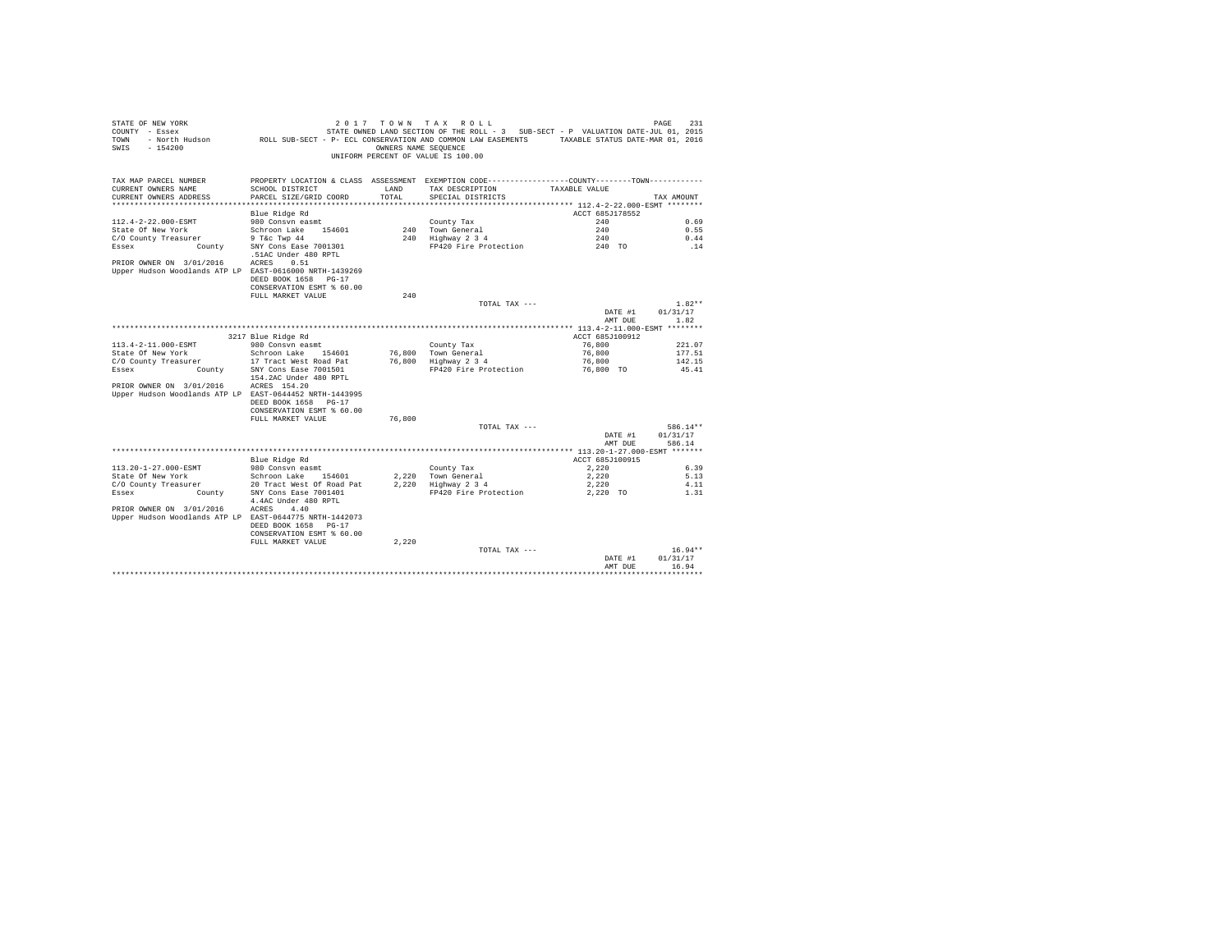```
STATE OF NEW YORK                                2 0 1 7   T O W N   T A X   R O L L                                        PAGE    231
COUNTY  - Essex                            STATE OWNED LAND SECTION OF THE ROLL - 3   SUB-SECT - P  VALUATION DATE-JUL 01, 2015
TOWN    - North Hudson          ROLL SUB-SECT - P- ECL CONSERVATION AND COMMON LAW EASEMENTS       TAXABLE STATUS DATE-MAR 01, 2016
SWIS    - 154200                                          OWNERS NAME SEQUENCE
                                                 UNIFORM PERCENT OF VALUE IS 100.00


TAX MAP PARCEL NUMBER          PROPERTY LOCATION & CLASS  ASSESSMENT  EXEMPTION CODE------------------COUNTY--------TOWN------------
CURRENT OWNERS NAME            SCHOOL DISTRICT              LAND      TAX DESCRIPTION             TAXABLE VALUE
CURRENT OWNERS ADDRESS         PARCEL SIZE/GRID COORD       TOTAL     SPECIAL DISTRICTS                                     TAX AMOUNT
*************************************************************************************************** 112.4-2-22.000-ESMT ********
                               Blue Ridge Rd                                                         ACCT 685J178552
112.4-2-22.000-ESMT            980 Consvn easmt                         County Tax                         240                  0.69
State Of New York              Schroon Lake   154601          240   Town General                       240                  0.55
C/O County Treasurer           9 T&c Twp 44                   240   Highway 2 3 4                      240                  0.44
Essex              County      SNY Cons Ease 7001301                FP420 Fire Protection              240 TO                .14
                               .51AC Under 480 RPTL
PRIOR OWNER ON  3/01/2016      ACRES    0.51
Upper Hudson Woodlands ATP LP  EAST-0616000 NRTH-1439269
                               DEED BOOK 1658   PG-17
                               CONSERVATION ESMT % 60.00
                               FULL MARKET VALUE              240
                                                                        TOTAL TAX ---                                         1.82**
                                                                                                        DATE #1      01/31/17
                                                                                                        AMT DUE          1.82
*************************************************************************************************** 113.4-2-11.000-ESMT ********
                            3217 Blue Ridge Rd                                                       ACCT 685J100912
113.4-2-11.000-ESMT            980 Consvn easmt                         County Tax                      76,800                221.07
State Of New York              Schroon Lake   154601       76,800   Town General                    76,800                177.51
C/O County Treasurer           17 Tract West Road Pat      76,800   Highway 2 3 4                   76,800                142.15
Essex              County      SNY Cons Ease 7001501                FP420 Fire Protection           76,800 TO              45.41
                               154.2AC Under 480 RPTL
PRIOR OWNER ON  3/01/2016      ACRES  154.20
Upper Hudson Woodlands ATP LP  EAST-0644452 NRTH-1443995
                               DEED BOOK 1658   PG-17
                               CONSERVATION ESMT % 60.00
                               FULL MARKET VALUE           76,800
                                                                        TOTAL TAX ---                                       586.14**
                                                                                                        DATE #1      01/31/17
                                                                                                        AMT DUE        586.14
*************************************************************************************************** 113.20-1-27.000-ESMT *******
                               Blue Ridge Rd                                                         ACCT 685J100915
113.20-1-27.000-ESMT           980 Consvn easmt                         County Tax                       2,220                  6.39
State Of New York              Schroon Lake   154601        2,220   Town General                     2,220                  5.13
C/O County Treasurer           20 Tract West Of Road Pat    2,220   Highway 2 3 4                    2,220                  4.11
Essex              County      SNY Cons Ease 7001401                FP420 Fire Protection            2,220 TO               1.31
                               4.4AC Under 480 RPTL
PRIOR OWNER ON  3/01/2016      ACRES    4.40
Upper Hudson Woodlands ATP LP  EAST-0644775 NRTH-1442073
                               DEED BOOK 1658   PG-17
                               CONSERVATION ESMT % 60.00
                               FULL MARKET VALUE            2,220
                                                                        TOTAL TAX ---                                        16.94**
                                                                                                        DATE #1      01/31/17
                                                                                                        AMT DUE         16.94
********************************************************************************************************************************
```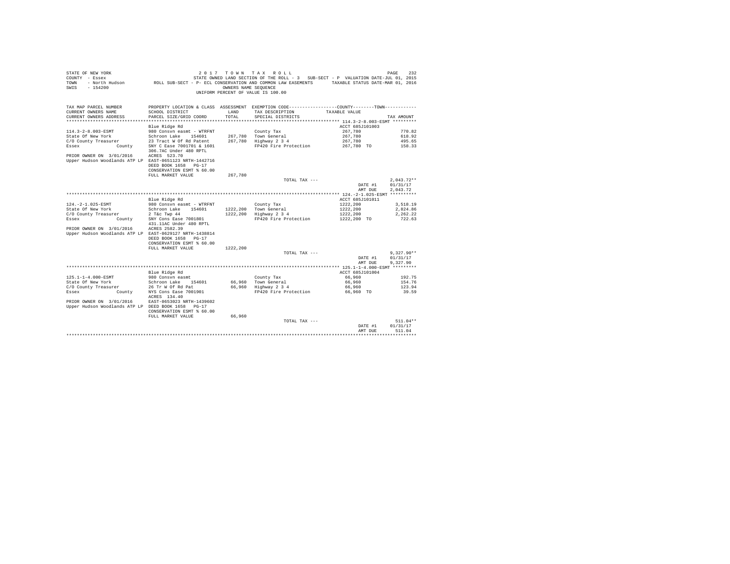STATE OF NEW YORK
COUNTY - Essex
TOWN - North Hudson
SWIS - 154200

2 0 1 7 T O W N T A X R O L L

STATE OWNED LAND SECTION OF THE ROLL - 3 SUB-SECT - P VALUATION DATE-JUL 01, 2015

ROLL SUB-SECT - P- ECL CONSERVATION AND COMMON LAW EASEMENTS TAXABLE STATUS DATE-MAR 01, 2016

OWNERS NAME SEQUENCE

UNIFORM PERCENT OF VALUE IS 100.00

```
TAX MAP PARCEL NUMBER          PROPERTY LOCATION & CLASS  ASSESSMENT  EXEMPTION CODE-----------------COUNTY--------TOWN-----------
CURRENT OWNERS NAME            SCHOOL DISTRICT              LAND      TAX DESCRIPTION            TAXABLE VALUE
CURRENT OWNERS ADDRESS         PARCEL SIZE/GRID COORD       TOTAL     SPECIAL DISTRICTS                                    TAX AMOUNT
********************************************************************************************** 114.3-2-8.003-ESMT *********
                               Blue Ridge Rd                                                     ACCT 685J101003
114.3-2-8.003-ESMT             980 Consvn easmt - WTRFNT           County Tax                    267,780                 770.82
State Of New York              Schroon Lake    154601     267,780  Town General                  267,780                 618.92
C/O County Treasurer           23 Tract W Of Rd Patent    267,780  Highway 2 3 4                 267,780                 495.65
Essex              County      SNY C Ease 7001701 & 1601           FP420 Fire Protection         267,780 TO              158.33
                               306.7AC Under 480 RPTL
PRIOR OWNER ON  3/01/2016      ACRES 523.70
Upper Hudson Woodlands ATP LP  EAST-0651123 NRTH-1442716
                               DEED BOOK 1658   PG-17
                               CONSERVATION ESMT % 60.00
                               FULL MARKET VALUE          267,780
                                                                   TOTAL TAX ---                                      2,043.72**
                                                                                                 DATE #1           01/31/17
                                                                                                 AMT DUE           2,043.72
********************************************************************************************** 124.-2-1.025-ESMT **********
                               Blue Ridge Rd                                                     ACCT 685J101011
124.-2-1.025-ESMT              980 Consvn easmt - WTRFNT           County Tax                    1222,200               3,518.19
State Of New York              Schroon Lake    154601    1222,200  Town General                  1222,200               2,824.86
C/O County Treasurer           2 T&c Twp 44              1222,200  Highway 2 3 4                 1222,200               2,262.22
Essex              County      SNY Cons Ease 7001801               FP420 Fire Protection         1222,200 TO             722.63
                               431.11AC Under 480 RPTL
PRIOR OWNER ON  3/01/2016      ACRES 2582.39
Upper Hudson Woodlands ATP LP  EAST-0629127 NRTH-1438814
                               DEED BOOK 1658   PG-17
                               CONSERVATION ESMT % 60.00
                               FULL MARKET VALUE         1222,200
                                                                   TOTAL TAX ---                                      9,327.90**
                                                                                                 DATE #1           01/31/17
                                                                                                 AMT DUE           9,327.90
********************************************************************************************** 125.1-1-4.000-ESMT *********
                               Blue Ridge Rd                                                     ACCT 685J101004
125.1-1-4.000-ESMT             980 Consvn easmt                    County Tax                    66,960                  192.75
State Of New York              Schroon Lake    154601      66,960  Town General                  66,960                  154.76
C/O County Treasurer           26 Tr W Of Rd Pat           66,960  Highway 2 3 4                 66,960                  123.94
Essex              County      NYS Cons Ease 7001901               FP420 Fire Protection         66,960 TO                39.59
                               ACRES 134.40
PRIOR OWNER ON  3/01/2016      EAST-0653023 NRTH-1439602
Upper Hudson Woodlands ATP LP  DEED BOOK 1658   PG-17
                               CONSERVATION ESMT % 60.00
                               FULL MARKET VALUE           66,960
                                                                   TOTAL TAX ---                                        511.04**
                                                                                                 DATE #1           01/31/17
                                                                                                 AMT DUE             511.04
****************************************************************************************************************************
```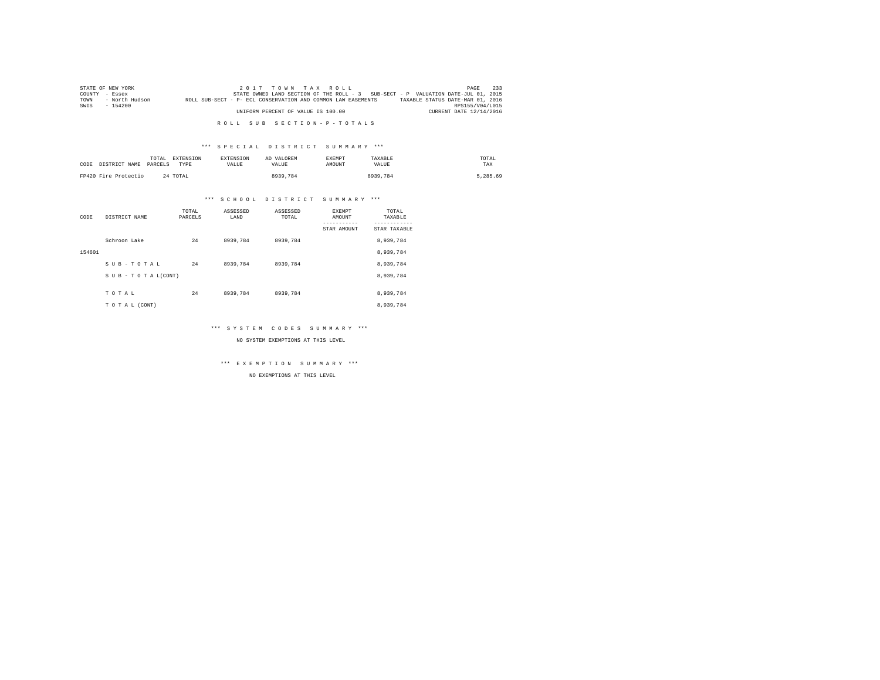STATE OF NEW YORK　　2 0 1 7　T O W N　T A X　R O L L
COUNTY - Essex　　STATE OWNED LAND SECTION OF THE ROLL - 3　SUB-SECT - P　VALUATION DATE-JUL 01, 2015
TOWN - North Hudson　　ROLL SUB-SECT - P- ECL CONSERVATION AND COMMON LAW EASEMENTS　TAXABLE STATUS DATE-MAR 01, 2016
SWIS - 154200　　RPS155/V04/L015
UNIFORM PERCENT OF VALUE IS 100.00　　CURRENT DATE 12/14/2016

## R O L L　S U B　S E C T I O N - P - T O T A L S

### *** S P E C I A L　D I S T R I C T　S U M M A R Y ***

| CODE DISTRICT NAME | TOTAL PARCELS | EXTENSION TYPE | EXTENSION VALUE | AD VALOREM VALUE | EXEMPT AMOUNT | TAXABLE VALUE | TOTAL TAX |
|---|---|---|---|---|---|---|---|
| FP420 Fire Protectio | 24 | TOTAL | | 8939,784 | | 8939,784 | 5,285.69 |

### *** S C H O O L　D I S T R I C T　S U M M A R Y ***

| CODE | DISTRICT NAME | TOTAL PARCELS | ASSESSED LAND | ASSESSED TOTAL | EXEMPT AMOUNT / STAR AMOUNT | TOTAL TAXABLE / STAR TAXABLE |
|---|---|---|---|---|---|---|
| | Schroon Lake | 24 | 8939,784 | 8939,784 | | 8,939,784 |
| 154601 | | | | | | 8,939,784 |
| | S U B - T O T A L | 24 | 8939,784 | 8939,784 | | 8,939,784 |
| | S U B - T O T A L(CONT) | | | | | 8,939,784 |
| | T O T A L | 24 | 8939,784 | 8939,784 | | 8,939,784 |
| | T O T A L (CONT) | | | | | 8,939,784 |

### *** S Y S T E M　C O D E S　S U M M A R Y ***

NO SYSTEM EXEMPTIONS AT THIS LEVEL

### *** E X E M P T I O N　S U M M A R Y ***

NO EXEMPTIONS AT THIS LEVEL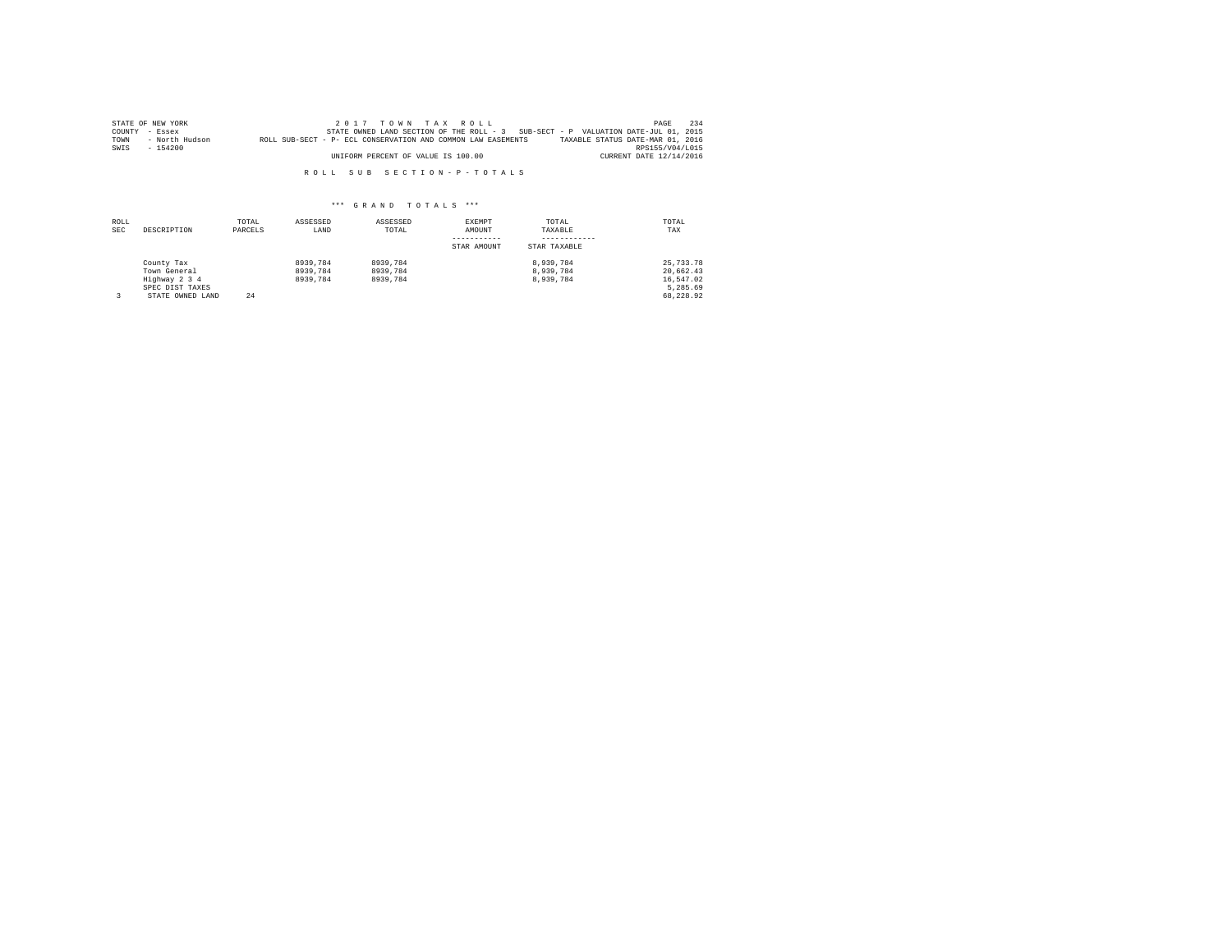STATE OF NEW YORK — 2 0 1 7 T O W N T A X R O L L

COUNTY - Essex — STATE OWNED LAND SECTION OF THE ROLL - 3 SUB-SECT - P VALUATION DATE-JUL 01, 2015

TOWN - North Hudson — ROLL SUB-SECT - P- ECL CONSERVATION AND COMMON LAW EASEMENTS — TAXABLE STATUS DATE-MAR 01, 2016

SWIS - 154200 — RPS155/V04/L015

UNIFORM PERCENT OF VALUE IS 100.00 — CURRENT DATE 12/14/2016

R O L L S U B S E C T I O N - P - T O T A L S

\*\*\* G R A N D T O T A L S \*\*\*

| ROLL SEC | DESCRIPTION | TOTAL PARCELS | ASSESSED LAND | ASSESSED TOTAL | EXEMPT AMOUNT / STAR AMOUNT | TOTAL TAXABLE / STAR TAXABLE | TOTAL TAX |
|---|---|---|---|---|---|---|---|
| | County Tax | | 8939,784 | 8939,784 | | 8,939,784 | 25,733.78 |
| | Town General | | 8939,784 | 8939,784 | | 8,939,784 | 20,662.43 |
| | Highway 2 3 4 | | 8939,784 | 8939,784 | | 8,939,784 | 16,547.02 |
| | SPEC DIST TAXES | | | | | | 5,285.69 |
| 3 | STATE OWNED LAND | 24 | | | | | 68,228.92 |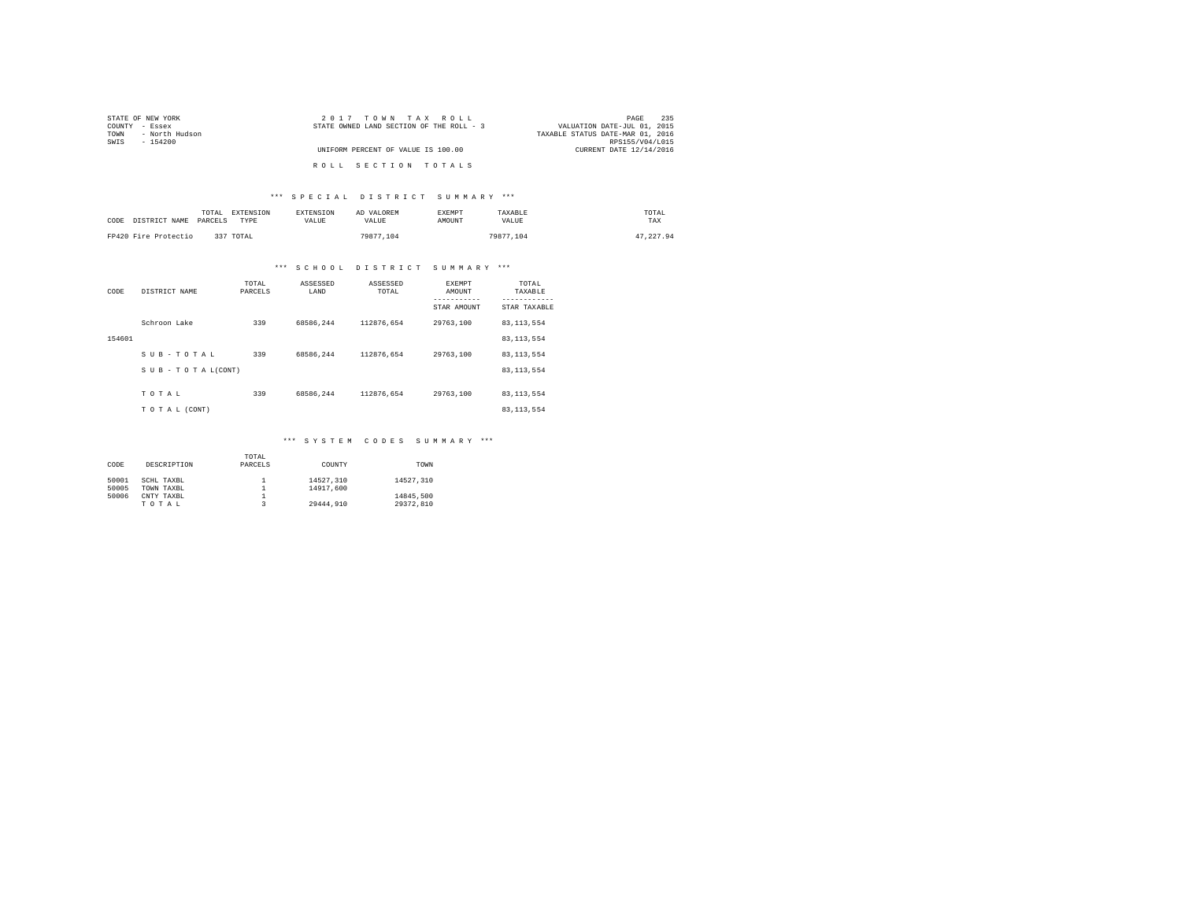STATE OF NEW YORK
COUNTY - Essex
TOWN - North Hudson
SWIS - 154200

2 0 1 7 T O W N T A X R O L L
STATE OWNED LAND SECTION OF THE ROLL - 3

UNIFORM PERCENT OF VALUE IS 100.00

VALUATION DATE-JUL 01, 2015
TAXABLE STATUS DATE-MAR 01, 2016
RPS155/V04/L015
CURRENT DATE 12/14/2016

R O L L S E C T I O N T O T A L S

*** S P E C I A L D I S T R I C T S U M M A R Y ***

| CODE DISTRICT NAME | TOTAL PARCELS | EXTENSION TYPE | EXTENSION VALUE | AD VALOREM VALUE | EXEMPT AMOUNT | TAXABLE VALUE | TOTAL TAX |
|---|---|---|---|---|---|---|---|
| FP420 Fire Protectio | 337 | TOTAL | | 79877,104 | | 79877,104 | 47,227.94 |

*** S C H O O L D I S T R I C T S U M M A R Y ***

| CODE | DISTRICT NAME | TOTAL PARCELS | ASSESSED LAND | ASSESSED TOTAL | EXEMPT AMOUNT / STAR AMOUNT | TOTAL TAXABLE / STAR TAXABLE |
|---|---|---|---|---|---|---|
| | Schroon Lake | 339 | 68586,244 | 112876,654 | 29763,100 | 83,113,554 |
| 154601 | | | | | | 83,113,554 |
| | S U B - T O T A L | 339 | 68586,244 | 112876,654 | 29763,100 | 83,113,554 |
| | S U B - T O T A L(CONT) | | | | | 83,113,554 |
| | T O T A L | 339 | 68586,244 | 112876,654 | 29763,100 | 83,113,554 |
| | T O T A L (CONT) | | | | | 83,113,554 |

*** S Y S T E M C O D E S S U M M A R Y ***

| CODE | DESCRIPTION | TOTAL PARCELS | COUNTY | TOWN |
|---|---|---|---|---|
| 50001 | SCHL TAXBL | 1 | 14527,310 | 14527,310 |
| 50005 | TOWN TAXBL | 1 | 14917,600 | |
| 50006 | CNTY TAXBL | 1 | | 14845,500 |
| | T O T A L | 3 | 29444,910 | 29372,810 |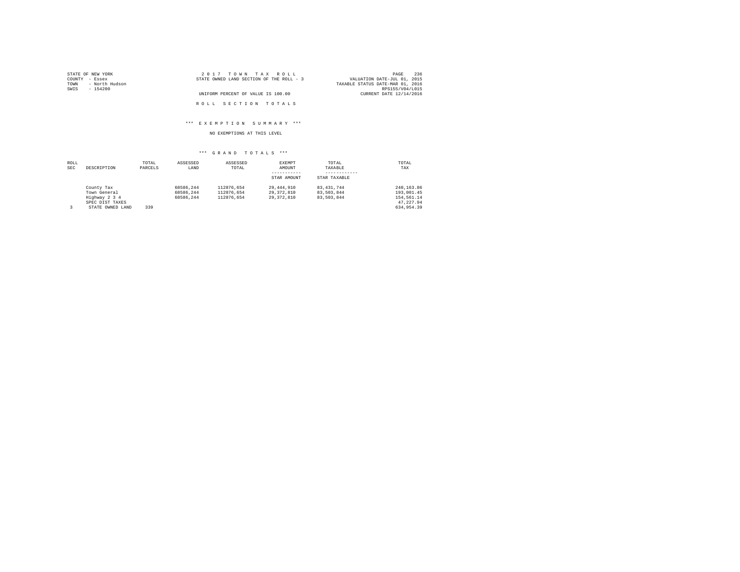STATE OF NEW YORK
COUNTY - Essex
TOWN - North Hudson
SWIS - 154200

2 0 1 7 T O W N T A X R O L L
STATE OWNED LAND SECTION OF THE ROLL - 3

UNIFORM PERCENT OF VALUE IS 100.00

VALUATION DATE-JUL 01, 2015
TAXABLE STATUS DATE-MAR 01, 2016
RPS155/V04/L015
CURRENT DATE 12/14/2016

R O L L S E C T I O N T O T A L S

\*\*\* E X E M P T I O N S U M M A R Y \*\*\*

NO EXEMPTIONS AT THIS LEVEL

\*\*\* G R A N D T O T A L S \*\*\*

| ROLL SEC | DESCRIPTION | TOTAL PARCELS | ASSESSED LAND | ASSESSED TOTAL | EXEMPT AMOUNT ----------- STAR AMOUNT | TOTAL TAXABLE ------------ STAR TAXABLE | TOTAL TAX |
|---|---|---|---|---|---|---|---|
| | County Tax | | 68586,244 | 112876,654 | 29,444,910 | 83,431,744 | 240,163.86 |
| | Town General | | 68586,244 | 112876,654 | 29,372,810 | 83,503,844 | 193,001.45 |
| | Highway 2 3 4 | | 68586,244 | 112876,654 | 29,372,810 | 83,503,844 | 154,561.14 |
| | SPEC DIST TAXES | | | | | | 47,227.94 |
| 3 | STATE OWNED LAND | 339 | | | | | 634,954.39 |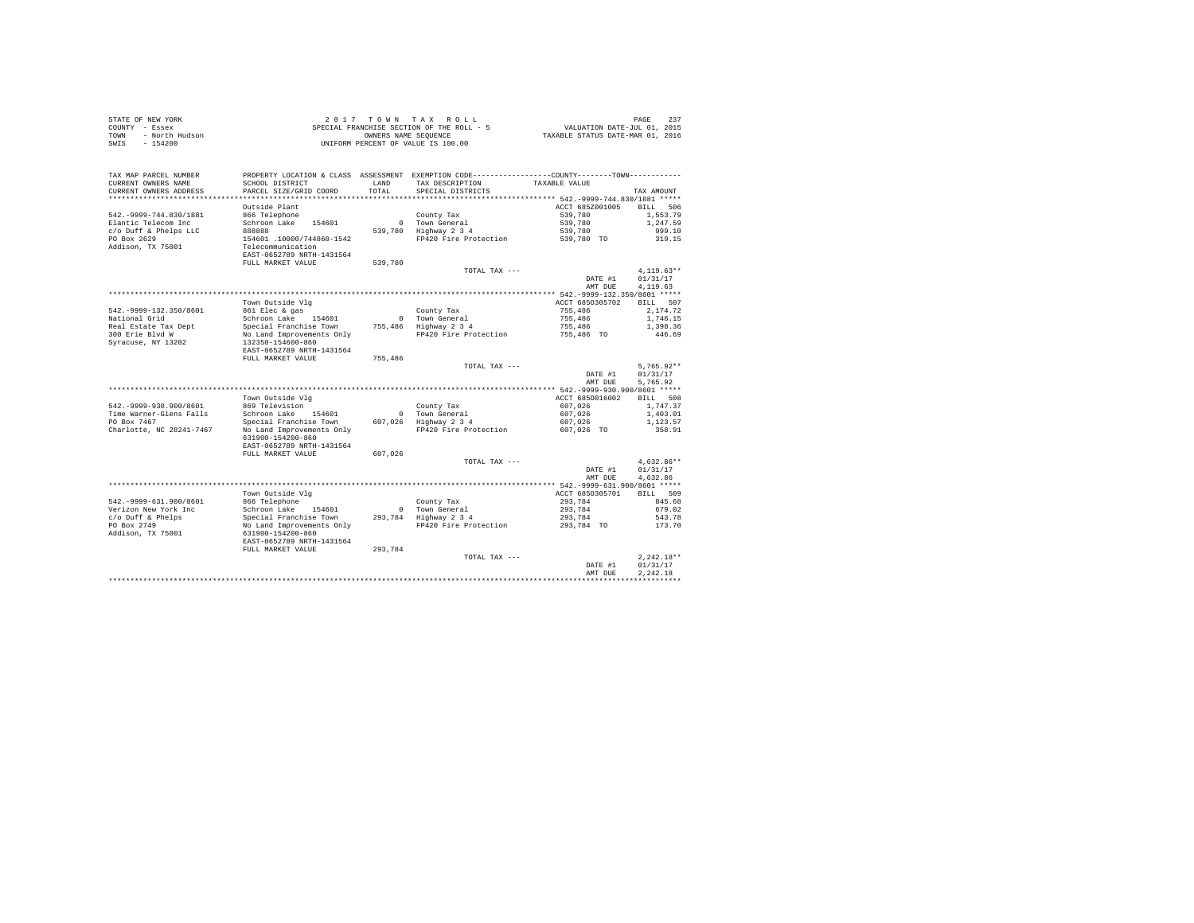STATE OF NEW YORK
COUNTY - Essex
TOWN - North Hudson
SWIS - 154200

2017 TOWN TAX ROLL
SPECIAL FRANCHISE SECTION OF THE ROLL - 5
OWNERS NAME SEQUENCE
UNIFORM PERCENT OF VALUE IS 100.00

VALUATION DATE-JUL 01, 2015
TAXABLE STATUS DATE-MAR 01, 2016

| TAX MAP PARCEL NUMBER / CURRENT OWNERS NAME / CURRENT OWNERS ADDRESS | PROPERTY LOCATION & CLASS / SCHOOL DISTRICT / PARCEL SIZE/GRID COORD | ASSESSMENT LAND / TOTAL | EXEMPTION CODE / TAX DESCRIPTION / SPECIAL DISTRICTS | COUNTY--------TOWN TAXABLE VALUE | TAX AMOUNT |
|---|---|---|---|---|---|
| **542.-9999-744.830/1881** | Outside Plant | | | ACCT 685Z001005 | BILL 506 |
| 542.-9999-744.830/1881 | 866 Telephone | | County Tax | 539,780 | 1,553.79 |
| Elantic Telecom Inc | Schroon Lake 154601 | 0 | Town General | 539,780 | 1,247.59 |
| c/o Duff & Phelps LLC | 888888 | 539,780 | Highway 2 3 4 | 539,780 | 999.10 |
| PO Box 2629 | 154601 .10000/744860-1542 | | FP420 Fire Protection | 539,780 TO | 319.15 |
| Addison, TX 75001 | Telecommunication | | | | |
| | EAST-0652789 NRTH-1431564 | | | | |
| | FULL MARKET VALUE | 539,780 | | | |
| | | | TOTAL TAX --- | | 4,119.63** |
| | | | | DATE #1 | 01/31/17 |
| | | | | AMT DUE | 4,119.63 |
| **542.-9999-132.350/8601** | Town Outside Vlg | | | ACCT 6850305702 | BILL 507 |
| 542.-9999-132.350/8601 | 861 Elec & gas | | County Tax | 755,486 | 2,174.72 |
| National Grid | Schroon Lake 154601 | 0 | Town General | 755,486 | 1,746.15 |
| Real Estate Tax Dept | Special Franchise Town | 755,486 | Highway 2 3 4 | 755,486 | 1,398.36 |
| 300 Erie Blvd W | No Land Improvements Only | | FP420 Fire Protection | 755,486 TO | 446.69 |
| Syracuse, NY 13202 | 132350-154600-860 | | | | |
| | EAST-0652789 NRTH-1431564 | | | | |
| | FULL MARKET VALUE | 755,486 | | | |
| | | | TOTAL TAX --- | | 5,765.92** |
| | | | | DATE #1 | 01/31/17 |
| | | | | AMT DUE | 5,765.92 |
| **542.-9999-930.900/8601** | Town Outside Vlg | | | ACCT 6850016002 | BILL 508 |
| 542.-9999-930.900/8601 | 869 Television | | County Tax | 607,026 | 1,747.37 |
| Time Warner-Glens Falls | Schroon Lake 154601 | 0 | Town General | 607,026 | 1,403.01 |
| PO Box 7467 | Special Franchise Town | 607,026 | Highway 2 3 4 | 607,026 | 1,123.57 |
| Charlotte, NC 28241-7467 | No Land Improvements Only | | FP420 Fire Protection | 607,026 TO | 358.91 |
| | 631900-154200-860 | | | | |
| | EAST-0652789 NRTH-1431564 | | | | |
| | FULL MARKET VALUE | 607,026 | | | |
| | | | TOTAL TAX --- | | 4,632.86** |
| | | | | DATE #1 | 01/31/17 |
| | | | | AMT DUE | 4,632.86 |
| **542.-9999-631.900/8601** | Town Outside Vlg | | | ACCT 6850305701 | BILL 509 |
| 542.-9999-631.900/8601 | 866 Telephone | | County Tax | 293,784 | 845.68 |
| Verizon New York Inc | Schroon Lake 154601 | 0 | Town General | 293,784 | 679.02 |
| c/o Duff & Phelps | Special Franchise Town | 293,784 | Highway 2 3 4 | 293,784 | 543.78 |
| PO Box 2749 | No Land Improvements Only | | FP420 Fire Protection | 293,784 TO | 173.70 |
| Addison, TX 75001 | 631900-154200-860 | | | | |
| | EAST-0652789 NRTH-1431564 | | | | |
| | FULL MARKET VALUE | 293,784 | | | |
| | | | TOTAL TAX --- | | 2,242.18** |
| | | | | DATE #1 | 01/31/17 |
| | | | | AMT DUE | 2,242.18 |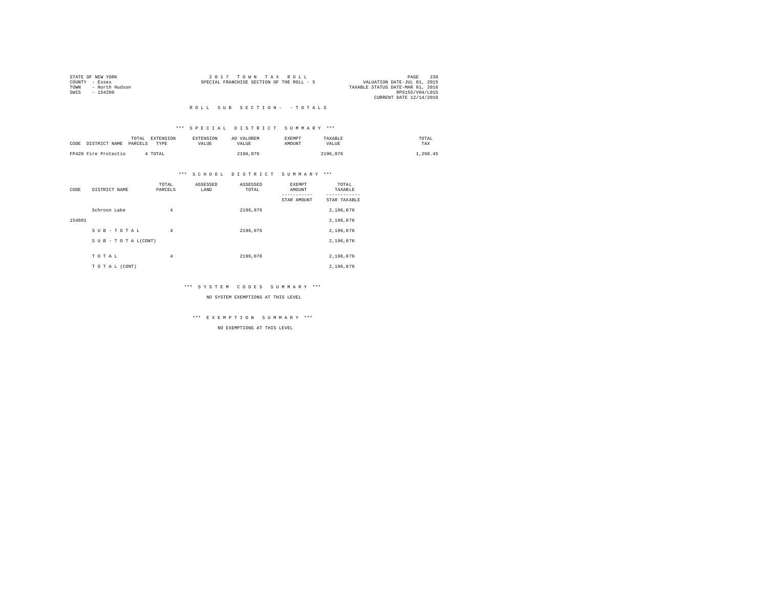STATE OF NEW YORK
COUNTY - Essex
TOWN - North Hudson
SWIS - 154200

2 0 1 7 T O W N T A X R O L L
SPECIAL FRANCHISE SECTION OF THE ROLL - 5

VALUATION DATE-JUL 01, 2015
TAXABLE STATUS DATE-MAR 01, 2016
RPS155/V04/L015
CURRENT DATE 12/14/2016

R O L L S U B S E C T I O N - - T O T A L S

*** S P E C I A L D I S T R I C T S U M M A R Y ***

| CODE | DISTRICT NAME | TOTAL PARCELS | EXTENSION TYPE | EXTENSION VALUE | AD VALOREM VALUE | EXEMPT AMOUNT | TAXABLE VALUE | TOTAL TAX |
|---|---|---|---|---|---|---|---|---|
| FP420 | Fire Protectio | 4 | TOTAL | | 2196,076 | | 2196,076 | 1,298.45 |

*** S C H O O L D I S T R I C T S U M M A R Y ***

| CODE | DISTRICT NAME | TOTAL PARCELS | ASSESSED LAND | ASSESSED TOTAL | EXEMPT AMOUNT / STAR AMOUNT | TOTAL TAXABLE / STAR TAXABLE |
|---|---|---|---|---|---|---|
| | Schroon Lake | 4 | | 2196,076 | | 2,196,076 |
| 154601 | | | | | | 2,196,076 |
| | S U B - T O T A L | 4 | | 2196,076 | | 2,196,076 |
| | S U B - T O T A L(CONT) | | | | | 2,196,076 |
| | T O T A L | 4 | | 2196,076 | | 2,196,076 |
| | T O T A L (CONT) | | | | | 2,196,076 |

*** S Y S T E M C O D E S S U M M A R Y ***

NO SYSTEM EXEMPTIONS AT THIS LEVEL

*** E X E M P T I O N S U M M A R Y ***

NO EXEMPTIONS AT THIS LEVEL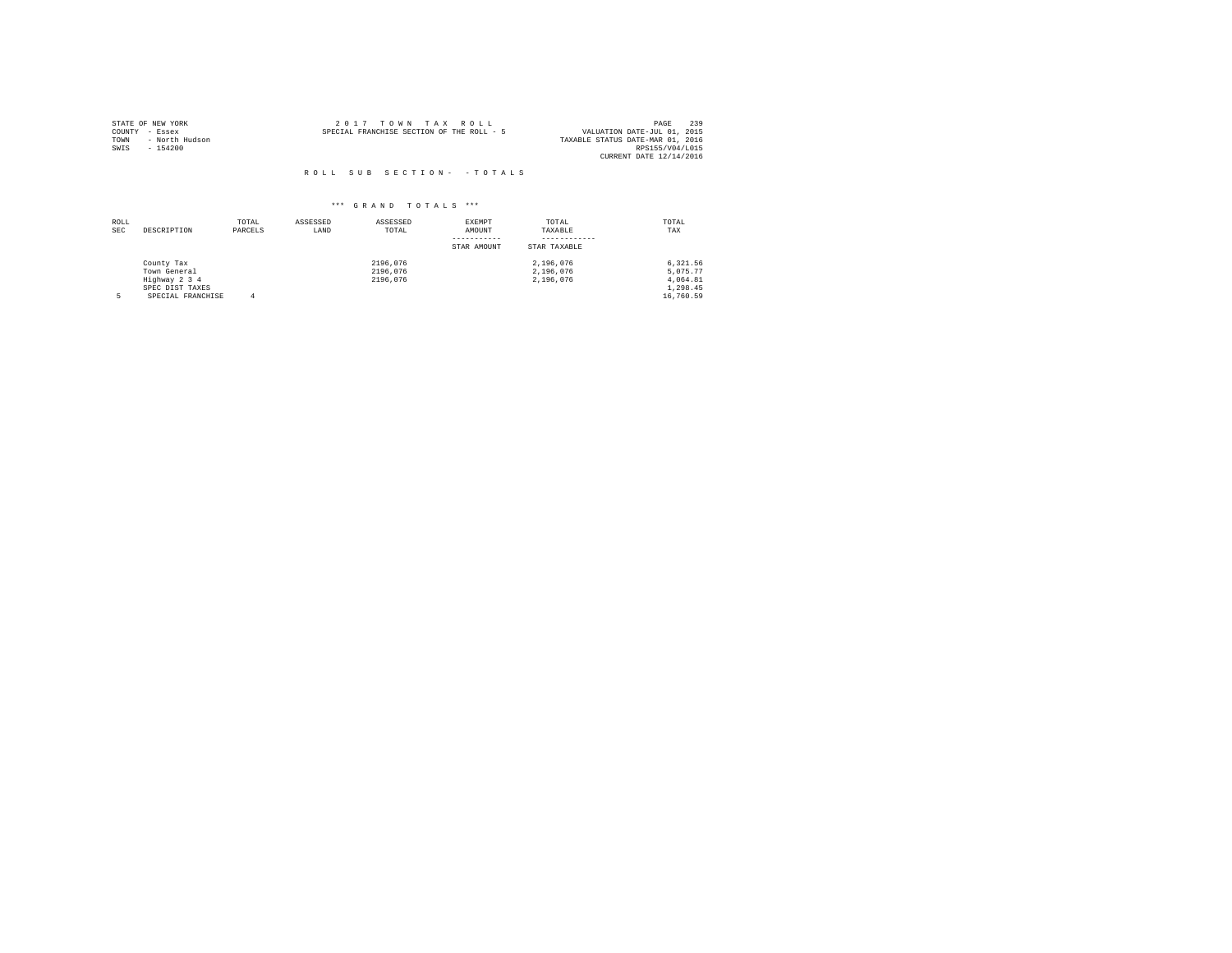STATE OF NEW YORK
COUNTY - Essex
TOWN - North Hudson
SWIS - 154200

2 0 1 7 T O W N T A X R O L L
SPECIAL FRANCHISE SECTION OF THE ROLL - 5

VALUATION DATE-JUL 01, 2015
TAXABLE STATUS DATE-MAR 01, 2016
RPS155/V04/L015
CURRENT DATE 12/14/2016

R O L L S U B S E C T I O N - - T O T A L S

\*\*\* G R A N D T O T A L S \*\*\*

| ROLL SEC | DESCRIPTION | TOTAL PARCELS | ASSESSED LAND | ASSESSED TOTAL | EXEMPT AMOUNT / STAR AMOUNT | TOTAL TAXABLE / STAR TAXABLE | TOTAL TAX |
|---|---|---|---|---|---|---|---|
| | County Tax | | | 2196,076 | | 2,196,076 | 6,321.56 |
| | Town General | | | 2196,076 | | 2,196,076 | 5,075.77 |
| | Highway 2 3 4 | | | 2196,076 | | 2,196,076 | 4,064.81 |
| | SPEC DIST TAXES | | | | | | 1,298.45 |
| 5 | SPECIAL FRANCHISE | 4 | | | | | 16,760.59 |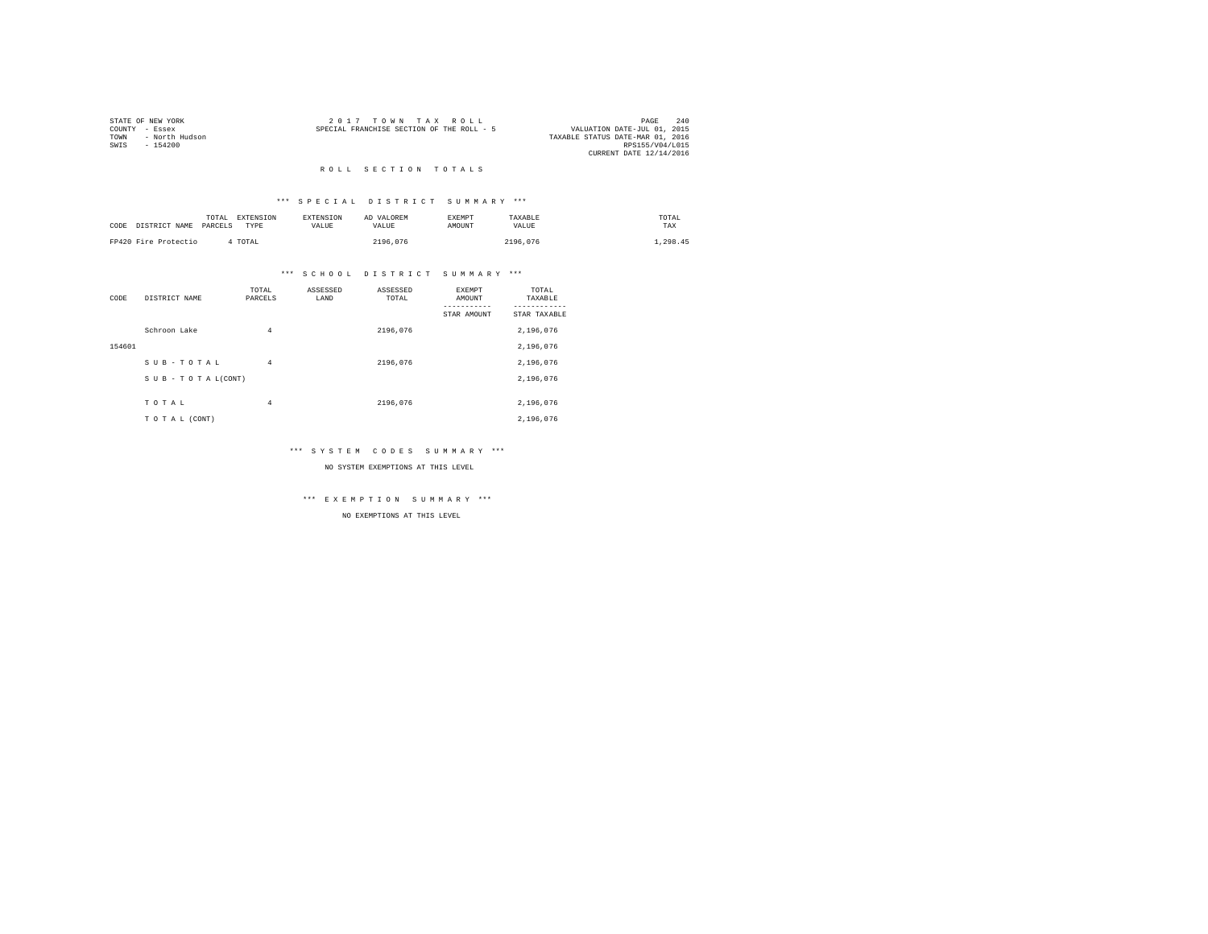STATE OF NEW YORK
COUNTY - Essex
TOWN - North Hudson
SWIS - 154200

2 0 1 7 T O W N T A X R O L L
SPECIAL FRANCHISE SECTION OF THE ROLL - 5

VALUATION DATE-JUL 01, 2015
TAXABLE STATUS DATE-MAR 01, 2016
RPS155/V04/L015
CURRENT DATE 12/14/2016

## R O L L S E C T I O N T O T A L S

### *** S P E C I A L D I S T R I C T S U M M A R Y ***

| CODE DISTRICT NAME | TOTAL PARCELS | EXTENSION TYPE | EXTENSION VALUE | AD VALOREM VALUE | EXEMPT AMOUNT | TAXABLE VALUE | TOTAL TAX |
|---|---|---|---|---|---|---|---|
| FP420 Fire Protectio | 4 | TOTAL | | 2196,076 | | 2196,076 | 1,298.45 |

### *** S C H O O L D I S T R I C T S U M M A R Y ***

| CODE | DISTRICT NAME | TOTAL PARCELS | ASSESSED LAND | ASSESSED TOTAL | EXEMPT AMOUNT / STAR AMOUNT | TOTAL TAXABLE / STAR TAXABLE |
|---|---|---|---|---|---|---|
| | Schroon Lake | 4 | | 2196,076 | | 2,196,076 |
| 154601 | | | | | | 2,196,076 |
| | S U B - T O T A L | 4 | | 2196,076 | | 2,196,076 |
| | S U B - T O T A L(CONT) | | | | | 2,196,076 |
| | T O T A L | 4 | | 2196,076 | | 2,196,076 |
| | T O T A L (CONT) | | | | | 2,196,076 |

### *** S Y S T E M C O D E S S U M M A R Y ***

NO SYSTEM EXEMPTIONS AT THIS LEVEL

### *** E X E M P T I O N S U M M A R Y ***

NO EXEMPTIONS AT THIS LEVEL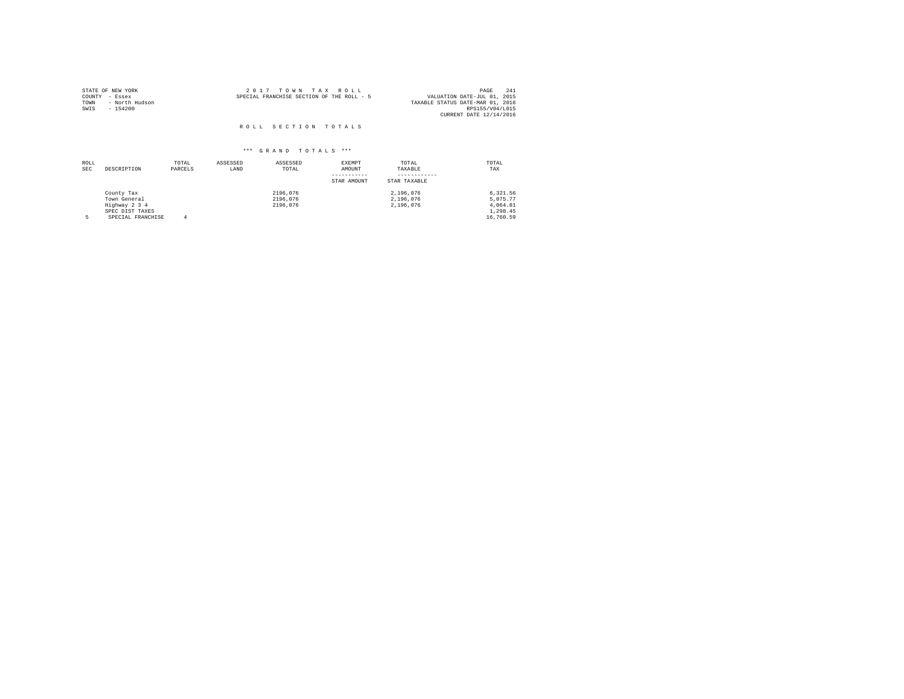STATE OF NEW YORK
COUNTY - Essex
TOWN - North Hudson
SWIS - 154200

2 0 1 7 T O W N T A X R O L L
SPECIAL FRANCHISE SECTION OF THE ROLL - 5

VALUATION DATE-JUL 01, 2015
TAXABLE STATUS DATE-MAR 01, 2016
RPS155/V04/L015
CURRENT DATE 12/14/2016

## R O L L S E C T I O N T O T A L S

### *** G R A N D T O T A L S ***

| ROLL SEC | DESCRIPTION | TOTAL PARCELS | ASSESSED LAND | ASSESSED TOTAL | EXEMPT AMOUNT / STAR AMOUNT | TOTAL TAXABLE / STAR TAXABLE | TOTAL TAX |
|---|---|---|---|---|---|---|---|
| | County Tax | | | 2196,076 | | 2,196,076 | 6,321.56 |
| | Town General | | | 2196,076 | | 2,196,076 | 5,075.77 |
| | Highway 2 3 4 | | | 2196,076 | | 2,196,076 | 4,064.81 |
| | SPEC DIST TAXES | | | | | | 1,298.45 |
| 5 | SPECIAL FRANCHISE | 4 | | | | | 16,760.59 |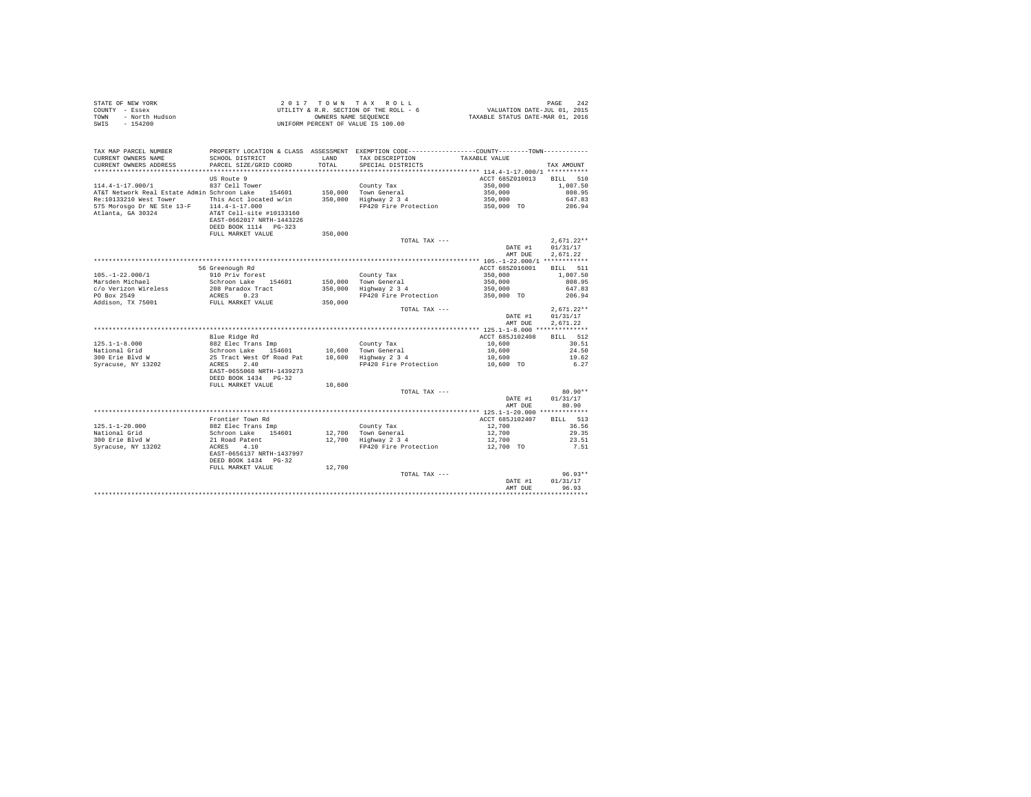STATE OF NEW YORK
COUNTY - Essex
TOWN - North Hudson
SWIS - 154200

2 0 1 7 T O W N T A X R O L L
UTILITY & R.R. SECTION OF THE ROLL - 6
OWNERS NAME SEQUENCE
UNIFORM PERCENT OF VALUE IS 100.00

VALUATION DATE-JUL 01, 2015
TAXABLE STATUS DATE-MAR 01, 2016

| TAX MAP PARCEL NUMBER / CURRENT OWNERS NAME / CURRENT OWNERS ADDRESS | PROPERTY LOCATION & CLASS / SCHOOL DISTRICT / PARCEL SIZE/GRID COORD | ASSESSMENT LAND / TOTAL | EXEMPTION CODE / TAX DESCRIPTION / SPECIAL DISTRICTS | COUNTY--------TOWN TAXABLE VALUE | TAX AMOUNT |
|---|---|---|---|---|---|
| **114.4-1-17.000/1** | US Route 9 | | | ACCT 685Z010013 | BILL 510 |
| 114.4-1-17.000/1 | 837 Cell Tower | | County Tax | 350,000 | 1,007.50 |
| AT&T Network Real Estate Admin | Schroon Lake 154601 | 150,000 | Town General | 350,000 | 808.95 |
| Re:10133210 West Tower | This Acct located w/in | 350,000 | Highway 2 3 4 | 350,000 | 647.83 |
| 575 Morosgo Dr NE Ste 13-F | 114.4-1-17.000 | | FP420 Fire Protection | 350,000 TO | 206.94 |
| Atlanta, GA 30324 | AT&T Cell-site #10133160 | | | | |
| | EAST-0662017 NRTH-1443226 | | | | |
| | DEED BOOK 1114 PG-323 | | | | |
| | FULL MARKET VALUE | 350,000 | | | |
| | | | TOTAL TAX --- | | 2,671.22** |
| | | | | DATE #1 | 01/31/17 |
| | | | | AMT DUE | 2,671.22 |
| **105.-1-22.000/1** | 56 Greenough Rd | | | ACCT 685Z016001 | BILL 511 |
| 105.-1-22.000/1 | 910 Priv forest | | County Tax | 350,000 | 1,007.50 |
| Marsden Michael | Schroon Lake 154601 | 150,000 | Town General | 350,000 | 808.95 |
| c/o Verizon Wireless | 208 Paradox Tract | 350,000 | Highway 2 3 4 | 350,000 | 647.83 |
| PO Box 2549 | ACRES 0.23 | | FP420 Fire Protection | 350,000 TO | 206.94 |
| Addison, TX 75001 | FULL MARKET VALUE | 350,000 | | | |
| | | | TOTAL TAX --- | | 2,671.22** |
| | | | | DATE #1 | 01/31/17 |
| | | | | AMT DUE | 2,671.22 |
| **125.1-1-8.000** | Blue Ridge Rd | | | ACCT 685J102408 | BILL 512 |
| 125.1-1-8.000 | 882 Elec Trans Imp | | County Tax | 10,600 | 30.51 |
| National Grid | Schroon Lake 154601 | 10,600 | Town General | 10,600 | 24.50 |
| 300 Erie Blvd W | 25 Tract West Of Road Pat | 10,600 | Highway 2 3 4 | 10,600 | 19.62 |
| Syracuse, NY 13202 | ACRES 2.40 | | FP420 Fire Protection | 10,600 TO | 6.27 |
| | EAST-0655068 NRTH-1439273 | | | | |
| | DEED BOOK 1434 PG-32 | | | | |
| | FULL MARKET VALUE | 10,600 | | | |
| | | | TOTAL TAX --- | | 80.90** |
| | | | | DATE #1 | 01/31/17 |
| | | | | AMT DUE | 80.90 |
| **125.1-1-20.000** | Frontier Town Rd | | | ACCT 685J102407 | BILL 513 |
| 125.1-1-20.000 | 882 Elec Trans Imp | | County Tax | 12,700 | 36.56 |
| National Grid | Schroon Lake 154601 | 12,700 | Town General | 12,700 | 29.35 |
| 300 Erie Blvd W | 21 Road Patent | 12,700 | Highway 2 3 4 | 12,700 | 23.51 |
| Syracuse, NY 13202 | ACRES 4.10 | | FP420 Fire Protection | 12,700 TO | 7.51 |
| | EAST-0656137 NRTH-1437997 | | | | |
| | DEED BOOK 1434 PG-32 | | | | |
| | FULL MARKET VALUE | 12,700 | | | |
| | | | TOTAL TAX --- | | 96.93** |
| | | | | DATE #1 | 01/31/17 |
| | | | | AMT DUE | 96.93 |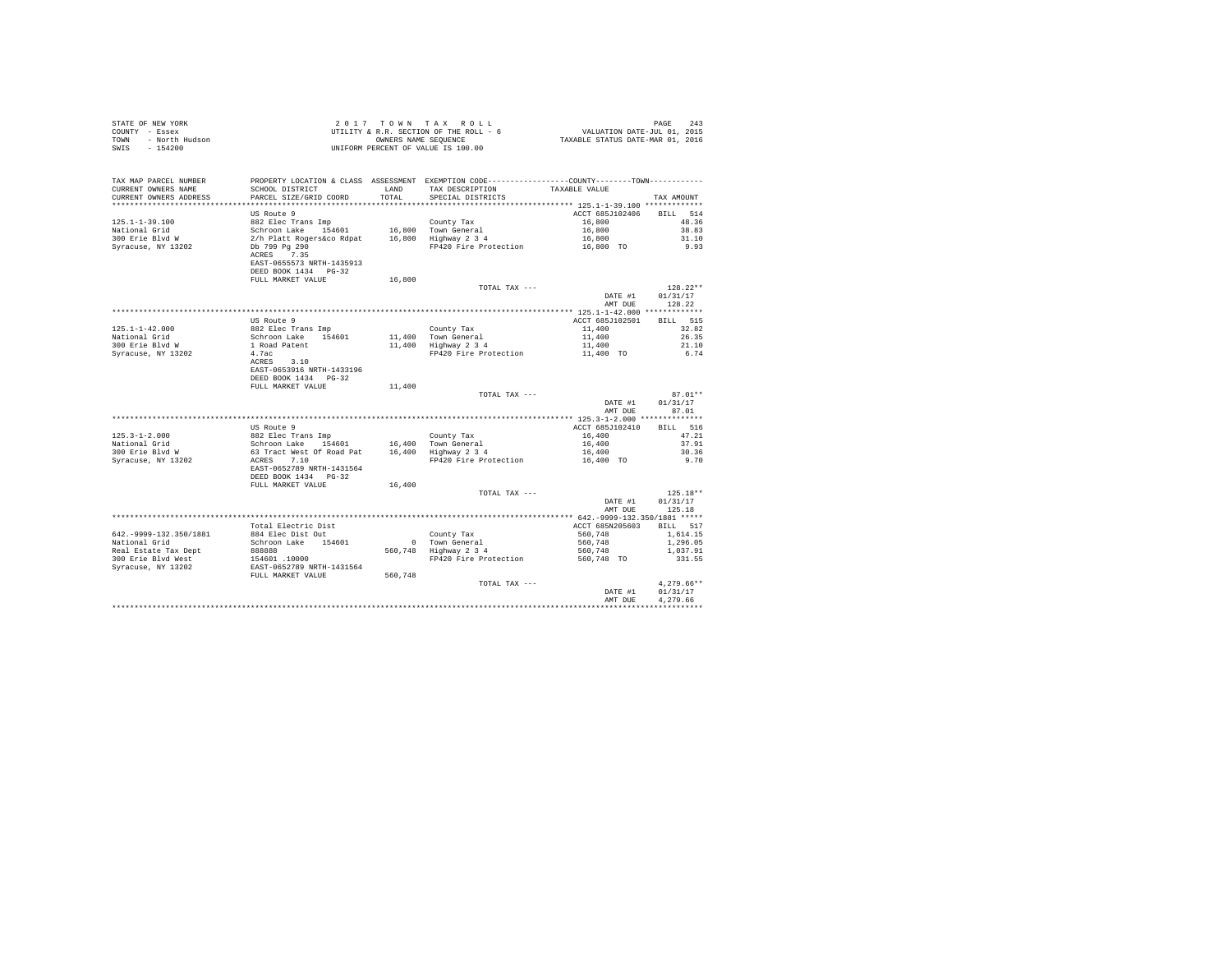STATE OF NEW YORK
COUNTY - Essex
TOWN - North Hudson
SWIS - 154200

2 0 1 7 T O W N T A X R O L L
UTILITY & R.R. SECTION OF THE ROLL - 6
OWNERS NAME SEQUENCE
UNIFORM PERCENT OF VALUE IS 100.00

VALUATION DATE-JUL 01, 2015
TAXABLE STATUS DATE-MAR 01, 2016

| TAX MAP PARCEL NUMBER / CURRENT OWNERS NAME / CURRENT OWNERS ADDRESS | PROPERTY LOCATION & CLASS / SCHOOL DISTRICT / PARCEL SIZE/GRID COORD | ASSESSMENT LAND | TOTAL | EXEMPTION CODE / TAX DESCRIPTION / SPECIAL DISTRICTS | TAXABLE VALUE (COUNTY--------TOWN) | TAX AMOUNT |
|---|---|---|---|---|---|---|
| **125.1-1-39.100** | US Route 9 | | | | ACCT 685J102406 | BILL 514 |
| 125.1-1-39.100 | 882 Elec Trans Imp | | | County Tax | 16,800 | 48.36 |
| National Grid | Schroon Lake 154601 | 16,800 | | Town General | 16,800 | 38.83 |
| 300 Erie Blvd W | 2/h Platt Rogers&co Rdpat | | 16,800 | Highway 2 3 4 | 16,800 | 31.10 |
| Syracuse, NY 13202 | Db 799 Pg 290 | | | FP420 Fire Protection | 16,800 TO | 9.93 |
| | ACRES 7.35 | | | | | |
| | EAST-0655573 NRTH-1435913 | | | | | |
| | DEED BOOK 1434 PG-32 | | | | | |
| | FULL MARKET VALUE | | 16,800 | | | |
| | | | | TOTAL TAX --- | | 128.22** |
| | | | | | DATE #1 | 01/31/17 |
| | | | | | AMT DUE | 128.22 |
| **125.1-1-42.000** | US Route 9 | | | | ACCT 685J102501 | BILL 515 |
| 125.1-1-42.000 | 882 Elec Trans Imp | | | County Tax | 11,400 | 32.82 |
| National Grid | Schroon Lake 154601 | 11,400 | | Town General | 11,400 | 26.35 |
| 300 Erie Blvd W | 1 Road Patent | | 11,400 | Highway 2 3 4 | 11,400 | 21.10 |
| Syracuse, NY 13202 | 4.7ac | | | FP420 Fire Protection | 11,400 TO | 6.74 |
| | ACRES 3.10 | | | | | |
| | EAST-0653916 NRTH-1433196 | | | | | |
| | DEED BOOK 1434 PG-32 | | | | | |
| | FULL MARKET VALUE | | 11,400 | | | |
| | | | | TOTAL TAX --- | | 87.01** |
| | | | | | DATE #1 | 01/31/17 |
| | | | | | AMT DUE | 87.01 |
| **125.3-1-2.000** | US Route 9 | | | | ACCT 685J102410 | BILL 516 |
| 125.3-1-2.000 | 882 Elec Trans Imp | | | County Tax | 16,400 | 47.21 |
| National Grid | Schroon Lake 154601 | 16,400 | | Town General | 16,400 | 37.91 |
| 300 Erie Blvd W | 63 Tract West Of Road Pat | | 16,400 | Highway 2 3 4 | 16,400 | 30.36 |
| Syracuse, NY 13202 | ACRES 7.10 | | | FP420 Fire Protection | 16,400 TO | 9.70 |
| | EAST-0652789 NRTH-1431564 | | | | | |
| | DEED BOOK 1434 PG-32 | | | | | |
| | FULL MARKET VALUE | | 16,400 | | | |
| | | | | TOTAL TAX --- | | 125.18** |
| | | | | | DATE #1 | 01/31/17 |
| | | | | | AMT DUE | 125.18 |
| **642.-9999-132.350/1881** | Total Electric Dist | | | | ACCT 685N205603 | BILL 517 |
| 642.-9999-132.350/1881 | 884 Elec Dist Out | | | County Tax | 560,748 | 1,614.15 |
| National Grid | Schroon Lake 154601 | 0 | | Town General | 560,748 | 1,296.05 |
| Real Estate Tax Dept | 888888 | | 560,748 | Highway 2 3 4 | 560,748 | 1,037.91 |
| 300 Erie Blvd West | 154601 .10000 | | | FP420 Fire Protection | 560,748 TO | 331.55 |
| Syracuse, NY 13202 | EAST-0652789 NRTH-1431564 | | | | | |
| | FULL MARKET VALUE | | 560,748 | | | |
| | | | | TOTAL TAX --- | | 4,279.66** |
| | | | | | DATE #1 | 01/31/17 |
| | | | | | AMT DUE | 4,279.66 |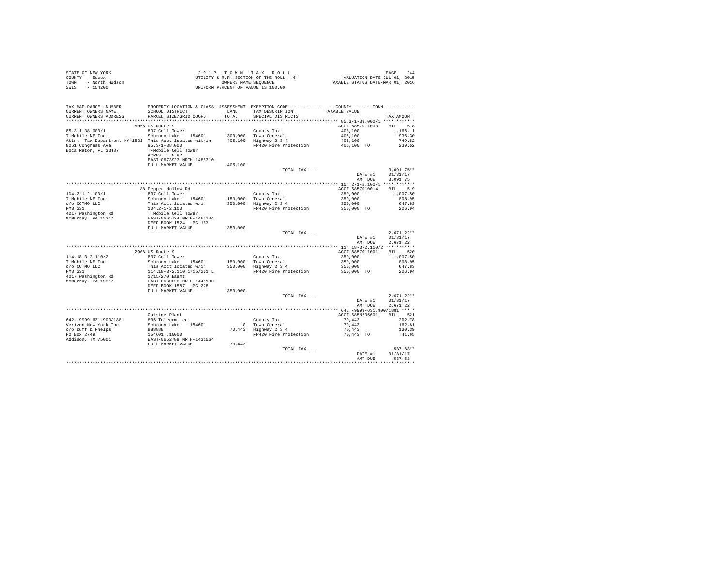STATE OF NEW YORK
COUNTY - Essex
TOWN - North Hudson
SWIS - 154200

2 0 1 7 T O W N T A X R O L L
UTILITY & R.R. SECTION OF THE ROLL - 6
OWNERS NAME SEQUENCE
UNIFORM PERCENT OF VALUE IS 100.00

VALUATION DATE-JUL 01, 2015
TAXABLE STATUS DATE-MAR 01, 2016

| TAX MAP PARCEL NUMBER<br>CURRENT OWNERS NAME<br>CURRENT OWNERS ADDRESS | PROPERTY LOCATION & CLASS<br>SCHOOL DISTRICT<br>PARCEL SIZE/GRID COORD | ASSESSMENT<br>LAND<br>TOTAL | EXEMPTION CODE<br>TAX DESCRIPTION<br>SPECIAL DISTRICTS | COUNTY--------TOWN<br>TAXABLE VALUE | TAX AMOUNT |
|---|---|---|---|---|---|
| **85.3-1-38.000/1** | 5055 US Route 9 | | | ACCT 685Z011003 | BILL 518 |
| 85.3-1-38.000/1 | 837 Cell Tower | | County Tax | 405,100 | 1,166.11 |
| T-Mobile NE Inc | Schroon Lake 154601 | 300,000 | Town General | 405,100 | 936.30 |
| Attn: Tax Department-NY41521 | This Acct located within | 405,100 | Highway 2 3 4 | 405,100 | 749.82 |
| 8051 Congress Ave | 85.3-1-38.000 | | FP420 Fire Protection | 405,100 TO | 239.52 |
| Boca Raton, FL 33487 | T-Mobile Cell Tower | | | | |
| | ACRES 0.92 | | | | |
| | EAST-0673923 NRTH-1488310 | | | | |
| | FULL MARKET VALUE | 405,100 | | | |
| | | | TOTAL TAX --- | | 3,091.75** |
| | | | | DATE #1 | 01/31/17 |
| | | | | AMT DUE | 3,091.75 |
| **104.2-1-2.100/1** | 88 Pepper Hollow Rd | | | ACCT 685Z010014 | BILL 519 |
| 104.2-1-2.100/1 | 837 Cell Tower | | County Tax | 350,000 | 1,007.50 |
| T-Mobile NE Inc | Schroon Lake 154601 | 150,000 | Town General | 350,000 | 808.95 |
| c/o CCTMO LLC | This Acct located w/in | 350,000 | Highway 2 3 4 | 350,000 | 647.83 |
| PMB 331 | 104.2-1-2.100 | | FP420 Fire Protection | 350,000 TO | 206.94 |
| 4017 Washington Rd | T Mobile Cell Tower | | | | |
| McMurray, PA 15317 | EAST-0665724 NRTH-1464204 | | | | |
| | DEED BOOK 1524 PG-163 | | | | |
| | FULL MARKET VALUE | 350,000 | | | |
| | | | TOTAL TAX --- | | 2,671.22** |
| | | | | DATE #1 | 01/31/17 |
| | | | | AMT DUE | 2,671.22 |
| **114.18-3-2.110/2** | 2906 US Route 9 | | | ACCT 685Z011001 | BILL 520 |
| 114.18-3-2.110/2 | 837 Cell Tower | | County Tax | 350,000 | 1,007.50 |
| T-Mobile NE Inc | Schroon Lake 154601 | 150,000 | Town General | 350,000 | 808.95 |
| c/o CCTMO LLC | This Acct located w/in | 350,000 | Highway 2 3 4 | 350,000 | 647.83 |
| PMB 331 | 114.18-3-2.110 1715/261 L | | FP420 Fire Protection | 350,000 TO | 206.94 |
| 4017 Washington Rd | 1715/270 Easmt | | | | |
| McMurray, PA 15317 | EAST-0660028 NRTH-1441190 | | | | |
| | DEED BOOK 1587 PG-278 | | | | |
| | FULL MARKET VALUE | 350,000 | | | |
| | | | TOTAL TAX --- | | 2,671.22** |
| | | | | DATE #1 | 01/31/17 |
| | | | | AMT DUE | 2,671.22 |
| **642.-9999-631.900/1881** | Outside Plant | | | ACCT 685N205601 | BILL 521 |
| 642.-9999-631.900/1881 | 836 Telecom. eq. | | County Tax | 70,443 | 202.78 |
| Verizon New York Inc | Schroon Lake 154601 | 0 | Town General | 70,443 | 162.81 |
| c/o Duff & Phelps | 888888 | 70,443 | Highway 2 3 4 | 70,443 | 130.39 |
| PO Box 2749 | 154601 .10000 | | FP420 Fire Protection | 70,443 TO | 41.65 |
| Addison, TX 75001 | EAST-0652709 NRTH-1431564 | | | | |
| | FULL MARKET VALUE | 70,443 | | | |
| | | | TOTAL TAX --- | | 537.63** |
| | | | | DATE #1 | 01/31/17 |
| | | | | AMT DUE | 537.63 |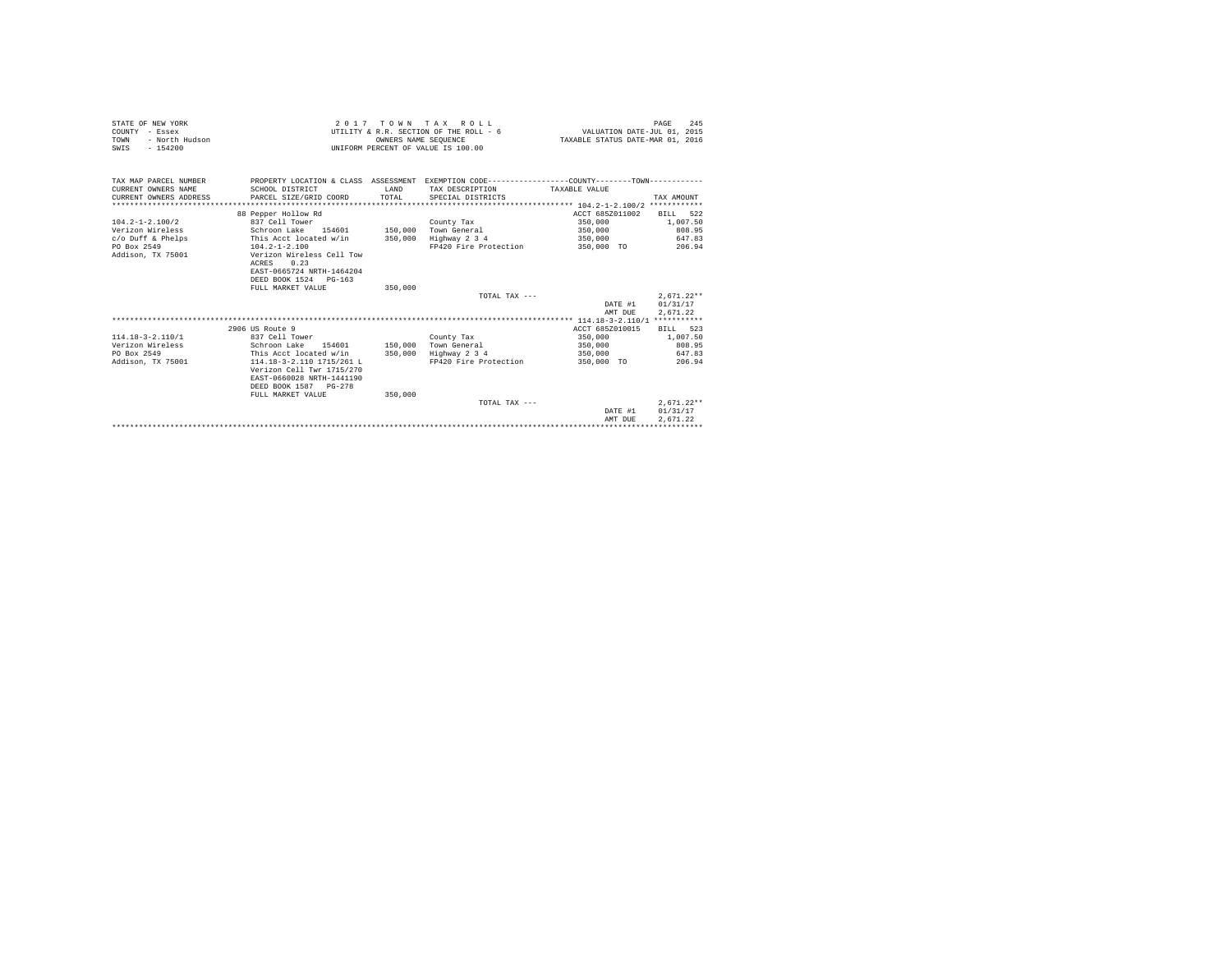STATE OF NEW YORK
COUNTY - Essex
TOWN - North Hudson
SWIS - 154200

2 0 1 7 T O W N T A X R O L L
UTILITY & R.R. SECTION OF THE ROLL - 6
OWNERS NAME SEQUENCE
UNIFORM PERCENT OF VALUE IS 100.00

VALUATION DATE-JUL 01, 2015
TAXABLE STATUS DATE-MAR 01, 2016

| TAX MAP PARCEL NUMBER / CURRENT OWNERS NAME / CURRENT OWNERS ADDRESS | PROPERTY LOCATION & CLASS / SCHOOL DISTRICT / PARCEL SIZE/GRID COORD | ASSESSMENT LAND / TOTAL | EXEMPTION CODE / TAX DESCRIPTION / SPECIAL DISTRICTS | COUNTY--------TOWN TAXABLE VALUE | TAX AMOUNT |
|---|---|---|---|---|---|
| **104.2-1-2.100/2** | 88 Pepper Hollow Rd | | | ACCT 685Z011002 | BILL 522 |
| 104.2-1-2.100/2 | 837 Cell Tower | | County Tax | 350,000 | 1,007.50 |
| Verizon Wireless | Schroon Lake 154601 | 150,000 | Town General | 350,000 | 808.95 |
| c/o Duff & Phelps | This Acct located w/in | 350,000 | Highway 2 3 4 | 350,000 | 647.83 |
| PO Box 2549 | 104.2-1-2.100 | | FP420 Fire Protection | 350,000 TO | 206.94 |
| Addison, TX 75001 | Verizon Wireless Cell Tow | | | | |
| | ACRES 0.23 | | | | |
| | EAST-0665724 NRTH-1464204 | | | | |
| | DEED BOOK 1524 PG-163 | | | | |
| | FULL MARKET VALUE | 350,000 | | | |
| | | | TOTAL TAX --- | | 2,671.22** |
| | | | | DATE #1 | 01/31/17 |
| | | | | AMT DUE | 2,671.22 |
| **114.18-3-2.110/1** | 2906 US Route 9 | | | ACCT 685Z010015 | BILL 523 |
| 114.18-3-2.110/1 | 837 Cell Tower | | County Tax | 350,000 | 1,007.50 |
| Verizon Wireless | Schroon Lake 154601 | 150,000 | Town General | 350,000 | 808.95 |
| PO Box 2549 | This Acct located w/in | 350,000 | Highway 2 3 4 | 350,000 | 647.83 |
| Addison, TX 75001 | 114.18-3-2.110 1715/261 L | | FP420 Fire Protection | 350,000 TO | 206.94 |
| | Verizon Cell Twr 1715/270 | | | | |
| | EAST-0660028 NRTH-1441190 | | | | |
| | DEED BOOK 1587 PG-278 | | | | |
| | FULL MARKET VALUE | 350,000 | | | |
| | | | TOTAL TAX --- | | 2,671.22** |
| | | | | DATE #1 | 01/31/17 |
| | | | | AMT DUE | 2,671.22 |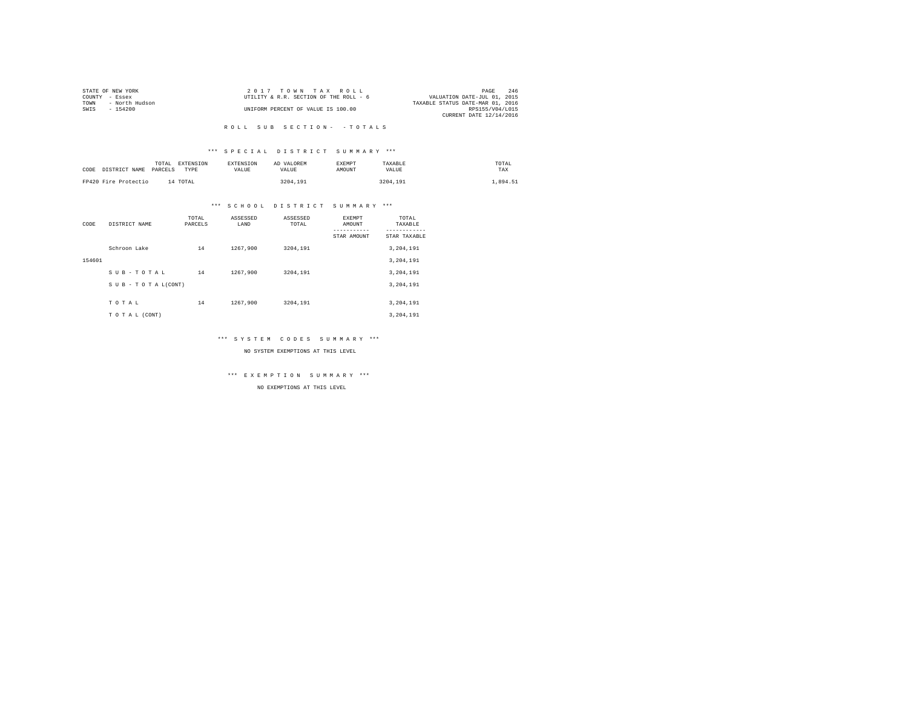STATE OF NEW YORK
COUNTY - Essex
TOWN - North Hudson
SWIS - 154200

2 0 1 7 T O W N T A X R O L L
UTILITY & R.R. SECTION OF THE ROLL - 6
UNIFORM PERCENT OF VALUE IS 100.00

VALUATION DATE-JUL 01, 2015
TAXABLE STATUS DATE-MAR 01, 2016
RPS155/V04/L015
CURRENT DATE 12/14/2016

R O L L S U B S E C T I O N - - T O T A L S

*** S P E C I A L D I S T R I C T S U M M A R Y ***

| CODE | DISTRICT NAME | TOTAL PARCELS | EXTENSION TYPE | EXTENSION VALUE | AD VALOREM VALUE | EXEMPT AMOUNT | TAXABLE VALUE | TOTAL TAX |
|---|---|---|---|---|---|---|---|---|
| FP420 | Fire Protectio | 14 | TOTAL | | 3204,191 | | 3204,191 | 1,894.51 |

*** S C H O O L D I S T R I C T S U M M A R Y ***

| CODE | DISTRICT NAME | TOTAL PARCELS | ASSESSED LAND | ASSESSED TOTAL | EXEMPT AMOUNT<br>-----------<br>STAR AMOUNT | TOTAL TAXABLE<br>------------<br>STAR TAXABLE |
|---|---|---|---|---|---|---|
| | Schroon Lake | 14 | 1267,900 | 3204,191 | | 3,204,191 |
| 154601 | | | | | | 3,204,191 |
| | S U B - T O T A L | 14 | 1267,900 | 3204,191 | | 3,204,191 |
| | S U B - T O T A L(CONT) | | | | | 3,204,191 |
| | T O T A L | 14 | 1267,900 | 3204,191 | | 3,204,191 |
| | T O T A L (CONT) | | | | | 3,204,191 |

*** S Y S T E M C O D E S S U M M A R Y ***

NO SYSTEM EXEMPTIONS AT THIS LEVEL

*** E X E M P T I O N S U M M A R Y ***

NO EXEMPTIONS AT THIS LEVEL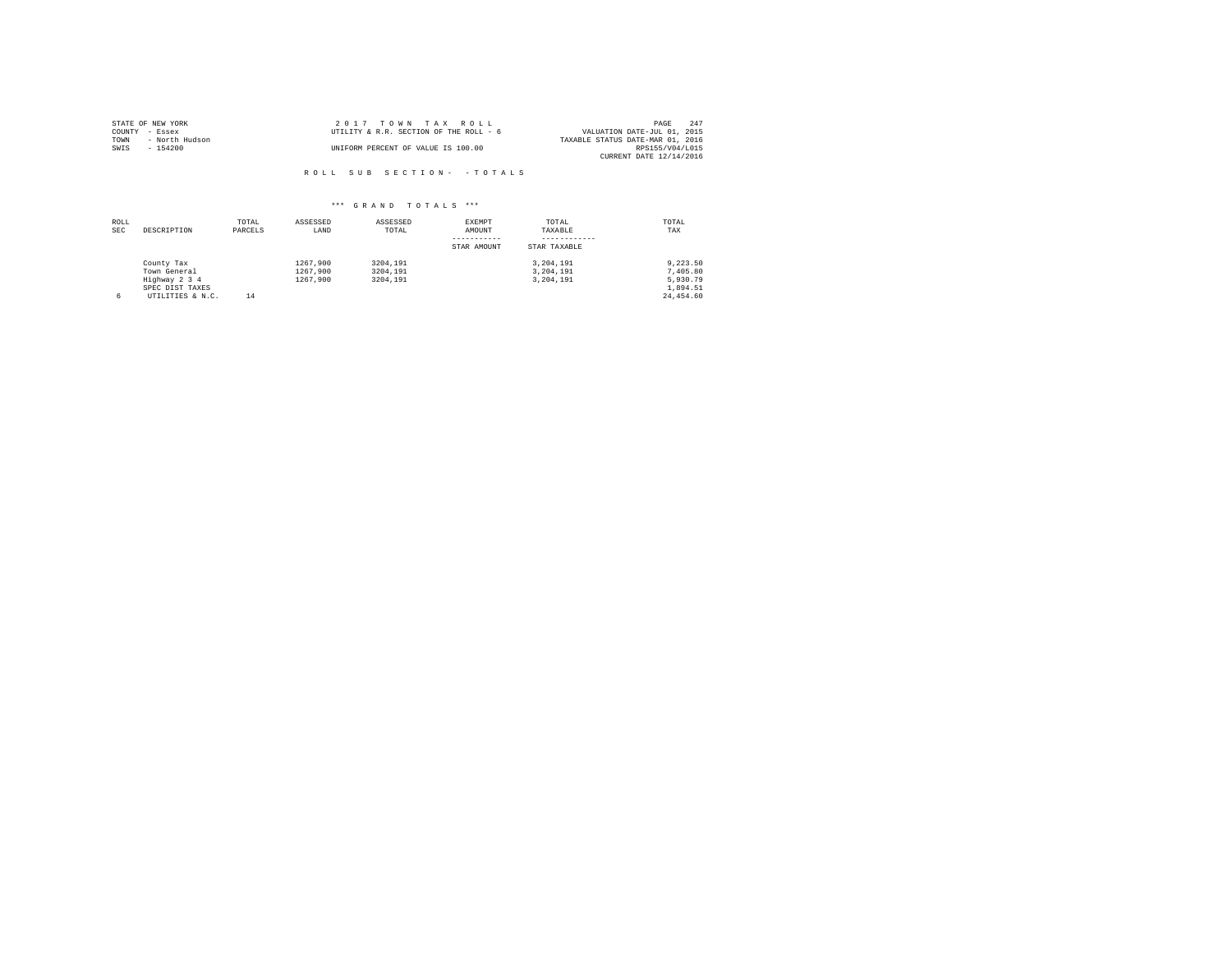STATE OF NEW YORK
COUNTY - Essex
TOWN - North Hudson
SWIS - 154200

2017 TOWN TAX ROLL
UTILITY & R.R. SECTION OF THE ROLL - 6
UNIFORM PERCENT OF VALUE IS 100.00

VALUATION DATE-JUL 01, 2015
TAXABLE STATUS DATE-MAR 01, 2016
RPS155/V04/L015
CURRENT DATE 12/14/2016

ROLL SUB SECTION- - TOTALS

*** GRAND TOTALS ***

| ROLL SEC | DESCRIPTION | TOTAL PARCELS | ASSESSED LAND | ASSESSED TOTAL | EXEMPT AMOUNT<br>-----------<br>STAR AMOUNT | TOTAL TAXABLE<br>------------<br>STAR TAXABLE | TOTAL TAX |
|---|---|---|---|---|---|---|---|
| | County Tax | | 1267,900 | 3204,191 | | 3,204,191 | 9,223.50 |
| | Town General | | 1267,900 | 3204,191 | | 3,204,191 | 7,405.80 |
| | Highway 2 3 4 | | 1267,900 | 3204,191 | | 3,204,191 | 5,930.79 |
| | SPEC DIST TAXES | | | | | | 1,894.51 |
| 6 | UTILITIES & N.C. | 14 | | | | | 24,454.60 |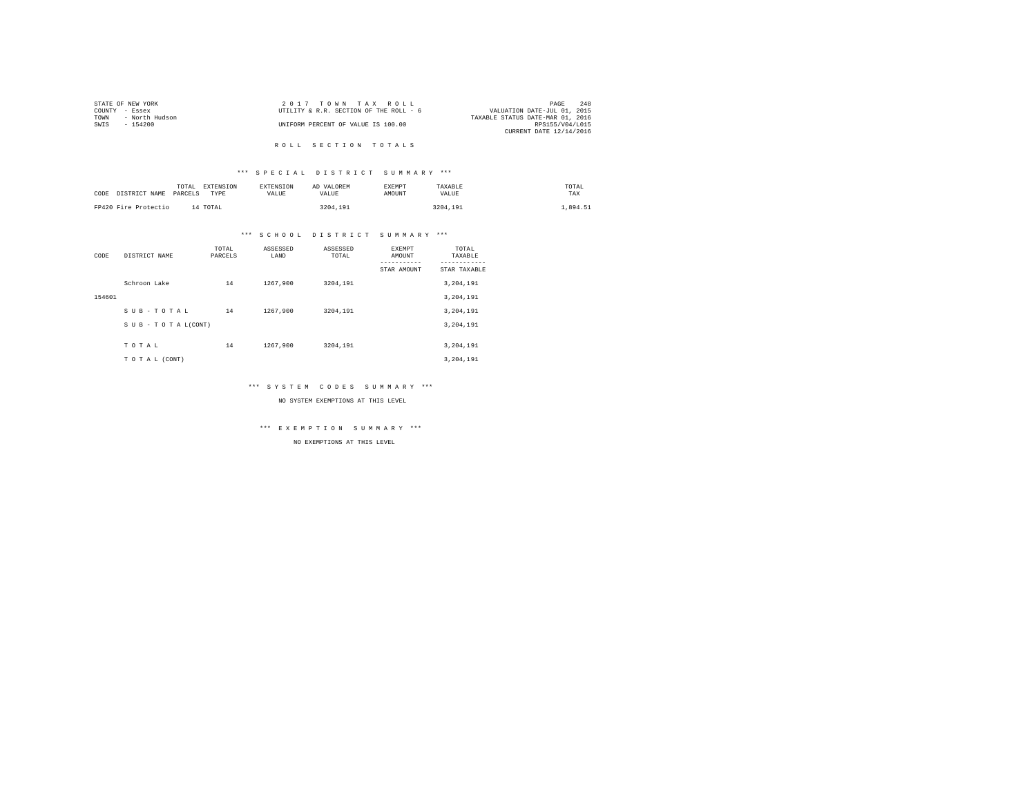STATE OF NEW YORK
COUNTY - Essex
TOWN - North Hudson
SWIS - 154200

2017 TOWN TAX ROLL
UTILITY & R.R. SECTION OF THE ROLL - 6
UNIFORM PERCENT OF VALUE IS 100.00

VALUATION DATE-JUL 01, 2015
TAXABLE STATUS DATE-MAR 01, 2016
RPS155/V04/L015
CURRENT DATE 12/14/2016

# ROLL SECTION TOTALS

## *** SPECIAL DISTRICT SUMMARY ***

| CODE | DISTRICT NAME | TOTAL PARCELS | EXTENSION TYPE | EXTENSION VALUE | AD VALOREM VALUE | EXEMPT AMOUNT | TAXABLE VALUE | TOTAL TAX |
|---|---|---|---|---|---|---|---|---|
| FP420 | Fire Protectio | 14 | TOTAL | | 3204,191 | | 3204,191 | 1,894.51 |

## *** SCHOOL DISTRICT SUMMARY ***

| CODE | DISTRICT NAME | TOTAL PARCELS | ASSESSED LAND | ASSESSED TOTAL | EXEMPT AMOUNT / STAR AMOUNT | TOTAL TAXABLE / STAR TAXABLE |
|---|---|---|---|---|---|---|
| | Schroon Lake | 14 | 1267,900 | 3204,191 | | 3,204,191 |
| 154601 | | | | | | 3,204,191 |
| | SUB-TOTAL | 14 | 1267,900 | 3204,191 | | 3,204,191 |
| | SUB-TOTAL(CONT) | | | | | 3,204,191 |
| | TOTAL | 14 | 1267,900 | 3204,191 | | 3,204,191 |
| | TOTAL (CONT) | | | | | 3,204,191 |

## *** SYSTEM CODES SUMMARY ***

NO SYSTEM EXEMPTIONS AT THIS LEVEL

## *** EXEMPTION SUMMARY ***

NO EXEMPTIONS AT THIS LEVEL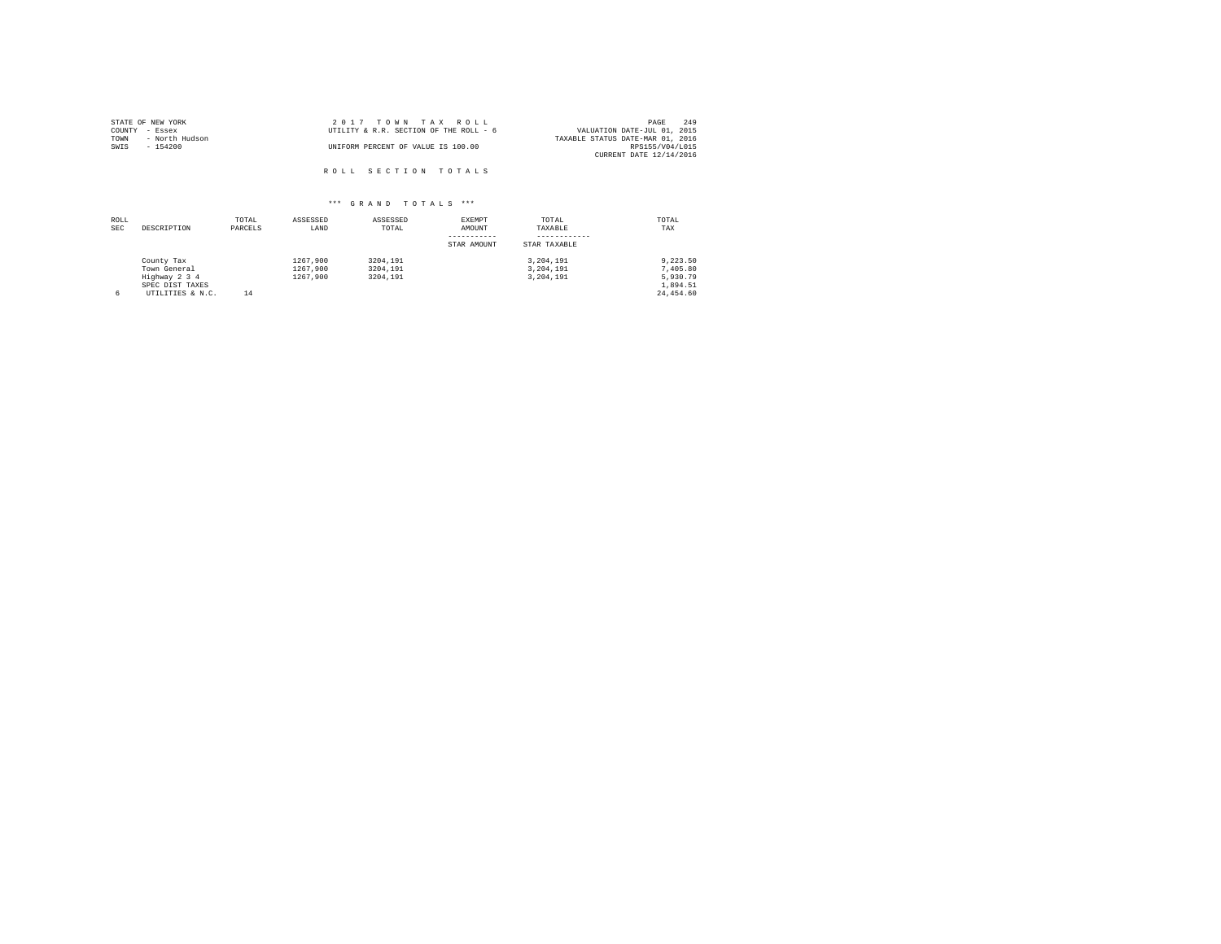STATE OF NEW YORK
COUNTY - Essex
TOWN - North Hudson
SWIS - 154200

2 0 1 7 T O W N T A X R O L L
UTILITY & R.R. SECTION OF THE ROLL - 6
UNIFORM PERCENT OF VALUE IS 100.00

VALUATION DATE-JUL 01, 2015
TAXABLE STATUS DATE-MAR 01, 2016
RPS155/V04/L015
CURRENT DATE 12/14/2016

## R O L L S E C T I O N T O T A L S

### *** G R A N D T O T A L S ***

| ROLL SEC | DESCRIPTION | TOTAL PARCELS | ASSESSED LAND | ASSESSED TOTAL | EXEMPT AMOUNT / STAR AMOUNT | TOTAL TAXABLE / STAR TAXABLE | TOTAL TAX |
|---|---|---|---|---|---|---|---|
| | County Tax | | 1267,900 | 3204,191 | | 3,204,191 | 9,223.50 |
| | Town General | | 1267,900 | 3204,191 | | 3,204,191 | 7,405.80 |
| | Highway 2 3 4 | | 1267,900 | 3204,191 | | 3,204,191 | 5,930.79 |
| | SPEC DIST TAXES | | | | | | 1,894.51 |
| 6 | UTILITIES & N.C. | 14 | | | | | 24,454.60 |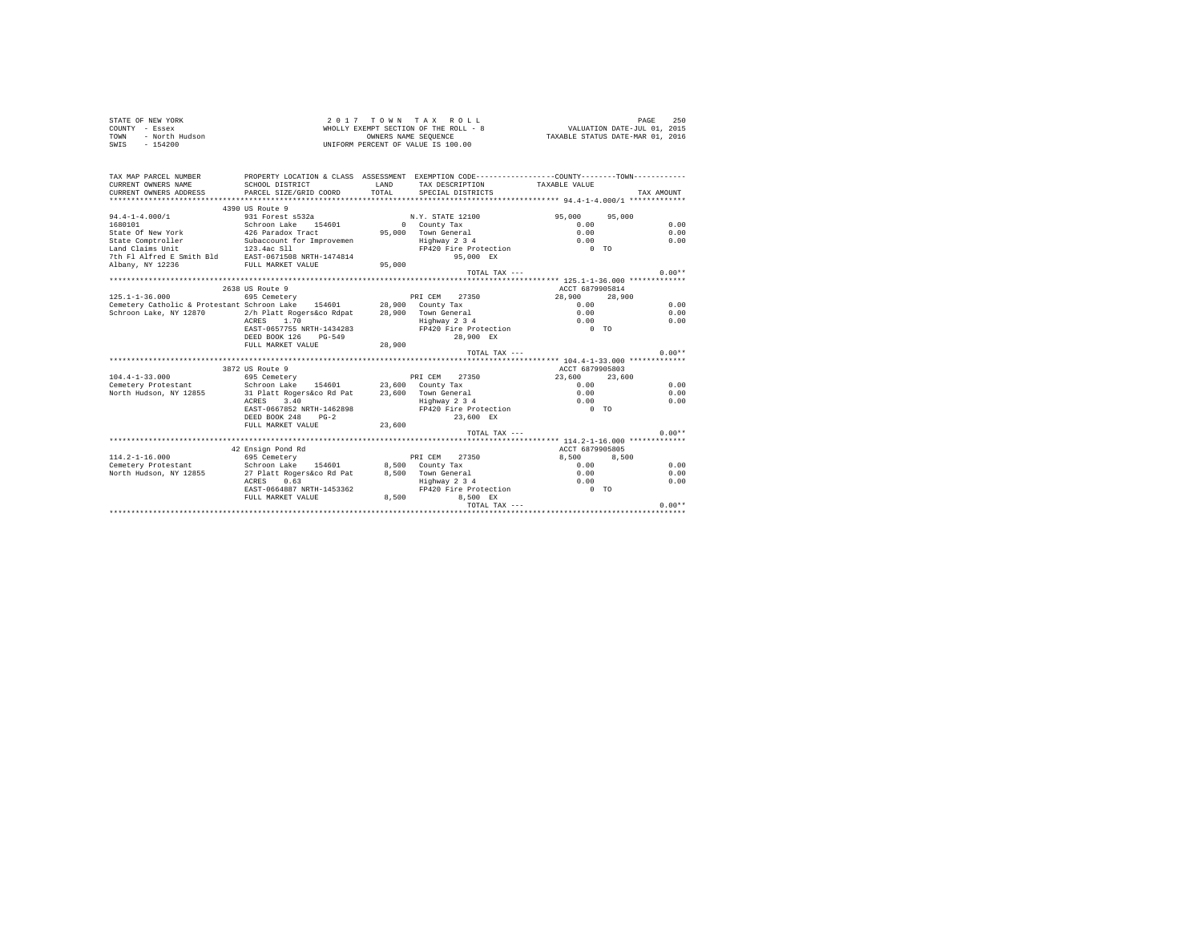STATE OF NEW YORK
COUNTY - Essex
TOWN - North Hudson
SWIS - 154200

2 0 1 7 T O W N T A X R O L L
WHOLLY EXEMPT SECTION OF THE ROLL - 8
OWNERS NAME SEQUENCE
UNIFORM PERCENT OF VALUE IS 100.00

VALUATION DATE-JUL 01, 2015
TAXABLE STATUS DATE-MAR 01, 2016

```
TAX MAP PARCEL NUMBER          PROPERTY LOCATION & CLASS  ASSESSMENT  EXEMPTION CODE-----------------COUNTY--------TOWN-----------
CURRENT OWNERS NAME            SCHOOL DISTRICT              LAND      TAX DESCRIPTION           TAXABLE VALUE
CURRENT OWNERS ADDRESS         PARCEL SIZE/GRID COORD       TOTAL     SPECIAL DISTRICTS                                   TAX AMOUNT
******************************************************************************************************* 94.4-1-4.000/1 ************
                               4390 US Route 9
94.4-1-4.000/1                 931 Forest s532a                     N.Y. STATE 12100                95,000     95,000
1680101                        Schroon Lake    154601           0   County Tax                        0.00                    0.00
State Of New York              426 Paradox Tract           95,000   Town General                      0.00                    0.00
State Comptroller              Subaccount for Improvemen            Highway 2 3 4                     0.00                    0.00
Land Claims Unit               123.4ac Sll                          FP420 Fire Protection                0 TO
7th Fl Alfred E Smith Bld      EAST-0671508 NRTH-1474814                   95,000 EX
Albany, NY 12236               FULL MARKET VALUE           95,000
                                                                    TOTAL TAX ---                                          0.00**
******************************************************************************************************* 125.1-1-36.000 ************
                               2638 US Route 9                                                     ACCT 6879905814
125.1-1-36.000                 695 Cemetery                         PRI CEM    27350                28,900     28,900
Cemetery Catholic & Protestant Schroon Lake    154601      28,900   County Tax                        0.00                    0.00
Schroon Lake, NY 12870         2/h Platt Rogers&co Rdpat   28,900   Town General                      0.00                    0.00
                               ACRES    1.70                        Highway 2 3 4                     0.00                    0.00
                               EAST-0657755 NRTH-1434283            FP420 Fire Protection                0 TO
                               DEED BOOK 126    PG-549                     28,900 EX
                               FULL MARKET VALUE           28,900
                                                                    TOTAL TAX ---                                          0.00**
******************************************************************************************************* 104.4-1-33.000 ************
                               3872 US Route 9                                                     ACCT 6879905803
104.4-1-33.000                 695 Cemetery                         PRI CEM    27350                23,600     23,600
Cemetery Protestant            Schroon Lake    154601      23,600   County Tax                        0.00                    0.00
North Hudson, NY 12855         31 Platt Rogers&co Rd Pat   23,600   Town General                      0.00                    0.00
                               ACRES    3.40                        Highway 2 3 4                     0.00                    0.00
                               EAST-0667852 NRTH-1462898            FP420 Fire Protection                0 TO
                               DEED BOOK 248    PG-2                       23,600 EX
                               FULL MARKET VALUE           23,600
                                                                    TOTAL TAX ---                                          0.00**
******************************************************************************************************* 114.2-1-16.000 ************
                               42 Ensign Pond Rd                                                   ACCT 6879905805
114.2-1-16.000                 695 Cemetery                         PRI CEM    27350                 8,500      8,500
Cemetery Protestant            Schroon Lake    154601       8,500   County Tax                        0.00                    0.00
North Hudson, NY 12855         27 Platt Rogers&co Rd Pat    8,500   Town General                      0.00                    0.00
                               ACRES    0.63                        Highway 2 3 4                     0.00                    0.00
                               EAST-0664887 NRTH-1453362            FP420 Fire Protection                0 TO
                               FULL MARKET VALUE            8,500          8,500 EX
                                                                    TOTAL TAX ---                                          0.00**
************************************************************************************************************************************
```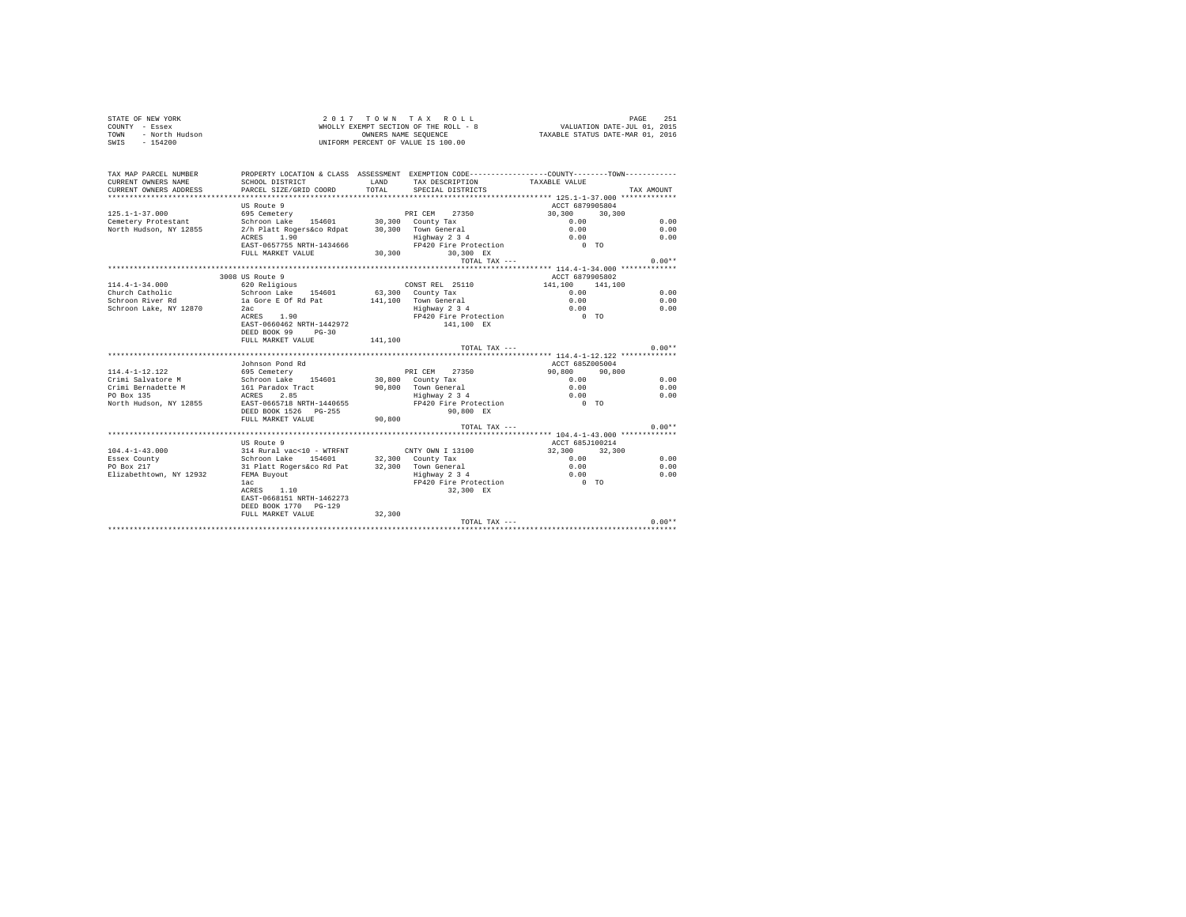STATE OF NEW YORK
COUNTY - Essex
TOWN - North Hudson
SWIS - 154200

2 0 1 7 T O W N T A X R O L L
WHOLLY EXEMPT SECTION OF THE ROLL - 8
OWNERS NAME SEQUENCE
UNIFORM PERCENT OF VALUE IS 100.00

VALUATION DATE-JUL 01, 2015
TAXABLE STATUS DATE-MAR 01, 2016

| TAX MAP PARCEL NUMBER / CURRENT OWNERS NAME / CURRENT OWNERS ADDRESS | PROPERTY LOCATION & CLASS / SCHOOL DISTRICT / PARCEL SIZE/GRID COORD | ASSESSMENT LAND / TOTAL | EXEMPTION CODE / TAX DESCRIPTION / SPECIAL DISTRICTS | COUNTY / TAXABLE VALUE | TOWN | TAX AMOUNT |
|---|---|---|---|---|---|---|
| **125.1-1-37.000** | US Route 9 | | | ACCT 6879905804 | | |
| 125.1-1-37.000 | 695 Cemetery | | PRI CEM 27350 | 30,300 | 30,300 | |
| Cemetery Protestant | Schroon Lake 154601 | 30,300 | County Tax | 0.00 | | 0.00 |
| North Hudson, NY 12855 | 2/h Platt Rogers&co Rdpat | 30,300 | Town General | 0.00 | | 0.00 |
| | ACRES 1.90 | | Highway 2 3 4 | 0.00 | | 0.00 |
| | EAST-0657755 NRTH-1434666 | | FP420 Fire Protection | 0 TO | | |
| | FULL MARKET VALUE | 30,300 | 30,300 EX | | | |
| | | | TOTAL TAX --- | | | 0.00** |
| **114.4-1-34.000** | 3008 US Route 9 | | | ACCT 6879905802 | | |
| 114.4-1-34.000 | 620 Religious | | CONST REL 25110 | 141,100 | 141,100 | |
| Church Catholic | Schroon Lake 154601 | 63,300 | County Tax | 0.00 | | 0.00 |
| Schroon River Rd | 1a Gore E Of Rd Pat | 141,100 | Town General | 0.00 | | 0.00 |
| Schroon Lake, NY 12870 | 2ac | | Highway 2 3 4 | 0.00 | | 0.00 |
| | ACRES 1.90 | | FP420 Fire Protection | 0 TO | | |
| | EAST-0660462 NRTH-1442972 | | 141,100 EX | | | |
| | DEED BOOK 99 PG-30 | | | | | |
| | FULL MARKET VALUE | 141,100 | | | | |
| | | | TOTAL TAX --- | | | 0.00** |
| **114.4-1-12.122** | Johnson Pond Rd | | | ACCT 685Z005004 | | |
| 114.4-1-12.122 | 695 Cemetery | | PRI CEM 27350 | 90,800 | 90,800 | |
| Crimi Salvatore M | Schroon Lake 154601 | 30,800 | County Tax | 0.00 | | 0.00 |
| Crimi Bernadette M | 161 Paradox Tract | 90,800 | Town General | 0.00 | | 0.00 |
| PO Box 135 | ACRES 2.85 | | Highway 2 3 4 | 0.00 | | 0.00 |
| North Hudson, NY 12855 | EAST-0665718 NRTH-1440655 | | FP420 Fire Protection | 0 TO | | |
| | DEED BOOK 1526 PG-255 | | 90,800 EX | | | |
| | FULL MARKET VALUE | 90,800 | | | | |
| | | | TOTAL TAX --- | | | 0.00** |
| **104.4-1-43.000** | US Route 9 | | | ACCT 685J100214 | | |
| 104.4-1-43.000 | 314 Rural vac<10 - WTRFNT | | CNTY OWN I 13100 | 32,300 | 32,300 | |
| Essex County | Schroon Lake 154601 | 32,300 | County Tax | 0.00 | | 0.00 |
| PO Box 217 | 31 Platt Rogers&co Rd Pat | 32,300 | Town General | 0.00 | | 0.00 |
| Elizabethtown, NY 12932 | FEMA Buyout | | Highway 2 3 4 | 0.00 | | 0.00 |
| | 1ac | | FP420 Fire Protection | 0 TO | | |
| | ACRES 1.10 | | 32,300 EX | | | |
| | EAST-0668151 NRTH-1462273 | | | | | |
| | DEED BOOK 1770 PG-129 | | | | | |
| | FULL MARKET VALUE | 32,300 | | | | |
| | | | TOTAL TAX --- | | | 0.00** |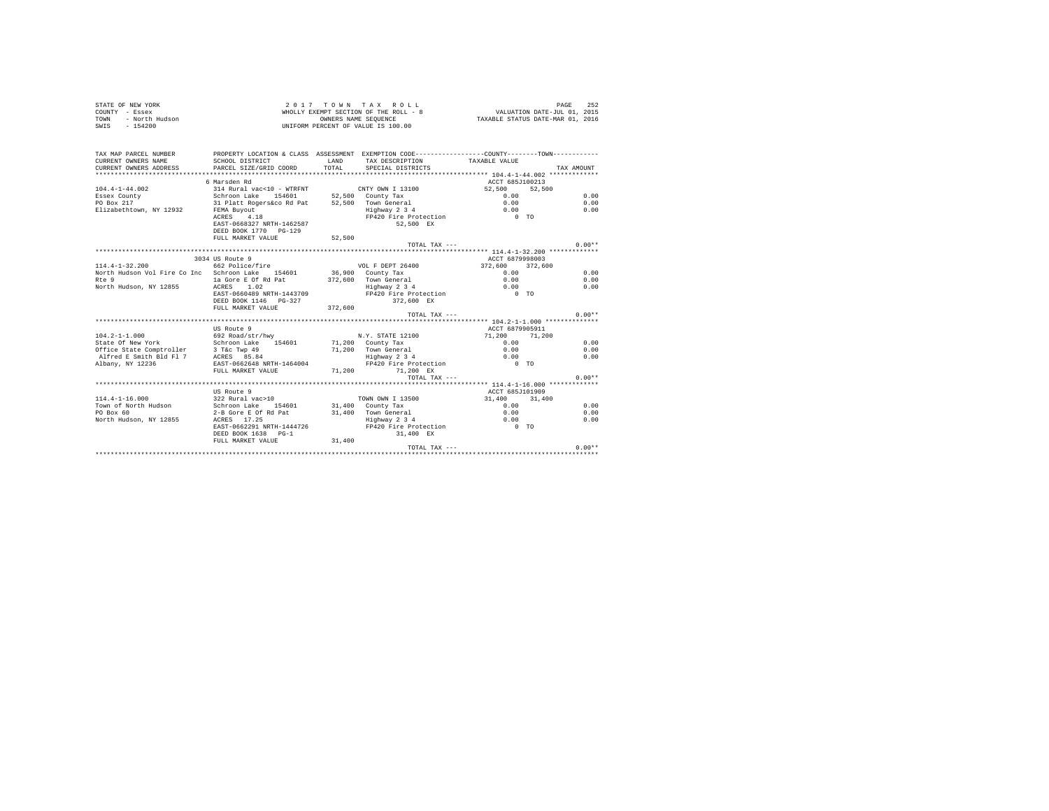STATE OF NEW YORK
COUNTY - Essex
TOWN - North Hudson
SWIS - 154200

2 0 1 7 T O W N T A X R O L L
WHOLLY EXEMPT SECTION OF THE ROLL - 8
OWNERS NAME SEQUENCE
UNIFORM PERCENT OF VALUE IS 100.00

VALUATION DATE-JUL 01, 2015
TAXABLE STATUS DATE-MAR 01, 2016

```
TAX MAP PARCEL NUMBER          PROPERTY LOCATION & CLASS  ASSESSMENT  EXEMPTION CODE-----------------COUNTY--------TOWN-----------
CURRENT OWNERS NAME            SCHOOL DISTRICT              LAND      TAX DESCRIPTION            TAXABLE VALUE
CURRENT OWNERS ADDRESS         PARCEL SIZE/GRID COORD       TOTAL     SPECIAL DISTRICTS                                   TAX AMOUNT
*********************************************************************************************** 104.4-1-44.002 ************
                               6 Marsden Rd                                                    ACCT 685J100213
104.4-1-44.002                 314 Rural vac<10 - WTRFNT         CNTY OWN I 13100             52,500     52,500
Essex County                   Schroon Lake   154601     52,500  County Tax                      0.00                   0.00
PO Box 217                     31 Platt Rogers&co Rd Pat 52,500  Town General                    0.00                   0.00
Elizabethtown, NY 12932        FEMA Buyout                       Highway 2 3 4                   0.00                   0.00
                               ACRES    4.18                     FP420 Fire Protection              0 TO
                               EAST-0668327 NRTH-1462587              52,500 EX
                               DEED BOOK 1770   PG-129
                               FULL MARKET VALUE          52,500
                                                                 TOTAL TAX ---                                        0.00**
*********************************************************************************************** 114.4-1-32.200 ************
                               3034 US Route 9                                                 ACCT 6879998003
114.4-1-32.200                 662 Police/fire                   VOL F DEPT 26400            372,600    372,600
North Hudson Vol Fire Co Inc   Schroon Lake   154601     36,900  County Tax                      0.00                   0.00
Rte 9                          1a Gore E Of Rd Pat      372,600  Town General                    0.00                   0.00
North Hudson, NY 12855         ACRES    1.02                     Highway 2 3 4                   0.00                   0.00
                               EAST-0660489 NRTH-1443709         FP420 Fire Protection              0 TO
                               DEED BOOK 1146   PG-327                372,600 EX
                               FULL MARKET VALUE         372,600
                                                                 TOTAL TAX ---                                        0.00**
*********************************************************************************************** 104.2-1-1.000 *************
                               US Route 9                                                      ACCT 6879905911
104.2-1-1.000                  692 Road/str/hwy                  N.Y. STATE 12100             71,200     71,200
State Of New York              Schroon Lake   154601     71,200  County Tax                      0.00                   0.00
Office State Comptroller       3 T&c Twp 49              71,200  Town General                    0.00                   0.00
 Alfred E Smith Bld Fl 7       ACRES   85.84                     Highway 2 3 4                   0.00                   0.00
Albany, NY 12236               EAST-0662648 NRTH-1464004         FP420 Fire Protection              0 TO
                               FULL MARKET VALUE          71,200      71,200 EX
                                                                 TOTAL TAX ---                                        0.00**
*********************************************************************************************** 114.4-1-16.000 ************
                               US Route 9                                                      ACCT 685J101909
114.4-1-16.000                 322 Rural vac>10                  TOWN OWN I 13500             31,400     31,400
Town of North Hudson           Schroon Lake   154601     31,400  County Tax                      0.00                   0.00
PO Box 60                      2-B Gore E Of Rd Pat      31,400  Town General                    0.00                   0.00
North Hudson, NY 12855         ACRES   17.25                     Highway 2 3 4                   0.00                   0.00
                               EAST-0662291 NRTH-1444726         FP420 Fire Protection              0 TO
                               DEED BOOK 1638   PG-1                  31,400 EX
                               FULL MARKET VALUE          31,400
                                                                 TOTAL TAX ---                                        0.00**
******************************************************************************************************************************
```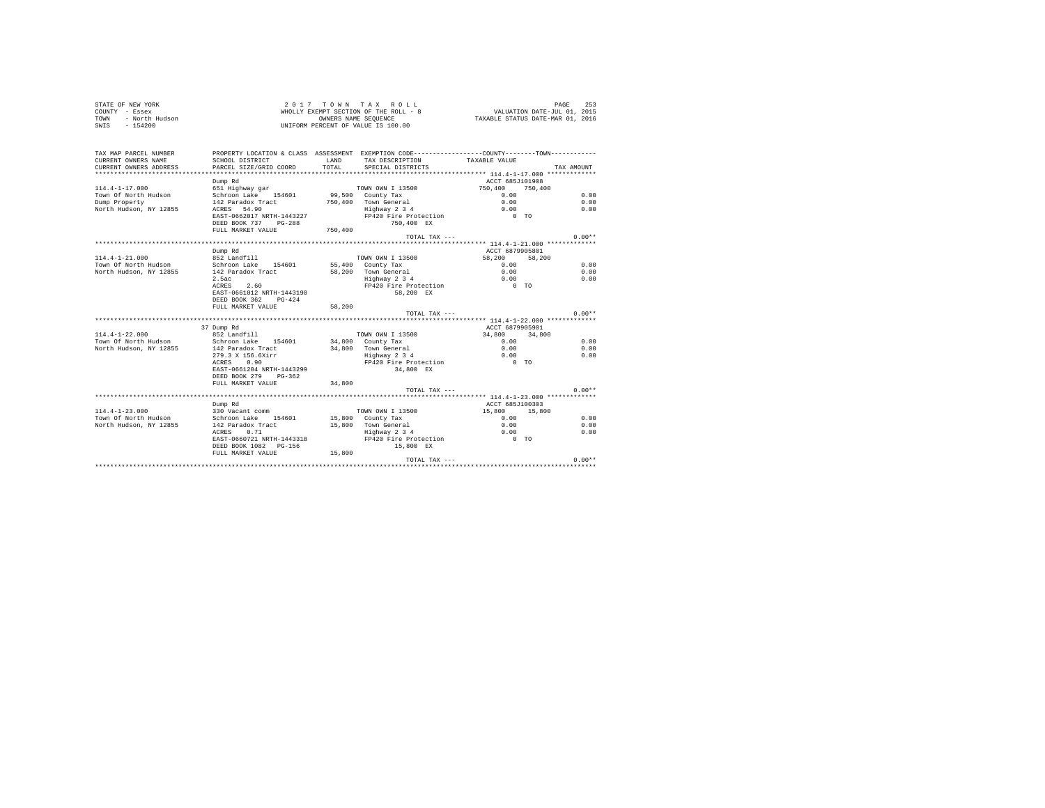STATE OF NEW YORK
COUNTY - Essex
TOWN - North Hudson
SWIS - 154200

2 0 1 7 T O W N T A X R O L L
WHOLLY EXEMPT SECTION OF THE ROLL - 8
OWNERS NAME SEQUENCE
UNIFORM PERCENT OF VALUE IS 100.00

VALUATION DATE-JUL 01, 2015
TAXABLE STATUS DATE-MAR 01, 2016

```
TAX MAP PARCEL NUMBER     PROPERTY LOCATION & CLASS  ASSESSMENT  EXEMPTION CODE-----------------COUNTY--------TOWN-----------
CURRENT OWNERS NAME       SCHOOL DISTRICT            LAND        TAX DESCRIPTION            TAXABLE VALUE
CURRENT OWNERS ADDRESS    PARCEL SIZE/GRID COORD     TOTAL       SPECIAL DISTRICTS                                    TAX AMOUNT
*************************************************************************************************** 114.4-1-17.000 ************
                          Dump Rd                                                           ACCT 685J101908
114.4-1-17.000            651 Highway gar                        TOWN OWN I 13500           750,400     750,400
Town Of North Hudson      Schroon Lake   154601      99,500      County Tax                    0.00                   0.00
Dump Property             142 Paradox Tract         750,400      Town General                  0.00                   0.00
North Hudson, NY 12855    ACRES  54.90                           Highway 2 3 4                 0.00                   0.00
                          EAST-0662017 NRTH-1443227              FP420 Fire Protection            0 TO
                          DEED BOOK 737    PG-288                     750,400 EX
                          FULL MARKET VALUE         750,400
                                                                 TOTAL TAX ---                                        0.00**
*************************************************************************************************** 114.4-1-21.000 ************
                          Dump Rd                                                           ACCT 6879905801
114.4-1-21.000            852 Landfill                           TOWN OWN I 13500            58,200      58,200
Town Of North Hudson      Schroon Lake   154601      55,400      County Tax                    0.00                   0.00
North Hudson, NY 12855    142 Paradox Tract          58,200      Town General                  0.00                   0.00
                          2.5ac                                  Highway 2 3 4                 0.00                   0.00
                          ACRES   2.60                           FP420 Fire Protection            0 TO
                          EAST-0661012 NRTH-1443190                    58,200 EX
                          DEED BOOK 362    PG-424
                          FULL MARKET VALUE          58,200
                                                                 TOTAL TAX ---                                        0.00**
*************************************************************************************************** 114.4-1-22.000 ************
                          37 Dump Rd                                                        ACCT 6879905901
114.4-1-22.000            852 Landfill                           TOWN OWN I 13500            34,800      34,800
Town Of North Hudson      Schroon Lake   154601      34,800      County Tax                    0.00                   0.00
North Hudson, NY 12855    142 Paradox Tract          34,800      Town General                  0.00                   0.00
                          279.3 X 156.6Xirr                      Highway 2 3 4                 0.00                   0.00
                          ACRES   0.90                           FP420 Fire Protection            0 TO
                          EAST-0661204 NRTH-1443299                    34,800 EX
                          DEED BOOK 279    PG-362
                          FULL MARKET VALUE          34,800
                                                                 TOTAL TAX ---                                        0.00**
*************************************************************************************************** 114.4-1-23.000 ************
                          Dump Rd                                                           ACCT 685J100303
114.4-1-23.000            330 Vacant comm                        TOWN OWN I 13500            15,800      15,800
Town Of North Hudson      Schroon Lake   154601      15,800      County Tax                    0.00                   0.00
North Hudson, NY 12855    142 Paradox Tract          15,800      Town General                  0.00                   0.00
                          ACRES   0.71                           Highway 2 3 4                 0.00                   0.00
                          EAST-0660721 NRTH-1443318              FP420 Fire Protection            0 TO
                          DEED BOOK 1082   PG-156                      15,800 EX
                          FULL MARKET VALUE          15,800
                                                                 TOTAL TAX ---                                        0.00**
******************************************************************************************************************************
```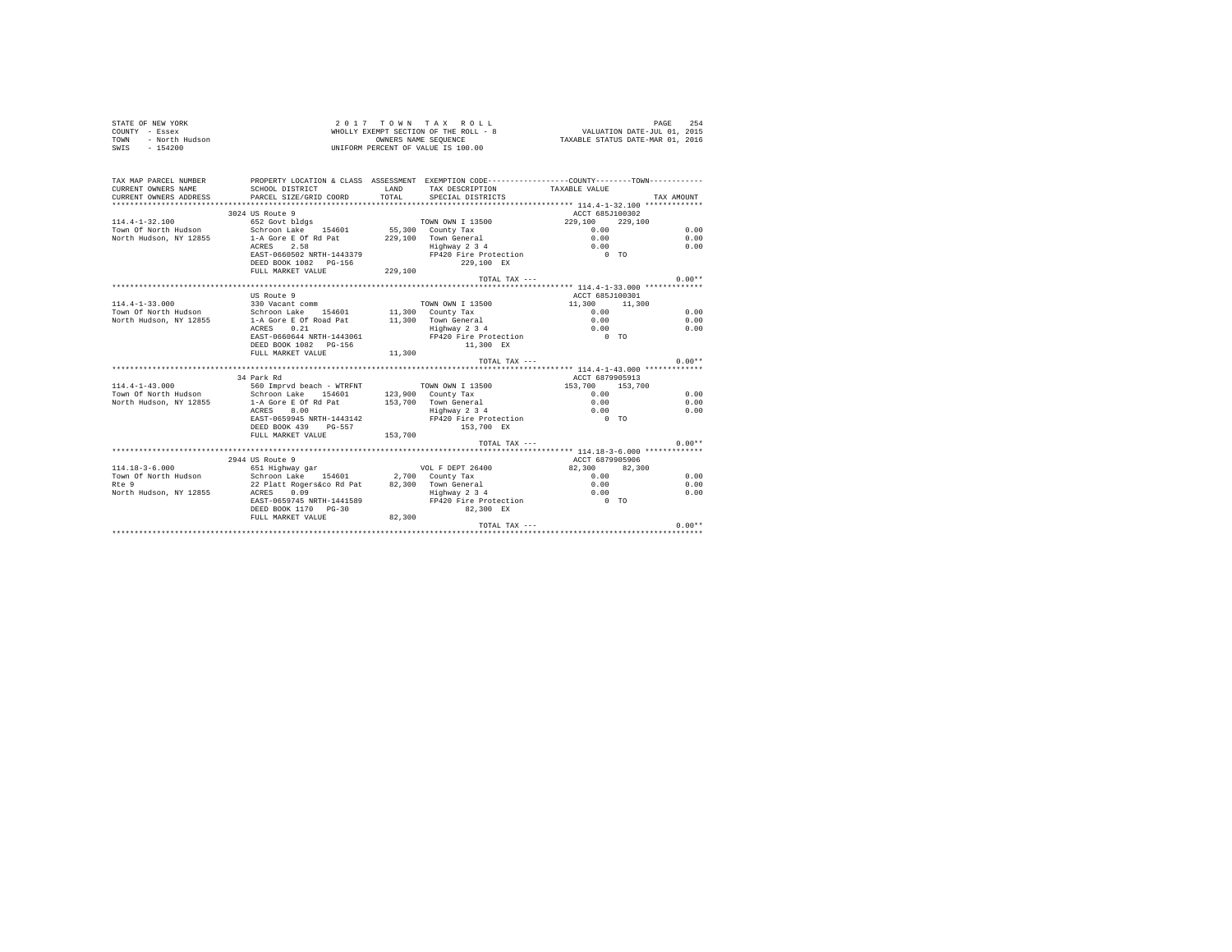STATE OF NEW YORK
COUNTY - Essex
TOWN - North Hudson
SWIS - 154200

2 0 1 7 T O W N T A X R O L L
WHOLLY EXEMPT SECTION OF THE ROLL - 8
OWNERS NAME SEQUENCE
UNIFORM PERCENT OF VALUE IS 100.00

VALUATION DATE-JUL 01, 2015
TAXABLE STATUS DATE-MAR 01, 2016

```
TAX MAP PARCEL NUMBER     PROPERTY LOCATION & CLASS  ASSESSMENT  EXEMPTION CODE-----------------COUNTY--------TOWN-----------
CURRENT OWNERS NAME       SCHOOL DISTRICT             LAND      TAX DESCRIPTION            TAXABLE VALUE
CURRENT OWNERS ADDRESS    PARCEL SIZE/GRID COORD      TOTAL     SPECIAL DISTRICTS                                    TAX AMOUNT
****************************************************************************************** 114.4-1-32.100 ************
                          3024 US Route 9                                                 ACCT 685J100302
114.4-1-32.100            652 Govt bldgs                         TOWN OWN I 13500          229,100    229,100
Town Of North Hudson      Schroon Lake   154601       55,300   County Tax                     0.00                 0.00
North Hudson, NY 12855    1-A Gore E Of Rd Pat        229,100   Town General                   0.00                 0.00
                          ACRES    2.58                         Highway 2 3 4                  0.00                 0.00
                          EAST-0660502 NRTH-1443379             FP420 Fire Protection             0 TO
                          DEED BOOK 1082   PG-156                     229,100 EX
                          FULL MARKET VALUE           229,100
                                                                 TOTAL TAX ---                                   0.00**
****************************************************************************************** 114.4-1-33.000 ************
                          US Route 9                                                      ACCT 685J100301
114.4-1-33.000            330 Vacant comm                        TOWN OWN I 13500           11,300     11,300
Town Of North Hudson      Schroon Lake   154601       11,300   County Tax                     0.00                 0.00
North Hudson, NY 12855    1-A Gore E Of Road Pat       11,300   Town General                   0.00                 0.00
                          ACRES    0.21                         Highway 2 3 4                  0.00                 0.00
                          EAST-0660644 NRTH-1443061             FP420 Fire Protection             0 TO
                          DEED BOOK 1082   PG-156                      11,300 EX
                          FULL MARKET VALUE            11,300
                                                                 TOTAL TAX ---                                   0.00**
****************************************************************************************** 114.4-1-43.000 ************
                          34 Park Rd                                                      ACCT 6879905913
114.4-1-43.000            560 Imprvd beach - WTRFNT              TOWN OWN I 13500          153,700    153,700
Town Of North Hudson      Schroon Lake   154601      123,900   County Tax                     0.00                 0.00
North Hudson, NY 12855    1-A Gore E Of Rd Pat        153,700   Town General                   0.00                 0.00
                          ACRES    8.00                         Highway 2 3 4                  0.00                 0.00
                          EAST-0659945 NRTH-1443142             FP420 Fire Protection             0 TO
                          DEED BOOK 439    PG-557                     153,700 EX
                          FULL MARKET VALUE           153,700
                                                                 TOTAL TAX ---                                   0.00**
****************************************************************************************** 114.18-3-6.000 ************
                          2944 US Route 9                                                 ACCT 6879905906
114.18-3-6.000            651 Highway gar                        VOL F DEPT 26400           82,300     82,300
Town Of North Hudson      Schroon Lake   154601        2,700   County Tax                     0.00                 0.00
Rte 9                     22 Platt Rogers&co Rd Pat    82,300   Town General                   0.00                 0.00
North Hudson, NY 12855    ACRES    0.09                         Highway 2 3 4                  0.00                 0.00
                          EAST-0659745 NRTH-1441589             FP420 Fire Protection             0 TO
                          DEED BOOK 1170   PG-30                       82,300 EX
                          FULL MARKET VALUE            82,300
                                                                 TOTAL TAX ---                                   0.00**
************************************************************************************************************************
```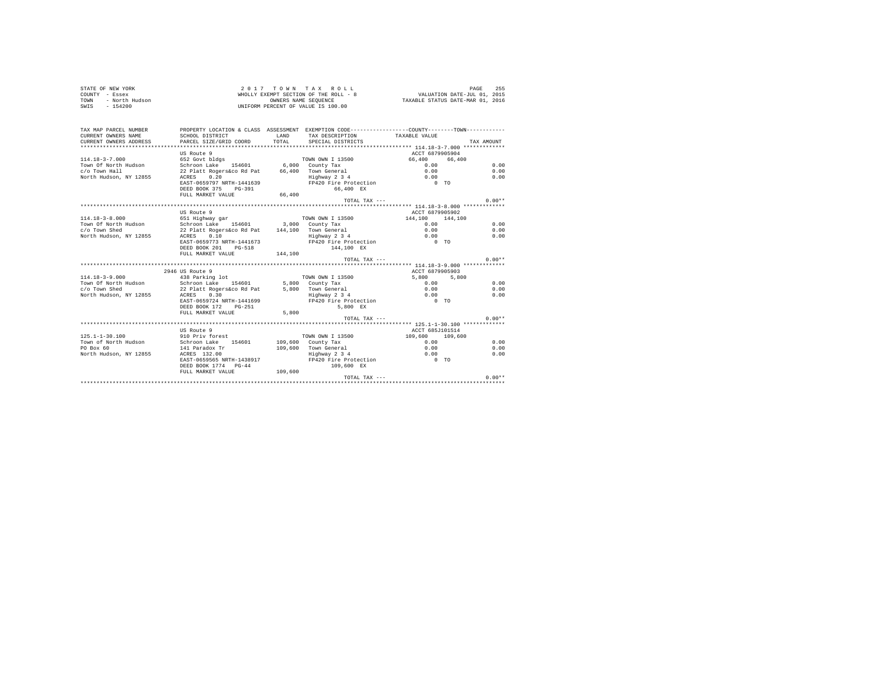STATE OF NEW YORK
COUNTY - Essex
TOWN - North Hudson
SWIS - 154200

2 0 1 7 T O W N T A X R O L L
WHOLLY EXEMPT SECTION OF THE ROLL - 8
OWNERS NAME SEQUENCE
UNIFORM PERCENT OF VALUE IS 100.00

VALUATION DATE-JUL 01, 2015
TAXABLE STATUS DATE-MAR 01, 2016

```
TAX MAP PARCEL NUMBER     PROPERTY LOCATION & CLASS  ASSESSMENT  EXEMPTION CODE-----------------COUNTY--------TOWN-----------
CURRENT OWNERS NAME       SCHOOL DISTRICT              LAND      TAX DESCRIPTION            TAXABLE VALUE
CURRENT OWNERS ADDRESS    PARCEL SIZE/GRID COORD       TOTAL     SPECIAL DISTRICTS                                  TAX AMOUNT
********************************************************************************************** 114.18-3-7.000 ************
                          US Route 9                                                        ACCT 6879905904
114.18-3-7.000            652 Govt bldgs                         TOWN OWN I 13500            66,400     66,400
Town Of North Hudson      Schroon Lake    154601       6,000     County Tax                     0.00                   0.00
c/o Town Hall             22 Platt Rogers&co Rd Pat   66,400     Town General                   0.00                   0.00
North Hudson, NY 12855    ACRES    0.20                          Highway 2 3 4                  0.00                   0.00
                          EAST-0659797 NRTH-1441639              FP420 Fire Protection            0 TO
                          DEED BOOK 375    PG-391                     66,400 EX
                          FULL MARKET VALUE           66,400
                                                                 TOTAL TAX ---                                         0.00**
********************************************************************************************** 114.18-3-8.000 ************
                          US Route 9                                                        ACCT 6879905902
114.18-3-8.000            651 Highway gar                        TOWN OWN I 13500           144,100    144,100
Town Of North Hudson      Schroon Lake    154601       3,000     County Tax                     0.00                   0.00
c/o Town Shed             22 Platt Rogers&co Rd Pat  144,100     Town General                   0.00                   0.00
North Hudson, NY 12855    ACRES    0.10                          Highway 2 3 4                  0.00                   0.00
                          EAST-0659773 NRTH-1441673              FP420 Fire Protection            0 TO
                          DEED BOOK 201    PG-518                    144,100 EX
                          FULL MARKET VALUE          144,100
                                                                 TOTAL TAX ---                                         0.00**
********************************************************************************************** 114.18-3-9.000 ************
                          2946 US Route 9                                                   ACCT 6879905903
114.18-3-9.000            438 Parking lot                        TOWN OWN I 13500             5,800      5,800
Town Of North Hudson      Schroon Lake    154601       5,800     County Tax                     0.00                   0.00
c/o Town Shed             22 Platt Rogers&co Rd Pat    5,800     Town General                   0.00                   0.00
North Hudson, NY 12855    ACRES    0.30                          Highway 2 3 4                  0.00                   0.00
                          EAST-0659724 NRTH-1441699              FP420 Fire Protection            0 TO
                          DEED BOOK 172    PG-251                      5,800 EX
                          FULL MARKET VALUE            5,800
                                                                 TOTAL TAX ---                                         0.00**
********************************************************************************************** 125.1-1-30.100 ************
                          US Route 9                                                        ACCT 685J101514
125.1-1-30.100            910 Priv forest                        TOWN OWN I 13500           109,600    109,600
Town of North Hudson      Schroon Lake    154601     109,600     County Tax                     0.00                   0.00
PO Box 60                 141 Paradox Tr             109,600     Town General                   0.00                   0.00
North Hudson, NY 12855    ACRES  132.00                          Highway 2 3 4                  0.00                   0.00
                          EAST-0659565 NRTH-1438917              FP420 Fire Protection            0 TO
                          DEED BOOK 1774   PG-44                     109,600 EX
                          FULL MARKET VALUE          109,600
                                                                 TOTAL TAX ---                                         0.00**
******************************************************************************************************************************
```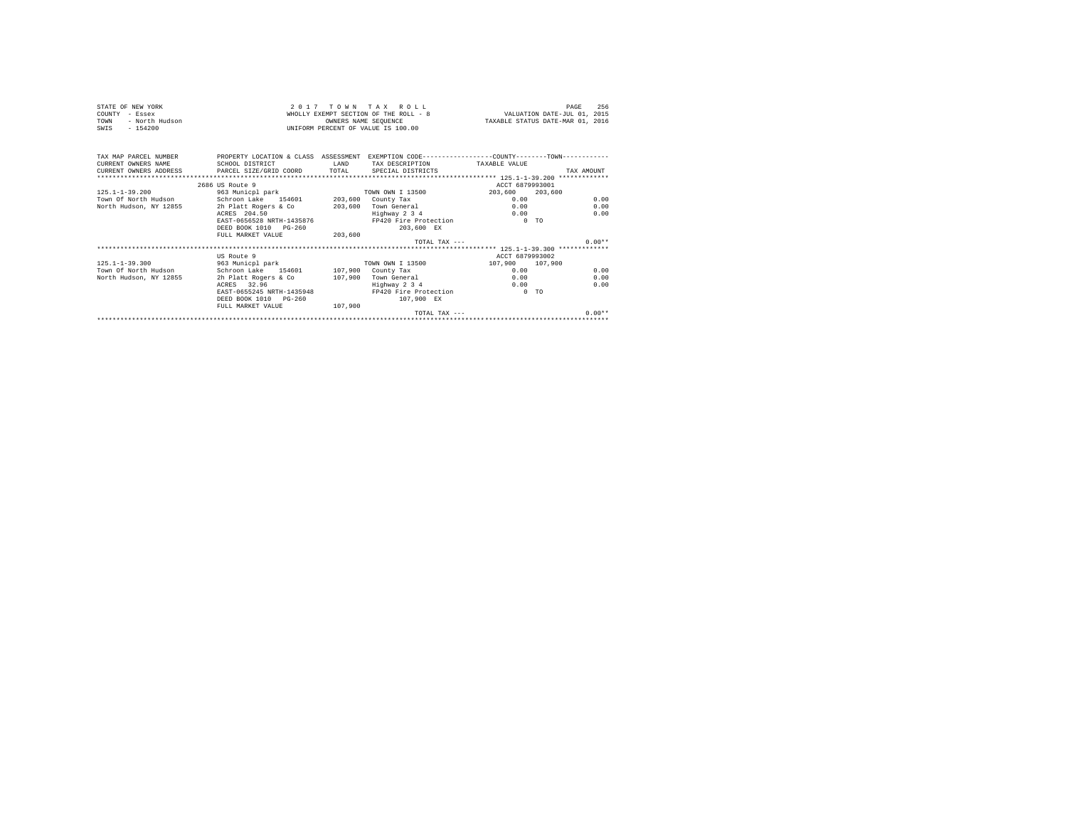STATE OF NEW YORK
COUNTY - Essex
TOWN - North Hudson
SWIS - 154200

2 0 1 7 T O W N T A X R O L L
WHOLLY EXEMPT SECTION OF THE ROLL - 8
OWNERS NAME SEQUENCE
UNIFORM PERCENT OF VALUE IS 100.00

PAGE 256
VALUATION DATE-JUL 01, 2015
TAXABLE STATUS DATE-MAR 01, 2016

```
TAX MAP PARCEL NUMBER         PROPERTY LOCATION & CLASS  ASSESSMENT  EXEMPTION CODE-----------------COUNTY--------TOWN------------
CURRENT OWNERS NAME           SCHOOL DISTRICT               LAND      TAX DESCRIPTION            TAXABLE VALUE
CURRENT OWNERS ADDRESS        PARCEL SIZE/GRID COORD        TOTAL     SPECIAL DISTRICTS                                   TAX AMOUNT
******************************************************************************************** 125.1-1-39.200 ************
                              2686 US Route 9                                                ACCT 6879993001
125.1-1-39.200                963 Municpl park                        TOWN OWN I 13500          203,600    203,600
Town Of North Hudson          Schroon Lake   154601        203,600    County Tax                   0.00                 0.00
North Hudson, NY 12855        2h Platt Rogers & Co         203,600    Town General                 0.00                 0.00
                              ACRES  204.50                           Highway 2 3 4                0.00                 0.00
                              EAST-0656528 NRTH-1435876               FP420 Fire Protection           0 TO
                              DEED BOOK 1010   PG-260                      203,600 EX
                              FULL MARKET VALUE            203,600
                                                                           TOTAL TAX ---                                 0.00**
******************************************************************************************** 125.1-1-39.300 ************
                              US Route 9                                                     ACCT 6879993002
125.1-1-39.300                963 Municpl park                        TOWN OWN I 13500          107,900    107,900
Town Of North Hudson          Schroon Lake   154601        107,900    County Tax                   0.00                 0.00
North Hudson, NY 12855        2h Platt Rogers & Co         107,900    Town General                 0.00                 0.00
                              ACRES   32.96                           Highway 2 3 4                0.00                 0.00
                              EAST-0655245 NRTH-1435948               FP420 Fire Protection           0 TO
                              DEED BOOK 1010   PG-260                      107,900 EX
                              FULL MARKET VALUE            107,900
                                                                           TOTAL TAX ---                                 0.00**
*************************************************************************************************************************
```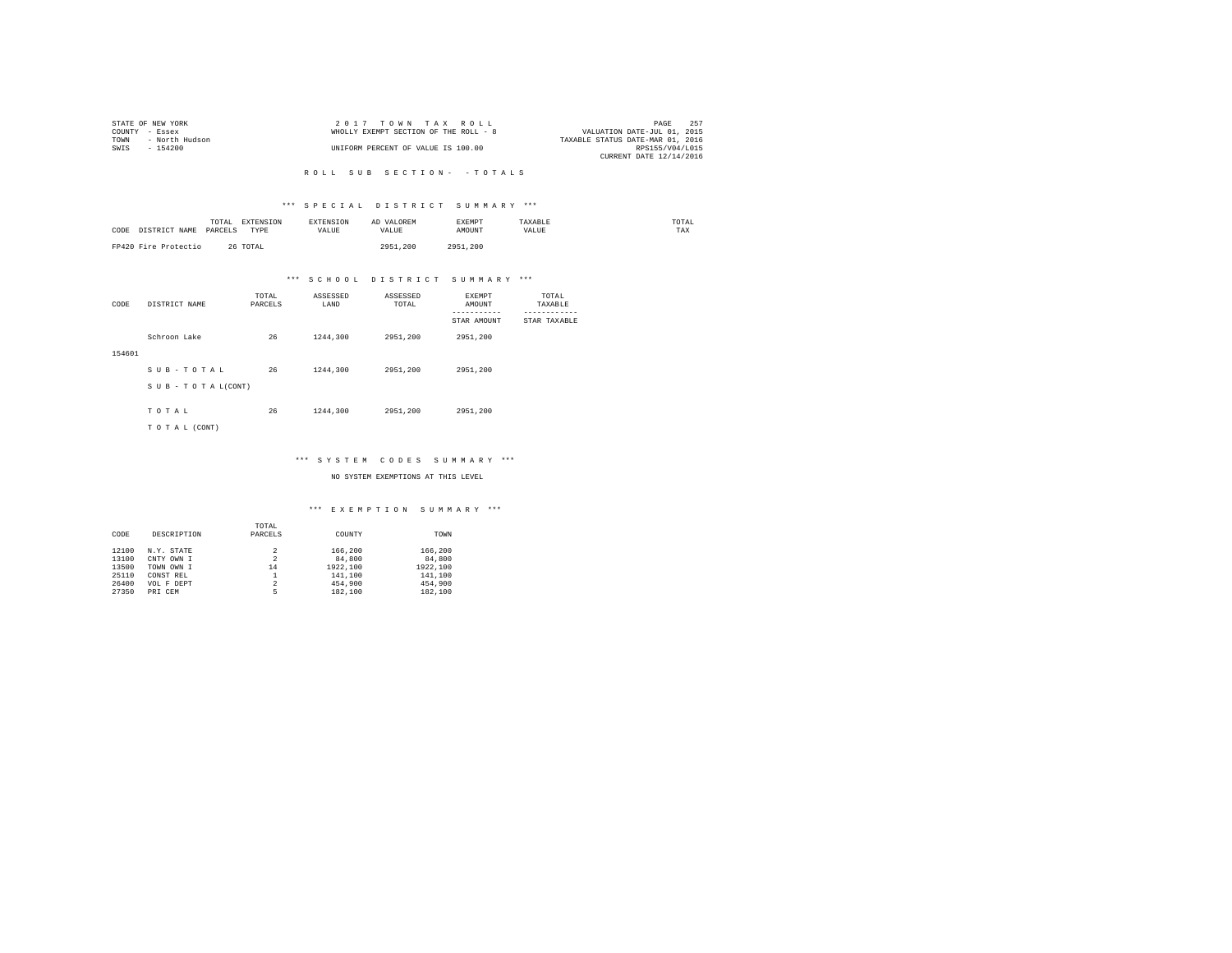STATE OF NEW YORK
COUNTY - Essex
TOWN - North Hudson
SWIS - 154200

2 0 1 7 T O W N T A X R O L L
WHOLLY EXEMPT SECTION OF THE ROLL - 8
UNIFORM PERCENT OF VALUE IS 100.00

PAGE 257
VALUATION DATE-JUL 01, 2015
TAXABLE STATUS DATE-MAR 01, 2016
RPS155/V04/L015
CURRENT DATE 12/14/2016

R O L L S U B S E C T I O N - - T O T A L S

*** S P E C I A L D I S T R I C T S U M M A R Y ***

| CODE DISTRICT NAME | TOTAL PARCELS | EXTENSION TYPE | EXTENSION VALUE | AD VALOREM VALUE | EXEMPT AMOUNT | TAXABLE VALUE | TOTAL TAX |
|---|---|---|---|---|---|---|---|
| FP420 Fire Protectio | 26 | TOTAL | | 2951,200 | 2951,200 | | |

*** S C H O O L D I S T R I C T S U M M A R Y ***

| CODE | DISTRICT NAME | TOTAL PARCELS | ASSESSED LAND | ASSESSED TOTAL | EXEMPT AMOUNT / STAR AMOUNT | TOTAL TAXABLE / STAR TAXABLE |
|---|---|---|---|---|---|---|
| 154601 | Schroon Lake | 26 | 1244,300 | 2951,200 | 2951,200 | |
| | S U B - T O T A L | 26 | 1244,300 | 2951,200 | 2951,200 | |
| | S U B - T O T A L(CONT) | | | | | |
| | T O T A L | 26 | 1244,300 | 2951,200 | 2951,200 | |
| | T O T A L (CONT) | | | | | |

*** S Y S T E M C O D E S S U M M A R Y ***

NO SYSTEM EXEMPTIONS AT THIS LEVEL

*** E X E M P T I O N S U M M A R Y ***

| CODE | DESCRIPTION | TOTAL PARCELS | COUNTY | TOWN |
|---|---|---|---|---|
| 12100 | N.Y. STATE | 2 | 166,200 | 166,200 |
| 13100 | CNTY OWN I | 2 | 84,800 | 84,800 |
| 13500 | TOWN OWN I | 14 | 1922,100 | 1922,100 |
| 25110 | CONST REL | 1 | 141,100 | 141,100 |
| 26400 | VOL F DEPT | 2 | 454,900 | 454,900 |
| 27350 | PRI CEM | 5 | 182,100 | 182,100 |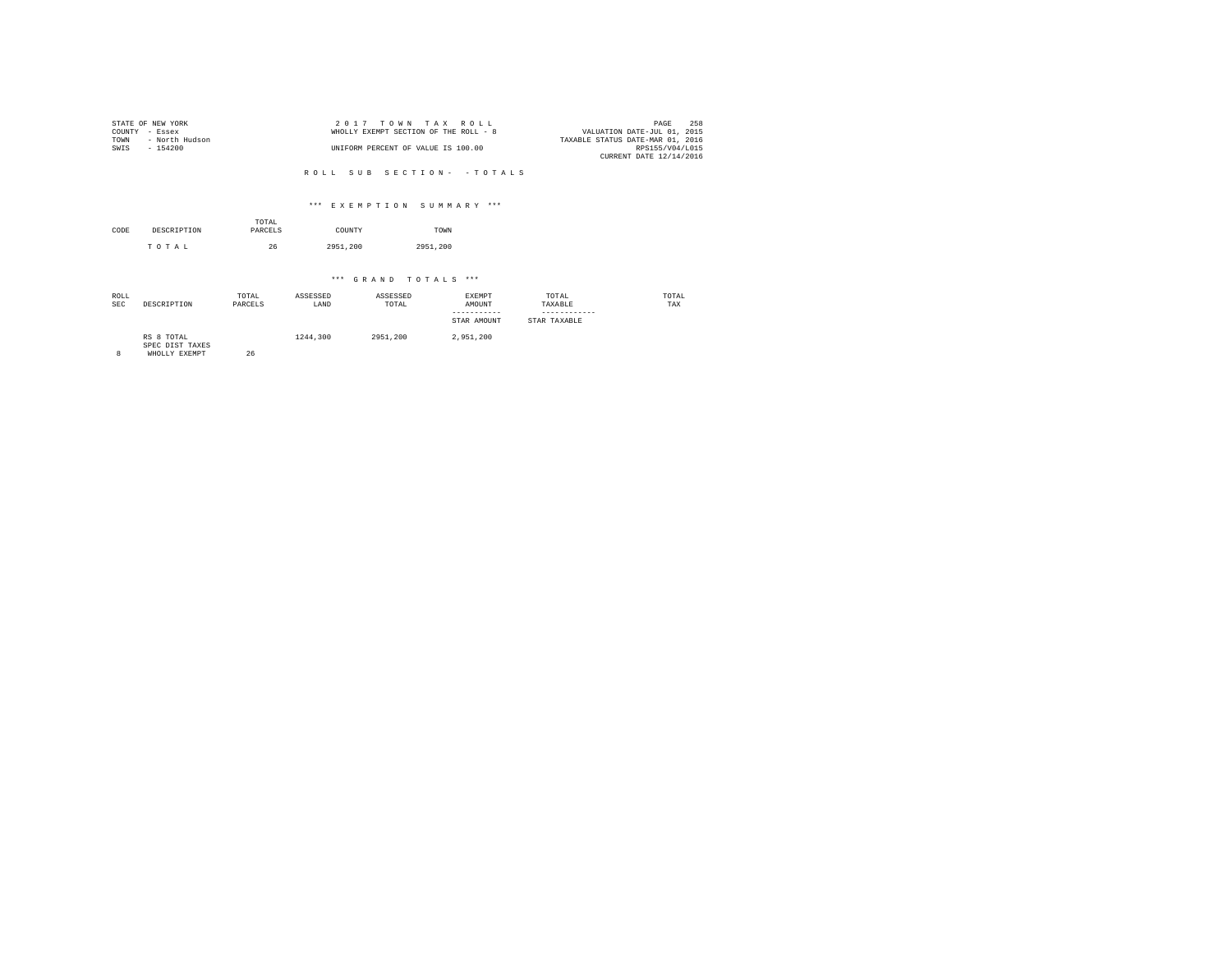STATE OF NEW YORK
COUNTY - Essex
TOWN - North Hudson
SWIS - 154200

2 0 1 7 T O W N T A X R O L L
WHOLLY EXEMPT SECTION OF THE ROLL - 8
UNIFORM PERCENT OF VALUE IS 100.00

VALUATION DATE-JUL 01, 2015
TAXABLE STATUS DATE-MAR 01, 2016
RPS155/V04/L015
CURRENT DATE 12/14/2016

R O L L S U B S E C T I O N - - T O T A L S

*** E X E M P T I O N S U M M A R Y ***

| CODE | DESCRIPTION | TOTAL PARCELS | COUNTY | TOWN |
|---|---|---|---|---|
| | T O T A L | 26 | 2951,200 | 2951,200 |

*** G R A N D T O T A L S ***

| ROLL SEC | DESCRIPTION | TOTAL PARCELS | ASSESSED LAND | ASSESSED TOTAL | EXEMPT AMOUNT ----------- STAR AMOUNT | TOTAL TAXABLE ------------ STAR TAXABLE | TOTAL TAX |
|---|---|---|---|---|---|---|---|
| | RS 8 TOTAL | | 1244,300 | 2951,200 | 2,951,200 | | |
| | SPEC DIST TAXES | | | | | | |
| 8 | WHOLLY EXEMPT | 26 | | | | | |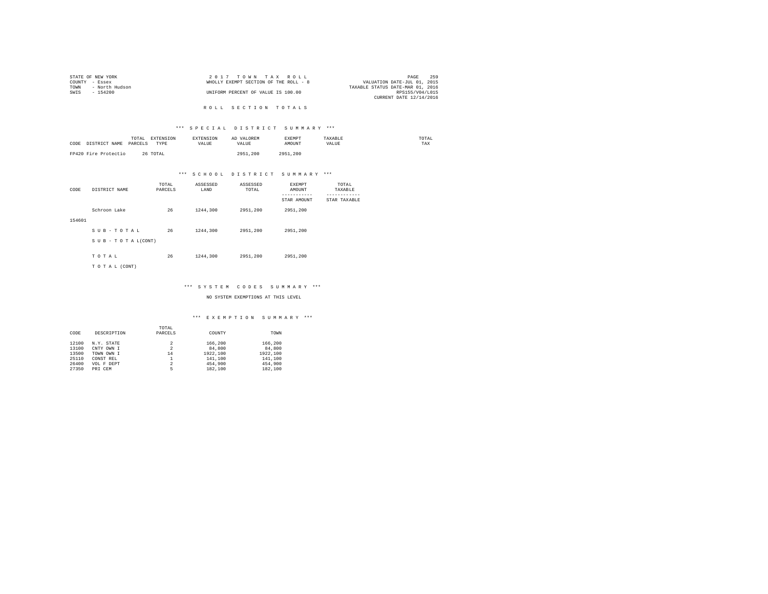STATE OF NEW YORK
COUNTY - Essex
TOWN - North Hudson
SWIS - 154200

2 0 1 7 T O W N T A X R O L L
WHOLLY EXEMPT SECTION OF THE ROLL - 8
UNIFORM PERCENT OF VALUE IS 100.00

VALUATION DATE-JUL 01, 2015
TAXABLE STATUS DATE-MAR 01, 2016
RPS155/V04/L015
CURRENT DATE 12/14/2016

## R O L L S E C T I O N T O T A L S

### *** S P E C I A L D I S T R I C T S U M M A R Y ***

| CODE | DISTRICT NAME | TOTAL PARCELS | EXTENSION TYPE | EXTENSION VALUE | AD VALOREM VALUE | EXEMPT AMOUNT | TAXABLE VALUE | TOTAL TAX |
|---|---|---|---|---|---|---|---|---|
| FP420 | Fire Protectio | 26 | TOTAL | | 2951,200 | 2951,200 | | |

### *** S C H O O L D I S T R I C T S U M M A R Y ***

| CODE | DISTRICT NAME | TOTAL PARCELS | ASSESSED LAND | ASSESSED TOTAL | EXEMPT AMOUNT / STAR AMOUNT | TOTAL TAXABLE / STAR TAXABLE |
|---|---|---|---|---|---|---|
| 154601 | Schroon Lake | 26 | 1244,300 | 2951,200 | 2951,200 | |
| | S U B - T O T A L | 26 | 1244,300 | 2951,200 | 2951,200 | |
| | S U B - T O T A L(CONT) | | | | | |
| | T O T A L | 26 | 1244,300 | 2951,200 | 2951,200 | |
| | T O T A L (CONT) | | | | | |

### *** S Y S T E M C O D E S S U M M A R Y ***

NO SYSTEM EXEMPTIONS AT THIS LEVEL

### *** E X E M P T I O N S U M M A R Y ***

| CODE | DESCRIPTION | TOTAL PARCELS | COUNTY | TOWN |
|---|---|---|---|---|
| 12100 | N.Y. STATE | 2 | 166,200 | 166,200 |
| 13100 | CNTY OWN I | 2 | 84,800 | 84,800 |
| 13500 | TOWN OWN I | 14 | 1922,100 | 1922,100 |
| 25110 | CONST REL | 1 | 141,100 | 141,100 |
| 26400 | VOL F DEPT | 2 | 454,900 | 454,900 |
| 27350 | PRI CEM | 5 | 182,100 | 182,100 |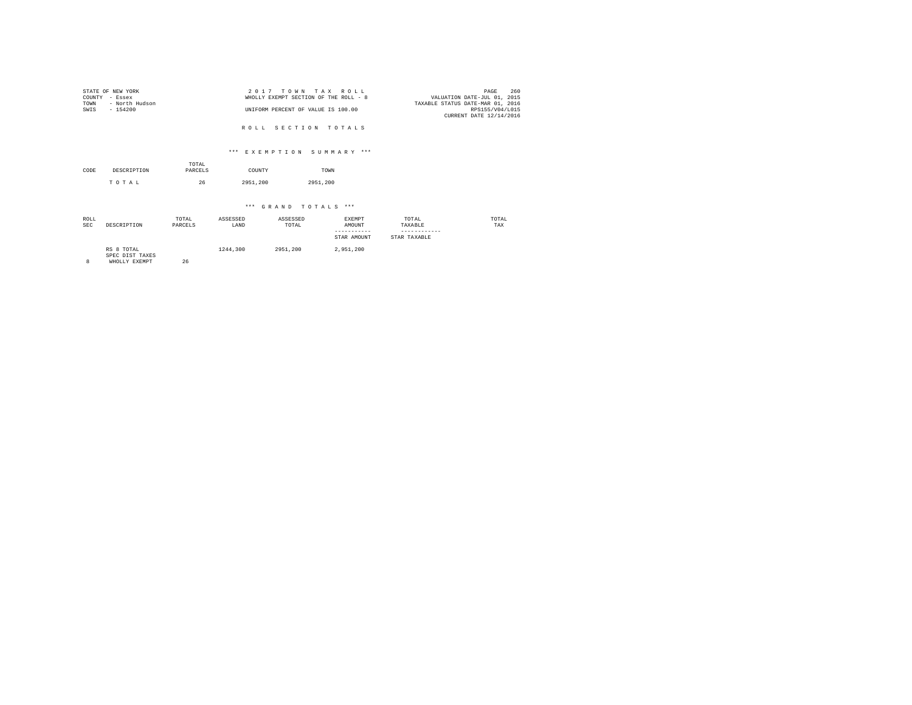STATE OF NEW YORK
COUNTY - Essex
TOWN - North Hudson
SWIS - 154200

2 0 1 7 T O W N T A X R O L L
WHOLLY EXEMPT SECTION OF THE ROLL - 8
UNIFORM PERCENT OF VALUE IS 100.00

VALUATION DATE-JUL 01, 2015
TAXABLE STATUS DATE-MAR 01, 2016
RPS155/V04/L015
CURRENT DATE 12/14/2016

## R O L L S E C T I O N T O T A L S

### *** E X E M P T I O N S U M M A R Y ***

| CODE | DESCRIPTION | TOTAL PARCELS | COUNTY | TOWN |
|---|---|---|---|---|
| | T O T A L | 26 | 2951,200 | 2951,200 |

### *** G R A N D T O T A L S ***

| ROLL SEC | DESCRIPTION | TOTAL PARCELS | ASSESSED LAND | ASSESSED TOTAL | EXEMPT AMOUNT / STAR AMOUNT | TOTAL TAXABLE / STAR TAXABLE | TOTAL TAX |
|---|---|---|---|---|---|---|---|
| | RS 8 TOTAL | | 1244,300 | 2951,200 | 2,951,200 | | |
| | SPEC DIST TAXES | | | | | | |
| 8 | WHOLLY EXEMPT | 26 | | | | | |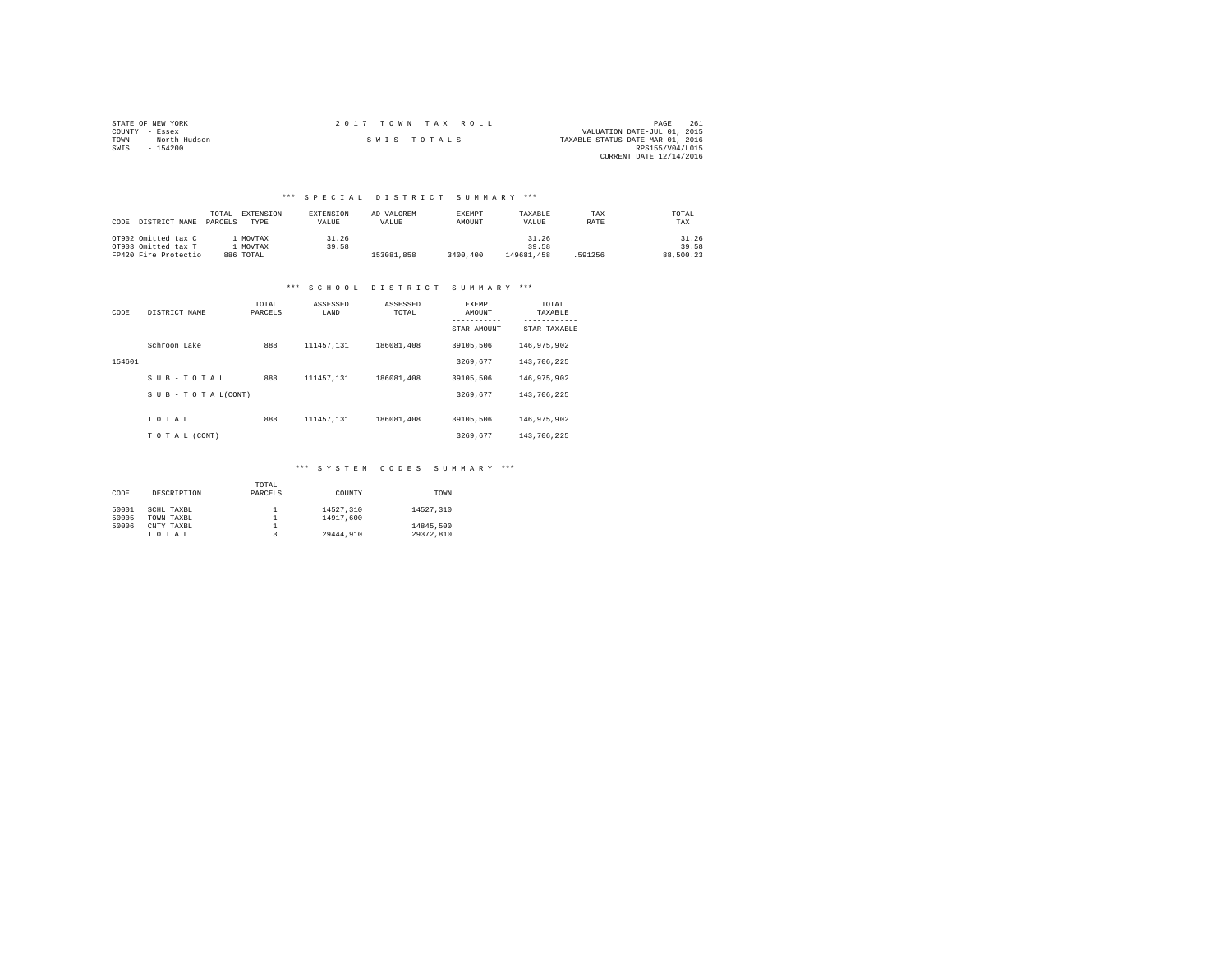STATE OF NEW YORK
COUNTY - Essex
TOWN - North Hudson
SWIS - 154200

2 0 1 7 T O W N T A X R O L L

S W I S T O T A L S

VALUATION DATE-JUL 01, 2015
TAXABLE STATUS DATE-MAR 01, 2016
RPS155/V04/L015
CURRENT DATE 12/14/2016

### *** S P E C I A L D I S T R I C T S U M M A R Y ***

| CODE | DISTRICT NAME | TOTAL PARCELS | EXTENSION TYPE | EXTENSION VALUE | AD VALOREM VALUE | EXEMPT AMOUNT | TAXABLE VALUE | TAX RATE | TOTAL TAX |
|---|---|---|---|---|---|---|---|---|---|
| OT902 | Omitted tax C | 1 | MOVTAX | 31.26 | | | 31.26 | | 31.26 |
| OT903 | Omitted tax T | 1 | MOVTAX | 39.58 | | | 39.58 | | 39.58 |
| FP420 | Fire Protectio | 886 | TOTAL | | 153081,858 | 3400,400 | 149681,458 | .591256 | 88,500.23 |

### *** S C H O O L D I S T R I C T S U M M A R Y ***

| CODE | DISTRICT NAME | TOTAL PARCELS | ASSESSED LAND | ASSESSED TOTAL | EXEMPT AMOUNT / STAR AMOUNT | TOTAL TAXABLE / STAR TAXABLE |
|---|---|---|---|---|---|---|
| | Schroon Lake | 888 | 111457,131 | 186081,408 | 39105,506 | 146,975,902 |
| 154601 | | | | | 3269,677 | 143,706,225 |
| | S U B - T O T A L | 888 | 111457,131 | 186081,408 | 39105,506 | 146,975,902 |
| | S U B - T O T A L(CONT) | | | | 3269,677 | 143,706,225 |
| | T O T A L | 888 | 111457,131 | 186081,408 | 39105,506 | 146,975,902 |
| | T O T A L (CONT) | | | | 3269,677 | 143,706,225 |

### *** S Y S T E M C O D E S S U M M A R Y ***

| CODE | DESCRIPTION | TOTAL PARCELS | COUNTY | TOWN |
|---|---|---|---|---|
| 50001 | SCHL TAXBL | 1 | 14527,310 | 14527,310 |
| 50005 | TOWN TAXBL | 1 | 14917,600 | |
| 50006 | CNTY TAXBL | 1 | | 14845,500 |
| | T O T A L | 3 | 29444,910 | 29372,810 |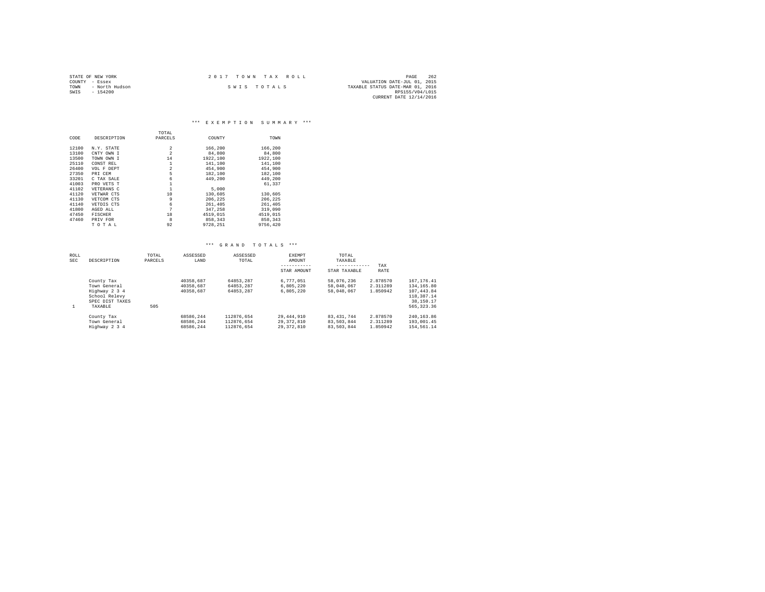STATE OF NEW YORK
COUNTY - Essex
TOWN - North Hudson
SWIS - 154200

2 0 1 7 T O W N T A X R O L L

S W I S T O T A L S

VALUATION DATE-JUL 01, 2015
TAXABLE STATUS DATE-MAR 01, 2016
RPS155/V04/L015
CURRENT DATE 12/14/2016

### *** E X E M P T I O N S U M M A R Y ***

| CODE | DESCRIPTION | TOTAL PARCELS | COUNTY | TOWN |
|---|---|---|---|---|
| 12100 | N.Y. STATE | 2 | 166,200 | 166,200 |
| 13100 | CNTY OWN I | 2 | 84,800 | 84,800 |
| 13500 | TOWN OWN I | 14 | 1922,100 | 1922,100 |
| 25110 | CONST REL | 1 | 141,100 | 141,100 |
| 26400 | VOL F DEPT | 2 | 454,900 | 454,900 |
| 27350 | PRI CEM | 5 | 182,100 | 182,100 |
| 33201 | C TAX SALE | 6 | 449,200 | 449,200 |
| 41003 | PRO VETS T | 1 | | 61,337 |
| 41102 | VETERANS C | 1 | 5,000 | |
| 41120 | VETWAR CTS | 10 | 130,605 | 130,605 |
| 41130 | VETCOM CTS | 9 | 206,225 | 206,225 |
| 41140 | VETDIS CTS | 6 | 261,405 | 261,405 |
| 41800 | AGED ALL | 7 | 347,258 | 319,090 |
| 47450 | FISCHER | 18 | 4519,015 | 4519,015 |
| 47460 | PRIV FOR | 8 | 858,343 | 858,343 |
| | T O T A L | 92 | 9728,251 | 9756,420 |

### *** G R A N D T O T A L S ***

| ROLL SEC | DESCRIPTION | TOTAL PARCELS | ASSESSED LAND | ASSESSED TOTAL | EXEMPT AMOUNT<br>-----------<br>STAR AMOUNT | TOTAL TAXABLE<br>------------<br>STAR TAXABLE | TAX RATE | |
|---|---|---|---|---|---|---|---|---|
| | County Tax | | 40358,687 | 64853,287 | 6,777,051 | 58,076,236 | 2.878570 | 167,176.41 |
| | Town General | | 40358,687 | 64853,287 | 6,805,220 | 58,048,067 | 2.311289 | 134,165.80 |
| | Highway 2 3 4 | | 40358,687 | 64853,287 | 6,805,220 | 58,048,067 | 1.850942 | 107,443.84 |
| | School Relevy | | | | | | | 118,387.14 |
| | SPEC DIST TAXES | | | | | | | 38,150.17 |
| 1 | TAXABLE | 505 | | | | | | 565,323.36 |
| | County Tax | | 68586,244 | 112876,654 | 29,444,910 | 83,431,744 | 2.878570 | 240,163.86 |
| | Town General | | 68586,244 | 112876,654 | 29,372,810 | 83,503,844 | 2.311289 | 193,001.45 |
| | Highway 2 3 4 | | 68586,244 | 112876,654 | 29,372,810 | 83,503,844 | 1.850942 | 154,561.14 |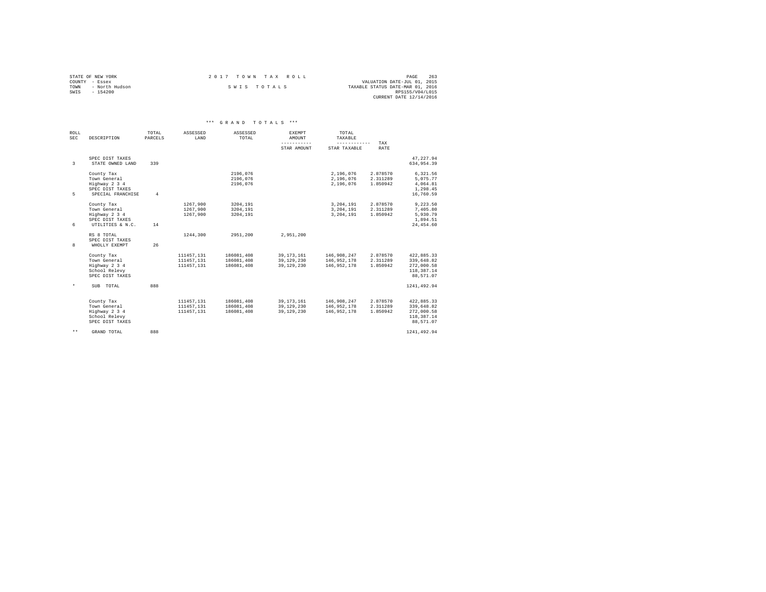STATE OF NEW YORK
COUNTY - Essex
TOWN - North Hudson
SWIS - 154200

2017 TOWN TAX ROLL

SWIS TOTALS

VALUATION DATE-JUL 01, 2015
TAXABLE STATUS DATE-MAR 01, 2016
RPS155/V04/L015
CURRENT DATE 12/14/2016

*** GRAND TOTALS ***

| ROLL SEC | DESCRIPTION | TOTAL PARCELS | ASSESSED LAND | ASSESSED TOTAL | EXEMPT AMOUNT / STAR AMOUNT | TOTAL TAXABLE / STAR TAXABLE | TAX RATE | |
|---|---|---|---|---|---|---|---|---|
| | SPEC DIST TAXES | | | | | | | 47,227.94 |
| 3 | STATE OWNED LAND | 339 | | | | | | 634,954.39 |
| | County Tax | | | 2196,076 | | 2,196,076 | 2.878570 | 6,321.56 |
| | Town General | | | 2196,076 | | 2,196,076 | 2.311289 | 5,075.77 |
| | Highway 2 3 4 | | | 2196,076 | | 2,196,076 | 1.850942 | 4,064.81 |
| | SPEC DIST TAXES | | | | | | | 1,298.45 |
| 5 | SPECIAL FRANCHISE | 4 | | | | | | 16,760.59 |
| | County Tax | | 1267,900 | 3204,191 | | 3,204,191 | 2.878570 | 9,223.50 |
| | Town General | | 1267,900 | 3204,191 | | 3,204,191 | 2.311289 | 7,405.80 |
| | Highway 2 3 4 | | 1267,900 | 3204,191 | | 3,204,191 | 1.850942 | 5,930.79 |
| | SPEC DIST TAXES | | | | | | | 1,894.51 |
| 6 | UTILITIES & N.C. | 14 | | | | | | 24,454.60 |
| | RS 8 TOTAL | | 1244,300 | 2951,200 | 2,951,200 | | | |
| | SPEC DIST TAXES | | | | | | | |
| 8 | WHOLLY EXEMPT | 26 | | | | | | |
| | County Tax | | 111457,131 | 186081,408 | 39,173,161 | 146,908,247 | 2.878570 | 422,885.33 |
| | Town General | | 111457,131 | 186081,408 | 39,129,230 | 146,952,178 | 2.311289 | 339,648.82 |
| | Highway 2 3 4 | | 111457,131 | 186081,408 | 39,129,230 | 146,952,178 | 1.850942 | 272,000.58 |
| | School Relevy | | | | | | | 118,387.14 |
| | SPEC DIST TAXES | | | | | | | 88,571.07 |
| * | SUB TOTAL | 888 | | | | | | 1241,492.94 |
| | County Tax | | 111457,131 | 186081,408 | 39,173,161 | 146,908,247 | 2.878570 | 422,885.33 |
| | Town General | | 111457,131 | 186081,408 | 39,129,230 | 146,952,178 | 2.311289 | 339,648.82 |
| | Highway 2 3 4 | | 111457,131 | 186081,408 | 39,129,230 | 146,952,178 | 1.850942 | 272,000.58 |
| | School Relevy | | | | | | | 118,387.14 |
| | SPEC DIST TAXES | | | | | | | 88,571.07 |
| ** | GRAND TOTAL | 888 | | | | | | 1241,492.94 |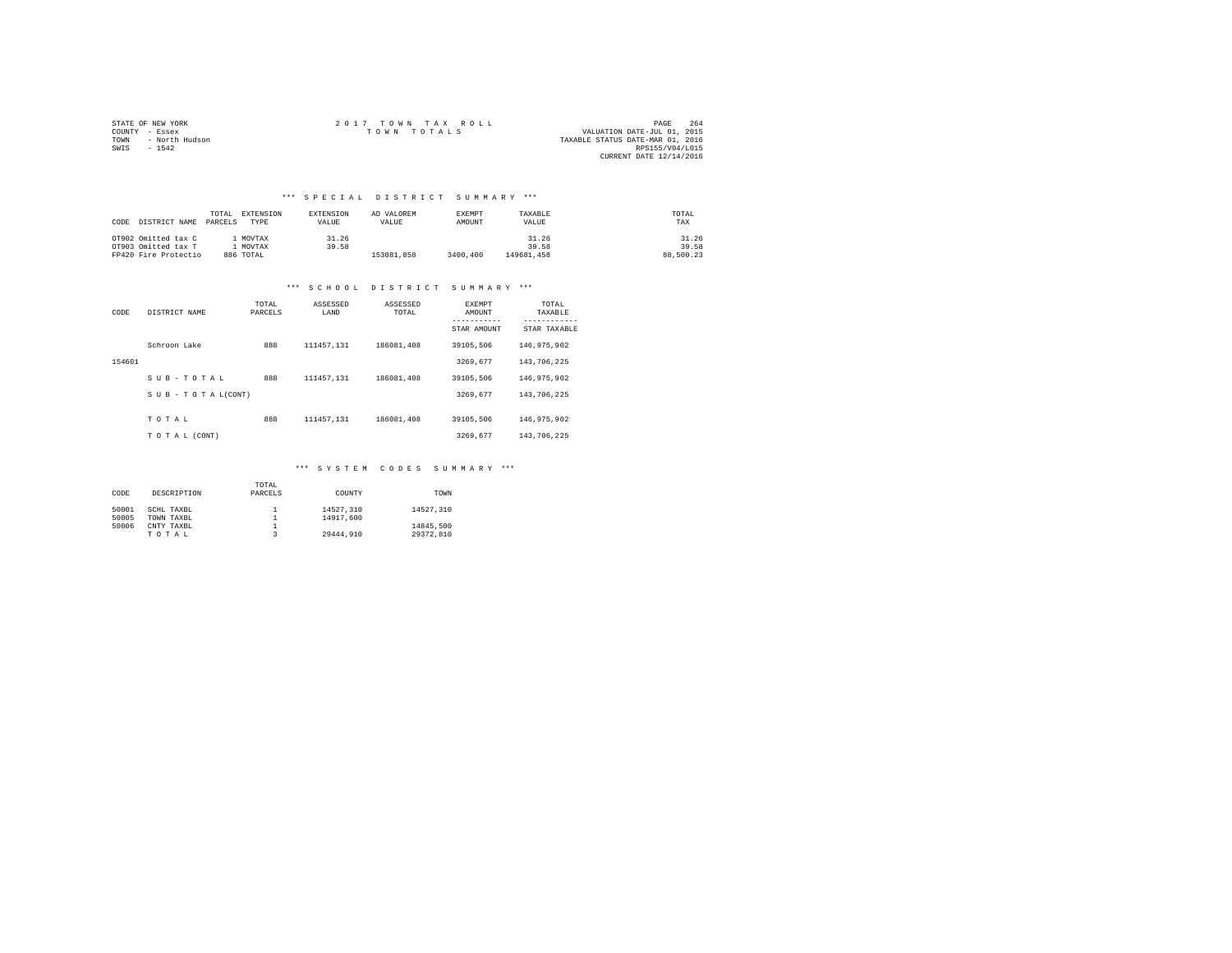STATE OF NEW YORK
COUNTY - Essex
TOWN - North Hudson
SWIS - 1542

2 0 1 7 T O W N T A X R O L L
T O W N T O T A L S

VALUATION DATE-JUL 01, 2015
TAXABLE STATUS DATE-MAR 01, 2016
RPS155/V04/L015
CURRENT DATE 12/14/2016

## \*\*\* S P E C I A L D I S T R I C T S U M M A R Y \*\*\*

| CODE | DISTRICT NAME | TOTAL PARCELS | EXTENSION TYPE | EXTENSION VALUE | AD VALOREM VALUE | EXEMPT AMOUNT | TAXABLE VALUE | TOTAL TAX |
|---|---|---|---|---|---|---|---|---|
| OT902 | Omitted tax C | 1 | MOVTAX | 31.26 | | | 31.26 | 31.26 |
| OT903 | Omitted tax T | 1 | MOVTAX | 39.58 | | | 39.58 | 39.58 |
| FP420 | Fire Protectio | 886 | TOTAL | | 153081,858 | 3400,400 | 149681,458 | 88,500.23 |

## \*\*\* S C H O O L D I S T R I C T S U M M A R Y \*\*\*

| CODE | DISTRICT NAME | TOTAL PARCELS | ASSESSED LAND | ASSESSED TOTAL | EXEMPT AMOUNT / STAR AMOUNT | TOTAL TAXABLE / STAR TAXABLE |
|---|---|---|---|---|---|---|
| | Schroon Lake | 888 | 111457,131 | 186081,408 | 39105,506 | 146,975,902 |
| 154601 | | | | | 3269,677 | 143,706,225 |
| | S U B - T O T A L | 888 | 111457,131 | 186081,408 | 39105,506 | 146,975,902 |
| | S U B - T O T A L(CONT) | | | | 3269,677 | 143,706,225 |
| | T O T A L | 888 | 111457,131 | 186081,408 | 39105,506 | 146,975,902 |
| | T O T A L (CONT) | | | | 3269,677 | 143,706,225 |

## \*\*\* S Y S T E M C O D E S S U M M A R Y \*\*\*

| CODE | DESCRIPTION | TOTAL PARCELS | COUNTY | TOWN |
|---|---|---|---|---|
| 50001 | SCHL TAXBL | 1 | 14527,310 | 14527,310 |
| 50005 | TOWN TAXBL | 1 | 14917,600 | |
| 50006 | CNTY TAXBL | 1 | | 14845,500 |
| | T O T A L | 3 | 29444,910 | 29372,810 |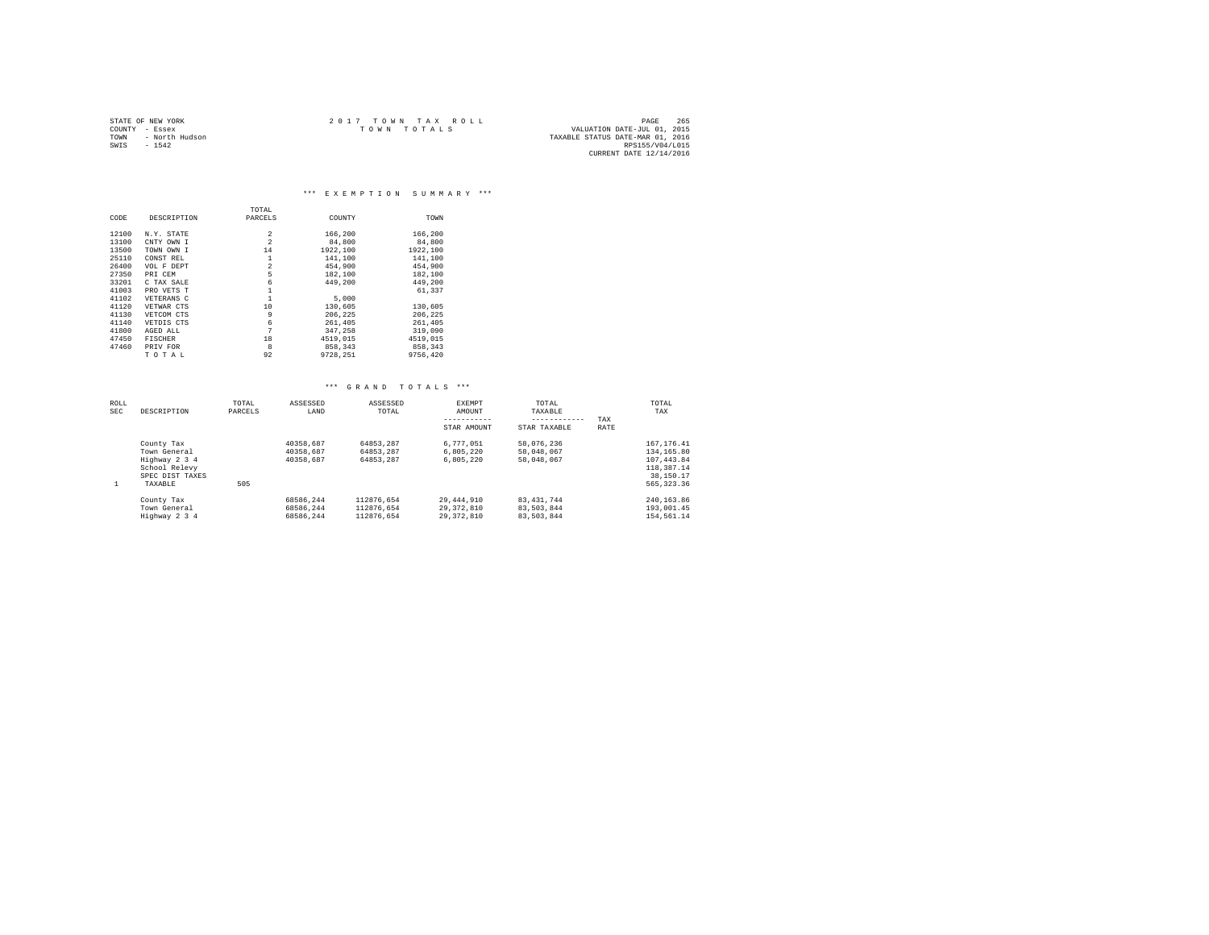STATE OF NEW YORK
COUNTY - Essex
TOWN - North Hudson
SWIS - 1542

2017 TOWN TAX ROLL
TOWN TOTALS

VALUATION DATE-JUL 01, 2015
TAXABLE STATUS DATE-MAR 01, 2016
RPS155/V04/L015
CURRENT DATE 12/14/2016

## *** EXEMPTION SUMMARY ***

| CODE | DESCRIPTION | TOTAL PARCELS | COUNTY | TOWN |
|---|---|---|---|---|
| 12100 | N.Y. STATE | 2 | 166,200 | 166,200 |
| 13100 | CNTY OWN I | 2 | 84,800 | 84,800 |
| 13500 | TOWN OWN I | 14 | 1922,100 | 1922,100 |
| 25110 | CONST REL | 1 | 141,100 | 141,100 |
| 26400 | VOL F DEPT | 2 | 454,900 | 454,900 |
| 27350 | PRI CEM | 5 | 182,100 | 182,100 |
| 33201 | C TAX SALE | 6 | 449,200 | 449,200 |
| 41003 | PRO VETS T | 1 | | 61,337 |
| 41102 | VETERANS C | 1 | 5,000 | |
| 41120 | VETWAR CTS | 10 | 130,605 | 130,605 |
| 41130 | VETCOM CTS | 9 | 206,225 | 206,225 |
| 41140 | VETDIS CTS | 6 | 261,405 | 261,405 |
| 41800 | AGED ALL | 7 | 347,258 | 319,090 |
| 47450 | FISCHER | 18 | 4519,015 | 4519,015 |
| 47460 | PRIV FOR | 8 | 858,343 | 858,343 |
| | T O T A L | 92 | 9728,251 | 9756,420 |

## *** GRAND TOTALS ***

| ROLL SEC | DESCRIPTION | TOTAL PARCELS | ASSESSED LAND | ASSESSED TOTAL | EXEMPT AMOUNT / STAR AMOUNT | TOTAL TAXABLE / STAR TAXABLE | TAX RATE | TOTAL TAX |
|---|---|---|---|---|---|---|---|---|
| | County Tax | | 40358,687 | 64853,287 | 6,777,051 | 58,076,236 | | 167,176.41 |
| | Town General | | 40358,687 | 64853,287 | 6,805,220 | 58,048,067 | | 134,165.80 |
| | Highway 2 3 4 | | 40358,687 | 64853,287 | 6,805,220 | 58,048,067 | | 107,443.84 |
| | School Relevy | | | | | | | 118,387.14 |
| | SPEC DIST TAXES | | | | | | | 38,150.17 |
| 1 | TAXABLE | 505 | | | | | | 565,323.36 |
| | County Tax | | 68586,244 | 112876,654 | 29,444,910 | 83,431,744 | | 240,163.86 |
| | Town General | | 68586,244 | 112876,654 | 29,372,810 | 83,503,844 | | 193,001.45 |
| | Highway 2 3 4 | | 68586,244 | 112876,654 | 29,372,810 | 83,503,844 | | 154,561.14 |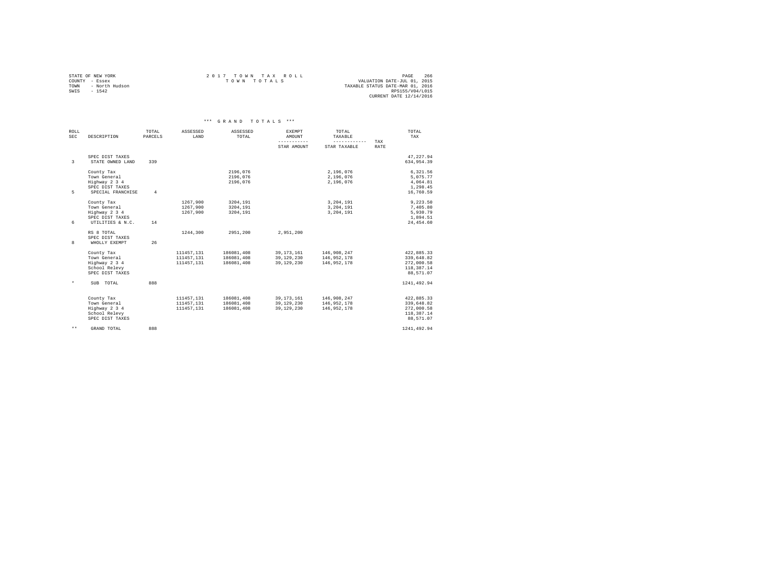STATE OF NEW YORK
COUNTY - Essex
TOWN - North Hudson
SWIS - 1542

2 0 1 7 T O W N T A X R O L L
T O W N T O T A L S

VALUATION DATE-JUL 01, 2015
TAXABLE STATUS DATE-MAR 01, 2016
RPS155/V04/L015
CURRENT DATE 12/14/2016

*** G R A N D T O T A L S ***

| ROLL SEC | DESCRIPTION | TOTAL PARCELS | ASSESSED LAND | ASSESSED TOTAL | EXEMPT AMOUNT / STAR AMOUNT | TOTAL TAXABLE / STAR TAXABLE | TAX RATE | TOTAL TAX |
|---|---|---|---|---|---|---|---|---|
| | SPEC DIST TAXES | | | | | | | 47,227.94 |
| 3 | STATE OWNED LAND | 339 | | | | | | 634,954.39 |
| | County Tax | | | 2196,076 | | 2,196,076 | | 6,321.56 |
| | Town General | | | 2196,076 | | 2,196,076 | | 5,075.77 |
| | Highway 2 3 4 | | | 2196,076 | | 2,196,076 | | 4,064.81 |
| | SPEC DIST TAXES | | | | | | | 1,298.45 |
| 5 | SPECIAL FRANCHISE | 4 | | | | | | 16,760.59 |
| | County Tax | | 1267,900 | 3204,191 | | 3,204,191 | | 9,223.50 |
| | Town General | | 1267,900 | 3204,191 | | 3,204,191 | | 7,405.80 |
| | Highway 2 3 4 | | 1267,900 | 3204,191 | | 3,204,191 | | 5,930.79 |
| | SPEC DIST TAXES | | | | | | | 1,894.51 |
| 6 | UTILITIES & N.C. | 14 | | | | | | 24,454.60 |
| | RS 8 TOTAL | | 1244,300 | 2951,200 | 2,951,200 | | | |
| | SPEC DIST TAXES | | | | | | | |
| 8 | WHOLLY EXEMPT | 26 | | | | | | |
| | County Tax | | 111457,131 | 186081,408 | 39,173,161 | 146,908,247 | | 422,885.33 |
| | Town General | | 111457,131 | 186081,408 | 39,129,230 | 146,952,178 | | 339,648.82 |
| | Highway 2 3 4 | | 111457,131 | 186081,408 | 39,129,230 | 146,952,178 | | 272,000.58 |
| | School Relevy | | | | | | | 118,387.14 |
| | SPEC DIST TAXES | | | | | | | 88,571.07 |
| * | SUB TOTAL | 888 | | | | | | 1241,492.94 |
| | County Tax | | 111457,131 | 186081,408 | 39,173,161 | 146,908,247 | | 422,885.33 |
| | Town General | | 111457,131 | 186081,408 | 39,129,230 | 146,952,178 | | 339,648.82 |
| | Highway 2 3 4 | | 111457,131 | 186081,408 | 39,129,230 | 146,952,178 | | 272,000.58 |
| | School Relevy | | | | | | | 118,387.14 |
| | SPEC DIST TAXES | | | | | | | 88,571.07 |
| ** | GRAND TOTAL | 888 | | | | | | 1241,492.94 |